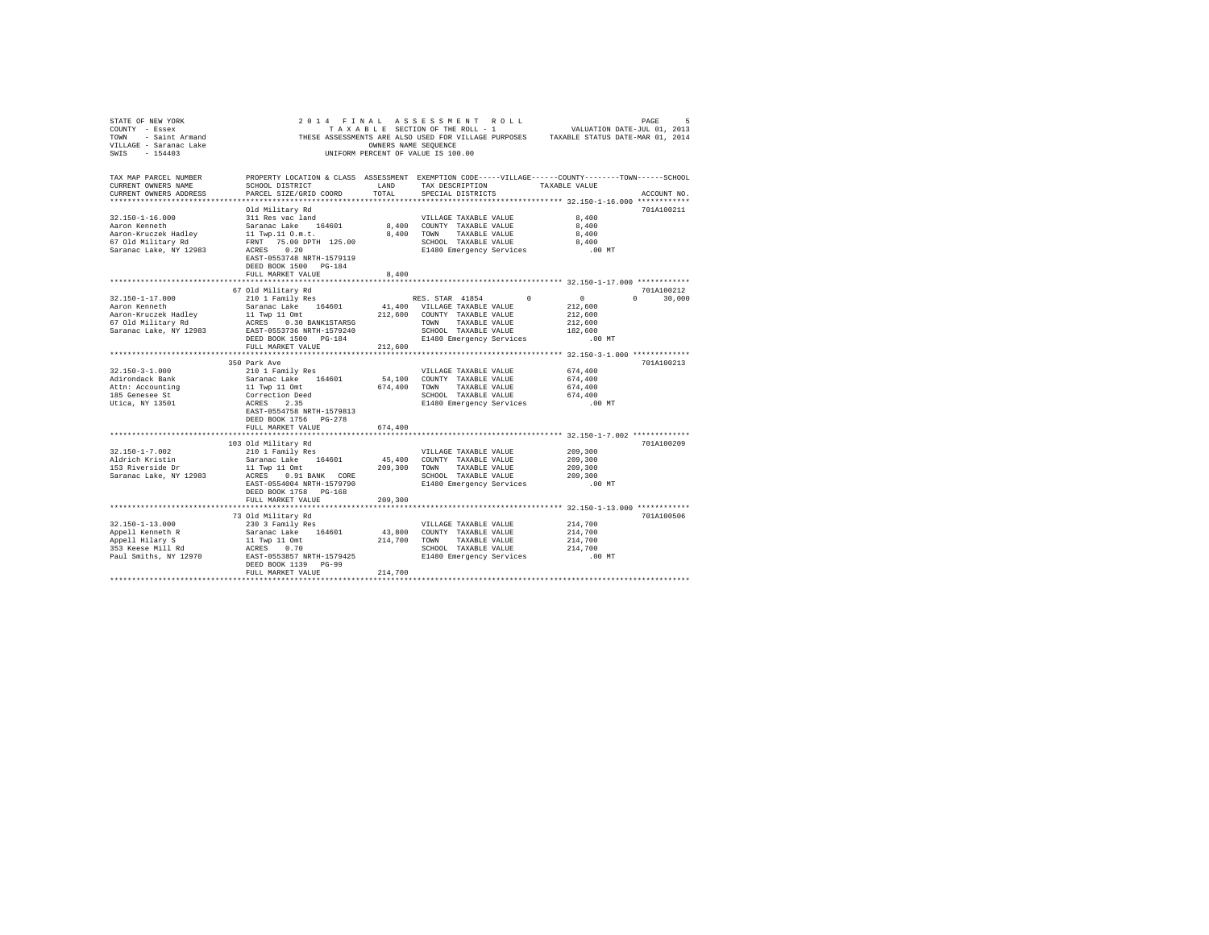STATE OF NEW YORK
COUNTY - Essex
TOWN - Saint Armand
VILLAGE - Saranac Lake
SWIS - 154403

2 0 1 4 F I N A L A S S E S S M E N T R O L L
T A X A B L E SECTION OF THE ROLL - 1
THESE ASSESSMENTS ARE ALSO USED FOR VILLAGE PURPOSES
OWNERS NAME SEQUENCE
UNIFORM PERCENT OF VALUE IS 100.00

VALUATION DATE-JUL 01, 2013
TAXABLE STATUS DATE-MAR 01, 2014

```
TAX MAP PARCEL NUMBER          PROPERTY LOCATION & CLASS  ASSESSMENT  EXEMPTION CODE-----VILLAGE------COUNTY--------TOWN------SCHOOL
CURRENT OWNERS NAME            SCHOOL DISTRICT              LAND      TAX DESCRIPTION             TAXABLE VALUE
CURRENT OWNERS ADDRESS         PARCEL SIZE/GRID COORD       TOTAL     SPECIAL DISTRICTS                                      ACCOUNT NO.
*********************************************************************************************** 32.150-1-16.000 ************
                               Old Military Rd                                                                          701A100211
32.150-1-16.000                311 Res vac land                        VILLAGE TAXABLE VALUE            8,400
Aaron Kenneth                  Saranac Lake   164601        8,400     COUNTY  TAXABLE VALUE            8,400
Aaron-Kruczek Hadley           11 Twp.11 O.m.t.             8,400     TOWN    TAXABLE VALUE            8,400
67 Old Military Rd             FRNT  75.00 DPTH 125.00                SCHOOL  TAXABLE VALUE            8,400
Saranac Lake, NY 12983         ACRES   0.20                           E1480 Emergency Services             .00 MT
                               EAST-0553748 NRTH-1579119
                               DEED BOOK 1500   PG-184
                               FULL MARKET VALUE            8,400
*********************************************************************************************** 32.150-1-17.000 ************
                               67 Old Military Rd                                                                       701A100212
32.150-1-17.000                210 1 Family Res                       RES. STAR 41854          0          0          0     30,000
Aaron Kenneth                  Saranac Lake   164601       41,400     VILLAGE TAXABLE VALUE          212,600
Aaron-Kruczek Hadley           11 Twp 11 Omt              212,600     COUNTY  TAXABLE VALUE          212,600
67 Old Military Rd             ACRES   0.30 BANK1STARSG               TOWN    TAXABLE VALUE          212,600
Saranac Lake, NY 12983         EAST-0553736 NRTH-1579240              SCHOOL  TAXABLE VALUE          182,600
                               DEED BOOK 1500   PG-184                E1480 Emergency Services             .00 MT
                               FULL MARKET VALUE          212,600
*********************************************************************************************** 32.150-3-1.000 *************
                               350 Park Ave                                                                             701A100213
32.150-3-1.000                 210 1 Family Res                       VILLAGE TAXABLE VALUE          674,400
Adirondack Bank                Saranac Lake   164601       54,100     COUNTY  TAXABLE VALUE          674,400
Attn: Accounting               11 Twp 11 Omt              674,400     TOWN    TAXABLE VALUE          674,400
185 Genesee St                 Correction Deed                        SCHOOL  TAXABLE VALUE          674,400
Utica, NY 13501                ACRES   2.35                           E1480 Emergency Services             .00 MT
                               EAST-0554758 NRTH-1579813
                               DEED BOOK 1756   PG-278
                               FULL MARKET VALUE          674,400
*********************************************************************************************** 32.150-1-7.002 *************
                               103 Old Military Rd                                                                      701A100209
32.150-1-7.002                 210 1 Family Res                       VILLAGE TAXABLE VALUE          209,300
Aldrich Kristin                Saranac Lake   164601       45,400     COUNTY  TAXABLE VALUE          209,300
153 Riverside Dr               11 Twp 11 Omt              209,300     TOWN    TAXABLE VALUE          209,300
Saranac Lake, NY 12983         ACRES   0.91 BANK   CORE               SCHOOL  TAXABLE VALUE          209,300
                               EAST-0554004 NRTH-1579790              E1480 Emergency Services             .00 MT
                               DEED BOOK 1758   PG-168
                               FULL MARKET VALUE          209,300
*********************************************************************************************** 32.150-1-13.000 ************
                               73 Old Military Rd                                                                       701A100506
32.150-1-13.000                230 3 Family Res                       VILLAGE TAXABLE VALUE          214,700
Appell Kenneth R               Saranac Lake   164601       43,800     COUNTY  TAXABLE VALUE          214,700
Appell Hilary S                11 Twp 11 Omt              214,700     TOWN    TAXABLE VALUE          214,700
353 Keese Mill Rd              ACRES   0.70                           SCHOOL  TAXABLE VALUE          214,700
Paul Smiths, NY 12970          EAST-0553857 NRTH-1579425              E1480 Emergency Services             .00 MT
                               DEED BOOK 1139   PG-99
                               FULL MARKET VALUE          214,700
************************************************************************************************************************************
```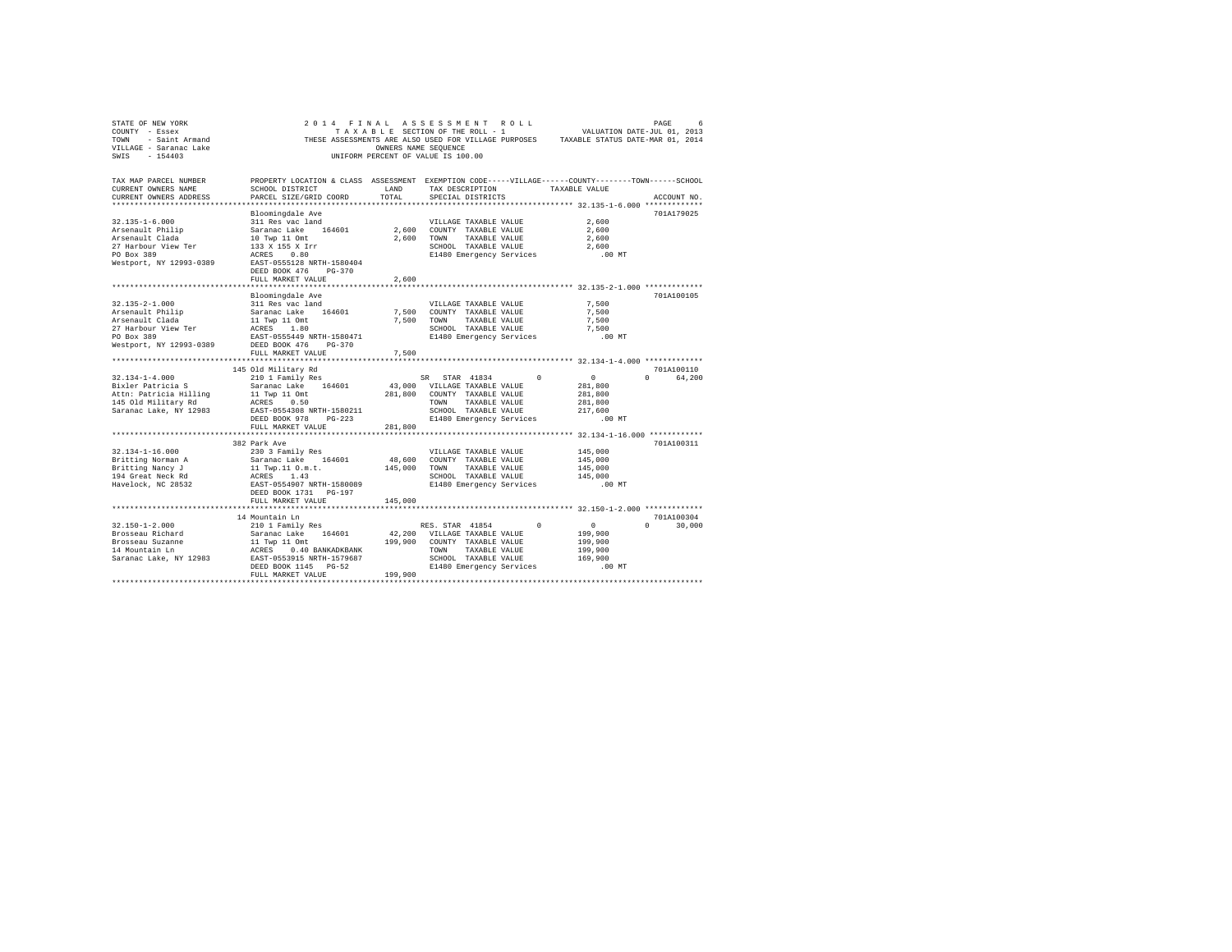STATE OF NEW YORK
COUNTY - Essex
TOWN - Saint Armand
VILLAGE - Saranac Lake
SWIS - 154403

2014 FINAL ASSESSMENT ROLL
TAXABLE SECTION OF THE ROLL - 1
THESE ASSESSMENTS ARE ALSO USED FOR VILLAGE PURPOSES
OWNERS NAME SEQUENCE
UNIFORM PERCENT OF VALUE IS 100.00

VALUATION DATE-JUL 01, 2013
TAXABLE STATUS DATE-MAR 01, 2014

```
TAX MAP PARCEL NUMBER         PROPERTY LOCATION & CLASS  ASSESSMENT  EXEMPTION CODE-----VILLAGE------COUNTY--------TOWN------SCHOOL
CURRENT OWNERS NAME           SCHOOL DISTRICT              LAND      TAX DESCRIPTION            TAXABLE VALUE
CURRENT OWNERS ADDRESS        PARCEL SIZE/GRID COORD       TOTAL     SPECIAL DISTRICTS                                    ACCOUNT NO.
******************************************************************************************************* 32.135-1-6.000 *************
                              Bloomingdale Ave                                                                            701A179025
32.135-1-6.000                311 Res vac land                        VILLAGE TAXABLE VALUE             2,600
Arsenault Philip              Saranac Lake   164601       2,600       COUNTY  TAXABLE VALUE             2,600
Arsenault Clada               10 Twp 11 Omt               2,600       TOWN    TAXABLE VALUE             2,600
27 Harbour View Ter           133 X 155 X Irr                         SCHOOL  TAXABLE VALUE             2,600
PO Box 389                    ACRES    0.80                           E1480 Emergency Services            .00 MT
Westport, NY 12993-0389       EAST-0555128 NRTH-1580404
                              DEED BOOK 476    PG-370
                              FULL MARKET VALUE           2,600
******************************************************************************************************* 32.135-2-1.000 *************
                              Bloomingdale Ave                                                                            701A100105
32.135-2-1.000                311 Res vac land                        VILLAGE TAXABLE VALUE             7,500
Arsenault Philip              Saranac Lake   164601       7,500       COUNTY  TAXABLE VALUE             7,500
Arsenault Clada               11 Twp 11 Omt               7,500       TOWN    TAXABLE VALUE             7,500
27 Harbour View Ter           ACRES    1.80                           SCHOOL  TAXABLE VALUE             7,500
PO Box 389                    EAST-0555449 NRTH-1580471               E1480 Emergency Services            .00 MT
Westport, NY 12993-0389       DEED BOOK 476    PG-370
                              FULL MARKET VALUE           7,500
******************************************************************************************************* 32.134-1-4.000 *************
                              145 Old Military Rd                                                                         701A100110
32.134-1-4.000                210 1 Family Res                        SR  STAR 41834        0             0            0       64,200
Bixler Patricia S             Saranac Lake   164601      43,000       VILLAGE TAXABLE VALUE           281,800
Attn: Patricia Hilling        11 Twp 11 Omt             281,800       COUNTY  TAXABLE VALUE           281,800
145 Old Military Rd           ACRES    0.50                           TOWN    TAXABLE VALUE           281,800
Saranac Lake, NY 12983        EAST-0554308 NRTH-1580211               SCHOOL  TAXABLE VALUE           217,600
                              DEED BOOK 978    PG-223                 E1480 Emergency Services            .00 MT
                              FULL MARKET VALUE         281,800
******************************************************************************************************* 32.134-1-16.000 ************
                              382 Park Ave                                                                                701A100311
32.134-1-16.000               230 3 Family Res                        VILLAGE TAXABLE VALUE           145,000
Britting Norman A             Saranac Lake   164601      48,600       COUNTY  TAXABLE VALUE           145,000
Britting Nancy J              11 Twp.11 O.m.t.          145,000       TOWN    TAXABLE VALUE           145,000
194 Great Neck Rd             ACRES    1.43                           SCHOOL  TAXABLE VALUE           145,000
Havelock, NC 28532            EAST-0554907 NRTH-1580089               E1480 Emergency Services            .00 MT
                              DEED BOOK 1731   PG-197
                              FULL MARKET VALUE         145,000
******************************************************************************************************* 32.150-1-2.000 *************
                              14 Mountain Ln                                                                              701A100304
32.150-1-2.000                210 1 Family Res                        RES. STAR 41854       0             0            0       30,000
Brosseau Richard              Saranac Lake   164601      42,200       VILLAGE TAXABLE VALUE           199,900
Brosseau Suzanne              11 Twp 11 Omt             199,900       COUNTY  TAXABLE VALUE           199,900
14 Mountain Ln                ACRES    0.40 BANKADKBANK               TOWN    TAXABLE VALUE           199,900
Saranac Lake, NY 12983        EAST-0553915 NRTH-1579687               SCHOOL  TAXABLE VALUE           169,900
                              DEED BOOK 1145   PG-52                  E1480 Emergency Services            .00 MT
                              FULL MARKET VALUE         199,900
************************************************************************************************************************************
```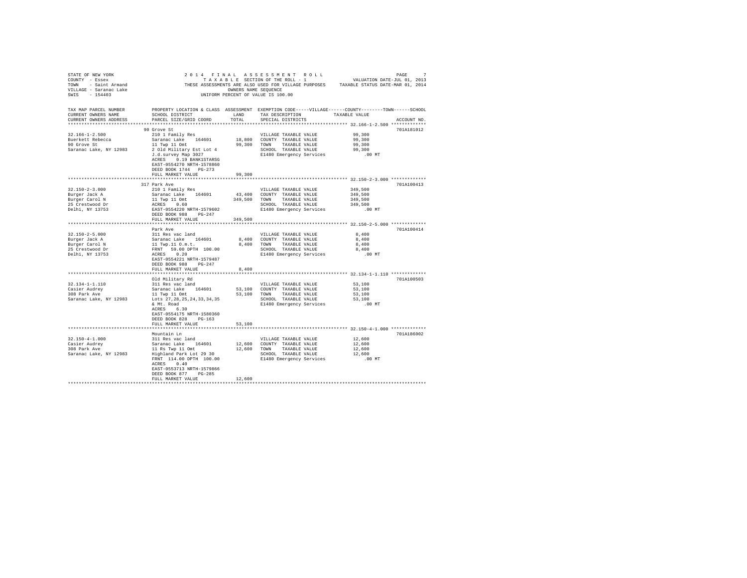STATE OF NEW YORK
COUNTY - Essex
TOWN - Saint Armand
VILLAGE - Saranac Lake
SWIS - 154403

2014 FINAL ASSESSMENT ROLL
TAXABLE SECTION OF THE ROLL - 1
THESE ASSESSMENTS ARE ALSO USED FOR VILLAGE PURPOSES
OWNERS NAME SEQUENCE
UNIFORM PERCENT OF VALUE IS 100.00

VALUATION DATE-JUL 01, 2013
TAXABLE STATUS DATE-MAR 01, 2014

| TAX MAP PARCEL NUMBER / CURRENT OWNERS NAME / CURRENT OWNERS ADDRESS | PROPERTY LOCATION & CLASS / SCHOOL DISTRICT / PARCEL SIZE/GRID COORD | ASSESSMENT LAND / TOTAL | EXEMPTION CODE / TAX DESCRIPTION / SPECIAL DISTRICTS | TAXABLE VALUE | ACCOUNT NO. |
|---|---|---|---|---|---|
| **32.166-1-2.500** | 90 Grove St | | | | 701A181012 |
| 32.166-1-2.500 | 210 1 Family Res | | VILLAGE TAXABLE VALUE | 99,300 | |
| Buerkett Rebecca | Saranac Lake 164601 | 18,800 | COUNTY TAXABLE VALUE | 99,300 | |
| 90 Grove St | 11 Twp 11 Omt | 99,300 | TOWN TAXABLE VALUE | 99,300 | |
| Saranac Lake, NY 12983 | 2 Old Military Est Lot 4 | | SCHOOL TAXABLE VALUE | 99,300 | |
| | J.d.survey Map 3027 | | E1480 Emergency Services | .00 MT | |
| | ACRES 0.19 BANK1STARSG | | | | |
| | EAST-0554270 NRTH-1578860 | | | | |
| | DEED BOOK 1744 PG-273 | | | | |
| | FULL MARKET VALUE | 99,300 | | | |
| **32.150-2-3.000** | 317 Park Ave | | | | 701A100413 |
| 32.150-2-3.000 | 210 1 Family Res | | VILLAGE TAXABLE VALUE | 349,500 | |
| Burger Jack A | Saranac Lake 164601 | 43,400 | COUNTY TAXABLE VALUE | 349,500 | |
| Burger Carol N | 11 Twp 11 Omt | 349,500 | TOWN TAXABLE VALUE | 349,500 | |
| 25 Crestwood Dr | ACRES 0.60 | | SCHOOL TAXABLE VALUE | 349,500 | |
| Delhi, NY 13753 | EAST-0554220 NRTH-1579602 | | E1480 Emergency Services | .00 MT | |
| | DEED BOOK 988 PG-247 | | | | |
| | FULL MARKET VALUE | 349,500 | | | |
| **32.150-2-5.000** | Park Ave | | | | 701A100414 |
| 32.150-2-5.000 | 311 Res vac land | | VILLAGE TAXABLE VALUE | 8,400 | |
| Burger Jack A | Saranac Lake 164601 | 8,400 | COUNTY TAXABLE VALUE | 8,400 | |
| Burger Carol N | 11 Twp.11 O.m.t. | 8,400 | TOWN TAXABLE VALUE | 8,400 | |
| 25 Crestwood Dr | FRNT 59.00 DPTH 100.00 | | SCHOOL TAXABLE VALUE | 8,400 | |
| Delhi, NY 13753 | ACRES 0.20 | | E1480 Emergency Services | .00 MT | |
| | EAST-0554221 NRTH-1579487 | | | | |
| | DEED BOOK 988 PG-247 | | | | |
| | FULL MARKET VALUE | 8,400 | | | |
| **32.134-1-1.110** | Old Military Rd | | | | 701A100503 |
| 32.134-1-1.110 | 311 Res vac land | | VILLAGE TAXABLE VALUE | 53,100 | |
| Casier Audrey | Saranac Lake 164601 | 53,100 | COUNTY TAXABLE VALUE | 53,100 | |
| 308 Park Ave | 11 Twp 11 Omt | 53,100 | TOWN TAXABLE VALUE | 53,100 | |
| Saranac Lake, NY 12983 | Lots 27,28,25,24,33,34,35 | | SCHOOL TAXABLE VALUE | 53,100 | |
| | & Mt. Road | | E1480 Emergency Services | .00 MT | |
| | ACRES 6.30 | | | | |
| | EAST-0554175 NRTH-1580360 | | | | |
| | DEED BOOK 828 PG-163 | | | | |
| | FULL MARKET VALUE | 53,100 | | | |
| **32.150-4-1.000** | Mountain Ln | | | | 701A186002 |
| 32.150-4-1.000 | 311 Res vac land | | VILLAGE TAXABLE VALUE | 12,600 | |
| Casier Audrey | Saranac Lake 164601 | 12,600 | COUNTY TAXABLE VALUE | 12,600 | |
| 308 Park Ave | 11 Rs Twp 11 Omt | 12,600 | TOWN TAXABLE VALUE | 12,600 | |
| Saranac Lake, NY 12983 | Highland Park Lot 29 30 | | SCHOOL TAXABLE VALUE | 12,600 | |
| | FRNT 114.00 DPTH 100.00 | | E1480 Emergency Services | .00 MT | |
| | ACRES 0.40 | | | | |
| | EAST-0553713 NRTH-1579866 | | | | |
| | DEED BOOK 877 PG-285 | | | | |
| | FULL MARKET VALUE | 12,600 | | | |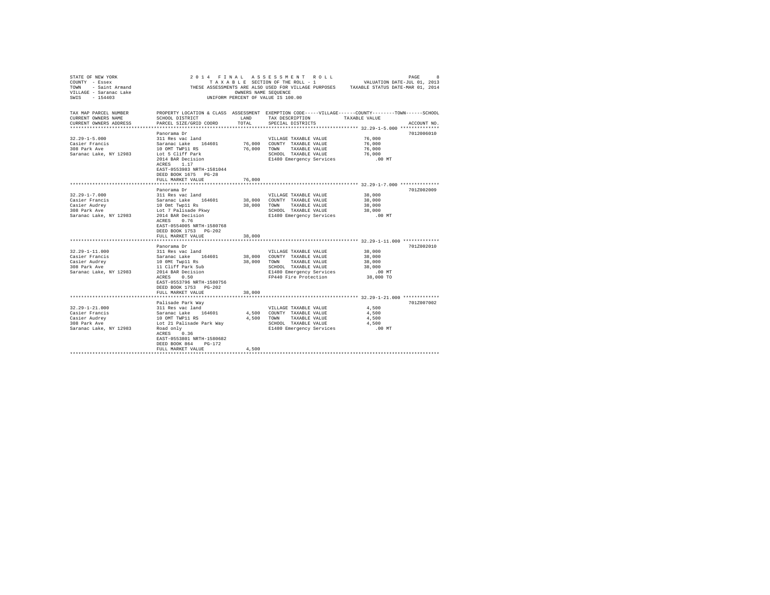STATE OF NEW YORK
COUNTY - Essex
TOWN - Saint Armand
VILLAGE - Saranac Lake
SWIS - 154403

2014 FINAL ASSESSMENT ROLL
TAXABLE SECTION OF THE ROLL - 1
THESE ASSESSMENTS ARE ALSO USED FOR VILLAGE PURPOSES
OWNERS NAME SEQUENCE
UNIFORM PERCENT OF VALUE IS 100.00

VALUATION DATE-JUL 01, 2013
TAXABLE STATUS DATE-MAR 01, 2014

| TAX MAP PARCEL NUMBER / CURRENT OWNERS NAME / CURRENT OWNERS ADDRESS | PROPERTY LOCATION & CLASS / SCHOOL DISTRICT / PARCEL SIZE/GRID COORD | ASSESSMENT LAND | TOTAL | EXEMPTION CODE / TAX DESCRIPTION / SPECIAL DISTRICTS | TAXABLE VALUE | ACCOUNT NO. |
|---|---|---|---|---|---|---|
| 32.29-1-5.000 | Panorama Dr | | | | | 7012006010 |
| Casier Francis | 311 Res vac land | | | VILLAGE TAXABLE VALUE | 76,000 | |
| 308 Park Ave | Saranac Lake 164601 | 76,000 | | COUNTY TAXABLE VALUE | 76,000 | |
| Saranac Lake, NY 12983 | 10 OMT TWP11 RS | | 76,000 | TOWN TAXABLE VALUE | 76,000 | |
| | Lot 5 Cliff Park | | | SCHOOL TAXABLE VALUE | 76,000 | |
| | 2014 BAR Decision | | | E1480 Emergency Services | .00 MT | |
| | ACRES 1.17 | | | | | |
| | EAST-0553983 NRTH-1581044 | | | | | |
| | DEED BOOK 1675 PG-28 | | | | | |
| | FULL MARKET VALUE | | 76,000 | | | |
| 32.29-1-7.000 | Panorama Dr | | | | | 701Z002009 |
| Casier Francis | 311 Res vac land | | | VILLAGE TAXABLE VALUE | 38,000 | |
| Casier Audrey | Saranac Lake 164601 | 38,000 | | COUNTY TAXABLE VALUE | 38,000 | |
| 308 Park Ave | 10 Omt Twp11 Rs | | 38,000 | TOWN TAXABLE VALUE | 38,000 | |
| Saranac Lake, NY 12983 | Lot 7 Palisade Pkwy | | | SCHOOL TAXABLE VALUE | 38,000 | |
| | 2014 BAR Decision | | | E1480 Emergency Services | .00 MT | |
| | ACRES 0.76 | | | | | |
| | EAST-0554005 NRTH-1580768 | | | | | |
| | DEED BOOK 1753 PG-202 | | | | | |
| | FULL MARKET VALUE | | 38,000 | | | |
| 32.29-1-11.000 | Panorama Dr | | | | | 701Z002010 |
| Casier Francis | 311 Res vac land | | | VILLAGE TAXABLE VALUE | 38,000 | |
| Casier Audrey | Saranac Lake 164601 | 38,000 | | COUNTY TAXABLE VALUE | 38,000 | |
| 308 Park Ave | 10 OMt Twp11 Rs | | 38,000 | TOWN TAXABLE VALUE | 38,000 | |
| Saranac Lake, NY 12983 | 11 Cliff Park Sub | | | SCHOOL TAXABLE VALUE | 38,000 | |
| | 2014 BAR Decision | | | E1480 Emergency Services | .00 MT | |
| | ACRES 0.50 | | | FP440 Fire Protection | 38,000 TO | |
| | EAST-0553796 NRTH-1580756 | | | | | |
| | DEED BOOK 1753 PG-202 | | | | | |
| | FULL MARKET VALUE | | 38,000 | | | |
| 32.29-1-21.000 | Palisade Park Way | | | | | 701Z007002 |
| Casier Francis | 311 Res vac land | | | VILLAGE TAXABLE VALUE | 4,500 | |
| Casier Audrey | Saranac Lake 164601 | 4,500 | | COUNTY TAXABLE VALUE | 4,500 | |
| 308 Park Ave | 10 OMT TWP11 RS | | 4,500 | TOWN TAXABLE VALUE | 4,500 | |
| Saranac Lake, NY 12983 | Lot 21 Palisade Park Way | | | SCHOOL TAXABLE VALUE | 4,500 | |
| | Road only | | | E1480 Emergency Services | .00 MT | |
| | ACRES 0.36 | | | | | |
| | EAST-0553801 NRTH-1580682 | | | | | |
| | DEED BOOK 864 PG-172 | | | | | |
| | FULL MARKET VALUE | | 4,500 | | | |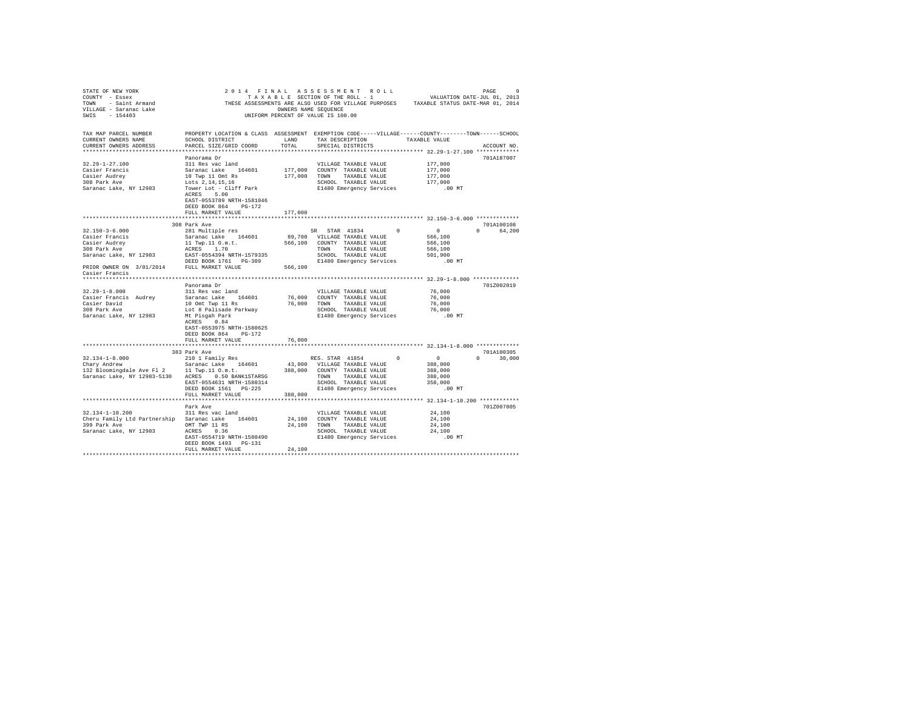STATE OF NEW YORK
COUNTY - Essex
TOWN - Saint Armand
VILLAGE - Saranac Lake
SWIS - 154403

2014 FINAL ASSESSMENT ROLL
TAXABLE SECTION OF THE ROLL - 1
THESE ASSESSMENTS ARE ALSO USED FOR VILLAGE PURPOSES
OWNERS NAME SEQUENCE
UNIFORM PERCENT OF VALUE IS 100.00

VALUATION DATE-JUL 01, 2013
TAXABLE STATUS DATE-MAR 01, 2014

```
TAX MAP PARCEL NUMBER          PROPERTY LOCATION & CLASS  ASSESSMENT  EXEMPTION CODE-----VILLAGE------COUNTY--------TOWN------SCHOOL
CURRENT OWNERS NAME            SCHOOL DISTRICT              LAND      TAX DESCRIPTION            TAXABLE VALUE
CURRENT OWNERS ADDRESS         PARCEL SIZE/GRID COORD       TOTAL     SPECIAL DISTRICTS                                   ACCOUNT NO.
****************************************************************************************************** 32.29-1-27.100 *************
                               Panorama Dr                                                                                701A187007
32.29-1-27.100                 311 Res vac land                       VILLAGE TAXABLE VALUE           177,000
Casier Francis                 Saranac Lake   164601       177,000    COUNTY  TAXABLE VALUE           177,000
Casier Audrey                  10 Twp 11 Omt Rs            177,000    TOWN    TAXABLE VALUE           177,000
308 Park Ave                   Lots 2,14,15,16                        SCHOOL  TAXABLE VALUE           177,000
Saranac Lake, NY 12983         Tower Lot - Cliff Park                 E1480 Emergency Services            .00 MT
                               ACRES    5.00
                               EAST-0553789 NRTH-1581046
                               DEED BOOK 864    PG-172
                               FULL MARKET VALUE           177,000
****************************************************************************************************** 32.150-3-6.000 *************
                               308 Park Ave                                                                               701A100108
32.150-3-6.000                 281 Multiple res                   SR  STAR 41834        0          0          0      64,200
Casier Francis                 Saranac Lake   164601        89,700    VILLAGE TAXABLE VALUE           566,100
Casier Audrey                  11 Twp.11 O.m.t.            566,100    COUNTY  TAXABLE VALUE           566,100
308 Park Ave                   ACRES    1.70                          TOWN    TAXABLE VALUE           566,100
Saranac Lake, NY 12983         EAST-0554394 NRTH-1579335              SCHOOL  TAXABLE VALUE           501,900
                               DEED BOOK 1761   PG-309                E1480 Emergency Services            .00 MT
PRIOR OWNER ON 3/01/2014       FULL MARKET VALUE           566,100
Casier Francis
****************************************************************************************************** 32.29-1-8.000 **************
                               Panorama Dr                                                                                701Z002019
32.29-1-8.000                  311 Res vac land                       VILLAGE TAXABLE VALUE            76,000
Casier Francis  Audrey         Saranac Lake   164601        76,000    COUNTY  TAXABLE VALUE            76,000
Casier David                   10 Omt Twp 11 Rs             76,000    TOWN    TAXABLE VALUE            76,000
308 Park Ave                   Lot 8 Palisade Parkway                 SCHOOL  TAXABLE VALUE            76,000
Saranac Lake, NY 12983         Mt Pisgah Park                         E1480 Emergency Services            .00 MT
                               ACRES    0.84
                               EAST-0553975 NRTH-1580625
                               DEED BOOK 864    PG-172
                               FULL MARKET VALUE            76,000
****************************************************************************************************** 32.134-1-8.000 *************
                               383 Park Ave                                                                               701A100305
32.134-1-8.000                 210 1 Family Res                   RES. STAR 41854       0          0          0      30,000
Chary Andrew                   Saranac Lake   164601        43,000    VILLAGE TAXABLE VALUE           388,000
132 Bloomingdale Ave Fl 2      11 Twp.11 O.m.t.            388,000    COUNTY  TAXABLE VALUE           388,000
Saranac Lake, NY 12983-5130    ACRES    0.50 BANK1STARSG              TOWN    TAXABLE VALUE           388,000
                               EAST-0554631 NRTH-1580314              SCHOOL  TAXABLE VALUE           358,000
                               DEED BOOK 1561   PG-225                E1480 Emergency Services            .00 MT
                               FULL MARKET VALUE           388,000
****************************************************************************************************** 32.134-1-10.200 ************
                               Park Ave                                                                                   701Z007005
32.134-1-10.200                311 Res vac land                       VILLAGE TAXABLE VALUE            24,100
Cheru Family Ltd Partnership   Saranac Lake   164601        24,100    COUNTY  TAXABLE VALUE            24,100
399 Park Ave                   OMT TWP 11 RS                24,100    TOWN    TAXABLE VALUE            24,100
Saranac Lake, NY 12983         ACRES    0.36                          SCHOOL  TAXABLE VALUE            24,100
                               EAST-0554719 NRTH-1580490              E1480 Emergency Services            .00 MT
                               DEED BOOK 1493   PG-131
                               FULL MARKET VALUE            24,100
************************************************************************************************************************************
```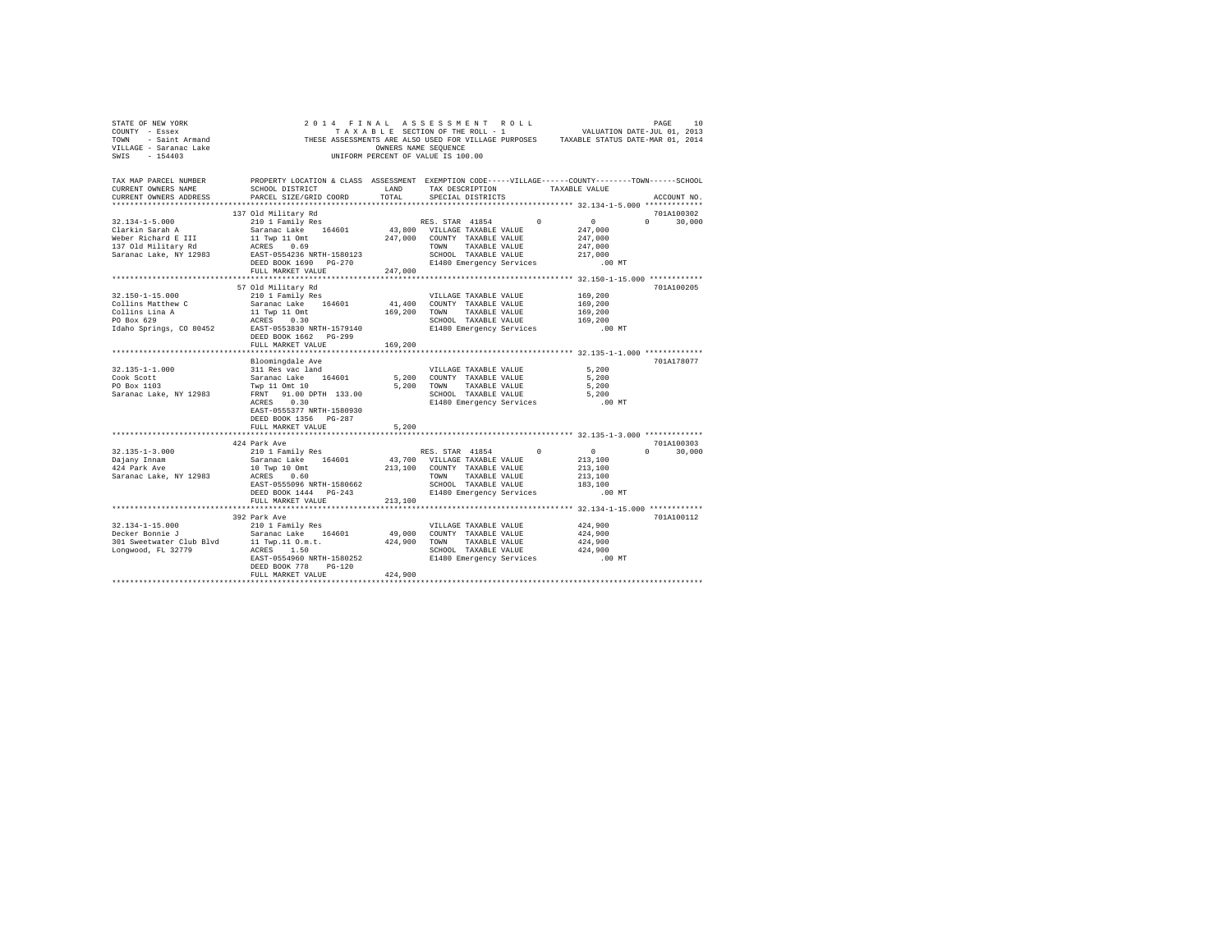STATE OF NEW YORK
COUNTY - Essex
TOWN - Saint Armand
VILLAGE - Saranac Lake
SWIS - 154403

2014 FINAL ASSESSMENT ROLL
TAXABLE SECTION OF THE ROLL - 1
THESE ASSESSMENTS ARE ALSO USED FOR VILLAGE PURPOSES
OWNERS NAME SEQUENCE
UNIFORM PERCENT OF VALUE IS 100.00

VALUATION DATE-JUL 01, 2013
TAXABLE STATUS DATE-MAR 01, 2014

| TAX MAP PARCEL NUMBER / CURRENT OWNERS NAME / CURRENT OWNERS ADDRESS | PROPERTY LOCATION & CLASS / SCHOOL DISTRICT / PARCEL SIZE/GRID COORD | ASSESSMENT LAND / TOTAL | EXEMPTION CODE / TAX DESCRIPTION / SPECIAL DISTRICTS | VILLAGE | COUNTY / TAXABLE VALUE | TOWN | SCHOOL | ACCOUNT NO. |
|---|---|---|---|---|---|---|---|---|
| | 137 Old Military Rd | | | | | | | 701A100302 |
| 32.134-1-5.000 | 210 1 Family Res | | RES. STAR 41854 | 0 | 0 | 0 | 30,000 | |
| Clarkin Sarah A | Saranac Lake 164601 | 43,800 | VILLAGE TAXABLE VALUE | | 247,000 | | | |
| Weber Richard E III | 11 Twp 11 Omt | 247,000 | COUNTY TAXABLE VALUE | | 247,000 | | | |
| 137 Old Military Rd | ACRES 0.69 | | TOWN TAXABLE VALUE | | 247,000 | | | |
| Saranac Lake, NY 12983 | EAST-0554236 NRTH-1580123 | | SCHOOL TAXABLE VALUE | | 217,000 | | | |
| | DEED BOOK 1690 PG-270 | | E1480 Emergency Services | | .00 MT | | | |
| | FULL MARKET VALUE | 247,000 | | | | | | |
| | 57 Old Military Rd | | | | | | | 701A100205 |
| 32.150-1-15.000 | 210 1 Family Res | | VILLAGE TAXABLE VALUE | | 169,200 | | | |
| Collins Matthew C | Saranac Lake 164601 | 41,400 | COUNTY TAXABLE VALUE | | 169,200 | | | |
| Collins Lina A | 11 Twp 11 Omt | 169,200 | TOWN TAXABLE VALUE | | 169,200 | | | |
| PO Box 629 | ACRES 0.30 | | SCHOOL TAXABLE VALUE | | 169,200 | | | |
| Idaho Springs, CO 80452 | EAST-0553830 NRTH-1579140 | | E1480 Emergency Services | | .00 MT | | | |
| | DEED BOOK 1662 PG-299 | | | | | | | |
| | FULL MARKET VALUE | 169,200 | | | | | | |
| | Bloomingdale Ave | | | | | | | 701A178077 |
| 32.135-1-1.000 | 311 Res vac land | | VILLAGE TAXABLE VALUE | | 5,200 | | | |
| Cook Scott | Saranac Lake 164601 | 5,200 | COUNTY TAXABLE VALUE | | 5,200 | | | |
| PO Box 1103 | Twp 11 Omt 10 | 5,200 | TOWN TAXABLE VALUE | | 5,200 | | | |
| Saranac Lake, NY 12983 | FRNT 91.00 DPTH 133.00 | | SCHOOL TAXABLE VALUE | | 5,200 | | | |
| | ACRES 0.30 | | E1480 Emergency Services | | .00 MT | | | |
| | EAST-0555377 NRTH-1580930 | | | | | | | |
| | DEED BOOK 1356 PG-287 | | | | | | | |
| | FULL MARKET VALUE | 5,200 | | | | | | |
| | 424 Park Ave | | | | | | | 701A100303 |
| 32.135-1-3.000 | 210 1 Family Res | | RES. STAR 41854 | 0 | 0 | 0 | 30,000 | |
| Dajany Innam | Saranac Lake 164601 | 43,700 | VILLAGE TAXABLE VALUE | | 213,100 | | | |
| 424 Park Ave | 10 Twp 10 Omt | 213,100 | COUNTY TAXABLE VALUE | | 213,100 | | | |
| Saranac Lake, NY 12983 | ACRES 0.60 | | TOWN TAXABLE VALUE | | 213,100 | | | |
| | EAST-0555096 NRTH-1580662 | | SCHOOL TAXABLE VALUE | | 183,100 | | | |
| | DEED BOOK 1444 PG-243 | | E1480 Emergency Services | | .00 MT | | | |
| | FULL MARKET VALUE | 213,100 | | | | | | |
| | 392 Park Ave | | | | | | | 701A100112 |
| 32.134-1-15.000 | 210 1 Family Res | | VILLAGE TAXABLE VALUE | | 424,900 | | | |
| Decker Bonnie J | Saranac Lake 164601 | 49,000 | COUNTY TAXABLE VALUE | | 424,900 | | | |
| 301 Sweetwater Club Blvd | 11 Twp.11 O.m.t. | 424,900 | TOWN TAXABLE VALUE | | 424,900 | | | |
| Longwood, FL 32779 | ACRES 1.50 | | SCHOOL TAXABLE VALUE | | 424,900 | | | |
| | EAST-0554960 NRTH-1580252 | | E1480 Emergency Services | | .00 MT | | | |
| | DEED BOOK 778 PG-120 | | | | | | | |
| | FULL MARKET VALUE | 424,900 | | | | | | |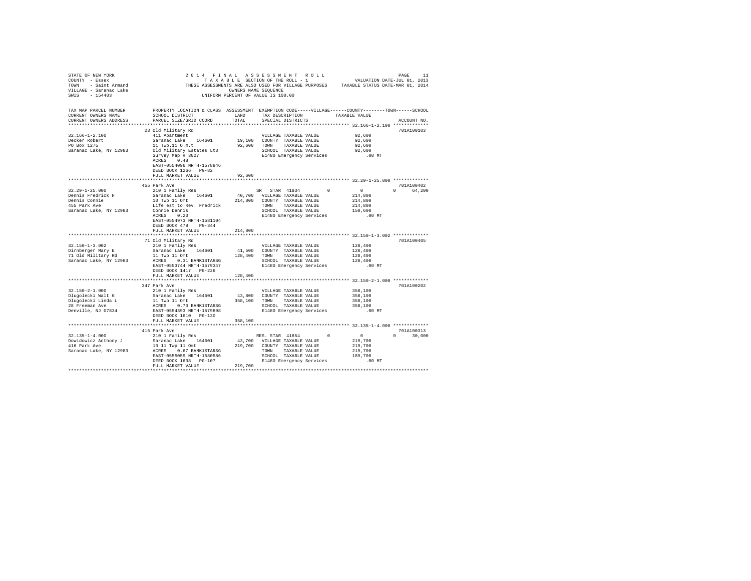STATE OF NEW YORK
COUNTY - Essex
TOWN - Saint Armand
VILLAGE - Saranac Lake
SWIS - 154403

2014 FINAL ASSESSMENT ROLL
TAXABLE SECTION OF THE ROLL - 1
THESE ASSESSMENTS ARE ALSO USED FOR VILLAGE PURPOSES
OWNERS NAME SEQUENCE
UNIFORM PERCENT OF VALUE IS 100.00

VALUATION DATE-JUL 01, 2013
TAXABLE STATUS DATE-MAR 01, 2014

```
TAX MAP PARCEL NUMBER     PROPERTY LOCATION & CLASS  ASSESSMENT  EXEMPTION CODE-----VILLAGE------COUNTY--------TOWN------SCHOOL
CURRENT OWNERS NAME       SCHOOL DISTRICT               LAND      TAX DESCRIPTION            TAXABLE VALUE
CURRENT OWNERS ADDRESS    PARCEL SIZE/GRID COORD        TOTAL     SPECIAL DISTRICTS                                      ACCOUNT NO.
******************************************************************************************************* 32.166-1-2.100 *************
                          23 Old Military Rd                                                                          701A100103
32.166-1-2.100            411 Apartment                            VILLAGE TAXABLE VALUE          92,600
Decker Robert             Saranac Lake    164601       19,100     COUNTY  TAXABLE VALUE          92,600
PO Box 1275               11 Twp.11 O.m.t.             92,600     TOWN    TAXABLE VALUE          92,600
Saranac Lake, NY 12983    Old Military Estates Lt3                SCHOOL  TAXABLE VALUE          92,600
                          Survey Map # 3027                       E1480 Emergency Services          .00 MT
                          ACRES    0.48
                          EAST-0554096 NRTH-1578846
                          DEED BOOK 1266   PG-82
                          FULL MARKET VALUE            92,600
******************************************************************************************************* 32.29-1-25.000 *************
                          455 Park Ave                                                                                701A100402
32.29-1-25.000            210 1 Family Res               SR  STAR  41834          0             0             0       64,200
Dennis Fredrick H         Saranac Lake    164601       40,700     VILLAGE TAXABLE VALUE         214,800
Dennis Connie             10 Twp 11 Omt               214,800     COUNTY  TAXABLE VALUE         214,800
455 Park Ave              Life est to Rev. Fredrick               TOWN    TAXABLE VALUE         214,800
Saranac Lake, NY 12983    Connie Dennis                           SCHOOL  TAXABLE VALUE         150,600
                          ACRES    0.20                           E1480 Emergency Services          .00 MT
                          EAST-0554973 NRTH-1581104
                          DEED BOOK 478    PG-344
                          FULL MARKET VALUE           214,800
******************************************************************************************************* 32.150-1-3.002 *************
                          71 Old Military Rd                                                                          701A100405
32.150-1-3.002            210 1 Family Res                         VILLAGE TAXABLE VALUE         128,400
Dirnberger Mary E         Saranac Lake    164601       41,500     COUNTY  TAXABLE VALUE         128,400
71 Old Military Rd        11 Twp 11 Omt               128,400     TOWN    TAXABLE VALUE         128,400
Saranac Lake, NY 12983    ACRES    0.31 BANK1STARSG               SCHOOL  TAXABLE VALUE         128,400
                          EAST-0553744 NRTH-1579347               E1480 Emergency Services          .00 MT
                          DEED BOOK 1417   PG-226
                          FULL MARKET VALUE           128,400
******************************************************************************************************* 32.150-2-1.000 *************
                          347 Park Ave                                                                                701A100202
32.150-2-1.000            210 1 Family Res                         VILLAGE TAXABLE VALUE         358,100
Dlugolecki Walt G         Saranac Lake    164601       43,800     COUNTY  TAXABLE VALUE         358,100
Dlugolecki Linda L        11 Twp 11 Omt               358,100     TOWN    TAXABLE VALUE         358,100
28 Freeman Ave            ACRES    0.70 BANK1STARSG               SCHOOL  TAXABLE VALUE         358,100
Denville, NJ 07834        EAST-0554393 NRTH-1579898               E1480 Emergency Services          .00 MT
                          DEED BOOK 1610   PG-130
                          FULL MARKET VALUE           358,100
******************************************************************************************************* 32.135-1-4.000 *************
                          416 Park Ave                                                                                701A100313
32.135-1-4.000            210 1 Family Res               RES. STAR 41854          0             0             0       30,000
Dowidowicz Anthony J      Saranac Lake    164601       43,700     VILLAGE TAXABLE VALUE         219,700
416 Park Ave              10 11 Twp 11 Omt            219,700     COUNTY  TAXABLE VALUE         219,700
Saranac Lake, NY 12983    ACRES    0.67 BANK1STARSG               TOWN    TAXABLE VALUE         219,700
                          EAST-0555059 NRTH-1580586               SCHOOL  TAXABLE VALUE         189,700
                          DEED BOOK 1638   PG-107                 E1480 Emergency Services          .00 MT
                          FULL MARKET VALUE           219,700
************************************************************************************************************************************
```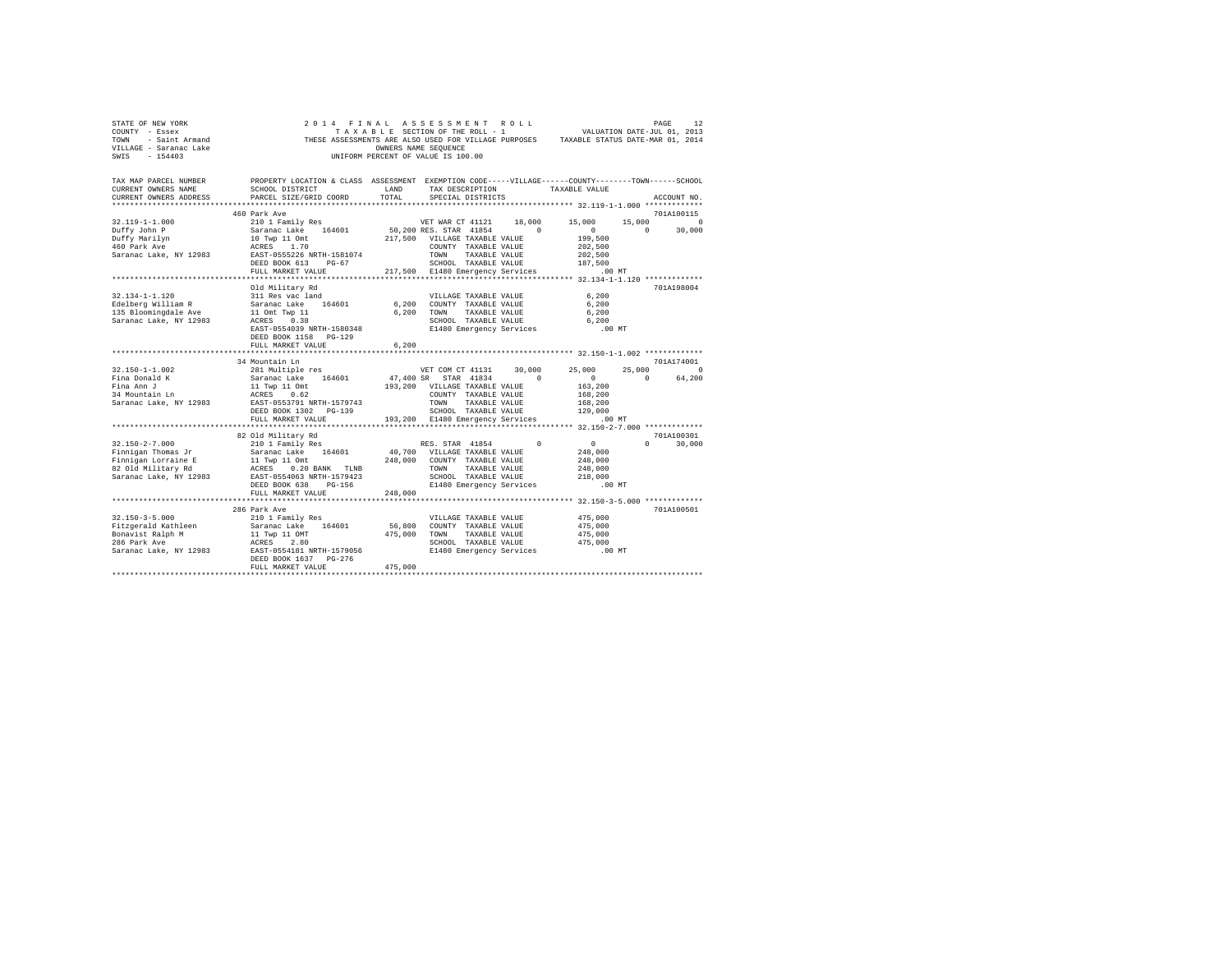STATE OF NEW YORK
COUNTY - Essex
TOWN - Saint Armand
VILLAGE - Saranac Lake
SWIS - 154403

2014 FINAL ASSESSMENT ROLL
TAXABLE SECTION OF THE ROLL - 1
THESE ASSESSMENTS ARE ALSO USED FOR VILLAGE PURPOSES
OWNERS NAME SEQUENCE
UNIFORM PERCENT OF VALUE IS 100.00

VALUATION DATE-JUL 01, 2013
TAXABLE STATUS DATE-MAR 01, 2014

| TAX MAP PARCEL NUMBER / CURRENT OWNERS NAME / CURRENT OWNERS ADDRESS | PROPERTY LOCATION & CLASS / SCHOOL DISTRICT / PARCEL SIZE/GRID COORD | ASSESSMENT LAND / TOTAL | EXEMPTION CODE / TAX DESCRIPTION / SPECIAL DISTRICTS | VILLAGE | COUNTY / TAXABLE VALUE | TOWN | SCHOOL | ACCOUNT NO. |
|---|---|---|---|---|---|---|---|---|
| | 460 Park Ave | | | | | | | 701A100115 |
| 32.119-1-1.000 | 210 1 Family Res | | VET WAR CT 41121 | 18,000 | 15,000 | 15,000 | 0 | |
| Duffy John P | Saranac Lake 164601 | 50,200 | RES. STAR 41854 | 0 | 0 | 0 | 30,000 | |
| Duffy Marilyn | 10 Twp 11 Omt | 217,500 | VILLAGE TAXABLE VALUE | | 199,500 | | | |
| 460 Park Ave | ACRES 1.70 | | COUNTY TAXABLE VALUE | | 202,500 | | | |
| Saranac Lake, NY 12983 | EAST-0555226 NRTH-1581074 | | TOWN TAXABLE VALUE | | 202,500 | | | |
| | DEED BOOK 613 PG-67 | | SCHOOL TAXABLE VALUE | | 187,500 | | | |
| | FULL MARKET VALUE | 217,500 | E1480 Emergency Services | | .00 MT | | | |
| | Old Military Rd | | | | | | | 701A198004 |
| 32.134-1-1.120 | 311 Res vac land | | VILLAGE TAXABLE VALUE | | 6,200 | | | |
| Edelberg William R | Saranac Lake 164601 | 6,200 | COUNTY TAXABLE VALUE | | 6,200 | | | |
| 135 Bloomingdale Ave | 11 Omt Twp 11 | 6,200 | TOWN TAXABLE VALUE | | 6,200 | | | |
| Saranac Lake, NY 12983 | ACRES 0.38 | | SCHOOL TAXABLE VALUE | | 6,200 | | | |
| | EAST-0554039 NRTH-1580348 | | E1480 Emergency Services | | .00 MT | | | |
| | DEED BOOK 1158 PG-129 | | | | | | | |
| | FULL MARKET VALUE | 6,200 | | | | | | |
| | 34 Mountain Ln | | | | | | | 701A174001 |
| 32.150-1-1.002 | 281 Multiple res | | VET COM CT 41131 | 30,000 | 25,000 | 25,000 | 0 | |
| Fina Donald K | Saranac Lake 164601 | 47,400 | SR STAR 41834 | 0 | 0 | 0 | 64,200 | |
| Fina Ann J | 11 Twp 11 Omt | 193,200 | VILLAGE TAXABLE VALUE | | 163,200 | | | |
| 34 Mountain Ln | ACRES 0.62 | | COUNTY TAXABLE VALUE | | 168,200 | | | |
| Saranac Lake, NY 12983 | EAST-0553791 NRTH-1579743 | | TOWN TAXABLE VALUE | | 168,200 | | | |
| | DEED BOOK 1302 PG-139 | | SCHOOL TAXABLE VALUE | | 129,000 | | | |
| | FULL MARKET VALUE | 193,200 | E1480 Emergency Services | | .00 MT | | | |
| | 82 Old Military Rd | | | | | | | 701A100301 |
| 32.150-2-7.000 | 210 1 Family Res | | RES. STAR 41854 | 0 | 0 | 0 | 30,000 | |
| Finnigan Thomas Jr | Saranac Lake 164601 | 40,700 | VILLAGE TAXABLE VALUE | | 248,000 | | | |
| Finnigan Lorraine E | 11 Twp 11 Omt | 248,000 | COUNTY TAXABLE VALUE | | 248,000 | | | |
| 82 Old Military Rd | ACRES 0.20 BANK TLNB | | TOWN TAXABLE VALUE | | 248,000 | | | |
| Saranac Lake, NY 12983 | EAST-0554063 NRTH-1579423 | | SCHOOL TAXABLE VALUE | | 218,000 | | | |
| | DEED BOOK 638 PG-156 | | E1480 Emergency Services | | .00 MT | | | |
| | FULL MARKET VALUE | 248,000 | | | | | | |
| | 286 Park Ave | | | | | | | 701A100501 |
| 32.150-3-5.000 | 210 1 Family Res | | VILLAGE TAXABLE VALUE | | 475,000 | | | |
| Fitzgerald Kathleen | Saranac Lake 164601 | 56,800 | COUNTY TAXABLE VALUE | | 475,000 | | | |
| Bonavist Ralph M | 11 Twp 11 OMT | 475,000 | TOWN TAXABLE VALUE | | 475,000 | | | |
| 286 Park Ave | ACRES 2.80 | | SCHOOL TAXABLE VALUE | | 475,000 | | | |
| Saranac Lake, NY 12983 | EAST-0554181 NRTH-1579056 | | E1480 Emergency Services | | .00 MT | | | |
| | DEED BOOK 1637 PG-276 | | | | | | | |
| | FULL MARKET VALUE | 475,000 | | | | | | |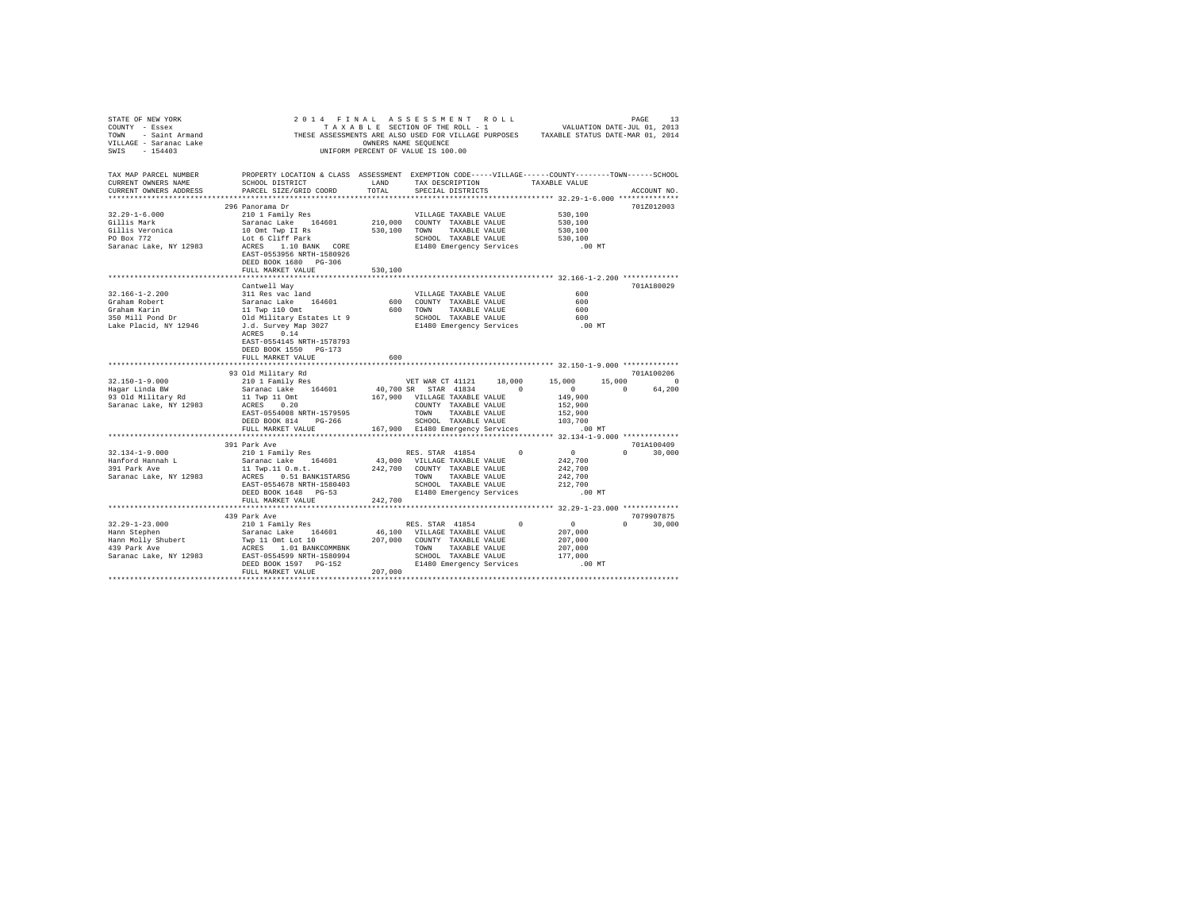STATE OF NEW YORK
COUNTY - Essex
TOWN - Saint Armand
VILLAGE - Saranac Lake
SWIS - 154403

2014 FINAL ASSESSMENT ROLL
TAXABLE SECTION OF THE ROLL - 1
THESE ASSESSMENTS ARE ALSO USED FOR VILLAGE PURPOSES
OWNERS NAME SEQUENCE
UNIFORM PERCENT OF VALUE IS 100.00

VALUATION DATE-JUL 01, 2013
TAXABLE STATUS DATE-MAR 01, 2014

```
TAX MAP PARCEL NUMBER    PROPERTY LOCATION & CLASS  ASSESSMENT  EXEMPTION CODE-----VILLAGE------COUNTY--------TOWN------SCHOOL
CURRENT OWNERS NAME      SCHOOL DISTRICT             LAND       TAX DESCRIPTION            TAXABLE VALUE
CURRENT OWNERS ADDRESS   PARCEL SIZE/GRID COORD      TOTAL      SPECIAL DISTRICTS                                         ACCOUNT NO.
****************************************************************************************************** 32.29-1-6.000 **************
                         296 Panorama Dr                                                                                  701Z012003
32.29-1-6.000            210 1 Family Res                        VILLAGE TAXABLE VALUE          530,100
Gillis Mark              Saranac Lake    164601      210,000    COUNTY  TAXABLE VALUE          530,100
Gillis Veronica          10 Omt Twp II Rs            530,100    TOWN    TAXABLE VALUE          530,100
PO Box 772               Lot 6 Cliff Park                        SCHOOL  TAXABLE VALUE          530,100
Saranac Lake, NY 12983   ACRES    1.10 BANK   CORE               E1480 Emergency Services          .00 MT
                         EAST-0553956 NRTH-1580926
                         DEED BOOK 1680   PG-306
                         FULL MARKET VALUE           530,100
****************************************************************************************************** 32.166-1-2.200 *************
                         Cantwell Way                                                                                     701A180029
32.166-1-2.200           311 Res vac land                        VILLAGE TAXABLE VALUE              600
Graham Robert            Saranac Lake    164601         600     COUNTY  TAXABLE VALUE              600
Graham Karin             11 Twp 110 Omt                 600     TOWN    TAXABLE VALUE              600
350 Mill Pond Dr         Old Military Estates Lt 9               SCHOOL  TAXABLE VALUE              600
Lake Placid, NY 12946    J.d. Survey Map 3027                    E1480 Emergency Services          .00 MT
                         ACRES    0.14
                         EAST-0554145 NRTH-1578793
                         DEED BOOK 1550   PG-173
                         FULL MARKET VALUE              600
****************************************************************************************************** 32.150-1-9.000 *************
                         93 Old Military Rd                                                                               701A100206
32.150-1-9.000           210 1 Family Res                        VET WAR CT 41121    18,000     15,000     15,000          0
Hagar Linda BW           Saranac Lake    164601       40,700 SR  STAR  41834          0          0          0     64,200
93 Old Military Rd       11 Twp 11 Omt               167,900    VILLAGE TAXABLE VALUE          149,900
Saranac Lake, NY 12983   ACRES    0.20                           COUNTY  TAXABLE VALUE          152,900
                         EAST-0554008 NRTH-1579595               TOWN    TAXABLE VALUE          152,900
                         DEED BOOK 814    PG-266                 SCHOOL  TAXABLE VALUE          103,700
                         FULL MARKET VALUE           167,900    E1480 Emergency Services          .00 MT
****************************************************************************************************** 32.134-1-9.000 *************
                         391 Park Ave                                                                                     701A100409
32.134-1-9.000           210 1 Family Res                        RES. STAR  41854         0          0          0     30,000
Hanford Hannah L         Saranac Lake    164601       43,000    VILLAGE TAXABLE VALUE          242,700
391 Park Ave             11 Twp.11 O.m.t.            242,700    COUNTY  TAXABLE VALUE          242,700
Saranac Lake, NY 12983   ACRES    0.51 BANK1STARSG               TOWN    TAXABLE VALUE          242,700
                         EAST-0554678 NRTH-1580403               SCHOOL  TAXABLE VALUE          212,700
                         DEED BOOK 1648   PG-53                  E1480 Emergency Services          .00 MT
                         FULL MARKET VALUE           242,700
****************************************************************************************************** 32.29-1-23.000 *************
                         439 Park Ave                                                                                     7079907875
32.29-1-23.000           210 1 Family Res                        RES. STAR  41854         0          0          0     30,000
Hann Stephen             Saranac Lake    164601       46,100    VILLAGE TAXABLE VALUE          207,000
Hann Molly Shubert       Twp 11 Omt Lot 10           207,000    COUNTY  TAXABLE VALUE          207,000
439 Park Ave             ACRES    1.01 BANKCOMMBNK               TOWN    TAXABLE VALUE          207,000
Saranac Lake, NY 12983   EAST-0554599 NRTH-1580994               SCHOOL  TAXABLE VALUE          177,000
                         DEED BOOK 1597   PG-152                 E1480 Emergency Services          .00 MT
                         FULL MARKET VALUE           207,000
************************************************************************************************************************************
```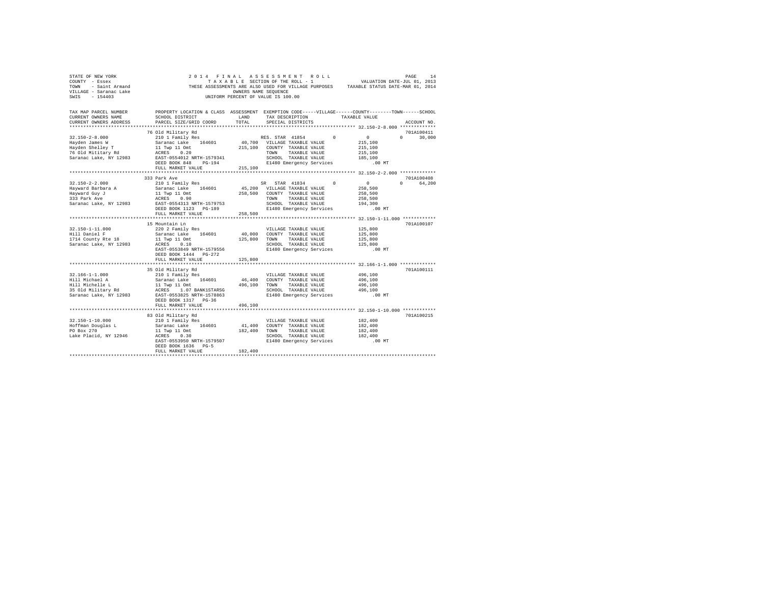STATE OF NEW YORK
COUNTY - Essex
TOWN - Saint Armand
VILLAGE - Saranac Lake
SWIS - 154403

2014 FINAL ASSESSMENT ROLL
TAXABLE SECTION OF THE ROLL - 1
THESE ASSESSMENTS ARE ALSO USED FOR VILLAGE PURPOSES
OWNERS NAME SEQUENCE
UNIFORM PERCENT OF VALUE IS 100.00

VALUATION DATE-JUL 01, 2013
TAXABLE STATUS DATE-MAR 01, 2014

```
TAX MAP PARCEL NUMBER     PROPERTY LOCATION & CLASS  ASSESSMENT  EXEMPTION CODE-----VILLAGE------COUNTY--------TOWN------SCHOOL
CURRENT OWNERS NAME       SCHOOL DISTRICT               LAND     TAX DESCRIPTION            TAXABLE VALUE
CURRENT OWNERS ADDRESS    PARCEL SIZE/GRID COORD        TOTAL    SPECIAL DISTRICTS                                       ACCOUNT NO.
******************************************************************************************************* 32.150-2-8.000 *************
                          76 Old Military Rd                                                                             701A100411
32.150-2-8.000            210 1 Family Res                        RES. STAR 41854       0          0            0       30,000
Hayden James W            Saranac Lake   164601       40,700   VILLAGE TAXABLE VALUE          215,100
Hayden Shelley T          11 Twp 11 Omt               215,100   COUNTY  TAXABLE VALUE          215,100
76 Old Mititary Rd        ACRES    0.20                         TOWN    TAXABLE VALUE          215,100
Saranac Lake, NY 12983    EAST-0554012 NRTH-1579341             SCHOOL  TAXABLE VALUE          185,100
                          DEED BOOK 848    PG-194               E1480 Emergency Services          .00 MT
                          FULL MARKET VALUE           215,100
******************************************************************************************************* 32.150-2-2.000 *************
                          333 Park Ave                                                                                   701A100408
32.150-2-2.000            210 1 Family Res                        SR  STAR 41834        0          0            0       64,200
Hayward Barbara A         Saranac Lake   164601       45,200   VILLAGE TAXABLE VALUE          258,500
Hayward Guy J             11 Twp 11 Omt               258,500   COUNTY  TAXABLE VALUE          258,500
333 Park Ave              ACRES    0.90                         TOWN    TAXABLE VALUE          258,500
Saranac Lake, NY 12983    EAST-0554313 NRTH-1579753             SCHOOL  TAXABLE VALUE          194,300
                          DEED BOOK 1123   PG-189               E1480 Emergency Services          .00 MT
                          FULL MARKET VALUE           258,500
******************************************************************************************************* 32.150-1-11.000 ************
                          15 Mountain Ln                                                                                 701A100107
32.150-1-11.000           220 2 Family Res                        VILLAGE TAXABLE VALUE          125,800
Hill Daniel F             Saranac Lake   164601       40,000   COUNTY  TAXABLE VALUE          125,800
1714 County Rte 18        11 Twp 11 Omt               125,800   TOWN    TAXABLE VALUE          125,800
Saranac Lake, NY 12983    ACRES    0.10                         SCHOOL  TAXABLE VALUE          125,800
                          EAST-0553849 NRTH-1579556             E1480 Emergency Services          .00 MT
                          DEED BOOK 1444   PG-272
                          FULL MARKET VALUE           125,800
******************************************************************************************************* 32.166-1-1.000 *************
                          35 Old Military Rd                                                                             701A100111
32.166-1-1.000            210 1 Family Res                        VILLAGE TAXABLE VALUE          496,100
Hill Michael A            Saranac Lake   164601       46,400   COUNTY  TAXABLE VALUE          496,100
Hill Michelle L           11 Twp 11 Omt               496,100   TOWN    TAXABLE VALUE          496,100
35 Old Military Rd        ACRES    1.07 BANK1STARSG             SCHOOL  TAXABLE VALUE          496,100
Saranac Lake, NY 12983    EAST-0553825 NRTH-1578863             E1480 Emergency Services          .00 MT
                          DEED BOOK 1317   PG-36
                          FULL MARKET VALUE           496,100
******************************************************************************************************* 32.150-1-10.000 ************
                          83 Old Military Rd                                                                             701A100215
32.150-1-10.000           210 1 Family Res                        VILLAGE TAXABLE VALUE          182,400
Hoffman Douglas L         Saranac Lake   164601       41,400   COUNTY  TAXABLE VALUE          182,400
PO Box 270                11 Twp 11 Omt               182,400   TOWN    TAXABLE VALUE          182,400
Lake Placid, NY 12946     ACRES    0.30                         SCHOOL  TAXABLE VALUE          182,400
                          EAST-0553950 NRTH-1579507             E1480 Emergency Services          .00 MT
                          DEED BOOK 1636   PG-5
                          FULL MARKET VALUE           182,400
************************************************************************************************************************************
```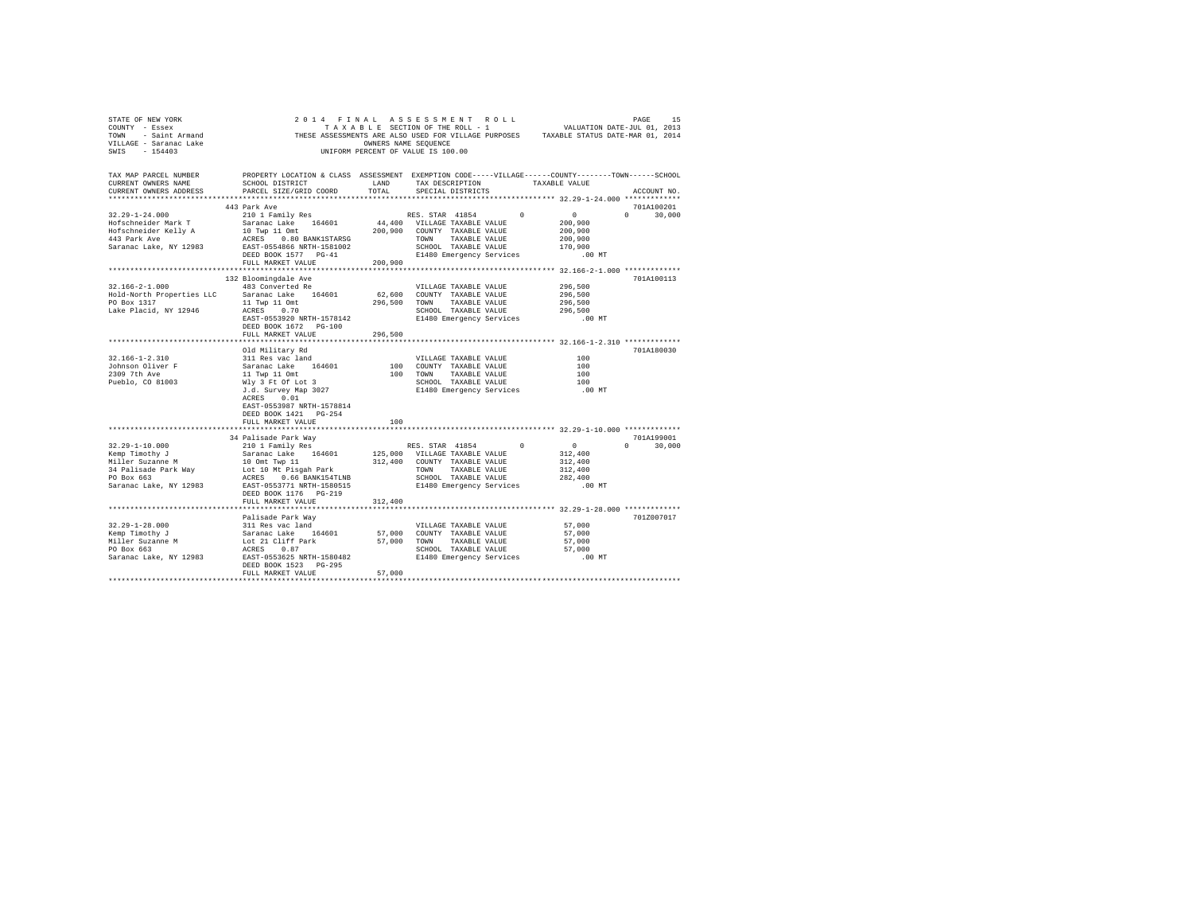STATE OF NEW YORK
COUNTY - Essex
TOWN - Saint Armand
VILLAGE - Saranac Lake
SWIS - 154403

2014 FINAL ASSESSMENT ROLL
TAXABLE SECTION OF THE ROLL - 1
THESE ASSESSMENTS ARE ALSO USED FOR VILLAGE PURPOSES
OWNERS NAME SEQUENCE
UNIFORM PERCENT OF VALUE IS 100.00

VALUATION DATE-JUL 01, 2013
TAXABLE STATUS DATE-MAR 01, 2014

| TAX MAP PARCEL NUMBER / CURRENT OWNERS NAME / CURRENT OWNERS ADDRESS | PROPERTY LOCATION & CLASS / SCHOOL DISTRICT / PARCEL SIZE/GRID COORD | ASSESSMENT LAND / TOTAL | EXEMPTION CODE / TAX DESCRIPTION / SPECIAL DISTRICTS | VILLAGE | COUNTY / TAXABLE VALUE | TOWN | SCHOOL | ACCOUNT NO. |
|---|---|---|---|---|---|---|---|---|
| 32.29-1-24.000 | 443 Park Ave | | | | | | | 701A100201 |
| Hofschneider Mark T | 210 1 Family Res | | RES. STAR 41854 | 0 | 0 | 0 | 30,000 | |
| Hofschneider Kelly A | Saranac Lake 164601 | 44,400 | VILLAGE TAXABLE VALUE | | 200,900 | | | |
| 443 Park Ave | 10 Twp 11 Omt | 200,900 | COUNTY TAXABLE VALUE | | 200,900 | | | |
| Saranac Lake, NY 12983 | ACRES 0.80 BANK1STARSG | | TOWN TAXABLE VALUE | | 200,900 | | | |
| | EAST-0554866 NRTH-1581002 | | SCHOOL TAXABLE VALUE | | 170,900 | | | |
| | DEED BOOK 1577 PG-41 | | E1480 Emergency Services | | .00 MT | | | |
| | FULL MARKET VALUE | 200,900 | | | | | | |
| 32.166-2-1.000 | 132 Bloomingdale Ave | | | | | | | 701A100113 |
| Hold-North Properties LLC | 483 Converted Re | | VILLAGE TAXABLE VALUE | | 296,500 | | | |
| PO Box 1317 | Saranac Lake 164601 | 62,600 | COUNTY TAXABLE VALUE | | 296,500 | | | |
| Lake Placid, NY 12946 | 11 Twp 11 Omt | 296,500 | TOWN TAXABLE VALUE | | 296,500 | | | |
| | ACRES 0.70 | | SCHOOL TAXABLE VALUE | | 296,500 | | | |
| | EAST-0553920 NRTH-1578142 | | E1480 Emergency Services | | .00 MT | | | |
| | DEED BOOK 1672 PG-100 | | | | | | | |
| | FULL MARKET VALUE | 296,500 | | | | | | |
| 32.166-1-2.310 | Old Military Rd | | | | | | | 701A180030 |
| Johnson Oliver F | 311 Res vac land | | VILLAGE TAXABLE VALUE | | 100 | | | |
| 2309 7th Ave | Saranac Lake 164601 | 100 | COUNTY TAXABLE VALUE | | 100 | | | |
| Pueblo, CO 81003 | 11 Twp 11 Omt | 100 | TOWN TAXABLE VALUE | | 100 | | | |
| | Wly 3 Ft Of Lot 3 | | SCHOOL TAXABLE VALUE | | 100 | | | |
| | J.d. Survey Map 3027 | | E1480 Emergency Services | | .00 MT | | | |
| | ACRES 0.01 | | | | | | | |
| | EAST-0553987 NRTH-1578814 | | | | | | | |
| | DEED BOOK 1421 PG-254 | | | | | | | |
| | FULL MARKET VALUE | 100 | | | | | | |
| 32.29-1-10.000 | 34 Palisade Park Way | | | | | | | 701A199001 |
| Kemp Timothy J | 210 1 Family Res | | RES. STAR 41854 | 0 | 0 | 0 | 30,000 | |
| Miller Suzanne M | Saranac Lake 164601 | 125,000 | VILLAGE TAXABLE VALUE | | 312,400 | | | |
| 34 Palisade Park Way | 10 Omt Twp 11 | 312,400 | COUNTY TAXABLE VALUE | | 312,400 | | | |
| PO Box 663 | Lot 10 Mt Pisgah Park | | TOWN TAXABLE VALUE | | 312,400 | | | |
| Saranac Lake, NY 12983 | ACRES 0.66 BANK154TLNB | | SCHOOL TAXABLE VALUE | | 282,400 | | | |
| | EAST-0553771 NRTH-1580515 | | E1480 Emergency Services | | .00 MT | | | |
| | DEED BOOK 1176 PG-219 | | | | | | | |
| | FULL MARKET VALUE | 312,400 | | | | | | |
| 32.29-1-28.000 | Palisade Park Way | | | | | | | 701Z007017 |
| Kemp Timothy J | 311 Res vac land | | VILLAGE TAXABLE VALUE | | 57,000 | | | |
| Miller Suzanne M | Saranac Lake 164601 | 57,000 | COUNTY TAXABLE VALUE | | 57,000 | | | |
| PO Box 663 | Lot 21 Cliff Park | 57,000 | TOWN TAXABLE VALUE | | 57,000 | | | |
| Saranac Lake, NY 12983 | ACRES 0.87 | | SCHOOL TAXABLE VALUE | | 57,000 | | | |
| | EAST-0553625 NRTH-1580482 | | E1480 Emergency Services | | .00 MT | | | |
| | DEED BOOK 1523 PG-295 | | | | | | | |
| | FULL MARKET VALUE | 57,000 | | | | | | |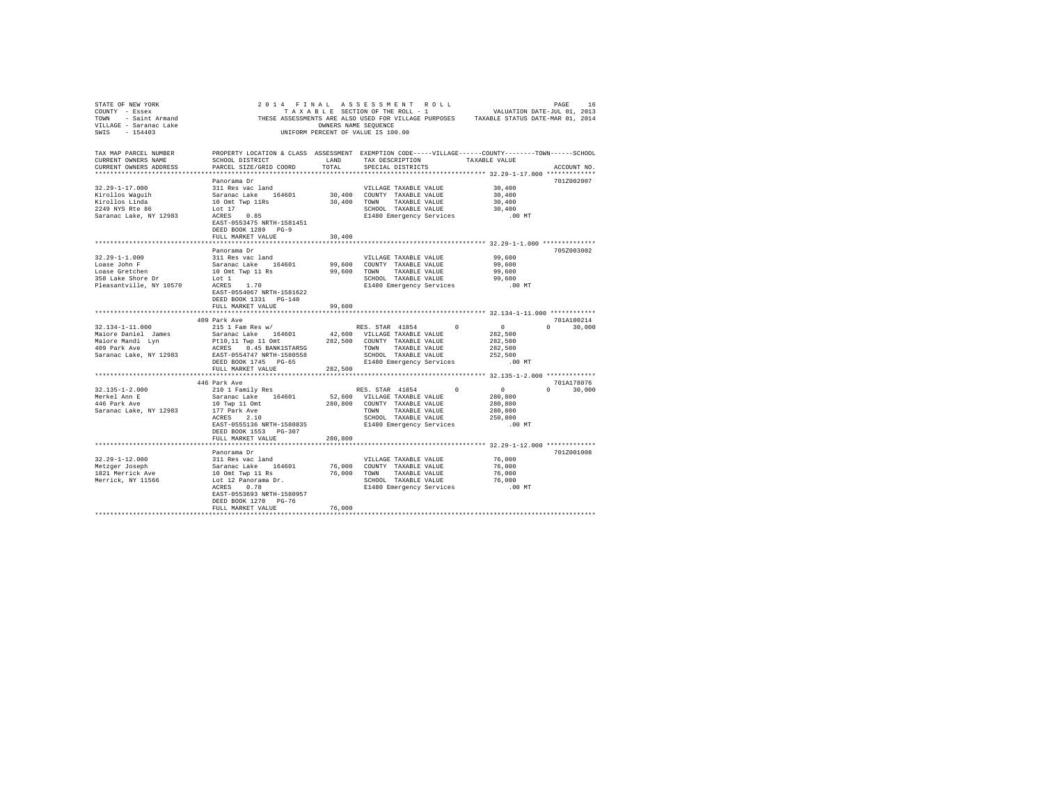STATE OF NEW YORK
COUNTY - Essex
TOWN - Saint Armand
VILLAGE - Saranac Lake
SWIS - 154403

2 0 1 4 F I N A L A S S E S S M E N T R O L L
T A X A B L E SECTION OF THE ROLL - 1
THESE ASSESSMENTS ARE ALSO USED FOR VILLAGE PURPOSES
OWNERS NAME SEQUENCE
UNIFORM PERCENT OF VALUE IS 100.00

VALUATION DATE-JUL 01, 2013
TAXABLE STATUS DATE-MAR 01, 2014

| TAX MAP PARCEL NUMBER / CURRENT OWNERS NAME / CURRENT OWNERS ADDRESS | PROPERTY LOCATION & CLASS / SCHOOL DISTRICT / PARCEL SIZE/GRID COORD | ASSESSMENT LAND / TOTAL | EXEMPTION CODE / TAX DESCRIPTION / SPECIAL DISTRICTS | VILLAGE | COUNTY / TAXABLE VALUE | TOWN | SCHOOL | ACCOUNT NO. |
|---|---|---|---|---|---|---|---|---|
| **32.29-1-17.000** | Panorama Dr | | | | | | | 701Z002007 |
| 32.29-1-17.000 | 311 Res vac land | | VILLAGE TAXABLE VALUE | | 30,400 | | | |
| Kirollos Waguih | Saranac Lake 164601 | 30,400 | COUNTY TAXABLE VALUE | | 30,400 | | | |
| Kirollos Linda | 10 Omt Twp 11Rs | 30,400 | TOWN TAXABLE VALUE | | 30,400 | | | |
| 2249 NYS Rte 86 | Lot 17 | | SCHOOL TAXABLE VALUE | | 30,400 | | | |
| Saranac Lake, NY 12983 | ACRES 0.85 | | E1480 Emergency Services | | .00 MT | | | |
| | EAST-0553475 NRTH-1581451 | | | | | | | |
| | DEED BOOK 1289 PG-9 | | | | | | | |
| | FULL MARKET VALUE | 30,400 | | | | | | |
| **32.29-1-1.000** | Panorama Dr | | | | | | | 705Z003002 |
| 32.29-1-1.000 | 311 Res vac land | | VILLAGE TAXABLE VALUE | | 99,600 | | | |
| Loase John F | Saranac Lake 164601 | 99,600 | COUNTY TAXABLE VALUE | | 99,600 | | | |
| Loase Gretchen | 10 Omt Twp 11 Rs | 99,600 | TOWN TAXABLE VALUE | | 99,600 | | | |
| 358 Lake Shore Dr | Lot 1 | | SCHOOL TAXABLE VALUE | | 99,600 | | | |
| Pleasantville, NY 10570 | ACRES 1.70 | | E1480 Emergency Services | | .00 MT | | | |
| | EAST-0554067 NRTH-1581622 | | | | | | | |
| | DEED BOOK 1331 PG-140 | | | | | | | |
| | FULL MARKET VALUE | 99,600 | | | | | | |
| **32.134-1-11.000** | 409 Park Ave | | | | | | | 701A100214 |
| 32.134-1-11.000 | 215 1 Fam Res w/ | | RES. STAR 41854 | 0 | 0 | 0 | 30,000 | |
| Maiore Daniel James | Saranac Lake 164601 | 42,600 | VILLAGE TAXABLE VALUE | | 282,500 | | | |
| Maiore Mandi Lyn | Pt10,11 Twp 11 Omt | 282,500 | COUNTY TAXABLE VALUE | | 282,500 | | | |
| 409 Park Ave | ACRES 0.45 BANK1STARSG | | TOWN TAXABLE VALUE | | 282,500 | | | |
| Saranac Lake, NY 12983 | EAST-0554747 NRTH-1580558 | | SCHOOL TAXABLE VALUE | | 252,500 | | | |
| | DEED BOOK 1745 PG-65 | | E1480 Emergency Services | | .00 MT | | | |
| | FULL MARKET VALUE | 282,500 | | | | | | |
| **32.135-1-2.000** | 446 Park Ave | | | | | | | 701A178076 |
| 32.135-1-2.000 | 210 1 Family Res | | RES. STAR 41854 | 0 | 0 | 0 | 30,000 | |
| Merkel Ann E | Saranac Lake 164601 | 52,600 | VILLAGE TAXABLE VALUE | | 280,800 | | | |
| 446 Park Ave | 10 Twp 11 Omt | 280,800 | COUNTY TAXABLE VALUE | | 280,800 | | | |
| Saranac Lake, NY 12983 | 177 Park Ave | | TOWN TAXABLE VALUE | | 280,800 | | | |
| | ACRES 2.10 | | SCHOOL TAXABLE VALUE | | 250,800 | | | |
| | EAST-0555136 NRTH-1580835 | | E1480 Emergency Services | | .00 MT | | | |
| | DEED BOOK 1553 PG-307 | | | | | | | |
| | FULL MARKET VALUE | 280,800 | | | | | | |
| **32.29-1-12.000** | Panorama Dr | | | | | | | 701Z001008 |
| 32.29-1-12.000 | 311 Res vac land | | VILLAGE TAXABLE VALUE | | 76,000 | | | |
| Metzger Joseph | Saranac Lake 164601 | 76,000 | COUNTY TAXABLE VALUE | | 76,000 | | | |
| 1821 Merrick Ave | 10 Omt Twp 11 Rs | 76,000 | TOWN TAXABLE VALUE | | 76,000 | | | |
| Merrick, NY 11566 | Lot 12 Panorama Dr. | | SCHOOL TAXABLE VALUE | | 76,000 | | | |
| | ACRES 0.78 | | E1480 Emergency Services | | .00 MT | | | |
| | EAST-0553693 NRTH-1580957 | | | | | | | |
| | DEED BOOK 1270 PG-76 | | | | | | | |
| | FULL MARKET VALUE | 76,000 | | | | | | |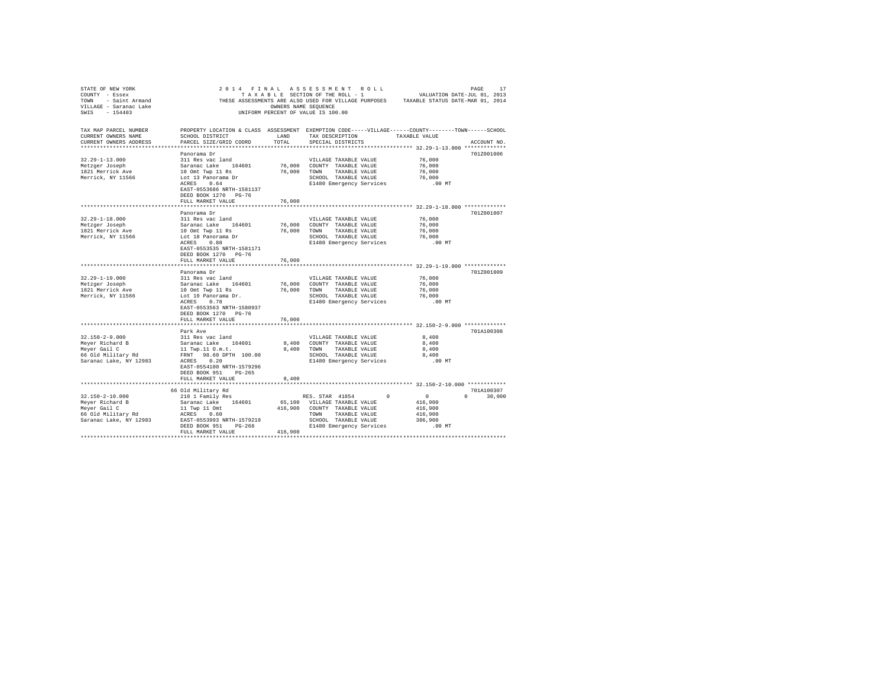STATE OF NEW YORK
COUNTY - Essex
TOWN - Saint Armand
VILLAGE - Saranac Lake
SWIS - 154403

2014 FINAL ASSESSMENT ROLL
TAXABLE SECTION OF THE ROLL - 1
THESE ASSESSMENTS ARE ALSO USED FOR VILLAGE PURPOSES
OWNERS NAME SEQUENCE
UNIFORM PERCENT OF VALUE IS 100.00

VALUATION DATE-JUL 01, 2013
TAXABLE STATUS DATE-MAR 01, 2014

| TAX MAP PARCEL NUMBER / CURRENT OWNERS NAME / CURRENT OWNERS ADDRESS | PROPERTY LOCATION & CLASS / SCHOOL DISTRICT / PARCEL SIZE/GRID COORD | ASSESSMENT LAND / TOTAL | EXEMPTION CODE / TAX DESCRIPTION / SPECIAL DISTRICTS | VILLAGE / COUNTY / TOWN / SCHOOL TAXABLE VALUE | ACCOUNT NO. |
|---|---|---|---|---|---|
| **32.29-1-13.000** | Panorama Dr | | | | 701Z001006 |
| 32.29-1-13.000 | 311 Res vac land | | VILLAGE TAXABLE VALUE | 76,000 | |
| Metzger Joseph | Saranac Lake 164601 | 76,000 | COUNTY TAXABLE VALUE | 76,000 | |
| 1821 Merrick Ave | 10 Omt Twp 11 Rs | 76,000 | TOWN TAXABLE VALUE | 76,000 | |
| Merrick, NY 11566 | Lot 13 Panorama Dr | | SCHOOL TAXABLE VALUE | 76,000 | |
| | ACRES 0.64 | | E1480 Emergency Services | .00 MT | |
| | EAST-0553686 NRTH-1581137 | | | | |
| | DEED BOOK 1270 PG-76 | | | | |
| | FULL MARKET VALUE | 76,000 | | | |
| **32.29-1-18.000** | Panorama Dr | | | | 701Z001007 |
| 32.29-1-18.000 | 311 Res vac land | | VILLAGE TAXABLE VALUE | 76,000 | |
| Metzger Joseph | Saranac Lake 164601 | 76,000 | COUNTY TAXABLE VALUE | 76,000 | |
| 1821 Merrick Ave | 10 Omt Twp 11 Rs | 76,000 | TOWN TAXABLE VALUE | 76,000 | |
| Merrick, NY 11566 | Lot 18 Panorama Dr | | SCHOOL TAXABLE VALUE | 76,000 | |
| | ACRES 0.88 | | E1480 Emergency Services | .00 MT | |
| | EAST-0553535 NRTH-1581171 | | | | |
| | DEED BOOK 1270 PG-76 | | | | |
| | FULL MARKET VALUE | 76,000 | | | |
| **32.29-1-19.000** | Panorama Dr | | | | 701Z001009 |
| 32.29-1-19.000 | 311 Res vac land | | VILLAGE TAXABLE VALUE | 76,000 | |
| Metzger Joseph | Saranac Lake 164601 | 76,000 | COUNTY TAXABLE VALUE | 76,000 | |
| 1821 Merrick Ave | 10 Omt Twp 11 Rs | 76,000 | TOWN TAXABLE VALUE | 76,000 | |
| Merrick, NY 11566 | Lot 19 Panorama Dr. | | SCHOOL TAXABLE VALUE | 76,000 | |
| | ACRES 0.78 | | E1480 Emergency Services | .00 MT | |
| | EAST-0553563 NRTH-1580937 | | | | |
| | DEED BOOK 1270 PG-76 | | | | |
| | FULL MARKET VALUE | 76,000 | | | |
| **32.150-2-9.000** | Park Ave | | | | 701A100308 |
| 32.150-2-9.000 | 311 Res vac land | | VILLAGE TAXABLE VALUE | 8,400 | |
| Meyer Richard B | Saranac Lake 164601 | 8,400 | COUNTY TAXABLE VALUE | 8,400 | |
| Meyer Gail C | 11 Twp.11 O.m.t. | 8,400 | TOWN TAXABLE VALUE | 8,400 | |
| 66 Old Military Rd | FRNT 98.60 DPTH 100.00 | | SCHOOL TAXABLE VALUE | 8,400 | |
| Saranac Lake, NY 12983 | ACRES 0.20 | | E1480 Emergency Services | .00 MT | |
| | EAST-0554100 NRTH-1579296 | | | | |
| | DEED BOOK 951 PG-265 | | | | |
| | FULL MARKET VALUE | 8,400 | | | |
| **32.150-2-10.000** | 66 Old Military Rd | | | | 701A100307 |
| 32.150-2-10.000 | 210 1 Family Res | | RES. STAR 41854 | 0 0 0 30,000 | |
| Meyer Richard B | Saranac Lake 164601 | 65,100 | VILLAGE TAXABLE VALUE | 416,900 | |
| Meyer Gail C | 11 Twp 11 Omt | 416,900 | COUNTY TAXABLE VALUE | 416,900 | |
| 66 Old Military Rd | ACRES 0.60 | | TOWN TAXABLE VALUE | 416,900 | |
| Saranac Lake, NY 12983 | EAST-0553993 NRTH-1579219 | | SCHOOL TAXABLE VALUE | 386,900 | |
| | DEED BOOK 951 PG-268 | | E1480 Emergency Services | .00 MT | |
| | FULL MARKET VALUE | 416,900 | | | |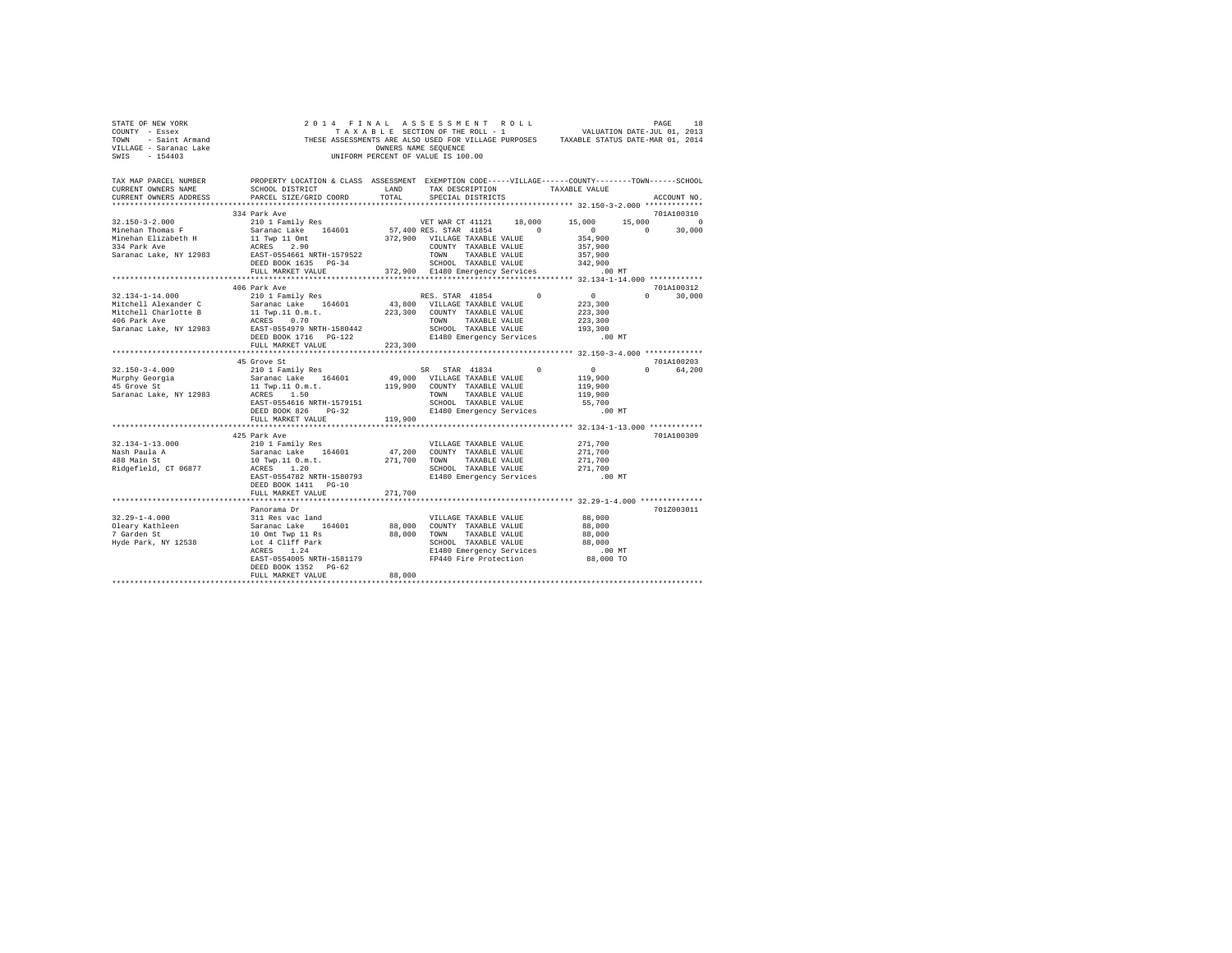STATE OF NEW YORK
COUNTY - Essex
TOWN - Saint Armand
VILLAGE - Saranac Lake
SWIS - 154403

2014 FINAL ASSESSMENT ROLL
TAXABLE SECTION OF THE ROLL - 1
THESE ASSESSMENTS ARE ALSO USED FOR VILLAGE PURPOSES
OWNERS NAME SEQUENCE
UNIFORM PERCENT OF VALUE IS 100.00

VALUATION DATE-JUL 01, 2013
TAXABLE STATUS DATE-MAR 01, 2014

```
TAX MAP PARCEL NUMBER          PROPERTY LOCATION & CLASS  ASSESSMENT  EXEMPTION CODE-----VILLAGE------COUNTY--------TOWN------SCHOOL
CURRENT OWNERS NAME            SCHOOL DISTRICT             LAND       TAX DESCRIPTION            TAXABLE VALUE
CURRENT OWNERS ADDRESS         PARCEL SIZE/GRID COORD      TOTAL      SPECIAL DISTRICTS                                    ACCOUNT NO.
************************************************************************************************ 32.150-3-2.000 *************
                               334 Park Ave                                                                                701A100310
32.150-3-2.000                 210 1 Family Res                        VET WAR CT 41121    18,000     15,000     15,000          0
Minehan Thomas F               Saranac Lake    164601      57,400 RES. STAR 41854          0          0          0     30,000
Minehan Elizabeth H            11 Twp 11 Omt              372,900  VILLAGE TAXABLE VALUE        354,900
334 Park Ave                   ACRES    2.90                       COUNTY  TAXABLE VALUE        357,900
Saranac Lake, NY 12983         EAST-0554661 NRTH-1579522           TOWN    TAXABLE VALUE        357,900
                               DEED BOOK 1635   PG-34              SCHOOL  TAXABLE VALUE        342,900
                               FULL MARKET VALUE          372,900  E1480 Emergency Services          .00 MT
************************************************************************************************ 32.134-1-14.000 ************
                               406 Park Ave                                                                                701A100312
32.134-1-14.000                210 1 Family Res                        RES. STAR 41854          0          0          0     30,000
Mitchell Alexander C           Saranac Lake    164601      43,800  VILLAGE TAXABLE VALUE        223,300
Mitchell Charlotte B           11 Twp.11 O.m.t.           223,300  COUNTY  TAXABLE VALUE        223,300
406 Park Ave                   ACRES    0.70                       TOWN    TAXABLE VALUE        223,300
Saranac Lake, NY 12983         EAST-0554979 NRTH-1580442           SCHOOL  TAXABLE VALUE        193,300
                               DEED BOOK 1716   PG-122             E1480 Emergency Services          .00 MT
                               FULL MARKET VALUE          223,300
************************************************************************************************ 32.150-3-4.000 *************
                               45 Grove St                                                                                 701A100203
32.150-3-4.000                 210 1 Family Res                        SR   STAR 41834          0          0          0     64,200
Murphy Georgia                 Saranac Lake    164601      49,000  VILLAGE TAXABLE VALUE        119,900
45 Grove St                    11 Twp.11 O.m.t.           119,900  COUNTY  TAXABLE VALUE        119,900
Saranac Lake, NY 12983         ACRES    1.50                       TOWN    TAXABLE VALUE        119,900
                               EAST-0554616 NRTH-1579151           SCHOOL  TAXABLE VALUE         55,700
                               DEED BOOK 826    PG-32              E1480 Emergency Services          .00 MT
                               FULL MARKET VALUE          119,900
************************************************************************************************ 32.134-1-13.000 ************
                               425 Park Ave                                                                                701A100309
32.134-1-13.000                210 1 Family Res                        VILLAGE TAXABLE VALUE        271,700
Nash Paula A                   Saranac Lake    164601      47,200  COUNTY  TAXABLE VALUE        271,700
488 Main St                    10 Twp.11 O.m.t.           271,700  TOWN    TAXABLE VALUE        271,700
Ridgefield, CT 06877           ACRES    1.20                       SCHOOL  TAXABLE VALUE        271,700
                               EAST-0554782 NRTH-1580793           E1480 Emergency Services          .00 MT
                               DEED BOOK 1411   PG-10
                               FULL MARKET VALUE          271,700
************************************************************************************************ 32.29-1-4.000 **************
                               Panorama Dr                                                                                 701Z003011
32.29-1-4.000                  311 Res vac land                        VILLAGE TAXABLE VALUE         88,000
Oleary Kathleen                Saranac Lake    164601      88,000  COUNTY  TAXABLE VALUE         88,000
7 Garden St                    10 Omt Twp 11 Rs            88,000  TOWN    TAXABLE VALUE         88,000
Hyde Park, NY 12538            Lot 4 Cliff Park                    SCHOOL  TAXABLE VALUE         88,000
                               ACRES    1.24                       E1480 Emergency Services          .00 MT
                               EAST-0554005 NRTH-1581179           FP440 Fire Protection         88,000 TO
                               DEED BOOK 1352   PG-62
                               FULL MARKET VALUE           88,000
******************************************************************************************************************************
```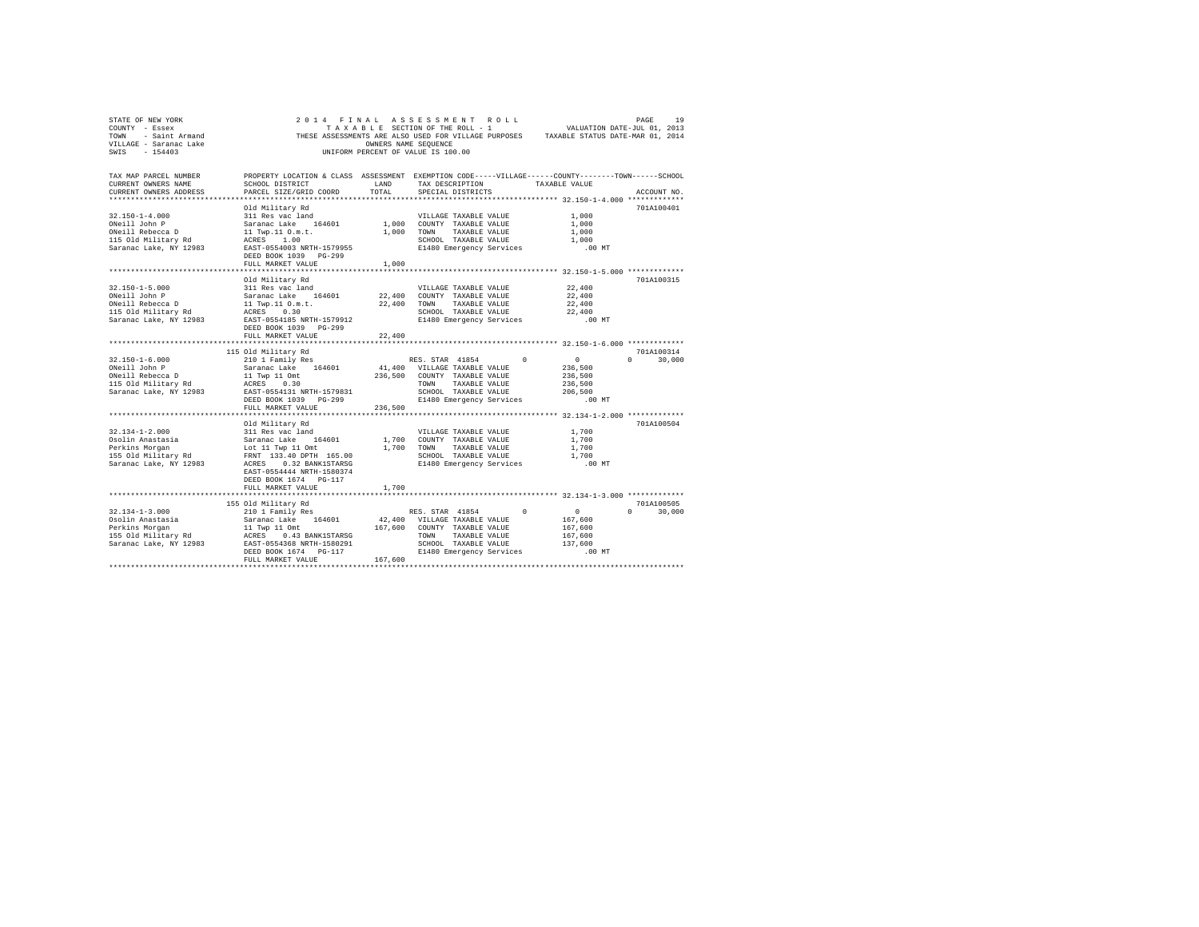STATE OF NEW YORK
COUNTY - Essex
TOWN - Saint Armand
VILLAGE - Saranac Lake
SWIS - 154403

2014 FINAL ASSESSMENT ROLL
TAXABLE SECTION OF THE ROLL - 1
THESE ASSESSMENTS ARE ALSO USED FOR VILLAGE PURPOSES
OWNERS NAME SEQUENCE
UNIFORM PERCENT OF VALUE IS 100.00

VALUATION DATE-JUL 01, 2013
TAXABLE STATUS DATE-MAR 01, 2014

| TAX MAP PARCEL NUMBER / CURRENT OWNERS NAME / CURRENT OWNERS ADDRESS | PROPERTY LOCATION & CLASS / SCHOOL DISTRICT / PARCEL SIZE/GRID COORD | ASSESSMENT LAND | TOTAL | EXEMPTION CODE / TAX DESCRIPTION / SPECIAL DISTRICTS | VILLAGE | COUNTY | TOWN | SCHOOL | TAXABLE VALUE | ACCOUNT NO. |
|---|---|---|---|---|---|---|---|---|---|---|
| 32.150-1-4.000 | Old Military Rd | | | | | | | | | 701A100401 |
| ONeill John P | 311 Res vac land | | | VILLAGE TAXABLE VALUE | | | | | 1,000 | |
| ONeill Rebecca D | Saranac Lake 164601 | 1,000 | 1,000 | COUNTY TAXABLE VALUE | | | | | 1,000 | |
| 115 Old Military Rd | 11 Twp.11 O.m.t. | | | TOWN TAXABLE VALUE | | | | | 1,000 | |
| Saranac Lake, NY 12983 | ACRES 1.00 | | | SCHOOL TAXABLE VALUE | | | | | 1,000 | |
| | EAST-0554003 NRTH-1579955 | | | E1480 Emergency Services | | | | | .00 MT | |
| | DEED BOOK 1039 PG-299 | | | | | | | | | |
| | FULL MARKET VALUE | | 1,000 | | | | | | | |
| 32.150-1-5.000 | Old Military Rd | | | | | | | | | 701A100315 |
| ONeill John P | 311 Res vac land | | | VILLAGE TAXABLE VALUE | | | | | 22,400 | |
| ONeill Rebecca D | Saranac Lake 164601 | 22,400 | 22,400 | COUNTY TAXABLE VALUE | | | | | 22,400 | |
| 115 Old Military Rd | 11 Twp.11 O.m.t. | | | TOWN TAXABLE VALUE | | | | | 22,400 | |
| Saranac Lake, NY 12983 | ACRES 0.30 | | | SCHOOL TAXABLE VALUE | | | | | 22,400 | |
| | EAST-0554185 NRTH-1579912 | | | E1480 Emergency Services | | | | | .00 MT | |
| | DEED BOOK 1039 PG-299 | | | | | | | | | |
| | FULL MARKET VALUE | | 22,400 | | | | | | | |
| 32.150-1-6.000 | 115 Old Military Rd | | | | | | | | | 701A100314 |
| ONeill John P | 210 1 Family Res | | | RES. STAR 41854 | 0 | 0 | 0 | 30,000 | | |
| ONeill Rebecca D | Saranac Lake 164601 | 41,400 | 236,500 | VILLAGE TAXABLE VALUE | | | | | 236,500 | |
| 115 Old Military Rd | 11 Twp 11 Omt | | | COUNTY TAXABLE VALUE | | | | | 236,500 | |
| Saranac Lake, NY 12983 | ACRES 0.30 | | | TOWN TAXABLE VALUE | | | | | 236,500 | |
| | EAST-0554131 NRTH-1579831 | | | SCHOOL TAXABLE VALUE | | | | | 206,500 | |
| | DEED BOOK 1039 PG-299 | | | E1480 Emergency Services | | | | | .00 MT | |
| | FULL MARKET VALUE | | 236,500 | | | | | | | |
| 32.134-1-2.000 | Old Military Rd | | | | | | | | | 701A100504 |
| Osolin Anastasia | 311 Res vac land | | | VILLAGE TAXABLE VALUE | | | | | 1,700 | |
| Perkins Morgan | Saranac Lake 164601 | 1,700 | 1,700 | COUNTY TAXABLE VALUE | | | | | 1,700 | |
| 155 Old Military Rd | Lot 11 Twp 11 Omt | | | TOWN TAXABLE VALUE | | | | | 1,700 | |
| Saranac Lake, NY 12983 | FRNT 133.40 DPTH 165.00 | | | SCHOOL TAXABLE VALUE | | | | | 1,700 | |
| | ACRES 0.32 BANK1STARSG | | | E1480 Emergency Services | | | | | .00 MT | |
| | EAST-0554444 NRTH-1580374 | | | | | | | | | |
| | DEED BOOK 1674 PG-117 | | | | | | | | | |
| | FULL MARKET VALUE | | 1,700 | | | | | | | |
| 32.134-1-3.000 | 155 Old Military Rd | | | | | | | | | 701A100505 |
| Osolin Anastasia | 210 1 Family Res | | | RES. STAR 41854 | 0 | 0 | 0 | 30,000 | | |
| Perkins Morgan | Saranac Lake 164601 | 42,400 | 167,600 | VILLAGE TAXABLE VALUE | | | | | 167,600 | |
| 155 Old Military Rd | 11 Twp 11 Omt | | | COUNTY TAXABLE VALUE | | | | | 167,600 | |
| Saranac Lake, NY 12983 | ACRES 0.43 BANK1STARSG | | | TOWN TAXABLE VALUE | | | | | 167,600 | |
| | EAST-0554368 NRTH-1580291 | | | SCHOOL TAXABLE VALUE | | | | | 137,600 | |
| | DEED BOOK 1674 PG-117 | | | E1480 Emergency Services | | | | | .00 MT | |
| | FULL MARKET VALUE | | 167,600 | | | | | | | |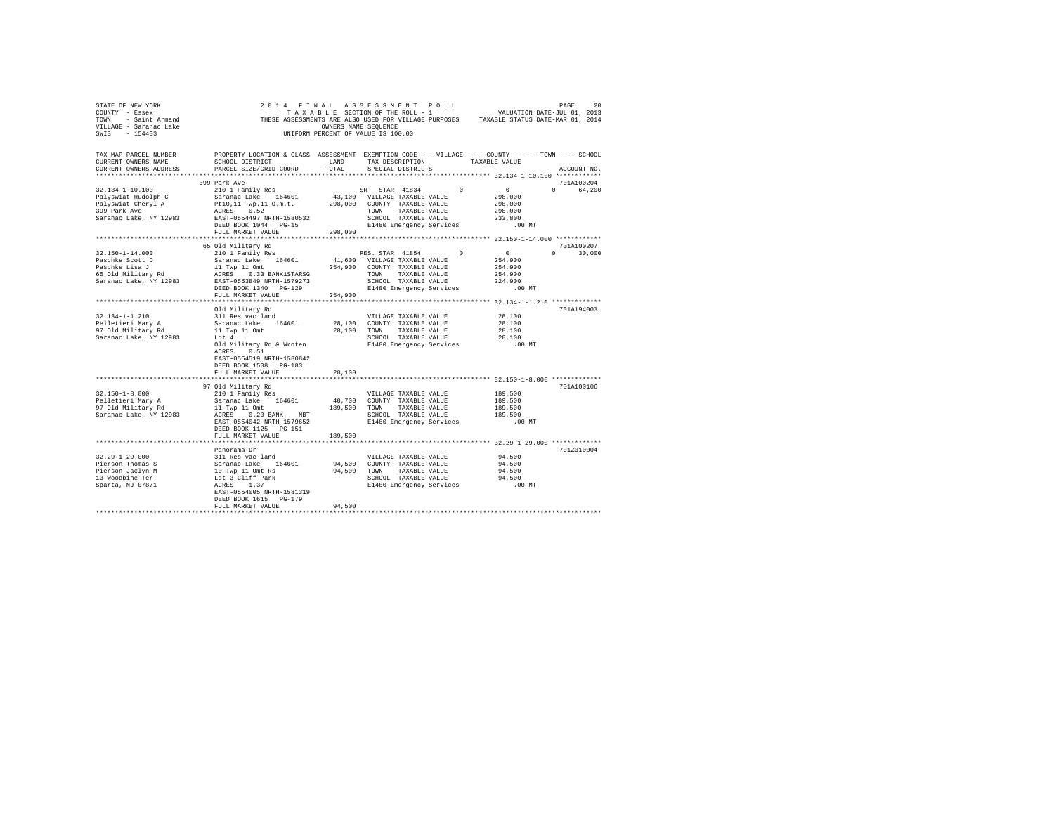STATE OF NEW YORK
COUNTY - Essex
TOWN - Saint Armand
VILLAGE - Saranac Lake
SWIS - 154403

2014 FINAL ASSESSMENT ROLL
TAXABLE SECTION OF THE ROLL - 1
THESE ASSESSMENTS ARE ALSO USED FOR VILLAGE PURPOSES
OWNERS NAME SEQUENCE
UNIFORM PERCENT OF VALUE IS 100.00

VALUATION DATE-JUL 01, 2013
TAXABLE STATUS DATE-MAR 01, 2014

```
TAX MAP PARCEL NUMBER     PROPERTY LOCATION & CLASS  ASSESSMENT  EXEMPTION CODE-----VILLAGE------COUNTY--------TOWN------SCHOOL
CURRENT OWNERS NAME       SCHOOL DISTRICT               LAND      TAX DESCRIPTION            TAXABLE VALUE
CURRENT OWNERS ADDRESS    PARCEL SIZE/GRID COORD        TOTAL     SPECIAL DISTRICTS                                       ACCOUNT NO.
******************************************************************************************** 32.134-1-10.100 ************
                          399 Park Ave                                                                              701A100204
32.134-1-10.100           210 1 Family Res                    SR  STAR 41834        0           0            0      64,200
Palyswiat Rudolph C       Saranac Lake    164601       43,100   VILLAGE TAXABLE VALUE           298,000
Palyswiat Cheryl A        Pt10,11 Twp.11 O.m.t.       298,000   COUNTY  TAXABLE VALUE           298,000
399 Park Ave              ACRES    0.52                          TOWN    TAXABLE VALUE           298,000
Saranac Lake, NY 12983    EAST-0554497 NRTH-1580532              SCHOOL  TAXABLE VALUE           233,800
                          DEED BOOK 1044   PG-15                 E1480 Emergency Services            .00 MT
                          FULL MARKET VALUE           298,000
******************************************************************************************** 32.150-1-14.000 ************
                          65 Old Military Rd                                                                        701A100207
32.150-1-14.000           210 1 Family Res                    RES. STAR 41854       0           0            0      30,000
Paschke Scott D           Saranac Lake    164601       41,600   VILLAGE TAXABLE VALUE           254,900
Paschke Lisa J            11 Twp 11 Omt               254,900   COUNTY  TAXABLE VALUE           254,900
65 Old Military Rd        ACRES    0.33 BANK1STARSG              TOWN    TAXABLE VALUE           254,900
Saranac Lake, NY 12983    EAST-0553849 NRTH-1579273              SCHOOL  TAXABLE VALUE           224,900
                          DEED BOOK 1340   PG-129                E1480 Emergency Services            .00 MT
                          FULL MARKET VALUE           254,900
******************************************************************************************** 32.134-1-1.210 *************
                          Old Military Rd                                                                           701A194003
32.134-1-1.210            311 Res vac land                       VILLAGE TAXABLE VALUE            28,100
Pelletieri Mary A         Saranac Lake    164601       28,100   COUNTY  TAXABLE VALUE            28,100
97 Old Military Rd        11 Twp 11 Omt                28,100   TOWN    TAXABLE VALUE            28,100
Saranac Lake, NY 12983    Lot 4                                  SCHOOL  TAXABLE VALUE            28,100
                          Old Military Rd & Wroten               E1480 Emergency Services            .00 MT
                          ACRES    0.51
                          EAST-0554519 NRTH-1580842
                          DEED BOOK 1508   PG-183
                          FULL MARKET VALUE            28,100
******************************************************************************************** 32.150-1-8.000 *************
                          97 Old Military Rd                                                                        701A100106
32.150-1-8.000            210 1 Family Res                       VILLAGE TAXABLE VALUE           189,500
Pelletieri Mary A         Saranac Lake    164601       40,700   COUNTY  TAXABLE VALUE           189,500
97 Old Military Rd        11 Twp 11 Omt               189,500   TOWN    TAXABLE VALUE           189,500
Saranac Lake, NY 12983    ACRES    0.20 BANK    NBT              SCHOOL  TAXABLE VALUE           189,500
                          EAST-0554042 NRTH-1579652              E1480 Emergency Services            .00 MT
                          DEED BOOK 1125   PG-151
                          FULL MARKET VALUE           189,500
******************************************************************************************** 32.29-1-29.000 *************
                          Panorama Dr                                                                               701Z010004
32.29-1-29.000            311 Res vac land                       VILLAGE TAXABLE VALUE            94,500
Pierson Thomas S          Saranac Lake    164601       94,500   COUNTY  TAXABLE VALUE            94,500
Pierson Jaclyn M          10 Twp 11 Omt Rs             94,500   TOWN    TAXABLE VALUE            94,500
13 Woodbine Ter           Lot 3 Cliff Park                       SCHOOL  TAXABLE VALUE            94,500
Sparta, NJ 07871          ACRES    1.37                          E1480 Emergency Services            .00 MT
                          EAST-0554005 NRTH-1581319
                          DEED BOOK 1615   PG-179
                          FULL MARKET VALUE            94,500
************************************************************************************************************************
```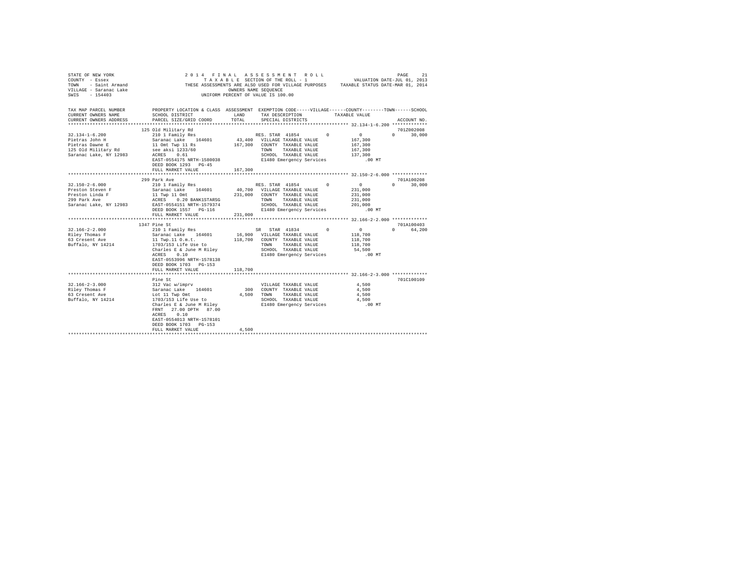STATE OF NEW YORK — 2 0 1 4 F I N A L A S S E S S M E N T R O L L — PAGE 21
COUNTY - Essex — T A X A B L E SECTION OF THE ROLL - 1 — VALUATION DATE-JUL 01, 2013
TOWN - Saint Armand — THESE ASSESSMENTS ARE ALSO USED FOR VILLAGE PURPOSES — TAXABLE STATUS DATE-MAR 01, 2014
VILLAGE - Saranac Lake — OWNERS NAME SEQUENCE
SWIS - 154403 — UNIFORM PERCENT OF VALUE IS 100.00

```
TAX MAP PARCEL NUMBER          PROPERTY LOCATION & CLASS  ASSESSMENT  EXEMPTION CODE-----VILLAGE------COUNTY--------TOWN------SCHOOL
CURRENT OWNERS NAME            SCHOOL DISTRICT               LAND      TAX DESCRIPTION            TAXABLE VALUE
CURRENT OWNERS ADDRESS         PARCEL SIZE/GRID COORD        TOTAL     SPECIAL DISTRICTS                                     ACCOUNT NO.
*********************************************************************************************************** 32.134-1-6.200 ************
                          125 Old Military Rd                                                                             701Z002008
32.134-1-6.200                 210 1 Family Res                       RES. STAR 41854          0           0           0      30,000
Pietras John H                 Saranac Lake     164601        43,400   VILLAGE TAXABLE VALUE          167,300
Pietras Dawne E                11 Omt Twp 11 Rs              167,300   COUNTY  TAXABLE VALUE          167,300
125 Old Military Rd            see aksi 1233/60                        TOWN    TAXABLE VALUE          167,300
Saranac Lake, NY 12983         ACRES    0.61                           SCHOOL  TAXABLE VALUE          137,300
                               EAST-0554175 NRTH-1580038               E1480 Emergency Services            .00 MT
                               DEED BOOK 1293   PG-45
                               FULL MARKET VALUE             167,300
*********************************************************************************************************** 32.150-2-6.000 ************
                          299 Park Ave                                                                                    701A100208
32.150-2-6.000                 210 1 Family Res                       RES. STAR 41854          0           0           0      30,000
Preston Steven F               Saranac Lake     164601        40,700   VILLAGE TAXABLE VALUE          231,000
Preston Linda F                11 Twp 11 Omt                 231,000   COUNTY  TAXABLE VALUE          231,000
299 Park Ave                   ACRES    0.20 BANK1STARSG               TOWN    TAXABLE VALUE          231,000
Saranac Lake, NY 12983         EAST-0554151 NRTH-1579374               SCHOOL  TAXABLE VALUE          201,000
                               DEED BOOK 1557   PG-116                 E1480 Emergency Services            .00 MT
                               FULL MARKET VALUE             231,000
*********************************************************************************************************** 32.166-2-2.000 ************
                          1347 Pine St                                                                                    701A100403
32.166-2-2.000                 210 1 Family Res                       SR   STAR 41834          0           0           0      64,200
Riley Thomas F                 Saranac Lake     164601        16,900   VILLAGE TAXABLE VALUE          118,700
63 Cresent Ave                 11 Twp.11 O.m.t.              118,700   COUNTY  TAXABLE VALUE          118,700
Buffalo, NY 14214              1703/153 Life Use to                    TOWN    TAXABLE VALUE          118,700
                               Charles E & June M Riley                SCHOOL  TAXABLE VALUE           54,500
                               ACRES    0.10                           E1480 Emergency Services            .00 MT
                               EAST-0553996 NRTH-1578138
                               DEED BOOK 1703   PG-153
                               FULL MARKET VALUE             118,700
*********************************************************************************************************** 32.166-2-3.000 ************
                          Pine St                                                                                         701C100109
32.166-2-3.000                 312 Vac w/imprv                         VILLAGE TAXABLE VALUE            4,500
Riley Thomas F                 Saranac Lake     164601           300   COUNTY  TAXABLE VALUE            4,500
63 Cresent Ave                 Lot 11 Twp Omt                  4,500   TOWN    TAXABLE VALUE            4,500
Buffalo, NY 14214              1703/153 Life Use to                    SCHOOL  TAXABLE VALUE            4,500
                               Charles E & June M Riley                E1480 Emergency Services            .00 MT
                               FRNT   27.00 DPTH   87.00
                               ACRES    0.10
                               EAST-0554013 NRTH-1578101
                               DEED BOOK 1703   PG-153
                               FULL MARKET VALUE               4,500
****************************************************************************************************************************************
```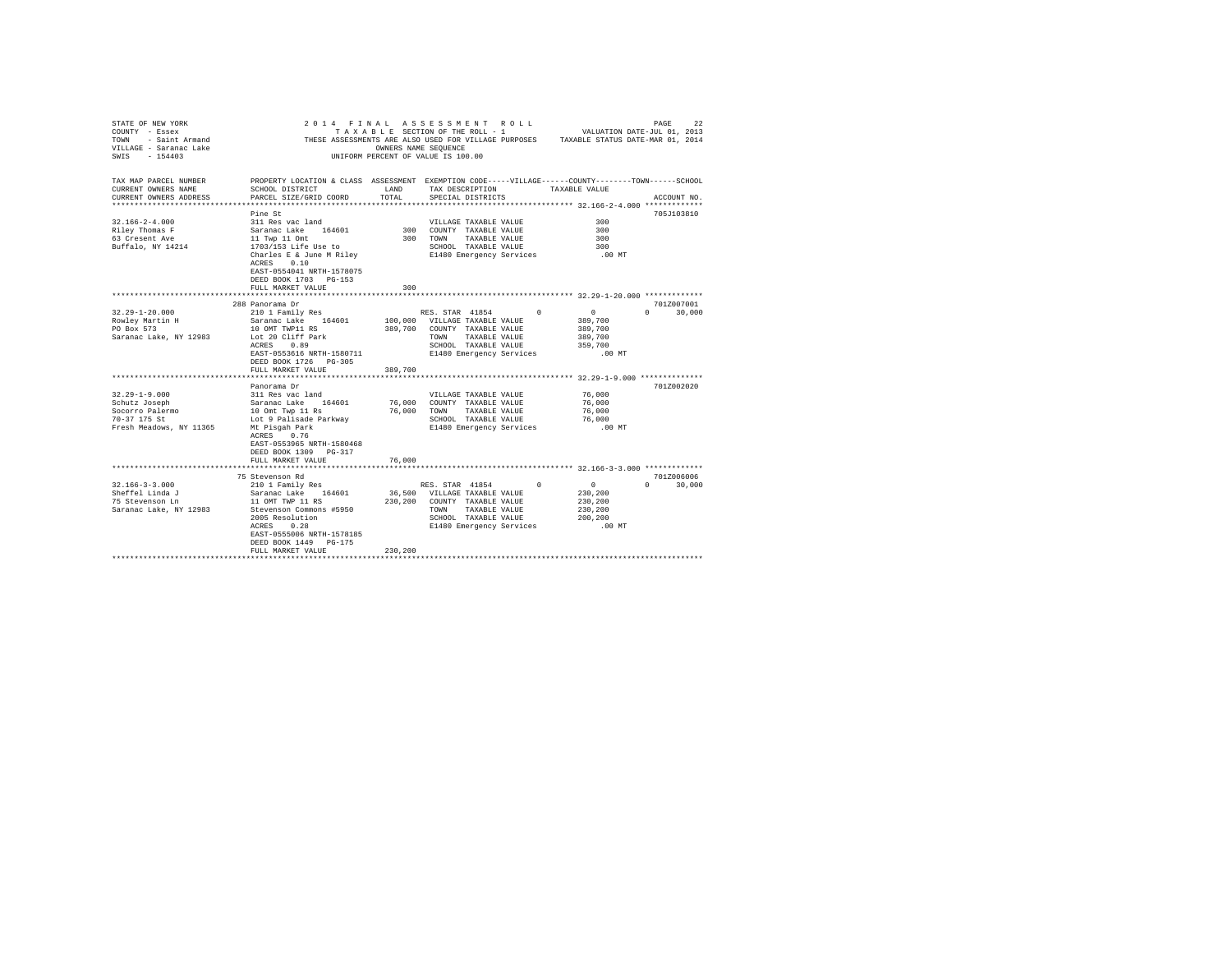STATE OF NEW YORK
COUNTY - Essex
TOWN - Saint Armand
VILLAGE - Saranac Lake
SWIS - 154403

2 0 1 4 F I N A L A S S E S S M E N T R O L L
T A X A B L E SECTION OF THE ROLL - 1
THESE ASSESSMENTS ARE ALSO USED FOR VILLAGE PURPOSES
OWNERS NAME SEQUENCE
UNIFORM PERCENT OF VALUE IS 100.00

VALUATION DATE-JUL 01, 2013
TAXABLE STATUS DATE-MAR 01, 2014

```
TAX MAP PARCEL NUMBER      PROPERTY LOCATION & CLASS  ASSESSMENT  EXEMPTION CODE-----VILLAGE------COUNTY--------TOWN------SCHOOL
CURRENT OWNERS NAME        SCHOOL DISTRICT               LAND      TAX DESCRIPTION            TAXABLE VALUE
CURRENT OWNERS ADDRESS     PARCEL SIZE/GRID COORD        TOTAL     SPECIAL DISTRICTS                                      ACCOUNT NO.
************************************************************************************************ 32.166-2-4.000 *************
                           Pine St                                                                                        705J103810
32.166-2-4.000             311 Res vac land                        VILLAGE TAXABLE VALUE              300
Riley Thomas F             Saranac Lake    164601          300     COUNTY  TAXABLE VALUE              300
63 Cresent Ave             11 Twp 11 Omt                   300     TOWN    TAXABLE VALUE              300
Buffalo, NY 14214          1703/153 Life Use to                    SCHOOL  TAXABLE VALUE              300
                           Charles E & June M Riley                E1480 Emergency Services            .00 MT
                           ACRES     0.10
                           EAST-0554041 NRTH-1578075
                           DEED BOOK 1703   PG-153
                           FULL MARKET VALUE               300
************************************************************************************************ 32.29-1-20.000 *************
                           288 Panorama Dr                                                                                701Z007001
32.29-1-20.000             210 1 Family Res                        RES. STAR 41854           0          0           0      30,000
Rowley Martin H            Saranac Lake    164601      100,000     VILLAGE TAXABLE VALUE          389,700
PO Box 573                 10 OMT TWP11 RS             389,700     COUNTY  TAXABLE VALUE          389,700
Saranac Lake, NY 12983     Lot 20 Cliff Park                       TOWN    TAXABLE VALUE          389,700
                           ACRES     0.89                          SCHOOL  TAXABLE VALUE          359,700
                           EAST-0553616 NRTH-1580711               E1480 Emergency Services            .00 MT
                           DEED BOOK 1726   PG-305
                           FULL MARKET VALUE           389,700
************************************************************************************************ 32.29-1-9.000 **************
                           Panorama Dr                                                                                    701Z002020
32.29-1-9.000              311 Res vac land                        VILLAGE TAXABLE VALUE           76,000
Schutz Joseph              Saranac Lake    164601       76,000     COUNTY  TAXABLE VALUE           76,000
Socorro Palermo            10 Omt Twp 11 Rs             76,000     TOWN    TAXABLE VALUE           76,000
70-37 175 St               Lot 9 Palisade Parkway                  SCHOOL  TAXABLE VALUE           76,000
Fresh Meadows, NY 11365    Mt Pisgah Park                          E1480 Emergency Services            .00 MT
                           ACRES     0.76
                           EAST-0553965 NRTH-1580468
                           DEED BOOK 1309   PG-317
                           FULL MARKET VALUE            76,000
************************************************************************************************ 32.166-3-3.000 *************
                           75 Stevenson Rd                                                                                701Z006006
32.166-3-3.000             210 1 Family Res                        RES. STAR 41854           0          0           0      30,000
Sheffel Linda J            Saranac Lake    164601       36,500     VILLAGE TAXABLE VALUE          230,200
75 Stevenson Ln            11 OMT TWP 11 RS            230,200     COUNTY  TAXABLE VALUE          230,200
Saranac Lake, NY 12983     Stevenson Commons #5950                 TOWN    TAXABLE VALUE          230,200
                           2005 Resolution                         SCHOOL  TAXABLE VALUE          200,200
                           ACRES     0.28                          E1480 Emergency Services            .00 MT
                           EAST-0555006 NRTH-1578185
                           DEED BOOK 1449   PG-175
                           FULL MARKET VALUE           230,200
******************************************************************************************************************************
```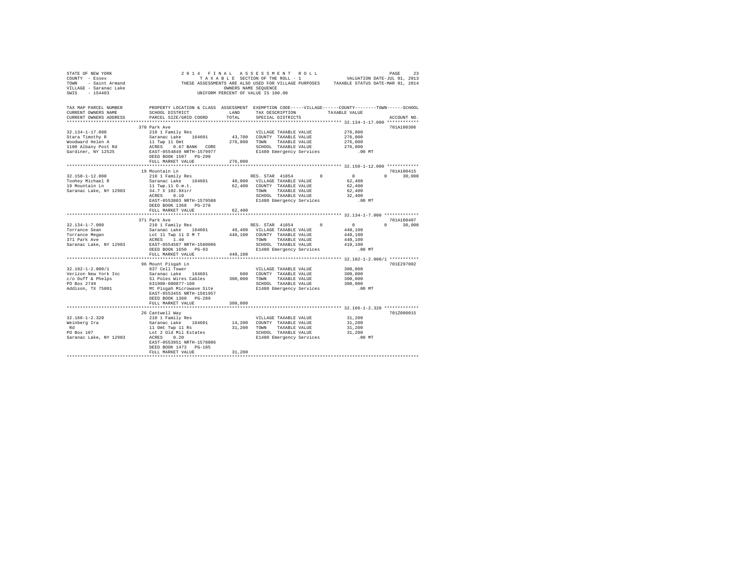STATE OF NEW YORK
COUNTY - Essex
TOWN - Saint Armand
VILLAGE - Saranac Lake
SWIS - 154403

2014 FINAL ASSESSMENT ROLL
TAXABLE SECTION OF THE ROLL - 1
THESE ASSESSMENTS ARE ALSO USED FOR VILLAGE PURPOSES
OWNERS NAME SEQUENCE
UNIFORM PERCENT OF VALUE IS 100.00

VALUATION DATE-JUL 01, 2013
TAXABLE STATUS DATE-MAR 01, 2014

| TAX MAP PARCEL NUMBER / CURRENT OWNERS NAME / CURRENT OWNERS ADDRESS | PROPERTY LOCATION & CLASS / SCHOOL DISTRICT / PARCEL SIZE/GRID COORD | ASSESSMENT LAND | TOTAL | EXEMPTION CODE / TAX DESCRIPTION / SPECIAL DISTRICTS | VILLAGE | COUNTY | TOWN | SCHOOL | ACCOUNT NO. |
|---|---|---|---|---|---|---|---|---|---|
| 32.134-1-17.000 | 370 Park Ave | | | | | | | | 701A100306 |
| Stara Timothy R | 210 1 Family Res | | | VILLAGE TAXABLE VALUE | 276,000 | | | | |
| Woodward Helen A | Saranac Lake 164601 | 43,700 | | COUNTY TAXABLE VALUE | | 276,000 | | | |
| 1180 Albany Post Rd | 11 Twp 11 Omt | | 276,000 | TOWN TAXABLE VALUE | | | 276,000 | | |
| Gardiner, NY 12525 | ACRES 0.67 BANK CORE | | | SCHOOL TAXABLE VALUE | | | | 276,000 | |
| | EAST-0554849 NRTH-1579977 | | | E1480 Emergency Services | .00 MT | | | | |
| | DEED BOOK 1507 PG-290 | | | | | | | | |
| | FULL MARKET VALUE | | 276,000 | | | | | | |
| 32.150-1-12.000 | 19 Mountain Ln | | | | | | | | 701A100415 |
| Toohey Michael R | 210 1 Family Res | | | RES. STAR 41854 | 0 | 0 | 0 | 30,000 | |
| 19 Mountain Ln | Saranac Lake 164601 | 40,000 | | VILLAGE TAXABLE VALUE | 62,400 | | | | |
| Saranac Lake, NY 12983 | 11 Twp.11 O.m.t. | | 62,400 | COUNTY TAXABLE VALUE | | 62,400 | | | |
| | 34.7 X 102.9Xirr | | | TOWN TAXABLE VALUE | | | 62,400 | | |
| | ACRES 0.10 | | | SCHOOL TAXABLE VALUE | | | | 32,400 | |
| | EAST-0553803 NRTH-1579588 | | | E1480 Emergency Services | .00 MT | | | | |
| | DEED BOOK 1368 PG-278 | | | | | | | | |
| | FULL MARKET VALUE | | 62,400 | | | | | | |
| 32.134-1-7.000 | 371 Park Ave | | | | | | | | 701A100407 |
| Torrance Sean | 210 1 Family Res | | | RES. STAR 41854 | 0 | 0 | 0 | 30,000 | |
| Torrance Megan | Saranac Lake 164601 | 48,400 | | VILLAGE TAXABLE VALUE | 440,100 | | | | |
| 371 Park Ave | Lot 11 Twp 11 O M T | | 440,100 | COUNTY TAXABLE VALUE | | 440,100 | | | |
| Saranac Lake, NY 12983 | ACRES 1.40 | | | TOWN TAXABLE VALUE | | | 440,100 | | |
| | EAST-0554507 NRTH-1580096 | | | SCHOOL TAXABLE VALUE | | | | 410,100 | |
| | DEED BOOK 1650 PG-93 | | | E1480 Emergency Services | .00 MT | | | | |
| | FULL MARKET VALUE | | 440,100 | | | | | | |
| 32.102-1-2.000/1 | 96 Mount Pisgah Ln | | | | | | | | 701E297002 |
| Verizon New York Inc | 837 Cell Tower | | | VILLAGE TAXABLE VALUE | 300,000 | | | | |
| c/o Duff & Phelps | Saranac Lake 164601 | 600 | | COUNTY TAXABLE VALUE | | 300,000 | | | |
| PO Box 2749 | Sl Poles Wires Cables | | 300,000 | TOWN TAXABLE VALUE | | | 300,000 | | |
| Addison, TX 75001 | 631900-080877-100 | | | SCHOOL TAXABLE VALUE | | | | 300,000 | |
| | Mt Pisgah Microwave Site | | | E1480 Emergency Services | .00 MT | | | | |
| | EAST-0553455 NRTH-1581957 | | | | | | | | |
| | DEED BOOK 1360 PG-289 | | | | | | | | |
| | FULL MARKET VALUE | | 300,000 | | | | | | |
| 32.166-1-2.320 | 26 Cantwell Way | | | | | | | | 701Z000015 |
| Weinberg Ira | 210 1 Family Res | | | VILLAGE TAXABLE VALUE | 31,200 | | | | |
| Rd | Saranac Lake 164601 | 14,200 | | COUNTY TAXABLE VALUE | | 31,200 | | | |
| PO Box 107 | 11 Omt Twp 11 Rs | | 31,200 | TOWN TAXABLE VALUE | | | 31,200 | | |
| Saranac Lake, NY 12983 | Lot 2 Old Mil Estates | | | SCHOOL TAXABLE VALUE | | | | 31,200 | |
| | ACRES 0.20 | | | E1480 Emergency Services | .00 MT | | | | |
| | EAST-0553951 NRTH-1578806 | | | | | | | | |
| | DEED BOOK 1473 PG-185 | | | | | | | | |
| | FULL MARKET VALUE | | 31,200 | | | | | | |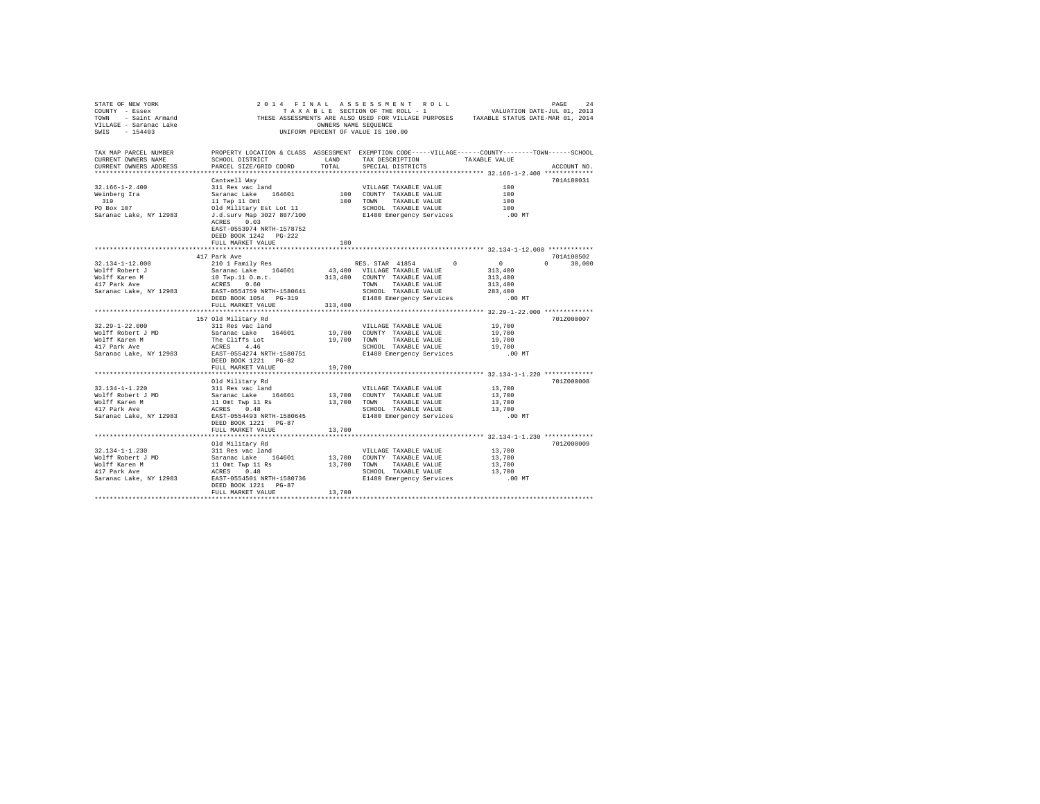```
STATE OF NEW YORK                  2 0 1 4   F I N A L   A S S E S S M E N T   R O L L                  PAGE    24
COUNTY  - Essex                        T A X A B L E  SECTION OF THE ROLL - 1                VALUATION DATE-JUL 01, 2013
TOWN    - Saint Armand          THESE ASSESSMENTS ARE ALSO USED FOR VILLAGE PURPOSES     TAXABLE STATUS DATE-MAR 01, 2014
VILLAGE - Saranac Lake                            OWNERS NAME SEQUENCE
SWIS    - 154403                             UNIFORM PERCENT OF VALUE IS 100.00

TAX MAP PARCEL NUMBER          PROPERTY LOCATION & CLASS  ASSESSMENT  EXEMPTION CODE-----VILLAGE------COUNTY--------TOWN------SCHOOL
CURRENT OWNERS NAME            SCHOOL DISTRICT             LAND       TAX DESCRIPTION            TAXABLE VALUE
CURRENT OWNERS ADDRESS         PARCEL SIZE/GRID COORD      TOTAL      SPECIAL DISTRICTS                                   ACCOUNT NO.
************************************************************************************************** 32.166-1-2.400 *************
                               Cantwell Way                                                                            701A180031
32.166-1-2.400                 311 Res vac land                        VILLAGE TAXABLE VALUE            100
Weinberg Ira                   Saranac Lake    164601         100      COUNTY  TAXABLE VALUE            100
 319                           11 Twp 11 Omt                  100      TOWN    TAXABLE VALUE            100
PO Box 107                     Old Military Est Lot 11                 SCHOOL  TAXABLE VALUE            100
Saranac Lake, NY 12983         J.d.surv Map 3027 887/100               E1480 Emergency Services          .00 MT
                               ACRES    0.03
                               EAST-0553974 NRTH-1578752
                               DEED BOOK 1242   PG-222
                               FULL MARKET VALUE              100
************************************************************************************************** 32.134-1-12.000 ************
                               417 Park Ave                                                                            701A100502
32.134-1-12.000                210 1 Family Res                    RES. STAR  41854       0           0           0      30,000
Wolff Robert J                 Saranac Lake    164601      43,400   VILLAGE TAXABLE VALUE        313,400
Wolff Karen M                  10 Twp.11 O.m.t.           313,400   COUNTY  TAXABLE VALUE        313,400
417 Park Ave                   ACRES    0.60                         TOWN    TAXABLE VALUE        313,400
Saranac Lake, NY 12983         EAST-0554759 NRTH-1580641             SCHOOL  TAXABLE VALUE        283,400
                               DEED BOOK 1054   PG-319               E1480 Emergency Services          .00 MT
                               FULL MARKET VALUE          313,400
************************************************************************************************** 32.29-1-22.000 *************
                               157 Old Military Rd                                                                     701Z000007
32.29-1-22.000                 311 Res vac land                        VILLAGE TAXABLE VALUE         19,700
Wolff Robert J MD              Saranac Lake    164601      19,700      COUNTY  TAXABLE VALUE         19,700
Wolff Karen M                  The Cliffs Lot              19,700      TOWN    TAXABLE VALUE         19,700
417 Park Ave                   ACRES    4.46                           SCHOOL  TAXABLE VALUE         19,700
Saranac Lake, NY 12983         EAST-0554274 NRTH-1580751               E1480 Emergency Services          .00 MT
                               DEED BOOK 1221   PG-82
                               FULL MARKET VALUE           19,700
************************************************************************************************** 32.134-1-1.220 *************
                               Old Military Rd                                                                         701Z000008
32.134-1-1.220                 311 Res vac land                        VILLAGE TAXABLE VALUE         13,700
Wolff Robert J MD              Saranac Lake    164601      13,700      COUNTY  TAXABLE VALUE         13,700
Wolff Karen M                  11 Omt Twp 11 Rs            13,700      TOWN    TAXABLE VALUE         13,700
417 Park Ave                   ACRES    0.48                           SCHOOL  TAXABLE VALUE         13,700
Saranac Lake, NY 12983         EAST-0554493 NRTH-1580645               E1480 Emergency Services          .00 MT
                               DEED BOOK 1221   PG-87
                               FULL MARKET VALUE           13,700
************************************************************************************************** 32.134-1-1.230 *************
                               Old Military Rd                                                                         701Z000009
32.134-1-1.230                 311 Res vac land                        VILLAGE TAXABLE VALUE         13,700
Wolff Robert J MD              Saranac Lake    164601      13,700      COUNTY  TAXABLE VALUE         13,700
Wolff Karen M                  11 Omt Twp 11 Rs            13,700      TOWN    TAXABLE VALUE         13,700
417 Park Ave                   ACRES    0.48                           SCHOOL  TAXABLE VALUE         13,700
Saranac Lake, NY 12983         EAST-0554501 NRTH-1580736               E1480 Emergency Services          .00 MT
                               DEED BOOK 1221   PG-87
                               FULL MARKET VALUE           13,700
********************************************************************************************************************************
```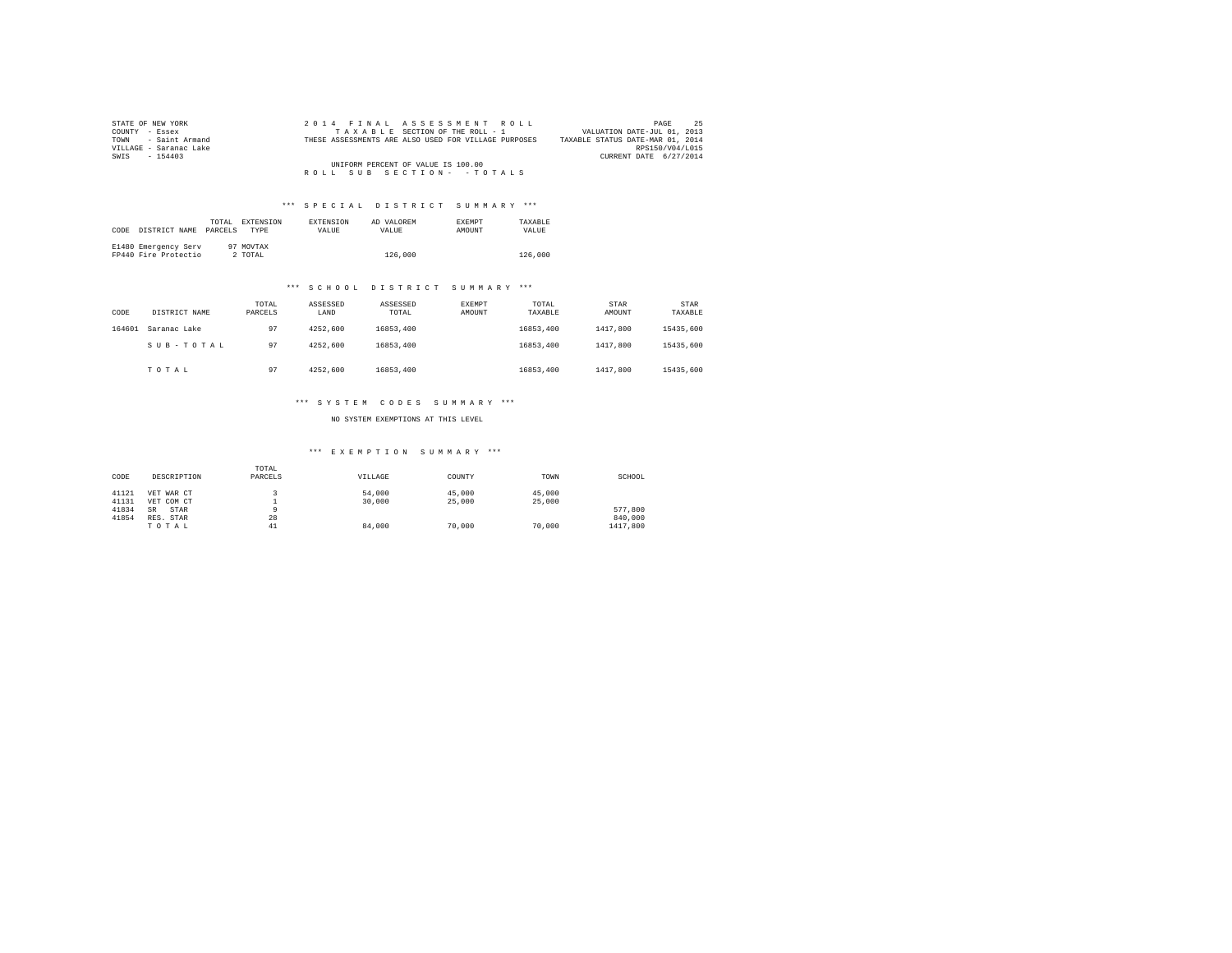STATE OF NEW YORK
COUNTY - Essex
TOWN - Saint Armand
VILLAGE - Saranac Lake
SWIS - 154403

2014 FINAL ASSESSMENT ROLL
TAXABLE SECTION OF THE ROLL - 1
THESE ASSESSMENTS ARE ALSO USED FOR VILLAGE PURPOSES
UNIFORM PERCENT OF VALUE IS 100.00
ROLL SUB SECTION- - TOTALS

VALUATION DATE-JUL 01, 2013
TAXABLE STATUS DATE-MAR 01, 2014
RPS150/V04/L015
CURRENT DATE 6/27/2014

### *** SPECIAL DISTRICT SUMMARY ***

| CODE | DISTRICT NAME | TOTAL PARCELS | EXTENSION TYPE | EXTENSION VALUE | AD VALOREM VALUE | EXEMPT AMOUNT | TAXABLE VALUE |
|---|---|---|---|---|---|---|---|
| E1480 | Emergency Serv | 97 | MOVTAX | | | | |
| FP440 | Fire Protectio | 2 | TOTAL | | 126,000 | | 126,000 |

### *** SCHOOL DISTRICT SUMMARY ***

| CODE | DISTRICT NAME | TOTAL PARCELS | ASSESSED LAND | ASSESSED TOTAL | EXEMPT AMOUNT | TOTAL TAXABLE | STAR AMOUNT | STAR TAXABLE |
|---|---|---|---|---|---|---|---|---|
| 164601 | Saranac Lake | 97 | 4252,600 | 16853,400 | | 16853,400 | 1417,800 | 15435,600 |
| | SUB-TOTAL | 97 | 4252,600 | 16853,400 | | 16853,400 | 1417,800 | 15435,600 |
| | TOTAL | 97 | 4252,600 | 16853,400 | | 16853,400 | 1417,800 | 15435,600 |

### *** SYSTEM CODES SUMMARY ***

NO SYSTEM EXEMPTIONS AT THIS LEVEL

### *** EXEMPTION SUMMARY ***

| CODE | DESCRIPTION | TOTAL PARCELS | VILLAGE | COUNTY | TOWN | SCHOOL |
|---|---|---|---|---|---|---|
| 41121 | VET WAR CT | 3 | 54,000 | 45,000 | 45,000 | |
| 41131 | VET COM CT | 1 | 30,000 | 25,000 | 25,000 | |
| 41834 | SR STAR | 9 | | | | 577,800 |
| 41854 | RES. STAR | 28 | | | | 840,000 |
| | TOTAL | 41 | 84,000 | 70,000 | 70,000 | 1417,800 |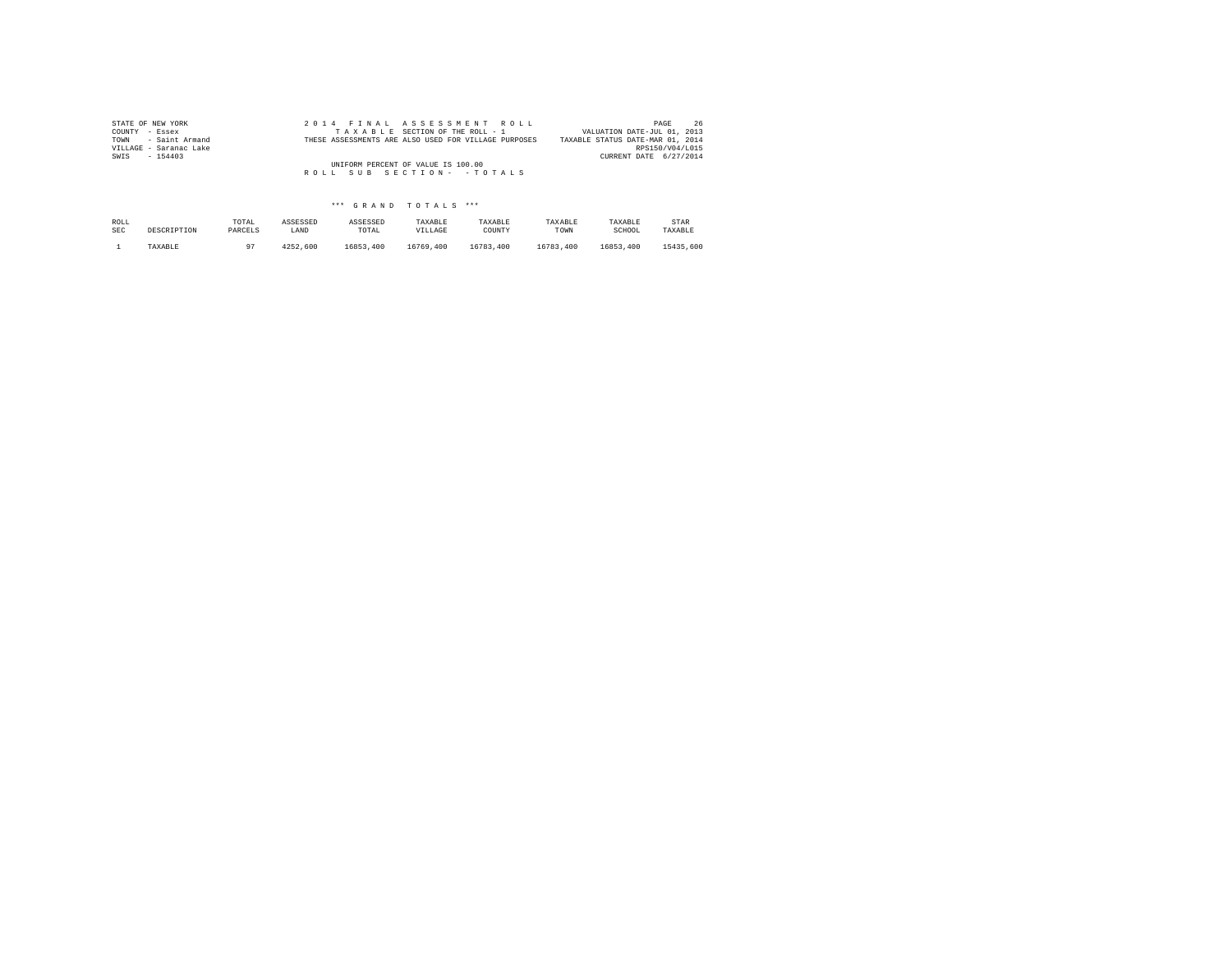STATE OF NEW YORK
COUNTY - Essex
TOWN - Saint Armand
VILLAGE - Saranac Lake
SWIS - 154403

2 0 1 4 F I N A L A S S E S S M E N T R O L L
T A X A B L E SECTION OF THE ROLL - 1
THESE ASSESSMENTS ARE ALSO USED FOR VILLAGE PURPOSES

VALUATION DATE-JUL 01, 2013
TAXABLE STATUS DATE-MAR 01, 2014
RPS150/V04/L015
CURRENT DATE 6/27/2014

UNIFORM PERCENT OF VALUE IS 100.00

R O L L S U B S E C T I O N - - T O T A L S

\*\*\* G R A N D T O T A L S \*\*\*

| ROLL SEC | DESCRIPTION | TOTAL PARCELS | ASSESSED LAND | ASSESSED TOTAL | TAXABLE VILLAGE | TAXABLE COUNTY | TAXABLE TOWN | TAXABLE SCHOOL | STAR TAXABLE |
|---|---|---|---|---|---|---|---|---|---|
| 1 | TAXABLE | 97 | 4252,600 | 16853,400 | 16769,400 | 16783,400 | 16783,400 | 16853,400 | 15435,600 |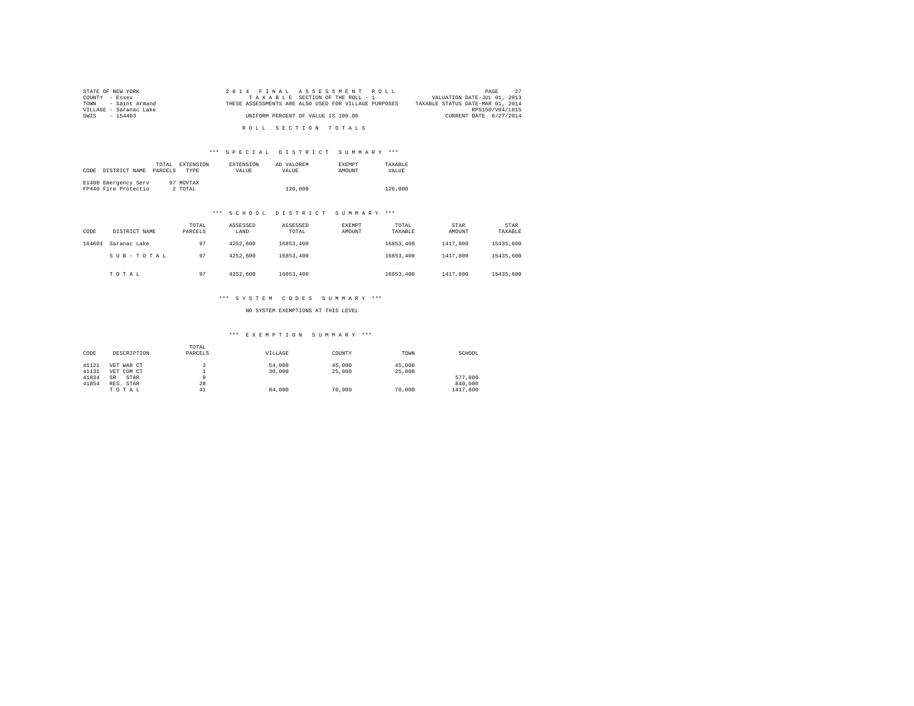STATE OF NEW YORK
COUNTY - Essex
TOWN - Saint Armand
VILLAGE - Saranac Lake
SWIS - 154403

2014 FINAL ASSESSMENT ROLL
TAXABLE SECTION OF THE ROLL - 1
THESE ASSESSMENTS ARE ALSO USED FOR VILLAGE PURPOSES
UNIFORM PERCENT OF VALUE IS 100.00

VALUATION DATE-JUL 01, 2013
TAXABLE STATUS DATE-MAR 01, 2014
RPS150/V04/L015
CURRENT DATE 6/27/2014

ROLL SECTION TOTALS

*** SPECIAL DISTRICT SUMMARY ***

| CODE | DISTRICT NAME | TOTAL PARCELS | EXTENSION TYPE | EXTENSION VALUE | AD VALOREM VALUE | EXEMPT AMOUNT | TAXABLE VALUE |
|---|---|---|---|---|---|---|---|
| E1480 | Emergency Serv | 97 | MOVTAX | | | | |
| FP440 | Fire Protectio | 2 | TOTAL | | 126,000 | | 126,000 |

*** SCHOOL DISTRICT SUMMARY ***

| CODE | DISTRICT NAME | TOTAL PARCELS | ASSESSED LAND | ASSESSED TOTAL | EXEMPT AMOUNT | TOTAL TAXABLE | STAR AMOUNT | STAR TAXABLE |
|---|---|---|---|---|---|---|---|---|
| 164601 | Saranac Lake | 97 | 4252,600 | 16853,400 | | 16853,400 | 1417,800 | 15435,600 |
| | SUB-TOTAL | 97 | 4252,600 | 16853,400 | | 16853,400 | 1417,800 | 15435,600 |
| | TOTAL | 97 | 4252,600 | 16853,400 | | 16853,400 | 1417,800 | 15435,600 |

*** SYSTEM CODES SUMMARY ***

NO SYSTEM EXEMPTIONS AT THIS LEVEL

*** EXEMPTION SUMMARY ***

| CODE | DESCRIPTION | TOTAL PARCELS | VILLAGE | COUNTY | TOWN | SCHOOL |
|---|---|---|---|---|---|---|
| 41121 | VET WAR CT | 3 | 54,000 | 45,000 | 45,000 | |
| 41131 | VET COM CT | 1 | 30,000 | 25,000 | 25,000 | |
| 41834 | SR STAR | 9 | | | | 577,800 |
| 41854 | RES. STAR | 28 | | | | 840,000 |
| | TOTAL | 41 | 84,000 | 70,000 | 70,000 | 1417,800 |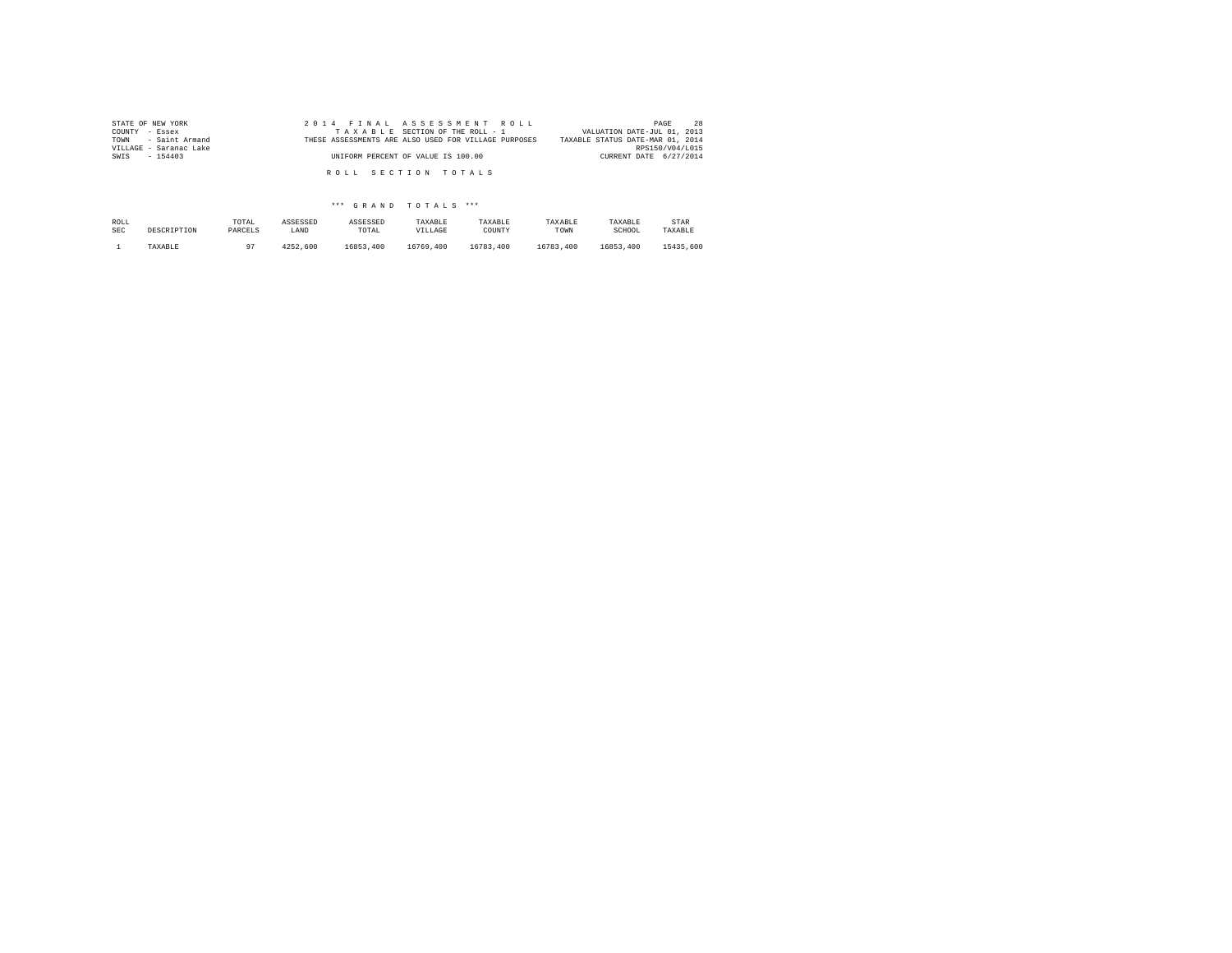STATE OF NEW YORK
COUNTY - Essex
TOWN - Saint Armand
VILLAGE - Saranac Lake
SWIS - 154403

2014 FINAL ASSESSMENT ROLL
TAXABLE SECTION OF THE ROLL - 1
THESE ASSESSMENTS ARE ALSO USED FOR VILLAGE PURPOSES
UNIFORM PERCENT OF VALUE IS 100.00

VALUATION DATE-JUL 01, 2013
TAXABLE STATUS DATE-MAR 01, 2014
RPS150/V04/L015
CURRENT DATE 6/27/2014

ROLL SECTION TOTALS

*** GRAND TOTALS ***

| ROLL SEC | DESCRIPTION | TOTAL PARCELS | ASSESSED LAND | ASSESSED TOTAL | TAXABLE VILLAGE | TAXABLE COUNTY | TAXABLE TOWN | TAXABLE SCHOOL | STAR TAXABLE |
|---|---|---|---|---|---|---|---|---|---|
| 1 | TAXABLE | 97 | 4252,600 | 16853,400 | 16769,400 | 16783,400 | 16783,400 | 16853,400 | 15435,600 |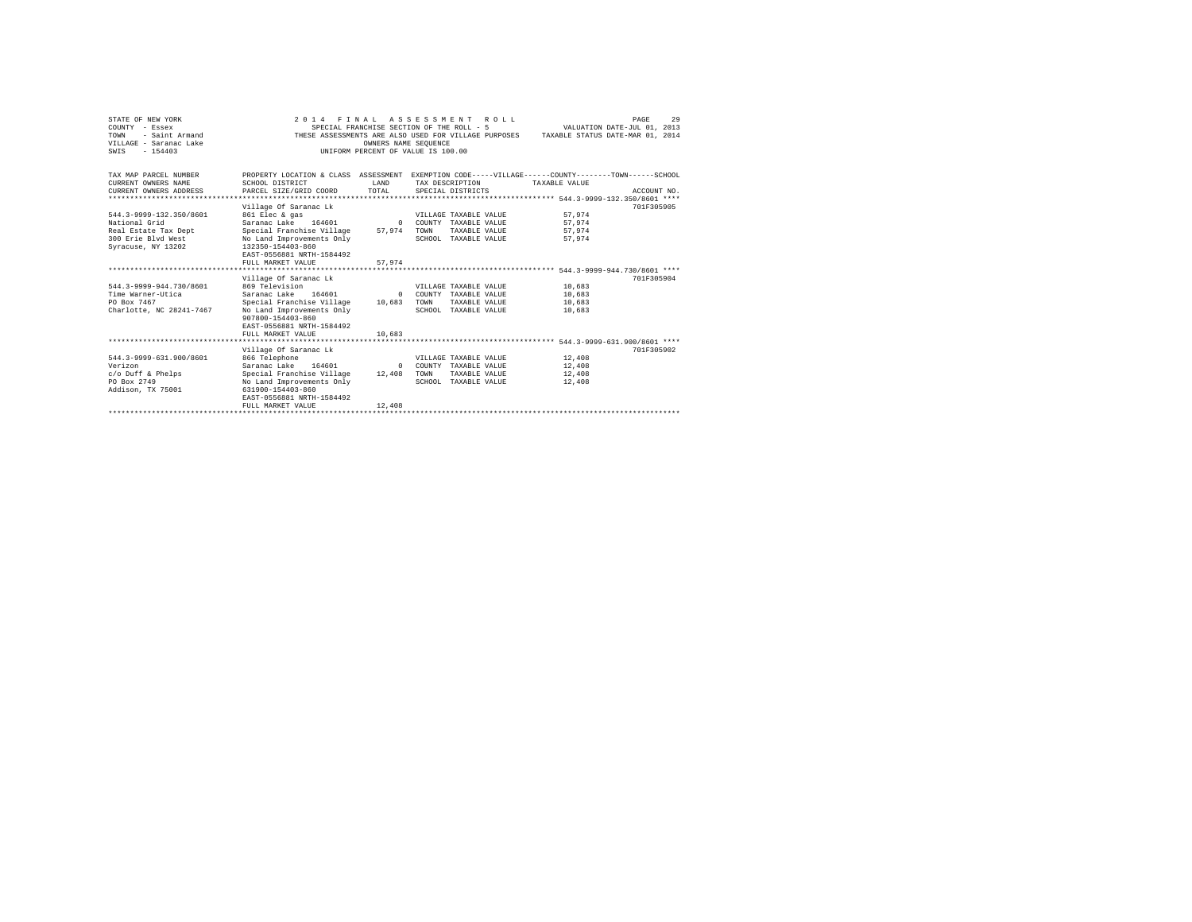STATE OF NEW YORK
COUNTY - Essex
TOWN - Saint Armand
VILLAGE - Saranac Lake
SWIS - 154403

2 0 1 4 F I N A L A S S E S S M E N T R O L L
SPECIAL FRANCHISE SECTION OF THE ROLL - 5
THESE ASSESSMENTS ARE ALSO USED FOR VILLAGE PURPOSES
OWNERS NAME SEQUENCE
UNIFORM PERCENT OF VALUE IS 100.00

VALUATION DATE-JUL 01, 2013
TAXABLE STATUS DATE-MAR 01, 2014

| TAX MAP PARCEL NUMBER / CURRENT OWNERS NAME / CURRENT OWNERS ADDRESS | PROPERTY LOCATION & CLASS / SCHOOL DISTRICT / PARCEL SIZE/GRID COORD | ASSESSMENT LAND | TOTAL | EXEMPTION CODE / TAX DESCRIPTION / SPECIAL DISTRICTS | TAXABLE VALUE | ACCOUNT NO. |
|---|---|---|---|---|---|---|
| 544.3-9999-132.350/8601 | Village Of Saranac Lk | | | | | 701F305905 |
| | 861 Elec & gas | | | VILLAGE TAXABLE VALUE | 57,974 | |
| National Grid | Saranac Lake 164601 | 0 | | COUNTY TAXABLE VALUE | 57,974 | |
| Real Estate Tax Dept | Special Franchise Village | | 57,974 | TOWN TAXABLE VALUE | 57,974 | |
| 300 Erie Blvd West | No Land Improvements Only | | | SCHOOL TAXABLE VALUE | 57,974 | |
| Syracuse, NY 13202 | 132350-154403-860 | | | | | |
| | EAST-0556881 NRTH-1584492 | | | | | |
| | FULL MARKET VALUE | | 57,974 | | | |
| 544.3-9999-944.730/8601 | Village Of Saranac Lk | | | | | 701F305904 |
| | 869 Television | | | VILLAGE TAXABLE VALUE | 10,683 | |
| Time Warner-Utica | Saranac Lake 164601 | 0 | | COUNTY TAXABLE VALUE | 10,683 | |
| PO Box 7467 | Special Franchise Village | | 10,683 | TOWN TAXABLE VALUE | 10,683 | |
| Charlotte, NC 28241-7467 | No Land Improvements Only | | | SCHOOL TAXABLE VALUE | 10,683 | |
| | 907800-154403-860 | | | | | |
| | EAST-0556881 NRTH-1584492 | | | | | |
| | FULL MARKET VALUE | | 10,683 | | | |
| 544.3-9999-631.900/8601 | Village Of Saranac Lk | | | | | 701F305902 |
| | 866 Telephone | | | VILLAGE TAXABLE VALUE | 12,408 | |
| Verizon | Saranac Lake 164601 | 0 | | COUNTY TAXABLE VALUE | 12,408 | |
| c/o Duff & Phelps | Special Franchise Village | | 12,408 | TOWN TAXABLE VALUE | 12,408 | |
| PO Box 2749 | No Land Improvements Only | | | SCHOOL TAXABLE VALUE | 12,408 | |
| Addison, TX 75001 | 631900-154403-860 | | | | | |
| | EAST-0556881 NRTH-1584492 | | | | | |
| | FULL MARKET VALUE | | 12,408 | | | |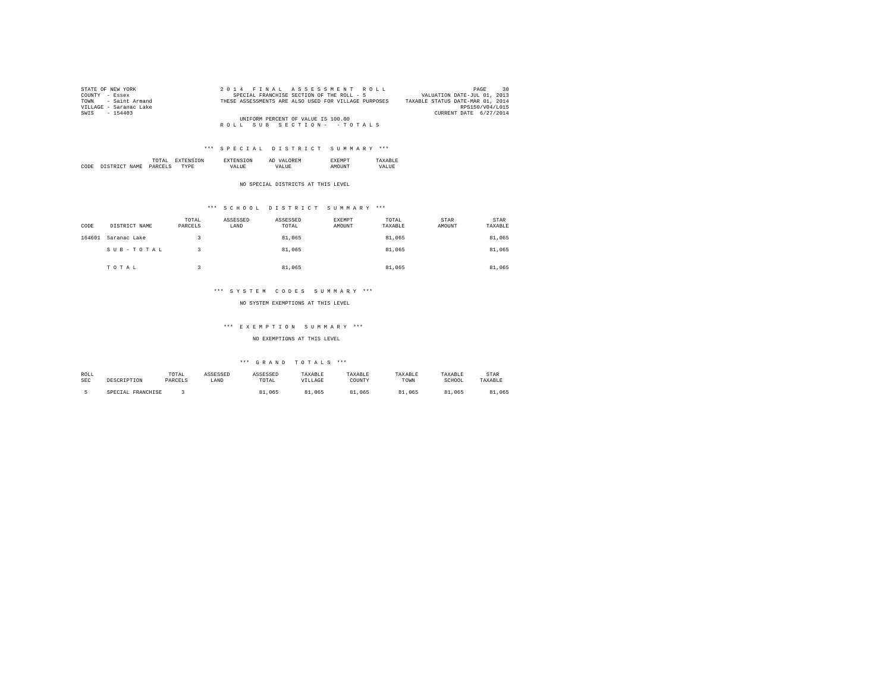STATE OF NEW YORK  
COUNTY - Essex  
TOWN - Saint Armand  
VILLAGE - Saranac Lake  
SWIS - 154403

2 0 1 4  F I N A L  A S S E S S M E N T  R O L L  
SPECIAL FRANCHISE SECTION OF THE ROLL - 5  
THESE ASSESSMENTS ARE ALSO USED FOR VILLAGE PURPOSES

VALUATION DATE-JUL 01, 2013  
TAXABLE STATUS DATE-MAR 01, 2014  
RPS150/V04/L015  
CURRENT DATE 6/27/2014

UNIFORM PERCENT OF VALUE IS 100.00

R O L L  S U B  S E C T I O N -  - T O T A L S

*** S P E C I A L  D I S T R I C T  S U M M A R Y ***

| CODE | DISTRICT NAME | TOTAL PARCELS | EXTENSION TYPE | EXTENSION VALUE | AD VALOREM VALUE | EXEMPT AMOUNT | TAXABLE VALUE |
|---|---|---|---|---|---|---|---|

NO SPECIAL DISTRICTS AT THIS LEVEL

*** S C H O O L  D I S T R I C T  S U M M A R Y ***

| CODE | DISTRICT NAME | TOTAL PARCELS | ASSESSED LAND | ASSESSED TOTAL | EXEMPT AMOUNT | TOTAL TAXABLE | STAR AMOUNT | STAR TAXABLE |
|---|---|---|---|---|---|---|---|---|
| 164601 | Saranac Lake | 3 | | 81,065 | | 81,065 | | 81,065 |
| | S U B - T O T A L | 3 | | 81,065 | | 81,065 | | 81,065 |
| | T O T A L | 3 | | 81,065 | | 81,065 | | 81,065 |

*** S Y S T E M  C O D E S  S U M M A R Y ***

NO SYSTEM EXEMPTIONS AT THIS LEVEL

*** E X E M P T I O N  S U M M A R Y ***

NO EXEMPTIONS AT THIS LEVEL

*** G R A N D  T O T A L S ***

| ROLL SEC | DESCRIPTION | TOTAL PARCELS | ASSESSED LAND | ASSESSED TOTAL | TAXABLE VILLAGE | TAXABLE COUNTY | TAXABLE TOWN | TAXABLE SCHOOL | STAR TAXABLE |
|---|---|---|---|---|---|---|---|---|---|
| 5 | SPECIAL FRANCHISE | 3 | | 81,065 | 81,065 | 81,065 | 81,065 | 81,065 | 81,065 |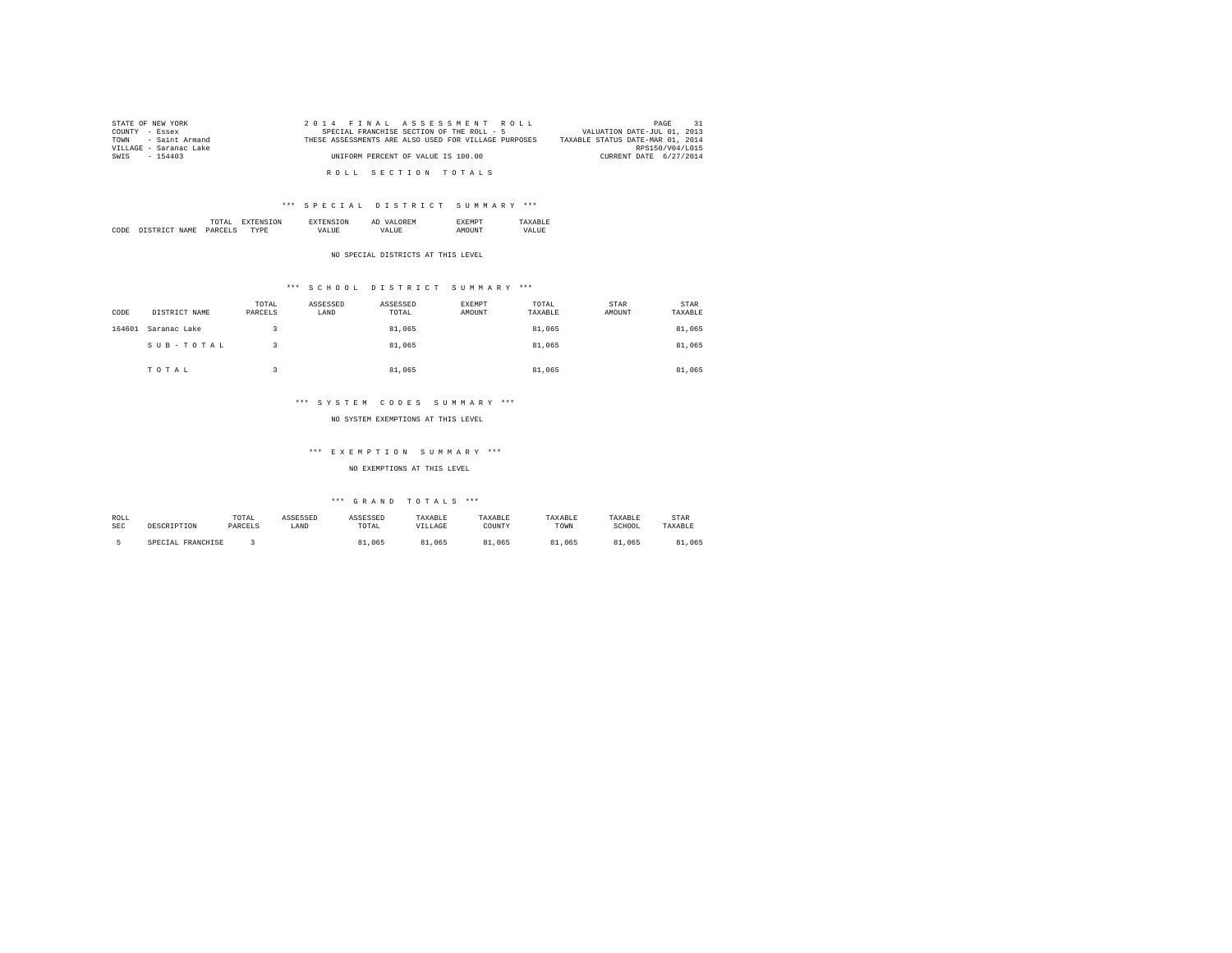STATE OF NEW YORK
COUNTY - Essex
TOWN - Saint Armand
VILLAGE - Saranac Lake
SWIS - 154403

2014 FINAL ASSESSMENT ROLL
SPECIAL FRANCHISE SECTION OF THE ROLL - 5
THESE ASSESSMENTS ARE ALSO USED FOR VILLAGE PURPOSES
UNIFORM PERCENT OF VALUE IS 100.00

VALUATION DATE-JUL 01, 2013
TAXABLE STATUS DATE-MAR 01, 2014
RPS150/V04/L015
CURRENT DATE 6/27/2014

## ROLL SECTION TOTALS

### *** SPECIAL DISTRICT SUMMARY ***

| CODE | DISTRICT NAME | TOTAL PARCELS | EXTENSION TYPE | EXTENSION VALUE | AD VALOREM VALUE | EXEMPT AMOUNT | TAXABLE VALUE |
|---|---|---|---|---|---|---|---|

NO SPECIAL DISTRICTS AT THIS LEVEL

### *** SCHOOL DISTRICT SUMMARY ***

| CODE | DISTRICT NAME | TOTAL PARCELS | ASSESSED LAND | ASSESSED TOTAL | EXEMPT AMOUNT | TOTAL TAXABLE | STAR AMOUNT | STAR TAXABLE |
|---|---|---|---|---|---|---|---|---|
| 164601 | Saranac Lake | 3 | | 81,065 | | 81,065 | | 81,065 |
| | SUB-TOTAL | 3 | | 81,065 | | 81,065 | | 81,065 |
| | TOTAL | 3 | | 81,065 | | 81,065 | | 81,065 |

### *** SYSTEM CODES SUMMARY ***

NO SYSTEM EXEMPTIONS AT THIS LEVEL

### *** EXEMPTION SUMMARY ***

NO EXEMPTIONS AT THIS LEVEL

### *** GRAND TOTALS ***

| ROLL SEC | DESCRIPTION | TOTAL PARCELS | ASSESSED LAND | ASSESSED TOTAL | TAXABLE VILLAGE | TAXABLE COUNTY | TAXABLE TOWN | TAXABLE SCHOOL | STAR TAXABLE |
|---|---|---|---|---|---|---|---|---|---|
| 5 | SPECIAL FRANCHISE | 3 | | 81,065 | 81,065 | 81,065 | 81,065 | 81,065 | 81,065 |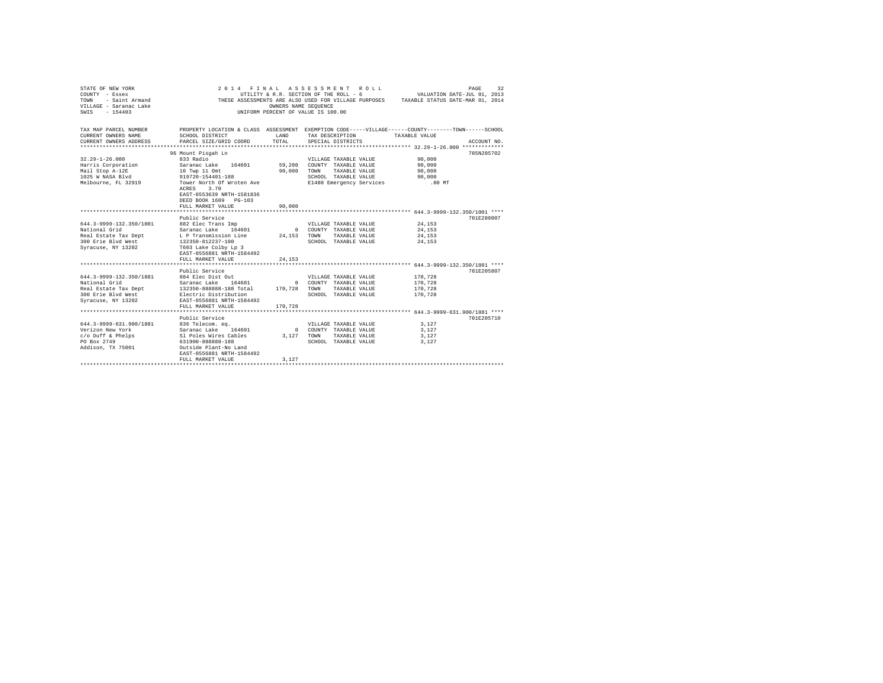STATE OF NEW YORK
COUNTY - Essex
TOWN - Saint Armand
VILLAGE - Saranac Lake
SWIS - 154403

2014 FINAL ASSESSMENT ROLL
UTILITY & R.R. SECTION OF THE ROLL - 6
THESE ASSESSMENTS ARE ALSO USED FOR VILLAGE PURPOSES
OWNERS NAME SEQUENCE
UNIFORM PERCENT OF VALUE IS 100.00

VALUATION DATE-JUL 01, 2013
TAXABLE STATUS DATE-MAR 01, 2014

| TAX MAP PARCEL NUMBER / CURRENT OWNERS NAME / CURRENT OWNERS ADDRESS | PROPERTY LOCATION & CLASS / SCHOOL DISTRICT / PARCEL SIZE/GRID COORD | ASSESSMENT LAND | TOTAL | EXEMPTION CODE / TAX DESCRIPTION / SPECIAL DISTRICTS | TAXABLE VALUE | ACCOUNT NO. |
|---|---|---|---|---|---|---|
| 32.29-1-26.000 | 96 Mount Pisgah Ln | | | | | 705N205702 |
| Harris Corporation | 833 Radio | | | VILLAGE TAXABLE VALUE | 90,000 | |
| Mail Stop A-12E | Saranac Lake 164601 | 59,200 | | COUNTY TAXABLE VALUE | 90,000 | |
| 1025 W NASA Blvd | 10 Twp 11 Omt | | 90,000 | TOWN TAXABLE VALUE | 90,000 | |
| Melbourne, FL 32919 | 919720-154401-188 | | | SCHOOL TAXABLE VALUE | 90,000 | |
| | Tower North Of Wroten Ave | | | E1480 Emergency Services | .00 MT | |
| | ACRES 3.70 | | | | | |
| | EAST-0553639 NRTH-1581836 | | | | | |
| | DEED BOOK 1609 PG-103 | | | | | |
| | FULL MARKET VALUE | | 90,000 | | | |
| 644.3-9999-132.350/1001 | Public Service | | | | | 701E280007 |
| National Grid | 882 Elec Trans Imp | | | VILLAGE TAXABLE VALUE | 24,153 | |
| Real Estate Tax Dept | Saranac Lake 164601 | 0 | | COUNTY TAXABLE VALUE | 24,153 | |
| 300 Erie Blvd West | L P Transmission Line | | 24,153 | TOWN TAXABLE VALUE | 24,153 | |
| Syracuse, NY 13202 | 132350-812237-100 | | | SCHOOL TAXABLE VALUE | 24,153 | |
| | T603 Lake Colby Lp 3 | | | | | |
| | EAST-0556881 NRTH-1584492 | | | | | |
| | FULL MARKET VALUE | | 24,153 | | | |
| 644.3-9999-132.350/1881 | Public Service | | | | | 701E205807 |
| National Grid | 884 Elec Dist Out | | | VILLAGE TAXABLE VALUE | 170,728 | |
| Real Estate Tax Dept | Saranac Lake 164601 | 0 | | COUNTY TAXABLE VALUE | 170,728 | |
| 300 Erie Blvd West | 132350-888888-188 Total | | 170,728 | TOWN TAXABLE VALUE | 170,728 | |
| Syracuse, NY 13202 | Electric Distribution | | | SCHOOL TAXABLE VALUE | 170,728 | |
| | EAST-0556881 NRTH-1584492 | | | | | |
| | FULL MARKET VALUE | | 170,728 | | | |
| 644.3-9999-631.900/1881 | Public Service | | | | | 701E205710 |
| Verizon New York | 836 Telecom. eq. | | | VILLAGE TAXABLE VALUE | 3,127 | |
| c/o Duff & Phelps | Saranac Lake 164601 | 0 | | COUNTY TAXABLE VALUE | 3,127 | |
| PO Box 2749 | Sl Poles Wires Cables | | 3,127 | TOWN TAXABLE VALUE | 3,127 | |
| Addison, TX 75001 | 631900-888888-188 | | | SCHOOL TAXABLE VALUE | 3,127 | |
| | Outside Plant-No Land | | | | | |
| | EAST-0556881 NRTH-1584492 | | | | | |
| | FULL MARKET VALUE | | 3,127 | | | |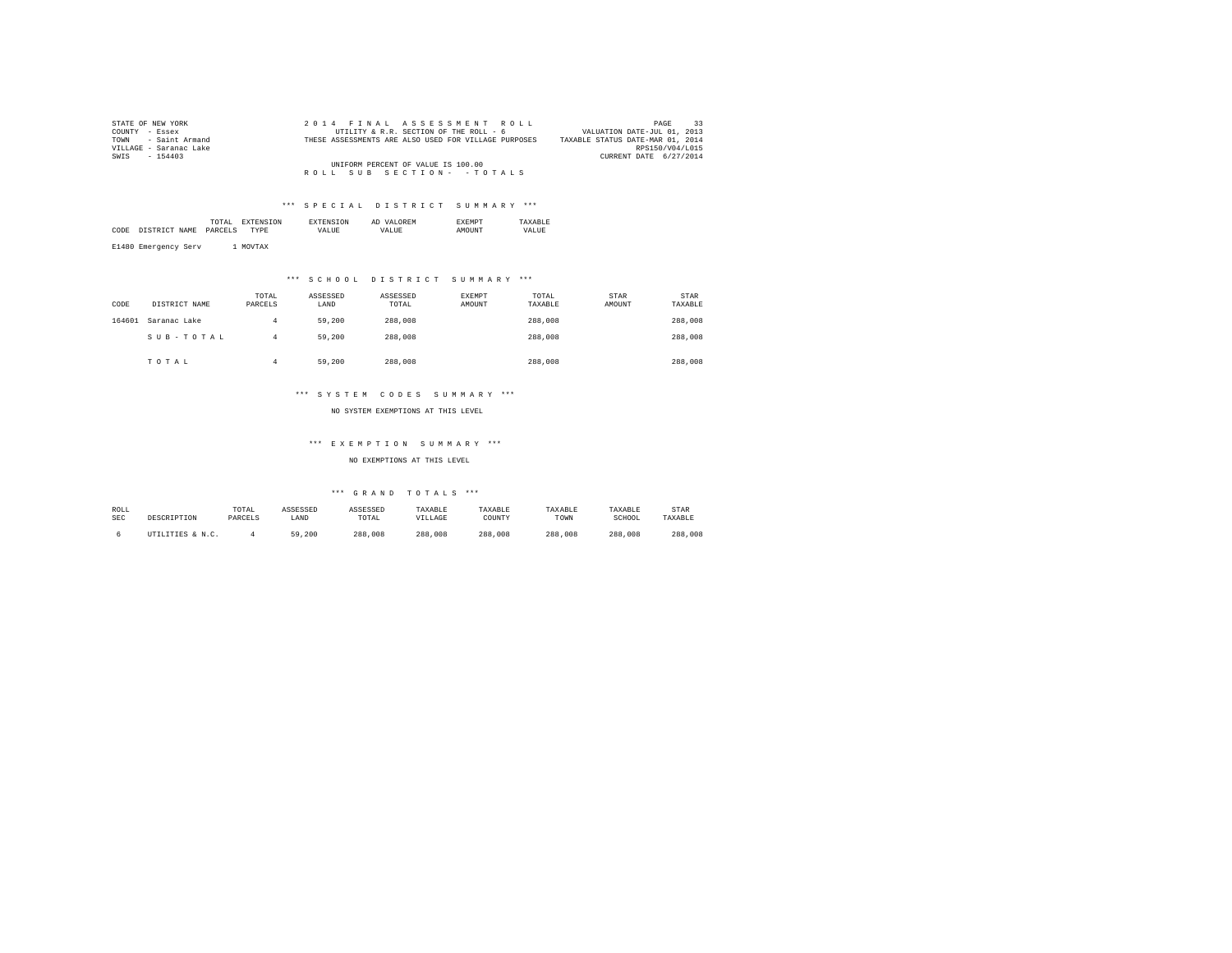STATE OF NEW YORK
COUNTY - Essex
TOWN - Saint Armand
VILLAGE - Saranac Lake
SWIS - 154403

2014 FINAL ASSESSMENT ROLL
UTILITY & R.R. SECTION OF THE ROLL - 6
THESE ASSESSMENTS ARE ALSO USED FOR VILLAGE PURPOSES
UNIFORM PERCENT OF VALUE IS 100.00
ROLL SUB SECTION- - TOTALS

VALUATION DATE-JUL 01, 2013
TAXABLE STATUS DATE-MAR 01, 2014
RPS150/V04/L015
CURRENT DATE 6/27/2014

*** SPECIAL DISTRICT SUMMARY ***

| CODE | DISTRICT NAME | TOTAL PARCELS | EXTENSION TYPE | EXTENSION VALUE | AD VALOREM VALUE | EXEMPT AMOUNT | TAXABLE VALUE |
|---|---|---|---|---|---|---|---|
| E1480 | Emergency Serv | 1 | MOVTAX | | | | |

*** SCHOOL DISTRICT SUMMARY ***

| CODE | DISTRICT NAME | TOTAL PARCELS | ASSESSED LAND | ASSESSED TOTAL | EXEMPT AMOUNT | TOTAL TAXABLE | STAR AMOUNT | STAR TAXABLE |
|---|---|---|---|---|---|---|---|---|
| 164601 | Saranac Lake | 4 | 59,200 | 288,008 | | 288,008 | | 288,008 |
| | SUB-TOTAL | 4 | 59,200 | 288,008 | | 288,008 | | 288,008 |
| | TOTAL | 4 | 59,200 | 288,008 | | 288,008 | | 288,008 |

*** SYSTEM CODES SUMMARY ***

NO SYSTEM EXEMPTIONS AT THIS LEVEL

*** EXEMPTION SUMMARY ***

NO EXEMPTIONS AT THIS LEVEL

*** GRAND TOTALS ***

| ROLL SEC | DESCRIPTION | TOTAL PARCELS | ASSESSED LAND | ASSESSED TOTAL | TAXABLE VILLAGE | TAXABLE COUNTY | TAXABLE TOWN | TAXABLE SCHOOL | STAR TAXABLE |
|---|---|---|---|---|---|---|---|---|---|
| 6 | UTILITIES & N.C. | 4 | 59,200 | 288,008 | 288,008 | 288,008 | 288,008 | 288,008 | 288,008 |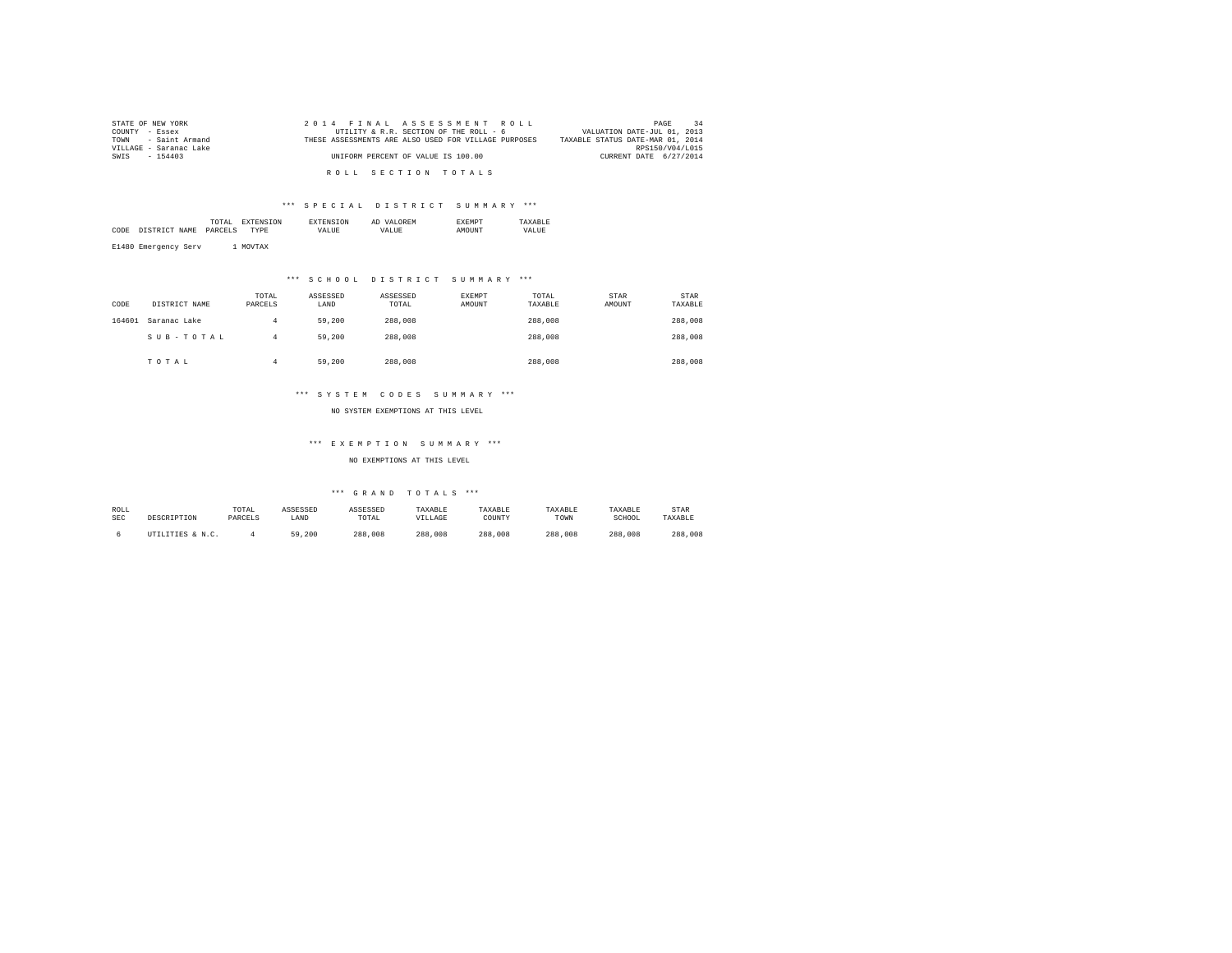STATE OF NEW YORK
COUNTY - Essex
TOWN - Saint Armand
VILLAGE - Saranac Lake
SWIS - 154403

2014 FINAL ASSESSMENT ROLL
UTILITY & R.R. SECTION OF THE ROLL - 6
THESE ASSESSMENTS ARE ALSO USED FOR VILLAGE PURPOSES
UNIFORM PERCENT OF VALUE IS 100.00

VALUATION DATE-JUL 01, 2013
TAXABLE STATUS DATE-MAR 01, 2014
RPS150/V04/L015
CURRENT DATE 6/27/2014

ROLL SECTION TOTALS

## *** SPECIAL DISTRICT SUMMARY ***

| CODE | DISTRICT NAME | TOTAL PARCELS | EXTENSION TYPE | EXTENSION VALUE | AD VALOREM VALUE | EXEMPT AMOUNT | TAXABLE VALUE |
|---|---|---|---|---|---|---|---|
| E1480 | Emergency Serv | 1 | MOVTAX | | | | |

## *** SCHOOL DISTRICT SUMMARY ***

| CODE | DISTRICT NAME | TOTAL PARCELS | ASSESSED LAND | ASSESSED TOTAL | EXEMPT AMOUNT | TOTAL TAXABLE | STAR AMOUNT | STAR TAXABLE |
|---|---|---|---|---|---|---|---|---|
| 164601 | Saranac Lake | 4 | 59,200 | 288,008 | | 288,008 | | 288,008 |
| | SUB-TOTAL | 4 | 59,200 | 288,008 | | 288,008 | | 288,008 |
| | TOTAL | 4 | 59,200 | 288,008 | | 288,008 | | 288,008 |

## *** SYSTEM CODES SUMMARY ***

NO SYSTEM EXEMPTIONS AT THIS LEVEL

## *** EXEMPTION SUMMARY ***

NO EXEMPTIONS AT THIS LEVEL

## *** GRAND TOTALS ***

| ROLL SEC | DESCRIPTION | TOTAL PARCELS | ASSESSED LAND | ASSESSED TOTAL | TAXABLE VILLAGE | TAXABLE COUNTY | TAXABLE TOWN | TAXABLE SCHOOL | STAR TAXABLE |
|---|---|---|---|---|---|---|---|---|---|
| 6 | UTILITIES & N.C. | 4 | 59,200 | 288,008 | 288,008 | 288,008 | 288,008 | 288,008 | 288,008 |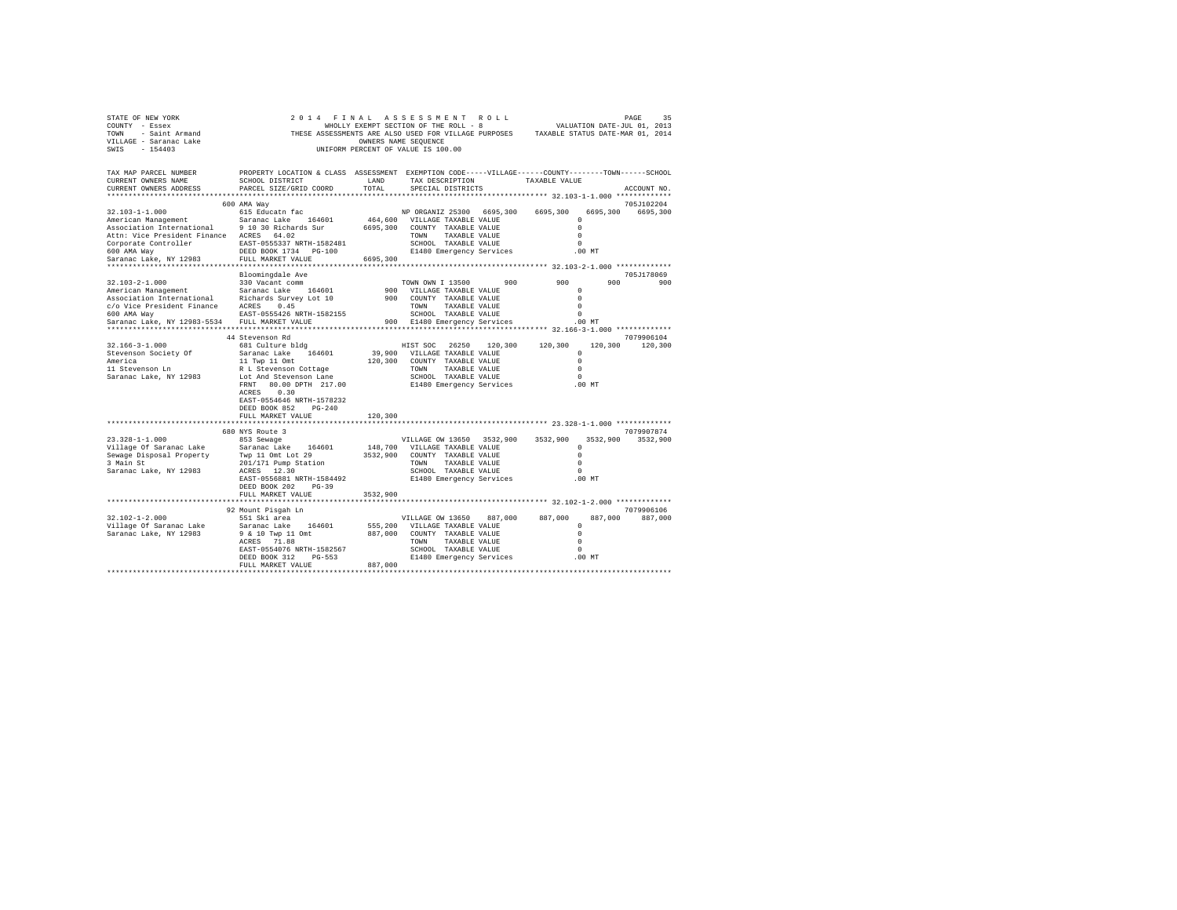```
STATE OF NEW YORK                    2 0 1 4   F I N A L   A S S E S S M E N T   R O L L                          PAGE    35
COUNTY  - Essex                              WHOLLY EXEMPT SECTION OF THE ROLL - 8                  VALUATION DATE-JUL 01, 2013
TOWN    - Saint Armand              THESE ASSESSMENTS ARE ALSO USED FOR VILLAGE PURPOSES    TAXABLE STATUS DATE-MAR 01, 2014
VILLAGE - Saranac Lake                               OWNERS NAME SEQUENCE
SWIS    - 154403                                 UNIFORM PERCENT OF VALUE IS 100.00

TAX MAP PARCEL NUMBER          PROPERTY LOCATION & CLASS  ASSESSMENT  EXEMPTION CODE-----VILLAGE------COUNTY--------TOWN------SCHOOL
CURRENT OWNERS NAME            SCHOOL DISTRICT            LAND        TAX DESCRIPTION           TAXABLE VALUE
CURRENT OWNERS ADDRESS         PARCEL SIZE/GRID COORD     TOTAL       SPECIAL DISTRICTS                                      ACCOUNT NO.
*********************************************************************************************** 32.103-1-1.000 ************
                               600 AMA Way                                                                               705J102204
32.103-1-1.000                 615 Educatn fac                        NP ORGANIZ 25300  6695,300   6695,300   6695,300   6695,300
American Management            Saranac Lake    164601     464,600    VILLAGE TAXABLE VALUE              0
Association International      9 10 30 Richards Sur      6695,300    COUNTY  TAXABLE VALUE              0
Attn: Vice President Finance   ACRES  64.02                           TOWN    TAXABLE VALUE              0
Corporate Controller           EAST-0555337 NRTH-1582481              SCHOOL  TAXABLE VALUE              0
600 AMA Way                    DEED BOOK 1734   PG-100                E1480 Emergency Services          .00 MT
Saranac Lake, NY 12983         FULL MARKET VALUE         6695,300
*********************************************************************************************** 32.103-2-1.000 ************
                               Bloomingdale Ave                                                                          705J178069
32.103-2-1.000                 330 Vacant comm                        TOWN OWN I 13500       900        900        900        900
American Management            Saranac Lake    164601         900    VILLAGE TAXABLE VALUE              0
Association International      Richards Survey Lot 10         900    COUNTY  TAXABLE VALUE              0
c/o Vice President Finance     ACRES   0.45                           TOWN    TAXABLE VALUE              0
600 AMA Way                    EAST-0555426 NRTH-1582155              SCHOOL  TAXABLE VALUE              0
Saranac Lake, NY 12983-5534    FULL MARKET VALUE              900    E1480 Emergency Services          .00 MT
*********************************************************************************************** 32.166-3-1.000 ************
                               44 Stevenson Rd                                                                           7079906104
32.166-3-1.000                 681 Culture bldg                       HIST SOC  26250    120,300    120,300    120,300    120,300
Stevenson Society Of           Saranac Lake    164601      39,900    VILLAGE TAXABLE VALUE              0
America                        11 Twp 11 Omt              120,300    COUNTY  TAXABLE VALUE              0
11 Stevenson Ln                R L Stevenson Cottage                  TOWN    TAXABLE VALUE              0
Saranac Lake, NY 12983         Lot And Stevenson Lane                 SCHOOL  TAXABLE VALUE              0
                               FRNT  80.00 DPTH 217.00                E1480 Emergency Services          .00 MT
                               ACRES   0.30
                               EAST-0554646 NRTH-1578232
                               DEED BOOK 852    PG-240
                               FULL MARKET VALUE          120,300
*********************************************************************************************** 23.328-1-1.000 ************
                               680 NYS Route 3                                                                           7079907874
23.328-1-1.000                 853 Sewage                             VILLAGE OW 13650  3532,900   3532,900   3532,900   3532,900
Village Of Saranac Lake        Saranac Lake    164601     148,700    VILLAGE TAXABLE VALUE              0
Sewage Disposal Property       Twp 11 Omt Lot 29         3532,900    COUNTY  TAXABLE VALUE              0
3 Main St                      201/171 Pump Station                   TOWN    TAXABLE VALUE              0
Saranac Lake, NY 12983         ACRES  12.30                           SCHOOL  TAXABLE VALUE              0
                               EAST-0556881 NRTH-1584492              E1480 Emergency Services          .00 MT
                               DEED BOOK 202    PG-39
                               FULL MARKET VALUE         3532,900
*********************************************************************************************** 32.102-1-2.000 ************
                               92 Mount Pisgah Ln                                                                        7079906106
32.102-1-2.000                 551 Ski area                           VILLAGE OW 13650   887,000    887,000    887,000    887,000
Village Of Saranac Lake        Saranac Lake    164601     555,200    VILLAGE TAXABLE VALUE              0
Saranac Lake, NY 12983         9 & 10 Twp 11 Omt          887,000    COUNTY  TAXABLE VALUE              0
                               ACRES  71.88                           TOWN    TAXABLE VALUE              0
                               EAST-0554076 NRTH-1582567              SCHOOL  TAXABLE VALUE              0
                               DEED BOOK 312    PG-553                E1480 Emergency Services          .00 MT
                               FULL MARKET VALUE          887,000
************************************************************************************************************************************
```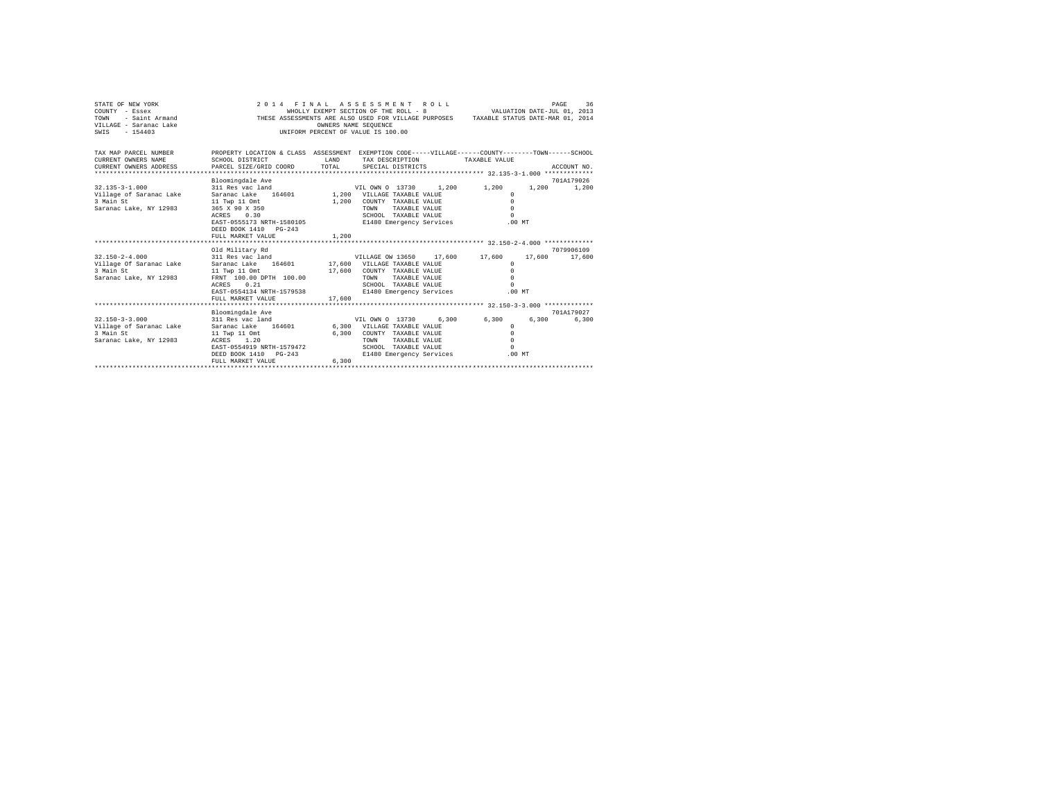STATE OF NEW YORK
COUNTY - Essex
TOWN - Saint Armand
VILLAGE - Saranac Lake
SWIS - 154403

2014 FINAL ASSESSMENT ROLL
WHOLLY EXEMPT SECTION OF THE ROLL - 8
THESE ASSESSMENTS ARE ALSO USED FOR VILLAGE PURPOSES
OWNERS NAME SEQUENCE
UNIFORM PERCENT OF VALUE IS 100.00

VALUATION DATE-JUL 01, 2013
TAXABLE STATUS DATE-MAR 01, 2014

```
TAX MAP PARCEL NUMBER     PROPERTY LOCATION & CLASS  ASSESSMENT  EXEMPTION CODE-----VILLAGE------COUNTY--------TOWN------SCHOOL
CURRENT OWNERS NAME       SCHOOL DISTRICT             LAND       TAX DESCRIPTION            TAXABLE VALUE
CURRENT OWNERS ADDRESS    PARCEL SIZE/GRID COORD      TOTAL      SPECIAL DISTRICTS                                    ACCOUNT NO.
******************************************************************************************** 32.135-3-1.000 *************
                          Bloomingdale Ave                                                                        701A179026
32.135-3-1.000            311 Res vac land                    VIL OWN O 13730     1,200      1,200      1,200      1,200
Village of Saranac Lake   Saranac Lake   164601        1,200  VILLAGE TAXABLE VALUE              0
3 Main St                 11 Twp 11 Omt                1,200  COUNTY  TAXABLE VALUE              0
Saranac Lake, NY 12983    365 X 90 X 350                      TOWN    TAXABLE VALUE              0
                          ACRES    0.30                       SCHOOL  TAXABLE VALUE              0
                          EAST-0555173 NRTH-1580105           E1480 Emergency Services         .00 MT
                          DEED BOOK 1410   PG-243
                          FULL MARKET VALUE            1,200
******************************************************************************************** 32.150-2-4.000 *************
                          Old Military Rd                                                                         7079906109
32.150-2-4.000            311 Res vac land                    VILLAGE OW 13650    17,600     17,600     17,600     17,600
Village Of Saranac Lake   Saranac Lake   164601       17,600  VILLAGE TAXABLE VALUE              0
3 Main St                 11 Twp 11 Omt               17,600  COUNTY  TAXABLE VALUE              0
Saranac Lake, NY 12983    FRNT 100.00 DPTH 100.00             TOWN    TAXABLE VALUE              0
                          ACRES    0.21                       SCHOOL  TAXABLE VALUE              0
                          EAST-0554134 NRTH-1579538           E1480 Emergency Services         .00 MT
                          FULL MARKET VALUE           17,600
******************************************************************************************** 32.150-3-3.000 *************
                          Bloomingdale Ave                                                                        701A179027
32.150-3-3.000            311 Res vac land                    VIL OWN O 13730     6,300      6,300      6,300      6,300
Village of Saranac Lake   Saranac Lake   164601        6,300  VILLAGE TAXABLE VALUE              0
3 Main St                 11 Twp 11 Omt                6,300  COUNTY  TAXABLE VALUE              0
Saranac Lake, NY 12983    ACRES    1.20                       TOWN    TAXABLE VALUE              0
                          EAST-0554919 NRTH-1579472           SCHOOL  TAXABLE VALUE              0
                          DEED BOOK 1410   PG-243             E1480 Emergency Services         .00 MT
                          FULL MARKET VALUE            6,300
**************************************************************************************************************************
```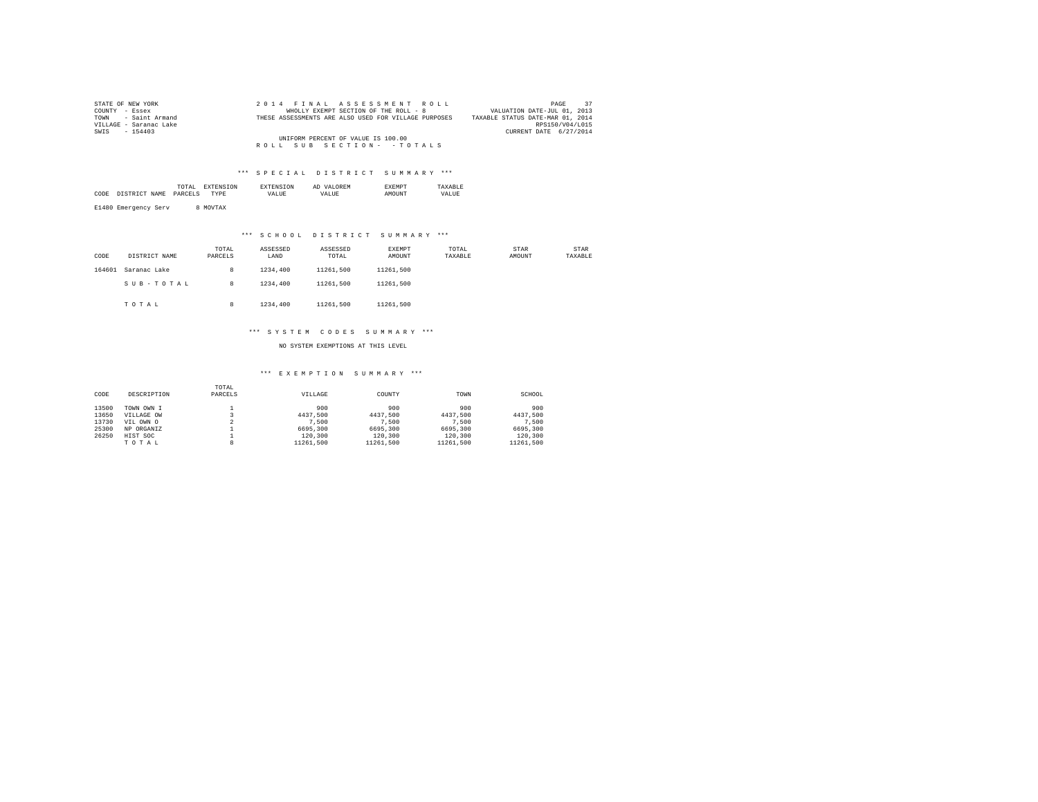STATE OF NEW YORK
COUNTY - Essex
TOWN - Saint Armand
VILLAGE - Saranac Lake
SWIS - 154403

2 0 1 4 F I N A L A S S E S S M E N T R O L L
WHOLLY EXEMPT SECTION OF THE ROLL - 8
THESE ASSESSMENTS ARE ALSO USED FOR VILLAGE PURPOSES
UNIFORM PERCENT OF VALUE IS 100.00
R O L L S U B S E C T I O N - - T O T A L S

PAGE 37
VALUATION DATE-JUL 01, 2013
TAXABLE STATUS DATE-MAR 01, 2014
RPS150/V04/L015
CURRENT DATE 6/27/2014

### *** S P E C I A L D I S T R I C T S U M M A R Y ***

| CODE | DISTRICT NAME | TOTAL PARCELS | EXTENSION TYPE | EXTENSION VALUE | AD VALOREM VALUE | EXEMPT AMOUNT | TAXABLE VALUE |
|---|---|---|---|---|---|---|---|
| E1480 | Emergency Serv | 8 | MOVTAX | | | | |

### *** S C H O O L D I S T R I C T S U M M A R Y ***

| CODE | DISTRICT NAME | TOTAL PARCELS | ASSESSED LAND | ASSESSED TOTAL | EXEMPT AMOUNT | TOTAL TAXABLE | STAR AMOUNT | STAR TAXABLE |
|---|---|---|---|---|---|---|---|---|
| 164601 | Saranac Lake | 8 | 1234,400 | 11261,500 | 11261,500 | | | |
| | S U B - T O T A L | 8 | 1234,400 | 11261,500 | 11261,500 | | | |
| | T O T A L | 8 | 1234,400 | 11261,500 | 11261,500 | | | |

### *** S Y S T E M C O D E S S U M M A R Y ***

NO SYSTEM EXEMPTIONS AT THIS LEVEL

### *** E X E M P T I O N S U M M A R Y ***

| CODE | DESCRIPTION | TOTAL PARCELS | VILLAGE | COUNTY | TOWN | SCHOOL |
|---|---|---|---|---|---|---|
| 13500 | TOWN OWN I | 1 | 900 | 900 | 900 | 900 |
| 13650 | VILLAGE OW | 3 | 4437,500 | 4437,500 | 4437,500 | 4437,500 |
| 13730 | VIL OWN O | 2 | 7,500 | 7,500 | 7,500 | 7,500 |
| 25300 | NP ORGANIZ | 1 | 6695,300 | 6695,300 | 6695,300 | 6695,300 |
| 26250 | HIST SOC | 1 | 120,300 | 120,300 | 120,300 | 120,300 |
| | T O T A L | 8 | 11261,500 | 11261,500 | 11261,500 | 11261,500 |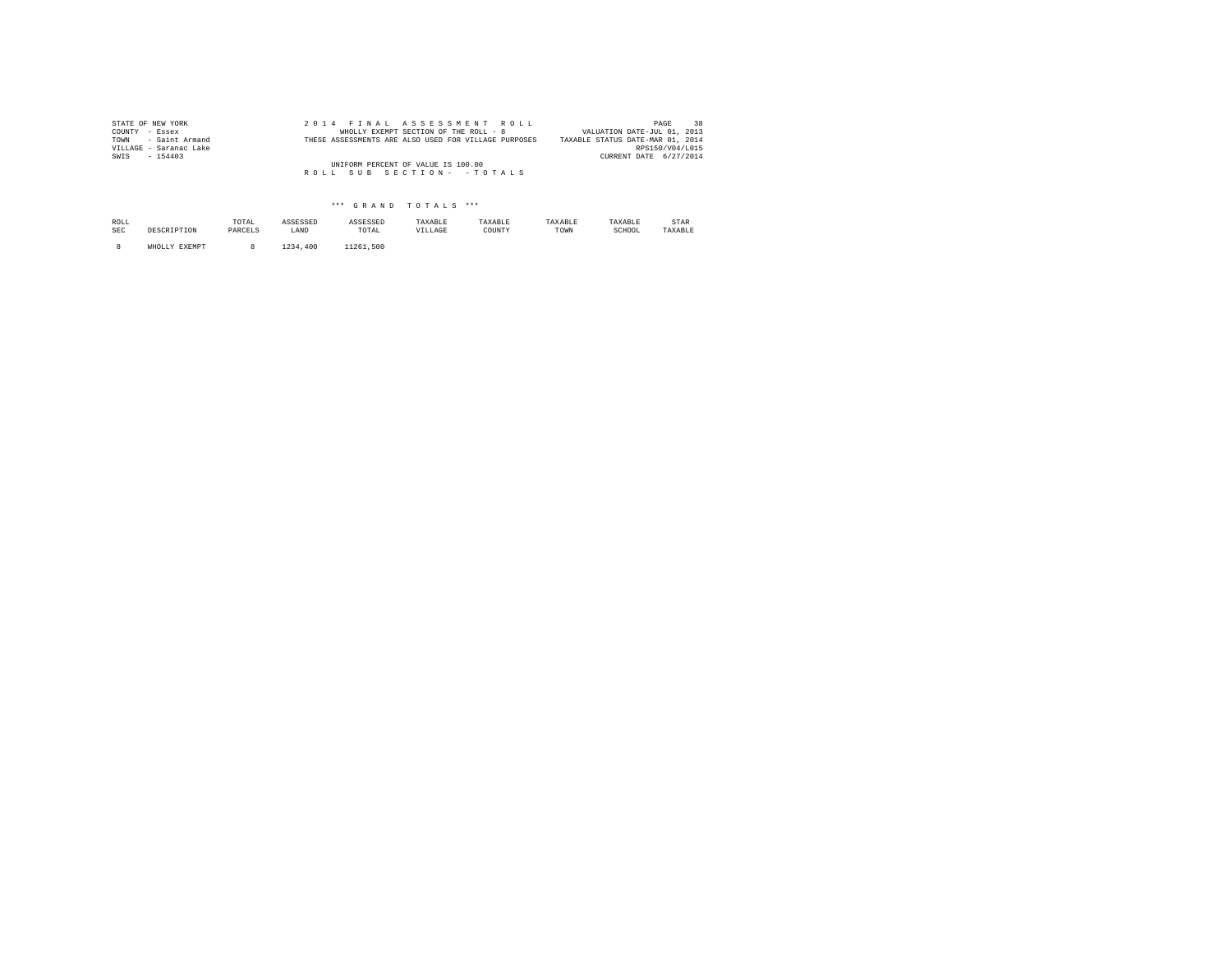STATE OF NEW YORK
COUNTY - Essex
TOWN - Saint Armand
VILLAGE - Saranac Lake
SWIS - 154403

2 0 1 4 F I N A L A S S E S S M E N T R O L L
WHOLLY EXEMPT SECTION OF THE ROLL - 8
THESE ASSESSMENTS ARE ALSO USED FOR VILLAGE PURPOSES
UNIFORM PERCENT OF VALUE IS 100.00
R O L L S U B S E C T I O N - - T O T A L S

PAGE 38
VALUATION DATE-JUL 01, 2013
TAXABLE STATUS DATE-MAR 01, 2014
RPS150/V04/L015
CURRENT DATE 6/27/2014

\*\*\* G R A N D T O T A L S \*\*\*

| ROLL SEC | DESCRIPTION | TOTAL PARCELS | ASSESSED LAND | ASSESSED TOTAL | TAXABLE VILLAGE | TAXABLE COUNTY | TAXABLE TOWN | TAXABLE SCHOOL | STAR TAXABLE |
|---|---|---|---|---|---|---|---|---|---|
| 8 | WHOLLY EXEMPT | 8 | 1234,400 | 11261,500 | | | | | |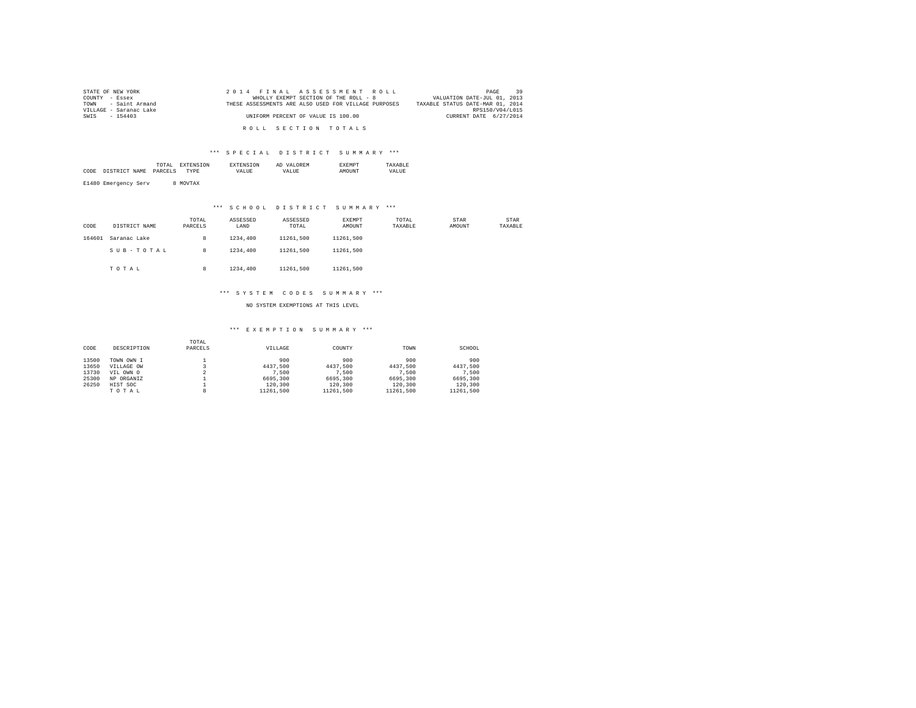STATE OF NEW YORK
COUNTY - Essex
TOWN - Saint Armand
VILLAGE - Saranac Lake
SWIS - 154403

2 0 1 4 F I N A L A S S E S S M E N T R O L L
WHOLLY EXEMPT SECTION OF THE ROLL - 8
THESE ASSESSMENTS ARE ALSO USED FOR VILLAGE PURPOSES
UNIFORM PERCENT OF VALUE IS 100.00

VALUATION DATE-JUL 01, 2013
TAXABLE STATUS DATE-MAR 01, 2014
RPS150/V04/L015
CURRENT DATE 6/27/2014

R O L L S E C T I O N T O T A L S

### *** S P E C I A L D I S T R I C T S U M M A R Y ***

| CODE | DISTRICT NAME | TOTAL PARCELS | EXTENSION TYPE | EXTENSION VALUE | AD VALOREM VALUE | EXEMPT AMOUNT | TAXABLE VALUE |
|---|---|---|---|---|---|---|---|
| E1480 | Emergency Serv | 8 | MOVTAX | | | | |

### *** S C H O O L D I S T R I C T S U M M A R Y ***

| CODE | DISTRICT NAME | TOTAL PARCELS | ASSESSED LAND | ASSESSED TOTAL | EXEMPT AMOUNT | TOTAL TAXABLE | STAR AMOUNT | STAR TAXABLE |
|---|---|---|---|---|---|---|---|---|
| 164601 | Saranac Lake | 8 | 1234,400 | 11261,500 | 11261,500 | | | |
| | S U B - T O T A L | 8 | 1234,400 | 11261,500 | 11261,500 | | | |
| | T O T A L | 8 | 1234,400 | 11261,500 | 11261,500 | | | |

### *** S Y S T E M C O D E S S U M M A R Y ***

NO SYSTEM EXEMPTIONS AT THIS LEVEL

### *** E X E M P T I O N S U M M A R Y ***

| CODE | DESCRIPTION | TOTAL PARCELS | VILLAGE | COUNTY | TOWN | SCHOOL |
|---|---|---|---|---|---|---|
| 13500 | TOWN OWN I | 1 | 900 | 900 | 900 | 900 |
| 13650 | VILLAGE OW | 3 | 4437,500 | 4437,500 | 4437,500 | 4437,500 |
| 13730 | VIL OWN O | 2 | 7,500 | 7,500 | 7,500 | 7,500 |
| 25300 | NP ORGANIZ | 1 | 6695,300 | 6695,300 | 6695,300 | 6695,300 |
| 26250 | HIST SOC | 1 | 120,300 | 120,300 | 120,300 | 120,300 |
| | T O T A L | 8 | 11261,500 | 11261,500 | 11261,500 | 11261,500 |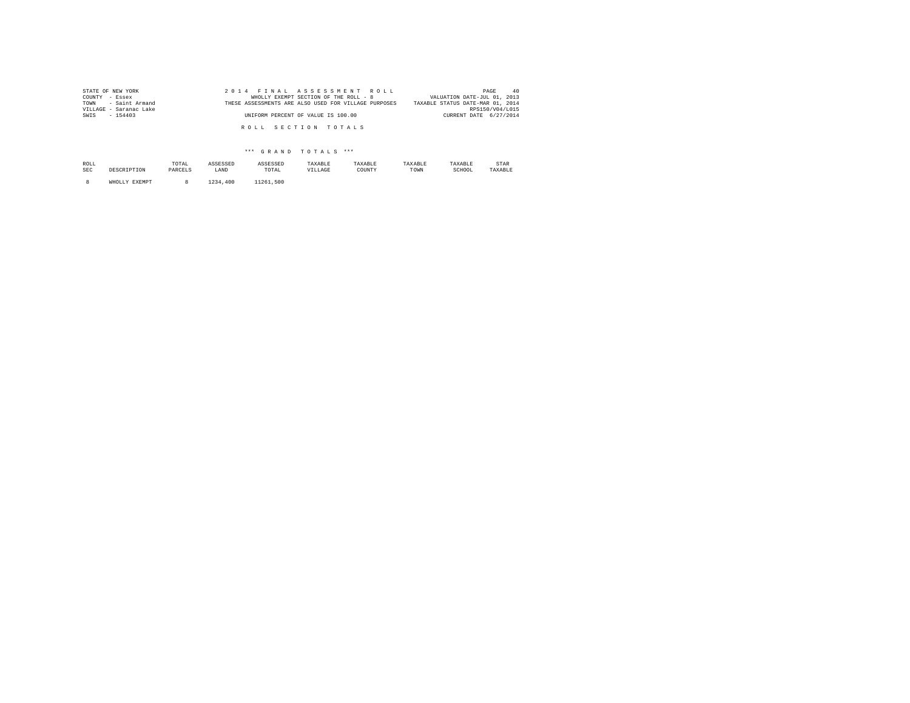STATE OF NEW YORK
COUNTY - Essex
TOWN - Saint Armand
VILLAGE - Saranac Lake
SWIS - 154403

2014 FINAL ASSESSMENT ROLL
WHOLLY EXEMPT SECTION OF THE ROLL - 8
THESE ASSESSMENTS ARE ALSO USED FOR VILLAGE PURPOSES
UNIFORM PERCENT OF VALUE IS 100.00

VALUATION DATE-JUL 01, 2013
TAXABLE STATUS DATE-MAR 01, 2014
RPS150/V04/L015
CURRENT DATE 6/27/2014

R O L L   S E C T I O N   T O T A L S

*** G R A N D   T O T A L S ***

| ROLL SEC | DESCRIPTION | TOTAL PARCELS | ASSESSED LAND | ASSESSED TOTAL | TAXABLE VILLAGE | TAXABLE COUNTY | TAXABLE TOWN | TAXABLE SCHOOL | STAR TAXABLE |
|---|---|---|---|---|---|---|---|---|---|
| 8 | WHOLLY EXEMPT | 8 | 1234,400 | 11261,500 | | | | | |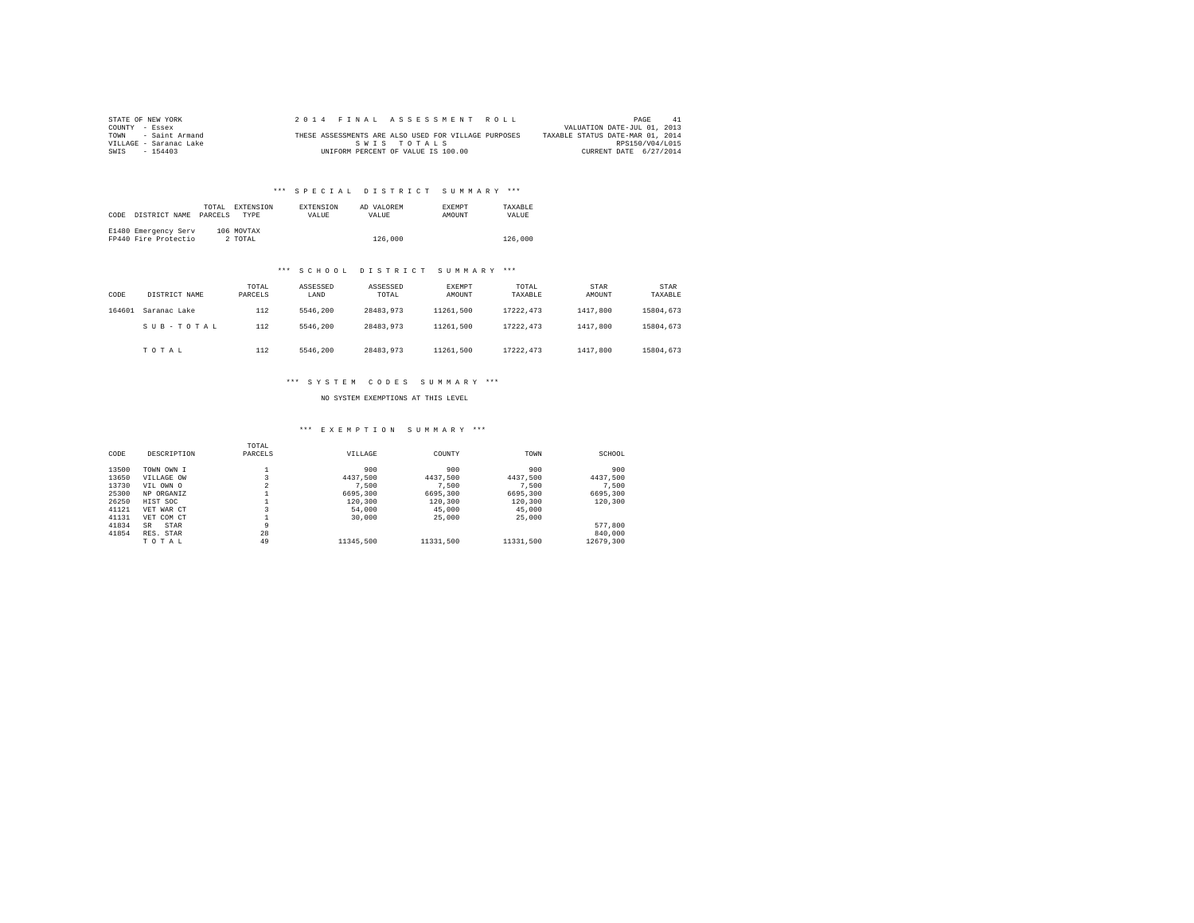STATE OF NEW YORK
COUNTY - Essex
TOWN - Saint Armand
VILLAGE - Saranac Lake
SWIS - 154403

2014 FINAL ASSESSMENT ROLL
THESE ASSESSMENTS ARE ALSO USED FOR VILLAGE PURPOSES
SWIS TOTALS
UNIFORM PERCENT OF VALUE IS 100.00

VALUATION DATE-JUL 01, 2013
TAXABLE STATUS DATE-MAR 01, 2014
RPS150/V04/L015
CURRENT DATE 6/27/2014

## *** SPECIAL DISTRICT SUMMARY ***

| CODE | DISTRICT NAME | TOTAL PARCELS | EXTENSION TYPE | EXTENSION VALUE | AD VALOREM VALUE | EXEMPT AMOUNT | TAXABLE VALUE |
|---|---|---|---|---|---|---|---|
| E1480 | Emergency Serv | 106 | MOVTAX | | | | |
| FP440 | Fire Protectio | 2 | TOTAL | | 126,000 | | 126,000 |

## *** SCHOOL DISTRICT SUMMARY ***

| CODE | DISTRICT NAME | TOTAL PARCELS | ASSESSED LAND | ASSESSED TOTAL | EXEMPT AMOUNT | TOTAL TAXABLE | STAR AMOUNT | STAR TAXABLE |
|---|---|---|---|---|---|---|---|---|
| 164601 | Saranac Lake | 112 | 5546,200 | 28483,973 | 11261,500 | 17222,473 | 1417,800 | 15804,673 |
| | SUB-TOTAL | 112 | 5546,200 | 28483,973 | 11261,500 | 17222,473 | 1417,800 | 15804,673 |
| | TOTAL | 112 | 5546,200 | 28483,973 | 11261,500 | 17222,473 | 1417,800 | 15804,673 |

## *** SYSTEM CODES SUMMARY ***

NO SYSTEM EXEMPTIONS AT THIS LEVEL

## *** EXEMPTION SUMMARY ***

| CODE | DESCRIPTION | TOTAL PARCELS | VILLAGE | COUNTY | TOWN | SCHOOL |
|---|---|---|---|---|---|---|
| 13500 | TOWN OWN I | 1 | 900 | 900 | 900 | 900 |
| 13650 | VILLAGE OW | 3 | 4437,500 | 4437,500 | 4437,500 | 4437,500 |
| 13730 | VIL OWN O | 2 | 7,500 | 7,500 | 7,500 | 7,500 |
| 25300 | NP ORGANIZ | 1 | 6695,300 | 6695,300 | 6695,300 | 6695,300 |
| 26250 | HIST SOC | 1 | 120,300 | 120,300 | 120,300 | 120,300 |
| 41121 | VET WAR CT | 3 | 54,000 | 45,000 | 45,000 | |
| 41131 | VET COM CT | 1 | 30,000 | 25,000 | 25,000 | |
| 41834 | SR STAR | 9 | | | | 577,800 |
| 41854 | RES. STAR | 28 | | | | 840,000 |
| | TOTAL | 49 | 11345,500 | 11331,500 | 11331,500 | 12679,300 |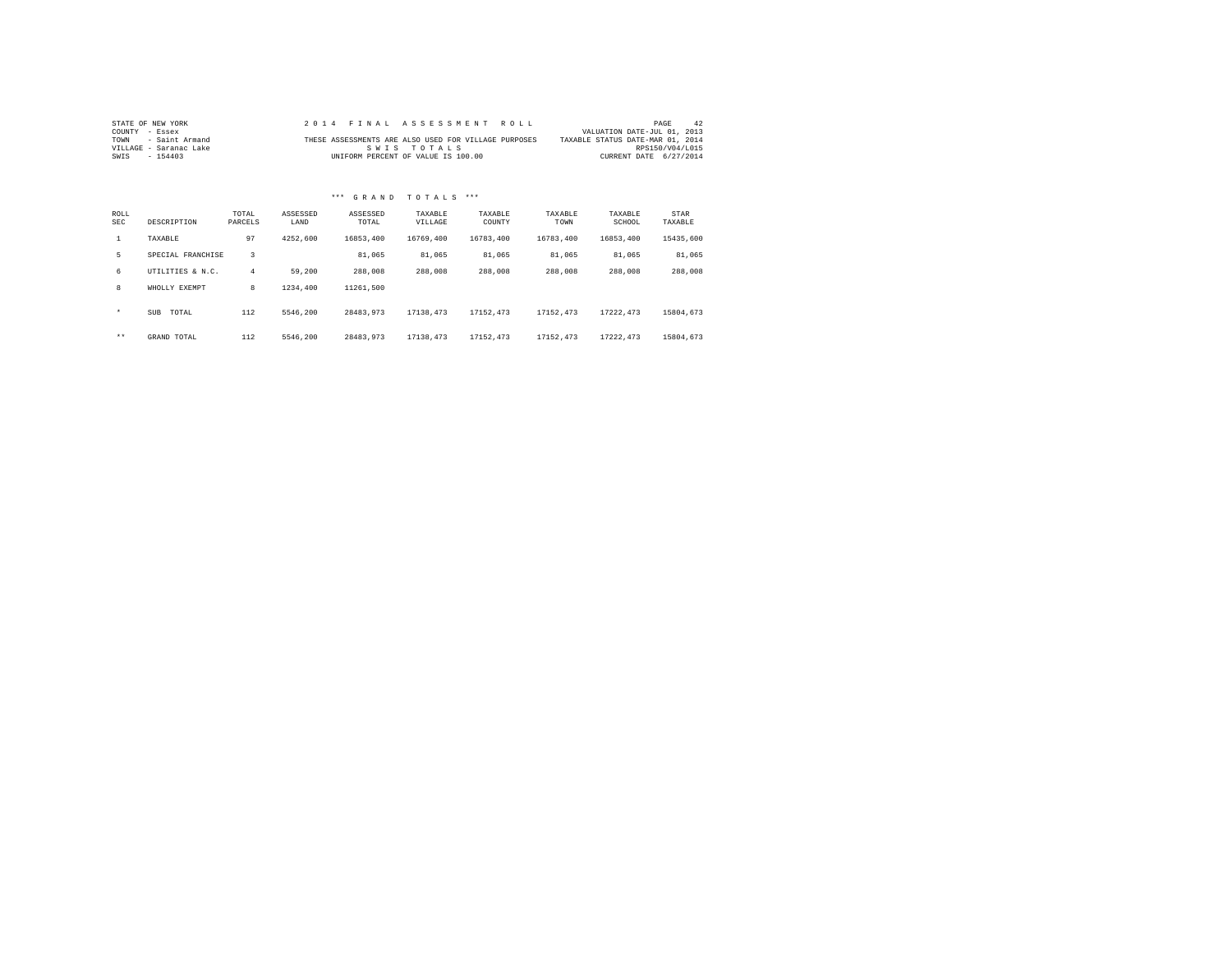STATE OF NEW YORK
COUNTY - Essex
TOWN - Saint Armand
VILLAGE - Saranac Lake
SWIS - 154403

2 0 1 4 F I N A L A S S E S S M E N T R O L L
THESE ASSESSMENTS ARE ALSO USED FOR VILLAGE PURPOSES
S W I S T O T A L S
UNIFORM PERCENT OF VALUE IS 100.00

VALUATION DATE-JUL 01, 2013
TAXABLE STATUS DATE-MAR 01, 2014
RPS150/V04/L015
CURRENT DATE 6/27/2014

*** G R A N D T O T A L S ***

| ROLL SEC | DESCRIPTION | TOTAL PARCELS | ASSESSED LAND | ASSESSED TOTAL | TAXABLE VILLAGE | TAXABLE COUNTY | TAXABLE TOWN | TAXABLE SCHOOL | STAR TAXABLE |
|---|---|---|---|---|---|---|---|---|---|
| 1 | TAXABLE | 97 | 4252,600 | 16853,400 | 16769,400 | 16783,400 | 16783,400 | 16853,400 | 15435,600 |
| 5 | SPECIAL FRANCHISE | 3 | | 81,065 | 81,065 | 81,065 | 81,065 | 81,065 | 81,065 |
| 6 | UTILITIES & N.C. | 4 | 59,200 | 288,008 | 288,008 | 288,008 | 288,008 | 288,008 | 288,008 |
| 8 | WHOLLY EXEMPT | 8 | 1234,400 | 11261,500 | | | | | |
| * | SUB TOTAL | 112 | 5546,200 | 28483,973 | 17138,473 | 17152,473 | 17152,473 | 17222,473 | 15804,673 |
| ** | GRAND TOTAL | 112 | 5546,200 | 28483,973 | 17138,473 | 17152,473 | 17152,473 | 17222,473 | 15804,673 |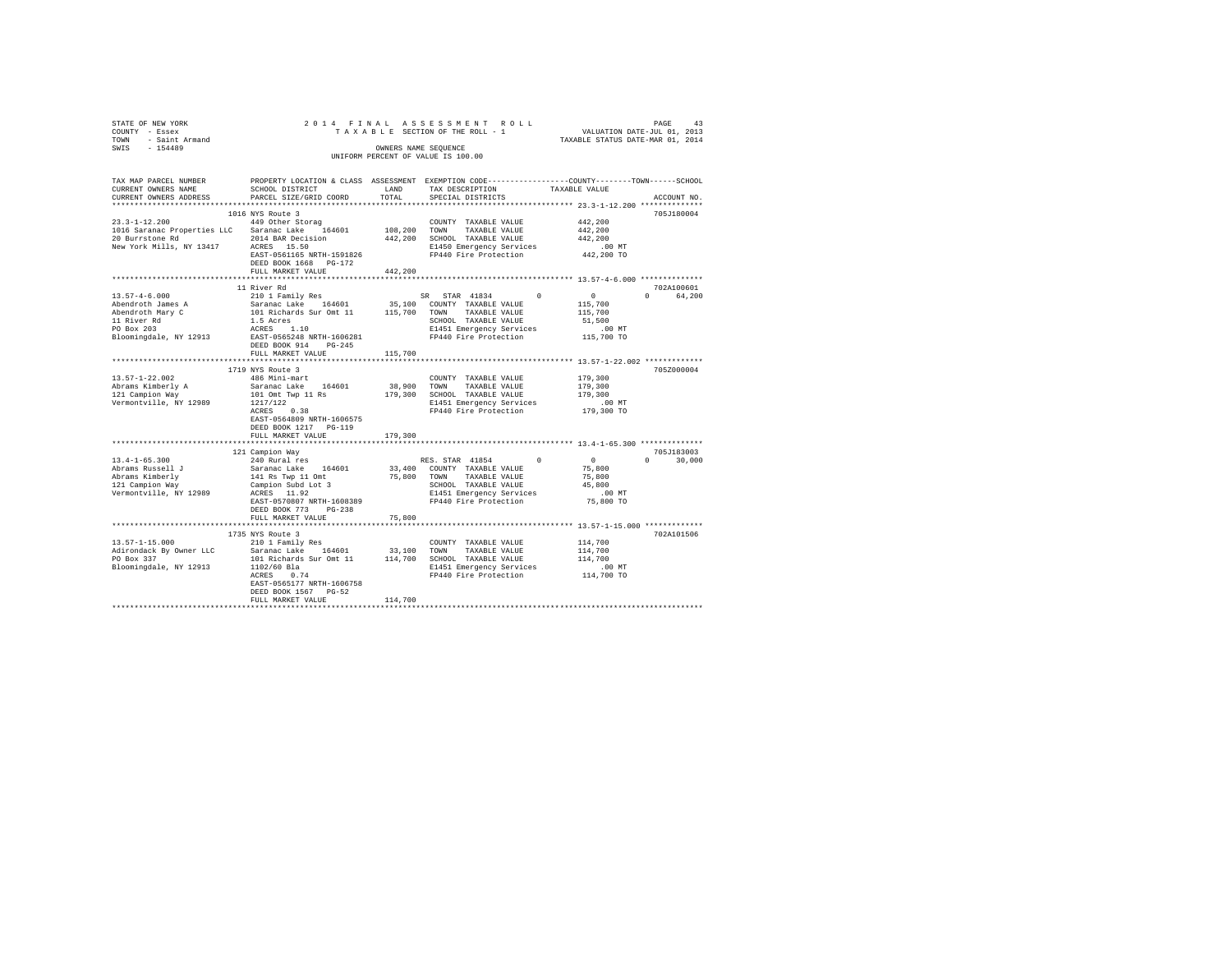STATE OF NEW YORK — 2014 FINAL ASSESSMENT ROLL — PAGE 43
COUNTY - Essex — TAXABLE SECTION OF THE ROLL - 1 — VALUATION DATE-JUL 01, 2013
TOWN - Saint Armand — TAXABLE STATUS DATE-MAR 01, 2014
SWIS - 154489 — OWNERS NAME SEQUENCE
UNIFORM PERCENT OF VALUE IS 100.00

| TAX MAP PARCEL NUMBER / CURRENT OWNERS NAME / CURRENT OWNERS ADDRESS | PROPERTY LOCATION & CLASS / SCHOOL DISTRICT / PARCEL SIZE/GRID COORD | ASSESSMENT LAND | TOTAL | EXEMPTION CODE / TAX DESCRIPTION / SPECIAL DISTRICTS | COUNTY TAXABLE VALUE | TOWN | SCHOOL | ACCOUNT NO. |
|---|---|---|---|---|---|---|---|---|
| 23.3-1-12.200 | 1016 NYS Route 3 | | | | | | | 705J180004 |
| 1016 Saranac Properties LLC | 449 Other Storag | | | COUNTY TAXABLE VALUE | 442,200 | | | |
| 20 Burrstone Rd | Saranac Lake 164601 | 108,200 | | TOWN TAXABLE VALUE | 442,200 | | | |
| New York Mills, NY 13417 | 2014 BAR Decision | | 442,200 | SCHOOL TAXABLE VALUE | 442,200 | | | |
| | ACRES 15.50 | | | E1450 Emergency Services | .00 MT | | | |
| | EAST-0561165 NRTH-1591826 | | | FP440 Fire Protection | 442,200 TO | | | |
| | DEED BOOK 1668 PG-172 | | | | | | | |
| | FULL MARKET VALUE | | 442,200 | | | | | |
| 13.57-4-6.000 | 11 River Rd | | | | | | | 702A100601 |
| Abendroth James A | 210 1 Family Res | | | SR STAR 41834 | 0 | 0 | 64,200 | |
| Abendroth Mary C | Saranac Lake 164601 | 35,100 | | COUNTY TAXABLE VALUE | 115,700 | | | |
| 11 River Rd | 101 Richards Sur Omt 11 | | 115,700 | TOWN TAXABLE VALUE | 115,700 | | | |
| PO Box 203 | 1.5 Acres | | | SCHOOL TAXABLE VALUE | 51,500 | | | |
| Bloomingdale, NY 12913 | ACRES 1.10 | | | E1451 Emergency Services | .00 MT | | | |
| | EAST-0565248 NRTH-1606281 | | | FP440 Fire Protection | 115,700 TO | | | |
| | DEED BOOK 914 PG-245 | | | | | | | |
| | FULL MARKET VALUE | | 115,700 | | | | | |
| 13.57-1-22.002 | 1719 NYS Route 3 | | | | | | | 705Z000004 |
| Abrams Kimberly A | 486 Mini-mart | | | COUNTY TAXABLE VALUE | 179,300 | | | |
| 121 Campion Way | Saranac Lake 164601 | 38,900 | | TOWN TAXABLE VALUE | 179,300 | | | |
| Vermontville, NY 12989 | 101 Omt Twp 11 Rs | | 179,300 | SCHOOL TAXABLE VALUE | 179,300 | | | |
| | 1217/122 | | | E1451 Emergency Services | .00 MT | | | |
| | ACRES 0.38 | | | FP440 Fire Protection | 179,300 TO | | | |
| | EAST-0564809 NRTH-1606575 | | | | | | | |
| | DEED BOOK 1217 PG-119 | | | | | | | |
| | FULL MARKET VALUE | | 179,300 | | | | | |
| 13.4-1-65.300 | 121 Campion Way | | | | | | | 705J183003 |
| Abrams Russell J | 240 Rural res | | | RES. STAR 41854 | 0 | 0 | 30,000 | |
| Abrams Kimberly | Saranac Lake 164601 | 33,400 | | COUNTY TAXABLE VALUE | 75,800 | | | |
| 121 Campion Way | 141 Rs Twp 11 Omt | | 75,800 | TOWN TAXABLE VALUE | 75,800 | | | |
| Vermontville, NY 12989 | Campion Subd Lot 3 | | | SCHOOL TAXABLE VALUE | 45,800 | | | |
| | ACRES 11.92 | | | E1451 Emergency Services | .00 MT | | | |
| | EAST-0570807 NRTH-1608389 | | | FP440 Fire Protection | 75,800 TO | | | |
| | DEED BOOK 773 PG-238 | | | | | | | |
| | FULL MARKET VALUE | | 75,800 | | | | | |
| 13.57-1-15.000 | 1735 NYS Route 3 | | | | | | | 702A101506 |
| Adirondack By Owner LLC | 210 1 Family Res | | | COUNTY TAXABLE VALUE | 114,700 | | | |
| PO Box 337 | Saranac Lake 164601 | 33,100 | | TOWN TAXABLE VALUE | 114,700 | | | |
| Bloomingdale, NY 12913 | 101 Richards Sur Omt 11 | | 114,700 | SCHOOL TAXABLE VALUE | 114,700 | | | |
| | 1102/60 Bla | | | E1451 Emergency Services | .00 MT | | | |
| | ACRES 0.74 | | | FP440 Fire Protection | 114,700 TO | | | |
| | EAST-0565177 NRTH-1606758 | | | | | | | |
| | DEED BOOK 1567 PG-52 | | | | | | | |
| | FULL MARKET VALUE | | 114,700 | | | | | |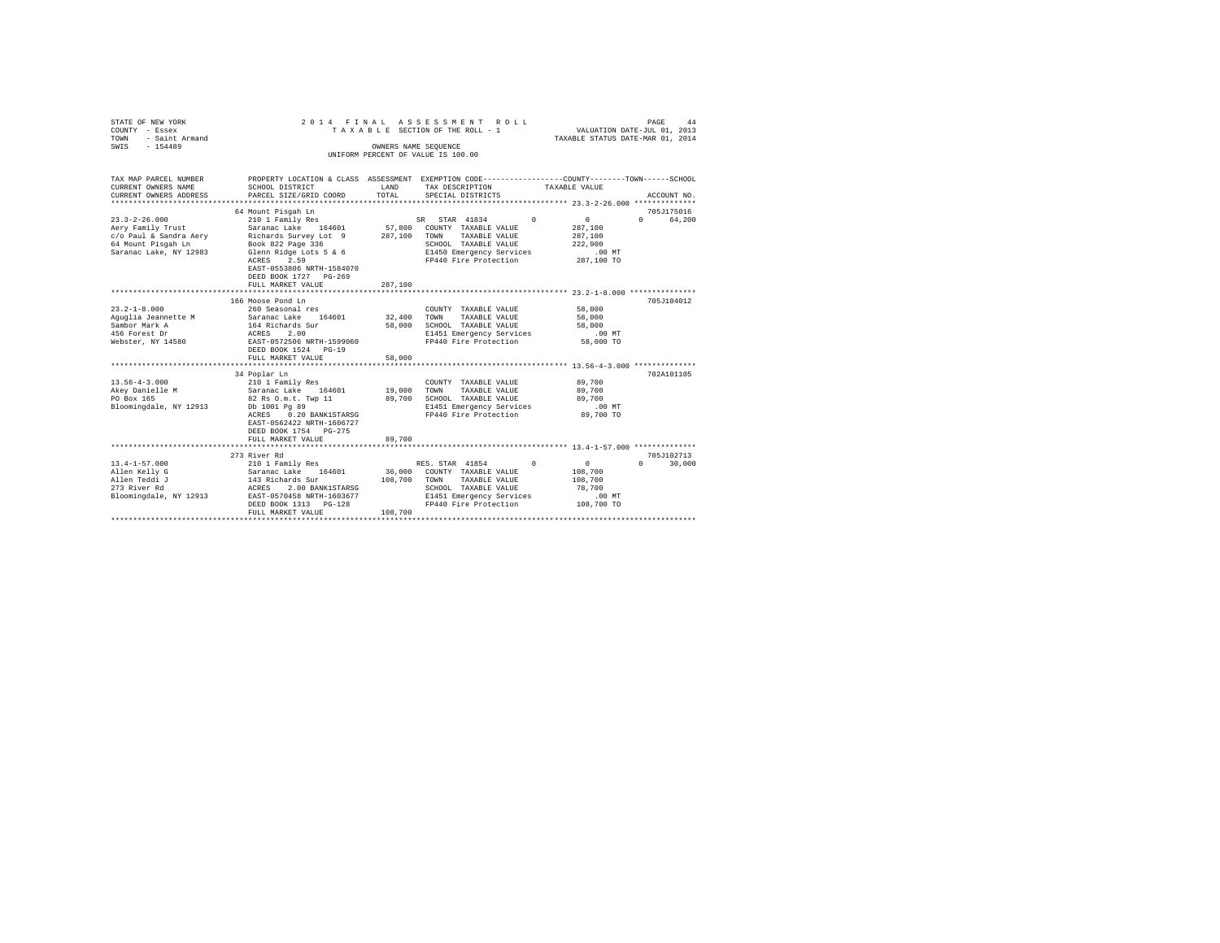STATE OF NEW YORK
COUNTY - Essex
TOWN - Saint Armand
SWIS - 154489

2014 FINAL ASSESSMENT ROLL
TAXABLE SECTION OF THE ROLL - 1
OWNERS NAME SEQUENCE
UNIFORM PERCENT OF VALUE IS 100.00

VALUATION DATE-JUL 01, 2013
TAXABLE STATUS DATE-MAR 01, 2014

```
TAX MAP PARCEL NUMBER     PROPERTY LOCATION & CLASS  ASSESSMENT  EXEMPTION CODE-----------------COUNTY--------TOWN------SCHOOL
CURRENT OWNERS NAME       SCHOOL DISTRICT               LAND      TAX DESCRIPTION            TAXABLE VALUE
CURRENT OWNERS ADDRESS    PARCEL SIZE/GRID COORD        TOTAL     SPECIAL DISTRICTS                                    ACCOUNT NO.
******************************************************************************************************* 23.3-2-26.000 **************
                          64 Mount Pisgah Ln                                                                        705J175016
23.3-2-26.000             210 1 Family Res                        SR  STAR  41834        0           0          0      64,200
Aery Family Trust         Saranac Lake    164601        57,800    COUNTY  TAXABLE VALUE          287,100
c/o Paul & Sandra Aery    Richards Survey Lot  9       287,100    TOWN    TAXABLE VALUE          287,100
64 Mount Pisgah Ln        Book 822 Page 336                       SCHOOL  TAXABLE VALUE          222,900
Saranac Lake, NY 12983    Glenn Ridge Lots 5 & 6                  E1450 Emergency Services           .00 MT
                          ACRES    2.59                           FP440 Fire Protection          287,100 TO
                          EAST-0553806 NRTH-1584070
                          DEED BOOK 1727   PG-269
                          FULL MARKET VALUE            287,100
******************************************************************************************************* 23.2-1-8.000 ***************
                          166 Moose Pond Ln                                                                         705J104012
23.2-1-8.000              260 Seasonal res                        COUNTY  TAXABLE VALUE           58,000
Aguglia Jeannette M       Saranac Lake    164601        32,400    TOWN    TAXABLE VALUE           58,000
Sambor Mark A             164 Richards Sur              58,000    SCHOOL  TAXABLE VALUE           58,000
456 Forest Dr             ACRES    2.00                           E1451 Emergency Services           .00 MT
Webster, NY 14580         EAST-0572506 NRTH-1599060               FP440 Fire Protection           58,000 TO
                          DEED BOOK 1524   PG-19
                          FULL MARKET VALUE             58,000
******************************************************************************************************* 13.56-4-3.000 **************
                          34 Poplar Ln                                                                              702A101105
13.56-4-3.000             210 1 Family Res                        COUNTY  TAXABLE VALUE           89,700
Akey Danielle M           Saranac Lake    164601        19,000    TOWN    TAXABLE VALUE           89,700
PO Box 165                82 Rs O.m.t. Twp 11           89,700    SCHOOL  TAXABLE VALUE           89,700
Bloomingdale, NY 12913    Db 1001 Pg 89                           E1451 Emergency Services           .00 MT
                          ACRES    0.20 BANK1STARSG               FP440 Fire Protection           89,700 TO
                          EAST-0562422 NRTH-1606727
                          DEED BOOK 1754   PG-275
                          FULL MARKET VALUE             89,700
******************************************************************************************************* 13.4-1-57.000 **************
                          273 River Rd                                                                              705J102713
13.4-1-57.000             210 1 Family Res                        RES. STAR 41854        0           0          0      30,000
Allen Kelly G             Saranac Lake    164601        36,000    COUNTY  TAXABLE VALUE          108,700
Allen Teddi J             143 Richards Sur             108,700    TOWN    TAXABLE VALUE          108,700
273 River Rd              ACRES    2.00 BANK1STARSG               SCHOOL  TAXABLE VALUE           78,700
Bloomingdale, NY 12913    EAST-0570458 NRTH-1603677               E1451 Emergency Services           .00 MT
                          DEED BOOK 1313   PG-128                 FP440 Fire Protection          108,700 TO
                          FULL MARKET VALUE            108,700
************************************************************************************************************************************
```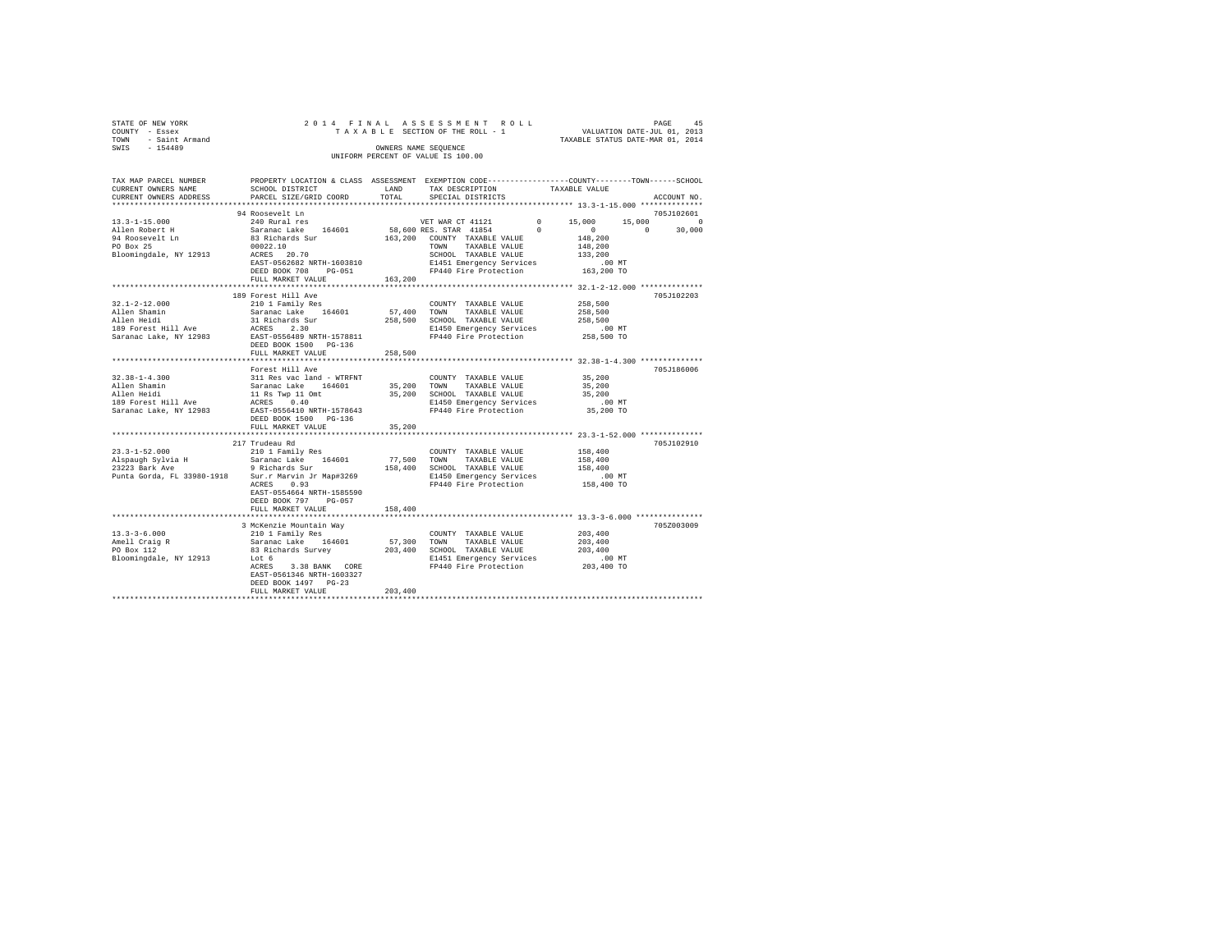STATE OF NEW YORK
COUNTY - Essex
TOWN - Saint Armand
SWIS - 154489

2014 FINAL ASSESSMENT ROLL
TAXABLE SECTION OF THE ROLL - 1
OWNERS NAME SEQUENCE
UNIFORM PERCENT OF VALUE IS 100.00

VALUATION DATE-JUL 01, 2013
TAXABLE STATUS DATE-MAR 01, 2014

```
TAX MAP PARCEL NUMBER     PROPERTY LOCATION & CLASS  ASSESSMENT  EXEMPTION CODE-----------------COUNTY--------TOWN------SCHOOL
CURRENT OWNERS NAME       SCHOOL DISTRICT              LAND      TAX DESCRIPTION           TAXABLE VALUE
CURRENT OWNERS ADDRESS    PARCEL SIZE/GRID COORD       TOTAL     SPECIAL DISTRICTS                                    ACCOUNT NO.
******************************************************************************************************* 13.3-1-15.000 **************
                          94 Roosevelt Ln                                                                             705J102601
13.3-1-15.000             240 Rural res                          VET WAR CT 41121      0      15,000     15,000            0
Allen Robert H            Saranac Lake    164601      58,600 RES. STAR 41854          0           0          0       30,000
94 Roosevelt Ln           83 Richards Sur            163,200   COUNTY  TAXABLE VALUE           148,200
PO Box 25                 00022.10                             TOWN    TAXABLE VALUE           148,200
Bloomingdale, NY 12913    ACRES   20.70                        SCHOOL  TAXABLE VALUE           133,200
                          EAST-0562682 NRTH-1603810            E1451 Emergency Services            .00 MT
                          DEED BOOK 708    PG-051              FP440 Fire Protection           163,200 TO
                          FULL MARKET VALUE          163,200
******************************************************************************************************* 32.1-2-12.000 **************
                          189 Forest Hill Ave                                                                         705J102203
32.1-2-12.000             210 1 Family Res                     COUNTY  TAXABLE VALUE           258,500
Allen Shamin              Saranac Lake    164601      57,400   TOWN    TAXABLE VALUE           258,500
Allen Heidi               31 Richards Sur            258,500   SCHOOL  TAXABLE VALUE           258,500
189 Forest Hill Ave       ACRES    2.30                        E1450 Emergency Services            .00 MT
Saranac Lake, NY 12983    EAST-0556489 NRTH-1578811            FP440 Fire Protection           258,500 TO
                          DEED BOOK 1500   PG-136
                          FULL MARKET VALUE          258,500
******************************************************************************************************* 32.38-1-4.300 **************
                          Forest Hill Ave                                                                             705J186006
32.38-1-4.300             311 Res vac land - WTRFNT            COUNTY  TAXABLE VALUE            35,200
Allen Shamin              Saranac Lake    164601      35,200   TOWN    TAXABLE VALUE            35,200
Allen Heidi               11 Rs Twp 11 Omt            35,200   SCHOOL  TAXABLE VALUE            35,200
189 Forest Hill Ave       ACRES    0.40                        E1450 Emergency Services            .00 MT
Saranac Lake, NY 12983    EAST-0556410 NRTH-1578643            FP440 Fire Protection            35,200 TO
                          DEED BOOK 1500   PG-136
                          FULL MARKET VALUE           35,200
******************************************************************************************************* 23.3-1-52.000 **************
                          217 Trudeau Rd                                                                              705J102910
23.3-1-52.000             210 1 Family Res                     COUNTY  TAXABLE VALUE           158,400
Alspaugh Sylvia H         Saranac Lake    164601      77,500   TOWN    TAXABLE VALUE           158,400
23223 Bark Ave            9 Richards Sur             158,400   SCHOOL  TAXABLE VALUE           158,400
Punta Gorda, FL 33980-1918  Sur.r Marvin Jr Map#3269           E1450 Emergency Services            .00 MT
                          ACRES    0.93                        FP440 Fire Protection           158,400 TO
                          EAST-0554664 NRTH-1585590
                          DEED BOOK 797    PG-057
                          FULL MARKET VALUE          158,400
******************************************************************************************************* 13.3-3-6.000 ***************
                          3 McKenzie Mountain Way                                                                     705Z003009
13.3-3-6.000              210 1 Family Res                     COUNTY  TAXABLE VALUE           203,400
Amell Craig R             Saranac Lake    164601      57,300   TOWN    TAXABLE VALUE           203,400
PO Box 112                83 Richards Survey         203,400   SCHOOL  TAXABLE VALUE           203,400
Bloomingdale, NY 12913    Lot 6                                E1451 Emergency Services            .00 MT
                          ACRES    3.30 BANK   CORE            FP440 Fire Protection           203,400 TO
                          EAST-0561346 NRTH-1603327
                          DEED BOOK 1497   PG-23
                          FULL MARKET VALUE          203,400
************************************************************************************************************************************
```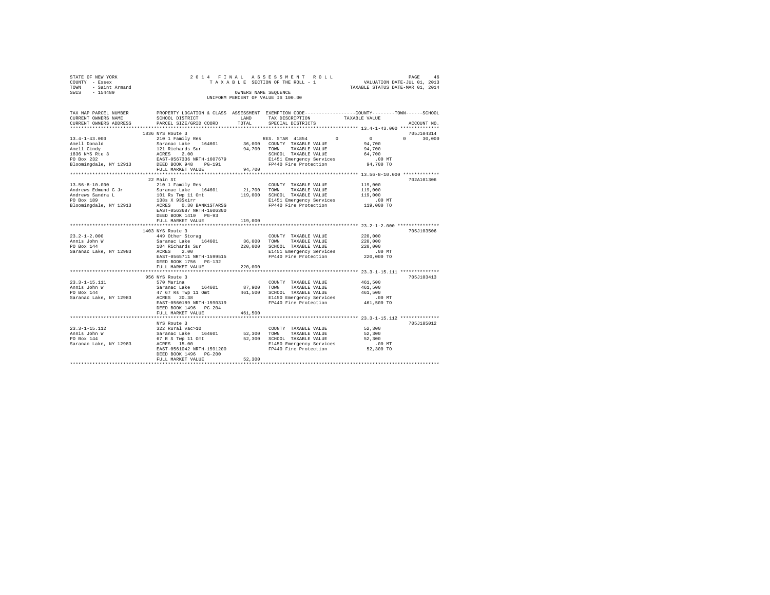STATE OF NEW YORK
COUNTY - Essex
TOWN - Saint Armand
SWIS - 154489

2014 FINAL ASSESSMENT ROLL
TAXABLE SECTION OF THE ROLL - 1
OWNERS NAME SEQUENCE
UNIFORM PERCENT OF VALUE IS 100.00

VALUATION DATE-JUL 01, 2013
TAXABLE STATUS DATE-MAR 01, 2014

| TAX MAP PARCEL NUMBER / CURRENT OWNERS NAME / CURRENT OWNERS ADDRESS | PROPERTY LOCATION & CLASS / SCHOOL DISTRICT / PARCEL SIZE/GRID COORD | ASSESSMENT LAND / TOTAL | EXEMPTION CODE / TAX DESCRIPTION / SPECIAL DISTRICTS | COUNTY / TOWN / SCHOOL TAXABLE VALUE | ACCOUNT NO. |
|---|---|---|---|---|---|
| 13.4-1-43.000 | 1836 NYS Route 3 | | | | 705J104314 |
| | 210 1 Family Res | | RES. STAR 41854 0 | 0 0 30,000 | |
| Amell Donald | Saranac Lake 164601 | 36,000 | COUNTY TAXABLE VALUE | 94,700 | |
| Amell Cindy | 121 Richards Sur | 94,700 | TOWN TAXABLE VALUE | 94,700 | |
| 1836 NYS Rte 3 | ACRES 2.00 | | SCHOOL TAXABLE VALUE | 64,700 | |
| PO Box 232 | EAST-0567336 NRTH-1607679 | | E1451 Emergency Services | .00 MT | |
| Bloomingdale, NY 12913 | DEED BOOK 948 PG-191 | | FP440 Fire Protection | 94,700 TO | |
| | FULL MARKET VALUE | 94,700 | | | |
| 13.56-8-10.000 | 22 Main St | | | | 702A101306 |
| | 210 1 Family Res | | COUNTY TAXABLE VALUE | 119,000 | |
| Andrews Edmund G Jr | Saranac Lake 164601 | 21,700 | TOWN TAXABLE VALUE | 119,000 | |
| Andrews Sandra L | 101 Rs Twp 11 Omt | 119,000 | SCHOOL TAXABLE VALUE | 119,000 | |
| PO Box 189 | 138s X 93Sxirr | | E1451 Emergency Services | .00 MT | |
| Bloomingdale, NY 12913 | ACRES 0.30 BANK1STARSG | | FP440 Fire Protection | 119,000 TO | |
| | EAST-0563687 NRTH-1606300 | | | | |
| | DEED BOOK 1410 PG-93 | | | | |
| | FULL MARKET VALUE | 119,000 | | | |
| 23.2-1-2.000 | 1403 NYS Route 3 | | | | 705J103506 |
| | 449 Other Storag | | COUNTY TAXABLE VALUE | 220,000 | |
| Annis John W | Saranac Lake 164601 | 36,000 | TOWN TAXABLE VALUE | 220,000 | |
| PO Box 144 | 104 Richards Sur | 220,000 | SCHOOL TAXABLE VALUE | 220,000 | |
| Saranac Lake, NY 12983 | ACRES 2.00 | | E1451 Emergency Services | .00 MT | |
| | EAST-0565711 NRTH-1599515 | | FP440 Fire Protection | 220,000 TO | |
| | DEED BOOK 1756 PG-132 | | | | |
| | FULL MARKET VALUE | 220,000 | | | |
| 23.3-1-15.111 | 956 NYS Route 3 | | | | 705J103413 |
| | 570 Marina | | COUNTY TAXABLE VALUE | 461,500 | |
| Annis John W | Saranac Lake 164601 | 87,900 | TOWN TAXABLE VALUE | 461,500 | |
| PO Box 144 | 47 67 Rs Twp 11 Omt | 461,500 | SCHOOL TAXABLE VALUE | 461,500 | |
| Saranac Lake, NY 12983 | ACRES 20.38 | | E1450 Emergency Services | .00 MT | |
| | EAST-0560189 NRTH-1590319 | | FP440 Fire Protection | 461,500 TO | |
| | DEED BOOK 1496 PG-204 | | | | |
| | FULL MARKET VALUE | 461,500 | | | |
| 23.3-1-15.112 | NYS Route 3 | | | | 705J185012 |
| | 322 Rural vac>10 | | COUNTY TAXABLE VALUE | 52,300 | |
| Annis John W | Saranac Lake 164601 | 52,300 | TOWN TAXABLE VALUE | 52,300 | |
| PO Box 144 | 67 R S Twp 11 Omt | 52,300 | SCHOOL TAXABLE VALUE | 52,300 | |
| Saranac Lake, NY 12983 | ACRES 15.00 | | E1450 Emergency Services | .00 MT | |
| | EAST-0561042 NRTH-1591200 | | FP440 Fire Protection | 52,300 TO | |
| | DEED BOOK 1496 PG-200 | | | | |
| | FULL MARKET VALUE | 52,300 | | | |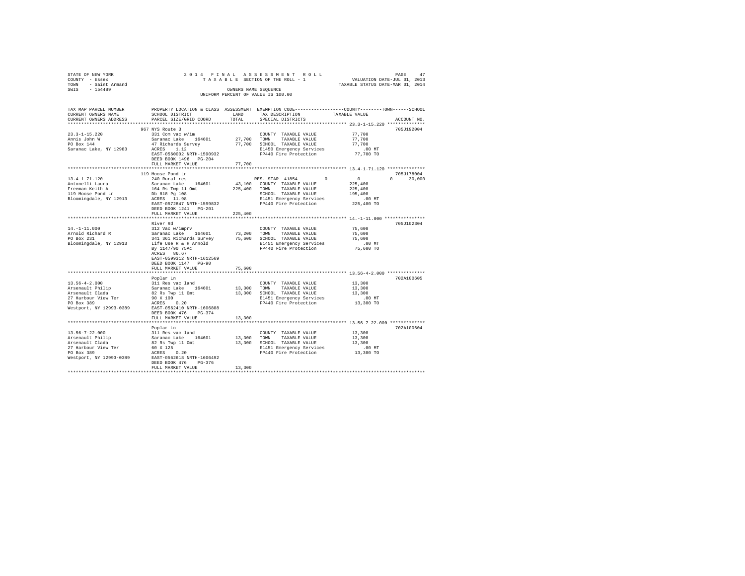STATE OF NEW YORK
COUNTY - Essex
TOWN - Saint Armand
SWIS - 154489

2014 FINAL ASSESSMENT ROLL
TAXABLE SECTION OF THE ROLL - 1
OWNERS NAME SEQUENCE
UNIFORM PERCENT OF VALUE IS 100.00

VALUATION DATE-JUL 01, 2013
TAXABLE STATUS DATE-MAR 01, 2014

```
TAX MAP PARCEL NUMBER      PROPERTY LOCATION & CLASS  ASSESSMENT  EXEMPTION CODE-----------------COUNTY--------TOWN------SCHOOL
CURRENT OWNERS NAME        SCHOOL DISTRICT               LAND      TAX DESCRIPTION            TAXABLE VALUE
CURRENT OWNERS ADDRESS     PARCEL SIZE/GRID COORD        TOTAL     SPECIAL DISTRICTS                                    ACCOUNT NO.
*********************************************************************************************** 23.3-1-15.220 **************
                           967 NYS Route 3                                                                              705J192004
23.3-1-15.220              331 Com vac w/im                         COUNTY  TAXABLE VALUE             77,700
Annis John W               Saranac Lake    164601       27,700      TOWN    TAXABLE VALUE             77,700
PO Box 144                 47 Richards Survey           77,700      SCHOOL  TAXABLE VALUE             77,700
Saranac Lake, NY 12983     ACRES    1.12                            E1450 Emergency Services             .00 MT
                           EAST-0560002 NRTH-1590932                FP440 Fire Protection             77,700 TO
                           DEED BOOK 1496   PG-204
                           FULL MARKET VALUE            77,700
*********************************************************************************************** 13.4-1-71.120 **************
                           119 Moose Pond Ln                                                                            705J178004
13.4-1-71.120              240 Rural res                            RES. STAR 41854        0            0            0      30,000
Antonelli Laura            Saranac Lake    164601       43,100      COUNTY  TAXABLE VALUE            225,400
Freeman Keith A            164 Rs Twp 11 Omt           225,400      TOWN    TAXABLE VALUE            225,400
119 Moose Pond Ln          Db 818 Pg 108                            SCHOOL  TAXABLE VALUE            195,400
Bloomingdale, NY 12913     ACRES   11.98                            E1451 Emergency Services             .00 MT
                           EAST-0572847 NRTH-1599832                FP440 Fire Protection            225,400 TO
                           DEED BOOK 1241   PG-201
                           FULL MARKET VALUE           225,400
*********************************************************************************************** 14.-1-11.000 ***************
                           River Rd                                                                                     705J102304
14.-1-11.000               312 Vac w/imprv                          COUNTY  TAXABLE VALUE             75,600
Arnold Richard R           Saranac Lake    164601       73,200      TOWN    TAXABLE VALUE             75,600
PO Box 231                 341 361 Richards Survey      75,600      SCHOOL  TAXABLE VALUE             75,600
Bloomingdale, NY 12913     Life Use R & H Arnold                    E1451 Emergency Services             .00 MT
                           By 1147/90 75Ac                          FP440 Fire Protection             75,600 TO
                           ACRES   86.67
                           EAST-0599312 NRTH-1612569
                           DEED BOOK 1147   PG-90
                           FULL MARKET VALUE            75,600
*********************************************************************************************** 13.56-4-2.000 **************
                           Poplar Ln                                                                                    702A100605
13.56-4-2.000              311 Res vac land                         COUNTY  TAXABLE VALUE             13,300
Arsenault Philip           Saranac Lake    164601       13,300      TOWN    TAXABLE VALUE             13,300
Arsenault Clada            82 Rs Twp 11 Omt             13,300      SCHOOL  TAXABLE VALUE             13,300
27 Harbour View Ter        90 X 100                                 E1451 Emergency Services             .00 MT
PO Box 389                 ACRES    0.20                            FP440 Fire Protection             13,300 TO
Westport, NY 12993-0389    EAST-0562410 NRTH-1606808
                           DEED BOOK 476    PG-374
                           FULL MARKET VALUE            13,300
*********************************************************************************************** 13.56-7-22.000 *************
                           Poplar Ln                                                                                    702A100604
13.56-7-22.000             311 Res vac land                         COUNTY  TAXABLE VALUE             13,300
Arsenault Philip           Saranac Lake    164601       13,300      TOWN    TAXABLE VALUE             13,300
Arsenault Clada            82 Rs Twp 11 Omt             13,300      SCHOOL  TAXABLE VALUE             13,300
27 Harbour View Ter        60 X 125                                 E1451 Emergency Services             .00 MT
PO Box 389                 ACRES    0.20                            FP440 Fire Protection             13,300 TO
Westport, NY 12993-0389    EAST-0562618 NRTH-1606492
                           DEED BOOK 476    PG-376
                           FULL MARKET VALUE            13,300
****************************************************************************************************************************
```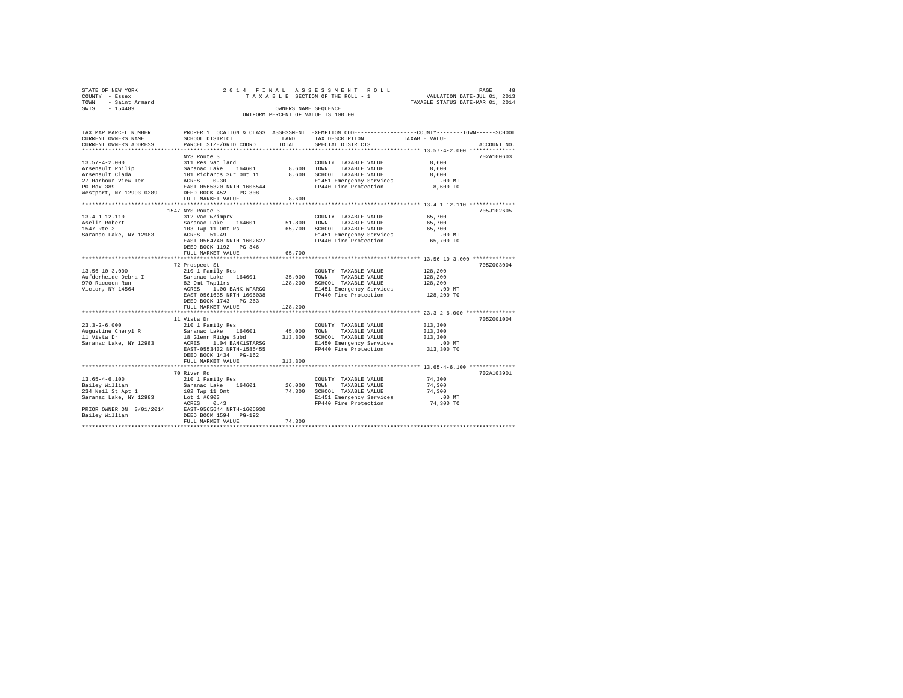STATE OF NEW YORK
COUNTY - Essex
TOWN - Saint Armand
SWIS - 154489

2014 FINAL ASSESSMENT ROLL
TAXABLE SECTION OF THE ROLL - 1
OWNERS NAME SEQUENCE
UNIFORM PERCENT OF VALUE IS 100.00

VALUATION DATE-JUL 01, 2013
TAXABLE STATUS DATE-MAR 01, 2014

| TAX MAP PARCEL NUMBER / CURRENT OWNERS NAME / CURRENT OWNERS ADDRESS | PROPERTY LOCATION & CLASS / SCHOOL DISTRICT / PARCEL SIZE/GRID COORD | ASSESSMENT LAND | TOTAL | EXEMPTION CODE / TAX DESCRIPTION / SPECIAL DISTRICTS | COUNTY--------TOWN------SCHOOL TAXABLE VALUE | ACCOUNT NO. |
|---|---|---|---|---|---|---|
| **13.57-4-2.000** | NYS Route 3 | | | | | 702A100603 |
| 13.57-4-2.000 | 311 Res vac land | | | COUNTY TAXABLE VALUE | 8,600 | |
| Arsenault Philip | Saranac Lake 164601 | 8,600 | | TOWN TAXABLE VALUE | 8,600 | |
| Arsenault Clada | 101 Richards Sur Omt 11 | | 8,600 | SCHOOL TAXABLE VALUE | 8,600 | |
| 27 Harbour View Ter | ACRES 0.30 | | | E1451 Emergency Services | .00 MT | |
| PO Box 389 | EAST-0565320 NRTH-1606544 | | | FP440 Fire Protection | 8,600 TO | |
| Westport, NY 12993-0389 | DEED BOOK 452 PG-308 | | | | | |
| | FULL MARKET VALUE | | 8,600 | | | |
| **13.4-1-12.110** | 1547 NYS Route 3 | | | | | 705J102605 |
| 13.4-1-12.110 | 312 Vac w/imprv | | | COUNTY TAXABLE VALUE | 65,700 | |
| Aselin Robert | Saranac Lake 164601 | 51,800 | | TOWN TAXABLE VALUE | 65,700 | |
| 1547 Rte 3 | 103 Twp 11 Omt Rs | | 65,700 | SCHOOL TAXABLE VALUE | 65,700 | |
| Saranac Lake, NY 12983 | ACRES 51.49 | | | E1451 Emergency Services | .00 MT | |
| | EAST-0564740 NRTH-1602627 | | | FP440 Fire Protection | 65,700 TO | |
| | DEED BOOK 1192 PG-346 | | | | | |
| | FULL MARKET VALUE | | 65,700 | | | |
| **13.56-10-3.000** | 72 Prospect St | | | | | 705Z003004 |
| 13.56-10-3.000 | 210 1 Family Res | | | COUNTY TAXABLE VALUE | 128,200 | |
| Aufderheide Debra I | Saranac Lake 164601 | 35,000 | | TOWN TAXABLE VALUE | 128,200 | |
| 970 Raccoon Run | 82 Omt Twp11rs | | 128,200 | SCHOOL TAXABLE VALUE | 128,200 | |
| Victor, NY 14564 | ACRES 1.00 BANK WFARGO | | | E1451 Emergency Services | .00 MT | |
| | EAST-0561635 NRTH-1606038 | | | FP440 Fire Protection | 128,200 TO | |
| | DEED BOOK 1743 PG-263 | | | | | |
| | FULL MARKET VALUE | | 128,200 | | | |
| **23.3-2-6.000** | 11 Vista Dr | | | | | 705Z001004 |
| 23.3-2-6.000 | 210 1 Family Res | | | COUNTY TAXABLE VALUE | 313,300 | |
| Augustine Cheryl R | Saranac Lake 164601 | 45,000 | | TOWN TAXABLE VALUE | 313,300 | |
| 11 Vista Dr | 18 Glenn Ridge Subd | | 313,300 | SCHOOL TAXABLE VALUE | 313,300 | |
| Saranac Lake, NY 12983 | ACRES 1.04 BANK1STARSG | | | E1450 Emergency Services | .00 MT | |
| | EAST-0553432 NRTH-1585455 | | | FP440 Fire Protection | 313,300 TO | |
| | DEED BOOK 1434 PG-162 | | | | | |
| | FULL MARKET VALUE | | 313,300 | | | |
| **13.65-4-6.100** | 70 River Rd | | | | | 702A103901 |
| 13.65-4-6.100 | 210 1 Family Res | | | COUNTY TAXABLE VALUE | 74,300 | |
| Bailey William | Saranac Lake 164601 | 26,000 | | TOWN TAXABLE VALUE | 74,300 | |
| 234 Neil St Apt 1 | 102 Twp 11 Omt | | 74,300 | SCHOOL TAXABLE VALUE | 74,300 | |
| Saranac Lake, NY 12983 | Lot 1 #6903 | | | E1451 Emergency Services | .00 MT | |
| | ACRES 0.43 | | | FP440 Fire Protection | 74,300 TO | |
| PRIOR OWNER ON 3/01/2014 | EAST-0565644 NRTH-1605030 | | | | | |
| Bailey William | DEED BOOK 1594 PG-192 | | | | | |
| | FULL MARKET VALUE | | 74,300 | | | |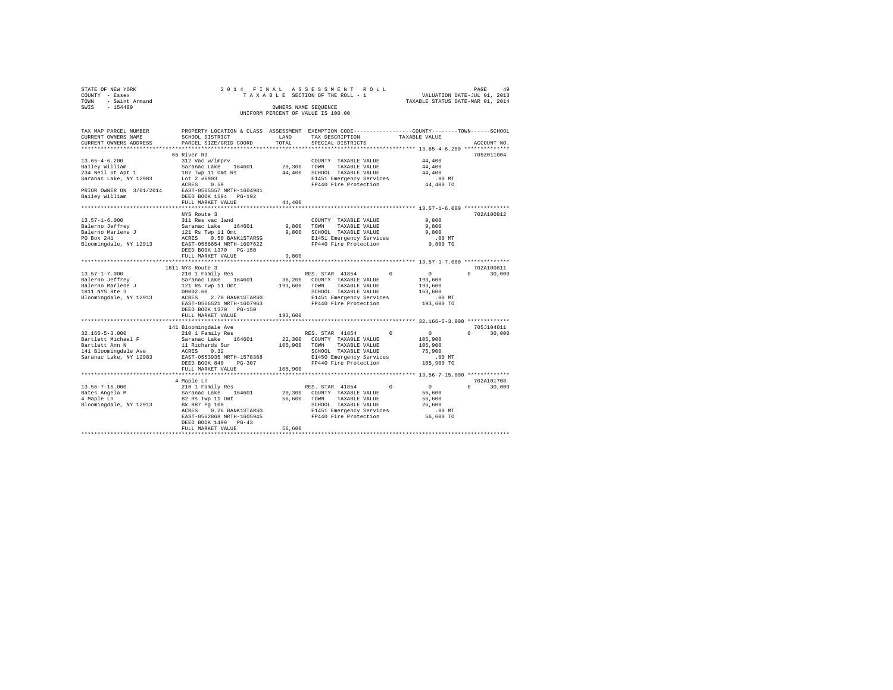STATE OF NEW YORK
COUNTY - Essex
TOWN - Saint Armand
SWIS - 154489

2014 FINAL ASSESSMENT ROLL
TAXABLE SECTION OF THE ROLL - 1
OWNERS NAME SEQUENCE
UNIFORM PERCENT OF VALUE IS 100.00

VALUATION DATE-JUL 01, 2013
TAXABLE STATUS DATE-MAR 01, 2014

| TAX MAP PARCEL NUMBER / CURRENT OWNERS NAME / CURRENT OWNERS ADDRESS | PROPERTY LOCATION & CLASS / SCHOOL DISTRICT / PARCEL SIZE/GRID COORD | ASSESSMENT LAND | TOTAL | EXEMPTION CODE / TAX DESCRIPTION / SPECIAL DISTRICTS | COUNTY TAXABLE VALUE | TOWN | SCHOOL | ACCOUNT NO. |
|---|---|---|---|---|---|---|---|---|
| 13.65-4-6.200 | 66 River Rd | | | | | | | 705Z011004 |
| Bailey William | 312 Vac w/imprv | | | COUNTY TAXABLE VALUE | 44,400 | | | |
| 234 Neil St Apt 1 | Saranac Lake 164601 | 20,300 | | TOWN TAXABLE VALUE | 44,400 | | | |
| Saranac Lake, NY 12983 | 102 Twp 11 Omt Rs | | 44,400 | SCHOOL TAXABLE VALUE | 44,400 | | | |
| | Lot 2 #6903 | | | E1451 Emergency Services | .00 MT | | | |
| | ACRES 0.59 | | | FP440 Fire Protection | 44,400 TO | | | |
| PRIOR OWNER ON 3/01/2014 | EAST-0565557 NRTH-1604981 | | | | | | | |
| Bailey William | DEED BOOK 1594 PG-192 | | | | | | | |
| | FULL MARKET VALUE | | 44,400 | | | | | |
| 13.57-1-6.000 | NYS Route 3 | | | | | | | 702A100812 |
| Balerno Jeffrey | 311 Res vac land | | | COUNTY TAXABLE VALUE | 9,800 | | | |
| Balerno Marlene J | Saranac Lake 164601 | 9,800 | | TOWN TAXABLE VALUE | 9,800 | | | |
| PO Box 241 | 121 Rs Twp 11 Omt | | 9,800 | SCHOOL TAXABLE VALUE | 9,800 | | | |
| Bloomingdale, NY 12913 | ACRES 0.50 BANK1STARSG | | | E1451 Emergency Services | .00 MT | | | |
| | EAST-0566654 NRTH-1607622 | | | FP440 Fire Protection | 9,800 TO | | | |
| | DEED BOOK 1370 PG-150 | | | | | | | |
| | FULL MARKET VALUE | | 9,800 | | | | | |
| 13.57-1-7.000 | 1811 NYS Route 3 | | | | | | | 702A100811 |
| Balerno Jeffrey | 210 1 Family Res | | | RES. STAR 41854 | 0 | 0 | 0 | 30,000 |
| Balerno Marlene J | Saranac Lake 164601 | 36,200 | | COUNTY TAXABLE VALUE | 193,600 | | | |
| 1811 NYS Rte 3 | 121 Rs Twp 11 Omt | | 193,600 | TOWN TAXABLE VALUE | 193,600 | | | |
| Bloomingdale, NY 12913 | 00002.60 | | | SCHOOL TAXABLE VALUE | 163,600 | | | |
| | ACRES 2.70 BANK1STARSG | | | E1451 Emergency Services | .00 MT | | | |
| | EAST-0566521 NRTH-1607963 | | | FP440 Fire Protection | 193,600 TO | | | |
| | DEED BOOK 1370 PG-150 | | | | | | | |
| | FULL MARKET VALUE | | 193,600 | | | | | |
| 32.166-5-3.000 | 141 Bloomingdale Ave | | | | | | | 705J104011 |
| Bartlett Michael F | 210 1 Family Res | | | RES. STAR 41854 | 0 | 0 | 0 | 30,000 |
| Bartlett Ann N | Saranac Lake 164601 | 22,300 | | COUNTY TAXABLE VALUE | 105,900 | | | |
| 141 Bloomingdale Ave | 11 Richards Sur | | 105,900 | TOWN TAXABLE VALUE | 105,900 | | | |
| Saranac Lake, NY 12983 | ACRES 0.32 | | | SCHOOL TAXABLE VALUE | 75,900 | | | |
| | EAST-0553935 NRTH-1578368 | | | E1450 Emergency Services | .00 MT | | | |
| | DEED BOOK 840 PG-307 | | | FP440 Fire Protection | 105,900 TO | | | |
| | FULL MARKET VALUE | | 105,900 | | | | | |
| 13.56-7-15.000 | 4 Maple Ln | | | | | | | 702A101708 |
| Bates Angela M | 210 1 Family Res | | | RES. STAR 41854 | 0 | 0 | 0 | 30,000 |
| 4 Maple Ln | Saranac Lake 164601 | 20,300 | | COUNTY TAXABLE VALUE | 56,600 | | | |
| Bloomingdale, NY 12913 | 82 Rs Twp 11 Omt | | 56,600 | TOWN TAXABLE VALUE | 56,600 | | | |
| | Bk 887 Pg 100 | | | SCHOOL TAXABLE VALUE | 26,600 | | | |
| | ACRES 0.26 BANK1STARSG | | | E1451 Emergency Services | .00 MT | | | |
| | EAST-0562868 NRTH-1605945 | | | FP440 Fire Protection | 56,600 TO | | | |
| | DEED BOOK 1499 PG-43 | | | | | | | |
| | FULL MARKET VALUE | | 56,600 | | | | | |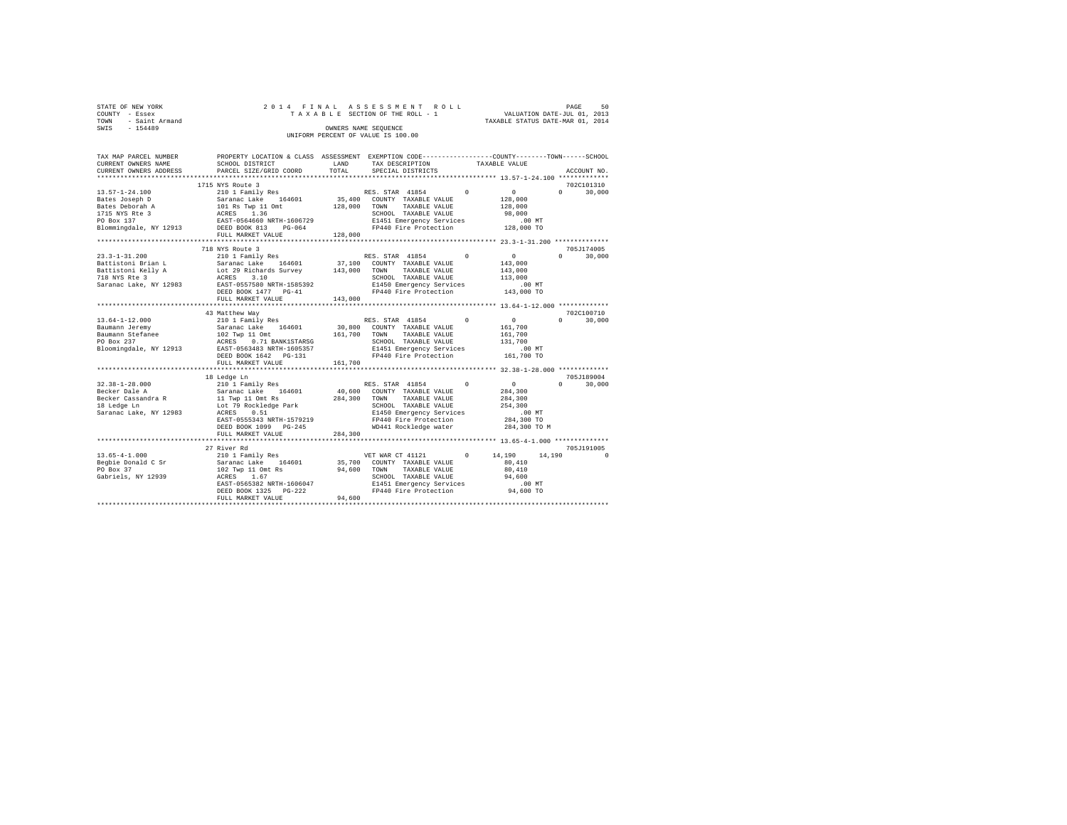STATE OF NEW YORK
COUNTY - Essex
TOWN - Saint Armand
SWIS - 154489

2014 FINAL ASSESSMENT ROLL
TAXABLE SECTION OF THE ROLL - 1
OWNERS NAME SEQUENCE
UNIFORM PERCENT OF VALUE IS 100.00

VALUATION DATE-JUL 01, 2013
TAXABLE STATUS DATE-MAR 01, 2014

```
TAX MAP PARCEL NUMBER     PROPERTY LOCATION & CLASS  ASSESSMENT  EXEMPTION CODE-----------------COUNTY--------TOWN------SCHOOL
CURRENT OWNERS NAME       SCHOOL DISTRICT            LAND        TAX DESCRIPTION            TAXABLE VALUE
CURRENT OWNERS ADDRESS    PARCEL SIZE/GRID COORD     TOTAL       SPECIAL DISTRICTS                                      ACCOUNT NO.
******************************************************************************************** 13.57-1-24.100 *************
                          1715 NYS Route 3                                                                          702C101310
13.57-1-24.100            210 1 Family Res                       RES. STAR  41854          0          0          0     30,000
Bates Joseph D            Saranac Lake    164601      35,400     COUNTY  TAXABLE VALUE            128,000
Bates Deborah A           101 Rs Twp 11 Omt          128,000     TOWN    TAXABLE VALUE            128,000
1715 NYS Rte 3            ACRES    1.36                          SCHOOL  TAXABLE VALUE             98,000
PO Box 137                EAST-0564660 NRTH-1606729              E1451 Emergency Services             .00 MT
Blommingdale, NY 12913    DEED BOOK 813    PG-064                FP440 Fire Protection            128,000 TO
                          FULL MARKET VALUE          128,000
******************************************************************************************** 23.3-1-31.200 **************
                          718 NYS Route 3                                                                           705J174005
23.3-1-31.200             210 1 Family Res                       RES. STAR  41854          0          0          0     30,000
Battistoni Brian L        Saranac Lake    164601      37,100     COUNTY  TAXABLE VALUE            143,000
Battistoni Kelly A        Lot 29 Richards Survey     143,000     TOWN    TAXABLE VALUE            143,000
718 NYS Rte 3             ACRES    3.10                          SCHOOL  TAXABLE VALUE            113,000
Saranac Lake, NY 12983    EAST-0557580 NRTH-1585392              E1450 Emergency Services             .00 MT
                          DEED BOOK 1477   PG-41                 FP440 Fire Protection            143,000 TO
                          FULL MARKET VALUE          143,000
******************************************************************************************** 13.64-1-12.000 *************
                          43 Matthew Way                                                                            702C100710
13.64-1-12.000            210 1 Family Res                       RES. STAR  41854          0          0          0     30,000
Baumann Jeremy            Saranac Lake    164601      30,800     COUNTY  TAXABLE VALUE            161,700
Baumann Stefanee          102 Twp 11 Omt             161,700     TOWN    TAXABLE VALUE            161,700
PO Box 237                ACRES    0.71 BANK1STARSG              SCHOOL  TAXABLE VALUE            131,700
Bloomingdale, NY 12913    EAST-0563483 NRTH-1605357              E1451 Emergency Services             .00 MT
                          DEED BOOK 1642   PG-131                FP440 Fire Protection            161,700 TO
                          FULL MARKET VALUE          161,700
******************************************************************************************** 32.38-1-28.000 *************
                          18 Ledge Ln                                                                               705J189004
32.38-1-28.000            210 1 Family Res                       RES. STAR  41854          0          0          0     30,000
Becker Dale A             Saranac Lake    164601      40,600     COUNTY  TAXABLE VALUE            284,300
Becker Cassandra R        11 Twp 11 Omt Rs           284,300     TOWN    TAXABLE VALUE            284,300
18 Ledge Ln               Lot 79 Rockledge Park                  SCHOOL  TAXABLE VALUE            254,300
Saranac Lake, NY 12983    ACRES    0.51                          E1450 Emergency Services             .00 MT
                          EAST-0555343 NRTH-1579219              FP440 Fire Protection            284,300 TO
                          DEED BOOK 1099   PG-245                WD441 Rockledge water            284,300 TO M
                          FULL MARKET VALUE          284,300
******************************************************************************************** 13.65-4-1.000 **************
                          27 River Rd                                                                               705J191005
13.65-4-1.000             210 1 Family Res                       VET WAR CT 41121          0     14,190     14,190          0
Begbie Donald C Sr        Saranac Lake    164601      35,700     COUNTY  TAXABLE VALUE             80,410
PO Box 37                 102 Twp 11 Omt Rs           94,600     TOWN    TAXABLE VALUE             80,410
Gabriels, NY 12939        ACRES    1.67                          SCHOOL  TAXABLE VALUE             94,600
                          EAST-0565382 NRTH-1606047              E1451 Emergency Services             .00 MT
                          DEED BOOK 1325   PG-222                FP440 Fire Protection             94,600 TO
                          FULL MARKET VALUE           94,600
****************************************************************************************************************************
```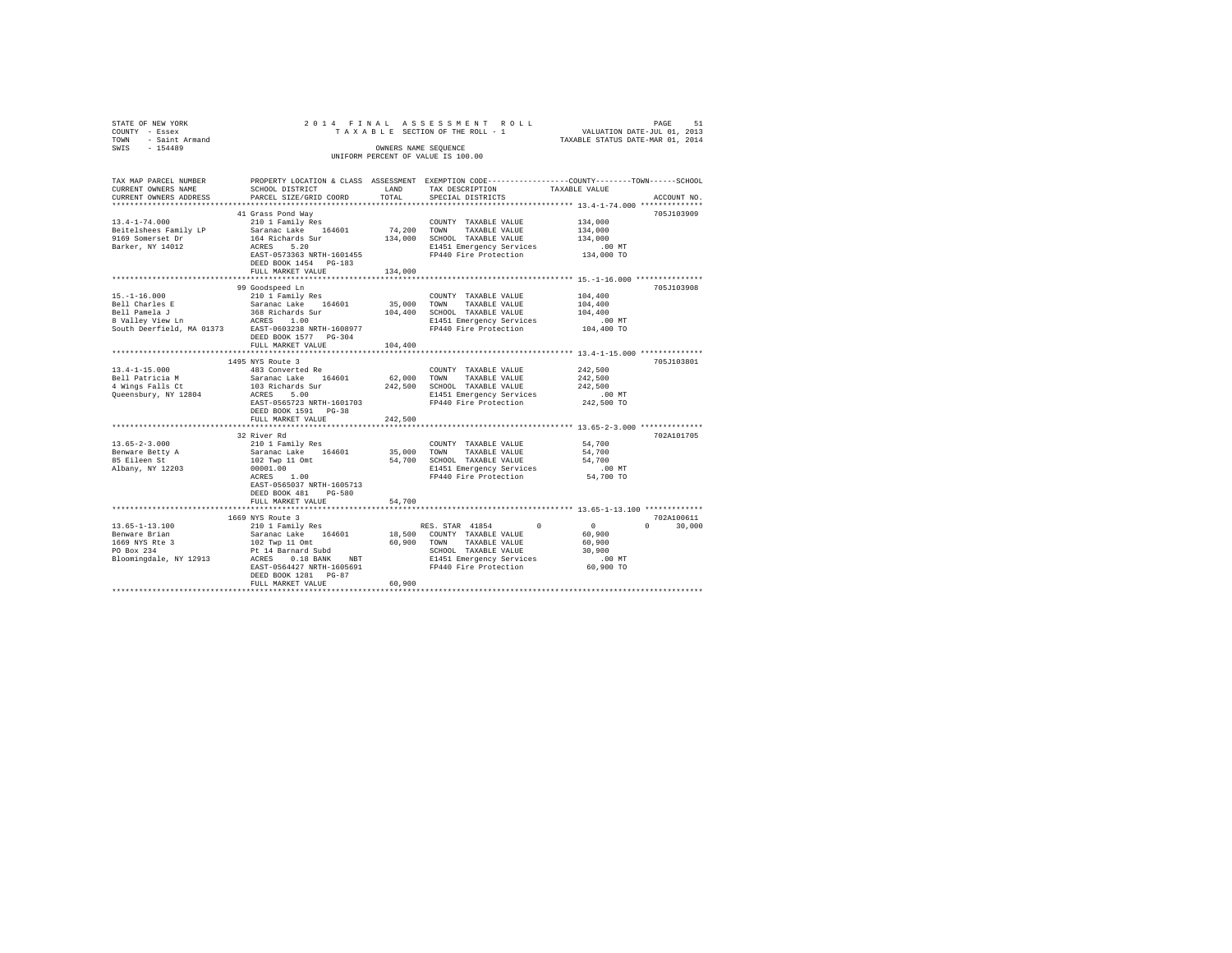STATE OF NEW YORK                    2014 FINAL ASSESSMENT ROLL
COUNTY - Essex                       TAXABLE SECTION OF THE ROLL - 1          VALUATION DATE-JUL 01, 2013
TOWN - Saint Armand                                                           TAXABLE STATUS DATE-MAR 01, 2014
SWIS - 154489                        OWNERS NAME SEQUENCE
                                     UNIFORM PERCENT OF VALUE IS 100.00

| TAX MAP PARCEL NUMBER / CURRENT OWNERS NAME / CURRENT OWNERS ADDRESS | PROPERTY LOCATION & CLASS / SCHOOL DISTRICT / PARCEL SIZE/GRID COORD | ASSESSMENT LAND | TOTAL | EXEMPTION CODE / TAX DESCRIPTION / SPECIAL DISTRICTS | COUNTY | TOWN | SCHOOL TAXABLE VALUE | ACCOUNT NO. |
|---|---|---|---|---|---|---|---|---|
| 13.4-1-74.000 | 41 Grass Pond Way | | | | | | | 705J103909 |
| Beitelshees Family LP | 210 1 Family Res | | | COUNTY TAXABLE VALUE | 134,000 | | | |
| 9169 Somerset Dr | Saranac Lake 164601 | 74,200 | | TOWN TAXABLE VALUE | | 134,000 | | |
| Barker, NY 14012 | 164 Richards Sur | | 134,000 | SCHOOL TAXABLE VALUE | | | 134,000 | |
| | ACRES 5.20 | | | E1451 Emergency Services | .00 MT | | | |
| | EAST-0573363 NRTH-1601455 | | | FP440 Fire Protection | 134,000 TO | | | |
| | DEED BOOK 1454 PG-183 | | | | | | | |
| | FULL MARKET VALUE | | 134,000 | | | | | |
| 15.-1-16.000 | 99 Goodspeed Ln | | | | | | | 705J103908 |
| Bell Charles E | 210 1 Family Res | | | COUNTY TAXABLE VALUE | 104,400 | | | |
| Bell Pamela J | Saranac Lake 164601 | 35,000 | | TOWN TAXABLE VALUE | | 104,400 | | |
| 8 Valley View Ln | 368 Richards Sur | | 104,400 | SCHOOL TAXABLE VALUE | | | 104,400 | |
| South Deerfield, MA 01373 | ACRES 1.00 | | | E1451 Emergency Services | .00 MT | | | |
| | EAST-0603238 NRTH-1608977 | | | FP440 Fire Protection | 104,400 TO | | | |
| | DEED BOOK 1577 PG-304 | | | | | | | |
| | FULL MARKET VALUE | | 104,400 | | | | | |
| 13.4-1-15.000 | 1495 NYS Route 3 | | | | | | | 705J103801 |
| Bell Patricia M | 483 Converted Re | | | COUNTY TAXABLE VALUE | 242,500 | | | |
| 4 Wings Falls Ct | Saranac Lake 164601 | 62,000 | | TOWN TAXABLE VALUE | | 242,500 | | |
| Queensbury, NY 12804 | 103 Richards Sur | | 242,500 | SCHOOL TAXABLE VALUE | | | 242,500 | |
| | ACRES 5.00 | | | E1451 Emergency Services | .00 MT | | | |
| | EAST-0565723 NRTH-1601703 | | | FP440 Fire Protection | 242,500 TO | | | |
| | DEED BOOK 1591 PG-38 | | | | | | | |
| | FULL MARKET VALUE | | 242,500 | | | | | |
| 13.65-2-3.000 | 32 River Rd | | | | | | | 702A101705 |
| Benware Betty A | 210 1 Family Res | | | COUNTY TAXABLE VALUE | 54,700 | | | |
| 85 Eileen St | Saranac Lake 164601 | 35,000 | | TOWN TAXABLE VALUE | | 54,700 | | |
| Albany, NY 12203 | 102 Twp 11 Omt | | 54,700 | SCHOOL TAXABLE VALUE | | | 54,700 | |
| | 00001.00 | | | E1451 Emergency Services | .00 MT | | | |
| | ACRES 1.00 | | | FP440 Fire Protection | 54,700 TO | | | |
| | EAST-0565037 NRTH-1605713 | | | | | | | |
| | DEED BOOK 481 PG-580 | | | | | | | |
| | FULL MARKET VALUE | | 54,700 | | | | | |
| 13.65-1-13.100 | 1669 NYS Route 3 | | | | | | | 702A100611 |
| Benware Brian | 210 1 Family Res | | | RES. STAR 41854 | 0 | 0 | 30,000 | |
| 1669 NYS Rte 3 | Saranac Lake 164601 | 18,500 | | COUNTY TAXABLE VALUE | 60,900 | | | |
| PO Box 234 | 102 Twp 11 Omt | | 60,900 | TOWN TAXABLE VALUE | | 60,900 | | |
| Bloomingdale, NY 12913 | Pt 14 Barnard Subd | | | SCHOOL TAXABLE VALUE | | | 30,900 | |
| | ACRES 0.18 BANK NBT | | | E1451 Emergency Services | .00 MT | | | |
| | EAST-0564427 NRTH-1605691 | | | FP440 Fire Protection | 60,900 TO | | | |
| | DEED BOOK 1281 PG-87 | | | | | | | |
| | FULL MARKET VALUE | | 60,900 | | | | | |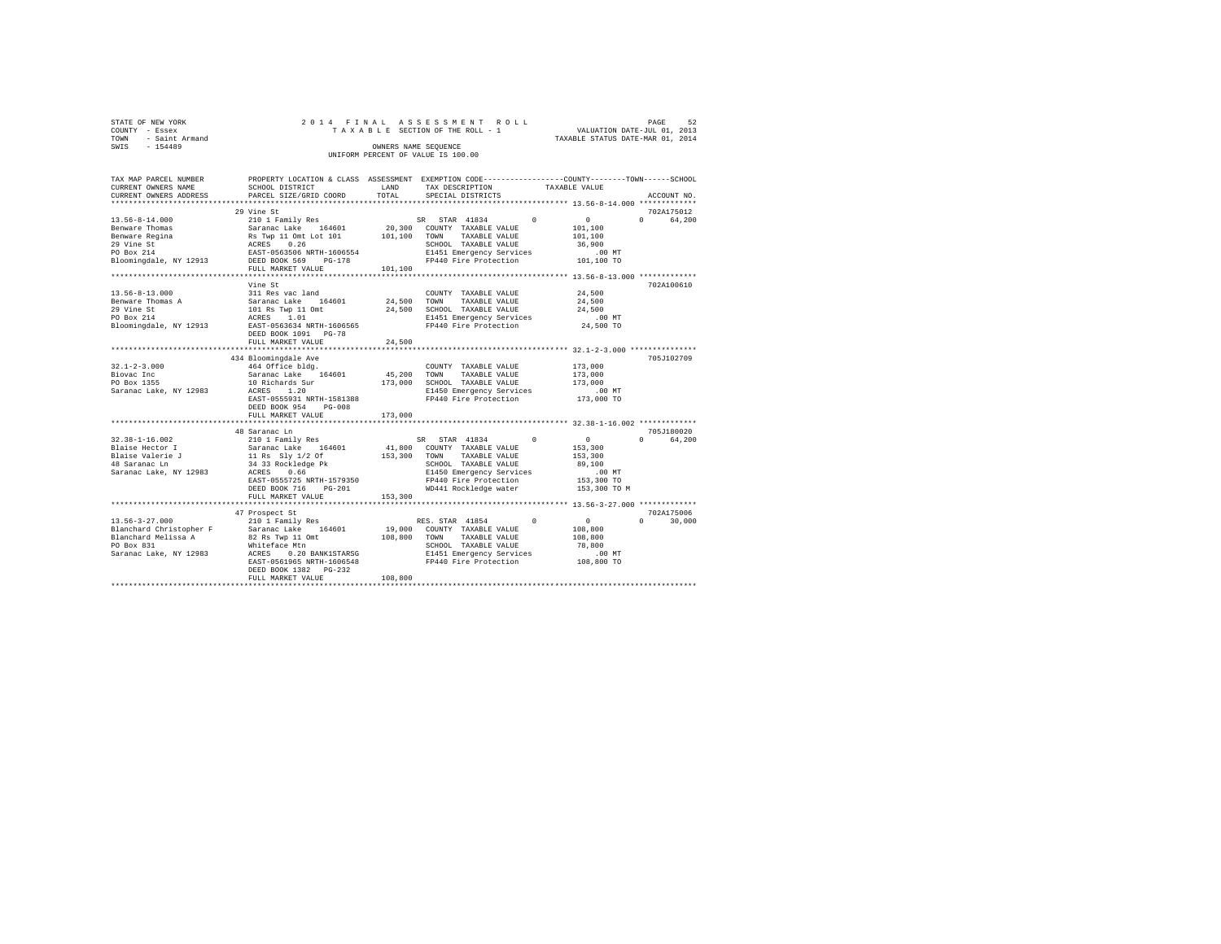STATE OF NEW YORK
COUNTY - Essex
TOWN - Saint Armand
SWIS - 154489

2014 FINAL ASSESSMENT ROLL
TAXABLE SECTION OF THE ROLL - 1
OWNERS NAME SEQUENCE
UNIFORM PERCENT OF VALUE IS 100.00

VALUATION DATE-JUL 01, 2013
TAXABLE STATUS DATE-MAR 01, 2014

```
TAX MAP PARCEL NUMBER     PROPERTY LOCATION & CLASS  ASSESSMENT  EXEMPTION CODE-----------------COUNTY--------TOWN------SCHOOL
CURRENT OWNERS NAME       SCHOOL DISTRICT            LAND        TAX DESCRIPTION            TAXABLE VALUE
CURRENT OWNERS ADDRESS    PARCEL SIZE/GRID COORD     TOTAL       SPECIAL DISTRICTS                                     ACCOUNT NO.
******************************************************************************************** 13.56-8-14.000 *************
                          29 Vine St                                                                               702A175012
13.56-8-14.000            210 1 Family Res                  SR  STAR 41834         0           0            0      64,200
Benware Thomas            Saranac Lake    164601     20,300  COUNTY  TAXABLE VALUE         101,100
Benware Regina            Rs Twp 11 Omt Lot 101     101,100  TOWN    TAXABLE VALUE         101,100
29 Vine St                ACRES    0.26                      SCHOOL  TAXABLE VALUE          36,900
PO Box 214                EAST-0563506 NRTH-1606554          E1451 Emergency Services         .00 MT
Bloomingdale, NY 12913    DEED BOOK 569    PG-178            FP440 Fire Protection         101,100 TO
                          FULL MARKET VALUE         101,100
******************************************************************************************** 13.56-8-13.000 *************
                          Vine St                                                                                  702A100610
13.56-8-13.000            311 Res vac land                   COUNTY  TAXABLE VALUE          24,500
Benware Thomas A          Saranac Lake    164601     24,500  TOWN    TAXABLE VALUE          24,500
29 Vine St                101 Rs Twp 11 Omt          24,500  SCHOOL  TAXABLE VALUE          24,500
PO Box 214                ACRES    1.01                      E1451 Emergency Services         .00 MT
Bloomingdale, NY 12913    EAST-0563634 NRTH-1606565          FP440 Fire Protection          24,500 TO
                          DEED BOOK 1091   PG-78
                          FULL MARKET VALUE          24,500
******************************************************************************************** 32.1-2-3.000 ***************
                          434 Bloomingdale Ave                                                                     705J102709
32.1-2-3.000              464 Office bldg.                   COUNTY  TAXABLE VALUE         173,000
Biovac Inc                Saranac Lake    164601     45,200  TOWN    TAXABLE VALUE         173,000
PO Box 1355               10 Richards Sur           173,000  SCHOOL  TAXABLE VALUE         173,000
Saranac Lake, NY 12983    ACRES    1.20                      E1450 Emergency Services         .00 MT
                          EAST-0555931 NRTH-1581388          FP440 Fire Protection         173,000 TO
                          DEED BOOK 954    PG-008
                          FULL MARKET VALUE         173,000
******************************************************************************************** 32.38-1-16.002 *************
                          48 Saranac Ln                                                                            705J180020
32.38-1-16.002            210 1 Family Res                  SR  STAR 41834         0           0            0      64,200
Blaise Hector I           Saranac Lake    164601     41,800  COUNTY  TAXABLE VALUE         153,300
Blaise Valerie J          11 Rs  Sly 1/2 Of         153,300  TOWN    TAXABLE VALUE         153,300
48 Saranac Ln             34 33 Rockledge Pk                 SCHOOL  TAXABLE VALUE          89,100
Saranac Lake, NY 12983    ACRES    0.66                      E1450 Emergency Services         .00 MT
                          EAST-0555725 NRTH-1579350          FP440 Fire Protection         153,300 TO
                          DEED BOOK 716    PG-201            WD441 Rockledge water         153,300 TO M
                          FULL MARKET VALUE         153,300
******************************************************************************************** 13.56-3-27.000 *************
                          47 Prospect St                                                                           702A175006
13.56-3-27.000            210 1 Family Res                  RES. STAR 41854        0           0            0      30,000
Blanchard Christopher F   Saranac Lake    164601     19,000  COUNTY  TAXABLE VALUE         108,800
Blanchard Melissa A       82 Rs Twp 11 Omt          108,800  TOWN    TAXABLE VALUE         108,800
PO Box 831                Whiteface Mtn                      SCHOOL  TAXABLE VALUE          78,800
Saranac Lake, NY 12983    ACRES    0.20 BANK1STARSG          E1451 Emergency Services         .00 MT
                          EAST-0561965 NRTH-1606548          FP440 Fire Protection         108,800 TO
                          DEED BOOK 1382   PG-232
                          FULL MARKET VALUE         108,800
************************************************************************************************************************
```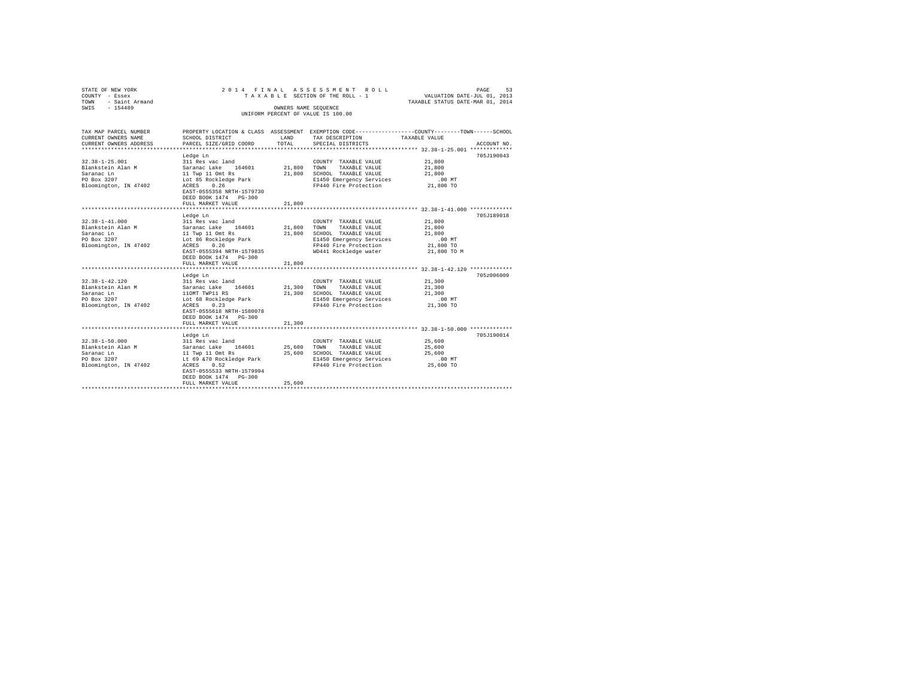STATE OF NEW YORK
COUNTY - Essex
TOWN - Saint Armand
SWIS - 154489

2014 FINAL ASSESSMENT ROLL
TAXABLE SECTION OF THE ROLL - 1
OWNERS NAME SEQUENCE
UNIFORM PERCENT OF VALUE IS 100.00

VALUATION DATE-JUL 01, 2013
TAXABLE STATUS DATE-MAR 01, 2014

| TAX MAP PARCEL NUMBER / CURRENT OWNERS NAME / CURRENT OWNERS ADDRESS | PROPERTY LOCATION & CLASS / SCHOOL DISTRICT / PARCEL SIZE/GRID COORD | ASSESSMENT LAND / TOTAL | EXEMPTION CODE / TAX DESCRIPTION / SPECIAL DISTRICTS | COUNTY / TOWN / SCHOOL TAXABLE VALUE | ACCOUNT NO. |
|---|---|---|---|---|---|
| 32.38-1-25.001 | Ledge Ln | | | | 705J190043 |
| | 311 Res vac land | | COUNTY TAXABLE VALUE | 21,800 | |
| Blankstein Alan M | Saranac Lake 164601 | 21,800 | TOWN TAXABLE VALUE | 21,800 | |
| Saranac Ln | 11 Twp 11 Omt Rs | 21,800 | SCHOOL TAXABLE VALUE | 21,800 | |
| PO Box 3207 | Lot 85 Rockledge Park | | E1450 Emergency Services | .00 MT | |
| Bloomington, IN 47402 | ACRES 0.26 | | FP440 Fire Protection | 21,800 TO | |
| | EAST-0555358 NRTH-1579730 | | | | |
| | DEED BOOK 1474 PG-300 | | | | |
| | FULL MARKET VALUE | 21,800 | | | |
| 32.38-1-41.000 | Ledge Ln | | | | 705J189018 |
| | 311 Res vac land | | COUNTY TAXABLE VALUE | 21,800 | |
| Blankstein Alan M | Saranac Lake 164601 | 21,800 | TOWN TAXABLE VALUE | 21,800 | |
| Saranac Ln | 11 Twp 11 Omt Rs | 21,800 | SCHOOL TAXABLE VALUE | 21,800 | |
| PO Box 3207 | Lot 86 Rockledge Park | | E1450 Emergency Services | .00 MT | |
| Bloomington, IN 47402 | ACRES 0.26 | | FP440 Fire Protection | 21,800 TO | |
| | EAST-0555394 NRTH-1579835 | | WD441 Rockledge water | 21,800 TO M | |
| | DEED BOOK 1474 PG-300 | | | | |
| | FULL MARKET VALUE | 21,800 | | | |
| 32.38-1-42.120 | Ledge Ln | | | | 705z006009 |
| | 311 Res vac land | | COUNTY TAXABLE VALUE | 21,300 | |
| Blankstein Alan M | Saranac Lake 164601 | 21,300 | TOWN TAXABLE VALUE | 21,300 | |
| Saranac Ln | 11OMT TWP11 RS | 21,300 | SCHOOL TAXABLE VALUE | 21,300 | |
| PO Box 3207 | Lot 68 Rockledge Park | | E1450 Emergency Services | .00 MT | |
| Bloomington, IN 47402 | ACRES 0.23 | | FP440 Fire Protection | 21,300 TO | |
| | EAST-0555618 NRTH-1580078 | | | | |
| | DEED BOOK 1474 PG-300 | | | | |
| | FULL MARKET VALUE | 21,300 | | | |
| 32.38-1-50.000 | Ledge Ln | | | | 705J190014 |
| | 311 Res vac land | | COUNTY TAXABLE VALUE | 25,600 | |
| Blankstein Alan M | Saranac Lake 164601 | 25,600 | TOWN TAXABLE VALUE | 25,600 | |
| Saranac Ln | 11 Twp 11 Omt Rs | 25,600 | SCHOOL TAXABLE VALUE | 25,600 | |
| PO Box 3207 | Lt 69 &70 Rockledge Park | | E1450 Emergency Services | .00 MT | |
| Bloomington, IN 47402 | ACRES 0.52 | | FP440 Fire Protection | 25,600 TO | |
| | EAST-0555533 NRTH-1579994 | | | | |
| | DEED BOOK 1474 PG-300 | | | | |
| | FULL MARKET VALUE | 25,600 | | | |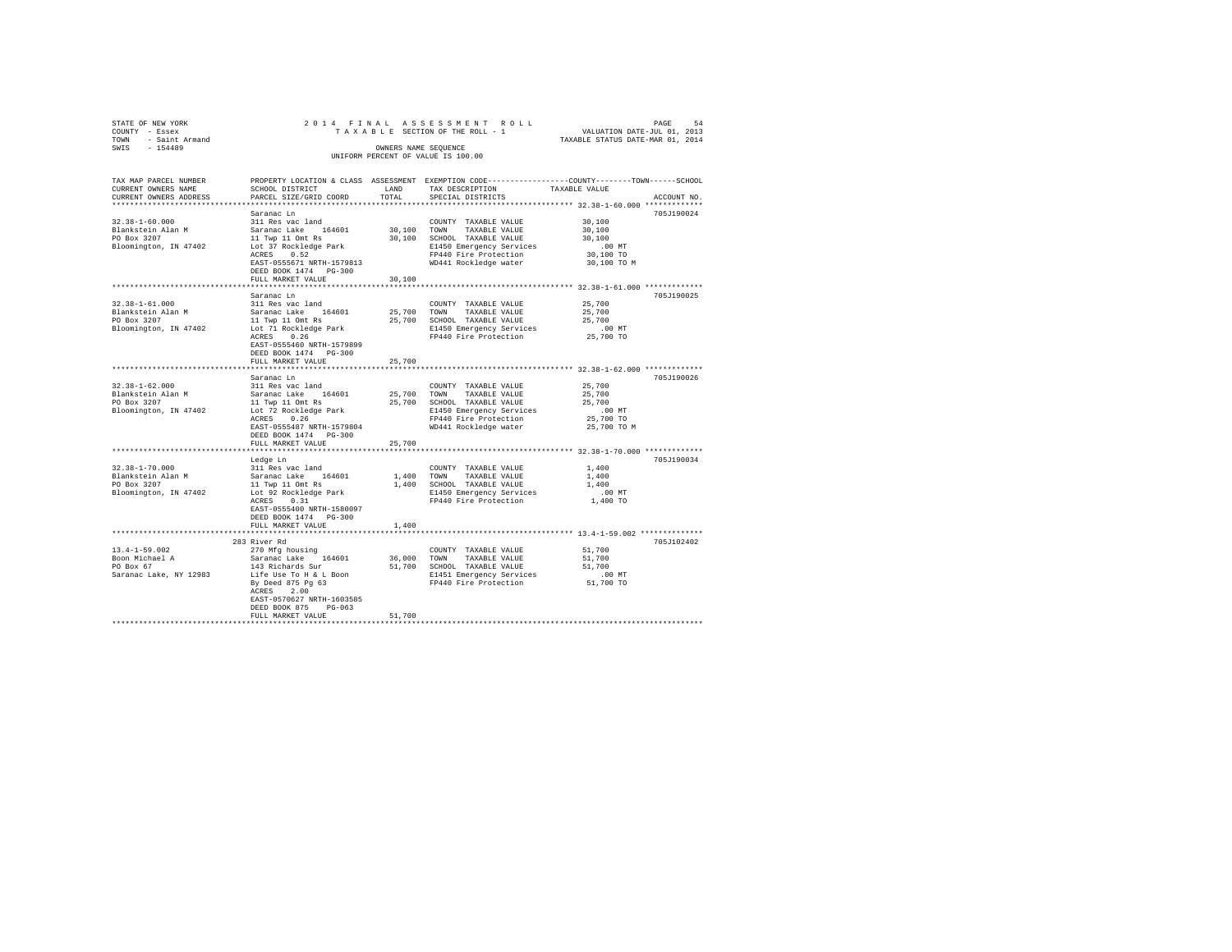STATE OF NEW YORK
COUNTY - Essex
TOWN - Saint Armand
SWIS - 154489

2014 FINAL ASSESSMENT ROLL
TAXABLE SECTION OF THE ROLL - 1
OWNERS NAME SEQUENCE
UNIFORM PERCENT OF VALUE IS 100.00

VALUATION DATE-JUL 01, 2013
TAXABLE STATUS DATE-MAR 01, 2014

| TAX MAP PARCEL NUMBER / CURRENT OWNERS NAME / CURRENT OWNERS ADDRESS | PROPERTY LOCATION & CLASS / SCHOOL DISTRICT / PARCEL SIZE/GRID COORD | ASSESSMENT LAND / TOTAL | EXEMPTION CODE / TAX DESCRIPTION / SPECIAL DISTRICTS | COUNTY / TOWN / SCHOOL TAXABLE VALUE | ACCOUNT NO. |
|---|---|---|---|---|---|
| 32.38-1-60.000 | Saranac Ln | | | | 705J190024 |
| Blankstein Alan M | 311 Res vac land | | COUNTY TAXABLE VALUE | 30,100 | |
| PO Box 3207 | Saranac Lake 164601 | 30,100 | TOWN TAXABLE VALUE | 30,100 | |
| Bloomington, IN 47402 | 11 Twp 11 Omt Rs | 30,100 | SCHOOL TAXABLE VALUE | 30,100 | |
| | Lot 37 Rockledge Park | | E1450 Emergency Services | .00 MT | |
| | ACRES 0.52 | | FP440 Fire Protection | 30,100 TO | |
| | EAST-0555671 NRTH-1579813 | | WD441 Rockledge water | 30,100 TO M | |
| | DEED BOOK 1474 PG-300 | | | | |
| | FULL MARKET VALUE | 30,100 | | | |
| 32.38-1-61.000 | Saranac Ln | | | | 705J190025 |
| Blankstein Alan M | 311 Res vac land | | COUNTY TAXABLE VALUE | 25,700 | |
| PO Box 3207 | Saranac Lake 164601 | 25,700 | TOWN TAXABLE VALUE | 25,700 | |
| Bloomington, IN 47402 | 11 Twp 11 Omt Rs | 25,700 | SCHOOL TAXABLE VALUE | 25,700 | |
| | Lot 71 Rockledge Park | | E1450 Emergency Services | .00 MT | |
| | ACRES 0.26 | | FP440 Fire Protection | 25,700 TO | |
| | EAST-0555460 NRTH-1579899 | | | | |
| | DEED BOOK 1474 PG-300 | | | | |
| | FULL MARKET VALUE | 25,700 | | | |
| 32.38-1-62.000 | Saranac Ln | | | | 705J190026 |
| Blankstein Alan M | 311 Res vac land | | COUNTY TAXABLE VALUE | 25,700 | |
| PO Box 3207 | Saranac Lake 164601 | 25,700 | TOWN TAXABLE VALUE | 25,700 | |
| Bloomington, IN 47402 | 11 Twp 11 Omt Rs | 25,700 | SCHOOL TAXABLE VALUE | 25,700 | |
| | Lot 72 Rockledge Park | | E1450 Emergency Services | .00 MT | |
| | ACRES 0.26 | | FP440 Fire Protection | 25,700 TO | |
| | EAST-0555487 NRTH-1579804 | | WD441 Rockledge water | 25,700 TO M | |
| | DEED BOOK 1474 PG-300 | | | | |
| | FULL MARKET VALUE | 25,700 | | | |
| 32.38-1-70.000 | Ledge Ln | | | | 705J190034 |
| Blankstein Alan M | 311 Res vac land | | COUNTY TAXABLE VALUE | 1,400 | |
| PO Box 3207 | Saranac Lake 164601 | 1,400 | TOWN TAXABLE VALUE | 1,400 | |
| Bloomington, IN 47402 | 11 Twp 11 Omt Rs | 1,400 | SCHOOL TAXABLE VALUE | 1,400 | |
| | Lot 92 Rockledge Park | | E1450 Emergency Services | .00 MT | |
| | ACRES 0.31 | | FP440 Fire Protection | 1,400 TO | |
| | EAST-0555400 NRTH-1580097 | | | | |
| | DEED BOOK 1474 PG-300 | | | | |
| | FULL MARKET VALUE | 1,400 | | | |
| 13.4-1-59.002 | 283 River Rd | | | | 705J102402 |
| Boon Michael A | 270 Mfg housing | | COUNTY TAXABLE VALUE | 51,700 | |
| PO Box 67 | Saranac Lake 164601 | 36,000 | TOWN TAXABLE VALUE | 51,700 | |
| Saranac Lake, NY 12983 | 143 Richards Sur | 51,700 | SCHOOL TAXABLE VALUE | 51,700 | |
| | Life Use To H & L Boon | | E1451 Emergency Services | .00 MT | |
| | By Deed 875 Pg 63 | | FP440 Fire Protection | 51,700 TO | |
| | ACRES 2.00 | | | | |
| | EAST-0570627 NRTH-1603585 | | | | |
| | DEED BOOK 875 PG-063 | | | | |
| | FULL MARKET VALUE | 51,700 | | | |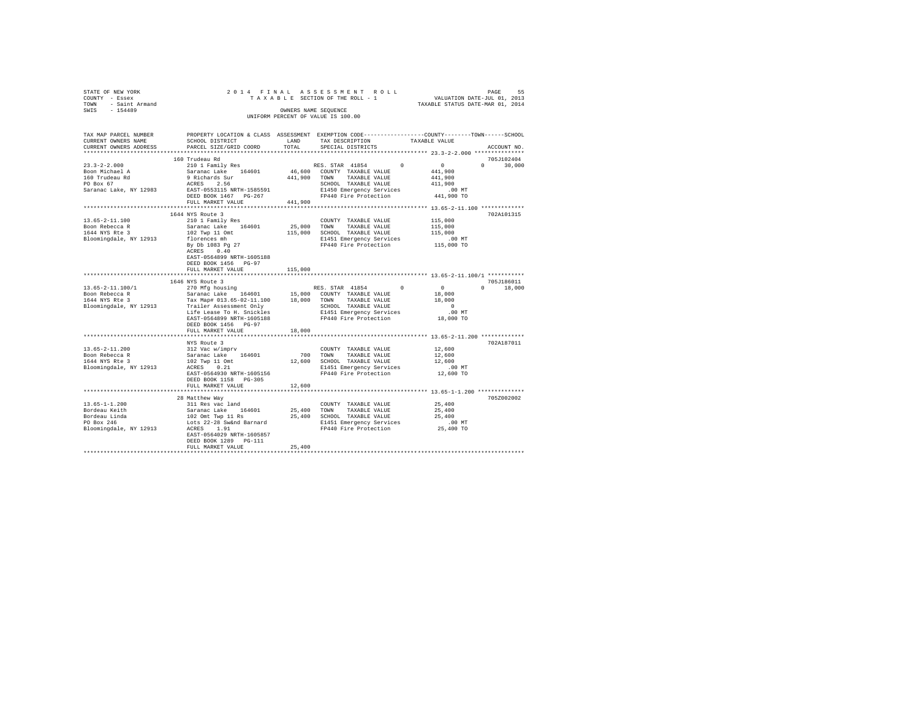STATE OF NEW YORK
COUNTY - Essex
TOWN - Saint Armand
SWIS - 154489

2014 FINAL ASSESSMENT ROLL
TAXABLE SECTION OF THE ROLL - 1
OWNERS NAME SEQUENCE
UNIFORM PERCENT OF VALUE IS 100.00

VALUATION DATE-JUL 01, 2013
TAXABLE STATUS DATE-MAR 01, 2014

```
TAX MAP PARCEL NUMBER      PROPERTY LOCATION & CLASS  ASSESSMENT  EXEMPTION CODE-----------------COUNTY--------TOWN------SCHOOL
CURRENT OWNERS NAME        SCHOOL DISTRICT             LAND       TAX DESCRIPTION              TAXABLE VALUE
CURRENT OWNERS ADDRESS     PARCEL SIZE/GRID COORD      TOTAL      SPECIAL DISTRICTS                                      ACCOUNT NO.
************************************************************************************************** 23.3-2-2.000 ***************
                           160 Trudeau Rd                                                                             705J102404
23.3-2-2.000               210 1 Family Res                      RES. STAR 41854         0            0            0      30,000
Boon Michael A             Saranac Lake    164601      46,600    COUNTY  TAXABLE VALUE          441,900
160 Trudeau Rd             9 Richards Sur             441,900    TOWN    TAXABLE VALUE          441,900
PO Box 67                  ACRES    2.56                         SCHOOL  TAXABLE VALUE          411,900
Saranac Lake, NY 12983     EAST-0553115 NRTH-1585591             E1450 Emergency Services          .00 MT
                           DEED BOOK 1467   PG-267               FP440 Fire Protection          441,900 TO
                           FULL MARKET VALUE          441,900
************************************************************************************************** 13.65-2-11.100 *************
                           1644 NYS Route 3                                                                           702A101315
13.65-2-11.100             210 1 Family Res                      COUNTY  TAXABLE VALUE          115,000
Boon Rebecca R             Saranac Lake    164601      25,000    TOWN    TAXABLE VALUE          115,000
1644 NYS Rte 3             102 Twp 11 Omt             115,000    SCHOOL  TAXABLE VALUE          115,000
Bloomingdale, NY 12913     florences mh                          E1451 Emergency Services          .00 MT
                           By Db 1083 Pg 27                      FP440 Fire Protection          115,000 TO
                           ACRES    0.40
                           EAST-0564899 NRTH-1605188
                           DEED BOOK 1456   PG-97
                           FULL MARKET VALUE          115,000
************************************************************************************************** 13.65-2-11.100/1 ***********
                           1646 NYS Route 3                                                                           705J186011
13.65-2-11.100/1           270 Mfg housing                       RES. STAR 41854         0            0            0      18,000
Boon Rebecca R             Saranac Lake    164601      15,000    COUNTY  TAXABLE VALUE           18,000
1644 NYS Rte 3             Tax Map# 013.65-02-11.100   18,000    TOWN    TAXABLE VALUE           18,000
Bloomingdale, NY 12913     Trailer Assessment Only               SCHOOL  TAXABLE VALUE                0
                           Life Lease To H. Snickles             E1451 Emergency Services          .00 MT
                           EAST-0564899 NRTH-1605188             FP440 Fire Protection           18,000 TO
                           DEED BOOK 1456   PG-97
                           FULL MARKET VALUE           18,000
************************************************************************************************** 13.65-2-11.200 *************
                           NYS Route 3                                                                                702A187011
13.65-2-11.200             312 Vac w/imprv                       COUNTY  TAXABLE VALUE           12,600
Boon Rebecca R             Saranac Lake    164601         700    TOWN    TAXABLE VALUE           12,600
1644 NYS Rte 3             102 Twp 11 Omt              12,600    SCHOOL  TAXABLE VALUE           12,600
Bloomingdale, NY 12913     ACRES    0.21                         E1451 Emergency Services          .00 MT
                           EAST-0564930 NRTH-1605156             FP440 Fire Protection           12,600 TO
                           DEED BOOK 1158   PG-305
                           FULL MARKET VALUE           12,600
************************************************************************************************** 13.65-1-1.200 **************
                           28 Matthew Way                                                                             705Z002002
13.65-1-1.200              311 Res vac land                      COUNTY  TAXABLE VALUE           25,400
Bordeau Keith              Saranac Lake    164601      25,400    TOWN    TAXABLE VALUE           25,400
Bordeau Linda              102 Omt Twp 11 Rs           25,400    SCHOOL  TAXABLE VALUE           25,400
PO Box 246                 Lots 22-28 Sw&nd Barnard              E1451 Emergency Services          .00 MT
Bloomingdale, NY 12913     ACRES    1.91                         FP440 Fire Protection           25,400 TO
                           EAST-0564029 NRTH-1605857
                           DEED BOOK 1289   PG-111
                           FULL MARKET VALUE           25,400
********************************************************************************************************************************
```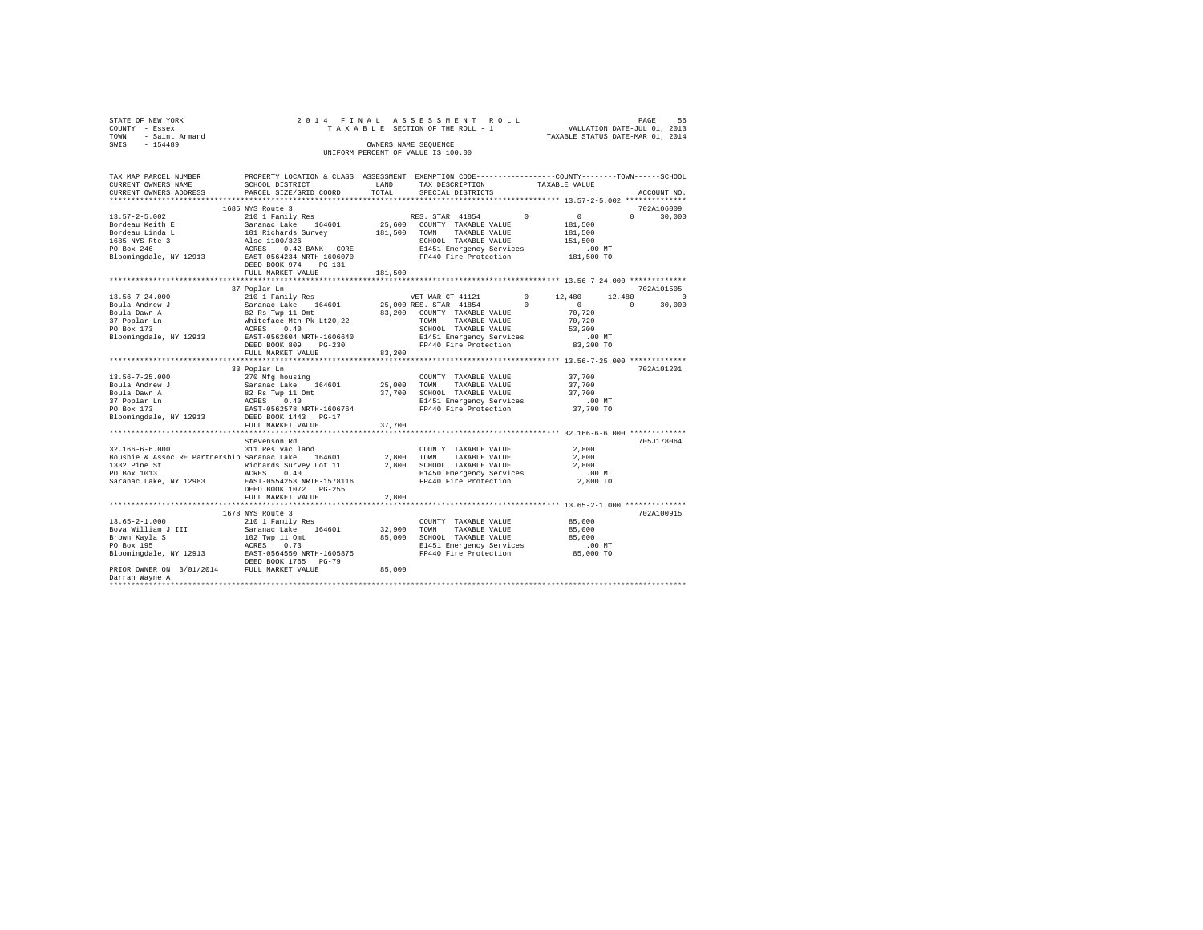STATE OF NEW YORK
COUNTY - Essex
TOWN - Saint Armand
SWIS - 154489

2 0 1 4 F I N A L A S S E S S M E N T R O L L
T A X A B L E SECTION OF THE ROLL - 1
OWNERS NAME SEQUENCE
UNIFORM PERCENT OF VALUE IS 100.00

VALUATION DATE-JUL 01, 2013
TAXABLE STATUS DATE-MAR 01, 2014

```
TAX MAP PARCEL NUMBER          PROPERTY LOCATION & CLASS  ASSESSMENT  EXEMPTION CODE-----------------COUNTY--------TOWN------SCHOOL
CURRENT OWNERS NAME            SCHOOL DISTRICT             LAND       TAX DESCRIPTION           TAXABLE VALUE
CURRENT OWNERS ADDRESS         PARCEL SIZE/GRID COORD      TOTAL      SPECIAL DISTRICTS                                    ACCOUNT NO.
******************************************************************************************************* 13.57-2-5.002 **************
                          1685 NYS Route 3                                                                                 702A106009
13.57-2-5.002                  210 1 Family Res                        RES. STAR  41854          0           0           0      30,000
Bordeau Keith E                Saranac Lake   164601      25,600  COUNTY  TAXABLE VALUE           181,500
Bordeau Linda L                101 Richards Survey       181,500  TOWN    TAXABLE VALUE           181,500
1685 NYS Rte 3                 Also 1100/326                      SCHOOL  TAXABLE VALUE           151,500
PO Box 246                     ACRES    0.42 BANK  CORE           E1451 Emergency Services            .00 MT
Bloomingdale, NY 12913         EAST-0564234 NRTH-1606070          FP440 Fire Protection            181,500 TO
                               DEED BOOK 974   PG-131
                               FULL MARKET VALUE         181,500
******************************************************************************************************* 13.56-7-24.000 *************
                          37 Poplar Ln                                                                                     702A101505
13.56-7-24.000                 210 1 Family Res                        VET WAR CT 41121          0      12,480      12,480          0
Boula Andrew J                 Saranac Lake   164601      25,000 RES. STAR  41854               0           0           0      30,000
Boula Dawn A                   82 Rs Twp 11 Omt           83,200  COUNTY  TAXABLE VALUE            70,720
37 Poplar Ln                   Whiteface Mtn Pk Lt20,22           TOWN    TAXABLE VALUE            70,720
PO Box 173                     ACRES    0.40                      SCHOOL  TAXABLE VALUE            53,200
Bloomingdale, NY 12913         EAST-0562604 NRTH-1606640          E1451 Emergency Services            .00 MT
                               DEED BOOK 809   PG-230             FP440 Fire Protection             83,200 TO
                               FULL MARKET VALUE          83,200
******************************************************************************************************* 13.56-7-25.000 *************
                          33 Poplar Ln                                                                                     702A101201
13.56-7-25.000                 270 Mfg housing                        COUNTY  TAXABLE VALUE            37,700
Boula Andrew J                 Saranac Lake   164601      25,000  TOWN    TAXABLE VALUE            37,700
Boula Dawn A                   82 Rs Twp 11 Omt           37,700  SCHOOL  TAXABLE VALUE            37,700
37 Poplar Ln                   ACRES    0.40                      E1451 Emergency Services            .00 MT
PO Box 173                     EAST-0562578 NRTH-1606764          FP440 Fire Protection             37,700 TO
Bloomingdale, NY 12913         DEED BOOK 1443  PG-17
                               FULL MARKET VALUE          37,700
******************************************************************************************************* 32.166-6-6.000 *************
                          Stevenson Rd                                                                                     705J178064
32.166-6-6.000                 311 Res vac land                       COUNTY  TAXABLE VALUE             2,800
Boushie & Assoc RE Partnership Saranac Lake   164601       2,800  TOWN    TAXABLE VALUE             2,800
1332 Pine St                   Richards Survey Lot 11      2,800  SCHOOL  TAXABLE VALUE             2,800
PO Box 1013                    ACRES    0.40                      E1450 Emergency Services            .00 MT
Saranac Lake, NY 12983         EAST-0554253 NRTH-1578116          FP440 Fire Protection              2,800 TO
                               DEED BOOK 1072  PG-255
                               FULL MARKET VALUE           2,800
******************************************************************************************************* 13.65-2-1.000 **************
                          1678 NYS Route 3                                                                                 702A100915
13.65-2-1.000                  210 1 Family Res                       COUNTY  TAXABLE VALUE            85,000
Bova William J III             Saranac Lake   164601      32,900  TOWN    TAXABLE VALUE            85,000
Brown Kayla S                  102 Twp 11 Omt             85,000  SCHOOL  TAXABLE VALUE            85,000
PO Box 195                     ACRES    0.73                      E1451 Emergency Services            .00 MT
Bloomingdale, NY 12913         EAST-0564550 NRTH-1605875          FP440 Fire Protection             85,000 TO
                               DEED BOOK 1765  PG-79
PRIOR OWNER ON 3/01/2014       FULL MARKET VALUE          85,000
Darrah Wayne A
************************************************************************************************************************************
```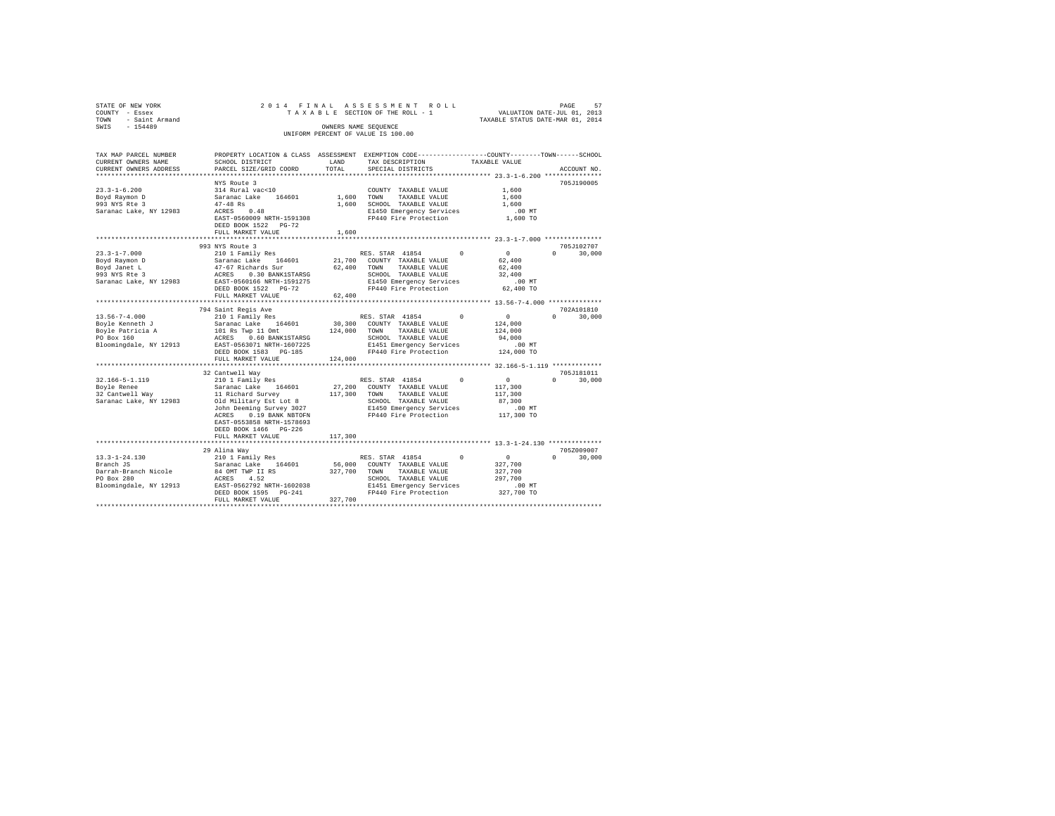STATE OF NEW YORK
COUNTY - Essex
TOWN - Saint Armand
SWIS - 154489

2014 FINAL ASSESSMENT ROLL
TAXABLE SECTION OF THE ROLL - 1
OWNERS NAME SEQUENCE
UNIFORM PERCENT OF VALUE IS 100.00

VALUATION DATE-JUL 01, 2013
TAXABLE STATUS DATE-MAR 01, 2014

```
TAX MAP PARCEL NUMBER     PROPERTY LOCATION & CLASS  ASSESSMENT  EXEMPTION CODE-----------------COUNTY--------TOWN------SCHOOL
CURRENT OWNERS NAME       SCHOOL DISTRICT               LAND      TAX DESCRIPTION            TAXABLE VALUE
CURRENT OWNERS ADDRESS    PARCEL SIZE/GRID COORD        TOTAL     SPECIAL DISTRICTS                                    ACCOUNT NO.
******************************************************************************************************* 23.3-1-6.200 ***************
                          NYS Route 3                                                                                  705J190005
23.3-1-6.200              314 Rural vac<10                        COUNTY  TAXABLE VALUE             1,600
Boyd Raymon D             Saranac Lake    164601         1,600   TOWN    TAXABLE VALUE             1,600
993 NYS Rte 3             47-48 Rs                       1,600   SCHOOL  TAXABLE VALUE             1,600
Saranac Lake, NY 12983    ACRES    0.48                           E1450 Emergency Services             .00 MT
                          EAST-0560009 NRTH-1591308               FP440 Fire Protection             1,600 TO
                          DEED BOOK 1522   PG-72
                          FULL MARKET VALUE              1,600
******************************************************************************************************* 23.3-1-7.000 ***************
                          993 NYS Route 3                                                                              705J102707
23.3-1-7.000              210 1 Family Res                        RES. STAR  41854        0             0             0      30,000
Boyd Raymon D             Saranac Lake    164601        21,700   COUNTY  TAXABLE VALUE            62,400
Boyd Janet L              47-67 Richards Sur            62,400   TOWN    TAXABLE VALUE            62,400
993 NYS Rte 3             ACRES    0.30 BANK1STARSG               SCHOOL  TAXABLE VALUE            32,400
Saranac Lake, NY 12983    EAST-0560166 NRTH-1591275               E1450 Emergency Services             .00 MT
                          DEED BOOK 1522   PG-72                  FP440 Fire Protection            62,400 TO
                          FULL MARKET VALUE             62,400
******************************************************************************************************* 13.56-7-4.000 **************
                          794 Saint Regis Ave                                                                          702A101810
13.56-7-4.000             210 1 Family Res                        RES. STAR  41854        0             0             0      30,000
Boyle Kenneth J           Saranac Lake    164601        30,300   COUNTY  TAXABLE VALUE           124,000
Boyle Patricia A          101 Rs Twp 11 Omt            124,000   TOWN    TAXABLE VALUE           124,000
PO Box 160                ACRES    0.60 BANK1STARSG               SCHOOL  TAXABLE VALUE            94,000
Bloomingdale, NY 12913    EAST-0563071 NRTH-1607225               E1451 Emergency Services             .00 MT
                          DEED BOOK 1583   PG-185                 FP440 Fire Protection           124,000 TO
                          FULL MARKET VALUE            124,000
******************************************************************************************************* 32.166-5-1.119 *************
                          32 Cantwell Way                                                                              705J181011
32.166-5-1.119            210 1 Family Res                        RES. STAR  41854        0             0             0      30,000
Boyle Renee               Saranac Lake    164601        27,200   COUNTY  TAXABLE VALUE           117,300
32 Cantwell Way           11 Richard Survey            117,300   TOWN    TAXABLE VALUE           117,300
Saranac Lake, NY 12983    Old Military Est Lot 8                  SCHOOL  TAXABLE VALUE            87,300
                          John Deeming Survey 3027                E1450 Emergency Services             .00 MT
                          ACRES    0.19 BANK NBTOFN               FP440 Fire Protection           117,300 TO
                          EAST-0553858 NRTH-1578693
                          DEED BOOK 1466   PG-226
                          FULL MARKET VALUE            117,300
******************************************************************************************************* 13.3-1-24.130 **************
                          29 Alina Way                                                                                 705Z009007
13.3-1-24.130             210 1 Family Res                        RES. STAR  41854        0             0             0      30,000
Branch JS                 Saranac Lake    164601        56,000   COUNTY  TAXABLE VALUE           327,700
Darrah-Branch Nicole      84 OMT TWP II RS             327,700   TOWN    TAXABLE VALUE           327,700
PO Box 280                ACRES    4.52                           SCHOOL  TAXABLE VALUE           297,700
Bloomingdale, NY 12913    EAST-0562792 NRTH-1602038               E1451 Emergency Services             .00 MT
                          DEED BOOK 1595   PG-241                 FP440 Fire Protection           327,700 TO
                          FULL MARKET VALUE            327,700
************************************************************************************************************************************
```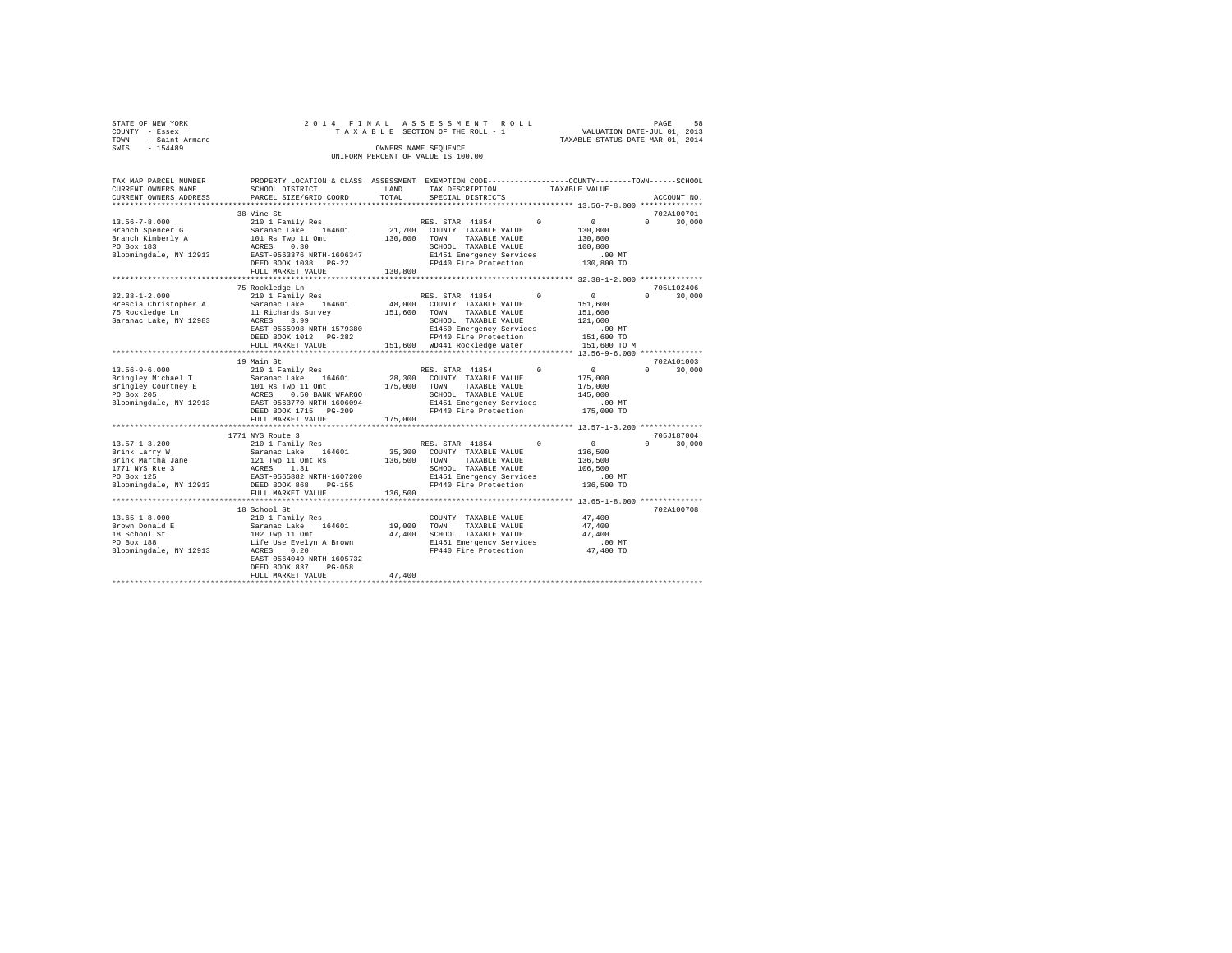```
STATE OF NEW YORK              2 0 1 4   F I N A L   A S S E S S M E N T   R O L L                    PAGE    58
COUNTY  - Essex                     T A X A B L E  SECTION OF THE ROLL - 1               VALUATION DATE-JUL 01, 2013
TOWN    - Saint Armand                                                                TAXABLE STATUS DATE-MAR 01, 2014
SWIS    - 154489                                   OWNERS NAME SEQUENCE
                                          UNIFORM PERCENT OF VALUE IS 100.00

TAX MAP PARCEL NUMBER          PROPERTY LOCATION & CLASS  ASSESSMENT  EXEMPTION CODE------------------COUNTY--------TOWN------SCHOOL
CURRENT OWNERS NAME            SCHOOL DISTRICT              LAND      TAX DESCRIPTION            TAXABLE VALUE
CURRENT OWNERS ADDRESS         PARCEL SIZE/GRID COORD       TOTAL     SPECIAL DISTRICTS                                  ACCOUNT NO.
******************************************************************************************************* 13.56-7-8.000 **************
                               38 Vine St                                                                              702A100701
13.56-7-8.000                  210 1 Family Res                       RES. STAR  41854          0          0          0     30,000
Branch Spencer G               Saranac Lake    164601        21,700   COUNTY  TAXABLE VALUE           130,800
Branch Kimberly A              101 Rs Twp 11 Omt            130,800   TOWN    TAXABLE VALUE           130,800
PO Box 183                     ACRES    0.30                          SCHOOL  TAXABLE VALUE           100,800
Bloomingdale, NY 12913         EAST-0563376 NRTH-1606347              E1451 Emergency Services            .00 MT
                               DEED BOOK 1038   PG-22                 FP440 Fire Protection           130,800 TO
                               FULL MARKET VALUE            130,800
******************************************************************************************************* 32.38-1-2.000 **************
                               75 Rockledge Ln                                                                         705L102406
32.38-1-2.000                  210 1 Family Res                       RES. STAR  41854          0          0          0     30,000
Brescia Christopher A          Saranac Lake    164601        48,000   COUNTY  TAXABLE VALUE           151,600
75 Rockledge Ln                11 Richards Survey           151,600   TOWN    TAXABLE VALUE           151,600
Saranac Lake, NY 12983         ACRES    3.99                          SCHOOL  TAXABLE VALUE           121,600
                               EAST-0555998 NRTH-1579380              E1450 Emergency Services            .00 MT
                               DEED BOOK 1012   PG-282                FP440 Fire Protection           151,600 TO
                               FULL MARKET VALUE            151,600   WD441 Rockledge water           151,600 TO M
******************************************************************************************************* 13.56-9-6.000 **************
                               19 Main St                                                                              702A101003
13.56-9-6.000                  210 1 Family Res                       RES. STAR  41854          0          0          0     30,000
Bringley Michael T             Saranac Lake    164601        28,300   COUNTY  TAXABLE VALUE           175,000
Bringley Courtney E            101 Rs Twp 11 Omt            175,000   TOWN    TAXABLE VALUE           175,000
PO Box 205                     ACRES    0.50 BANK WFARGO              SCHOOL  TAXABLE VALUE           145,000
Bloomingdale, NY 12913         EAST-0563770 NRTH-1606094              E1451 Emergency Services            .00 MT
                               DEED BOOK 1715   PG-209                FP440 Fire Protection           175,000 TO
                               FULL MARKET VALUE            175,000
******************************************************************************************************* 13.57-1-3.200 **************
                               1771 NYS Route 3                                                                        705J187004
13.57-1-3.200                  210 1 Family Res                       RES. STAR  41854          0          0          0     30,000
Brink Larry W                  Saranac Lake    164601        35,300   COUNTY  TAXABLE VALUE           136,500
Brink Martha Jane              121 Twp 11 Omt Rs            136,500   TOWN    TAXABLE VALUE           136,500
1771 NYS Rte 3                 ACRES    1.31                          SCHOOL  TAXABLE VALUE           106,500
PO Box 125                     EAST-0565882 NRTH-1607200              E1451 Emergency Services            .00 MT
Bloomingdale, NY 12913         DEED BOOK 868    PG-155                FP440 Fire Protection           136,500 TO
                               FULL MARKET VALUE            136,500
******************************************************************************************************* 13.65-1-8.000 **************
                               18 School St                                                                            702A100708
13.65-1-8.000                  210 1 Family Res                       COUNTY  TAXABLE VALUE            47,400
Brown Donald E                 Saranac Lake    164601        19,000   TOWN    TAXABLE VALUE            47,400
18 School St                   102 Twp 11 Omt                47,400   SCHOOL  TAXABLE VALUE            47,400
PO Box 188                     Life Use Evelyn A Brown                E1451 Emergency Services            .00 MT
Bloomingdale, NY 12913         ACRES    0.20                          FP440 Fire Protection            47,400 TO
                               EAST-0564049 NRTH-1605732
                               DEED BOOK 837    PG-058
                               FULL MARKET VALUE             47,400
************************************************************************************************************************************
```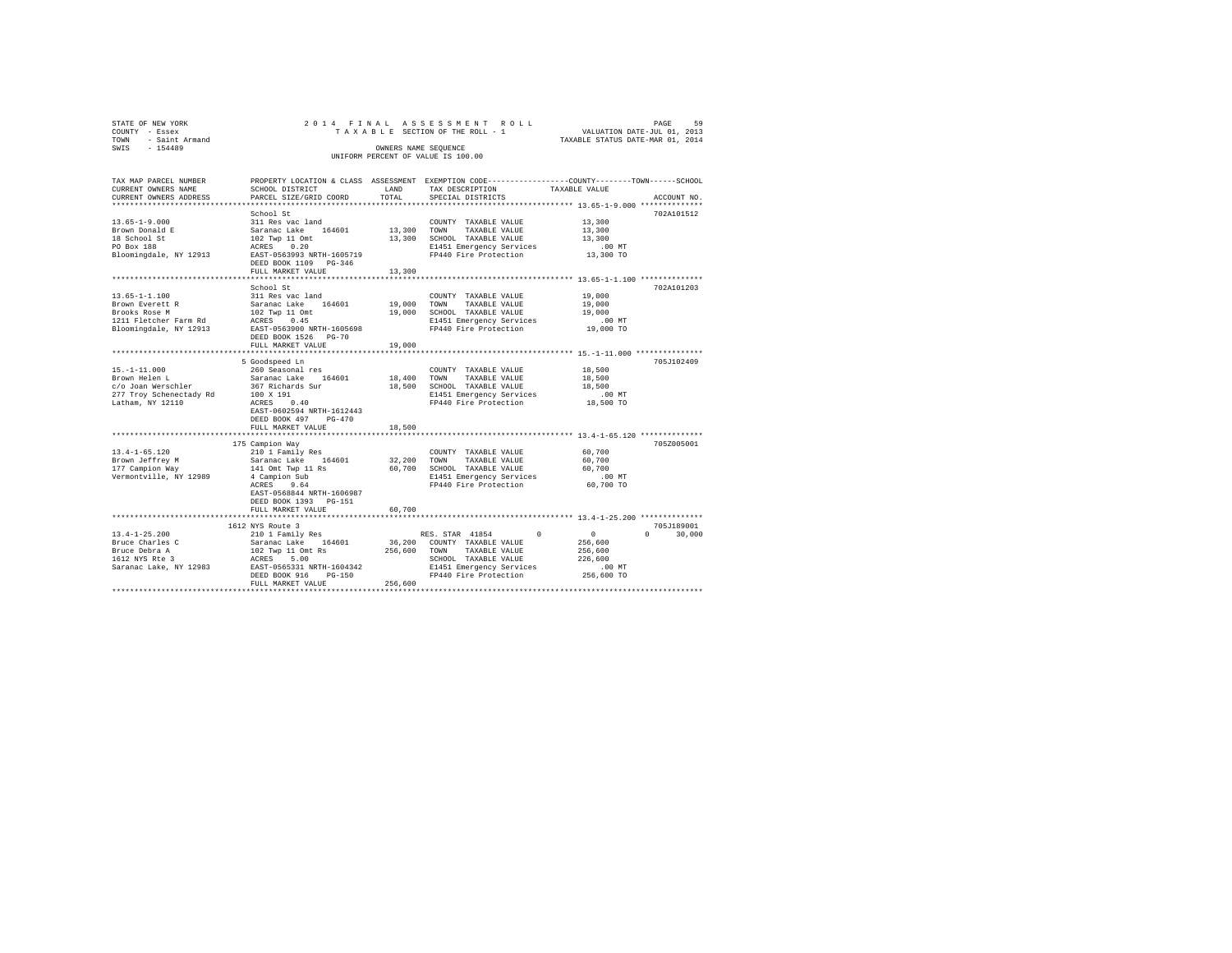STATE OF NEW YORK
COUNTY - Essex
TOWN - Saint Armand
SWIS - 154489

2014 FINAL ASSESSMENT ROLL
TAXABLE SECTION OF THE ROLL - 1
OWNERS NAME SEQUENCE
UNIFORM PERCENT OF VALUE IS 100.00

VALUATION DATE-JUL 01, 2013
TAXABLE STATUS DATE-MAR 01, 2014

```
TAX MAP PARCEL NUMBER     PROPERTY LOCATION & CLASS  ASSESSMENT  EXEMPTION CODE-----------------COUNTY--------TOWN------SCHOOL
CURRENT OWNERS NAME       SCHOOL DISTRICT             LAND       TAX DESCRIPTION            TAXABLE VALUE
CURRENT OWNERS ADDRESS    PARCEL SIZE/GRID COORD      TOTAL      SPECIAL DISTRICTS                                    ACCOUNT NO.
*********************************************************************************************** 13.65-1-9.000 **************
                          School St                                                                                702A101512
13.65-1-9.000             311 Res vac land                       COUNTY  TAXABLE VALUE            13,300
Brown Donald E            Saranac Lake   164601       13,300     TOWN    TAXABLE VALUE            13,300
18 School St              102 Twp 11 Omt              13,300     SCHOOL  TAXABLE VALUE            13,300
PO Box 188                ACRES   0.20                           E1451 Emergency Services            .00 MT
Bloomingdale, NY 12913    EAST-0563993 NRTH-1605719              FP440 Fire Protection            13,300 TO
                          DEED BOOK 1109   PG-346
                          FULL MARKET VALUE           13,300
*********************************************************************************************** 13.65-1-1.100 **************
                          School St                                                                                702A101203
13.65-1-1.100             311 Res vac land                       COUNTY  TAXABLE VALUE            19,000
Brown Everett R           Saranac Lake   164601       19,000     TOWN    TAXABLE VALUE            19,000
Brooks Rose M             102 Twp 11 Omt              19,000     SCHOOL  TAXABLE VALUE            19,000
1211 Fletcher Farm Rd     ACRES   0.45                           E1451 Emergency Services            .00 MT
Bloomingdale, NY 12913    EAST-0563900 NRTH-1605698              FP440 Fire Protection            19,000 TO
                          DEED BOOK 1526   PG-70
                          FULL MARKET VALUE           19,000
*********************************************************************************************** 15.-1-11.000 ***************
                        5 Goodspeed Ln                                                                             705J102409
15.-1-11.000              260 Seasonal res                       COUNTY  TAXABLE VALUE            18,500
Brown Helen L             Saranac Lake   164601       18,400     TOWN    TAXABLE VALUE            18,500
c/o Joan Werschler        367 Richards Sur            18,500     SCHOOL  TAXABLE VALUE            18,500
277 Troy Schenectady Rd   100 X 191                              E1451 Emergency Services            .00 MT
Latham, NY 12110          ACRES   0.40                           FP440 Fire Protection            18,500 TO
                          EAST-0602594 NRTH-1612443
                          DEED BOOK 497    PG-470
                          FULL MARKET VALUE           18,500
*********************************************************************************************** 13.4-1-65.120 **************
                      175 Campion Way                                                                              705Z005001
13.4-1-65.120             210 1 Family Res                       COUNTY  TAXABLE VALUE            60,700
Brown Jeffrey M           Saranac Lake   164601       32,200     TOWN    TAXABLE VALUE            60,700
177 Campion Way           141 Omt Twp 11 Rs           60,700     SCHOOL  TAXABLE VALUE            60,700
Vermontville, NY 12989    4 Campion Sub                          E1451 Emergency Services            .00 MT
                          ACRES   9.64                           FP440 Fire Protection            60,700 TO
                          EAST-0568844 NRTH-1606987
                          DEED BOOK 1393   PG-151
                          FULL MARKET VALUE           60,700
*********************************************************************************************** 13.4-1-25.200 **************
                     1612 NYS Route 3                                                                              705J189001
13.4-1-25.200             210 1 Family Res                       RES. STAR 41854        0              0           0      30,000
Bruce Charles C           Saranac Lake   164601       36,200     COUNTY  TAXABLE VALUE           256,600
Bruce Debra A             102 Twp 11 Omt Rs          256,600     TOWN    TAXABLE VALUE           256,600
1612 NYS Rte 3            ACRES   5.00                           SCHOOL  TAXABLE VALUE           226,600
Saranac Lake, NY 12983    EAST-0565331 NRTH-1604342              E1451 Emergency Services            .00 MT
                          DEED BOOK 916    PG-150                FP440 Fire Protection           256,600 TO
                          FULL MARKET VALUE          256,600
****************************************************************************************************************************
```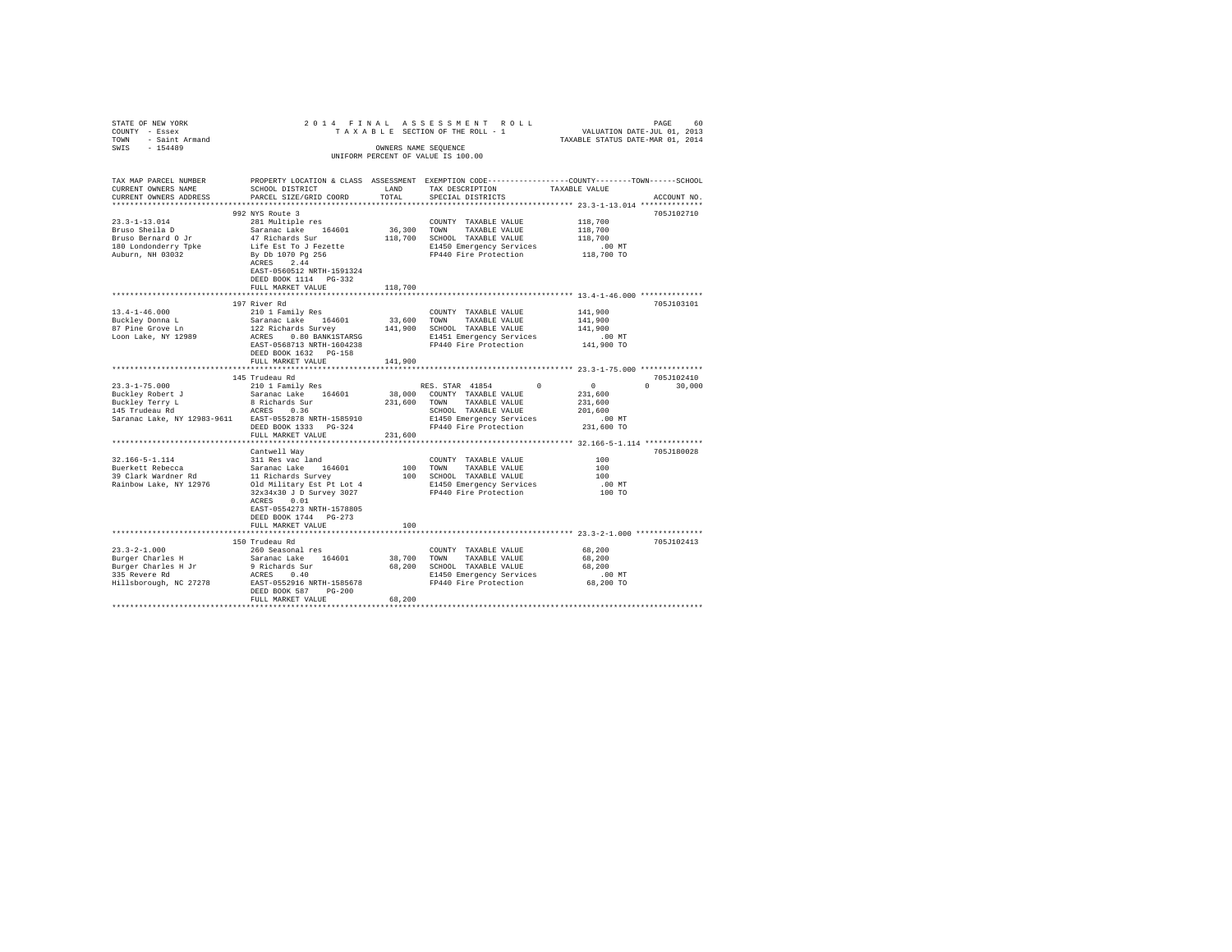STATE OF NEW YORK
COUNTY - Essex
TOWN - Saint Armand
SWIS - 154489

2014 FINAL ASSESSMENT ROLL
TAXABLE SECTION OF THE ROLL - 1
OWNERS NAME SEQUENCE
UNIFORM PERCENT OF VALUE IS 100.00

VALUATION DATE-JUL 01, 2013
TAXABLE STATUS DATE-MAR 01, 2014

```
TAX MAP PARCEL NUMBER          PROPERTY LOCATION & CLASS  ASSESSMENT  EXEMPTION CODE-----------------COUNTY--------TOWN------SCHOOL
CURRENT OWNERS NAME            SCHOOL DISTRICT              LAND      TAX DESCRIPTION            TAXABLE VALUE
CURRENT OWNERS ADDRESS         PARCEL SIZE/GRID COORD       TOTAL     SPECIAL DISTRICTS                                    ACCOUNT NO.
******************************************************************************************************* 23.3-1-13.014 **************
                               992 NYS Route 3                                                                          705J102710
23.3-1-13.014                  281 Multiple res                        COUNTY  TAXABLE VALUE          118,700
Bruso Sheila D                 Saranac Lake    164601      36,300      TOWN    TAXABLE VALUE          118,700
Bruso Bernard O Jr             47 Richards Sur            118,700      SCHOOL  TAXABLE VALUE          118,700
180 Londonderry Tpke           Life Est To J Fezette                   E1450 Emergency Services           .00 MT
Auburn, NH 03032               By Db 1070 Pg 256                       FP440 Fire Protection          118,700 TO
                               ACRES    2.44
                               EAST-0560512 NRTH-1591324
                               DEED BOOK 1114   PG-332
                               FULL MARKET VALUE          118,700
******************************************************************************************************* 13.4-1-46.000 **************
                               197 River Rd                                                                             705J103101
13.4-1-46.000                  210 1 Family Res                        COUNTY  TAXABLE VALUE          141,900
Buckley Donna L                Saranac Lake    164601      33,600      TOWN    TAXABLE VALUE          141,900
87 Pine Grove Ln               122 Richards Survey        141,900      SCHOOL  TAXABLE VALUE          141,900
Loon Lake, NY 12989            ACRES    0.80 BANK1STARSG               E1451 Emergency Services           .00 MT
                               EAST-0568713 NRTH-1604238               FP440 Fire Protection          141,900 TO
                               DEED BOOK 1632   PG-158
                               FULL MARKET VALUE          141,900
******************************************************************************************************* 23.3-1-75.000 **************
                               145 Trudeau Rd                                                                           705J102410
23.3-1-75.000                  210 1 Family Res                        RES. STAR 41854        0             0             0      30,000
Buckley Robert J               Saranac Lake    164601      38,000      COUNTY  TAXABLE VALUE          231,600
Buckley Terry L                8 Richards Sur             231,600      TOWN    TAXABLE VALUE          231,600
145 Trudeau Rd                 ACRES    0.36                           SCHOOL  TAXABLE VALUE          201,600
Saranac Lake, NY 12983-9611    EAST-0552878 NRTH-1585910               E1450 Emergency Services           .00 MT
                               DEED BOOK 1333   PG-324                 FP440 Fire Protection          231,600 TO
                               FULL MARKET VALUE          231,600
******************************************************************************************************* 32.166-5-1.114 *************
                               Cantwell Way                                                                             705J180028
32.166-5-1.114                 311 Res vac land                        COUNTY  TAXABLE VALUE              100
Buerkett Rebecca               Saranac Lake    164601         100      TOWN    TAXABLE VALUE              100
39 Clark Wardner Rd            11 Richards Survey             100      SCHOOL  TAXABLE VALUE              100
Rainbow Lake, NY 12976         Old Military Est Pt Lot 4               E1450 Emergency Services           .00 MT
                               32x34x30 J D Survey 3027                FP440 Fire Protection              100 TO
                               ACRES    0.01
                               EAST-0554273 NRTH-1578805
                               DEED BOOK 1744   PG-273
                               FULL MARKET VALUE              100
******************************************************************************************************* 23.3-2-1.000 ***************
                               150 Trudeau Rd                                                                           705J102413
23.3-2-1.000                   260 Seasonal res                        COUNTY  TAXABLE VALUE           68,200
Burger Charles H               Saranac Lake    164601      38,700      TOWN    TAXABLE VALUE           68,200
Burger Charles H Jr            9 Richards Sur              68,200      SCHOOL  TAXABLE VALUE           68,200
335 Revere Rd                  ACRES    0.40                           E1450 Emergency Services           .00 MT
Hillsborough, NC 27278         EAST-0552916 NRTH-1585678               FP440 Fire Protection           68,200 TO
                               DEED BOOK 587    PG-200
                               FULL MARKET VALUE           68,200
************************************************************************************************************************************
```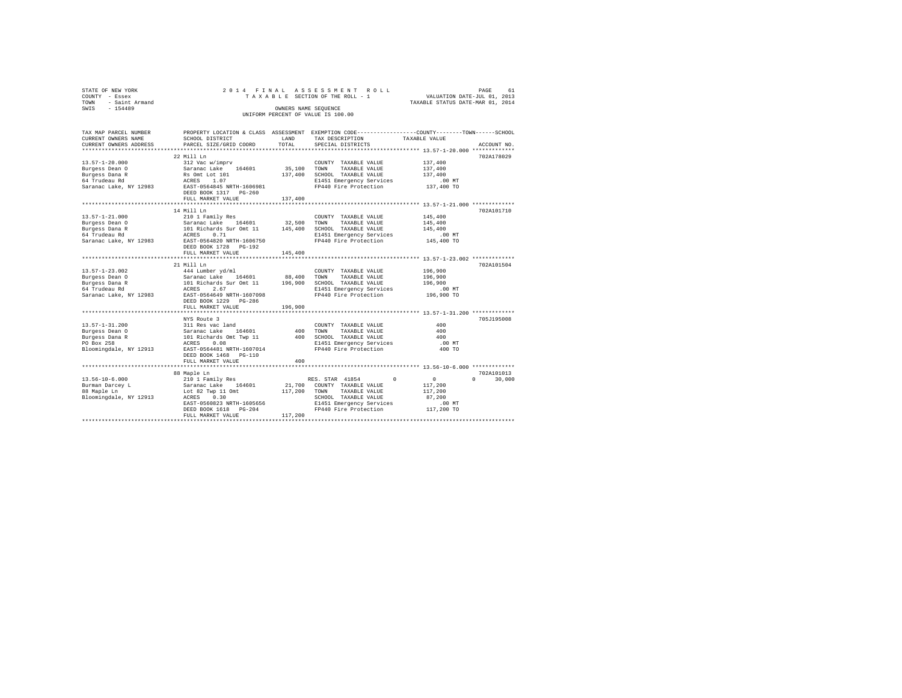STATE OF NEW YORK
COUNTY - Essex
TOWN - Saint Armand
SWIS - 154489

2014 FINAL ASSESSMENT ROLL
TAXABLE SECTION OF THE ROLL - 1
OWNERS NAME SEQUENCE
UNIFORM PERCENT OF VALUE IS 100.00

VALUATION DATE-JUL 01, 2013
TAXABLE STATUS DATE-MAR 01, 2014

```
TAX MAP PARCEL NUMBER          PROPERTY LOCATION & CLASS  ASSESSMENT  EXEMPTION CODE------------------COUNTY--------TOWN------SCHOOL
CURRENT OWNERS NAME            SCHOOL DISTRICT             LAND       TAX DESCRIPTION             TAXABLE VALUE
CURRENT OWNERS ADDRESS         PARCEL SIZE/GRID COORD      TOTAL      SPECIAL DISTRICTS                                      ACCOUNT NO.
************************************************************************************************** 13.57-1-20.000 *************
                               22 Mill Ln                                                                                 702A178029
13.57-1-20.000                 312 Vac w/imprv                         COUNTY  TAXABLE VALUE          137,400
Burgess Dean O                 Saranac Lake    164601      35,100      TOWN    TAXABLE VALUE          137,400
Burgess Dana R                 Rs Omt Lot 101             137,400      SCHOOL  TAXABLE VALUE          137,400
64 Trudeau Rd                  ACRES    1.07                           E1451 Emergency Services            .00 MT
Saranac Lake, NY 12983         EAST-0564845 NRTH-1606981               FP440 Fire Protection          137,400 TO
                               DEED BOOK 1317   PG-260
                               FULL MARKET VALUE          137,400
************************************************************************************************** 13.57-1-21.000 *************
                               14 Mill Ln                                                                                 702A101710
13.57-1-21.000                 210 1 Family Res                        COUNTY  TAXABLE VALUE          145,400
Burgess Dean O                 Saranac Lake    164601      32,500      TOWN    TAXABLE VALUE          145,400
Burgess Dana R                 101 Richards Sur Omt 11    145,400      SCHOOL  TAXABLE VALUE          145,400
64 Trudeau Rd                  ACRES    0.71                           E1451 Emergency Services            .00 MT
Saranac Lake, NY 12983         EAST-0564820 NRTH-1606750               FP440 Fire Protection          145,400 TO
                               DEED BOOK 1728   PG-192
                               FULL MARKET VALUE          145,400
************************************************************************************************** 13.57-1-23.002 *************
                               21 Mill Ln                                                                                 702A101504
13.57-1-23.002                 444 Lumber yd/ml                        COUNTY  TAXABLE VALUE          196,900
Burgess Dean O                 Saranac Lake    164601      88,400      TOWN    TAXABLE VALUE          196,900
Burgess Dana R                 101 Richards Sur Omt 11    196,900      SCHOOL  TAXABLE VALUE          196,900
64 Trudeau Rd                  ACRES    2.67                           E1451 Emergency Services            .00 MT
Saranac Lake, NY 12983         EAST-0564649 NRTH-1607098               FP440 Fire Protection          196,900 TO
                               DEED BOOK 1229   PG-286
                               FULL MARKET VALUE          196,900
************************************************************************************************** 13.57-1-31.200 *************
                               NYS Route 3                                                                                705J195008
13.57-1-31.200                 311 Res vac land                        COUNTY  TAXABLE VALUE              400
Burgess Dean O                 Saranac Lake    164601         400      TOWN    TAXABLE VALUE              400
Burgess Dana R                 101 Richards Omt Twp 11        400      SCHOOL  TAXABLE VALUE              400
PO Box 258                     ACRES    0.08                           E1451 Emergency Services            .00 MT
Bloomingdale, NY 12913         EAST-0564481 NRTH-1607014               FP440 Fire Protection              400 TO
                               DEED BOOK 1468   PG-110
                               FULL MARKET VALUE              400
************************************************************************************************** 13.56-10-6.000 *************
                               88 Maple Ln                                                                                702A101013
13.56-10-6.000                 210 1 Family Res                        RES. STAR 41854        0             0           0      30,000
Burman Darcey L                Saranac Lake    164601      21,700      COUNTY  TAXABLE VALUE          117,200
88 Maple Ln                    Lot 82 Twp 11 Omt          117,200      TOWN    TAXABLE VALUE          117,200
Bloomingdale, NY 12913         ACRES    0.30                           SCHOOL  TAXABLE VALUE           87,200
                               EAST-0560823 NRTH-1605656               E1451 Emergency Services            .00 MT
                               DEED BOOK 1618   PG-204                 FP440 Fire Protection          117,200 TO
                               FULL MARKET VALUE          117,200
********************************************************************************************************************************
```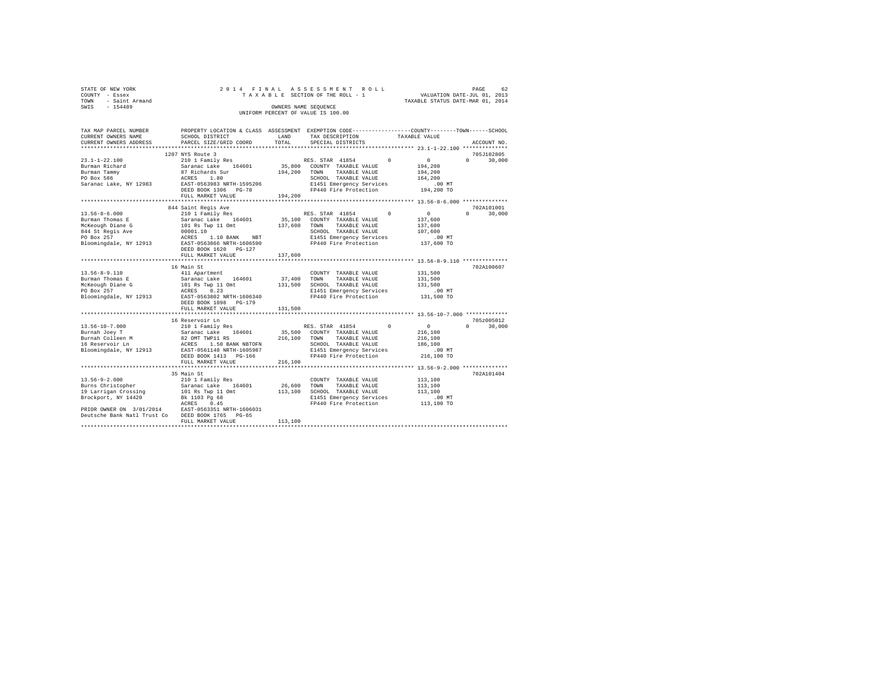STATE OF NEW YORK
COUNTY - Essex
TOWN - Saint Armand
SWIS - 154489

2014 FINAL ASSESSMENT ROLL
TAXABLE SECTION OF THE ROLL - 1
OWNERS NAME SEQUENCE
UNIFORM PERCENT OF VALUE IS 100.00

VALUATION DATE-JUL 01, 2013
TAXABLE STATUS DATE-MAR 01, 2014

| TAX MAP PARCEL NUMBER / CURRENT OWNERS NAME / CURRENT OWNERS ADDRESS | PROPERTY LOCATION & CLASS / SCHOOL DISTRICT / PARCEL SIZE/GRID COORD | ASSESSMENT LAND / TOTAL | EXEMPTION CODE / TAX DESCRIPTION / SPECIAL DISTRICTS | COUNTY | TOWN | SCHOOL / TAXABLE VALUE | ACCOUNT NO. |
|---|---|---|---|---|---|---|---|
| 23.1-1-22.100 | 1207 NYS Route 3 | | | | | | 705J102805 |
| | 210 1 Family Res | | RES. STAR 41854 | 0 | 0 | 0 30,000 | |
| Burman Richard | Saranac Lake 164601 | 35,800 | COUNTY TAXABLE VALUE | 194,200 | | | |
| Burman Tammy | 87 Richards Sur | 194,200 | TOWN TAXABLE VALUE | 194,200 | | | |
| PO Box 586 | ACRES 1.80 | | SCHOOL TAXABLE VALUE | 164,200 | | | |
| Saranac Lake, NY 12983 | EAST-0563983 NRTH-1595206 | | E1451 Emergency Services | .00 MT | | | |
| | DEED BOOK 1306 PG-78 | | FP440 Fire Protection | 194,200 TO | | | |
| | FULL MARKET VALUE | 194,200 | | | | | |
| 13.56-8-6.000 | 844 Saint Regis Ave | | | | | | 702A101001 |
| | 210 1 Family Res | | RES. STAR 41854 | 0 | 0 | 0 30,000 | |
| Burman Thomas E | Saranac Lake 164601 | 35,100 | COUNTY TAXABLE VALUE | 137,600 | | | |
| McKeough Diane G | 101 Rs Twp 11 Omt | 137,600 | TOWN TAXABLE VALUE | 137,600 | | | |
| 844 St Regis Ave | 00001.10 | | SCHOOL TAXABLE VALUE | 107,600 | | | |
| PO Box 257 | ACRES 1.10 BANK NBT | | E1451 Emergency Services | .00 MT | | | |
| Bloomingdale, NY 12913 | EAST-0563866 NRTH-1606590 | | FP440 Fire Protection | 137,600 TO | | | |
| | DEED BOOK 1620 PG-127 | | | | | | |
| | FULL MARKET VALUE | 137,600 | | | | | |
| 13.56-8-9.110 | 16 Main St | | | | | | 702A100607 |
| | 411 Apartment | | COUNTY TAXABLE VALUE | 131,500 | | | |
| Burman Thomas E | Saranac Lake 164601 | 37,400 | TOWN TAXABLE VALUE | 131,500 | | | |
| McKeough Diane G | 101 Rs Twp 11 Omt | 131,500 | SCHOOL TAXABLE VALUE | 131,500 | | | |
| PO Box 257 | ACRES 0.23 | | E1451 Emergency Services | .00 MT | | | |
| Bloomingdale, NY 12913 | EAST-0563802 NRTH-1606340 | | FP440 Fire Protection | 131,500 TO | | | |
| | DEED BOOK 1098 PG-179 | | | | | | |
| | FULL MARKET VALUE | 131,500 | | | | | |
| 13.56-10-7.000 | 16 Reservoir Ln | | | | | | 705Z005012 |
| | 210 1 Family Res | | RES. STAR 41854 | 0 | 0 | 0 30,000 | |
| Burnah Joey T | Saranac Lake 164601 | 35,500 | COUNTY TAXABLE VALUE | 216,100 | | | |
| Burnah Colleen M | 82 OMT TWP11 RS | 216,100 | TOWN TAXABLE VALUE | 216,100 | | | |
| 16 Reservoir Ln | ACRES 1.50 BANK NBTOFN | | SCHOOL TAXABLE VALUE | 186,100 | | | |
| Bloomingdale, NY 12913 | EAST-0561148 NRTH-1605987 | | E1451 Emergency Services | .00 MT | | | |
| | DEED BOOK 1413 PG-166 | | FP440 Fire Protection | 216,100 TO | | | |
| | FULL MARKET VALUE | 216,100 | | | | | |
| 13.56-9-2.000 | 35 Main St | | | | | | 702A101404 |
| | 210 1 Family Res | | COUNTY TAXABLE VALUE | 113,100 | | | |
| Burns Christopher | Saranac Lake 164601 | 26,600 | TOWN TAXABLE VALUE | 113,100 | | | |
| 19 Larrigan Crossing | 101 Rs Twp 11 Omt | 113,100 | SCHOOL TAXABLE VALUE | 113,100 | | | |
| Brockport, NY 14420 | Bk 1103 Pg 68 | | E1451 Emergency Services | .00 MT | | | |
| | ACRES 0.45 | | FP440 Fire Protection | 113,100 TO | | | |
| PRIOR OWNER ON 3/01/2014 | EAST-0563351 NRTH-1606031 | | | | | | |
| Deutsche Bank Natl Trust Co | DEED BOOK 1765 PG-65 | | | | | | |
| | FULL MARKET VALUE | 113,100 | | | | | |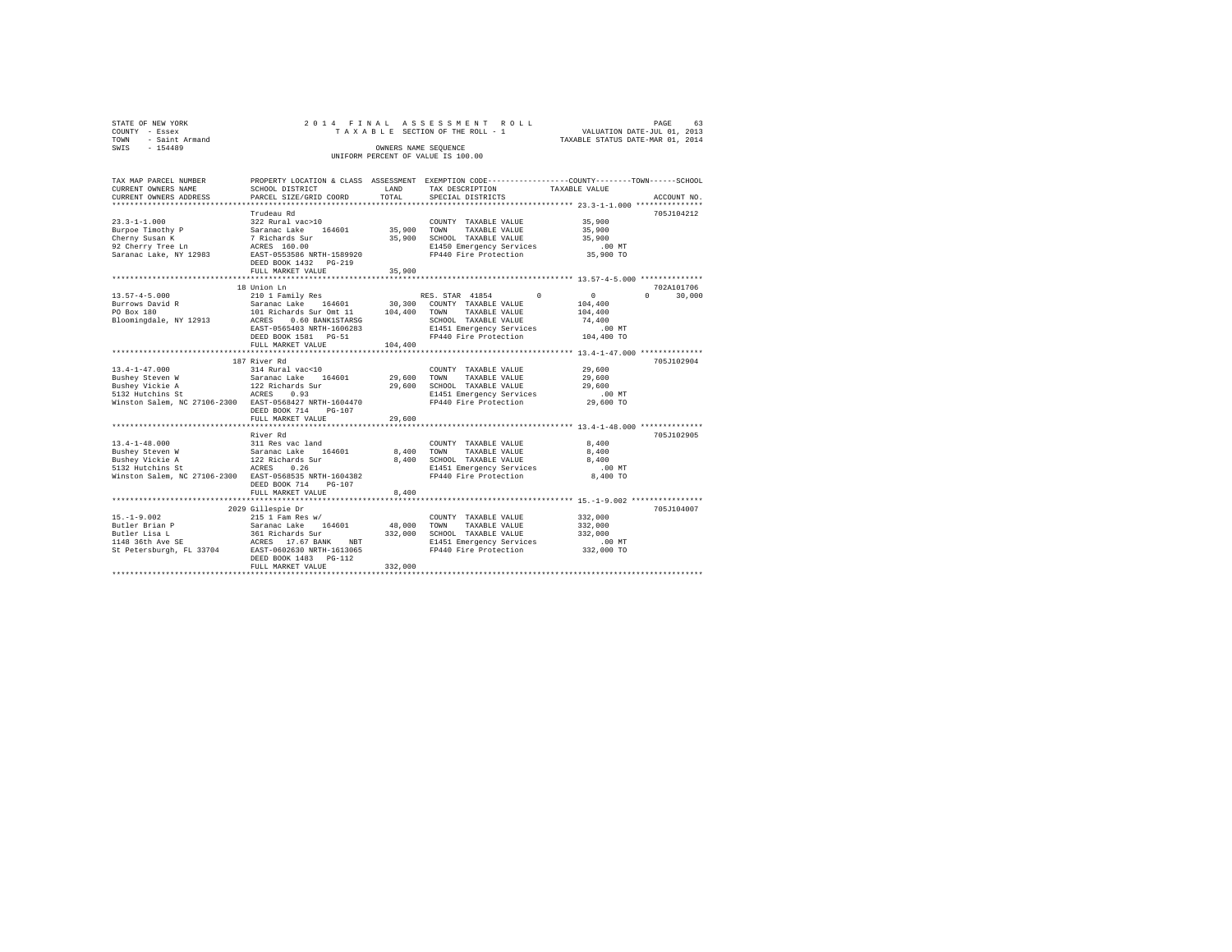STATE OF NEW YORK
COUNTY - Essex
TOWN - Saint Armand
SWIS - 154489

2014 FINAL ASSESSMENT ROLL
TAXABLE SECTION OF THE ROLL - 1
OWNERS NAME SEQUENCE
UNIFORM PERCENT OF VALUE IS 100.00

VALUATION DATE-JUL 01, 2013
TAXABLE STATUS DATE-MAR 01, 2014

```
TAX MAP PARCEL NUMBER          PROPERTY LOCATION & CLASS  ASSESSMENT  EXEMPTION CODE-----------------COUNTY--------TOWN------SCHOOL
CURRENT OWNERS NAME            SCHOOL DISTRICT             LAND       TAX DESCRIPTION            TAXABLE VALUE
CURRENT OWNERS ADDRESS         PARCEL SIZE/GRID COORD      TOTAL      SPECIAL DISTRICTS                                    ACCOUNT NO.
******************************************************************************************************* 23.3-1-1.000 ***************
                               Trudeau Rd                                                                                  705J104212
23.3-1-1.000                   322 Rural vac>10                       COUNTY  TAXABLE VALUE          35,900
Burpoe Timothy P               Saranac Lake   164601       35,900     TOWN    TAXABLE VALUE          35,900
Cherny Susan K                 7 Richards Sur              35,900     SCHOOL  TAXABLE VALUE          35,900
92 Cherry Tree Ln              ACRES  160.00                          E1450 Emergency Services          .00 MT
Saranac Lake, NY 12983         EAST-0553586 NRTH-1589920              FP440 Fire Protection          35,900 TO
                               DEED BOOK 1432   PG-219
                               FULL MARKET VALUE           35,900
******************************************************************************************************* 13.57-4-5.000 **************
                            18 Union Ln                                                                                    702A101706
13.57-4-5.000                  210 1 Family Res                       RES. STAR  41854         0           0            0      30,000
Burrows David R                Saranac Lake   164601       30,300     COUNTY  TAXABLE VALUE         104,400
PO Box 180                     101 Richards Sur Omt 11    104,400     TOWN    TAXABLE VALUE         104,400
Bloomingdale, NY 12913         ACRES    0.60 BANK1STARSG              SCHOOL  TAXABLE VALUE          74,400
                               EAST-0565403 NRTH-1606283              E1451 Emergency Services          .00 MT
                               DEED BOOK 1581   PG-51                 FP440 Fire Protection         104,400 TO
                               FULL MARKET VALUE          104,400
******************************************************************************************************* 13.4-1-47.000 **************
                           187 River Rd                                                                                    705J102904
13.4-1-47.000                  314 Rural vac<10                       COUNTY  TAXABLE VALUE          29,600
Bushey Steven W                Saranac Lake   164601       29,600     TOWN    TAXABLE VALUE          29,600
Bushey Vickie A                122 Richards Sur            29,600     SCHOOL  TAXABLE VALUE          29,600
5132 Hutchins St               ACRES    0.93                          E1451 Emergency Services          .00 MT
Winston Salem, NC 27106-2300   EAST-0568427 NRTH-1604470              FP440 Fire Protection          29,600 TO
                               DEED BOOK 714    PG-107
                               FULL MARKET VALUE           29,600
******************************************************************************************************* 13.4-1-48.000 **************
                               River Rd                                                                                    705J102905
13.4-1-48.000                  311 Res vac land                       COUNTY  TAXABLE VALUE           8,400
Bushey Steven W                Saranac Lake   164601        8,400     TOWN    TAXABLE VALUE           8,400
Bushey Vickie A                122 Richards Sur             8,400     SCHOOL  TAXABLE VALUE           8,400
5132 Hutchins St               ACRES    0.26                          E1451 Emergency Services          .00 MT
Winston Salem, NC 27106-2300   EAST-0568535 NRTH-1604382              FP440 Fire Protection           8,400 TO
                               DEED BOOK 714    PG-107
                               FULL MARKET VALUE            8,400
******************************************************************************************************* 15.-1-9.002 ****************
                          2029 Gillespie Dr                                                                                705J104007
15.-1-9.002                    215 1 Fam Res w/                       COUNTY  TAXABLE VALUE         332,000
Butler Brian P                 Saranac Lake   164601       48,000     TOWN    TAXABLE VALUE         332,000
Butler Lisa L                  361 Richards Sur           332,000     SCHOOL  TAXABLE VALUE         332,000
1148 36th Ave SE               ACRES   17.67 BANK    NBT              E1451 Emergency Services          .00 MT
St Petersburgh, FL 33704       EAST-0602630 NRTH-1613065              FP440 Fire Protection         332,000 TO
                               DEED BOOK 1483   PG-112
                               FULL MARKET VALUE          332,000
************************************************************************************************************************************
```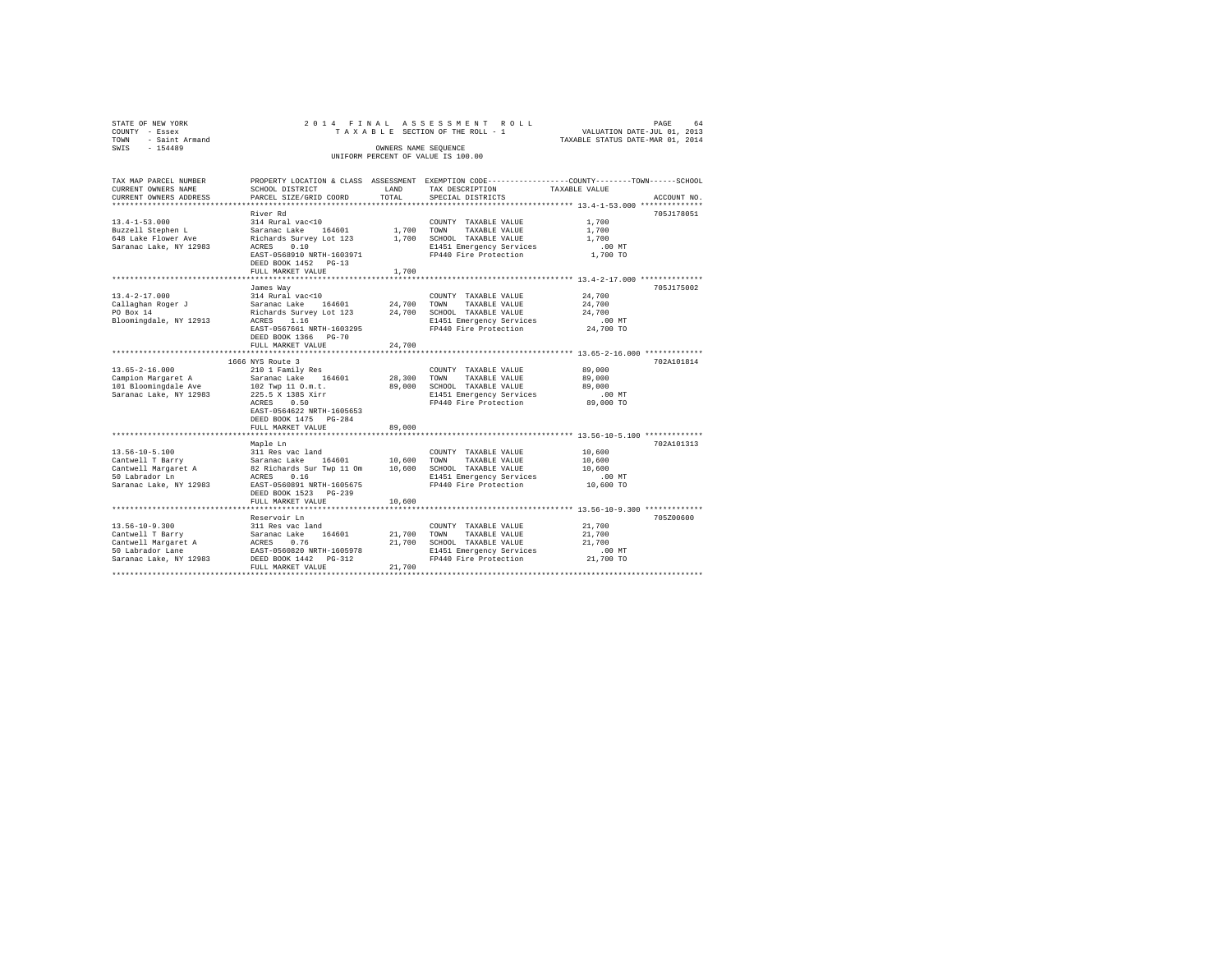STATE OF NEW YORK
COUNTY - Essex
TOWN - Saint Armand
SWIS - 154489

2014 FINAL ASSESSMENT ROLL
TAXABLE SECTION OF THE ROLL - 1
OWNERS NAME SEQUENCE
UNIFORM PERCENT OF VALUE IS 100.00

VALUATION DATE-JUL 01, 2013
TAXABLE STATUS DATE-MAR 01, 2014

| TAX MAP PARCEL NUMBER / CURRENT OWNERS NAME / CURRENT OWNERS ADDRESS | PROPERTY LOCATION & CLASS / SCHOOL DISTRICT / PARCEL SIZE/GRID COORD | ASSESSMENT LAND | TOTAL | EXEMPTION CODE / TAX DESCRIPTION / SPECIAL DISTRICTS | COUNTY / TOWN / SCHOOL TAXABLE VALUE | ACCOUNT NO. |
|---|---|---|---|---|---|---|
| **13.4-1-53.000** | River Rd | | | | | 705J178051 |
| 13.4-1-53.000 | 314 Rural vac<10 | | | COUNTY TAXABLE VALUE | 1,700 | |
| Buzzell Stephen L | Saranac Lake 164601 | 1,700 | | TOWN TAXABLE VALUE | 1,700 | |
| 648 Lake Flower Ave | Richards Survey Lot 123 | | 1,700 | SCHOOL TAXABLE VALUE | 1,700 | |
| Saranac Lake, NY 12983 | ACRES 0.10 | | | E1451 Emergency Services | .00 MT | |
| | EAST-0568910 NRTH-1603971 | | | FP440 Fire Protection | 1,700 TO | |
| | DEED BOOK 1452 PG-13 | | | | | |
| | FULL MARKET VALUE | | 1,700 | | | |
| **13.4-2-17.000** | James Way | | | | | 705J175002 |
| 13.4-2-17.000 | 314 Rural vac<10 | | | COUNTY TAXABLE VALUE | 24,700 | |
| Callaghan Roger J | Saranac Lake 164601 | 24,700 | | TOWN TAXABLE VALUE | 24,700 | |
| PO Box 14 | Richards Survey Lot 123 | | 24,700 | SCHOOL TAXABLE VALUE | 24,700 | |
| Bloomingdale, NY 12913 | ACRES 1.16 | | | E1451 Emergency Services | .00 MT | |
| | EAST-0567661 NRTH-1603295 | | | FP440 Fire Protection | 24,700 TO | |
| | DEED BOOK 1366 PG-70 | | | | | |
| | FULL MARKET VALUE | | 24,700 | | | |
| **13.65-2-16.000** | 1666 NYS Route 3 | | | | | 702A101814 |
| 13.65-2-16.000 | 210 1 Family Res | | | COUNTY TAXABLE VALUE | 89,000 | |
| Campion Margaret A | Saranac Lake 164601 | 28,300 | | TOWN TAXABLE VALUE | 89,000 | |
| 101 Bloomingdale Ave | 102 Twp 11 O.m.t. | | 89,000 | SCHOOL TAXABLE VALUE | 89,000 | |
| Saranac Lake, NY 12983 | 225.5 X 138S Xirr | | | E1451 Emergency Services | .00 MT | |
| | ACRES 0.50 | | | FP440 Fire Protection | 89,000 TO | |
| | EAST-0564622 NRTH-1605653 | | | | | |
| | DEED BOOK 1475 PG-284 | | | | | |
| | FULL MARKET VALUE | | 89,000 | | | |
| **13.56-10-5.100** | Maple Ln | | | | | 702A101313 |
| 13.56-10-5.100 | 311 Res vac land | | | COUNTY TAXABLE VALUE | 10,600 | |
| Cantwell T Barry | Saranac Lake 164601 | 10,600 | | TOWN TAXABLE VALUE | 10,600 | |
| Cantwell Margaret A | 82 Richards Sur Twp 11 Om | | 10,600 | SCHOOL TAXABLE VALUE | 10,600 | |
| 50 Labrador Ln | ACRES 0.16 | | | E1451 Emergency Services | .00 MT | |
| Saranac Lake, NY 12983 | EAST-0560891 NRTH-1605675 | | | FP440 Fire Protection | 10,600 TO | |
| | DEED BOOK 1523 PG-239 | | | | | |
| | FULL MARKET VALUE | | 10,600 | | | |
| **13.56-10-9.300** | Reservoir Ln | | | | | 705Z00600 |
| 13.56-10-9.300 | 311 Res vac land | | | COUNTY TAXABLE VALUE | 21,700 | |
| Cantwell T Barry | Saranac Lake 164601 | 21,700 | | TOWN TAXABLE VALUE | 21,700 | |
| Cantwell Margaret A | ACRES 0.76 | | 21,700 | SCHOOL TAXABLE VALUE | 21,700 | |
| 50 Labrador Lane | EAST-0560820 NRTH-1605978 | | | E1451 Emergency Services | .00 MT | |
| Saranac Lake, NY 12983 | DEED BOOK 1442 PG-312 | | | FP440 Fire Protection | 21,700 TO | |
| | FULL MARKET VALUE | | 21,700 | | | |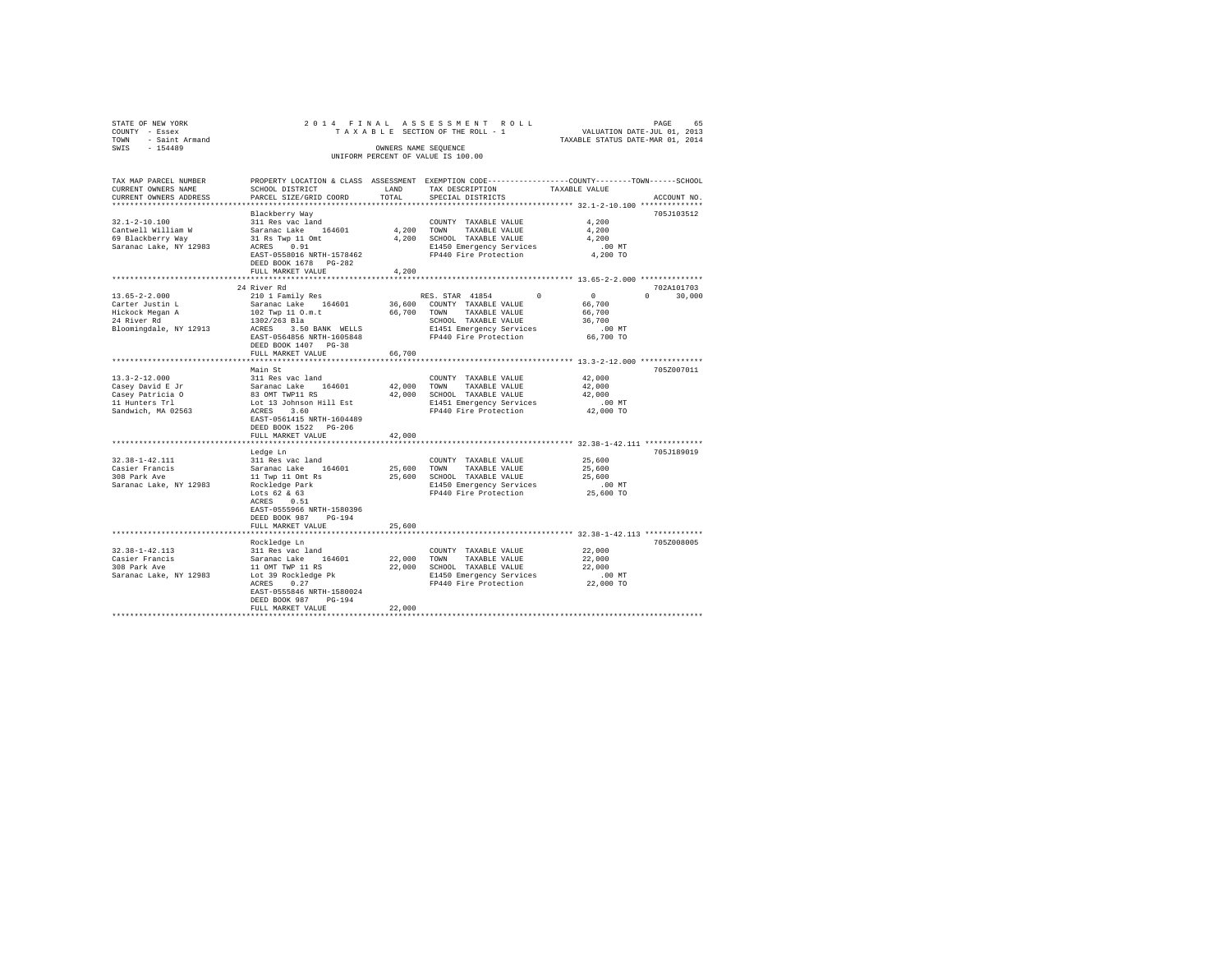STATE OF NEW YORK
COUNTY - Essex
TOWN - Saint Armand
SWIS - 154489

2014 FINAL ASSESSMENT ROLL
TAXABLE SECTION OF THE ROLL - 1
OWNERS NAME SEQUENCE
UNIFORM PERCENT OF VALUE IS 100.00

VALUATION DATE-JUL 01, 2013
TAXABLE STATUS DATE-MAR 01, 2014

```
TAX MAP PARCEL NUMBER     PROPERTY LOCATION & CLASS  ASSESSMENT  EXEMPTION CODE-----------------COUNTY--------TOWN------SCHOOL
CURRENT OWNERS NAME       SCHOOL DISTRICT               LAND      TAX DESCRIPTION            TAXABLE VALUE
CURRENT OWNERS ADDRESS    PARCEL SIZE/GRID COORD        TOTAL     SPECIAL DISTRICTS                                    ACCOUNT NO.
******************************************************************************************************* 32.1-2-10.100 **************
                          Blackberry Way                                                                            705J103512
32.1-2-10.100             311 Res vac land                          COUNTY  TAXABLE VALUE              4,200
Cantwell William W        Saranac Lake   164601          4,200      TOWN    TAXABLE VALUE              4,200
69 Blackberry Way         31 Rs Twp 11 Omt               4,200      SCHOOL  TAXABLE VALUE              4,200
Saranac Lake, NY 12983    ACRES    0.91                             E1450 Emergency Services             .00 MT
                          EAST-0558016 NRTH-1578462                 FP440 Fire Protection              4,200 TO
                          DEED BOOK 1678   PG-282
                          FULL MARKET VALUE              4,200
******************************************************************************************************* 13.65-2-2.000 **************
                          24 River Rd                                                                               702A101703
13.65-2-2.000             210 1 Family Res                          RES. STAR 41854         0          0          0     30,000
Carter Justin L           Saranac Lake   164601         36,600      COUNTY  TAXABLE VALUE             66,700
Hickock Megan A           102 Twp 11 O.m.t              66,700      TOWN    TAXABLE VALUE             66,700
24 River Rd               1302/263 Bla                              SCHOOL  TAXABLE VALUE             36,700
Bloomingdale, NY 12913    ACRES    3.50 BANK  WELLS                 E1451 Emergency Services             .00 MT
                          EAST-0564856 NRTH-1605848                 FP440 Fire Protection             66,700 TO
                          DEED BOOK 1407   PG-38
                          FULL MARKET VALUE             66,700
******************************************************************************************************* 13.3-2-12.000 **************
                          Main St                                                                                   705Z007011
13.3-2-12.000             311 Res vac land                          COUNTY  TAXABLE VALUE             42,000
Casey David E Jr          Saranac Lake   164601         42,000      TOWN    TAXABLE VALUE             42,000
Casey Patricia O          83 OMT TWP11 RS               42,000      SCHOOL  TAXABLE VALUE             42,000
11 Hunters Trl            Lot 13 Johnson Hill Est                   E1451 Emergency Services             .00 MT
Sandwich, MA 02563        ACRES    3.60                             FP440 Fire Protection             42,000 TO
                          EAST-0561415 NRTH-1604489
                          DEED BOOK 1522   PG-206
                          FULL MARKET VALUE             42,000
******************************************************************************************************* 32.38-1-42.111 *************
                          Ledge Ln                                                                                  705J189019
32.38-1-42.111            311 Res vac land                          COUNTY  TAXABLE VALUE             25,600
Casier Francis            Saranac Lake   164601         25,600      TOWN    TAXABLE VALUE             25,600
308 Park Ave              11 Twp 11 Omt Rs              25,600      SCHOOL  TAXABLE VALUE             25,600
Saranac Lake, NY 12983    Rockledge Park                            E1450 Emergency Services             .00 MT
                          Lots 62 & 63                              FP440 Fire Protection             25,600 TO
                          ACRES    0.51
                          EAST-0555966 NRTH-1580396
                          DEED BOOK 987    PG-194
                          FULL MARKET VALUE             25,600
******************************************************************************************************* 32.38-1-42.113 *************
                          Rockledge Ln                                                                              705Z008005
32.38-1-42.113            311 Res vac land                          COUNTY  TAXABLE VALUE             22,000
Casier Francis            Saranac Lake   164601         22,000      TOWN    TAXABLE VALUE             22,000
308 Park Ave              11 OMT TWP 11 RS              22,000      SCHOOL  TAXABLE VALUE             22,000
Saranac Lake, NY 12983    Lot 39 Rockledge Pk                       E1450 Emergency Services             .00 MT
                          ACRES    0.27                             FP440 Fire Protection             22,000 TO
                          EAST-0555846 NRTH-1580024
                          DEED BOOK 987    PG-194
                          FULL MARKET VALUE             22,000
************************************************************************************************************************************
```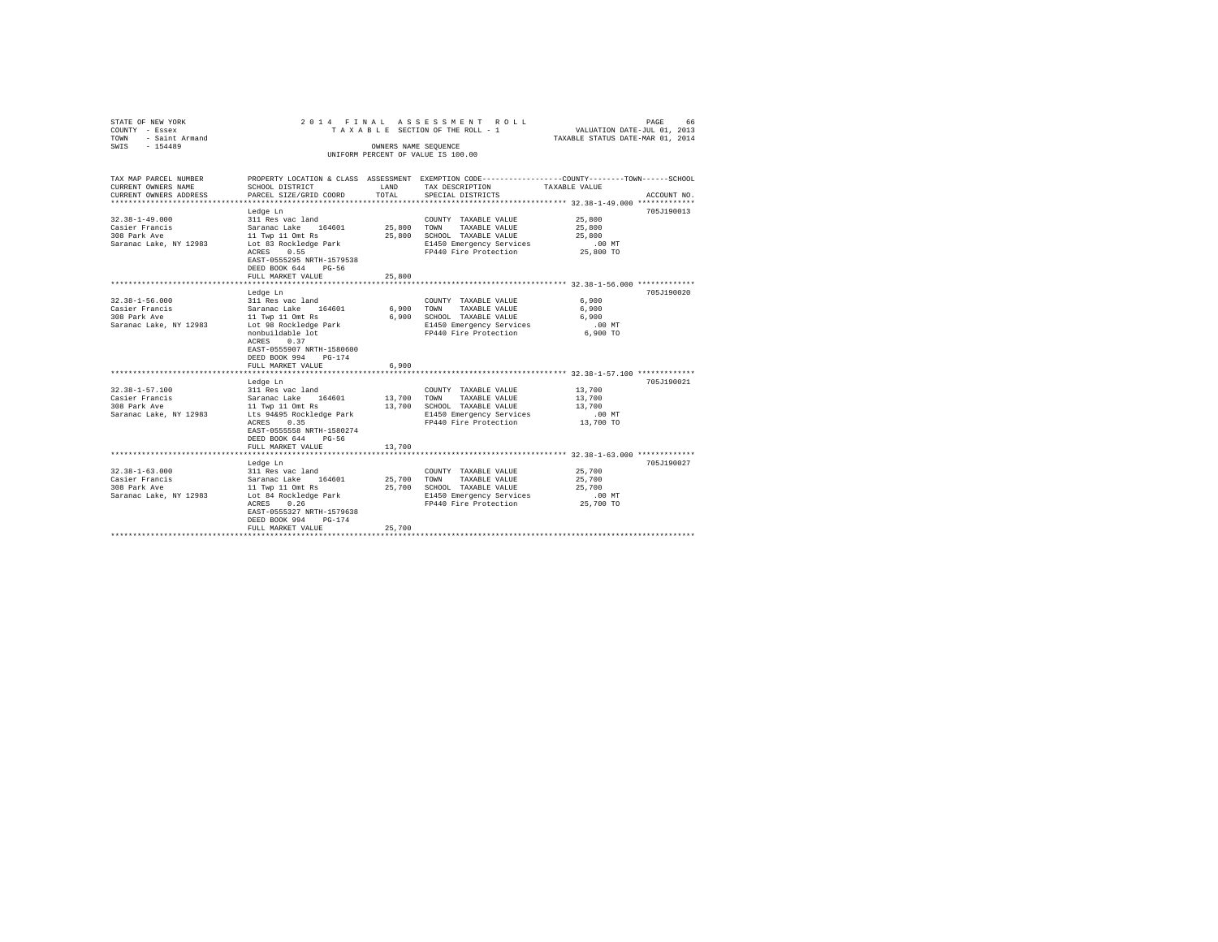STATE OF NEW YORK
COUNTY - Essex
TOWN - Saint Armand
SWIS - 154489

2014 FINAL ASSESSMENT ROLL
TAXABLE SECTION OF THE ROLL - 1
OWNERS NAME SEQUENCE
UNIFORM PERCENT OF VALUE IS 100.00

VALUATION DATE-JUL 01, 2013
TAXABLE STATUS DATE-MAR 01, 2014

| TAX MAP PARCEL NUMBER / CURRENT OWNERS NAME / CURRENT OWNERS ADDRESS | PROPERTY LOCATION & CLASS / SCHOOL DISTRICT / PARCEL SIZE/GRID COORD | ASSESSMENT LAND / TOTAL | EXEMPTION CODE / TAX DESCRIPTION / SPECIAL DISTRICTS | COUNTY / TOWN / SCHOOL TAXABLE VALUE | ACCOUNT NO. |
|---|---|---|---|---|---|
| 32.38-1-49.000 | Ledge Ln | | | | 705J190013 |
| Casier Francis | 311 Res vac land | | COUNTY TAXABLE VALUE | 25,800 | |
| 308 Park Ave | Saranac Lake 164601 | 25,800 | TOWN TAXABLE VALUE | 25,800 | |
| Saranac Lake, NY 12983 | 11 Twp 11 Omt Rs | 25,800 | SCHOOL TAXABLE VALUE | 25,800 | |
| | Lot 83 Rockledge Park | | E1450 Emergency Services | .00 MT | |
| | ACRES 0.55 | | FP440 Fire Protection | 25,800 TO | |
| | EAST-0555295 NRTH-1579538 | | | | |
| | DEED BOOK 644 PG-56 | | | | |
| | FULL MARKET VALUE | 25,800 | | | |
| 32.38-1-56.000 | Ledge Ln | | | | 705J190020 |
| Casier Francis | 311 Res vac land | | COUNTY TAXABLE VALUE | 6,900 | |
| 308 Park Ave | Saranac Lake 164601 | 6,900 | TOWN TAXABLE VALUE | 6,900 | |
| Saranac Lake, NY 12983 | 11 Twp 11 Omt Rs | 6,900 | SCHOOL TAXABLE VALUE | 6,900 | |
| | Lot 98 Rockledge Park | | E1450 Emergency Services | .00 MT | |
| | nonbuildable lot | | FP440 Fire Protection | 6,900 TO | |
| | ACRES 0.37 | | | | |
| | EAST-0555907 NRTH-1580600 | | | | |
| | DEED BOOK 994 PG-174 | | | | |
| | FULL MARKET VALUE | 6,900 | | | |
| 32.38-1-57.100 | Ledge Ln | | | | 705J190021 |
| Casier Francis | 311 Res vac land | | COUNTY TAXABLE VALUE | 13,700 | |
| 308 Park Ave | Saranac Lake 164601 | 13,700 | TOWN TAXABLE VALUE | 13,700 | |
| Saranac Lake, NY 12983 | 11 Twp 11 Omt Rs | 13,700 | SCHOOL TAXABLE VALUE | 13,700 | |
| | Lts 94&95 Rockledge Park | | E1450 Emergency Services | .00 MT | |
| | ACRES 0.35 | | FP440 Fire Protection | 13,700 TO | |
| | EAST-0555558 NRTH-1580274 | | | | |
| | DEED BOOK 644 PG-56 | | | | |
| | FULL MARKET VALUE | 13,700 | | | |
| 32.38-1-63.000 | Ledge Ln | | | | 705J190027 |
| Casier Francis | 311 Res vac land | | COUNTY TAXABLE VALUE | 25,700 | |
| 308 Park Ave | Saranac Lake 164601 | 25,700 | TOWN TAXABLE VALUE | 25,700 | |
| Saranac Lake, NY 12983 | 11 Twp 11 Omt Rs | 25,700 | SCHOOL TAXABLE VALUE | 25,700 | |
| | Lot 84 Rockledge Park | | E1450 Emergency Services | .00 MT | |
| | ACRES 0.26 | | FP440 Fire Protection | 25,700 TO | |
| | EAST-0555327 NRTH-1579638 | | | | |
| | DEED BOOK 994 PG-174 | | | | |
| | FULL MARKET VALUE | 25,700 | | | |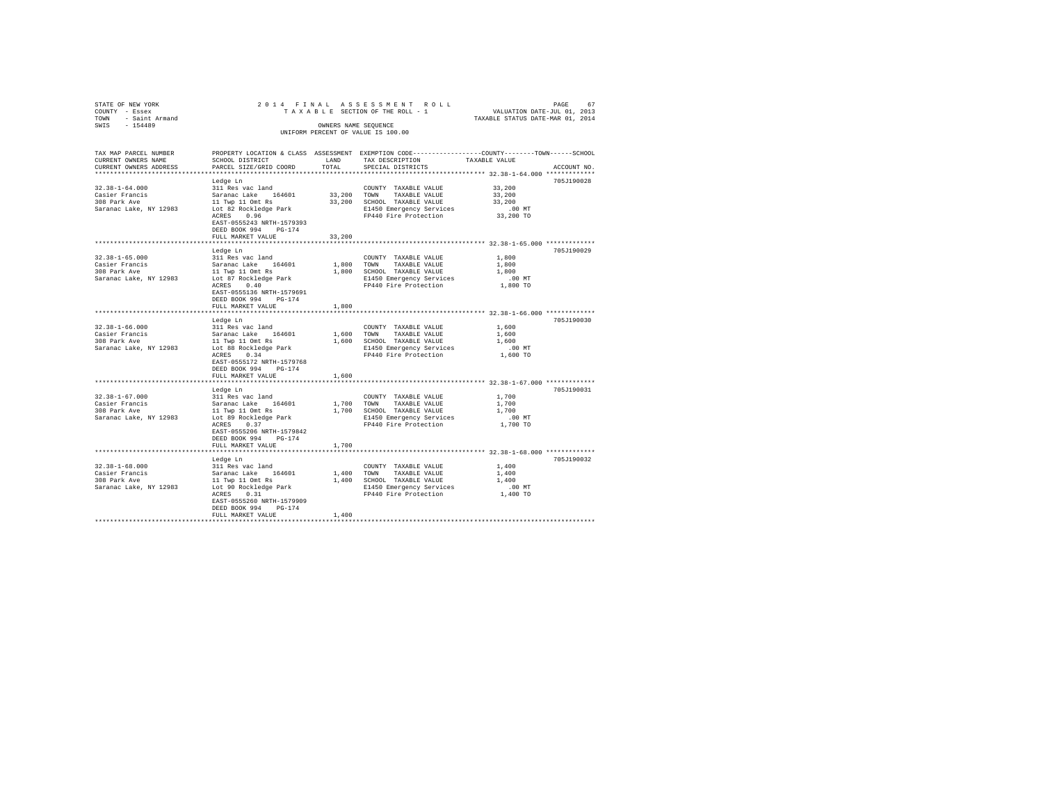STATE OF NEW YORK
COUNTY - Essex
TOWN - Saint Armand
SWIS - 154489

2014 FINAL ASSESSMENT ROLL
TAXABLE SECTION OF THE ROLL - 1
OWNERS NAME SEQUENCE
UNIFORM PERCENT OF VALUE IS 100.00

VALUATION DATE-JUL 01, 2013
TAXABLE STATUS DATE-MAR 01, 2014

| TAX MAP PARCEL NUMBER / CURRENT OWNERS NAME / CURRENT OWNERS ADDRESS | PROPERTY LOCATION & CLASS / SCHOOL DISTRICT / PARCEL SIZE/GRID COORD | ASSESSMENT LAND / TOTAL | EXEMPTION CODE / TAX DESCRIPTION / SPECIAL DISTRICTS | COUNTY/TOWN/SCHOOL TAXABLE VALUE | ACCOUNT NO. |
|---|---|---|---|---|---|
| 32.38-1-64.000 | Ledge Ln | | | | 705J190028 |
| | 311 Res vac land | | COUNTY TAXABLE VALUE | 33,200 | |
| Casier Francis | Saranac Lake 164601 | 33,200 | TOWN TAXABLE VALUE | 33,200 | |
| 308 Park Ave | 11 Twp 11 Omt Rs | 33,200 | SCHOOL TAXABLE VALUE | 33,200 | |
| Saranac Lake, NY 12983 | Lot 82 Rockledge Park | | E1450 Emergency Services | .00 MT | |
| | ACRES 0.96 | | FP440 Fire Protection | 33,200 TO | |
| | EAST-0555243 NRTH-1579393 | | | | |
| | DEED BOOK 994 PG-174 | | | | |
| | FULL MARKET VALUE | 33,200 | | | |
| 32.38-1-65.000 | Ledge Ln | | | | 705J190029 |
| | 311 Res vac land | | COUNTY TAXABLE VALUE | 1,800 | |
| Casier Francis | Saranac Lake 164601 | 1,800 | TOWN TAXABLE VALUE | 1,800 | |
| 308 Park Ave | 11 Twp 11 Omt Rs | 1,800 | SCHOOL TAXABLE VALUE | 1,800 | |
| Saranac Lake, NY 12983 | Lot 87 Rockledge Park | | E1450 Emergency Services | .00 MT | |
| | ACRES 0.40 | | FP440 Fire Protection | 1,800 TO | |
| | EAST-0555136 NRTH-1579691 | | | | |
| | DEED BOOK 994 PG-174 | | | | |
| | FULL MARKET VALUE | 1,800 | | | |
| 32.38-1-66.000 | Ledge Ln | | | | 705J190030 |
| | 311 Res vac land | | COUNTY TAXABLE VALUE | 1,600 | |
| Casier Francis | Saranac Lake 164601 | 1,600 | TOWN TAXABLE VALUE | 1,600 | |
| 308 Park Ave | 11 Twp 11 Omt Rs | 1,600 | SCHOOL TAXABLE VALUE | 1,600 | |
| Saranac Lake, NY 12983 | Lot 88 Rockledge Park | | E1450 Emergency Services | .00 MT | |
| | ACRES 0.34 | | FP440 Fire Protection | 1,600 TO | |
| | EAST-0555172 NRTH-1579768 | | | | |
| | DEED BOOK 994 PG-174 | | | | |
| | FULL MARKET VALUE | 1,600 | | | |
| 32.38-1-67.000 | Ledge Ln | | | | 705J190031 |
| | 311 Res vac land | | COUNTY TAXABLE VALUE | 1,700 | |
| Casier Francis | Saranac Lake 164601 | 1,700 | TOWN TAXABLE VALUE | 1,700 | |
| 308 Park Ave | 11 Twp 11 Omt Rs | 1,700 | SCHOOL TAXABLE VALUE | 1,700 | |
| Saranac Lake, NY 12983 | Lot 89 Rockledge Park | | E1450 Emergency Services | .00 MT | |
| | ACRES 0.37 | | FP440 Fire Protection | 1,700 TO | |
| | EAST-0555206 NRTH-1579842 | | | | |
| | DEED BOOK 994 PG-174 | | | | |
| | FULL MARKET VALUE | 1,700 | | | |
| 32.38-1-68.000 | Ledge Ln | | | | 705J190032 |
| | 311 Res vac land | | COUNTY TAXABLE VALUE | 1,400 | |
| Casier Francis | Saranac Lake 164601 | 1,400 | TOWN TAXABLE VALUE | 1,400 | |
| 308 Park Ave | 11 Twp 11 Omt Rs | 1,400 | SCHOOL TAXABLE VALUE | 1,400 | |
| Saranac Lake, NY 12983 | Lot 90 Rockledge Park | | E1450 Emergency Services | .00 MT | |
| | ACRES 0.31 | | FP440 Fire Protection | 1,400 TO | |
| | EAST-0555260 NRTH-1579909 | | | | |
| | DEED BOOK 994 PG-174 | | | | |
| | FULL MARKET VALUE | 1,400 | | | |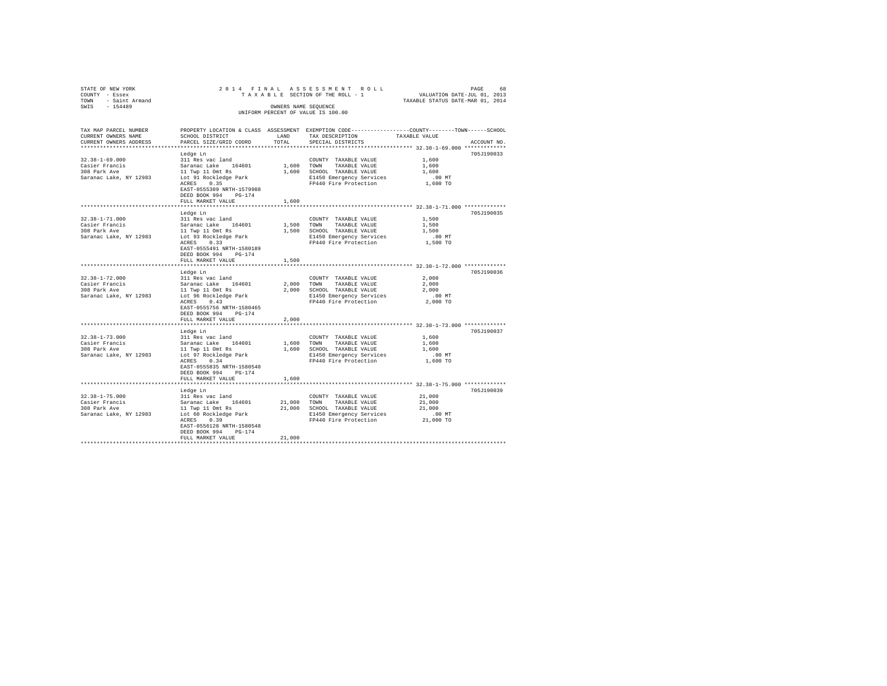STATE OF NEW YORK
COUNTY - Essex
TOWN - Saint Armand
SWIS - 154489

2014 FINAL ASSESSMENT ROLL
TAXABLE SECTION OF THE ROLL - 1
OWNERS NAME SEQUENCE
UNIFORM PERCENT OF VALUE IS 100.00

VALUATION DATE-JUL 01, 2013
TAXABLE STATUS DATE-MAR 01, 2014

| TAX MAP PARCEL NUMBER / CURRENT OWNERS NAME / CURRENT OWNERS ADDRESS | PROPERTY LOCATION & CLASS / SCHOOL DISTRICT / PARCEL SIZE/GRID COORD | ASSESSMENT LAND | TOTAL | EXEMPTION CODE / TAX DESCRIPTION / SPECIAL DISTRICTS | COUNTY / TOWN / SCHOOL TAXABLE VALUE | ACCOUNT NO. |
|---|---|---|---|---|---|---|
| **32.38-1-69.000** | Ledge Ln | | | | | 705J190033 |
| 32.38-1-69.000 | 311 Res vac land | | | COUNTY TAXABLE VALUE | 1,600 | |
| Casier Francis | Saranac Lake 164601 | 1,600 | | TOWN TAXABLE VALUE | 1,600 | |
| 308 Park Ave | 11 Twp 11 Omt Rs | | 1,600 | SCHOOL TAXABLE VALUE | 1,600 | |
| Saranac Lake, NY 12983 | Lot 91 Rockledge Park | | | E1450 Emergency Services | .00 MT | |
| | ACRES 0.35 | | | FP440 Fire Protection | 1,600 TO | |
| | EAST-0555309 NRTH-1579988 | | | | | |
| | DEED BOOK 994 PG-174 | | | | | |
| | FULL MARKET VALUE | | 1,600 | | | |
| **32.38-1-71.000** | Ledge Ln | | | | | 705J190035 |
| 32.38-1-71.000 | 311 Res vac land | | | COUNTY TAXABLE VALUE | 1,500 | |
| Casier Francis | Saranac Lake 164601 | 1,500 | | TOWN TAXABLE VALUE | 1,500 | |
| 308 Park Ave | 11 Twp 11 Omt Rs | | 1,500 | SCHOOL TAXABLE VALUE | 1,500 | |
| Saranac Lake, NY 12983 | Lot 93 Rockledge Park | | | E1450 Emergency Services | .00 MT | |
| | ACRES 0.33 | | | FP440 Fire Protection | 1,500 TO | |
| | EAST-0555491 NRTH-1580189 | | | | | |
| | DEED BOOK 994 PG-174 | | | | | |
| | FULL MARKET VALUE | | 1,500 | | | |
| **32.38-1-72.000** | Ledge Ln | | | | | 705J190036 |
| 32.38-1-72.000 | 311 Res vac land | | | COUNTY TAXABLE VALUE | 2,000 | |
| Casier Francis | Saranac Lake 164601 | 2,000 | | TOWN TAXABLE VALUE | 2,000 | |
| 308 Park Ave | 11 Twp 11 Omt Rs | | 2,000 | SCHOOL TAXABLE VALUE | 2,000 | |
| Saranac Lake, NY 12983 | Lot 96 Rockledge Park | | | E1450 Emergency Services | .00 MT | |
| | ACRES 0.43 | | | FP440 Fire Protection | 2,000 TO | |
| | EAST-0555756 NRTH-1580465 | | | | | |
| | DEED BOOK 994 PG-174 | | | | | |
| | FULL MARKET VALUE | | 2,000 | | | |
| **32.38-1-73.000** | Ledge Ln | | | | | 705J190037 |
| 32.38-1-73.000 | 311 Res vac land | | | COUNTY TAXABLE VALUE | 1,600 | |
| Casier Francis | Saranac Lake 164601 | 1,600 | | TOWN TAXABLE VALUE | 1,600 | |
| 308 Park Ave | 11 Twp 11 Omt Rs | | 1,600 | SCHOOL TAXABLE VALUE | 1,600 | |
| Saranac Lake, NY 12983 | Lot 97 Rockledge Park | | | E1450 Emergency Services | .00 MT | |
| | ACRES 0.34 | | | FP440 Fire Protection | 1,600 TO | |
| | EAST-0555835 NRTH-1580540 | | | | | |
| | DEED BOOK 994 PG-174 | | | | | |
| | FULL MARKET VALUE | | 1,600 | | | |
| **32.38-1-75.000** | Ledge Ln | | | | | 705J190039 |
| 32.38-1-75.000 | 311 Res vac land | | | COUNTY TAXABLE VALUE | 21,000 | |
| Casier Francis | Saranac Lake 164601 | 21,000 | | TOWN TAXABLE VALUE | 21,000 | |
| 308 Park Ave | 11 Twp 11 Omt Rs | | 21,000 | SCHOOL TAXABLE VALUE | 21,000 | |
| Saranac Lake, NY 12983 | Lot 60 Rockledge Park | | | E1450 Emergency Services | .00 MT | |
| | ACRES 0.39 | | | FP440 Fire Protection | 21,000 TO | |
| | EAST-0556128 NRTH-1580548 | | | | | |
| | DEED BOOK 994 PG-174 | | | | | |
| | FULL MARKET VALUE | | 21,000 | | | |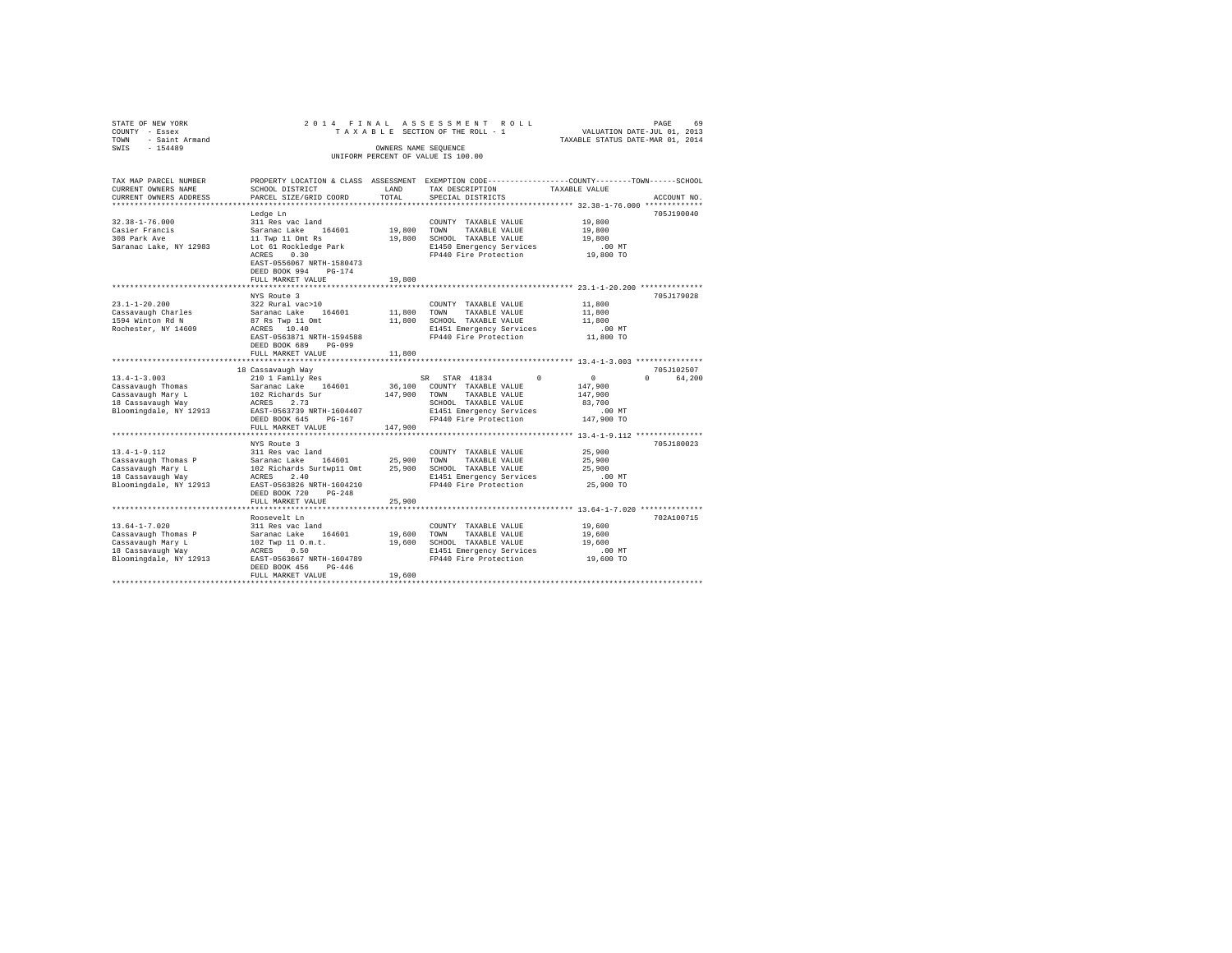STATE OF NEW YORK — COUNTY - Essex — TOWN - Saint Armand — SWIS - 154489

2014 FINAL ASSESSMENT ROLL
TAXABLE SECTION OF THE ROLL - 1
OWNERS NAME SEQUENCE
UNIFORM PERCENT OF VALUE IS 100.00

VALUATION DATE-JUL 01, 2013
TAXABLE STATUS DATE-MAR 01, 2014

| TAX MAP PARCEL NUMBER / CURRENT OWNERS NAME / CURRENT OWNERS ADDRESS | PROPERTY LOCATION & CLASS / SCHOOL DISTRICT / PARCEL SIZE/GRID COORD | ASSESSMENT LAND / TOTAL | EXEMPTION CODE / TAX DESCRIPTION / SPECIAL DISTRICTS | COUNTY | TOWN | SCHOOL | TAXABLE VALUE | ACCOUNT NO. |
|---|---|---|---|---|---|---|---|---|
| 32.38-1-76.000 | Ledge Ln | | | | | | | 705J190040 |
| Casier Francis | 311 Res vac land | | COUNTY TAXABLE VALUE | | | | 19,800 | |
| 308 Park Ave | Saranac Lake 164601 | 19,800 | TOWN TAXABLE VALUE | | | | 19,800 | |
| Saranac Lake, NY 12983 | 11 Twp 11 Omt Rs | 19,800 | SCHOOL TAXABLE VALUE | | | | 19,800 | |
| | Lot 61 Rockledge Park | | E1450 Emergency Services | | | | .00 MT | |
| | ACRES 0.30 | | FP440 Fire Protection | | | | 19,800 TO | |
| | EAST-0556067 NRTH-1580473 | | | | | | | |
| | DEED BOOK 994 PG-174 | | | | | | | |
| | FULL MARKET VALUE | 19,800 | | | | | | |
| 23.1-1-20.200 | NYS Route 3 | | | | | | | 705J179028 |
| Cassavaugh Charles | 322 Rural vac>10 | | COUNTY TAXABLE VALUE | | | | 11,800 | |
| 1594 Winton Rd N | Saranac Lake 164601 | 11,800 | TOWN TAXABLE VALUE | | | | 11,800 | |
| Rochester, NY 14609 | 87 Rs Twp 11 Omt | 11,800 | SCHOOL TAXABLE VALUE | | | | 11,800 | |
| | ACRES 10.40 | | E1451 Emergency Services | | | | .00 MT | |
| | EAST-0563871 NRTH-1594588 | | FP440 Fire Protection | | | | 11,800 TO | |
| | DEED BOOK 689 PG-099 | | | | | | | |
| | FULL MARKET VALUE | 11,800 | | | | | | |
| 13.4-1-3.003 | 18 Cassavaugh Way | | | | | | | 705J102507 |
| Cassavaugh Thomas | 210 1 Family Res | | SR STAR 41834 | 0 | 0 | 0 | 64,200 | |
| Cassavaugh Mary L | Saranac Lake 164601 | 36,100 | COUNTY TAXABLE VALUE | | | | 147,900 | |
| 18 Cassavaugh Way | 102 Richards Sur | 147,900 | TOWN TAXABLE VALUE | | | | 147,900 | |
| Bloomingdale, NY 12913 | ACRES 2.73 | | SCHOOL TAXABLE VALUE | | | | 83,700 | |
| | EAST-0563739 NRTH-1604407 | | E1451 Emergency Services | | | | .00 MT | |
| | DEED BOOK 645 PG-167 | | FP440 Fire Protection | | | | 147,900 TO | |
| | FULL MARKET VALUE | 147,900 | | | | | | |
| 13.4-1-9.112 | NYS Route 3 | | | | | | | 705J180023 |
| Cassavaugh Thomas P | 311 Res vac land | | COUNTY TAXABLE VALUE | | | | 25,900 | |
| Cassavaugh Mary L | Saranac Lake 164601 | 25,900 | TOWN TAXABLE VALUE | | | | 25,900 | |
| 18 Cassavaugh Way | 102 Richards Surtwp11 Omt | 25,900 | SCHOOL TAXABLE VALUE | | | | 25,900 | |
| Bloomingdale, NY 12913 | ACRES 2.40 | | E1451 Emergency Services | | | | .00 MT | |
| | EAST-0563826 NRTH-1604210 | | FP440 Fire Protection | | | | 25,900 TO | |
| | DEED BOOK 720 PG-248 | | | | | | | |
| | FULL MARKET VALUE | 25,900 | | | | | | |
| 13.64-1-7.020 | Roosevelt Ln | | | | | | | 702A100715 |
| Cassavaugh Thomas P | 311 Res vac land | | COUNTY TAXABLE VALUE | | | | 19,600 | |
| Cassavaugh Mary L | Saranac Lake 164601 | 19,600 | TOWN TAXABLE VALUE | | | | 19,600 | |
| 18 Cassavaugh Way | 102 Twp 11 O.m.t. | 19,600 | SCHOOL TAXABLE VALUE | | | | 19,600 | |
| Bloomingdale, NY 12913 | ACRES 0.50 | | E1451 Emergency Services | | | | .00 MT | |
| | EAST-0563667 NRTH-1604789 | | FP440 Fire Protection | | | | 19,600 TO | |
| | DEED BOOK 456 PG-446 | | | | | | | |
| | FULL MARKET VALUE | 19,600 | | | | | | |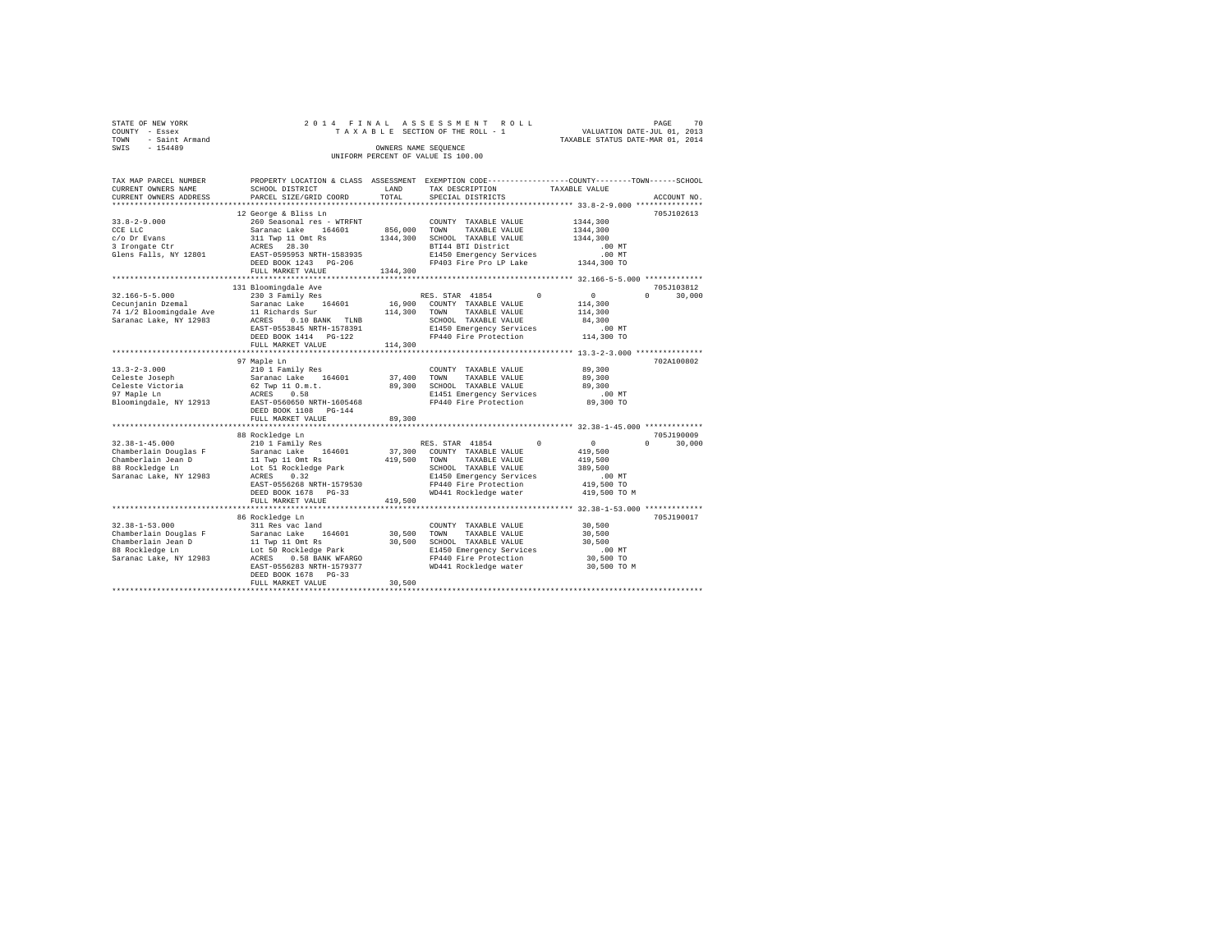STATE OF NEW YORK
COUNTY - Essex
TOWN - Saint Armand
SWIS - 154489

2014 FINAL ASSESSMENT ROLL
TAXABLE SECTION OF THE ROLL - 1
OWNERS NAME SEQUENCE
UNIFORM PERCENT OF VALUE IS 100.00

VALUATION DATE-JUL 01, 2013
TAXABLE STATUS DATE-MAR 01, 2014

```
TAX MAP PARCEL NUMBER     PROPERTY LOCATION & CLASS  ASSESSMENT  EXEMPTION CODE-----------------COUNTY--------TOWN------SCHOOL
CURRENT OWNERS NAME       SCHOOL DISTRICT             LAND       TAX DESCRIPTION             TAXABLE VALUE
CURRENT OWNERS ADDRESS    PARCEL SIZE/GRID COORD      TOTAL      SPECIAL DISTRICTS                                    ACCOUNT NO.
*********************************************************************************************** 33.8-2-9.000 ***************
                          12 George & Bliss Ln                                                                       705J102613
33.8-2-9.000              260 Seasonal res - WTRFNT               COUNTY  TAXABLE VALUE          1344,300
CCE LLC                   Saranac Lake   164601     856,000      TOWN    TAXABLE VALUE          1344,300
c/o Dr Evans              311 Twp 11 Omt Rs        1344,300      SCHOOL  TAXABLE VALUE          1344,300
3 Irongate Ctr            ACRES  28.30                           BTI44 BTI District                  .00 MT
Glens Falls, NY 12801     EAST-0595953 NRTH-1583935              E1450 Emergency Services            .00 MT
                          DEED BOOK 1243   PG-206                FP403 Fire Pro LP Lake         1344,300 TO
                          FULL MARKET VALUE        1344,300
*********************************************************************************************** 32.166-5-5.000 *************
                          131 Bloomingdale Ave                                                                       705J103812
32.166-5-5.000            230 3 Family Res                       RES. STAR 41854        0           0          0      30,000
Cecunjanin Dzemal         Saranac Lake   164601      16,900      COUNTY  TAXABLE VALUE           114,300
74 1/2 Bloomingdale Ave   11 Richards Sur           114,300      TOWN    TAXABLE VALUE           114,300
Saranac Lake, NY 12983    ACRES   0.10 BANK  TLNB                SCHOOL  TAXABLE VALUE            84,300
                          EAST-0553845 NRTH-1578391              E1450 Emergency Services            .00 MT
                          DEED BOOK 1414   PG-122                FP440 Fire Protection           114,300 TO
                          FULL MARKET VALUE         114,300
*********************************************************************************************** 13.3-2-3.000 ***************
                          97 Maple Ln                                                                                702A100802
13.3-2-3.000              210 1 Family Res                       COUNTY  TAXABLE VALUE            89,300
Celeste Joseph            Saranac Lake   164601      37,400      TOWN    TAXABLE VALUE            89,300
Celeste Victoria          62 Twp 11 O.m.t.           89,300      SCHOOL  TAXABLE VALUE            89,300
97 Maple Ln               ACRES   0.58                           E1451 Emergency Services            .00 MT
Bloomingdale, NY 12913    EAST-0560650 NRTH-1605468              FP440 Fire Protection            89,300 TO
                          DEED BOOK 1108   PG-144
                          FULL MARKET VALUE          89,300
*********************************************************************************************** 32.38-1-45.000 *************
                          88 Rockledge Ln                                                                            705J190009
32.38-1-45.000            210 1 Family Res                       RES. STAR 41854        0           0          0      30,000
Chamberlain Douglas F     Saranac Lake   164601      37,300      COUNTY  TAXABLE VALUE           419,500
Chamberlain Jean D        11 Twp 11 Omt Rs          419,500      TOWN    TAXABLE VALUE           419,500
88 Rockledge Ln           Lot 51 Rockledge Park                  SCHOOL  TAXABLE VALUE           389,500
Saranac Lake, NY 12983    ACRES   0.32                           E1450 Emergency Services            .00 MT
                          EAST-0556268 NRTH-1579530              FP440 Fire Protection           419,500 TO
                          DEED BOOK 1678   PG-33                 WD441 Rockledge water           419,500 TO M
                          FULL MARKET VALUE         419,500
*********************************************************************************************** 32.38-1-53.000 *************
                          86 Rockledge Ln                                                                            705J190017
32.38-1-53.000            311 Res vac land                       COUNTY  TAXABLE VALUE            30,500
Chamberlain Douglas F     Saranac Lake   164601      30,500      TOWN    TAXABLE VALUE            30,500
Chamberlain Jean D        11 Twp 11 Omt Rs           30,500      SCHOOL  TAXABLE VALUE            30,500
88 Rockledge Ln           Lot 50 Rockledge Park                  E1450 Emergency Services            .00 MT
Saranac Lake, NY 12983    ACRES   0.58 BANK WFARGO               FP440 Fire Protection            30,500 TO
                          EAST-0556283 NRTH-1579377              WD441 Rockledge water            30,500 TO M
                          DEED BOOK 1678   PG-33
                          FULL MARKET VALUE          30,500
****************************************************************************************************************************
```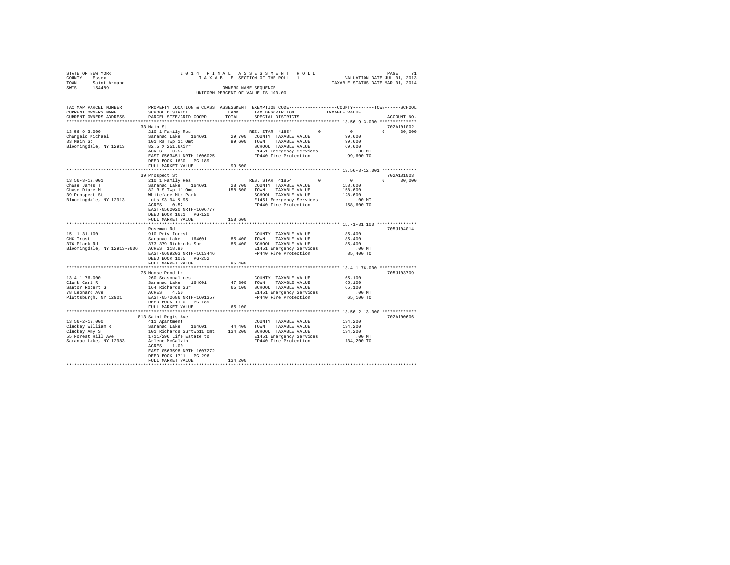STATE OF NEW YORK
COUNTY - Essex
TOWN - Saint Armand
SWIS - 154489

2 0 1 4 F I N A L A S S E S S M E N T R O L L
T A X A B L E SECTION OF THE ROLL - 1
OWNERS NAME SEQUENCE
UNIFORM PERCENT OF VALUE IS 100.00

VALUATION DATE-JUL 01, 2013
TAXABLE STATUS DATE-MAR 01, 2014

```
TAX MAP PARCEL NUMBER     PROPERTY LOCATION & CLASS  ASSESSMENT  EXEMPTION CODE-----------------COUNTY--------TOWN------SCHOOL
CURRENT OWNERS NAME       SCHOOL DISTRICT              LAND      TAX DESCRIPTION           TAXABLE VALUE
CURRENT OWNERS ADDRESS    PARCEL SIZE/GRID COORD       TOTAL     SPECIAL DISTRICTS                                   ACCOUNT NO.
******************************************************************************************* 13.56-9-3.000 **************
                          33 Main St                                                                                 702A101002
13.56-9-3.000             210 1 Family Res                       RES. STAR 41854         0          0           0     30,000
Changelo Michael          Saranac Lake   164601       29,700     COUNTY  TAXABLE VALUE            99,600
33 Main St                101 Rs Twp 11 Omt           99,600     TOWN    TAXABLE VALUE            99,600
Bloomingdale, NY 12913    82.5 X 251.6Xirr                       SCHOOL  TAXABLE VALUE            69,600
                          ACRES    0.57                          E1451 Emergency Services           .00 MT
                          EAST-0563451 NRTH-1606025              FP440 Fire Protection           99,600 TO
                          DEED BOOK 1630   PG-189
                          FULL MARKET VALUE           99,600
******************************************************************************************* 13.56-3-12.001 *************
                          39 Prospect St                                                                             702A181003
13.56-3-12.001            210 1 Family Res                       RES. STAR 41854         0          0           0     30,000
Chase James T             Saranac Lake   164601       28,700     COUNTY  TAXABLE VALUE           158,600
Chase Diane M             82 R S Twp 11 Omt          158,600     TOWN    TAXABLE VALUE           158,600
39 Prospect St            Whiteface Mtn Park                     SCHOOL  TAXABLE VALUE           128,600
Bloomingdale, NY 12913    Lots 93 94 & 95                        E1451 Emergency Services           .00 MT
                          ACRES    0.52                          FP440 Fire Protection          158,600 TO
                          EAST-0562020 NRTH-1606777
                          DEED BOOK 1621   PG-120
                          FULL MARKET VALUE          158,600
******************************************************************************************* 15.-1-31.100 ***************
                          Roseman Rd                                                                                 705J104014
15.-1-31.100              910 Priv forest                        COUNTY  TAXABLE VALUE            85,400
CHC Trust                 Saranac Lake   164601       85,400     TOWN    TAXABLE VALUE            85,400
376 Plank Rd              373 379 Richards Sur        85,400     SCHOOL  TAXABLE VALUE            85,400
Bloomingdale, NY 12913-9606  ACRES  118.90                       E1451 Emergency Services           .00 MT
                          EAST-0609203 NRTH-1613446              FP440 Fire Protection           85,400 TO
                          DEED BOOK 1035   PG-252
                          FULL MARKET VALUE           85,400
******************************************************************************************* 13.4-1-76.000 **************
                          75 Moose Pond Ln                                                                           705J103709
13.4-1-76.000             260 Seasonal res                       COUNTY  TAXABLE VALUE            65,100
Clark Carl R              Saranac Lake   164601       47,300     TOWN    TAXABLE VALUE            65,100
Santor Robert G           164 Richards Sur            65,100     SCHOOL  TAXABLE VALUE            65,100
78 Leonard Ave            ACRES    4.50                          E1451 Emergency Services           .00 MT
Plattsburgh, NY 12901     EAST-0572686 NRTH-1601357              FP440 Fire Protection           65,100 TO
                          DEED BOOK 1110   PG-189
                          FULL MARKET VALUE           65,100
******************************************************************************************* 13.56-2-13.000 *************
                          813 Saint Regis Ave                                                                        702A100606
13.56-2-13.000            411 Apartment                          COUNTY  TAXABLE VALUE           134,200
Cluckey William R         Saranac Lake   164601       44,400     TOWN    TAXABLE VALUE           134,200
Cluckey Amy S             101 Richards Surtwp11 Omt  134,200     SCHOOL  TAXABLE VALUE           134,200
55 Forest Hill Ave        1711/296 Life Estate to                E1451 Emergency Services           .00 MT
Saranac Lake, NY 12983    Arlene McCalvin                        FP440 Fire Protection          134,200 TO
                          ACRES    1.00
                          EAST-0563598 NRTH-1607272
                          DEED BOOK 1711   PG-296
                          FULL MARKET VALUE          134,200
************************************************************************************************************************
```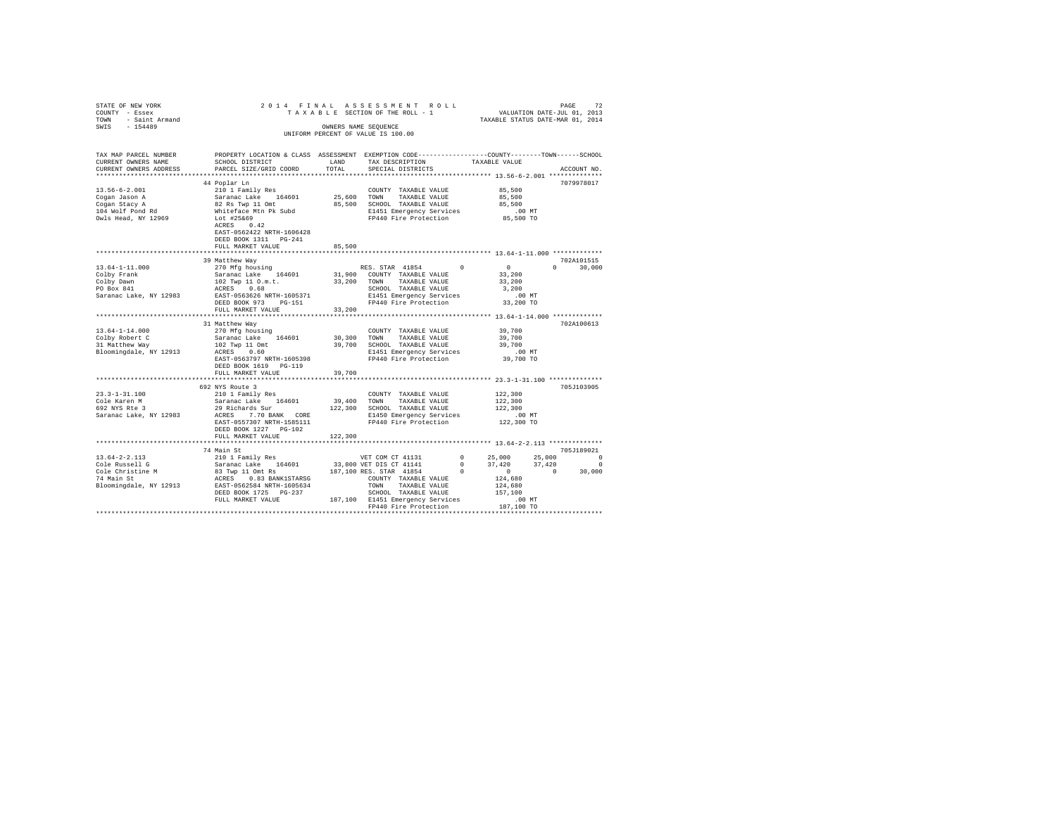STATE OF NEW YORK                    2 0 1 4   F I N A L   A S S E S S M E N T   R O L L
COUNTY - Essex                       T A X A B L E  SECTION OF THE ROLL - 1                VALUATION DATE-JUL 01, 2013
TOWN - Saint Armand                                                                        TAXABLE STATUS DATE-MAR 01, 2014
SWIS - 154489                        OWNERS NAME SEQUENCE
                                     UNIFORM PERCENT OF VALUE IS 100.00

```
TAX MAP PARCEL NUMBER     PROPERTY LOCATION & CLASS  ASSESSMENT  EXEMPTION CODE-----------------COUNTY--------TOWN------SCHOOL
CURRENT OWNERS NAME       SCHOOL DISTRICT            LAND        TAX DESCRIPTION              TAXABLE VALUE
CURRENT OWNERS ADDRESS    PARCEL SIZE/GRID COORD     TOTAL       SPECIAL DISTRICTS                                      ACCOUNT NO.
******************************************************************************************* 13.56-6-2.001 **************
                          44 Poplar Ln                                                                             7079978017
13.56-6-2.001             210 1 Family Res                       COUNTY  TAXABLE VALUE          85,500
Cogan Jason A             Saranac Lake   164601      25,600      TOWN    TAXABLE VALUE          85,500
Cogan Stacy A             82 Rs Twp 11 Omt           85,500      SCHOOL  TAXABLE VALUE          85,500
104 Wolf Pond Rd          Whiteface Mtn Pk Subd                  E1451 Emergency Services          .00 MT
Owls Head, NY 12969       Lot #25&69                             FP440 Fire Protection          85,500 TO
                          ACRES    0.42
                          EAST-0562422 NRTH-1606428
                          DEED BOOK 1311   PG-241
                          FULL MARKET VALUE          85,500
******************************************************************************************* 13.64-1-11.000 *************
                          39 Matthew Way                                                                           702A101515
13.64-1-11.000            270 Mfg housing                        RES. STAR 41854         0           0            0     30,000
Colby Frank               Saranac Lake   164601      31,900      COUNTY  TAXABLE VALUE          33,200
Colby Dawn                102 Twp 11 O.m.t.          33,200      TOWN    TAXABLE VALUE          33,200
PO Box 841                ACRES    0.68                          SCHOOL  TAXABLE VALUE           3,200
Saranac Lake, NY 12983    EAST-0563626 NRTH-1605371              E1451 Emergency Services          .00 MT
                          DEED BOOK 973    PG-151                FP440 Fire Protection          33,200 TO
                          FULL MARKET VALUE          33,200
******************************************************************************************* 13.64-1-14.000 *************
                          31 Matthew Way                                                                           702A100613
13.64-1-14.000            270 Mfg housing                        COUNTY  TAXABLE VALUE          39,700
Colby Robert C            Saranac Lake   164601      30,300      TOWN    TAXABLE VALUE          39,700
31 Matthew Way            102 Twp 11 Omt             39,700      SCHOOL  TAXABLE VALUE          39,700
Bloomingdale, NY 12913    ACRES    0.60                          E1451 Emergency Services          .00 MT
                          EAST-0563797 NRTH-1605398              FP440 Fire Protection          39,700 TO
                          DEED BOOK 1619   PG-119
                          FULL MARKET VALUE          39,700
******************************************************************************************* 23.3-1-31.100 **************
                          692 NYS Route 3                                                                          705J103905
23.3-1-31.100             210 1 Family Res                       COUNTY  TAXABLE VALUE         122,300
Cole Karen M              Saranac Lake   164601      39,400      TOWN    TAXABLE VALUE         122,300
692 NYS Rte 3             29 Richards Sur           122,300      SCHOOL  TAXABLE VALUE         122,300
Saranac Lake, NY 12983    ACRES    7.70 BANK   CORE              E1450 Emergency Services          .00 MT
                          EAST-0557307 NRTH-1585111              FP440 Fire Protection         122,300 TO
                          DEED BOOK 1227   PG-102
                          FULL MARKET VALUE         122,300
******************************************************************************************* 13.64-2-2.113 **************
                          74 Main St                                                                               705J189021
13.64-2-2.113             210 1 Family Res                       VET COM CT 41131        0      25,000       25,000         0
Cole Russell G            Saranac Lake   164601      33,800      VET DIS CT 41141        0      37,420       37,420         0
Cole Christine M          83 Twp 11 Omt Rs          187,100      RES. STAR 41854         0           0            0     30,000
74 Main St                ACRES    0.83 BANK1STARSG              COUNTY  TAXABLE VALUE         124,680
Bloomingdale, NY 12913    EAST-0562584 NRTH-1605634              TOWN    TAXABLE VALUE         124,680
                          DEED BOOK 1725   PG-237                SCHOOL  TAXABLE VALUE         157,100
                          FULL MARKET VALUE         187,100      E1451 Emergency Services          .00 MT
                                                                 FP440 Fire Protection         187,100 TO
************************************************************************************************************************
```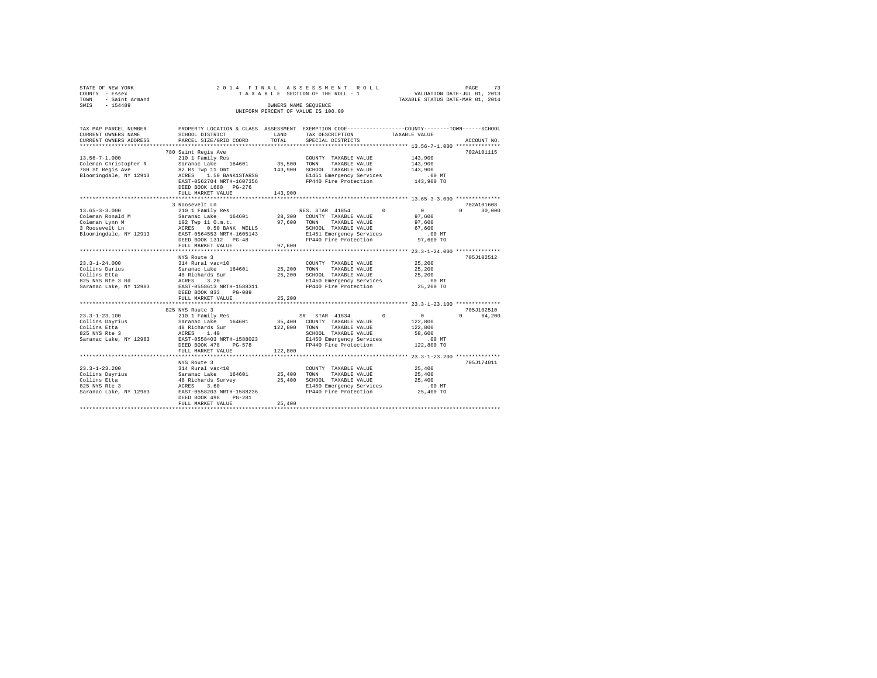STATE OF NEW YORK
COUNTY - Essex
TOWN - Saint Armand
SWIS - 154489

2014 FINAL ASSESSMENT ROLL
TAXABLE SECTION OF THE ROLL - 1
OWNERS NAME SEQUENCE
UNIFORM PERCENT OF VALUE IS 100.00

VALUATION DATE-JUL 01, 2013
TAXABLE STATUS DATE-MAR 01, 2014

| TAX MAP PARCEL NUMBER / CURRENT OWNERS NAME / CURRENT OWNERS ADDRESS | PROPERTY LOCATION & CLASS / SCHOOL DISTRICT / PARCEL SIZE/GRID COORD | ASSESSMENT LAND / TOTAL | EXEMPTION CODE / TAX DESCRIPTION / SPECIAL DISTRICTS | COUNTY | TOWN | SCHOOL | TAXABLE VALUE / ACCOUNT NO. |
|---|---|---|---|---|---|---|---|
| **13.56-7-1.000** | 780 Saint Regis Ave | | | | | | 702A101115 |
| 13.56-7-1.000 | 210 1 Family Res | | COUNTY TAXABLE VALUE | | | | 143,900 |
| Coleman Christopher R | Saranac Lake 164601 | 35,500 | TOWN TAXABLE VALUE | | | | 143,900 |
| 780 St Regis Ave | 82 Rs Twp 11 Omt | 143,900 | SCHOOL TAXABLE VALUE | | | | 143,900 |
| Bloomingdale, NY 12913 | ACRES 1.50 BANK1STARSG | | E1451 Emergency Services | | | | .00 MT |
| | EAST-0562704 NRTH-1607356 | | FP440 Fire Protection | | | | 143,900 TO |
| | DEED BOOK 1680 PG-276 | | | | | | |
| | FULL MARKET VALUE | 143,900 | | | | | |
| **13.65-3-3.000** | 3 Roosevelt Ln | | | | | | 702A101608 |
| 13.65-3-3.000 | 210 1 Family Res | | RES. STAR 41854 | 0 | 0 | 0 | 30,000 |
| Coleman Ronald M | Saranac Lake 164601 | 28,300 | COUNTY TAXABLE VALUE | | | | 97,600 |
| Coleman Lynn M | 102 Twp 11 O.m.t. | 97,600 | TOWN TAXABLE VALUE | | | | 97,600 |
| 3 Roosevelt Ln | ACRES 0.50 BANK WELLS | | SCHOOL TAXABLE VALUE | | | | 67,600 |
| Bloomingdale, NY 12913 | EAST-0564553 NRTH-1605143 | | E1451 Emergency Services | | | | .00 MT |
| | DEED BOOK 1312 PG-48 | | FP440 Fire Protection | | | | 97,600 TO |
| | FULL MARKET VALUE | 97,600 | | | | | |
| **23.3-1-24.000** | NYS Route 3 | | | | | | 705J102512 |
| 23.3-1-24.000 | 314 Rural vac<10 | | COUNTY TAXABLE VALUE | | | | 25,200 |
| Collins Darius | Saranac Lake 164601 | 25,200 | TOWN TAXABLE VALUE | | | | 25,200 |
| Collins Etta | 48 Richards Sur | 25,200 | SCHOOL TAXABLE VALUE | | | | 25,200 |
| 825 NYS Rte 3 Rd | ACRES 3.20 | | E1450 Emergency Services | | | | .00 MT |
| Saranac Lake, NY 12983 | EAST-0558613 NRTH-1588311 | | FP440 Fire Protection | | | | 25,200 TO |
| | DEED BOOK 833 PG-089 | | | | | | |
| | FULL MARKET VALUE | 25,200 | | | | | |
| **23.3-1-23.100** | 825 NYS Route 3 | | | | | | 705J102510 |
| 23.3-1-23.100 | 210 1 Family Res | | SR STAR 41834 | 0 | 0 | 0 | 64,200 |
| Collins Dayrius | Saranac Lake 164601 | 35,400 | COUNTY TAXABLE VALUE | | | | 122,800 |
| Collins Etta | 48 Richards Sur | 122,800 | TOWN TAXABLE VALUE | | | | 122,800 |
| 825 NYS Rte 3 | ACRES 1.40 | | SCHOOL TAXABLE VALUE | | | | 58,600 |
| Saranac Lake, NY 12983 | EAST-0558403 NRTH-1588023 | | E1450 Emergency Services | | | | .00 MT |
| | DEED BOOK 478 PG-578 | | FP440 Fire Protection | | | | 122,800 TO |
| | FULL MARKET VALUE | 122,800 | | | | | |
| **23.3-1-23.200** | NYS Route 3 | | | | | | 705J174011 |
| 23.3-1-23.200 | 314 Rural vac<10 | | COUNTY TAXABLE VALUE | | | | 25,400 |
| Collins Dayrius | Saranac Lake 164601 | 25,400 | TOWN TAXABLE VALUE | | | | 25,400 |
| Collins Etta | 48 Richards Survey | 25,400 | SCHOOL TAXABLE VALUE | | | | 25,400 |
| 825 NYS Rte 3 | ACRES 3.60 | | E1450 Emergency Services | | | | .00 MT |
| Saranac Lake, NY 12983 | EAST-0558203 NRTH-1588236 | | FP440 Fire Protection | | | | 25,400 TO |
| | DEED BOOK 498 PG-281 | | | | | | |
| | FULL MARKET VALUE | 25,400 | | | | | |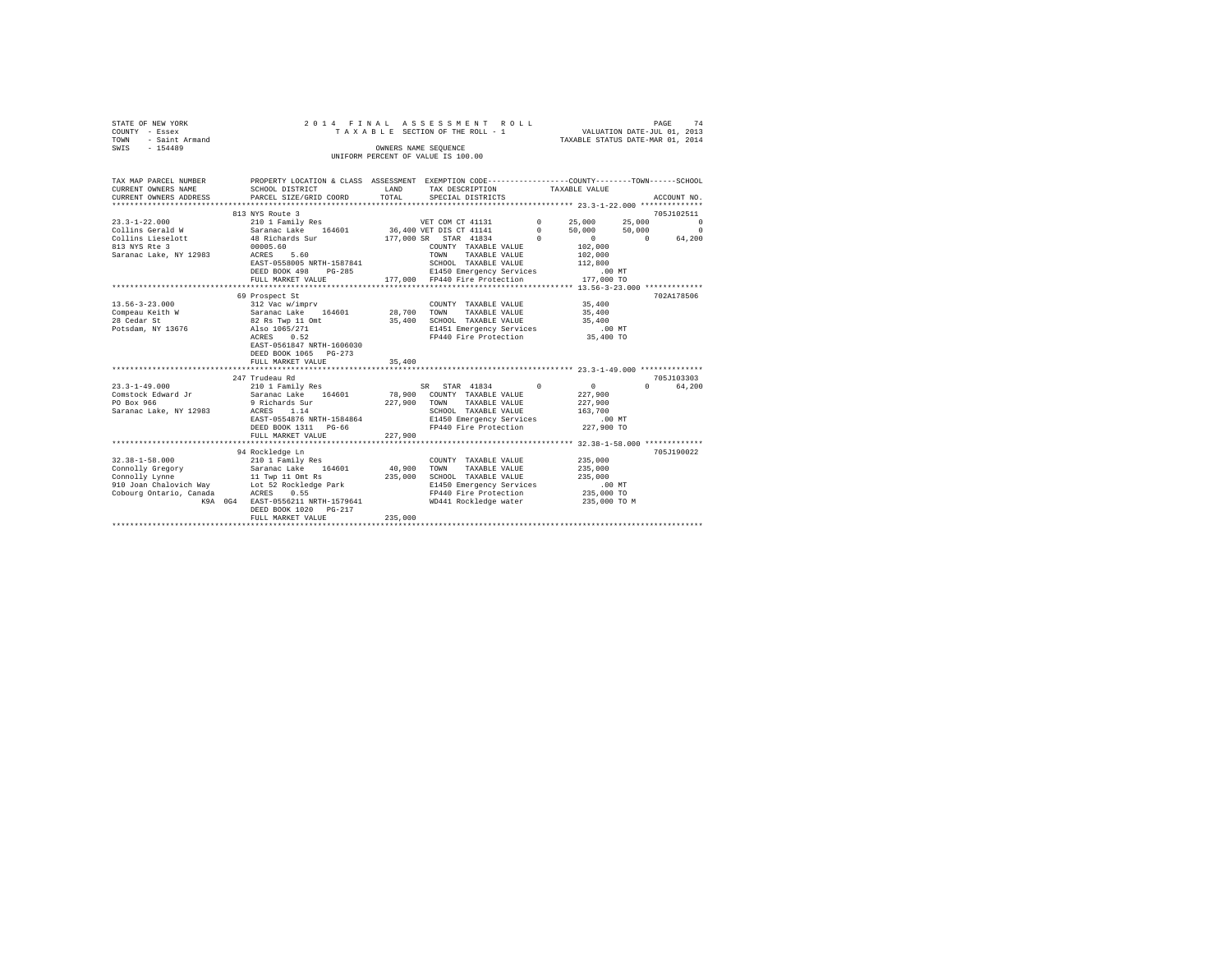STATE OF NEW YORK
COUNTY - Essex
TOWN - Saint Armand
SWIS - 154489

2014 FINAL ASSESSMENT ROLL
TAXABLE SECTION OF THE ROLL - 1
OWNERS NAME SEQUENCE
UNIFORM PERCENT OF VALUE IS 100.00

VALUATION DATE-JUL 01, 2013
TAXABLE STATUS DATE-MAR 01, 2014

```
TAX MAP PARCEL NUMBER          PROPERTY LOCATION & CLASS  ASSESSMENT  EXEMPTION CODE-----------------COUNTY--------TOWN------SCHOOL
CURRENT OWNERS NAME            SCHOOL DISTRICT              LAND      TAX DESCRIPTION          TAXABLE VALUE
CURRENT OWNERS ADDRESS         PARCEL SIZE/GRID COORD       TOTAL     SPECIAL DISTRICTS                                   ACCOUNT NO.
******************************************************************************************************* 23.3-1-22.000 **************
                         813 NYS Route 3                                                                                 705J102511
23.3-1-22.000            210 1 Family Res                    VET COM CT 41131        0     25,000      25,000           0
Collins Gerald W         Saranac Lake   164601       36,400 VET DIS CT 41141        0     50,000      50,000           0
Collins Lieselott        48 Richards Sur            177,000 SR  STAR 41834          0          0           0      64,200
813 NYS Rte 3            00005.60                            COUNTY  TAXABLE VALUE          102,000
Saranac Lake, NY 12983   ACRES    5.60                       TOWN    TAXABLE VALUE          102,000
                         EAST-0558005 NRTH-1587841           SCHOOL  TAXABLE VALUE          112,800
                         DEED BOOK 498    PG-285             E1450 Emergency Services          .00 MT
                         FULL MARKET VALUE          177,000  FP440 Fire Protection          177,000 TO
******************************************************************************************************* 13.56-3-23.000 *************
                         69 Prospect St                                                                                  702A178506
13.56-3-23.000           312 Vac w/imprv                     COUNTY  TAXABLE VALUE           35,400
Compeau Keith W          Saranac Lake   164601       28,700  TOWN    TAXABLE VALUE           35,400
28 Cedar St              82 Rs Twp 11 Omt            35,400  SCHOOL  TAXABLE VALUE           35,400
Potsdam, NY 13676        Also 1065/271                       E1451 Emergency Services           .00 MT
                         ACRES    0.52                       FP440 Fire Protection           35,400 TO
                         EAST-0561847 NRTH-1606030
                         DEED BOOK 1065   PG-273
                         FULL MARKET VALUE           35,400
******************************************************************************************************* 23.3-1-49.000 **************
                         247 Trudeau Rd                                                                                  705J103303
23.3-1-49.000            210 1 Family Res                    SR  STAR 41834          0          0           0      64,200
Comstock Edward Jr       Saranac Lake   164601       78,900  COUNTY  TAXABLE VALUE          227,900
PO Box 966               9 Richards Sur             227,900  TOWN    TAXABLE VALUE          227,900
Saranac Lake, NY 12983   ACRES    1.14                       SCHOOL  TAXABLE VALUE          163,700
                         EAST-0554876 NRTH-1584864           E1450 Emergency Services          .00 MT
                         DEED BOOK 1311   PG-66              FP440 Fire Protection          227,900 TO
                         FULL MARKET VALUE          227,900
******************************************************************************************************* 32.38-1-58.000 *************
                         94 Rockledge Ln                                                                                 705J190022
32.38-1-58.000           210 1 Family Res                    COUNTY  TAXABLE VALUE          235,000
Connolly Gregory         Saranac Lake   164601       40,900  TOWN    TAXABLE VALUE          235,000
Connolly Lynne           11 Twp 11 Omt Rs           235,000  SCHOOL  TAXABLE VALUE          235,000
910 Joan Chalovich Way   Lot 52 Rockledge Park               E1450 Emergency Services          .00 MT
Cobourg Ontario, Canada  ACRES    0.55                       FP440 Fire Protection          235,000 TO
              K9A 0G4    EAST-0556211 NRTH-1579641           WD441 Rockledge water          235,000 TO M
                         DEED BOOK 1020   PG-217
                         FULL MARKET VALUE          235,000
************************************************************************************************************************************
```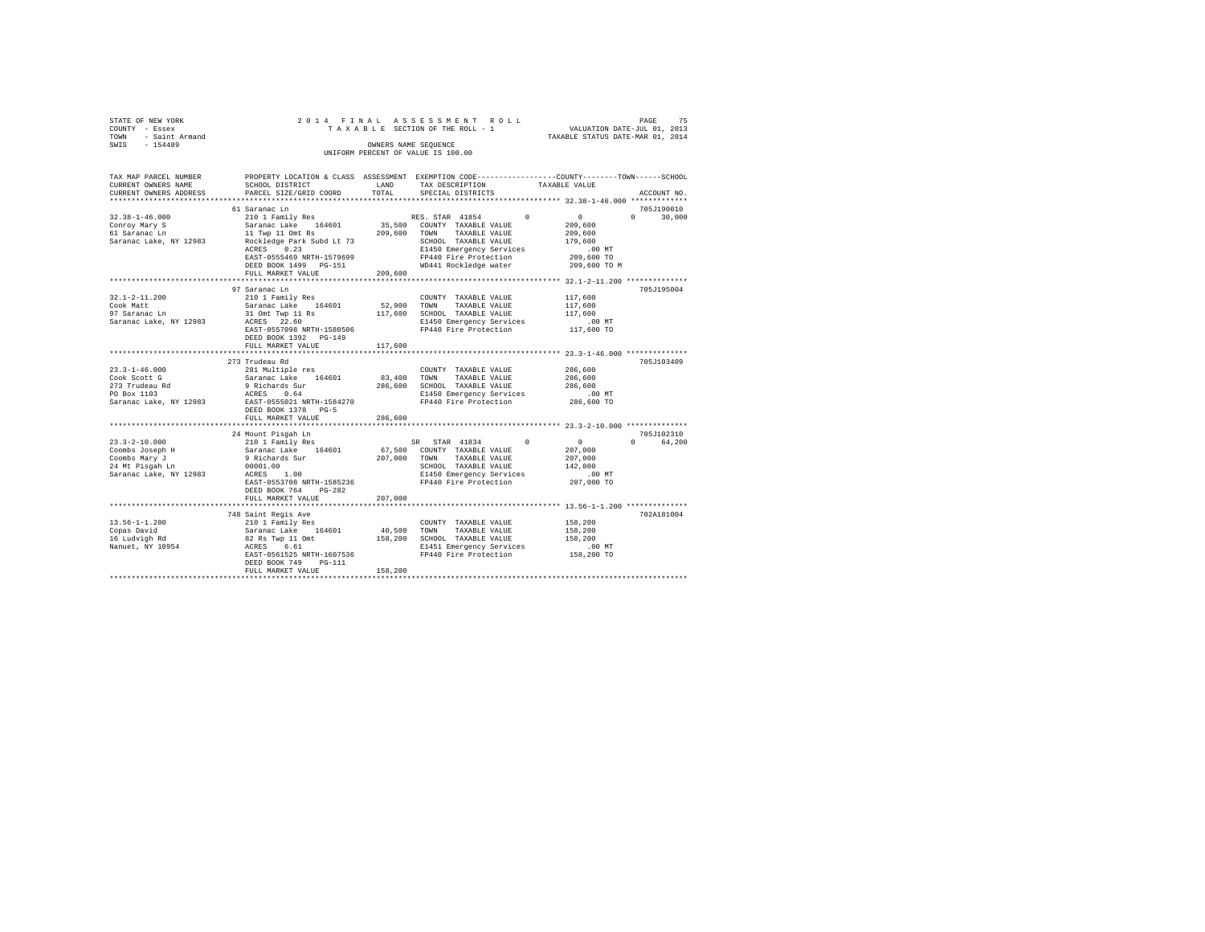STATE OF NEW YORK
COUNTY - Essex
TOWN - Saint Armand
SWIS - 154489

2014 FINAL ASSESSMENT ROLL
TAXABLE SECTION OF THE ROLL - 1
OWNERS NAME SEQUENCE
UNIFORM PERCENT OF VALUE IS 100.00

VALUATION DATE-JUL 01, 2013
TAXABLE STATUS DATE-MAR 01, 2014

| TAX MAP PARCEL NUMBER / CURRENT OWNERS NAME / CURRENT OWNERS ADDRESS | PROPERTY LOCATION & CLASS / SCHOOL DISTRICT / PARCEL SIZE/GRID COORD | ASSESSMENT LAND / TOTAL | EXEMPTION CODE / TAX DESCRIPTION / SPECIAL DISTRICTS | COUNTY | TOWN | SCHOOL / TAXABLE VALUE | ACCOUNT NO. |
|---|---|---|---|---|---|---|---|
| 32.38-1-46.000 | 61 Saranac Ln | | | | | | 705J190010 |
| 32.38-1-46.000 | 210 1 Family Res | | RES. STAR 41854 | 0 | 0 | 0 30,000 | |
| Conroy Mary S | Saranac Lake 164601 | 35,500 | COUNTY TAXABLE VALUE | | | 209,600 | |
| 61 Saranac Ln | 11 Twp 11 Omt Rs | 209,600 | TOWN TAXABLE VALUE | | | 209,600 | |
| Saranac Lake, NY 12983 | Rockledge Park Subd Lt 73 | | SCHOOL TAXABLE VALUE | | | 179,600 | |
| | ACRES 0.23 | | E1450 Emergency Services | | | .00 MT | |
| | EAST-0555469 NRTH-1579699 | | FP440 Fire Protection | | | 209,600 TO | |
| | DEED BOOK 1499 PG-151 | | WD441 Rockledge water | | | 209,600 TO M | |
| | FULL MARKET VALUE | 209,600 | | | | | |
| 32.1-2-11.200 | 97 Saranac Ln | | | | | | 705J195004 |
| 32.1-2-11.200 | 210 1 Family Res | | COUNTY TAXABLE VALUE | | | 117,600 | |
| Cook Matt | Saranac Lake 164601 | 52,900 | TOWN TAXABLE VALUE | | | 117,600 | |
| 97 Saranac Ln | 31 Omt Twp 11 Rs | 117,600 | SCHOOL TAXABLE VALUE | | | 117,600 | |
| Saranac Lake, NY 12983 | ACRES 22.60 | | E1450 Emergency Services | | | .00 MT | |
| | EAST-0557098 NRTH-1580506 | | FP440 Fire Protection | | | 117,600 TO | |
| | DEED BOOK 1392 PG-149 | | | | | | |
| | FULL MARKET VALUE | 117,600 | | | | | |
| 23.3-1-46.000 | 273 Trudeau Rd | | | | | | 705J103409 |
| 23.3-1-46.000 | 281 Multiple res | | COUNTY TAXABLE VALUE | | | 286,600 | |
| Cook Scott G | Saranac Lake 164601 | 83,400 | TOWN TAXABLE VALUE | | | 286,600 | |
| 273 Trudeau Rd | 9 Richards Sur | 286,600 | SCHOOL TAXABLE VALUE | | | 286,600 | |
| PO Box 1103 | ACRES 0.64 | | E1450 Emergency Services | | | .00 MT | |
| Saranac Lake, NY 12983 | EAST-0555021 NRTH-1584270 | | FP440 Fire Protection | | | 286,600 TO | |
| | DEED BOOK 1378 PG-5 | | | | | | |
| | FULL MARKET VALUE | 286,600 | | | | | |
| 23.3-2-10.000 | 24 Mount Pisgah Ln | | | | | | 705J102310 |
| 23.3-2-10.000 | 210 1 Family Res | | SR STAR 41834 | 0 | 0 | 0 64,200 | |
| Coombs Joseph H | Saranac Lake 164601 | 67,500 | COUNTY TAXABLE VALUE | | | 207,000 | |
| Coombs Mary J | 9 Richards Sur | 207,000 | TOWN TAXABLE VALUE | | | 207,000 | |
| 24 Mt Pisgah Ln | 00001.00 | | SCHOOL TAXABLE VALUE | | | 142,800 | |
| Saranac Lake, NY 12983 | ACRES 1.00 | | E1450 Emergency Services | | | .00 MT | |
| | EAST-0553708 NRTH-1585236 | | FP440 Fire Protection | | | 207,000 TO | |
| | DEED BOOK 764 PG-282 | | | | | | |
| | FULL MARKET VALUE | 207,000 | | | | | |
| 13.56-1-1.200 | 748 Saint Regis Ave | | | | | | 702A181004 |
| 13.56-1-1.200 | 210 1 Family Res | | COUNTY TAXABLE VALUE | | | 158,200 | |
| Copas David | Saranac Lake 164601 | 40,500 | TOWN TAXABLE VALUE | | | 158,200 | |
| 16 Ludvigh Rd | 82 Rs Twp 11 Omt | 158,200 | SCHOOL TAXABLE VALUE | | | 158,200 | |
| Nanuet, NY 10954 | ACRES 6.61 | | E1451 Emergency Services | | | .00 MT | |
| | EAST-0561525 NRTH-1607536 | | FP440 Fire Protection | | | 158,200 TO | |
| | DEED BOOK 749 PG-111 | | | | | | |
| | FULL MARKET VALUE | 158,200 | | | | | |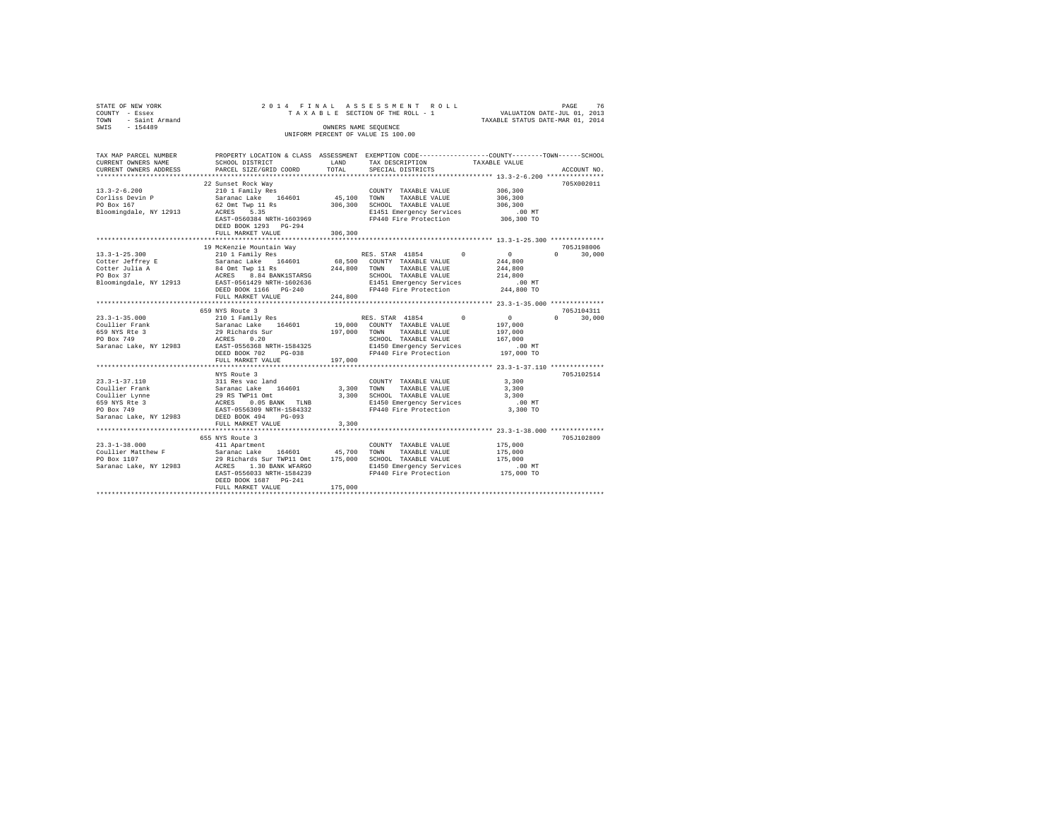STATE OF NEW YORK
COUNTY - Essex
TOWN - Saint Armand
SWIS - 154489

2014 FINAL ASSESSMENT ROLL
TAXABLE SECTION OF THE ROLL - 1
OWNERS NAME SEQUENCE
UNIFORM PERCENT OF VALUE IS 100.00

VALUATION DATE-JUL 01, 2013
TAXABLE STATUS DATE-MAR 01, 2014

```
TAX MAP PARCEL NUMBER      PROPERTY LOCATION & CLASS  ASSESSMENT  EXEMPTION CODE-----------------COUNTY--------TOWN------SCHOOL
CURRENT OWNERS NAME        SCHOOL DISTRICT              LAND      TAX DESCRIPTION            TAXABLE VALUE
CURRENT OWNERS ADDRESS     PARCEL SIZE/GRID COORD       TOTAL     SPECIAL DISTRICTS                                  ACCOUNT NO.
******************************************************************************************************* 13.3-2-6.200 ***************
                           22 Sunset Rock Way                                                                      705X002011
13.3-2-6.200               210 1 Family Res                       COUNTY  TAXABLE VALUE           306,300
Corliss Devin P            Saranac Lake    164601      45,100     TOWN    TAXABLE VALUE           306,300
PO Box 167                 62 Omt Twp 11 Rs           306,300     SCHOOL  TAXABLE VALUE           306,300
Bloomingdale, NY 12913     ACRES    5.35                          E1451 Emergency Services            .00 MT
                           EAST-0560384 NRTH-1603969              FP440 Fire Protection           306,300 TO
                           DEED BOOK 1293   PG-294
                           FULL MARKET VALUE          306,300
******************************************************************************************************* 13.3-1-25.300 **************
                           19 McKenzie Mountain Way                                                                705J198006
13.3-1-25.300              210 1 Family Res                       RES. STAR 41854        0             0         0      30,000
Cotter Jeffrey E           Saranac Lake    164601      68,500     COUNTY  TAXABLE VALUE           244,800
Cotter Julia A             84 Omt Twp 11 Rs           244,800     TOWN    TAXABLE VALUE           244,800
PO Box 37                  ACRES    8.84 BANK1STARSG              SCHOOL  TAXABLE VALUE           214,800
Bloomingdale, NY 12913     EAST-0561429 NRTH-1602636              E1451 Emergency Services            .00 MT
                           DEED BOOK 1166   PG-240                FP440 Fire Protection           244,800 TO
                           FULL MARKET VALUE          244,800
******************************************************************************************************* 23.3-1-35.000 **************
                           659 NYS Route 3                                                                         705J104311
23.3-1-35.000              210 1 Family Res                       RES. STAR 41854        0             0         0      30,000
Coullier Frank             Saranac Lake    164601      19,000     COUNTY  TAXABLE VALUE           197,000
659 NYS Rte 3              29 Richards Sur            197,000     TOWN    TAXABLE VALUE           197,000
PO Box 749                 ACRES    0.20                          SCHOOL  TAXABLE VALUE           167,000
Saranac Lake, NY 12983     EAST-0556368 NRTH-1584325              E1450 Emergency Services            .00 MT
                           DEED BOOK 702    PG-038                FP440 Fire Protection           197,000 TO
                           FULL MARKET VALUE          197,000
******************************************************************************************************* 23.3-1-37.110 **************
                           NYS Route 3                                                                             705J102514
23.3-1-37.110              311 Res vac land                       COUNTY  TAXABLE VALUE             3,300
Coullier Frank             Saranac Lake    164601       3,300     TOWN    TAXABLE VALUE             3,300
Coullier Lynne             29 RS TWP11 Omt              3,300     SCHOOL  TAXABLE VALUE             3,300
659 NYS Rte 3              ACRES    0.05 BANK  TLNB               E1450 Emergency Services            .00 MT
PO Box 749                 EAST-0556309 NRTH-1584332              FP440 Fire Protection             3,300 TO
Saranac Lake, NY 12983     DEED BOOK 494    PG-093
                           FULL MARKET VALUE            3,300
******************************************************************************************************* 23.3-1-38.000 **************
                           655 NYS Route 3                                                                         705J102809
23.3-1-38.000              411 Apartment                          COUNTY  TAXABLE VALUE           175,000
Coullier Matthew F         Saranac Lake    164601      45,700     TOWN    TAXABLE VALUE           175,000
PO Box 1107                29 Richards Sur TWP11 Omt  175,000     SCHOOL  TAXABLE VALUE           175,000
Saranac Lake, NY 12983     ACRES    1.30 BANK WFARGO              E1450 Emergency Services            .00 MT
                           EAST-0556033 NRTH-1584239              FP440 Fire Protection           175,000 TO
                           DEED BOOK 1687   PG-241
                           FULL MARKET VALUE          175,000
************************************************************************************************************************************
```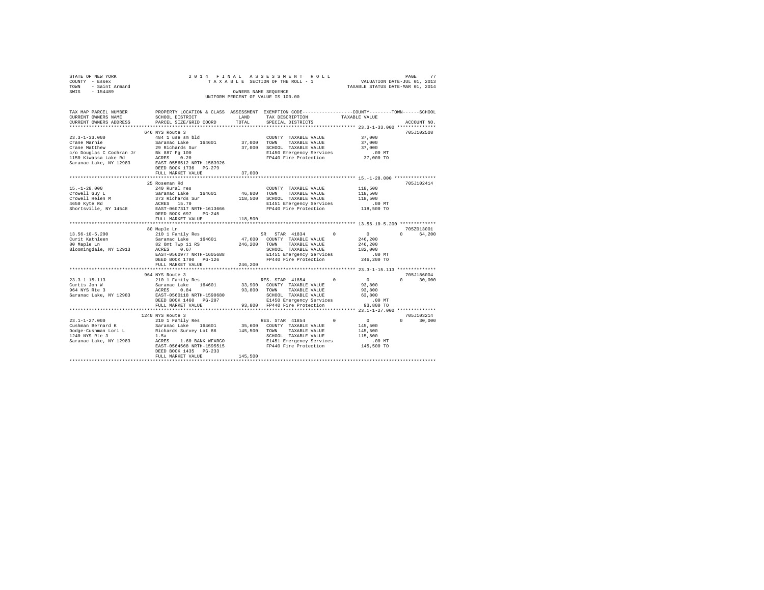STATE OF NEW YORK                    2014 FINAL ASSESSMENT ROLL
COUNTY - Essex                       TAXABLE SECTION OF THE ROLL - 1          VALUATION DATE-JUL 01, 2013
TOWN - Saint Armand                                                           TAXABLE STATUS DATE-MAR 01, 2014
SWIS - 154489                        OWNERS NAME SEQUENCE
                                     UNIFORM PERCENT OF VALUE IS 100.00

```
TAX MAP PARCEL NUMBER      PROPERTY LOCATION & CLASS  ASSESSMENT  EXEMPTION CODE-----------------COUNTY--------TOWN------SCHOOL
CURRENT OWNERS NAME        SCHOOL DISTRICT              LAND      TAX DESCRIPTION            TAXABLE VALUE
CURRENT OWNERS ADDRESS     PARCEL SIZE/GRID COORD       TOTAL     SPECIAL DISTRICTS                                    ACCOUNT NO.
******************************************************************************************************* 23.3-1-33.000 **************
                           646 NYS Route 3                                                                              705J102508
23.3-1-33.000              484 1 use sm bld                       COUNTY  TAXABLE VALUE            37,000
Crane Marnie               Saranac Lake   164601       37,000     TOWN    TAXABLE VALUE            37,000
Crane Matthew              29 Richards Sur             37,000     SCHOOL  TAXABLE VALUE            37,000
c/o Douglas C Cochran Jr   Bk 887 Pg 100                          E1450 Emergency Services            .00 MT
1150 Kiwassa Lake Rd       ACRES    0.20                          FP440 Fire Protection            37,000 TO
Saranac Lake, NY 12983     EAST-0556512 NRTH-1583926
                           DEED BOOK 1736   PG-279
                           FULL MARKET VALUE           37,000
******************************************************************************************************* 15.-1-28.000 ***************
                           25 Roseman Rd                                                                                705J102414
15.-1-28.000               240 Rural res                          COUNTY  TAXABLE VALUE           118,500
Crowell Guy L              Saranac Lake   164601       46,800     TOWN    TAXABLE VALUE           118,500
Crowell Helen M            373 Richards Sur           118,500     SCHOOL  TAXABLE VALUE           118,500
4650 Kyte Rd               ACRES   15.70                          E1451 Emergency Services            .00 MT
Shortsville, NY 14548      EAST-0607317 NRTH-1613666              FP440 Fire Protection           118,500 TO
                           DEED BOOK 697    PG-245
                           FULL MARKET VALUE          118,500
******************************************************************************************************* 13.56-10-5.200 *************
                           80 Maple Ln                                                                                  705Z013001
13.56-10-5.200             210 1 Family Res                       SR  STAR 41834        0               0          0        64,200
Curit Kathleen             Saranac Lake   164601       47,600     COUNTY  TAXABLE VALUE           246,200
80 Maple Ln                82 Omt Twp 11 RS           246,200     TOWN    TAXABLE VALUE           246,200
Bloomingdale, NY 12913     ACRES    0.67                          SCHOOL  TAXABLE VALUE           182,000
                           EAST-0560977 NRTH-1605688              E1451 Emergency Services            .00 MT
                           DEED BOOK 1700   PG-126                FP440 Fire Protection           246,200 TO
                           FULL MARKET VALUE          246,200
******************************************************************************************************* 23.3-1-15.113 **************
                           964 NYS Route 3                                                                              705J186004
23.3-1-15.113              210 1 Family Res                       RES. STAR 41854       0               0          0        30,000
Curtis Jon W               Saranac Lake   164601       33,900     COUNTY  TAXABLE VALUE            93,800
964 NYS Rte 3              ACRES    0.84               93,800     TOWN    TAXABLE VALUE            93,800
Saranac Lake, NY 12983     EAST-0560118 NRTH-1590680              SCHOOL  TAXABLE VALUE            63,800
                           DEED BOOK 1460   PG-207                E1450 Emergency Services            .00 MT
                           FULL MARKET VALUE           93,800     FP440 Fire Protection            93,800 TO
******************************************************************************************************* 23.1-1-27.000 **************
                           1240 NYS Route 3                                                                             705J103214
23.1-1-27.000              210 1 Family Res                       RES. STAR 41854       0               0          0        30,000
Cushman Bernard K          Saranac Lake   164601       35,600     COUNTY  TAXABLE VALUE           145,500
Dodge-Cushman Lori L       Richards Survey Lot 86     145,500     TOWN    TAXABLE VALUE           145,500
1240 NYS Rte 3             1.5a                                   SCHOOL  TAXABLE VALUE           115,500
Saranac Lake, NY 12983     ACRES    1.60 BANK WFARGO              E1451 Emergency Services            .00 MT
                           EAST-0564568 NRTH-1595515              FP440 Fire Protection           145,500 TO
                           DEED BOOK 1435   PG-233
                           FULL MARKET VALUE          145,500
************************************************************************************************************************************
```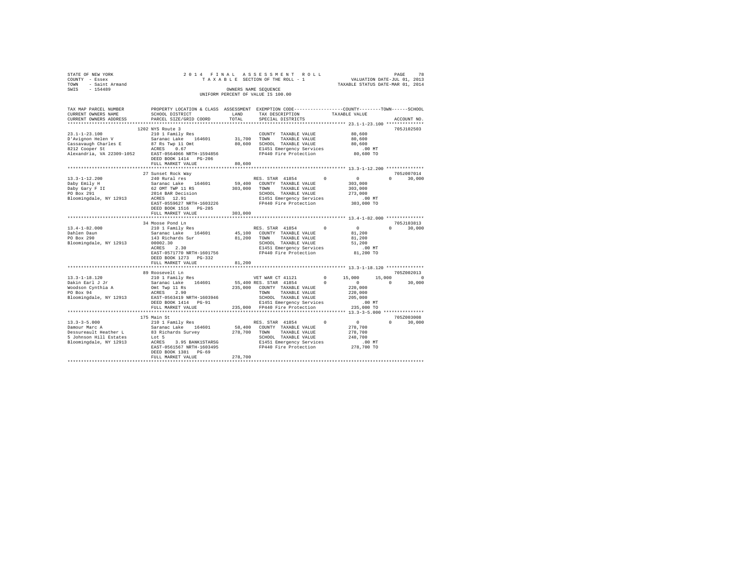STATE OF NEW YORK
COUNTY - Essex
TOWN - Saint Armand
SWIS - 154489

2 0 1 4 F I N A L A S S E S S M E N T R O L L
T A X A B L E SECTION OF THE ROLL - 1
OWNERS NAME SEQUENCE
UNIFORM PERCENT OF VALUE IS 100.00

PAGE 78
VALUATION DATE-JUL 01, 2013
TAXABLE STATUS DATE-MAR 01, 2014

```
TAX MAP PARCEL NUMBER          PROPERTY LOCATION & CLASS  ASSESSMENT  EXEMPTION CODE-----------------COUNTY--------TOWN------SCHOOL
CURRENT OWNERS NAME            SCHOOL DISTRICT              LAND      TAX DESCRIPTION           TAXABLE VALUE
CURRENT OWNERS ADDRESS         PARCEL SIZE/GRID COORD       TOTAL     SPECIAL DISTRICTS                                  ACCOUNT NO.
******************************************************************************************************* 23.1-1-23.100 **************
                               1202 NYS Route 3                                                                           705J102503
23.1-1-23.100                  210 1 Family Res                       COUNTY  TAXABLE VALUE           80,600
D'Avignon Helen V              Saranac Lake    164601       31,700    TOWN    TAXABLE VALUE           80,600
Cassavaugh Charles E           87 Rs Twp 11 Omt             80,600    SCHOOL  TAXABLE VALUE           80,600
8212 Cooper St                 ACRES    0.67                          E1451 Emergency Services           .00 MT
Alexandria, VA 22309-1052      EAST-0564066 NRTH-1594856              FP440 Fire Protection           80,600 TO
                               DEED BOOK 1414   PG-206
                               FULL MARKET VALUE            80,600
******************************************************************************************************* 13.3-1-12.200 **************
                               27 Sunset Rock Way                                                                          705Z007014
13.3-1-12.200                  240 Rural res                          RES. STAR 41854          0          0            0      30,000
Daby Emily H                   Saranac Lake    164601       59,400    COUNTY  TAXABLE VALUE          303,000
Daby Gary F II                 62 OMT TWP 11 RS            303,000    TOWN    TAXABLE VALUE          303,000
PO Box 291                     2014 BAR Decision                      SCHOOL  TAXABLE VALUE          273,000
Bloomingdale, NY 12913         ACRES   12.91                          E1451 Emergency Services           .00 MT
                               EAST-0559627 NRTH-1603226              FP440 Fire Protection          303,000 TO
                               DEED BOOK 1516   PG-285
                               FULL MARKET VALUE           303,000
******************************************************************************************************* 13.4-1-82.000 **************
                               34 Moose Pond Ln                                                                            705J103813
13.4-1-82.000                  210 1 Family Res                       RES. STAR 41854          0          0            0      30,000
Dahlen Daun                    Saranac Lake    164601       45,100    COUNTY  TAXABLE VALUE           81,200
PO Box 290                     143 Richards Sur             81,200    TOWN    TAXABLE VALUE           81,200
Bloomingdale, NY 12913         00002.30                               SCHOOL  TAXABLE VALUE           51,200
                               ACRES    2.30                          E1451 Emergency Services           .00 MT
                               EAST-0571770 NRTH-1601756              FP440 Fire Protection           81,200 TO
                               DEED BOOK 1273   PG-332
                               FULL MARKET VALUE            81,200
******************************************************************************************************* 13.3-1-18.120 **************
                               89 Roosevelt Ln                                                                             705Z002013
13.3-1-18.120                  210 1 Family Res                       VET WAR CT 41121         0     15,000       15,000           0
Dakin Earl J Jr                Saranac Lake    164601       55,400 RES. STAR 41854             0          0            0      30,000
Woodson Cynthia A              Omt Twp 11 Rs               235,000    COUNTY  TAXABLE VALUE          220,000
PO Box 94                      ACRES    2.90                          TOWN    TAXABLE VALUE          220,000
Bloomingdale, NY 12913         EAST-0563419 NRTH-1603946              SCHOOL  TAXABLE VALUE          205,000
                               DEED BOOK 1414   PG-91                 E1451 Emergency Services           .00 MT
                               FULL MARKET VALUE           235,000    FP440 Fire Protection          235,000 TO
******************************************************************************************************* 13.3-3-5.000 ***************
                               175 Main St                                                                                 705Z003008
13.3-3-5.000                   210 1 Family Res                       RES. STAR 41854          0          0            0      30,000
Damour Marc A                  Saranac Lake    164601       58,400    COUNTY  TAXABLE VALUE          278,700
Dessureault Heather L          83 Richards Survey          278,700    TOWN    TAXABLE VALUE          278,700
5 Johnson Hill Estates         Lot 5                                  SCHOOL  TAXABLE VALUE          248,700
Bloomingdale, NY 12913         ACRES    3.95 BANK1STARSG              E1451 Emergency Services           .00 MT
                               EAST-0561567 NRTH-1603495              FP440 Fire Protection          278,700 TO
                               DEED BOOK 1381   PG-69
                               FULL MARKET VALUE           278,700
************************************************************************************************************************************
```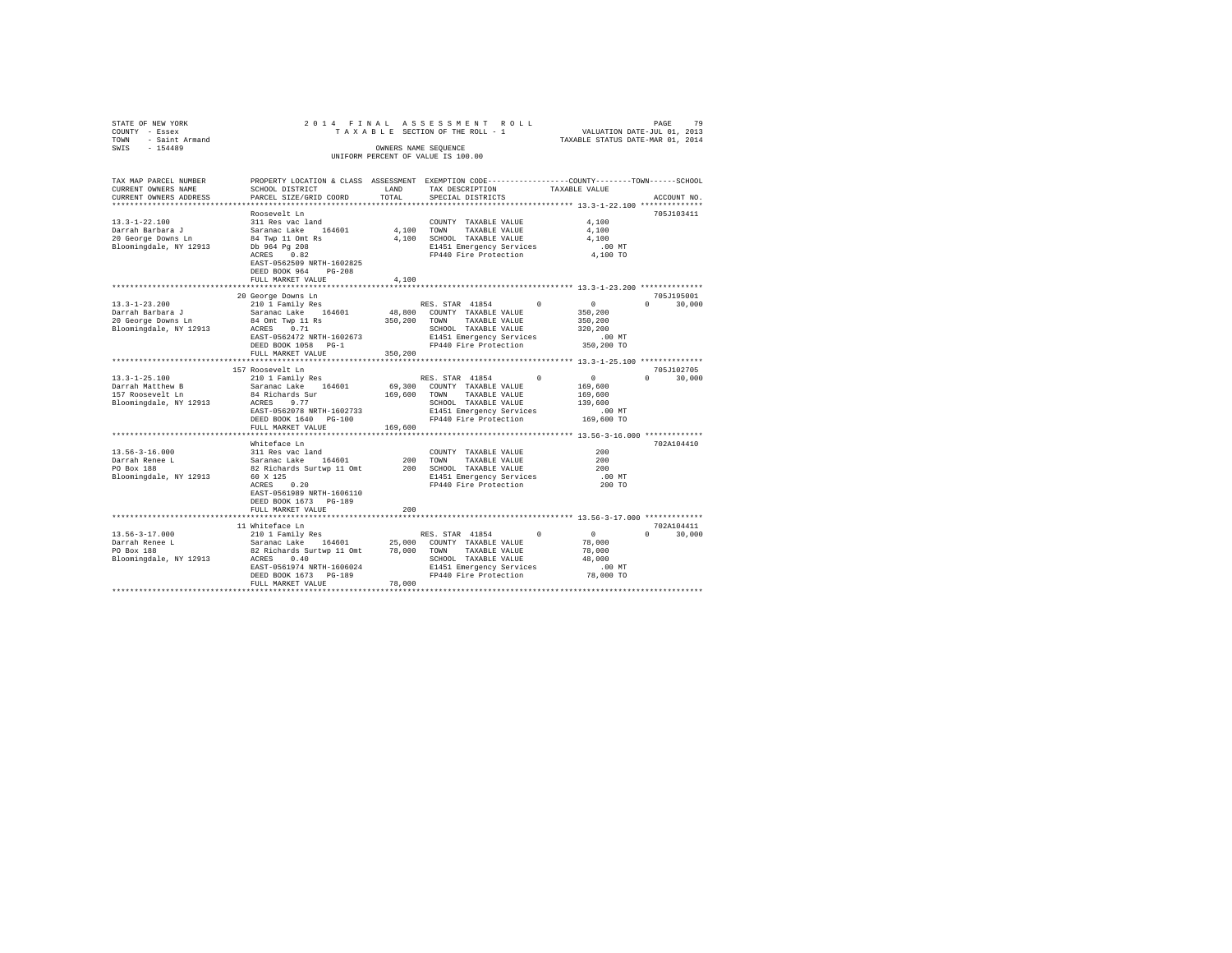```
STATE OF NEW YORK              2 0 1 4   F I N A L   A S S E S S M E N T   R O L L                    PAGE    79
COUNTY  - Essex                   T A X A B L E  SECTION OF THE ROLL - 1              VALUATION DATE-JUL 01, 2013
TOWN    - Saint Armand                                                              TAXABLE STATUS DATE-MAR 01, 2014
SWIS    - 154489                               OWNERS NAME SEQUENCE
                                          UNIFORM PERCENT OF VALUE IS 100.00

TAX MAP PARCEL NUMBER          PROPERTY LOCATION & CLASS  ASSESSMENT  EXEMPTION CODE-----------------COUNTY--------TOWN------SCHOOL
CURRENT OWNERS NAME            SCHOOL DISTRICT              LAND      TAX DESCRIPTION          TAXABLE VALUE
CURRENT OWNERS ADDRESS         PARCEL SIZE/GRID COORD       TOTAL     SPECIAL DISTRICTS                                  ACCOUNT NO.
*********************************************************************************************** 13.3-1-22.100 **************
                               Roosevelt Ln                                                                          705J103411
13.3-1-22.100                  311 Res vac land                       COUNTY  TAXABLE VALUE             4,100
Darrah Barbara J               Saranac Lake   164601       4,100      TOWN    TAXABLE VALUE             4,100
20 George Downs Ln             84 Twp 11 Omt Rs            4,100      SCHOOL  TAXABLE VALUE             4,100
Bloomingdale, NY 12913         Db 964 Pg 208                          E1451 Emergency Services            .00 MT
                               ACRES    0.82                          FP440 Fire Protection             4,100 TO
                               EAST-0562509 NRTH-1602825
                               DEED BOOK 964    PG-208
                               FULL MARKET VALUE            4,100
*********************************************************************************************** 13.3-1-23.200 **************
                               20 George Downs Ln                                                                    705J195001
13.3-1-23.200                  210 1 Family Res                       RES. STAR 41854        0          0           0     30,000
Darrah Barbara J               Saranac Lake   164601      48,800      COUNTY  TAXABLE VALUE           350,200
20 George Downs Ln             84 Omt Twp 11 Rs          350,200      TOWN    TAXABLE VALUE           350,200
Bloomingdale, NY 12913         ACRES    0.71                          SCHOOL  TAXABLE VALUE           320,200
                               EAST-0562472 NRTH-1602673              E1451 Emergency Services            .00 MT
                               DEED BOOK 1058   PG-1                  FP440 Fire Protection           350,200 TO
                               FULL MARKET VALUE          350,200
*********************************************************************************************** 13.3-1-25.100 **************
                               157 Roosevelt Ln                                                                      705J102705
13.3-1-25.100                  210 1 Family Res                       RES. STAR 41854        0          0           0     30,000
Darrah Matthew B               Saranac Lake   164601      69,300      COUNTY  TAXABLE VALUE           169,600
157 Roosevelt Ln               84 Richards Sur           169,600      TOWN    TAXABLE VALUE           169,600
Bloomingdale, NY 12913         ACRES    9.77                          SCHOOL  TAXABLE VALUE           139,600
                               EAST-0562078 NRTH-1602733              E1451 Emergency Services            .00 MT
                               DEED BOOK 1640   PG-100                FP440 Fire Protection           169,600 TO
                               FULL MARKET VALUE          169,600
*********************************************************************************************** 13.56-3-16.000 *************
                               Whiteface Ln                                                                          702A104410
13.56-3-16.000                 311 Res vac land                       COUNTY  TAXABLE VALUE               200
Darrah Renee L                 Saranac Lake   164601         200      TOWN    TAXABLE VALUE               200
PO Box 188                     82 Richards Surtwp 11 Omt     200      SCHOOL  TAXABLE VALUE               200
Bloomingdale, NY 12913         60 X 125                               E1451 Emergency Services            .00 MT
                               ACRES    0.20                          FP440 Fire Protection               200 TO
                               EAST-0561989 NRTH-1606110
                               DEED BOOK 1673   PG-189
                               FULL MARKET VALUE              200
*********************************************************************************************** 13.56-3-17.000 *************
                               11 Whiteface Ln                                                                       702A104411
13.56-3-17.000                 210 1 Family Res                       RES. STAR 41854        0          0           0     30,000
Darrah Renee L                 Saranac Lake   164601      25,000      COUNTY  TAXABLE VALUE            78,000
PO Box 188                     82 Richards Surtwp 11 Omt  78,000      TOWN    TAXABLE VALUE            78,000
Bloomingdale, NY 12913         ACRES    0.40                          SCHOOL  TAXABLE VALUE            48,000
                               EAST-0561974 NRTH-1606024              E1451 Emergency Services            .00 MT
                               DEED BOOK 1673   PG-189                FP440 Fire Protection            78,000 TO
                               FULL MARKET VALUE           78,000
****************************************************************************************************************************
```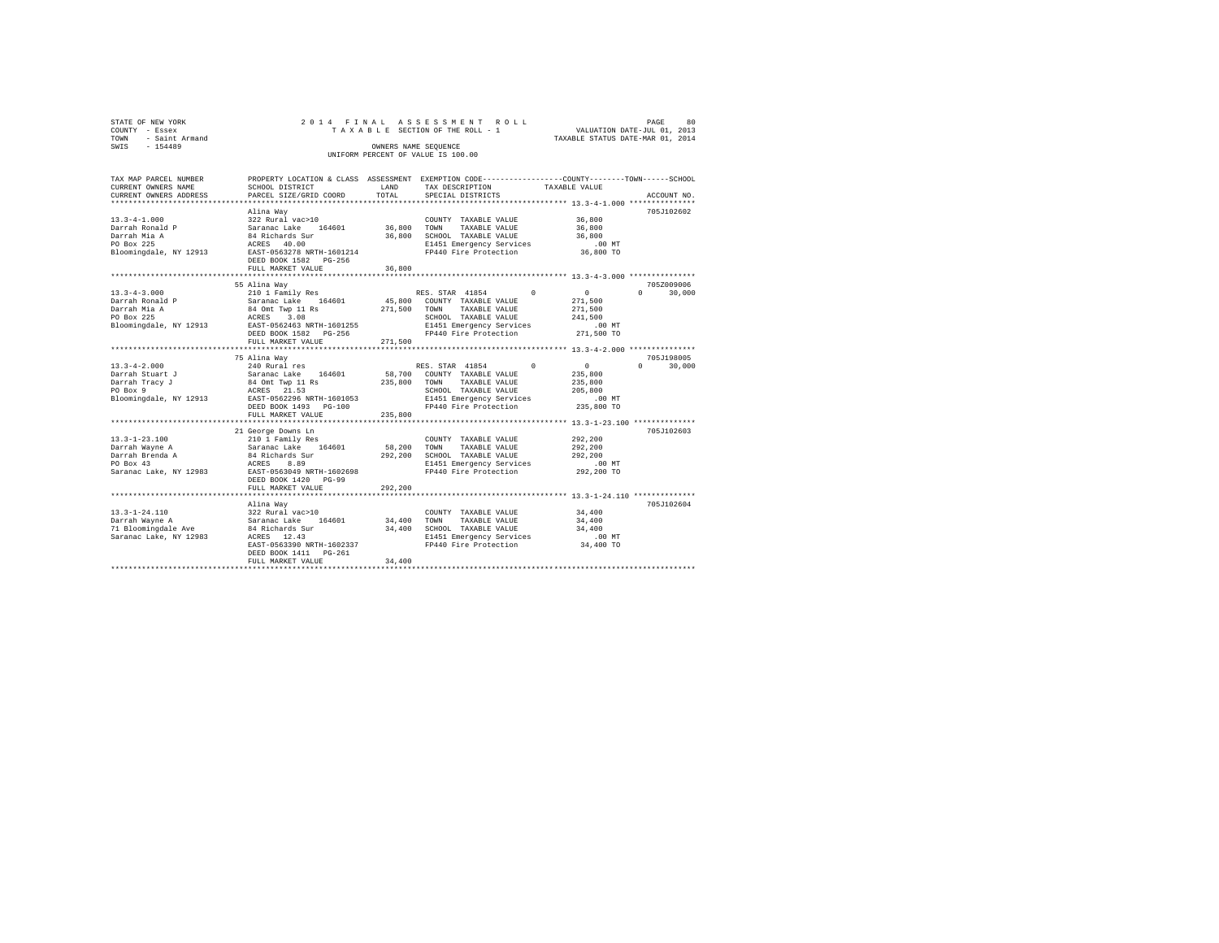STATE OF NEW YORK
COUNTY - Essex
TOWN - Saint Armand
SWIS - 154489

2 0 1 4 F I N A L A S S E S S M E N T R O L L
T A X A B L E SECTION OF THE ROLL - 1
OWNERS NAME SEQUENCE
UNIFORM PERCENT OF VALUE IS 100.00

VALUATION DATE-JUL 01, 2013
TAXABLE STATUS DATE-MAR 01, 2014

| TAX MAP PARCEL NUMBER / CURRENT OWNERS NAME / CURRENT OWNERS ADDRESS | PROPERTY LOCATION & CLASS / SCHOOL DISTRICT / PARCEL SIZE/GRID COORD | ASSESSMENT LAND / TOTAL | EXEMPTION CODE / TAX DESCRIPTION / SPECIAL DISTRICTS | COUNTY / TOWN / SCHOOL TAXABLE VALUE | ACCOUNT NO. |
|---|---|---|---|---|---|
| 13.3-4-1.000 | Alina Way | | | | 705J102602 |
| Darrah Ronald P | 322 Rural vac>10 | | COUNTY TAXABLE VALUE | 36,800 | |
| Darrah Mia A | Saranac Lake 164601 | 36,800 | TOWN TAXABLE VALUE | 36,800 | |
| PO Box 225 | 84 Richards Sur | 36,800 | SCHOOL TAXABLE VALUE | 36,800 | |
| Bloomingdale, NY 12913 | ACRES 40.00 | | E1451 Emergency Services | .00 MT | |
| | EAST-0563278 NRTH-1601214 | | FP440 Fire Protection | 36,800 TO | |
| | DEED BOOK 1582 PG-256 | | | | |
| | FULL MARKET VALUE | 36,800 | | | |
| 13.3-4-3.000 | 55 Alina Way | | | | 705Z009006 |
| Darrah Ronald P | 210 1 Family Res | | RES. STAR 41854 | 0 0 0 30,000 | |
| Darrah Mia A | Saranac Lake 164601 | 45,800 | COUNTY TAXABLE VALUE | 271,500 | |
| PO Box 225 | 84 Omt Twp 11 Rs | 271,500 | TOWN TAXABLE VALUE | 271,500 | |
| Bloomingdale, NY 12913 | ACRES 3.08 | | SCHOOL TAXABLE VALUE | 241,500 | |
| | EAST-0562463 NRTH-1601255 | | E1451 Emergency Services | .00 MT | |
| | DEED BOOK 1582 PG-256 | | FP440 Fire Protection | 271,500 TO | |
| | FULL MARKET VALUE | 271,500 | | | |
| 13.3-4-2.000 | 75 Alina Way | | | | 705J198005 |
| Darrah Stuart J | 240 Rural res | | RES. STAR 41854 | 0 0 0 30,000 | |
| Darrah Tracy J | Saranac Lake 164601 | 58,700 | COUNTY TAXABLE VALUE | 235,800 | |
| PO Box 9 | 84 Omt Twp 11 Rs | 235,800 | TOWN TAXABLE VALUE | 235,800 | |
| Bloomingdale, NY 12913 | ACRES 21.53 | | SCHOOL TAXABLE VALUE | 205,800 | |
| | EAST-0562296 NRTH-1601053 | | E1451 Emergency Services | .00 MT | |
| | DEED BOOK 1493 PG-100 | | FP440 Fire Protection | 235,800 TO | |
| | FULL MARKET VALUE | 235,800 | | | |
| 13.3-1-23.100 | 21 George Downs Ln | | | | 705J102603 |
| Darrah Wayne A | 210 1 Family Res | | COUNTY TAXABLE VALUE | 292,200 | |
| Darrah Brenda A | Saranac Lake 164601 | 58,200 | TOWN TAXABLE VALUE | 292,200 | |
| PO Box 43 | 84 Richards Sur | 292,200 | SCHOOL TAXABLE VALUE | 292,200 | |
| Saranac Lake, NY 12983 | ACRES 8.89 | | E1451 Emergency Services | .00 MT | |
| | EAST-0563049 NRTH-1602698 | | FP440 Fire Protection | 292,200 TO | |
| | DEED BOOK 1420 PG-99 | | | | |
| | FULL MARKET VALUE | 292,200 | | | |
| 13.3-1-24.110 | Alina Way | | | | 705J102604 |
| Darrah Wayne A | 322 Rural vac>10 | | COUNTY TAXABLE VALUE | 34,400 | |
| 71 Bloomingdale Ave | Saranac Lake 164601 | 34,400 | TOWN TAXABLE VALUE | 34,400 | |
| Saranac Lake, NY 12983 | 84 Richards Sur | 34,400 | SCHOOL TAXABLE VALUE | 34,400 | |
| | ACRES 12.43 | | E1451 Emergency Services | .00 MT | |
| | EAST-0563390 NRTH-1602337 | | FP440 Fire Protection | 34,400 TO | |
| | DEED BOOK 1411 PG-261 | | | | |
| | FULL MARKET VALUE | 34,400 | | | |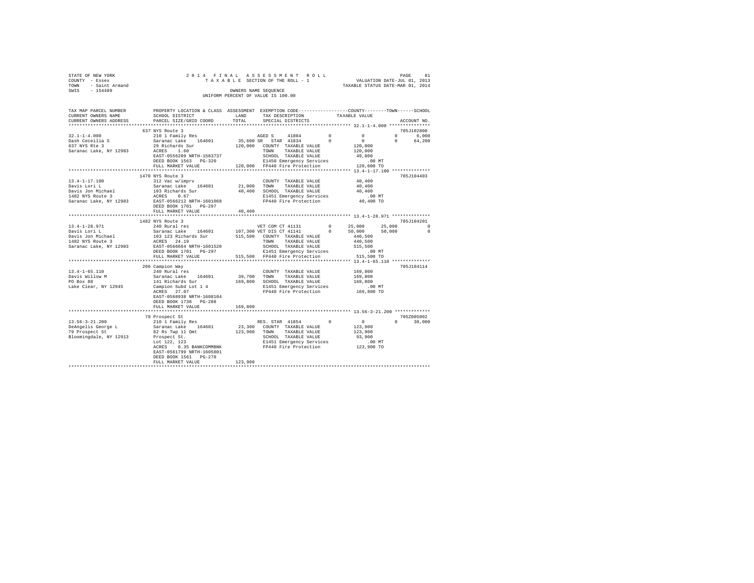STATE OF NEW YORK                    2014 FINAL ASSESSMENT ROLL                    PAGE 81
COUNTY - Essex                       TAXABLE SECTION OF THE ROLL - 1               VALUATION DATE-JUL 01, 2013
TOWN - Saint Armand                                                                TAXABLE STATUS DATE-MAR 01, 2014
SWIS - 154489                        OWNERS NAME SEQUENCE
                                     UNIFORM PERCENT OF VALUE IS 100.00

```
TAX MAP PARCEL NUMBER      PROPERTY LOCATION & CLASS  ASSESSMENT  EXEMPTION CODE-----------------COUNTY--------TOWN------SCHOOL
CURRENT OWNERS NAME        SCHOOL DISTRICT               LAND      TAX DESCRIPTION            TAXABLE VALUE
CURRENT OWNERS ADDRESS     PARCEL SIZE/GRID COORD        TOTAL     SPECIAL DISTRICTS                                     ACCOUNT NO.
******************************************************************************************************* 32.1-1-4.000 ***************
                           637 NYS Route 3                                                                               705J102808
32.1-1-4.000               210 1 Family Res                        AGED S    41804        0           0          0        6,000
Dash Ceceilia S            Saranac Lake     164601       35,600 SR  STAR  41834          0           0          0       64,200
637 NYS Rte 3              29 Richards Sur              120,000    COUNTY  TAXABLE VALUE          120,000
Saranac Lake, NY 12983     ACRES    1.60                           TOWN    TAXABLE VALUE          120,000
                           EAST-0556209 NRTH-1583737               SCHOOL  TAXABLE VALUE           49,800
                           DEED BOOK 1563   PG-320                 E1450 Emergency Services            .00 MT
                           FULL MARKET VALUE            120,000    FP440 Fire Protection          120,000 TO
******************************************************************************************************* 13.4-1-17.100 **************
                           1470 NYS Route 3                                                                              705J104403
13.4-1-17.100              312 Vac w/imprv                         COUNTY  TAXABLE VALUE           40,400
Davis Lori L               Saranac Lake     164601       21,000    TOWN    TAXABLE VALUE           40,400
Davis Jon Michael          103 Richards Sur              40,400    SCHOOL  TAXABLE VALUE           40,400
1482 NYS Route 3           ACRES    0.67                           E1451 Emergency Services            .00 MT
Saranac Lake, NY 12983     EAST-0566212 NRTH-1601068               FP440 Fire Protection           40,400 TO
                           DEED BOOK 1701   PG-297
                           FULL MARKET VALUE             40,400
******************************************************************************************************* 13.4-1-28.971 **************
                           1482 NYS Route 3                                                                              705J104201
13.4-1-28.971              240 Rural res                           VET COM CT 41131       0      25,000     25,000            0
Davis Lori L               Saranac Lake     164601      107,300 VET DIS CT 41141          0      50,000     50,000            0
Davis Jon Michael          103 123 Richards Sur         515,500    COUNTY  TAXABLE VALUE          440,500
1482 NYS Route 3           ACRES   24.19                           TOWN    TAXABLE VALUE          440,500
Saranac Lake, NY 12983     EAST-0566664 NRTH-1601520               SCHOOL  TAXABLE VALUE          515,500
                           DEED BOOK 1701   PG-297                 E1451 Emergency Services            .00 MT
                           FULL MARKET VALUE            515,500    FP440 Fire Protection          515,500 TO
******************************************************************************************************* 13.4-1-65.110 **************
                           206 Campion Way                                                                               705J104114
13.4-1-65.110              240 Rural res                           COUNTY  TAXABLE VALUE          169,800
Davis Willow M             Saranac Lake     164601       39,700    TOWN    TAXABLE VALUE          169,800
PO Box 88                  141 Richards Sur             169,800    SCHOOL  TAXABLE VALUE          169,800
Lake Clear, NY 12945       Campion Subd Lot 1 4                    E1451 Emergency Services            .00 MT
                           ACRES   27.07                           FP440 Fire Protection          169,800 TO
                           EAST-0568938 NRTH-1608104
                           DEED BOOK 1738   PG-288
                           FULL MARKET VALUE            169,800
******************************************************************************************************* 13.56-3-21.200 *************
                           79 Prospect St                                                                                705Z005002
13.56-3-21.200             210 1 Family Res                        RES. STAR 41854        0           0          0       30,000
DeAngelis George L         Saranac Lake     164601       23,300    COUNTY  TAXABLE VALUE          123,900
79 Prospect St             82 Rs Twp 11 Omt             123,900    TOWN    TAXABLE VALUE          123,900
Bloomingdale, NY 12913     Prospect St.                            SCHOOL  TAXABLE VALUE           93,900
                           Lot 122, 123                            E1451 Emergency Services            .00 MT
                           ACRES    0.35 BANKCOMMBNK               FP440 Fire Protection          123,900 TO
                           EAST-0561799 NRTH-1605801
                           DEED BOOK 1561   PG-278
                           FULL MARKET VALUE            123,900
************************************************************************************************************************************
```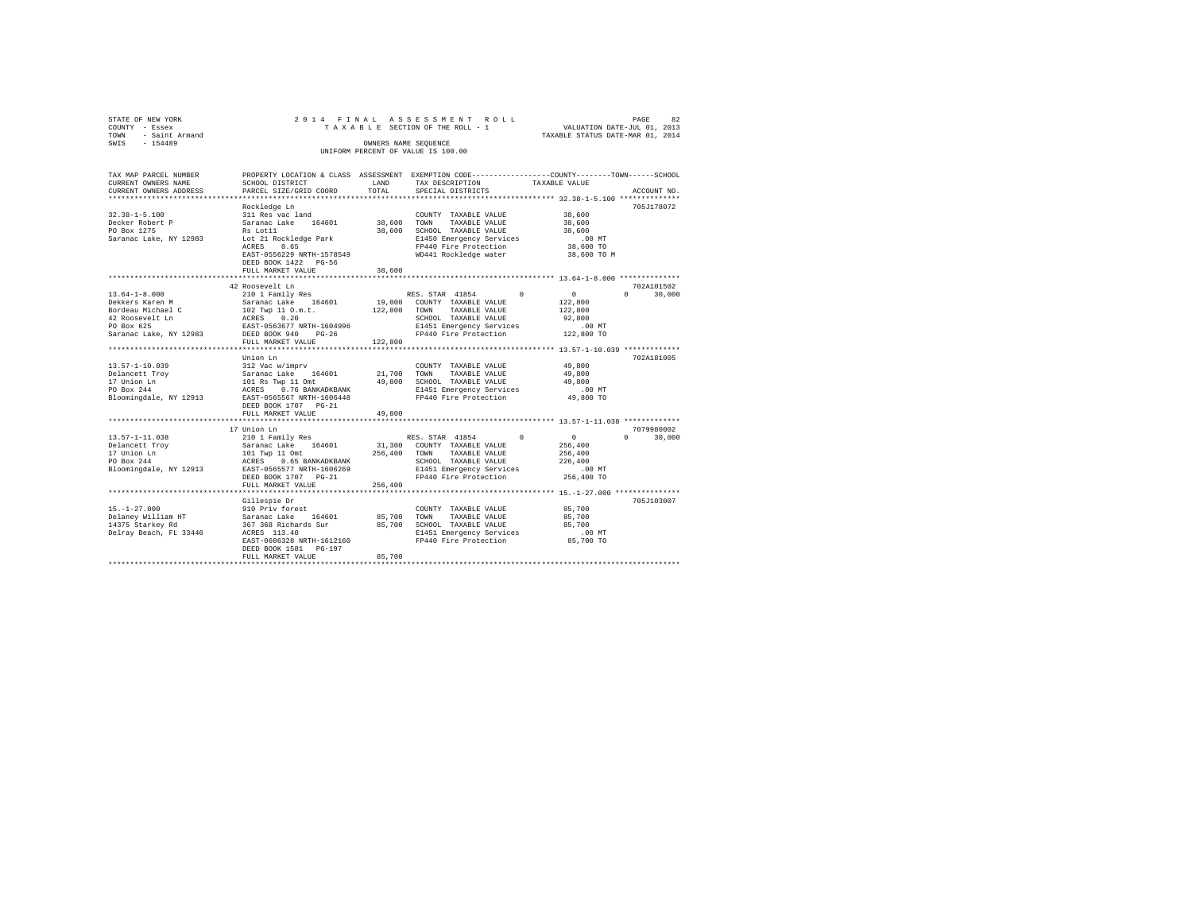STATE OF NEW YORK — 2014 FINAL ASSESSMENT ROLL — PAGE 82
COUNTY - Essex — TAXABLE SECTION OF THE ROLL - 1 — VALUATION DATE-JUL 01, 2013
TOWN - Saint Armand — TAXABLE STATUS DATE-MAR 01, 2014
SWIS - 154489 — OWNERS NAME SEQUENCE
UNIFORM PERCENT OF VALUE IS 100.00

```
TAX MAP PARCEL NUMBER     PROPERTY LOCATION & CLASS  ASSESSMENT  EXEMPTION CODE-----------------COUNTY--------TOWN------SCHOOL
CURRENT OWNERS NAME       SCHOOL DISTRICT             LAND       TAX DESCRIPTION           TAXABLE VALUE
CURRENT OWNERS ADDRESS    PARCEL SIZE/GRID COORD      TOTAL      SPECIAL DISTRICTS                                     ACCOUNT NO.
******************************************************************************************* 32.38-1-5.100 **************
                          Rockledge Ln                                                                             705J178072
32.38-1-5.100             311 Res vac land                       COUNTY  TAXABLE VALUE          38,600
Decker Robert P           Saranac Lake   164601      38,600      TOWN    TAXABLE VALUE          38,600
PO Box 1275               Rs Lot11                   38,600      SCHOOL  TAXABLE VALUE          38,600
Saranac Lake, NY 12983    Lot 21 Rockledge Park                  E1450 Emergency Services          .00 MT
                          ACRES    0.65                          FP440 Fire Protection          38,600 TO
                          EAST-0556229 NRTH-1578549              WD441 Rockledge water          38,600 TO M
                          DEED BOOK 1422   PG-56
                          FULL MARKET VALUE          38,600
******************************************************************************************* 13.64-1-8.000 **************
                          42 Roosevelt Ln                                                                          702A101502
13.64-1-8.000             210 1 Family Res                       RES. STAR 41854        0            0         0      30,000
Dekkers Karen M           Saranac Lake   164601      19,000      COUNTY  TAXABLE VALUE         122,800
Bordeau Michael C         102 Twp 11 O.m.t.         122,800      TOWN    TAXABLE VALUE         122,800
42 Roosevelt Ln           ACRES    0.20                          SCHOOL  TAXABLE VALUE          92,800
PO Box 625                EAST-0563677 NRTH-1604996              E1451 Emergency Services          .00 MT
Saranac Lake, NY 12983    DEED BOOK 940    PG-26                 FP440 Fire Protection         122,800 TO
                          FULL MARKET VALUE         122,800
******************************************************************************************* 13.57-1-10.039 *************
                          Union Ln                                                                                 702A181005
13.57-1-10.039            312 Vac w/imprv                        COUNTY  TAXABLE VALUE          49,800
Delancett Troy            Saranac Lake   164601      21,700      TOWN    TAXABLE VALUE          49,800
17 Union Ln               101 Rs Twp 11 Omt          49,800      SCHOOL  TAXABLE VALUE          49,800
PO Box 244                ACRES    0.76 BANKADKBANK              E1451 Emergency Services          .00 MT
Bloomingdale, NY 12913    EAST-0565567 NRTH-1606448              FP440 Fire Protection          49,800 TO
                          DEED BOOK 1707   PG-21
                          FULL MARKET VALUE          49,800
******************************************************************************************* 13.57-1-11.038 *************
                          17 Union Ln                                                                              7079980002
13.57-1-11.038            210 1 Family Res                       RES. STAR 41854        0            0         0      30,000
Delancett Troy            Saranac Lake   164601      31,300      COUNTY  TAXABLE VALUE         256,400
17 Union Ln               101 Twp 11 Omt            256,400      TOWN    TAXABLE VALUE         256,400
PO Box 244                ACRES    0.65 BANKADKBANK              SCHOOL  TAXABLE VALUE         226,400
Bloomingdale, NY 12913    EAST-0565577 NRTH-1606269              E1451 Emergency Services          .00 MT
                          DEED BOOK 1707   PG-21                 FP440 Fire Protection         256,400 TO
                          FULL MARKET VALUE         256,400
******************************************************************************************* 15.-1-27.000 ***************
                          Gillespie Dr                                                                             705J103007
15.-1-27.000              910 Priv forest                        COUNTY  TAXABLE VALUE          85,700
Delaney William HT        Saranac Lake   164601      85,700      TOWN    TAXABLE VALUE          85,700
14375 Starkey Rd          367 368 Richards Sur       85,700      SCHOOL  TAXABLE VALUE          85,700
Delray Beach, FL 33446    ACRES  113.40                          E1451 Emergency Services          .00 MT
                          EAST-0606328 NRTH-1612160              FP440 Fire Protection          85,700 TO
                          DEED BOOK 1581   PG-197
                          FULL MARKET VALUE          85,700
************************************************************************************************************************
```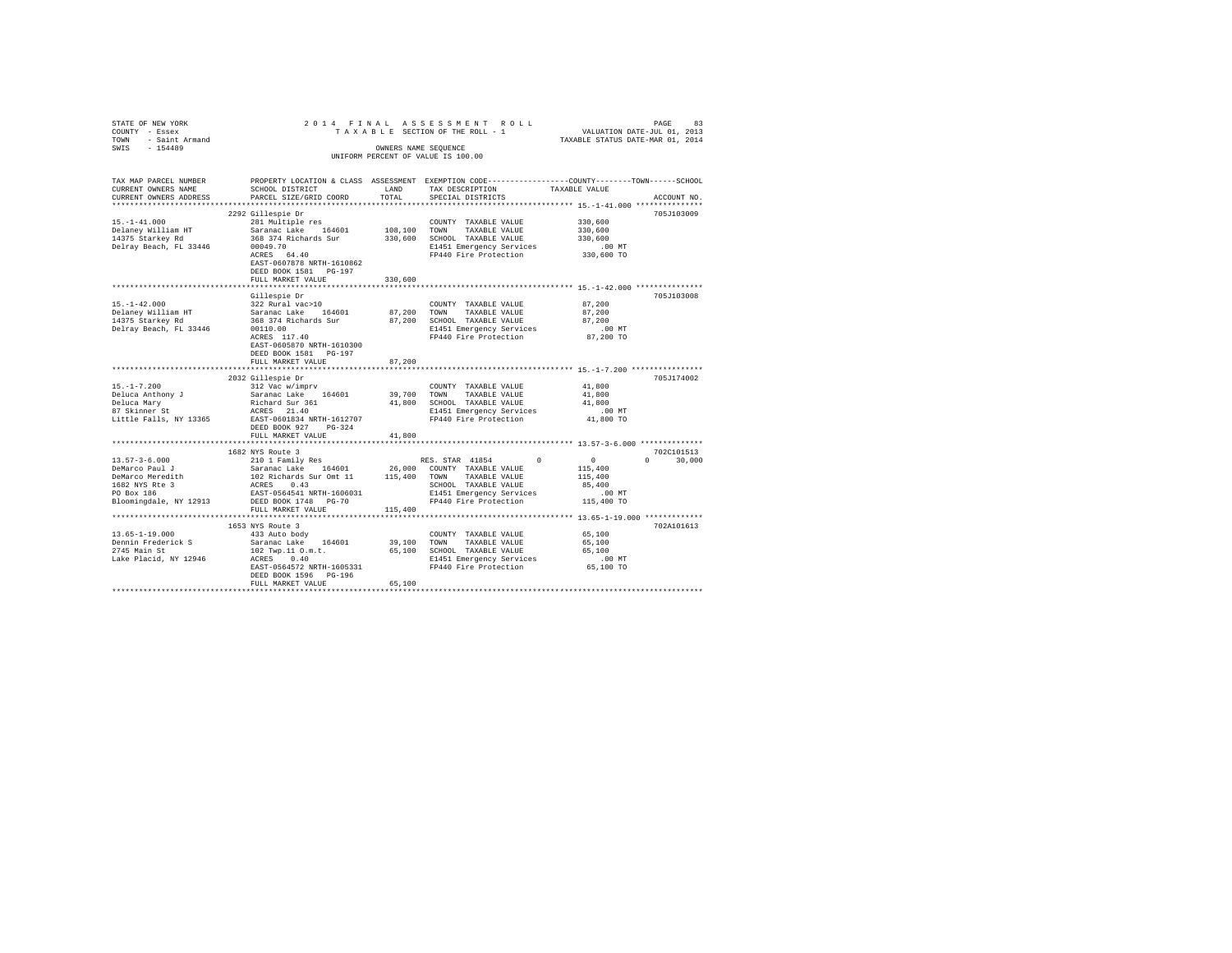STATE OF NEW YORK
COUNTY - Essex
TOWN - Saint Armand
SWIS - 154489

2014 FINAL ASSESSMENT ROLL
TAXABLE SECTION OF THE ROLL - 1
OWNERS NAME SEQUENCE
UNIFORM PERCENT OF VALUE IS 100.00

VALUATION DATE-JUL 01, 2013
TAXABLE STATUS DATE-MAR 01, 2014

```
TAX MAP PARCEL NUMBER     PROPERTY LOCATION & CLASS  ASSESSMENT  EXEMPTION CODE-----------------COUNTY--------TOWN------SCHOOL
CURRENT OWNERS NAME       SCHOOL DISTRICT             LAND       TAX DESCRIPTION            TAXABLE VALUE
CURRENT OWNERS ADDRESS    PARCEL SIZE/GRID COORD      TOTAL      SPECIAL DISTRICTS                                    ACCOUNT NO.
******************************************************************************************************* 15.-1-41.000 ***************
                          2292 Gillespie Dr                                                                          705J103009
15.-1-41.000              281 Multiple res                        COUNTY  TAXABLE VALUE        330,600
Delaney William HT        Saranac Lake   164601      108,100      TOWN    TAXABLE VALUE        330,600
14375 Starkey Rd          368 374 Richards Sur       330,600      SCHOOL  TAXABLE VALUE        330,600
Delray Beach, FL 33446    00049.70                                E1451 Emergency Services         .00 MT
                          ACRES   64.40                           FP440 Fire Protection         330,600 TO
                          EAST-0607878 NRTH-1610862
                          DEED BOOK 1581   PG-197
                          FULL MARKET VALUE          330,600
******************************************************************************************************* 15.-1-42.000 ***************
                          Gillespie Dr                                                                               705J103008
15.-1-42.000              322 Rural vac>10                        COUNTY  TAXABLE VALUE         87,200
Delaney William HT        Saranac Lake   164601       87,200      TOWN    TAXABLE VALUE         87,200
14375 Starkey Rd          368 374 Richards Sur        87,200      SCHOOL  TAXABLE VALUE         87,200
Delray Beach, FL 33446    00110.00                                E1451 Emergency Services         .00 MT
                          ACRES  117.40                           FP440 Fire Protection          87,200 TO
                          EAST-0605870 NRTH-1610300
                          DEED BOOK 1581   PG-197
                          FULL MARKET VALUE           87,200
******************************************************************************************************* 15.-1-7.200 ****************
                          2032 Gillespie Dr                                                                          705J174002
15.-1-7.200               312 Vac w/imprv                         COUNTY  TAXABLE VALUE         41,800
Deluca Anthony J          Saranac Lake   164601       39,700      TOWN    TAXABLE VALUE         41,800
Deluca Mary               Richard Sur 361             41,800      SCHOOL  TAXABLE VALUE         41,800
87 Skinner St             ACRES   21.40                           E1451 Emergency Services         .00 MT
Little Falls, NY 13365    EAST-0601834 NRTH-1612707               FP440 Fire Protection          41,800 TO
                          DEED BOOK 927    PG-324
                          FULL MARKET VALUE           41,800
******************************************************************************************************* 13.57-3-6.000 **************
                          1682 NYS Route 3                                                                           702C101513
13.57-3-6.000             210 1 Family Res                        RES. STAR 41854         0            0            0       30,000
DeMarco Paul J            Saranac Lake   164601       26,000      COUNTY  TAXABLE VALUE        115,400
DeMarco Meredith          102 Richards Sur Omt 11    115,400      TOWN    TAXABLE VALUE        115,400
1682 NYS Rte 3            ACRES    0.43                           SCHOOL  TAXABLE VALUE         85,400
PO Box 186                EAST-0564541 NRTH-1606031               E1451 Emergency Services         .00 MT
Bloomingdale, NY 12913    DEED BOOK 1748   PG-70                  FP440 Fire Protection         115,400 TO
                          FULL MARKET VALUE          115,400
******************************************************************************************************* 13.65-1-19.000 *************
                          1653 NYS Route 3                                                                           702A101613
13.65-1-19.000            433 Auto body                           COUNTY  TAXABLE VALUE         65,100
Dennin Frederick S        Saranac Lake   164601       39,100      TOWN    TAXABLE VALUE         65,100
2745 Main St              102 Twp.11 O.m.t.           65,100      SCHOOL  TAXABLE VALUE         65,100
Lake Placid, NY 12946     ACRES    0.40                           E1451 Emergency Services         .00 MT
                          EAST-0564572 NRTH-1605331               FP440 Fire Protection          65,100 TO
                          DEED BOOK 1596   PG-196
                          FULL MARKET VALUE           65,100
************************************************************************************************************************************
```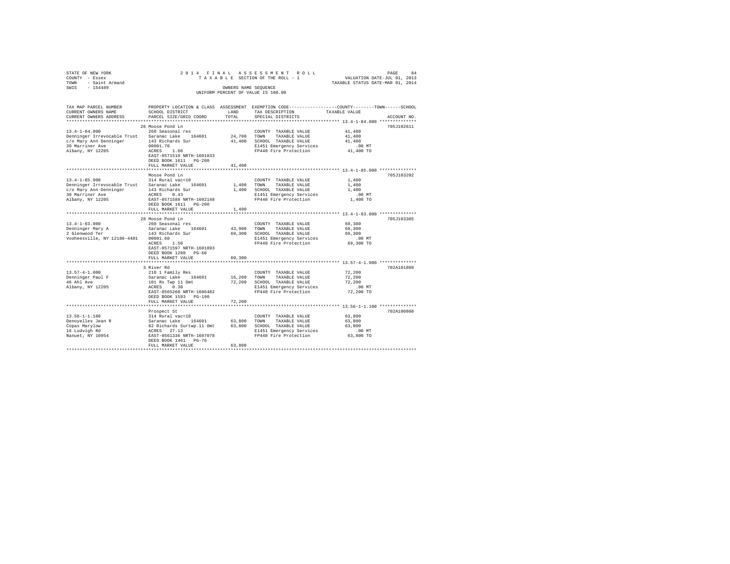STATE OF NEW YORK — 2014 FINAL ASSESSMENT ROLL
COUNTY - Essex — TAXABLE SECTION OF THE ROLL - 1 — VALUATION DATE-JUL 01, 2013
TOWN - Saint Armand — TAXABLE STATUS DATE-MAR 01, 2014
SWIS - 154489 — OWNERS NAME SEQUENCE
UNIFORM PERCENT OF VALUE IS 100.00

| TAX MAP PARCEL NUMBER / CURRENT OWNERS NAME / CURRENT OWNERS ADDRESS | PROPERTY LOCATION & CLASS / SCHOOL DISTRICT / PARCEL SIZE/GRID COORD | ASSESSMENT LAND | TOTAL | EXEMPTION CODE / TAX DESCRIPTION / SPECIAL DISTRICTS | TAXABLE VALUE (COUNTY--TOWN--SCHOOL) | ACCOUNT NO. |
|---|---|---|---|---|---|---|
| **13.4-1-84.000** | 26 Moose Pond Ln | | | | | 705J102611 |
| | 260 Seasonal res | | | COUNTY TAXABLE VALUE | 41,400 | |
| Denninger Irrevocable Trust | Saranac Lake 164601 | 24,700 | | TOWN TAXABLE VALUE | 41,400 | |
| c/o Mary Ann Denninger | 143 Richards Sur | | 41,400 | SCHOOL TAXABLE VALUE | 41,400 | |
| 30 Marriner Ave | 00001.70 | | | E1451 Emergency Services | .00 MT | |
| Albany, NY 12205 | ACRES 1.66 | | | FP440 Fire Protection | 41,400 TO | |
| | EAST-0571510 NRTH-1601833 | | | | | |
| | DEED BOOK 1611 PG-200 | | | | | |
| | FULL MARKET VALUE | | 41,400 | | | |
| **13.4-1-85.000** | Moose Pond Ln | | | | | 705J103202 |
| | 314 Rural vac<10 | | | COUNTY TAXABLE VALUE | 1,400 | |
| Denninger Irrevocable Trust | Saranac Lake 164601 | 1,400 | | TOWN TAXABLE VALUE | 1,400 | |
| c/o Mary Ann Denninger | 143 Richards Sur | | 1,400 | SCHOOL TAXABLE VALUE | 1,400 | |
| 30 Marriner Ave | ACRES 0.43 | | | E1451 Emergency Services | .00 MT | |
| Albany, NY 12205 | EAST-0571588 NRTH-1602148 | | | FP440 Fire Protection | 1,400 TO | |
| | DEED BOOK 1611 PG-200 | | | | | |
| | FULL MARKET VALUE | | 1,400 | | | |
| **13.4-1-83.000** | 28 Moose Pond Ln | | | | | 705J103305 |
| | 260 Seasonal res | | | COUNTY TAXABLE VALUE | 69,300 | |
| Denninger Mary A | Saranac Lake 164601 | 43,900 | | TOWN TAXABLE VALUE | 69,300 | |
| 2 Glenwood Ter | 143 Richards Sur | | 69,300 | SCHOOL TAXABLE VALUE | 69,300 | |
| Vooheesville, NY 12186-4401 | 00001.60 | | | E1451 Emergency Services | .00 MT | |
| | ACRES 1.50 | | | FP440 Fire Protection | 69,300 TO | |
| | EAST-0571597 NRTH-1601893 | | | | | |
| | DEED BOOK 1280 PG-60 | | | | | |
| | FULL MARKET VALUE | | 69,300 | | | |
| **13.57-4-1.000** | 3 River Rd | | | | | 702A101809 |
| | 210 1 Family Res | | | COUNTY TAXABLE VALUE | 72,200 | |
| Denninger Paul F | Saranac Lake 164601 | 16,200 | | TOWN TAXABLE VALUE | 72,200 | |
| 46 Ahl Ave | 101 Rs Twp 11 Omt | | 72,200 | SCHOOL TAXABLE VALUE | 72,200 | |
| Albany, NY 12205 | ACRES 0.30 | | | E1451 Emergency Services | .00 MT | |
| | EAST-0565260 NRTH-1606482 | | | FP440 Fire Protection | 72,200 TO | |
| | DEED BOOK 1593 PG-190 | | | | | |
| | FULL MARKET VALUE | | 72,200 | | | |
| **13.56-1-1.100** | Prospect St | | | | | 702A100808 |
| | 314 Rural vac<10 | | | COUNTY TAXABLE VALUE | 63,800 | |
| Denoyelles Jean R | Saranac Lake 164601 | 63,800 | | TOWN TAXABLE VALUE | 63,800 | |
| Copas Marylow | 82 Richards Surtwp.11 Omt | | 63,800 | SCHOOL TAXABLE VALUE | 63,800 | |
| 16 Ludvigh Rd | ACRES 27.13 | | | E1451 Emergency Services | .00 MT | |
| Nanuet, NY 10954 | EAST-0561336 NRTH-1607078 | | | FP440 Fire Protection | 63,800 TO | |
| | DEED BOOK 1461 PG-76 | | | | | |
| | FULL MARKET VALUE | | 63,800 | | | |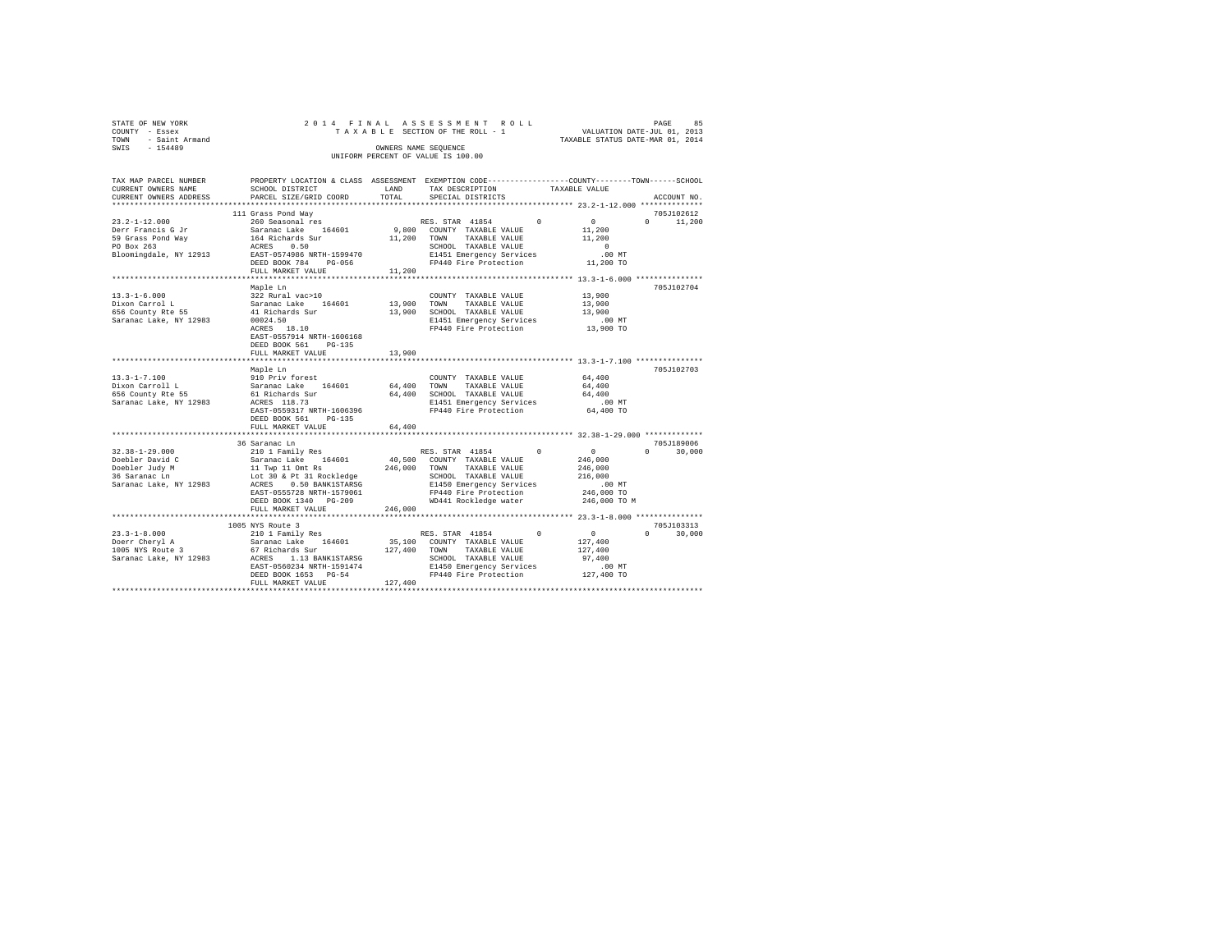STATE OF NEW YORK
COUNTY - Essex
TOWN - Saint Armand
SWIS - 154489

2014 FINAL ASSESSMENT ROLL
TAXABLE SECTION OF THE ROLL - 1
OWNERS NAME SEQUENCE
UNIFORM PERCENT OF VALUE IS 100.00

VALUATION DATE-JUL 01, 2013
TAXABLE STATUS DATE-MAR 01, 2014

```
TAX MAP PARCEL NUMBER     PROPERTY LOCATION & CLASS  ASSESSMENT  EXEMPTION CODE-----------------COUNTY--------TOWN------SCHOOL
CURRENT OWNERS NAME       SCHOOL DISTRICT               LAND      TAX DESCRIPTION            TAXABLE VALUE
CURRENT OWNERS ADDRESS    PARCEL SIZE/GRID COORD        TOTAL     SPECIAL DISTRICTS                                  ACCOUNT NO.
************************************************************************************************* 23.2-1-12.000 **************
                          111 Grass Pond Way                                                                         705J102612
23.2-1-12.000             260 Seasonal res                         RES. STAR 41854        0            0            0     11,200
Derr Francis G Jr         Saranac Lake    164601         9,800    COUNTY  TAXABLE VALUE           11,200
59 Grass Pond Way         164 Richards Sur              11,200    TOWN    TAXABLE VALUE           11,200
PO Box 263                ACRES    0.50                            SCHOOL  TAXABLE VALUE                0
Bloomingdale, NY 12913    EAST-0574986 NRTH-1599470                E1451 Emergency Services           .00 MT
                          DEED BOOK 784    PG-056                  FP440 Fire Protection           11,200 TO
                          FULL MARKET VALUE             11,200
************************************************************************************************* 13.3-1-6.000 ***************
                          Maple Ln                                                                                   705J102704
13.3-1-6.000              322 Rural vac>10                         COUNTY  TAXABLE VALUE           13,900
Dixon Carrol L            Saranac Lake    164601        13,900    TOWN    TAXABLE VALUE           13,900
656 County Rte 55         41 Richards Sur               13,900    SCHOOL  TAXABLE VALUE           13,900
Saranac Lake, NY 12983    00024.50                                 E1451 Emergency Services           .00 MT
                          ACRES   18.10                            FP440 Fire Protection           13,900 TO
                          EAST-0557914 NRTH-1606168
                          DEED BOOK 561    PG-135
                          FULL MARKET VALUE             13,900
************************************************************************************************* 13.3-1-7.100 ***************
                          Maple Ln                                                                                   705J102703
13.3-1-7.100              910 Priv forest                          COUNTY  TAXABLE VALUE           64,400
Dixon Carroll L           Saranac Lake    164601        64,400    TOWN    TAXABLE VALUE           64,400
656 County Rte 55         61 Richards Sur               64,400    SCHOOL  TAXABLE VALUE           64,400
Saranac Lake, NY 12983    ACRES  118.73                            E1451 Emergency Services           .00 MT
                          EAST-0559317 NRTH-1606396                FP440 Fire Protection           64,400 TO
                          DEED BOOK 561    PG-135
                          FULL MARKET VALUE             64,400
************************************************************************************************* 32.38-1-29.000 *************
                          36 Saranac Ln                                                                              705J189006
32.38-1-29.000            210 1 Family Res                         RES. STAR 41854        0            0            0     30,000
Doebler David C           Saranac Lake    164601        40,500    COUNTY  TAXABLE VALUE          246,000
Doebler Judy M            11 Twp 11 Omt Rs             246,000    TOWN    TAXABLE VALUE          246,000
36 Saranac Ln             Lot 30 & Pt 31 Rockledge                 SCHOOL  TAXABLE VALUE          216,000
Saranac Lake, NY 12983    ACRES    0.50 BANK1STARSG                E1450 Emergency Services           .00 MT
                          EAST-0555728 NRTH-1579061                FP440 Fire Protection          246,000 TO
                          DEED BOOK 1340   PG-209                  WD441 Rockledge water          246,000 TO M
                          FULL MARKET VALUE            246,000
************************************************************************************************* 23.3-1-8.000 ***************
                          1005 NYS Route 3                                                                           705J103313
23.3-1-8.000              210 1 Family Res                         RES. STAR 41854        0            0            0     30,000
Doerr Cheryl A            Saranac Lake    164601        35,100    COUNTY  TAXABLE VALUE          127,400
1005 NYS Route 3          67 Richards Sur              127,400    TOWN    TAXABLE VALUE          127,400
Saranac Lake, NY 12983    ACRES    1.13 BANK1STARSG                SCHOOL  TAXABLE VALUE           97,400
                          EAST-0560234 NRTH-1591474                E1450 Emergency Services           .00 MT
                          DEED BOOK 1653   PG-54                   FP440 Fire Protection          127,400 TO
                          FULL MARKET VALUE            127,400
*******************************************************************************************************************************
```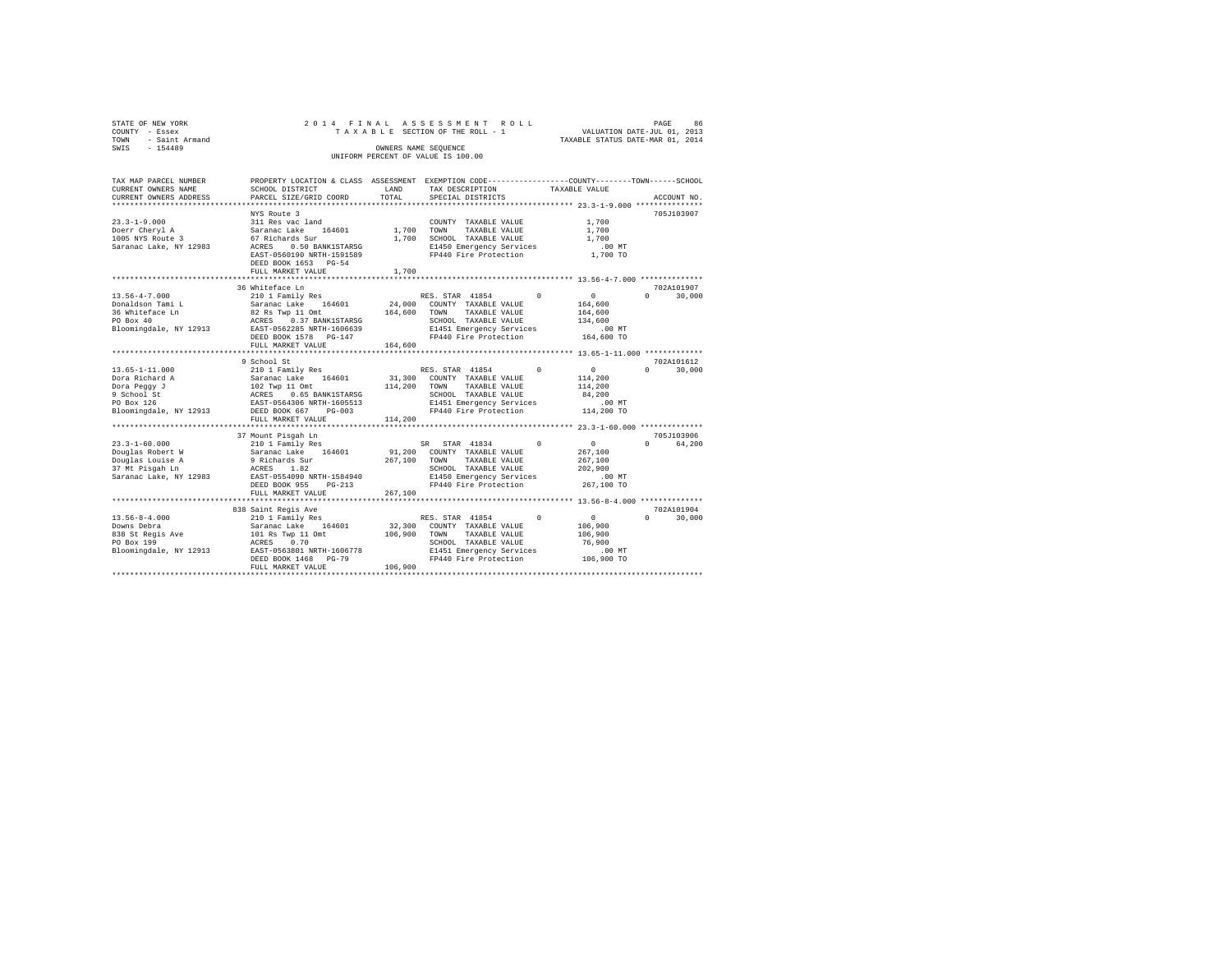STATE OF NEW YORK　　　　　　2 0 1 4　F I N A L　A S S E S S M E N T　R O L L
COUNTY - Essex　　　　　　　T A X A B L E SECTION OF THE ROLL - 1　　　　VALUATION DATE-JUL 01, 2013
TOWN - Saint Armand　　　　　　　　　　　　　　　　　　　　　　　　　TAXABLE STATUS DATE-MAR 01, 2014
SWIS - 154489　　　　　　　　OWNERS NAME SEQUENCE
UNIFORM PERCENT OF VALUE IS 100.00

```
TAX MAP PARCEL NUMBER     PROPERTY LOCATION & CLASS  ASSESSMENT  EXEMPTION CODE------------------COUNTY--------TOWN------SCHOOL
CURRENT OWNERS NAME       SCHOOL DISTRICT             LAND       TAX DESCRIPTION            TAXABLE VALUE
CURRENT OWNERS ADDRESS    PARCEL SIZE/GRID COORD      TOTAL      SPECIAL DISTRICTS                                    ACCOUNT NO.
****************************************************************************************** 23.3-1-9.000 ***************
                          NYS Route 3                                                                             705J103907
23.3-1-9.000              311 Res vac land                       COUNTY  TAXABLE VALUE             1,700
Doerr Cheryl A            Saranac Lake   164601        1,700     TOWN    TAXABLE VALUE             1,700
1005 NYS Route 3          67 Richards Sur              1,700     SCHOOL  TAXABLE VALUE             1,700
Saranac Lake, NY 12983    ACRES    0.50 BANK1STARSG              E1450 Emergency Services            .00 MT
                          EAST-0560190 NRTH-1591589              FP440 Fire Protection             1,700 TO
                          DEED BOOK 1653   PG-54
                          FULL MARKET VALUE            1,700
****************************************************************************************** 13.56-4-7.000 **************
                          36 Whiteface Ln                                                                         702A101907
13.56-4-7.000             210 1 Family Res                       RES. STAR 41854        0          0           0      30,000
Donaldson Tami L          Saranac Lake   164601       24,000     COUNTY  TAXABLE VALUE           164,600
36 Whiteface Ln           82 Rs Twp 11 Omt           164,600     TOWN    TAXABLE VALUE           164,600
PO Box 40                 ACRES    0.37 BANK1STARSG              SCHOOL  TAXABLE VALUE           134,600
Bloomingdale, NY 12913    EAST-0562285 NRTH-1606639              E1451 Emergency Services            .00 MT
                          DEED BOOK 1578   PG-147                FP440 Fire Protection           164,600 TO
                          FULL MARKET VALUE          164,600
****************************************************************************************** 13.65-1-11.000 *************
                          9 School St                                                                             702A101612
13.65-1-11.000            210 1 Family Res                       RES. STAR 41854        0          0           0      30,000
Dora Richard A            Saranac Lake   164601       31,300     COUNTY  TAXABLE VALUE           114,200
Dora Peggy J              102 Twp 11 Omt             114,200     TOWN    TAXABLE VALUE           114,200
9 School St               ACRES    0.65 BANK1STARSG              SCHOOL  TAXABLE VALUE            84,200
PO Box 126                EAST-0564306 NRTH-1605513              E1451 Emergency Services            .00 MT
Bloomingdale, NY 12913    DEED BOOK 667    PG-003                FP440 Fire Protection           114,200 TO
                          FULL MARKET VALUE          114,200
****************************************************************************************** 23.3-1-60.000 **************
                          37 Mount Pisgah Ln                                                                      705J103906
23.3-1-60.000             210 1 Family Res                       SR   STAR 41834        0          0           0      64,200
Douglas Robert W          Saranac Lake   164601       91,200     COUNTY  TAXABLE VALUE           267,100
Douglas Louise A          9 Richards Sur             267,100     TOWN    TAXABLE VALUE           267,100
37 Mt Pisgah Ln           ACRES    1.82                          SCHOOL  TAXABLE VALUE           202,900
Saranac Lake, NY 12983    EAST-0554090 NRTH-1584940              E1450 Emergency Services            .00 MT
                          DEED BOOK 955    PG-213                FP440 Fire Protection           267,100 TO
                          FULL MARKET VALUE          267,100
****************************************************************************************** 13.56-8-4.000 **************
                          838 Saint Regis Ave                                                                     702A101904
13.56-8-4.000             210 1 Family Res                       RES. STAR 41854        0          0           0      30,000
Downs Debra               Saranac Lake   164601       32,300     COUNTY  TAXABLE VALUE           106,900
838 St Regis Ave          101 Rs Twp 11 Omt          106,900     TOWN    TAXABLE VALUE           106,900
PO Box 199                ACRES    0.70                          SCHOOL  TAXABLE VALUE            76,900
Bloomingdale, NY 12913    EAST-0563801 NRTH-1606778              E1451 Emergency Services            .00 MT
                          DEED BOOK 1468   PG-79                 FP440 Fire Protection           106,900 TO
                          FULL MARKET VALUE          106,900
************************************************************************************************************************
```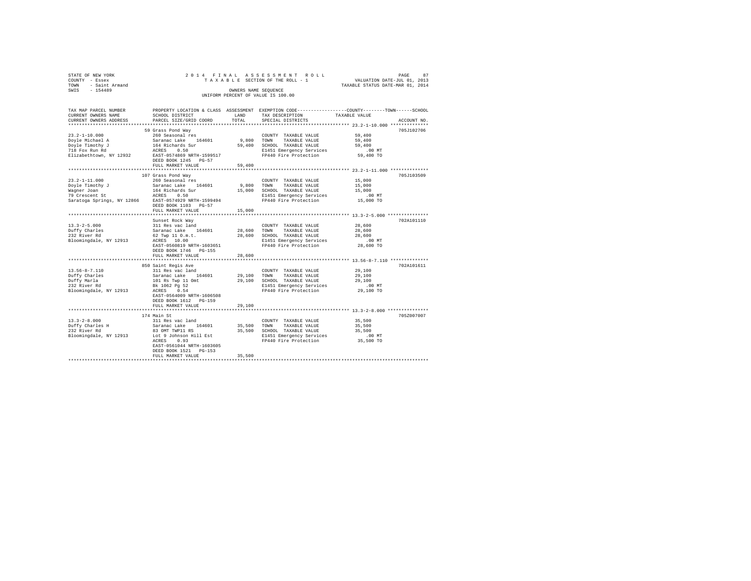STATE OF NEW YORK 2014 FINAL ASSESSMENT ROLL
COUNTY - Essex TAXABLE SECTION OF THE ROLL - 1 VALUATION DATE-JUL 01, 2013
TOWN - Saint Armand TAXABLE STATUS DATE-MAR 01, 2014
SWIS - 154489 OWNERS NAME SEQUENCE
UNIFORM PERCENT OF VALUE IS 100.00

| TAX MAP PARCEL NUMBER / CURRENT OWNERS NAME / CURRENT OWNERS ADDRESS | PROPERTY LOCATION & CLASS / SCHOOL DISTRICT / PARCEL SIZE/GRID COORD | ASSESSMENT LAND | TOTAL | EXEMPTION CODE / TAX DESCRIPTION / SPECIAL DISTRICTS | COUNTY--------TOWN------SCHOOL TAXABLE VALUE | ACCOUNT NO. |
|---|---|---|---|---|---|---|
| **23.2-1-10.000** | 59 Grass Pond Way | | | | | 705J102706 |
| 23.2-1-10.000 | 260 Seasonal res | | | COUNTY TAXABLE VALUE | 59,400 | |
| Doyle Michael A | Saranac Lake 164601 | 9,800 | | TOWN TAXABLE VALUE | 59,400 | |
| Doyle Timothy J | 164 Richards Sur | | 59,400 | SCHOOL TAXABLE VALUE | 59,400 | |
| 718 Fox Run Rd | ACRES 0.50 | | | E1451 Emergency Services | .00 MT | |
| Elizabethtown, NY 12932 | EAST-0574869 NRTH-1599517 | | | FP440 Fire Protection | 59,400 TO | |
| | DEED BOOK 1245 PG-57 | | | | | |
| | FULL MARKET VALUE | | 59,400 | | | |
| **23.2-1-11.000** | 107 Grass Pond Way | | | | | 705J103509 |
| 23.2-1-11.000 | 260 Seasonal res | | | COUNTY TAXABLE VALUE | 15,000 | |
| Doyle Timothy J | Saranac Lake 164601 | 9,800 | | TOWN TAXABLE VALUE | 15,000 | |
| Wagner Joan | 164 Richards Sur | | 15,000 | SCHOOL TAXABLE VALUE | 15,000 | |
| 79 Crescent St | ACRES 0.50 | | | E1451 Emergency Services | .00 MT | |
| Saratoga Springs, NY 12866 | EAST-0574929 NRTH-1599494 | | | FP440 Fire Protection | 15,000 TO | |
| | DEED BOOK 1103 PG-57 | | | | | |
| | FULL MARKET VALUE | | 15,000 | | | |
| **13.3-2-5.000** | Sunset Rock Way | | | | | 702A101110 |
| 13.3-2-5.000 | 311 Res vac land | | | COUNTY TAXABLE VALUE | 28,600 | |
| Duffy Charles | Saranac Lake 164601 | 28,600 | | TOWN TAXABLE VALUE | 28,600 | |
| 232 River Rd | 62 Twp 11 O.m.t. | | 28,600 | SCHOOL TAXABLE VALUE | 28,600 | |
| Bloomingdale, NY 12913 | ACRES 10.00 | | | E1451 Emergency Services | .00 MT | |
| | EAST-0560819 NRTH-1603651 | | | FP440 Fire Protection | 28,600 TO | |
| | DEED BOOK 1746 PG-155 | | | | | |
| | FULL MARKET VALUE | | 28,600 | | | |
| **13.56-8-7.110** | 850 Saint Regis Ave | | | | | 702A101611 |
| 13.56-8-7.110 | 311 Res vac land | | | COUNTY TAXABLE VALUE | 29,100 | |
| Duffy Charles | Saranac Lake 164601 | 29,100 | | TOWN TAXABLE VALUE | 29,100 | |
| Duffy Marla | 101 Rs Twp 11 Omt | | 29,100 | SCHOOL TAXABLE VALUE | 29,100 | |
| 232 River Rd | Bk 1062 Pg 52 | | | E1451 Emergency Services | .00 MT | |
| Bloomingdale, NY 12913 | ACRES 0.54 | | | FP440 Fire Protection | 29,100 TO | |
| | EAST-0564009 NRTH-1606508 | | | | | |
| | DEED BOOK 1612 PG-159 | | | | | |
| | FULL MARKET VALUE | | 29,100 | | | |
| **13.3-2-8.000** | 174 Main St | | | | | 705Z007007 |
| 13.3-2-8.000 | 311 Res vac land | | | COUNTY TAXABLE VALUE | 35,500 | |
| Duffy Charles H | Saranac Lake 164601 | 35,500 | | TOWN TAXABLE VALUE | 35,500 | |
| 232 River Rd | 83 OMT TWP11 RS | | 35,500 | SCHOOL TAXABLE VALUE | 35,500 | |
| Bloomingdale, NY 12913 | Lot 9 Johnson Hill Est | | | E1451 Emergency Services | .00 MT | |
| | ACRES 0.93 | | | FP440 Fire Protection | 35,500 TO | |
| | EAST-0561044 NRTH-1603605 | | | | | |
| | DEED BOOK 1521 PG-153 | | | | | |
| | FULL MARKET VALUE | | 35,500 | | | |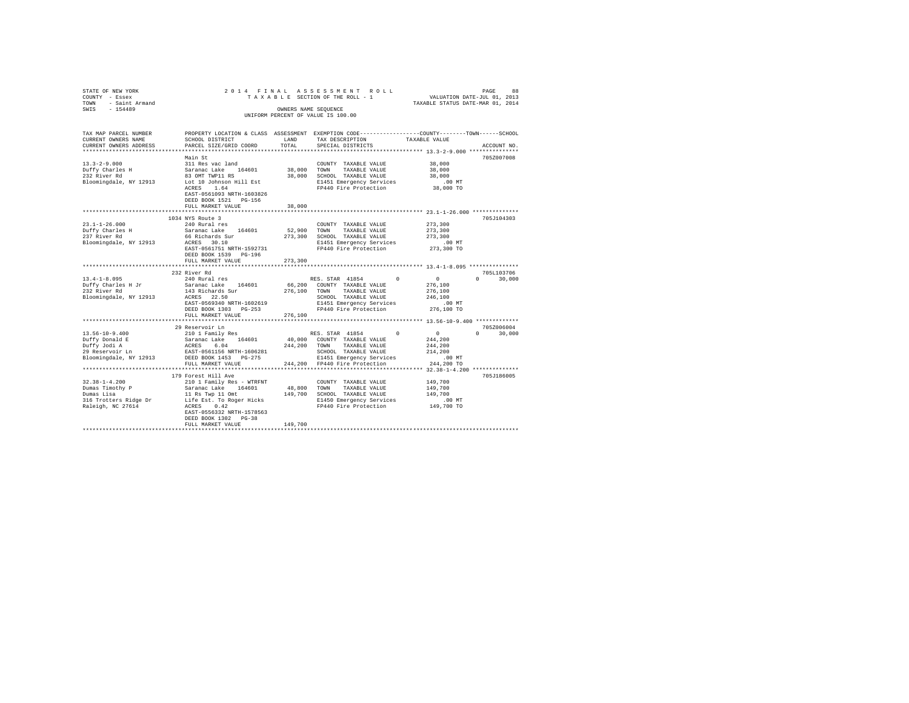STATE OF NEW YORK
COUNTY - Essex
TOWN - Saint Armand
SWIS - 154489

2014 FINAL ASSESSMENT ROLL
TAXABLE SECTION OF THE ROLL - 1
OWNERS NAME SEQUENCE
UNIFORM PERCENT OF VALUE IS 100.00

VALUATION DATE-JUL 01, 2013
TAXABLE STATUS DATE-MAR 01, 2014

```
TAX MAP PARCEL NUMBER     PROPERTY LOCATION & CLASS  ASSESSMENT  EXEMPTION CODE-----------------COUNTY--------TOWN------SCHOOL
CURRENT OWNERS NAME       SCHOOL DISTRICT              LAND      TAX DESCRIPTION              TAXABLE VALUE
CURRENT OWNERS ADDRESS    PARCEL SIZE/GRID COORD       TOTAL     SPECIAL DISTRICTS                                    ACCOUNT NO.
******************************************************************************************************* 13.3-2-9.000 ***************
                          Main St                                                                                     705Z007008
13.3-2-9.000              311 Res vac land                        COUNTY  TAXABLE VALUE             38,000
Duffy Charles H           Saranac Lake   164601       38,000      TOWN    TAXABLE VALUE             38,000
232 River Rd              83 OMT TWP11 RS             38,000      SCHOOL  TAXABLE VALUE             38,000
Bloomingdale, NY 12913    Lot 10 Johnson Hill Est                 E1451 Emergency Services             .00 MT
                          ACRES    1.64                           FP440 Fire Protection             38,000 TO
                          EAST-0561093 NRTH-1603826
                          DEED BOOK 1521   PG-156
                          FULL MARKET VALUE           38,000
******************************************************************************************************* 23.1-1-26.000 **************
                          1034 NYS Route 3                                                                            705J104303
23.1-1-26.000             240 Rural res                           COUNTY  TAXABLE VALUE            273,300
Duffy Charles H           Saranac Lake   164601       52,900      TOWN    TAXABLE VALUE            273,300
237 River Rd              66 Richards Sur            273,300      SCHOOL  TAXABLE VALUE            273,300
Bloomingdale, NY 12913    ACRES   30.10                           E1451 Emergency Services             .00 MT
                          EAST-0561751 NRTH-1592731               FP440 Fire Protection            273,300 TO
                          DEED BOOK 1539   PG-196
                          FULL MARKET VALUE          273,300
******************************************************************************************************* 13.4-1-8.095 ***************
                          232 River Rd                                                                                705L103706
13.4-1-8.095              240 Rural res                           RES. STAR 41854        0               0          0     30,000
Duffy Charles H Jr        Saranac Lake   164601       66,200      COUNTY  TAXABLE VALUE            276,100
232 River Rd              143 Richards Sur           276,100      TOWN    TAXABLE VALUE            276,100
Bloomingdale, NY 12913    ACRES   22.50                           SCHOOL  TAXABLE VALUE            246,100
                          EAST-0569340 NRTH-1602619               E1451 Emergency Services             .00 MT
                          DEED BOOK 1303   PG-253                 FP440 Fire Protection            276,100 TO
                          FULL MARKET VALUE          276,100
******************************************************************************************************* 13.56-10-9.400 *************
                          29 Reservoir Ln                                                                             705Z006004
13.56-10-9.400            210 1 Family Res                        RES. STAR 41854        0               0          0     30,000
Duffy Donald E            Saranac Lake   164601       40,000      COUNTY  TAXABLE VALUE            244,200
Duffy Jodi A              ACRES    6.04              244,200      TOWN    TAXABLE VALUE            244,200
29 Reservoir Ln           EAST-0561156 NRTH-1606281               SCHOOL  TAXABLE VALUE            214,200
Bloomingdale, NY 12913    DEED BOOK 1453   PG-275                 E1451 Emergency Services             .00 MT
                          FULL MARKET VALUE          244,200      FP440 Fire Protection            244,200 TO
******************************************************************************************************* 32.38-1-4.200 **************
                          179 Forest Hill Ave                                                                         705J186005
32.38-1-4.200             210 1 Family Res - WTRFNT               COUNTY  TAXABLE VALUE            149,700
Dumas Timothy P           Saranac Lake   164601       48,800      TOWN    TAXABLE VALUE            149,700
Dumas Lisa                11 Rs Twp 11 Omt           149,700      SCHOOL  TAXABLE VALUE            149,700
316 Trotters Ridge Dr     Life Est. To Roger Hicks                E1450 Emergency Services             .00 MT
Raleigh, NC 27614         ACRES    0.42                           FP440 Fire Protection            149,700 TO
                          EAST-0556332 NRTH-1578563
                          DEED BOOK 1302   PG-38
                          FULL MARKET VALUE          149,700
************************************************************************************************************************************
```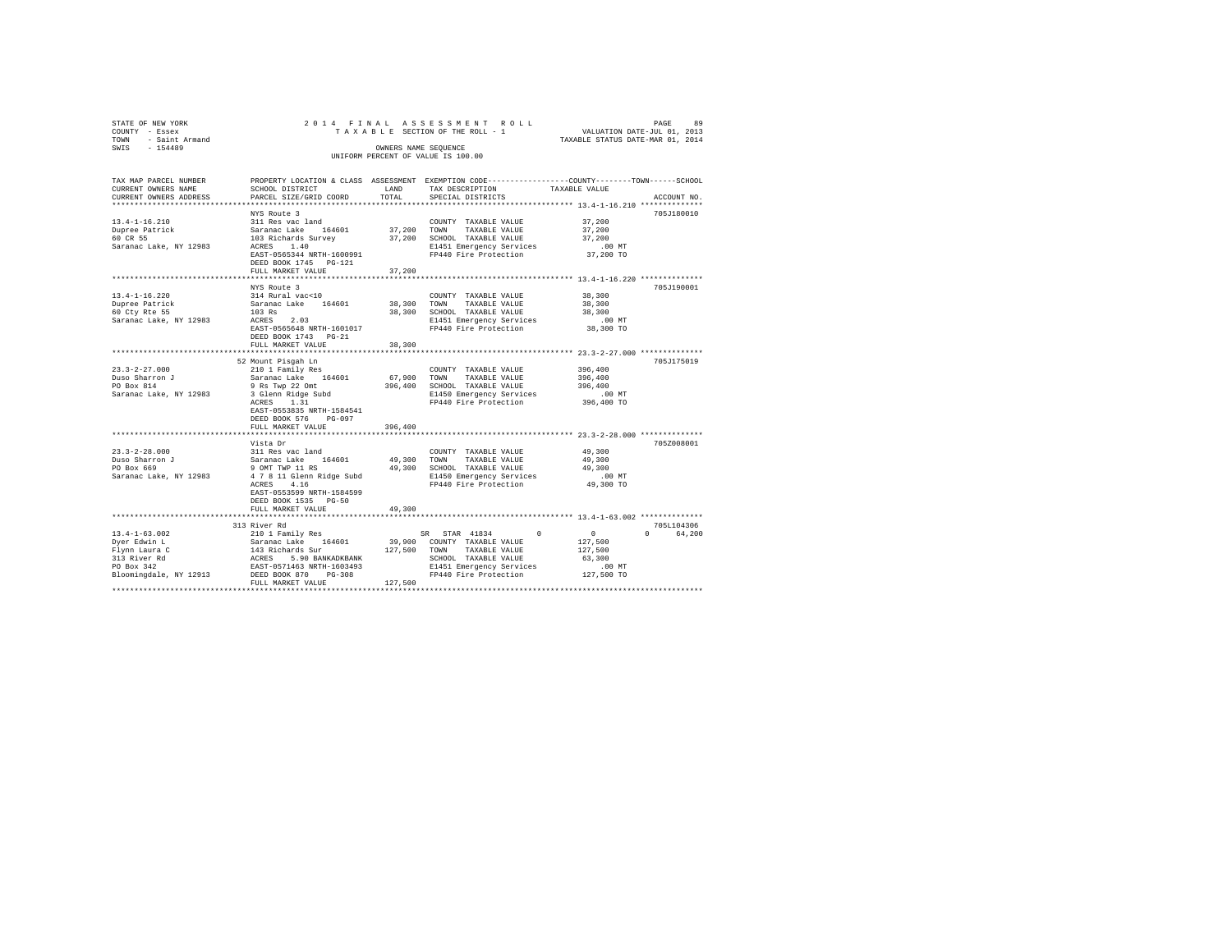STATE OF NEW YORK
COUNTY - Essex
TOWN - Saint Armand
SWIS - 154489

2014 FINAL ASSESSMENT ROLL
TAXABLE SECTION OF THE ROLL - 1
OWNERS NAME SEQUENCE
UNIFORM PERCENT OF VALUE IS 100.00

VALUATION DATE-JUL 01, 2013
TAXABLE STATUS DATE-MAR 01, 2014

```
TAX MAP PARCEL NUMBER    PROPERTY LOCATION & CLASS  ASSESSMENT  EXEMPTION CODE-----------------COUNTY--------TOWN------SCHOOL
CURRENT OWNERS NAME      SCHOOL DISTRICT              LAND      TAX DESCRIPTION            TAXABLE VALUE
CURRENT OWNERS ADDRESS   PARCEL SIZE/GRID COORD       TOTAL     SPECIAL DISTRICTS                                    ACCOUNT NO.
******************************************************************************************* 13.4-1-16.210 **************
                         NYS Route 3                                                                          705J180010
13.4-1-16.210            311 Res vac land                       COUNTY  TAXABLE VALUE          37,200
Dupree Patrick           Saranac Lake    164601      37,200     TOWN    TAXABLE VALUE          37,200
60 CR 55                 103 Richards Survey         37,200     SCHOOL  TAXABLE VALUE          37,200
Saranac Lake, NY 12983   ACRES    1.40                          E1451 Emergency Services          .00 MT
                         EAST-0565344 NRTH-1600991              FP440 Fire Protection          37,200 TO
                         DEED BOOK 1745   PG-121
                         FULL MARKET VALUE           37,200
******************************************************************************************* 13.4-1-16.220 **************
                         NYS Route 3                                                                          705J190001
13.4-1-16.220            314 Rural vac<10                       COUNTY  TAXABLE VALUE          38,300
Dupree Patrick           Saranac Lake    164601      38,300     TOWN    TAXABLE VALUE          38,300
60 Cty Rte 55            103 Rs                      38,300     SCHOOL  TAXABLE VALUE          38,300
Saranac Lake, NY 12983   ACRES    2.03                          E1451 Emergency Services          .00 MT
                         EAST-0565648 NRTH-1601017              FP440 Fire Protection          38,300 TO
                         DEED BOOK 1743   PG-21
                         FULL MARKET VALUE           38,300
******************************************************************************************* 23.3-2-27.000 **************
                         52 Mount Pisgah Ln                                                                   705J175019
23.3-2-27.000            210 1 Family Res                       COUNTY  TAXABLE VALUE         396,400
Duso Sharron J           Saranac Lake    164601      67,900     TOWN    TAXABLE VALUE         396,400
PO Box 814               9 Rs Twp 22 Omt            396,400     SCHOOL  TAXABLE VALUE         396,400
Saranac Lake, NY 12983   3 Glenn Ridge Subd                     E1450 Emergency Services          .00 MT
                         ACRES    1.31                          FP440 Fire Protection         396,400 TO
                         EAST-0553835 NRTH-1584541
                         DEED BOOK 576    PG-097
                         FULL MARKET VALUE          396,400
******************************************************************************************* 23.3-2-28.000 **************
                         Vista Dr                                                                             705Z008001
23.3-2-28.000            311 Res vac land                       COUNTY  TAXABLE VALUE          49,300
Duso Sharron J           Saranac Lake    164601      49,300     TOWN    TAXABLE VALUE          49,300
PO Box 669               9 OMT TWP 11 RS             49,300     SCHOOL  TAXABLE VALUE          49,300
Saranac Lake, NY 12983   4 7 8 11 Glenn Ridge Subd              E1450 Emergency Services          .00 MT
                         ACRES    4.16                          FP440 Fire Protection          49,300 TO
                         EAST-0553599 NRTH-1584599
                         DEED BOOK 1535   PG-50
                         FULL MARKET VALUE           49,300
******************************************************************************************* 13.4-1-63.002 **************
                         313 River Rd                                                                         705L104306
13.4-1-63.002            210 1 Family Res                    SR  STAR 41834         0              0             0      64,200
Dyer Edwin L             Saranac Lake    164601      39,900     COUNTY  TAXABLE VALUE         127,500
Flynn Laura C            143 Richards Sur           127,500     TOWN    TAXABLE VALUE         127,500
313 River Rd             ACRES    5.90 BANKADKBANK              SCHOOL  TAXABLE VALUE          63,300
PO Box 342               EAST-0571463 NRTH-1603493              E1451 Emergency Services          .00 MT
Bloomingdale, NY 12913   DEED BOOK 870    PG-308                FP440 Fire Protection         127,500 TO
                         FULL MARKET VALUE          127,500
************************************************************************************************************************
```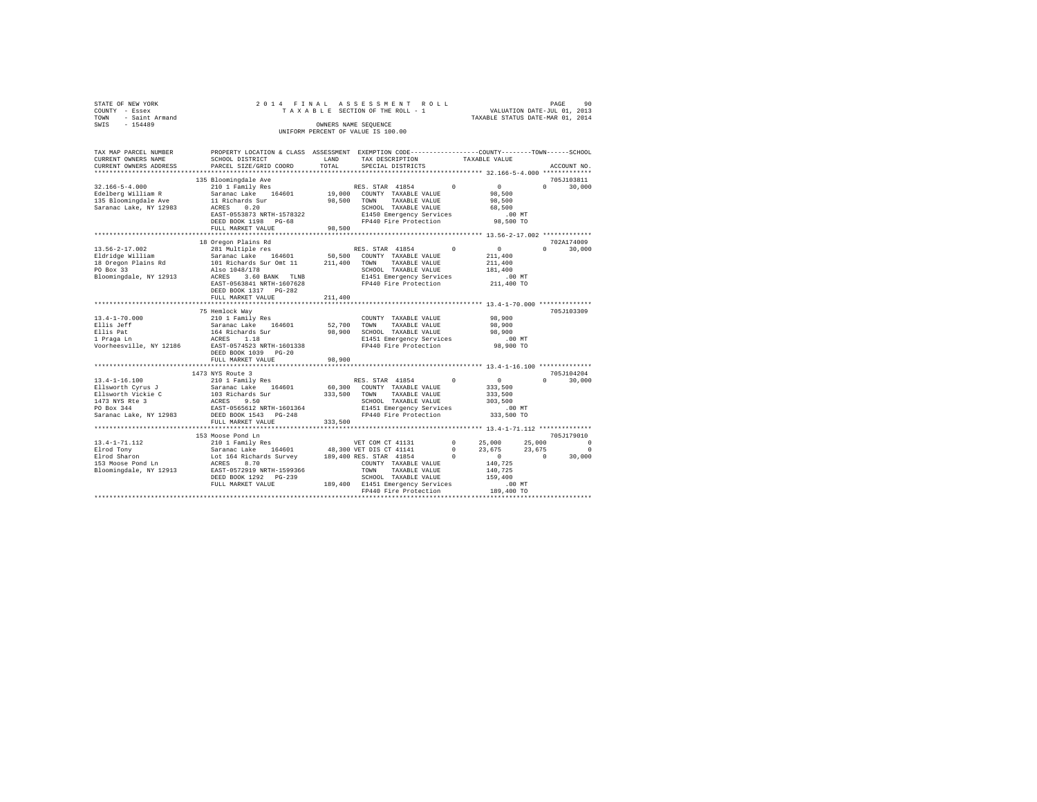STATE OF NEW YORK
COUNTY - Essex
TOWN - Saint Armand
SWIS - 154489

2014 FINAL ASSESSMENT ROLL
TAXABLE SECTION OF THE ROLL - 1
OWNERS NAME SEQUENCE
UNIFORM PERCENT OF VALUE IS 100.00

VALUATION DATE-JUL 01, 2013
TAXABLE STATUS DATE-MAR 01, 2014

```
TAX MAP PARCEL NUMBER     PROPERTY LOCATION & CLASS  ASSESSMENT  EXEMPTION CODE-----------------COUNTY--------TOWN------SCHOOL
CURRENT OWNERS NAME       SCHOOL DISTRICT             LAND       TAX DESCRIPTION            TAXABLE VALUE
CURRENT OWNERS ADDRESS    PARCEL SIZE/GRID COORD      TOTAL      SPECIAL DISTRICTS                                      ACCOUNT NO.
******************************************************************************************** 32.166-5-4.000 *************
                          135 Bloomingdale Ave                                                                          705J103811
32.166-5-4.000            210 1 Family Res                       RES. STAR 41854         0          0            0       30,000
Edelberg William R        Saranac Lake   164601        19,000    COUNTY  TAXABLE VALUE          98,500
135 Bloomingdale Ave      11 Richards Sur              98,500    TOWN    TAXABLE VALUE          98,500
Saranac Lake, NY 12983    ACRES    0.20                          SCHOOL  TAXABLE VALUE          68,500
                          EAST-0553873 NRTH-1578322              E1450 Emergency Services          .00 MT
                          DEED BOOK 1198   PG-68                 FP440 Fire Protection          98,500 TO
                          FULL MARKET VALUE            98,500
******************************************************************************************** 13.56-2-17.002 *************
                          18 Oregon Plains Rd                                                                           702A174009
13.56-2-17.002            281 Multiple res                       RES. STAR 41854         0          0            0       30,000
Eldridge William          Saranac Lake   164601        50,500    COUNTY  TAXABLE VALUE         211,400
18 Oregon Plains Rd       101 Richards Sur Omt 11     211,400    TOWN    TAXABLE VALUE         211,400
PO Box 33                 Also 1048/178                          SCHOOL  TAXABLE VALUE         181,400
Bloomingdale, NY 12913    ACRES    3.60 BANK   TLNB              E1451 Emergency Services          .00 MT
                          EAST-0563841 NRTH-1607628              FP440 Fire Protection         211,400 TO
                          DEED BOOK 1317   PG-282
                          FULL MARKET VALUE           211,400
******************************************************************************************** 13.4-1-70.000 **************
                          75 Hemlock Way                                                                                705J103309
13.4-1-70.000             210 1 Family Res                       COUNTY  TAXABLE VALUE          98,900
Ellis Jeff                Saranac Lake   164601        52,700    TOWN    TAXABLE VALUE          98,900
Ellis Pat                 164 Richards Sur             98,900    SCHOOL  TAXABLE VALUE          98,900
1 Praga Ln                ACRES    1.18                          E1451 Emergency Services          .00 MT
Voorheesville, NY 12186   EAST-0574523 NRTH-1601338              FP440 Fire Protection          98,900 TO
                          DEED BOOK 1039   PG-20
                          FULL MARKET VALUE            98,900
******************************************************************************************** 13.4-1-16.100 **************
                          1473 NYS Route 3                                                                              705J104204
13.4-1-16.100             210 1 Family Res                       RES. STAR 41854         0          0            0       30,000
Ellsworth Cyrus J         Saranac Lake   164601        60,300    COUNTY  TAXABLE VALUE         333,500
Ellsworth Vickie C        103 Richards Sur            333,500    TOWN    TAXABLE VALUE         333,500
1473 NYS Rte 3            ACRES    9.50                          SCHOOL  TAXABLE VALUE         303,500
PO Box 344                EAST-0565612 NRTH-1601364              E1451 Emergency Services          .00 MT
Saranac Lake, NY 12983    DEED BOOK 1543   PG-248                FP440 Fire Protection         333,500 TO
                          FULL MARKET VALUE           333,500
******************************************************************************************** 13.4-1-71.112 **************
                          153 Moose Pond Ln                                                                             705J179010
13.4-1-71.112             210 1 Family Res                       VET COM CT 41131        0     25,000       25,000           0
Elrod Tony                Saranac Lake   164601        48,300    VET DIS CT 41141        0     23,675       23,675           0
Elrod Sharon              Lot 164 Richards Survey     189,400    RES. STAR 41854         0          0            0      30,000
153 Moose Pond Ln         ACRES    8.70                          COUNTY  TAXABLE VALUE         140,725
Bloomingdale, NY 12913    EAST-0572919 NRTH-1599366              TOWN    TAXABLE VALUE         140,725
                          DEED BOOK 1292   PG-239                SCHOOL  TAXABLE VALUE         159,400
                          FULL MARKET VALUE           189,400    E1451 Emergency Services          .00 MT
                                                                 FP440 Fire Protection         189,400 TO
****************************************************************************************************************************
```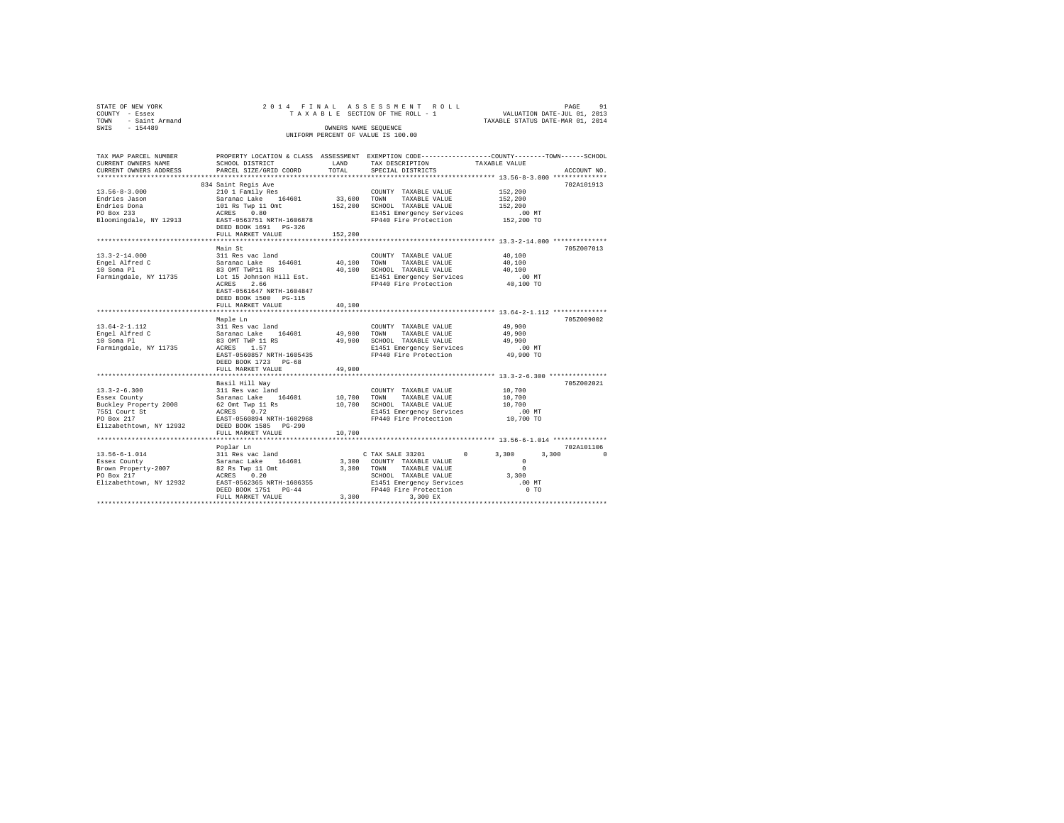STATE OF NEW YORK
COUNTY - Essex
TOWN - Saint Armand
SWIS - 154489

2 0 1 4 F I N A L A S S E S S M E N T R O L L
T A X A B L E SECTION OF THE ROLL - 1
OWNERS NAME SEQUENCE
UNIFORM PERCENT OF VALUE IS 100.00

VALUATION DATE-JUL 01, 2013
TAXABLE STATUS DATE-MAR 01, 2014

```
TAX MAP PARCEL NUMBER          PROPERTY LOCATION & CLASS  ASSESSMENT  EXEMPTION CODE-----------------COUNTY--------TOWN------SCHOOL
CURRENT OWNERS NAME            SCHOOL DISTRICT             LAND       TAX DESCRIPTION              TAXABLE VALUE
CURRENT OWNERS ADDRESS         PARCEL SIZE/GRID COORD      TOTAL      SPECIAL DISTRICTS                                     ACCOUNT NO.
******************************************************************************************************* 13.56-8-3.000 **************
                               834 Saint Regis Ave                                                                          702A101913
13.56-8-3.000                  210 1 Family Res                        COUNTY  TAXABLE VALUE          152,200
Endries Jason                  Saranac Lake    164601       33,600     TOWN    TAXABLE VALUE          152,200
Endries Dona                   101 Rs Twp 11 Omt           152,200     SCHOOL  TAXABLE VALUE          152,200
PO Box 233                     ACRES    0.80                           E1451 Emergency Services           .00 MT
Bloomingdale, NY 12913         EAST-0563751 NRTH-1606878               FP440 Fire Protection          152,200 TO
                               DEED BOOK 1691   PG-326
                               FULL MARKET VALUE           152,200
******************************************************************************************************* 13.3-2-14.000 **************
                               Main St                                                                                      705Z007013
13.3-2-14.000                  311 Res vac land                        COUNTY  TAXABLE VALUE           40,100
Engel Alfred C                 Saranac Lake    164601       40,100     TOWN    TAXABLE VALUE           40,100
10 Soma Pl                     83 OMT TWP11 RS              40,100     SCHOOL  TAXABLE VALUE           40,100
Farmingdale, NY 11735          Lot 15 Johnson Hill Est.                E1451 Emergency Services           .00 MT
                               ACRES    2.66                           FP440 Fire Protection           40,100 TO
                               EAST-0561647 NRTH-1604847
                               DEED BOOK 1500   PG-115
                               FULL MARKET VALUE            40,100
******************************************************************************************************* 13.64-2-1.112 **************
                               Maple Ln                                                                                     705Z009002
13.64-2-1.112                  311 Res vac land                        COUNTY  TAXABLE VALUE           49,900
Engel Alfred C                 Saranac Lake    164601       49,900     TOWN    TAXABLE VALUE           49,900
10 Soma Pl                     83 OMT TWP 11 RS             49,900     SCHOOL  TAXABLE VALUE           49,900
Farmingdale, NY 11735          ACRES    1.57                           E1451 Emergency Services           .00 MT
                               EAST-0560857 NRTH-1605435               FP440 Fire Protection           49,900 TO
                               DEED BOOK 1723   PG-68
                               FULL MARKET VALUE            49,900
******************************************************************************************************* 13.3-2-6.300 ***************
                               Basil Hill Way                                                                               705Z002021
13.3-2-6.300                   311 Res vac land                        COUNTY  TAXABLE VALUE           10,700
Essex County                   Saranac Lake    164601       10,700     TOWN    TAXABLE VALUE           10,700
Buckley Property 2008          62 Omt Twp 11 Rs             10,700     SCHOOL  TAXABLE VALUE           10,700
7551 Court St                  ACRES    0.72                           E1451 Emergency Services           .00 MT
PO Box 217                     EAST-0560894 NRTH-1602968               FP440 Fire Protection           10,700 TO
Elizabethtown, NY 12932        DEED BOOK 1585   PG-290
                               FULL MARKET VALUE            10,700
******************************************************************************************************* 13.56-6-1.014 **************
                               Poplar Ln                                                                                    702A101106
13.56-6-1.014                  311 Res vac land                        C TAX SALE 33201        0        3,300       3,300          0
Essex County                   Saranac Lake    164601        3,300     COUNTY  TAXABLE VALUE                0
Brown Property-2007            82 Rs Twp 11 Omt              3,300     TOWN    TAXABLE VALUE                0
PO Box 217                     ACRES    0.20                           SCHOOL  TAXABLE VALUE            3,300
Elizabethtown, NY 12932        EAST-0562365 NRTH-1606355               E1451 Emergency Services           .00 MT
                               DEED BOOK 1751   PG-44                  FP440 Fire Protection                0 TO
                               FULL MARKET VALUE             3,300          3,300 EX
************************************************************************************************************************************
```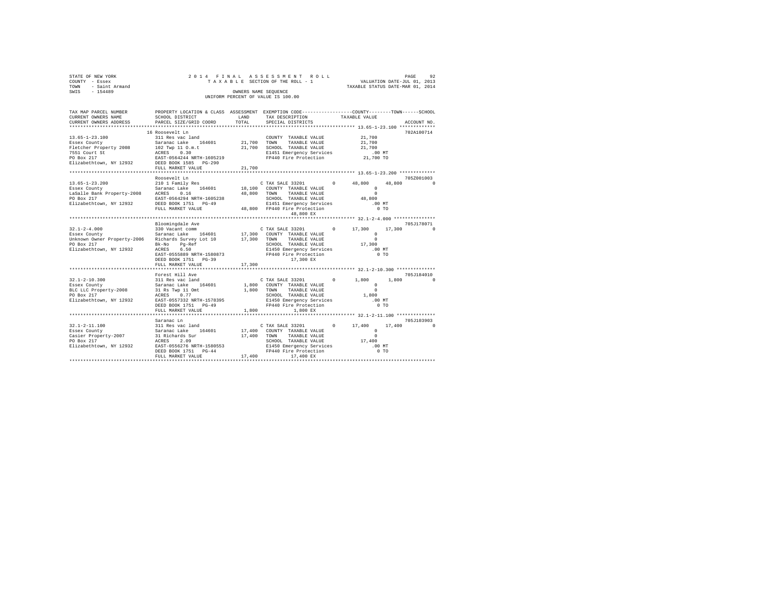STATE OF NEW YORK
COUNTY - Essex
TOWN - Saint Armand
SWIS - 154489

2014 FINAL ASSESSMENT ROLL
TAXABLE SECTION OF THE ROLL - 1
OWNERS NAME SEQUENCE
UNIFORM PERCENT OF VALUE IS 100.00

VALUATION DATE-JUL 01, 2013
TAXABLE STATUS DATE-MAR 01, 2014

```
TAX MAP PARCEL NUMBER        PROPERTY LOCATION & CLASS  ASSESSMENT  EXEMPTION CODE-----------------COUNTY--------TOWN------SCHOOL
CURRENT OWNERS NAME          SCHOOL DISTRICT              LAND       TAX DESCRIPTION              TAXABLE VALUE
CURRENT OWNERS ADDRESS       PARCEL SIZE/GRID COORD       TOTAL      SPECIAL DISTRICTS                                        ACCOUNT NO.
******************************************************************************************************* 13.65-1-23.100 *************
                             16 Roosevelt Ln                                                                                702A100714
13.65-1-23.100               311 Res vac land                        COUNTY  TAXABLE VALUE           21,700
Essex County                 Saranac Lake    164601       21,700     TOWN    TAXABLE VALUE           21,700
Fletcher Property 2008       102 Twp 11 O.m.t             21,700     SCHOOL  TAXABLE VALUE           21,700
7551 Court St                ACRES    0.30                           E1451 Emergency Services           .00 MT
PO Box 217                   EAST-0564244 NRTH-1605219               FP440 Fire Protection           21,700 TO
Elizabethtown, NY 12932      DEED BOOK 1585   PG-290
                             FULL MARKET VALUE            21,700
******************************************************************************************************* 13.65-1-23.200 *************
                             Roosevelt Ln                                                                                   705Z001003
13.65-1-23.200               210 1 Family Res                        C TAX SALE 33201        0      48,800      48,800            0
Essex County                 Saranac Lake    164601       18,100     COUNTY  TAXABLE VALUE               0
LaSalle Bank Property-2008   ACRES    0.16                48,800     TOWN    TAXABLE VALUE               0
PO Box 217                   EAST-0564294 NRTH-1605238               SCHOOL  TAXABLE VALUE           48,800
Elizabethtown, NY 12932      DEED BOOK 1751   PG-49                  E1451 Emergency Services           .00 MT
                             FULL MARKET VALUE            48,800     FP440 Fire Protection               0 TO
                                                                          48,800 EX
******************************************************************************************************* 32.1-2-4.000 ***************
                             Bloomingdale Ave                                                                               705J178071
32.1-2-4.000                 330 Vacant comm                         C TAX SALE 33201        0      17,300      17,300            0
Essex County                 Saranac Lake    164601       17,300     COUNTY  TAXABLE VALUE               0
Unknown Owner Property-2006  Richards Survey Lot 10       17,300     TOWN    TAXABLE VALUE               0
PO Box 217                   Bk-No    Pg-Ref                         SCHOOL  TAXABLE VALUE           17,300
Elizabethtown, NY 12932      ACRES    6.50                           E1450 Emergency Services           .00 MT
                             EAST-0555889 NRTH-1580873               FP440 Fire Protection               0 TO
                             DEED BOOK 1751   PG-39                       17,300 EX
                             FULL MARKET VALUE            17,300
******************************************************************************************************* 32.1-2-10.300 **************
                             Forest Hill Ave                                                                                705J184010
32.1-2-10.300                311 Res vac land                        C TAX SALE 33201        0       1,800       1,800            0
Essex County                 Saranac Lake    164601        1,800     COUNTY  TAXABLE VALUE               0
BLC LLC Property-2008        31 Rs Twp 11 Omt              1,800     TOWN    TAXABLE VALUE               0
PO Box 217                   ACRES    0.77                           SCHOOL  TAXABLE VALUE            1,800
Elizabethtown, NY 12932      EAST-0557332 NRTH-1578395               E1450 Emergency Services           .00 MT
                             DEED BOOK 1751   PG-49                  FP440 Fire Protection               0 TO
                             FULL MARKET VALUE             1,800          1,800 EX
******************************************************************************************************* 32.1-2-11.100 **************
                             Saranac Ln                                                                                     705J103903
32.1-2-11.100                311 Res vac land                        C TAX SALE 33201        0      17,400      17,400            0
Essex County                 Saranac Lake    164601       17,400     COUNTY  TAXABLE VALUE               0
Casier Property-2007         31 Richards Sur              17,400     TOWN    TAXABLE VALUE               0
PO Box 217                   ACRES    2.09                           SCHOOL  TAXABLE VALUE           17,400
Elizabethtown, NY 12932      EAST-0556276 NRTH-1580553               E1450 Emergency Services           .00 MT
                             DEED BOOK 1751   PG-44                  FP440 Fire Protection               0 TO
                             FULL MARKET VALUE            17,400          17,400 EX
************************************************************************************************************************************
```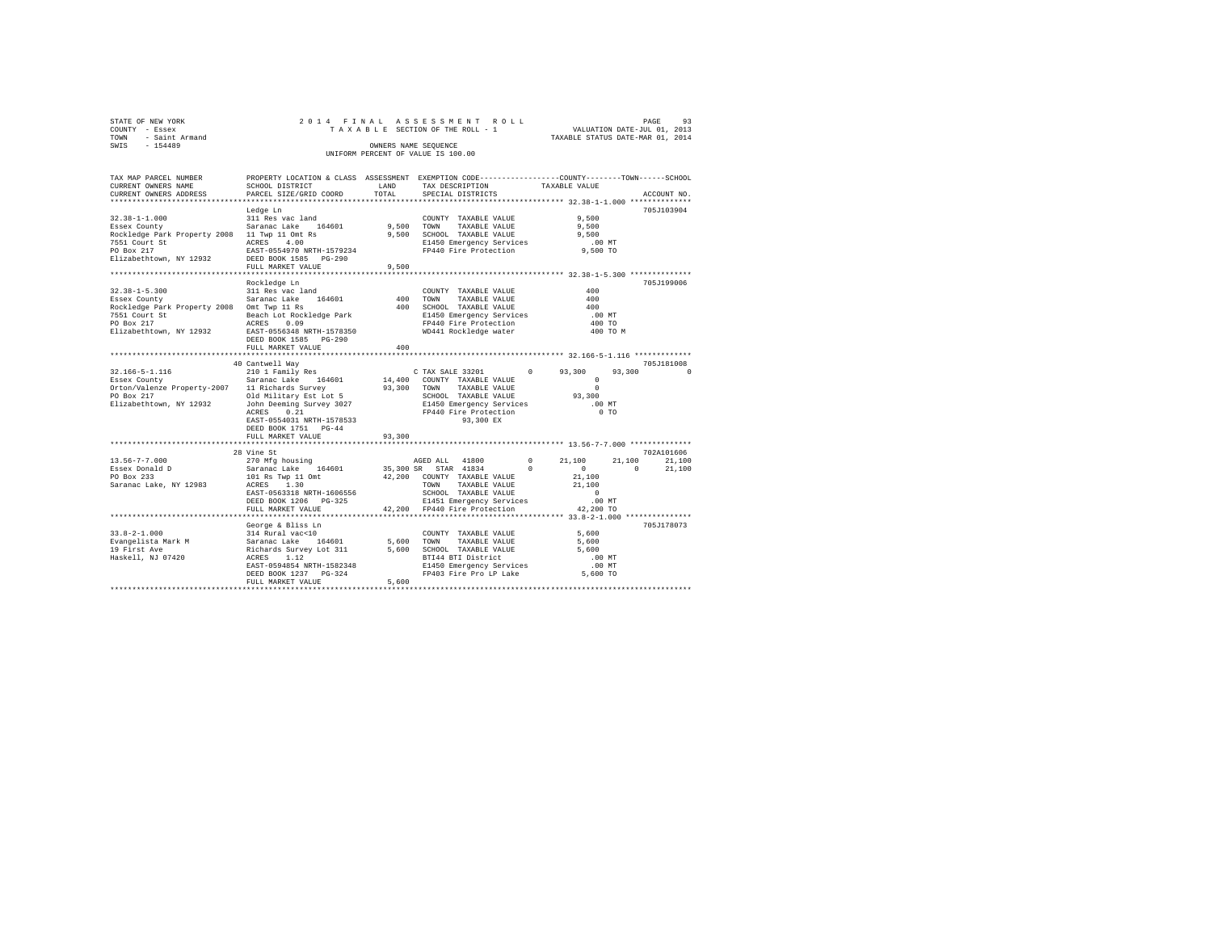STATE OF NEW YORK
COUNTY - Essex
TOWN - Saint Armand
SWIS - 154489

2014 FINAL ASSESSMENT ROLL
TAXABLE SECTION OF THE ROLL - 1
OWNERS NAME SEQUENCE
UNIFORM PERCENT OF VALUE IS 100.00

VALUATION DATE-JUL 01, 2013
TAXABLE STATUS DATE-MAR 01, 2014

```
TAX MAP PARCEL NUMBER          PROPERTY LOCATION & CLASS  ASSESSMENT  EXEMPTION CODE-----------------COUNTY--------TOWN------SCHOOL
CURRENT OWNERS NAME            SCHOOL DISTRICT            LAND        TAX DESCRIPTION             TAXABLE VALUE
CURRENT OWNERS ADDRESS         PARCEL SIZE/GRID COORD     TOTAL       SPECIAL DISTRICTS                                    ACCOUNT NO.
************************************************************************************************************ 32.38-1-1.000 **************
                               Ledge Ln                                                                                705J103904
32.38-1-1.000                  311 Res vac land                        COUNTY  TAXABLE VALUE            9,500
Essex County                   Saranac Lake   164601        9,500      TOWN    TAXABLE VALUE            9,500
Rockledge Park Property 2008   11 Twp 11 Omt Rs             9,500      SCHOOL  TAXABLE VALUE            9,500
7551 Court St                  ACRES    4.00                           E1450 Emergency Services           .00 MT
PO Box 217                     EAST-0554970 NRTH-1579234               FP440 Fire Protection            9,500 TO
Elizabethtown, NY 12932        DEED BOOK 1585   PG-290
                               FULL MARKET VALUE            9,500
************************************************************************************************************ 32.38-1-5.300 **************
                               Rockledge Ln                                                                            705J199006
32.38-1-5.300                  311 Res vac land                        COUNTY  TAXABLE VALUE              400
Essex County                   Saranac Lake   164601          400      TOWN    TAXABLE VALUE              400
Rockledge Park Property 2008   Omt Twp 11 Rs                  400      SCHOOL  TAXABLE VALUE              400
7551 Court St                  Beach Lot Rockledge Park                E1450 Emergency Services           .00 MT
PO Box 217                     ACRES    0.09                           FP440 Fire Protection              400 TO
Elizabethtown, NY 12932        EAST-0556348 NRTH-1578350               WD441 Rockledge water              400 TO M
                               DEED BOOK 1585   PG-290
                               FULL MARKET VALUE              400
************************************************************************************************************ 32.166-5-1.116 *************
                             40 Cantwell Way                                                                           705J181008
32.166-5-1.116                 210 1 Family Res                        C TAX SALE 33201        0       93,300       93,300          0
Essex County                   Saranac Lake   164601       14,400      COUNTY  TAXABLE VALUE                0
Orton/Valenze Property-2007    11 Richards Survey          93,300      TOWN    TAXABLE VALUE                0
PO Box 217                     Old Military Est Lot 5                  SCHOOL  TAXABLE VALUE           93,300
Elizabethtown, NY 12932        John Deeming Survey 3027                E1450 Emergency Services           .00 MT
                               ACRES    0.21                           FP440 Fire Protection                0 TO
                               EAST-0554031 NRTH-1578533                     93,300 EX
                               DEED BOOK 1751   PG-44
                               FULL MARKET VALUE           93,300
************************************************************************************************************ 13.56-7-7.000 **************
                             28 Vine St                                                                                702A101606
13.56-7-7.000                  270 Mfg housing                         AGED ALL  41800         0       21,100       21,100     21,100
Essex Donald D                 Saranac Lake   164601       35,300 SR   STAR  41834             0            0            0     21,100
PO Box 233                     101 Rs Twp 11 Omt           42,200      COUNTY  TAXABLE VALUE           21,100
Saranac Lake, NY 12983         ACRES    1.30                           TOWN    TAXABLE VALUE           21,100
                               EAST-0563318 NRTH-1606556               SCHOOL  TAXABLE VALUE                0
                               DEED BOOK 1206   PG-325                 E1451 Emergency Services           .00 MT
                               FULL MARKET VALUE           42,200      FP440 Fire Protection           42,200 TO
************************************************************************************************************ 33.8-2-1.000 ***************
                               George & Bliss Ln                                                                       705J178073
33.8-2-1.000                   314 Rural vac<10                        COUNTY  TAXABLE VALUE            5,600
Evangelista Mark M             Saranac Lake   164601        5,600      TOWN    TAXABLE VALUE            5,600
19 First Ave                   Richards Survey Lot 311      5,600      SCHOOL  TAXABLE VALUE            5,600
Haskell, NJ 07420              ACRES    1.12                           BTI44 BTI District                 .00 MT
                               EAST-0594854 NRTH-1582348               E1450 Emergency Services           .00 MT
                               DEED BOOK 1237   PG-324                 FP403 Fire Pro LP Lake           5,600 TO
                               FULL MARKET VALUE            5,600
************************************************************************************************************************************
```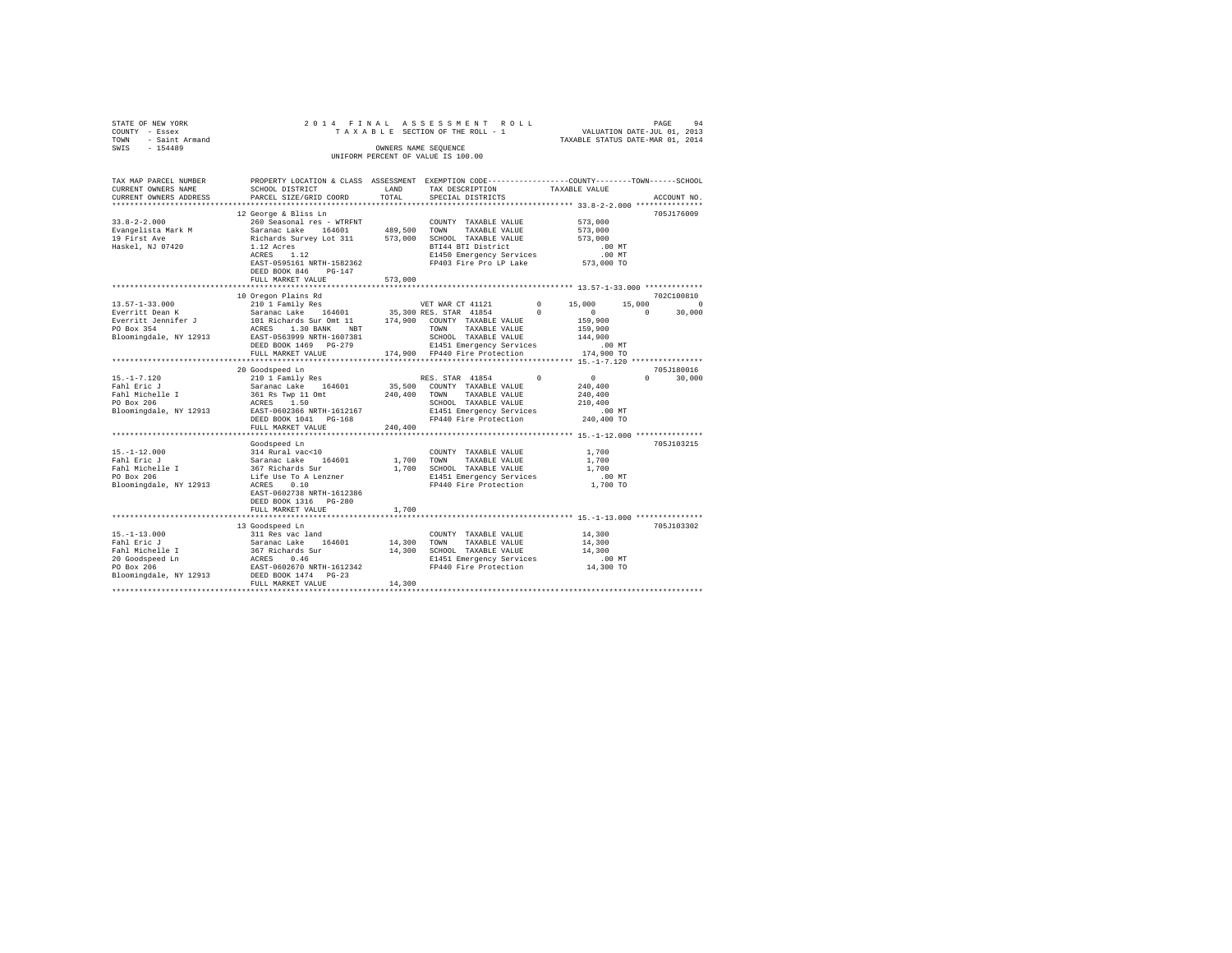STATE OF NEW YORK
COUNTY - Essex
TOWN - Saint Armand
SWIS - 154489

2014 FINAL ASSESSMENT ROLL
TAXABLE SECTION OF THE ROLL - 1
OWNERS NAME SEQUENCE
UNIFORM PERCENT OF VALUE IS 100.00

VALUATION DATE-JUL 01, 2013
TAXABLE STATUS DATE-MAR 01, 2014

```
TAX MAP PARCEL NUMBER     PROPERTY LOCATION & CLASS  ASSESSMENT  EXEMPTION CODE-----------------COUNTY--------TOWN------SCHOOL
CURRENT OWNERS NAME       SCHOOL DISTRICT               LAND      TAX DESCRIPTION           TAXABLE VALUE
CURRENT OWNERS ADDRESS    PARCEL SIZE/GRID COORD        TOTAL     SPECIAL DISTRICTS                                    ACCOUNT NO.
*************************************************************************************************** 33.8-2-2.000 ***************
                          12 George & Bliss Ln                                                                         705J176009
33.8-2-2.000              260 Seasonal res - WTRFNT              COUNTY  TAXABLE VALUE           573,000
Evangelista Mark M        Saranac Lake  164601       489,500     TOWN    TAXABLE VALUE           573,000
19 First Ave              Richards Survey Lot 311    573,000     SCHOOL  TAXABLE VALUE           573,000
Haskel, NJ 07420          1.12 Acres                             BTI44 BTI District                  .00 MT
                          ACRES    1.12                          E1450 Emergency Services            .00 MT
                          EAST-0595161 NRTH-1582362              FP403 Fire Pro LP Lake          573,000 TO
                          DEED BOOK 846    PG-147
                          FULL MARKET VALUE          573,000
*************************************************************************************************** 13.57-1-33.000 *************
                          10 Oregon Plains Rd                                                                          702C100810
13.57-1-33.000            210 1 Family Res                        VET WAR CT 41121        0     15,000     15,000          0
Everritt Dean K           Saranac Lake  164601        35,300 RES. STAR  41854         0          0          0     30,000
Everritt Jennifer J       101 Richards Sur Omt 11    174,900     COUNTY  TAXABLE VALUE           159,900
PO Box 354                ACRES    1.30 BANK    NBT              TOWN    TAXABLE VALUE           159,900
Bloomingdale, NY 12913    EAST-0563999 NRTH-1607381              SCHOOL  TAXABLE VALUE           144,900
                          DEED BOOK 1469   PG-279                E1451 Emergency Services            .00 MT
                          FULL MARKET VALUE          174,900     FP440 Fire Protection           174,900 TO
*************************************************************************************************** 15.-1-7.120 ****************
                          20 Goodspeed Ln                                                                              705J180016
15.-1-7.120               210 1 Family Res                        RES. STAR  41854        0          0          0     30,000
Fahl Eric J               Saranac Lake  164601        35,500     COUNTY  TAXABLE VALUE           240,400
Fahl Michelle I           361 Rs Twp 11 Omt          240,400     TOWN    TAXABLE VALUE           240,400
PO Box 206                ACRES    1.50                          SCHOOL  TAXABLE VALUE           210,400
Bloomingdale, NY 12913    EAST-0602366 NRTH-1612167              E1451 Emergency Services            .00 MT
                          DEED BOOK 1041   PG-168                FP440 Fire Protection           240,400 TO
                          FULL MARKET VALUE          240,400
*************************************************************************************************** 15.-1-12.000 ***************
                          Goodspeed Ln                                                                                 705J103215
15.-1-12.000              314 Rural vac<10                       COUNTY  TAXABLE VALUE             1,700
Fahl Eric J               Saranac Lake  164601         1,700     TOWN    TAXABLE VALUE             1,700
Fahl Michelle I           367 Richards Sur             1,700     SCHOOL  TAXABLE VALUE             1,700
PO Box 206                Life Use To A Lenzner                  E1451 Emergency Services            .00 MT
Bloomingdale, NY 12913    ACRES    0.10                          FP440 Fire Protection             1,700 TO
                          EAST-0602738 NRTH-1612386
                          DEED BOOK 1316   PG-280
                          FULL MARKET VALUE            1,700
*************************************************************************************************** 15.-1-13.000 ***************
                          13 Goodspeed Ln                                                                              705J103302
15.-1-13.000              311 Res vac land                       COUNTY  TAXABLE VALUE            14,300
Fahl Eric J               Saranac Lake  164601        14,300     TOWN    TAXABLE VALUE            14,300
Fahl Michelle I           367 Richards Sur            14,300     SCHOOL  TAXABLE VALUE            14,300
20 Goodspeed Ln           ACRES    0.46                          E1451 Emergency Services            .00 MT
PO Box 206                EAST-0602670 NRTH-1612342              FP440 Fire Protection            14,300 TO
Bloomingdale, NY 12913    DEED BOOK 1474   PG-23
                          FULL MARKET VALUE           14,300
********************************************************************************************************************************
```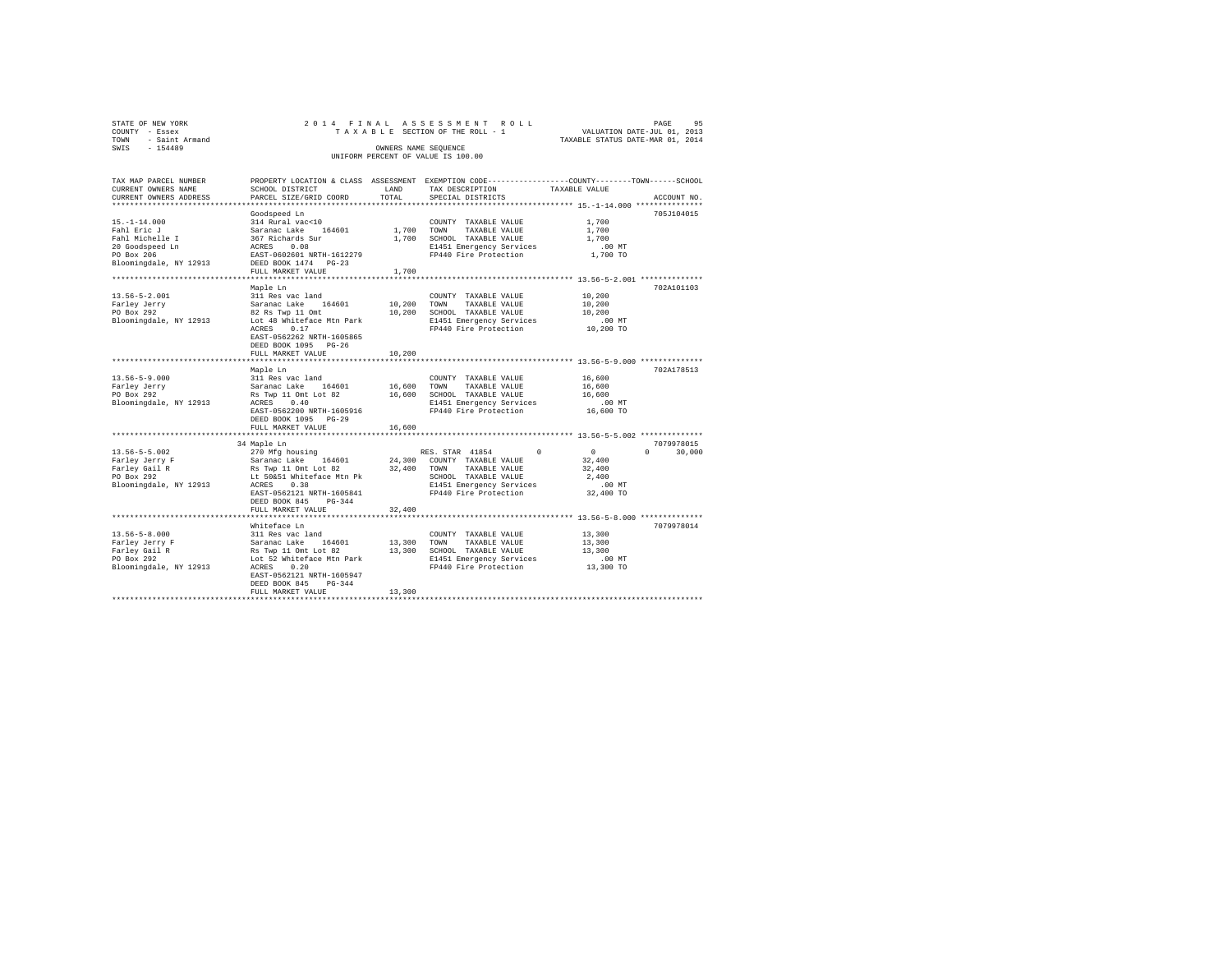STATE OF NEW YORK
COUNTY - Essex
TOWN - Saint Armand
SWIS - 154489

2014 FINAL ASSESSMENT ROLL
TAXABLE SECTION OF THE ROLL - 1
OWNERS NAME SEQUENCE
UNIFORM PERCENT OF VALUE IS 100.00

VALUATION DATE-JUL 01, 2013
TAXABLE STATUS DATE-MAR 01, 2014

```
TAX MAP PARCEL NUMBER     PROPERTY LOCATION & CLASS  ASSESSMENT  EXEMPTION CODE-----------------COUNTY--------TOWN------SCHOOL
CURRENT OWNERS NAME       SCHOOL DISTRICT              LAND      TAX DESCRIPTION            TAXABLE VALUE
CURRENT OWNERS ADDRESS    PARCEL SIZE/GRID COORD       TOTAL     SPECIAL DISTRICTS                                   ACCOUNT NO.
******************************************************************************************** 15.-1-14.000 ***************
                          Goodspeed Ln                                                                               705J104015
15.-1-14.000              314 Rural vac<10                      COUNTY  TAXABLE VALUE             1,700
Fahl Eric J               Saranac Lake   164601        1,700    TOWN    TAXABLE VALUE             1,700
Fahl Michelle I           367 Richards Sur             1,700    SCHOOL  TAXABLE VALUE             1,700
20 Goodspeed Ln           ACRES    0.08                         E1451 Emergency Services            .00 MT
PO Box 206                EAST-0602601 NRTH-1612279             FP440 Fire Protection             1,700 TO
Bloomingdale, NY 12913    DEED BOOK 1474   PG-23
                          FULL MARKET VALUE            1,700
******************************************************************************************** 13.56-5-2.001 **************
                          Maple Ln                                                                                   702A101103
13.56-5-2.001             311 Res vac land                      COUNTY  TAXABLE VALUE            10,200
Farley Jerry              Saranac Lake   164601       10,200    TOWN    TAXABLE VALUE            10,200
PO Box 292                82 Rs Twp 11 Omt            10,200    SCHOOL  TAXABLE VALUE            10,200
Bloomingdale, NY 12913    Lot 48 Whiteface Mtn Park             E1451 Emergency Services            .00 MT
                          ACRES    0.17                         FP440 Fire Protection            10,200 TO
                          EAST-0562262 NRTH-1605865
                          DEED BOOK 1095   PG-26
                          FULL MARKET VALUE           10,200
******************************************************************************************** 13.56-5-9.000 **************
                          Maple Ln                                                                                   702A178513
13.56-5-9.000             311 Res vac land                      COUNTY  TAXABLE VALUE            16,600
Farley Jerry              Saranac Lake   164601       16,600    TOWN    TAXABLE VALUE            16,600
PO Box 292                Rs Twp 11 Omt Lot 82        16,600    SCHOOL  TAXABLE VALUE            16,600
Bloomingdale, NY 12913    ACRES    0.40                         E1451 Emergency Services            .00 MT
                          EAST-0562200 NRTH-1605916             FP440 Fire Protection            16,600 TO
                          DEED BOOK 1095   PG-29
                          FULL MARKET VALUE           16,600
******************************************************************************************** 13.56-5-5.002 **************
                          34 Maple Ln                                                                                7079978015
13.56-5-5.002             270 Mfg housing                       RES. STAR 41854        0            0            0       30,000
Farley Jerry F            Saranac Lake   164601       24,300    COUNTY  TAXABLE VALUE            32,400
Farley Gail R             Rs Twp 11 Omt Lot 82        32,400    TOWN    TAXABLE VALUE            32,400
PO Box 292                Lt 50&51 Whiteface Mtn Pk             SCHOOL  TAXABLE VALUE             2,400
Bloomingdale, NY 12913    ACRES    0.38                         E1451 Emergency Services            .00 MT
                          EAST-0562121 NRTH-1605841             FP440 Fire Protection            32,400 TO
                          DEED BOOK 845    PG-344
                          FULL MARKET VALUE           32,400
******************************************************************************************** 13.56-5-8.000 **************
                          Whiteface Ln                                                                               7079978014
13.56-5-8.000             311 Res vac land                      COUNTY  TAXABLE VALUE            13,300
Farley Jerry F            Saranac Lake   164601       13,300    TOWN    TAXABLE VALUE            13,300
Farley Gail R             Rs Twp 11 Omt Lot 82        13,300    SCHOOL  TAXABLE VALUE            13,300
PO Box 292                Lot 52 Whiteface Mtn Park             E1451 Emergency Services            .00 MT
Bloomingdale, NY 12913    ACRES    0.20                         FP440 Fire Protection            13,300 TO
                          EAST-0562121 NRTH-1605947
                          DEED BOOK 845    PG-344
                          FULL MARKET VALUE           13,300
****************************************************************************************************************************
```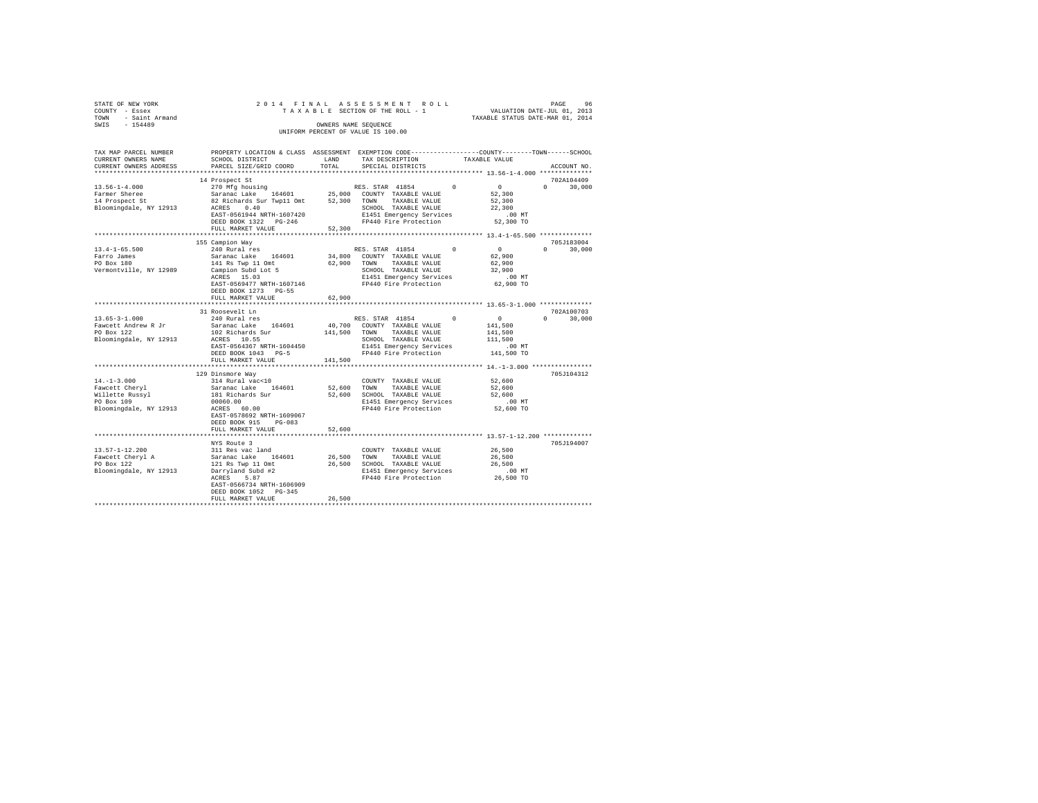STATE OF NEW YORK
COUNTY - Essex
TOWN - Saint Armand
SWIS - 154489

2014 FINAL ASSESSMENT ROLL
TAXABLE SECTION OF THE ROLL - 1
OWNERS NAME SEQUENCE
UNIFORM PERCENT OF VALUE IS 100.00

VALUATION DATE-JUL 01, 2013
TAXABLE STATUS DATE-MAR 01, 2014

```
TAX MAP PARCEL NUMBER     PROPERTY LOCATION & CLASS  ASSESSMENT  EXEMPTION CODE-----------------COUNTY--------TOWN------SCHOOL
CURRENT OWNERS NAME       SCHOOL DISTRICT              LAND      TAX DESCRIPTION            TAXABLE VALUE
CURRENT OWNERS ADDRESS    PARCEL SIZE/GRID COORD       TOTAL     SPECIAL DISTRICTS                                    ACCOUNT NO.
******************************************************************************************* 13.56-1-4.000 **************
                          14 Prospect St                                                                           702A104409
13.56-1-4.000             270 Mfg housing                        RES. STAR 41854        0          0           0      30,000
Farmer Sheree             Saranac Lake    164601        25,000   COUNTY  TAXABLE VALUE          52,300
14 Prospect St            82 Richards Sur Twp11 Omt     52,300   TOWN    TAXABLE VALUE          52,300
Bloomingdale, NY 12913    ACRES    0.40                          SCHOOL  TAXABLE VALUE          22,300
                          EAST-0561944 NRTH-1607420              E1451 Emergency Services          .00 MT
                          DEED BOOK 1322   PG-246                FP440 Fire Protection          52,300 TO
                          FULL MARKET VALUE             52,300
******************************************************************************************* 13.4-1-65.500 **************
                          155 Campion Way                                                                          705J183004
13.4-1-65.500             240 Rural res                          RES. STAR 41854        0          0           0      30,000
Farro James               Saranac Lake    164601        34,800   COUNTY  TAXABLE VALUE          62,900
PO Box 180                141 Rs Twp 11 Omt             62,900   TOWN    TAXABLE VALUE          62,900
Vermontville, NY 12989    Campion Subd Lot 5                     SCHOOL  TAXABLE VALUE          32,900
                          ACRES   15.03                          E1451 Emergency Services          .00 MT
                          EAST-0569477 NRTH-1607146              FP440 Fire Protection          62,900 TO
                          DEED BOOK 1273   PG-55
                          FULL MARKET VALUE             62,900
******************************************************************************************* 13.65-3-1.000 **************
                          31 Roosevelt Ln                                                                          702A100703
13.65-3-1.000             240 Rural res                          RES. STAR 41854        0          0           0      30,000
Fawcett Andrew R Jr       Saranac Lake    164601        40,700   COUNTY  TAXABLE VALUE         141,500
PO Box 122                102 Richards Sur             141,500   TOWN    TAXABLE VALUE         141,500
Bloomingdale, NY 12913    ACRES   10.55                          SCHOOL  TAXABLE VALUE         111,500
                          EAST-0564367 NRTH-1604450              E1451 Emergency Services          .00 MT
                          DEED BOOK 1043   PG-5                  FP440 Fire Protection         141,500 TO
                          FULL MARKET VALUE            141,500
******************************************************************************************* 14.-1-3.000 ****************
                          129 Dinsmore Way                                                                         705J104312
14.-1-3.000               314 Rural vac<10                       COUNTY  TAXABLE VALUE          52,600
Fawcett Cheryl            Saranac Lake    164601        52,600   TOWN    TAXABLE VALUE          52,600
Willette Russyl           181 Richards Sur              52,600   SCHOOL  TAXABLE VALUE          52,600
PO Box 109                00060.00                               E1451 Emergency Services          .00 MT
Bloomingdale, NY 12913    ACRES   60.00                          FP440 Fire Protection          52,600 TO
                          EAST-0578692 NRTH-1609067
                          DEED BOOK 915    PG-083
                          FULL MARKET VALUE             52,600
******************************************************************************************* 13.57-1-12.200 *************
                          NYS Route 3                                                                              705J194007
13.57-1-12.200            311 Res vac land                       COUNTY  TAXABLE VALUE          26,500
Fawcett Cheryl A          Saranac Lake    164601        26,500   TOWN    TAXABLE VALUE          26,500
PO Box 122                121 Rs Twp 11 Omt             26,500   SCHOOL  TAXABLE VALUE          26,500
Bloomingdale, NY 12913    Darryland Subd #2                      E1451 Emergency Services          .00 MT
                          ACRES    5.87                          FP440 Fire Protection          26,500 TO
                          EAST-0566734 NRTH-1606909
                          DEED BOOK 1052   PG-345
                          FULL MARKET VALUE             26,500
************************************************************************************************************************
```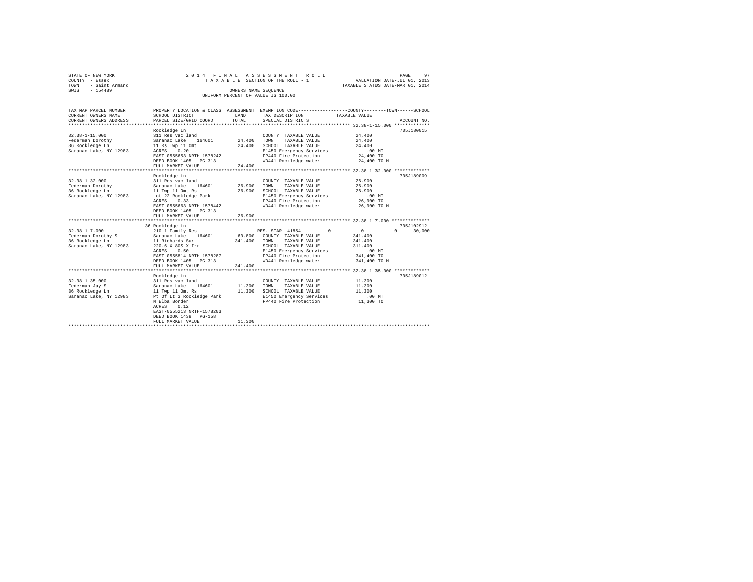STATE OF NEW YORK
COUNTY - Essex
TOWN - Saint Armand
SWIS - 154489

2014 FINAL ASSESSMENT ROLL
TAXABLE SECTION OF THE ROLL - 1
OWNERS NAME SEQUENCE
UNIFORM PERCENT OF VALUE IS 100.00

VALUATION DATE-JUL 01, 2013
TAXABLE STATUS DATE-MAR 01, 2014

```
TAX MAP PARCEL NUMBER     PROPERTY LOCATION & CLASS  ASSESSMENT  EXEMPTION CODE-----------------COUNTY--------TOWN------SCHOOL
CURRENT OWNERS NAME       SCHOOL DISTRICT              LAND      TAX DESCRIPTION            TAXABLE VALUE
CURRENT OWNERS ADDRESS    PARCEL SIZE/GRID COORD       TOTAL     SPECIAL DISTRICTS                                  ACCOUNT NO.
******************************************************************************************** 32.38-1-15.000 *************
                          Rockledge Ln                                                                            705J180015
32.38-1-15.000            311 Res vac land                       COUNTY  TAXABLE VALUE            24,400
Federman Dorothy          Saranac Lake   164601       24,400     TOWN    TAXABLE VALUE            24,400
36 Rockledge Ln           11 Rs Twp 11 Omt            24,400     SCHOOL  TAXABLE VALUE            24,400
Saranac Lake, NY 12983    ACRES    0.20                          E1450 Emergency Services            .00 MT
                          EAST-0555653 NRTH-1578242              FP440 Fire Protection            24,400 TO
                          DEED BOOK 1405   PG-313                WD441 Rockledge water            24,400 TO M
                          FULL MARKET VALUE           24,400
******************************************************************************************** 32.38-1-32.000 *************
                          Rockledge Ln                                                                            705J189009
32.38-1-32.000            311 Res vac land                       COUNTY  TAXABLE VALUE            26,900
Federman Dorothy          Saranac Lake   164601       26,900     TOWN    TAXABLE VALUE            26,900
36 Rockledge Ln           11 Twp 11 Omt Rs            26,900     SCHOOL  TAXABLE VALUE            26,900
Saranac Lake, NY 12983    Lot 22 Rockledge Park                  E1450 Emergency Services            .00 MT
                          ACRES    0.33                          FP440 Fire Protection            26,900 TO
                          EAST-0555663 NRTH-1578442              WD441 Rockledge water            26,900 TO M
                          DEED BOOK 1405   PG-313
                          FULL MARKET VALUE           26,900
******************************************************************************************** 32.38-1-7.000 **************
                          36 Rockledge Ln                                                                         705J102912
32.38-1-7.000             210 1 Family Res                       RES. STAR 41854          0            0            0     30,000
Federman Dorothy S        Saranac Lake   164601       60,800     COUNTY  TAXABLE VALUE           341,400
36 Rockledge Ln           11 Richards Sur            341,400     TOWN    TAXABLE VALUE           341,400
Saranac Lake, NY 12983    220.6 X 80S X Irr                      SCHOOL  TAXABLE VALUE           311,400
                          ACRES    0.50                          E1450 Emergency Services            .00 MT
                          EAST-0555814 NRTH-1578287              FP440 Fire Protection           341,400 TO
                          DEED BOOK 1405   PG-313                WD441 Rockledge water           341,400 TO M
                          FULL MARKET VALUE          341,400
******************************************************************************************** 32.38-1-35.000 *************
                          Rockledge Ln                                                                            705J189012
32.38-1-35.000            311 Res vac land                       COUNTY  TAXABLE VALUE            11,300
Federman Jay S            Saranac Lake   164601       11,300     TOWN    TAXABLE VALUE            11,300
36 Rockledge Ln           11 Twp 11 Omt Rs            11,300     SCHOOL  TAXABLE VALUE            11,300
Saranac Lake, NY 12983    Pt Of Lt 3 Rockledge Park              E1450 Emergency Services            .00 MT
                          N Elba Border                          FP440 Fire Protection            11,300 TO
                          ACRES    0.12
                          EAST-0555213 NRTH-1578203
                          DEED BOOK 1438   PG-158
                          FULL MARKET VALUE           11,300
****************************************************************************************************************************
```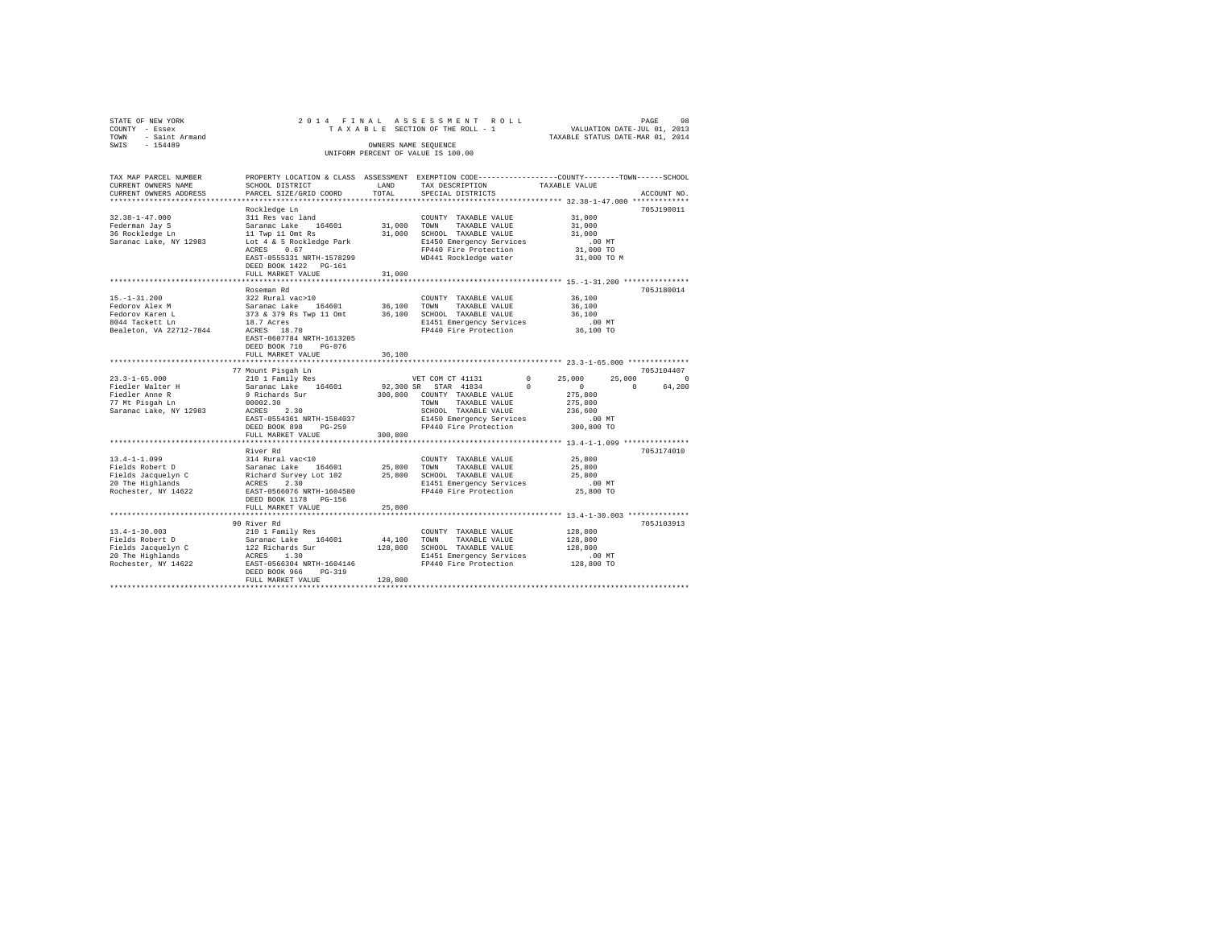STATE OF NEW YORK
COUNTY - Essex
TOWN - Saint Armand
SWIS - 154489

2014 FINAL ASSESSMENT ROLL
TAXABLE SECTION OF THE ROLL - 1
OWNERS NAME SEQUENCE
UNIFORM PERCENT OF VALUE IS 100.00

PAGE 98
VALUATION DATE-JUL 01, 2013
TAXABLE STATUS DATE-MAR 01, 2014

```
TAX MAP PARCEL NUMBER      PROPERTY LOCATION & CLASS  ASSESSMENT  EXEMPTION CODE-----------------COUNTY--------TOWN------SCHOOL
CURRENT OWNERS NAME        SCHOOL DISTRICT              LAND      TAX DESCRIPTION           TAXABLE VALUE
CURRENT OWNERS ADDRESS     PARCEL SIZE/GRID COORD      TOTAL      SPECIAL DISTRICTS                                    ACCOUNT NO.
******************************************************************************************************* 32.38-1-47.000 *************
                           Rockledge Ln                                                                                 705J190011
32.38-1-47.000             311 Res vac land                       COUNTY  TAXABLE VALUE             31,000
Federman Jay S             Saranac Lake   164601        31,000    TOWN    TAXABLE VALUE             31,000
36 Rockledge Ln            11 Twp 11 Omt Rs             31,000    SCHOOL  TAXABLE VALUE             31,000
Saranac Lake, NY 12983     Lot 4 & 5 Rockledge Park               E1450 Emergency Services            .00 MT
                           ACRES    0.67                          FP440 Fire Protection             31,000 TO
                           EAST-0555331 NRTH-1578299              WD441 Rockledge water             31,000 TO M
                           DEED BOOK 1422   PG-161
                           FULL MARKET VALUE            31,000
******************************************************************************************************* 15.-1-31.200 ***************
                           Roseman Rd                                                                                   705J180014
15.-1-31.200               322 Rural vac>10                       COUNTY  TAXABLE VALUE             36,100
Fedorov Alex M             Saranac Lake   164601        36,100    TOWN    TAXABLE VALUE             36,100
Fedorov Karen L            373 & 379 Rs Twp 11 Omt      36,100    SCHOOL  TAXABLE VALUE             36,100
8044 Tackett Ln            18.7 Acres                             E1451 Emergency Services            .00 MT
Bealeton, VA 22712-7844    ACRES   18.70                          FP440 Fire Protection             36,100 TO
                           EAST-0607784 NRTH-1613205
                           DEED BOOK 710    PG-076
                           FULL MARKET VALUE            36,100
******************************************************************************************************* 23.3-1-65.000 **************
                           77 Mount Pisgah Ln                                                                           705J104407
23.3-1-65.000              210 1 Family Res                       VET COM CT 41131        0      25,000      25,000           0
Fiedler Walter H           Saranac Lake   164601        92,300 SR  STAR  41834            0           0           0      64,200
Fiedler Anne R             9 Richards Sur              300,800    COUNTY  TAXABLE VALUE            275,800
77 Mt Pisgah Ln            00002.30                               TOWN    TAXABLE VALUE            275,800
Saranac Lake, NY 12983     ACRES    2.30                          SCHOOL  TAXABLE VALUE            236,600
                           EAST-0554361 NRTH-1584037              E1450 Emergency Services            .00 MT
                           DEED BOOK 898    PG-259                FP440 Fire Protection            300,800 TO
                           FULL MARKET VALUE           300,800
******************************************************************************************************* 13.4-1-1.099 ***************
                           River Rd                                                                                     705J174010
13.4-1-1.099               314 Rural vac<10                       COUNTY  TAXABLE VALUE             25,800
Fields Robert D            Saranac Lake   164601        25,800    TOWN    TAXABLE VALUE             25,800
Fields Jacquelyn C         Richard Survey Lot 102       25,800    SCHOOL  TAXABLE VALUE             25,800
20 The Highlands           ACRES    2.30                          E1451 Emergency Services            .00 MT
Rochester, NY 14622        EAST-0566076 NRTH-1604580              FP440 Fire Protection             25,800 TO
                           DEED BOOK 1178   PG-156
                           FULL MARKET VALUE            25,800
******************************************************************************************************* 13.4-1-30.003 **************
                           90 River Rd                                                                                  705J103913
13.4-1-30.003              210 1 Family Res                       COUNTY  TAXABLE VALUE            128,800
Fields Robert D            Saranac Lake   164601        44,100    TOWN    TAXABLE VALUE            128,800
Fields Jacquelyn C         122 Richards Sur            128,800    SCHOOL  TAXABLE VALUE            128,800
20 The Highlands           ACRES    1.30                          E1451 Emergency Services            .00 MT
Rochester, NY 14622        EAST-0566304 NRTH-1604146              FP440 Fire Protection            128,800 TO
                           DEED BOOK 966    PG-319
                           FULL MARKET VALUE           128,800
************************************************************************************************************************************
```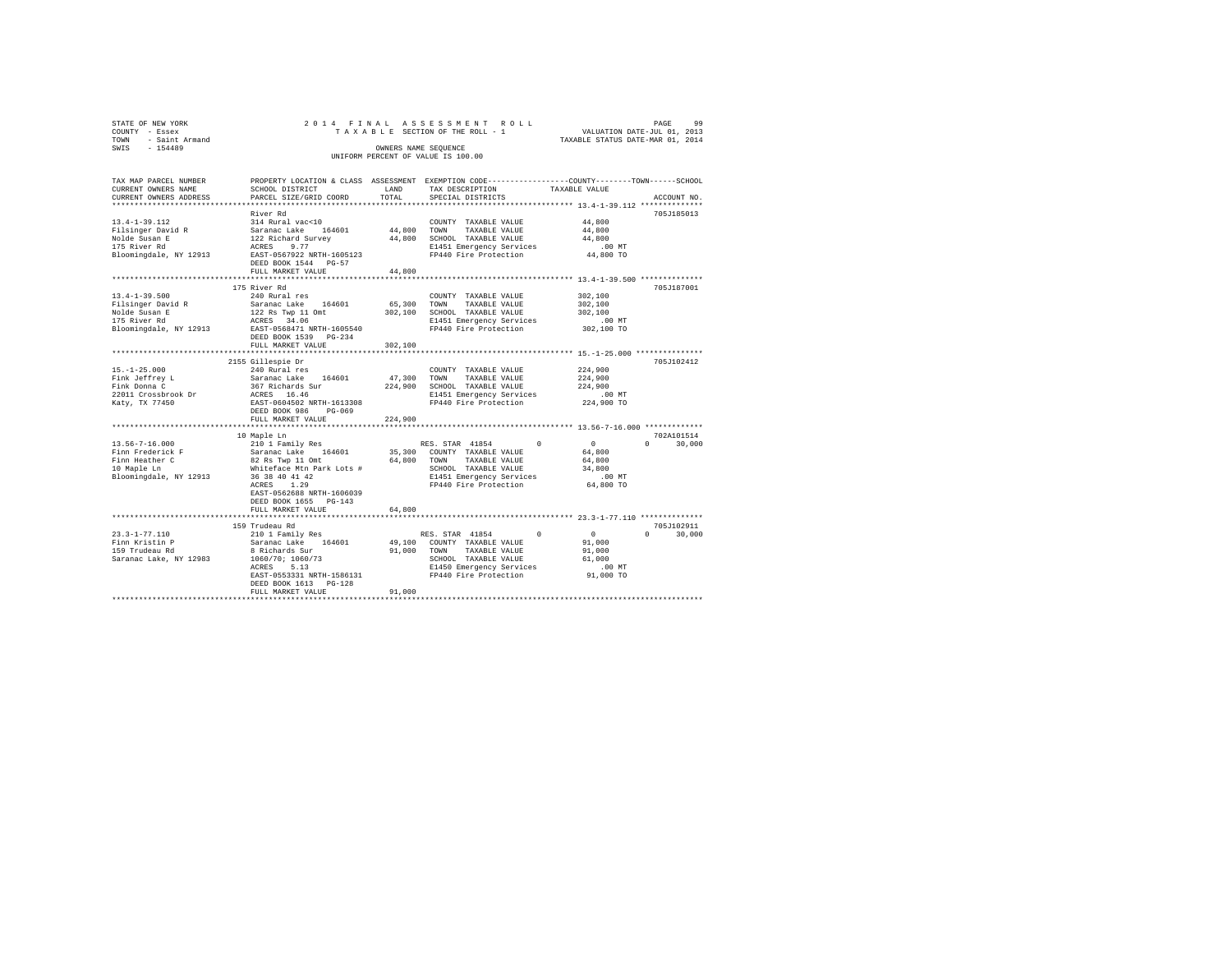STATE OF NEW YORK
COUNTY - Essex
TOWN - Saint Armand
SWIS - 154489

2014 FINAL ASSESSMENT ROLL
TAXABLE SECTION OF THE ROLL - 1
OWNERS NAME SEQUENCE
UNIFORM PERCENT OF VALUE IS 100.00

VALUATION DATE-JUL 01, 2013
TAXABLE STATUS DATE-MAR 01, 2014

```
TAX MAP PARCEL NUMBER          PROPERTY LOCATION & CLASS  ASSESSMENT  EXEMPTION CODE-----------------COUNTY--------TOWN------SCHOOL
CURRENT OWNERS NAME            SCHOOL DISTRICT             LAND       TAX DESCRIPTION              TAXABLE VALUE
CURRENT OWNERS ADDRESS         PARCEL SIZE/GRID COORD      TOTAL      SPECIAL DISTRICTS                                    ACCOUNT NO.
******************************************************************************************************* 13.4-1-39.112 **************
                               River Rd                                                                                   705J185013
13.4-1-39.112                  314 Rural vac<10                      COUNTY  TAXABLE VALUE            44,800
Filsinger David R              Saranac Lake    164601      44,800    TOWN    TAXABLE VALUE            44,800
Nolde Susan E                  122 Richard Survey          44,800    SCHOOL  TAXABLE VALUE            44,800
175 River Rd                   ACRES    9.77                         E1451 Emergency Services            .00 MT
Bloomingdale, NY 12913         EAST-0567922 NRTH-1605123             FP440 Fire Protection            44,800 TO
                               DEED BOOK 1544   PG-57
                               FULL MARKET VALUE           44,800
******************************************************************************************************* 13.4-1-39.500 **************
                               175 River Rd                                                                               705J187001
13.4-1-39.500                  240 Rural res                         COUNTY  TAXABLE VALUE           302,100
Filsinger David R              Saranac Lake    164601      65,300    TOWN    TAXABLE VALUE           302,100
Nolde Susan E                  122 Rs Twp 11 Omt          302,100    SCHOOL  TAXABLE VALUE           302,100
175 River Rd                   ACRES   34.06                         E1451 Emergency Services            .00 MT
Bloomingdale, NY 12913         EAST-0568471 NRTH-1605540             FP440 Fire Protection           302,100 TO
                               DEED BOOK 1539   PG-234
                               FULL MARKET VALUE          302,100
******************************************************************************************************* 15.-1-25.000 ***************
                               2155 Gillespie Dr                                                                          705J102412
15.-1-25.000                   240 Rural res                         COUNTY  TAXABLE VALUE           224,900
Fink Jeffrey L                 Saranac Lake    164601      47,300    TOWN    TAXABLE VALUE           224,900
Fink Donna C                   367 Richards Sur           224,900    SCHOOL  TAXABLE VALUE           224,900
22011 Crossbrook Dr            ACRES   16.46                         E1451 Emergency Services            .00 MT
Katy, TX 77450                 EAST-0604502 NRTH-1613308             FP440 Fire Protection           224,900 TO
                               DEED BOOK 986    PG-069
                               FULL MARKET VALUE          224,900
******************************************************************************************************* 13.56-7-16.000 *************
                               10 Maple Ln                                                                                702A101514
13.56-7-16.000                 210 1 Family Res                      RES. STAR  41854         0            0            0      30,000
Finn Frederick F               Saranac Lake    164601      35,300    COUNTY  TAXABLE VALUE            64,800
Finn Heather C                 82 Rs Twp 11 Omt            64,800    TOWN    TAXABLE VALUE            64,800
10 Maple Ln                    Whiteface Mtn Park Lots #             SCHOOL  TAXABLE VALUE            34,800
Bloomingdale, NY 12913         36 38 40 41 42                        E1451 Emergency Services            .00 MT
                               ACRES    1.29                         FP440 Fire Protection            64,800 TO
                               EAST-0562688 NRTH-1606039
                               DEED BOOK 1655   PG-143
                               FULL MARKET VALUE           64,800
******************************************************************************************************* 23.3-1-77.110 **************
                               159 Trudeau Rd                                                                             705J102911
23.3-1-77.110                  210 1 Family Res                      RES. STAR  41854         0            0            0      30,000
Finn Kristin P                 Saranac Lake    164601      49,100    COUNTY  TAXABLE VALUE            91,000
159 Trudeau Rd                 8 Richards Sur              91,000    TOWN    TAXABLE VALUE            91,000
Saranac Lake, NY 12983         1060/70; 1060/73                      SCHOOL  TAXABLE VALUE            61,000
                               ACRES    5.13                         E1450 Emergency Services            .00 MT
                               EAST-0553331 NRTH-1586131             FP440 Fire Protection            91,000 TO
                               DEED BOOK 1613   PG-128
                               FULL MARKET VALUE           91,000
************************************************************************************************************************************
```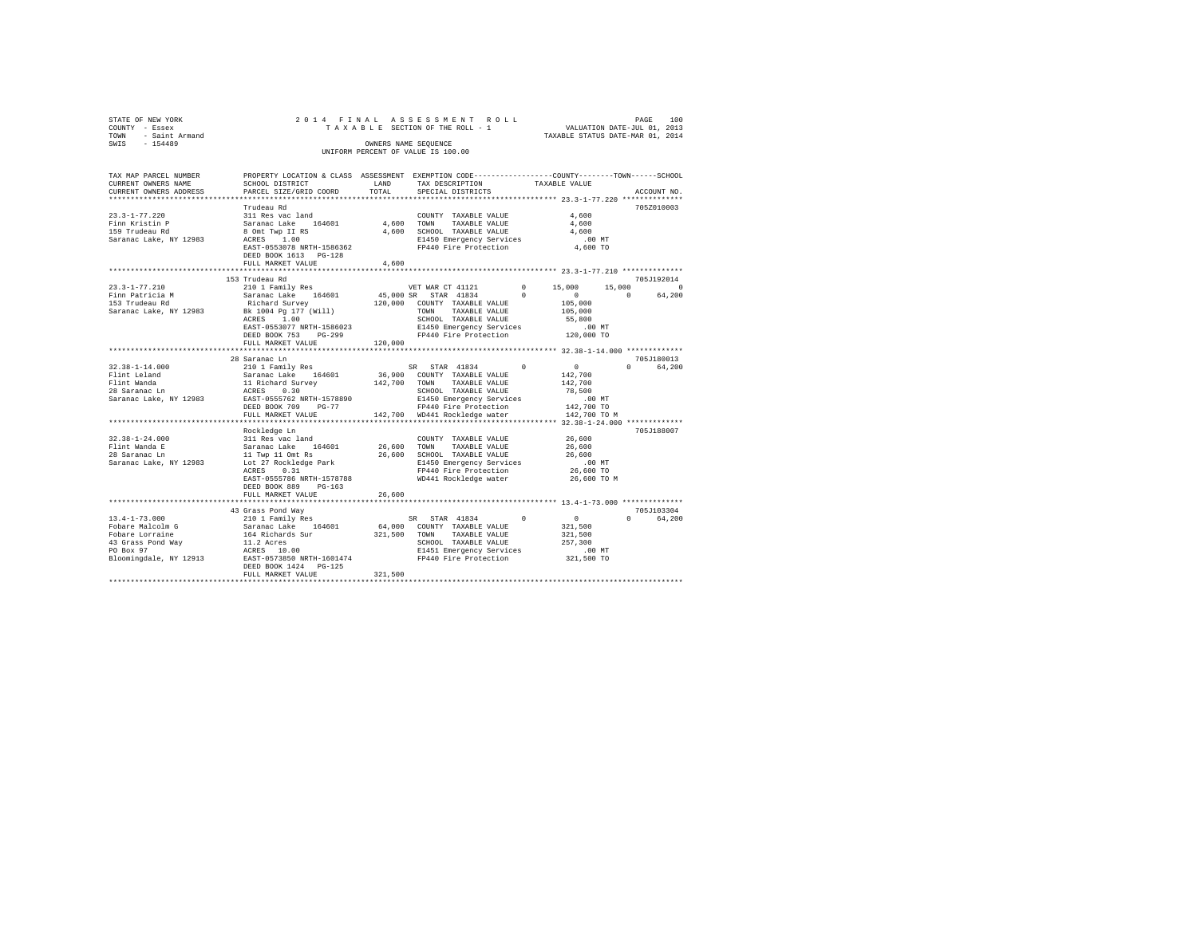STATE OF NEW YORK
COUNTY - Essex
TOWN - Saint Armand
SWIS - 154489

2014 FINAL ASSESSMENT ROLL
TAXABLE SECTION OF THE ROLL - 1
OWNERS NAME SEQUENCE
UNIFORM PERCENT OF VALUE IS 100.00

VALUATION DATE-JUL 01, 2013
TAXABLE STATUS DATE-MAR 01, 2014

```
TAX MAP PARCEL NUMBER    PROPERTY LOCATION & CLASS  ASSESSMENT  EXEMPTION CODE-----------------COUNTY--------TOWN------SCHOOL
CURRENT OWNERS NAME      SCHOOL DISTRICT             LAND       TAX DESCRIPTION            TAXABLE VALUE
CURRENT OWNERS ADDRESS   PARCEL SIZE/GRID COORD      TOTAL      SPECIAL DISTRICTS                                    ACCOUNT NO.
****************************************************************************************** 23.3-1-77.220 **************
                         Trudeau Rd                                                                              705Z010003
23.3-1-77.220            311 Res vac land                        COUNTY  TAXABLE VALUE            4,600
Finn Kristin P           Saranac Lake   164601        4,600      TOWN    TAXABLE VALUE            4,600
159 Trudeau Rd           8 Omt Twp II RS              4,600      SCHOOL  TAXABLE VALUE            4,600
Saranac Lake, NY 12983   ACRES    1.00                           E1450 Emergency Services           .00 MT
                         EAST-0553078 NRTH-1586362               FP440 Fire Protection            4,600 TO
                         DEED BOOK 1613   PG-128
                         FULL MARKET VALUE            4,600
****************************************************************************************** 23.3-1-77.210 **************
                         153 Trudeau Rd                                                                          705J192014
23.3-1-77.210            210 1 Family Res                VET WAR CT 41121        0      15,000      15,000           0
Finn Patricia M          Saranac Lake   164601       45,000 SR   STAR 41834         0           0           0      64,200
153 Trudeau Rd           Richard Survey             120,000      COUNTY  TAXABLE VALUE          105,000
Saranac Lake, NY 12983   Bk 1004 Pg 177 (Will)                   TOWN    TAXABLE VALUE          105,000
                         ACRES    1.00                           SCHOOL  TAXABLE VALUE           55,800
                         EAST-0553077 NRTH-1586023               E1450 Emergency Services           .00 MT
                         DEED BOOK 753    PG-299                 FP440 Fire Protection          120,000 TO
                         FULL MARKET VALUE          120,000
****************************************************************************************** 32.38-1-14.000 *************
                         28 Saranac Ln                                                                           705J180013
32.38-1-14.000           210 1 Family Res                SR   STAR 41834         0           0           0      64,200
Flint Leland             Saranac Lake   164601       36,900      COUNTY  TAXABLE VALUE          142,700
Flint Wanda              11 Richard Survey          142,700      TOWN    TAXABLE VALUE          142,700
28 Saranac Ln            ACRES    0.30                           SCHOOL  TAXABLE VALUE           78,500
Saranac Lake, NY 12983   EAST-0555762 NRTH-1578890               E1450 Emergency Services           .00 MT
                         DEED BOOK 709    PG-77                  FP440 Fire Protection          142,700 TO
                         FULL MARKET VALUE          142,700      WD441 Rockledge water          142,700 TO M
****************************************************************************************** 32.38-1-24.000 *************
                         Rockledge Ln                                                                            705J188007
32.38-1-24.000           311 Res vac land                        COUNTY  TAXABLE VALUE           26,600
Flint Wanda E            Saranac Lake   164601       26,600      TOWN    TAXABLE VALUE           26,600
28 Saranac Ln            11 Twp 11 Omt Rs            26,600      SCHOOL  TAXABLE VALUE           26,600
Saranac Lake, NY 12983   Lot 27 Rockledge Park                   E1450 Emergency Services           .00 MT
                         ACRES    0.31                           FP440 Fire Protection           26,600 TO
                         EAST-0555786 NRTH-1578788               WD441 Rockledge water           26,600 TO M
                         DEED BOOK 889    PG-163
                         FULL MARKET VALUE           26,600
****************************************************************************************** 13.4-1-73.000 **************
                         43 Grass Pond Way                                                                       705J103304
13.4-1-73.000            210 1 Family Res                SR   STAR 41834         0           0           0      64,200
Fobare Malcolm G         Saranac Lake   164601       64,000      COUNTY  TAXABLE VALUE          321,500
Fobare Lorraine          164 Richards Sur           321,500      TOWN    TAXABLE VALUE          321,500
43 Grass Pond Way        11.2 Acres                              SCHOOL  TAXABLE VALUE          257,300
PO Box 97                ACRES   10.00                           E1451 Emergency Services           .00 MT
Bloomingdale, NY 12913   EAST-0573850 NRTH-1601474               FP440 Fire Protection          321,500 TO
                         DEED BOOK 1424   PG-125
                         FULL MARKET VALUE          321,500
************************************************************************************************************************
```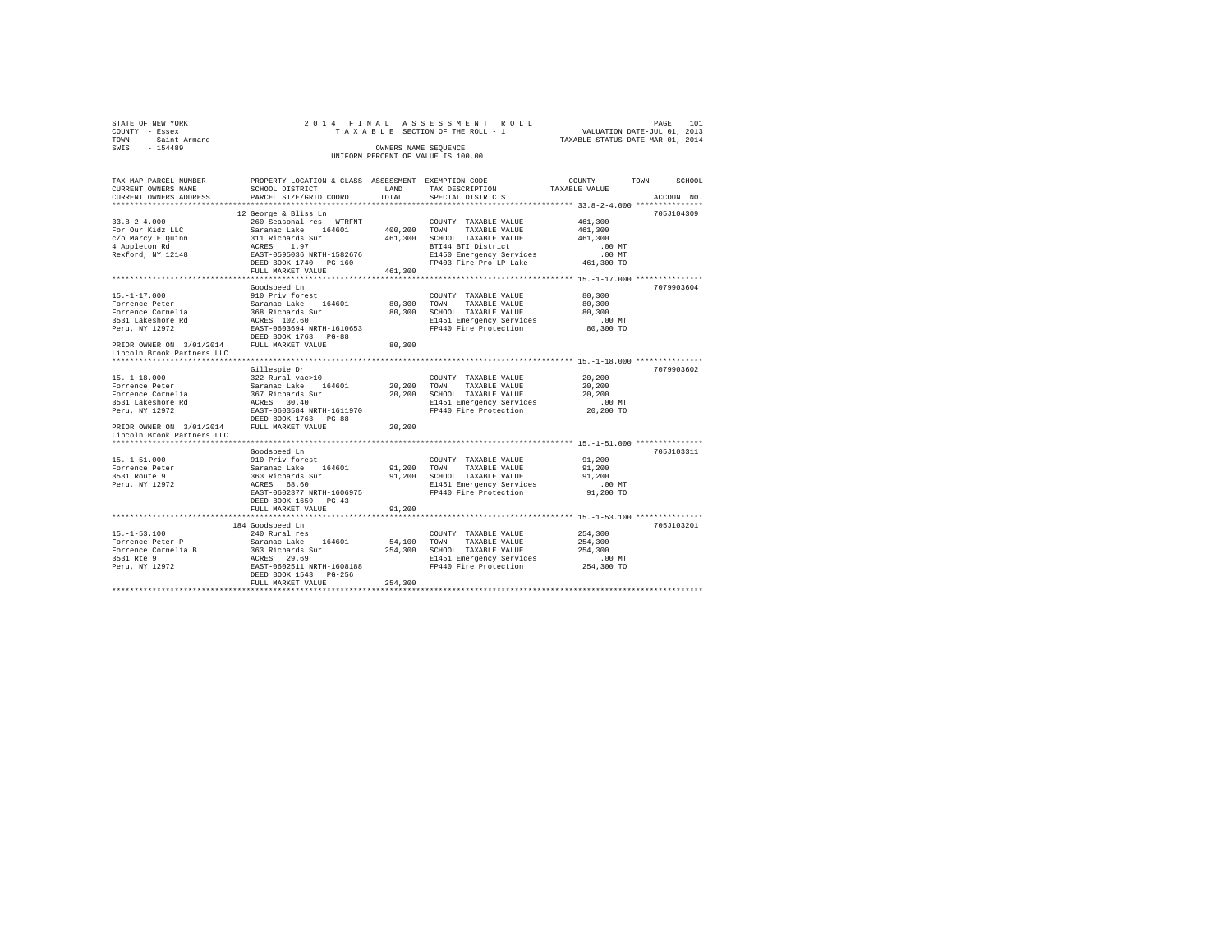STATE OF NEW YORK
COUNTY - Essex
TOWN - Saint Armand
SWIS - 154489

2014 FINAL ASSESSMENT ROLL
TAXABLE SECTION OF THE ROLL - 1
OWNERS NAME SEQUENCE
UNIFORM PERCENT OF VALUE IS 100.00

VALUATION DATE-JUL 01, 2013
TAXABLE STATUS DATE-MAR 01, 2014

| TAX MAP PARCEL NUMBER / CURRENT OWNERS NAME / CURRENT OWNERS ADDRESS | PROPERTY LOCATION & CLASS / SCHOOL DISTRICT / PARCEL SIZE/GRID COORD | ASSESSMENT LAND | TOTAL | EXEMPTION CODE / TAX DESCRIPTION / SPECIAL DISTRICTS | TAXABLE VALUE (COUNTY / TOWN / SCHOOL) | ACCOUNT NO. |
|---|---|---|---|---|---|---|
| 33.8-2-4.000 | 12 George & Bliss Ln | | | | | 705J104309 |
| For Our Kidz LLC | 260 Seasonal res - WTRFNT | | | COUNTY TAXABLE VALUE | 461,300 | |
| c/o Marcy E Quinn | Saranac Lake 164601 | 400,200 | | TOWN TAXABLE VALUE | 461,300 | |
| 4 Appleton Rd | 311 Richards Sur | | 461,300 | SCHOOL TAXABLE VALUE | 461,300 | |
| Rexford, NY 12148 | ACRES 1.97 | | | BTI44 BTI District | .00 MT | |
| | EAST-0595036 NRTH-1582676 | | | E1450 Emergency Services | .00 MT | |
| | DEED BOOK 1740 PG-160 | | | FP403 Fire Pro LP Lake | 461,300 TO | |
| | FULL MARKET VALUE | | 461,300 | | | |
| 15.-1-17.000 | Goodspeed Ln | | | | | 7079903604 |
| Forrence Peter | 910 Priv forest | | | COUNTY TAXABLE VALUE | 80,300 | |
| Forrence Cornelia | Saranac Lake 164601 | 80,300 | | TOWN TAXABLE VALUE | 80,300 | |
| 3531 Lakeshore Rd | 368 Richards Sur | | 80,300 | SCHOOL TAXABLE VALUE | 80,300 | |
| Peru, NY 12972 | ACRES 102.60 | | | E1451 Emergency Services | .00 MT | |
| | EAST-0603694 NRTH-1610653 | | | FP440 Fire Protection | 80,300 TO | |
| | DEED BOOK 1763 PG-88 | | | | | |
| PRIOR OWNER ON 3/01/2014 | FULL MARKET VALUE | | 80,300 | | | |
| Lincoln Brook Partners LLC | | | | | | |
| 15.-1-18.000 | Gillespie Dr | | | | | 7079903602 |
| Forrence Peter | 322 Rural vac>10 | | | COUNTY TAXABLE VALUE | 20,200 | |
| Forrence Cornelia | Saranac Lake 164601 | 20,200 | | TOWN TAXABLE VALUE | 20,200 | |
| 3531 Lakeshore Rd | 367 Richards Sur | | 20,200 | SCHOOL TAXABLE VALUE | 20,200 | |
| Peru, NY 12972 | ACRES 30.40 | | | E1451 Emergency Services | .00 MT | |
| | EAST-0603584 NRTH-1611970 | | | FP440 Fire Protection | 20,200 TO | |
| | DEED BOOK 1763 PG-88 | | | | | |
| PRIOR OWNER ON 3/01/2014 | FULL MARKET VALUE | | 20,200 | | | |
| Lincoln Brook Partners LLC | | | | | | |
| 15.-1-51.000 | Goodspeed Ln | | | | | 705J103311 |
| Forrence Peter | 910 Priv forest | | | COUNTY TAXABLE VALUE | 91,200 | |
| 3531 Route 9 | Saranac Lake 164601 | 91,200 | | TOWN TAXABLE VALUE | 91,200 | |
| Peru, NY 12972 | 363 Richards Sur | | 91,200 | SCHOOL TAXABLE VALUE | 91,200 | |
| | ACRES 68.60 | | | E1451 Emergency Services | .00 MT | |
| | EAST-0602377 NRTH-1606975 | | | FP440 Fire Protection | 91,200 TO | |
| | DEED BOOK 1659 PG-43 | | | | | |
| | FULL MARKET VALUE | | 91,200 | | | |
| 15.-1-53.100 | 184 Goodspeed Ln | | | | | 705J103201 |
| Forrence Peter P | 240 Rural res | | | COUNTY TAXABLE VALUE | 254,300 | |
| Forrence Cornelia B | Saranac Lake 164601 | 54,100 | | TOWN TAXABLE VALUE | 254,300 | |
| 3531 Rte 9 | 363 Richards Sur | | 254,300 | SCHOOL TAXABLE VALUE | 254,300 | |
| Peru, NY 12972 | ACRES 29.69 | | | E1451 Emergency Services | .00 MT | |
| | EAST-0602511 NRTH-1608188 | | | FP440 Fire Protection | 254,300 TO | |
| | DEED BOOK 1543 PG-256 | | | | | |
| | FULL MARKET VALUE | | 254,300 | | | |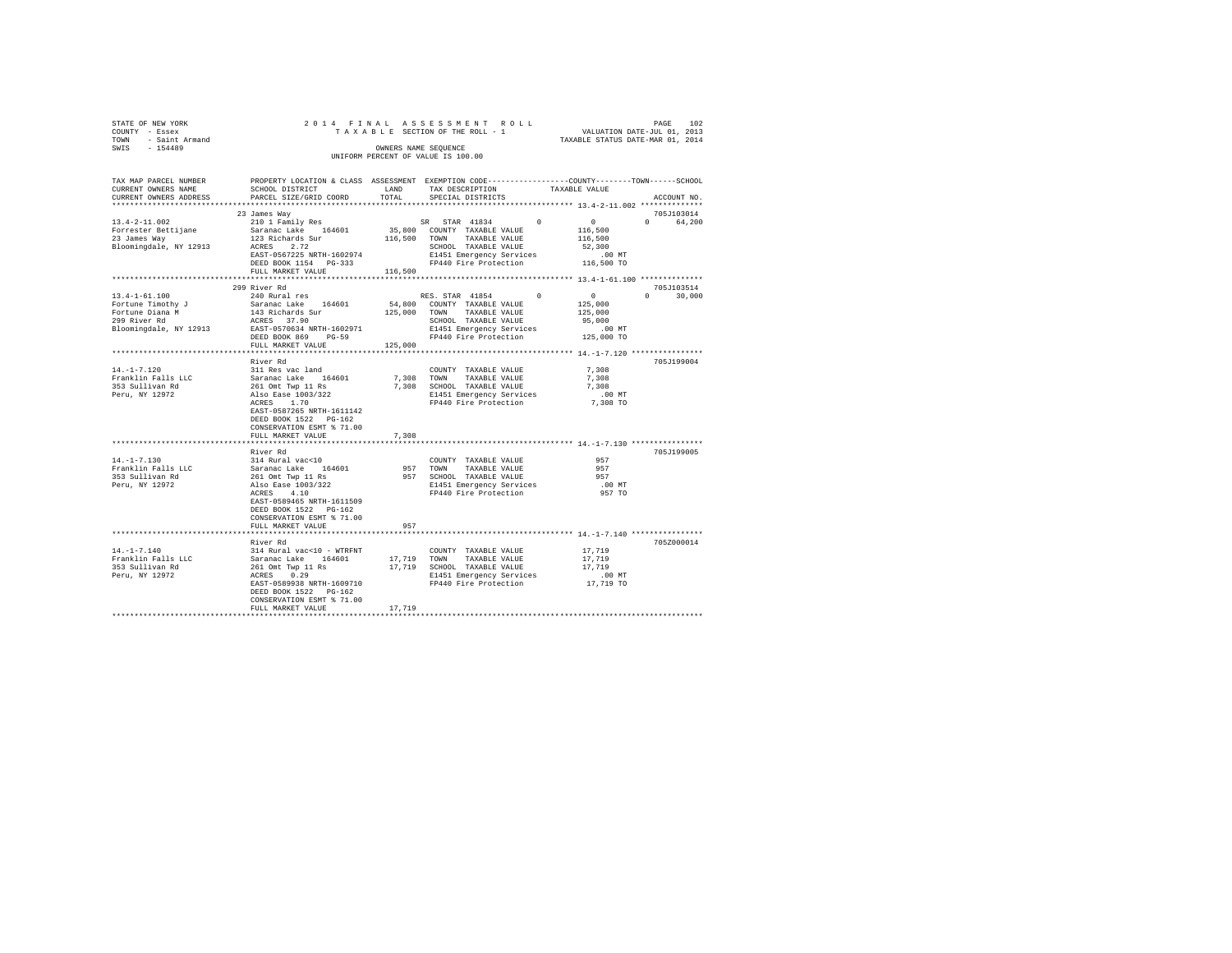STATE OF NEW YORK
COUNTY - Essex
TOWN - Saint Armand
SWIS - 154489

2014 FINAL ASSESSMENT ROLL
TAXABLE SECTION OF THE ROLL - 1
OWNERS NAME SEQUENCE
UNIFORM PERCENT OF VALUE IS 100.00

VALUATION DATE-JUL 01, 2013
TAXABLE STATUS DATE-MAR 01, 2014

| TAX MAP PARCEL NUMBER / CURRENT OWNERS NAME / CURRENT OWNERS ADDRESS | PROPERTY LOCATION & CLASS / SCHOOL DISTRICT / PARCEL SIZE/GRID COORD | ASSESSMENT LAND / TOTAL | EXEMPTION CODE / TAX DESCRIPTION / SPECIAL DISTRICTS | COUNTY / TOWN / SCHOOL TAXABLE VALUE | ACCOUNT NO. |
|---|---|---|---|---|---|
| 13.4-2-11.002 | 23 James Way | | | | 705J103014 |
| | 210 1 Family Res | | SR STAR 41834 0 | 0 0 64,200 | |
| Forrester Bettijane | Saranac Lake 164601 | 35,800 | COUNTY TAXABLE VALUE | 116,500 | |
| 23 James Way | 123 Richards Sur | 116,500 | TOWN TAXABLE VALUE | 116,500 | |
| Bloomingdale, NY 12913 | ACRES 2.72 | | SCHOOL TAXABLE VALUE | 52,300 | |
| | EAST-0567225 NRTH-1602974 | | E1451 Emergency Services | .00 MT | |
| | DEED BOOK 1154 PG-333 | | FP440 Fire Protection | 116,500 TO | |
| | FULL MARKET VALUE | 116,500 | | | |
| 13.4-1-61.100 | 299 River Rd | | | | 705J103514 |
| | 240 Rural res | | RES. STAR 41854 0 | 0 0 30,000 | |
| Fortune Timothy J | Saranac Lake 164601 | 54,800 | COUNTY TAXABLE VALUE | 125,000 | |
| Fortune Diana M | 143 Richards Sur | 125,000 | TOWN TAXABLE VALUE | 125,000 | |
| 299 River Rd | ACRES 37.90 | | SCHOOL TAXABLE VALUE | 95,000 | |
| Bloomingdale, NY 12913 | EAST-0570634 NRTH-1602971 | | E1451 Emergency Services | .00 MT | |
| | DEED BOOK 869 PG-59 | | FP440 Fire Protection | 125,000 TO | |
| | FULL MARKET VALUE | 125,000 | | | |
| 14.-1-7.120 | River Rd | | | | 705J199004 |
| | 311 Res vac land | | COUNTY TAXABLE VALUE | 7,308 | |
| Franklin Falls LLC | Saranac Lake 164601 | 7,308 | TOWN TAXABLE VALUE | 7,308 | |
| 353 Sullivan Rd | 261 Omt Twp 11 Rs | 7,308 | SCHOOL TAXABLE VALUE | 7,308 | |
| Peru, NY 12972 | Also Ease 1003/322 | | E1451 Emergency Services | .00 MT | |
| | ACRES 1.70 | | FP440 Fire Protection | 7,308 TO | |
| | EAST-0587265 NRTH-1611142 | | | | |
| | DEED BOOK 1522 PG-162 | | | | |
| | CONSERVATION ESMT % 71.00 | | | | |
| | FULL MARKET VALUE | 7,308 | | | |
| 14.-1-7.130 | River Rd | | | | 705J199005 |
| | 314 Rural vac<10 | | COUNTY TAXABLE VALUE | 957 | |
| Franklin Falls LLC | Saranac Lake 164601 | 957 | TOWN TAXABLE VALUE | 957 | |
| 353 Sullivan Rd | 261 Omt Twp 11 Rs | 957 | SCHOOL TAXABLE VALUE | 957 | |
| Peru, NY 12972 | Also Ease 1003/322 | | E1451 Emergency Services | .00 MT | |
| | ACRES 4.10 | | FP440 Fire Protection | 957 TO | |
| | EAST-0589465 NRTH-1611509 | | | | |
| | DEED BOOK 1522 PG-162 | | | | |
| | CONSERVATION ESMT % 71.00 | | | | |
| | FULL MARKET VALUE | 957 | | | |
| 14.-1-7.140 | River Rd | | | | 705Z000014 |
| | 314 Rural vac<10 - WTRFNT | | COUNTY TAXABLE VALUE | 17,719 | |
| Franklin Falls LLC | Saranac Lake 164601 | 17,719 | TOWN TAXABLE VALUE | 17,719 | |
| 353 Sullivan Rd | 261 Omt Twp 11 Rs | 17,719 | SCHOOL TAXABLE VALUE | 17,719 | |
| Peru, NY 12972 | ACRES 0.29 | | E1451 Emergency Services | .00 MT | |
| | EAST-0589938 NRTH-1609710 | | FP440 Fire Protection | 17,719 TO | |
| | DEED BOOK 1522 PG-162 | | | | |
| | CONSERVATION ESMT % 71.00 | | | | |
| | FULL MARKET VALUE | 17,719 | | | |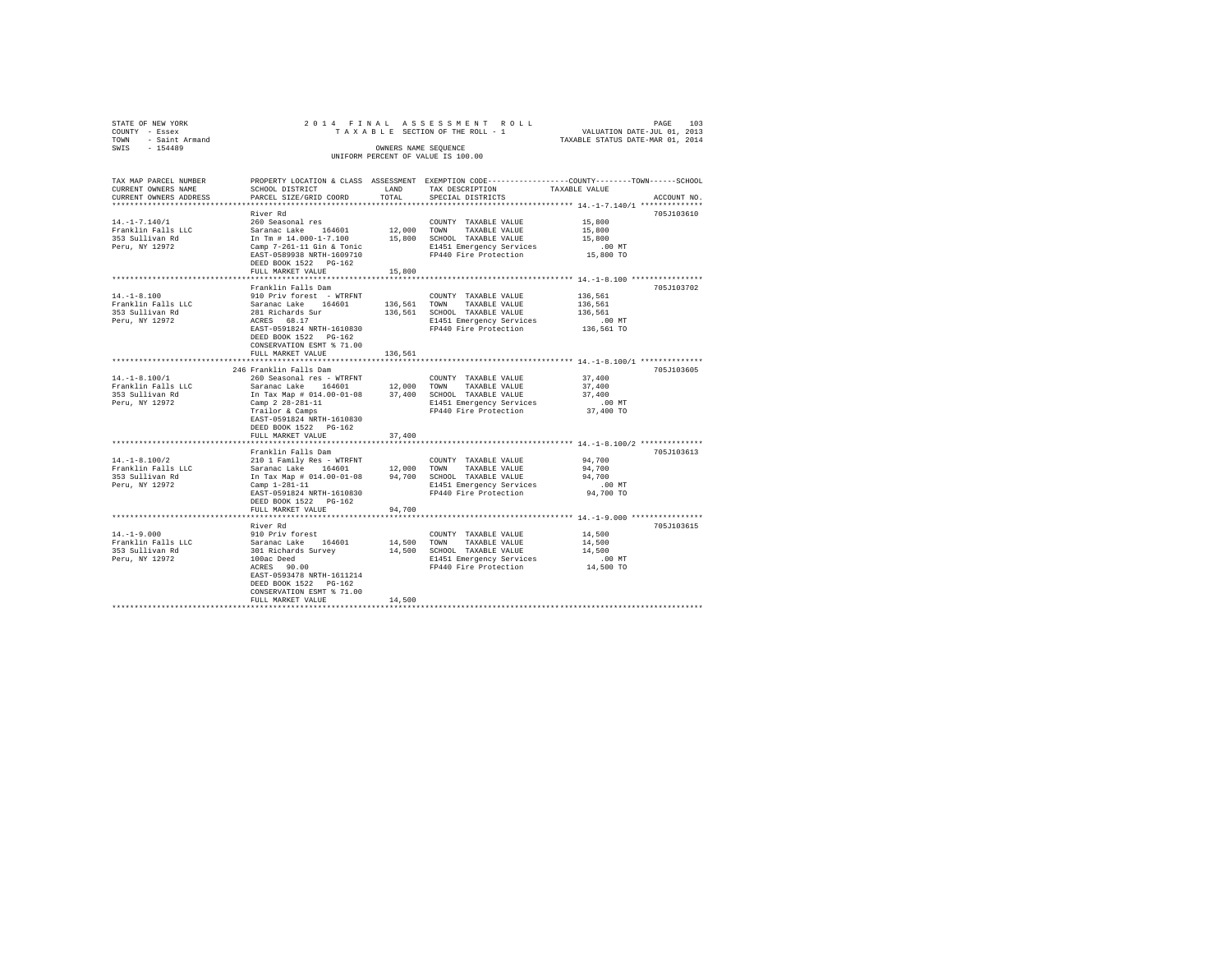STATE OF NEW YORK
COUNTY - Essex
TOWN - Saint Armand
SWIS - 154489

2014 FINAL ASSESSMENT ROLL
TAXABLE SECTION OF THE ROLL - 1
OWNERS NAME SEQUENCE
UNIFORM PERCENT OF VALUE IS 100.00

VALUATION DATE-JUL 01, 2013
TAXABLE STATUS DATE-MAR 01, 2014

| TAX MAP PARCEL NUMBER / CURRENT OWNERS NAME / CURRENT OWNERS ADDRESS | PROPERTY LOCATION & CLASS / SCHOOL DISTRICT / PARCEL SIZE/GRID COORD | ASSESSMENT LAND / TOTAL | EXEMPTION CODE / TAX DESCRIPTION / SPECIAL DISTRICTS | TAXABLE VALUE (COUNTY / TOWN / SCHOOL) | ACCOUNT NO. |
|---|---|---|---|---|---|
| 14.-1-7.140/1 | River Rd | | | | 705J103610 |
| 14.-1-7.140/1 | 260 Seasonal res | | COUNTY TAXABLE VALUE | 15,800 | |
| Franklin Falls LLC | Saranac Lake 164601 | 12,000 | TOWN TAXABLE VALUE | 15,800 | |
| 353 Sullivan Rd | In Tm # 14.000-1-7.100 | 15,800 | SCHOOL TAXABLE VALUE | 15,800 | |
| Peru, NY 12972 | Camp 7-261-11 Gin & Tonic | | E1451 Emergency Services | .00 MT | |
| | EAST-0589938 NRTH-1609710 | | FP440 Fire Protection | 15,800 TO | |
| | DEED BOOK 1522 PG-162 | | | | |
| | FULL MARKET VALUE | 15,800 | | | |
| 14.-1-8.100 | Franklin Falls Dam | | | | 705J103702 |
| 14.-1-8.100 | 910 Priv forest - WTRFNT | | COUNTY TAXABLE VALUE | 136,561 | |
| Franklin Falls LLC | Saranac Lake 164601 | 136,561 | TOWN TAXABLE VALUE | 136,561 | |
| 353 Sullivan Rd | 281 Richards Sur | 136,561 | SCHOOL TAXABLE VALUE | 136,561 | |
| Peru, NY 12972 | ACRES 68.17 | | E1451 Emergency Services | .00 MT | |
| | EAST-0591824 NRTH-1610830 | | FP440 Fire Protection | 136,561 TO | |
| | DEED BOOK 1522 PG-162 | | | | |
| | CONSERVATION ESMT % 71.00 | | | | |
| | FULL MARKET VALUE | 136,561 | | | |
| 14.-1-8.100/1 | 246 Franklin Falls Dam | | | | 705J103605 |
| 14.-1-8.100/1 | 260 Seasonal res - WTRFNT | | COUNTY TAXABLE VALUE | 37,400 | |
| Franklin Falls LLC | Saranac Lake 164601 | 12,000 | TOWN TAXABLE VALUE | 37,400 | |
| 353 Sullivan Rd | In Tax Map # 014.00-01-08 | 37,400 | SCHOOL TAXABLE VALUE | 37,400 | |
| Peru, NY 12972 | Camp 2 28-281-11 | | E1451 Emergency Services | .00 MT | |
| | Trailor & Camps | | FP440 Fire Protection | 37,400 TO | |
| | EAST-0591824 NRTH-1610830 | | | | |
| | DEED BOOK 1522 PG-162 | | | | |
| | FULL MARKET VALUE | 37,400 | | | |
| 14.-1-8.100/2 | Franklin Falls Dam | | | | 705J103613 |
| 14.-1-8.100/2 | 210 1 Family Res - WTRFNT | | COUNTY TAXABLE VALUE | 94,700 | |
| Franklin Falls LLC | Saranac Lake 164601 | 12,000 | TOWN TAXABLE VALUE | 94,700 | |
| 353 Sullivan Rd | In Tax Map # 014.00-01-08 | 94,700 | SCHOOL TAXABLE VALUE | 94,700 | |
| Peru, NY 12972 | Camp 1-281-11 | | E1451 Emergency Services | .00 MT | |
| | EAST-0591824 NRTH-1610830 | | FP440 Fire Protection | 94,700 TO | |
| | DEED BOOK 1522 PG-162 | | | | |
| | FULL MARKET VALUE | 94,700 | | | |
| 14.-1-9.000 | River Rd | | | | 705J103615 |
| 14.-1-9.000 | 910 Priv forest | | COUNTY TAXABLE VALUE | 14,500 | |
| Franklin Falls LLC | Saranac Lake 164601 | 14,500 | TOWN TAXABLE VALUE | 14,500 | |
| 353 Sullivan Rd | 301 Richards Survey | 14,500 | SCHOOL TAXABLE VALUE | 14,500 | |
| Peru, NY 12972 | 100ac Deed | | E1451 Emergency Services | .00 MT | |
| | ACRES 90.00 | | FP440 Fire Protection | 14,500 TO | |
| | EAST-0593478 NRTH-1611214 | | | | |
| | DEED BOOK 1522 PG-162 | | | | |
| | CONSERVATION ESMT % 71.00 | | | | |
| | FULL MARKET VALUE | 14,500 | | | |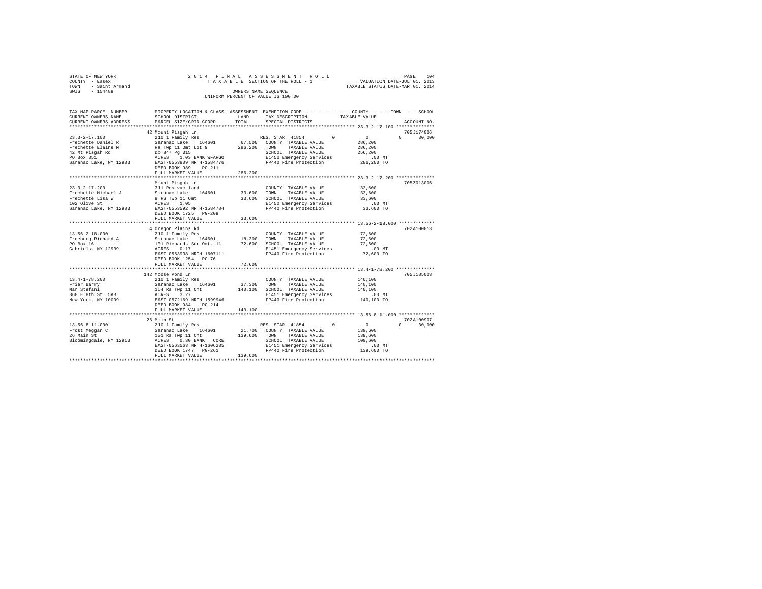STATE OF NEW YORK — 2014 FINAL ASSESSMENT ROLL — PAGE 104
COUNTY - Essex — TAXABLE SECTION OF THE ROLL - 1 — VALUATION DATE-JUL 01, 2013
TOWN - Saint Armand — TAXABLE STATUS DATE-MAR 01, 2014
SWIS - 154489 — OWNERS NAME SEQUENCE
UNIFORM PERCENT OF VALUE IS 100.00

| TAX MAP PARCEL NUMBER / CURRENT OWNERS NAME / CURRENT OWNERS ADDRESS | PROPERTY LOCATION & CLASS / SCHOOL DISTRICT / PARCEL SIZE/GRID COORD | ASSESSMENT LAND / TOTAL | EXEMPTION CODE / TAX DESCRIPTION / SPECIAL DISTRICTS | COUNTY TAXABLE VALUE | TOWN | SCHOOL | ACCOUNT NO. |
|---|---|---|---|---|---|---|---|
| 23.3-2-17.100 | 42 Mount Pisgah Ln | | | | | | 705J174006 |
| Frechette Daniel R | 210 1 Family Res | | RES. STAR 41854 | 0 | 0 | 0 | 30,000 |
| Frechette Elaine M | Saranac Lake 164601 | 67,500 | COUNTY TAXABLE VALUE | 286,200 | | | |
| 42 Mt Pisgah Rd | Rs Twp 11 Omt Lot 9 | 286,200 | TOWN TAXABLE VALUE | 286,200 | | | |
| PO Box 351 | Db 847 Pg 315 | | SCHOOL TAXABLE VALUE | 256,200 | | | |
| Saranac Lake, NY 12983 | ACRES 1.03 BANK WFARGO | | E1450 Emergency Services | .00 MT | | | |
| | EAST-0553809 NRTH-1584776 | | FP440 Fire Protection | 286,200 TO | | | |
| | DEED BOOK 989 PG-211 | | | | | | |
| | FULL MARKET VALUE | 286,200 | | | | | |
| 23.3-2-17.200 | Mount Pisgah Ln | | | | | | 705Z013006 |
| Frechette Michael J | 311 Res vac land | | COUNTY TAXABLE VALUE | 33,600 | | | |
| Frechette Lisa W | Saranac Lake 164601 | 33,600 | TOWN TAXABLE VALUE | 33,600 | | | |
| 102 Olive St | 9 RS Twp 11 Omt | 33,600 | SCHOOL TAXABLE VALUE | 33,600 | | | |
| Saranac Lake, NY 12983 | ACRES 1.05 | | E1450 Emergency Services | .00 MT | | | |
| | EAST-0553592 NRTH-1584784 | | FP440 Fire Protection | 33,600 TO | | | |
| | DEED BOOK 1725 PG-209 | | | | | | |
| | FULL MARKET VALUE | 33,600 | | | | | |
| 13.56-2-18.000 | 4 Oregon Plains Rd | | | | | | 702A100813 |
| Freeburg Richard A | 210 1 Family Res | | COUNTY TAXABLE VALUE | 72,600 | | | |
| PO Box 16 | Saranac Lake 164601 | 18,300 | TOWN TAXABLE VALUE | 72,600 | | | |
| Gabriels, NY 12939 | 101 Richards Sur Omt. 11 | 72,600 | SCHOOL TAXABLE VALUE | 72,600 | | | |
| | ACRES 0.17 | | E1451 Emergency Services | .00 MT | | | |
| | EAST-0563938 NRTH-1607111 | | FP440 Fire Protection | 72,600 TO | | | |
| | DEED BOOK 1254 PG-76 | | | | | | |
| | FULL MARKET VALUE | 72,600 | | | | | |
| 13.4-1-78.200 | 142 Moose Pond Ln | | | | | | 705J185003 |
| Frier Barry | 210 1 Family Res | | COUNTY TAXABLE VALUE | 140,100 | | | |
| Mar Stefani | Saranac Lake 164601 | 37,300 | TOWN TAXABLE VALUE | 140,100 | | | |
| 368 E 8th St 5AB | 164 Rs Twp 11 Omt | 140,100 | SCHOOL TAXABLE VALUE | 140,100 | | | |
| New York, NY 10009 | ACRES 3.27 | | E1451 Emergency Services | .00 MT | | | |
| | EAST-0572169 NRTH-1599946 | | FP440 Fire Protection | 140,100 TO | | | |
| | DEED BOOK 984 PG-214 | | | | | | |
| | FULL MARKET VALUE | 140,100 | | | | | |
| 13.56-8-11.000 | 26 Main St | | | | | | 702A100907 |
| Frost Meggan C | 210 1 Family Res | | RES. STAR 41854 | 0 | 0 | 0 | 30,000 |
| 26 Main St | Saranac Lake 164601 | 21,700 | COUNTY TAXABLE VALUE | 139,600 | | | |
| Bloomingdale, NY 12913 | 101 Rs Twp 11 Omt | 139,600 | TOWN TAXABLE VALUE | 139,600 | | | |
| | ACRES 0.30 BANK CORE | | SCHOOL TAXABLE VALUE | 109,600 | | | |
| | EAST-0563563 NRTH-1606285 | | E1451 Emergency Services | .00 MT | | | |
| | DEED BOOK 1747 PG-261 | | FP440 Fire Protection | 139,600 TO | | | |
| | FULL MARKET VALUE | 139,600 | | | | | |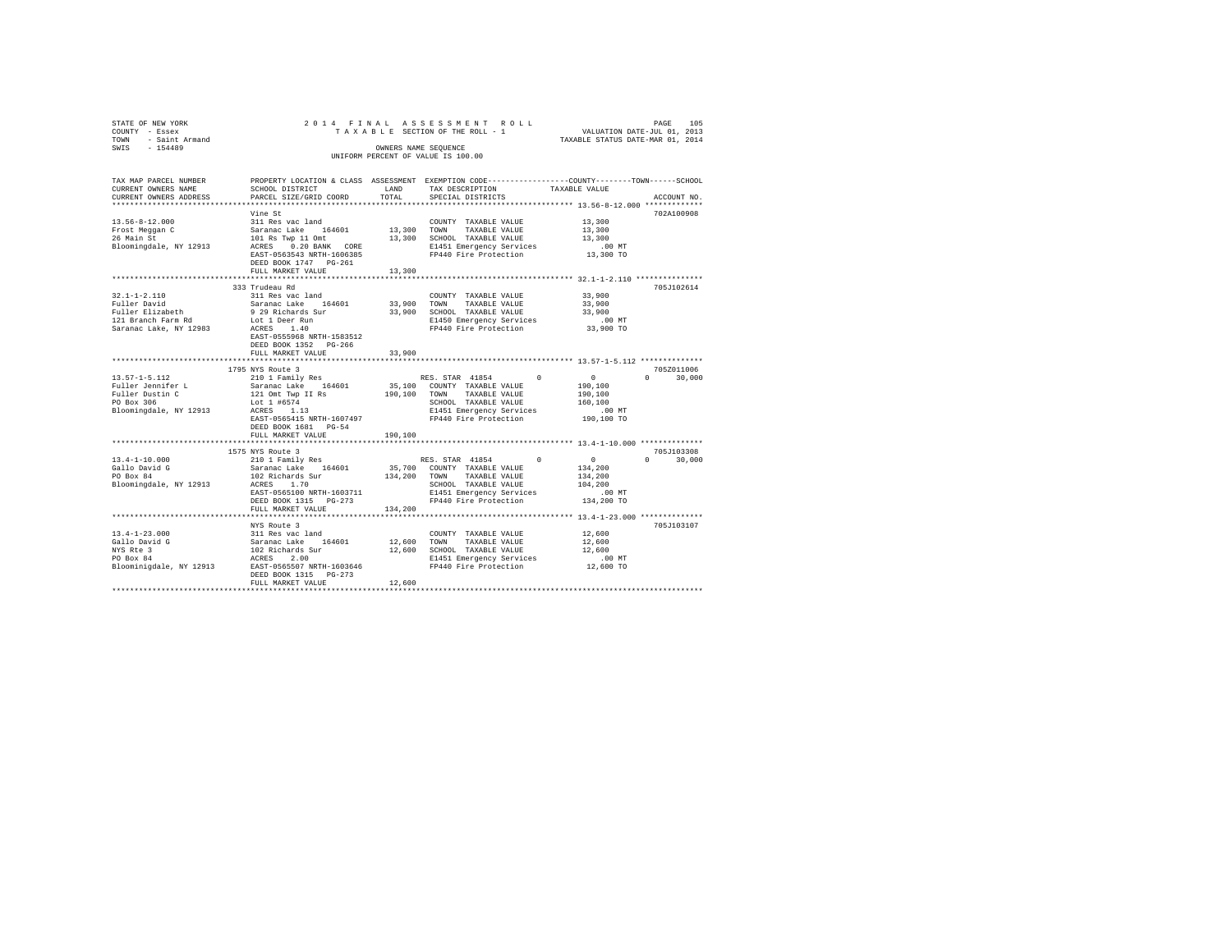STATE OF NEW YORK
COUNTY - Essex
TOWN - Saint Armand
SWIS - 154489

2014 FINAL ASSESSMENT ROLL
TAXABLE SECTION OF THE ROLL - 1
OWNERS NAME SEQUENCE
UNIFORM PERCENT OF VALUE IS 100.00

VALUATION DATE-JUL 01, 2013
TAXABLE STATUS DATE-MAR 01, 2014

| TAX MAP PARCEL NUMBER / CURRENT OWNERS NAME / CURRENT OWNERS ADDRESS | PROPERTY LOCATION & CLASS / SCHOOL DISTRICT / PARCEL SIZE/GRID COORD | ASSESSMENT LAND / TOTAL | EXEMPTION CODE / TAX DESCRIPTION / SPECIAL DISTRICTS | COUNTY | TOWN | SCHOOL / TAXABLE VALUE | ACCOUNT NO. |
|---|---|---|---|---|---|---|---|
| **13.56-8-12.000** | Vine St | | | | | | 702A100908 |
| Frost Meggan C | 311 Res vac land | | COUNTY TAXABLE VALUE | 13,300 | | | |
| 26 Main St | Saranac Lake 164601 | 13,300 | TOWN TAXABLE VALUE | 13,300 | | | |
| Bloomingdale, NY 12913 | 101 Rs Twp 11 Omt | 13,300 | SCHOOL TAXABLE VALUE | 13,300 | | | |
| | ACRES 0.20 BANK CORE | | E1451 Emergency Services | .00 MT | | | |
| | EAST-0563543 NRTH-1606385 | | FP440 Fire Protection | 13,300 TO | | | |
| | DEED BOOK 1747 PG-261 | | | | | | |
| | FULL MARKET VALUE | 13,300 | | | | | |
| **32.1-1-2.110** | 333 Trudeau Rd | | | | | | 705J102614 |
| Fuller David | 311 Res vac land | | COUNTY TAXABLE VALUE | 33,900 | | | |
| Fuller Elizabeth | Saranac Lake 164601 | 33,900 | TOWN TAXABLE VALUE | 33,900 | | | |
| 121 Branch Farm Rd | 9 29 Richards Sur | 33,900 | SCHOOL TAXABLE VALUE | 33,900 | | | |
| Saranac Lake, NY 12983 | Lot 1 Deer Run | | E1450 Emergency Services | .00 MT | | | |
| | ACRES 1.40 | | FP440 Fire Protection | 33,900 TO | | | |
| | EAST-0555968 NRTH-1583512 | | | | | | |
| | DEED BOOK 1352 PG-266 | | | | | | |
| | FULL MARKET VALUE | 33,900 | | | | | |
| **13.57-1-5.112** | 1795 NYS Route 3 | | | | | | 705Z011006 |
| Fuller Jennifer L | 210 1 Family Res | | RES. STAR 41854 0 | 0 | 0 | 30,000 | |
| Fuller Dustin C | Saranac Lake 164601 | 35,100 | COUNTY TAXABLE VALUE | 190,100 | | | |
| PO Box 306 | 121 Omt Twp II Rs | 190,100 | TOWN TAXABLE VALUE | 190,100 | | | |
| Bloomingdale, NY 12913 | Lot 1 #6574 | | SCHOOL TAXABLE VALUE | 160,100 | | | |
| | ACRES 1.13 | | E1451 Emergency Services | .00 MT | | | |
| | EAST-0565415 NRTH-1607497 | | FP440 Fire Protection | 190,100 TO | | | |
| | DEED BOOK 1681 PG-54 | | | | | | |
| | FULL MARKET VALUE | 190,100 | | | | | |
| **13.4-1-10.000** | 1575 NYS Route 3 | | | | | | 705J103308 |
| Gallo David G | 210 1 Family Res | | RES. STAR 41854 0 | 0 | 0 | 30,000 | |
| PO Box 84 | Saranac Lake 164601 | 35,700 | COUNTY TAXABLE VALUE | 134,200 | | | |
| Bloomingdale, NY 12913 | 102 Richards Sur | 134,200 | TOWN TAXABLE VALUE | 134,200 | | | |
| | ACRES 1.70 | | SCHOOL TAXABLE VALUE | 104,200 | | | |
| | EAST-0565100 NRTH-1603711 | | E1451 Emergency Services | .00 MT | | | |
| | DEED BOOK 1315 PG-273 | | FP440 Fire Protection | 134,200 TO | | | |
| | FULL MARKET VALUE | 134,200 | | | | | |
| **13.4-1-23.000** | NYS Route 3 | | | | | | 705J103107 |
| Gallo David G | 311 Res vac land | | COUNTY TAXABLE VALUE | 12,600 | | | |
| NYS Rte 3 | Saranac Lake 164601 | 12,600 | TOWN TAXABLE VALUE | 12,600 | | | |
| PO Box 84 | 102 Richards Sur | 12,600 | SCHOOL TAXABLE VALUE | 12,600 | | | |
| Bloominigdale, NY 12913 | ACRES 2.00 | | E1451 Emergency Services | .00 MT | | | |
| | EAST-0565507 NRTH-1603646 | | FP440 Fire Protection | 12,600 TO | | | |
| | DEED BOOK 1315 PG-273 | | | | | | |
| | FULL MARKET VALUE | 12,600 | | | | | |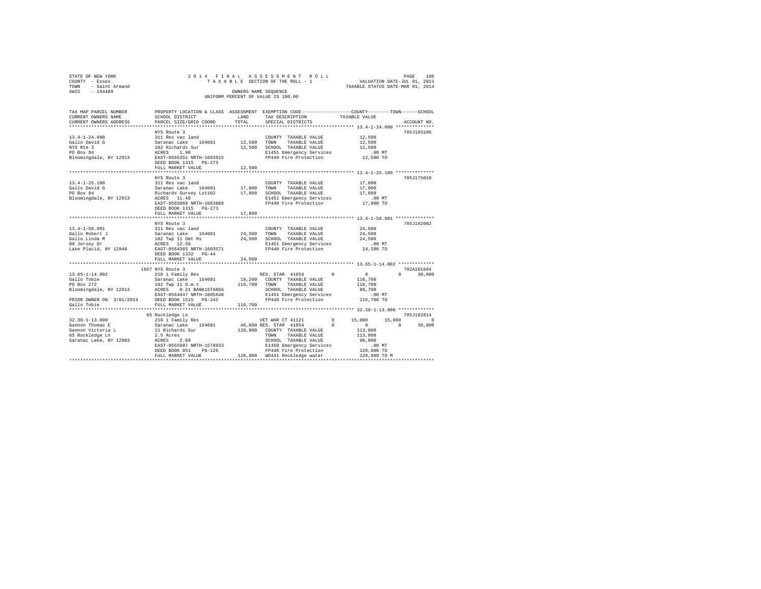STATE OF NEW YORK
COUNTY - Essex
TOWN - Saint Armand
SWIS - 154489

2014 FINAL ASSESSMENT ROLL
TAXABLE SECTION OF THE ROLL - 1
OWNERS NAME SEQUENCE
UNIFORM PERCENT OF VALUE IS 100.00

VALUATION DATE-JUL 01, 2013
TAXABLE STATUS DATE-MAR 01, 2014

```
TAX MAP PARCEL NUMBER     PROPERTY LOCATION & CLASS  ASSESSMENT  EXEMPTION CODE-----------------COUNTY--------TOWN------SCHOOL
CURRENT OWNERS NAME       SCHOOL DISTRICT             LAND       TAX DESCRIPTION            TAXABLE VALUE
CURRENT OWNERS ADDRESS    PARCEL SIZE/GRID COORD      TOTAL      SPECIAL DISTRICTS                                    ACCOUNT NO.
******************************************************************************************** 13.4-1-24.000 **************
                          NYS Route 3                                                                             705J103106
13.4-1-24.000             311 Res vac land                       COUNTY  TAXABLE VALUE            12,500
Gallo David G             Saranac Lake   164601      12,500      TOWN    TAXABLE VALUE            12,500
NYS Rte 3                 102 Richards Sur           12,500      SCHOOL  TAXABLE VALUE            12,500
PO Box 84                 ACRES    1.90                          E1451 Emergency Services           .00 MT
Bloomingdale, NY 12913    EAST-0565351 NRTH-1603915              FP440 Fire Protection           12,500 TO
                          DEED BOOK 1315   PG-273
                          FULL MARKET VALUE          12,500
******************************************************************************************** 13.4-1-25.100 **************
                          NYS Route 3                                                                             705J175010
13.4-1-25.100             311 Res vac land                       COUNTY  TAXABLE VALUE            17,800
Gallo David G             Saranac Lake   164601      17,800      TOWN    TAXABLE VALUE            17,800
PO Box 84                 Richards Survey Lot102     17,800      SCHOOL  TAXABLE VALUE            17,800
Bloomingdale, NY 12913    ACRES   11.40                          E1451 Emergency Services           .00 MT
                          EAST-0565869 NRTH-1603889              FP440 Fire Protection           17,800 TO
                          DEED BOOK 1315   PG-273
                          FULL MARKET VALUE          17,800
******************************************************************************************** 13.4-1-58.001 **************
                          NYS Route 3                                                                             705J192002
13.4-1-58.001             311 Res vac land                       COUNTY  TAXABLE VALUE            24,500
Gallo Robert J            Saranac Lake   164601      24,500      TOWN    TAXABLE VALUE            24,500
Gallo Linda M             102 Twp 11 Omt Rs          24,500      SCHOOL  TAXABLE VALUE            24,500
80 Jersey Dr              ACRES   12.50                          E1451 Emergency Services           .00 MT
Lake Placid, NY 12946     EAST-0564365 NRTH-1603571              FP440 Fire Protection           24,500 TO
                          DEED BOOK 1332   PG-44
                          FULL MARKET VALUE          24,500
******************************************************************************************** 13.65-1-14.002 *************
                     1667 NYS Route 3                                                                             702A101604
13.65-1-14.002            210 1 Family Res                       RES. STAR 41854         0           0          0     30,000
Gallo Tobie               Saranac Lake   164601      19,200      COUNTY  TAXABLE VALUE           116,700
PO Box 272                102 Twp 11 O.m.t          116,700      TOWN    TAXABLE VALUE           116,700
Bloomingdale, NY 12913    ACRES    0.21 BANK1STARSG              SCHOOL  TAXABLE VALUE            86,700
                          EAST-0564447 NRTH-1605640              E1451 Emergency Services           .00 MT
PRIOR OWNER ON 3/01/2014  DEED BOOK 1515   PG-242                FP440 Fire Protection          116,700 TO
Gallo Tobie               FULL MARKET VALUE         116,700
******************************************************************************************** 32.38-1-13.000 *************
                       65 Rockledge Ln                                                                            705J102814
32.38-1-13.000            210 1 Family Res                       VET WAR CT 41121        0      15,000     15,000          0
Gannon Thomas E           Saranac Lake   164601      46,600      RES. STAR 41854         0           0          0     30,000
Gannon Victoria L         11 Richards Sur           128,800      COUNTY  TAXABLE VALUE           113,800
65 Rockledge Ln           2.5 Acres                              TOWN    TAXABLE VALUE           113,800
Saranac Lake, NY 12983    ACRES    2.60                          SCHOOL  TAXABLE VALUE            98,800
                          EAST-0555987 NRTH-1578933              E1450 Emergency Services           .00 MT
                          DEED BOOK 851    PG-126                FP440 Fire Protection          128,800 TO
                          FULL MARKET VALUE         128,800      WD441 Rockledge water          128,800 TO M
****************************************************************************************************************************
```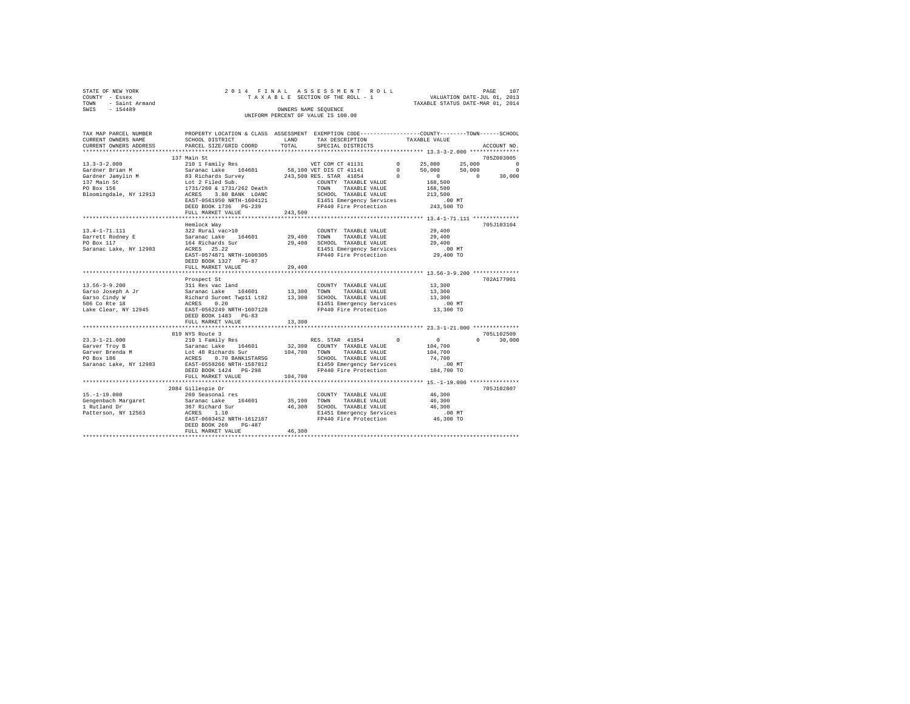STATE OF NEW YORK
COUNTY - Essex
TOWN - Saint Armand
SWIS - 154489

2014 FINAL ASSESSMENT ROLL
TAXABLE SECTION OF THE ROLL - 1
OWNERS NAME SEQUENCE
UNIFORM PERCENT OF VALUE IS 100.00

VALUATION DATE-JUL 01, 2013
TAXABLE STATUS DATE-MAR 01, 2014

```
TAX MAP PARCEL NUMBER          PROPERTY LOCATION & CLASS  ASSESSMENT  EXEMPTION CODE-----------------COUNTY--------TOWN------SCHOOL
CURRENT OWNERS NAME            SCHOOL DISTRICT              LAND      TAX DESCRIPTION            TAXABLE VALUE
CURRENT OWNERS ADDRESS         PARCEL SIZE/GRID COORD       TOTAL     SPECIAL DISTRICTS                                    ACCOUNT NO.
******************************************************************************************************* 13.3-3-2.000 ***************
                               137 Main St                                                                                 705Z003005
13.3-3-2.000                   210 1 Family Res                        VET COM CT 41131          0      25,000      25,000          0
Gardner Brian M                Saranac Lake    164601       58,100 VET DIS CT 41141          0      50,000      50,000          0
Gardner Jamylin M              83 Richards Survey          243,500 RES. STAR  41854          0           0           0     30,000
137 Main St                    Lot 2 Filed Sub.                        COUNTY  TAXABLE VALUE           168,500
PO Box 156                     1731/260 & 1731/262 Death               TOWN    TAXABLE VALUE           168,500
Bloomingdale, NY 12913         ACRES     3.80 BANK  LOANC              SCHOOL  TAXABLE VALUE           213,500
                               EAST-0561950 NRTH-1604121               E1451 Emergency Services            .00 MT
                               DEED BOOK 1736   PG-239                 FP440 Fire Protection           243,500 TO
                               FULL MARKET VALUE           243,500
******************************************************************************************************* 13.4-1-71.111 **************
                               Hemlock Way                                                                                 705J103104
13.4-1-71.111                  322 Rural vac>10                        COUNTY  TAXABLE VALUE            29,400
Garrett Rodney E               Saranac Lake    164601       29,400    TOWN    TAXABLE VALUE            29,400
PO Box 117                     164 Richards Sur             29,400    SCHOOL  TAXABLE VALUE            29,400
Saranac Lake, NY 12983         ACRES    25.22                          E1451 Emergency Services            .00 MT
                               EAST-0574871 NRTH-1600305               FP440 Fire Protection            29,400 TO
                               DEED BOOK 1327   PG-87
                               FULL MARKET VALUE            29,400
******************************************************************************************************* 13.56-3-9.200 **************
                               Prospect St                                                                                 702A177001
13.56-3-9.200                  311 Res vac land                        COUNTY  TAXABLE VALUE            13,300
Garso Joseph A Jr              Saranac Lake    164601       13,300    TOWN    TAXABLE VALUE            13,300
Garso Cindy W                  Richard Suromt Twp11 Lt82    13,300    SCHOOL  TAXABLE VALUE            13,300
506 Co Rte 18                  ACRES     0.20                          E1451 Emergency Services            .00 MT
Lake Clear, NY 12945           EAST-0562249 NRTH-1607128               FP440 Fire Protection            13,300 TO
                               DEED BOOK 1483   PG-83
                               FULL MARKET VALUE            13,300
******************************************************************************************************* 23.3-1-21.000 **************
                               819 NYS Route 3                                                                             705L102509
23.3-1-21.000                  210 1 Family Res                        RES. STAR  41854          0           0           0     30,000
Garver Troy B                  Saranac Lake    164601       32,300    COUNTY  TAXABLE VALUE           104,700
Garver Brenda M                Lot 48 Richards Sur         104,700    TOWN    TAXABLE VALUE           104,700
PO Box 186                     ACRES     0.70 BANK1STARSG              SCHOOL  TAXABLE VALUE            74,700
Saranac Lake, NY 12983         EAST-0558266 NRTH-1587812               E1450 Emergency Services            .00 MT
                               DEED BOOK 1424   PG-298                 FP440 Fire Protection           104,700 TO
                               FULL MARKET VALUE           104,700
******************************************************************************************************* 15.-1-19.000 ***************
                               2084 Gillespie Dr                                                                           705J102807
15.-1-19.000                   260 Seasonal res                        COUNTY  TAXABLE VALUE            46,300
Gengenbach Margaret            Saranac Lake    164601       35,100    TOWN    TAXABLE VALUE            46,300
1 Rutland Dr                   367 Richard Sur              46,300    SCHOOL  TAXABLE VALUE            46,300
Patterson, NY 12563            ACRES     1.10                          E1451 Emergency Services            .00 MT
                               EAST-0603452 NRTH-1612187               FP440 Fire Protection            46,300 TO
                               DEED BOOK 269    PG-487
                               FULL MARKET VALUE            46,300
************************************************************************************************************************************
```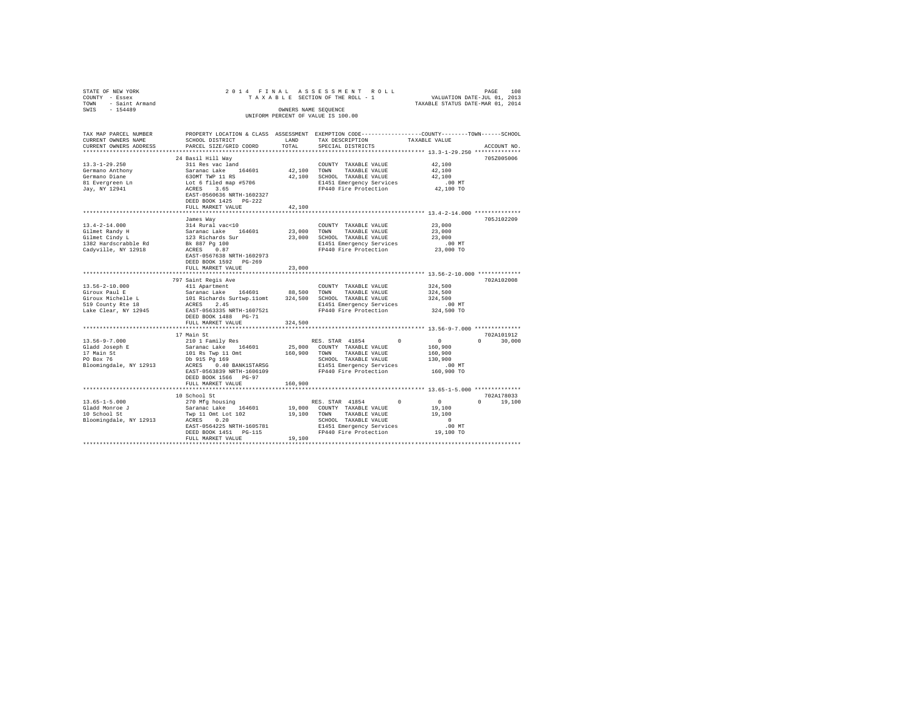STATE OF NEW YORK
COUNTY - Essex
TOWN - Saint Armand
SWIS - 154489

2014 FINAL ASSESSMENT ROLL
TAXABLE SECTION OF THE ROLL - 1
OWNERS NAME SEQUENCE
UNIFORM PERCENT OF VALUE IS 100.00

VALUATION DATE-JUL 01, 2013
TAXABLE STATUS DATE-MAR 01, 2014

| TAX MAP PARCEL NUMBER / CURRENT OWNERS NAME / CURRENT OWNERS ADDRESS | PROPERTY LOCATION & CLASS / SCHOOL DISTRICT / PARCEL SIZE/GRID COORD | ASSESSMENT LAND | TOTAL | EXEMPTION CODE / TAX DESCRIPTION / SPECIAL DISTRICTS | COUNTY | TOWN | SCHOOL | TAXABLE VALUE | ACCOUNT NO. |
|---|---|---|---|---|---|---|---|---|---|
| **13.3-1-29.250** | 24 Basil Hill Way | | | | | | | | 705Z005006 |
| Germano Anthony | 311 Res vac land | | | COUNTY TAXABLE VALUE | | | | 42,100 | |
| Germano Diane | Saranac Lake 164601 | 42,100 | | TOWN TAXABLE VALUE | | | | 42,100 | |
| 81 Evergreen Ln | 630MT TWP 11 RS | | 42,100 | SCHOOL TAXABLE VALUE | | | | 42,100 | |
| Jay, NY 12941 | Lot 6 filed map #5706 | | | E1451 Emergency Services | | | | .00 MT | |
| | ACRES 3.65 | | | FP440 Fire Protection | | | | 42,100 TO | |
| | EAST-0560636 NRTH-1602327 | | | | | | | | |
| | DEED BOOK 1425 PG-222 | | | | | | | | |
| | FULL MARKET VALUE | | 42,100 | | | | | | |
| **13.4-2-14.000** | James Way | | | | | | | | 705J102209 |
| Gilmet Randy H | 314 Rural vac<10 | | | COUNTY TAXABLE VALUE | | | | 23,000 | |
| Gilmet Cindy L | Saranac Lake 164601 | 23,000 | | TOWN TAXABLE VALUE | | | | 23,000 | |
| 1382 Hardscrabble Rd | 123 Richards Sur | | 23,000 | SCHOOL TAXABLE VALUE | | | | 23,000 | |
| Cadyville, NY 12918 | Bk 887 Pg 100 | | | E1451 Emergency Services | | | | .00 MT | |
| | ACRES 0.87 | | | FP440 Fire Protection | | | | 23,000 TO | |
| | EAST-0567638 NRTH-1602973 | | | | | | | | |
| | DEED BOOK 1592 PG-269 | | | | | | | | |
| | FULL MARKET VALUE | | 23,000 | | | | | | |
| **13.56-2-10.000** | 797 Saint Regis Ave | | | | | | | | 702A102008 |
| Giroux Paul E | 411 Apartment | | | COUNTY TAXABLE VALUE | | | | 324,500 | |
| Giroux Michelle L | Saranac Lake 164601 | 88,500 | | TOWN TAXABLE VALUE | | | | 324,500 | |
| 519 County Rte 18 | 101 Richards Surtwp.11omt | | 324,500 | SCHOOL TAXABLE VALUE | | | | 324,500 | |
| Lake Clear, NY 12945 | ACRES 2.45 | | | E1451 Emergency Services | | | | .00 MT | |
| | EAST-0563335 NRTH-1607521 | | | FP440 Fire Protection | | | | 324,500 TO | |
| | DEED BOOK 1488 PG-71 | | | | | | | | |
| | FULL MARKET VALUE | | 324,500 | | | | | | |
| **13.56-9-7.000** | 17 Main St | | | | | | | | 702A101912 |
| Gladd Joseph E | 210 1 Family Res | | | RES. STAR 41854 | 0 | 0 | 30,000 | | |
| 17 Main St | Saranac Lake 164601 | 25,000 | | COUNTY TAXABLE VALUE | | | | 160,900 | |
| PO Box 76 | 101 Rs Twp 11 Omt | | 160,900 | TOWN TAXABLE VALUE | | | | 160,900 | |
| Bloomingdale, NY 12913 | Db 915 Pg 169 | | | SCHOOL TAXABLE VALUE | | | | 130,900 | |
| | ACRES 0.40 BANK1STARSG | | | E1451 Emergency Services | | | | .00 MT | |
| | EAST-0563839 NRTH-1606109 | | | FP440 Fire Protection | | | | 160,900 TO | |
| | DEED BOOK 1566 PG-97 | | | | | | | | |
| | FULL MARKET VALUE | | 160,900 | | | | | | |
| **13.65-1-5.000** | 10 School St | | | | | | | | 702A178033 |
| Gladd Monroe J | 270 Mfg housing | | | RES. STAR 41854 | 0 | 0 | 19,100 | | |
| 10 School St | Saranac Lake 164601 | 19,000 | | COUNTY TAXABLE VALUE | | | | 19,100 | |
| Bloomingdale, NY 12913 | Twp 11 Omt Lot 102 | | 19,100 | TOWN TAXABLE VALUE | | | | 19,100 | |
| | ACRES 0.20 | | | SCHOOL TAXABLE VALUE | | | | 0 | |
| | EAST-0564225 NRTH-1605781 | | | E1451 Emergency Services | | | | .00 MT | |
| | DEED BOOK 1451 PG-115 | | | FP440 Fire Protection | | | | 19,100 TO | |
| | FULL MARKET VALUE | | 19,100 | | | | | | |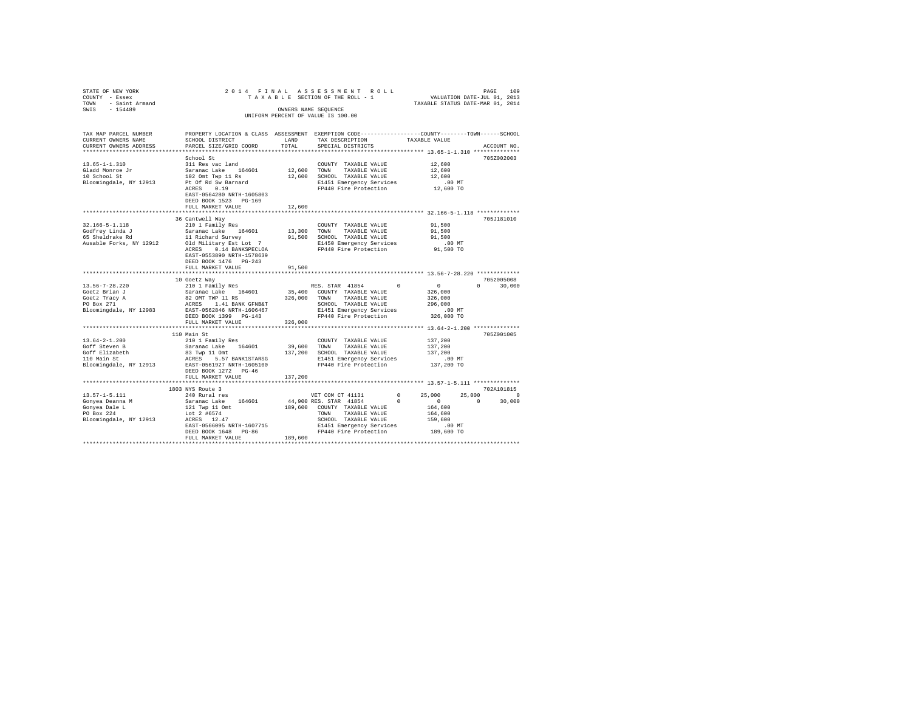STATE OF NEW YORK
COUNTY - Essex
TOWN - Saint Armand
SWIS - 154489

2014 FINAL ASSESSMENT ROLL
TAXABLE SECTION OF THE ROLL - 1
OWNERS NAME SEQUENCE
UNIFORM PERCENT OF VALUE IS 100.00

VALUATION DATE-JUL 01, 2013
TAXABLE STATUS DATE-MAR 01, 2014

```
TAX MAP PARCEL NUMBER     PROPERTY LOCATION & CLASS  ASSESSMENT  EXEMPTION CODE-----------------COUNTY--------TOWN------SCHOOL
CURRENT OWNERS NAME       SCHOOL DISTRICT              LAND      TAX DESCRIPTION            TAXABLE VALUE
CURRENT OWNERS ADDRESS    PARCEL SIZE/GRID COORD       TOTAL     SPECIAL DISTRICTS                                  ACCOUNT NO.
******************************************************************************************* 13.65-1-1.310 **************
                          School St                                                                           705Z002003
13.65-1-1.310             311 Res vac land                       COUNTY  TAXABLE VALUE          12,600
Gladd Monroe Jr           Saranac Lake   164601      12,600      TOWN    TAXABLE VALUE          12,600
10 School St              102 Omt Twp 11 Rs          12,600      SCHOOL  TAXABLE VALUE          12,600
Bloomingdale, NY 12913    Pt Of Rd Sw Barnard                    E1451 Emergency Services          .00 MT
                          ACRES    0.19                          FP440 Fire Protection          12,600 TO
                          EAST-0564280 NRTH-1605803
                          DEED BOOK 1523   PG-169
                          FULL MARKET VALUE          12,600
******************************************************************************************* 32.166-5-1.118 *************
                          36 Cantwell Way                                                                     705J181010
32.166-5-1.118            210 1 Family Res                       COUNTY  TAXABLE VALUE          91,500
Godfrey Linda J           Saranac Lake   164601      13,300      TOWN    TAXABLE VALUE          91,500
65 Sheldrake Rd           11 Richard Survey          91,500      SCHOOL  TAXABLE VALUE          91,500
Ausable Forks, NY 12912   Old Military Est Lot  7                E1450 Emergency Services          .00 MT
                          ACRES    0.14 BANKSPECLOA              FP440 Fire Protection          91,500 TO
                          EAST-0553890 NRTH-1578639
                          DEED BOOK 1476   PG-243
                          FULL MARKET VALUE          91,500
******************************************************************************************* 13.56-7-28.220 *************
                          10 Goetz Way                                                                        705z005008
13.56-7-28.220            210 1 Family Res                       RES. STAR 41854         0          0           0      30,000
Goetz Brian J             Saranac Lake   164601      35,400      COUNTY  TAXABLE VALUE         326,000
Goetz Tracy A             82 OMT TWP 11 RS          326,000      TOWN    TAXABLE VALUE         326,000
PO Box 271                ACRES    1.41 BANK GFNB&T              SCHOOL  TAXABLE VALUE         296,000
Bloomingdale, NY 12983    EAST-0562846 NRTH-1606467              E1451 Emergency Services          .00 MT
                          DEED BOOK 1399   PG-143                FP440 Fire Protection         326,000 TO
                          FULL MARKET VALUE         326,000
******************************************************************************************* 13.64-2-1.200 **************
                          110 Main St                                                                         705Z001005
13.64-2-1.200             210 1 Family Res                       COUNTY  TAXABLE VALUE         137,200
Goff Steven B             Saranac Lake   164601      39,600      TOWN    TAXABLE VALUE         137,200
Goff Elizabeth            83 Twp 11 Omt             137,200      SCHOOL  TAXABLE VALUE         137,200
110 Main St               ACRES    5.57 BANK1STARSG              E1451 Emergency Services          .00 MT
Bloomingdale, NY 12913    EAST-0561927 NRTH-1605100              FP440 Fire Protection         137,200 TO
                          DEED BOOK 1272   PG-46
                          FULL MARKET VALUE         137,200
******************************************************************************************* 13.57-1-5.111 **************
                          1803 NYS Route 3                                                                    702A101815
13.57-1-5.111             240 Rural res                          VET COM CT 41131        0     25,000      25,000           0
Gonyea Deanna M           Saranac Lake   164601      44,900 RES. STAR 41854          0          0           0      30,000
Gonyea Dale L             121 Twp 11 Omt            189,600      COUNTY  TAXABLE VALUE         164,600
PO Box 224                Lot 2 #6574                            TOWN    TAXABLE VALUE         164,600
Bloomingdale, NY 12913    ACRES   12.47                          SCHOOL  TAXABLE VALUE         159,600
                          EAST-0566095 NRTH-1607715              E1451 Emergency Services          .00 MT
                          DEED BOOK 1648   PG-86                 FP440 Fire Protection         189,600 TO
                          FULL MARKET VALUE         189,600
************************************************************************************************************************
```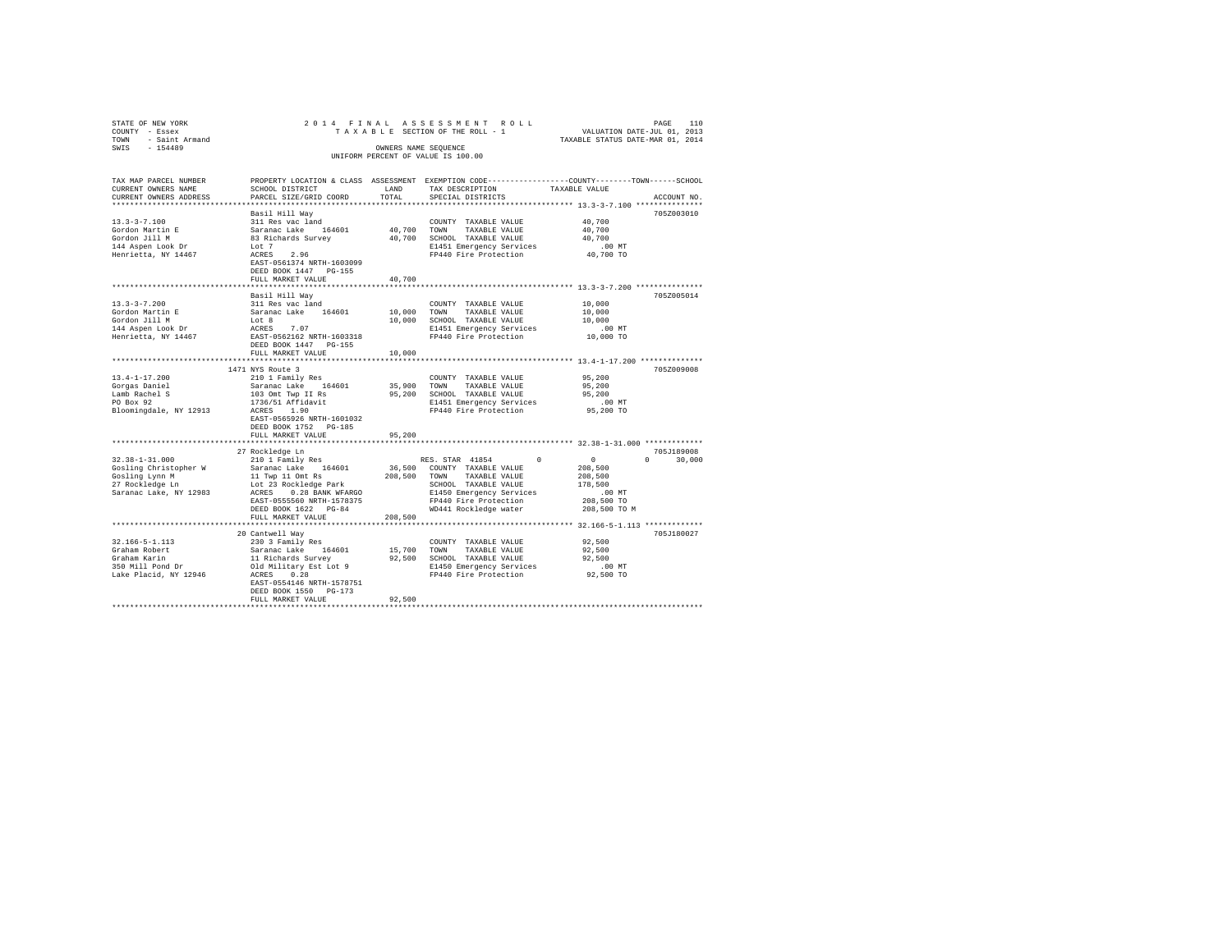STATE OF NEW YORK
COUNTY - Essex
TOWN - Saint Armand
SWIS - 154489

2014 FINAL ASSESSMENT ROLL
TAXABLE SECTION OF THE ROLL - 1
OWNERS NAME SEQUENCE
UNIFORM PERCENT OF VALUE IS 100.00

VALUATION DATE-JUL 01, 2013
TAXABLE STATUS DATE-MAR 01, 2014

| TAX MAP PARCEL NUMBER / CURRENT OWNERS NAME / CURRENT OWNERS ADDRESS | PROPERTY LOCATION & CLASS / SCHOOL DISTRICT / PARCEL SIZE/GRID COORD | ASSESSMENT LAND | TOTAL | EXEMPTION CODE / TAX DESCRIPTION / SPECIAL DISTRICTS | COUNTY | TOWN | SCHOOL | ACCOUNT NO. |
|---|---|---|---|---|---|---|---|---|
| **13.3-3-7.100** | Basil Hill Way | | | | | | | 705Z003010 |
| Gordon Martin E | 311 Res vac land | | | COUNTY TAXABLE VALUE | 40,700 | | | |
| Gordon Jill M | Saranac Lake 164601 | 40,700 | | TOWN TAXABLE VALUE | | 40,700 | | |
| 144 Aspen Look Dr | 83 Richards Survey | | 40,700 | SCHOOL TAXABLE VALUE | | | 40,700 | |
| Henrietta, NY 14467 | Lot 7 | | | E1451 Emergency Services | .00 MT | | | |
| | ACRES 2.96 | | | FP440 Fire Protection | 40,700 TO | | | |
| | EAST-0561374 NRTH-1603099 | | | | | | | |
| | DEED BOOK 1447 PG-155 | | | | | | | |
| | FULL MARKET VALUE | | 40,700 | | | | | |
| **13.3-3-7.200** | Basil Hill Way | | | | | | | 705Z005014 |
| Gordon Martin E | 311 Res vac land | | | COUNTY TAXABLE VALUE | 10,000 | | | |
| Gordon Jill M | Saranac Lake 164601 | 10,000 | | TOWN TAXABLE VALUE | | 10,000 | | |
| 144 Aspen Look Dr | Lot 8 | | 10,000 | SCHOOL TAXABLE VALUE | | | 10,000 | |
| Henrietta, NY 14467 | ACRES 7.07 | | | E1451 Emergency Services | .00 MT | | | |
| | EAST-0562162 NRTH-1603318 | | | FP440 Fire Protection | 10,000 TO | | | |
| | DEED BOOK 1447 PG-155 | | | | | | | |
| | FULL MARKET VALUE | | 10,000 | | | | | |
| **13.4-1-17.200** | 1471 NYS Route 3 | | | | | | | 705Z009008 |
| Gorgas Daniel | 210 1 Family Res | | | COUNTY TAXABLE VALUE | 95,200 | | | |
| Lamb Rachel S | Saranac Lake 164601 | 35,900 | | TOWN TAXABLE VALUE | | 95,200 | | |
| PO Box 92 | 103 Omt Twp II Rs | | 95,200 | SCHOOL TAXABLE VALUE | | | 95,200 | |
| Bloomingdale, NY 12913 | 1736/51 Affidavit | | | E1451 Emergency Services | .00 MT | | | |
| | ACRES 1.90 | | | FP440 Fire Protection | 95,200 TO | | | |
| | EAST-0565926 NRTH-1601032 | | | | | | | |
| | DEED BOOK 1752 PG-185 | | | | | | | |
| | FULL MARKET VALUE | | 95,200 | | | | | |
| **32.38-1-31.000** | 27 Rockledge Ln | | | | | | | 705J189008 |
| Gosling Christopher W | 210 1 Family Res | | | RES. STAR 41854 | 0 | 0 | 30,000 | |
| Gosling Lynn M | Saranac Lake 164601 | 36,500 | | COUNTY TAXABLE VALUE | 208,500 | | | |
| 27 Rockledge Ln | 11 Twp 11 Omt Rs | | 208,500 | TOWN TAXABLE VALUE | | 208,500 | | |
| Saranac Lake, NY 12983 | Lot 23 Rockledge Park | | | SCHOOL TAXABLE VALUE | | | 178,500 | |
| | ACRES 0.28 BANK WFARGO | | | E1450 Emergency Services | .00 MT | | | |
| | EAST-0555560 NRTH-1578375 | | | FP440 Fire Protection | 208,500 TO | | | |
| | DEED BOOK 1622 PG-84 | | | WD441 Rockledge water | 208,500 TO M | | | |
| | FULL MARKET VALUE | | 208,500 | | | | | |
| **32.166-5-1.113** | 20 Cantwell Way | | | | | | | 705J180027 |
| Graham Robert | 230 3 Family Res | | | COUNTY TAXABLE VALUE | 92,500 | | | |
| Graham Karin | Saranac Lake 164601 | 15,700 | | TOWN TAXABLE VALUE | | 92,500 | | |
| 350 Mill Pond Dr | 11 Richards Survey | | 92,500 | SCHOOL TAXABLE VALUE | | | 92,500 | |
| Lake Placid, NY 12946 | Old Military Est Lot 9 | | | E1450 Emergency Services | .00 MT | | | |
| | ACRES 0.28 | | | FP440 Fire Protection | 92,500 TO | | | |
| | EAST-0554146 NRTH-1578751 | | | | | | | |
| | DEED BOOK 1550 PG-173 | | | | | | | |
| | FULL MARKET VALUE | | 92,500 | | | | | |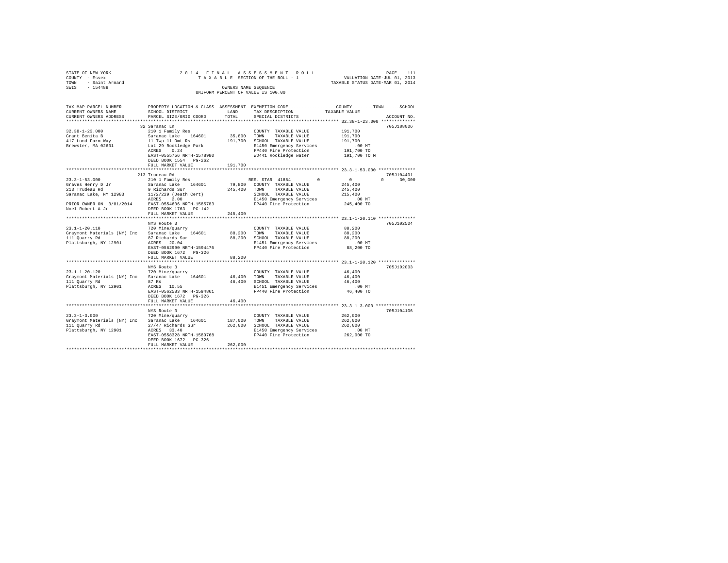STATE OF NEW YORK
COUNTY - Essex
TOWN - Saint Armand
SWIS - 154489

2014 FINAL ASSESSMENT ROLL
TAXABLE SECTION OF THE ROLL - 1
OWNERS NAME SEQUENCE
UNIFORM PERCENT OF VALUE IS 100.00

VALUATION DATE-JUL 01, 2013
TAXABLE STATUS DATE-MAR 01, 2014

```
TAX MAP PARCEL NUMBER          PROPERTY LOCATION & CLASS  ASSESSMENT  EXEMPTION CODE-----------------COUNTY--------TOWN------SCHOOL
CURRENT OWNERS NAME            SCHOOL DISTRICT             LAND       TAX DESCRIPTION            TAXABLE VALUE
CURRENT OWNERS ADDRESS         PARCEL SIZE/GRID COORD      TOTAL      SPECIAL DISTRICTS                                    ACCOUNT NO.
******************************************************************************************************* 32.38-1-23.000 *************
                               32 Saranac Ln                                                                               705J188006
32.38-1-23.000                 210 1 Family Res                       COUNTY  TAXABLE VALUE          191,700
Grant Benita B                 Saranac Lake    164601      35,800     TOWN    TAXABLE VALUE          191,700
417 Lund Farm Way              11 Twp 11 Omt Rs           191,700     SCHOOL  TAXABLE VALUE          191,700
Brewster, MA 02631             Lot 29 Rockledge Park                  E1450 Emergency Services           .00 MT
                               ACRES    0.24                          FP440 Fire Protection          191,700 TO
                               EAST-0555756 NRTH-1578980              WD441 Rockledge water          191,700 TO M
                               DEED BOOK 1554   PG-262
                               FULL MARKET VALUE          191,700
******************************************************************************************************* 23.3-1-53.000 **************
                               213 Trudeau Rd                                                                              705J104401
23.3-1-53.000                  210 1 Family Res                       RES. STAR 41854         0            0            0       30,000
Graves Henry D Jr              Saranac Lake    164601      79,800     COUNTY  TAXABLE VALUE          245,400
213 Trudeau Rd                 9 Richards Sur             245,400     TOWN    TAXABLE VALUE          245,400
Saranac Lake, NY 12983         1172/229 (Death Cert)                  SCHOOL  TAXABLE VALUE          215,400
                               ACRES    2.00                          E1450 Emergency Services           .00 MT
PRIOR OWNER ON 3/01/2014       EAST-0554606 NRTH-1585783              FP440 Fire Protection          245,400 TO
Noel Robert A Jr               DEED BOOK 1763   PG-142
                               FULL MARKET VALUE          245,400
******************************************************************************************************* 23.1-1-20.110 **************
                               NYS Route 3                                                                                 705J102504
23.1-1-20.110                  720 Mine/quarry                        COUNTY  TAXABLE VALUE           88,200
Graymont Materials (NY) Inc    Saranac Lake    164601      88,200     TOWN    TAXABLE VALUE           88,200
111 Quarry Rd                  87 Richards Sur             88,200     SCHOOL  TAXABLE VALUE           88,200
Plattsburgh, NY 12901          ACRES   20.04                          E1451 Emergency Services           .00 MT
                               EAST-0562990 NRTH-1594475              FP440 Fire Protection           88,200 TO
                               DEED BOOK 1672   PG-326
                               FULL MARKET VALUE           88,200
******************************************************************************************************* 23.1-1-20.120 **************
                               NYS Route 3                                                                                 705J192003
23.1-1-20.120                  720 Mine/quarry                        COUNTY  TAXABLE VALUE           46,400
Graymont Materials (NY) Inc    Saranac Lake    164601      46,400     TOWN    TAXABLE VALUE           46,400
111 Quarry Rd                  87 Rs                       46,400     SCHOOL  TAXABLE VALUE           46,400
Plattsburgh, NY 12901          ACRES   10.55                          E1451 Emergency Services           .00 MT
                               EAST-0562583 NRTH-1594861              FP440 Fire Protection           46,400 TO
                               DEED BOOK 1672   PG-326
                               FULL MARKET VALUE           46,400
******************************************************************************************************* 23.3-1-3.000 ***************
                               NYS Route 3                                                                                 705J104106
23.3-1-3.000                   720 Mine/quarry                        COUNTY  TAXABLE VALUE          262,000
Graymont Materials (NY) Inc    Saranac Lake    164601     187,000     TOWN    TAXABLE VALUE          262,000
111 Quarry Rd                  27/47 Richards Sur         262,000     SCHOOL  TAXABLE VALUE          262,000
Plattsburgh, NY 12901          ACRES   33.40                          E1450 Emergency Services           .00 MT
                               EAST-0558328 NRTH-1589768              FP440 Fire Protection          262,000 TO
                               DEED BOOK 1672   PG-326
                               FULL MARKET VALUE          262,000
************************************************************************************************************************************
```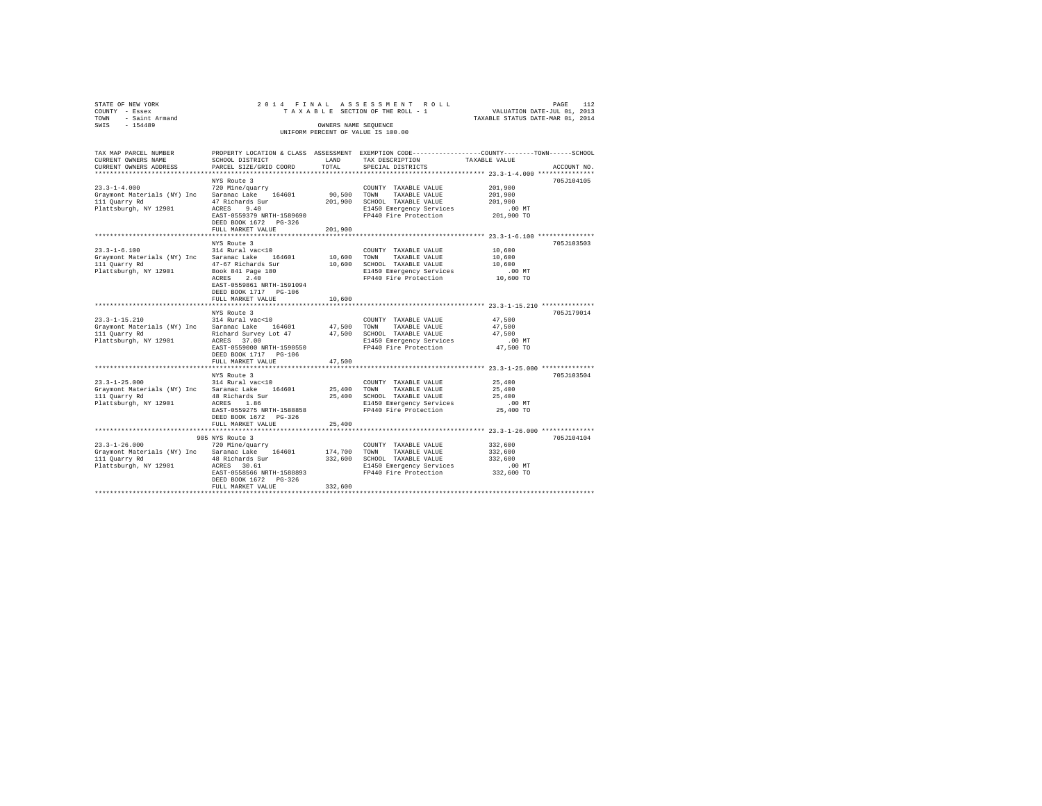STATE OF NEW YORK
COUNTY - Essex
TOWN - Saint Armand
SWIS - 154489

2014 FINAL ASSESSMENT ROLL
TAXABLE SECTION OF THE ROLL - 1
OWNERS NAME SEQUENCE
UNIFORM PERCENT OF VALUE IS 100.00

VALUATION DATE-JUL 01, 2013
TAXABLE STATUS DATE-MAR 01, 2014

| TAX MAP PARCEL NUMBER / CURRENT OWNERS NAME / CURRENT OWNERS ADDRESS | PROPERTY LOCATION & CLASS / SCHOOL DISTRICT / PARCEL SIZE/GRID COORD | ASSESSMENT LAND | TOTAL | EXEMPTION CODE / TAX DESCRIPTION / SPECIAL DISTRICTS | TAXABLE VALUE (COUNTY / TOWN / SCHOOL) | ACCOUNT NO. |
|---|---|---|---|---|---|---|
| 23.3-1-4.000 | NYS Route 3 | | | | | 705J104105 |
| | 720 Mine/quarry | | | COUNTY TAXABLE VALUE | 201,900 | |
| Graymont Materials (NY) Inc | Saranac Lake 164601 | 90,500 | | TOWN TAXABLE VALUE | 201,900 | |
| 111 Quarry Rd | 47 Richards Sur | | 201,900 | SCHOOL TAXABLE VALUE | 201,900 | |
| Plattsburgh, NY 12901 | ACRES 9.40 | | | E1450 Emergency Services | .00 MT | |
| | EAST-0559379 NRTH-1589690 | | | FP440 Fire Protection | 201,900 TO | |
| | DEED BOOK 1672 PG-326 | | | | | |
| | FULL MARKET VALUE | | 201,900 | | | |
| 23.3-1-6.100 | NYS Route 3 | | | | | 705J103503 |
| | 314 Rural vac<10 | | | COUNTY TAXABLE VALUE | 10,600 | |
| Graymont Materials (NY) Inc | Saranac Lake 164601 | 10,600 | | TOWN TAXABLE VALUE | 10,600 | |
| 111 Quarry Rd | 47-67 Richards Sur | | 10,600 | SCHOOL TAXABLE VALUE | 10,600 | |
| Plattsburgh, NY 12901 | Book 841 Page 180 | | | E1450 Emergency Services | .00 MT | |
| | ACRES 2.40 | | | FP440 Fire Protection | 10,600 TO | |
| | EAST-0559861 NRTH-1591094 | | | | | |
| | DEED BOOK 1717 PG-106 | | | | | |
| | FULL MARKET VALUE | | 10,600 | | | |
| 23.3-1-15.210 | NYS Route 3 | | | | | 705J179014 |
| | 314 Rural vac<10 | | | COUNTY TAXABLE VALUE | 47,500 | |
| Graymont Materials (NY) Inc | Saranac Lake 164601 | 47,500 | | TOWN TAXABLE VALUE | 47,500 | |
| 111 Quarry Rd | Richard Survey Lot 47 | | 47,500 | SCHOOL TAXABLE VALUE | 47,500 | |
| Plattsburgh, NY 12901 | ACRES 37.00 | | | E1450 Emergency Services | .00 MT | |
| | EAST-0559000 NRTH-1590550 | | | FP440 Fire Protection | 47,500 TO | |
| | DEED BOOK 1717 PG-106 | | | | | |
| | FULL MARKET VALUE | | 47,500 | | | |
| 23.3-1-25.000 | NYS Route 3 | | | | | 705J103504 |
| | 314 Rural vac<10 | | | COUNTY TAXABLE VALUE | 25,400 | |
| Graymont Materials (NY) Inc | Saranac Lake 164601 | 25,400 | | TOWN TAXABLE VALUE | 25,400 | |
| 111 Quarry Rd | 48 Richards Sur | | 25,400 | SCHOOL TAXABLE VALUE | 25,400 | |
| Plattsburgh, NY 12901 | ACRES 1.86 | | | E1450 Emergency Services | .00 MT | |
| | EAST-0559275 NRTH-1588858 | | | FP440 Fire Protection | 25,400 TO | |
| | DEED BOOK 1672 PG-326 | | | | | |
| | FULL MARKET VALUE | | 25,400 | | | |
| 23.3-1-26.000 | 905 NYS Route 3 | | | | | 705J104104 |
| | 720 Mine/quarry | | | COUNTY TAXABLE VALUE | 332,600 | |
| Graymont Materials (NY) Inc | Saranac Lake 164601 | 174,700 | | TOWN TAXABLE VALUE | 332,600 | |
| 111 Quarry Rd | 48 Richards Sur | | 332,600 | SCHOOL TAXABLE VALUE | 332,600 | |
| Plattsburgh, NY 12901 | ACRES 30.61 | | | E1450 Emergency Services | .00 MT | |
| | EAST-0558566 NRTH-1588893 | | | FP440 Fire Protection | 332,600 TO | |
| | DEED BOOK 1672 PG-326 | | | | | |
| | FULL MARKET VALUE | | 332,600 | | | |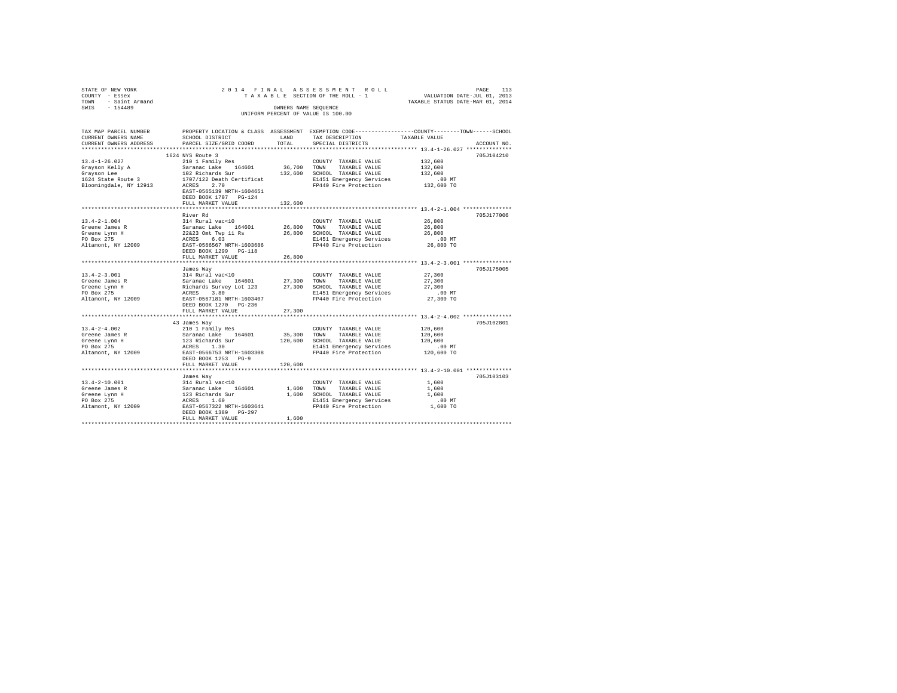STATE OF NEW YORK
COUNTY - Essex
TOWN - Saint Armand
SWIS - 154489

2014 FINAL ASSESSMENT ROLL
TAXABLE SECTION OF THE ROLL - 1
OWNERS NAME SEQUENCE
UNIFORM PERCENT OF VALUE IS 100.00

VALUATION DATE-JUL 01, 2013
TAXABLE STATUS DATE-MAR 01, 2014

| TAX MAP PARCEL NUMBER / CURRENT OWNERS NAME / CURRENT OWNERS ADDRESS | PROPERTY LOCATION & CLASS / SCHOOL DISTRICT / PARCEL SIZE/GRID COORD | ASSESSMENT LAND | TOTAL | EXEMPTION CODE / TAX DESCRIPTION / SPECIAL DISTRICTS | TAXABLE VALUE (COUNTY / TOWN / SCHOOL) | ACCOUNT NO. |
|---|---|---|---|---|---|---|
| 13.4-1-26.027 | 1624 NYS Route 3 | | | | | 705J104210 |
| Grayson Kelly A | 210 1 Family Res | | | COUNTY TAXABLE VALUE | 132,600 | |
| Grayson Lee | Saranac Lake 164601 | 36,700 | | TOWN TAXABLE VALUE | 132,600 | |
| 1624 State Route 3 | 102 Richards Sur | | 132,600 | SCHOOL TAXABLE VALUE | 132,600 | |
| Bloomingdale, NY 12913 | 1707/122 Death Certificat | | | E1451 Emergency Services | .00 MT | |
| | ACRES 2.70 | | | FP440 Fire Protection | 132,600 TO | |
| | EAST-0565139 NRTH-1604651 | | | | | |
| | DEED BOOK 1707 PG-124 | | | | | |
| | FULL MARKET VALUE | | 132,600 | | | |
| 13.4-2-1.004 | River Rd | | | | | 705J177006 |
| Greene James R | 314 Rural vac<10 | | | COUNTY TAXABLE VALUE | 26,800 | |
| Greene Lynn H | Saranac Lake 164601 | 26,800 | | TOWN TAXABLE VALUE | 26,800 | |
| PO Box 275 | 22&23 Omt Twp 11 Rs | | 26,800 | SCHOOL TAXABLE VALUE | 26,800 | |
| Altamont, NY 12009 | ACRES 6.03 | | | E1451 Emergency Services | .00 MT | |
| | EAST-0566567 NRTH-1603686 | | | FP440 Fire Protection | 26,800 TO | |
| | DEED BOOK 1299 PG-118 | | | | | |
| | FULL MARKET VALUE | | 26,800 | | | |
| 13.4-2-3.001 | James Way | | | | | 705J175005 |
| Greene James R | 314 Rural vac<10 | | | COUNTY TAXABLE VALUE | 27,300 | |
| Greene Lynn H | Saranac Lake 164601 | 27,300 | | TOWN TAXABLE VALUE | 27,300 | |
| PO Box 275 | Richards Survey Lot 123 | | 27,300 | SCHOOL TAXABLE VALUE | 27,300 | |
| Altamont, NY 12009 | ACRES 3.80 | | | E1451 Emergency Services | .00 MT | |
| | EAST-0567181 NRTH-1603407 | | | FP440 Fire Protection | 27,300 TO | |
| | DEED BOOK 1270 PG-236 | | | | | |
| | FULL MARKET VALUE | | 27,300 | | | |
| 13.4-2-4.002 | 43 James Way | | | | | 705J102801 |
| Greene James R | 210 1 Family Res | | | COUNTY TAXABLE VALUE | 120,600 | |
| Greene Lynn H | Saranac Lake 164601 | 35,300 | | TOWN TAXABLE VALUE | 120,600 | |
| PO Box 275 | 123 Richards Sur | | 120,600 | SCHOOL TAXABLE VALUE | 120,600 | |
| Altamont, NY 12009 | ACRES 1.30 | | | E1451 Emergency Services | .00 MT | |
| | EAST-0566753 NRTH-1603308 | | | FP440 Fire Protection | 120,600 TO | |
| | DEED BOOK 1253 PG-9 | | | | | |
| | FULL MARKET VALUE | | 120,600 | | | |
| 13.4-2-10.001 | James Way | | | | | 705J103103 |
| Greene James R | 314 Rural vac<10 | | | COUNTY TAXABLE VALUE | 1,600 | |
| Greene Lynn H | Saranac Lake 164601 | 1,600 | | TOWN TAXABLE VALUE | 1,600 | |
| PO Box 275 | 123 Richards Sur | | 1,600 | SCHOOL TAXABLE VALUE | 1,600 | |
| Altamont, NY 12009 | ACRES 1.60 | | | E1451 Emergency Services | .00 MT | |
| | EAST-0567322 NRTH-1603641 | | | FP440 Fire Protection | 1,600 TO | |
| | DEED BOOK 1389 PG-297 | | | | | |
| | FULL MARKET VALUE | | 1,600 | | | |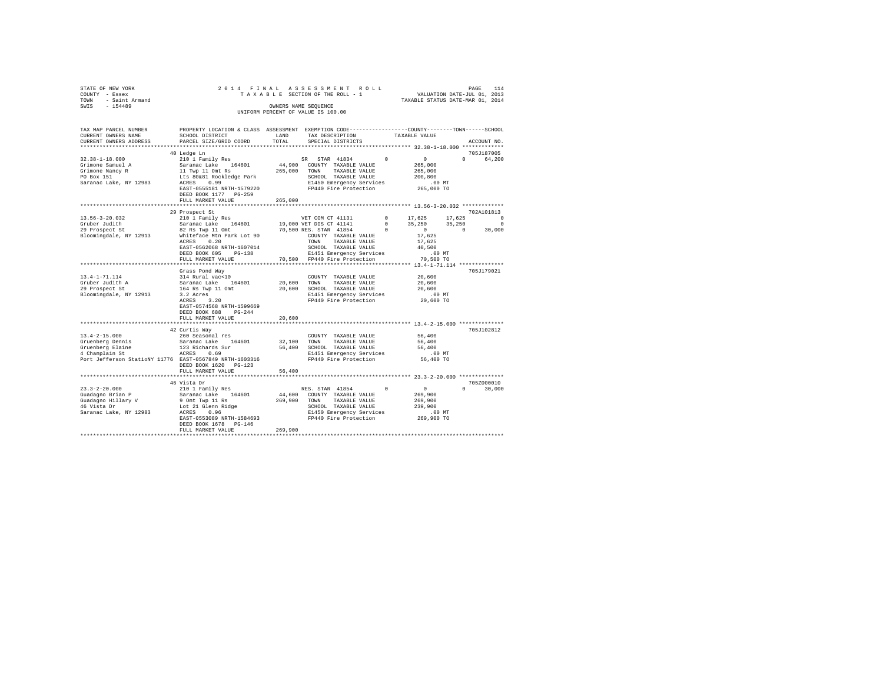STATE OF NEW YORK
COUNTY - Essex
TOWN - Saint Armand
SWIS - 154489

2014 FINAL ASSESSMENT ROLL
TAXABLE SECTION OF THE ROLL - 1
OWNERS NAME SEQUENCE
UNIFORM PERCENT OF VALUE IS 100.00

VALUATION DATE-JUL 01, 2013
TAXABLE STATUS DATE-MAR 01, 2014

| TAX MAP PARCEL NUMBER / CURRENT OWNERS NAME / CURRENT OWNERS ADDRESS | PROPERTY LOCATION & CLASS / SCHOOL DISTRICT / PARCEL SIZE/GRID COORD | ASSESSMENT LAND / TOTAL | EXEMPTION CODE / TAX DESCRIPTION / SPECIAL DISTRICTS | COUNTY | TOWN | SCHOOL | ACCOUNT NO. |
|---|---|---|---|---|---|---|---|
| 32.38-1-18.000 | 40 Ledge Ln | | | | | | 705J187005 |
| Grimone Samuel A | 210 1 Family Res | | SR STAR 41834 0 | 0 | 0 | 64,200 | |
| Grimone Nancy R | Saranac Lake 164601 | 44,900 | COUNTY TAXABLE VALUE | 265,000 | | | |
| PO Box 151 | 11 Twp 11 Omt Rs | 265,000 | TOWN TAXABLE VALUE | | 265,000 | | |
| Saranac Lake, NY 12983 | Lts 80&81 Rockledge Park | | SCHOOL TAXABLE VALUE | | | 200,800 | |
| | ACRES 0.99 | | E1450 Emergency Services | .00 MT | | | |
| | EAST-0555181 NRTH-1579220 | | FP440 Fire Protection | 265,000 TO | | | |
| | DEED BOOK 1177 PG-259 | | | | | | |
| | FULL MARKET VALUE | 265,000 | | | | | |
| 13.56-3-20.032 | 29 Prospect St | | | | | | 702A101813 |
| Gruber Judith | 210 1 Family Res | | VET COM CT 41131 0 | 17,625 | 17,625 | 0 | |
| 29 Prospect St | Saranac Lake 164601 | 19,000 | VET DIS CT 41141 0 | 35,250 | 35,250 | 0 | |
| Bloomingdale, NY 12913 | 82 Rs Twp 11 Omt | 70,500 | RES. STAR 41854 0 | 0 | 0 | 30,000 | |
| | Whiteface Mtn Park Lot 90 | | COUNTY TAXABLE VALUE | 17,625 | | | |
| | ACRES 0.20 | | TOWN TAXABLE VALUE | | 17,625 | | |
| | EAST-0562068 NRTH-1607014 | | SCHOOL TAXABLE VALUE | | | 40,500 | |
| | DEED BOOK 605 PG-138 | | E1451 Emergency Services | .00 MT | | | |
| | FULL MARKET VALUE | 70,500 | FP440 Fire Protection | 70,500 TO | | | |
| 13.4-1-71.114 | Grass Pond Way | | | | | | 705J179021 |
| Gruber Judith A | 314 Rural vac<10 | | COUNTY TAXABLE VALUE | 20,600 | | | |
| 29 Prospect St | Saranac Lake 164601 | 20,600 | TOWN TAXABLE VALUE | | 20,600 | | |
| Bloomingdale, NY 12913 | 164 Rs Twp 11 Omt | 20,600 | SCHOOL TAXABLE VALUE | | | 20,600 | |
| | 3.2 Acres | | E1451 Emergency Services | .00 MT | | | |
| | ACRES 3.20 | | FP440 Fire Protection | 20,600 TO | | | |
| | EAST-0574568 NRTH-1599669 | | | | | | |
| | DEED BOOK 688 PG-244 | | | | | | |
| | FULL MARKET VALUE | 20,600 | | | | | |
| 13.4-2-15.000 | 42 Curtis Way | | | | | | 705J102812 |
| Gruenberg Dennis | 260 Seasonal res | | COUNTY TAXABLE VALUE | 56,400 | | | |
| Gruenberg Elaine | Saranac Lake 164601 | 32,100 | TOWN TAXABLE VALUE | | 56,400 | | |
| 4 Champlain St | 123 Richards Sur | 56,400 | SCHOOL TAXABLE VALUE | | | 56,400 | |
| Port Jefferson StatioNY 11776 | ACRES 0.69 | | E1451 Emergency Services | .00 MT | | | |
| | EAST-0567849 NRTH-1603316 | | FP440 Fire Protection | 56,400 TO | | | |
| | DEED BOOK 1620 PG-123 | | | | | | |
| | FULL MARKET VALUE | 56,400 | | | | | |
| 23.3-2-20.000 | 46 Vista Dr | | | | | | 705Z000010 |
| Guadagno Brian P | 210 1 Family Res | | RES. STAR 41854 0 | 0 | 0 | 30,000 | |
| Guadagno Hillary V | Saranac Lake 164601 | 44,600 | COUNTY TAXABLE VALUE | 269,900 | | | |
| 46 Vista Dr | 9 Omt Twp 11 Rs | 269,900 | TOWN TAXABLE VALUE | | 269,900 | | |
| Saranac Lake, NY 12983 | Lot 21 Glenn Ridge | | SCHOOL TAXABLE VALUE | | | 239,900 | |
| | ACRES 0.96 | | E1450 Emergency Services | .00 MT | | | |
| | EAST-0553089 NRTH-1584693 | | FP440 Fire Protection | 269,900 TO | | | |
| | DEED BOOK 1678 PG-146 | | | | | | |
| | FULL MARKET VALUE | 269,900 | | | | | |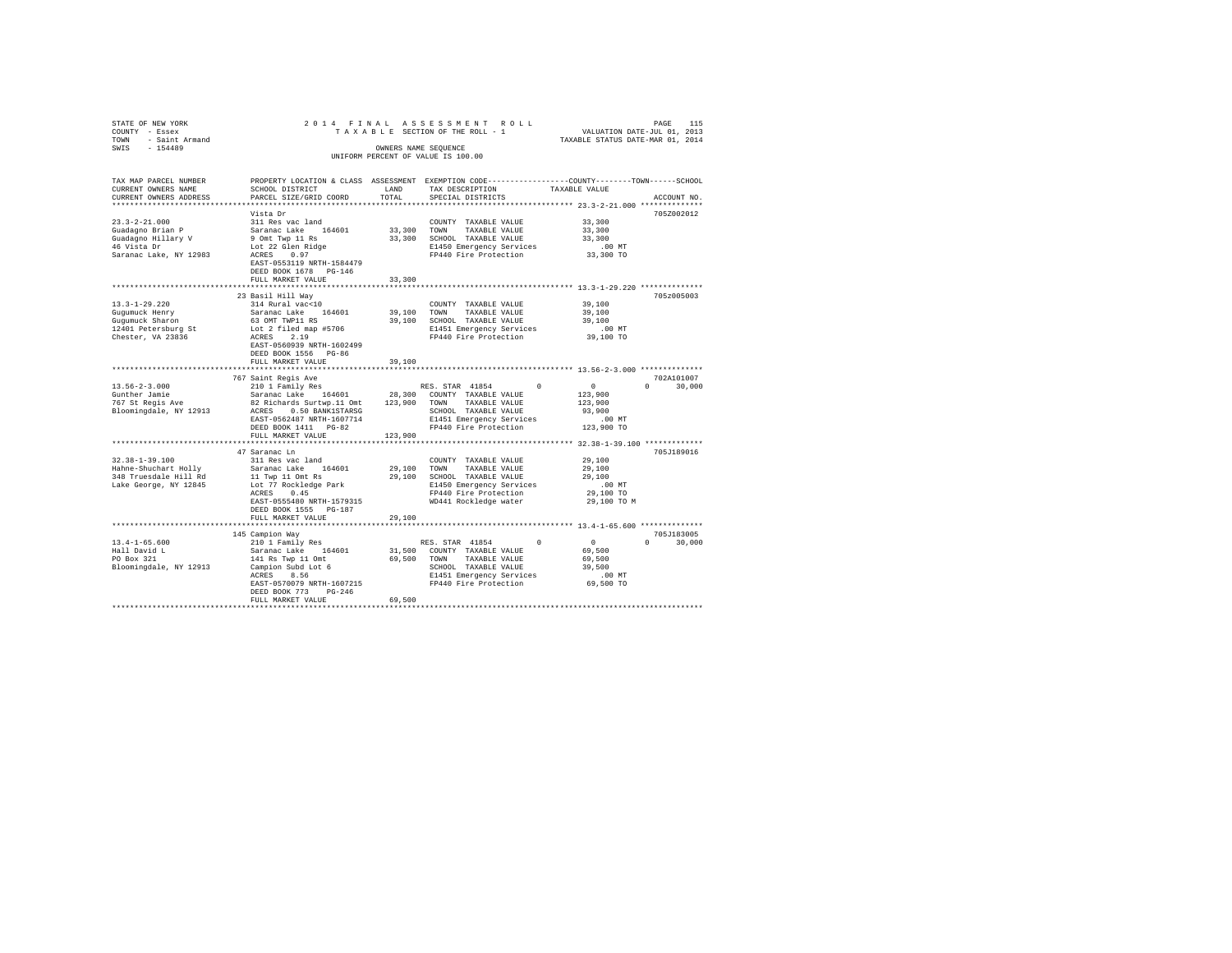STATE OF NEW YORK
COUNTY - Essex
TOWN - Saint Armand
SWIS - 154489

2014 FINAL ASSESSMENT ROLL
TAXABLE SECTION OF THE ROLL - 1
OWNERS NAME SEQUENCE
UNIFORM PERCENT OF VALUE IS 100.00

VALUATION DATE-JUL 01, 2013
TAXABLE STATUS DATE-MAR 01, 2014

| TAX MAP PARCEL NUMBER / CURRENT OWNERS NAME / CURRENT OWNERS ADDRESS | PROPERTY LOCATION & CLASS / SCHOOL DISTRICT / PARCEL SIZE/GRID COORD | ASSESSMENT LAND / TOTAL | EXEMPTION CODE / TAX DESCRIPTION / SPECIAL DISTRICTS | COUNTY | TOWN | SCHOOL TAXABLE VALUE | ACCOUNT NO. |
|---|---|---|---|---|---|---|---|
| **23.3-2-21.000** | Vista Dr | | | | | | 705Z002012 |
| 23.3-2-21.000 | 311 Res vac land | | COUNTY TAXABLE VALUE | 33,300 | | | |
| Guadagno Brian P | Saranac Lake 164601 | 33,300 | TOWN TAXABLE VALUE | | 33,300 | | |
| Guadagno Hillary V | 9 Omt Twp 11 Rs | 33,300 | SCHOOL TAXABLE VALUE | | | 33,300 | |
| 46 Vista Dr | Lot 22 Glen Ridge | | E1450 Emergency Services | .00 MT | | | |
| Saranac Lake, NY 12983 | ACRES 0.97 | | FP440 Fire Protection | 33,300 TO | | | |
| | EAST-0553119 NRTH-1584479 | | | | | | |
| | DEED BOOK 1678 PG-146 | | | | | | |
| | FULL MARKET VALUE | 33,300 | | | | | |
| **13.3-1-29.220** | 23 Basil Hill Way | | | | | | 705z005003 |
| 13.3-1-29.220 | 314 Rural vac<10 | | COUNTY TAXABLE VALUE | 39,100 | | | |
| Gugumuck Henry | Saranac Lake 164601 | 39,100 | TOWN TAXABLE VALUE | | 39,100 | | |
| Gugumuck Sharon | 63 OMT TWP11 RS | 39,100 | SCHOOL TAXABLE VALUE | | | 39,100 | |
| 12401 Petersburg St | Lot 2 filed map #5706 | | E1451 Emergency Services | .00 MT | | | |
| Chester, VA 23836 | ACRES 2.19 | | FP440 Fire Protection | 39,100 TO | | | |
| | EAST-0560939 NRTH-1602499 | | | | | | |
| | DEED BOOK 1556 PG-86 | | | | | | |
| | FULL MARKET VALUE | 39,100 | | | | | |
| **13.56-2-3.000** | 767 Saint Regis Ave | | | | | | 702A101007 |
| 13.56-2-3.000 | 210 1 Family Res | | RES. STAR 41854 | 0 | 0 | 0 | 30,000 |
| Gunther Jamie | Saranac Lake 164601 | 28,300 | COUNTY TAXABLE VALUE | 123,900 | | | |
| 767 St Regis Ave | 82 Richards Surtwp.11 Omt | 123,900 | TOWN TAXABLE VALUE | | 123,900 | | |
| Bloomingdale, NY 12913 | ACRES 0.50 BANK1STARSG | | SCHOOL TAXABLE VALUE | | | 93,900 | |
| | EAST-0562487 NRTH-1607714 | | E1451 Emergency Services | .00 MT | | | |
| | DEED BOOK 1411 PG-82 | | FP440 Fire Protection | 123,900 TO | | | |
| | FULL MARKET VALUE | 123,900 | | | | | |
| **32.38-1-39.100** | 47 Saranac Ln | | | | | | 705J189016 |
| 32.38-1-39.100 | 311 Res vac land | | COUNTY TAXABLE VALUE | 29,100 | | | |
| Hahne-Shuchart Holly | Saranac Lake 164601 | 29,100 | TOWN TAXABLE VALUE | | 29,100 | | |
| 348 Truesdale Hill Rd | 11 Twp 11 Omt Rs | 29,100 | SCHOOL TAXABLE VALUE | | | 29,100 | |
| Lake George, NY 12845 | Lot 77 Rockledge Park | | E1450 Emergency Services | .00 MT | | | |
| | ACRES 0.45 | | FP440 Fire Protection | 29,100 TO | | | |
| | EAST-0555480 NRTH-1579315 | | WD441 Rockledge water | 29,100 TO M | | | |
| | DEED BOOK 1555 PG-187 | | | | | | |
| | FULL MARKET VALUE | 29,100 | | | | | |
| **13.4-1-65.600** | 145 Campion Way | | | | | | 705J183005 |
| 13.4-1-65.600 | 210 1 Family Res | | RES. STAR 41854 | 0 | 0 | 0 | 30,000 |
| Hall David L | Saranac Lake 164601 | 31,500 | COUNTY TAXABLE VALUE | 69,500 | | | |
| PO Box 321 | 141 Rs Twp 11 Omt | 69,500 | TOWN TAXABLE VALUE | | 69,500 | | |
| Bloomingdale, NY 12913 | Campion Subd Lot 6 | | SCHOOL TAXABLE VALUE | | | 39,500 | |
| | ACRES 8.56 | | E1451 Emergency Services | .00 MT | | | |
| | EAST-0570079 NRTH-1607215 | | FP440 Fire Protection | 69,500 TO | | | |
| | DEED BOOK 773 PG-246 | | | | | | |
| | FULL MARKET VALUE | 69,500 | | | | | |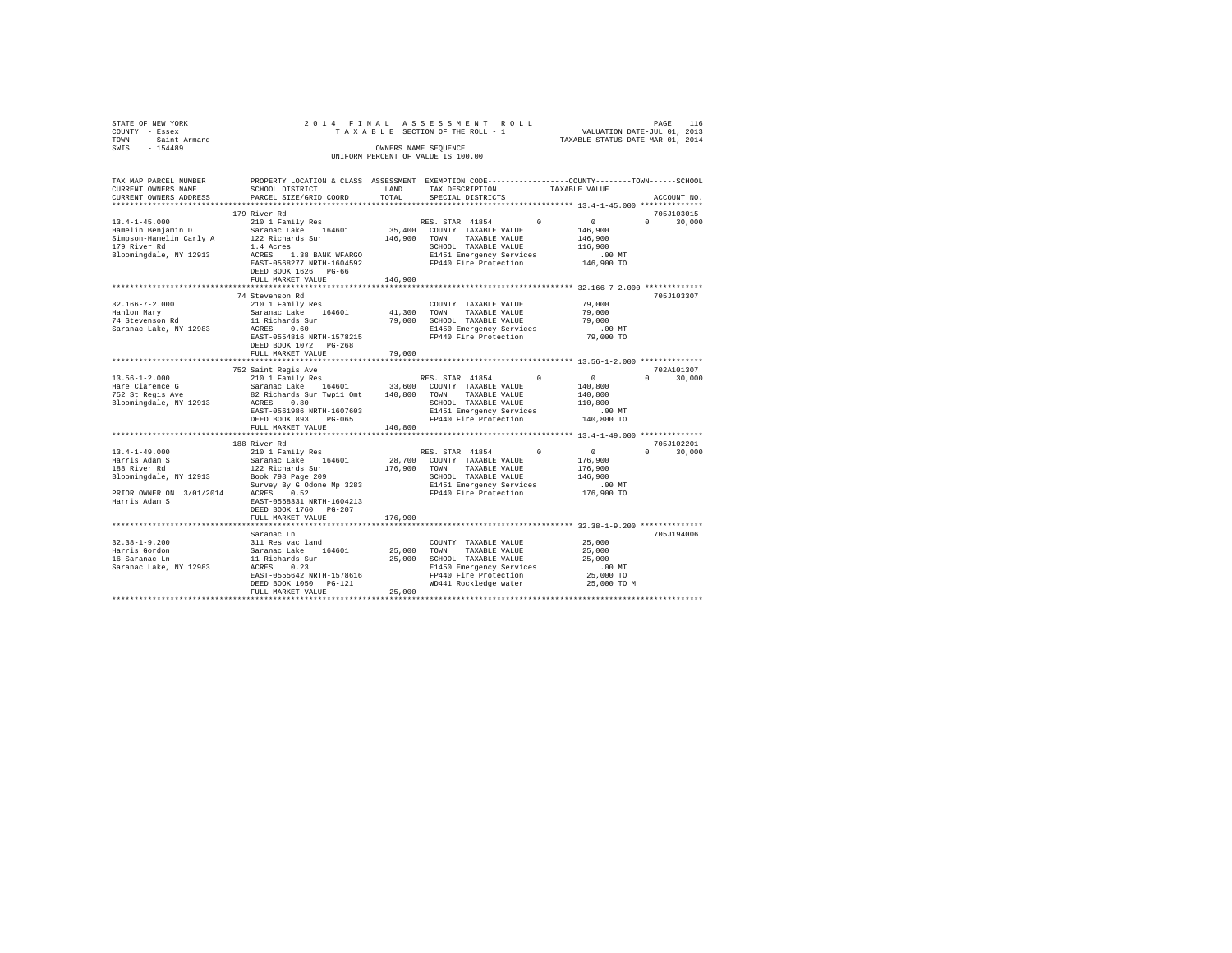STATE OF NEW YORK
COUNTY - Essex
TOWN - Saint Armand
SWIS - 154489

2014 FINAL ASSESSMENT ROLL
TAXABLE SECTION OF THE ROLL - 1
OWNERS NAME SEQUENCE
UNIFORM PERCENT OF VALUE IS 100.00

VALUATION DATE-JUL 01, 2013
TAXABLE STATUS DATE-MAR 01, 2014

```
TAX MAP PARCEL NUMBER         PROPERTY LOCATION & CLASS  ASSESSMENT  EXEMPTION CODE-----------------COUNTY--------TOWN------SCHOOL
CURRENT OWNERS NAME           SCHOOL DISTRICT              LAND      TAX DESCRIPTION              TAXABLE VALUE
CURRENT OWNERS ADDRESS        PARCEL SIZE/GRID COORD       TOTAL     SPECIAL DISTRICTS                                    ACCOUNT NO.
******************************************************************************************************* 13.4-1-45.000 **************
                              179 River Rd                                                                              705J103015
13.4-1-45.000                 210 1 Family Res                       RES. STAR 41854        0            0           0      30,000
Hamelin Benjamin D            Saranac Lake    164601        35,400   COUNTY  TAXABLE VALUE         146,900
Simpson-Hamelin Carly A       122 Richards Sur             146,900   TOWN    TAXABLE VALUE         146,900
179 River Rd                  1.4 Acres                              SCHOOL  TAXABLE VALUE         116,900
Bloomingdale, NY 12913        ACRES    1.38 BANK WFARGO              E1451 Emergency Services             .00 MT
                              EAST-0568277 NRTH-1604592              FP440 Fire Protection            146,900 TO
                              DEED BOOK 1626   PG-66
                              FULL MARKET VALUE            146,900
******************************************************************************************************* 32.166-7-2.000 *************
                              74 Stevenson Rd                                                                           705J103307
32.166-7-2.000                210 1 Family Res                       COUNTY  TAXABLE VALUE          79,000
Hanlon Mary                   Saranac Lake    164601        41,300   TOWN    TAXABLE VALUE          79,000
74 Stevenson Rd               11 Richards Sur               79,000   SCHOOL  TAXABLE VALUE          79,000
Saranac Lake, NY 12983        ACRES    0.60                          E1450 Emergency Services             .00 MT
                              EAST-0554816 NRTH-1578215              FP440 Fire Protection             79,000 TO
                              DEED BOOK 1072   PG-268
                              FULL MARKET VALUE             79,000
******************************************************************************************************* 13.56-1-2.000 **************
                              752 Saint Regis Ave                                                                       702A101307
13.56-1-2.000                 210 1 Family Res                       RES. STAR 41854        0            0           0      30,000
Hare Clarence G               Saranac Lake    164601        33,600   COUNTY  TAXABLE VALUE         140,800
752 St Regis Ave              82 Richards Sur Twp11 Omt    140,800   TOWN    TAXABLE VALUE         140,800
Bloomingdale, NY 12913        ACRES    0.80                          SCHOOL  TAXABLE VALUE         110,800
                              EAST-0561986 NRTH-1607603              E1451 Emergency Services             .00 MT
                              DEED BOOK 893    PG-065                FP440 Fire Protection            140,800 TO
                              FULL MARKET VALUE            140,800
******************************************************************************************************* 13.4-1-49.000 **************
                              188 River Rd                                                                              705J102201
13.4-1-49.000                 210 1 Family Res                       RES. STAR 41854        0            0           0      30,000
Harris Adam S                 Saranac Lake    164601        28,700   COUNTY  TAXABLE VALUE         176,900
188 River Rd                  122 Richards Sur             176,900   TOWN    TAXABLE VALUE         176,900
Bloomingdale, NY 12913        Book 798 Page 209                      SCHOOL  TAXABLE VALUE         146,900
                              Survey By G Odone Mp 3283              E1451 Emergency Services             .00 MT
PRIOR OWNER ON 3/01/2014      ACRES    0.52                          FP440 Fire Protection            176,900 TO
Harris Adam S                 EAST-0568331 NRTH-1604213
                              DEED BOOK 1760   PG-207
                              FULL MARKET VALUE            176,900
******************************************************************************************************* 32.38-1-9.200 **************
                              Saranac Ln                                                                                705J194006
32.38-1-9.200                 311 Res vac land                       COUNTY  TAXABLE VALUE          25,000
Harris Gordon                 Saranac Lake    164601        25,000   TOWN    TAXABLE VALUE          25,000
16 Saranac Ln                 11 Richards Sur               25,000   SCHOOL  TAXABLE VALUE          25,000
Saranac Lake, NY 12983        ACRES    0.23                          E1450 Emergency Services             .00 MT
                              EAST-0555642 NRTH-1578616              FP440 Fire Protection             25,000 TO
                              DEED BOOK 1050   PG-121                WD441 Rockledge water             25,000 TO M
                              FULL MARKET VALUE             25,000
************************************************************************************************************************************
```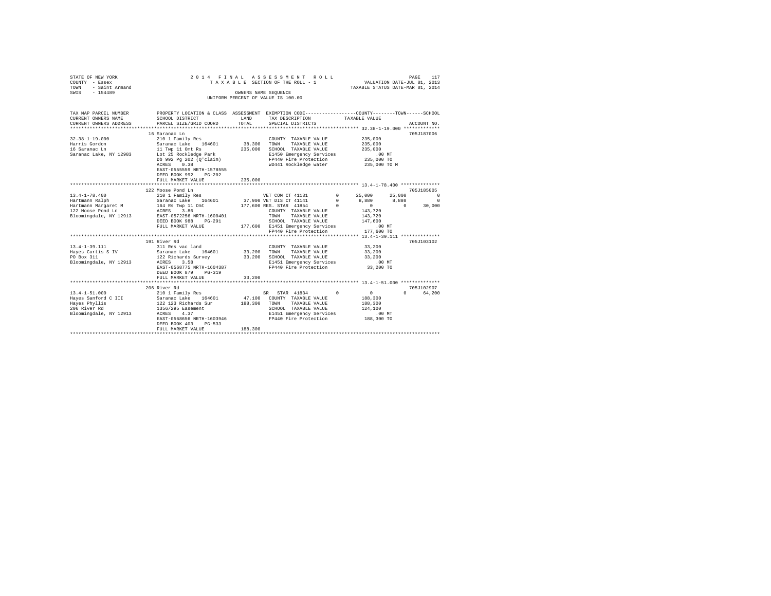STATE OF NEW YORK
COUNTY - Essex
TOWN - Saint Armand
SWIS - 154489

2 0 1 4 F I N A L A S S E S S M E N T R O L L
T A X A B L E SECTION OF THE ROLL - 1
OWNERS NAME SEQUENCE
UNIFORM PERCENT OF VALUE IS 100.00

VALUATION DATE-JUL 01, 2013
TAXABLE STATUS DATE-MAR 01, 2014

```
TAX MAP PARCEL NUMBER     PROPERTY LOCATION & CLASS  ASSESSMENT  EXEMPTION CODE-----------------COUNTY--------TOWN------SCHOOL
CURRENT OWNERS NAME       SCHOOL DISTRICT             LAND       TAX DESCRIPTION            TAXABLE VALUE
CURRENT OWNERS ADDRESS    PARCEL SIZE/GRID COORD      TOTAL      SPECIAL DISTRICTS                                    ACCOUNT NO.
******************************************************************************************** 32.38-1-19.000 *************
                          16 Saranac Ln                                                                              705J187006
32.38-1-19.000            210 1 Family Res                        COUNTY  TAXABLE VALUE          235,000
Harris Gordon             Saranac Lake   164601       38,300      TOWN    TAXABLE VALUE          235,000
16 Saranac Ln             11 Twp 11 Omt Rs           235,000      SCHOOL  TAXABLE VALUE          235,000
Saranac Lake, NY 12983    Lot 25 Rockledge Park                   E1450 Emergency Services          .00 MT
                          Db 992 Pg 202 (Q'claim)                 FP440 Fire Protection          235,000 TO
                          ACRES    0.38                           WD441 Rockledge water          235,000 TO M
                          EAST-0555559 NRTH-1578555
                          DEED BOOK 992    PG-202
                          FULL MARKET VALUE          235,000
******************************************************************************************** 13.4-1-78.400 **************
                          122 Moose Pond Ln                                                                          705J185005
13.4-1-78.400             210 1 Family Res                  VET COM CT 41131          0      25,000      25,000           0
Hartmann Ralph            Saranac Lake   164601       37,900 VET DIS CT 41141         0       8,880       8,880           0
Hartmann Margaret M       164 Rs Twp 11 Omt          177,600 RES. STAR  41854         0           0           0      30,000
122 Moose Pond Ln         ACRES    3.86                      COUNTY  TAXABLE VALUE          143,720
Bloomingdale, NY 12913    EAST-0572256 NRTH-1600401          TOWN    TAXABLE VALUE          143,720
                          DEED BOOK 988    PG-291            SCHOOL  TAXABLE VALUE          147,600
                          FULL MARKET VALUE          177,600 E1451 Emergency Services          .00 MT
                                                             FP440 Fire Protection          177,600 TO
******************************************************************************************** 13.4-1-39.111 **************
                          191 River Rd                                                                               705J103102
13.4-1-39.111             311 Res vac land                        COUNTY  TAXABLE VALUE           33,200
Hayes Curtis S IV         Saranac Lake   164601       33,200      TOWN    TAXABLE VALUE           33,200
PO Box 311                122 Richards Survey         33,200      SCHOOL  TAXABLE VALUE           33,200
Bloomingdale, NY 12913    ACRES    3.58                           E1451 Emergency Services          .00 MT
                          EAST-0568775 NRTH-1604387               FP440 Fire Protection           33,200 TO
                          DEED BOOK 879    PG-319
                          FULL MARKET VALUE           33,200
******************************************************************************************** 13.4-1-51.000 **************
                          206 River Rd                                                                               705J102907
13.4-1-51.000             210 1 Family Res                  SR  STAR  41834           0           0           0      64,200
Hayes Sanford C III       Saranac Lake   164601       47,100 COUNTY  TAXABLE VALUE          188,300
Hayes Phyllis             122 123 Richards Sur       188,300 TOWN    TAXABLE VALUE          188,300
206 River Rd              1356/295 Easement                  SCHOOL  TAXABLE VALUE          124,100
Bloomingdale, NY 12913    ACRES    4.37                      E1451 Emergency Services          .00 MT
                          EAST-0568656 NRTH-1603946          FP440 Fire Protection          188,300 TO
                          DEED BOOK 403    PG-533
                          FULL MARKET VALUE          188,300
************************************************************************************************************************
```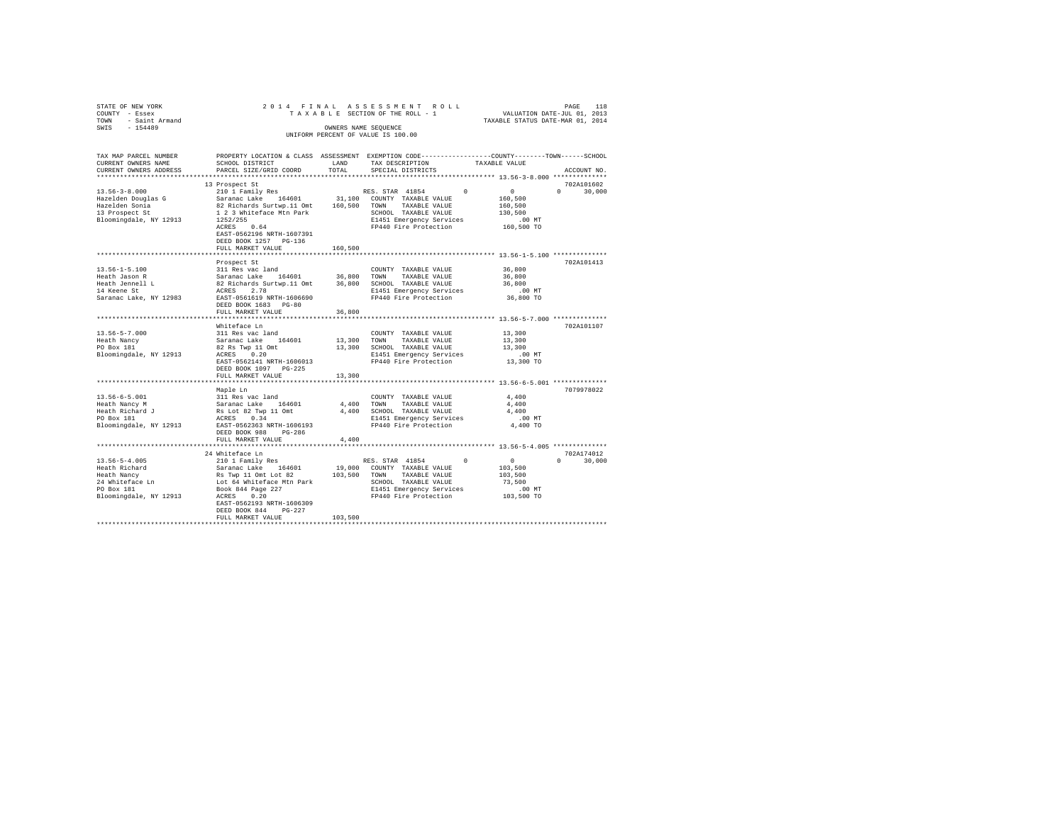STATE OF NEW YORK
COUNTY - Essex
TOWN - Saint Armand
SWIS - 154489

2 0 1 4 F I N A L A S S E S S M E N T R O L L
T A X A B L E SECTION OF THE ROLL - 1
OWNERS NAME SEQUENCE
UNIFORM PERCENT OF VALUE IS 100.00

VALUATION DATE-JUL 01, 2013
TAXABLE STATUS DATE-MAR 01, 2014

| TAX MAP PARCEL NUMBER / CURRENT OWNERS NAME / CURRENT OWNERS ADDRESS | PROPERTY LOCATION & CLASS / SCHOOL DISTRICT / PARCEL SIZE/GRID COORD | ASSESSMENT LAND / TOTAL | EXEMPTION CODE / TAX DESCRIPTION / SPECIAL DISTRICTS | COUNTY TAXABLE VALUE | TOWN | SCHOOL | ACCOUNT NO. |
|---|---|---|---|---|---|---|---|
| **13.56-3-8.000** | 13 Prospect St | | | | | | 702A101602 |
| 13.56-3-8.000 | 210 1 Family Res | | RES. STAR 41854 | 0 | 0 | 0 30,000 | |
| Hazelden Douglas G | Saranac Lake 164601 | 31,100 | COUNTY TAXABLE VALUE | 160,500 | | | |
| Hazelden Sonia | 82 Richards Surtwp.11 Omt | 160,500 | TOWN TAXABLE VALUE | 160,500 | | | |
| 13 Prospect St | 1 2 3 Whiteface Mtn Park | | SCHOOL TAXABLE VALUE | 130,500 | | | |
| Bloomingdale, NY 12913 | 1252/255 | | E1451 Emergency Services | .00 MT | | | |
| | ACRES 0.64 | | FP440 Fire Protection | 160,500 TO | | | |
| | EAST-0562196 NRTH-1607391 | | | | | | |
| | DEED BOOK 1257 PG-136 | | | | | | |
| | FULL MARKET VALUE | 160,500 | | | | | |
| **13.56-1-5.100** | Prospect St | | | | | | 702A101413 |
| 13.56-1-5.100 | 311 Res vac land | | COUNTY TAXABLE VALUE | 36,800 | | | |
| Heath Jason R | Saranac Lake 164601 | 36,800 | TOWN TAXABLE VALUE | 36,800 | | | |
| Heath Jennell L | 82 Richards Surtwp.11 Omt | 36,800 | SCHOOL TAXABLE VALUE | 36,800 | | | |
| 14 Keene St | ACRES 2.78 | | E1451 Emergency Services | .00 MT | | | |
| Saranac Lake, NY 12983 | EAST-0561619 NRTH-1606690 | | FP440 Fire Protection | 36,800 TO | | | |
| | DEED BOOK 1683 PG-80 | | | | | | |
| | FULL MARKET VALUE | 36,800 | | | | | |
| **13.56-5-7.000** | Whiteface Ln | | | | | | 702A101107 |
| 13.56-5-7.000 | 311 Res vac land | | COUNTY TAXABLE VALUE | 13,300 | | | |
| Heath Nancy | Saranac Lake 164601 | 13,300 | TOWN TAXABLE VALUE | 13,300 | | | |
| PO Box 181 | 82 Rs Twp 11 Omt | 13,300 | SCHOOL TAXABLE VALUE | 13,300 | | | |
| Bloomingdale, NY 12913 | ACRES 0.20 | | E1451 Emergency Services | .00 MT | | | |
| | EAST-0562141 NRTH-1606013 | | FP440 Fire Protection | 13,300 TO | | | |
| | DEED BOOK 1097 PG-225 | | | | | | |
| | FULL MARKET VALUE | 13,300 | | | | | |
| **13.56-6-5.001** | Maple Ln | | | | | | 7079978022 |
| 13.56-6-5.001 | 311 Res vac land | | COUNTY TAXABLE VALUE | 4,400 | | | |
| Heath Nancy M | Saranac Lake 164601 | 4,400 | TOWN TAXABLE VALUE | 4,400 | | | |
| Heath Richard J | Rs Lot 82 Twp 11 Omt | 4,400 | SCHOOL TAXABLE VALUE | 4,400 | | | |
| PO Box 181 | ACRES 0.34 | | E1451 Emergency Services | .00 MT | | | |
| Bloomingdale, NY 12913 | EAST-0562363 NRTH-1606193 | | FP440 Fire Protection | 4,400 TO | | | |
| | DEED BOOK 988 PG-286 | | | | | | |
| | FULL MARKET VALUE | 4,400 | | | | | |
| **13.56-5-4.005** | 24 Whiteface Ln | | | | | | 702A174012 |
| 13.56-5-4.005 | 210 1 Family Res | | RES. STAR 41854 | 0 | 0 | 0 30,000 | |
| Heath Richard | Saranac Lake 164601 | 19,000 | COUNTY TAXABLE VALUE | 103,500 | | | |
| Heath Nancy | Rs Twp 11 Omt Lot 82 | 103,500 | TOWN TAXABLE VALUE | 103,500 | | | |
| 24 Whiteface Ln | Lot 64 Whiteface Mtn Park | | SCHOOL TAXABLE VALUE | 73,500 | | | |
| PO Box 181 | Book 844 Page 227 | | E1451 Emergency Services | .00 MT | | | |
| Bloomingdale, NY 12913 | ACRES 0.20 | | FP440 Fire Protection | 103,500 TO | | | |
| | EAST-0562193 NRTH-1606309 | | | | | | |
| | DEED BOOK 844 PG-227 | | | | | | |
| | FULL MARKET VALUE | 103,500 | | | | | |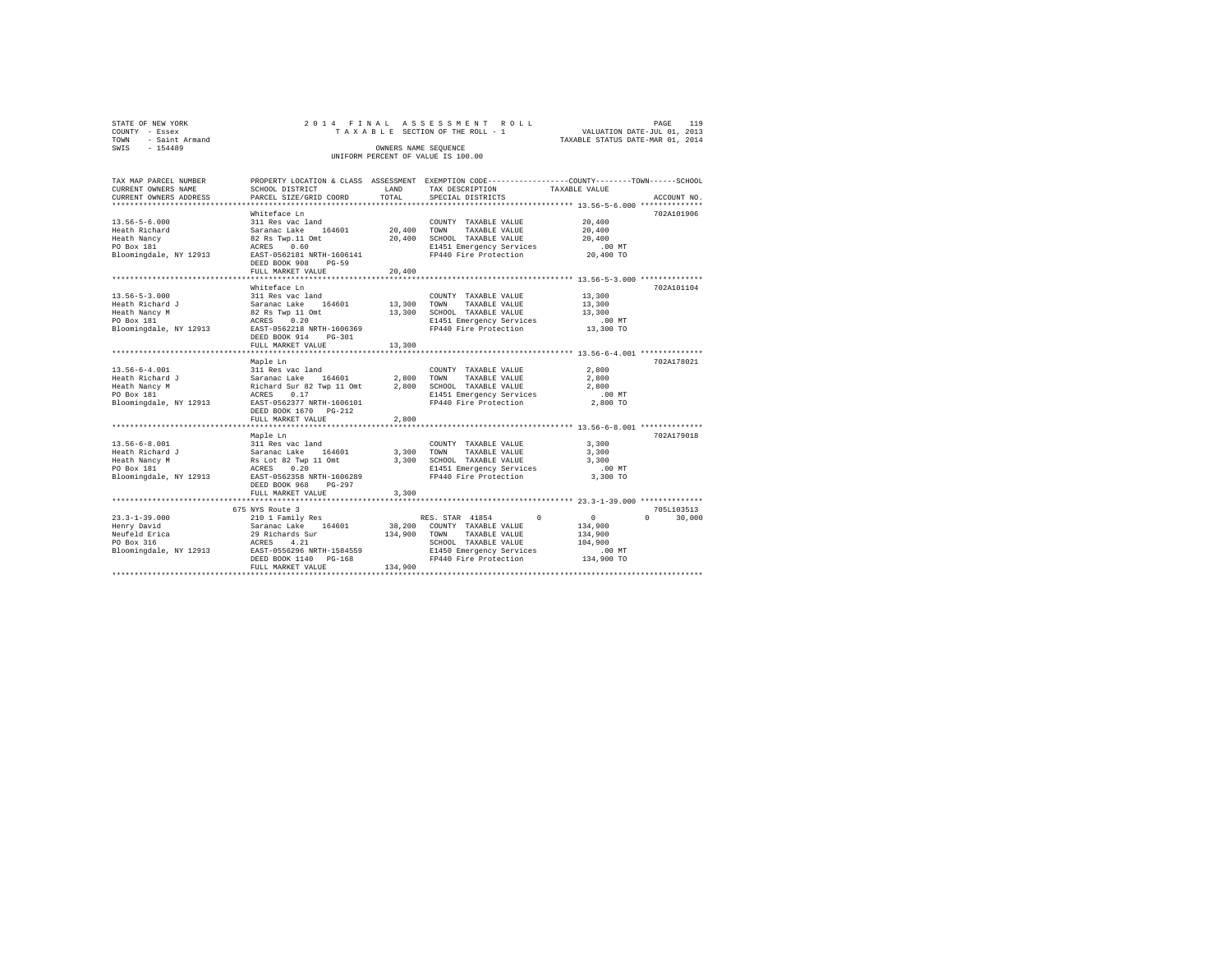STATE OF NEW YORK — COUNTY - Essex — TOWN - Saint Armand — SWIS - 154489

2014 FINAL ASSESSMENT ROLL
TAXABLE SECTION OF THE ROLL - 1
OWNERS NAME SEQUENCE
UNIFORM PERCENT OF VALUE IS 100.00

VALUATION DATE-JUL 01, 2013
TAXABLE STATUS DATE-MAR 01, 2014

```
TAX MAP PARCEL NUMBER     PROPERTY LOCATION & CLASS  ASSESSMENT  EXEMPTION CODE-----------------COUNTY--------TOWN------SCHOOL
CURRENT OWNERS NAME       SCHOOL DISTRICT               LAND      TAX DESCRIPTION            TAXABLE VALUE
CURRENT OWNERS ADDRESS    PARCEL SIZE/GRID COORD        TOTAL     SPECIAL DISTRICTS                                    ACCOUNT NO.
******************************************************************************************** 13.56-5-6.000 **************
                          Whiteface Ln                                                                          702A101906
13.56-5-6.000             311 Res vac land                        COUNTY  TAXABLE VALUE          20,400
Heath Richard             Saranac Lake   164601       20,400      TOWN    TAXABLE VALUE          20,400
Heath Nancy               82 Rs Twp.11 Omt            20,400      SCHOOL  TAXABLE VALUE          20,400
PO Box 181                ACRES    0.60                           E1451 Emergency Services          .00 MT
Bloomingdale, NY 12913    EAST-0562181 NRTH-1606141               FP440 Fire Protection          20,400 TO
                          DEED BOOK 908    PG-59
                          FULL MARKET VALUE           20,400
******************************************************************************************** 13.56-5-3.000 **************
                          Whiteface Ln                                                                          702A101104
13.56-5-3.000             311 Res vac land                        COUNTY  TAXABLE VALUE          13,300
Heath Richard J           Saranac Lake   164601       13,300      TOWN    TAXABLE VALUE          13,300
Heath Nancy M             82 Rs Twp 11 Omt            13,300      SCHOOL  TAXABLE VALUE          13,300
PO Box 181                ACRES    0.20                           E1451 Emergency Services          .00 MT
Bloomingdale, NY 12913    EAST-0562218 NRTH-1606369               FP440 Fire Protection          13,300 TO
                          DEED BOOK 914    PG-301
                          FULL MARKET VALUE           13,300
******************************************************************************************** 13.56-6-4.001 **************
                          Maple Ln                                                                              702A178021
13.56-6-4.001             311 Res vac land                        COUNTY  TAXABLE VALUE           2,800
Heath Richard J           Saranac Lake   164601        2,800      TOWN    TAXABLE VALUE           2,800
Heath Nancy M             Richard Sur 82 Twp 11 Omt    2,800      SCHOOL  TAXABLE VALUE           2,800
PO Box 181                ACRES    0.17                           E1451 Emergency Services          .00 MT
Bloomingdale, NY 12913    EAST-0562377 NRTH-1606101               FP440 Fire Protection           2,800 TO
                          DEED BOOK 1670   PG-212
                          FULL MARKET VALUE            2,800
******************************************************************************************** 13.56-6-8.001 **************
                          Maple Ln                                                                              702A179018
13.56-6-8.001             311 Res vac land                        COUNTY  TAXABLE VALUE           3,300
Heath Richard J           Saranac Lake   164601        3,300      TOWN    TAXABLE VALUE           3,300
Heath Nancy M             Rs Lot 82 Twp 11 Omt         3,300      SCHOOL  TAXABLE VALUE           3,300
PO Box 181                ACRES    0.20                           E1451 Emergency Services          .00 MT
Bloomingdale, NY 12913    EAST-0562358 NRTH-1606289               FP440 Fire Protection           3,300 TO
                          DEED BOOK 968    PG-297
                          FULL MARKET VALUE            3,300
******************************************************************************************** 23.3-1-39.000 **************
                          675 NYS Route 3                                                                       705L103513
23.3-1-39.000             210 1 Family Res                        RES. STAR 41854        0            0            0      30,000
Henry David               Saranac Lake   164601       38,200      COUNTY  TAXABLE VALUE         134,900
Neufeld Erica             29 Richards Sur            134,900      TOWN    TAXABLE VALUE         134,900
PO Box 316                ACRES    4.21                           SCHOOL  TAXABLE VALUE         104,900
Bloomingdale, NY 12913    EAST-0556296 NRTH-1584559               E1450 Emergency Services          .00 MT
                          DEED BOOK 1140   PG-168                 FP440 Fire Protection         134,900 TO
                          FULL MARKET VALUE          134,900
****************************************************************************************************************************
```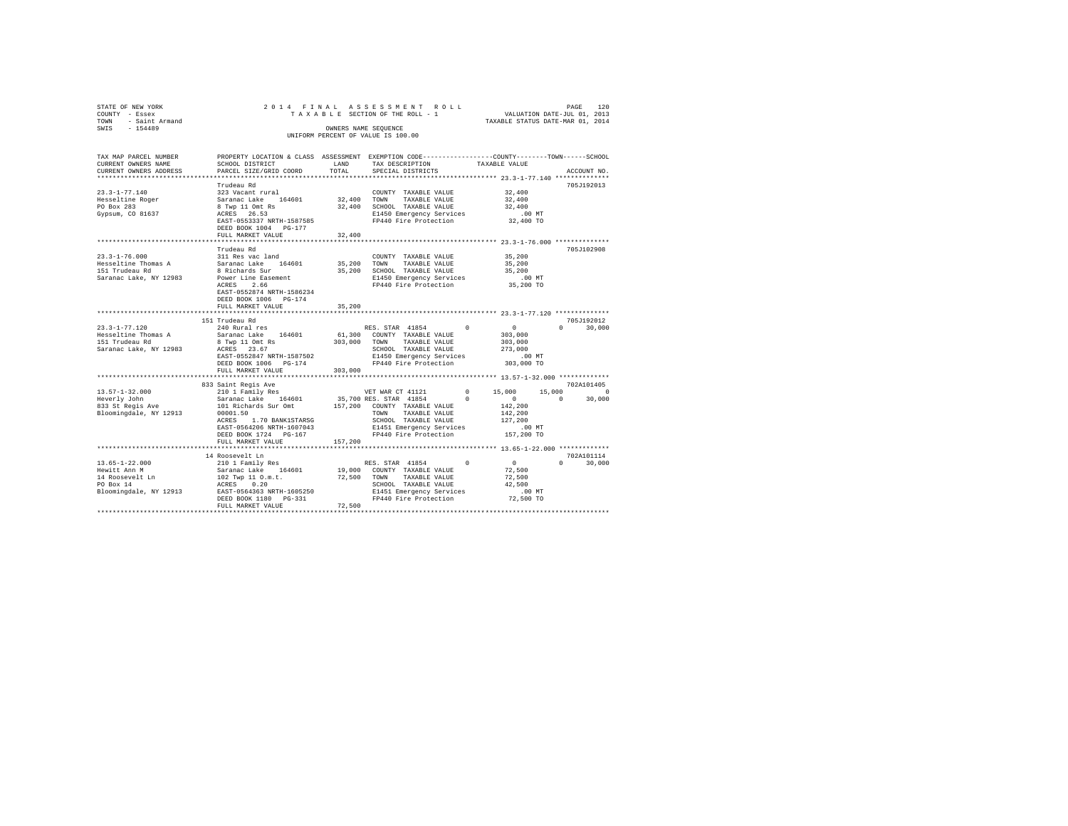STATE OF NEW YORK
COUNTY - Essex
TOWN - Saint Armand
SWIS - 154489

2014 FINAL ASSESSMENT ROLL
TAXABLE SECTION OF THE ROLL - 1
OWNERS NAME SEQUENCE
UNIFORM PERCENT OF VALUE IS 100.00

VALUATION DATE-JUL 01, 2013
TAXABLE STATUS DATE-MAR 01, 2014

| TAX MAP PARCEL NUMBER / CURRENT OWNERS NAME / CURRENT OWNERS ADDRESS | PROPERTY LOCATION & CLASS / SCHOOL DISTRICT / PARCEL SIZE/GRID COORD | ASSESSMENT LAND | TOTAL | EXEMPTION CODE / TAX DESCRIPTION / SPECIAL DISTRICTS | COUNTY | TOWN | SCHOOL | ACCOUNT NO. |
|---|---|---|---|---|---|---|---|---|
| **23.3-1-77.140** | Trudeau Rd | | | | | | | 705J192013 |
| 23.3-1-77.140 | 323 Vacant rural | | | COUNTY TAXABLE VALUE | 32,400 | | | |
| Hesseltine Roger | Saranac Lake 164601 | 32,400 | | TOWN TAXABLE VALUE | | 32,400 | | |
| PO Box 283 | 8 Twp 11 Omt Rs | | 32,400 | SCHOOL TAXABLE VALUE | | | 32,400 | |
| Gypsum, CO 81637 | ACRES 26.53 | | | E1450 Emergency Services | .00 MT | | | |
| | EAST-0553337 NRTH-1587585 | | | FP440 Fire Protection | 32,400 TO | | | |
| | DEED BOOK 1004 PG-177 | | | | | | | |
| | FULL MARKET VALUE | | 32,400 | | | | | |
| **23.3-1-76.000** | Trudeau Rd | | | | | | | 705J102908 |
| 23.3-1-76.000 | 311 Res vac land | | | COUNTY TAXABLE VALUE | 35,200 | | | |
| Hesseltine Thomas A | Saranac Lake 164601 | 35,200 | | TOWN TAXABLE VALUE | | 35,200 | | |
| 151 Trudeau Rd | 8 Richards Sur | | 35,200 | SCHOOL TAXABLE VALUE | | | 35,200 | |
| Saranac Lake, NY 12983 | Power Line Easement | | | E1450 Emergency Services | .00 MT | | | |
| | ACRES 2.66 | | | FP440 Fire Protection | 35,200 TO | | | |
| | EAST-0552874 NRTH-1586234 | | | | | | | |
| | DEED BOOK 1006 PG-174 | | | | | | | |
| | FULL MARKET VALUE | | 35,200 | | | | | |
| **23.3-1-77.120** | 151 Trudeau Rd | | | | | | | 705J192012 |
| 23.3-1-77.120 | 240 Rural res | | | RES. STAR 41854 0 | 0 | 0 | 30,000 | |
| Hesseltine Thomas A | Saranac Lake 164601 | 61,300 | | COUNTY TAXABLE VALUE | 303,000 | | | |
| 151 Trudeau Rd | 8 Twp 11 Omt Rs | | 303,000 | TOWN TAXABLE VALUE | | 303,000 | | |
| Saranac Lake, NY 12983 | ACRES 23.67 | | | SCHOOL TAXABLE VALUE | | | 273,000 | |
| | EAST-0552847 NRTH-1587502 | | | E1450 Emergency Services | .00 MT | | | |
| | DEED BOOK 1006 PG-174 | | | FP440 Fire Protection | 303,000 TO | | | |
| | FULL MARKET VALUE | | 303,000 | | | | | |
| **13.57-1-32.000** | 833 Saint Regis Ave | | | | | | | 702A101405 |
| 13.57-1-32.000 | 210 1 Family Res | | | VET WAR CT 41121 0 | 15,000 | 15,000 | 0 | |
| Heverly John | Saranac Lake 164601 | 35,700 | | RES. STAR 41854 0 | 0 | 0 | 30,000 | |
| 833 St Regis Ave | 101 Richards Sur Omt | | 157,200 | COUNTY TAXABLE VALUE | 142,200 | | | |
| Bloomingdale, NY 12913 | 00001.50 | | | TOWN TAXABLE VALUE | | 142,200 | | |
| | ACRES 1.70 BANK1STARSG | | | SCHOOL TAXABLE VALUE | | | 127,200 | |
| | EAST-0564206 NRTH-1607043 | | | E1451 Emergency Services | .00 MT | | | |
| | DEED BOOK 1724 PG-167 | | | FP440 Fire Protection | 157,200 TO | | | |
| | FULL MARKET VALUE | | 157,200 | | | | | |
| **13.65-1-22.000** | 14 Roosevelt Ln | | | | | | | 702A101114 |
| 13.65-1-22.000 | 210 1 Family Res | | | RES. STAR 41854 0 | 0 | 0 | 30,000 | |
| Hewitt Ann M | Saranac Lake 164601 | 19,000 | | COUNTY TAXABLE VALUE | 72,500 | | | |
| 14 Roosevelt Ln | 102 Twp 11 O.m.t. | | 72,500 | TOWN TAXABLE VALUE | | 72,500 | | |
| PO Box 14 | ACRES 0.20 | | | SCHOOL TAXABLE VALUE | | | 42,500 | |
| Bloomingdale, NY 12913 | EAST-0564363 NRTH-1605250 | | | E1451 Emergency Services | .00 MT | | | |
| | DEED BOOK 1180 PG-331 | | | FP440 Fire Protection | 72,500 TO | | | |
| | FULL MARKET VALUE | | 72,500 | | | | | |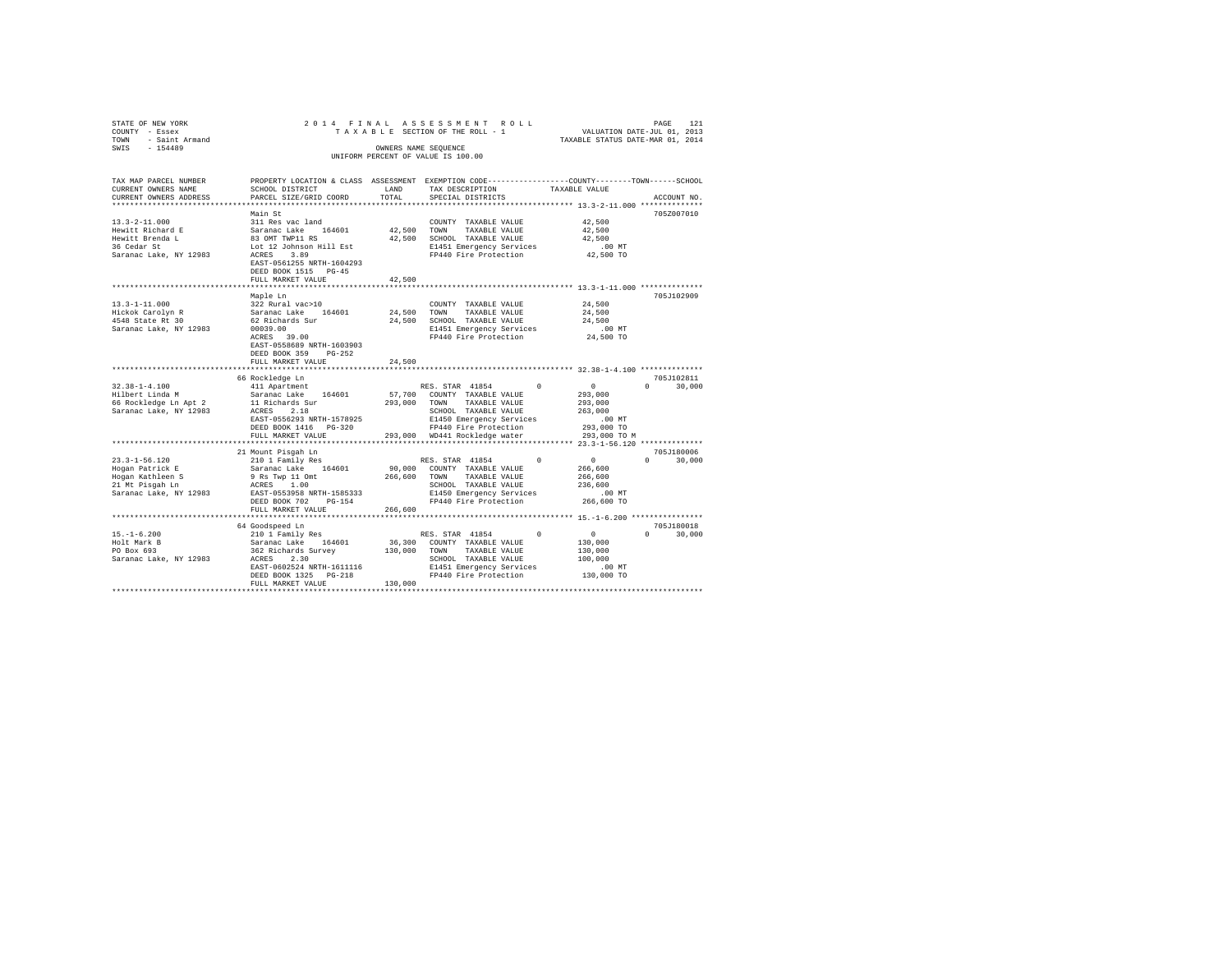STATE OF NEW YORK
COUNTY - Essex
TOWN - Saint Armand
SWIS - 154489

2014 FINAL ASSESSMENT ROLL
TAXABLE SECTION OF THE ROLL - 1
OWNERS NAME SEQUENCE
UNIFORM PERCENT OF VALUE IS 100.00

VALUATION DATE-JUL 01, 2013
TAXABLE STATUS DATE-MAR 01, 2014

```
TAX MAP PARCEL NUMBER     PROPERTY LOCATION & CLASS  ASSESSMENT  EXEMPTION CODE-----------------COUNTY--------TOWN------SCHOOL
CURRENT OWNERS NAME       SCHOOL DISTRICT               LAND      TAX DESCRIPTION            TAXABLE VALUE
CURRENT OWNERS ADDRESS    PARCEL SIZE/GRID COORD        TOTAL     SPECIAL DISTRICTS                                      ACCOUNT NO.
******************************************************************************************** 13.3-2-11.000 **************
                          Main St                                                                                    705Z007010
13.3-2-11.000             311 Res vac land                        COUNTY  TAXABLE VALUE           42,500
Hewitt Richard E          Saranac Lake   164601      42,500       TOWN    TAXABLE VALUE           42,500
Hewitt Brenda L           83 OMT TWP11 RS            42,500       SCHOOL  TAXABLE VALUE           42,500
36 Cedar St               Lot 12 Johnson Hill Est                 E1451 Emergency Services           .00 MT
Saranac Lake, NY 12983    ACRES    3.89                           FP440 Fire Protection           42,500 TO
                          EAST-0561255 NRTH-1604293
                          DEED BOOK 1515   PG-45
                          FULL MARKET VALUE          42,500
******************************************************************************************** 13.3-1-11.000 **************
                          Maple Ln                                                                                   705J102909
13.3-1-11.000             322 Rural vac>10                        COUNTY  TAXABLE VALUE           24,500
Hickok Carolyn R          Saranac Lake   164601      24,500       TOWN    TAXABLE VALUE           24,500
4548 State Rt 30          62 Richards Sur            24,500       SCHOOL  TAXABLE VALUE           24,500
Saranac Lake, NY 12983    00039.00                                E1451 Emergency Services           .00 MT
                          ACRES   39.00                           FP440 Fire Protection           24,500 TO
                          EAST-0558689 NRTH-1603903
                          DEED BOOK 359    PG-252
                          FULL MARKET VALUE          24,500
******************************************************************************************** 32.38-1-4.100 **************
                          66 Rockledge Ln                                                                            705J102811
32.38-1-4.100             411 Apartment                           RES. STAR  41854        0          0          0     30,000
Hilbert Linda M           Saranac Lake   164601      57,700       COUNTY  TAXABLE VALUE          293,000
66 Rockledge Ln Apt 2     11 Richards Sur           293,000       TOWN    TAXABLE VALUE          293,000
Saranac Lake, NY 12983    ACRES    2.18                           SCHOOL  TAXABLE VALUE          263,000
                          EAST-0556293 NRTH-1578925               E1450 Emergency Services           .00 MT
                          DEED BOOK 1416   PG-320                 FP440 Fire Protection          293,000 TO
                          FULL MARKET VALUE         293,000       WD441 Rockledge water          293,000 TO M
******************************************************************************************** 23.3-1-56.120 **************
                          21 Mount Pisgah Ln                                                                         705J180006
23.3-1-56.120             210 1 Family Res                        RES. STAR  41854        0          0          0     30,000
Hogan Patrick E           Saranac Lake   164601      90,000       COUNTY  TAXABLE VALUE          266,600
Hogan Kathleen S          9 Rs Twp 11 Omt           266,600       TOWN    TAXABLE VALUE          266,600
21 Mt Pisgah Ln           ACRES    1.00                           SCHOOL  TAXABLE VALUE          236,600
Saranac Lake, NY 12983    EAST-0553958 NRTH-1585333               E1450 Emergency Services           .00 MT
                          DEED BOOK 702    PG-154                 FP440 Fire Protection          266,600 TO
                          FULL MARKET VALUE         266,600
******************************************************************************************** 15.-1-6.200 ****************
                          64 Goodspeed Ln                                                                            705J180018
15.-1-6.200               210 1 Family Res                        RES. STAR  41854        0          0          0     30,000
Holt Mark B               Saranac Lake   164601      36,300       COUNTY  TAXABLE VALUE          130,000
PO Box 693                362 Richards Survey       130,000       TOWN    TAXABLE VALUE          130,000
Saranac Lake, NY 12983    ACRES    2.30                           SCHOOL  TAXABLE VALUE          100,000
                          EAST-0602524 NRTH-1611116               E1451 Emergency Services           .00 MT
                          DEED BOOK 1325   PG-218                 FP440 Fire Protection          130,000 TO
                          FULL MARKET VALUE         130,000
************************************************************************************************************************
```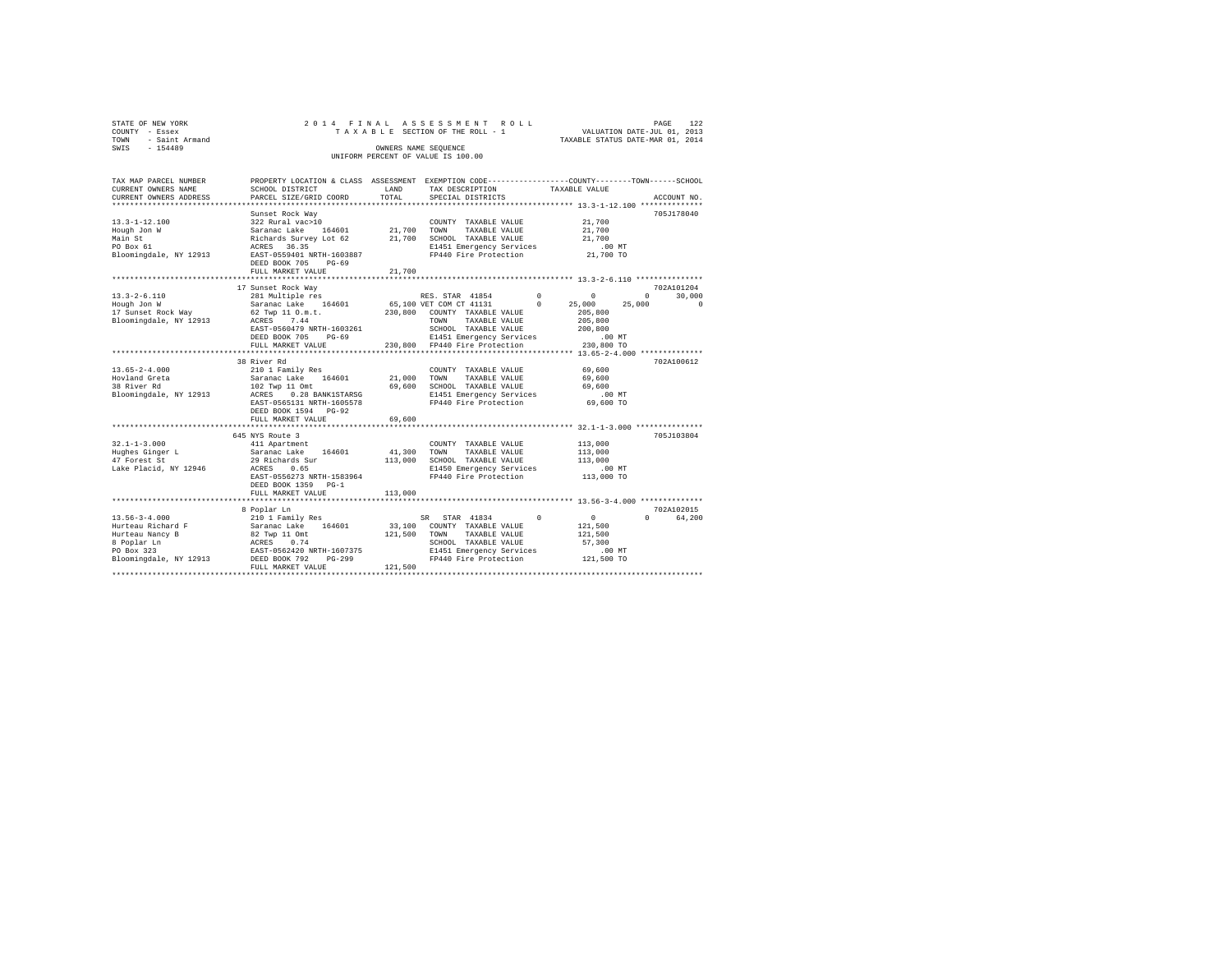STATE OF NEW YORK
COUNTY - Essex
TOWN - Saint Armand
SWIS - 154489

2014 FINAL ASSESSMENT ROLL
TAXABLE SECTION OF THE ROLL - 1
OWNERS NAME SEQUENCE
UNIFORM PERCENT OF VALUE IS 100.00

VALUATION DATE-JUL 01, 2013
TAXABLE STATUS DATE-MAR 01, 2014

| TAX MAP PARCEL NUMBER<br>CURRENT OWNERS NAME<br>CURRENT OWNERS ADDRESS | PROPERTY LOCATION & CLASS<br>SCHOOL DISTRICT<br>PARCEL SIZE/GRID COORD | ASSESSMENT LAND<br>TOTAL | EXEMPTION CODE<br>TAX DESCRIPTION<br>SPECIAL DISTRICTS | COUNTY | TOWN | SCHOOL<br>TAXABLE VALUE | ACCOUNT NO. |
|---|---|---|---|---|---|---|---|
| **13.3-1-12.100** | Sunset Rock Way | | | | | | 705J178040 |
| 13.3-1-12.100 | 322 Rural vac>10 | | COUNTY TAXABLE VALUE | 21,700 | | | |
| Hough Jon W | Saranac Lake 164601 | 21,700 | TOWN TAXABLE VALUE | 21,700 | | | |
| Main St | Richards Survey Lot 62 | 21,700 | SCHOOL TAXABLE VALUE | 21,700 | | | |
| PO Box 61 | ACRES 36.35 | | E1451 Emergency Services | .00 MT | | | |
| Bloomingdale, NY 12913 | EAST-0559401 NRTH-1603887 | | FP440 Fire Protection | 21,700 TO | | | |
| | DEED BOOK 705 PG-69 | | | | | | |
| | FULL MARKET VALUE | 21,700 | | | | | |
| **13.3-2-6.110** | 17 Sunset Rock Way | | | | | | 702A101204 |
| 13.3-2-6.110 | 281 Multiple res | | RES. STAR 41854 0 | 0 | 0 | 30,000 | |
| Hough Jon W | Saranac Lake 164601 | 65,100 | VET COM CT 41131 0 | 25,000 | 25,000 | 0 | |
| 17 Sunset Rock Way | 62 Twp 11 O.m.t. | 230,800 | COUNTY TAXABLE VALUE | 205,800 | | | |
| Bloomingdale, NY 12913 | ACRES 7.44 | | TOWN TAXABLE VALUE | 205,800 | | | |
| | EAST-0560479 NRTH-1603261 | | SCHOOL TAXABLE VALUE | 200,800 | | | |
| | DEED BOOK 705 PG-69 | | E1451 Emergency Services | .00 MT | | | |
| | FULL MARKET VALUE | 230,800 | FP440 Fire Protection | 230,800 TO | | | |
| **13.65-2-4.000** | 38 River Rd | | | | | | 702A100612 |
| 13.65-2-4.000 | 210 1 Family Res | | COUNTY TAXABLE VALUE | 69,600 | | | |
| Hovland Greta | Saranac Lake 164601 | 21,000 | TOWN TAXABLE VALUE | 69,600 | | | |
| 38 River Rd | 102 Twp 11 Omt | 69,600 | SCHOOL TAXABLE VALUE | 69,600 | | | |
| Bloomingdale, NY 12913 | ACRES 0.28 BANK1STARSG | | E1451 Emergency Services | .00 MT | | | |
| | EAST-0565131 NRTH-1605578 | | FP440 Fire Protection | 69,600 TO | | | |
| | DEED BOOK 1594 PG-92 | | | | | | |
| | FULL MARKET VALUE | 69,600 | | | | | |
| **32.1-1-3.000** | 645 NYS Route 3 | | | | | | 705J103804 |
| 32.1-1-3.000 | 411 Apartment | | COUNTY TAXABLE VALUE | 113,000 | | | |
| Hughes Ginger L | Saranac Lake 164601 | 41,300 | TOWN TAXABLE VALUE | 113,000 | | | |
| 47 Forest St | 29 Richards Sur | 113,000 | SCHOOL TAXABLE VALUE | 113,000 | | | |
| Lake Placid, NY 12946 | ACRES 0.65 | | E1450 Emergency Services | .00 MT | | | |
| | EAST-0556273 NRTH-1583964 | | FP440 Fire Protection | 113,000 TO | | | |
| | DEED BOOK 1359 PG-1 | | | | | | |
| | FULL MARKET VALUE | 113,000 | | | | | |
| **13.56-3-4.000** | 8 Poplar Ln | | | | | | 702A102015 |
| 13.56-3-4.000 | 210 1 Family Res | | SR STAR 41834 0 | 0 | 0 | 64,200 | |
| Hurteau Richard F | Saranac Lake 164601 | 33,100 | COUNTY TAXABLE VALUE | 121,500 | | | |
| Hurteau Nancy B | 82 Twp 11 Omt | 121,500 | TOWN TAXABLE VALUE | 121,500 | | | |
| 8 Poplar Ln | ACRES 0.74 | | SCHOOL TAXABLE VALUE | 57,300 | | | |
| PO Box 323 | EAST-0562420 NRTH-1607375 | | E1451 Emergency Services | .00 MT | | | |
| Bloomingdale, NY 12913 | DEED BOOK 792 PG-299 | | FP440 Fire Protection | 121,500 TO | | | |
| | FULL MARKET VALUE | 121,500 | | | | | |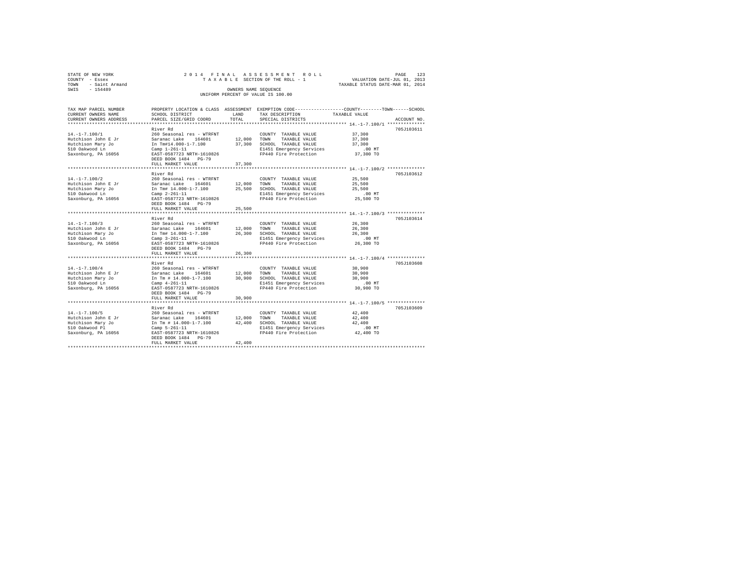STATE OF NEW YORK
COUNTY - Essex
TOWN - Saint Armand
SWIS - 154489

2014 FINAL ASSESSMENT ROLL
TAXABLE SECTION OF THE ROLL - 1
OWNERS NAME SEQUENCE
UNIFORM PERCENT OF VALUE IS 100.00

VALUATION DATE-JUL 01, 2013
TAXABLE STATUS DATE-MAR 01, 2014

| TAX MAP PARCEL NUMBER / CURRENT OWNERS NAME / CURRENT OWNERS ADDRESS | PROPERTY LOCATION & CLASS / SCHOOL DISTRICT / PARCEL SIZE/GRID COORD | ASSESSMENT LAND / TOTAL | EXEMPTION CODE / TAX DESCRIPTION / SPECIAL DISTRICTS | COUNTY--------TOWN------SCHOOL TAXABLE VALUE | ACCOUNT NO. |
|---|---|---|---|---|---|
| 14.-1-7.100/1 | River Rd | | | | 705J103611 |
| 14.-1-7.100/1 | 260 Seasonal res - WTRFNT | | COUNTY TAXABLE VALUE | 37,300 | |
| Hutchison John E Jr | Saranac Lake 164601 | 12,000 | TOWN TAXABLE VALUE | 37,300 | |
| Hutchison Mary Jo | In Tm#14.000-1-7.100 | 37,300 | SCHOOL TAXABLE VALUE | 37,300 | |
| 510 Oakwood Ln | Camp 1-261-11 | | E1451 Emergency Services | .00 MT | |
| Saxonburg, PA 16056 | EAST-0587723 NRTH-1610826 | | FP440 Fire Protection | 37,300 TO | |
| | DEED BOOK 1484 PG-79 | | | | |
| | FULL MARKET VALUE | 37,300 | | | |
| 14.-1-7.100/2 | River Rd | | | | 705J103612 |
| 14.-1-7.100/2 | 260 Seasonal res - WTRFNT | | COUNTY TAXABLE VALUE | 25,500 | |
| Hutchison John E Jr | Saranac Lake 164601 | 12,000 | TOWN TAXABLE VALUE | 25,500 | |
| Hutchison Mary Jo | In Tm# 14.000-1-7.100 | 25,500 | SCHOOL TAXABLE VALUE | 25,500 | |
| 510 Oakwood Ln | Camp 2-261-11 | | E1451 Emergency Services | .00 MT | |
| Saxonburg, PA 16056 | EAST-0587723 NRTH-1610826 | | FP440 Fire Protection | 25,500 TO | |
| | DEED BOOK 1484 PG-79 | | | | |
| | FULL MARKET VALUE | 25,500 | | | |
| 14.-1-7.100/3 | River Rd | | | | 705J103614 |
| 14.-1-7.100/3 | 260 Seasonal res - WTRFNT | | COUNTY TAXABLE VALUE | 26,300 | |
| Hutchison John E Jr | Saranac Lake 164601 | 12,000 | TOWN TAXABLE VALUE | 26,300 | |
| Hutchison Mary Jo | In Tm# 14.000-1-7.100 | 26,300 | SCHOOL TAXABLE VALUE | 26,300 | |
| 510 Oakwood Ln | Camp 3-261-11 | | E1451 Emergency Services | .00 MT | |
| Saxonburg, PA 16056 | EAST-0587723 NRTH-1610826 | | FP440 Fire Protection | 26,300 TO | |
| | DEED BOOK 1484 PG-79 | | | | |
| | FULL MARKET VALUE | 26,300 | | | |
| 14.-1-7.100/4 | River Rd | | | | 705J103608 |
| 14.-1-7.100/4 | 260 Seasonal res - WTRFNT | | COUNTY TAXABLE VALUE | 30,900 | |
| Hutchison John E Jr | Saranac Lake 164601 | 12,000 | TOWN TAXABLE VALUE | 30,900 | |
| Hutchison Mary Jo | In Tm # 14.000-1-7.100 | 30,900 | SCHOOL TAXABLE VALUE | 30,900 | |
| 510 Oakwood Ln | Camp 4-261-11 | | E1451 Emergency Services | .00 MT | |
| Saxonburg, PA 16056 | EAST-0587723 NRTH-1610826 | | FP440 Fire Protection | 30,900 TO | |
| | DEED BOOK 1484 PG-79 | | | | |
| | FULL MARKET VALUE | 30,900 | | | |
| 14.-1-7.100/5 | River Rd | | | | 705J103609 |
| 14.-1-7.100/5 | 260 Seasonal res - WTRFNT | | COUNTY TAXABLE VALUE | 42,400 | |
| Hutchison John E Jr | Saranac Lake 164601 | 12,000 | TOWN TAXABLE VALUE | 42,400 | |
| Hutchison Mary Jo | In Tm # 14.000-1-7.100 | 42,400 | SCHOOL TAXABLE VALUE | 42,400 | |
| 510 Oakwood Pl | Camp 5-261-11 | | E1451 Emergency Services | .00 MT | |
| Saxonburg, PA 16056 | EAST-0587723 NRTH-1610826 | | FP440 Fire Protection | 42,400 TO | |
| | DEED BOOK 1484 PG-79 | | | | |
| | FULL MARKET VALUE | 42,400 | | | |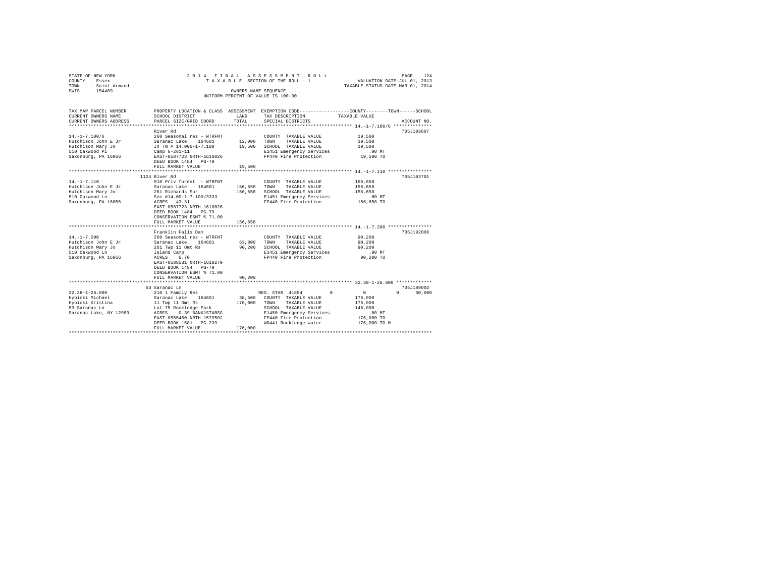STATE OF NEW YORK
COUNTY - Essex
TOWN - Saint Armand
SWIS - 154489

2014 FINAL ASSESSMENT ROLL
TAXABLE SECTION OF THE ROLL - 1
OWNERS NAME SEQUENCE
UNIFORM PERCENT OF VALUE IS 100.00

VALUATION DATE-JUL 01, 2013
TAXABLE STATUS DATE-MAR 01, 2014

```
TAX MAP PARCEL NUMBER     PROPERTY LOCATION & CLASS  ASSESSMENT  EXEMPTION CODE-----------------COUNTY--------TOWN------SCHOOL
CURRENT OWNERS NAME       SCHOOL DISTRICT              LAND      TAX DESCRIPTION            TAXABLE VALUE
CURRENT OWNERS ADDRESS    PARCEL SIZE/GRID COORD       TOTAL     SPECIAL DISTRICTS                                  ACCOUNT NO.
******************************************************************************************** 14.-1-7.100/6 **************
                          River Rd                                                                                705J103607
14.-1-7.100/6             260 Seasonal res - WTRFNT             COUNTY  TAXABLE VALUE           19,500
Hutchison John E Jr       Saranac Lake   164601       12,000    TOWN    TAXABLE VALUE           19,500
Hutchison Mary Jo         In Tm # 14.000-1-7.100      19,500    SCHOOL  TAXABLE VALUE           19,500
510 Oakwood Pl            Camp 6-261-11                         E1451 Emergency Services           .00 MT
Saxonburg, PA 16056       EAST-0587723 NRTH-1610826             FP440 Fire Protection           19,500 TO
                          DEED BOOK 1484   PG-79
                          FULL MARKET VALUE           19,500
******************************************************************************************** 14.-1-7.110 ****************
                          1124 River Rd                                                                           705J103701
14.-1-7.110               910 Priv forest  - WTRFNT             COUNTY  TAXABLE VALUE          156,658
Hutchison John E Jr       Saranac Lake   164601      156,658    TOWN    TAXABLE VALUE          156,658
Hutchison Mary Jo         261 Richards Sur           156,658    SCHOOL  TAXABLE VALUE          156,658
510 Oakwood Ln            See #14.00-1-7.100/3333               E1451 Emergency Services           .00 MT
Saxonburg, PA 16056       ACRES   43.31                         FP440 Fire Protection          156,658 TO
                          EAST-0587723 NRTH-1610826
                          DEED BOOK 1484   PG-79
                          CONSERVATION ESMT % 71.00
                          FULL MARKET VALUE          156,658
******************************************************************************************** 14.-1-7.200 ****************
                          Franklin Falls Dam                                                                      705J192006
14.-1-7.200               260 Seasonal res - WTRFNT             COUNTY  TAXABLE VALUE           90,200
Hutchison John E Jr       Saranac Lake   164601       63,800    TOWN    TAXABLE VALUE           90,200
Hutchison Mary Jo         261 Twp 11 Omt Rs           90,200    SCHOOL  TAXABLE VALUE           90,200
510 Oakwood Ln            Island Camp                           E1451 Emergency Services           .00 MT
Saxonburg, PA 16056       ACRES    0.70                         FP440 Fire Protection           90,200 TO
                          EAST-0588531 NRTH-1610279
                          DEED BOOK 1484   PG-79
                          CONSERVATION ESMT % 71.00
                          FULL MARKET VALUE           90,200
******************************************************************************************** 32.38-1-26.000 *************
                          53 Saranac Ln                                                                           705J189002
32.38-1-26.000            210 1 Family Res                      RES. STAR 41854         0            0          0      30,000
Hybicki Michael           Saranac Lake   164601       38,500    COUNTY  TAXABLE VALUE          176,000
Hybicki Kristina          11 Twp 11 Omt Rs           176,000    TOWN    TAXABLE VALUE          176,000
53 Saranac Ln             Lot 75 Rockledge Park                 SCHOOL  TAXABLE VALUE          146,000
Saranac Lake, NY 12983    ACRES    0.39 BANK1STARSG             E1450 Emergency Services           .00 MT
                          EAST-0555460 NRTH-1579502             FP440 Fire Protection          176,000 TO
                          DEED BOOK 1581   PG-239               WD441 Rockledge water          176,000 TO M
                          FULL MARKET VALUE          176,000
****************************************************************************************************************************
```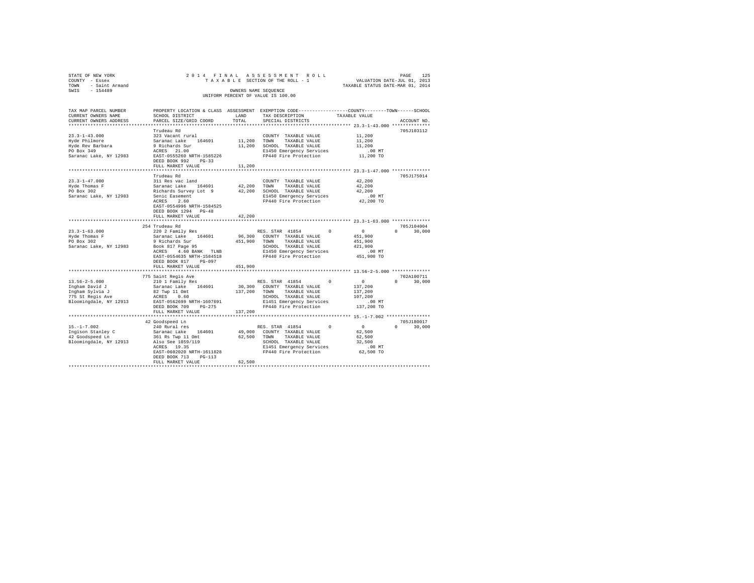STATE OF NEW YORK
COUNTY - Essex
TOWN - Saint Armand
SWIS - 154489

2014 FINAL ASSESSMENT ROLL
TAXABLE SECTION OF THE ROLL - 1
OWNERS NAME SEQUENCE
UNIFORM PERCENT OF VALUE IS 100.00

VALUATION DATE-JUL 01, 2013
TAXABLE STATUS DATE-MAR 01, 2014

| TAX MAP PARCEL NUMBER / CURRENT OWNERS NAME / CURRENT OWNERS ADDRESS | PROPERTY LOCATION & CLASS / SCHOOL DISTRICT / PARCEL SIZE/GRID COORD | ASSESSMENT LAND | TOTAL | EXEMPTION CODE / TAX DESCRIPTION / SPECIAL DISTRICTS | COUNTY | TOWN | SCHOOL | TAXABLE VALUE | ACCOUNT NO. |
|---|---|---|---|---|---|---|---|---|---|
| **23.3-1-43.000** | Trudeau Rd | | | | | | | | 705J103112 |
| 23.3-1-43.000 | 323 Vacant rural | | | COUNTY TAXABLE VALUE | | | | 11,200 | |
| Hyde Philmore | Saranac Lake 164601 | 11,200 | | TOWN TAXABLE VALUE | | | | 11,200 | |
| Hyde Rev Barbara | 9 Richards Sur | | 11,200 | SCHOOL TAXABLE VALUE | | | | 11,200 | |
| PO Box 349 | ACRES 21.00 | | | E1450 Emergency Services | | | | .00 MT | |
| Saranac Lake, NY 12983 | EAST-0555260 NRTH-1585226 | | | FP440 Fire Protection | | | | 11,200 TO | |
| | DEED BOOK 992 PG-33 | | | | | | | | |
| | FULL MARKET VALUE | | 11,200 | | | | | | |
| **23.3-1-47.000** | Trudeau Rd | | | | | | | | 705J175014 |
| 23.3-1-47.000 | 311 Res vac land | | | COUNTY TAXABLE VALUE | | | | 42,200 | |
| Hyde Thomas F | Saranac Lake 164601 | 42,200 | | TOWN TAXABLE VALUE | | | | 42,200 | |
| PO Box 302 | Richards Survey Lot 9 | | 42,200 | SCHOOL TAXABLE VALUE | | | | 42,200 | |
| Saranac Lake, NY 12983 | Senic Easement | | | E1450 Emergency Services | | | | .00 MT | |
| | ACRES 2.60 | | | FP440 Fire Protection | | | | 42,200 TO | |
| | EAST-0554996 NRTH-1584525 | | | | | | | | |
| | DEED BOOK 1294 PG-48 | | | | | | | | |
| | FULL MARKET VALUE | | 42,200 | | | | | | |
| **23.3-1-63.000** | 254 Trudeau Rd | | | | | | | | 705J104004 |
| 23.3-1-63.000 | 220 2 Family Res | | | RES. STAR 41854 | 0 | 0 | 30,000 | | |
| Hyde Thomas F | Saranac Lake 164601 | 96,300 | | COUNTY TAXABLE VALUE | | | | 451,900 | |
| PO Box 302 | 9 Richards Sur | | 451,900 | TOWN TAXABLE VALUE | | | | 451,900 | |
| Saranac Lake, NY 12983 | Book 817 Page 95 | | | SCHOOL TAXABLE VALUE | | | | 421,900 | |
| | ACRES 4.60 BANK TLNB | | | E1450 Emergency Services | | | | .00 MT | |
| | EAST-0554635 NRTH-1584518 | | | FP440 Fire Protection | | | | 451,900 TO | |
| | DEED BOOK 817 PG-097 | | | | | | | | |
| | FULL MARKET VALUE | | 451,900 | | | | | | |
| **13.56-2-5.000** | 775 Saint Regis Ave | | | | | | | | 702A100711 |
| 13.56-2-5.000 | 210 1 Family Res | | | RES. STAR 41854 | 0 | 0 | 30,000 | | |
| Ingham David J | Saranac Lake 164601 | 30,300 | | COUNTY TAXABLE VALUE | | | | 137,200 | |
| Ingham Sylvia J | 82 Twp 11 Omt | | 137,200 | TOWN TAXABLE VALUE | | | | 137,200 | |
| 775 St Regis Ave | ACRES 0.60 | | | SCHOOL TAXABLE VALUE | | | | 107,200 | |
| Bloomingdale, NY 12913 | EAST-0562699 NRTH-1607691 | | | E1451 Emergency Services | | | | .00 MT | |
| | DEED BOOK 709 PG-275 | | | FP440 Fire Protection | | | | 137,200 TO | |
| | FULL MARKET VALUE | | 137,200 | | | | | | |
| **15.-1-7.002** | 42 Goodspeed Ln | | | | | | | | 705J180017 |
| 15.-1-7.002 | 240 Rural res | | | RES. STAR 41854 | 0 | 0 | 30,000 | | |
| Ingison Stanley C | Saranac Lake 164601 | 49,000 | | COUNTY TAXABLE VALUE | | | | 62,500 | |
| 42 Goodspeed Ln | 361 Rs Twp 11 Omt | | 62,500 | TOWN TAXABLE VALUE | | | | 62,500 | |
| Bloomingdale, NY 12913 | Also See 1059/119 | | | SCHOOL TAXABLE VALUE | | | | 32,500 | |
| | ACRES 19.35 | | | E1451 Emergency Services | | | | .00 MT | |
| | EAST-0602020 NRTH-1611828 | | | FP440 Fire Protection | | | | 62,500 TO | |
| | DEED BOOK 713 PG-113 | | | | | | | | |
| | FULL MARKET VALUE | | 62,500 | | | | | | |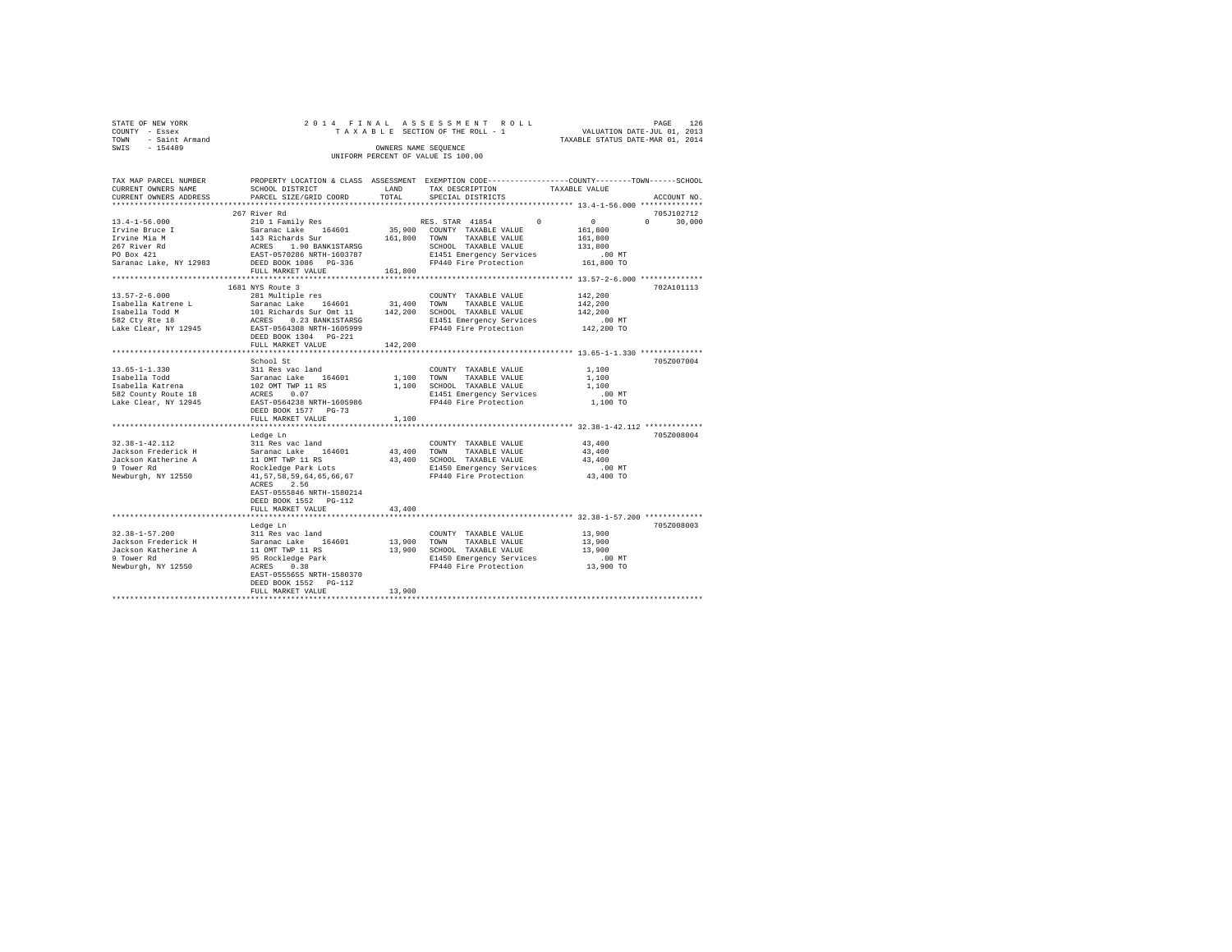STATE OF NEW YORK 2 0 1 4 F I N A L A S S E S S M E N T R O L L PAGE 126
COUNTY - Essex T A X A B L E SECTION OF THE ROLL - 1 VALUATION DATE-JUL 01, 2013
TOWN - Saint Armand TAXABLE STATUS DATE-MAR 01, 2014
SWIS - 154489 OWNERS NAME SEQUENCE
UNIFORM PERCENT OF VALUE IS 100.00

```
TAX MAP PARCEL NUMBER          PROPERTY LOCATION & CLASS  ASSESSMENT  EXEMPTION CODE-----------------COUNTY--------TOWN------SCHOOL
CURRENT OWNERS NAME            SCHOOL DISTRICT               LAND      TAX DESCRIPTION              TAXABLE VALUE
CURRENT OWNERS ADDRESS         PARCEL SIZE/GRID COORD        TOTAL     SPECIAL DISTRICTS                                    ACCOUNT NO.
****************************************************************************************************** 13.4-1-56.000 **************
                               267 River Rd                                                                              705J102712
13.4-1-56.000                  210 1 Family Res                         RES. STAR 41854         0          0           0     30,000
Irvine Bruce I                 Saranac Lake    164601       35,900     COUNTY  TAXABLE VALUE           161,800
Irvine Mia M                   143 Richards Sur            161,800     TOWN    TAXABLE VALUE           161,800
267 River Rd                   ACRES    1.90 BANK1STARSG               SCHOOL  TAXABLE VALUE           131,800
PO Box 421                     EAST-0570286 NRTH-1603787               E1451 Emergency Services            .00 MT
Saranac Lake, NY 12983         DEED BOOK 1086   PG-336                 FP440 Fire Protection           161,800 TO
                               FULL MARKET VALUE           161,800
****************************************************************************************************** 13.57-2-6.000 **************
                               1681 NYS Route 3                                                                          702A101113
13.57-2-6.000                  281 Multiple res                         COUNTY  TAXABLE VALUE           142,200
Isabella Katrene L             Saranac Lake    164601       31,400     TOWN    TAXABLE VALUE           142,200
Isabella Todd M                101 Richards Sur Omt 11     142,200     SCHOOL  TAXABLE VALUE           142,200
582 Cty Rte 18                 ACRES    0.23 BANK1STARSG               E1451 Emergency Services            .00 MT
Lake Clear, NY 12945           EAST-0564308 NRTH-1605999               FP440 Fire Protection           142,200 TO
                               DEED BOOK 1304   PG-221
                               FULL MARKET VALUE           142,200
****************************************************************************************************** 13.65-1-1.330 **************
                               School St                                                                                 705Z007004
13.65-1-1.330                  311 Res vac land                         COUNTY  TAXABLE VALUE             1,100
Isabella Todd                  Saranac Lake    164601        1,100     TOWN    TAXABLE VALUE             1,100
Isabella Katrena               102 OMT TWP 11 RS             1,100     SCHOOL  TAXABLE VALUE             1,100
582 County Route 18            ACRES    0.07                           E1451 Emergency Services            .00 MT
Lake Clear, NY 12945           EAST-0564238 NRTH-1605986               FP440 Fire Protection             1,100 TO
                               DEED BOOK 1577   PG-73
                               FULL MARKET VALUE             1,100
****************************************************************************************************** 32.38-1-42.112 *************
                               Ledge Ln                                                                                  705Z008004
32.38-1-42.112                 311 Res vac land                         COUNTY  TAXABLE VALUE            43,400
Jackson Frederick H            Saranac Lake    164601       43,400     TOWN    TAXABLE VALUE            43,400
Jackson Katherine A            11 OMT TWP 11 RS             43,400     SCHOOL  TAXABLE VALUE            43,400
9 Tower Rd                     Rockledge Park Lots                     E1450 Emergency Services            .00 MT
Newburgh, NY 12550             41,57,58,59,64,65,66,67                 FP440 Fire Protection            43,400 TO
                               ACRES    2.56
                               EAST-0555846 NRTH-1580214
                               DEED BOOK 1552   PG-112
                               FULL MARKET VALUE            43,400
****************************************************************************************************** 32.38-1-57.200 *************
                               Ledge Ln                                                                                  705Z008003
32.38-1-57.200                 311 Res vac land                         COUNTY  TAXABLE VALUE            13,900
Jackson Frederick H            Saranac Lake    164601       13,900     TOWN    TAXABLE VALUE            13,900
Jackson Katherine A            11 OMT TWP 11 RS             13,900     SCHOOL  TAXABLE VALUE            13,900
9 Tower Rd                     95 Rockledge Park                       E1450 Emergency Services            .00 MT
Newburgh, NY 12550             ACRES    0.38                           FP440 Fire Protection            13,900 TO
                               EAST-0555655 NRTH-1580370
                               DEED BOOK 1552   PG-112
                               FULL MARKET VALUE            13,900
************************************************************************************************************************************
```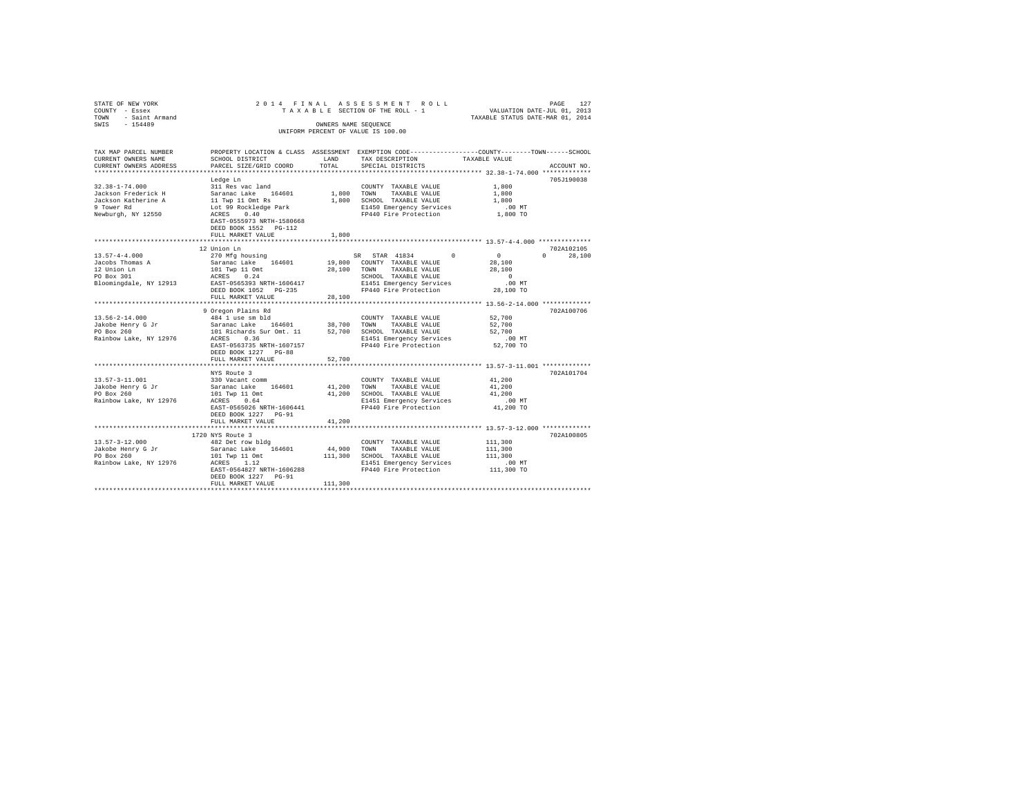STATE OF NEW YORK  
COUNTY - Essex  
TOWN - Saint Armand  
SWIS - 154489

2014 FINAL ASSESSMENT ROLL  
TAXABLE SECTION OF THE ROLL - 1  
OWNERS NAME SEQUENCE  
UNIFORM PERCENT OF VALUE IS 100.00

VALUATION DATE-JUL 01, 2013  
TAXABLE STATUS DATE-MAR 01, 2014

| TAX MAP PARCEL NUMBER / CURRENT OWNERS NAME / CURRENT OWNERS ADDRESS | PROPERTY LOCATION & CLASS / SCHOOL DISTRICT / PARCEL SIZE/GRID COORD | ASSESSMENT LAND | TOTAL | EXEMPTION CODE / TAX DESCRIPTION / SPECIAL DISTRICTS | COUNTY | TOWN | SCHOOL | TAXABLE VALUE | ACCOUNT NO. |
|---|---|---|---|---|---|---|---|---|---|
| **32.38-1-74.000** | Ledge Ln | | | | | | | | 705J190038 |
| 32.38-1-74.000 | 311 Res vac land | | | COUNTY TAXABLE VALUE | | | | 1,800 | |
| Jackson Frederick H | Saranac Lake 164601 | 1,800 | | TOWN TAXABLE VALUE | | | | 1,800 | |
| Jackson Katherine A | 11 Twp 11 Omt Rs | | 1,800 | SCHOOL TAXABLE VALUE | | | | 1,800 | |
| 9 Tower Rd | Lot 99 Rockledge Park | | | E1450 Emergency Services | | | | .00 MT | |
| Newburgh, NY 12550 | ACRES 0.40 | | | FP440 Fire Protection | | | | 1,800 TO | |
| | EAST-0555973 NRTH-1580668 | | | | | | | | |
| | DEED BOOK 1552 PG-112 | | | | | | | | |
| | FULL MARKET VALUE | | 1,800 | | | | | | |
| **13.57-4-4.000** | 12 Union Ln | | | | | | | | 702A102105 |
| 13.57-4-4.000 | 270 Mfg housing | | | SR STAR 41834 | 0 | 0 | 28,100 | | |
| Jacobs Thomas A | Saranac Lake 164601 | 19,800 | | COUNTY TAXABLE VALUE | | | | 28,100 | |
| 12 Union Ln | 101 Twp 11 Omt | | 28,100 | TOWN TAXABLE VALUE | | | | 28,100 | |
| PO Box 301 | ACRES 0.24 | | | SCHOOL TAXABLE VALUE | | | | 0 | |
| Bloomingdale, NY 12913 | EAST-0565393 NRTH-1606417 | | | E1451 Emergency Services | | | | .00 MT | |
| | DEED BOOK 1052 PG-235 | | | FP440 Fire Protection | | | | 28,100 TO | |
| | FULL MARKET VALUE | | 28,100 | | | | | | |
| **13.56-2-14.000** | 9 Oregon Plains Rd | | | | | | | | 702A100706 |
| 13.56-2-14.000 | 484 1 use sm bld | | | COUNTY TAXABLE VALUE | | | | 52,700 | |
| Jakobe Henry G Jr | Saranac Lake 164601 | 38,700 | | TOWN TAXABLE VALUE | | | | 52,700 | |
| PO Box 260 | 101 Richards Sur Omt. 11 | | 52,700 | SCHOOL TAXABLE VALUE | | | | 52,700 | |
| Rainbow Lake, NY 12976 | ACRES 0.36 | | | E1451 Emergency Services | | | | .00 MT | |
| | EAST-0563735 NRTH-1607157 | | | FP440 Fire Protection | | | | 52,700 TO | |
| | DEED BOOK 1227 PG-88 | | | | | | | | |
| | FULL MARKET VALUE | | 52,700 | | | | | | |
| **13.57-3-11.001** | NYS Route 3 | | | | | | | | 702A101704 |
| 13.57-3-11.001 | 330 Vacant comm | | | COUNTY TAXABLE VALUE | | | | 41,200 | |
| Jakobe Henry G Jr | Saranac Lake 164601 | 41,200 | | TOWN TAXABLE VALUE | | | | 41,200 | |
| PO Box 260 | 101 Twp 11 Omt | | 41,200 | SCHOOL TAXABLE VALUE | | | | 41,200 | |
| Rainbow Lake, NY 12976 | ACRES 0.64 | | | E1451 Emergency Services | | | | .00 MT | |
| | EAST-0565026 NRTH-1606441 | | | FP440 Fire Protection | | | | 41,200 TO | |
| | DEED BOOK 1227 PG-91 | | | | | | | | |
| | FULL MARKET VALUE | | 41,200 | | | | | | |
| **13.57-3-12.000** | 1720 NYS Route 3 | | | | | | | | 702A100805 |
| 13.57-3-12.000 | 482 Det row bldg | | | COUNTY TAXABLE VALUE | | | | 111,300 | |
| Jakobe Henry G Jr | Saranac Lake 164601 | 44,900 | | TOWN TAXABLE VALUE | | | | 111,300 | |
| PO Box 260 | 101 Twp 11 Omt | | 111,300 | SCHOOL TAXABLE VALUE | | | | 111,300 | |
| Rainbow Lake, NY 12976 | ACRES 1.12 | | | E1451 Emergency Services | | | | .00 MT | |
| | EAST-0564827 NRTH-1606288 | | | FP440 Fire Protection | | | | 111,300 TO | |
| | DEED BOOK 1227 PG-91 | | | | | | | | |
| | FULL MARKET VALUE | | 111,300 | | | | | | |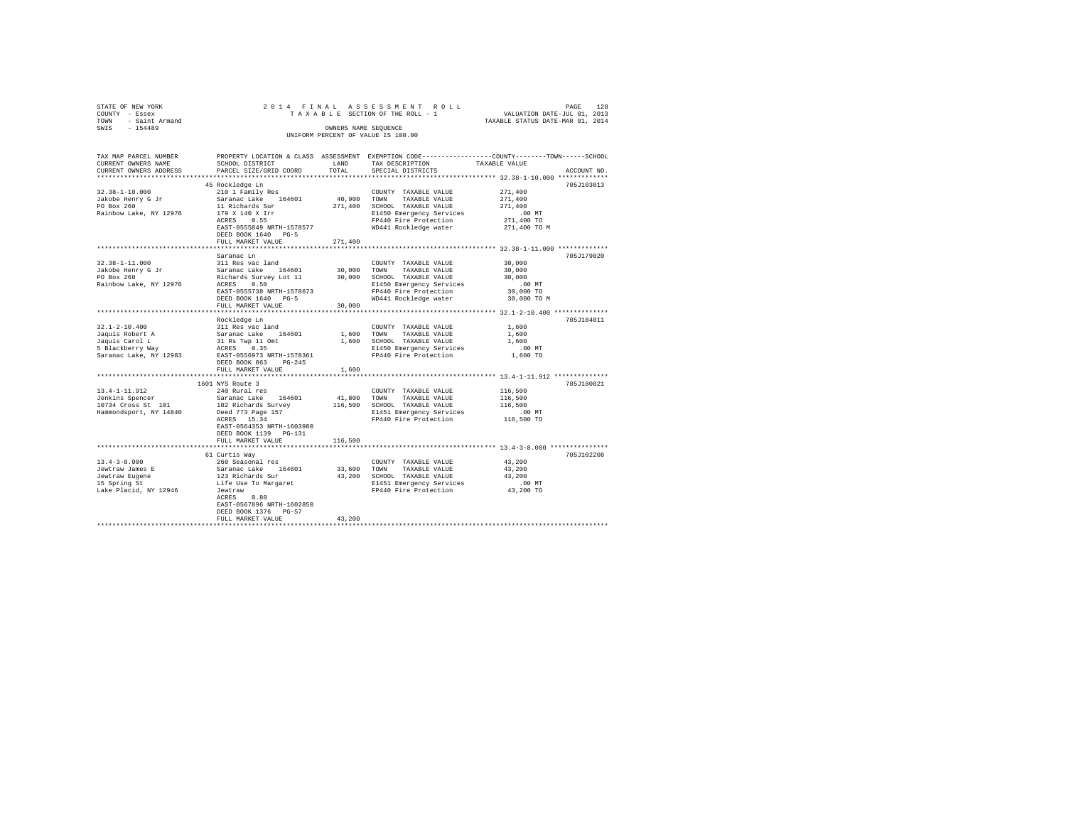STATE OF NEW YORK
COUNTY - Essex
TOWN - Saint Armand
SWIS - 154489

2014 FINAL ASSESSMENT ROLL
TAXABLE SECTION OF THE ROLL - 1
OWNERS NAME SEQUENCE
UNIFORM PERCENT OF VALUE IS 100.00

VALUATION DATE-JUL 01, 2013
TAXABLE STATUS DATE-MAR 01, 2014

| TAX MAP PARCEL NUMBER / CURRENT OWNERS NAME / CURRENT OWNERS ADDRESS | PROPERTY LOCATION & CLASS / SCHOOL DISTRICT / PARCEL SIZE/GRID COORD | ASSESSMENT LAND | TOTAL | EXEMPTION CODE / TAX DESCRIPTION / SPECIAL DISTRICTS | COUNTY--------TOWN------SCHOOL TAXABLE VALUE | ACCOUNT NO. |
|---|---|---|---|---|---|---|
| **32.38-1-10.000** | 45 Rockledge Ln | | | | | 705J103013 |
| 32.38-1-10.000 | 210 1 Family Res | | | COUNTY TAXABLE VALUE | 271,400 | |
| Jakobe Henry G Jr | Saranac Lake 164601 | 40,900 | | TOWN TAXABLE VALUE | 271,400 | |
| PO Box 260 | 11 Richards Sur | | 271,400 | SCHOOL TAXABLE VALUE | 271,400 | |
| Rainbow Lake, NY 12976 | 179 X 140 X Irr | | | E1450 Emergency Services | .00 MT | |
| | ACRES 0.55 | | | FP440 Fire Protection | 271,400 TO | |
| | EAST-0555849 NRTH-1578577 | | | WD441 Rockledge water | 271,400 TO M | |
| | DEED BOOK 1640 PG-5 | | | | | |
| | FULL MARKET VALUE | | 271,400 | | | |
| **32.38-1-11.000** | Saranac Ln | | | | | 705J179020 |
| 32.38-1-11.000 | 311 Res vac land | | | COUNTY TAXABLE VALUE | 30,000 | |
| Jakobe Henry G Jr | Saranac Lake 164601 | 30,000 | | TOWN TAXABLE VALUE | 30,000 | |
| PO Box 260 | Richards Survey Lot 11 | | 30,000 | SCHOOL TAXABLE VALUE | 30,000 | |
| Rainbow Lake, NY 12976 | ACRES 0.50 | | | E1450 Emergency Services | .00 MT | |
| | EAST-0555738 NRTH-1578673 | | | FP440 Fire Protection | 30,000 TO | |
| | DEED BOOK 1640 PG-5 | | | WD441 Rockledge water | 30,000 TO M | |
| | FULL MARKET VALUE | | 30,000 | | | |
| **32.1-2-10.400** | Rockledge Ln | | | | | 705J184011 |
| 32.1-2-10.400 | 311 Res vac land | | | COUNTY TAXABLE VALUE | 1,600 | |
| Jaquis Robert A | Saranac Lake 164601 | 1,600 | | TOWN TAXABLE VALUE | 1,600 | |
| Jaquis Carol L | 31 Rs Twp 11 Omt | | 1,600 | SCHOOL TAXABLE VALUE | 1,600 | |
| 5 Blackberry Way | ACRES 0.35 | | | E1450 Emergency Services | .00 MT | |
| Saranac Lake, NY 12983 | EAST-0556973 NRTH-1578361 | | | FP440 Fire Protection | 1,600 TO | |
| | DEED BOOK 863 PG-245 | | | | | |
| | FULL MARKET VALUE | | 1,600 | | | |
| **13.4-1-11.912** | 1601 NYS Route 3 | | | | | 705J180021 |
| 13.4-1-11.912 | 240 Rural res | | | COUNTY TAXABLE VALUE | 116,500 | |
| Jenkins Spencer | Saranac Lake 164601 | 41,800 | | TOWN TAXABLE VALUE | 116,500 | |
| 10734 Cross St 101 | 102 Richards Survey | | 116,500 | SCHOOL TAXABLE VALUE | 116,500 | |
| Hammondsport, NY 14840 | Deed 773 Page 157 | | | E1451 Emergency Services | .00 MT | |
| | ACRES 15.34 | | | FP440 Fire Protection | 116,500 TO | |
| | EAST-0564353 NRTH-1603980 | | | | | |
| | DEED BOOK 1139 PG-131 | | | | | |
| | FULL MARKET VALUE | | 116,500 | | | |
| **13.4-3-8.000** | 61 Curtis Way | | | | | 705J102208 |
| 13.4-3-8.000 | 260 Seasonal res | | | COUNTY TAXABLE VALUE | 43,200 | |
| Jewtraw James E | Saranac Lake 164601 | 33,600 | | TOWN TAXABLE VALUE | 43,200 | |
| Jewtraw Eugene | 123 Richards Sur | | 43,200 | SCHOOL TAXABLE VALUE | 43,200 | |
| 15 Spring St | Life Use To Margaret | | | E1451 Emergency Services | .00 MT | |
| Lake Placid, NY 12946 | Jewtraw | | | FP440 Fire Protection | 43,200 TO | |
| | ACRES 0.80 | | | | | |
| | EAST-0567896 NRTH-1602850 | | | | | |
| | DEED BOOK 1376 PG-57 | | | | | |
| | FULL MARKET VALUE | | 43,200 | | | |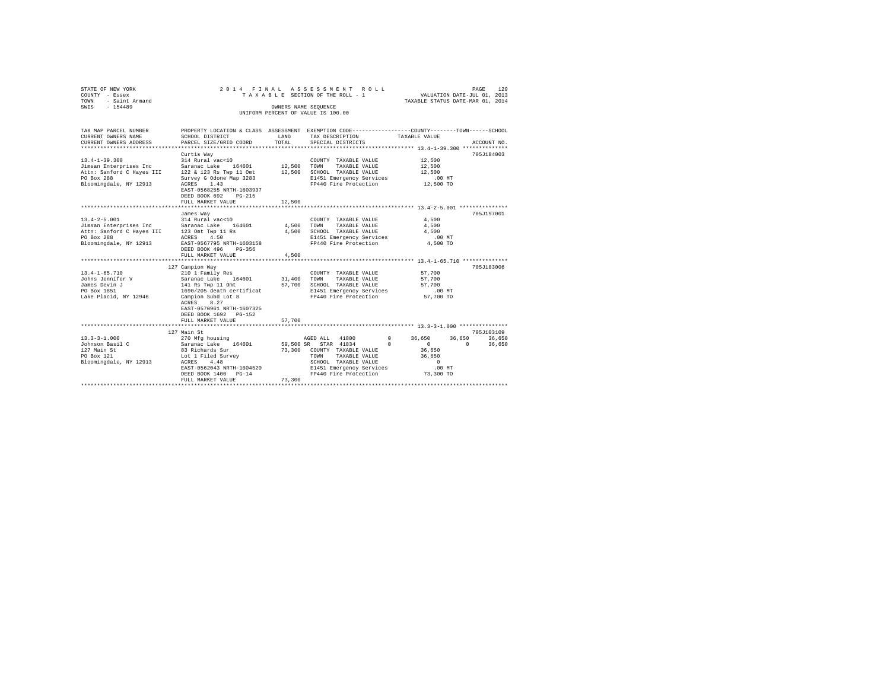STATE OF NEW YORK
COUNTY - Essex
TOWN - Saint Armand
SWIS - 154489

2014 FINAL ASSESSMENT ROLL
TAXABLE SECTION OF THE ROLL - 1
OWNERS NAME SEQUENCE
UNIFORM PERCENT OF VALUE IS 100.00

VALUATION DATE-JUL 01, 2013
TAXABLE STATUS DATE-MAR 01, 2014

| TAX MAP PARCEL NUMBER / CURRENT OWNERS NAME / CURRENT OWNERS ADDRESS | PROPERTY LOCATION & CLASS / SCHOOL DISTRICT / PARCEL SIZE/GRID COORD | ASSESSMENT LAND / TOTAL | EXEMPTION CODE / TAX DESCRIPTION / SPECIAL DISTRICTS | COUNTY | TOWN | SCHOOL | TAXABLE VALUE / ACCOUNT NO. |
|---|---|---|---|---|---|---|---|
| 13.4-1-39.300 | Curtis Way | | | | | | 705J184003 |
| 13.4-1-39.300 | 314 Rural vac<10 | | COUNTY TAXABLE VALUE | | | | 12,500 |
| Jimsan Enterprises Inc | Saranac Lake 164601 | 12,500 | TOWN TAXABLE VALUE | | | | 12,500 |
| Attn: Sanford C Hayes III | 122 & 123 Rs Twp 11 Omt | 12,500 | SCHOOL TAXABLE VALUE | | | | 12,500 |
| PO Box 288 | Survey G Odone Map 3283 | | E1451 Emergency Services | | | | .00 MT |
| Bloomingdale, NY 12913 | ACRES 1.43 | | FP440 Fire Protection | | | | 12,500 TO |
| | EAST-0568255 NRTH-1603937 | | | | | | |
| | DEED BOOK 692 PG-215 | | | | | | |
| | FULL MARKET VALUE | 12,500 | | | | | |
| 13.4-2-5.001 | James Way | | | | | | 705J197001 |
| 13.4-2-5.001 | 314 Rural vac<10 | | COUNTY TAXABLE VALUE | | | | 4,500 |
| Jimsan Enterprises Inc | Saranac Lake 164601 | 4,500 | TOWN TAXABLE VALUE | | | | 4,500 |
| Attn: Sanford C Hayes III | 123 Omt Twp 11 Rs | 4,500 | SCHOOL TAXABLE VALUE | | | | 4,500 |
| PO Box 288 | ACRES 4.50 | | E1451 Emergency Services | | | | .00 MT |
| Bloomingdale, NY 12913 | EAST-0567795 NRTH-1603158 | | FP440 Fire Protection | | | | 4,500 TO |
| | DEED BOOK 496 PG-356 | | | | | | |
| | FULL MARKET VALUE | 4,500 | | | | | |
| 13.4-1-65.710 | 127 Campion Way | | | | | | 705J183006 |
| 13.4-1-65.710 | 210 1 Family Res | | COUNTY TAXABLE VALUE | | | | 57,700 |
| Johns Jennifer V | Saranac Lake 164601 | 31,400 | TOWN TAXABLE VALUE | | | | 57,700 |
| James Devin J | 141 Rs Twp 11 Omt | 57,700 | SCHOOL TAXABLE VALUE | | | | 57,700 |
| PO Box 1851 | 1690/205 death certificat | | E1451 Emergency Services | | | | .00 MT |
| Lake Placid, NY 12946 | Campion Subd Lot 8 | | FP440 Fire Protection | | | | 57,700 TO |
| | ACRES 8.27 | | | | | | |
| | EAST-0570961 NRTH-1607325 | | | | | | |
| | DEED BOOK 1692 PG-152 | | | | | | |
| | FULL MARKET VALUE | 57,700 | | | | | |
| 13.3-3-1.000 | 127 Main St | | | | | | 705J103109 |
| 13.3-3-1.000 | 270 Mfg housing | | AGED ALL 41800 0 | 36,650 | 36,650 | 36,650 | |
| Johnson Basil C | Saranac Lake 164601 | 59,500 | SR STAR 41834 0 | 0 | 0 | 36,650 | |
| 127 Main St | 83 Richards Sur | 73,300 | COUNTY TAXABLE VALUE | | | | 36,650 |
| PO Box 121 | Lot 1 Filed Survey | | TOWN TAXABLE VALUE | | | | 36,650 |
| Bloomingdale, NY 12913 | ACRES 4.48 | | SCHOOL TAXABLE VALUE | | | | 0 |
| | EAST-0562043 NRTH-1604520 | | E1451 Emergency Services | | | | .00 MT |
| | DEED BOOK 1400 PG-14 | | FP440 Fire Protection | | | | 73,300 TO |
| | FULL MARKET VALUE | 73,300 | | | | | |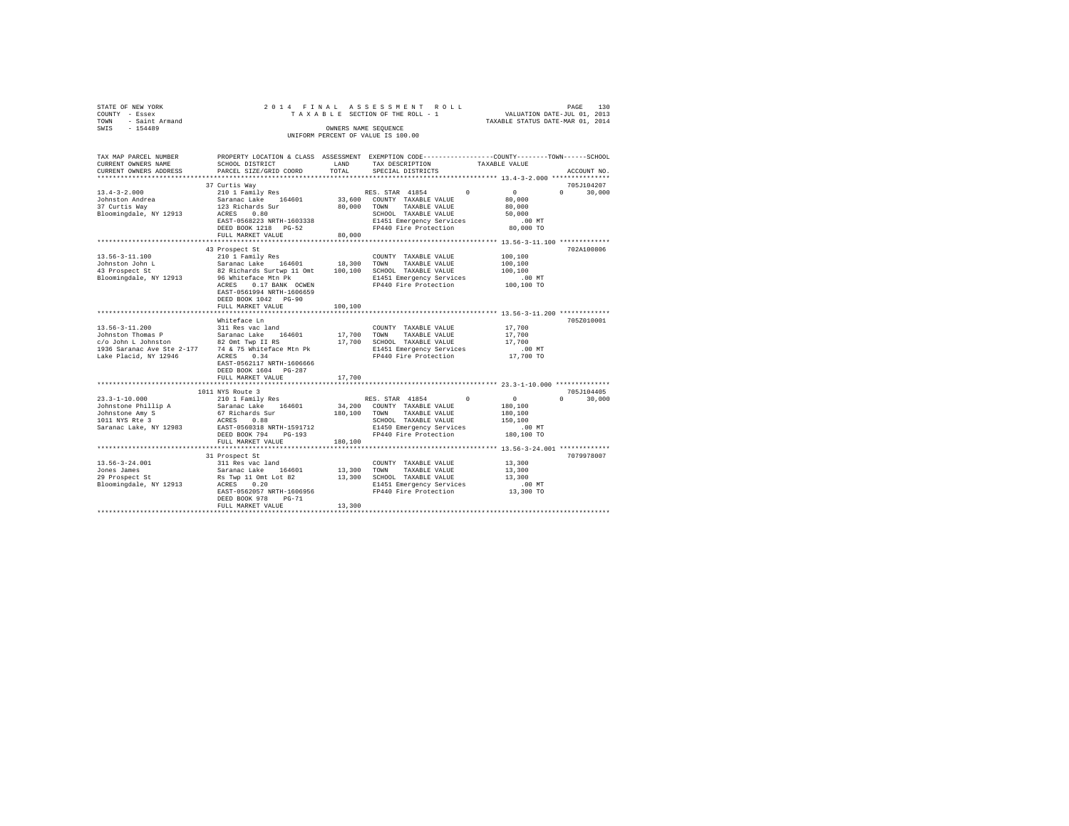STATE OF NEW YORK
COUNTY - Essex
TOWN - Saint Armand
SWIS - 154489

2014 FINAL ASSESSMENT ROLL
TAXABLE SECTION OF THE ROLL - 1
OWNERS NAME SEQUENCE
UNIFORM PERCENT OF VALUE IS 100.00

VALUATION DATE-JUL 01, 2013
TAXABLE STATUS DATE-MAR 01, 2014

```
TAX MAP PARCEL NUMBER     PROPERTY LOCATION & CLASS  ASSESSMENT  EXEMPTION CODE-----------------COUNTY--------TOWN------SCHOOL
CURRENT OWNERS NAME       SCHOOL DISTRICT               LAND      TAX DESCRIPTION            TAXABLE VALUE
CURRENT OWNERS ADDRESS    PARCEL SIZE/GRID COORD        TOTAL     SPECIAL DISTRICTS                                   ACCOUNT NO.
******************************************************************************************* 13.4-3-2.000 ***************
                          37 Curtis Way                                                                       705J104207
13.4-3-2.000              210 1 Family Res                        RES. STAR 41854        0          0           0     30,000
Johnston Andrea           Saranac Lake    164601      33,600     COUNTY  TAXABLE VALUE          80,000
37 Curtis Way             123 Richards Sur            80,000     TOWN    TAXABLE VALUE          80,000
Bloomingdale, NY 12913    ACRES    0.80                          SCHOOL  TAXABLE VALUE          50,000
                          EAST-0568223 NRTH-1603338              E1451 Emergency Services          .00 MT
                          DEED BOOK 1218   PG-52                 FP440 Fire Protection          80,000 TO
                          FULL MARKET VALUE           80,000
******************************************************************************************* 13.56-3-11.100 ************
                          43 Prospect St                                                                      702A100806
13.56-3-11.100            210 1 Family Res                       COUNTY  TAXABLE VALUE         100,100
Johnston John L           Saranac Lake    164601      18,300     TOWN    TAXABLE VALUE         100,100
43 Prospect St            82 Richards Surtwp 11 Omt  100,100     SCHOOL  TAXABLE VALUE         100,100
Bloomingdale, NY 12913    96 Whiteface Mtn Pk                    E1451 Emergency Services          .00 MT
                          ACRES    0.17 BANK  OCWEN              FP440 Fire Protection         100,100 TO
                          EAST-0561994 NRTH-1606659
                          DEED BOOK 1042   PG-90
                          FULL MARKET VALUE          100,100
******************************************************************************************* 13.56-3-11.200 ************
                          Whiteface Ln                                                                        705Z010001
13.56-3-11.200            311 Res vac land                       COUNTY  TAXABLE VALUE          17,700
Johnston Thomas P         Saranac Lake    164601      17,700     TOWN    TAXABLE VALUE          17,700
c/o John L Johnston       82 Omt Twp II RS            17,700     SCHOOL  TAXABLE VALUE          17,700
1936 Saranac Ave Ste 2-177  74 & 75 Whiteface Mtn Pk             E1451 Emergency Services          .00 MT
Lake Placid, NY 12946     ACRES    0.34                          FP440 Fire Protection          17,700 TO
                          EAST-0562117 NRTH-1606666
                          DEED BOOK 1604   PG-287
                          FULL MARKET VALUE           17,700
******************************************************************************************* 23.3-1-10.000 *************
                          1011 NYS Route 3                                                                    705J104405
23.3-1-10.000             210 1 Family Res                        RES. STAR 41854        0          0           0     30,000
Johnstone Phillip A       Saranac Lake    164601      34,200     COUNTY  TAXABLE VALUE         180,100
Johnstone Amy S           67 Richards Sur            180,100     TOWN    TAXABLE VALUE         180,100
1011 NYS Rte 3            ACRES    0.88                          SCHOOL  TAXABLE VALUE         150,100
Saranac Lake, NY 12983    EAST-0560318 NRTH-1591712              E1450 Emergency Services          .00 MT
                          DEED BOOK 794    PG-193                FP440 Fire Protection         180,100 TO
                          FULL MARKET VALUE          180,100
******************************************************************************************* 13.56-3-24.001 ************
                          31 Prospect St                                                                      7079978007
13.56-3-24.001            311 Res vac land                       COUNTY  TAXABLE VALUE          13,300
Jones James               Saranac Lake    164601      13,300     TOWN    TAXABLE VALUE          13,300
29 Prospect St            Rs Twp 11 Omt Lot 82        13,300     SCHOOL  TAXABLE VALUE          13,300
Bloomingdale, NY 12913    ACRES    0.20                          E1451 Emergency Services          .00 MT
                          EAST-0562057 NRTH-1606956              FP440 Fire Protection          13,300 TO
                          DEED BOOK 978    PG-71
                          FULL MARKET VALUE           13,300
************************************************************************************************************************
```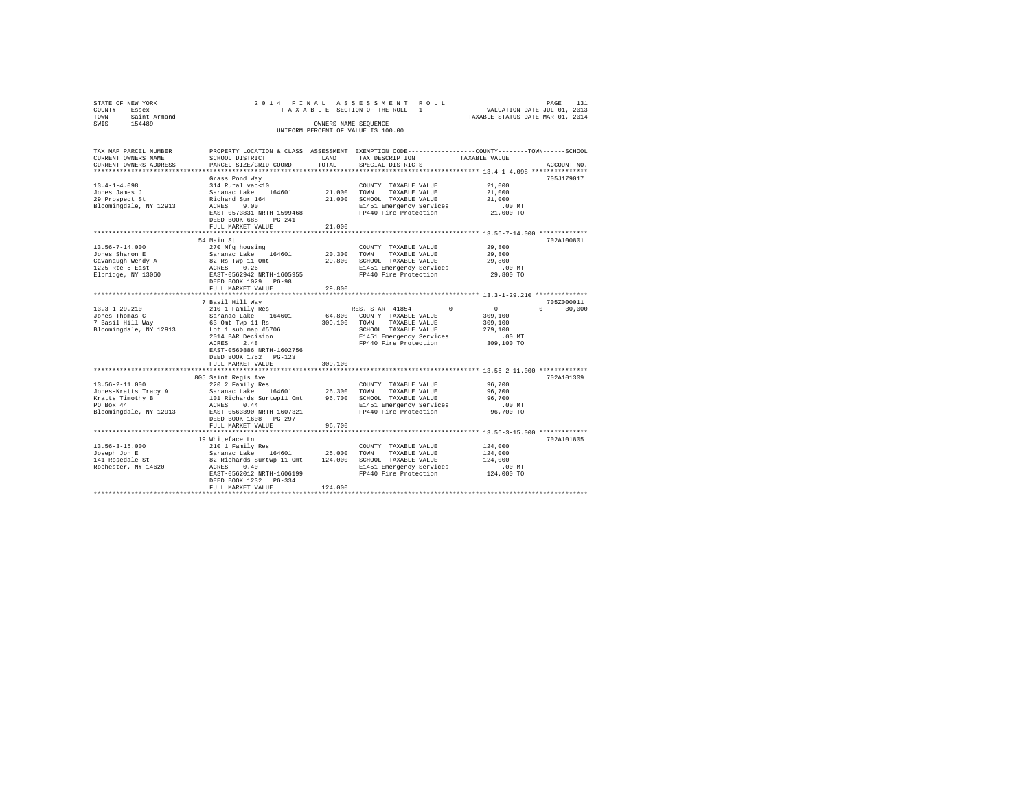STATE OF NEW YORK — 2014 FINAL ASSESSMENT ROLL
COUNTY - Essex — TAXABLE SECTION OF THE ROLL - 1 — VALUATION DATE-JUL 01, 2013
TOWN - Saint Armand — TAXABLE STATUS DATE-MAR 01, 2014
SWIS - 154489 — OWNERS NAME SEQUENCE
UNIFORM PERCENT OF VALUE IS 100.00

| TAX MAP PARCEL NUMBER / CURRENT OWNERS NAME / CURRENT OWNERS ADDRESS | PROPERTY LOCATION & CLASS / SCHOOL DISTRICT / PARCEL SIZE/GRID COORD | ASSESSMENT LAND | TOTAL | EXEMPTION CODE / TAX DESCRIPTION / SPECIAL DISTRICTS | COUNTY | TOWN | SCHOOL / TAXABLE VALUE | ACCOUNT NO. |
|---|---|---|---|---|---|---|---|---|
| **13.4-1-4.098** | Grass Pond Way | | | | | | | 705J179017 |
| Jones James J | 314 Rural vac<10 | | | COUNTY TAXABLE VALUE | 21,000 | | | |
| 29 Prospect St | Saranac Lake 164601 | 21,000 | | TOWN TAXABLE VALUE | | 21,000 | | |
| Bloomingdale, NY 12913 | Richard Sur 164 | | 21,000 | SCHOOL TAXABLE VALUE | | | 21,000 | |
| | ACRES 9.00 | | | E1451 Emergency Services | | | .00 MT | |
| | EAST-0573831 NRTH-1599468 | | | FP440 Fire Protection | | | 21,000 TO | |
| | DEED BOOK 688 PG-241 | | | | | | | |
| | FULL MARKET VALUE | | 21,000 | | | | | |
| **13.56-7-14.000** | 54 Main St | | | | | | | 702A100801 |
| Jones Sharon E | 270 Mfg housing | | | COUNTY TAXABLE VALUE | 29,800 | | | |
| Cavanaugh Wendy A | Saranac Lake 164601 | 20,300 | | TOWN TAXABLE VALUE | | 29,800 | | |
| 1225 Rte 5 East | 82 Rs Twp 11 Omt | | 29,800 | SCHOOL TAXABLE VALUE | | | 29,800 | |
| Elbridge, NY 13060 | ACRES 0.26 | | | E1451 Emergency Services | | | .00 MT | |
| | EAST-0562942 NRTH-1605955 | | | FP440 Fire Protection | | | 29,800 TO | |
| | DEED BOOK 1029 PG-98 | | | | | | | |
| | FULL MARKET VALUE | | 29,800 | | | | | |
| **13.3-1-29.210** | 7 Basil Hill Way | | | | | | | 705Z000011 |
| Jones Thomas C | 210 1 Family Res | | | RES. STAR 41854 | 0 | 0 | 30,000 | |
| 7 Basil Hill Way | Saranac Lake 164601 | 64,800 | | COUNTY TAXABLE VALUE | 309,100 | | | |
| Bloomingdale, NY 12913 | 63 Omt Twp 11 Rs | | 309,100 | TOWN TAXABLE VALUE | | 309,100 | | |
| | Lot 1 sub map #5706 | | | SCHOOL TAXABLE VALUE | | | 279,100 | |
| | 2014 BAR Decision | | | E1451 Emergency Services | | | .00 MT | |
| | ACRES 2.48 | | | FP440 Fire Protection | | | 309,100 TO | |
| | EAST-0560886 NRTH-1602756 | | | | | | | |
| | DEED BOOK 1752 PG-123 | | | | | | | |
| | FULL MARKET VALUE | | 309,100 | | | | | |
| **13.56-2-11.000** | 805 Saint Regis Ave | | | | | | | 702A101309 |
| Jones-Kratts Tracy A | 220 2 Family Res | | | COUNTY TAXABLE VALUE | 96,700 | | | |
| Kratts Timothy B | Saranac Lake 164601 | 26,300 | | TOWN TAXABLE VALUE | | 96,700 | | |
| PO Box 44 | 101 Richards Surtwp11 Omt | | 96,700 | SCHOOL TAXABLE VALUE | | | 96,700 | |
| Bloomingdale, NY 12913 | ACRES 0.44 | | | E1451 Emergency Services | | | .00 MT | |
| | EAST-0563390 NRTH-1607321 | | | FP440 Fire Protection | | | 96,700 TO | |
| | DEED BOOK 1608 PG-297 | | | | | | | |
| | FULL MARKET VALUE | | 96,700 | | | | | |
| **13.56-3-15.000** | 19 Whiteface Ln | | | | | | | 702A101805 |
| Joseph Jon E | 210 1 Family Res | | | COUNTY TAXABLE VALUE | 124,000 | | | |
| 141 Rosedale St | Saranac Lake 164601 | 25,000 | | TOWN TAXABLE VALUE | | 124,000 | | |
| Rochester, NY 14620 | 82 Richards Surtwp 11 Omt | | 124,000 | SCHOOL TAXABLE VALUE | | | 124,000 | |
| | ACRES 0.40 | | | E1451 Emergency Services | | | .00 MT | |
| | EAST-0562012 NRTH-1606199 | | | FP440 Fire Protection | | | 124,000 TO | |
| | DEED BOOK 1232 PG-334 | | | | | | | |
| | FULL MARKET VALUE | | 124,000 | | | | | |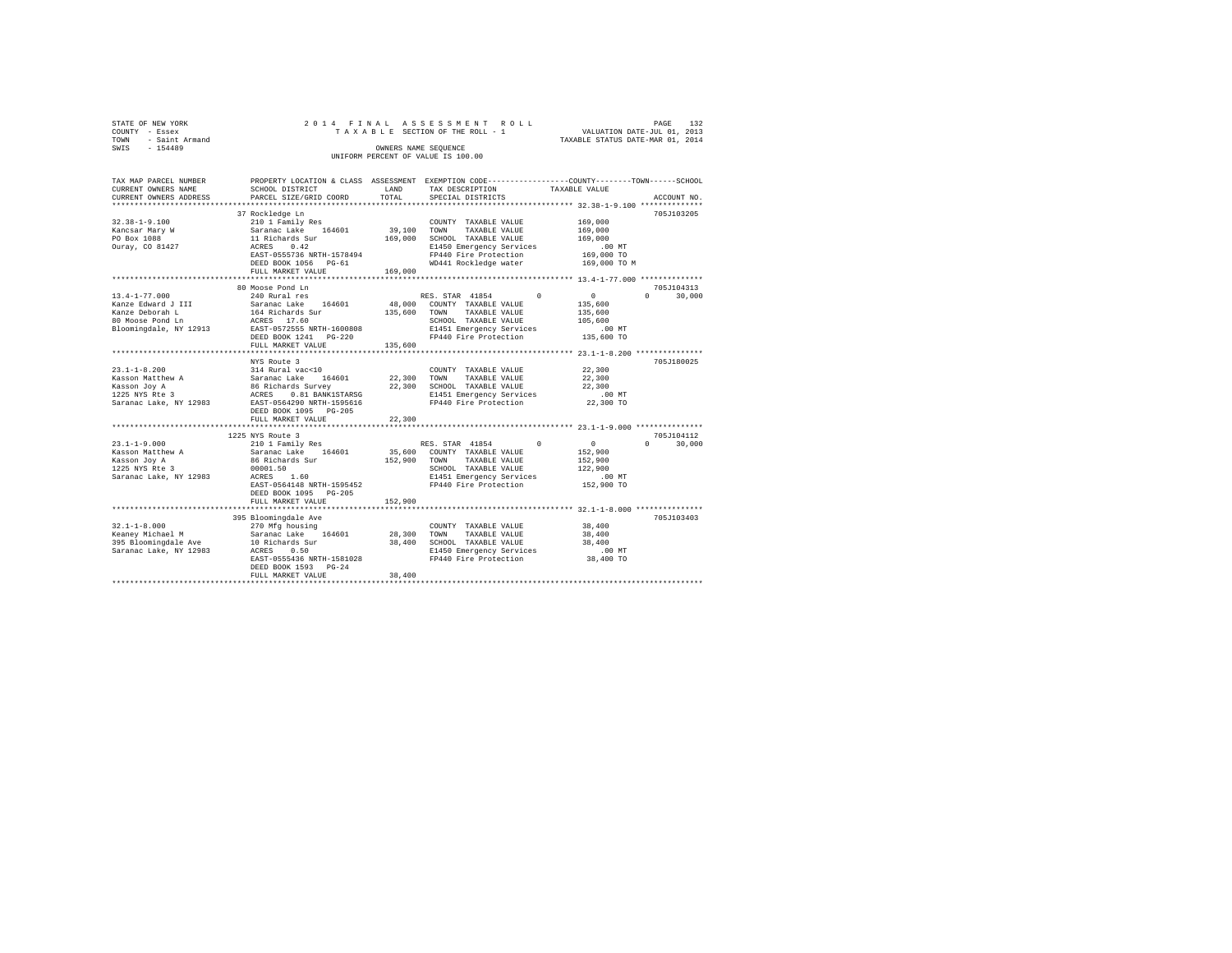STATE OF NEW YORK
COUNTY - Essex
TOWN - Saint Armand
SWIS - 154489

2014 FINAL ASSESSMENT ROLL
TAXABLE SECTION OF THE ROLL - 1
OWNERS NAME SEQUENCE
UNIFORM PERCENT OF VALUE IS 100.00

VALUATION DATE-JUL 01, 2013
TAXABLE STATUS DATE-MAR 01, 2014

| TAX MAP PARCEL NUMBER / CURRENT OWNERS NAME / CURRENT OWNERS ADDRESS | PROPERTY LOCATION & CLASS / SCHOOL DISTRICT / PARCEL SIZE/GRID COORD | ASSESSMENT LAND / TOTAL | EXEMPTION CODE / TAX DESCRIPTION / SPECIAL DISTRICTS | COUNTY / TOWN / SCHOOL TAXABLE VALUE | ACCOUNT NO. |
|---|---|---|---|---|---|
| 32.38-1-9.100 | 37 Rockledge Ln | | | | 705J103205 |
| Kancsar Mary W | 210 1 Family Res | | COUNTY TAXABLE VALUE | 169,000 | |
| PO Box 1088 | Saranac Lake 164601 | 39,100 | TOWN TAXABLE VALUE | 169,000 | |
| Ouray, CO 81427 | 11 Richards Sur | 169,000 | SCHOOL TAXABLE VALUE | 169,000 | |
| | ACRES 0.42 | | E1450 Emergency Services | .00 MT | |
| | EAST-0555736 NRTH-1578494 | | FP440 Fire Protection | 169,000 TO | |
| | DEED BOOK 1056 PG-61 | | WD441 Rockledge water | 169,000 TO M | |
| | FULL MARKET VALUE | 169,000 | | | |
| 13.4-1-77.000 | 80 Moose Pond Ln | | | | 705J104313 |
| Kanze Edward J III | 240 Rural res | | RES. STAR 41854 0 | 0 0 30,000 | |
| Kanze Deborah L | Saranac Lake 164601 | 48,000 | COUNTY TAXABLE VALUE | 135,600 | |
| 80 Moose Pond Ln | 164 Richards Sur | 135,600 | TOWN TAXABLE VALUE | 135,600 | |
| Bloomingdale, NY 12913 | ACRES 17.60 | | SCHOOL TAXABLE VALUE | 105,600 | |
| | EAST-0572555 NRTH-1600808 | | E1451 Emergency Services | .00 MT | |
| | DEED BOOK 1241 PG-220 | | FP440 Fire Protection | 135,600 TO | |
| | FULL MARKET VALUE | 135,600 | | | |
| 23.1-1-8.200 | NYS Route 3 | | | | 705J180025 |
| Kasson Matthew A | 314 Rural vac<10 | | COUNTY TAXABLE VALUE | 22,300 | |
| Kasson Joy A | Saranac Lake 164601 | 22,300 | TOWN TAXABLE VALUE | 22,300 | |
| 1225 NYS Rte 3 | 86 Richards Survey | 22,300 | SCHOOL TAXABLE VALUE | 22,300 | |
| Saranac Lake, NY 12983 | ACRES 0.81 BANK1STARSG | | E1451 Emergency Services | .00 MT | |
| | EAST-0564290 NRTH-1595616 | | FP440 Fire Protection | 22,300 TO | |
| | DEED BOOK 1095 PG-205 | | | | |
| | FULL MARKET VALUE | 22,300 | | | |
| 23.1-1-9.000 | 1225 NYS Route 3 | | | | 705J104112 |
| Kasson Matthew A | 210 1 Family Res | | RES. STAR 41854 0 | 0 0 30,000 | |
| Kasson Joy A | Saranac Lake 164601 | 35,600 | COUNTY TAXABLE VALUE | 152,900 | |
| 1225 NYS Rte 3 | 86 Richards Sur | 152,900 | TOWN TAXABLE VALUE | 152,900 | |
| Saranac Lake, NY 12983 | 00001.50 | | SCHOOL TAXABLE VALUE | 122,900 | |
| | ACRES 1.60 | | E1451 Emergency Services | .00 MT | |
| | EAST-0564148 NRTH-1595452 | | FP440 Fire Protection | 152,900 TO | |
| | DEED BOOK 1095 PG-205 | | | | |
| | FULL MARKET VALUE | 152,900 | | | |
| 32.1-1-8.000 | 395 Bloomingdale Ave | | | | 705J103403 |
| Keaney Michael M | 270 Mfg housing | | COUNTY TAXABLE VALUE | 38,400 | |
| 395 Bloomingdale Ave | Saranac Lake 164601 | 28,300 | TOWN TAXABLE VALUE | 38,400 | |
| Saranac Lake, NY 12983 | 10 Richards Sur | 38,400 | SCHOOL TAXABLE VALUE | 38,400 | |
| | ACRES 0.50 | | E1450 Emergency Services | .00 MT | |
| | EAST-0555436 NRTH-1581028 | | FP440 Fire Protection | 38,400 TO | |
| | DEED BOOK 1593 PG-24 | | | | |
| | FULL MARKET VALUE | 38,400 | | | |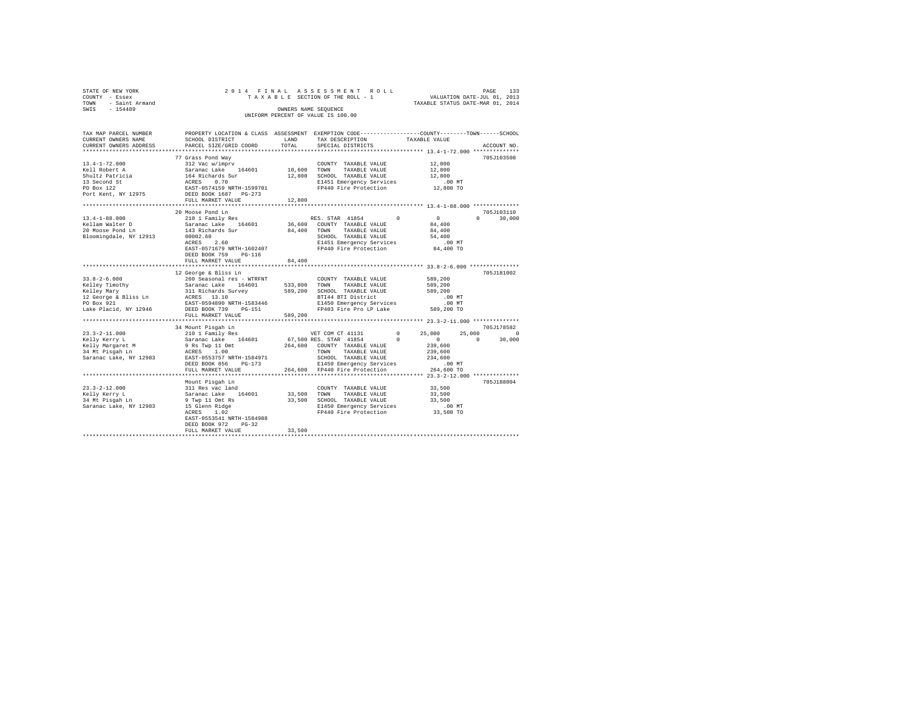STATE OF NEW YORK
COUNTY - Essex
TOWN - Saint Armand
SWIS - 154489

2014 FINAL ASSESSMENT ROLL
TAXABLE SECTION OF THE ROLL - 1
OWNERS NAME SEQUENCE
UNIFORM PERCENT OF VALUE IS 100.00

VALUATION DATE-JUL 01, 2013
TAXABLE STATUS DATE-MAR 01, 2014

```
TAX MAP PARCEL NUMBER     PROPERTY LOCATION & CLASS  ASSESSMENT  EXEMPTION CODE-----------------COUNTY--------TOWN------SCHOOL
CURRENT OWNERS NAME       SCHOOL DISTRICT             LAND       TAX DESCRIPTION            TAXABLE VALUE
CURRENT OWNERS ADDRESS    PARCEL SIZE/GRID COORD      TOTAL      SPECIAL DISTRICTS                                      ACCOUNT NO.
******************************************************************************************** 13.4-1-72.000 **************
                          77 Grass Pond Way                                                                           705J103508
13.4-1-72.000             312 Vac w/imprv                        COUNTY  TAXABLE VALUE           12,800
Kell Robert A             Saranac Lake   164601      10,600      TOWN    TAXABLE VALUE           12,800
Shultz Patricia           164 Richards Sur           12,800      SCHOOL  TAXABLE VALUE           12,800
13 Second St              ACRES    0.70                          E1451 Emergency Services           .00 MT
PO Box 122                EAST-0574159 NRTH-1599701              FP440 Fire Protection           12,800 TO
Port Kent, NY 12975       DEED BOOK 1687   PG-273
                          FULL MARKET VALUE           12,800
******************************************************************************************** 13.4-1-88.000 **************
                          20 Moose Pond Ln                                                                            705J103110
13.4-1-88.000             210 1 Family Res                       RES. STAR 41854         0            0           0      30,000
Kellam Walter D           Saranac Lake   164601      36,600      COUNTY  TAXABLE VALUE           84,400
20 Moose Pond Ln          143 Richards Sur           84,400      TOWN    TAXABLE VALUE           84,400
Bloomingdale, NY 12913    00002.60                               SCHOOL  TAXABLE VALUE           54,400
                          ACRES    2.60                          E1451 Emergency Services           .00 MT
                          EAST-0571679 NRTH-1602407              FP440 Fire Protection           84,400 TO
                          DEED BOOK 759    PG-116
                          FULL MARKET VALUE           84,400
******************************************************************************************** 33.8-2-6.000 ***************
                          12 George & Bliss Ln                                                                        705J181002
33.8-2-6.000              260 Seasonal res - WTRFNT              COUNTY  TAXABLE VALUE          589,200
Kelley Timothy            Saranac Lake   164601     533,800      TOWN    TAXABLE VALUE          589,200
Kelley Mary               311 Richards Survey       589,200      SCHOOL  TAXABLE VALUE          589,200
12 George & Bliss Ln      ACRES   13.10                          BTI44 BTI District                 .00 MT
PO Box 921                EAST-0594890 NRTH-1583446              E1450 Emergency Services           .00 MT
Lake Placid, NY 12946     DEED BOOK 739    PG-151                FP403 Fire Pro LP Lake         589,200 TO
                          FULL MARKET VALUE          589,200
******************************************************************************************** 23.3-2-11.000 **************
                          34 Mount Pisgah Ln                                                                          705J178582
23.3-2-11.000             210 1 Family Res                       VET COM CT 41131        0       25,000      25,000           0
Kelly Kerry L             Saranac Lake   164601      67,500 RES. STAR 41854             0            0           0      30,000
Kelly Margaret M          9 Rs Twp 11 Omt           264,600      COUNTY  TAXABLE VALUE          239,600
34 Mt Pisgah Ln           ACRES    1.00                          TOWN    TAXABLE VALUE          239,600
Saranac Lake, NY 12983    EAST-0553757 NRTH-1584971              SCHOOL  TAXABLE VALUE          234,600
                          DEED BOOK 856    PG-173                E1450 Emergency Services           .00 MT
                          FULL MARKET VALUE          264,600     FP440 Fire Protection          264,600 TO
******************************************************************************************** 23.3-2-12.000 **************
                          Mount Pisgah Ln                                                                             705J188004
23.3-2-12.000             311 Res vac land                       COUNTY  TAXABLE VALUE           33,500
Kelly Kerry L             Saranac Lake   164601      33,500      TOWN    TAXABLE VALUE           33,500
34 Mt Pisgah Ln           9 Twp 11 Omt Rs            33,500      SCHOOL  TAXABLE VALUE           33,500
Saranac Lake, NY 12983    15 Glenn Ridge                         E1450 Emergency Services           .00 MT
                          ACRES    1.02                          FP440 Fire Protection           33,500 TO
                          EAST-0553541 NRTH-1584988
                          DEED BOOK 972    PG-32
                          FULL MARKET VALUE           33,500
************************************************************************************************************************
```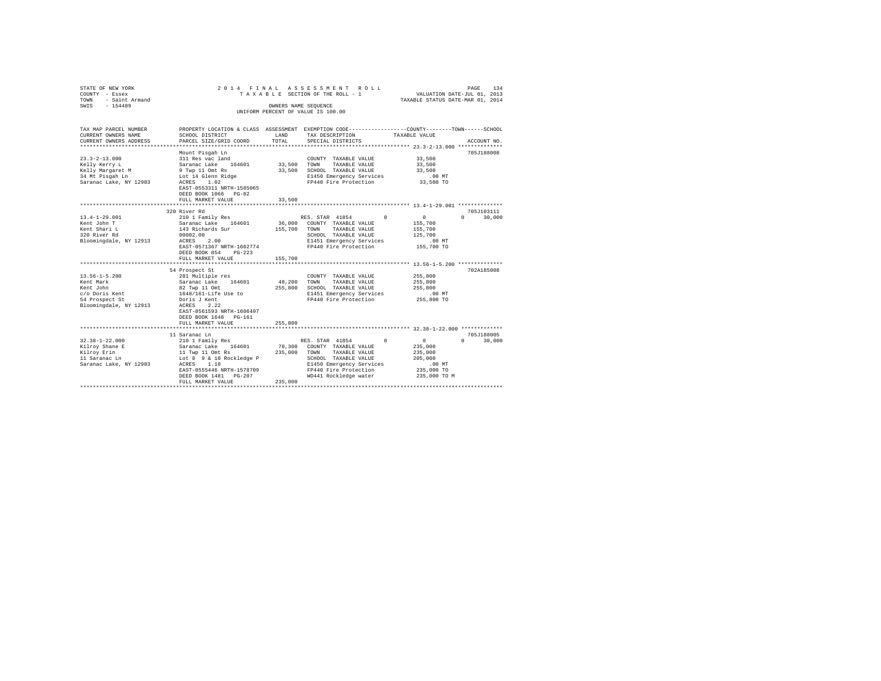STATE OF NEW YORK | 2014 FINAL ASSESSMENT ROLL | VALUATION DATE-JUL 01, 2013
COUNTY - Essex | TAXABLE SECTION OF THE ROLL - 1 | TAXABLE STATUS DATE-MAR 01, 2014
TOWN - Saint Armand | OWNERS NAME SEQUENCE
SWIS - 154489 | UNIFORM PERCENT OF VALUE IS 100.00

| TAX MAP PARCEL NUMBER / CURRENT OWNERS NAME / CURRENT OWNERS ADDRESS | PROPERTY LOCATION & CLASS / SCHOOL DISTRICT / PARCEL SIZE/GRID COORD | ASSESSMENT LAND / TOTAL | EXEMPTION CODE / TAX DESCRIPTION / SPECIAL DISTRICTS | COUNTY | TOWN | SCHOOL | TAXABLE VALUE | ACCOUNT NO. |
|---|---|---|---|---|---|---|---|---|
| 23.3-2-13.000 | Mount Pisgah Ln | | | | | | | 705J188008 |
| Kelly Kerry L | 311 Res vac land | | COUNTY TAXABLE VALUE | | | | 33,500 | |
| Kelly Margaret M | Saranac Lake 164601 | 33,500 | TOWN TAXABLE VALUE | | | | 33,500 | |
| 34 Mt Pisgah Ln | 9 Twp 11 Omt Rs | 33,500 | SCHOOL TAXABLE VALUE | | | | 33,500 | |
| Saranac Lake, NY 12983 | Lot 14 Glenn Ridge | | E1450 Emergency Services | | | | .00 MT | |
| | ACRES 1.02 | | FP440 Fire Protection | | | | 33,500 TO | |
| | EAST-0553311 NRTH-1585065 | | | | | | | |
| | DEED BOOK 1066 PG-82 | | | | | | | |
| | FULL MARKET VALUE | 33,500 | | | | | | |
| 13.4-1-29.001 | 320 River Rd | | | | | | | 705J103111 |
| Kent John T | 210 1 Family Res | | RES. STAR 41854 | 0 | 0 | 30,000 | | |
| Kent Shari L | Saranac Lake 164601 | 36,000 | COUNTY TAXABLE VALUE | | | | 155,700 | |
| 320 River Rd | 143 Richards Sur | 155,700 | TOWN TAXABLE VALUE | | | | 155,700 | |
| Bloomingdale, NY 12913 | 00002.00 | | SCHOOL TAXABLE VALUE | | | | 125,700 | |
| | ACRES 2.00 | | E1451 Emergency Services | | | | .00 MT | |
| | EAST-0571367 NRTH-1602774 | | FP440 Fire Protection | | | | 155,700 TO | |
| | DEED BOOK 854 PG-223 | | | | | | | |
| | FULL MARKET VALUE | 155,700 | | | | | | |
| 13.56-1-5.200 | 54 Prospect St | | | | | | | 702A185008 |
| Kent Mark | 281 Multiple res | | COUNTY TAXABLE VALUE | | | | 255,800 | |
| Kent John | Saranac Lake 164601 | 48,200 | TOWN TAXABLE VALUE | | | | 255,800 | |
| c/o Doris Kent | 82 Twp 11 Omt | 255,800 | SCHOOL TAXABLE VALUE | | | | 255,800 | |
| 54 Prospect St | 1648/161-Life Use to | | E1451 Emergency Services | | | | .00 MT | |
| Bloomingdale, NY 12913 | Doris J Kent | | FP440 Fire Protection | | | | 255,800 TO | |
| | ACRES 2.22 | | | | | | | |
| | EAST-0561593 NRTH-1606497 | | | | | | | |
| | DEED BOOK 1648 PG-161 | | | | | | | |
| | FULL MARKET VALUE | 255,800 | | | | | | |
| 32.38-1-22.000 | 11 Saranac Ln | | | | | | | 705J188005 |
| Kilroy Shane E | 210 1 Family Res | | RES. STAR 41854 | 0 | 0 | 30,000 | | |
| Kilroy Erin | Saranac Lake 164601 | 70,300 | COUNTY TAXABLE VALUE | | | | 235,000 | |
| 11 Saranac Ln | 11 Twp 11 Omt Rs | 235,000 | TOWN TAXABLE VALUE | | | | 235,000 | |
| Saranac Lake, NY 12983 | Lot 8 9 & 10 Rockledge P | | SCHOOL TAXABLE VALUE | | | | 205,000 | |
| | ACRES 1.10 | | E1450 Emergency Services | | | | .00 MT | |
| | EAST-0555446 NRTH-1578709 | | FP440 Fire Protection | | | | 235,000 TO | |
| | DEED BOOK 1481 PG-207 | | WD441 Rockledge water | | | | 235,000 TO M | |
| | FULL MARKET VALUE | 235,000 | | | | | | |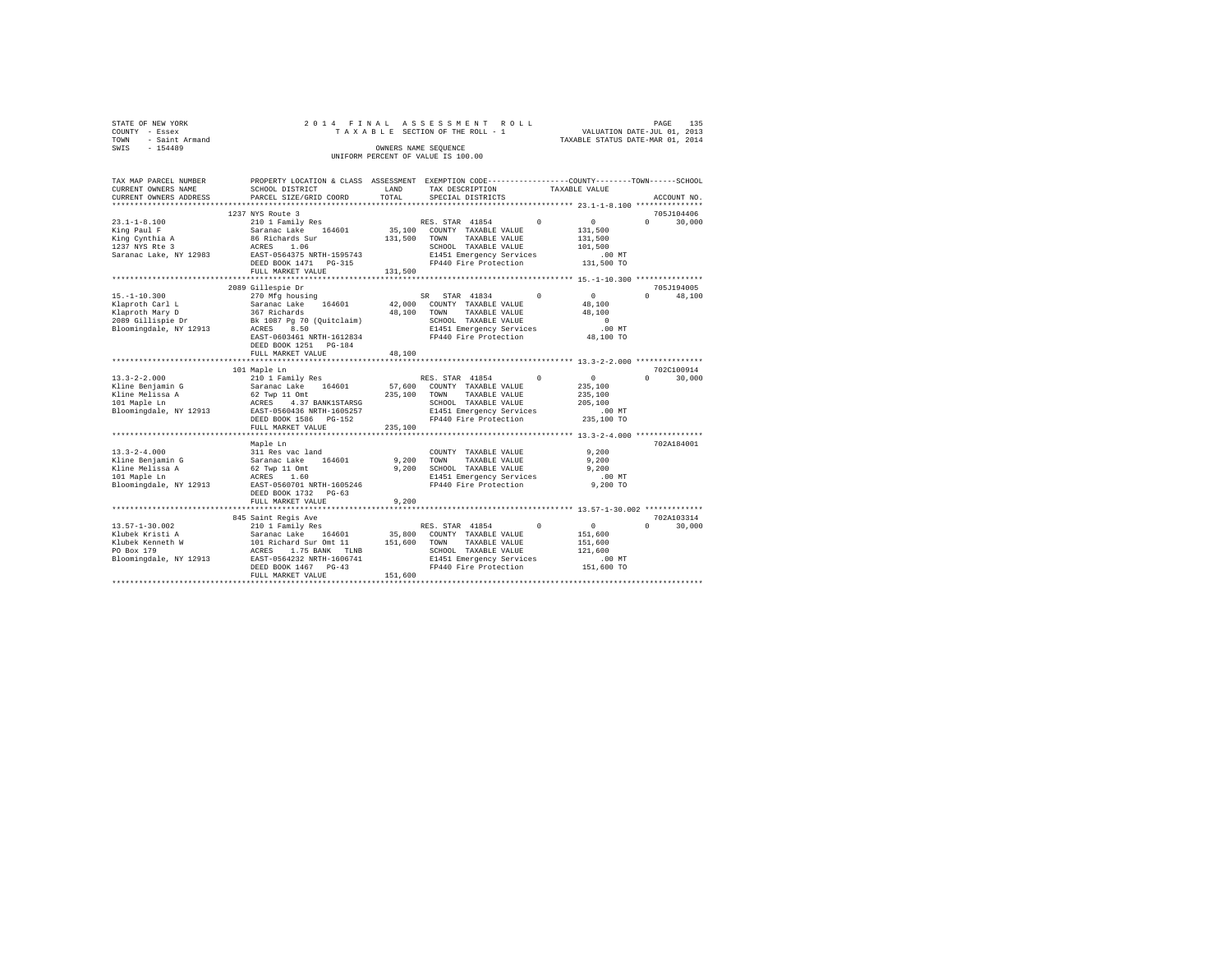STATE OF NEW YORK — COUNTY - Essex — TOWN - Saint Armand — SWIS - 154489

2014 FINAL ASSESSMENT ROLL
TAXABLE SECTION OF THE ROLL - 1
OWNERS NAME SEQUENCE
UNIFORM PERCENT OF VALUE IS 100.00

VALUATION DATE-JUL 01, 2013
TAXABLE STATUS DATE-MAR 01, 2014

```
TAX MAP PARCEL NUMBER          PROPERTY LOCATION & CLASS  ASSESSMENT  EXEMPTION CODE-----------------COUNTY--------TOWN------SCHOOL
CURRENT OWNERS NAME            SCHOOL DISTRICT             LAND       TAX DESCRIPTION            TAXABLE VALUE
CURRENT OWNERS ADDRESS         PARCEL SIZE/GRID COORD      TOTAL      SPECIAL DISTRICTS                                    ACCOUNT NO.
******************************************************************************************************* 23.1-1-8.100 ***************
                               1237 NYS Route 3                                                                            705J104406
23.1-1-8.100                   210 1 Family Res                       RES. STAR 41854         0           0           0      30,000
King Paul F                    Saranac Lake    164601      35,100     COUNTY  TAXABLE VALUE           131,500
King Cynthia A                 86 Richards Sur            131,500     TOWN    TAXABLE VALUE           131,500
1237 NYS Rte 3                 ACRES    1.06                          SCHOOL  TAXABLE VALUE           101,500
Saranac Lake, NY 12983         EAST-0564375 NRTH-1595743              E1451 Emergency Services            .00 MT
                               DEED BOOK 1471   PG-315                FP440 Fire Protection           131,500 TO
                               FULL MARKET VALUE          131,500
******************************************************************************************************* 15.-1-10.300 ***************
                               2089 Gillespie Dr                                                                           705J194005
15.-1-10.300                   270 Mfg housing                        SR  STAR 41834          0           0           0      48,100
Klaproth Carl L                Saranac Lake    164601      42,000     COUNTY  TAXABLE VALUE            48,100
Klaproth Mary D                367 Richards                48,100     TOWN    TAXABLE VALUE            48,100
2089 Gillispie Dr              Bk 1087 Pg 70 (Quitclaim)              SCHOOL  TAXABLE VALUE                 0
Bloomingdale, NY 12913         ACRES    8.50                          E1451 Emergency Services            .00 MT
                               EAST-0603461 NRTH-1612834              FP440 Fire Protection            48,100 TO
                               DEED BOOK 1251   PG-184
                               FULL MARKET VALUE           48,100
******************************************************************************************************* 13.3-2-2.000 ***************
                               101 Maple Ln                                                                                702C100914
13.3-2-2.000                   210 1 Family Res                       RES. STAR 41854         0           0           0      30,000
Kline Benjamin G               Saranac Lake    164601      57,600     COUNTY  TAXABLE VALUE           235,100
Kline Melissa A                62 Twp 11 Omt              235,100     TOWN    TAXABLE VALUE           235,100
101 Maple Ln                   ACRES    4.37 BANK1STARSG              SCHOOL  TAXABLE VALUE           205,100
Bloomingdale, NY 12913         EAST-0560436 NRTH-1605257              E1451 Emergency Services            .00 MT
                               DEED BOOK 1586   PG-152                FP440 Fire Protection           235,100 TO
                               FULL MARKET VALUE          235,100
******************************************************************************************************* 13.3-2-4.000 ***************
                               Maple Ln                                                                                    702A184001
13.3-2-4.000                   311 Res vac land                       COUNTY  TAXABLE VALUE             9,200
Kline Benjamin G               Saranac Lake    164601       9,200     TOWN    TAXABLE VALUE             9,200
Kline Melissa A                62 Twp 11 Omt                9,200     SCHOOL  TAXABLE VALUE             9,200
101 Maple Ln                   ACRES    1.60                          E1451 Emergency Services            .00 MT
Bloomingdale, NY 12913         EAST-0560701 NRTH-1605246              FP440 Fire Protection             9,200 TO
                               DEED BOOK 1732   PG-63
                               FULL MARKET VALUE            9,200
******************************************************************************************************* 13.57-1-30.002 *************
                               845 Saint Regis Ave                                                                         702A103314
13.57-1-30.002                 210 1 Family Res                       RES. STAR 41854         0           0           0      30,000
Klubek Kristi A                Saranac Lake    164601      35,800     COUNTY  TAXABLE VALUE           151,600
Klubek Kenneth W               101 Richard Sur Omt 11     151,600     TOWN    TAXABLE VALUE           151,600
PO Box 179                     ACRES    1.75 BANK   TLNB              SCHOOL  TAXABLE VALUE           121,600
Bloomingdale, NY 12913         EAST-0564232 NRTH-1606741              E1451 Emergency Services            .00 MT
                               DEED BOOK 1467   PG-43                 FP440 Fire Protection           151,600 TO
                               FULL MARKET VALUE          151,600
************************************************************************************************************************************
```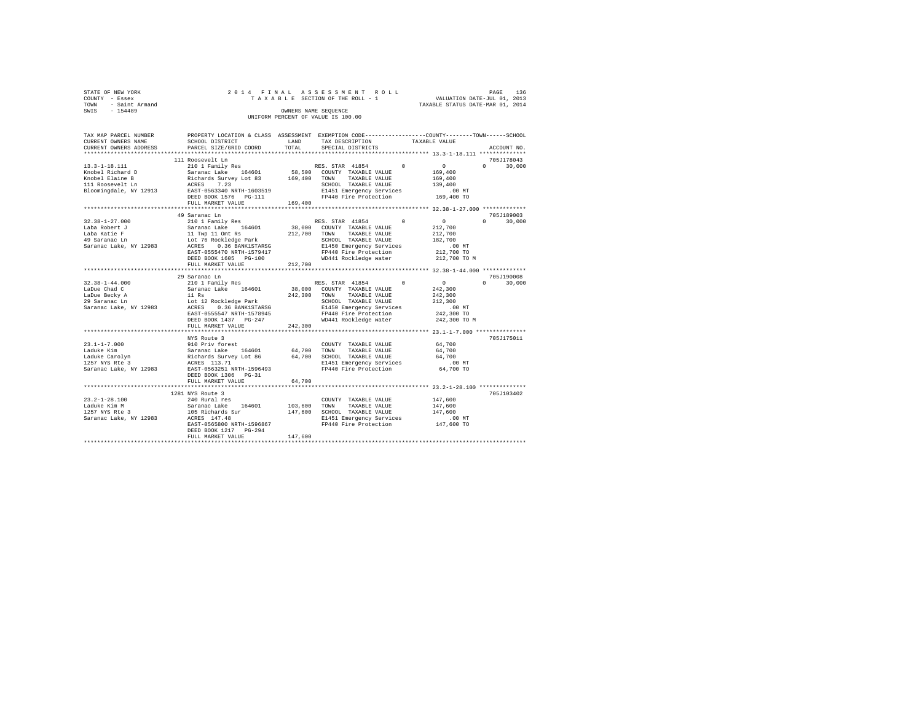STATE OF NEW YORK
COUNTY - Essex
TOWN - Saint Armand
SWIS - 154489

2014 FINAL ASSESSMENT ROLL
TAXABLE SECTION OF THE ROLL - 1
OWNERS NAME SEQUENCE
UNIFORM PERCENT OF VALUE IS 100.00

VALUATION DATE-JUL 01, 2013
TAXABLE STATUS DATE-MAR 01, 2014

```
TAX MAP PARCEL NUMBER          PROPERTY LOCATION & CLASS  ASSESSMENT  EXEMPTION CODE-----------------COUNTY--------TOWN------SCHOOL
CURRENT OWNERS NAME            SCHOOL DISTRICT            LAND        TAX DESCRIPTION             TAXABLE VALUE
CURRENT OWNERS ADDRESS         PARCEL SIZE/GRID COORD     TOTAL       SPECIAL DISTRICTS                                      ACCOUNT NO.
******************************************************************************************************* 13.3-1-18.111 **************
                               111 Roosevelt Ln                                                                              705J178043
13.3-1-18.111                  210 1 Family Res                       RES. STAR 41854        0          0            0      30,000
Knobel Richard D               Saranac Lake     164601     58,500     COUNTY  TAXABLE VALUE         169,400
Knobel Elaine B                Richards Survey Lot 83     169,400     TOWN    TAXABLE VALUE         169,400
111 Roosevelt Ln               ACRES    7.23                          SCHOOL  TAXABLE VALUE         139,400
Bloomingdale, NY 12913         EAST-0563340 NRTH-1603519              E1451 Emergency Services          .00 MT
                               DEED BOOK 1576   PG-111                FP440 Fire Protection         169,400 TO
                               FULL MARKET VALUE          169,400
******************************************************************************************************* 32.38-1-27.000 *************
                               49 Saranac Ln                                                                                 705J189003
32.38-1-27.000                 210 1 Family Res                       RES. STAR 41854        0          0            0      30,000
Laba Robert J                  Saranac Lake     164601     38,000     COUNTY  TAXABLE VALUE         212,700
Laba Katie F                   11 Twp 11 Omt Rs           212,700     TOWN    TAXABLE VALUE         212,700
49 Saranac Ln                  Lot 76 Rockledge Park                  SCHOOL  TAXABLE VALUE         182,700
Saranac Lake, NY 12983         ACRES    0.36 BANK1STARSG              E1450 Emergency Services          .00 MT
                               EAST-0555470 NRTH-1579417              FP440 Fire Protection         212,700 TO
                               DEED BOOK 1605   PG-100                WD441 Rockledge water         212,700 TO M
                               FULL MARKET VALUE          212,700
******************************************************************************************************* 32.38-1-44.000 *************
                               29 Saranac Ln                                                                                 705J190008
32.38-1-44.000                 210 1 Family Res                       RES. STAR 41854        0          0            0      30,000
LaDue Chad C                   Saranac Lake     164601     38,000     COUNTY  TAXABLE VALUE         242,300
LaDue Becky A                  11 Rs                      242,300     TOWN    TAXABLE VALUE         242,300
29 Saranac Ln                  Lot 12 Rockledge Park                  SCHOOL  TAXABLE VALUE         212,300
Saranac Lake, NY 12983         ACRES    0.36 BANK1STARSG              E1450 Emergency Services          .00 MT
                               EAST-0555547 NRTH-1578945              FP440 Fire Protection         242,300 TO
                               DEED BOOK 1437   PG-247                WD441 Rockledge water         242,300 TO M
                               FULL MARKET VALUE          242,300
******************************************************************************************************* 23.1-1-7.000 ***************
                               NYS Route 3                                                                                   705J175011
23.1-1-7.000                   910 Priv forest                        COUNTY  TAXABLE VALUE          64,700
Laduke Kim                     Saranac Lake     164601     64,700     TOWN    TAXABLE VALUE          64,700
Laduke Carolyn                 Richards Survey Lot 86      64,700     SCHOOL  TAXABLE VALUE          64,700
1257 NYS Rte 3                 ACRES  113.71                          E1451 Emergency Services          .00 MT
Saranac Lake, NY 12983         EAST-0563251 NRTH-1596493              FP440 Fire Protection          64,700 TO
                               DEED BOOK 1306   PG-31
                               FULL MARKET VALUE           64,700
******************************************************************************************************* 23.2-1-28.100 **************
                               1281 NYS Route 3                                                                              705J103402
23.2-1-28.100                  240 Rural res                          COUNTY  TAXABLE VALUE         147,600
Laduke Kim M                   Saranac Lake     164601    103,600     TOWN    TAXABLE VALUE         147,600
1257 NYS Rte 3                 105 Richards Sur           147,600     SCHOOL  TAXABLE VALUE         147,600
Saranac Lake, NY 12983         ACRES  147.48                          E1451 Emergency Services          .00 MT
                               EAST-0565800 NRTH-1596867              FP440 Fire Protection         147,600 TO
                               DEED BOOK 1217   PG-294
                               FULL MARKET VALUE          147,600
************************************************************************************************************************************
```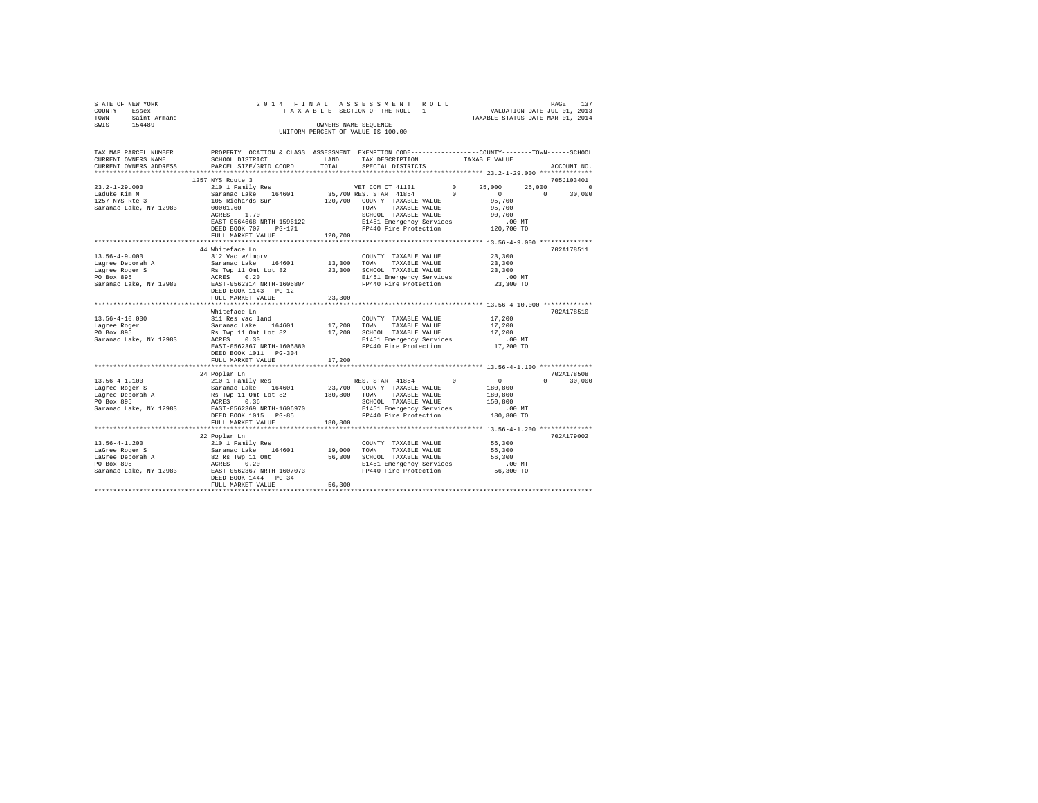STATE OF NEW YORK
COUNTY - Essex
TOWN - Saint Armand
SWIS - 154489

2014 FINAL ASSESSMENT ROLL
TAXABLE SECTION OF THE ROLL - 1
OWNERS NAME SEQUENCE
UNIFORM PERCENT OF VALUE IS 100.00

VALUATION DATE-JUL 01, 2013
TAXABLE STATUS DATE-MAR 01, 2014

```
TAX MAP PARCEL NUMBER      PROPERTY LOCATION & CLASS  ASSESSMENT  EXEMPTION CODE-----------------COUNTY--------TOWN------SCHOOL
CURRENT OWNERS NAME        SCHOOL DISTRICT             LAND       TAX DESCRIPTION           TAXABLE VALUE
CURRENT OWNERS ADDRESS     PARCEL SIZE/GRID COORD      TOTAL      SPECIAL DISTRICTS                                   ACCOUNT NO.
******************************************************************************************* 23.2-1-29.000 **************
                           1257 NYS Route 3                                                                          705J103401
23.2-1-29.000              210 1 Family Res                       VET COM CT 41131        0       25,000      25,000          0
Laduke Kim M               Saranac Lake    164601        35,700 RES. STAR  41854          0            0           0     30,000
1257 NYS Rte 3             105 Richards Sur             120,700   COUNTY   TAXABLE VALUE            95,700
Saranac Lake, NY 12983     00001.60                               TOWN     TAXABLE VALUE            95,700
                           ACRES    1.70                          SCHOOL   TAXABLE VALUE            90,700
                           EAST-0564668 NRTH-1596122              E1451 Emergency Services            .00 MT
                           DEED BOOK 707    PG-171                FP440 Fire Protection            120,700 TO
                           FULL MARKET VALUE            120,700
******************************************************************************************* 13.56-4-9.000 **************
                           44 Whiteface Ln                                                                           702A178511
13.56-4-9.000              312 Vac w/imprv                        COUNTY   TAXABLE VALUE            23,300
Lagree Deborah A           Saranac Lake    164601        13,300   TOWN     TAXABLE VALUE            23,300
Lagree Roger S             Rs Twp 11 Omt Lot 82          23,300   SCHOOL   TAXABLE VALUE            23,300
PO Box 895                 ACRES    0.20                          E1451 Emergency Services            .00 MT
Saranac Lake, NY 12983     EAST-0562314 NRTH-1606804              FP440 Fire Protection             23,300 TO
                           DEED BOOK 1143   PG-12
                           FULL MARKET VALUE             23,300
******************************************************************************************* 13.56-4-10.000 *************
                           Whiteface Ln                                                                              702A178510
13.56-4-10.000             311 Res vac land                       COUNTY   TAXABLE VALUE            17,200
Lagree Roger               Saranac Lake    164601        17,200   TOWN     TAXABLE VALUE            17,200
PO Box 895                 Rs Twp 11 Omt Lot 82          17,200   SCHOOL   TAXABLE VALUE            17,200
Saranac Lake, NY 12983     ACRES    0.30                          E1451 Emergency Services            .00 MT
                           EAST-0562367 NRTH-1606880              FP440 Fire Protection             17,200 TO
                           DEED BOOK 1011   PG-304
                           FULL MARKET VALUE             17,200
******************************************************************************************* 13.56-4-1.100 **************
                           24 Poplar Ln                                                                              702A178508
13.56-4-1.100              210 1 Family Res                       RES. STAR  41854          0            0           0     30,000
Lagree Roger S             Saranac Lake    164601        23,700   COUNTY   TAXABLE VALUE           180,800
Lagree Deborah A           Rs Twp 11 Omt Lot 82         180,800   TOWN     TAXABLE VALUE           180,800
PO Box 895                 ACRES    0.36                          SCHOOL   TAXABLE VALUE           150,800
Saranac Lake, NY 12983     EAST-0562369 NRTH-1606970              E1451 Emergency Services            .00 MT
                           DEED BOOK 1015   PG-85                 FP440 Fire Protection            180,800 TO
                           FULL MARKET VALUE            180,800
******************************************************************************************* 13.56-4-1.200 **************
                           22 Poplar Ln                                                                              702A179002
13.56-4-1.200              210 1 Family Res                       COUNTY   TAXABLE VALUE            56,300
LaGree Roger S             Saranac Lake    164601        19,000   TOWN     TAXABLE VALUE            56,300
LaGree Deborah A           82 Rs Twp 11 Omt              56,300   SCHOOL   TAXABLE VALUE            56,300
PO Box 895                 ACRES    0.20                          E1451 Emergency Services            .00 MT
Saranac Lake, NY 12983     EAST-0562367 NRTH-1607073              FP440 Fire Protection             56,300 TO
                           DEED BOOK 1444   PG-34
                           FULL MARKET VALUE             56,300
************************************************************************************************************************
```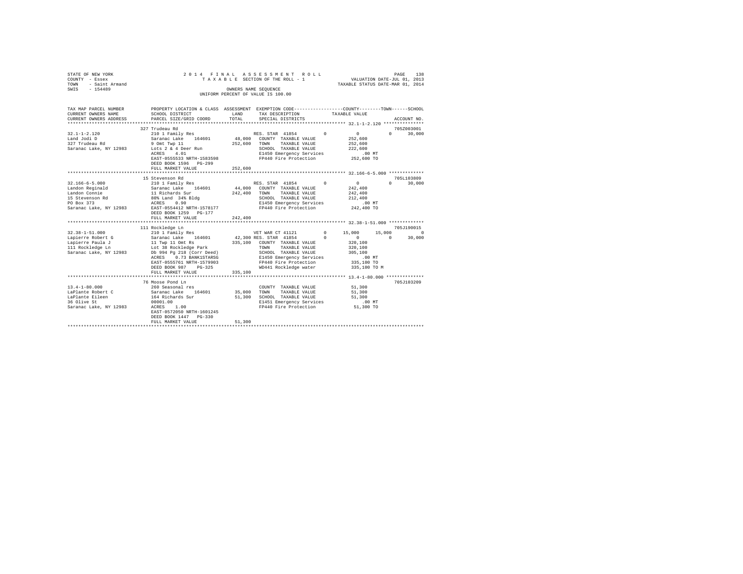STATE OF NEW YORK
COUNTY - Essex
TOWN - Saint Armand
SWIS - 154489

2014 FINAL ASSESSMENT ROLL
TAXABLE SECTION OF THE ROLL - 1
OWNERS NAME SEQUENCE
UNIFORM PERCENT OF VALUE IS 100.00

VALUATION DATE-JUL 01, 2013
TAXABLE STATUS DATE-MAR 01, 2014

```
TAX MAP PARCEL NUMBER    PROPERTY LOCATION & CLASS  ASSESSMENT  EXEMPTION CODE-----------------COUNTY--------TOWN------SCHOOL
CURRENT OWNERS NAME      SCHOOL DISTRICT             LAND       TAX DESCRIPTION           TAXABLE VALUE
CURRENT OWNERS ADDRESS   PARCEL SIZE/GRID COORD      TOTAL      SPECIAL DISTRICTS                                  ACCOUNT NO.
*********************************************************************************************** 32.1-1-2.120 ***************
                         327 Trudeau Rd                                                                          705Z003001
32.1-1-2.120             210 1 Family Res                     RES. STAR  41854        0           0          0     30,000
Land Jodi D              Saranac Lake    164601      48,000   COUNTY  TAXABLE VALUE           252,600
327 Trudeau Rd           9 Omt Twp 11               252,600   TOWN    TAXABLE VALUE           252,600
Saranac Lake, NY 12983   Lots 2 & 4 Deer Run                  SCHOOL  TAXABLE VALUE           222,600
                         ACRES    4.01                        E1450 Emergency Services            .00 MT
                         EAST-0555533 NRTH-1583598            FP440 Fire Protection           252,600 TO
                         DEED BOOK 1596   PG-299
                         FULL MARKET VALUE          252,600
*********************************************************************************************** 32.166-6-5.000 ************
                         15 Stevenson Rd                                                                         705L103809
32.166-6-5.000           210 1 Family Res                     RES. STAR  41854        0           0          0     30,000
Landon Reginald          Saranac Lake    164601      44,000   COUNTY  TAXABLE VALUE           242,400
Landon Connie            11 Richards Sur            242,400   TOWN    TAXABLE VALUE           242,400
15 Stevenson Rd          80% Land  34% Bldg                   SCHOOL  TAXABLE VALUE           212,400
PO Box 373               ACRES    0.90                        E1450 Emergency Services            .00 MT
Saranac Lake, NY 12983   EAST-0554412 NRTH-1578177            FP440 Fire Protection           242,400 TO
                         DEED BOOK 1259   PG-177
                         FULL MARKET VALUE          242,400
*********************************************************************************************** 32.38-1-51.000 ************
                         111 Rockledge Ln                                                                        705J190015
32.38-1-51.000           210 1 Family Res                     VET WAR CT 41121        0      15,000     15,000          0
Lapierre Robert G        Saranac Lake    164601      42,300   RES. STAR  41854        0           0          0     30,000
Lapierre Paula J         11 Twp 11 Omt Rs           335,100   COUNTY  TAXABLE VALUE           320,100
111 Rockledge Ln         Lot 38 Rockledge Park                TOWN    TAXABLE VALUE           320,100
Saranac Lake, NY 12983   Db 994 Pg 218 (Corr Deed)            SCHOOL  TAXABLE VALUE           305,100
                         ACRES    0.73 BANK1STARSG            E1450 Emergency Services            .00 MT
                         EAST-0555761 NRTH-1579903            FP440 Fire Protection           335,100 TO
                         DEED BOOK 987    PG-325              WD441 Rockledge water           335,100 TO M
                         FULL MARKET VALUE          335,100
*********************************************************************************************** 13.4-1-80.000 *************
                         76 Moose Pond Ln                                                                        705J103209
13.4-1-80.000            260 Seasonal res                     COUNTY  TAXABLE VALUE            51,300
LaPlante Robert C        Saranac Lake    164601      35,000   TOWN    TAXABLE VALUE            51,300
LaPlante Eileen          164 Richards Sur            51,300   SCHOOL  TAXABLE VALUE            51,300
36 Olive St              00001.00                             E1451 Emergency Services            .00 MT
Saranac Lake, NY 12983   ACRES    1.00                        FP440 Fire Protection            51,300 TO
                         EAST-0572050 NRTH-1601245
                         DEED BOOK 1447   PG-330
                         FULL MARKET VALUE           51,300
****************************************************************************************************************************
```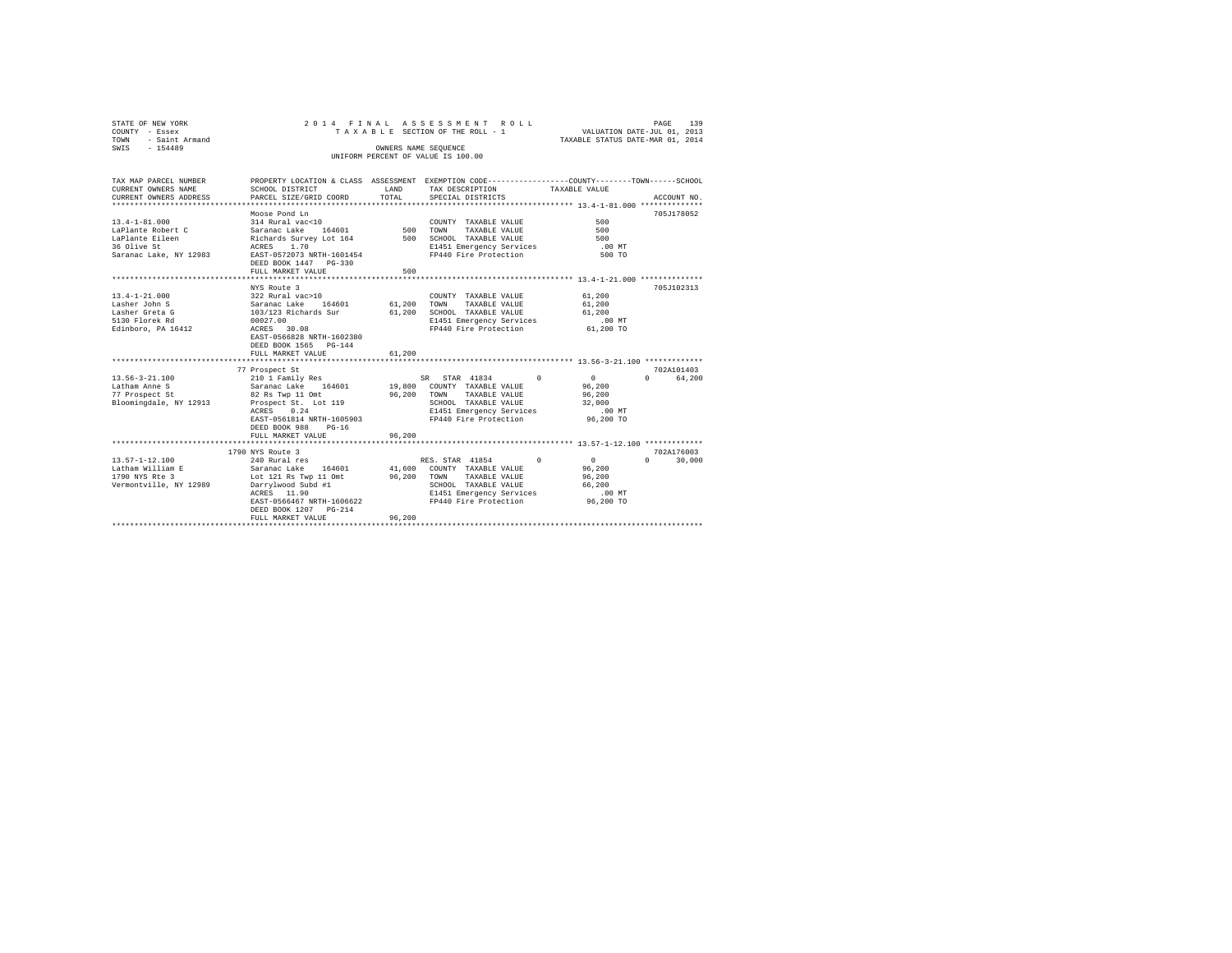```
STATE OF NEW YORK                2 0 1 4   F I N A L   A S S E S S M E N T   R O L L                    PAGE   139
COUNTY  - Essex                        T A X A B L E SECTION OF THE ROLL - 1              VALUATION DATE-JUL 01, 2013
TOWN    - Saint Armand                                                                 TAXABLE STATUS DATE-MAR 01, 2014
SWIS    - 154489                                   OWNERS NAME SEQUENCE
                                              UNIFORM PERCENT OF VALUE IS 100.00

TAX MAP PARCEL NUMBER          PROPERTY LOCATION & CLASS  ASSESSMENT  EXEMPTION CODE-----------------COUNTY--------TOWN------SCHOOL
CURRENT OWNERS NAME            SCHOOL DISTRICT             LAND      TAX DESCRIPTION            TAXABLE VALUE
CURRENT OWNERS ADDRESS         PARCEL SIZE/GRID COORD      TOTAL     SPECIAL DISTRICTS                                   ACCOUNT NO.
************************************************************************************************ 13.4-1-81.000 **************
                               Moose Pond Ln                                                                          705J178052
13.4-1-81.000                  314 Rural vac<10                       COUNTY  TAXABLE VALUE                500
LaPlante Robert C              Saranac Lake    164601          500    TOWN    TAXABLE VALUE                500
LaPlante Eileen                Richards Survey Lot 164         500    SCHOOL  TAXABLE VALUE                500
36 Olive St                    ACRES    1.70                          E1451 Emergency Services              .00 MT
Saranac Lake, NY 12983         EAST-0572073 NRTH-1601454              FP440 Fire Protection                500 TO
                               DEED BOOK 1447   PG-330
                               FULL MARKET VALUE               500
************************************************************************************************ 13.4-1-21.000 **************
                               NYS Route 3                                                                            705J102313
13.4-1-21.000                  322 Rural vac>10                       COUNTY  TAXABLE VALUE             61,200
Lasher John S                  Saranac Lake    164601       61,200    TOWN    TAXABLE VALUE             61,200
Lasher Greta G                 103/123 Richards Sur         61,200    SCHOOL  TAXABLE VALUE             61,200
5130 Florek Rd                 00027.00                               E1451 Emergency Services              .00 MT
Edinboro, PA 16412             ACRES   30.08                          FP440 Fire Protection             61,200 TO
                               EAST-0566828 NRTH-1602380
                               DEED BOOK 1565   PG-144
                               FULL MARKET VALUE            61,200
************************************************************************************************ 13.56-3-21.100 *************
                               77 Prospect St                                                                         702A101403
13.56-3-21.100                 210 1 Family Res                    SR  STAR  41834         0            0            0    64,200
Latham Anne S                  Saranac Lake    164601       19,800    COUNTY  TAXABLE VALUE             96,200
77 Prospect St                 82 Rs Twp 11 Omt             96,200    TOWN    TAXABLE VALUE             96,200
Bloomingdale, NY 12913         Prospect St. Lot 119                   SCHOOL  TAXABLE VALUE             32,000
                               ACRES    0.24                          E1451 Emergency Services              .00 MT
                               EAST-0561814 NRTH-1605903              FP440 Fire Protection             96,200 TO
                               DEED BOOK 980    PG-16
                               FULL MARKET VALUE            96,200
************************************************************************************************ 13.57-1-12.100 *************
                               1790 NYS Route 3                                                                       702A176003
13.57-1-12.100                 240 Rural res                       RES. STAR  41854        0            0            0    30,000
Latham William E               Saranac Lake    164601       41,600    COUNTY  TAXABLE VALUE             96,200
1790 NYS Rte 3                 Lot 121 Rs Twp 11 Omt        96,200    TOWN    TAXABLE VALUE             96,200
Vermontville, NY 12989         Darrylwood Subd #1                     SCHOOL  TAXABLE VALUE             66,200
                               ACRES   11.90                          E1451 Emergency Services              .00 MT
                               EAST-0566467 NRTH-1606622              FP440 Fire Protection             96,200 TO
                               DEED BOOK 1207   PG-214
                               FULL MARKET VALUE            96,200
******************************************************************************************************************************
```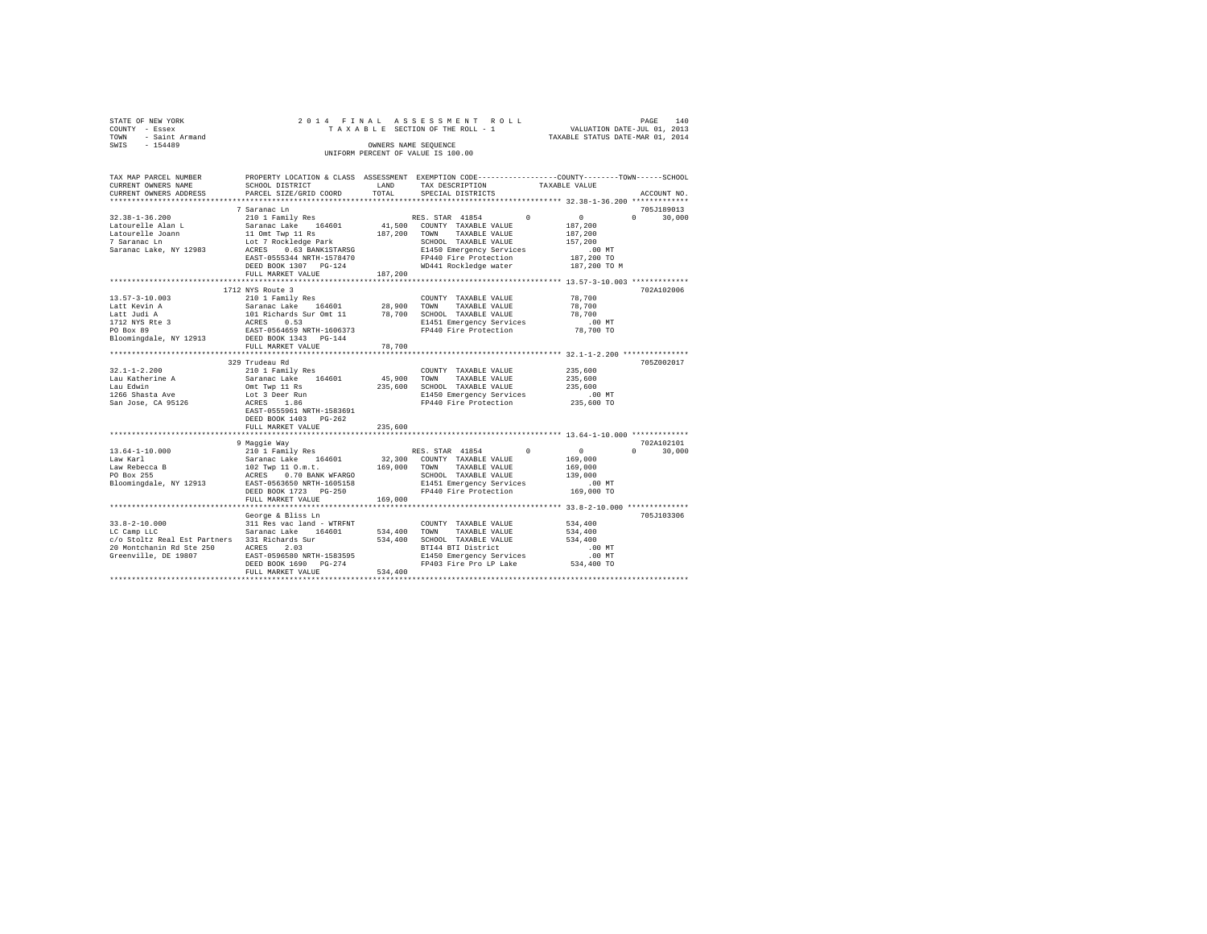STATE OF NEW YORK
COUNTY - Essex
TOWN - Saint Armand
SWIS - 154489

2014 FINAL ASSESSMENT ROLL
TAXABLE SECTION OF THE ROLL - 1
OWNERS NAME SEQUENCE
UNIFORM PERCENT OF VALUE IS 100.00

VALUATION DATE-JUL 01, 2013
TAXABLE STATUS DATE-MAR 01, 2014

```
TAX MAP PARCEL NUMBER          PROPERTY LOCATION & CLASS  ASSESSMENT  EXEMPTION CODE-----------------COUNTY--------TOWN------SCHOOL
CURRENT OWNERS NAME            SCHOOL DISTRICT             LAND        TAX DESCRIPTION            TAXABLE VALUE
CURRENT OWNERS ADDRESS         PARCEL SIZE/GRID COORD      TOTAL       SPECIAL DISTRICTS                                  ACCOUNT NO.
************************************************************************************************ 32.38-1-36.200 ************
                               7 Saranac Ln                                                                           705J189013
32.38-1-36.200                 210 1 Family Res                         RES. STAR 41854        0            0          0      30,000
Latourelle Alan L              Saranac Lake    164601        41,500    COUNTY  TAXABLE VALUE          187,200
Latourelle Joann               11 Omt Twp 11 Rs             187,200    TOWN    TAXABLE VALUE          187,200
7 Saranac Ln                   Lot 7 Rockledge Park                     SCHOOL  TAXABLE VALUE          157,200
Saranac Lake, NY 12983         ACRES    0.63 BANK1STARSG                E1450 Emergency Services            .00 MT
                               EAST-0555344 NRTH-1578470                FP440 Fire Protection          187,200 TO
                               DEED BOOK 1307   PG-124                  WD441 Rockledge water          187,200 TO M
                               FULL MARKET VALUE            187,200
************************************************************************************************ 13.57-3-10.003 ************
                               1712 NYS Route 3                                                                       702A102006
13.57-3-10.003                 210 1 Family Res                         COUNTY  TAXABLE VALUE           78,700
Latt Kevin A                   Saranac Lake    164601        28,900    TOWN    TAXABLE VALUE           78,700
Latt Judi A                    101 Richards Sur Omt 11       78,700    SCHOOL  TAXABLE VALUE           78,700
1712 NYS Rte 3                 ACRES    0.53                            E1451 Emergency Services            .00 MT
PO Box 89                      EAST-0564659 NRTH-1606373                FP440 Fire Protection           78,700 TO
Bloomingdale, NY 12913         DEED BOOK 1343   PG-144
                               FULL MARKET VALUE             78,700
************************************************************************************************ 32.1-1-2.200 **************
                               329 Trudeau Rd                                                                         705Z002017
32.1-1-2.200                   210 1 Family Res                         COUNTY  TAXABLE VALUE          235,600
Lau Katherine A                Saranac Lake    164601        45,900    TOWN    TAXABLE VALUE          235,600
Lau Edwin                      Omt Twp 11 Rs                235,600    SCHOOL  TAXABLE VALUE          235,600
1266 Shasta Ave                Lot 3 Deer Run                           E1450 Emergency Services            .00 MT
San Jose, CA 95126             ACRES    1.86                            FP440 Fire Protection          235,600 TO
                               EAST-0555961 NRTH-1583691
                               DEED BOOK 1403   PG-262
                               FULL MARKET VALUE            235,600
************************************************************************************************ 13.64-1-10.000 ************
                               9 Maggie Way                                                                           702A102101
13.64-1-10.000                 210 1 Family Res                         RES. STAR 41854        0            0          0      30,000
Law Karl                       Saranac Lake    164601        32,300    COUNTY  TAXABLE VALUE          169,000
Law Rebecca B                  102 Twp 11 O.m.t.            169,000    TOWN    TAXABLE VALUE          169,000
PO Box 255                     ACRES    0.70 BANK WFARGO                SCHOOL  TAXABLE VALUE          139,000
Bloomingdale, NY 12913         EAST-0563650 NRTH-1605158                E1451 Emergency Services            .00 MT
                               DEED BOOK 1723   PG-250                  FP440 Fire Protection          169,000 TO
                               FULL MARKET VALUE            169,000
************************************************************************************************ 33.8-2-10.000 *************
                               George & Bliss Ln                                                                      705J103306
33.8-2-10.000                  311 Res vac land - WTRFNT                COUNTY  TAXABLE VALUE          534,400
LC Camp LLC                    Saranac Lake    164601       534,400    TOWN    TAXABLE VALUE          534,400
c/o Stoltz Real Est Partners   331 Richards Sur             534,400    SCHOOL  TAXABLE VALUE          534,400
20 Montchanin Rd Ste 250       ACRES    2.03                            BTI44 BTI District                  .00 MT
Greenville, DE 19807           EAST-0596580 NRTH-1583595                E1450 Emergency Services            .00 MT
                               DEED BOOK 1690   PG-274                  FP403 Fire Pro LP Lake         534,400 TO
                               FULL MARKET VALUE            534,400
****************************************************************************************************************************
```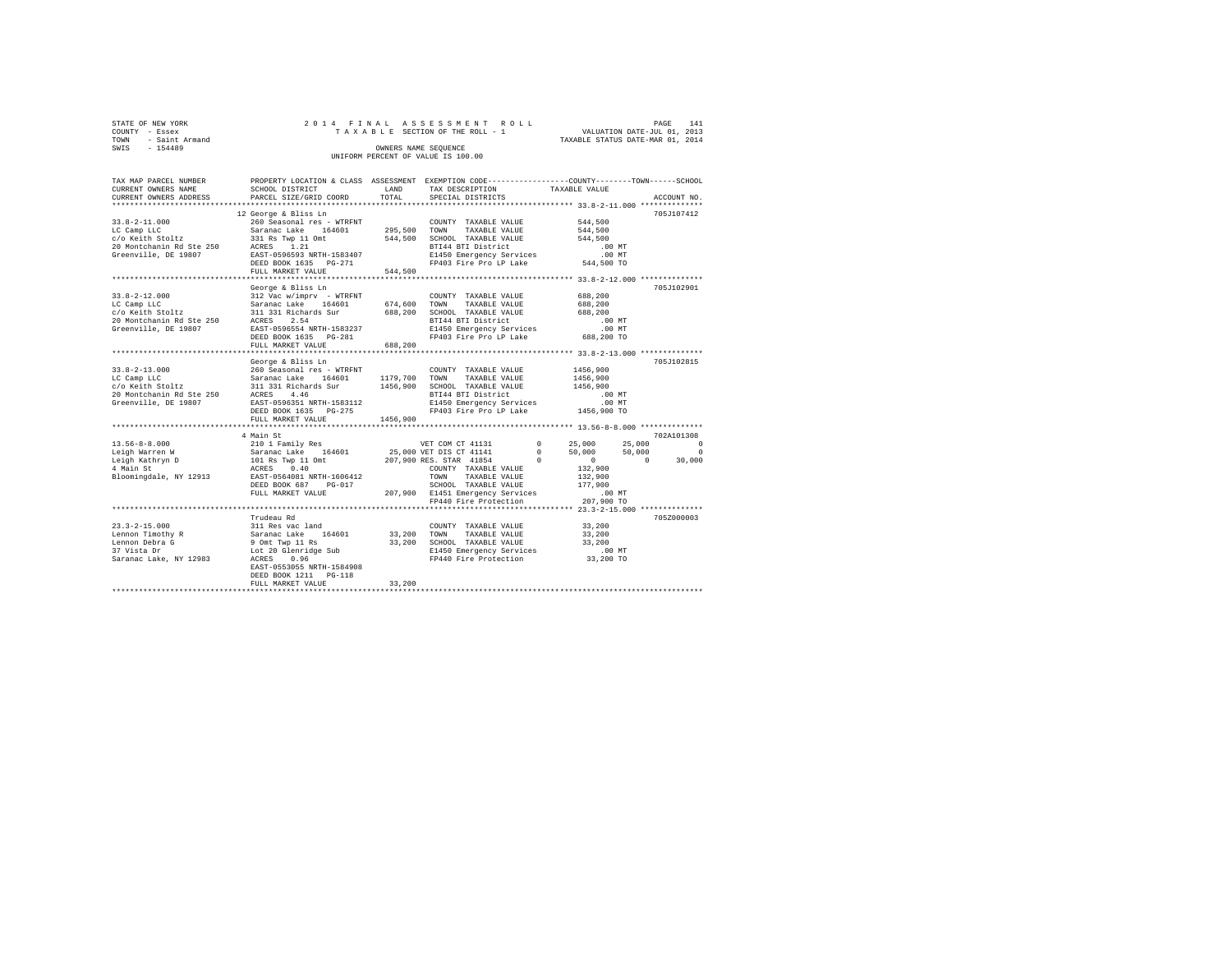STATE OF NEW YORK
COUNTY - Essex
TOWN - Saint Armand
SWIS - 154489

2014 FINAL ASSESSMENT ROLL
TAXABLE SECTION OF THE ROLL - 1
OWNERS NAME SEQUENCE
UNIFORM PERCENT OF VALUE IS 100.00

VALUATION DATE-JUL 01, 2013
TAXABLE STATUS DATE-MAR 01, 2014

```
TAX MAP PARCEL NUMBER     PROPERTY LOCATION & CLASS  ASSESSMENT  EXEMPTION CODE-----------------COUNTY--------TOWN------SCHOOL
CURRENT OWNERS NAME       SCHOOL DISTRICT               LAND      TAX DESCRIPTION              TAXABLE VALUE
CURRENT OWNERS ADDRESS    PARCEL SIZE/GRID COORD        TOTAL     SPECIAL DISTRICTS                                        ACCOUNT NO.
******************************************************************************************************* 33.8-2-11.000 **************
                          12 George & Bliss Ln                                                                              705J107412
33.8-2-11.000             260 Seasonal res - WTRFNT              COUNTY  TAXABLE VALUE           544,500
LC Camp LLC               Saranac Lake    164601      295,500    TOWN    TAXABLE VALUE           544,500
c/o Keith Stoltz          331 Rs Twp 11 Omt           544,500    SCHOOL  TAXABLE VALUE           544,500
20 Montchanin Rd Ste 250  ACRES    1.21                          BTI44 BTI District                  .00 MT
Greenville, DE 19807      EAST-0596593 NRTH-1583407              E1450 Emergency Services             .00 MT
                          DEED BOOK 1635   PG-271                FP403 Fire Pro LP Lake           544,500 TO
                          FULL MARKET VALUE           544,500
******************************************************************************************************* 33.8-2-12.000 **************
                          George & Bliss Ln                                                                                 705J102901
33.8-2-12.000             312 Vac w/imprv  - WTRFNT              COUNTY  TAXABLE VALUE           688,200
LC Camp LLC               Saranac Lake    164601      674,600    TOWN    TAXABLE VALUE           688,200
c/o Keith Stoltz          311 331 Richards Sur        688,200    SCHOOL  TAXABLE VALUE           688,200
20 Montchanin Rd Ste 250  ACRES    2.54                          BTI44 BTI District                  .00 MT
Greenville, DE 19807      EAST-0596554 NRTH-1583237              E1450 Emergency Services             .00 MT
                          DEED BOOK 1635   PG-281                FP403 Fire Pro LP Lake           688,200 TO
                          FULL MARKET VALUE           688,200
******************************************************************************************************* 33.8-2-13.000 **************
                          George & Bliss Ln                                                                                 705J102815
33.8-2-13.000             260 Seasonal res - WTRFNT              COUNTY  TAXABLE VALUE          1456,900
LC Camp LLC               Saranac Lake    164601     1179,700    TOWN    TAXABLE VALUE          1456,900
c/o Keith Stoltz          311 331 Richards Sur       1456,900    SCHOOL  TAXABLE VALUE          1456,900
20 Montchanin Rd Ste 250  ACRES    4.46                          BTI44 BTI District                  .00 MT
Greenville, DE 19807      EAST-0596351 NRTH-1583112              E1450 Emergency Services             .00 MT
                          DEED BOOK 1635   PG-275                FP403 Fire Pro LP Lake          1456,900 TO
                          FULL MARKET VALUE          1456,900
******************************************************************************************************* 13.56-8-8.000 **************
                          4 Main St                                                                                         702A101308
13.56-8-8.000             210 1 Family Res                       VET COM CT 41131       0         25,000     25,000           0
Leigh Warren W            Saranac Lake    164601       25,000 VET DIS CT 41141          0         50,000     50,000           0
Leigh Kathryn D           101 Rs Twp 11 Omt           207,900 RES. STAR  41854          0              0          0      30,000
4 Main St                 ACRES    0.40                          COUNTY  TAXABLE VALUE           132,900
Bloomingdale, NY 12913    EAST-0564081 NRTH-1606412              TOWN    TAXABLE VALUE           132,900
                          DEED BOOK 687    PG-017                SCHOOL  TAXABLE VALUE           177,900
                          FULL MARKET VALUE           207,900    E1451 Emergency Services             .00 MT
                                                                 FP440 Fire Protection            207,900 TO
******************************************************************************************************* 23.3-2-15.000 **************
                          Trudeau Rd                                                                                        705Z000003
23.3-2-15.000             311 Res vac land                       COUNTY  TAXABLE VALUE            33,200
Lennon Timothy R          Saranac Lake    164601       33,200    TOWN    TAXABLE VALUE            33,200
Lennon Debra G            9 Omt Twp 11 Rs              33,200    SCHOOL  TAXABLE VALUE            33,200
37 Vista Dr               Lot 20 Glenridge Sub                   E1450 Emergency Services             .00 MT
Saranac Lake, NY 12983    ACRES    0.96                          FP440 Fire Protection             33,200 TO
                          EAST-0553055 NRTH-1584908
                          DEED BOOK 1211   PG-118
                          FULL MARKET VALUE            33,200
************************************************************************************************************************************
```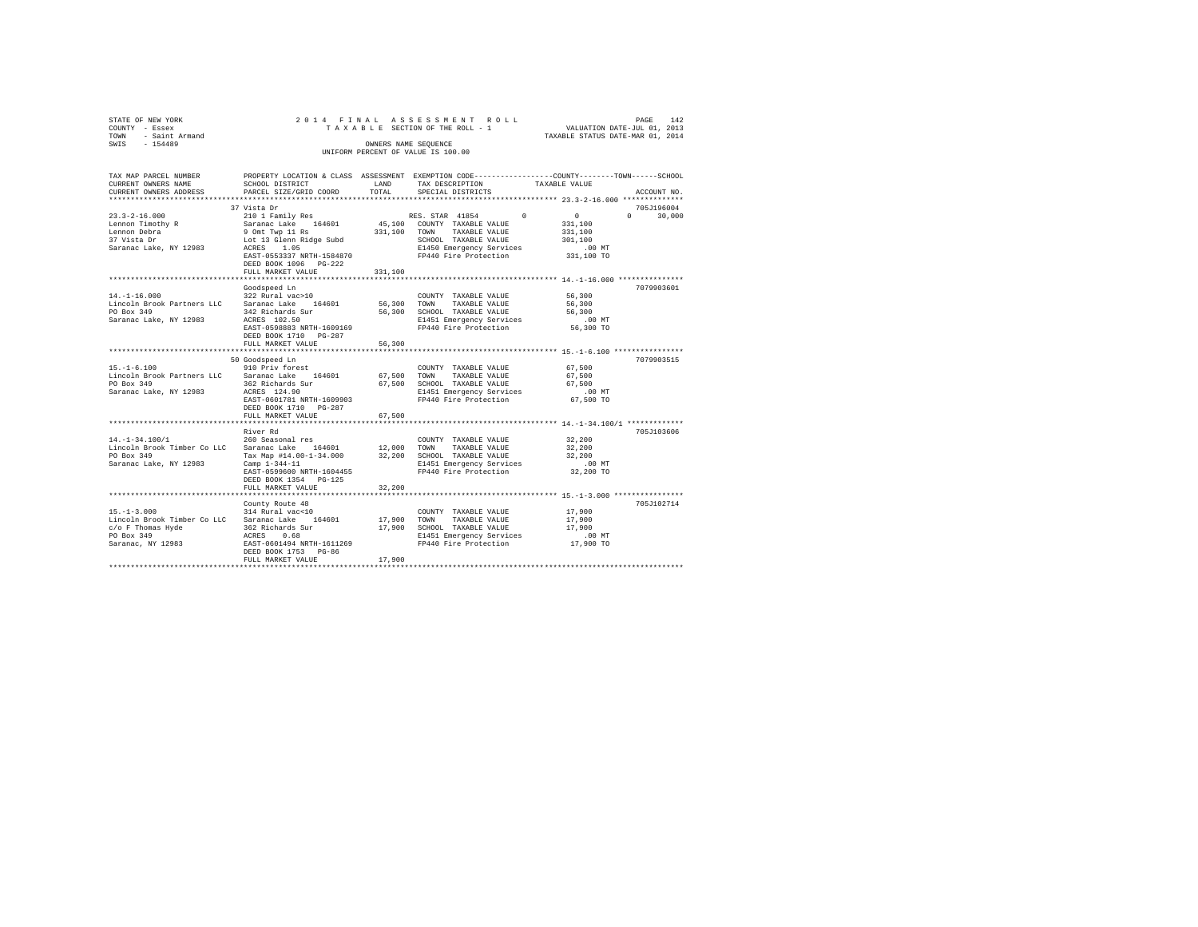STATE OF NEW YORK
COUNTY - Essex
TOWN - Saint Armand
SWIS - 154489

2014 FINAL ASSESSMENT ROLL
TAXABLE SECTION OF THE ROLL - 1
OWNERS NAME SEQUENCE
UNIFORM PERCENT OF VALUE IS 100.00

VALUATION DATE-JUL 01, 2013
TAXABLE STATUS DATE-MAR 01, 2014

```
TAX MAP PARCEL NUMBER     PROPERTY LOCATION & CLASS  ASSESSMENT  EXEMPTION CODE-----------------COUNTY--------TOWN------SCHOOL
CURRENT OWNERS NAME       SCHOOL DISTRICT             LAND       TAX DESCRIPTION            TAXABLE VALUE
CURRENT OWNERS ADDRESS    PARCEL SIZE/GRID COORD      TOTAL      SPECIAL DISTRICTS                                    ACCOUNT NO.
******************************************************************************************************* 23.3-2-16.000 **************
                          37 Vista Dr                                                                                705J196004
23.3-2-16.000             210 1 Family Res                       RES. STAR 41854       0            0            0      30,000
Lennon Timothy R          Saranac Lake   164601         45,100   COUNTY  TAXABLE VALUE          331,100
Lennon Debra              9 Omt Twp 11 Rs              331,100   TOWN    TAXABLE VALUE          331,100
37 Vista Dr               Lot 13 Glenn Ridge Subd                SCHOOL  TAXABLE VALUE          301,100
Saranac Lake, NY 12983    ACRES    1.05                          E1450 Emergency Services           .00 MT
                          EAST-0553337 NRTH-1584870              FP440 Fire Protection          331,100 TO
                          DEED BOOK 1096   PG-222
                          FULL MARKET VALUE            331,100
******************************************************************************************************* 14.-1-16.000 ***************
                          Goodspeed Ln                                                                               7079903601
14.-1-16.000              322 Rural vac>10                       COUNTY  TAXABLE VALUE           56,300
Lincoln Brook Partners LLC  Saranac Lake   164601       56,300   TOWN    TAXABLE VALUE           56,300
PO Box 349                342 Richards Sur              56,300   SCHOOL  TAXABLE VALUE           56,300
Saranac Lake, NY 12983    ACRES  102.50                          E1451 Emergency Services           .00 MT
                          EAST-0598883 NRTH-1609169              FP440 Fire Protection           56,300 TO
                          DEED BOOK 1710   PG-287
                          FULL MARKET VALUE             56,300
******************************************************************************************************* 15.-1-6.100 ****************
                          50 Goodspeed Ln                                                                            7079903515
15.-1-6.100               910 Priv forest                        COUNTY  TAXABLE VALUE           67,500
Lincoln Brook Partners LLC  Saranac Lake   164601       67,500   TOWN    TAXABLE VALUE           67,500
PO Box 349                362 Richards Sur              67,500   SCHOOL  TAXABLE VALUE           67,500
Saranac Lake, NY 12983    ACRES  124.90                          E1451 Emergency Services           .00 MT
                          EAST-0601781 NRTH-1609903              FP440 Fire Protection           67,500 TO
                          DEED BOOK 1710   PG-287
                          FULL MARKET VALUE             67,500
******************************************************************************************************* 14.-1-34.100/1 *************
                          River Rd                                                                                   705J103606
14.-1-34.100/1            260 Seasonal res                       COUNTY  TAXABLE VALUE           32,200
Lincoln Brook Timber Co LLC  Saranac Lake   164601      12,000   TOWN    TAXABLE VALUE           32,200
PO Box 349                Tax Map #14.00-1-34.000       32,200   SCHOOL  TAXABLE VALUE           32,200
Saranac Lake, NY 12983    Camp 1-344-11                          E1451 Emergency Services           .00 MT
                          EAST-0599600 NRTH-1604455              FP440 Fire Protection           32,200 TO
                          DEED BOOK 1354   PG-125
                          FULL MARKET VALUE             32,200
******************************************************************************************************* 15.-1-3.000 ****************
                          County Route 48                                                                            705J102714
15.-1-3.000               314 Rural vac<10                       COUNTY  TAXABLE VALUE           17,900
Lincoln Brook Timber Co LLC  Saranac Lake   164601      17,900   TOWN    TAXABLE VALUE           17,900
c/o F Thomas Hyde         362 Richards Sur              17,900   SCHOOL  TAXABLE VALUE           17,900
PO Box 349                ACRES    0.68                          E1451 Emergency Services           .00 MT
Saranac, NY 12983         EAST-0601494 NRTH-1611269              FP440 Fire Protection           17,900 TO
                          DEED BOOK 1753   PG-86
                          FULL MARKET VALUE             17,900
************************************************************************************************************************************
```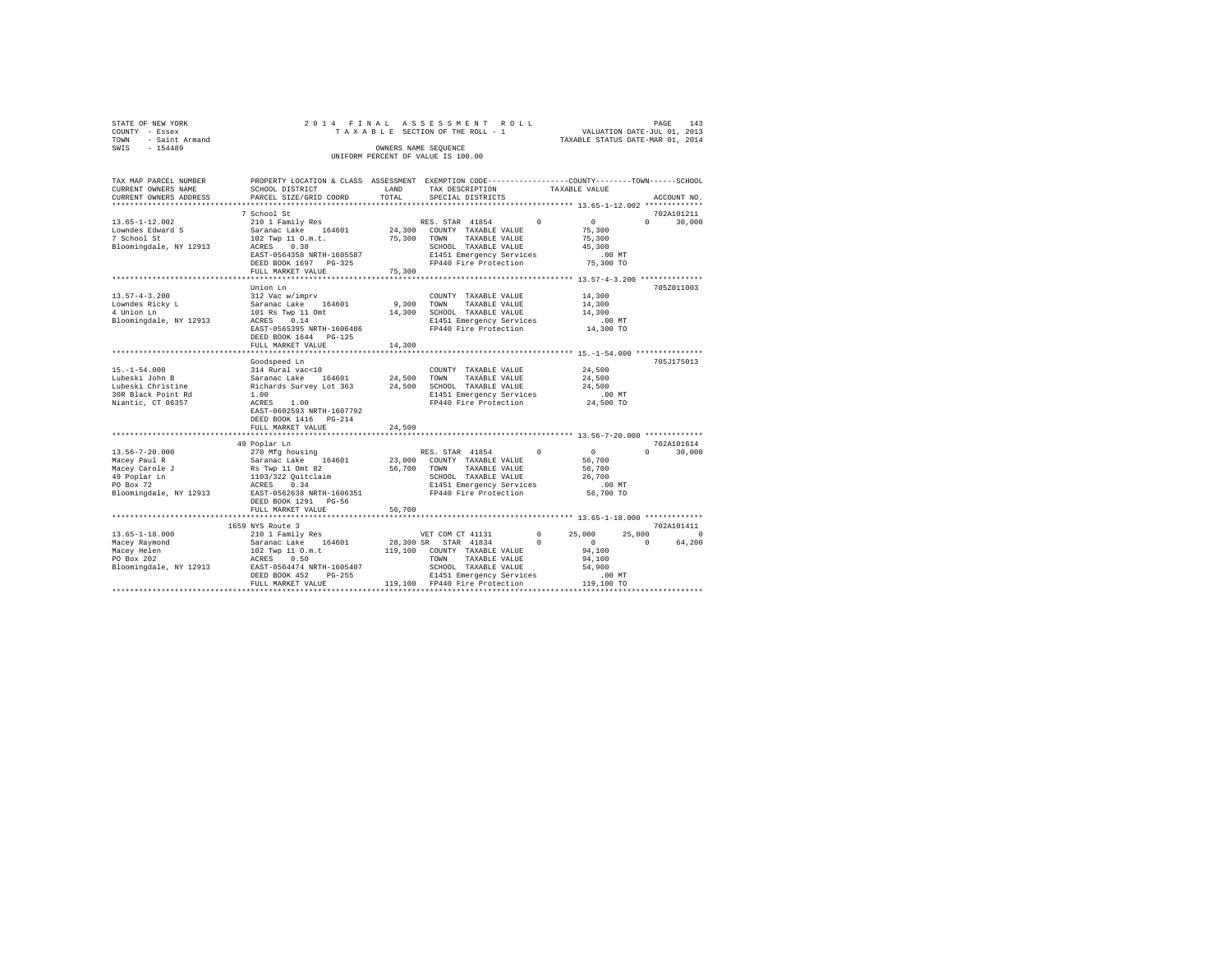STATE OF NEW YORK
COUNTY - Essex
TOWN - Saint Armand
SWIS - 154489

2014 FINAL ASSESSMENT ROLL
TAXABLE SECTION OF THE ROLL - 1
OWNERS NAME SEQUENCE
UNIFORM PERCENT OF VALUE IS 100.00

VALUATION DATE-JUL 01, 2013
TAXABLE STATUS DATE-MAR 01, 2014

| TAX MAP PARCEL NUMBER / CURRENT OWNERS NAME / CURRENT OWNERS ADDRESS | PROPERTY LOCATION & CLASS / SCHOOL DISTRICT / PARCEL SIZE/GRID COORD | ASSESSMENT LAND / TOTAL | EXEMPTION CODE / TAX DESCRIPTION / SPECIAL DISTRICTS | COUNTY TAXABLE VALUE | TOWN | SCHOOL | ACCOUNT NO. |
|---|---|---|---|---|---|---|---|
| **13.65-1-12.002** | 7 School St | | | | | | 702A101211 |
| Lowndes Edward S | 210 1 Family Res | | RES. STAR 41854 0 | 0 | 0 | 30,000 | |
| 7 School St | Saranac Lake 164601 | 24,300 | COUNTY TAXABLE VALUE | 75,300 | | | |
| Bloomingdale, NY 12913 | 102 Twp 11 O.m.t. | 75,300 | TOWN TAXABLE VALUE | 75,300 | | | |
| | ACRES 0.38 | | SCHOOL TAXABLE VALUE | 45,300 | | | |
| | EAST-0564358 NRTH-1605587 | | E1451 Emergency Services | .00 MT | | | |
| | DEED BOOK 1697 PG-325 | | FP440 Fire Protection | 75,300 TO | | | |
| | FULL MARKET VALUE | 75,300 | | | | | |
| **13.57-4-3.200** | Union Ln | | | | | | 705Z011003 |
| Lowndes Ricky L | 312 Vac w/imprv | | COUNTY TAXABLE VALUE | 14,300 | | | |
| 4 Union Ln | Saranac Lake 164601 | 9,300 | TOWN TAXABLE VALUE | 14,300 | | | |
| Bloomingdale, NY 12913 | 101 Rs Twp 11 Omt | 14,300 | SCHOOL TAXABLE VALUE | 14,300 | | | |
| | ACRES 0.14 | | E1451 Emergency Services | .00 MT | | | |
| | EAST-0565395 NRTH-1606486 | | FP440 Fire Protection | 14,300 TO | | | |
| | DEED BOOK 1644 PG-125 | | | | | | |
| | FULL MARKET VALUE | 14,300 | | | | | |
| **15.-1-54.000** | Goodspeed Ln | | | | | | 705J175013 |
| Lubeski John B | 314 Rural vac<10 | | COUNTY TAXABLE VALUE | 24,500 | | | |
| Lubeski Christine | Saranac Lake 164601 | 24,500 | TOWN TAXABLE VALUE | 24,500 | | | |
| 30R Black Point Rd | Richards Survey Lot 363 | 24,500 | SCHOOL TAXABLE VALUE | 24,500 | | | |
| Niantic, CT 06357 | 1.00 | | E1451 Emergency Services | .00 MT | | | |
| | ACRES 1.00 | | FP440 Fire Protection | 24,500 TO | | | |
| | EAST-0602593 NRTH-1607792 | | | | | | |
| | DEED BOOK 1416 PG-214 | | | | | | |
| | FULL MARKET VALUE | 24,500 | | | | | |
| **13.56-7-20.000** | 49 Poplar Ln | | | | | | 702A101614 |
| Macey Paul R | 270 Mfg housing | | RES. STAR 41854 0 | 0 | 0 | 30,000 | |
| Macey Carole J | Saranac Lake 164601 | 23,000 | COUNTY TAXABLE VALUE | 56,700 | | | |
| 49 Poplar Ln | Rs Twp 11 Omt 82 | 56,700 | TOWN TAXABLE VALUE | 56,700 | | | |
| PO Box 72 | 1103/322 Quitclaim | | SCHOOL TAXABLE VALUE | 26,700 | | | |
| Bloomingdale, NY 12913 | ACRES 0.34 | | E1451 Emergency Services | .00 MT | | | |
| | EAST-0562638 NRTH-1606351 | | FP440 Fire Protection | 56,700 TO | | | |
| | DEED BOOK 1291 PG-56 | | | | | | |
| | FULL MARKET VALUE | 56,700 | | | | | |
| **13.65-1-18.000** | 1659 NYS Route 3 | | | | | | 702A101411 |
| Macey Raymond | 210 1 Family Res | | VET COM CT 41131 0 | 25,000 | 25,000 | 0 | |
| Macey Helen | Saranac Lake 164601 | 28,300 | SR STAR 41834 0 | 0 | 0 | 64,200 | |
| PO Box 202 | 102 Twp 11 O.m.t | 119,100 | COUNTY TAXABLE VALUE | 94,100 | | | |
| Bloomingdale, NY 12913 | ACRES 0.50 | | TOWN TAXABLE VALUE | 94,100 | | | |
| | EAST-0564474 NRTH-1605407 | | SCHOOL TAXABLE VALUE | 54,900 | | | |
| | DEED BOOK 452 PG-255 | | E1451 Emergency Services | .00 MT | | | |
| | FULL MARKET VALUE | 119,100 | FP440 Fire Protection | 119,100 TO | | | |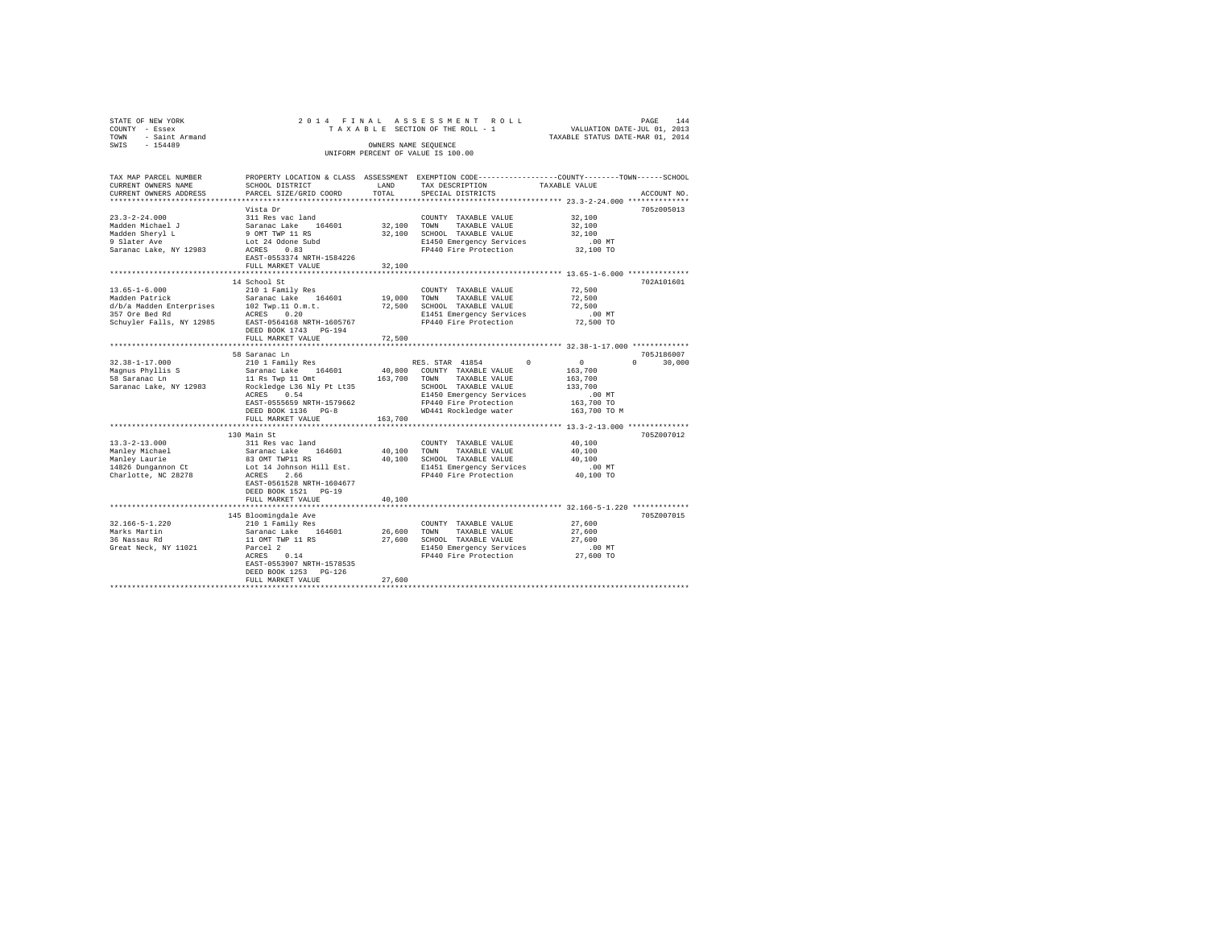STATE OF NEW YORK
COUNTY - Essex
TOWN - Saint Armand
SWIS - 154489

2014 FINAL ASSESSMENT ROLL
TAXABLE SECTION OF THE ROLL - 1
OWNERS NAME SEQUENCE
UNIFORM PERCENT OF VALUE IS 100.00

VALUATION DATE-JUL 01, 2013
TAXABLE STATUS DATE-MAR 01, 2014

```
TAX MAP PARCEL NUMBER      PROPERTY LOCATION & CLASS  ASSESSMENT  EXEMPTION CODE------------------COUNTY--------TOWN------SCHOOL
CURRENT OWNERS NAME        SCHOOL DISTRICT             LAND       TAX DESCRIPTION            TAXABLE VALUE
CURRENT OWNERS ADDRESS     PARCEL SIZE/GRID COORD      TOTAL      SPECIAL DISTRICTS                                          ACCOUNT NO.
*********************************************************************************************** 23.3-2-24.000 **************
                           Vista Dr                                                                                   705Z005013
23.3-2-24.000              311 Res vac land                       COUNTY  TAXABLE VALUE          32,100
Madden Michael J           Saranac Lake   164601       32,100     TOWN    TAXABLE VALUE          32,100
Madden Sheryl L            9 OMT TWP 11 RS             32,100     SCHOOL  TAXABLE VALUE          32,100
9 Slater Ave               Lot 24 Odone Subd                      E1450 Emergency Services          .00 MT
Saranac Lake, NY 12983     ACRES    0.83                          FP440 Fire Protection          32,100 TO
                           EAST-0553374 NRTH-1584226
                           FULL MARKET VALUE           32,100
*********************************************************************************************** 13.65-1-6.000 **************
                           14 School St                                                                               702A101601
13.65-1-6.000              210 1 Family Res                       COUNTY  TAXABLE VALUE          72,500
Madden Patrick             Saranac Lake   164601       19,000     TOWN    TAXABLE VALUE          72,500
d/b/a Madden Enterprises   102 Twp.11 O.m.t.           72,500     SCHOOL  TAXABLE VALUE          72,500
357 Ore Bed Rd             ACRES    0.20                          E1451 Emergency Services          .00 MT
Schuyler Falls, NY 12985   EAST-0564168 NRTH-1605767              FP440 Fire Protection          72,500 TO
                           DEED BOOK 1743   PG-194
                           FULL MARKET VALUE           72,500
*********************************************************************************************** 32.38-1-17.000 *************
                           58 Saranac Ln                                                                              705J186007
32.38-1-17.000             210 1 Family Res                       RES. STAR 41854       0            0          0      30,000
Magnus Phyllis S           Saranac Lake   164601       40,800     COUNTY  TAXABLE VALUE         163,700
58 Saranac Ln              11 Rs Twp 11 Omt           163,700     TOWN    TAXABLE VALUE         163,700
Saranac Lake, NY 12983     Rockledge L36 Nly Pt Lt35              SCHOOL  TAXABLE VALUE         133,700
                           ACRES    0.54                          E1450 Emergency Services          .00 MT
                           EAST-0555659 NRTH-1579662              FP440 Fire Protection         163,700 TO
                           DEED BOOK 1136   PG-8                  WD441 Rockledge water         163,700 TO M
                           FULL MARKET VALUE          163,700
*********************************************************************************************** 13.3-2-13.000 **************
                           130 Main St                                                                                705Z007012
13.3-2-13.000              311 Res vac land                       COUNTY  TAXABLE VALUE          40,100
Manley Michael             Saranac Lake   164601       40,100     TOWN    TAXABLE VALUE          40,100
Manley Laurie              83 OMT TWP11 RS             40,100     SCHOOL  TAXABLE VALUE          40,100
14826 Dungannon Ct         Lot 14 Johnson Hill Est.               E1451 Emergency Services          .00 MT
Charlotte, NC 28278        ACRES    2.66                          FP440 Fire Protection          40,100 TO
                           EAST-0561528 NRTH-1604677
                           DEED BOOK 1521   PG-19
                           FULL MARKET VALUE           40,100
*********************************************************************************************** 32.166-5-1.220 *************
                           145 Bloomingdale Ave                                                                       705Z007015
32.166-5-1.220             210 1 Family Res                       COUNTY  TAXABLE VALUE          27,600
Marks Martin               Saranac Lake   164601       26,600     TOWN    TAXABLE VALUE          27,600
36 Nassau Rd               11 OMT TWP 11 RS            27,600     SCHOOL  TAXABLE VALUE          27,600
Great Neck, NY 11021       Parcel 2                               E1450 Emergency Services          .00 MT
                           ACRES    0.14                          FP440 Fire Protection          27,600 TO
                           EAST-0553907 NRTH-1578535
                           DEED BOOK 1253   PG-126
                           FULL MARKET VALUE           27,600
****************************************************************************************************************************
```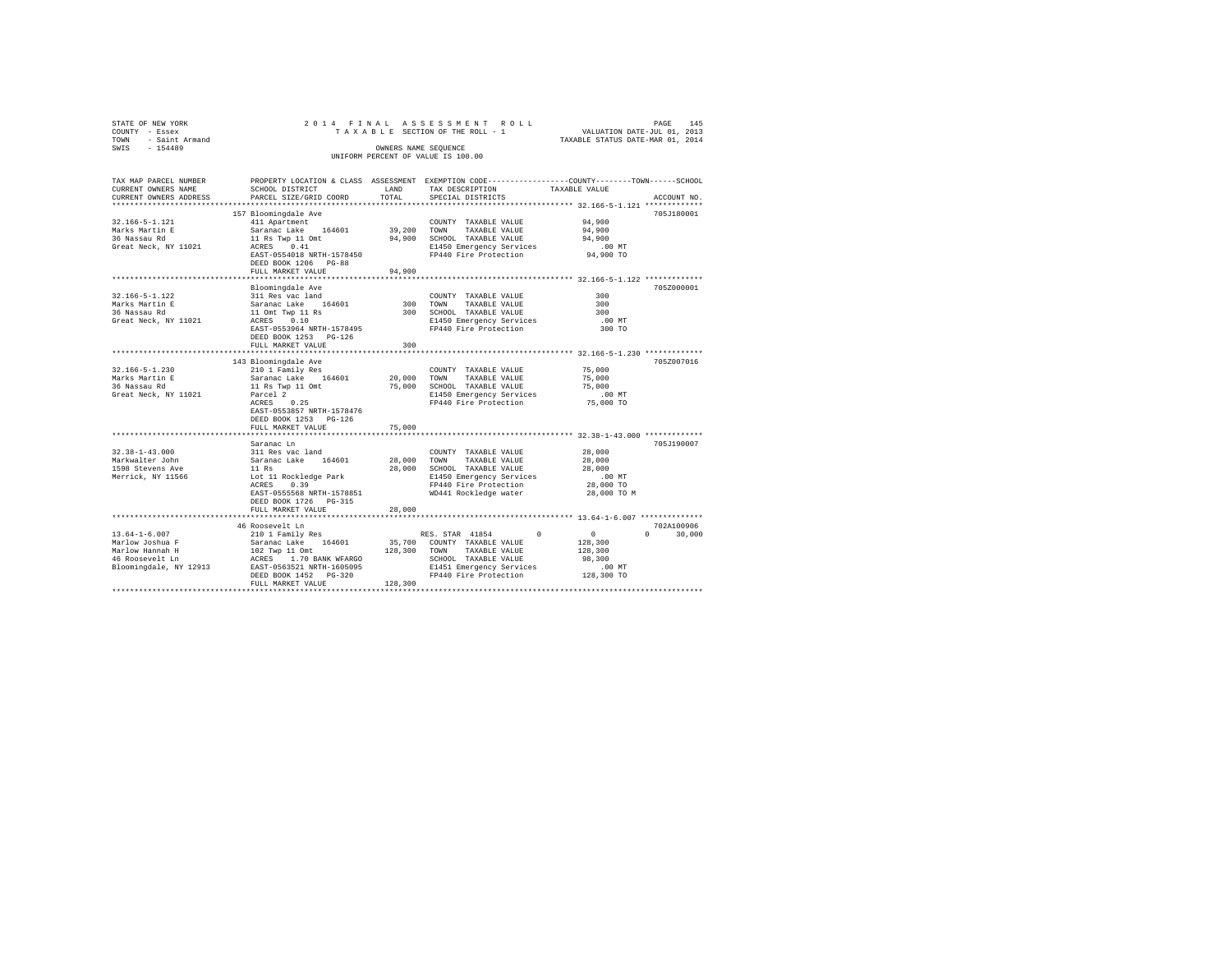STATE OF NEW YORK
COUNTY - Essex
TOWN - Saint Armand
SWIS - 154489

2014 FINAL ASSESSMENT ROLL
TAXABLE SECTION OF THE ROLL - 1
OWNERS NAME SEQUENCE
UNIFORM PERCENT OF VALUE IS 100.00

VALUATION DATE-JUL 01, 2013
TAXABLE STATUS DATE-MAR 01, 2014

```
TAX MAP PARCEL NUMBER     PROPERTY LOCATION & CLASS  ASSESSMENT  EXEMPTION CODE-----------------COUNTY--------TOWN------SCHOOL
CURRENT OWNERS NAME       SCHOOL DISTRICT              LAND      TAX DESCRIPTION            TAXABLE VALUE
CURRENT OWNERS ADDRESS    PARCEL SIZE/GRID COORD       TOTAL     SPECIAL DISTRICTS                                    ACCOUNT NO.
*********************************************************************************************** 32.166-5-1.121 *************
                          157 Bloomingdale Ave                                                                      705J180001
32.166-5-1.121            411 Apartment                          COUNTY  TAXABLE VALUE          94,900
Marks Martin E            Saranac Lake    164601       39,200    TOWN    TAXABLE VALUE          94,900
36 Nassau Rd              11 Rs Twp 11 Omt             94,900    SCHOOL  TAXABLE VALUE          94,900
Great Neck, NY 11021      ACRES    0.41                          E1450 Emergency Services          .00 MT
                          EAST-0554018 NRTH-1578450              FP440 Fire Protection          94,900 TO
                          DEED BOOK 1206   PG-88
                          FULL MARKET VALUE            94,900
*********************************************************************************************** 32.166-5-1.122 *************
                          Bloomingdale Ave                                                                          705Z000001
32.166-5-1.122            311 Res vac land                       COUNTY  TAXABLE VALUE             300
Marks Martin E            Saranac Lake    164601          300    TOWN    TAXABLE VALUE             300
36 Nassau Rd              11 Omt Twp 11 Rs                300    SCHOOL  TAXABLE VALUE             300
Great Neck, NY 11021      ACRES    0.10                          E1450 Emergency Services          .00 MT
                          EAST-0553964 NRTH-1578495              FP440 Fire Protection             300 TO
                          DEED BOOK 1253   PG-126
                          FULL MARKET VALUE               300
*********************************************************************************************** 32.166-5-1.230 *************
                          143 Bloomingdale Ave                                                                      705Z007016
32.166-5-1.230            210 1 Family Res                       COUNTY  TAXABLE VALUE          75,000
Marks Martin E            Saranac Lake    164601       20,000    TOWN    TAXABLE VALUE          75,000
36 Nassau Rd              11 Rs Twp 11 Omt             75,000    SCHOOL  TAXABLE VALUE          75,000
Great Neck, NY 11021      Parcel 2                               E1450 Emergency Services          .00 MT
                          ACRES    0.25                          FP440 Fire Protection          75,000 TO
                          EAST-0553857 NRTH-1578476
                          DEED BOOK 1253   PG-126
                          FULL MARKET VALUE            75,000
*********************************************************************************************** 32.38-1-43.000 *************
                          Saranac Ln                                                                                705J190007
32.38-1-43.000            311 Res vac land                       COUNTY  TAXABLE VALUE          28,000
Markwalter John           Saranac Lake    164601       28,000    TOWN    TAXABLE VALUE          28,000
1598 Stevens Ave          11 Rs                        28,000    SCHOOL  TAXABLE VALUE          28,000
Merrick, NY 11566         Lot 11 Rockledge Park                  E1450 Emergency Services          .00 MT
                          ACRES    0.39                          FP440 Fire Protection          28,000 TO
                          EAST-0555568 NRTH-1578851              WD441 Rockledge water          28,000 TO M
                          DEED BOOK 1726   PG-315
                          FULL MARKET VALUE            28,000
*********************************************************************************************** 13.64-1-6.007 **************
                          46 Roosevelt Ln                                                                           702A100906
13.64-1-6.007             210 1 Family Res                       RES. STAR 41854         0            0          0     30,000
Marlow Joshua F           Saranac Lake    164601       35,700    COUNTY  TAXABLE VALUE         128,300
Marlow Hannah H           102 Twp 11 Omt              128,300    TOWN    TAXABLE VALUE         128,300
46 Roosevelt Ln           ACRES    1.70 BANK WFARGO              SCHOOL  TAXABLE VALUE          98,300
Bloomingdale, NY 12913    EAST-0563521 NRTH-1605095              E1451 Emergency Services          .00 MT
                          DEED BOOK 1452   PG-320                FP440 Fire Protection         128,300 TO
                          FULL MARKET VALUE           128,300
****************************************************************************************************************************
```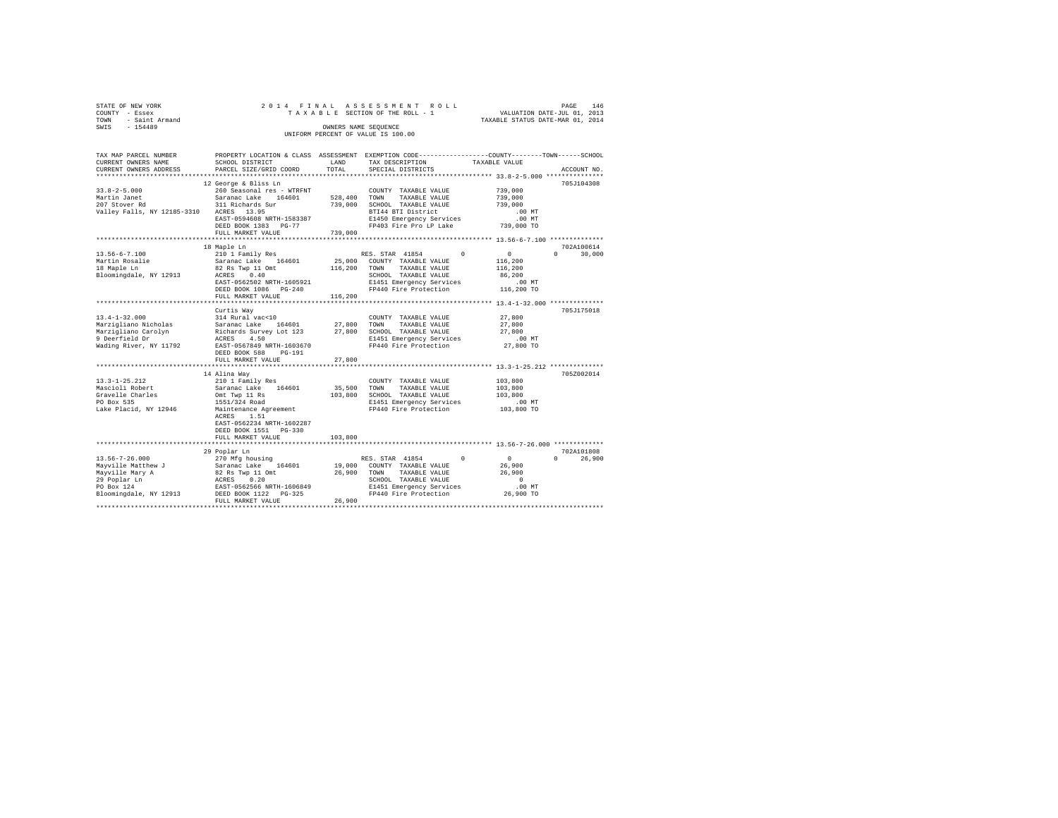STATE OF NEW YORK
COUNTY - Essex
TOWN - Saint Armand
SWIS - 154489

2014 FINAL ASSESSMENT ROLL
TAXABLE SECTION OF THE ROLL - 1
OWNERS NAME SEQUENCE
UNIFORM PERCENT OF VALUE IS 100.00

VALUATION DATE-JUL 01, 2013
TAXABLE STATUS DATE-MAR 01, 2014

```
TAX MAP PARCEL NUMBER          PROPERTY LOCATION & CLASS  ASSESSMENT  EXEMPTION CODE-----------------COUNTY--------TOWN------SCHOOL
CURRENT OWNERS NAME            SCHOOL DISTRICT             LAND       TAX DESCRIPTION              TAXABLE VALUE
CURRENT OWNERS ADDRESS         PARCEL SIZE/GRID COORD      TOTAL      SPECIAL DISTRICTS                                   ACCOUNT NO.
******************************************************************************************************* 33.8-2-5.000 ***************
                               12 George & Bliss Ln                                                                    705J104308
33.8-2-5.000                   260 Seasonal res - WTRFNT              COUNTY  TAXABLE VALUE        739,000
Martin Janet                   Saranac Lake    164601     528,400     TOWN    TAXABLE VALUE        739,000
207 Stover Rd                  311 Richards Sur           739,000     SCHOOL  TAXABLE VALUE        739,000
Valley Falls, NY 12185-3310    ACRES  13.95                           BTI44 BTI District                 .00 MT
                               EAST-0594608 NRTH-1583387              E1450 Emergency Services           .00 MT
                               DEED BOOK 1383   PG-77                 FP403 Fire Pro LP Lake         739,000 TO
                               FULL MARKET VALUE          739,000
******************************************************************************************************* 13.56-6-7.100 **************
                               18 Maple Ln                                                                             702A100614
13.56-6-7.100                  210 1 Family Res                       RES. STAR  41854        0           0           0      30,000
Martin Rosalie                 Saranac Lake    164601      25,000     COUNTY  TAXABLE VALUE        116,200
18 Maple Ln                    82 Rs Twp 11 Omt           116,200     TOWN    TAXABLE VALUE        116,200
Bloomingdale, NY 12913         ACRES   0.40                           SCHOOL  TAXABLE VALUE         86,200
                               EAST-0562502 NRTH-1605921              E1451 Emergency Services           .00 MT
                               DEED BOOK 1086   PG-240                FP440 Fire Protection          116,200 TO
                               FULL MARKET VALUE          116,200
******************************************************************************************************* 13.4-1-32.000 **************
                               Curtis Way                                                                              705J175018
13.4-1-32.000                  314 Rural vac<10                       COUNTY  TAXABLE VALUE         27,800
Marzigliano Nicholas           Saranac Lake    164601      27,800     TOWN    TAXABLE VALUE         27,800
Marzigliano Carolyn            Richards Survey Lot 123     27,800     SCHOOL  TAXABLE VALUE         27,800
9 Deerfield Dr                 ACRES   4.50                           E1451 Emergency Services           .00 MT
Wading River, NY 11792         EAST-0567849 NRTH-1603670              FP440 Fire Protection           27,800 TO
                               DEED BOOK 588    PG-191
                               FULL MARKET VALUE           27,800
******************************************************************************************************* 13.3-1-25.212 **************
                               14 Alina Way                                                                            705Z002014
13.3-1-25.212                  210 1 Family Res                       COUNTY  TAXABLE VALUE        103,800
Mascioli Robert                Saranac Lake    164601      35,500     TOWN    TAXABLE VALUE        103,800
Gravelle Charles               Omt Twp 11 Rs              103,800     SCHOOL  TAXABLE VALUE        103,800
PO Box 535                     1551/324 Road                          E1451 Emergency Services           .00 MT
Lake Placid, NY 12946          Maintenance Agreement                  FP440 Fire Protection          103,800 TO
                               ACRES   1.51
                               EAST-0562234 NRTH-1602287
                               DEED BOOK 1551   PG-330
                               FULL MARKET VALUE          103,800
******************************************************************************************************* 13.56-7-26.000 *************
                               29 Poplar Ln                                                                            702A101808
13.56-7-26.000                 270 Mfg housing                        RES. STAR  41854        0           0           0      26,900
Mayville Matthew J             Saranac Lake    164601      19,000     COUNTY  TAXABLE VALUE         26,900
Mayville Mary A                82 Rs Twp 11 Omt            26,900     TOWN    TAXABLE VALUE         26,900
29 Poplar Ln                   ACRES   0.20                           SCHOOL  TAXABLE VALUE              0
PO Box 124                     EAST-0562566 NRTH-1606849              E1451 Emergency Services           .00 MT
Bloomingdale, NY 12913         DEED BOOK 1122   PG-325                FP440 Fire Protection           26,900 TO
                               FULL MARKET VALUE           26,900
************************************************************************************************************************************
```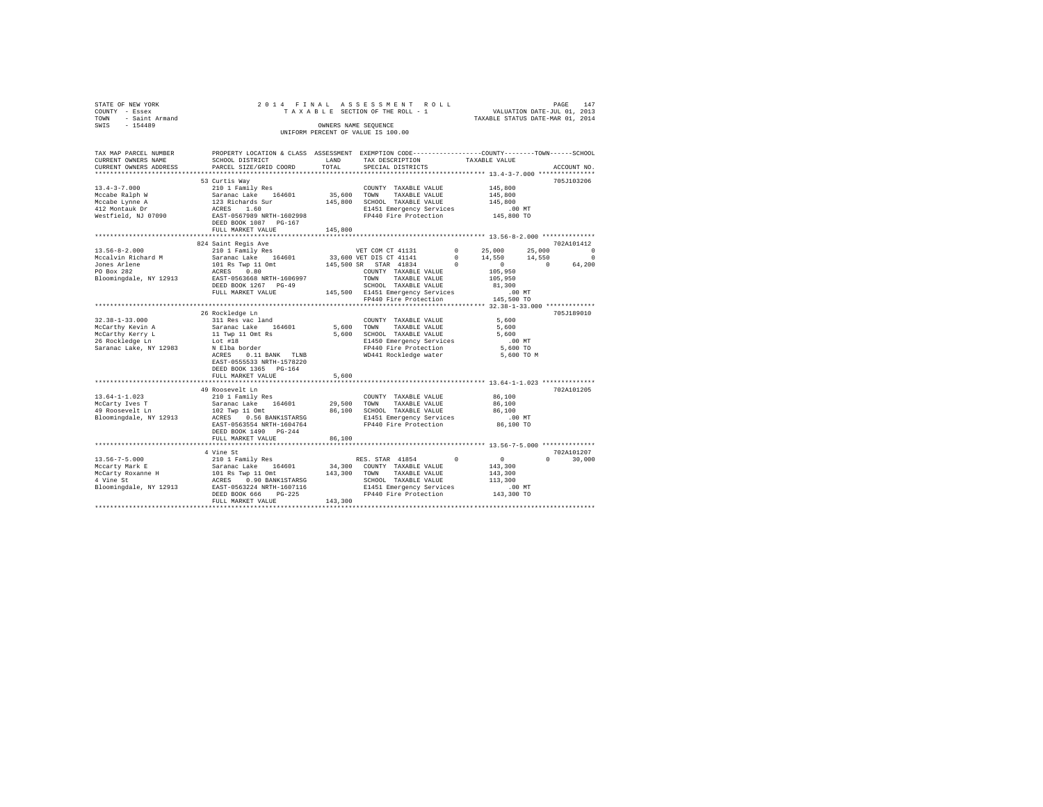STATE OF NEW YORK                    2 0 1 4   F I N A L   A S S E S S M E N T   R O L L                    PAGE 147
COUNTY - Essex                       T A X A B L E  SECTION OF THE ROLL - 1                  VALUATION DATE-JUL 01, 2013
TOWN   - Saint Armand                                                                     TAXABLE STATUS DATE-MAR 01, 2014
SWIS   - 154489                                OWNERS NAME SEQUENCE
                                          UNIFORM PERCENT OF VALUE IS 100.00

```
TAX MAP PARCEL NUMBER     PROPERTY LOCATION & CLASS  ASSESSMENT  EXEMPTION CODE-----------------COUNTY--------TOWN------SCHOOL
CURRENT OWNERS NAME       SCHOOL DISTRICT             LAND       TAX DESCRIPTION             TAXABLE VALUE
CURRENT OWNERS ADDRESS    PARCEL SIZE/GRID COORD      TOTAL      SPECIAL DISTRICTS                                      ACCOUNT NO.
******************************************************************************************* 13.4-3-7.000 ***************
                          53 Curtis Way                                                                            705J103206
13.4-3-7.000              210 1 Family Res                       COUNTY  TAXABLE VALUE          145,800
Mccabe Ralph W            Saranac Lake   164601      35,600      TOWN    TAXABLE VALUE          145,800
Mccabe Lynne A            123 Richards Sur          145,800      SCHOOL  TAXABLE VALUE          145,800
412 Montauk Dr            ACRES    1.60                          E1451 Emergency Services           .00 MT
Westfield, NJ 07090       EAST-0567989 NRTH-1602998              FP440 Fire Protection          145,800 TO
                          DEED BOOK 1087   PG-167
                          FULL MARKET VALUE         145,800
******************************************************************************************* 13.56-8-2.000 **************
                          824 Saint Regis Ave                                                                      702A101412
13.56-8-2.000             210 1 Family Res                   VET COM CT 41131       0      25,000     25,000          0
Mccalvin Richard M        Saranac Lake   164601      33,600 VET DIS CT 41141        0      14,550     14,550          0
Jones Arlene              101 Rs Twp 11 Omt         145,500 SR  STAR  41834        0           0          0     64,200
PO Box 282                ACRES    0.80                      COUNTY  TAXABLE VALUE          105,950
Bloomingdale, NY 12913    EAST-0563668 NRTH-1606997          TOWN    TAXABLE VALUE          105,950
                          DEED BOOK 1267   PG-49             SCHOOL  TAXABLE VALUE           81,300
                          FULL MARKET VALUE         145,500  E1451 Emergency Services           .00 MT
                                                             FP440 Fire Protection          145,500 TO
******************************************************************************************* 32.38-1-33.000 *************
                          26 Rockledge Ln                                                                          705J189010
32.38-1-33.000            311 Res vac land                   COUNTY  TAXABLE VALUE            5,600
McCarthy Kevin A          Saranac Lake   164601       5,600  TOWN    TAXABLE VALUE            5,600
McCarthy Kerry L          11 Twp 11 Omt Rs            5,600  SCHOOL  TAXABLE VALUE            5,600
26 Rockledge Ln           Lot #18                            E1450 Emergency Services           .00 MT
Saranac Lake, NY 12983    N Elba border                      FP440 Fire Protection            5,600 TO
                          ACRES    0.11 BANK   TLNB          WD441 Rockledge water            5,600 TO M
                          EAST-0555533 NRTH-1578220
                          DEED BOOK 1365   PG-164
                          FULL MARKET VALUE           5,600
******************************************************************************************* 13.64-1-1.023 **************
                          49 Roosevelt Ln                                                                          702A101205
13.64-1-1.023             210 1 Family Res                   COUNTY  TAXABLE VALUE           86,100
McCarty Ives T            Saranac Lake   164601      29,500  TOWN    TAXABLE VALUE           86,100
49 Roosevelt Ln           102 Twp 11 Omt             86,100  SCHOOL  TAXABLE VALUE           86,100
Bloomingdale, NY 12913    ACRES    0.56 BANK1STARSG          E1451 Emergency Services           .00 MT
                          EAST-0563554 NRTH-1604764          FP440 Fire Protection           86,100 TO
                          DEED BOOK 1490   PG-244
                          FULL MARKET VALUE          86,100
******************************************************************************************* 13.56-7-5.000 **************
                          4 Vine St                                                                                702A101207
13.56-7-5.000             210 1 Family Res                   RES. STAR  41854       0           0          0     30,000
Mccarty Mark E            Saranac Lake   164601      34,300  COUNTY  TAXABLE VALUE          143,300
McCarty Roxanne H         101 Rs Twp 11 Omt         143,300  TOWN    TAXABLE VALUE          143,300
4 Vine St                 ACRES    0.90 BANK1STARSG          SCHOOL  TAXABLE VALUE          113,300
Bloomingdale, NY 12913    EAST-0563224 NRTH-1607116          E1451 Emergency Services           .00 MT
                          DEED BOOK 666    PG-225            FP440 Fire Protection          143,300 TO
                          FULL MARKET VALUE         143,300
************************************************************************************************************************
```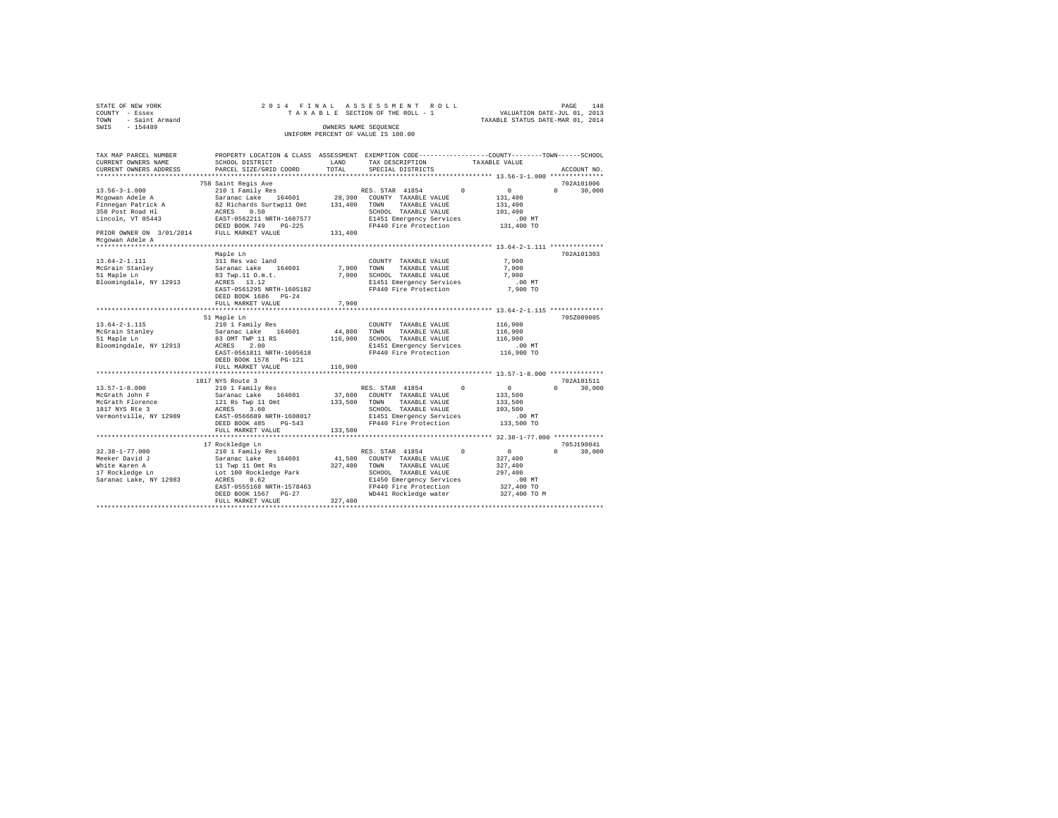STATE OF NEW YORK
COUNTY - Essex
TOWN - Saint Armand
SWIS - 154489

2 0 1 4 F I N A L A S S E S S M E N T R O L L
T A X A B L E SECTION OF THE ROLL - 1
OWNERS NAME SEQUENCE
UNIFORM PERCENT OF VALUE IS 100.00

VALUATION DATE-JUL 01, 2013
TAXABLE STATUS DATE-MAR 01, 2014

```
TAX MAP PARCEL NUMBER      PROPERTY LOCATION & CLASS  ASSESSMENT  EXEMPTION CODE-----------------COUNTY--------TOWN------SCHOOL
CURRENT OWNERS NAME        SCHOOL DISTRICT              LAND      TAX DESCRIPTION            TAXABLE VALUE
CURRENT OWNERS ADDRESS     PARCEL SIZE/GRID COORD       TOTAL     SPECIAL DISTRICTS                                       ACCOUNT NO.
************************************************************************************************* 13.56-3-1.000 **************
                           758 Saint Regis Ave                                                                             702A101006
13.56-3-1.000              210 1 Family Res                        RES. STAR 41854         0           0            0       30,000
Mcgowan Adele A            Saranac Lake    164601       28,300     COUNTY  TAXABLE VALUE           131,400
Finnegan Patrick A         82 Richards Surtwp11 Omt    131,400     TOWN    TAXABLE VALUE           131,400
350 Post Road Hl           ACRES    0.50                           SCHOOL  TAXABLE VALUE           101,400
Lincoln, VT 05443          EAST-0562211 NRTH-1607577               E1451 Emergency Services            .00 MT
                           DEED BOOK 749    PG-225                 FP440 Fire Protection           131,400 TO
PRIOR OWNER ON 3/01/2014   FULL MARKET VALUE           131,400
Mcgowan Adele A
************************************************************************************************* 13.64-2-1.111 **************
                           Maple Ln                                                                                        702A101303
13.64-2-1.111              311 Res vac land                        COUNTY  TAXABLE VALUE             7,900
McGrain Stanley            Saranac Lake    164601        7,900     TOWN    TAXABLE VALUE             7,900
51 Maple Ln                83 Twp.11 O.m.t.              7,900     SCHOOL  TAXABLE VALUE             7,900
Bloomingdale, NY 12913     ACRES   13.12                           E1451 Emergency Services            .00 MT
                           EAST-0561295 NRTH-1605182               FP440 Fire Protection             7,900 TO
                           DEED BOOK 1686   PG-24
                           FULL MARKET VALUE             7,900
************************************************************************************************* 13.64-2-1.115 **************
                           51 Maple Ln                                                                                     705Z009005
13.64-2-1.115              210 1 Family Res                        COUNTY  TAXABLE VALUE           116,900
McGrain Stanley            Saranac Lake    164601       44,800     TOWN    TAXABLE VALUE           116,900
51 Maple Ln                83 OMT TWP 11 RS            116,900     SCHOOL  TAXABLE VALUE           116,900
Bloomingdale, NY 12913     ACRES    2.00                           E1451 Emergency Services            .00 MT
                           EAST-0561811 NRTH-1605618               FP440 Fire Protection           116,900 TO
                           DEED BOOK 1578   PG-121
                           FULL MARKET VALUE           116,900
************************************************************************************************* 13.57-1-8.000 **************
                           1817 NYS Route 3                                                                                702A101511
13.57-1-8.000              210 1 Family Res                        RES. STAR 41854         0           0            0       30,000
McGrath John F             Saranac Lake    164601       37,600     COUNTY  TAXABLE VALUE           133,500
McGrath Florence           121 Rs Twp 11 Omt           133,500     TOWN    TAXABLE VALUE           133,500
1817 NYS Rte 3             ACRES    3.60                           SCHOOL  TAXABLE VALUE           103,500
Vermontville, NY 12989     EAST-0566689 NRTH-1608017               E1451 Emergency Services            .00 MT
                           DEED BOOK 485    PG-543                 FP440 Fire Protection           133,500 TO
                           FULL MARKET VALUE           133,500
************************************************************************************************* 32.38-1-77.000 *************
                           17 Rockledge Ln                                                                                 705J190041
32.38-1-77.000             210 1 Family Res                        RES. STAR 41854         0           0            0       30,000
Meeker David J             Saranac Lake    164601       41,500     COUNTY  TAXABLE VALUE           327,400
White Karen A              11 Twp 11 Omt Rs            327,400     TOWN    TAXABLE VALUE           327,400
17 Rockledge Ln            Lot 100 Rockledge Park                  SCHOOL  TAXABLE VALUE           297,400
Saranac Lake, NY 12983     ACRES    0.62                           E1450 Emergency Services            .00 MT
                           EAST-0555168 NRTH-1578463               FP440 Fire Protection           327,400 TO
                           DEED BOOK 1567   PG-27                  WD441 Rockledge water           327,400 TO M
                           FULL MARKET VALUE           327,400
********************************************************************************************************************************
```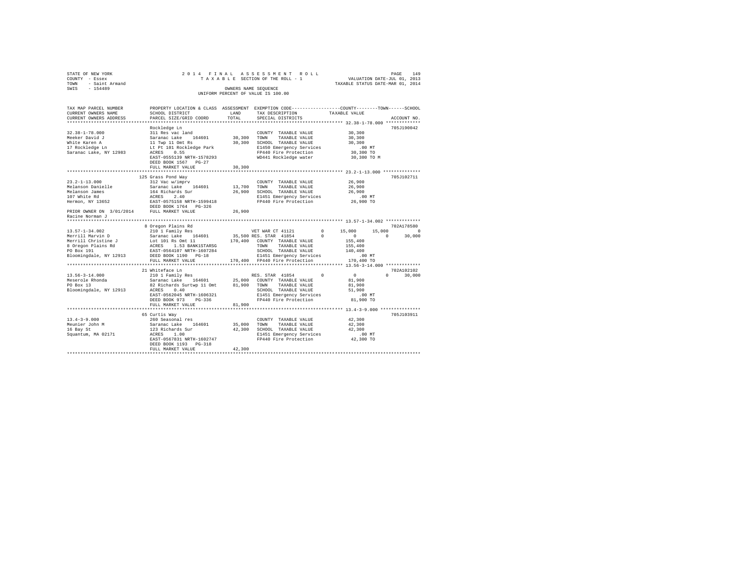STATE OF NEW YORK
COUNTY - Essex
TOWN - Saint Armand
SWIS - 154489

2014 FINAL ASSESSMENT ROLL
TAXABLE SECTION OF THE ROLL - 1
OWNERS NAME SEQUENCE
UNIFORM PERCENT OF VALUE IS 100.00

VALUATION DATE-JUL 01, 2013
TAXABLE STATUS DATE-MAR 01, 2014

```
TAX MAP PARCEL NUMBER     PROPERTY LOCATION & CLASS  ASSESSMENT  EXEMPTION CODE------------------COUNTY--------TOWN------SCHOOL
CURRENT OWNERS NAME       SCHOOL DISTRICT             LAND       TAX DESCRIPTION            TAXABLE VALUE
CURRENT OWNERS ADDRESS    PARCEL SIZE/GRID COORD      TOTAL      SPECIAL DISTRICTS                                  ACCOUNT NO.
******************************************************************************************* 32.38-1-78.000 *************
                          Rockledge Ln                                                                           705J190042
32.38-1-78.000            311 Res vac land                       COUNTY  TAXABLE VALUE           30,300
Meeker David J            Saranac Lake   164601     30,300      TOWN    TAXABLE VALUE           30,300
White Karen A             11 Twp 11 Omt Rs           30,300      SCHOOL  TAXABLE VALUE           30,300
17 Rockledge Ln           Lt Pt 101 Rockledge Park               E1450 Emergency Services           .00 MT
Saranac Lake, NY 12983    ACRES    0.55                          FP440 Fire Protection           30,300 TO
                          EAST-0555139 NRTH-1578293              WD441 Rockledge water           30,300 TO M
                          DEED BOOK 1567   PG-27
                          FULL MARKET VALUE          30,300
******************************************************************************************* 23.2-1-13.000 **************
                          125 Grass Pond Way                                                                     705J102711
23.2-1-13.000             312 Vac w/imprv                        COUNTY  TAXABLE VALUE           26,900
Melanson Danielle         Saranac Lake   164601     13,700      TOWN    TAXABLE VALUE           26,900
Melanson James            164 Richards Sur           26,900      SCHOOL  TAXABLE VALUE           26,900
107 White Rd              ACRES    2.40                          E1451 Emergency Services           .00 MT
Hermon, NY 13652          EAST-0575158 NRTH-1599418              FP440 Fire Protection           26,900 TO
                          DEED BOOK 1764   PG-326
PRIOR OWNER ON 3/01/2014  FULL MARKET VALUE          26,900
Racine Norman J
******************************************************************************************* 13.57-1-34.002 *************
                          8 Oregon Plains Rd                                                                     702A178580
13.57-1-34.002            210 1 Family Res                       VET WAR CT 41121      0        15,000      15,000           0
Merrill Marvin D          Saranac Lake   164601     35,500 RES. STAR  41854           0             0           0      30,000
Merrill Christine J       Lot 101 Rs Omt 11          170,400     COUNTY  TAXABLE VALUE          155,400
8 Oregon Plains Rd        ACRES    1.53 BANK1STARSG              TOWN    TAXABLE VALUE          155,400
PO Box 191                EAST-0564107 NRTH-1607284              SCHOOL  TAXABLE VALUE          140,400
Bloomingdale, NY 12913    DEED BOOK 1190   PG-18                 E1451 Emergency Services           .00 MT
                          FULL MARKET VALUE         170,400      FP440 Fire Protection          170,400 TO
******************************************************************************************* 13.56-3-14.000 *************
                          21 Whiteface Ln                                                                        702A102102
13.56-3-14.000            210 1 Family Res                       RES. STAR  41854      0             0           0      30,000
Meserole Rhonda           Saranac Lake   164601     25,000      COUNTY  TAXABLE VALUE           81,900
PO Box 13                 82 Richards Surtwp 11 Omt  81,900      TOWN    TAXABLE VALUE           81,900
Bloomingdale, NY 12913    ACRES    0.40                          SCHOOL  TAXABLE VALUE           51,900
                          EAST-0562045 NRTH-1606321              E1451 Emergency Services           .00 MT
                          DEED BOOK 973    PG-336                FP440 Fire Protection           81,900 TO
                          FULL MARKET VALUE          81,900
******************************************************************************************* 13.4-3-9.000 ***************
                          65 Curtis Way                                                                          705J103911
13.4-3-9.000              260 Seasonal res                       COUNTY  TAXABLE VALUE           42,300
Meunier John M            Saranac Lake   164601     35,000      TOWN    TAXABLE VALUE           42,300
16 Bay St                 123 Richards Sur           42,300      SCHOOL  TAXABLE VALUE           42,300
Squantum, MA 02171        ACRES    1.00                          E1451 Emergency Services           .00 MT
                          EAST-0567831 NRTH-1602747              FP440 Fire Protection           42,300 TO
                          DEED BOOK 1193   PG-318
                          FULL MARKET VALUE          42,300
************************************************************************************************************************
```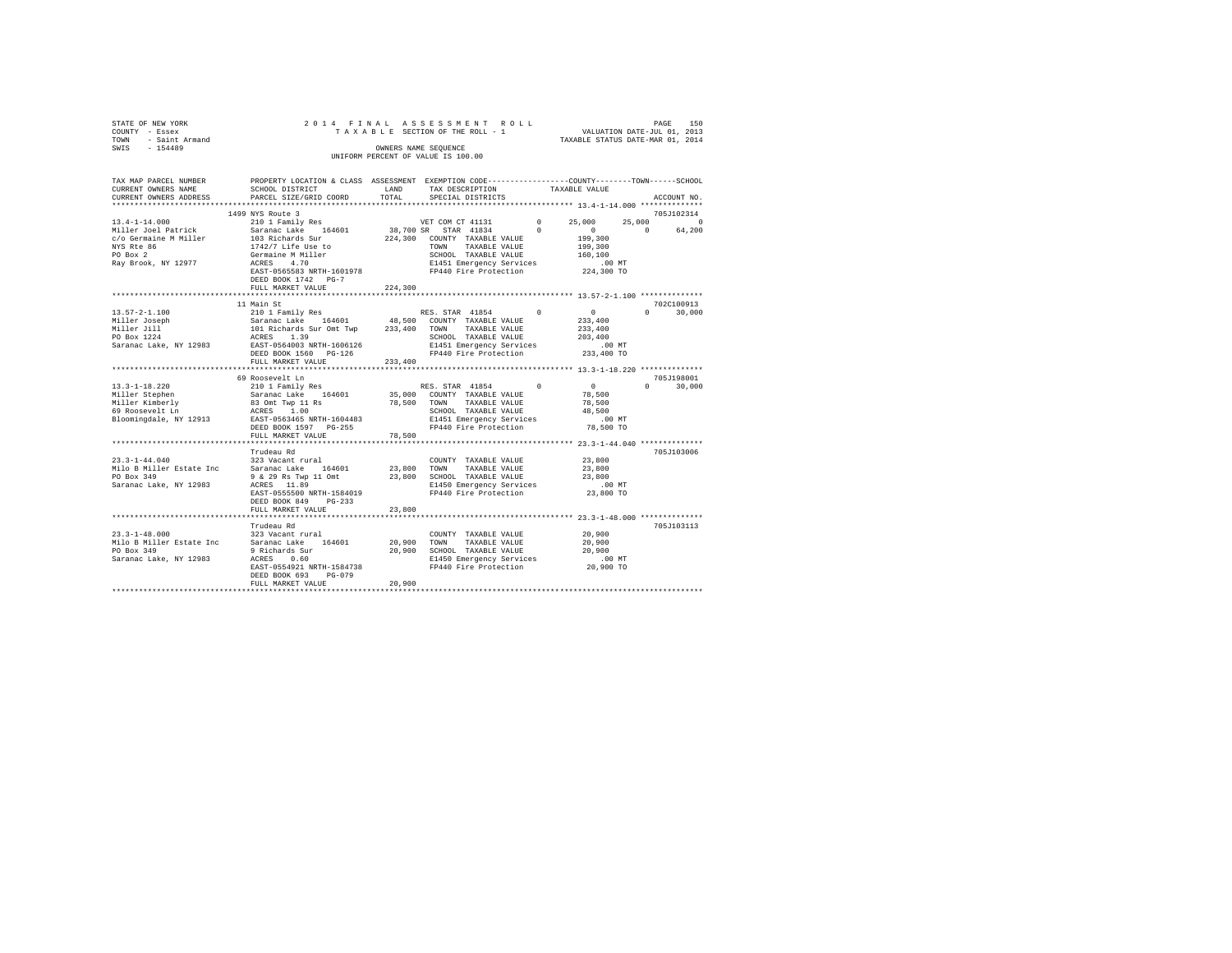```
STATE OF NEW YORK               2 0 1 4  F I N A L  A S S E S S M E N T  R O L L                    PAGE  150
COUNTY  - Essex                    T A X A B L E  SECTION OF THE ROLL - 1              VALUATION DATE-JUL 01, 2013
TOWN    - Saint Armand                                                               TAXABLE STATUS DATE-MAR 01, 2014
SWIS    - 154489                               OWNERS NAME SEQUENCE
                                          UNIFORM PERCENT OF VALUE IS 100.00

TAX MAP PARCEL NUMBER          PROPERTY LOCATION & CLASS  ASSESSMENT  EXEMPTION CODE------------------COUNTY--------TOWN------SCHOOL
CURRENT OWNERS NAME            SCHOOL DISTRICT              LAND      TAX DESCRIPTION           TAXABLE VALUE
CURRENT OWNERS ADDRESS         PARCEL SIZE/GRID COORD      TOTAL      SPECIAL DISTRICTS                                 ACCOUNT NO.
******************************************************************************************************* 13.4-1-14.000 **************
                          1499 NYS Route 3                                                                              705J102314
13.4-1-14.000                  210 1 Family Res                   VET COM CT 41131        0      25,000      25,000           0
Miller Joel Patrick            Saranac Lake   164601        38,700 SR  STAR  41834        0           0           0      64,200
c/o Germaine M Miller          103 Richards Sur            224,300  COUNTY  TAXABLE VALUE           199,300
NYS Rte 86                     1742/7 Life Use to                   TOWN    TAXABLE VALUE           199,300
PO Box 2                       Germaine M Miller                    SCHOOL  TAXABLE VALUE           160,100
Ray Brook, NY 12977            ACRES    4.70                        E1451 Emergency Services            .00 MT
                               EAST-0565583 NRTH-1601978            FP440 Fire Protection           224,300 TO
                               DEED BOOK 1742   PG-7
                               FULL MARKET VALUE           224,300
******************************************************************************************************* 13.57-2-1.100 **************
                          11 Main St                                                                                    702C100913
13.57-2-1.100                  210 1 Family Res                   RES. STAR  41854        0           0           0      30,000
Miller Joseph                  Saranac Lake   164601        48,500  COUNTY  TAXABLE VALUE           233,400
Miller Jill                    101 Richards Sur Omt Twp    233,400  TOWN    TAXABLE VALUE           233,400
PO Box 1224                    ACRES    1.39                        SCHOOL  TAXABLE VALUE           203,400
Saranac Lake, NY 12983         EAST-0564003 NRTH-1606126            E1451 Emergency Services            .00 MT
                               DEED BOOK 1560   PG-126              FP440 Fire Protection           233,400 TO
                               FULL MARKET VALUE           233,400
******************************************************************************************************* 13.3-1-18.220 **************
                          69 Roosevelt Ln                                                                               705J198001
13.3-1-18.220                  210 1 Family Res                   RES. STAR  41854        0           0           0      30,000
Miller Stephen                 Saranac Lake   164601        35,000  COUNTY  TAXABLE VALUE            78,500
Miller Kimberly                83 Omt Twp 11 Rs             78,500  TOWN    TAXABLE VALUE            78,500
69 Roosevelt Ln                ACRES    1.00                        SCHOOL  TAXABLE VALUE            48,500
Bloomingdale, NY 12913         EAST-0563465 NRTH-1604483            E1451 Emergency Services            .00 MT
                               DEED BOOK 1597   PG-255              FP440 Fire Protection            78,500 TO
                               FULL MARKET VALUE            78,500
******************************************************************************************************* 23.3-1-44.040 **************
                               Trudeau Rd                                                                               705J103006
23.3-1-44.040                  323 Vacant rural                     COUNTY  TAXABLE VALUE            23,800
Milo B Miller Estate Inc       Saranac Lake   164601        23,800  TOWN    TAXABLE VALUE            23,800
PO Box 349                     9 & 29 Rs Twp 11 Omt         23,800  SCHOOL  TAXABLE VALUE            23,800
Saranac Lake, NY 12983         ACRES   11.89                        E1450 Emergency Services            .00 MT
                               EAST-0555500 NRTH-1584019            FP440 Fire Protection            23,800 TO
                               DEED BOOK 849    PG-233
                               FULL MARKET VALUE            23,800
******************************************************************************************************* 23.3-1-48.000 **************
                               Trudeau Rd                                                                               705J103113
23.3-1-48.000                  323 Vacant rural                     COUNTY  TAXABLE VALUE            20,900
Milo B Miller Estate Inc       Saranac Lake   164601        20,900  TOWN    TAXABLE VALUE            20,900
PO Box 349                     9 Richards Sur               20,900  SCHOOL  TAXABLE VALUE            20,900
Saranac Lake, NY 12983         ACRES    0.60                        E1450 Emergency Services            .00 MT
                               EAST-0554921 NRTH-1584738            FP440 Fire Protection            20,900 TO
                               DEED BOOK 693    PG-079
                               FULL MARKET VALUE            20,900
************************************************************************************************************************************
```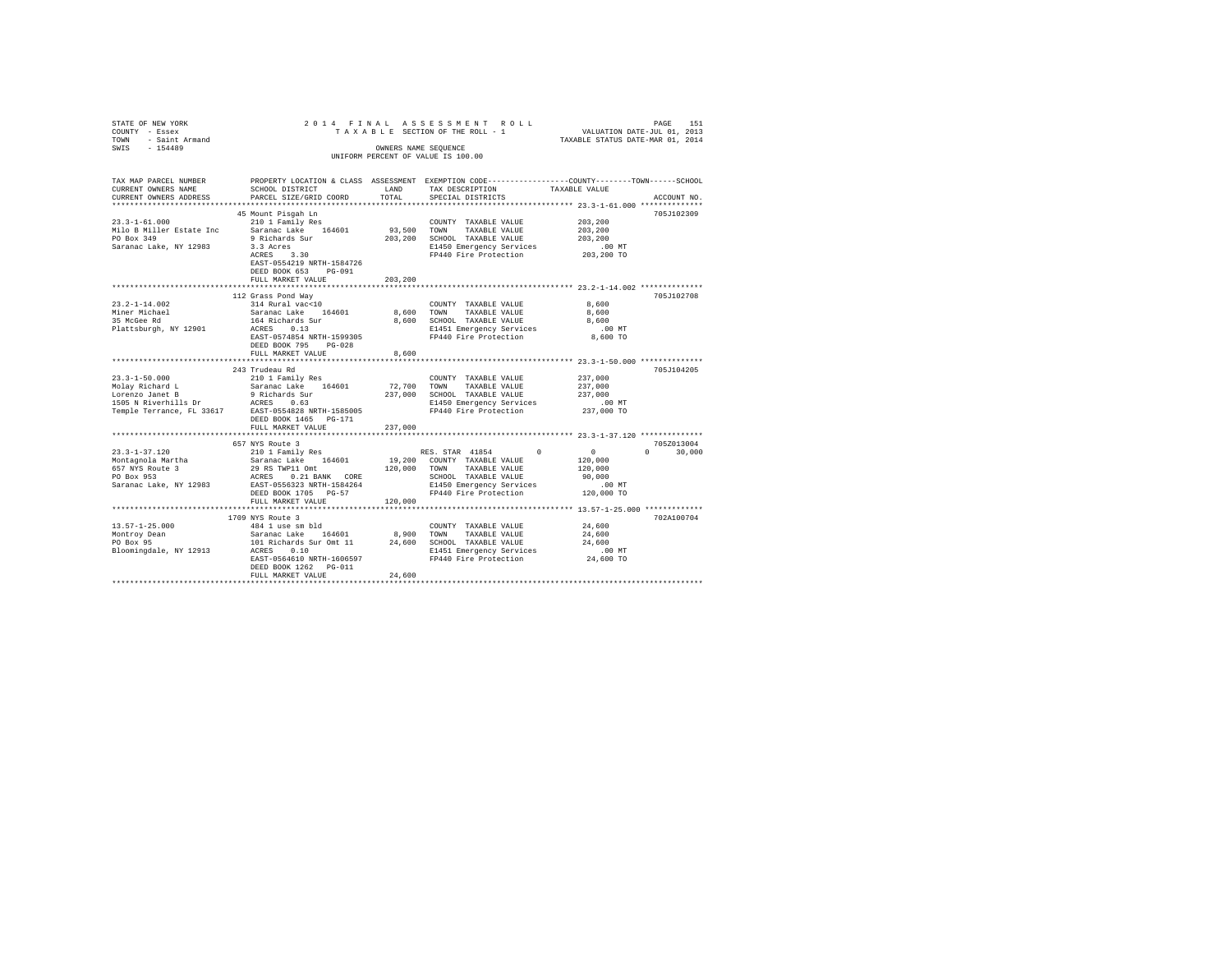STATE OF NEW YORK  
COUNTY - Essex  
TOWN - Saint Armand  
SWIS - 154489

2014 FINAL ASSESSMENT ROLL  
TAXABLE SECTION OF THE ROLL - 1  
OWNERS NAME SEQUENCE  
UNIFORM PERCENT OF VALUE IS 100.00

VALUATION DATE-JUL 01, 2013  
TAXABLE STATUS DATE-MAR 01, 2014

```
TAX MAP PARCEL NUMBER         PROPERTY LOCATION & CLASS  ASSESSMENT  EXEMPTION CODE-----------------COUNTY--------TOWN------SCHOOL
CURRENT OWNERS NAME           SCHOOL DISTRICT              LAND      TAX DESCRIPTION          TAXABLE VALUE
CURRENT OWNERS ADDRESS        PARCEL SIZE/GRID COORD       TOTAL     SPECIAL DISTRICTS                                    ACCOUNT NO.
******************************************************************************************************* 23.3-1-61.000 **************
                              45 Mount Pisgah Ln                                                                       705J102309
23.3-1-61.000                 210 1 Family Res                       COUNTY  TAXABLE VALUE         203,200
Milo B Miller Estate Inc      Saranac Lake    164601      93,500     TOWN    TAXABLE VALUE         203,200
PO Box 349                    9 Richards Sur             203,200     SCHOOL  TAXABLE VALUE         203,200
Saranac Lake, NY 12983        3.3 Acres                              E1450 Emergency Services          .00 MT
                              ACRES    3.30                          FP440 Fire Protection         203,200 TO
                              EAST-0554219 NRTH-1584726
                              DEED BOOK 653    PG-091
                              FULL MARKET VALUE          203,200
******************************************************************************************************* 23.2-1-14.002 **************
                              112 Grass Pond Way                                                                       705J102708
23.2-1-14.002                 314 Rural vac<10                       COUNTY  TAXABLE VALUE           8,600
Miner Michael                 Saranac Lake    164601       8,600     TOWN    TAXABLE VALUE           8,600
35 McGee Rd                   164 Richards Sur             8,600     SCHOOL  TAXABLE VALUE           8,600
Plattsburgh, NY 12901         ACRES    0.13                          E1451 Emergency Services          .00 MT
                              EAST-0574854 NRTH-1599305              FP440 Fire Protection           8,600 TO
                              DEED BOOK 795    PG-028
                              FULL MARKET VALUE            8,600
******************************************************************************************************* 23.3-1-50.000 **************
                              243 Trudeau Rd                                                                           705J104205
23.3-1-50.000                 210 1 Family Res                       COUNTY  TAXABLE VALUE         237,000
Molay Richard L               Saranac Lake    164601      72,700     TOWN    TAXABLE VALUE         237,000
Lorenzo Janet B               9 Richards Sur             237,000     SCHOOL  TAXABLE VALUE         237,000
1505 N Riverhills Dr          ACRES    0.63                          E1450 Emergency Services          .00 MT
Temple Terrance, FL 33617     EAST-0554828 NRTH-1585005              FP440 Fire Protection         237,000 TO
                              DEED BOOK 1465   PG-171
                              FULL MARKET VALUE          237,000
******************************************************************************************************* 23.3-1-37.120 **************
                              657 NYS Route 3                                                                          705Z013004
23.3-1-37.120                 210 1 Family Res                       RES. STAR 41854        0          0          0     30,000
Montagnola Martha             Saranac Lake    164601      19,200     COUNTY  TAXABLE VALUE         120,000
657 NYS Route 3               29 RS TWP11 Omt            120,000     TOWN    TAXABLE VALUE         120,000
PO Box 953                    ACRES    0.21 BANK   CORE              SCHOOL  TAXABLE VALUE          90,000
Saranac Lake, NY 12983        EAST-0556323 NRTH-1584264              E1450 Emergency Services          .00 MT
                              DEED BOOK 1705   PG-57                 FP440 Fire Protection         120,000 TO
                              FULL MARKET VALUE          120,000
******************************************************************************************************* 13.57-1-25.000 *************
                              1709 NYS Route 3                                                                         702A100704
13.57-1-25.000                484 1 use sm bld                       COUNTY  TAXABLE VALUE          24,600
Montroy Dean                  Saranac Lake    164601       8,900     TOWN    TAXABLE VALUE          24,600
PO Box 95                     101 Richards Sur Omt 11     24,600     SCHOOL  TAXABLE VALUE          24,600
Bloomingdale, NY 12913        ACRES    0.10                          E1451 Emergency Services          .00 MT
                              EAST-0564610 NRTH-1606597              FP440 Fire Protection          24,600 TO
                              DEED BOOK 1262   PG-011
                              FULL MARKET VALUE           24,600
************************************************************************************************************************************
```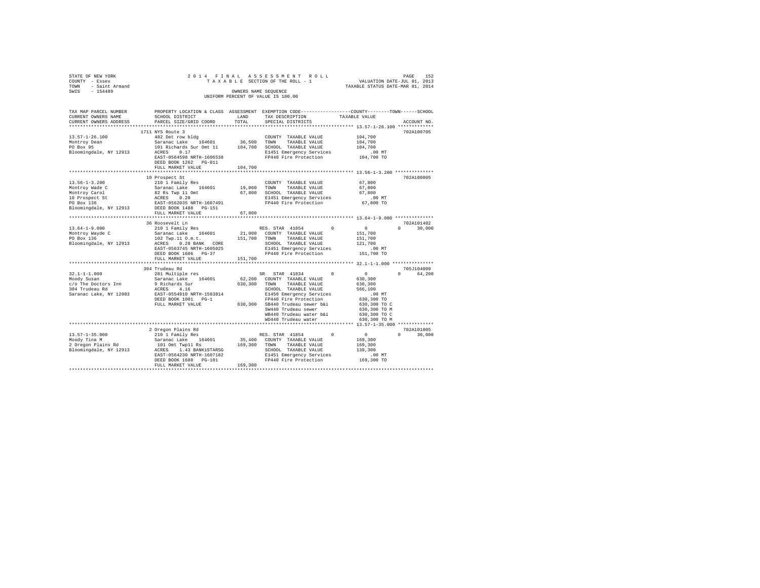STATE OF NEW YORK
COUNTY - Essex
TOWN - Saint Armand
SWIS - 154489

2014 FINAL ASSESSMENT ROLL
TAXABLE SECTION OF THE ROLL - 1
OWNERS NAME SEQUENCE
UNIFORM PERCENT OF VALUE IS 100.00

VALUATION DATE-JUL 01, 2013
TAXABLE STATUS DATE-MAR 01, 2014

```
TAX MAP PARCEL NUMBER     PROPERTY LOCATION & CLASS  ASSESSMENT  EXEMPTION CODE-----------------COUNTY--------TOWN------SCHOOL
CURRENT OWNERS NAME       SCHOOL DISTRICT             LAND       TAX DESCRIPTION            TAXABLE VALUE
CURRENT OWNERS ADDRESS    PARCEL SIZE/GRID COORD      TOTAL      SPECIAL DISTRICTS                                    ACCOUNT NO.
************************************************************************************************ 13.57-1-26.100 *************
                          1711 NYS Route 3                                                                          702A100705
13.57-1-26.100            482 Det row bldg                       COUNTY  TAXABLE VALUE          104,700
Montroy Dean              Saranac Lake    164601      36,500     TOWN    TAXABLE VALUE          104,700
PO Box 95                 101 Richards Sur Omt 11    104,700     SCHOOL  TAXABLE VALUE          104,700
Bloomingdale, NY 12913    ACRES    0.17                          E1451 Emergency Services           .00 MT
                          EAST-0564598 NRTH-1606538              FP440 Fire Protection          104,700 TO
                          DEED BOOK 1262   PG-011
                          FULL MARKET VALUE          104,700
************************************************************************************************ 13.56-1-3.200 **************
                          10 Prospect St                                                                            702A180005
13.56-1-3.200             210 1 Family Res                       COUNTY  TAXABLE VALUE           67,800
Montroy Wade C            Saranac Lake    164601      19,000     TOWN    TAXABLE VALUE           67,800
Montroy Carol             82 Rs Twp 11 Omt            67,800     SCHOOL  TAXABLE VALUE           67,800
10 Prospect St            ACRES    0.20                          E1451 Emergency Services           .00 MT
PO Box 136                EAST-0562035 NRTH-1607491              FP440 Fire Protection           67,800 TO
Bloomingdale, NY 12913    DEED BOOK 1488   PG-151
                          FULL MARKET VALUE           67,800
************************************************************************************************ 13.64-1-9.000 **************
                          36 Roosevelt Ln                                                                           702A101402
13.64-1-9.000             210 1 Family Res                       RES. STAR 41854          0             0         0     30,000
Montroy Wayde C           Saranac Lake    164601      21,000     COUNTY  TAXABLE VALUE          151,700
PO Box 136                102 Twp.11 O.m.t.          151,700     TOWN    TAXABLE VALUE          151,700
Bloomingdale, NY 12913    ACRES    0.28 BANK    CORE             SCHOOL  TAXABLE VALUE          121,700
                          EAST-0563745 NRTH-1605025              E1451 Emergency Services           .00 MT
                          DEED BOOK 1606   PG-37                 FP440 Fire Protection          151,700 TO
                          FULL MARKET VALUE          151,700
************************************************************************************************ 32.1-1-1.000 ***************
                          304 Trudeau Rd                                                                            705J104009
32.1-1-1.000              281 Multiple res                       SR  STAR 41834           0             0         0     64,200
Moody Susan               Saranac Lake    164601      62,200     COUNTY  TAXABLE VALUE          630,300
c/o The Doctors Inn       9 Richards Sur             630,300     TOWN    TAXABLE VALUE          630,300
304 Trudeau Rd            ACRES    4.16                          SCHOOL  TAXABLE VALUE          566,100
Saranac Lake, NY 12983    EAST-0554910 NRTH-1583814              E1450 Emergency Services           .00 MT
                          DEED BOOK 1001   PG-1                  FP440 Fire Protection          630,300 TO
                          FULL MARKET VALUE          630,300     SB440 Trudeau sewer b&i        630,300 TO C
                                                                 SW440 Trudeau sewer            630,300 TO M
                                                                 WB440 Trudeau water b&i        630,300 TO C
                                                                 WD440 Trudeau water            630,300 TO M
************************************************************************************************ 13.57-1-35.000 *************
                          2 Oregon Plains Rd                                                                        702A101005
13.57-1-35.000            210 1 Family Res                       RES. STAR 41854          0             0         0     30,000
Moody Tina M              Saranac Lake    164601      35,400     COUNTY  TAXABLE VALUE          169,300
2 Oregon Plains Rd        101 Omt Twp11 Rs           169,300     TOWN    TAXABLE VALUE          169,300
Bloomingdale, NY 12913    ACRES    1.43 BANK1STARSG              SCHOOL  TAXABLE VALUE          139,300
                          EAST-0564230 NRTH-1607182              E1451 Emergency Services           .00 MT
                          DEED BOOK 1688   PG-101                FP440 Fire Protection          169,300 TO
                          FULL MARKET VALUE          169,300
******************************************************************************************************************************
```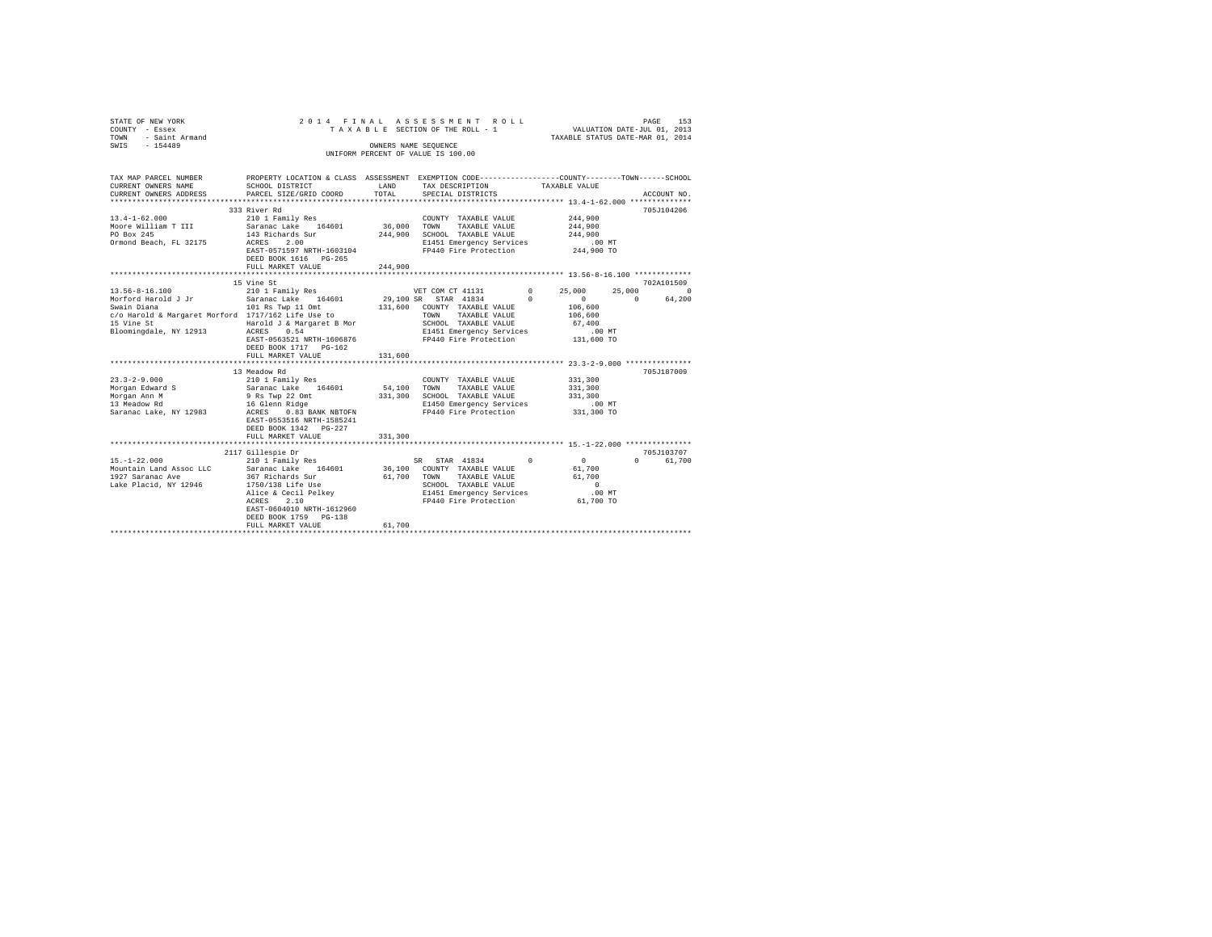STATE OF NEW YORK — 2014 FINAL ASSESSMENT ROLL — PAGE 153
COUNTY - Essex — TAXABLE SECTION OF THE ROLL - 1 — VALUATION DATE-JUL 01, 2013
TOWN - Saint Armand — TAXABLE STATUS DATE-MAR 01, 2014
SWIS - 154489 — OWNERS NAME SEQUENCE
UNIFORM PERCENT OF VALUE IS 100.00

```
TAX MAP PARCEL NUMBER          PROPERTY LOCATION & CLASS  ASSESSMENT  EXEMPTION CODE-----------------COUNTY--------TOWN------SCHOOL
CURRENT OWNERS NAME            SCHOOL DISTRICT              LAND      TAX DESCRIPTION            TAXABLE VALUE
CURRENT OWNERS ADDRESS         PARCEL SIZE/GRID COORD       TOTAL     SPECIAL DISTRICTS                                    ACCOUNT NO.
****************************************************************************************************** 13.4-1-62.000 **************
                               333 River Rd                                                                              705J104206
13.4-1-62.000                  210 1 Family Res                       COUNTY  TAXABLE VALUE          244,900
Moore William T III            Saranac Lake    164601     36,000      TOWN    TAXABLE VALUE          244,900
PO Box 245                     143 Richards Sur           244,900     SCHOOL  TAXABLE VALUE          244,900
Ormond Beach, FL 32175         ACRES    2.00                          E1451 Emergency Services            .00 MT
                               EAST-0571597 NRTH-1603104              FP440 Fire Protection           244,900 TO
                               DEED BOOK 1616   PG-265
                               FULL MARKET VALUE          244,900
****************************************************************************************************** 13.56-8-16.100 *************
                               15 Vine St                                                                                702A101509
13.56-8-16.100                 210 1 Family Res                       VET COM CT 41131        0      25,000      25,000           0
Morford Harold J Jr            Saranac Lake    164601     29,100 SR   STAR  41834             0           0           0      64,200
Swain Diana                    101 Rs Twp 11 Omt          131,600     COUNTY  TAXABLE VALUE          106,600
c/o Harold & Margaret Morford  1717/162 Life Use to                   TOWN    TAXABLE VALUE          106,600
15 Vine St                     Harold J & Margaret B Mor              SCHOOL  TAXABLE VALUE           67,400
Bloomingdale, NY 12913         ACRES    0.54                          E1451 Emergency Services            .00 MT
                               EAST-0563521 NRTH-1606876              FP440 Fire Protection           131,600 TO
                               DEED BOOK 1717   PG-162
                               FULL MARKET VALUE          131,600
****************************************************************************************************** 23.3-2-9.000 ***************
                               13 Meadow Rd                                                                              705J187009
23.3-2-9.000                   210 1 Family Res                       COUNTY  TAXABLE VALUE          331,300
Morgan Edward S                Saranac Lake    164601     54,100      TOWN    TAXABLE VALUE          331,300
Morgan Ann M                   9 Rs Twp 22 Omt            331,300     SCHOOL  TAXABLE VALUE          331,300
13 Meadow Rd                   16 Glenn Ridge                         E1450 Emergency Services            .00 MT
Saranac Lake, NY 12983         ACRES    0.83 BANK NBTOFN              FP440 Fire Protection           331,300 TO
                               EAST-0553516 NRTH-1585241
                               DEED BOOK 1342   PG-227
                               FULL MARKET VALUE          331,300
****************************************************************************************************** 15.-1-22.000 ***************
                               2117 Gillespie Dr                                                                         705J103707
15.-1-22.000                   210 1 Family Res                   SR   STAR  41834             0           0           0      61,700
Mountain Land Assoc LLC        Saranac Lake    164601     36,100      COUNTY  TAXABLE VALUE           61,700
1927 Saranac Ave               367 Richards Sur            61,700     TOWN    TAXABLE VALUE           61,700
Lake Placid, NY 12946          1750/138 Life Use                      SCHOOL  TAXABLE VALUE                0
                               Alice & Cecil Pelkey                   E1451 Emergency Services            .00 MT
                               ACRES    2.10                          FP440 Fire Protection            61,700 TO
                               EAST-0604010 NRTH-1612960
                               DEED BOOK 1759   PG-138
                               FULL MARKET VALUE           61,700
************************************************************************************************************************************
```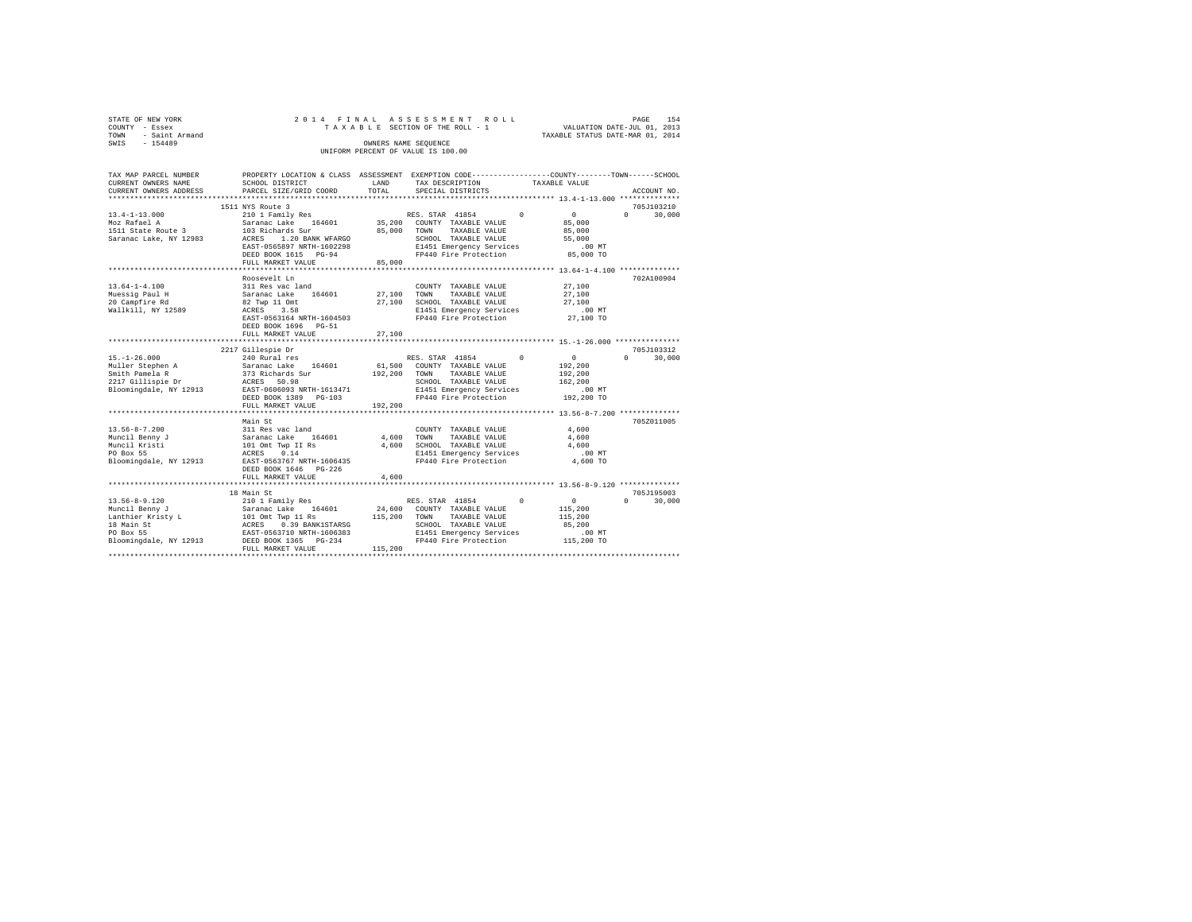STATE OF NEW YORK
COUNTY - Essex
TOWN - Saint Armand
SWIS - 154489

2014 FINAL ASSESSMENT ROLL
TAXABLE SECTION OF THE ROLL - 1
OWNERS NAME SEQUENCE
UNIFORM PERCENT OF VALUE IS 100.00

VALUATION DATE-JUL 01, 2013
TAXABLE STATUS DATE-MAR 01, 2014

```
TAX MAP PARCEL NUMBER     PROPERTY LOCATION & CLASS  ASSESSMENT  EXEMPTION CODE-----------------COUNTY--------TOWN------SCHOOL
CURRENT OWNERS NAME       SCHOOL DISTRICT              LAND      TAX DESCRIPTION              TAXABLE VALUE
CURRENT OWNERS ADDRESS    PARCEL SIZE/GRID COORD      TOTAL      SPECIAL DISTRICTS                                        ACCOUNT NO.
******************************************************************************************************* 13.4-1-13.000 **************
                     1511 NYS Route 3                                                                                    705J103210
13.4-1-13.000             210 1 Family Res                       RES. STAR 41854          0             0             0      30,000
Moz Rafael A              Saranac Lake   164601        35,200    COUNTY  TAXABLE VALUE               85,000
1511 State Route 3        103 Richards Sur             85,000    TOWN    TAXABLE VALUE               85,000
Saranac Lake, NY 12983    ACRES    1.20 BANK WFARGO              SCHOOL  TAXABLE VALUE               55,000
                          EAST-0565897 NRTH-1602298              E1451 Emergency Services              .00 MT
                          DEED BOOK 1615   PG-94                 FP440 Fire Protection              85,000 TO
                          FULL MARKET VALUE            85,000
******************************************************************************************************* 13.64-1-4.100 **************
                          Roosevelt Ln                                                                                   702A100904
13.64-1-4.100             311 Res vac land                       COUNTY  TAXABLE VALUE               27,100
Muessig Paul H            Saranac Lake   164601        27,100    TOWN    TAXABLE VALUE               27,100
20 Campfire Rd            82 Twp 11 Omt                27,100    SCHOOL  TAXABLE VALUE               27,100
Wallkill, NY 12589        ACRES    3.58                          E1451 Emergency Services              .00 MT
                          EAST-0563164 NRTH-1604503              FP440 Fire Protection              27,100 TO
                          DEED BOOK 1696   PG-51
                          FULL MARKET VALUE            27,100
******************************************************************************************************* 15.-1-26.000 ***************
                     2217 Gillespie Dr                                                                                   705J103312
15.-1-26.000              240 Rural res                          RES. STAR 41854          0             0             0      30,000
Muller Stephen A          Saranac Lake   164601        61,500    COUNTY  TAXABLE VALUE              192,200
Smith Pamela R            373 Richards Sur            192,200    TOWN    TAXABLE VALUE              192,200
2217 Gillispie Dr         ACRES   50.98                          SCHOOL  TAXABLE VALUE              162,200
Bloomingdale, NY 12913    EAST-0606093 NRTH-1613471              E1451 Emergency Services              .00 MT
                          DEED BOOK 1389   PG-103                FP440 Fire Protection             192,200 TO
                          FULL MARKET VALUE           192,200
******************************************************************************************************* 13.56-8-7.200 **************
                          Main St                                                                                        705Z011005
13.56-8-7.200             311 Res vac land                       COUNTY  TAXABLE VALUE                4,600
Muncil Benny J            Saranac Lake   164601         4,600    TOWN    TAXABLE VALUE                4,600
Muncil Kristi             101 Omt Twp II Rs             4,600    SCHOOL  TAXABLE VALUE                4,600
PO Box 55                 ACRES    0.14                          E1451 Emergency Services              .00 MT
Bloomingdale, NY 12913    EAST-0563767 NRTH-1606435              FP440 Fire Protection               4,600 TO
                          DEED BOOK 1646   PG-226
                          FULL MARKET VALUE             4,600
******************************************************************************************************* 13.56-8-9.120 **************
                       18 Main St                                                                                        705J195003
13.56-8-9.120             210 1 Family Res                       RES. STAR 41854          0             0             0      30,000
Muncil Benny J            Saranac Lake   164601        24,600    COUNTY  TAXABLE VALUE              115,200
Lanthier Kristy L         101 Omt Twp 11 Rs           115,200    TOWN    TAXABLE VALUE              115,200
18 Main St                ACRES    0.39 BANK1STARSG              SCHOOL  TAXABLE VALUE               85,200
PO Box 55                 EAST-0563710 NRTH-1606383              E1451 Emergency Services              .00 MT
Bloomingdale, NY 12913    DEED BOOK 1365   PG-234                FP440 Fire Protection             115,200 TO
                          FULL MARKET VALUE           115,200
************************************************************************************************************************************
```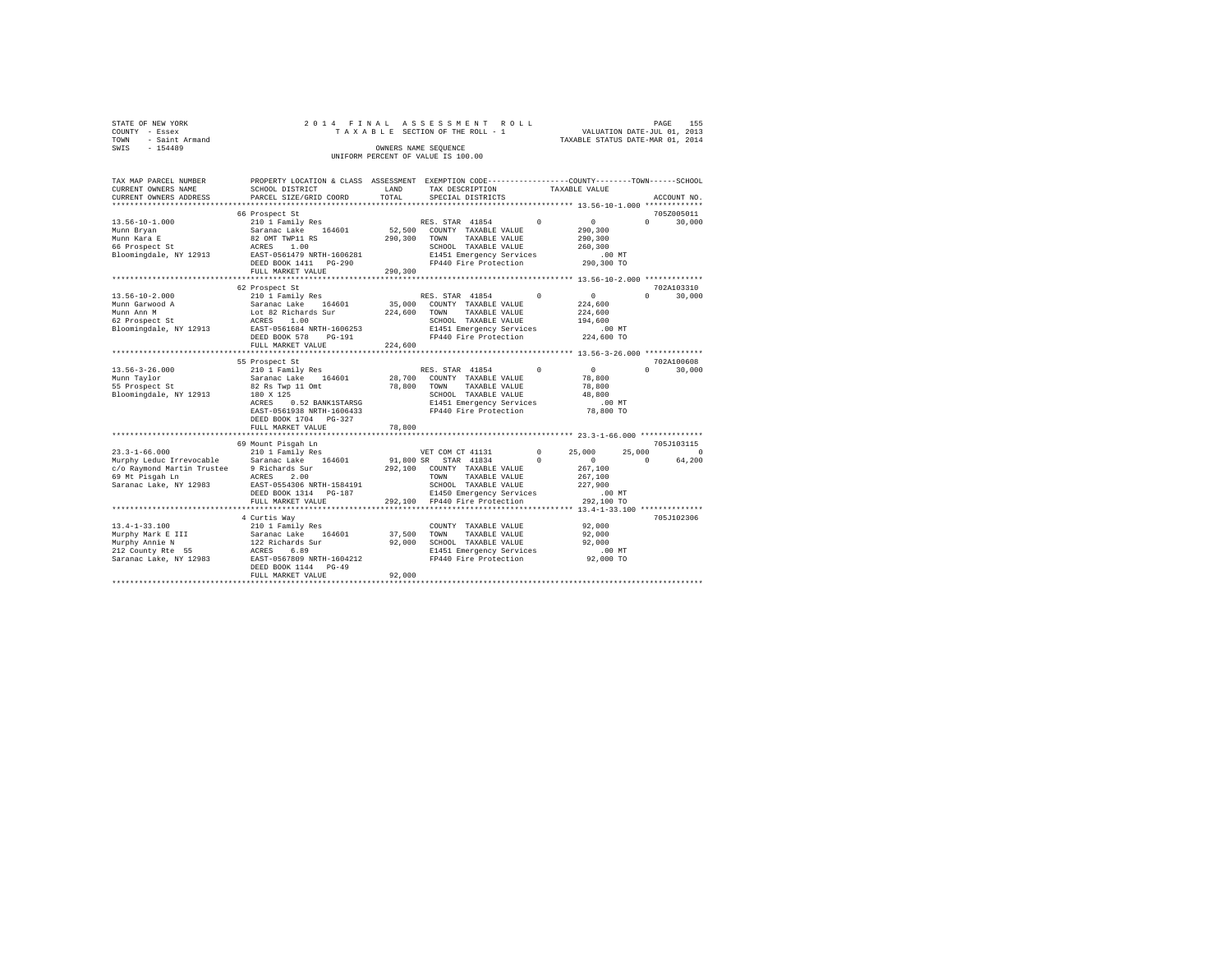STATE OF NEW YORK
COUNTY - Essex
TOWN - Saint Armand
SWIS - 154489

2014 FINAL ASSESSMENT ROLL
TAXABLE SECTION OF THE ROLL - 1
OWNERS NAME SEQUENCE
UNIFORM PERCENT OF VALUE IS 100.00

VALUATION DATE-JUL 01, 2013
TAXABLE STATUS DATE-MAR 01, 2014

```
TAX MAP PARCEL NUMBER     PROPERTY LOCATION & CLASS  ASSESSMENT  EXEMPTION CODE-----------------COUNTY--------TOWN------SCHOOL
CURRENT OWNERS NAME       SCHOOL DISTRICT             LAND       TAX DESCRIPTION             TAXABLE VALUE
CURRENT OWNERS ADDRESS    PARCEL SIZE/GRID COORD      TOTAL      SPECIAL DISTRICTS                                    ACCOUNT NO.
******************************************************************************************** 13.56-10-1.000 *************
                          66 Prospect St                                                                          705Z005011
13.56-10-1.000            210 1 Family Res                   RES. STAR 41854        0            0           0      30,000
Munn Bryan                Saranac Lake    164601      52,500  COUNTY  TAXABLE VALUE           290,300
Munn Kara E               82 OMT TWP11 RS            290,300  TOWN    TAXABLE VALUE           290,300
66 Prospect St            ACRES    1.00                       SCHOOL  TAXABLE VALUE           260,300
Bloomingdale, NY 12913    EAST-0561479 NRTH-1606281           E1451 Emergency Services           .00 MT
                          DEED BOOK 1411   PG-290             FP440 Fire Protection          290,300 TO
                          FULL MARKET VALUE          290,300
******************************************************************************************** 13.56-10-2.000 *************
                          62 Prospect St                                                                          702A103310
13.56-10-2.000            210 1 Family Res                   RES. STAR 41854        0            0           0      30,000
Munn Garwood A            Saranac Lake    164601      35,000  COUNTY  TAXABLE VALUE           224,600
Munn Ann M                Lot 82 Richards Sur        224,600  TOWN    TAXABLE VALUE           224,600
62 Prospect St            ACRES    1.00                       SCHOOL  TAXABLE VALUE           194,600
Bloomingdale, NY 12913    EAST-0561684 NRTH-1606253           E1451 Emergency Services           .00 MT
                          DEED BOOK 578    PG-191             FP440 Fire Protection          224,600 TO
                          FULL MARKET VALUE          224,600
******************************************************************************************** 13.56-3-26.000 *************
                          55 Prospect St                                                                          702A100608
13.56-3-26.000            210 1 Family Res                   RES. STAR 41854        0            0           0      30,000
Munn Taylor               Saranac Lake    164601      28,700  COUNTY  TAXABLE VALUE            78,800
55 Prospect St            82 Rs Twp 11 Omt            78,800  TOWN    TAXABLE VALUE            78,800
Bloomingdale, NY 12913    180 X 125                           SCHOOL  TAXABLE VALUE            48,800
                          ACRES    0.52 BANK1STARSG           E1451 Emergency Services           .00 MT
                          EAST-0561938 NRTH-1606433           FP440 Fire Protection           78,800 TO
                          DEED BOOK 1704   PG-327
                          FULL MARKET VALUE           78,800
******************************************************************************************** 23.3-1-66.000 **************
                          69 Mount Pisgah Ln                                                                      705J103115
23.3-1-66.000             210 1 Family Res                   VET COM CT 41131       0       25,000      25,000           0
Murphy Leduc Irrevocable  Saranac Lake    164601      91,800 SR  STAR 41834         0            0           0      64,200
c/o Raymond Martin Trustee 9 Richards Sur            292,100  COUNTY  TAXABLE VALUE           267,100
69 Mt Pisgah Ln           ACRES    2.00                       TOWN    TAXABLE VALUE           267,100
Saranac Lake, NY 12983    EAST-0554306 NRTH-1584191           SCHOOL  TAXABLE VALUE           227,900
                          DEED BOOK 1314   PG-187             E1450 Emergency Services           .00 MT
                          FULL MARKET VALUE          292,100  FP440 Fire Protection          292,100 TO
******************************************************************************************** 13.4-1-33.100 **************
                          4 Curtis Way                                                                            705J102306
13.4-1-33.100             210 1 Family Res                    COUNTY  TAXABLE VALUE            92,000
Murphy Mark E III         Saranac Lake    164601      37,500  TOWN    TAXABLE VALUE            92,000
Murphy Annie N            122 Richards Sur            92,000  SCHOOL  TAXABLE VALUE            92,000
212 County Rte  55        ACRES    6.89                       E1451 Emergency Services           .00 MT
Saranac Lake, NY 12983    EAST-0567809 NRTH-1604212           FP440 Fire Protection           92,000 TO
                          DEED BOOK 1144   PG-49
                          FULL MARKET VALUE           92,000
****************************************************************************************************************************
```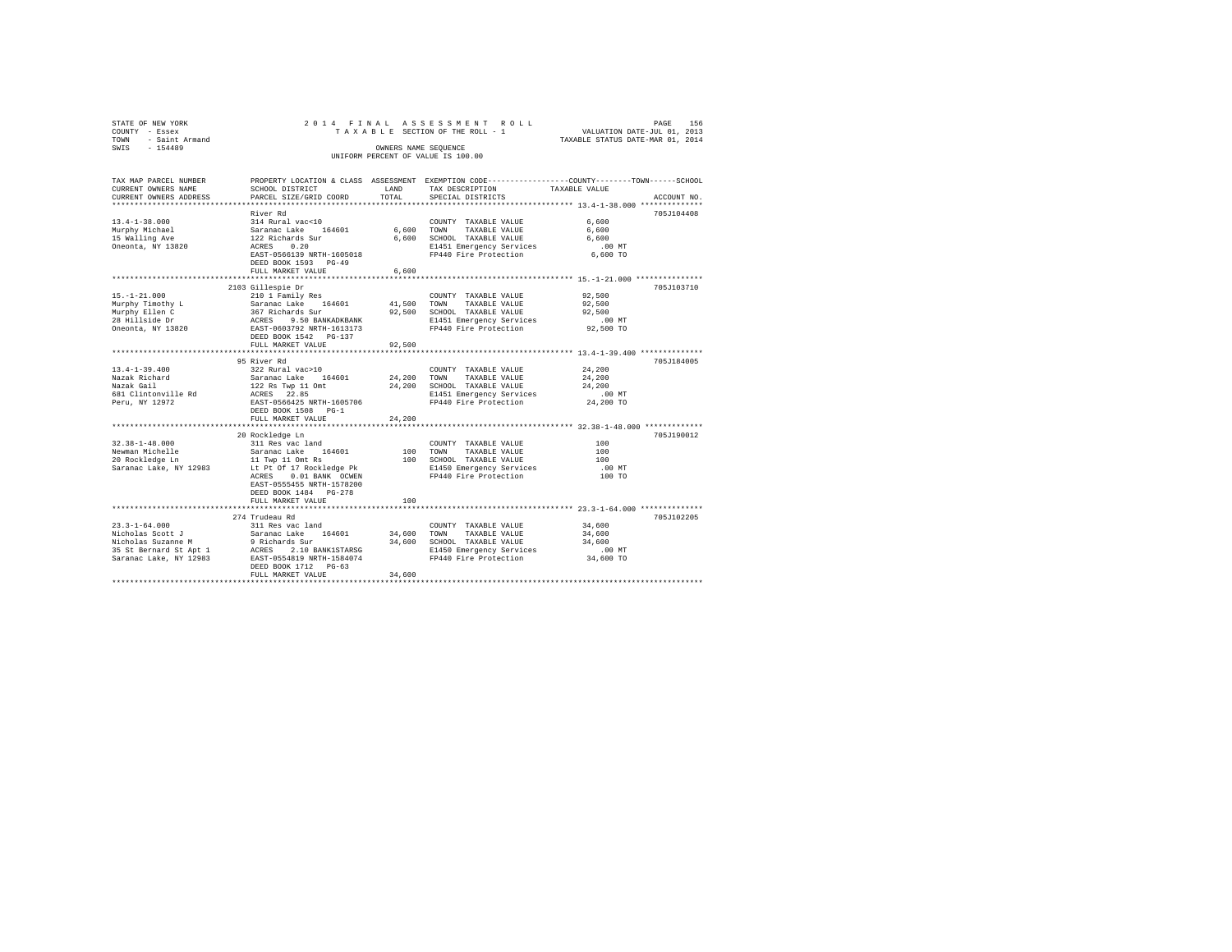STATE OF NEW YORK
COUNTY - Essex
TOWN - Saint Armand
SWIS - 154489

2014 FINAL ASSESSMENT ROLL
TAXABLE SECTION OF THE ROLL - 1
OWNERS NAME SEQUENCE
UNIFORM PERCENT OF VALUE IS 100.00

VALUATION DATE-JUL 01, 2013
TAXABLE STATUS DATE-MAR 01, 2014

| TAX MAP PARCEL NUMBER / CURRENT OWNERS NAME / CURRENT OWNERS ADDRESS | PROPERTY LOCATION & CLASS / SCHOOL DISTRICT / PARCEL SIZE/GRID COORD | ASSESSMENT LAND | TOTAL | EXEMPTION CODE / TAX DESCRIPTION / SPECIAL DISTRICTS | COUNTY/TOWN/SCHOOL TAXABLE VALUE | ACCOUNT NO. |
|---|---|---|---|---|---|---|
| 13.4-1-38.000 | River Rd | | | | | 705J104408 |
| Murphy Michael | 314 Rural vac<10 | | | COUNTY TAXABLE VALUE | 6,600 | |
| 15 Walling Ave | Saranac Lake 164601 | 6,600 | | TOWN TAXABLE VALUE | 6,600 | |
| Oneonta, NY 13820 | 122 Richards Sur | | 6,600 | SCHOOL TAXABLE VALUE | 6,600 | |
| | ACRES 0.20 | | | E1451 Emergency Services | .00 MT | |
| | EAST-0566139 NRTH-1605018 | | | FP440 Fire Protection | 6,600 TO | |
| | DEED BOOK 1593 PG-49 | | | | | |
| | FULL MARKET VALUE | | 6,600 | | | |
| 15.-1-21.000 | 2103 Gillespie Dr | | | | | 705J103710 |
| Murphy Timothy L | 210 1 Family Res | | | COUNTY TAXABLE VALUE | 92,500 | |
| Murphy Ellen C | Saranac Lake 164601 | 41,500 | | TOWN TAXABLE VALUE | 92,500 | |
| 28 Hillside Dr | 367 Richards Sur | | 92,500 | SCHOOL TAXABLE VALUE | 92,500 | |
| Oneonta, NY 13820 | ACRES 9.50 BANKADKBANK | | | E1451 Emergency Services | .00 MT | |
| | EAST-0603792 NRTH-1613173 | | | FP440 Fire Protection | 92,500 TO | |
| | DEED BOOK 1542 PG-137 | | | | | |
| | FULL MARKET VALUE | | 92,500 | | | |
| 13.4-1-39.400 | 95 River Rd | | | | | 705J184005 |
| Nazak Richard | 322 Rural vac>10 | | | COUNTY TAXABLE VALUE | 24,200 | |
| Nazak Gail | Saranac Lake 164601 | 24,200 | | TOWN TAXABLE VALUE | 24,200 | |
| 681 Clintonville Rd | 122 Rs Twp 11 Omt | | 24,200 | SCHOOL TAXABLE VALUE | 24,200 | |
| Peru, NY 12972 | ACRES 22.85 | | | E1451 Emergency Services | .00 MT | |
| | EAST-0566425 NRTH-1605706 | | | FP440 Fire Protection | 24,200 TO | |
| | DEED BOOK 1508 PG-1 | | | | | |
| | FULL MARKET VALUE | | 24,200 | | | |
| 32.38-1-48.000 | 20 Rockledge Ln | | | | | 705J190012 |
| Newman Michelle | 311 Res vac land | | | COUNTY TAXABLE VALUE | 100 | |
| 20 Rockledge Ln | Saranac Lake 164601 | 100 | | TOWN TAXABLE VALUE | 100 | |
| Saranac Lake, NY 12983 | 11 Twp 11 Omt Rs | | 100 | SCHOOL TAXABLE VALUE | 100 | |
| | Lt Pt Of 17 Rockledge Pk | | | E1450 Emergency Services | .00 MT | |
| | ACRES 0.01 BANK OCWEN | | | FP440 Fire Protection | 100 TO | |
| | EAST-0555455 NRTH-1578200 | | | | | |
| | DEED BOOK 1484 PG-278 | | | | | |
| | FULL MARKET VALUE | | 100 | | | |
| 23.3-1-64.000 | 274 Trudeau Rd | | | | | 705J102205 |
| Nicholas Scott J | 311 Res vac land | | | COUNTY TAXABLE VALUE | 34,600 | |
| Nicholas Suzanne M | Saranac Lake 164601 | 34,600 | | TOWN TAXABLE VALUE | 34,600 | |
| 35 St Bernard St Apt 1 | 9 Richards Sur | | 34,600 | SCHOOL TAXABLE VALUE | 34,600 | |
| Saranac Lake, NY 12983 | ACRES 2.10 BANK1STARSG | | | E1450 Emergency Services | .00 MT | |
| | EAST-0554819 NRTH-1584074 | | | FP440 Fire Protection | 34,600 TO | |
| | DEED BOOK 1712 PG-63 | | | | | |
| | FULL MARKET VALUE | | 34,600 | | | |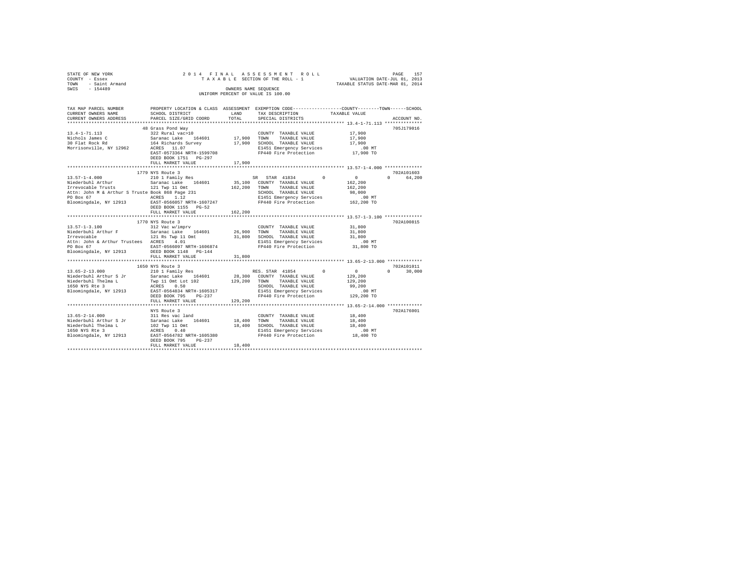STATE OF NEW YORK
COUNTY - Essex
TOWN - Saint Armand
SWIS - 154489

2014 FINAL ASSESSMENT ROLL
TAXABLE SECTION OF THE ROLL - 1
OWNERS NAME SEQUENCE
UNIFORM PERCENT OF VALUE IS 100.00

VALUATION DATE-JUL 01, 2013
TAXABLE STATUS DATE-MAR 01, 2014

```
TAX MAP PARCEL NUMBER          PROPERTY LOCATION & CLASS  ASSESSMENT  EXEMPTION CODE-----------------COUNTY--------TOWN------SCHOOL
CURRENT OWNERS NAME            SCHOOL DISTRICT               LAND      TAX DESCRIPTION            TAXABLE VALUE
CURRENT OWNERS ADDRESS         PARCEL SIZE/GRID COORD        TOTAL     SPECIAL DISTRICTS                                    ACCOUNT NO.
****************************************************************************************************** 13.4-1-71.113 **************
                               48 Grass Pond Way                                                                          705J179016
13.4-1-71.113                  322 Rural vac>10                          COUNTY  TAXABLE VALUE            17,900
Nichols James C                Saranac Lake   164601       17,900        TOWN    TAXABLE VALUE            17,900
30 Flat Rock Rd                164 Richards Survey         17,900        SCHOOL  TAXABLE VALUE            17,900
Morrisonville, NY 12962        ACRES  11.07                              E1451 Emergency Services            .00 MT
                               EAST-0573364 NRTH-1599708                 FP440 Fire Protection            17,900 TO
                               DEED BOOK 1751   PG-297
                               FULL MARKET VALUE           17,900
****************************************************************************************************** 13.57-1-4.000 **************
                               1779 NYS Route 3                                                                           702A101603
13.57-1-4.000                  210 1 Family Res                      SR  STAR 41834          0             0            0      64,200
Niederbuhl Arthur              Saranac Lake   164601       35,100   COUNTY  TAXABLE VALUE           162,200
Irrevocable Trusts             121 Twp 11 Omt             162,200   TOWN    TAXABLE VALUE           162,200
Attn: John M & Arthur S Truste Book 868 Page 231                    SCHOOL  TAXABLE VALUE            98,000
PO Box 67                      ACRES   1.12                         E1451 Emergency Services            .00 MT
Bloomingdale, NY 12913         EAST-0566057 NRTH-1607247            FP440 Fire Protection           162,200 TO
                               DEED BOOK 1155   PG-52
                               FULL MARKET VALUE          162,200
****************************************************************************************************** 13.57-1-3.100 **************
                               1770 NYS Route 3                                                                           702A100815
13.57-1-3.100                  312 Vac w/imprv                           COUNTY  TAXABLE VALUE            31,800
Niederbuhl Arthur F            Saranac Lake   164601       26,900        TOWN    TAXABLE VALUE            31,800
Irrevocable                    121 Rs Twp 11 Omt           31,800        SCHOOL  TAXABLE VALUE            31,800
Attn: John & Arthur Trustees   ACRES   4.01                              E1451 Emergency Services            .00 MT
PO Box 67                      EAST-0566097 NRTH-1606874                 FP440 Fire Protection            31,800 TO
Bloomingdale, NY 12913         DEED BOOK 1148   PG-144
                               FULL MARKET VALUE           31,800
****************************************************************************************************** 13.65-2-13.000 *************
                               1650 NYS Route 3                                                                           702A101011
13.65-2-13.000                 210 1 Family Res                      RES. STAR 41854         0             0            0      30,000
Niederbuhl Arthur S Jr         Saranac Lake   164601       28,300   COUNTY  TAXABLE VALUE           129,200
Niederbuhl Thelma L            Twp 11 Omt Lot 102         129,200   TOWN    TAXABLE VALUE           129,200
1650 NYS Rte 3                 ACRES   0.50                         SCHOOL  TAXABLE VALUE            99,200
Bloomingdale, NY 12913         EAST-0564834 NRTH-1605317            E1451 Emergency Services            .00 MT
                               DEED BOOK 795    PG-237              FP440 Fire Protection           129,200 TO
                               FULL MARKET VALUE          129,200
****************************************************************************************************** 13.65-2-14.000 *************
                               NYS Route 3                                                                                702A176001
13.65-2-14.000                 311 Res vac land                          COUNTY  TAXABLE VALUE            18,400
Niederbuhl Arthur S Jr         Saranac Lake   164601       18,400        TOWN    TAXABLE VALUE            18,400
Niederbuhl Thelma L            102 Twp 11 Omt              18,400        SCHOOL  TAXABLE VALUE            18,400
1650 NYS Rte 3                 ACRES   0.40                              E1451 Emergency Services            .00 MT
Bloomingdale, NY 12913         EAST-0564782 NRTH-1605380                 FP440 Fire Protection            18,400 TO
                               DEED BOOK 795    PG-237
                               FULL MARKET VALUE           18,400
************************************************************************************************************************************
```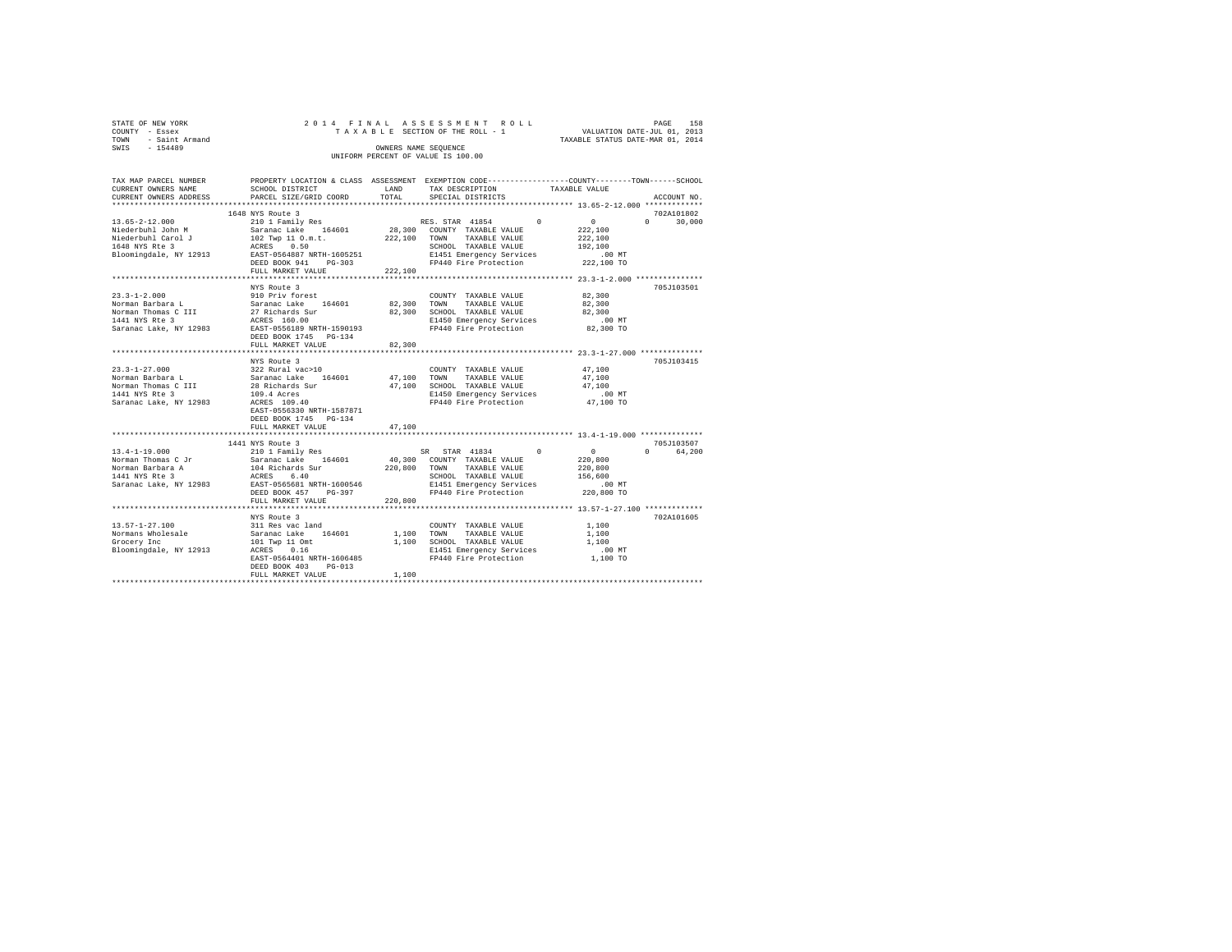```
STATE OF NEW YORK              2 0 1 4   F I N A L   A S S E S S M E N T   R O L L                    PAGE   158
COUNTY  - Essex                   T A X A B L E SECTION OF THE ROLL - 1                VALUATION DATE-JUL 01, 2013
TOWN    - Saint Armand                                                                TAXABLE STATUS DATE-MAR 01, 2014
SWIS    - 154489                              OWNERS NAME SEQUENCE
                                        UNIFORM PERCENT OF VALUE IS 100.00

TAX MAP PARCEL NUMBER          PROPERTY LOCATION & CLASS  ASSESSMENT  EXEMPTION CODE------------------COUNTY--------TOWN------SCHOOL
CURRENT OWNERS NAME            SCHOOL DISTRICT             LAND        TAX DESCRIPTION            TAXABLE VALUE
CURRENT OWNERS ADDRESS         PARCEL SIZE/GRID COORD      TOTAL       SPECIAL DISTRICTS                                    ACCOUNT NO.
************************************************************************************************ 13.65-2-12.000 *************
                               1648 NYS Route 3                                                                          702A101802
13.65-2-12.000                 210 1 Family Res                  RES. STAR 41854         0              0          0     30,000
Niederbuhl John M              Saranac Lake     164601     28,300   COUNTY  TAXABLE VALUE        222,100
Niederbuhl Carol J             102 Twp 11 O.m.t.          222,100   TOWN    TAXABLE VALUE        222,100
1648 NYS Rte 3                 ACRES    0.50                        SCHOOL  TAXABLE VALUE        192,100
Bloomingdale, NY 12913         EAST-0564887 NRTH-1605251            E1451 Emergency Services          .00 MT
                               DEED BOOK 941    PG-303              FP440 Fire Protection        222,100 TO
                               FULL MARKET VALUE          222,100
************************************************************************************************ 23.3-1-2.000 ***************
                               NYS Route 3                                                                               705J103501
23.3-1-2.000                   910 Priv forest                      COUNTY  TAXABLE VALUE         82,300
Norman Barbara L               Saranac Lake     164601     82,300   TOWN    TAXABLE VALUE         82,300
Norman Thomas C III            27 Richards Sur             82,300   SCHOOL  TAXABLE VALUE         82,300
1441 NYS Rte 3                 ACRES  160.00                        E1450 Emergency Services          .00 MT
Saranac Lake, NY 12983         EAST-0556189 NRTH-1590193            FP440 Fire Protection         82,300 TO
                               DEED BOOK 1745   PG-134
                               FULL MARKET VALUE           82,300
************************************************************************************************ 23.3-1-27.000 **************
                               NYS Route 3                                                                               705J103415
23.3-1-27.000                  322 Rural vac>10                     COUNTY  TAXABLE VALUE         47,100
Norman Barbara L               Saranac Lake     164601     47,100   TOWN    TAXABLE VALUE         47,100
Norman Thomas C III            28 Richards Sur             47,100   SCHOOL  TAXABLE VALUE         47,100
1441 NYS Rte 3                 109.4 Acres                          E1450 Emergency Services          .00 MT
Saranac Lake, NY 12983         ACRES  109.40                        FP440 Fire Protection         47,100 TO
                               EAST-0556330 NRTH-1587871
                               DEED BOOK 1745   PG-134
                               FULL MARKET VALUE           47,100
************************************************************************************************ 13.4-1-19.000 **************
                               1441 NYS Route 3                                                                          705J103507
13.4-1-19.000                  210 1 Family Res                  SR  STAR 41834          0              0          0     64,200
Norman Thomas C Jr             Saranac Lake     164601     40,300   COUNTY  TAXABLE VALUE        220,800
Norman Barbara A               104 Richards Sur           220,800   TOWN    TAXABLE VALUE        220,800
1441 NYS Rte 3                 ACRES    6.40                        SCHOOL  TAXABLE VALUE        156,600
Saranac Lake, NY 12983         EAST-0565681 NRTH-1600546            E1451 Emergency Services          .00 MT
                               DEED BOOK 457    PG-397              FP440 Fire Protection        220,800 TO
                               FULL MARKET VALUE          220,800
************************************************************************************************ 13.57-1-27.100 *************
                               NYS Route 3                                                                               702A101605
13.57-1-27.100                 311 Res vac land                     COUNTY  TAXABLE VALUE          1,100
Normans Wholesale              Saranac Lake     164601      1,100   TOWN    TAXABLE VALUE          1,100
Grocery Inc                    101 Twp 11 Omt               1,100   SCHOOL  TAXABLE VALUE          1,100
Bloomingdale, NY 12913         ACRES    0.16                        E1451 Emergency Services          .00 MT
                               EAST-0564401 NRTH-1606485            FP440 Fire Protection          1,100 TO
                               DEED BOOK 403    PG-013
                               FULL MARKET VALUE            1,100
****************************************************************************************************************************
```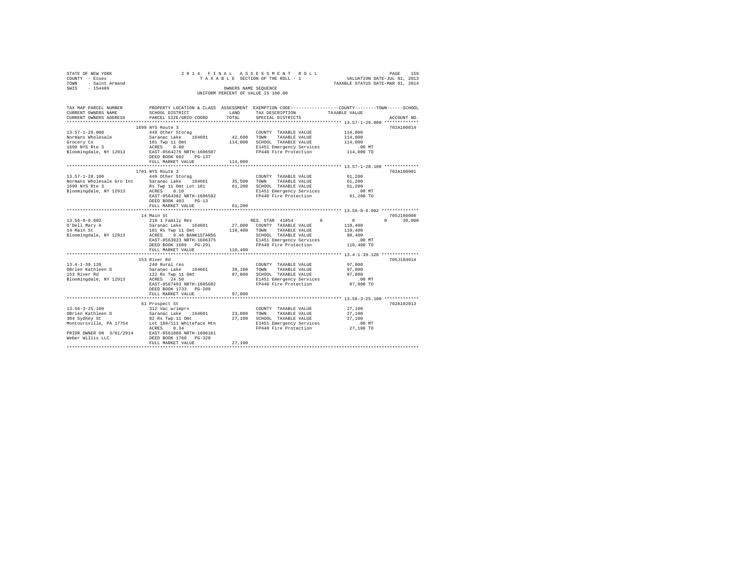STATE OF NEW YORK
COUNTY - Essex
TOWN - Saint Armand
SWIS - 154489

2014 FINAL ASSESSMENT ROLL
TAXABLE SECTION OF THE ROLL - 1
OWNERS NAME SEQUENCE
UNIFORM PERCENT OF VALUE IS 100.00

VALUATION DATE-JUL 01, 2013
TAXABLE STATUS DATE-MAR 01, 2014

| TAX MAP PARCEL NUMBER / CURRENT OWNERS NAME / CURRENT OWNERS ADDRESS | PROPERTY LOCATION & CLASS / SCHOOL DISTRICT / PARCEL SIZE/GRID COORD | ASSESSMENT LAND / TOTAL | EXEMPTION CODE / TAX DESCRIPTION / SPECIAL DISTRICTS | COUNTY / TOWN / SCHOOL TAXABLE VALUE | ACCOUNT NO. |
|---|---|---|---|---|---|
| 13.57-1-29.000 | 1699 NYS Route 3 | | | | 702A100814 |
| Normans Wholesale | 449 Other Storag | | COUNTY TAXABLE VALUE | 114,000 | |
| Grocery Co | Saranac Lake 164601 | 42,600 | TOWN TAXABLE VALUE | 114,000 | |
| 1699 NYS Rte 3 | 101 Twp 11 Omt | 114,000 | SCHOOL TAXABLE VALUE | 114,000 | |
| Bloomingdale, NY 12913 | ACRES 0.80 | | E1451 Emergency Services | .00 MT | |
| | EAST-0564276 NRTH-1606507 | | FP440 Fire Protection | 114,000 TO | |
| | DEED BOOK 602 PG-137 | | | | |
| | FULL MARKET VALUE | 114,000 | | | |
| 13.57-1-28.100 | 1701 NYS Route 3 | | | | 702A100901 |
| Normans Wholesale Gro Inc | 449 Other Storag | | COUNTY TAXABLE VALUE | 61,200 | |
| 1699 NYS Rte 3 | Saranac Lake 164601 | 35,500 | TOWN TAXABLE VALUE | 61,200 | |
| Bloomingdale, NY 12913 | Rs Twp 11 Omt Lot 101 | 61,200 | SCHOOL TAXABLE VALUE | 61,200 | |
| | ACRES 0.10 | | E1451 Emergency Services | .00 MT | |
| | EAST-0564382 NRTH-1606592 | | FP440 Fire Protection | 61,200 TO | |
| | DEED BOOK 403 PG-13 | | | | |
| | FULL MARKET VALUE | 61,200 | | | |
| 13.56-8-9.002 | 14 Main St | | | | 705J186008 |
| O'Dell Mary A | 210 1 Family Res | | RES. STAR 41854 0 | 0 0 30,000 | |
| 14 Main St | Saranac Lake 164601 | 27,000 | COUNTY TAXABLE VALUE | 110,400 | |
| Bloomingdale, NY 12913 | 101 Rs Twp 11 Omt | 110,400 | TOWN TAXABLE VALUE | 110,400 | |
| | ACRES 0.46 BANK1STARSG | | SCHOOL TAXABLE VALUE | 80,400 | |
| | EAST-0563923 NRTH-1606375 | | E1451 Emergency Services | .00 MT | |
| | DEED BOOK 1609 PG-291 | | FP440 Fire Protection | 110,400 TO | |
| | FULL MARKET VALUE | 110,400 | | | |
| 13.4-1-39.120 | 153 River Rd | | | | 705J184014 |
| OBrien Kathleen D | 240 Rural res | | COUNTY TAXABLE VALUE | 97,800 | |
| 153 River Rd | Saranac Lake 164601 | 39,100 | TOWN TAXABLE VALUE | 97,800 | |
| Bloomingdale, NY 12913 | 122 Rs Twp 11 Omt | 97,800 | SCHOOL TAXABLE VALUE | 97,800 | |
| | ACRES 24.50 | | E1451 Emergency Services | .00 MT | |
| | EAST-0567493 NRTH-1605682 | | FP440 Fire Protection | 97,800 TO | |
| | DEED BOOK 1733 PG-209 | | | | |
| | FULL MARKET VALUE | 97,800 | | | |
| 13.56-3-25.100 | 61 Prospect St | | | | 702A102013 |
| OBrien Kathleen D | 312 Vac w/imprv | | COUNTY TAXABLE VALUE | 27,100 | |
| 304 Sydney St | Saranac Lake 164601 | 23,000 | TOWN TAXABLE VALUE | 27,100 | |
| Montoursville, PA 17754 | 82 Rs Twp.11 Omt | 27,100 | SCHOOL TAXABLE VALUE | 27,100 | |
| | Lot 189/111 Whiteface Mtn | | E1451 Emergency Services | .00 MT | |
| | ACRES 0.34 | | FP440 Fire Protection | 27,100 TO | |
| PRIOR OWNER ON 3/01/2014 | EAST-0561880 NRTH-1606161 | | | | |
| Weber Willis LLC | DEED BOOK 1760 PG-320 | | | | |
| | FULL MARKET VALUE | 27,100 | | | |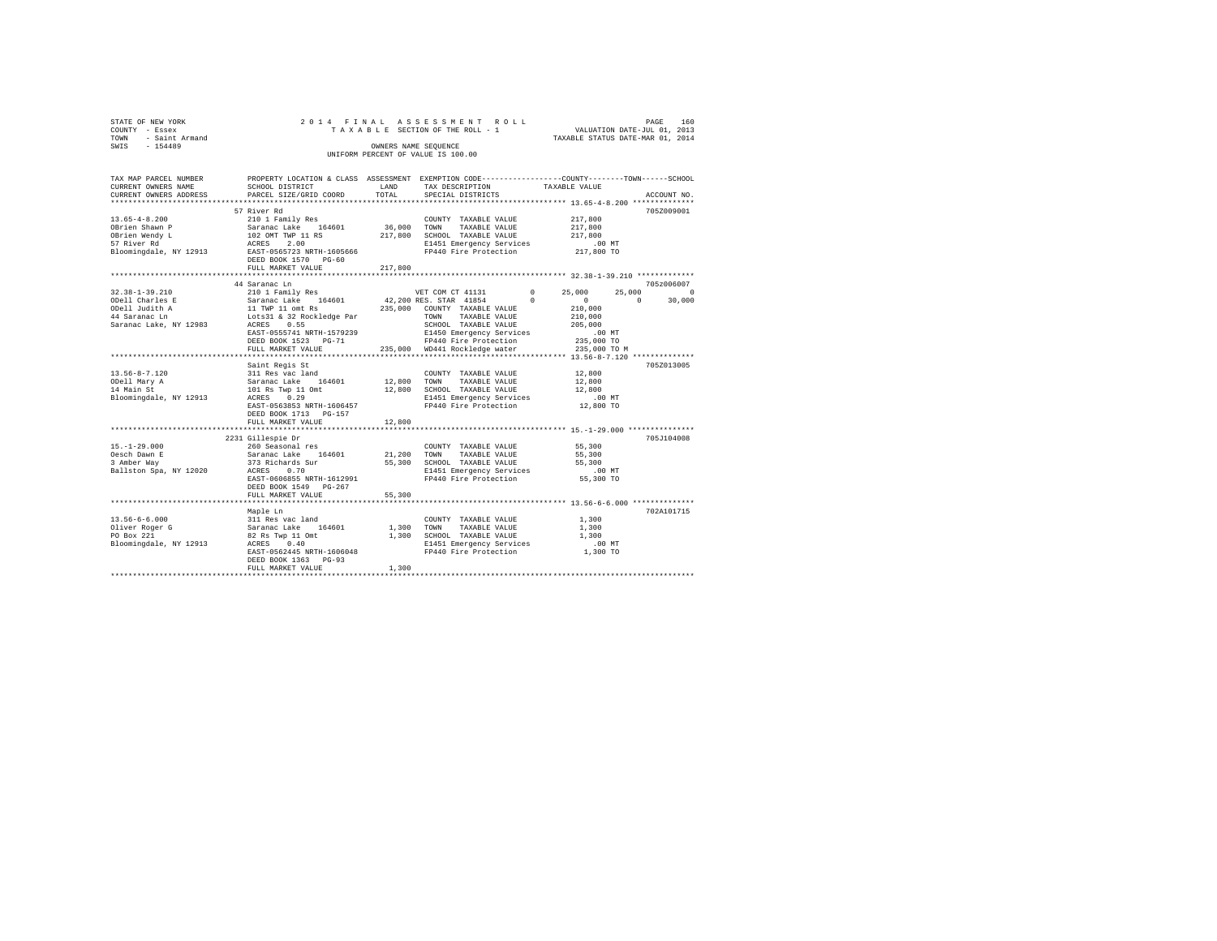STATE OF NEW YORK
COUNTY - Essex
TOWN - Saint Armand
SWIS - 154489

2014 FINAL ASSESSMENT ROLL
TAXABLE SECTION OF THE ROLL - 1
OWNERS NAME SEQUENCE
UNIFORM PERCENT OF VALUE IS 100.00

VALUATION DATE-JUL 01, 2013
TAXABLE STATUS DATE-MAR 01, 2014

| TAX MAP PARCEL NUMBER / CURRENT OWNERS NAME / CURRENT OWNERS ADDRESS | PROPERTY LOCATION & CLASS / SCHOOL DISTRICT / PARCEL SIZE/GRID COORD | ASSESSMENT LAND | TOTAL | EXEMPTION CODE / TAX DESCRIPTION / SPECIAL DISTRICTS | COUNTY | TOWN | SCHOOL | ACCOUNT NO. |
|---|---|---|---|---|---|---|---|---|
| 13.65-4-8.200 | 57 River Rd | | | | | | | 705Z009001 |
| OBrien Shawn P | 210 1 Family Res | | | COUNTY TAXABLE VALUE | 217,800 | | | |
| OBrien Wendy L | Saranac Lake 164601 | 36,000 | | TOWN TAXABLE VALUE | | 217,800 | | |
| 57 River Rd | 102 OMT TWP 11 RS | | 217,800 | SCHOOL TAXABLE VALUE | | | 217,800 | |
| Bloomingdale, NY 12913 | ACRES 2.00 | | | E1451 Emergency Services | .00 MT | | | |
| | EAST-0565723 NRTH-1605666 | | | FP440 Fire Protection | 217,800 TO | | | |
| | DEED BOOK 1570 PG-60 | | | | | | | |
| | FULL MARKET VALUE | | 217,800 | | | | | |
| 32.38-1-39.210 | 44 Saranac Ln | | | | | | | 705z006007 |
| ODell Charles E | 210 1 Family Res | | | VET COM CT 41131 0 | 25,000 | 25,000 | 0 | |
| ODell Judith A | Saranac Lake 164601 | 42,200 | | RES. STAR 41854 0 | 0 | 0 | 30,000 | |
| 44 Saranac Ln | 11 TWP 11 omt Rs | | 235,000 | COUNTY TAXABLE VALUE | 210,000 | | | |
| Saranac Lake, NY 12983 | Lots31 & 32 Rockledge Par | | | TOWN TAXABLE VALUE | | 210,000 | | |
| | ACRES 0.55 | | | SCHOOL TAXABLE VALUE | | | 205,000 | |
| | EAST-0555741 NRTH-1579239 | | | E1450 Emergency Services | .00 MT | | | |
| | DEED BOOK 1523 PG-71 | | | FP440 Fire Protection | 235,000 TO | | | |
| | FULL MARKET VALUE | | 235,000 | WD441 Rockledge water | 235,000 TO M | | | |
| 13.56-8-7.120 | Saint Regis St | | | | | | | 705Z013005 |
| ODell Mary A | 311 Res vac land | | | COUNTY TAXABLE VALUE | 12,800 | | | |
| 14 Main St | Saranac Lake 164601 | 12,800 | | TOWN TAXABLE VALUE | | 12,800 | | |
| Bloomingdale, NY 12913 | 101 Rs Twp 11 Omt | | 12,800 | SCHOOL TAXABLE VALUE | | | 12,800 | |
| | ACRES 0.29 | | | E1451 Emergency Services | .00 MT | | | |
| | EAST-0563853 NRTH-1606457 | | | FP440 Fire Protection | 12,800 TO | | | |
| | DEED BOOK 1713 PG-157 | | | | | | | |
| | FULL MARKET VALUE | | 12,800 | | | | | |
| 15.-1-29.000 | 2231 Gillespie Dr | | | | | | | 705J104008 |
| Oesch Dawn E | 260 Seasonal res | | | COUNTY TAXABLE VALUE | 55,300 | | | |
| 3 Amber Way | Saranac Lake 164601 | 21,200 | | TOWN TAXABLE VALUE | | 55,300 | | |
| Ballston Spa, NY 12020 | 373 Richards Sur | | 55,300 | SCHOOL TAXABLE VALUE | | | 55,300 | |
| | ACRES 0.70 | | | E1451 Emergency Services | .00 MT | | | |
| | EAST-0606855 NRTH-1612991 | | | FP440 Fire Protection | 55,300 TO | | | |
| | DEED BOOK 1549 PG-267 | | | | | | | |
| | FULL MARKET VALUE | | 55,300 | | | | | |
| 13.56-6-6.000 | Maple Ln | | | | | | | 702A101715 |
| Oliver Roger G | 311 Res vac land | | | COUNTY TAXABLE VALUE | 1,300 | | | |
| PO Box 221 | Saranac Lake 164601 | 1,300 | | TOWN TAXABLE VALUE | | 1,300 | | |
| Bloomingdale, NY 12913 | 82 Rs Twp 11 Omt | | 1,300 | SCHOOL TAXABLE VALUE | | | 1,300 | |
| | ACRES 0.40 | | | E1451 Emergency Services | .00 MT | | | |
| | EAST-0562445 NRTH-1606048 | | | FP440 Fire Protection | 1,300 TO | | | |
| | DEED BOOK 1363 PG-93 | | | | | | | |
| | FULL MARKET VALUE | | 1,300 | | | | | |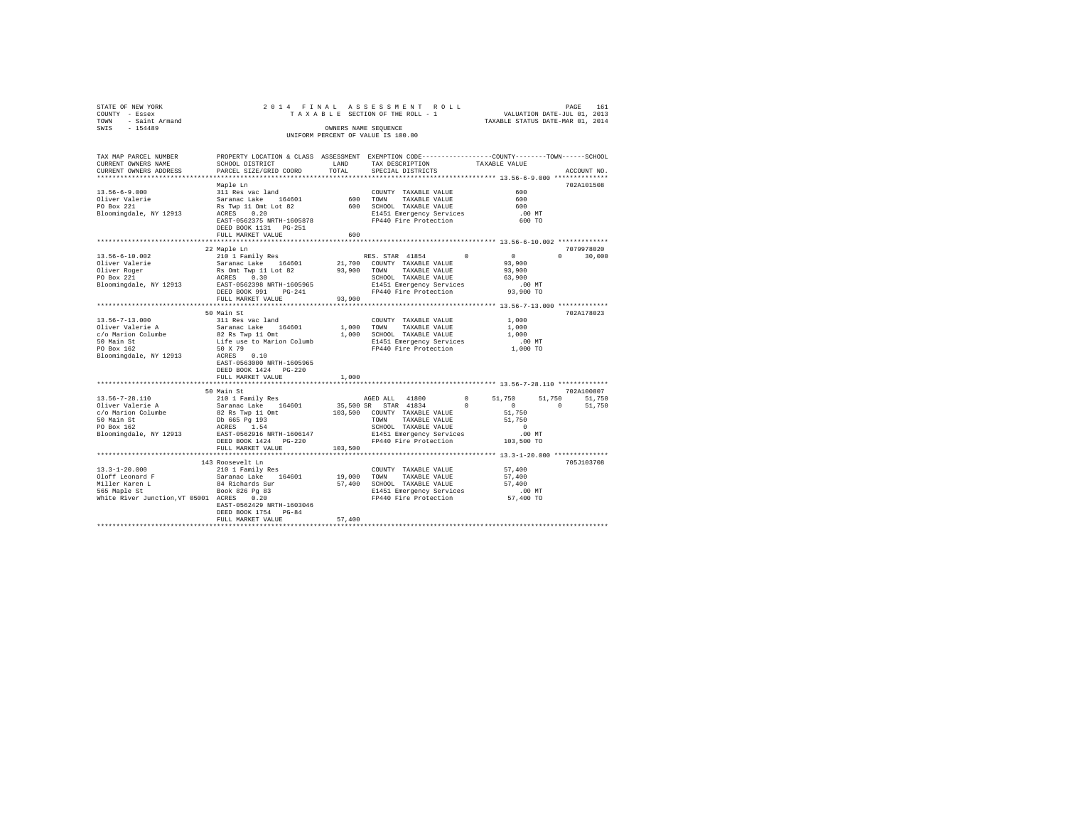STATE OF NEW YORK
COUNTY - Essex
TOWN - Saint Armand
SWIS - 154489

2 0 1 4 F I N A L A S S E S S M E N T R O L L
T A X A B L E SECTION OF THE ROLL - 1
OWNERS NAME SEQUENCE
UNIFORM PERCENT OF VALUE IS 100.00

VALUATION DATE-JUL 01, 2013
TAXABLE STATUS DATE-MAR 01, 2014

```
TAX MAP PARCEL NUMBER          PROPERTY LOCATION & CLASS  ASSESSMENT  EXEMPTION CODE------------------COUNTY--------TOWN------SCHOOL
CURRENT OWNERS NAME            SCHOOL DISTRICT            LAND        TAX DESCRIPTION            TAXABLE VALUE
CURRENT OWNERS ADDRESS         PARCEL SIZE/GRID COORD     TOTAL       SPECIAL DISTRICTS                                    ACCOUNT NO.
*********************************************************************************************** 13.56-6-9.000 **************
                               Maple Ln                                                                                 702A101508
13.56-6-9.000                  311 Res vac land                      COUNTY  TAXABLE VALUE              600
Oliver Valerie                 Saranac Lake    164601          600   TOWN    TAXABLE VALUE              600
PO Box 221                     Rs Twp 11 Omt Lot 82            600   SCHOOL  TAXABLE VALUE              600
Bloomingdale, NY 12913         ACRES    0.20                         E1451 Emergency Services           .00 MT
                               EAST-0562375 NRTH-1605878             FP440 Fire Protection              600 TO
                               DEED BOOK 1131   PG-251
                               FULL MARKET VALUE               600
*********************************************************************************************** 13.56-6-10.002 *************
                               22 Maple Ln                                                                              7079978020
13.56-6-10.002                 210 1 Family Res                      RES. STAR 41854         0          0          0     30,000
Oliver Valerie                 Saranac Lake    164601       21,700   COUNTY  TAXABLE VALUE           93,900
Oliver Roger                   Rs Omt Twp 11 Lot 82         93,900   TOWN    TAXABLE VALUE           93,900
PO Box 221                     ACRES    0.30                         SCHOOL  TAXABLE VALUE           63,900
Bloomingdale, NY 12913         EAST-0562398 NRTH-1605965             E1451 Emergency Services           .00 MT
                               DEED BOOK 991    PG-241               FP440 Fire Protection           93,900 TO
                               FULL MARKET VALUE            93,900
*********************************************************************************************** 13.56-7-13.000 *************
                               50 Main St                                                                               702A178023
13.56-7-13.000                 311 Res vac land                      COUNTY  TAXABLE VALUE            1,000
Oliver Valerie A               Saranac Lake    164601        1,000   TOWN    TAXABLE VALUE            1,000
c/o Marion Columbe             82 Rs Twp 11 Omt              1,000   SCHOOL  TAXABLE VALUE            1,000
50 Main St                     Life use to Marion Columb             E1451 Emergency Services           .00 MT
PO Box 162                     50 X 79                               FP440 Fire Protection            1,000 TO
Bloomingdale, NY 12913         ACRES    0.10
                               EAST-0563000 NRTH-1605965
                               DEED BOOK 1424   PG-220
                               FULL MARKET VALUE             1,000
*********************************************************************************************** 13.56-7-28.110 *************
                               50 Main St                                                                               702A100807
13.56-7-28.110                 210 1 Family Res                      AGED ALL  41800         0     51,750     51,750     51,750
Oliver Valerie A               Saranac Lake    164601       35,500 SR  STAR  41834         0          0          0     51,750
c/o Marion Columbe             82 Rs Twp 11 Omt            103,500   COUNTY  TAXABLE VALUE           51,750
50 Main St                     Db 665 Pg 193                         TOWN    TAXABLE VALUE           51,750
PO Box 162                     ACRES    1.54                         SCHOOL  TAXABLE VALUE                0
Bloomingdale, NY 12913         EAST-0562916 NRTH-1606147             E1451 Emergency Services           .00 MT
                               DEED BOOK 1424   PG-220               FP440 Fire Protection          103,500 TO
                               FULL MARKET VALUE           103,500
*********************************************************************************************** 13.3-1-20.000 **************
                               143 Roosevelt Ln                                                                         705J103708
13.3-1-20.000                  210 1 Family Res                      COUNTY  TAXABLE VALUE           57,400
Oloff Leonard F                Saranac Lake    164601       19,000   TOWN    TAXABLE VALUE           57,400
Miller Karen L                 84 Richards Sur              57,400   SCHOOL  TAXABLE VALUE           57,400
565 Maple St                   Book 826 Pg 83                        E1451 Emergency Services           .00 MT
White River Junction,VT 05001  ACRES    0.20                         FP440 Fire Protection           57,400 TO
                               EAST-0562429 NRTH-1603046
                               DEED BOOK 1754   PG-84
                               FULL MARKET VALUE            57,400
****************************************************************************************************************************
```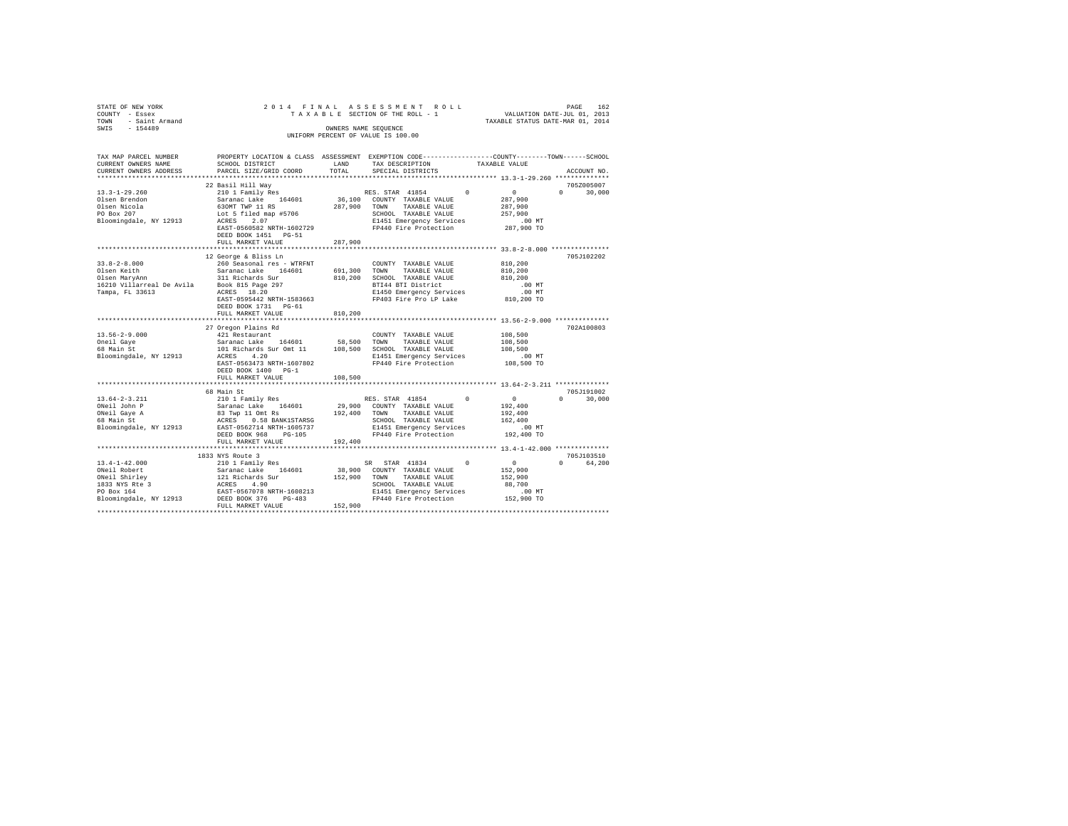STATE OF NEW YORK
COUNTY - Essex
TOWN - Saint Armand
SWIS - 154489

2014 FINAL ASSESSMENT ROLL
TAXABLE SECTION OF THE ROLL - 1
OWNERS NAME SEQUENCE
UNIFORM PERCENT OF VALUE IS 100.00

VALUATION DATE-JUL 01, 2013
TAXABLE STATUS DATE-MAR 01, 2014

```
TAX MAP PARCEL NUMBER     PROPERTY LOCATION & CLASS  ASSESSMENT  EXEMPTION CODE-----------------COUNTY--------TOWN------SCHOOL
CURRENT OWNERS NAME       SCHOOL DISTRICT              LAND      TAX DESCRIPTION            TAXABLE VALUE
CURRENT OWNERS ADDRESS    PARCEL SIZE/GRID COORD       TOTAL     SPECIAL DISTRICTS                                        ACCOUNT NO.
******************************************************************************************* 13.3-1-29.260 **************
                          22 Basil Hill Way                                                                           705Z005007
13.3-1-29.260             210 1 Family Res                       RES. STAR 41854       0          0            0      30,000
Olsen Brendon             Saranac Lake    164601      36,100     COUNTY  TAXABLE VALUE          287,900
Olsen Nicola              63OMT TWP 11 RS            287,900     TOWN    TAXABLE VALUE          287,900
PO Box 207                Lot 5 filed map #5706                  SCHOOL  TAXABLE VALUE          257,900
Bloomingdale, NY 12913    ACRES    2.07                          E1451 Emergency Services           .00 MT
                          EAST-0560582 NRTH-1602729              FP440 Fire Protection          287,900 TO
                          DEED BOOK 1451   PG-51
                          FULL MARKET VALUE          287,900
******************************************************************************************* 33.8-2-8.000 ***************
                          12 George & Bliss Ln                                                                        705J102202
33.8-2-8.000              260 Seasonal res - WTRFNT              COUNTY  TAXABLE VALUE          810,200
Olsen Keith               Saranac Lake    164601     691,300     TOWN    TAXABLE VALUE          810,200
Olsen MaryAnn             311 Richards Sur           810,200     SCHOOL  TAXABLE VALUE          810,200
16210 Villarreal De Avila Book 815 Page 297                      BTI44 BTI District                 .00 MT
Tampa, FL 33613           ACRES   18.20                          E1450 Emergency Services           .00 MT
                          EAST-0595442 NRTH-1583663              FP403 Fire Pro LP Lake         810,200 TO
                          DEED BOOK 1731   PG-61
                          FULL MARKET VALUE          810,200
******************************************************************************************* 13.56-2-9.000 **************
                          27 Oregon Plains Rd                                                                         702A100803
13.56-2-9.000             421 Restaurant                         COUNTY  TAXABLE VALUE          108,500
Oneil Gaye                Saranac Lake    164601      58,500     TOWN    TAXABLE VALUE          108,500
68 Main St                101 Richards Sur Omt 11    108,500     SCHOOL  TAXABLE VALUE          108,500
Bloomingdale, NY 12913    ACRES    4.20                          E1451 Emergency Services           .00 MT
                          EAST-0563473 NRTH-1607802              FP440 Fire Protection          108,500 TO
                          DEED BOOK 1400   PG-1
                          FULL MARKET VALUE          108,500
******************************************************************************************* 13.64-2-3.211 **************
                          68 Main St                                                                                  705J191002
13.64-2-3.211             210 1 Family Res                       RES. STAR 41854       0          0            0      30,000
ONeil John P              Saranac Lake    164601      29,900     COUNTY  TAXABLE VALUE          192,400
ONeil Gaye A              83 Twp 11 Omt Rs           192,400     TOWN    TAXABLE VALUE          192,400
68 Main St                ACRES    0.58 BANK1STARSG              SCHOOL  TAXABLE VALUE          162,400
Bloomingdale, NY 12913    EAST-0562714 NRTH-1605737              E1451 Emergency Services           .00 MT
                          DEED BOOK 968    PG-105                FP440 Fire Protection          192,400 TO
                          FULL MARKET VALUE          192,400
******************************************************************************************* 13.4-1-42.000 **************
                          1833 NYS Route 3                                                                            705J103510
13.4-1-42.000             210 1 Family Res                       SR  STAR 41834        0          0            0      64,200
ONeil Robert              Saranac Lake    164601      38,900     COUNTY  TAXABLE VALUE          152,900
ONeil Shirley             121 Richards Sur           152,900     TOWN    TAXABLE VALUE          152,900
1833 NYS Rte 3            ACRES    4.90                          SCHOOL  TAXABLE VALUE           88,700
PO Box 164                EAST-0567078 NRTH-1608213              E1451 Emergency Services           .00 MT
Bloomingdale, NY 12913    DEED BOOK 376    PG-483                FP440 Fire Protection          152,900 TO
                          FULL MARKET VALUE          152,900
************************************************************************************************************************
```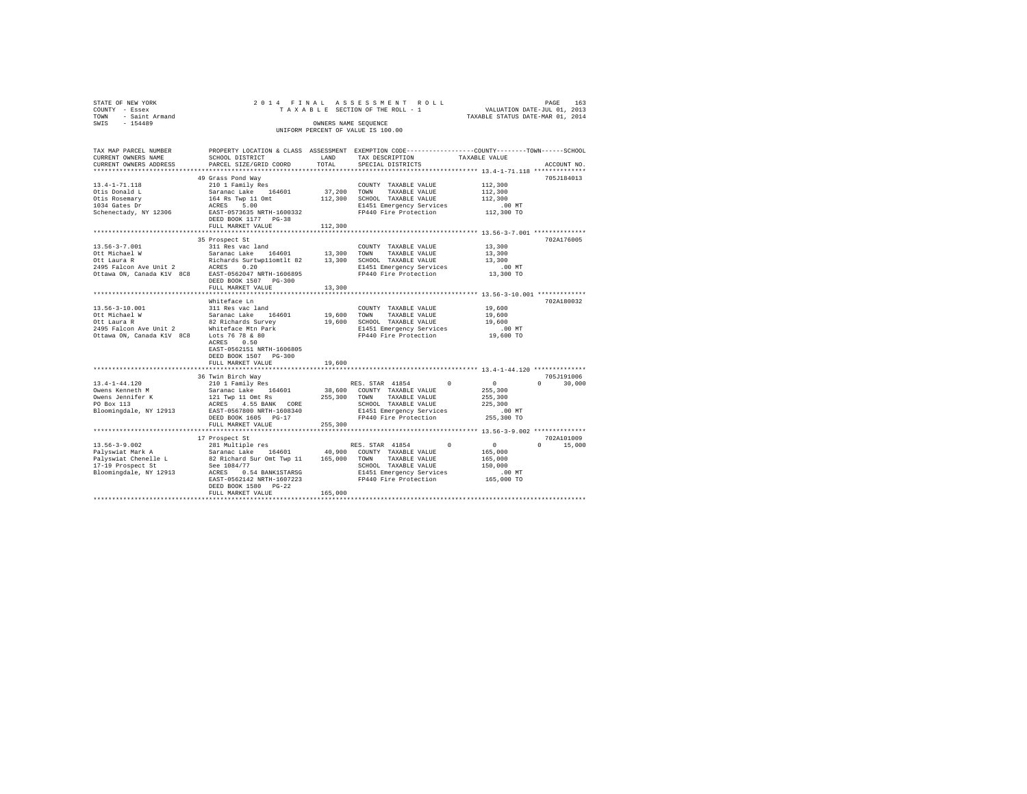STATE OF NEW YORK  
COUNTY - Essex  
TOWN - Saint Armand  
SWIS - 154489

2 0 1 4 F I N A L A S S E S S M E N T R O L L  
T A X A B L E SECTION OF THE ROLL - 1  
OWNERS NAME SEQUENCE  
UNIFORM PERCENT OF VALUE IS 100.00

VALUATION DATE-JUL 01, 2013  
TAXABLE STATUS DATE-MAR 01, 2014

| TAX MAP PARCEL NUMBER / CURRENT OWNERS NAME / CURRENT OWNERS ADDRESS | PROPERTY LOCATION & CLASS / SCHOOL DISTRICT / PARCEL SIZE/GRID COORD | ASSESSMENT LAND / TOTAL | EXEMPTION CODE / TAX DESCRIPTION / SPECIAL DISTRICTS | COUNTY / TOWN / SCHOOL TAXABLE VALUE | ACCOUNT NO. |
|---|---|---|---|---|---|
| **13.4-1-71.118** | 49 Grass Pond Way | | | | 705J184013 |
| 13.4-1-71.118 | 210 1 Family Res | | COUNTY TAXABLE VALUE | 112,300 | |
| Otis Donald L | Saranac Lake 164601 | 37,200 | TOWN TAXABLE VALUE | 112,300 | |
| Otis Rosemary | 164 Rs Twp 11 Omt | 112,300 | SCHOOL TAXABLE VALUE | 112,300 | |
| 1034 Gates Dr | ACRES 5.00 | | E1451 Emergency Services | .00 MT | |
| Schenectady, NY 12306 | EAST-0573635 NRTH-1600332 | | FP440 Fire Protection | 112,300 TO | |
| | DEED BOOK 1177 PG-38 | | | | |
| | FULL MARKET VALUE | 112,300 | | | |
| **13.56-3-7.001** | 35 Prospect St | | | | 702A176005 |
| 13.56-3-7.001 | 311 Res vac land | | COUNTY TAXABLE VALUE | 13,300 | |
| Ott Michael W | Saranac Lake 164601 | 13,300 | TOWN TAXABLE VALUE | 13,300 | |
| Ott Laura R | Richards Surtwp11omtlt 82 | 13,300 | SCHOOL TAXABLE VALUE | 13,300 | |
| 2495 Falcon Ave Unit 2 | ACRES 0.20 | | E1451 Emergency Services | .00 MT | |
| Ottawa ON, Canada K1V 8C8 | EAST-0562047 NRTH-1606895 | | FP440 Fire Protection | 13,300 TO | |
| | DEED BOOK 1507 PG-300 | | | | |
| | FULL MARKET VALUE | 13,300 | | | |
| **13.56-3-10.001** | Whiteface Ln | | | | 702A180032 |
| 13.56-3-10.001 | 311 Res vac land | | COUNTY TAXABLE VALUE | 19,600 | |
| Ott Michael W | Saranac Lake 164601 | 19,600 | TOWN TAXABLE VALUE | 19,600 | |
| Ott Laura R | 82 Richards Survey | 19,600 | SCHOOL TAXABLE VALUE | 19,600 | |
| 2495 Falcon Ave Unit 2 | Whiteface Mtn Park | | E1451 Emergency Services | .00 MT | |
| Ottawa ON, Canada K1V 8C8 | Lots 76 78 & 80 | | FP440 Fire Protection | 19,600 TO | |
| | ACRES 0.50 | | | | |
| | EAST-0562151 NRTH-1606805 | | | | |
| | DEED BOOK 1507 PG-300 | | | | |
| | FULL MARKET VALUE | 19,600 | | | |
| **13.4-1-44.120** | 36 Twin Birch Way | | | | 705J191006 |
| 13.4-1-44.120 | 210 1 Family Res | | RES. STAR 41854 | 0 / 0 / 0 / 30,000 | |
| Owens Kenneth M | Saranac Lake 164601 | 38,600 | COUNTY TAXABLE VALUE | 255,300 | |
| Owens Jennifer K | 121 Twp 11 Omt Rs | 255,300 | TOWN TAXABLE VALUE | 255,300 | |
| PO Box 113 | ACRES 4.55 BANK CORE | | SCHOOL TAXABLE VALUE | 225,300 | |
| Bloomingdale, NY 12913 | EAST-0567800 NRTH-1608340 | | E1451 Emergency Services | .00 MT | |
| | DEED BOOK 1605 PG-17 | | FP440 Fire Protection | 255,300 TO | |
| | FULL MARKET VALUE | 255,300 | | | |
| **13.56-3-9.002** | 17 Prospect St | | | | 702A101009 |
| 13.56-3-9.002 | 281 Multiple res | | RES. STAR 41854 | 0 / 0 / 0 / 15,000 | |
| Palyswiat Mark A | Saranac Lake 164601 | 40,900 | COUNTY TAXABLE VALUE | 165,000 | |
| Palyswiat Chenelle L | 82 Richard Sur Omt Twp 11 | 165,000 | TOWN TAXABLE VALUE | 165,000 | |
| 17-19 Prospect St | See 1084/77 | | SCHOOL TAXABLE VALUE | 150,000 | |
| Bloomingdale, NY 12913 | ACRES 0.54 BANK1STARSG | | E1451 Emergency Services | .00 MT | |
| | EAST-0562142 NRTH-1607223 | | FP440 Fire Protection | 165,000 TO | |
| | DEED BOOK 1580 PG-22 | | | | |
| | FULL MARKET VALUE | 165,000 | | | |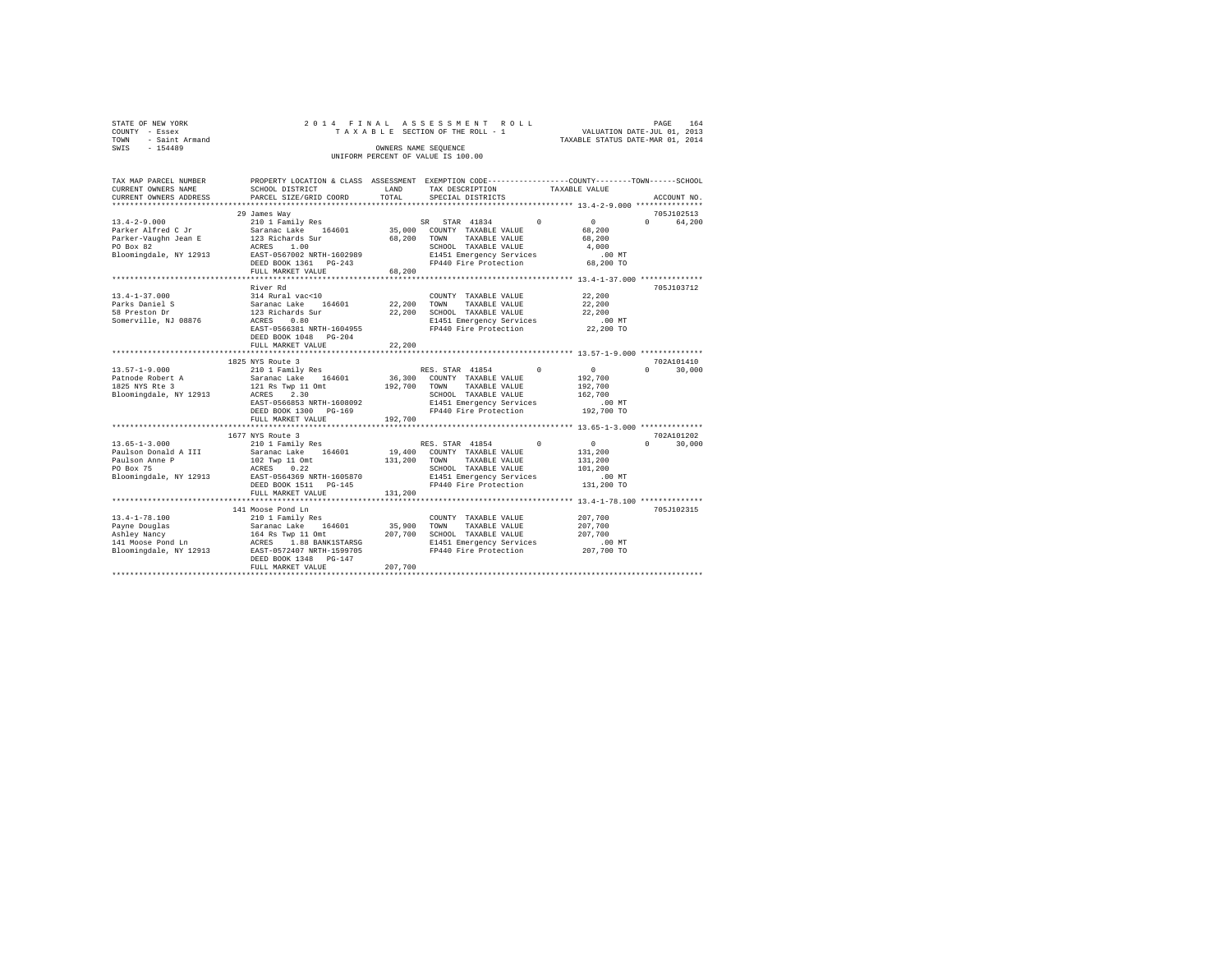STATE OF NEW YORK
COUNTY - Essex
TOWN - Saint Armand
SWIS - 154489

2014 FINAL ASSESSMENT ROLL
TAXABLE SECTION OF THE ROLL - 1
OWNERS NAME SEQUENCE
UNIFORM PERCENT OF VALUE IS 100.00

VALUATION DATE-JUL 01, 2013
TAXABLE STATUS DATE-MAR 01, 2014

```
TAX MAP PARCEL NUMBER     PROPERTY LOCATION & CLASS  ASSESSMENT  EXEMPTION CODE-----------------COUNTY--------TOWN------SCHOOL
CURRENT OWNERS NAME       SCHOOL DISTRICT               LAND      TAX DESCRIPTION            TAXABLE VALUE
CURRENT OWNERS ADDRESS    PARCEL SIZE/GRID COORD        TOTAL     SPECIAL DISTRICTS                                  ACCOUNT NO.
******************************************************************************************************* 13.4-2-9.000 ***************
                         29 James Way                                                                                705J102513
13.4-2-9.000             210 1 Family Res                  SR  STAR 41834        0           0            0       64,200
Parker Alfred C Jr       Saranac Lake   164601      35,000   COUNTY  TAXABLE VALUE          68,200
Parker-Vaughn Jean E     123 Richards Sur           68,200   TOWN    TAXABLE VALUE          68,200
PO Box 82                ACRES    1.00                       SCHOOL  TAXABLE VALUE           4,000
Bloomingdale, NY 12913   EAST-0567002 NRTH-1602989           E1451 Emergency Services          .00 MT
                         DEED BOOK 1361   PG-243             FP440 Fire Protection          68,200 TO
                         FULL MARKET VALUE          68,200
******************************************************************************************************* 13.4-1-37.000 **************
                         River Rd                                                                                    705J103712
13.4-1-37.000            314 Rural vac<10                    COUNTY  TAXABLE VALUE          22,200
Parks Daniel S           Saranac Lake   164601      22,200   TOWN    TAXABLE VALUE          22,200
58 Preston Dr            123 Richards Sur           22,200   SCHOOL  TAXABLE VALUE          22,200
Somerville, NJ 08876     ACRES    0.80                       E1451 Emergency Services          .00 MT
                         EAST-0566381 NRTH-1604955           FP440 Fire Protection          22,200 TO
                         DEED BOOK 1048   PG-204
                         FULL MARKET VALUE          22,200
******************************************************************************************************* 13.57-1-9.000 **************
                         1825 NYS Route 3                                                                            702A101410
13.57-1-9.000            210 1 Family Res                  RES. STAR 41854       0           0            0       30,000
Patnode Robert A         Saranac Lake   164601      36,300   COUNTY  TAXABLE VALUE         192,700
1825 NYS Rte 3           121 Rs Twp 11 Omt         192,700   TOWN    TAXABLE VALUE         192,700
Bloomingdale, NY 12913   ACRES    2.30                       SCHOOL  TAXABLE VALUE         162,700
                         EAST-0566853 NRTH-1608092           E1451 Emergency Services          .00 MT
                         DEED BOOK 1300   PG-169             FP440 Fire Protection         192,700 TO
                         FULL MARKET VALUE         192,700
******************************************************************************************************* 13.65-1-3.000 **************
                         1677 NYS Route 3                                                                            702A101202
13.65-1-3.000            210 1 Family Res                  RES. STAR 41854       0           0            0       30,000
Paulson Donald A III     Saranac Lake   164601      19,400   COUNTY  TAXABLE VALUE         131,200
Paulson Anne P           102 Twp 11 Omt            131,200   TOWN    TAXABLE VALUE         131,200
PO Box 75                ACRES    0.22                       SCHOOL  TAXABLE VALUE         101,200
Bloomingdale, NY 12913   EAST-0564369 NRTH-1605870           E1451 Emergency Services          .00 MT
                         DEED BOOK 1511   PG-145             FP440 Fire Protection         131,200 TO
                         FULL MARKET VALUE         131,200
******************************************************************************************************* 13.4-1-78.100 **************
                         141 Moose Pond Ln                                                                           705J102315
13.4-1-78.100            210 1 Family Res                    COUNTY  TAXABLE VALUE         207,700
Payne Douglas            Saranac Lake   164601      35,900   TOWN    TAXABLE VALUE         207,700
Ashley Nancy             164 Rs Twp 11 Omt         207,700   SCHOOL  TAXABLE VALUE         207,700
141 Moose Pond Ln        ACRES    1.88 BANK1STARSG           E1451 Emergency Services          .00 MT
Bloomingdale, NY 12913   EAST-0572407 NRTH-1599705           FP440 Fire Protection         207,700 TO
                         DEED BOOK 1348   PG-147
                         FULL MARKET VALUE         207,700
************************************************************************************************************************************
```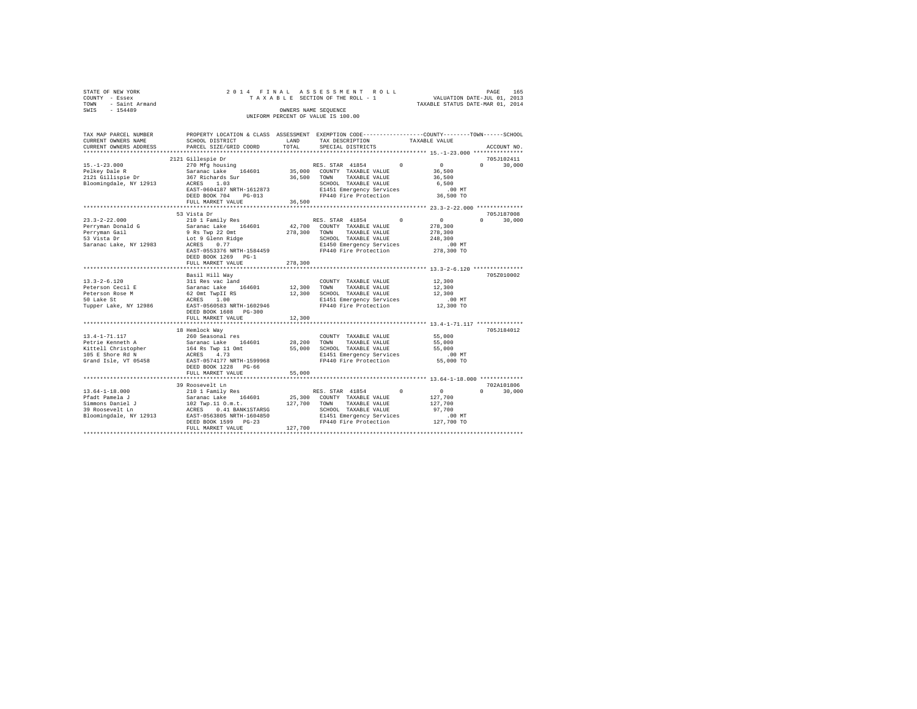STATE OF NEW YORK
COUNTY - Essex
TOWN - Saint Armand
SWIS - 154489

2014 FINAL ASSESSMENT ROLL
TAXABLE SECTION OF THE ROLL - 1
OWNERS NAME SEQUENCE
UNIFORM PERCENT OF VALUE IS 100.00

VALUATION DATE-JUL 01, 2013
TAXABLE STATUS DATE-MAR 01, 2014

```
TAX MAP PARCEL NUMBER     PROPERTY LOCATION & CLASS  ASSESSMENT  EXEMPTION CODE-----------------COUNTY--------TOWN------SCHOOL
CURRENT OWNERS NAME       SCHOOL DISTRICT            LAND        TAX DESCRIPTION            TAXABLE VALUE
CURRENT OWNERS ADDRESS    PARCEL SIZE/GRID COORD     TOTAL       SPECIAL DISTRICTS                                    ACCOUNT NO.
****************************************************************************************** 15.-1-23.000 ***************
                          2121 Gillespie Dr                                                                       705J102411
15.-1-23.000              270 Mfg housing                        RES. STAR 41854        0          0          0      30,000
Pelkey Dale R             Saranac Lake   164601       35,000   COUNTY  TAXABLE VALUE            36,500
2121 Gillispie Dr         367 Richards Sur            36,500   TOWN    TAXABLE VALUE            36,500
Bloomingdale, NY 12913    ACRES    1.03                        SCHOOL  TAXABLE VALUE             6,500
                          EAST-0604187 NRTH-1612873            E1451 Emergency Services            .00 MT
                          DEED BOOK 704    PG-013              FP440 Fire Protection            36,500 TO
                          FULL MARKET VALUE           36,500
****************************************************************************************** 23.3-2-22.000 **************
                          53 Vista Dr                                                                             705J187008
23.3-2-22.000             210 1 Family Res                       RES. STAR 41854        0          0          0      30,000
Perryman Donald G         Saranac Lake   164601       42,700   COUNTY  TAXABLE VALUE           278,300
Perryman Gail             9 Rs Twp 22 Omt            278,300   TOWN    TAXABLE VALUE           278,300
53 Vista Dr               Lot 9 Glenn Ridge                    SCHOOL  TAXABLE VALUE           248,300
Saranac Lake, NY 12983    ACRES    0.77                        E1450 Emergency Services            .00 MT
                          EAST-0553376 NRTH-1584459            FP440 Fire Protection           278,300 TO
                          DEED BOOK 1269   PG-1
                          FULL MARKET VALUE          278,300
****************************************************************************************** 13.3-2-6.120 ***************
                          Basil Hill Way                                                                          705Z010002
13.3-2-6.120              311 Res vac land                       COUNTY  TAXABLE VALUE            12,300
Peterson Cecil E          Saranac Lake   164601       12,300   TOWN    TAXABLE VALUE            12,300
Peterson Rose M           62 Omt TwpII RS             12,300   SCHOOL  TAXABLE VALUE            12,300
50 Lake St                ACRES    1.00                        E1451 Emergency Services            .00 MT
Tupper Lake, NY 12986     EAST-0560583 NRTH-1602946            FP440 Fire Protection            12,300 TO
                          DEED BOOK 1608   PG-300
                          FULL MARKET VALUE           12,300
****************************************************************************************** 13.4-1-71.117 **************
                          18 Hemlock Way                                                                          705J184012
13.4-1-71.117             260 Seasonal res                       COUNTY  TAXABLE VALUE            55,000
Petrie Kenneth A          Saranac Lake   164601       28,200   TOWN    TAXABLE VALUE            55,000
Kittell Christopher       164 Rs Twp 11 Omt           55,000   SCHOOL  TAXABLE VALUE            55,000
105 E Shore Rd N          ACRES    4.73                        E1451 Emergency Services            .00 MT
Grand Isle, VT 05458      EAST-0574177 NRTH-1599968            FP440 Fire Protection            55,000 TO
                          DEED BOOK 1228   PG-66
                          FULL MARKET VALUE           55,000
****************************************************************************************** 13.64-1-18.000 *************
                          39 Roosevelt Ln                                                                         702A101806
13.64-1-18.000            210 1 Family Res                       RES. STAR 41854        0          0          0      30,000
Pfadt Pamela J            Saranac Lake   164601       25,300   COUNTY  TAXABLE VALUE           127,700
Simmons Daniel J          102 Twp.11 O.m.t.          127,700   TOWN    TAXABLE VALUE           127,700
39 Roosevelt Ln           ACRES    0.41 BANK1STARSG            SCHOOL  TAXABLE VALUE            97,700
Bloomingdale, NY 12913    EAST-0563805 NRTH-1604850            E1451 Emergency Services            .00 MT
                          DEED BOOK 1599   PG-23               FP440 Fire Protection           127,700 TO
                          FULL MARKET VALUE          127,700
************************************************************************************************************************
```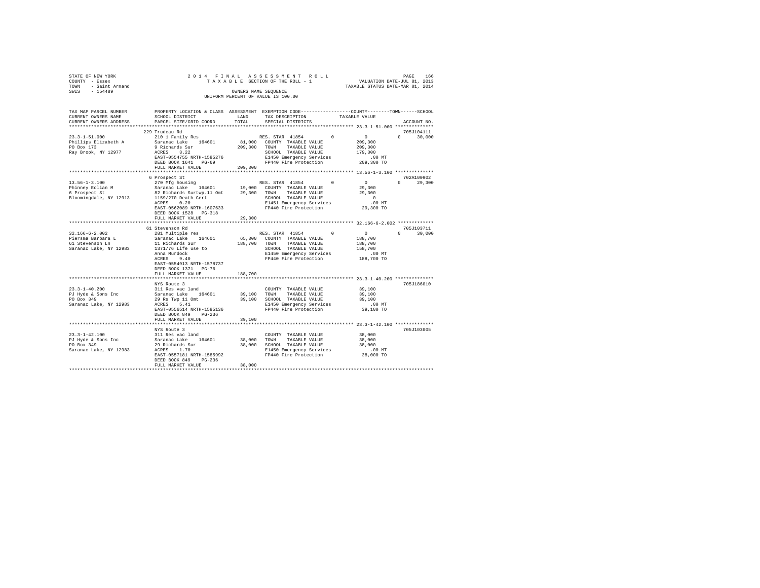STATE OF NEW YORK
COUNTY - Essex
TOWN - Saint Armand
SWIS - 154489

2014 FINAL ASSESSMENT ROLL
TAXABLE SECTION OF THE ROLL - 1
OWNERS NAME SEQUENCE
UNIFORM PERCENT OF VALUE IS 100.00

VALUATION DATE-JUL 01, 2013
TAXABLE STATUS DATE-MAR 01, 2014

```
TAX MAP PARCEL NUMBER     PROPERTY LOCATION & CLASS  ASSESSMENT  EXEMPTION CODE-----------------COUNTY--------TOWN------SCHOOL
CURRENT OWNERS NAME       SCHOOL DISTRICT               LAND     TAX DESCRIPTION            TAXABLE VALUE
CURRENT OWNERS ADDRESS    PARCEL SIZE/GRID COORD        TOTAL    SPECIAL DISTRICTS                                   ACCOUNT NO.
******************************************************************************************** 23.3-1-51.000 **************
                          229 Trudeau Rd                                                                          705J104111
23.3-1-51.000             210 1 Family Res                         RES. STAR 41854        0          0            0     30,000
Phillips Elizabeth A      Saranac Lake    164601        81,000     COUNTY  TAXABLE VALUE        209,300
PO Box 173                9 Richards Sur               209,300     TOWN    TAXABLE VALUE        209,300
Ray Brook, NY 12977       ACRES    3.22                            SCHOOL  TAXABLE VALUE        179,300
                          EAST-0554755 NRTH-1585276                E1450 Emergency Services         .00 MT
                          DEED BOOK 1641   PG-69                   FP440 Fire Protection        209,300 TO
                          FULL MARKET VALUE            209,300
******************************************************************************************** 13.56-1-3.100 **************
                          6 Prospect St                                                                           702A100902
13.56-1-3.100             270 Mfg housing                          RES. STAR 41854        0          0            0     29,300
Phinney Eolian M          Saranac Lake    164601        19,000     COUNTY  TAXABLE VALUE         29,300
6 Prospect St             82 Richards Surtwp.11 Omt     29,300     TOWN    TAXABLE VALUE         29,300
Bloomingdale, NY 12913    1159/270 Death Cert                      SCHOOL  TAXABLE VALUE              0
                          ACRES    0.20                            E1451 Emergency Services         .00 MT
                          EAST-0562089 NRTH-1607633                FP440 Fire Protection         29,300 TO
                          DEED BOOK 1528   PG-318
                          FULL MARKET VALUE             29,300
******************************************************************************************** 32.166-6-2.002 *************
                          61 Stevenson Rd                                                                         705J103711
32.166-6-2.002            281 Multiple res                         RES. STAR 41854        0          0            0     30,000
Piersma Barbara L         Saranac Lake    164601        65,300     COUNTY  TAXABLE VALUE        188,700
61 Stevenson Ln           11 Richards Sur              188,700     TOWN    TAXABLE VALUE        188,700
Saranac Lake, NY 12983    1371/76 Life use to                      SCHOOL  TAXABLE VALUE        158,700
                          Anna Murdock                             E1450 Emergency Services         .00 MT
                          ACRES    9.40                            FP440 Fire Protection        188,700 TO
                          EAST-0554913 NRTH-1578737
                          DEED BOOK 1371   PG-76
                          FULL MARKET VALUE            188,700
******************************************************************************************** 23.3-1-40.200 **************
                          NYS Route 3                                                                             705J186010
23.3-1-40.200             311 Res vac land                         COUNTY  TAXABLE VALUE         39,100
PJ Hyde & Sons Inc        Saranac Lake    164601        39,100     TOWN    TAXABLE VALUE         39,100
PO Box 349                29 Rs Twp 11 Omt              39,100     SCHOOL  TAXABLE VALUE         39,100
Saranac Lake, NY 12983    ACRES    5.41                            E1450 Emergency Services         .00 MT
                          EAST-0556514 NRTH-1585136                FP440 Fire Protection         39,100 TO
                          DEED BOOK 849    PG-236
                          FULL MARKET VALUE             39,100
******************************************************************************************** 23.3-1-42.100 **************
                          NYS Route 3                                                                             705J103005
23.3-1-42.100             311 Res vac land                         COUNTY  TAXABLE VALUE         38,000
PJ Hyde & Sons Inc        Saranac Lake    164601        38,000     TOWN    TAXABLE VALUE         38,000
PO Box 349                29 Richards Sur               38,000     SCHOOL  TAXABLE VALUE         38,000
Saranac Lake, NY 12983    ACRES    1.70                            E1450 Emergency Services         .00 MT
                          EAST-0557181 NRTH-1585992                FP440 Fire Protection         38,000 TO
                          DEED BOOK 849    PG-236
                          FULL MARKET VALUE             38,000
****************************************************************************************************************************
```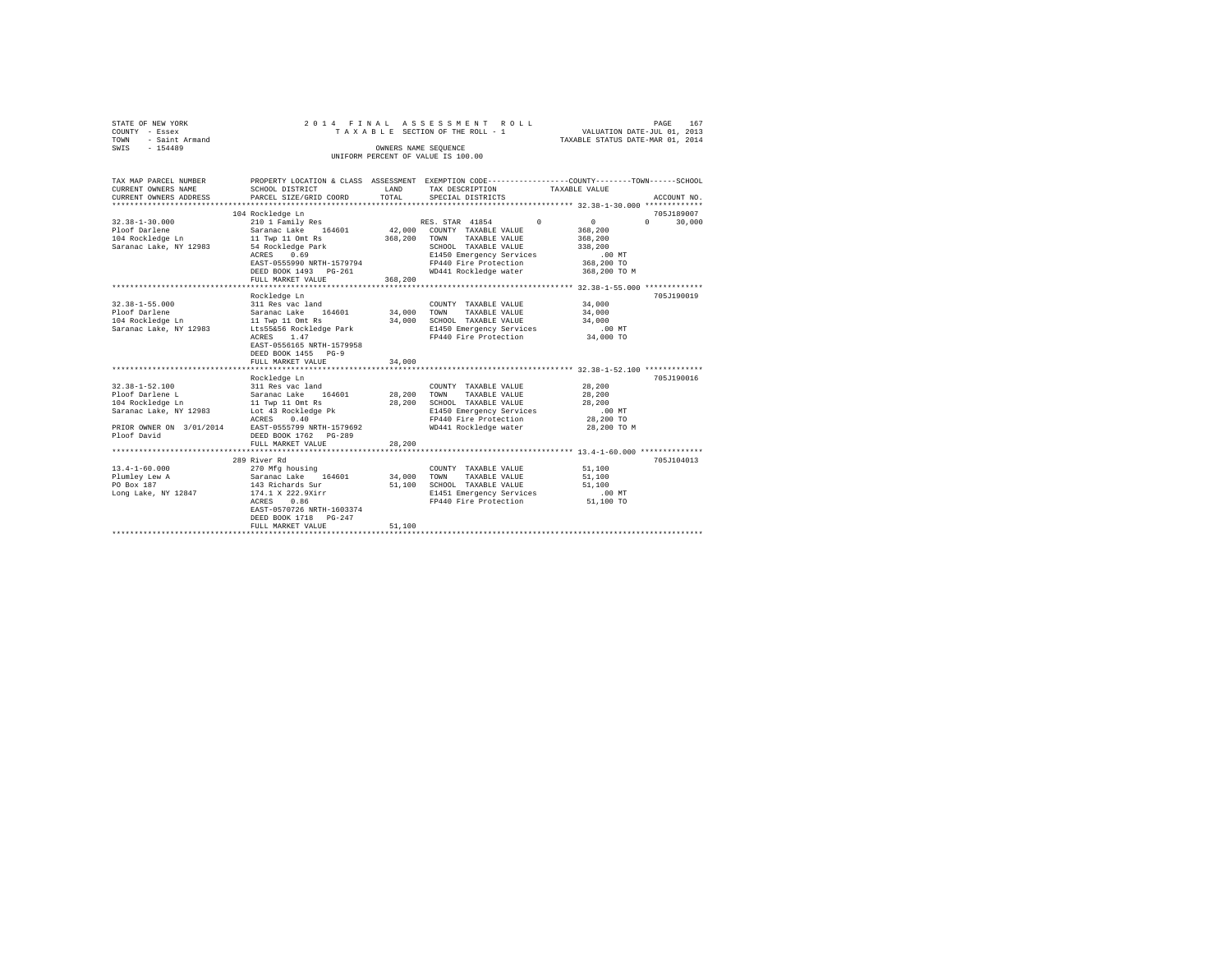STATE OF NEW YORK
COUNTY - Essex
TOWN - Saint Armand
SWIS - 154489

2014 FINAL ASSESSMENT ROLL
TAXABLE SECTION OF THE ROLL - 1
OWNERS NAME SEQUENCE
UNIFORM PERCENT OF VALUE IS 100.00

VALUATION DATE-JUL 01, 2013
TAXABLE STATUS DATE-MAR 01, 2014

```
TAX MAP PARCEL NUMBER          PROPERTY LOCATION & CLASS  ASSESSMENT  EXEMPTION CODE-----------------COUNTY--------TOWN------SCHOOL
CURRENT OWNERS NAME            SCHOOL DISTRICT              LAND      TAX DESCRIPTION            TAXABLE VALUE
CURRENT OWNERS ADDRESS         PARCEL SIZE/GRID COORD       TOTAL     SPECIAL DISTRICTS                                    ACCOUNT NO.
******************************************************************************************************* 32.38-1-30.000 *************
                           104 Rockledge Ln                                                                              705J189007
32.38-1-30.000             210 1 Family Res                      RES. STAR 41854        0           0           0      30,000
Ploof Darlene              Saranac Lake   164601       42,000   COUNTY  TAXABLE VALUE          368,200
104 Rockledge Ln           11 Twp 11 Omt Rs           368,200   TOWN    TAXABLE VALUE          368,200
Saranac Lake, NY 12983     54 Rockledge Park                     SCHOOL  TAXABLE VALUE          338,200
                           ACRES    0.69                         E1450 Emergency Services           .00 MT
                           EAST-0555990 NRTH-1579794             FP440 Fire Protection          368,200 TO
                           DEED BOOK 1493   PG-261               WD441 Rockledge water          368,200 TO M
                           FULL MARKET VALUE          368,200
******************************************************************************************************* 32.38-1-55.000 *************
                           Rockledge Ln                                                                                  705J190019
32.38-1-55.000             311 Res vac land                      COUNTY  TAXABLE VALUE           34,000
Ploof Darlene              Saranac Lake   164601       34,000   TOWN    TAXABLE VALUE           34,000
104 Rockledge Ln           11 Twp 11 Omt Rs            34,000   SCHOOL  TAXABLE VALUE           34,000
Saranac Lake, NY 12983     Lts55&56 Rockledge Park               E1450 Emergency Services           .00 MT
                           ACRES    1.47                         FP440 Fire Protection           34,000 TO
                           EAST-0556165 NRTH-1579958
                           DEED BOOK 1455   PG-9
                           FULL MARKET VALUE           34,000
******************************************************************************************************* 32.38-1-52.100 *************
                           Rockledge Ln                                                                                  705J190016
32.38-1-52.100             311 Res vac land                      COUNTY  TAXABLE VALUE           28,200
Ploof Darlene L            Saranac Lake   164601       28,200   TOWN    TAXABLE VALUE           28,200
104 Rockledge Ln           11 Twp 11 Omt Rs            28,200   SCHOOL  TAXABLE VALUE           28,200
Saranac Lake, NY 12983     Lot 43 Rockledge Pk                   E1450 Emergency Services           .00 MT
                           ACRES    0.40                         FP440 Fire Protection           28,200 TO
PRIOR OWNER ON 3/01/2014   EAST-0555799 NRTH-1579692             WD441 Rockledge water           28,200 TO M
Ploof David                DEED BOOK 1762   PG-289
                           FULL MARKET VALUE           28,200
******************************************************************************************************* 13.4-1-60.000 **************
                           289 River Rd                                                                                  705J104013
13.4-1-60.000              270 Mfg housing                       COUNTY  TAXABLE VALUE           51,100
Plumley Lew A              Saranac Lake   164601       34,000   TOWN    TAXABLE VALUE           51,100
PO Box 187                 143 Richards Sur            51,100   SCHOOL  TAXABLE VALUE           51,100
Long Lake, NY 12847        174.1 X 222.9Xirr                     E1451 Emergency Services           .00 MT
                           ACRES    0.86                         FP440 Fire Protection           51,100 TO
                           EAST-0570726 NRTH-1603374
                           DEED BOOK 1718   PG-247
                           FULL MARKET VALUE           51,100
************************************************************************************************************************************
```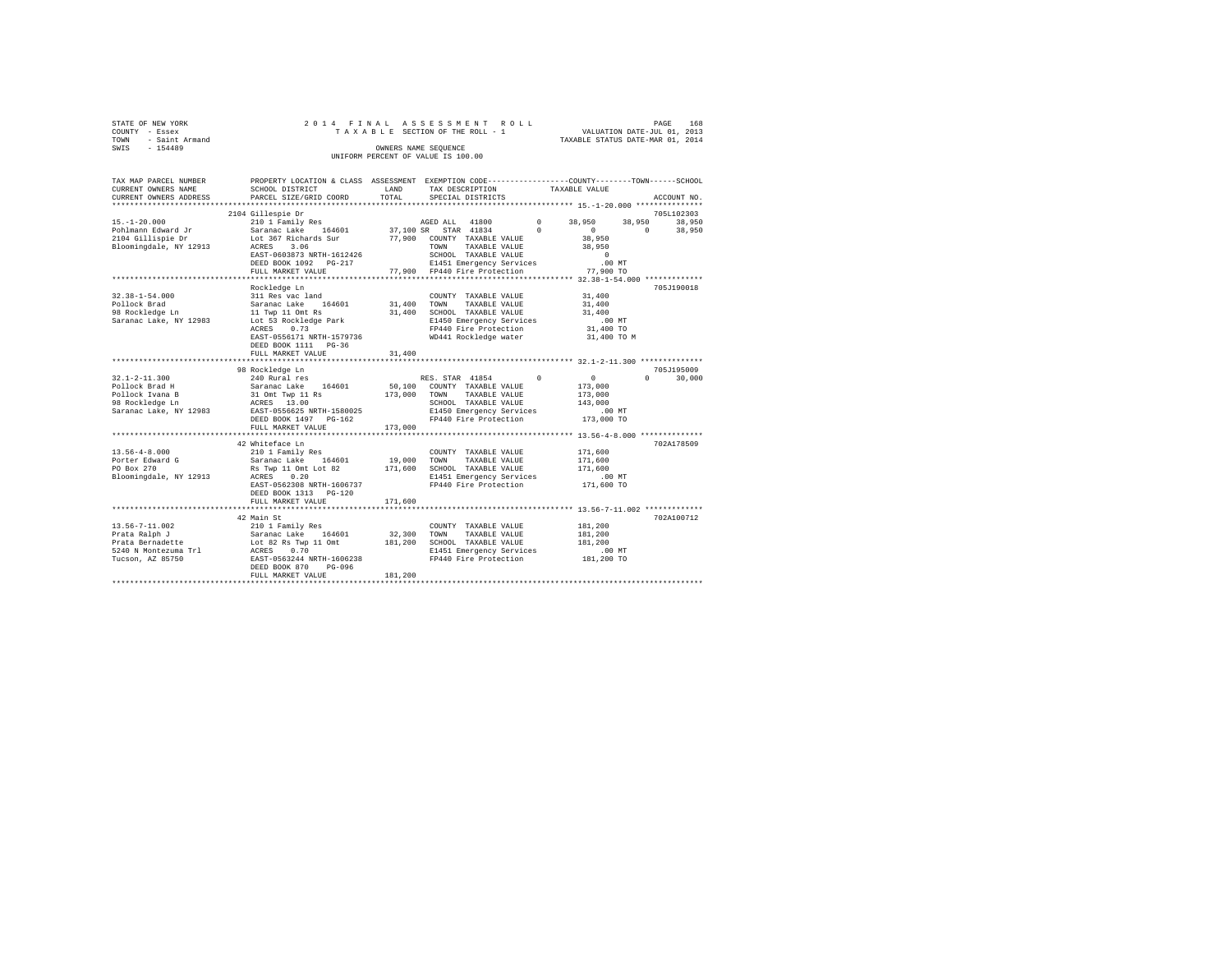STATE OF NEW YORK
COUNTY - Essex
TOWN - Saint Armand
SWIS - 154489

2014 FINAL ASSESSMENT ROLL
TAXABLE SECTION OF THE ROLL - 1
OWNERS NAME SEQUENCE
UNIFORM PERCENT OF VALUE IS 100.00

VALUATION DATE-JUL 01, 2013
TAXABLE STATUS DATE-MAR 01, 2014

```
TAX MAP PARCEL NUMBER    PROPERTY LOCATION & CLASS  ASSESSMENT  EXEMPTION CODE-----------------COUNTY--------TOWN------SCHOOL
CURRENT OWNERS NAME      SCHOOL DISTRICT             LAND       TAX DESCRIPTION            TAXABLE VALUE
CURRENT OWNERS ADDRESS   PARCEL SIZE/GRID COORD      TOTAL      SPECIAL DISTRICTS                                    ACCOUNT NO.
******************************************************************************************* 15.-1-20.000 ***************
                         2104 Gillespie Dr                                                                         705L102303
15.-1-20.000             210 1 Family Res                   AGED ALL  41800          0      38,950     38,950     38,950
Pohlmann Edward Jr       Saranac Lake    164601       37,100 SR  STAR 41834          0           0          0     38,950
2104 Gillispie Dr        Lot 367 Richards Sur         77,900  COUNTY  TAXABLE VALUE          38,950
Bloomingdale, NY 12913   ACRES    3.06                        TOWN    TAXABLE VALUE          38,950
                         EAST-0603873 NRTH-1612426            SCHOOL  TAXABLE VALUE               0
                         DEED BOOK 1092   PG-217              E1451 Emergency Services          .00 MT
                         FULL MARKET VALUE            77,900  FP440 Fire Protection          77,900 TO
******************************************************************************************* 32.38-1-54.000 *************
                         Rockledge Ln                                                                              705J190018
32.38-1-54.000           311 Res vac land                     COUNTY  TAXABLE VALUE          31,400
Pollock Brad             Saranac Lake    164601       31,400  TOWN    TAXABLE VALUE          31,400
98 Rockledge Ln          11 Twp 11 Omt Rs             31,400  SCHOOL  TAXABLE VALUE          31,400
Saranac Lake, NY 12983   Lot 53 Rockledge Park                E1450 Emergency Services          .00 MT
                         ACRES    0.73                        FP440 Fire Protection          31,400 TO
                         EAST-0556171 NRTH-1579736            WD441 Rockledge water          31,400 TO M
                         DEED BOOK 1111   PG-36
                         FULL MARKET VALUE            31,400
******************************************************************************************* 32.1-2-11.300 **************
                         98 Rockledge Ln                                                                           705J195009
32.1-2-11.300            240 Rural res                      RES. STAR 41854          0           0          0     30,000
Pollock Brad H           Saranac Lake    164601       50,100  COUNTY  TAXABLE VALUE         173,000
Pollock Ivana B          31 Omt Twp 11 Rs            173,000  TOWN    TAXABLE VALUE         173,000
98 Rockledge Ln          ACRES   13.00                        SCHOOL  TAXABLE VALUE         143,000
Saranac Lake, NY 12983   EAST-0556625 NRTH-1580025            E1450 Emergency Services          .00 MT
                         DEED BOOK 1497   PG-162              FP440 Fire Protection         173,000 TO
                         FULL MARKET VALUE           173,000
******************************************************************************************* 13.56-4-8.000 **************
                         42 Whiteface Ln                                                                           702A178509
13.56-4-8.000            210 1 Family Res                     COUNTY  TAXABLE VALUE         171,600
Porter Edward G          Saranac Lake    164601       19,000  TOWN    TAXABLE VALUE         171,600
PO Box 270               Rs Twp 11 Omt Lot 82        171,600  SCHOOL  TAXABLE VALUE         171,600
Bloomingdale, NY 12913   ACRES    0.20                        E1451 Emergency Services          .00 MT
                         EAST-0562308 NRTH-1606737            FP440 Fire Protection         171,600 TO
                         DEED BOOK 1313   PG-120
                         FULL MARKET VALUE           171,600
******************************************************************************************* 13.56-7-11.002 *************
                         42 Main St                                                                                702A100712
13.56-7-11.002           210 1 Family Res                     COUNTY  TAXABLE VALUE         181,200
Prata Ralph J            Saranac Lake    164601       32,300  TOWN    TAXABLE VALUE         181,200
Prata Bernadette         Lot 82 Rs Twp 11 Omt        181,200  SCHOOL  TAXABLE VALUE         181,200
5240 N Montezuma Trl     ACRES    0.70                        E1451 Emergency Services          .00 MT
Tucson, AZ 85750         EAST-0563244 NRTH-1606238            FP440 Fire Protection         181,200 TO
                         DEED BOOK 870    PG-096
                         FULL MARKET VALUE           181,200
************************************************************************************************************************
```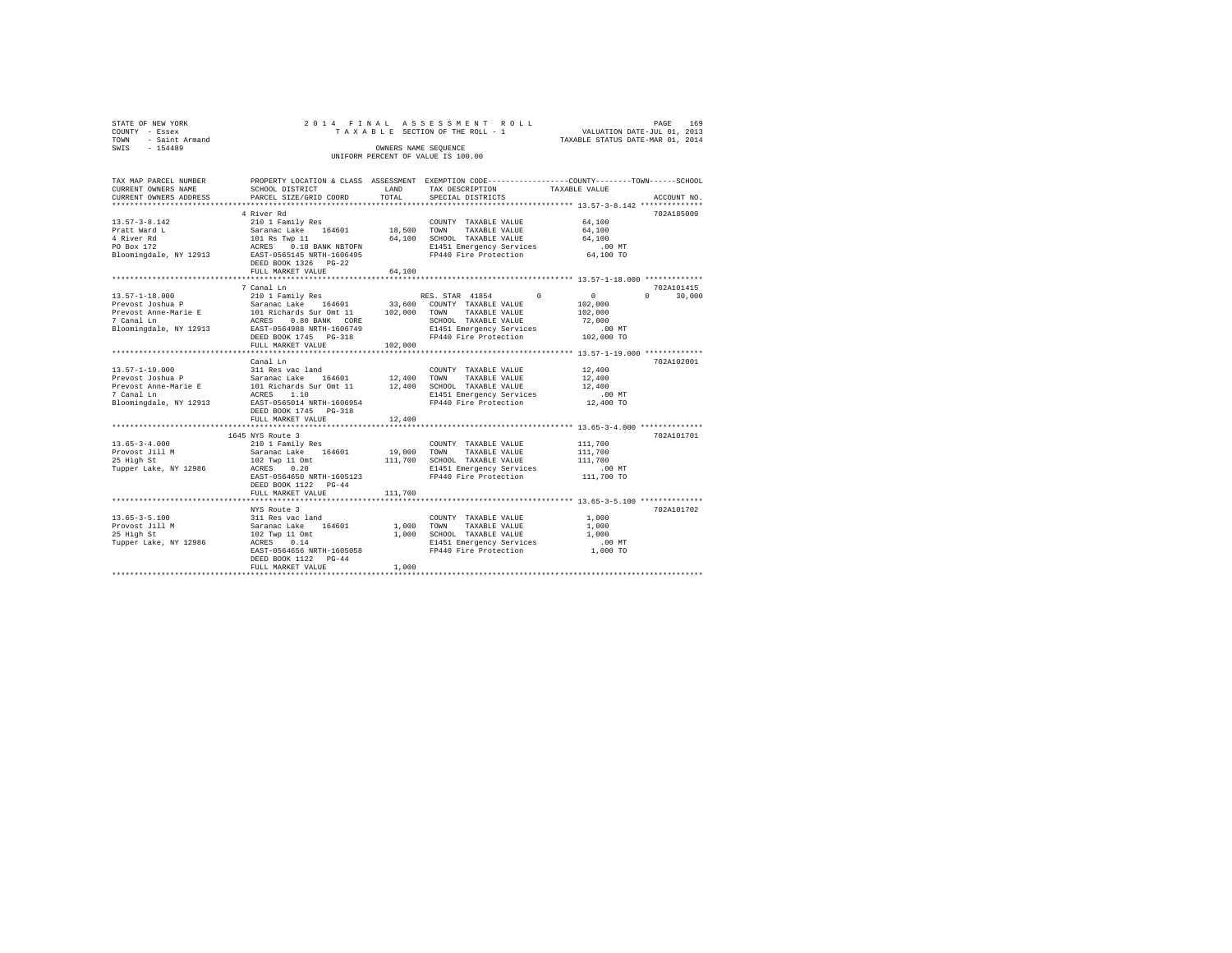STATE OF NEW YORK
COUNTY - Essex
TOWN - Saint Armand
SWIS - 154489

2014 FINAL ASSESSMENT ROLL
TAXABLE SECTION OF THE ROLL - 1
OWNERS NAME SEQUENCE
UNIFORM PERCENT OF VALUE IS 100.00

VALUATION DATE-JUL 01, 2013
TAXABLE STATUS DATE-MAR 01, 2014

| TAX MAP PARCEL NUMBER / CURRENT OWNERS NAME / CURRENT OWNERS ADDRESS | PROPERTY LOCATION & CLASS / SCHOOL DISTRICT / PARCEL SIZE/GRID COORD | ASSESSMENT LAND | TOTAL | EXEMPTION CODE / TAX DESCRIPTION / SPECIAL DISTRICTS | COUNTY | TOWN | SCHOOL | ACCOUNT NO. |
|---|---|---|---|---|---|---|---|---|
| 13.57-3-8.142 | 4 River Rd | | | | | | | 702A185009 |
| Pratt Ward L | 210 1 Family Res | | | COUNTY TAXABLE VALUE | 64,100 | | | |
| 4 River Rd | Saranac Lake 164601 | 18,500 | | TOWN TAXABLE VALUE | | 64,100 | | |
| PO Box 172 | 101 Rs Twp 11 | | 64,100 | SCHOOL TAXABLE VALUE | | | 64,100 | |
| Bloomingdale, NY 12913 | ACRES 0.18 BANK NBTOFN | | | E1451 Emergency Services | .00 MT | | | |
| | EAST-0565145 NRTH-1606495 | | | FP440 Fire Protection | 64,100 TO | | | |
| | DEED BOOK 1326 PG-22 | | | | | | | |
| | FULL MARKET VALUE | | 64,100 | | | | | |
| 13.57-1-18.000 | 7 Canal Ln | | | | | | | 702A101415 |
| Prevost Joshua P | 210 1 Family Res | | | RES. STAR 41854 0 | 0 | 0 | 30,000 | |
| Prevost Anne-Marie E | Saranac Lake 164601 | 33,600 | | COUNTY TAXABLE VALUE | 102,000 | | | |
| 7 Canal Ln | 101 Richards Sur Omt 11 | | 102,000 | TOWN TAXABLE VALUE | | 102,000 | | |
| Bloomingdale, NY 12913 | ACRES 0.80 BANK CORE | | | SCHOOL TAXABLE VALUE | | | 72,000 | |
| | EAST-0564988 NRTH-1606749 | | | E1451 Emergency Services | .00 MT | | | |
| | DEED BOOK 1745 PG-318 | | | FP440 Fire Protection | 102,000 TO | | | |
| | FULL MARKET VALUE | | 102,000 | | | | | |
| 13.57-1-19.000 | Canal Ln | | | | | | | 702A102001 |
| Prevost Joshua P | 311 Res vac land | | | COUNTY TAXABLE VALUE | 12,400 | | | |
| Prevost Anne-Marie E | Saranac Lake 164601 | 12,400 | | TOWN TAXABLE VALUE | | 12,400 | | |
| 7 Canal Ln | 101 Richards Sur Omt 11 | | 12,400 | SCHOOL TAXABLE VALUE | | | 12,400 | |
| Bloomingdale, NY 12913 | ACRES 1.10 | | | E1451 Emergency Services | .00 MT | | | |
| | EAST-0565014 NRTH-1606954 | | | FP440 Fire Protection | 12,400 TO | | | |
| | DEED BOOK 1745 PG-318 | | | | | | | |
| | FULL MARKET VALUE | | 12,400 | | | | | |
| 13.65-3-4.000 | 1645 NYS Route 3 | | | | | | | 702A101701 |
| Provost Jill M | 210 1 Family Res | | | COUNTY TAXABLE VALUE | 111,700 | | | |
| 25 High St | Saranac Lake 164601 | 19,000 | | TOWN TAXABLE VALUE | | 111,700 | | |
| Tupper Lake, NY 12986 | 102 Twp 11 Omt | | 111,700 | SCHOOL TAXABLE VALUE | | | 111,700 | |
| | ACRES 0.20 | | | E1451 Emergency Services | .00 MT | | | |
| | EAST-0564650 NRTH-1605123 | | | FP440 Fire Protection | 111,700 TO | | | |
| | DEED BOOK 1122 PG-44 | | | | | | | |
| | FULL MARKET VALUE | | 111,700 | | | | | |
| 13.65-3-5.100 | NYS Route 3 | | | | | | | 702A101702 |
| Provost Jill M | 311 Res vac land | | | COUNTY TAXABLE VALUE | 1,000 | | | |
| 25 High St | Saranac Lake 164601 | 1,000 | | TOWN TAXABLE VALUE | | 1,000 | | |
| Tupper Lake, NY 12986 | 102 Twp 11 Omt | | 1,000 | SCHOOL TAXABLE VALUE | | | 1,000 | |
| | ACRES 0.14 | | | E1451 Emergency Services | .00 MT | | | |
| | EAST-0564656 NRTH-1605058 | | | FP440 Fire Protection | 1,000 TO | | | |
| | DEED BOOK 1122 PG-44 | | | | | | | |
| | FULL MARKET VALUE | | 1,000 | | | | | |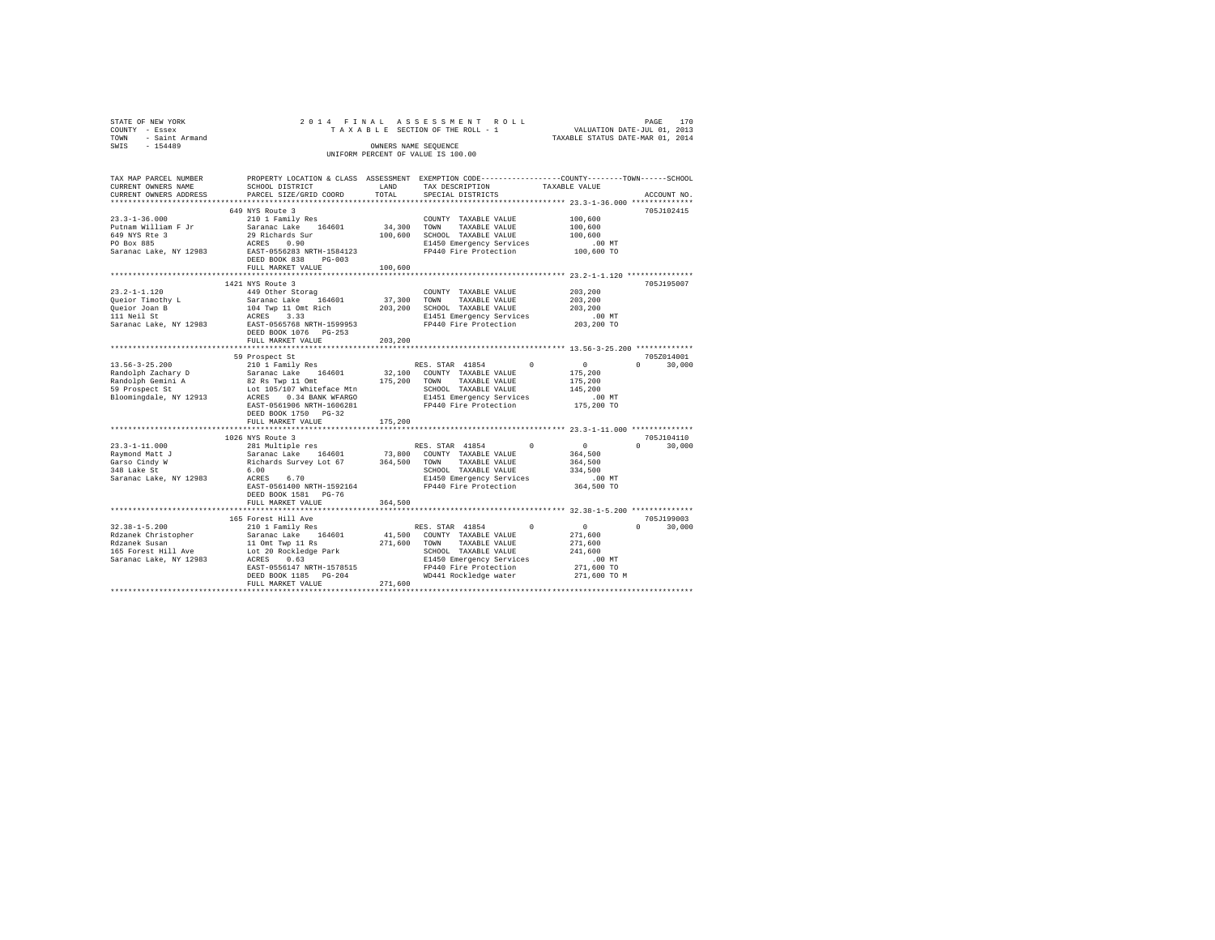STATE OF NEW YORK
COUNTY - Essex
TOWN - Saint Armand
SWIS - 154489

2014 FINAL ASSESSMENT ROLL
TAXABLE SECTION OF THE ROLL - 1
OWNERS NAME SEQUENCE
UNIFORM PERCENT OF VALUE IS 100.00

VALUATION DATE-JUL 01, 2013
TAXABLE STATUS DATE-MAR 01, 2014

| TAX MAP PARCEL NUMBER / CURRENT OWNERS NAME / CURRENT OWNERS ADDRESS | PROPERTY LOCATION & CLASS / SCHOOL DISTRICT / PARCEL SIZE/GRID COORD | ASSESSMENT LAND / TOTAL | EXEMPTION CODE / TAX DESCRIPTION / SPECIAL DISTRICTS | COUNTY | TOWN | SCHOOL / TAXABLE VALUE | ACCOUNT NO. |
|---|---|---|---|---|---|---|---|
| **23.3-1-36.000** | 649 NYS Route 3 | | | | | | 705J102415 |
| Putnam William F Jr | 210 1 Family Res | | COUNTY TAXABLE VALUE | | | 100,600 | |
| 649 NYS Rte 3 | Saranac Lake 164601 | 34,300 | TOWN TAXABLE VALUE | | | 100,600 | |
| PO Box 885 | 29 Richards Sur | 100,600 | SCHOOL TAXABLE VALUE | | | 100,600 | |
| Saranac Lake, NY 12983 | ACRES 0.90 | | E1450 Emergency Services | | | .00 MT | |
| | EAST-0556283 NRTH-1584123 | | FP440 Fire Protection | | | 100,600 TO | |
| | DEED BOOK 838 PG-003 | | | | | | |
| | FULL MARKET VALUE | 100,600 | | | | | |
| **23.2-1-1.120** | 1421 NYS Route 3 | | | | | | 705J195007 |
| Queior Timothy L | 449 Other Storag | | COUNTY TAXABLE VALUE | | | 203,200 | |
| Queior Joan B | Saranac Lake 164601 | 37,300 | TOWN TAXABLE VALUE | | | 203,200 | |
| 111 Neil St | 104 Twp 11 Omt Rich | 203,200 | SCHOOL TAXABLE VALUE | | | 203,200 | |
| Saranac Lake, NY 12983 | ACRES 3.33 | | E1451 Emergency Services | | | .00 MT | |
| | EAST-0565768 NRTH-1599953 | | FP440 Fire Protection | | | 203,200 TO | |
| | DEED BOOK 1076 PG-253 | | | | | | |
| | FULL MARKET VALUE | 203,200 | | | | | |
| **13.56-3-25.200** | 59 Prospect St | | | | | | 705Z014001 |
| Randolph Zachary D | 210 1 Family Res | | RES. STAR 41854 | 0 | 0 | 0 30,000 | |
| Randolph Gemini A | Saranac Lake 164601 | 32,100 | COUNTY TAXABLE VALUE | | | 175,200 | |
| 59 Prospect St | 82 Rs Twp 11 Omt | 175,200 | TOWN TAXABLE VALUE | | | 175,200 | |
| Bloomingdale, NY 12913 | Lot 105/107 Whiteface Mtn | | SCHOOL TAXABLE VALUE | | | 145,200 | |
| | ACRES 0.34 BANK WFARGO | | E1451 Emergency Services | | | .00 MT | |
| | EAST-0561906 NRTH-1606281 | | FP440 Fire Protection | | | 175,200 TO | |
| | DEED BOOK 1750 PG-32 | | | | | | |
| | FULL MARKET VALUE | 175,200 | | | | | |
| **23.3-1-11.000** | 1026 NYS Route 3 | | | | | | 705J104110 |
| Raymond Matt J | 281 Multiple res | | RES. STAR 41854 | 0 | 0 | 0 30,000 | |
| Garso Cindy W | Saranac Lake 164601 | 73,800 | COUNTY TAXABLE VALUE | | | 364,500 | |
| 348 Lake St | Richards Survey Lot 67 | 364,500 | TOWN TAXABLE VALUE | | | 364,500 | |
| Saranac Lake, NY 12983 | 6.00 | | SCHOOL TAXABLE VALUE | | | 334,500 | |
| | ACRES 6.70 | | E1450 Emergency Services | | | .00 MT | |
| | EAST-0561400 NRTH-1592164 | | FP440 Fire Protection | | | 364,500 TO | |
| | DEED BOOK 1581 PG-76 | | | | | | |
| | FULL MARKET VALUE | 364,500 | | | | | |
| **32.38-1-5.200** | 165 Forest Hill Ave | | | | | | 705J199003 |
| Rdzanek Christopher | 210 1 Family Res | | RES. STAR 41854 | 0 | 0 | 0 30,000 | |
| Rdzanek Susan | Saranac Lake 164601 | 41,500 | COUNTY TAXABLE VALUE | | | 271,600 | |
| 165 Forest Hill Ave | 11 Omt Twp 11 Rs | 271,600 | TOWN TAXABLE VALUE | | | 271,600 | |
| Saranac Lake, NY 12983 | Lot 20 Rockledge Park | | SCHOOL TAXABLE VALUE | | | 241,600 | |
| | ACRES 0.63 | | E1450 Emergency Services | | | .00 MT | |
| | EAST-0556147 NRTH-1578515 | | FP440 Fire Protection | | | 271,600 TO | |
| | DEED BOOK 1185 PG-204 | | WD441 Rockledge water | | | 271,600 TO M | |
| | FULL MARKET VALUE | 271,600 | | | | | |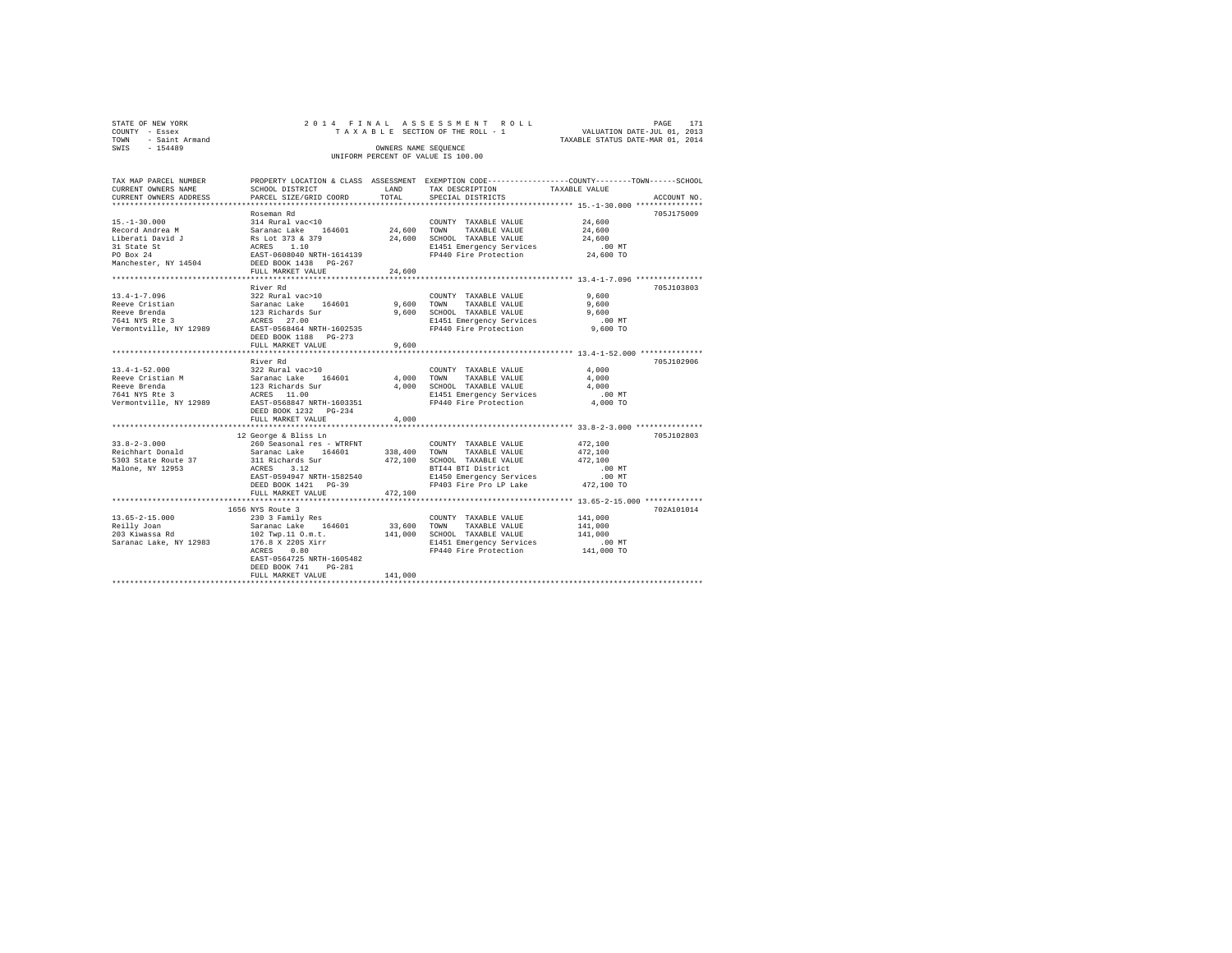STATE OF NEW YORK &nbsp;&nbsp;&nbsp;&nbsp; 2014 FINAL ASSESSMENT ROLL
COUNTY - Essex &nbsp;&nbsp;&nbsp;&nbsp; TAXABLE SECTION OF THE ROLL - 1 &nbsp;&nbsp;&nbsp;&nbsp; VALUATION DATE-JUL 01, 2013
TOWN - Saint Armand &nbsp;&nbsp;&nbsp;&nbsp; TAXABLE STATUS DATE-MAR 01, 2014
SWIS - 154489 &nbsp;&nbsp;&nbsp;&nbsp; OWNERS NAME SEQUENCE
UNIFORM PERCENT OF VALUE IS 100.00

| TAX MAP PARCEL NUMBER / CURRENT OWNERS NAME / CURRENT OWNERS ADDRESS | PROPERTY LOCATION & CLASS / SCHOOL DISTRICT / PARCEL SIZE/GRID COORD | ASSESSMENT LAND / TOTAL | EXEMPTION CODE / TAX DESCRIPTION / SPECIAL DISTRICTS | COUNTY--TOWN--SCHOOL TAXABLE VALUE | ACCOUNT NO. |
|---|---|---|---|---|---|
| **15.-1-30.000** | Roseman Rd | | | | 705J175009 |
| 15.-1-30.000 | 314 Rural vac<10 | | COUNTY TAXABLE VALUE | 24,600 | |
| Record Andrea M | Saranac Lake 164601 | 24,600 | TOWN TAXABLE VALUE | 24,600 | |
| Liberati David J | Rs Lot 373 & 379 | 24,600 | SCHOOL TAXABLE VALUE | 24,600 | |
| 31 State St | ACRES 1.10 | | E1451 Emergency Services | .00 MT | |
| PO Box 24 | EAST-0608040 NRTH-1614139 | | FP440 Fire Protection | 24,600 TO | |
| Manchester, NY 14504 | DEED BOOK 1438 PG-267 | | | | |
| | FULL MARKET VALUE | 24,600 | | | |
| **13.4-1-7.096** | River Rd | | | | 705J103803 |
| 13.4-1-7.096 | 322 Rural vac>10 | | COUNTY TAXABLE VALUE | 9,600 | |
| Reeve Cristian | Saranac Lake 164601 | 9,600 | TOWN TAXABLE VALUE | 9,600 | |
| Reeve Brenda | 123 Richards Sur | 9,600 | SCHOOL TAXABLE VALUE | 9,600 | |
| 7641 NYS Rte 3 | ACRES 27.00 | | E1451 Emergency Services | .00 MT | |
| Vermontville, NY 12989 | EAST-0568464 NRTH-1602535 | | FP440 Fire Protection | 9,600 TO | |
| | DEED BOOK 1188 PG-273 | | | | |
| | FULL MARKET VALUE | 9,600 | | | |
| **13.4-1-52.000** | River Rd | | | | 705J102906 |
| 13.4-1-52.000 | 322 Rural vac>10 | | COUNTY TAXABLE VALUE | 4,000 | |
| Reeve Cristian M | Saranac Lake 164601 | 4,000 | TOWN TAXABLE VALUE | 4,000 | |
| Reeve Brenda | 123 Richards Sur | 4,000 | SCHOOL TAXABLE VALUE | 4,000 | |
| 7641 NYS Rte 3 | ACRES 11.00 | | E1451 Emergency Services | .00 MT | |
| Vermontville, NY 12989 | EAST-0568847 NRTH-1603351 | | FP440 Fire Protection | 4,000 TO | |
| | DEED BOOK 1232 PG-234 | | | | |
| | FULL MARKET VALUE | 4,000 | | | |
| **33.8-2-3.000** | 12 George & Bliss Ln | | | | 705J102803 |
| 33.8-2-3.000 | 260 Seasonal res - WTRFNT | | COUNTY TAXABLE VALUE | 472,100 | |
| Reichhart Donald | Saranac Lake 164601 | 338,400 | TOWN TAXABLE VALUE | 472,100 | |
| 5303 State Route 37 | 311 Richards Sur | 472,100 | SCHOOL TAXABLE VALUE | 472,100 | |
| Malone, NY 12953 | ACRES 3.12 | | BTI44 BTI District | .00 MT | |
| | EAST-0594947 NRTH-1582540 | | E1450 Emergency Services | .00 MT | |
| | DEED BOOK 1421 PG-39 | | FP403 Fire Pro LP Lake | 472,100 TO | |
| | FULL MARKET VALUE | 472,100 | | | |
| **13.65-2-15.000** | 1656 NYS Route 3 | | | | 702A101014 |
| 13.65-2-15.000 | 230 3 Family Res | | COUNTY TAXABLE VALUE | 141,000 | |
| Reilly Joan | Saranac Lake 164601 | 33,600 | TOWN TAXABLE VALUE | 141,000 | |
| 203 Kiwassa Rd | 102 Twp.11 O.m.t. | 141,000 | SCHOOL TAXABLE VALUE | 141,000 | |
| Saranac Lake, NY 12983 | 176.8 X 220S Xirr | | E1451 Emergency Services | .00 MT | |
| | ACRES 0.80 | | FP440 Fire Protection | 141,000 TO | |
| | EAST-0564725 NRTH-1605482 | | | | |
| | DEED BOOK 741 PG-281 | | | | |
| | FULL MARKET VALUE | 141,000 | | | |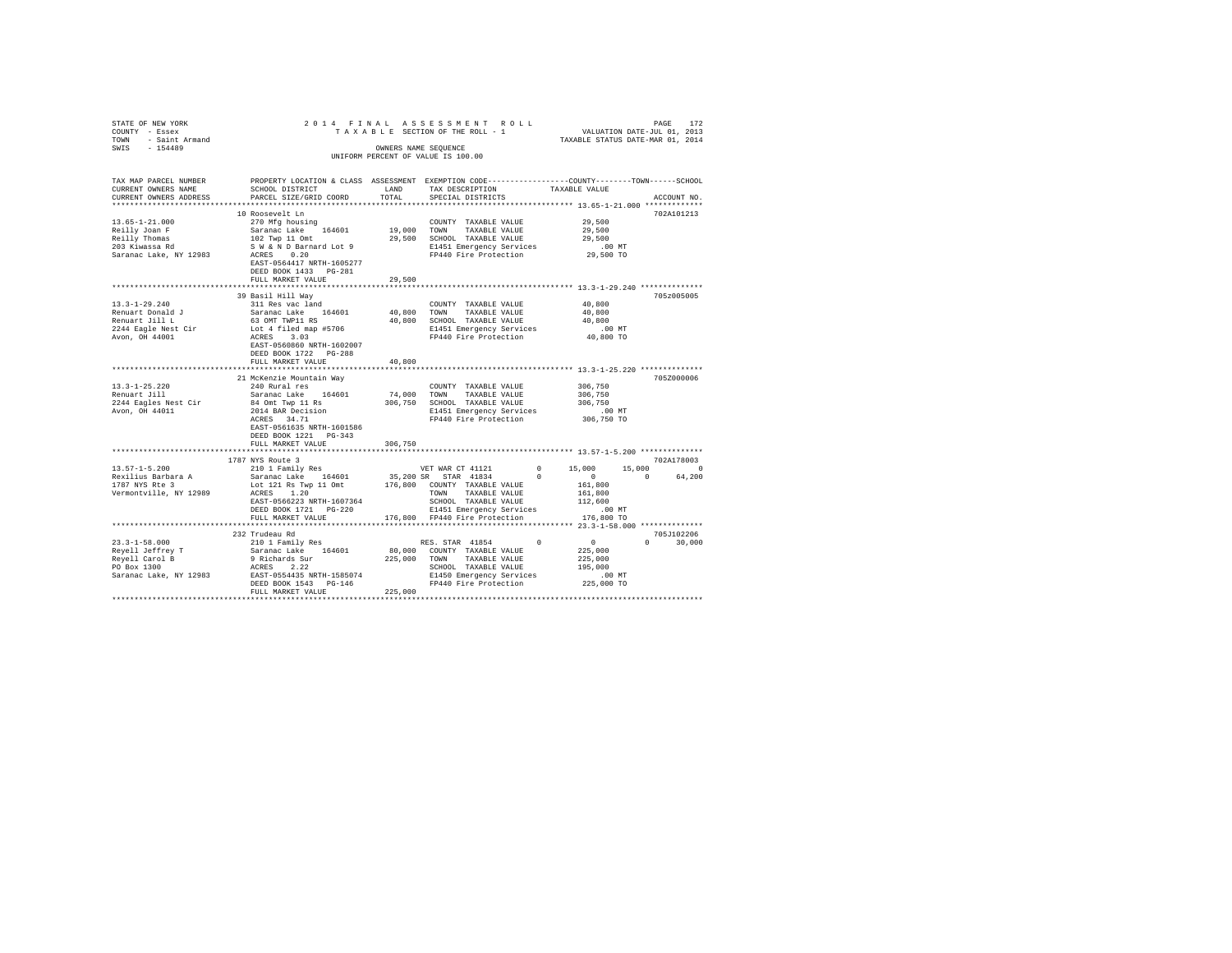STATE OF NEW YORK                2 0 1 4   F I N A L   A S S E S S M E N T   R O L L
COUNTY - Essex                   T A X A B L E SECTION OF THE ROLL - 1          VALUATION DATE-JUL 01, 2013
TOWN - Saint Armand                                                             TAXABLE STATUS DATE-MAR 01, 2014
SWIS - 154489                    OWNERS NAME SEQUENCE
                                 UNIFORM PERCENT OF VALUE IS 100.00

```
TAX MAP PARCEL NUMBER     PROPERTY LOCATION & CLASS  ASSESSMENT  EXEMPTION CODE-----------------COUNTY--------TOWN------SCHOOL
CURRENT OWNERS NAME       SCHOOL DISTRICT             LAND       TAX DESCRIPTION           TAXABLE VALUE
CURRENT OWNERS ADDRESS    PARCEL SIZE/GRID COORD      TOTAL      SPECIAL DISTRICTS                                    ACCOUNT NO.
******************************************************************************************** 13.65-1-21.000 *************
                          10 Roosevelt Ln                                                                          702A101213
13.65-1-21.000            270 Mfg housing                          COUNTY  TAXABLE VALUE         29,500
Reilly Joan F             Saranac Lake    164601      19,000       TOWN    TAXABLE VALUE         29,500
Reilly Thomas             102 Twp 11 Omt              29,500       SCHOOL  TAXABLE VALUE         29,500
203 Kiwassa Rd            S W & N D Barnard Lot 9                  E1451 Emergency Services        .00 MT
Saranac Lake, NY 12983    ACRES    0.20                            FP440 Fire Protection         29,500 TO
                          EAST-0564417 NRTH-1605277
                          DEED BOOK 1433   PG-281
                          FULL MARKET VALUE           29,500
******************************************************************************************** 13.3-1-29.240 **************
                          39 Basil Hill Way                                                                        705z005005
13.3-1-29.240             311 Res vac land                         COUNTY  TAXABLE VALUE         40,800
Renuart Donald J          Saranac Lake    164601      40,800       TOWN    TAXABLE VALUE         40,800
Renuart Jill L            63 OMT TWP11 RS             40,800       SCHOOL  TAXABLE VALUE         40,800
2244 Eagle Nest Cir       Lot 4 filed map #5706                    E1451 Emergency Services        .00 MT
Avon, OH 44001            ACRES    3.03                            FP440 Fire Protection         40,800 TO
                          EAST-0560860 NRTH-1602007
                          DEED BOOK 1722   PG-288
                          FULL MARKET VALUE           40,800
******************************************************************************************** 13.3-1-25.220 **************
                          21 McKenzie Mountain Way                                                                 705Z000006
13.3-1-25.220             240 Rural res                            COUNTY  TAXABLE VALUE        306,750
Renuart Jill              Saranac Lake    164601      74,000       TOWN    TAXABLE VALUE        306,750
2244 Eagles Nest Cir      84 Omt Twp 11 Rs           306,750       SCHOOL  TAXABLE VALUE        306,750
Avon, OH 44011            2014 BAR Decision                        E1451 Emergency Services        .00 MT
                          ACRES   34.71                            FP440 Fire Protection        306,750 TO
                          EAST-0561635 NRTH-1601586
                          DEED BOOK 1221   PG-343
                          FULL MARKET VALUE          306,750
******************************************************************************************** 13.57-1-5.200 **************
                          1787 NYS Route 3                                                                         702A178003
13.57-1-5.200             210 1 Family Res                         VET WAR CT 41121       0      15,000     15,000          0
Rexilius Barbara A        Saranac Lake    164601      35,200 SR    STAR  41834            0           0          0     64,200
1787 NYS Rte 3            Lot 121 Rs Twp 11 Omt      176,800       COUNTY  TAXABLE VALUE        161,800
Vermontville, NY 12989    ACRES    1.20                            TOWN    TAXABLE VALUE        161,800
                          EAST-0566223 NRTH-1607364                SCHOOL  TAXABLE VALUE        112,600
                          DEED BOOK 1721   PG-220                  E1451 Emergency Services        .00 MT
                          FULL MARKET VALUE          176,800       FP440 Fire Protection        176,800 TO
******************************************************************************************** 23.3-1-58.000 **************
                          232 Trudeau Rd                                                                           705J102206
23.3-1-58.000             210 1 Family Res                         RES. STAR 41854        0           0          0     30,000
Reyell Jeffrey T          Saranac Lake    164601      80,000       COUNTY  TAXABLE VALUE        225,000
Reyell Carol B            9 Richards Sur             225,000       TOWN    TAXABLE VALUE        225,000
PO Box 1300               ACRES    2.22                            SCHOOL  TAXABLE VALUE        195,000
Saranac Lake, NY 12983    EAST-0554435 NRTH-1585074                E1450 Emergency Services        .00 MT
                          DEED BOOK 1543   PG-146                  FP440 Fire Protection        225,000 TO
                          FULL MARKET VALUE          225,000
************************************************************************************************************************
```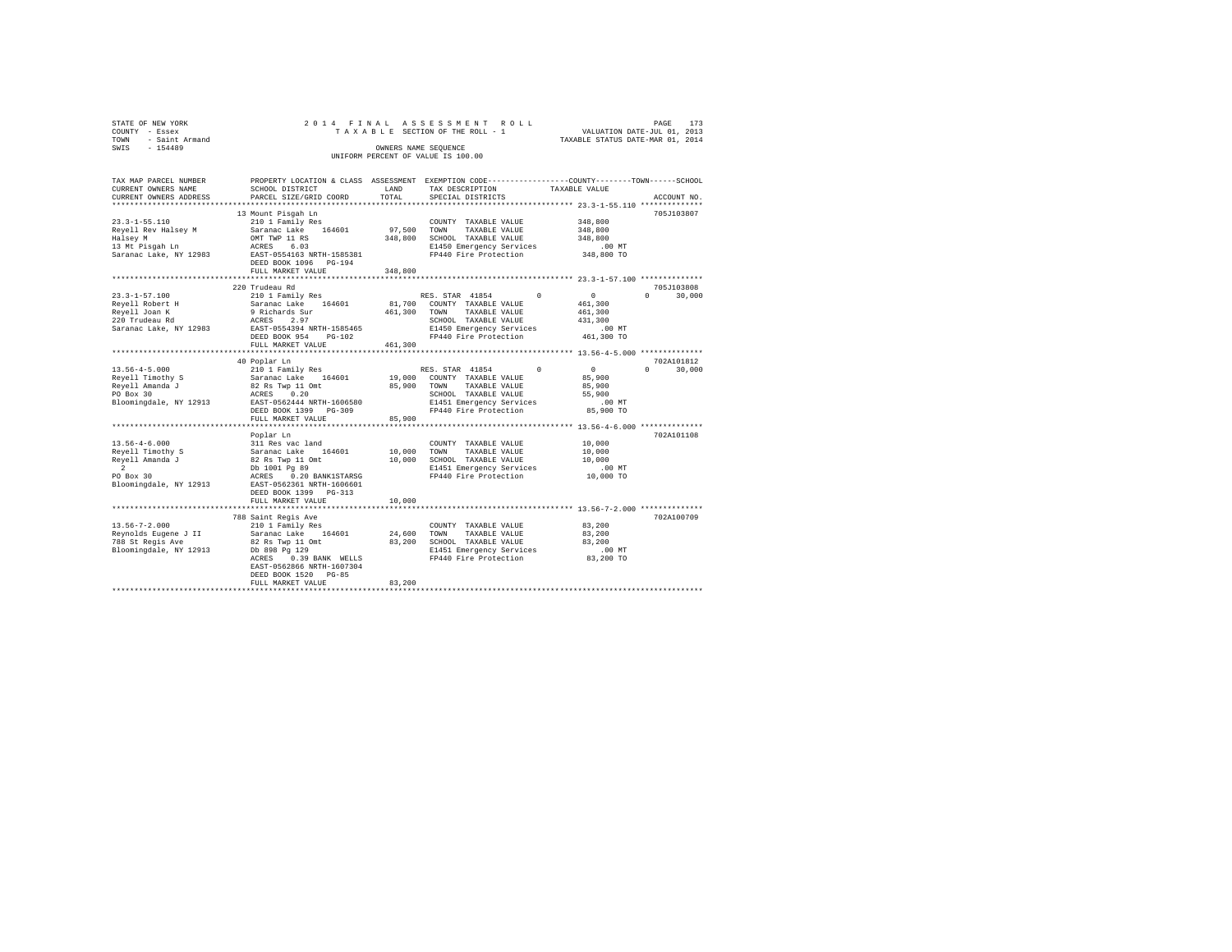STATE OF NEW YORK
COUNTY - Essex
TOWN - Saint Armand
SWIS - 154489

2014 FINAL ASSESSMENT ROLL
TAXABLE SECTION OF THE ROLL - 1
OWNERS NAME SEQUENCE
UNIFORM PERCENT OF VALUE IS 100.00

VALUATION DATE-JUL 01, 2013
TAXABLE STATUS DATE-MAR 01, 2014

| TAX MAP PARCEL NUMBER / CURRENT OWNERS NAME / CURRENT OWNERS ADDRESS | PROPERTY LOCATION & CLASS / SCHOOL DISTRICT / PARCEL SIZE/GRID COORD | ASSESSMENT LAND / TOTAL | EXEMPTION CODE / TAX DESCRIPTION / SPECIAL DISTRICTS | COUNTY / TOWN / SCHOOL TAXABLE VALUE | ACCOUNT NO. |
|---|---|---|---|---|---|
| 23.3-1-55.110 | 13 Mount Pisgah Ln | | | | 705J103807 |
| 23.3-1-55.110 | 210 1 Family Res | | COUNTY TAXABLE VALUE | 348,800 | |
| Reyell Rev Halsey M | Saranac Lake 164601 | 97,500 | TOWN TAXABLE VALUE | 348,800 | |
| Halsey M | OMT TWP 11 RS | 348,800 | SCHOOL TAXABLE VALUE | 348,800 | |
| 13 Mt Pisgah Ln | ACRES 6.03 | | E1450 Emergency Services | .00 MT | |
| Saranac Lake, NY 12983 | EAST-0554163 NRTH-1585381 | | FP440 Fire Protection | 348,800 TO | |
| | DEED BOOK 1096 PG-194 | | | | |
| | FULL MARKET VALUE | 348,800 | | | |
| 23.3-1-57.100 | 220 Trudeau Rd | | | | 705J103808 |
| 23.3-1-57.100 | 210 1 Family Res | | RES. STAR 41854 0 | 0 0 30,000 | |
| Reyell Robert H | Saranac Lake 164601 | 81,700 | COUNTY TAXABLE VALUE | 461,300 | |
| Reyell Joan K | 9 Richards Sur | 461,300 | TOWN TAXABLE VALUE | 461,300 | |
| 220 Trudeau Rd | ACRES 2.97 | | SCHOOL TAXABLE VALUE | 431,300 | |
| Saranac Lake, NY 12983 | EAST-0554394 NRTH-1585465 | | E1450 Emergency Services | .00 MT | |
| | DEED BOOK 954 PG-102 | | FP440 Fire Protection | 461,300 TO | |
| | FULL MARKET VALUE | 461,300 | | | |
| 13.56-4-5.000 | 40 Poplar Ln | | | | 702A101812 |
| 13.56-4-5.000 | 210 1 Family Res | | RES. STAR 41854 0 | 0 0 30,000 | |
| Reyell Timothy S | Saranac Lake 164601 | 19,000 | COUNTY TAXABLE VALUE | 85,900 | |
| Reyell Amanda J | 82 Rs Twp 11 Omt | 85,900 | TOWN TAXABLE VALUE | 85,900 | |
| PO Box 30 | ACRES 0.20 | | SCHOOL TAXABLE VALUE | 55,900 | |
| Bloomingdale, NY 12913 | EAST-0562444 NRTH-1606580 | | E1451 Emergency Services | .00 MT | |
| | DEED BOOK 1399 PG-309 | | FP440 Fire Protection | 85,900 TO | |
| | FULL MARKET VALUE | 85,900 | | | |
| 13.56-4-6.000 | Poplar Ln | | | | 702A101108 |
| 13.56-4-6.000 | 311 Res vac land | | COUNTY TAXABLE VALUE | 10,000 | |
| Reyell Timothy S | Saranac Lake 164601 | 10,000 | TOWN TAXABLE VALUE | 10,000 | |
| Reyell Amanda J | 82 Rs Twp 11 Omt | 10,000 | SCHOOL TAXABLE VALUE | 10,000 | |
| 2 | Db 1001 Pg 89 | | E1451 Emergency Services | .00 MT | |
| PO Box 30 | ACRES 0.20 BANK1STARSG | | FP440 Fire Protection | 10,000 TO | |
| Bloomingdale, NY 12913 | EAST-0562361 NRTH-1606601 | | | | |
| | DEED BOOK 1399 PG-313 | | | | |
| | FULL MARKET VALUE | 10,000 | | | |
| 13.56-7-2.000 | 788 Saint Regis Ave | | | | 702A100709 |
| 13.56-7-2.000 | 210 1 Family Res | | COUNTY TAXABLE VALUE | 83,200 | |
| Reynolds Eugene J II | Saranac Lake 164601 | 24,600 | TOWN TAXABLE VALUE | 83,200 | |
| 788 St Regis Ave | 82 Rs Twp 11 Omt | 83,200 | SCHOOL TAXABLE VALUE | 83,200 | |
| Bloomingdale, NY 12913 | Db 898 Pg 129 | | E1451 Emergency Services | .00 MT | |
| | ACRES 0.39 BANK WELLS | | FP440 Fire Protection | 83,200 TO | |
| | EAST-0562866 NRTH-1607304 | | | | |
| | DEED BOOK 1520 PG-85 | | | | |
| | FULL MARKET VALUE | 83,200 | | | |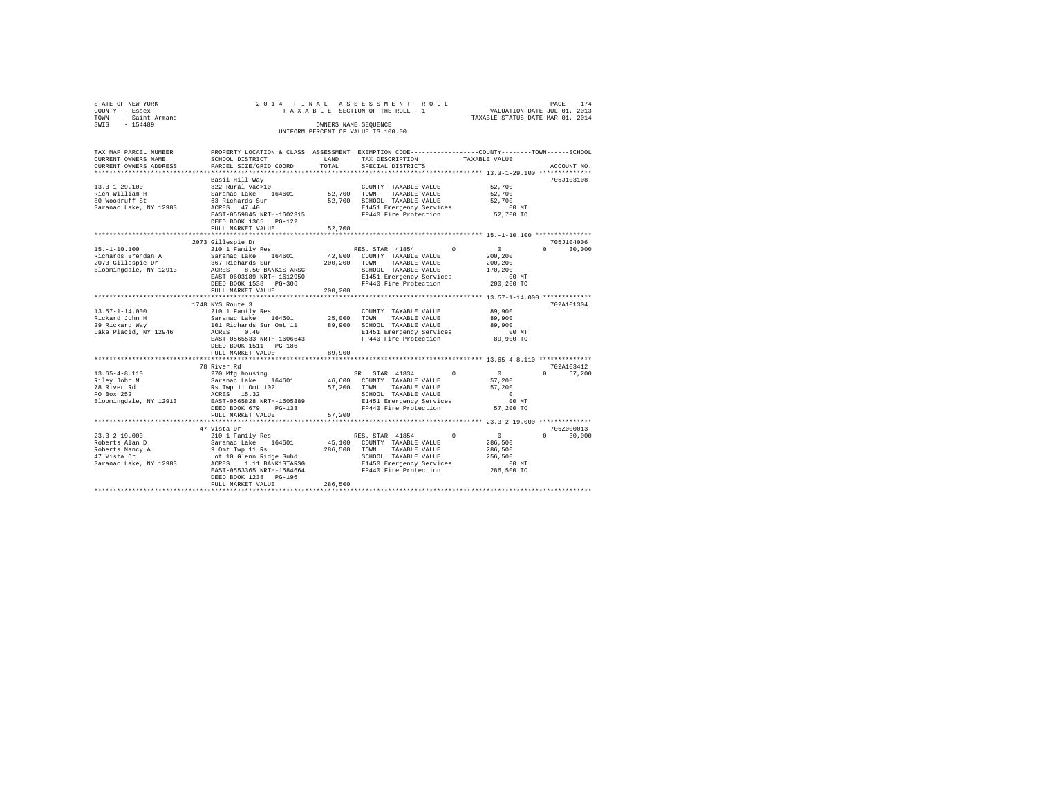STATE OF NEW YORK — 2014 FINAL ASSESSMENT ROLL — PAGE 174
COUNTY - Essex — TAXABLE SECTION OF THE ROLL - 1 — VALUATION DATE-JUL 01, 2013
TOWN - Saint Armand — TAXABLE STATUS DATE-MAR 01, 2014
SWIS - 154489 — OWNERS NAME SEQUENCE
UNIFORM PERCENT OF VALUE IS 100.00

| TAX MAP PARCEL NUMBER / CURRENT OWNERS NAME / CURRENT OWNERS ADDRESS | PROPERTY LOCATION & CLASS / SCHOOL DISTRICT / PARCEL SIZE/GRID COORD | ASSESSMENT LAND | TOTAL | EXEMPTION CODE / TAX DESCRIPTION / SPECIAL DISTRICTS | COUNTY | TOWN | SCHOOL | ACCOUNT NO. |
|---|---|---|---|---|---|---|---|---|
| **13.3-1-29.100** | Basil Hill Way | | | | | | | 705J103108 |
| 13.3-1-29.100 | 322 Rural vac>10 | | | COUNTY TAXABLE VALUE | 52,700 | | | |
| Rich William H | Saranac Lake 164601 | 52,700 | | TOWN TAXABLE VALUE | | 52,700 | | |
| 80 Woodruff St | 63 Richards Sur | | 52,700 | SCHOOL TAXABLE VALUE | | | 52,700 | |
| Saranac Lake, NY 12983 | ACRES 47.40 | | | E1451 Emergency Services | .00 MT | | | |
| | EAST-0559845 NRTH-1602315 | | | FP440 Fire Protection | 52,700 TO | | | |
| | DEED BOOK 1365 PG-122 | | | | | | | |
| | FULL MARKET VALUE | | 52,700 | | | | | |
| **15.-1-10.100** | 2073 Gillespie Dr | | | | | | | 705J104006 |
| 15.-1-10.100 | 210 1 Family Res | | | RES. STAR 41854 0 | 0 | 0 | 30,000 | |
| Richards Brendan A | Saranac Lake 164601 | 42,000 | | COUNTY TAXABLE VALUE | 200,200 | | | |
| 2073 Gillespie Dr | 367 Richards Sur | | 200,200 | TOWN TAXABLE VALUE | | 200,200 | | |
| Bloomingdale, NY 12913 | ACRES 8.50 BANK1STARSG | | | SCHOOL TAXABLE VALUE | | | 170,200 | |
| | EAST-0603189 NRTH-1612950 | | | E1451 Emergency Services | .00 MT | | | |
| | DEED BOOK 1538 PG-306 | | | FP440 Fire Protection | 200,200 TO | | | |
| | FULL MARKET VALUE | | 200,200 | | | | | |
| **13.57-1-14.000** | 1748 NYS Route 3 | | | | | | | 702A101304 |
| 13.57-1-14.000 | 210 1 Family Res | | | COUNTY TAXABLE VALUE | 89,900 | | | |
| Rickard John H | Saranac Lake 164601 | 25,000 | | TOWN TAXABLE VALUE | | 89,900 | | |
| 29 Rickard Way | 101 Richards Sur Omt 11 | | 89,900 | SCHOOL TAXABLE VALUE | | | 89,900 | |
| Lake Placid, NY 12946 | ACRES 0.40 | | | E1451 Emergency Services | .00 MT | | | |
| | EAST-0565533 NRTH-1606643 | | | FP440 Fire Protection | 89,900 TO | | | |
| | DEED BOOK 1511 PG-186 | | | | | | | |
| | FULL MARKET VALUE | | 89,900 | | | | | |
| **13.65-4-8.110** | 78 River Rd | | | | | | | 702A103412 |
| 13.65-4-8.110 | 270 Mfg housing | | | SR STAR 41834 0 | 0 | 0 | 57,200 | |
| Riley John M | Saranac Lake 164601 | 46,600 | | COUNTY TAXABLE VALUE | 57,200 | | | |
| 78 River Rd | Rs Twp 11 Omt 102 | | 57,200 | TOWN TAXABLE VALUE | | 57,200 | | |
| PO Box 252 | ACRES 15.32 | | | SCHOOL TAXABLE VALUE | | | 0 | |
| Bloomingdale, NY 12913 | EAST-0565828 NRTH-1605389 | | | E1451 Emergency Services | .00 MT | | | |
| | DEED BOOK 679 PG-133 | | | FP440 Fire Protection | 57,200 TO | | | |
| | FULL MARKET VALUE | | 57,200 | | | | | |
| **23.3-2-19.000** | 47 Vista Dr | | | | | | | 705Z000013 |
| 23.3-2-19.000 | 210 1 Family Res | | | RES. STAR 41854 0 | 0 | 0 | 30,000 | |
| Roberts Alan D | Saranac Lake 164601 | 45,100 | | COUNTY TAXABLE VALUE | 286,500 | | | |
| Roberts Nancy A | 9 Omt Twp 11 Rs | | 286,500 | TOWN TAXABLE VALUE | | 286,500 | | |
| 47 Vista Dr | Lot 10 Glenn Ridge Subd | | | SCHOOL TAXABLE VALUE | | | 256,500 | |
| Saranac Lake, NY 12983 | ACRES 1.11 BANK1STARSG | | | E1450 Emergency Services | .00 MT | | | |
| | EAST-0553365 NRTH-1584664 | | | FP440 Fire Protection | 286,500 TO | | | |
| | DEED BOOK 1238 PG-196 | | | | | | | |
| | FULL MARKET VALUE | | 286,500 | | | | | |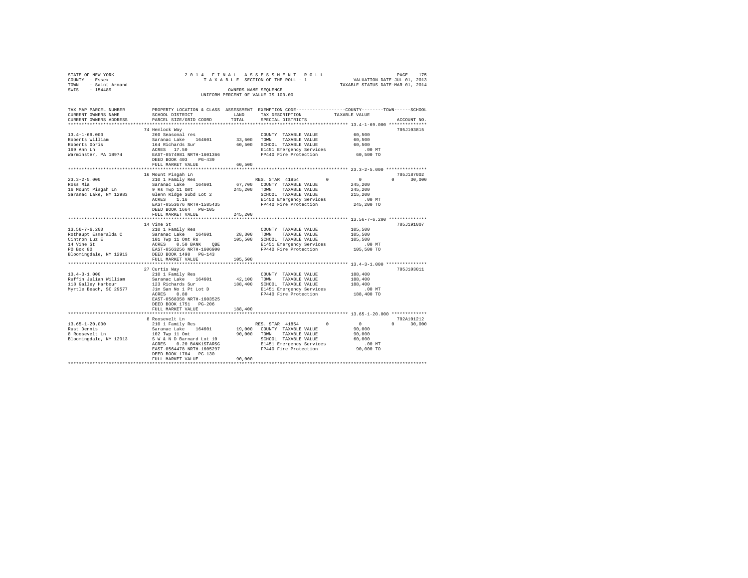STATE OF NEW YORK
COUNTY - Essex
TOWN - Saint Armand
SWIS - 154489

2014 FINAL ASSESSMENT ROLL
TAXABLE SECTION OF THE ROLL - 1
OWNERS NAME SEQUENCE
UNIFORM PERCENT OF VALUE IS 100.00

VALUATION DATE-JUL 01, 2013
TAXABLE STATUS DATE-MAR 01, 2014

```
TAX MAP PARCEL NUMBER     PROPERTY LOCATION & CLASS  ASSESSMENT  EXEMPTION CODE-----------------COUNTY--------TOWN------SCHOOL
CURRENT OWNERS NAME       SCHOOL DISTRICT               LAND      TAX DESCRIPTION            TAXABLE VALUE
CURRENT OWNERS ADDRESS    PARCEL SIZE/GRID COORD        TOTAL     SPECIAL DISTRICTS                                  ACCOUNT NO.
************************************************************************************************ 13.4-1-69.000 **************
                          74 Hemlock Way                                                                              705J103815
13.4-1-69.000             260 Seasonal res                        COUNTY  TAXABLE VALUE            60,500
Roberts William           Saranac Lake    164601       33,600     TOWN    TAXABLE VALUE            60,500
Roberts Doris             164 Richards Sur             60,500     SCHOOL  TAXABLE VALUE            60,500
169 Ann Ln                ACRES   17.50                           E1451 Emergency Services            .00 MT
Warminster, PA 18974      EAST-0574981 NRTH-1601366               FP440 Fire Protection            60,500 TO
                          DEED BOOK 403    PG-439
                          FULL MARKET VALUE            60,500
************************************************************************************************ 23.3-2-5.000 ***************
                          16 Mount Pisgah Ln                                                                          705J187002
23.3-2-5.000              210 1 Family Res                        RES. STAR 41854          0            0          0      30,000
Ross Mia                  Saranac Lake    164601       67,700     COUNTY  TAXABLE VALUE           245,200
16 Mount Pisgah Ln        9 Rs Twp 11 Omt             245,200     TOWN    TAXABLE VALUE           245,200
Saranac Lake, NY 12983    Glenn Ridge Subd Lot 2                  SCHOOL  TAXABLE VALUE           215,200
                          ACRES    1.16                           E1450 Emergency Services            .00 MT
                          EAST-0553676 NRTH-1585435               FP440 Fire Protection           245,200 TO
                          DEED BOOK 1664   PG-105
                          FULL MARKET VALUE           245,200
************************************************************************************************ 13.56-7-6.200 **************
                          14 Vine St                                                                                  705J191007
13.56-7-6.200             210 1 Family Res                        COUNTY  TAXABLE VALUE           105,500
Rothaupt Esmeralda C      Saranac Lake    164601       28,300     TOWN    TAXABLE VALUE           105,500
Cintron Luz E             101 Twp 11 Omt Rs           105,500     SCHOOL  TAXABLE VALUE           105,500
14 Vine St                ACRES    0.50 BANK    QBE               E1451 Emergency Services            .00 MT
PO Box 80                 EAST-0563256 NRTH-1606900               FP440 Fire Protection           105,500 TO
Bloomingdale, NY 12913    DEED BOOK 1498   PG-143
                          FULL MARKET VALUE           105,500
************************************************************************************************ 13.4-3-1.000 ***************
                          27 Curtis Way                                                                               705J103011
13.4-3-1.000              210 1 Family Res                        COUNTY  TAXABLE VALUE           188,400
Ruffin Julian William     Saranac Lake    164601       42,100     TOWN    TAXABLE VALUE           188,400
118 Galley Harbour        123 Richards Sur            188,400     SCHOOL  TAXABLE VALUE           188,400
Myrtle Beach, SC 29577    Jim San No 1 Pt Lot D                   E1451 Emergency Services            .00 MT
                          ACRES    0.80                           FP440 Fire Protection           188,400 TO
                          EAST-0568358 NRTH-1603525
                          DEED BOOK 1751   PG-206
                          FULL MARKET VALUE           188,400
************************************************************************************************ 13.65-1-20.000 *************
                          8 Roosevelt Ln                                                                              702A101212
13.65-1-20.000            210 1 Family Res                        RES. STAR 41854          0            0          0      30,000
Rust Dennis               Saranac Lake    164601       19,000     COUNTY  TAXABLE VALUE            90,000
8 Roosevelt Ln            102 Twp 11 Omt               90,000     TOWN    TAXABLE VALUE            90,000
Bloomingdale, NY 12913    S W & N D Barnard Lot 10                SCHOOL  TAXABLE VALUE            60,000
                          ACRES    0.20 BANK1STARSG               E1451 Emergency Services            .00 MT
                          EAST-0564478 NRTH-1605297               FP440 Fire Protection            90,000 TO
                          DEED BOOK 1704   PG-130
                          FULL MARKET VALUE            90,000
******************************************************************************************************************************
```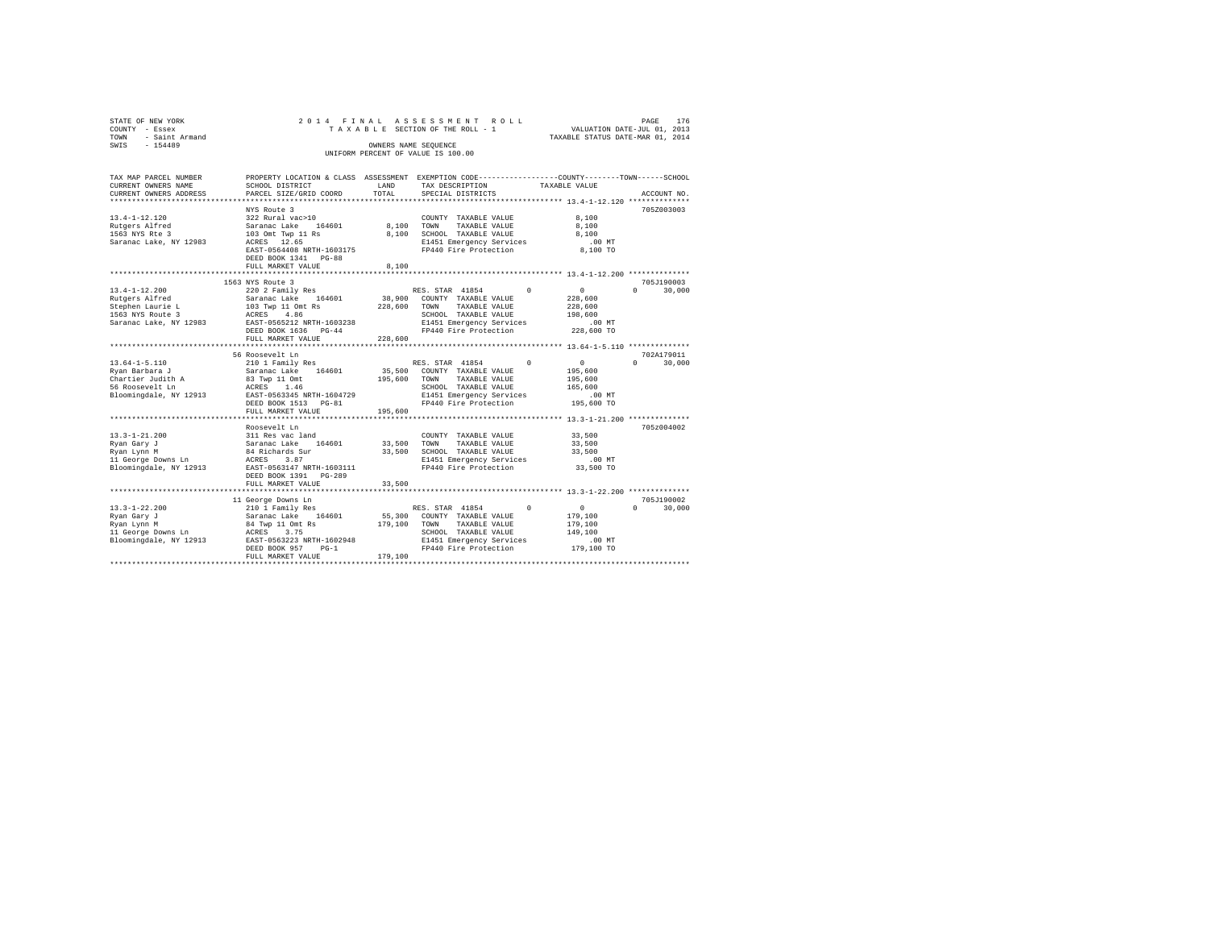STATE OF NEW YORK
COUNTY - Essex
TOWN - Saint Armand
SWIS - 154489

2014 FINAL ASSESSMENT ROLL
TAXABLE SECTION OF THE ROLL - 1
OWNERS NAME SEQUENCE
UNIFORM PERCENT OF VALUE IS 100.00

VALUATION DATE-JUL 01, 2013
TAXABLE STATUS DATE-MAR 01, 2014

| TAX MAP PARCEL NUMBER / CURRENT OWNERS NAME / CURRENT OWNERS ADDRESS | PROPERTY LOCATION & CLASS / SCHOOL DISTRICT / PARCEL SIZE/GRID COORD | ASSESSMENT LAND / TOTAL | EXEMPTION CODE / TAX DESCRIPTION / SPECIAL DISTRICTS | COUNTY | TOWN | SCHOOL / TAXABLE VALUE | ACCOUNT NO. |
|---|---|---|---|---|---|---|---|
| **13.4-1-12.120** | NYS Route 3 | | | | | | 705Z003003 |
| 13.4-1-12.120 | 322 Rural vac>10 | | COUNTY TAXABLE VALUE | 8,100 | | | |
| Rutgers Alfred | Saranac Lake 164601 | 8,100 | TOWN TAXABLE VALUE | 8,100 | | | |
| 1563 NYS Rte 3 | 103 Omt Twp 11 Rs | 8,100 | SCHOOL TAXABLE VALUE | 8,100 | | | |
| Saranac Lake, NY 12983 | ACRES 12.65 | | E1451 Emergency Services | .00 MT | | | |
| | EAST-0564408 NRTH-1603175 | | FP440 Fire Protection | 8,100 TO | | | |
| | DEED BOOK 1341 PG-88 | | | | | | |
| | FULL MARKET VALUE | 8,100 | | | | | |
| **13.4-1-12.200** | 1563 NYS Route 3 | | | | | | 705J190003 |
| 13.4-1-12.200 | 220 2 Family Res | | RES. STAR 41854 | 0 | 0 | 0 30,000 | |
| Rutgers Alfred | Saranac Lake 164601 | 38,900 | COUNTY TAXABLE VALUE | 228,600 | | | |
| Stephen Laurie L | 103 Twp 11 Omt Rs | 228,600 | TOWN TAXABLE VALUE | 228,600 | | | |
| 1563 NYS Route 3 | ACRES 4.86 | | SCHOOL TAXABLE VALUE | 198,600 | | | |
| Saranac Lake, NY 12983 | EAST-0565212 NRTH-1603238 | | E1451 Emergency Services | .00 MT | | | |
| | DEED BOOK 1636 PG-44 | | FP440 Fire Protection | 228,600 TO | | | |
| | FULL MARKET VALUE | 228,600 | | | | | |
| **13.64-1-5.110** | 56 Roosevelt Ln | | | | | | 702A179011 |
| 13.64-1-5.110 | 210 1 Family Res | | RES. STAR 41854 | 0 | 0 | 0 30,000 | |
| Ryan Barbara J | Saranac Lake 164601 | 35,500 | COUNTY TAXABLE VALUE | 195,600 | | | |
| Chartier Judith A | 83 Twp 11 Omt | 195,600 | TOWN TAXABLE VALUE | 195,600 | | | |
| 56 Roosevelt Ln | ACRES 1.46 | | SCHOOL TAXABLE VALUE | 165,600 | | | |
| Bloomingdale, NY 12913 | EAST-0563345 NRTH-1604729 | | E1451 Emergency Services | .00 MT | | | |
| | DEED BOOK 1513 PG-81 | | FP440 Fire Protection | 195,600 TO | | | |
| | FULL MARKET VALUE | 195,600 | | | | | |
| **13.3-1-21.200** | Roosevelt Ln | | | | | | 705z004002 |
| 13.3-1-21.200 | 311 Res vac land | | COUNTY TAXABLE VALUE | 33,500 | | | |
| Ryan Gary J | Saranac Lake 164601 | 33,500 | TOWN TAXABLE VALUE | 33,500 | | | |
| Ryan Lynn M | 84 Richards Sur | 33,500 | SCHOOL TAXABLE VALUE | 33,500 | | | |
| 11 George Downs Ln | ACRES 3.87 | | E1451 Emergency Services | .00 MT | | | |
| Bloomingdale, NY 12913 | EAST-0563147 NRTH-1603111 | | FP440 Fire Protection | 33,500 TO | | | |
| | DEED BOOK 1391 PG-289 | | | | | | |
| | FULL MARKET VALUE | 33,500 | | | | | |
| **13.3-1-22.200** | 11 George Downs Ln | | | | | | 705J190002 |
| 13.3-1-22.200 | 210 1 Family Res | | RES. STAR 41854 | 0 | 0 | 0 30,000 | |
| Ryan Gary J | Saranac Lake 164601 | 55,300 | COUNTY TAXABLE VALUE | 179,100 | | | |
| Ryan Lynn M | 84 Twp 11 Omt Rs | 179,100 | TOWN TAXABLE VALUE | 179,100 | | | |
| 11 George Downs Ln | ACRES 3.75 | | SCHOOL TAXABLE VALUE | 149,100 | | | |
| Bloomingdale, NY 12913 | EAST-0563223 NRTH-1602948 | | E1451 Emergency Services | .00 MT | | | |
| | DEED BOOK 957 PG-1 | | FP440 Fire Protection | 179,100 TO | | | |
| | FULL MARKET VALUE | 179,100 | | | | | |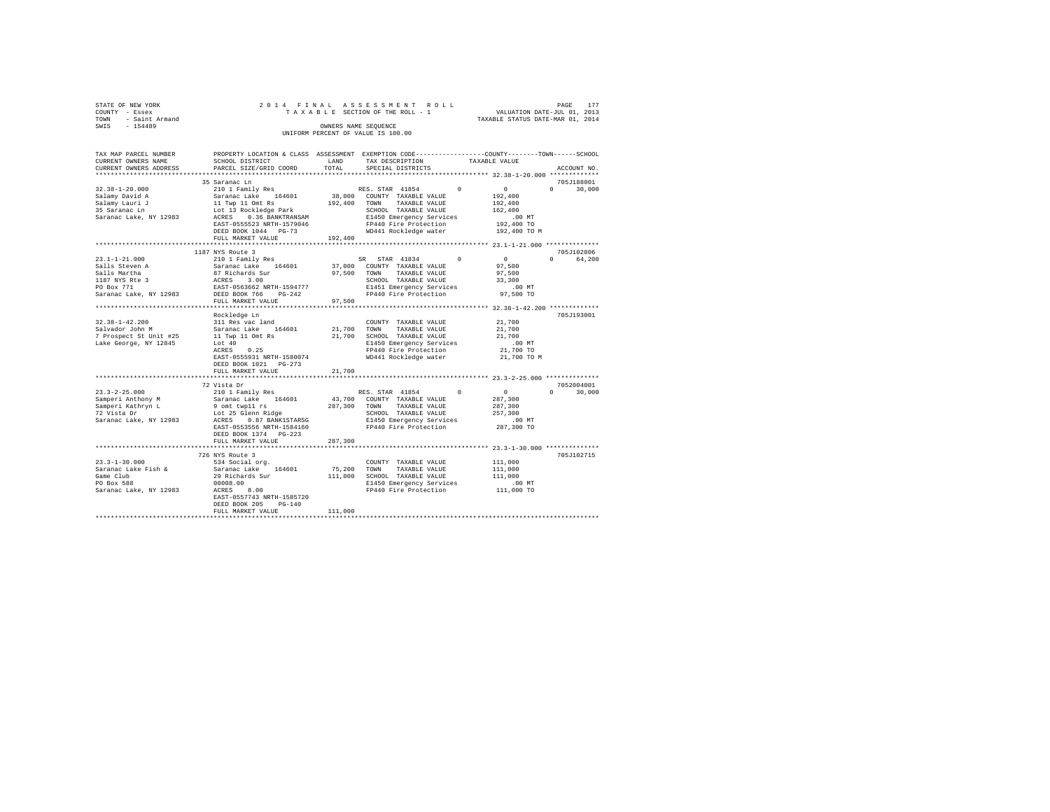STATE OF NEW YORK                    2014 FINAL ASSESSMENT ROLL
COUNTY - Essex                       TAXABLE SECTION OF THE ROLL - 1             VALUATION DATE-JUL 01, 2013
TOWN - Saint Armand                                                               TAXABLE STATUS DATE-MAR 01, 2014
SWIS - 154489                        OWNERS NAME SEQUENCE
                                     UNIFORM PERCENT OF VALUE IS 100.00

```
TAX MAP PARCEL NUMBER     PROPERTY LOCATION & CLASS  ASSESSMENT  EXEMPTION CODE------------------COUNTY--------TOWN------SCHOOL
CURRENT OWNERS NAME       SCHOOL DISTRICT             LAND       TAX DESCRIPTION            TAXABLE VALUE
CURRENT OWNERS ADDRESS    PARCEL SIZE/GRID COORD      TOTAL      SPECIAL DISTRICTS                                       ACCOUNT NO.
******************************************************************************************** 32.38-1-20.000 *************
                          35 Saranac Ln                                                                              705J188001
32.38-1-20.000            210 1 Family Res                       RES. STAR 41854        0           0            0      30,000
Salamy David A            Saranac Lake   164601        38,000   COUNTY  TAXABLE VALUE          192,400
Salamy Lauri J            11 Twp 11 Omt Rs            192,400   TOWN    TAXABLE VALUE          192,400
35 Saranac Ln             Lot 13 Rockledge Park                 SCHOOL  TAXABLE VALUE          162,400
Saranac Lake, NY 12983    ACRES    0.36 BANKTRANSAM             E1450 Emergency Services          .00 MT
                          EAST-0555523 NRTH-1579046             FP440 Fire Protection          192,400 TO
                          DEED BOOK 1044   PG-73                WD441 Rockledge water          192,400 TO M
                          FULL MARKET VALUE           192,400
******************************************************************************************** 23.1-1-21.000 **************
                          1187 NYS Route 3                                                                           705J102806
23.1-1-21.000             210 1 Family Res                       SR   STAR 41834        0           0            0      64,200
Salls Steven A            Saranac Lake   164601        37,000   COUNTY  TAXABLE VALUE           97,500
Salls Martha              87 Richards Sur              97,500   TOWN    TAXABLE VALUE           97,500
1187 NYS Rte 3            ACRES    3.00                         SCHOOL  TAXABLE VALUE           33,300
PO Box 771                EAST-0563662 NRTH-1594777             E1451 Emergency Services          .00 MT
Saranac Lake, NY 12983    DEED BOOK 766    PG-242               FP440 Fire Protection           97,500 TO
                          FULL MARKET VALUE            97,500
******************************************************************************************** 32.38-1-42.200 *************
                          Rockledge Ln                                                                               705J193001
32.38-1-42.200            311 Res vac land                      COUNTY  TAXABLE VALUE           21,700
Salvador John M           Saranac Lake   164601        21,700   TOWN    TAXABLE VALUE           21,700
7 Prospect St Unit #25    11 Twp 11 Omt Rs             21,700   SCHOOL  TAXABLE VALUE           21,700
Lake George, NY 12845     Lot 40                                E1450 Emergency Services          .00 MT
                          ACRES    0.25                         FP440 Fire Protection           21,700 TO
                          EAST-0555931 NRTH-1580074             WD441 Rockledge water           21,700 TO M
                          DEED BOOK 1021   PG-273
                          FULL MARKET VALUE            21,700
******************************************************************************************** 23.3-2-25.000 **************
                          72 Vista Dr                                                                                7052004001
23.3-2-25.000             210 1 Family Res                       RES. STAR 41854        0           0            0      30,000
Samperi Anthony M         Saranac Lake   164601        43,700   COUNTY  TAXABLE VALUE          287,300
Samperi Kathryn L         9 omt twp11 rs              287,300   TOWN    TAXABLE VALUE          287,300
72 Vista Dr               Lot 25 Glenn Ridge                    SCHOOL  TAXABLE VALUE          257,300
Saranac Lake, NY 12983    ACRES    0.87 BANK1STARSG             E1450 Emergency Services          .00 MT
                          EAST-0553556 NRTH-1584160             FP440 Fire Protection          287,300 TO
                          DEED BOOK 1374   PG-223
                          FULL MARKET VALUE           287,300
******************************************************************************************** 23.3-1-30.000 **************
                          726 NYS Route 3                                                                            705J102715
23.3-1-30.000             534 Social org.                       COUNTY  TAXABLE VALUE          111,000
Saranac Lake Fish &       Saranac Lake   164601        75,200   TOWN    TAXABLE VALUE          111,000
Game Club                 29 Richards Sur             111,000   SCHOOL  TAXABLE VALUE          111,000
PO Box 588                00008.00                              E1450 Emergency Services          .00 MT
Saranac Lake, NY 12983    ACRES    8.00                         FP440 Fire Protection          111,000 TO
                          EAST-0557743 NRTH-1585720
                          DEED BOOK 205    PG-140
                          FULL MARKET VALUE           111,000
****************************************************************************************************************************
```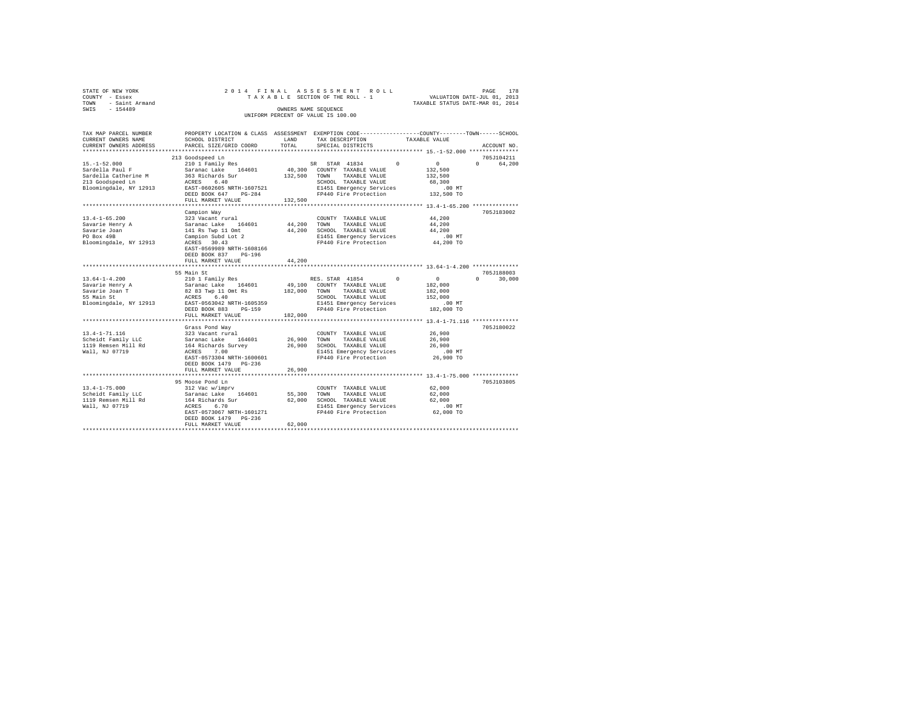STATE OF NEW YORK　　　　2 0 1 4　F I N A L　A S S E S S M E N T　R O L L　　　　PAGE 178
COUNTY - Essex　　　　T A X A B L E SECTION OF THE ROLL - 1　　　　VALUATION DATE-JUL 01, 2013
TOWN - Saint Armand　　　　TAXABLE STATUS DATE-MAR 01, 2014
SWIS - 154489　　　　OWNERS NAME SEQUENCE
UNIFORM PERCENT OF VALUE IS 100.00

```
TAX MAP PARCEL NUMBER    PROPERTY LOCATION & CLASS  ASSESSMENT  EXEMPTION CODE-----------------COUNTY--------TOWN------SCHOOL
CURRENT OWNERS NAME      SCHOOL DISTRICT             LAND       TAX DESCRIPTION             TAXABLE VALUE
CURRENT OWNERS ADDRESS   PARCEL SIZE/GRID COORD      TOTAL      SPECIAL DISTRICTS                                        ACCOUNT NO.
*********************************************************************************************** 15.-1-52.000 ***************
                         213 Goodspeed Ln                                                                          705J104211
15.-1-52.000             210 1 Family Res                       SR  STAR 41834        0          0           0      64,200
Sardella Paul F          Saranac Lake   164601        40,300    COUNTY  TAXABLE VALUE          132,500
Sardella Catherine M     363 Richards Sur            132,500    TOWN    TAXABLE VALUE          132,500
213 Goodspeed Ln         ACRES    6.40                          SCHOOL  TAXABLE VALUE           68,300
Bloomingdale, NY 12913   EAST-0602605 NRTH-1607521              E1451 Emergency Services          .00 MT
                         DEED BOOK 647    PG-284                FP440 Fire Protection          132,500 TO
                         FULL MARKET VALUE           132,500
*********************************************************************************************** 13.4-1-65.200 **************
                         Campion Way                                                                               705J183002
13.4-1-65.200            323 Vacant rural                       COUNTY  TAXABLE VALUE           44,200
Savarie Henry A          Saranac Lake   164601        44,200    TOWN    TAXABLE VALUE           44,200
Savarie Joan             141 Rs Twp 11 Omt            44,200    SCHOOL  TAXABLE VALUE           44,200
PO Box 49B               Campion Subd Lot 2                     E1451 Emergency Services          .00 MT
Bloomingdale, NY 12913   ACRES   30.43                          FP440 Fire Protection           44,200 TO
                         EAST-0569989 NRTH-1608166
                         DEED BOOK 837    PG-196
                         FULL MARKET VALUE            44,200
*********************************************************************************************** 13.64-1-4.200 **************
                         55 Main St                                                                                705J188003
13.64-1-4.200            210 1 Family Res                       RES. STAR 41854       0          0           0      30,000
Savarie Henry A          Saranac Lake   164601        49,100    COUNTY  TAXABLE VALUE          182,000
Savarie Joan T           82 83 Twp 11 Omt Rs         182,000    TOWN    TAXABLE VALUE          182,000
55 Main St               ACRES    6.40                          SCHOOL  TAXABLE VALUE          152,000
Bloomingdale, NY 12913   EAST-0563042 NRTH-1605359              E1451 Emergency Services          .00 MT
                         DEED BOOK 883    PG-159                FP440 Fire Protection          182,000 TO
                         FULL MARKET VALUE           182,000
*********************************************************************************************** 13.4-1-71.116 **************
                         Grass Pond Way                                                                            705J180022
13.4-1-71.116            323 Vacant rural                       COUNTY  TAXABLE VALUE           26,900
Scheidt Family LLC       Saranac Lake   164601        26,900    TOWN    TAXABLE VALUE           26,900
1119 Remsen Mill Rd      164 Richards Survey          26,900    SCHOOL  TAXABLE VALUE           26,900
Wall, NJ 07719           ACRES    7.00                          E1451 Emergency Services          .00 MT
                         EAST-0573304 NRTH-1600601              FP440 Fire Protection           26,900 TO
                         DEED BOOK 1479   PG-236
                         FULL MARKET VALUE            26,900
*********************************************************************************************** 13.4-1-75.000 **************
                         95 Moose Pond Ln                                                                          705J103805
13.4-1-75.000            312 Vac w/imprv                        COUNTY  TAXABLE VALUE           62,000
Scheidt Family LLC       Saranac Lake   164601        55,300    TOWN    TAXABLE VALUE           62,000
1119 Remsen Mill Rd      164 Richards Sur             62,000    SCHOOL  TAXABLE VALUE           62,000
Wall, NJ 07719           ACRES    6.70                          E1451 Emergency Services          .00 MT
                         EAST-0573067 NRTH-1601271              FP440 Fire Protection           62,000 TO
                         DEED BOOK 1479   PG-236
                         FULL MARKET VALUE            62,000
******************************************************************************************************************************
```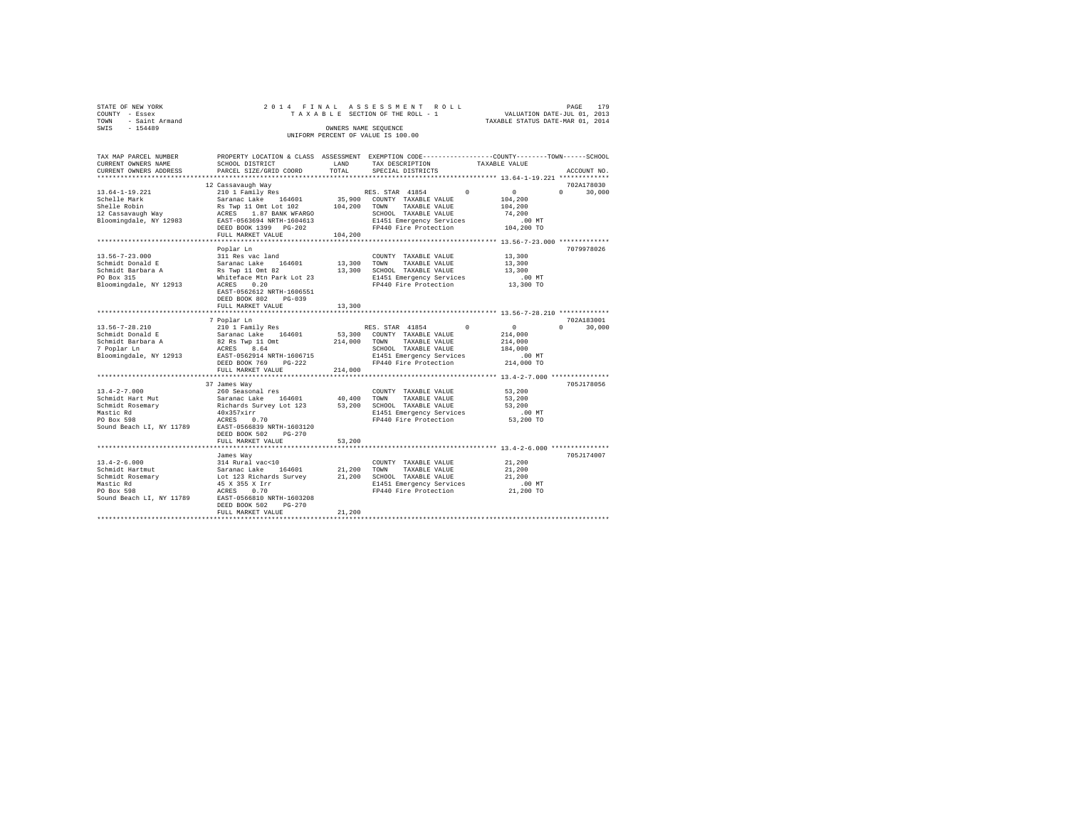STATE OF NEW YORK
COUNTY - Essex
TOWN - Saint Armand
SWIS - 154489

2014 FINAL ASSESSMENT ROLL
TAXABLE SECTION OF THE ROLL - 1
OWNERS NAME SEQUENCE
UNIFORM PERCENT OF VALUE IS 100.00

VALUATION DATE-JUL 01, 2013
TAXABLE STATUS DATE-MAR 01, 2014

| TAX MAP PARCEL NUMBER / CURRENT OWNERS NAME / CURRENT OWNERS ADDRESS | PROPERTY LOCATION & CLASS / SCHOOL DISTRICT / PARCEL SIZE/GRID COORD | ASSESSMENT LAND | TOTAL | EXEMPTION CODE / TAX DESCRIPTION / SPECIAL DISTRICTS | COUNTY | TOWN | SCHOOL | TAXABLE VALUE | ACCOUNT NO. |
|---|---|---|---|---|---|---|---|---|---|
| 13.64-1-19.221 | 12 Cassavaugh Way | | | | | | | | 702A178030 |
| 13.64-1-19.221 | 210 1 Family Res | | | RES. STAR 41854 | 0 | 0 | 0 | | 30,000 |
| Schelle Mark | Saranac Lake 164601 | 35,900 | | COUNTY TAXABLE VALUE | | | | 104,200 | |
| Shelle Robin | Rs Twp 11 Omt Lot 102 | | 104,200 | TOWN TAXABLE VALUE | | | | 104,200 | |
| 12 Cassavaugh Way | ACRES 1.87 BANK WFARGO | | | SCHOOL TAXABLE VALUE | | | | 74,200 | |
| Bloomingdale, NY 12983 | EAST-0563694 NRTH-1604613 | | | E1451 Emergency Services | | | | .00 MT | |
| | DEED BOOK 1399 PG-202 | | | FP440 Fire Protection | | | | 104,200 TO | |
| | FULL MARKET VALUE | | 104,200 | | | | | | |
| 13.56-7-23.000 | Poplar Ln | | | | | | | | 7079978026 |
| 13.56-7-23.000 | 311 Res vac land | | | COUNTY TAXABLE VALUE | | | | 13,300 | |
| Schmidt Donald E | Saranac Lake 164601 | 13,300 | | TOWN TAXABLE VALUE | | | | 13,300 | |
| Schmidt Barbara A | Rs Twp 11 Omt 82 | | 13,300 | SCHOOL TAXABLE VALUE | | | | 13,300 | |
| PO Box 315 | Whiteface Mtn Park Lot 23 | | | E1451 Emergency Services | | | | .00 MT | |
| Bloomingdale, NY 12913 | ACRES 0.20 | | | FP440 Fire Protection | | | | 13,300 TO | |
| | EAST-0562612 NRTH-1606551 | | | | | | | | |
| | DEED BOOK 802 PG-039 | | | | | | | | |
| | FULL MARKET VALUE | | 13,300 | | | | | | |
| 13.56-7-28.210 | 7 Poplar Ln | | | | | | | | 702A183001 |
| 13.56-7-28.210 | 210 1 Family Res | | | RES. STAR 41854 | 0 | 0 | 0 | | 30,000 |
| Schmidt Donald E | Saranac Lake 164601 | 53,300 | | COUNTY TAXABLE VALUE | | | | 214,000 | |
| Schmidt Barbara A | 82 Rs Twp 11 Omt | | 214,000 | TOWN TAXABLE VALUE | | | | 214,000 | |
| 7 Poplar Ln | ACRES 8.64 | | | SCHOOL TAXABLE VALUE | | | | 184,000 | |
| Bloomingdale, NY 12913 | EAST-0562914 NRTH-1606715 | | | E1451 Emergency Services | | | | .00 MT | |
| | DEED BOOK 769 PG-222 | | | FP440 Fire Protection | | | | 214,000 TO | |
| | FULL MARKET VALUE | | 214,000 | | | | | | |
| 13.4-2-7.000 | 37 James Way | | | | | | | | 705J178056 |
| 13.4-2-7.000 | 260 Seasonal res | | | COUNTY TAXABLE VALUE | | | | 53,200 | |
| Schmidt Hart Mut | Saranac Lake 164601 | 40,400 | | TOWN TAXABLE VALUE | | | | 53,200 | |
| Schmidt Rosemary | Richards Survey Lot 123 | | 53,200 | SCHOOL TAXABLE VALUE | | | | 53,200 | |
| Mastic Rd | 40x357xirr | | | E1451 Emergency Services | | | | .00 MT | |
| PO Box 598 | ACRES 0.70 | | | FP440 Fire Protection | | | | 53,200 TO | |
| Sound Beach LI, NY 11789 | EAST-0566839 NRTH-1603120 | | | | | | | | |
| | DEED BOOK 502 PG-270 | | | | | | | | |
| | FULL MARKET VALUE | | 53,200 | | | | | | |
| 13.4-2-6.000 | James Way | | | | | | | | 705J174007 |
| 13.4-2-6.000 | 314 Rural vac<10 | | | COUNTY TAXABLE VALUE | | | | 21,200 | |
| Schmidt Hartmut | Saranac Lake 164601 | 21,200 | | TOWN TAXABLE VALUE | | | | 21,200 | |
| Schmidt Rosemary | Lot 123 Richards Survey | | 21,200 | SCHOOL TAXABLE VALUE | | | | 21,200 | |
| Mastic Rd | 45 X 355 X Irr | | | E1451 Emergency Services | | | | .00 MT | |
| PO Box 598 | ACRES 0.70 | | | FP440 Fire Protection | | | | 21,200 TO | |
| Sound Beach LI, NY 11789 | EAST-0566810 NRTH-1603208 | | | | | | | | |
| | DEED BOOK 502 PG-270 | | | | | | | | |
| | FULL MARKET VALUE | | 21,200 | | | | | | |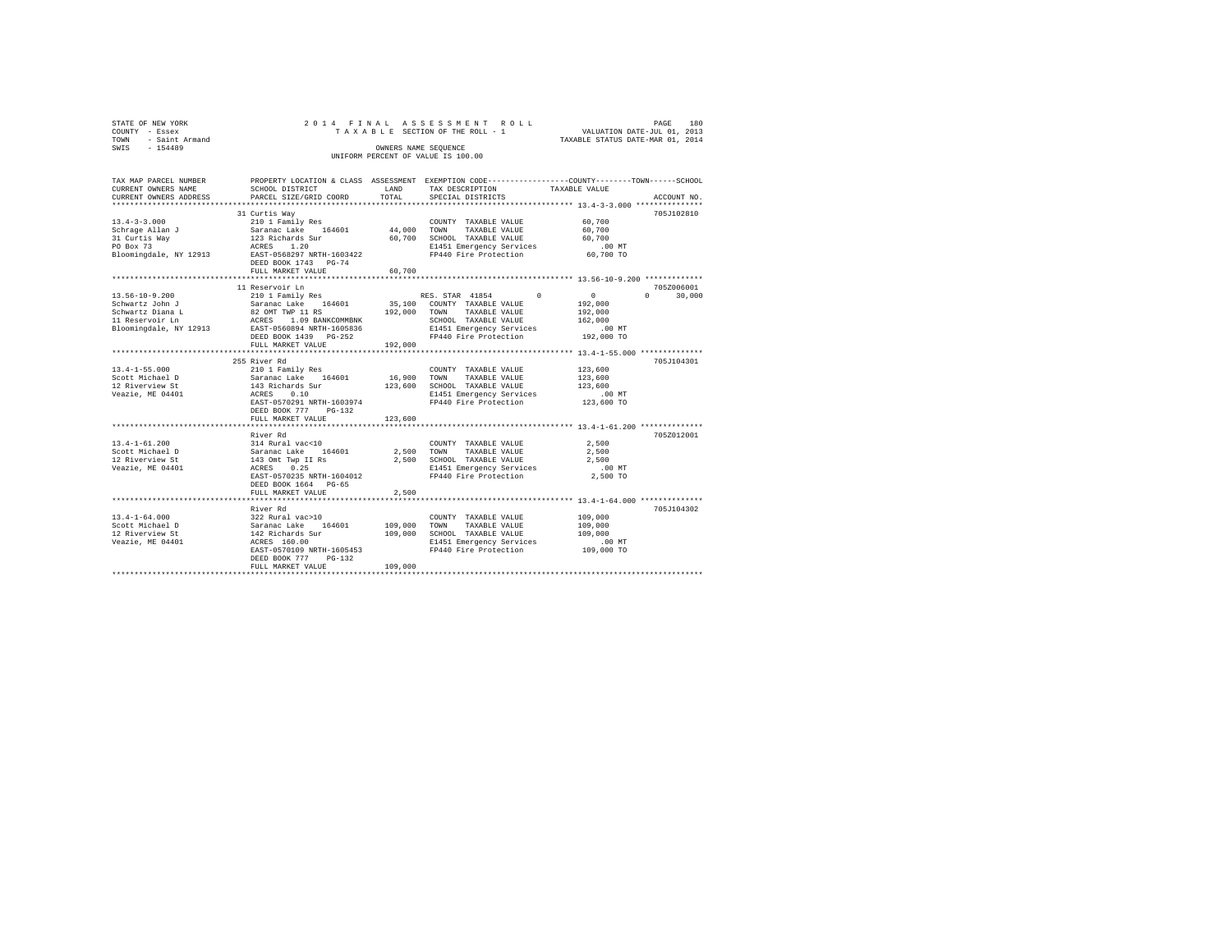STATE OF NEW YORK
COUNTY - Essex
TOWN - Saint Armand
SWIS - 154489

2014 FINAL ASSESSMENT ROLL
TAXABLE SECTION OF THE ROLL - 1
OWNERS NAME SEQUENCE
UNIFORM PERCENT OF VALUE IS 100.00

VALUATION DATE-JUL 01, 2013
TAXABLE STATUS DATE-MAR 01, 2014

```
TAX MAP PARCEL NUMBER      PROPERTY LOCATION & CLASS  ASSESSMENT  EXEMPTION CODE-----------------COUNTY--------TOWN------SCHOOL
CURRENT OWNERS NAME        SCHOOL DISTRICT               LAND      TAX DESCRIPTION            TAXABLE VALUE
CURRENT OWNERS ADDRESS     PARCEL SIZE/GRID COORD        TOTAL     SPECIAL DISTRICTS                                    ACCOUNT NO.
******************************************************************************************** 13.4-3-3.000 ***************
                           31 Curtis Way                                                                          705J102810
13.4-3-3.000               210 1 Family Res                        COUNTY  TAXABLE VALUE           60,700
Schrage Allan J            Saranac Lake    164601       44,000     TOWN    TAXABLE VALUE           60,700
31 Curtis Way              123 Richards Sur             60,700     SCHOOL  TAXABLE VALUE           60,700
PO Box 73                  ACRES    1.20                           E1451 Emergency Services           .00 MT
Bloomingdale, NY 12913     EAST-0568297 NRTH-1603422               FP440 Fire Protection           60,700 TO
                           DEED BOOK 1743   PG-74
                           FULL MARKET VALUE            60,700
******************************************************************************************** 13.56-10-9.200 ************
                           11 Reservoir Ln                                                                        705Z006001
13.56-10-9.200             210 1 Family Res                        RES. STAR 41854         0          0          0     30,000
Schwartz John J            Saranac Lake    164601       35,100     COUNTY  TAXABLE VALUE          192,000
Schwartz Diana L           82 OMT TWP 11 RS            192,000     TOWN    TAXABLE VALUE          192,000
11 Reservoir Ln            ACRES    1.09 BANKCOMMBNK               SCHOOL  TAXABLE VALUE          162,000
Bloomingdale, NY 12913     EAST-0560894 NRTH-1605836               E1451 Emergency Services           .00 MT
                           DEED BOOK 1439   PG-252                 FP440 Fire Protection          192,000 TO
                           FULL MARKET VALUE           192,000
******************************************************************************************** 13.4-1-55.000 *************
                           255 River Rd                                                                           705J104301
13.4-1-55.000              210 1 Family Res                        COUNTY  TAXABLE VALUE          123,600
Scott Michael D            Saranac Lake    164601       16,900     TOWN    TAXABLE VALUE          123,600
12 Riverview St            143 Richards Sur            123,600     SCHOOL  TAXABLE VALUE          123,600
Veazie, ME 04401           ACRES    0.10                           E1451 Emergency Services           .00 MT
                           EAST-0570291 NRTH-1603974               FP440 Fire Protection          123,600 TO
                           DEED BOOK 777    PG-132
                           FULL MARKET VALUE           123,600
******************************************************************************************** 13.4-1-61.200 *************
                           River Rd                                                                               705Z012001
13.4-1-61.200              314 Rural vac<10                        COUNTY  TAXABLE VALUE            2,500
Scott Michael D            Saranac Lake    164601        2,500     TOWN    TAXABLE VALUE            2,500
12 Riverview St            143 Omt Twp II Rs             2,500     SCHOOL  TAXABLE VALUE            2,500
Veazie, ME 04401           ACRES    0.25                           E1451 Emergency Services           .00 MT
                           EAST-0570235 NRTH-1604012               FP440 Fire Protection            2,500 TO
                           DEED BOOK 1664   PG-65
                           FULL MARKET VALUE             2,500
******************************************************************************************** 13.4-1-64.000 *************
                           River Rd                                                                               705J104302
13.4-1-64.000              322 Rural vac>10                        COUNTY  TAXABLE VALUE          109,000
Scott Michael D            Saranac Lake    164601      109,000     TOWN    TAXABLE VALUE          109,000
12 Riverview St            142 Richards Sur            109,000     SCHOOL  TAXABLE VALUE          109,000
Veazie, ME 04401           ACRES  160.00                           E1451 Emergency Services           .00 MT
                           EAST-0570109 NRTH-1605453               FP440 Fire Protection          109,000 TO
                           DEED BOOK 777    PG-132
                           FULL MARKET VALUE           109,000
****************************************************************************************************************************
```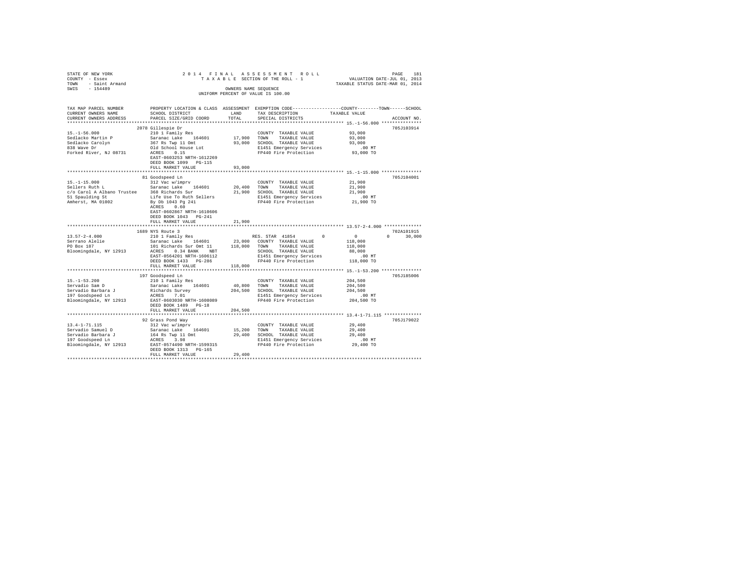STATE OF NEW YORK
COUNTY - Essex
TOWN - Saint Armand
SWIS - 154489

2014 FINAL ASSESSMENT ROLL
TAXABLE SECTION OF THE ROLL - 1
OWNERS NAME SEQUENCE
UNIFORM PERCENT OF VALUE IS 100.00

VALUATION DATE-JUL 01, 2013
TAXABLE STATUS DATE-MAR 01, 2014

| TAX MAP PARCEL NUMBER / CURRENT OWNERS NAME / CURRENT OWNERS ADDRESS | PROPERTY LOCATION & CLASS / SCHOOL DISTRICT / PARCEL SIZE/GRID COORD | ASSESSMENT LAND / TOTAL | EXEMPTION CODE / TAX DESCRIPTION / SPECIAL DISTRICTS | COUNTY / TOWN / SCHOOL TAXABLE VALUE | ACCOUNT NO. |
|---|---|---|---|---|---|
| 15.-1-56.000 | 2078 Gillespie Dr | | | | 705J103914 |
| Sedlacko Martin P | 210 1 Family Res | | COUNTY TAXABLE VALUE | 93,000 | |
| Sedlacko Carolyn | Saranac Lake 164601 | 17,900 | TOWN TAXABLE VALUE | 93,000 | |
| 838 Wave Dr | 367 Rs Twp 11 Omt | 93,000 | SCHOOL TAXABLE VALUE | 93,000 | |
| Forked River, NJ 08731 | Old School House Lot | | E1451 Emergency Services | .00 MT | |
| | ACRES 0.15 | | FP440 Fire Protection | 93,000 TO | |
| | EAST-0603253 NRTH-1612269 | | | | |
| | DEED BOOK 1099 PG-115 | | | | |
| | FULL MARKET VALUE | 93,000 | | | |
| 15.-1-15.000 | 81 Goodspeed Ln | | | | 705J104001 |
| Sellers Ruth L | 312 Vac w/imprv | | COUNTY TAXABLE VALUE | 21,900 | |
| c/o Carol A Albano Trustee | Saranac Lake 164601 | 20,400 | TOWN TAXABLE VALUE | 21,900 | |
| 51 Spaulding St | 368 Richards Sur | 21,900 | SCHOOL TAXABLE VALUE | 21,900 | |
| Amherst, MA 01002 | Life Use To Ruth Sellers | | E1451 Emergency Services | .00 MT | |
| | By Db 1043 Pg 241 | | FP440 Fire Protection | 21,900 TO | |
| | ACRES 0.60 | | | | |
| | EAST-0602867 NRTH-1610606 | | | | |
| | DEED BOOK 1043 PG-241 | | | | |
| | FULL MARKET VALUE | 21,900 | | | |
| 13.57-2-4.000 | 1689 NYS Route 3 | | | | 702A101915 |
| Serrano Alelie | 210 1 Family Res | | RES. STAR 41854 0 | 0 0 30,000 | |
| PO Box 187 | Saranac Lake 164601 | 23,000 | COUNTY TAXABLE VALUE | 118,000 | |
| Bloomingdale, NY 12913 | 101 Richards Sur Omt 11 | 118,000 | TOWN TAXABLE VALUE | 118,000 | |
| | ACRES 0.34 BANK NBT | | SCHOOL TAXABLE VALUE | 88,000 | |
| | EAST-0564201 NRTH-1606112 | | E1451 Emergency Services | .00 MT | |
| | DEED BOOK 1433 PG-286 | | FP440 Fire Protection | 118,000 TO | |
| | FULL MARKET VALUE | 118,000 | | | |
| 15.-1-53.200 | 197 Goodspeed Ln | | | | 705J185006 |
| Servadio Sam D | 210 1 Family Res | | COUNTY TAXABLE VALUE | 204,500 | |
| Servadio Barbara J | Saranac Lake 164601 | 40,800 | TOWN TAXABLE VALUE | 204,500 | |
| 197 Goodspeed Ln | Richards Survey | 204,500 | SCHOOL TAXABLE VALUE | 204,500 | |
| Bloomingdale, NY 12913 | ACRES 7.01 | | E1451 Emergency Services | .00 MT | |
| | EAST-0603030 NRTH-1608089 | | FP440 Fire Protection | 204,500 TO | |
| | DEED BOOK 1489 PG-18 | | | | |
| | FULL MARKET VALUE | 204,500 | | | |
| 13.4-1-71.115 | 92 Grass Pond Way | | | | 705J179022 |
| Servadio Samuel D | 312 Vac w/imprv | | COUNTY TAXABLE VALUE | 29,400 | |
| Servadio Barbara J | Saranac Lake 164601 | 15,200 | TOWN TAXABLE VALUE | 29,400 | |
| 197 Goodspeed Ln | 164 Rs Twp 11 Omt | 29,400 | SCHOOL TAXABLE VALUE | 29,400 | |
| Bloomingdale, NY 12913 | ACRES 3.98 | | E1451 Emergency Services | .00 MT | |
| | EAST-0574490 NRTH-1599315 | | FP440 Fire Protection | 29,400 TO | |
| | DEED BOOK 1313 PG-165 | | | | |
| | FULL MARKET VALUE | 29,400 | | | |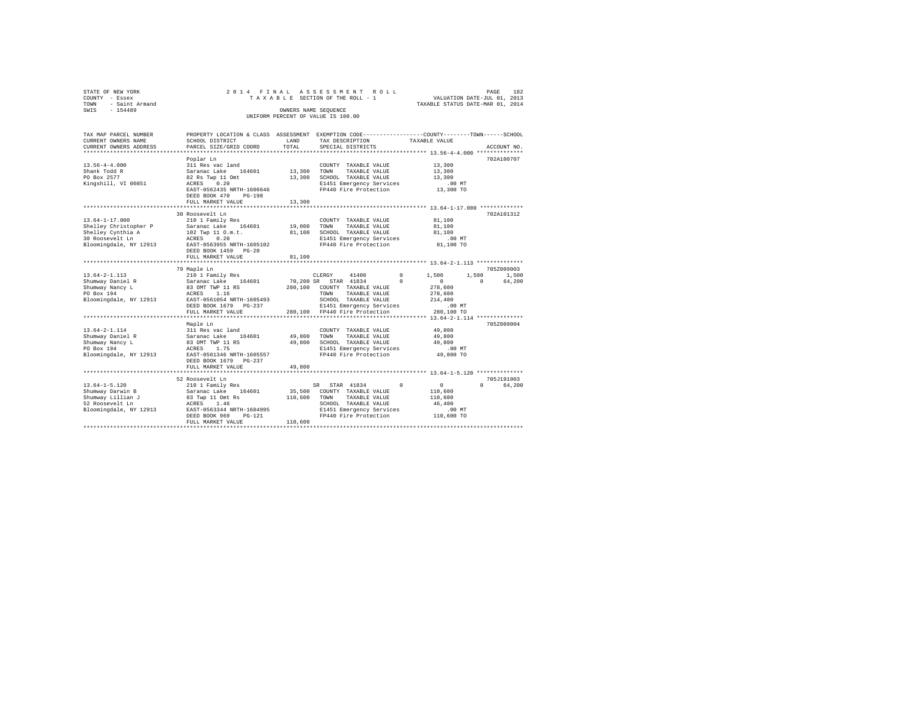STATE OF NEW YORK
COUNTY - Essex
TOWN - Saint Armand
SWIS - 154489

2014 FINAL ASSESSMENT ROLL
TAXABLE SECTION OF THE ROLL - 1
OWNERS NAME SEQUENCE
UNIFORM PERCENT OF VALUE IS 100.00

VALUATION DATE-JUL 01, 2013
TAXABLE STATUS DATE-MAR 01, 2014

```
TAX MAP PARCEL NUMBER      PROPERTY LOCATION & CLASS  ASSESSMENT  EXEMPTION CODE-----------------COUNTY--------TOWN------SCHOOL
CURRENT OWNERS NAME        SCHOOL DISTRICT             LAND       TAX DESCRIPTION            TAXABLE VALUE
CURRENT OWNERS ADDRESS     PARCEL SIZE/GRID COORD      TOTAL      SPECIAL DISTRICTS                                  ACCOUNT NO.
******************************************************************************************* 13.56-4-4.000 **************
                           Poplar Ln                                                                          702A100707
13.56-4-4.000              311 Res vac land                       COUNTY  TAXABLE VALUE          13,300
Shank Todd R               Saranac Lake   164601       13,300     TOWN    TAXABLE VALUE          13,300
PO Box 2577                82 Rs Twp 11 Omt            13,300     SCHOOL  TAXABLE VALUE          13,300
Kingshill, VI 00851        ACRES   0.20                           E1451 Emergency Services          .00 MT
                           EAST-0562435 NRTH-1606646              FP440 Fire Protection          13,300 TO
                           DEED BOOK 470    PG-198
                           FULL MARKET VALUE           13,300
******************************************************************************************* 13.64-1-17.000 *************
                           30 Roosevelt Ln                                                                    702A101312
13.64-1-17.000             210 1 Family Res                       COUNTY  TAXABLE VALUE          81,100
Shelley Christopher P      Saranac Lake   164601       19,000     TOWN    TAXABLE VALUE          81,100
Shelley Cynthia A          102 Twp 11 O.m.t.           81,100     SCHOOL  TAXABLE VALUE          81,100
30 Roosevelt Ln            ACRES   0.20                           E1451 Emergency Services          .00 MT
Bloomingdale, NY 12913     EAST-0563955 NRTH-1605102              FP440 Fire Protection          81,100 TO
                           DEED BOOK 1459   PG-20
                           FULL MARKET VALUE           81,100
******************************************************************************************* 13.64-2-1.113 **************
                           79 Maple Ln                                                                        705Z009003
13.64-2-1.113              210 1 Family Res                       CLERGY     41400        0       1,500      1,500      1,500
Shumway Daniel R           Saranac Lake   164601       70,200 SR  STAR 41834              0           0          0     64,200
Shumway Nancy L            83 OMT TWP 11 RS           280,100     COUNTY  TAXABLE VALUE         278,600
PO Box 194                 ACRES   1.16                           TOWN    TAXABLE VALUE         278,600
Bloomingdale, NY 12913     EAST-0561054 NRTH-1605493              SCHOOL  TAXABLE VALUE         214,400
                           DEED BOOK 1679   PG-237                E1451 Emergency Services          .00 MT
                           FULL MARKET VALUE          280,100     FP440 Fire Protection         280,100 TO
******************************************************************************************* 13.64-2-1.114 **************
                           Maple Ln                                                                           705Z009004
13.64-2-1.114              311 Res vac land                       COUNTY  TAXABLE VALUE          49,800
Shumway Daniel R           Saranac Lake   164601       49,800     TOWN    TAXABLE VALUE          49,800
Shumway Nancy L            83 OMT TWP 11 RS            49,800     SCHOOL  TAXABLE VALUE          49,800
PO Box 194                 ACRES   1.75                           E1451 Emergency Services          .00 MT
Bloomingdale, NY 12913     EAST-0561346 NRTH-1605557              FP440 Fire Protection          49,800 TO
                           DEED BOOK 1679   PG-237
                           FULL MARKET VALUE           49,800
******************************************************************************************* 13.64-1-5.120 **************
                           52 Roosevelt Ln                                                                    705J191003
13.64-1-5.120              210 1 Family Res                       SR  STAR 41834              0           0          0     64,200
Shumway Darwin B           Saranac Lake   164601       35,500     COUNTY  TAXABLE VALUE         110,600
Shumway Lillian J          83 Twp 11 Omt Rs           110,600     TOWN    TAXABLE VALUE         110,600
52 Roosevelt Ln            ACRES   1.46                           SCHOOL  TAXABLE VALUE          46,400
Bloomingdale, NY 12913     EAST-0563344 NRTH-1604995              E1451 Emergency Services          .00 MT
                           DEED BOOK 969    PG-121                FP440 Fire Protection         110,600 TO
                           FULL MARKET VALUE          110,600
************************************************************************************************************************
```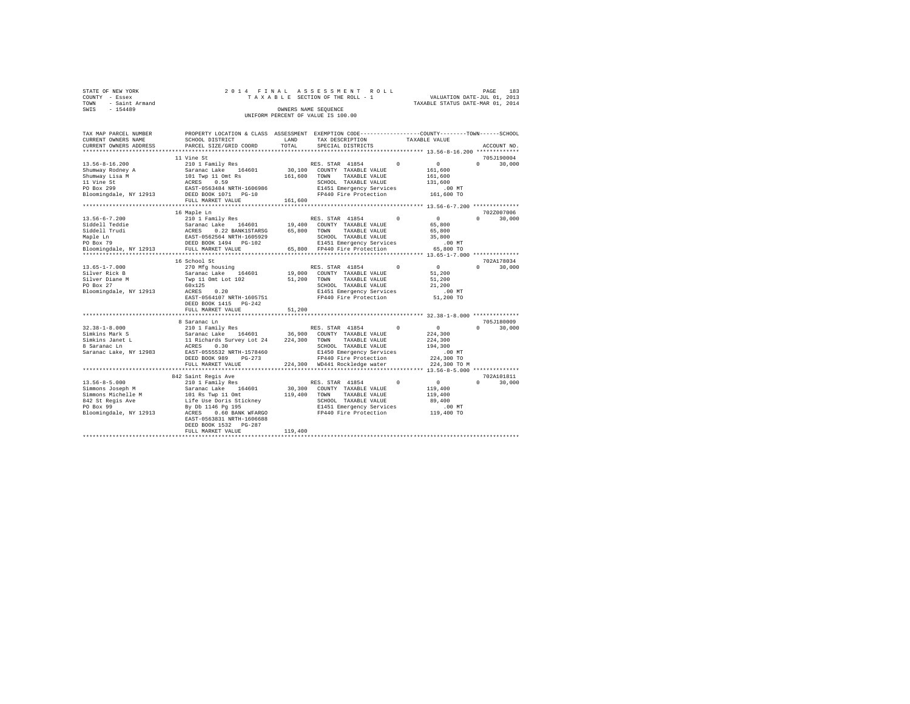STATE OF NEW YORK  
COUNTY - Essex  
TOWN - Saint Armand  
SWIS - 154489

2014 FINAL ASSESSMENT ROLL  
TAXABLE SECTION OF THE ROLL - 1  
OWNERS NAME SEQUENCE  
UNIFORM PERCENT OF VALUE IS 100.00

VALUATION DATE-JUL 01, 2013  
TAXABLE STATUS DATE-MAR 01, 2014

```
TAX MAP PARCEL NUMBER          PROPERTY LOCATION & CLASS  ASSESSMENT  EXEMPTION CODE-----------------COUNTY--------TOWN------SCHOOL
CURRENT OWNERS NAME            SCHOOL DISTRICT              LAND      TAX DESCRIPTION            TAXABLE VALUE
CURRENT OWNERS ADDRESS         PARCEL SIZE/GRID COORD       TOTAL     SPECIAL DISTRICTS                                      ACCOUNT NO.
************************************************************************************************* 13.56-8-16.200 *************
                               11 Vine St                                                                                 705J190004
13.56-8-16.200                 210 1 Family Res                     RES. STAR  41854        0           0            0        30,000
Shumway Rodney A               Saranac Lake   164601       30,100   COUNTY  TAXABLE VALUE              161,600
Shumway Lisa M                 101 Twp 11 Omt Rs          161,600   TOWN    TAXABLE VALUE              161,600
11 Vine St                     ACRES    0.59                        SCHOOL  TAXABLE VALUE              131,600
PO Box 299                     EAST-0563484 NRTH-1606986            E1451 Emergency Services              .00 MT
Bloomingdale, NY 12913         DEED BOOK 1071   PG-10               FP440 Fire Protection             161,600 TO
                               FULL MARKET VALUE          161,600
************************************************************************************************* 13.56-6-7.200 **************
                               16 Maple Ln                                                                                702Z007006
13.56-6-7.200                  210 1 Family Res                     RES. STAR  41854        0           0            0        30,000
Siddell Teddie                 Saranac Lake   164601       19,400   COUNTY  TAXABLE VALUE               65,800
Siddell Trudi                  ACRES    0.22 BANK1STARSG   65,800   TOWN    TAXABLE VALUE               65,800
Maple Ln                       EAST-0562564 NRTH-1605929            SCHOOL  TAXABLE VALUE               35,800
PO Box 79                      DEED BOOK 1494   PG-102              E1451 Emergency Services              .00 MT
Bloomingdale, NY 12913         FULL MARKET VALUE           65,800   FP440 Fire Protection              65,800 TO
************************************************************************************************* 13.65-1-7.000 **************
                               16 School St                                                                               702A178034
13.65-1-7.000                  270 Mfg housing                      RES. STAR  41854        0           0            0        30,000
Silver Rick B                  Saranac Lake   164601       19,000   COUNTY  TAXABLE VALUE               51,200
Silver Diane M                 Twp 11 Omt Lot 102          51,200   TOWN    TAXABLE VALUE               51,200
PO Box 27                      60x125                               SCHOOL  TAXABLE VALUE               21,200
Bloomingdale, NY 12913         ACRES    0.20                        E1451 Emergency Services              .00 MT
                               EAST-0564107 NRTH-1605751            FP440 Fire Protection              51,200 TO
                               DEED BOOK 1415   PG-242
                               FULL MARKET VALUE           51,200
************************************************************************************************* 32.38-1-8.000 **************
                               8 Saranac Ln                                                                               705J180009
32.38-1-8.000                  210 1 Family Res                     RES. STAR  41854        0           0            0        30,000
Simkins Mark S                 Saranac Lake   164601       36,900   COUNTY  TAXABLE VALUE              224,300
Simkins Janet L                11 Richards Survey Lot 24  224,300   TOWN    TAXABLE VALUE              224,300
8 Saranac Ln                   ACRES    0.30                        SCHOOL  TAXABLE VALUE              194,300
Saranac Lake, NY 12983         EAST-0555532 NRTH-1578460            E1450 Emergency Services              .00 MT
                               DEED BOOK 989    PG-273              FP440 Fire Protection             224,300 TO
                               FULL MARKET VALUE          224,300   WD441 Rockledge water             224,300 TO M
************************************************************************************************* 13.56-8-5.000 **************
                               842 Saint Regis Ave                                                                        702A101811
13.56-8-5.000                  210 1 Family Res                     RES. STAR  41854        0           0            0        30,000
Simmons Joseph M               Saranac Lake   164601       30,300   COUNTY  TAXABLE VALUE              119,400
Simmons Michelle M             101 Rs Twp 11 Omt          119,400   TOWN    TAXABLE VALUE              119,400
842 St Regis Ave               Life Use Doris Stickney              SCHOOL  TAXABLE VALUE               89,400
PO Box 99                      By Db 1146 Pg 195                    E1451 Emergency Services              .00 MT
Bloomingdale, NY 12913         ACRES    0.60 BANK WFARGO            FP440 Fire Protection             119,400 TO
                               EAST-0563831 NRTH-1606688
                               DEED BOOK 1532   PG-287
                               FULL MARKET VALUE          119,400
******************************************************************************************************************************
```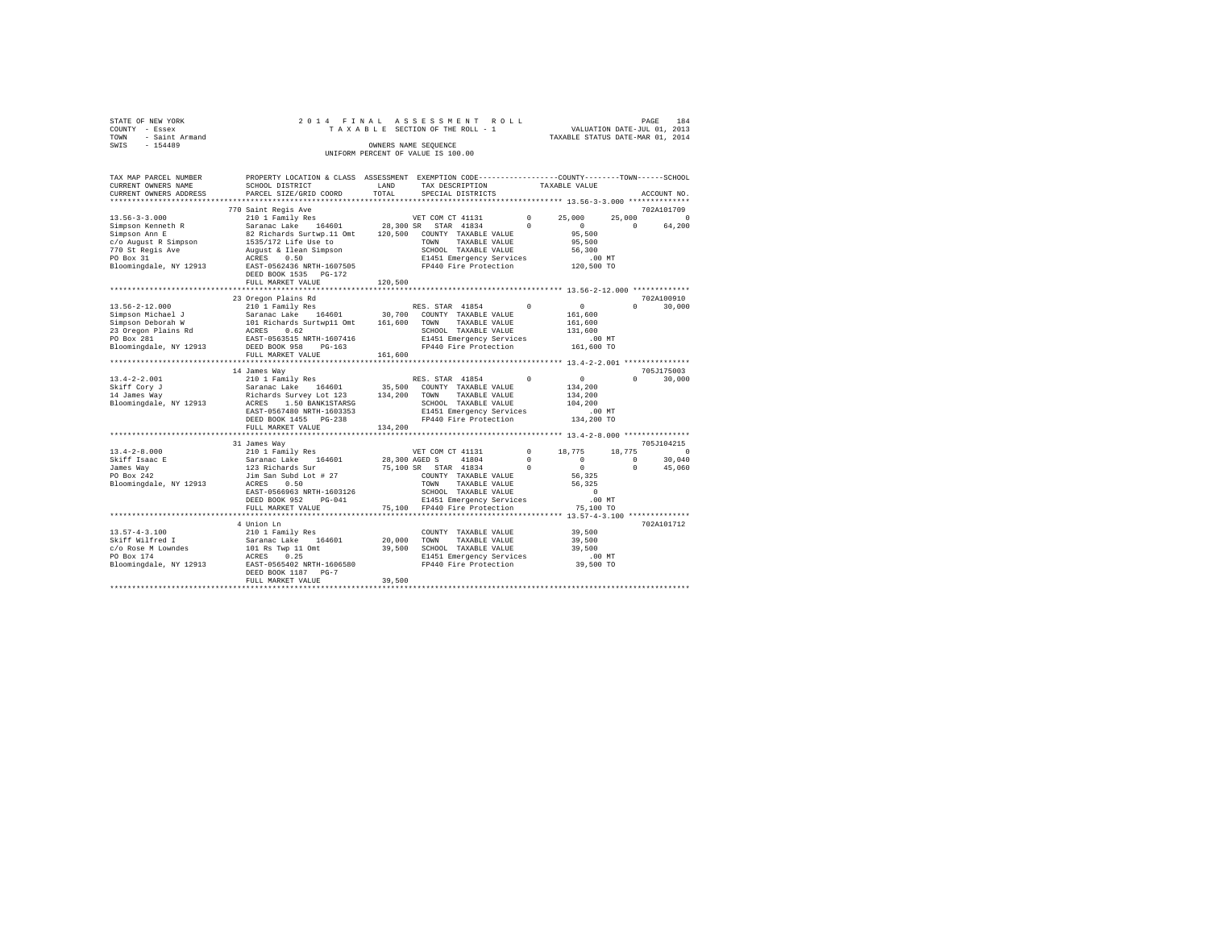```
STATE OF NEW YORK              2 0 1 4   F I N A L   A S S E S S M E N T   R O L L                    PAGE  184
COUNTY  - Essex                   T A X A B L E  SECTION OF THE ROLL - 1              VALUATION DATE-JUL 01, 2013
TOWN    - Saint Armand                                                                TAXABLE STATUS DATE-MAR 01, 2014
SWIS    - 154489                                 OWNERS NAME SEQUENCE
                                           UNIFORM PERCENT OF VALUE IS 100.00

TAX MAP PARCEL NUMBER          PROPERTY LOCATION & CLASS  ASSESSMENT  EXEMPTION CODE-----------------COUNTY--------TOWN------SCHOOL
CURRENT OWNERS NAME            SCHOOL DISTRICT              LAND      TAX DESCRIPTION            TAXABLE VALUE
CURRENT OWNERS ADDRESS         PARCEL SIZE/GRID COORD       TOTAL     SPECIAL DISTRICTS                                  ACCOUNT NO.
************************************************************************************************ 13.56-3-3.000 **************
                               770 Saint Regis Ave                                                                     702A101709
13.56-3-3.000                  210 1 Family Res                  VET COM CT 41131         0     25,000     25,000           0
Simpson Kenneth R              Saranac Lake    164601     28,300 SR  STAR 41834          0          0          0      64,200
Simpson Ann E                  82 Richards Surtwp.11 Omt  120,500   COUNTY  TAXABLE VALUE            95,500
c/o August R Simpson           1535/172 Life Use to                 TOWN    TAXABLE VALUE            95,500
770 St Regis Ave               August & Ilean Simpson               SCHOOL  TAXABLE VALUE            56,300
PO Box 31                      ACRES    0.50                        E1451 Emergency Services            .00 MT
Bloomingdale, NY 12913         EAST-0562436 NRTH-1607505            FP440 Fire Protection           120,500 TO
                               DEED BOOK 1535   PG-172
                               FULL MARKET VALUE            120,500
************************************************************************************************ 13.56-2-12.000 *************
                               23 Oregon Plains Rd                                                                     702A100910
13.56-2-12.000                 210 1 Family Res                  RES. STAR 41854          0          0          0      30,000
Simpson Michael J              Saranac Lake    164601     30,700   COUNTY  TAXABLE VALUE           161,600
Simpson Deborah W              101 Richards Surtwp11 Omt  161,600  TOWN    TAXABLE VALUE           161,600
23 Oregon Plains Rd            ACRES    0.62                        SCHOOL  TAXABLE VALUE           131,600
PO Box 281                     EAST-0563515 NRTH-1607416            E1451 Emergency Services            .00 MT
Bloomingdale, NY 12913         DEED BOOK 958    PG-163              FP440 Fire Protection           161,600 TO
                               FULL MARKET VALUE            161,600
************************************************************************************************ 13.4-2-2.001 ***************
                               14 James Way                                                                            705J175003
13.4-2-2.001                   210 1 Family Res                  RES. STAR 41854          0          0          0      30,000
Skiff Cory J                   Saranac Lake    164601     35,500   COUNTY  TAXABLE VALUE           134,200
14 James Way                   Richards Survey Lot 123    134,200  TOWN    TAXABLE VALUE           134,200
Bloomingdale, NY 12913         ACRES    1.50 BANK1STARSG            SCHOOL  TAXABLE VALUE           104,200
                               EAST-0567480 NRTH-1603353            E1451 Emergency Services            .00 MT
                               DEED BOOK 1455   PG-238              FP440 Fire Protection           134,200 TO
                               FULL MARKET VALUE            134,200
************************************************************************************************ 13.4-2-8.000 ***************
                               31 James Way                                                                            705J104215
13.4-2-8.000                   210 1 Family Res                  VET COM CT 41131         0     18,775     18,775           0
Skiff Isaac E                  Saranac Lake    164601     28,300 AGED S     41804         0          0          0      30,040
James Way                      123 Richards Sur           75,100 SR  STAR 41834          0          0          0      45,060
PO Box 242                     Jim San Subd Lot # 27                COUNTY  TAXABLE VALUE            56,325
Bloomingdale, NY 12913         ACRES    0.50                        TOWN    TAXABLE VALUE            56,325
                               EAST-0566963 NRTH-1603126            SCHOOL  TAXABLE VALUE                 0
                               DEED BOOK 952    PG-041              E1451 Emergency Services            .00 MT
                               FULL MARKET VALUE             75,100 FP440 Fire Protection            75,100 TO
************************************************************************************************ 13.57-4-3.100 **************
                               4 Union Ln                                                                              702A101712
13.57-4-3.100                  210 1 Family Res                     COUNTY  TAXABLE VALUE            39,500
Skiff Wilfred I                Saranac Lake    164601     20,000   TOWN    TAXABLE VALUE            39,500
c/o Rose M Lowndes             101 Rs Twp 11 Omt          39,500   SCHOOL  TAXABLE VALUE            39,500
PO Box 174                     ACRES    0.25                        E1451 Emergency Services            .00 MT
Bloomingdale, NY 12913         EAST-0565402 NRTH-1606580            FP440 Fire Protection            39,500 TO
                               DEED BOOK 1187   PG-7
                               FULL MARKET VALUE             39,500
******************************************************************************************************************************
```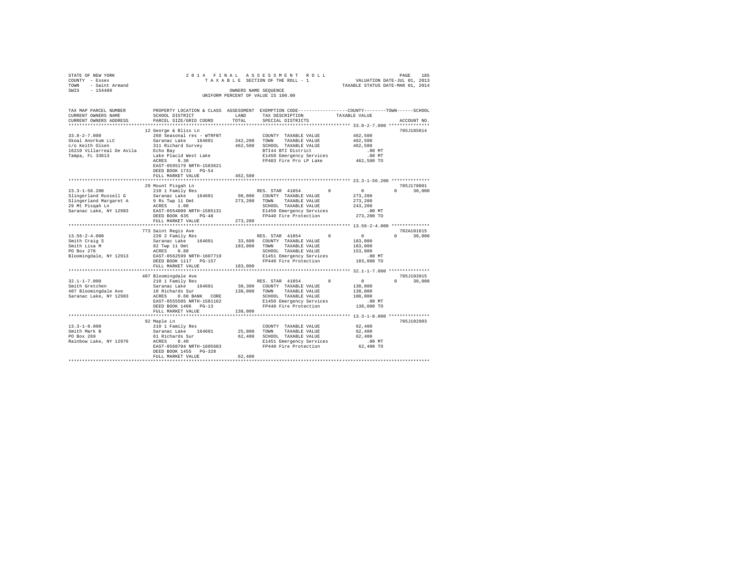STATE OF NEW YORK
COUNTY - Essex
TOWN - Saint Armand
SWIS - 154489

2014 FINAL ASSESSMENT ROLL
TAXABLE SECTION OF THE ROLL - 1
OWNERS NAME SEQUENCE
UNIFORM PERCENT OF VALUE IS 100.00

VALUATION DATE-JUL 01, 2013
TAXABLE STATUS DATE-MAR 01, 2014

| TAX MAP PARCEL NUMBER / CURRENT OWNERS NAME / CURRENT OWNERS ADDRESS | PROPERTY LOCATION & CLASS / SCHOOL DISTRICT / PARCEL SIZE/GRID COORD | ASSESSMENT LAND / TOTAL | EXEMPTION CODE / TAX DESCRIPTION / SPECIAL DISTRICTS | COUNTY | TOWN | SCHOOL | TAXABLE VALUE | ACCOUNT NO. |
|---|---|---|---|---|---|---|---|---|
| **33.8-2-7.000** | 12 George & Bliss Ln | | | | | | | 705J185014 |
| Skoal Anorkum LLC | 260 Seasonal res - WTRFNT | | COUNTY TAXABLE VALUE | | | | 462,500 | |
| c/o Keith Olsen | Saranac Lake 164601 | 342,200 | TOWN TAXABLE VALUE | | | | 462,500 | |
| 16210 Villarreal De Avila | 311 Richard Survey | 462,500 | SCHOOL TAXABLE VALUE | | | | 462,500 | |
| Tampa, FL 33613 | Echo Bay | | BTI44 BTI District | | | | .00 MT | |
| | Lake Placid West Lake | | E1450 Emergency Services | | | | .00 MT | |
| | ACRES 9.30 | | FP403 Fire Pro LP Lake | | | | 462,500 TO | |
| | EAST-0595179 NRTH-1583621 | | | | | | | |
| | DEED BOOK 1731 PG-54 | | | | | | | |
| | FULL MARKET VALUE | 462,500 | | | | | | |
| **23.3-1-56.200** | 29 Mount Pisgah Ln | | | | | | | 705J178001 |
| Slingerland Russell G | 210 1 Family Res | | RES. STAR 41854 | 0 | 0 | 30,000 | | |
| Slingerland Margaret A | Saranac Lake 164601 | 90,000 | COUNTY TAXABLE VALUE | | | | 273,200 | |
| 29 Mt Pisqah Ln | 9 Rs Twp 11 Omt | 273,200 | TOWN TAXABLE VALUE | | | | 273,200 | |
| Saranac Lake, NY 12983 | ACRES 1.00 | | SCHOOL TAXABLE VALUE | | | | 243,200 | |
| | EAST-0554009 NRTH-1585131 | | E1450 Emergency Services | | | | .00 MT | |
| | DEED BOOK 635 PG-48 | | FP440 Fire Protection | | | | 273,200 TO | |
| | FULL MARKET VALUE | 273,200 | | | | | | |
| **13.56-2-4.000** | 773 Saint Regis Ave | | | | | | | 702A101615 |
| Smith Craig S | 220 2 Family Res | | RES. STAR 41854 | 0 | 0 | 30,000 | | |
| Smith Lisa M | Saranac Lake 164601 | 33,600 | COUNTY TAXABLE VALUE | | | | 183,000 | |
| PO Box 276 | 82 Twp 11 Omt | 183,000 | TOWN TAXABLE VALUE | | | | 183,000 | |
| Bloomingdale, NY 12913 | ACRES 0.80 | | SCHOOL TAXABLE VALUE | | | | 153,000 | |
| | EAST-0562599 NRTH-1607719 | | E1451 Emergency Services | | | | .00 MT | |
| | DEED BOOK 1117 PG-157 | | FP440 Fire Protection | | | | 183,000 TO | |
| | FULL MARKET VALUE | 183,000 | | | | | | |
| **32.1-1-7.000** | 407 Bloomingdale Ave | | | | | | | 705J103915 |
| Smith Gretchen | 210 1 Family Res | | RES. STAR 41854 | 0 | 0 | 30,000 | | |
| 407 Bloomingdale Ave | Saranac Lake 164601 | 30,300 | COUNTY TAXABLE VALUE | | | | 138,000 | |
| Saranac Lake, NY 12983 | 10 Richards Sur | 138,000 | TOWN TAXABLE VALUE | | | | 138,000 | |
| | ACRES 0.60 BANK CORE | | SCHOOL TAXABLE VALUE | | | | 108,000 | |
| | EAST-0555505 NRTH-1581162 | | E1450 Emergency Services | | | | .00 MT | |
| | DEED BOOK 1406 PG-13 | | FP440 Fire Protection | | | | 138,000 TO | |
| | FULL MARKET VALUE | 138,000 | | | | | | |
| **13.3-1-8.000** | 92 Maple Ln | | | | | | | 705J102903 |
| Smith Mark B | 210 1 Family Res | | COUNTY TAXABLE VALUE | | | | 62,400 | |
| PO Box 269 | Saranac Lake 164601 | 25,000 | TOWN TAXABLE VALUE | | | | 62,400 | |
| Rainbow Lake, NY 12976 | 61 Richards Sur | 62,400 | SCHOOL TAXABLE VALUE | | | | 62,400 | |
| | ACRES 0.40 | | E1451 Emergency Services | | | | .00 MT | |
| | EAST-0560704 NRTH-1605683 | | FP440 Fire Protection | | | | 62,400 TO | |
| | DEED BOOK 1455 PG-328 | | | | | | | |
| | FULL MARKET VALUE | 62,400 | | | | | | |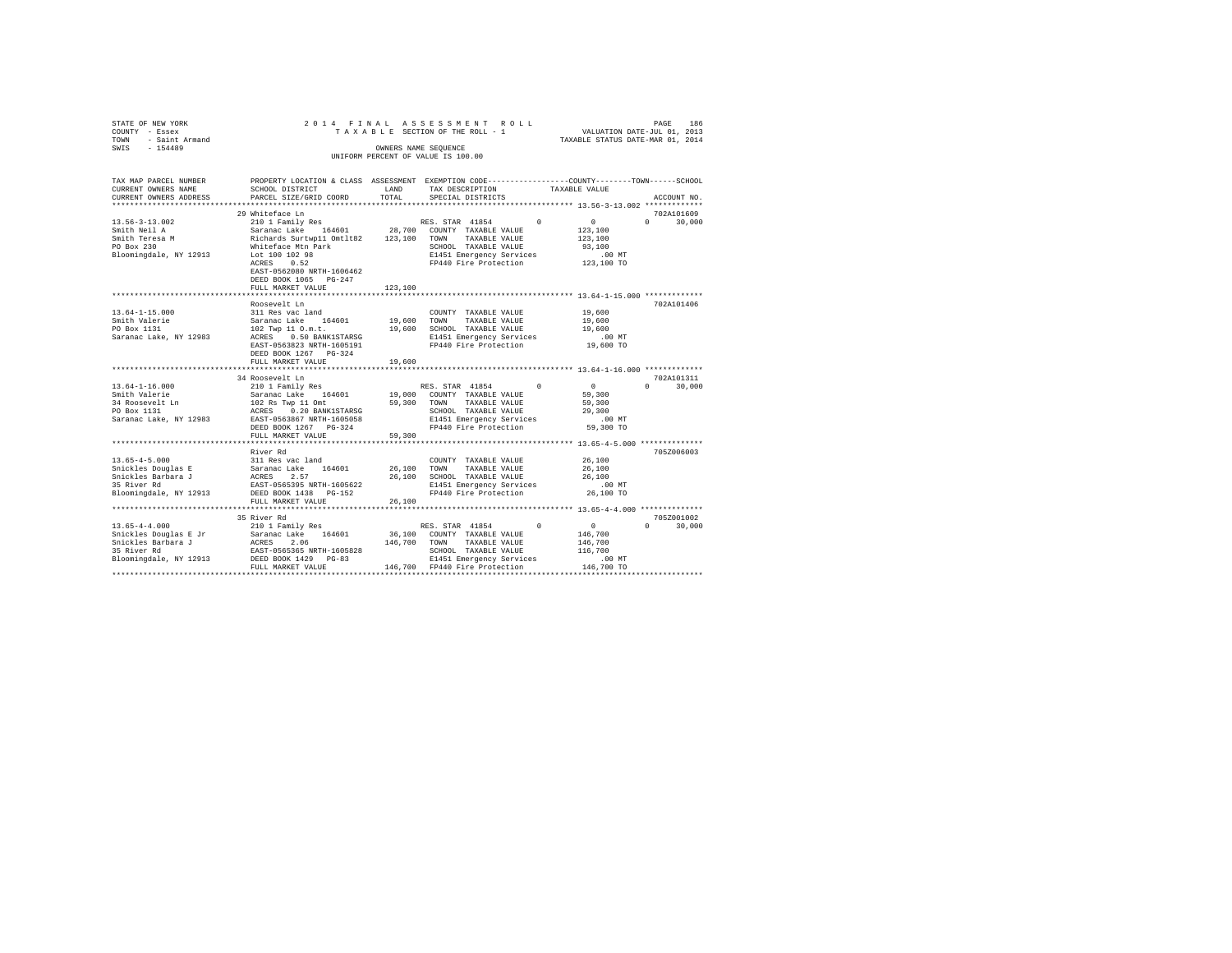STATE OF NEW YORK
COUNTY - Essex
TOWN - Saint Armand
SWIS - 154489

2 0 1 4 F I N A L A S S E S S M E N T R O L L
T A X A B L E SECTION OF THE ROLL - 1
OWNERS NAME SEQUENCE
UNIFORM PERCENT OF VALUE IS 100.00

VALUATION DATE-JUL 01, 2013
TAXABLE STATUS DATE-MAR 01, 2014

```
TAX MAP PARCEL NUMBER          PROPERTY LOCATION & CLASS  ASSESSMENT  EXEMPTION CODE-----------------COUNTY--------TOWN------SCHOOL
CURRENT OWNERS NAME            SCHOOL DISTRICT              LAND      TAX DESCRIPTION             TAXABLE VALUE
CURRENT OWNERS ADDRESS         PARCEL SIZE/GRID COORD       TOTAL     SPECIAL DISTRICTS                                      ACCOUNT NO.
******************************************************************************************************* 13.56-3-13.002 *************
                               29 Whiteface Ln                                                                           702A101609
13.56-3-13.002                 210 1 Family Res                       RES. STAR 41854          0            0           0     30,000
Smith Neil A                   Saranac Lake    164601       28,700    COUNTY  TAXABLE VALUE          123,100
Smith Teresa M                 Richards Surtwp11 Omtlt82   123,100    TOWN    TAXABLE VALUE          123,100
PO Box 230                     Whiteface Mtn Park                     SCHOOL  TAXABLE VALUE           93,100
Bloomingdale, NY 12913         Lot 100 102 98                         E1451 Emergency Services            .00 MT
                               ACRES     0.52                         FP440 Fire Protection          123,100 TO
                               EAST-0562080 NRTH-1606462
                               DEED BOOK 1065   PG-247
                               FULL MARKET VALUE           123,100
******************************************************************************************************* 13.64-1-15.000 *************
                               Roosevelt Ln                                                                              702A101406
13.64-1-15.000                 311 Res vac land                       COUNTY  TAXABLE VALUE           19,600
Smith Valerie                  Saranac Lake    164601       19,600    TOWN    TAXABLE VALUE           19,600
PO Box 1131                    102 Twp 11 O.m.t.            19,600    SCHOOL  TAXABLE VALUE           19,600
Saranac Lake, NY 12983         ACRES     0.50 BANK1STARSG             E1451 Emergency Services            .00 MT
                               EAST-0563823 NRTH-1605191              FP440 Fire Protection           19,600 TO
                               DEED BOOK 1267   PG-324
                               FULL MARKET VALUE            19,600
******************************************************************************************************* 13.64-1-16.000 *************
                               34 Roosevelt Ln                                                                           702A101311
13.64-1-16.000                 210 1 Family Res                       RES. STAR 41854          0            0           0     30,000
Smith Valerie                  Saranac Lake    164601       19,000    COUNTY  TAXABLE VALUE           59,300
34 Roosevelt Ln                102 Rs Twp 11 Omt            59,300    TOWN    TAXABLE VALUE           59,300
PO Box 1131                    ACRES     0.20 BANK1STARSG             SCHOOL  TAXABLE VALUE           29,300
Saranac Lake, NY 12983         EAST-0563867 NRTH-1605058              E1451 Emergency Services            .00 MT
                               DEED BOOK 1267   PG-324                FP440 Fire Protection           59,300 TO
                               FULL MARKET VALUE            59,300
******************************************************************************************************* 13.65-4-5.000 **************
                               River Rd                                                                                  705Z006003
13.65-4-5.000                  311 Res vac land                       COUNTY  TAXABLE VALUE           26,100
Snickles Douglas E             Saranac Lake    164601       26,100    TOWN    TAXABLE VALUE           26,100
Snickles Barbara J             ACRES     2.57               26,100    SCHOOL  TAXABLE VALUE           26,100
35 River Rd                    EAST-0565395 NRTH-1605622              E1451 Emergency Services            .00 MT
Bloomingdale, NY 12913         DEED BOOK 1438   PG-152                FP440 Fire Protection           26,100 TO
                               FULL MARKET VALUE            26,100
******************************************************************************************************* 13.65-4-4.000 **************
                               35 River Rd                                                                               705Z001002
13.65-4-4.000                  210 1 Family Res                       RES. STAR 41854          0            0           0     30,000
Snickles Douglas E Jr          Saranac Lake    164601       36,100    COUNTY  TAXABLE VALUE          146,700
Snickles Barbara J             ACRES     2.06              146,700    TOWN    TAXABLE VALUE          146,700
35 River Rd                    EAST-0565365 NRTH-1605828              SCHOOL  TAXABLE VALUE          116,700
Bloomingdale, NY 12913         DEED BOOK 1429   PG-83                 E1451 Emergency Services            .00 MT
                               FULL MARKET VALUE           146,700    FP440 Fire Protection          146,700 TO
************************************************************************************************************************************
```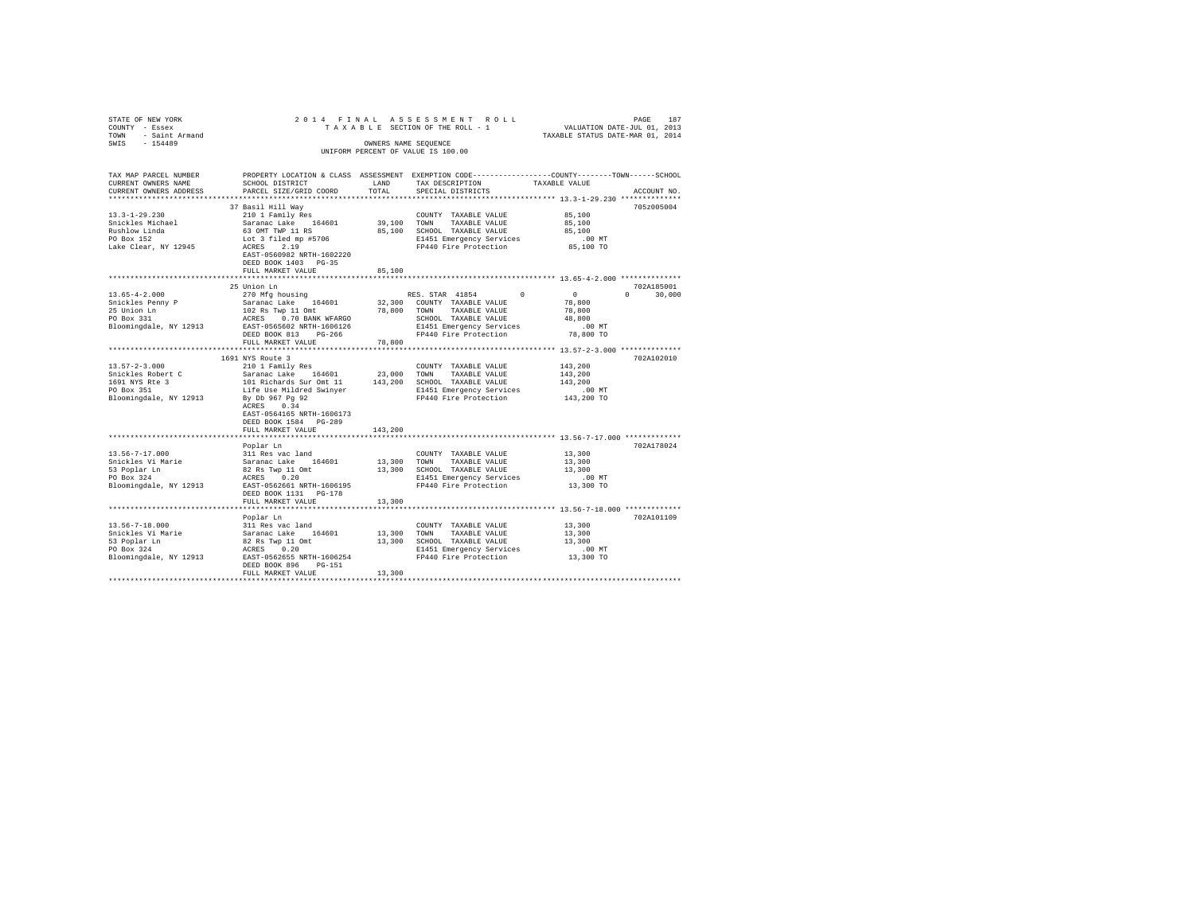STATE OF NEW YORK
COUNTY - Essex
TOWN - Saint Armand
SWIS - 154489

2014 FINAL ASSESSMENT ROLL
TAXABLE SECTION OF THE ROLL - 1
OWNERS NAME SEQUENCE
UNIFORM PERCENT OF VALUE IS 100.00

VALUATION DATE-JUL 01, 2013
TAXABLE STATUS DATE-MAR 01, 2014

| TAX MAP PARCEL NUMBER / CURRENT OWNERS NAME / CURRENT OWNERS ADDRESS | PROPERTY LOCATION & CLASS / SCHOOL DISTRICT / PARCEL SIZE/GRID COORD | ASSESSMENT LAND / TOTAL | EXEMPTION CODE / TAX DESCRIPTION / SPECIAL DISTRICTS | COUNTY / TOWN / SCHOOL TAXABLE VALUE | ACCOUNT NO. |
|---|---|---|---|---|---|
| 13.3-1-29.230 | 37 Basil Hill Way | | | | 705Z005004 |
| Snickles Michael | 210 1 Family Res | | COUNTY TAXABLE VALUE | 85,100 | |
| Rushlow Linda | Saranac Lake 164601 | 39,100 | TOWN TAXABLE VALUE | 85,100 | |
| PO Box 152 | 63 OMT TWP 11 RS | 85,100 | SCHOOL TAXABLE VALUE | 85,100 | |
| Lake Clear, NY 12945 | Lot 3 filed mp #5706 | | E1451 Emergency Services | .00 MT | |
| | ACRES 2.19 | | FP440 Fire Protection | 85,100 TO | |
| | EAST-0560982 NRTH-1602220 | | | | |
| | DEED BOOK 1403 PG-35 | | | | |
| | FULL MARKET VALUE | 85,100 | | | |
| 13.65-4-2.000 | 25 Union Ln | | | | 702A185001 |
| Snickles Penny P | 270 Mfg housing | | RES. STAR 41854 | 0 / 0 / 0 / 30,000 | |
| 25 Union Ln | Saranac Lake 164601 | 32,300 | COUNTY TAXABLE VALUE | 78,800 | |
| PO Box 331 | 102 Rs Twp 11 Omt | 78,800 | TOWN TAXABLE VALUE | 78,800 | |
| Bloomingdale, NY 12913 | ACRES 0.70 BANK WFARGO | | SCHOOL TAXABLE VALUE | 48,800 | |
| | EAST-0565602 NRTH-1606126 | | E1451 Emergency Services | .00 MT | |
| | DEED BOOK 813 PG-266 | | FP440 Fire Protection | 78,800 TO | |
| | FULL MARKET VALUE | 78,800 | | | |
| 13.57-2-3.000 | 1691 NYS Route 3 | | | | 702A102010 |
| Snickles Robert C | 210 1 Family Res | | COUNTY TAXABLE VALUE | 143,200 | |
| 1691 NYS Rte 3 | Saranac Lake 164601 | 23,000 | TOWN TAXABLE VALUE | 143,200 | |
| PO Box 351 | 101 Richards Sur Omt 11 | 143,200 | SCHOOL TAXABLE VALUE | 143,200 | |
| Bloomingdale, NY 12913 | Life Use Mildred Swinyer | | E1451 Emergency Services | .00 MT | |
| | By Db 967 Pg 92 | | FP440 Fire Protection | 143,200 TO | |
| | ACRES 0.34 | | | | |
| | EAST-0564165 NRTH-1606173 | | | | |
| | DEED BOOK 1584 PG-289 | | | | |
| | FULL MARKET VALUE | 143,200 | | | |
| 13.56-7-17.000 | Poplar Ln | | | | 702A178024 |
| Snickles Vi Marie | 311 Res vac land | | COUNTY TAXABLE VALUE | 13,300 | |
| 53 Poplar Ln | Saranac Lake 164601 | 13,300 | TOWN TAXABLE VALUE | 13,300 | |
| PO Box 324 | 82 Rs Twp 11 Omt | 13,300 | SCHOOL TAXABLE VALUE | 13,300 | |
| Bloomingdale, NY 12913 | ACRES 0.20 | | E1451 Emergency Services | .00 MT | |
| | EAST-0562661 NRTH-1606195 | | FP440 Fire Protection | 13,300 TO | |
| | DEED BOOK 1131 PG-178 | | | | |
| | FULL MARKET VALUE | 13,300 | | | |
| 13.56-7-18.000 | Poplar Ln | | | | 702A101109 |
| Snickles Vi Marie | 311 Res vac land | | COUNTY TAXABLE VALUE | 13,300 | |
| 53 Poplar Ln | Saranac Lake 164601 | 13,300 | TOWN TAXABLE VALUE | 13,300 | |
| PO Box 324 | 82 Rs Twp 11 Omt | 13,300 | SCHOOL TAXABLE VALUE | 13,300 | |
| Bloomingdale, NY 12913 | ACRES 0.20 | | E1451 Emergency Services | .00 MT | |
| | EAST-0562655 NRTH-1606254 | | FP440 Fire Protection | 13,300 TO | |
| | DEED BOOK 896 PG-151 | | | | |
| | FULL MARKET VALUE | 13,300 | | | |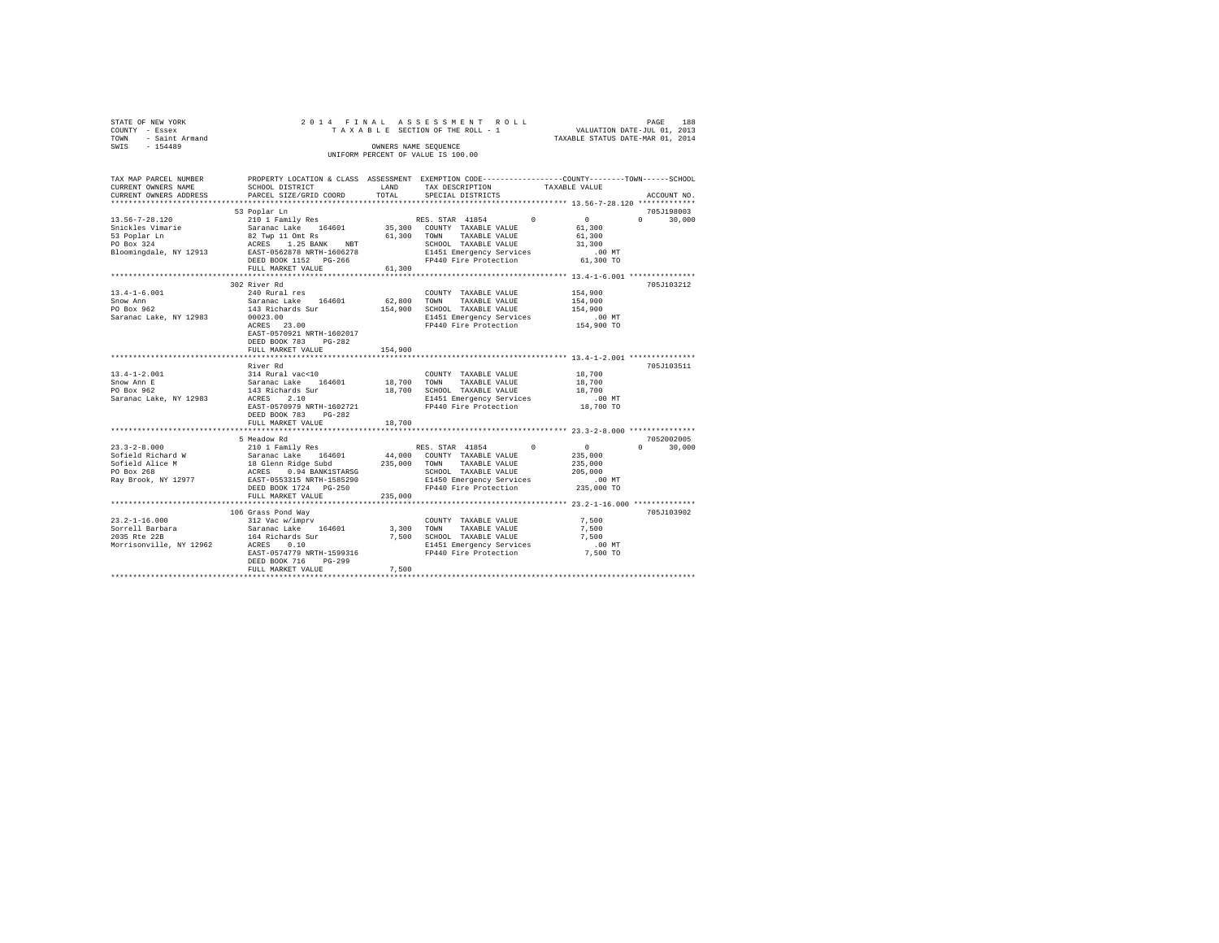STATE OF NEW YORK
COUNTY - Essex
TOWN - Saint Armand
SWIS - 154489

2014 FINAL ASSESSMENT ROLL
TAXABLE SECTION OF THE ROLL - 1
OWNERS NAME SEQUENCE
UNIFORM PERCENT OF VALUE IS 100.00

VALUATION DATE-JUL 01, 2013
TAXABLE STATUS DATE-MAR 01, 2014

| TAX MAP PARCEL NUMBER / CURRENT OWNERS NAME / CURRENT OWNERS ADDRESS | PROPERTY LOCATION & CLASS / SCHOOL DISTRICT / PARCEL SIZE/GRID COORD | ASSESSMENT LAND / TOTAL | EXEMPTION CODE / TAX DESCRIPTION / SPECIAL DISTRICTS | COUNTY / TOWN / SCHOOL TAXABLE VALUE | ACCOUNT NO. |
|---|---|---|---|---|---|
| 13.56-7-28.120 | 53 Poplar Ln | | | | 705J198003 |
| Snickles Vimarie | 210 1 Family Res | | RES. STAR 41854 0 | 0 0 30,000 | |
| 53 Poplar Ln | Saranac Lake 164601 | 35,300 | COUNTY TAXABLE VALUE | 61,300 | |
| PO Box 324 | 82 Twp 11 Omt Rs | 61,300 | TOWN TAXABLE VALUE | 61,300 | |
| Bloomingdale, NY 12913 | ACRES 1.25 BANK NBT | | SCHOOL TAXABLE VALUE | 31,300 | |
| | EAST-0562878 NRTH-1606278 | | E1451 Emergency Services | .00 MT | |
| | DEED BOOK 1152 PG-266 | | FP440 Fire Protection | 61,300 TO | |
| | FULL MARKET VALUE | 61,300 | | | |
| 13.4-1-6.001 | 302 River Rd | | | | 705J103212 |
| Snow Ann | 240 Rural res | | COUNTY TAXABLE VALUE | 154,900 | |
| PO Box 962 | Saranac Lake 164601 | 62,800 | TOWN TAXABLE VALUE | 154,900 | |
| Saranac Lake, NY 12983 | 143 Richards Sur | 154,900 | SCHOOL TAXABLE VALUE | 154,900 | |
| | 00023.00 | | E1451 Emergency Services | .00 MT | |
| | ACRES 23.00 | | FP440 Fire Protection | 154,900 TO | |
| | EAST-0570921 NRTH-1602017 | | | | |
| | DEED BOOK 783 PG-282 | | | | |
| | FULL MARKET VALUE | 154,900 | | | |
| 13.4-1-2.001 | River Rd | | | | 705J103511 |
| Snow Ann E | 314 Rural vac<10 | | COUNTY TAXABLE VALUE | 18,700 | |
| PO Box 962 | Saranac Lake 164601 | 18,700 | TOWN TAXABLE VALUE | 18,700 | |
| Saranac Lake, NY 12983 | 143 Richards Sur | 18,700 | SCHOOL TAXABLE VALUE | 18,700 | |
| | ACRES 2.10 | | E1451 Emergency Services | .00 MT | |
| | EAST-0570979 NRTH-1602721 | | FP440 Fire Protection | 18,700 TO | |
| | DEED BOOK 783 PG-282 | | | | |
| | FULL MARKET VALUE | 18,700 | | | |
| 23.3-2-8.000 | 5 Meadow Rd | | | | 7052002005 |
| Sofield Richard W | 210 1 Family Res | | RES. STAR 41854 0 | 0 0 30,000 | |
| Sofield Alice M | Saranac Lake 164601 | 44,000 | COUNTY TAXABLE VALUE | 235,000 | |
| PO Box 268 | 18 Glenn Ridge Subd | 235,000 | TOWN TAXABLE VALUE | 235,000 | |
| Ray Brook, NY 12977 | ACRES 0.94 BANK1STARSG | | SCHOOL TAXABLE VALUE | 205,000 | |
| | EAST-0553315 NRTH-1585290 | | E1450 Emergency Services | .00 MT | |
| | DEED BOOK 1724 PG-250 | | FP440 Fire Protection | 235,000 TO | |
| | FULL MARKET VALUE | 235,000 | | | |
| 23.2-1-16.000 | 106 Grass Pond Way | | | | 705J103902 |
| Sorrell Barbara | 312 Vac w/imprv | | COUNTY TAXABLE VALUE | 7,500 | |
| 2035 Rte 22B | Saranac Lake 164601 | 3,300 | TOWN TAXABLE VALUE | 7,500 | |
| Morrisonville, NY 12962 | 164 Richards Sur | 7,500 | SCHOOL TAXABLE VALUE | 7,500 | |
| | ACRES 0.10 | | E1451 Emergency Services | .00 MT | |
| | EAST-0574779 NRTH-1599316 | | FP440 Fire Protection | 7,500 TO | |
| | DEED BOOK 716 PG-299 | | | | |
| | FULL MARKET VALUE | 7,500 | | | |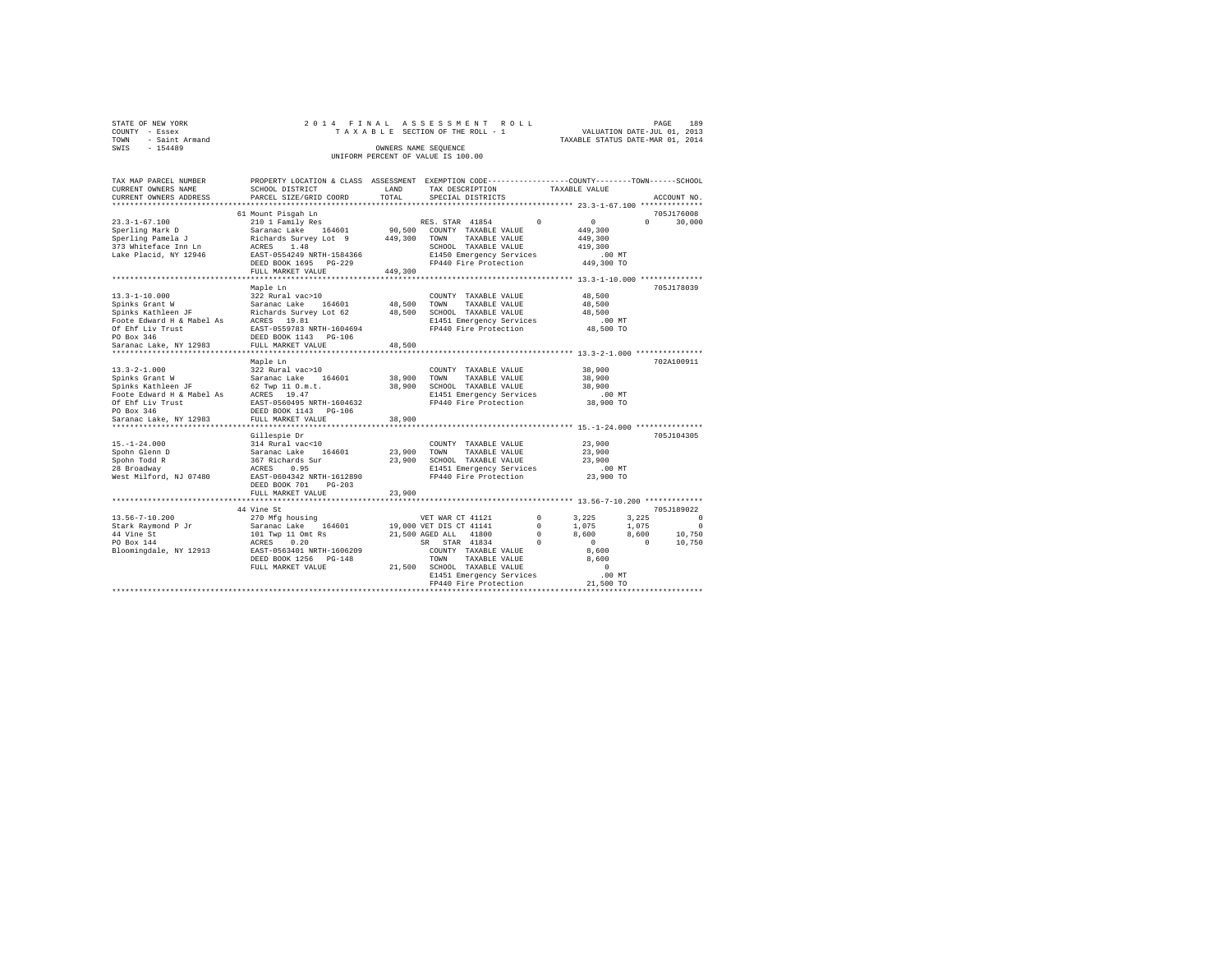STATE OF NEW YORK
COUNTY - Essex
TOWN - Saint Armand
SWIS - 154489

2014 FINAL ASSESSMENT ROLL
TAXABLE SECTION OF THE ROLL - 1
OWNERS NAME SEQUENCE
UNIFORM PERCENT OF VALUE IS 100.00

VALUATION DATE-JUL 01, 2013
TAXABLE STATUS DATE-MAR 01, 2014

```
TAX MAP PARCEL NUMBER          PROPERTY LOCATION & CLASS  ASSESSMENT  EXEMPTION CODE-----------------COUNTY--------TOWN------SCHOOL
CURRENT OWNERS NAME            SCHOOL DISTRICT            LAND        TAX DESCRIPTION            TAXABLE VALUE
CURRENT OWNERS ADDRESS         PARCEL SIZE/GRID COORD     TOTAL       SPECIAL DISTRICTS                                   ACCOUNT NO.
************************************************************************************************ 23.3-1-67.100 **************
                               61 Mount Pisgah Ln                                                                         705J176008
23.3-1-67.100                  210 1 Family Res                   RES. STAR 41854        0            0             0     30,000
Sperling Mark D                Saranac Lake   164601      90,500  COUNTY  TAXABLE VALUE           449,300
Sperling Pamela J              Richards Survey Lot  9    449,300  TOWN    TAXABLE VALUE           449,300
373 Whiteface Inn Ln           ACRES    1.48                      SCHOOL  TAXABLE VALUE           419,300
Lake Placid, NY 12946          EAST-0554249 NRTH-1584366          E1450 Emergency Services            .00 MT
                               DEED BOOK 1695   PG-229            FP440 Fire Protection           449,300 TO
                               FULL MARKET VALUE         449,300
************************************************************************************************ 13.3-1-10.000 **************
                               Maple Ln                                                                                   705J178039
13.3-1-10.000                  322 Rural vac>10                   COUNTY  TAXABLE VALUE            48,500
Spinks Grant W                 Saranac Lake   164601      48,500  TOWN    TAXABLE VALUE            48,500
Spinks Kathleen JF             Richards Survey Lot 62     48,500  SCHOOL  TAXABLE VALUE            48,500
Foote Edward H & Mabel As      ACRES   19.81                      E1451 Emergency Services            .00 MT
Of Ehf Liv Trust               EAST-0559783 NRTH-1604694          FP440 Fire Protection            48,500 TO
PO Box 346                     DEED BOOK 1143   PG-106
Saranac Lake, NY 12983         FULL MARKET VALUE          48,500
************************************************************************************************ 13.3-2-1.000 ***************
                               Maple Ln                                                                                   702A100911
13.3-2-1.000                   322 Rural vac>10                   COUNTY  TAXABLE VALUE            38,900
Spinks Grant W                 Saranac Lake   164601      38,900  TOWN    TAXABLE VALUE            38,900
Spinks Kathleen JF             62 Twp 11 O.m.t.           38,900  SCHOOL  TAXABLE VALUE            38,900
Foote Edward H & Mabel As      ACRES   19.47                      E1451 Emergency Services            .00 MT
Of Ehf Liv Trust               EAST-0560495 NRTH-1604632          FP440 Fire Protection            38,900 TO
PO Box 346                     DEED BOOK 1143   PG-106
Saranac Lake, NY 12983         FULL MARKET VALUE          38,900
************************************************************************************************ 15.-1-24.000 ***************
                               Gillespie Dr                                                                               705J104305
15.-1-24.000                   314 Rural vac<10                   COUNTY  TAXABLE VALUE            23,900
Spohn Glenn D                  Saranac Lake   164601      23,900  TOWN    TAXABLE VALUE            23,900
Spohn Todd R                   367 Richards Sur           23,900  SCHOOL  TAXABLE VALUE            23,900
28 Broadway                    ACRES    0.95                      E1451 Emergency Services            .00 MT
West Milford, NJ 07480         EAST-0604342 NRTH-1612890          FP440 Fire Protection            23,900 TO
                               DEED BOOK 701    PG-203
                               FULL MARKET VALUE          23,900
************************************************************************************************ 13.56-7-10.200 *************
                               44 Vine St                                                                                 705J189022
13.56-7-10.200                 270 Mfg housing                    VET WAR CT 41121       0        3,225         3,225          0
Stark Raymond P Jr             Saranac Lake   164601      19,000  VET DIS CT 41141       0        1,075         1,075          0
44 Vine St                     101 Twp 11 Omt Rs          21,500  AGED ALL  41800        0        8,600         8,600     10,750
PO Box 144                     ACRES    0.20                      SR  STAR  41834        0            0             0     10,750
Bloomingdale, NY 12913         EAST-0563401 NRTH-1606209          COUNTY  TAXABLE VALUE             8,600
                               DEED BOOK 1256   PG-148            TOWN    TAXABLE VALUE             8,600
                               FULL MARKET VALUE          21,500  SCHOOL  TAXABLE VALUE                 0
                                                                  E1451 Emergency Services            .00 MT
                                                                  FP440 Fire Protection            21,500 TO
******************************************************************************************************************************
```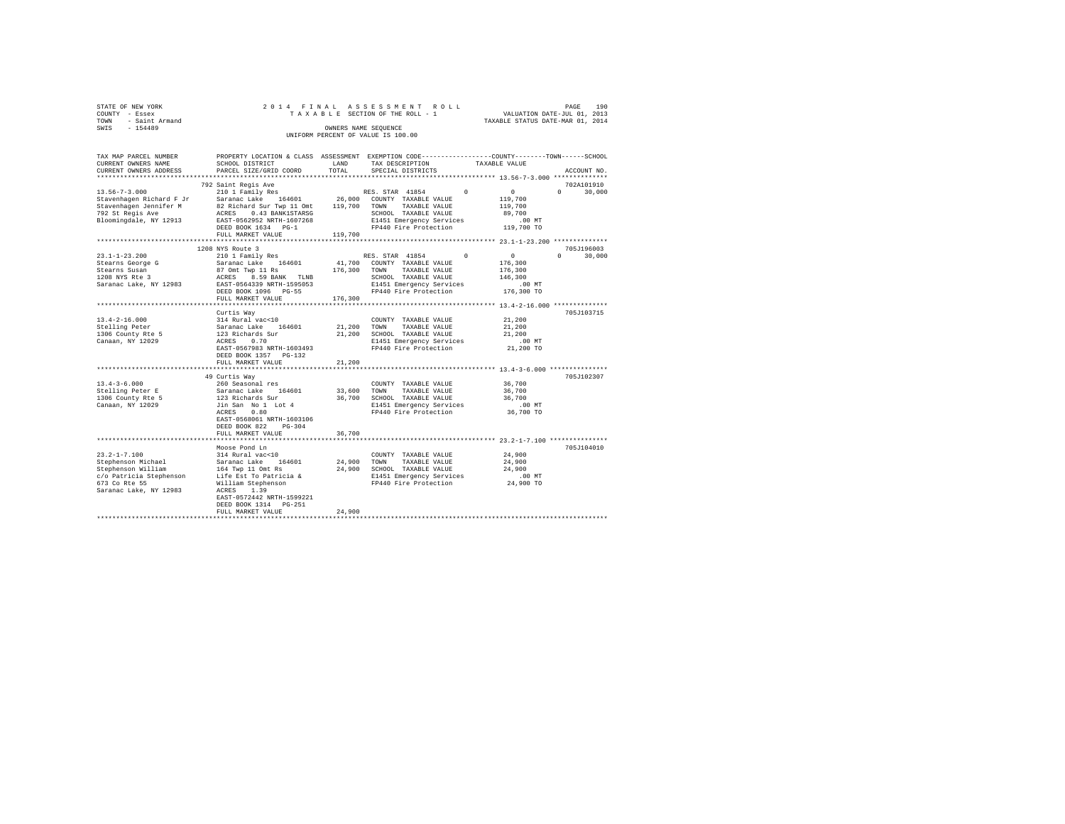STATE OF NEW YORK
COUNTY - Essex
TOWN - Saint Armand
SWIS - 154489

2014 FINAL ASSESSMENT ROLL
TAXABLE SECTION OF THE ROLL - 1
OWNERS NAME SEQUENCE
UNIFORM PERCENT OF VALUE IS 100.00

VALUATION DATE-JUL 01, 2013
TAXABLE STATUS DATE-MAR 01, 2014

| TAX MAP PARCEL NUMBER / CURRENT OWNERS NAME / CURRENT OWNERS ADDRESS | PROPERTY LOCATION & CLASS / SCHOOL DISTRICT / PARCEL SIZE/GRID COORD | ASSESSMENT LAND / TOTAL | EXEMPTION CODE / TAX DESCRIPTION / SPECIAL DISTRICTS | COUNTY | TOWN | SCHOOL / TAXABLE VALUE | ACCOUNT NO. |
|---|---|---|---|---|---|---|---|
| 13.56-7-3.000 | 792 Saint Regis Ave | | | | | | 702A101910 |
| 13.56-7-3.000 | 210 1 Family Res | | RES. STAR 41854 | 0 | 0 | 0 30,000 | |
| Stavenhagen Richard F Jr | Saranac Lake 164601 | 26,000 | COUNTY TAXABLE VALUE | | | 119,700 | |
| Stavenhagen Jennifer M | 82 Richard Sur Twp 11 Omt | 119,700 | TOWN TAXABLE VALUE | | | 119,700 | |
| 792 St Regis Ave | ACRES 0.43 BANK1STARSG | | SCHOOL TAXABLE VALUE | | | 89,700 | |
| Bloomingdale, NY 12913 | EAST-0562952 NRTH-1607268 | | E1451 Emergency Services | | | .00 MT | |
| | DEED BOOK 1634 PG-1 | | FP440 Fire Protection | | | 119,700 TO | |
| | FULL MARKET VALUE | 119,700 | | | | | |
| 23.1-1-23.200 | 1208 NYS Route 3 | | | | | | 705J196003 |
| 23.1-1-23.200 | 210 1 Family Res | | RES. STAR 41854 | 0 | 0 | 0 30,000 | |
| Stearns George G | Saranac Lake 164601 | 41,700 | COUNTY TAXABLE VALUE | | | 176,300 | |
| Stearns Susan | 87 Omt Twp 11 Rs | 176,300 | TOWN TAXABLE VALUE | | | 176,300 | |
| 1208 NYS Rte 3 | ACRES 8.59 BANK TLNB | | SCHOOL TAXABLE VALUE | | | 146,300 | |
| Saranac Lake, NY 12983 | EAST-0564339 NRTH-1595053 | | E1451 Emergency Services | | | .00 MT | |
| | DEED BOOK 1096 PG-55 | | FP440 Fire Protection | | | 176,300 TO | |
| | FULL MARKET VALUE | 176,300 | | | | | |
| 13.4-2-16.000 | Curtis Way | | | | | | 705J103715 |
| 13.4-2-16.000 | 314 Rural vac<10 | | COUNTY TAXABLE VALUE | | | 21,200 | |
| Stelling Peter | Saranac Lake 164601 | 21,200 | TOWN TAXABLE VALUE | | | 21,200 | |
| 1306 County Rte 5 | 123 Richards Sur | 21,200 | SCHOOL TAXABLE VALUE | | | 21,200 | |
| Canaan, NY 12029 | ACRES 0.70 | | E1451 Emergency Services | | | .00 MT | |
| | EAST-0567983 NRTH-1603493 | | FP440 Fire Protection | | | 21,200 TO | |
| | DEED BOOK 1357 PG-132 | | | | | | |
| | FULL MARKET VALUE | 21,200 | | | | | |
| 13.4-3-6.000 | 49 Curtis Way | | | | | | 705J102307 |
| 13.4-3-6.000 | 260 Seasonal res | | COUNTY TAXABLE VALUE | | | 36,700 | |
| Stelling Peter E | Saranac Lake 164601 | 33,600 | TOWN TAXABLE VALUE | | | 36,700 | |
| 1306 County Rte 5 | 123 Richards Sur | 36,700 | SCHOOL TAXABLE VALUE | | | 36,700 | |
| Canaan, NY 12029 | Jin San No 1 Lot 4 | | E1451 Emergency Services | | | .00 MT | |
| | ACRES 0.80 | | FP440 Fire Protection | | | 36,700 TO | |
| | EAST-0568061 NRTH-1603106 | | | | | | |
| | DEED BOOK 822 PG-304 | | | | | | |
| | FULL MARKET VALUE | 36,700 | | | | | |
| 23.2-1-7.100 | Moose Pond Ln | | | | | | 705J104010 |
| 23.2-1-7.100 | 314 Rural vac<10 | | COUNTY TAXABLE VALUE | | | 24,900 | |
| Stephenson Michael | Saranac Lake 164601 | 24,900 | TOWN TAXABLE VALUE | | | 24,900 | |
| Stephenson William | 164 Twp 11 Omt Rs | 24,900 | SCHOOL TAXABLE VALUE | | | 24,900 | |
| c/o Patricia Stephenson | Life Est To Patricia & | | E1451 Emergency Services | | | .00 MT | |
| 673 Co Rte 55 | William Stephenson | | FP440 Fire Protection | | | 24,900 TO | |
| Saranac Lake, NY 12983 | ACRES 1.39 | | | | | | |
| | EAST-0572442 NRTH-1599221 | | | | | | |
| | DEED BOOK 1314 PG-251 | | | | | | |
| | FULL MARKET VALUE | 24,900 | | | | | |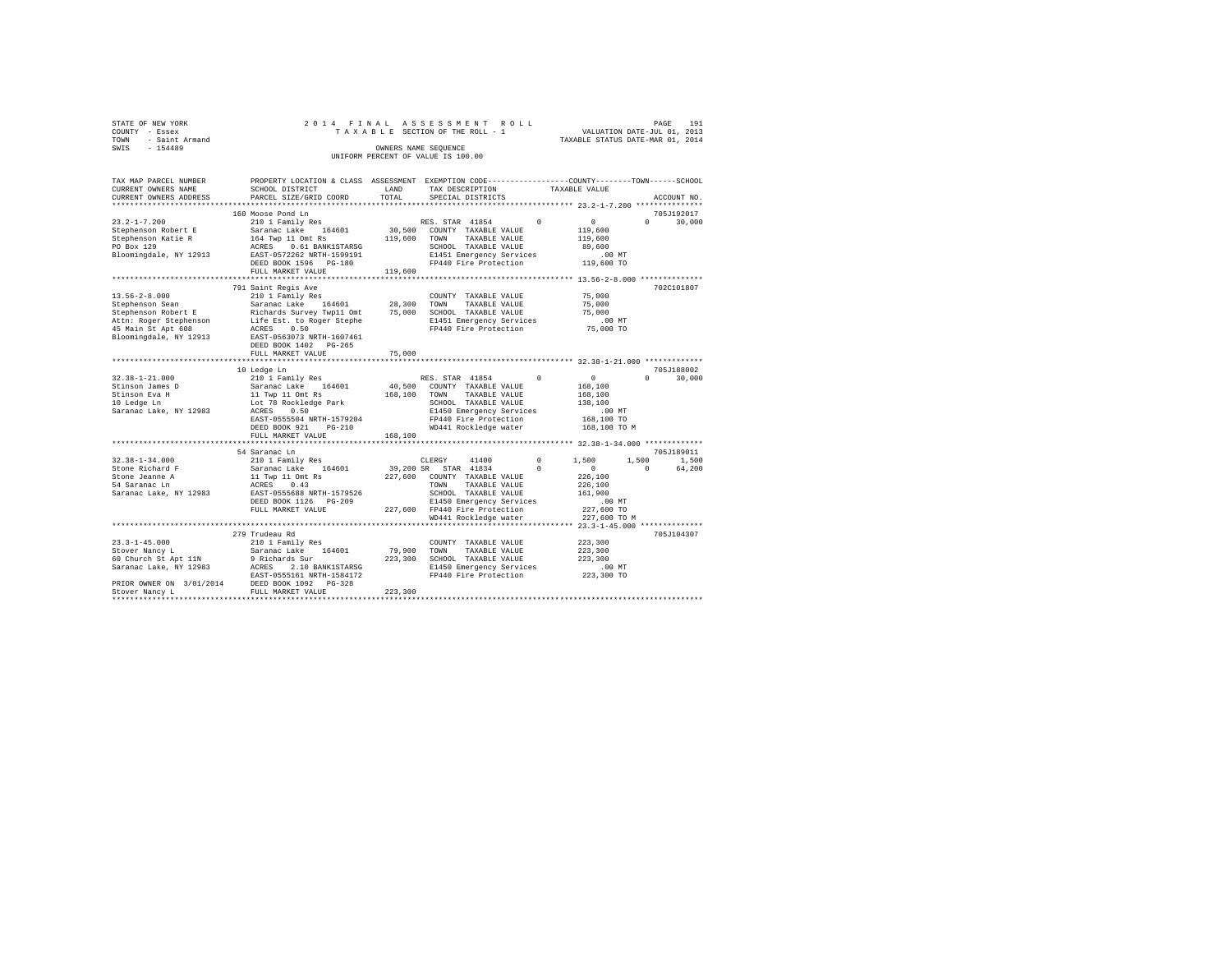STATE OF NEW YORK
COUNTY - Essex
TOWN - Saint Armand
SWIS - 154489

2014 FINAL ASSESSMENT ROLL
TAXABLE SECTION OF THE ROLL - 1
OWNERS NAME SEQUENCE
UNIFORM PERCENT OF VALUE IS 100.00

VALUATION DATE-JUL 01, 2013
TAXABLE STATUS DATE-MAR 01, 2014

```
TAX MAP PARCEL NUMBER     PROPERTY LOCATION & CLASS  ASSESSMENT  EXEMPTION CODE-----------------COUNTY--------TOWN------SCHOOL
CURRENT OWNERS NAME       SCHOOL DISTRICT              LAND      TAX DESCRIPTION            TAXABLE VALUE
CURRENT OWNERS ADDRESS    PARCEL SIZE/GRID COORD       TOTAL     SPECIAL DISTRICTS                                     ACCOUNT NO.
*********************************************************************************************** 23.2-1-7.200 ***************
                          160 Moose Pond Ln                                                                          705J192017
23.2-1-7.200              210 1 Family Res                      RES. STAR 41854        0            0           0      30,000
Stephenson Robert E       Saranac Lake   164601        30,500   COUNTY  TAXABLE VALUE          119,600
Stephenson Katie R        164 Twp 11 Omt Rs           119,600   TOWN    TAXABLE VALUE          119,600
PO Box 129                ACRES    0.61 BANK1STARSG             SCHOOL  TAXABLE VALUE           89,600
Bloomingdale, NY 12913    EAST-0572262 NRTH-1599191             E1451 Emergency Services           .00 MT
                          DEED BOOK 1596   PG-180               FP440 Fire Protection          119,600 TO
                          FULL MARKET VALUE           119,600
*********************************************************************************************** 13.56-2-8.000 **************
                          791 Saint Regis Ave                                                                        702C101807
13.56-2-8.000             210 1 Family Res                      COUNTY  TAXABLE VALUE           75,000
Stephenson Sean           Saranac Lake   164601        28,300   TOWN    TAXABLE VALUE           75,000
Stephenson Robert E       Richards Survey Twp11 Omt    75,000   SCHOOL  TAXABLE VALUE           75,000
Attn: Roger Stephenson    Life Est. to Roger Stephe             E1451 Emergency Services           .00 MT
45 Main St Apt 608        ACRES    0.50                         FP440 Fire Protection           75,000 TO
Bloomingdale, NY 12913    EAST-0563073 NRTH-1607461
                          DEED BOOK 1402   PG-265
                          FULL MARKET VALUE            75,000
*********************************************************************************************** 32.38-1-21.000 *************
                          10 Ledge Ln                                                                                705J188002
32.38-1-21.000            210 1 Family Res                      RES. STAR 41854        0            0           0      30,000
Stinson James D           Saranac Lake   164601        40,500   COUNTY  TAXABLE VALUE          168,100
Stinson Eva H             11 Twp 11 Omt Rs            168,100   TOWN    TAXABLE VALUE          168,100
10 Ledge Ln               Lot 78 Rockledge Park                 SCHOOL  TAXABLE VALUE          138,100
Saranac Lake, NY 12983    ACRES    0.50                         E1450 Emergency Services           .00 MT
                          EAST-0555504 NRTH-1579204             FP440 Fire Protection          168,100 TO
                          DEED BOOK 921    PG-210               WD441 Rockledge water          168,100 TO M
                          FULL MARKET VALUE           168,100
*********************************************************************************************** 32.38-1-34.000 *************
                          54 Saranac Ln                                                                              705J189011
32.38-1-34.000            210 1 Family Res                      CLERGY     41400       0        1,500       1,500       1,500
Stone Richard F           Saranac Lake   164601        39,200   SR  STAR 41834         0            0           0      64,200
Stone Jeanne A            11 Twp 11 Omt Rs            227,600   COUNTY  TAXABLE VALUE          226,100
54 Saranac Ln             ACRES    0.43                         TOWN    TAXABLE VALUE          226,100
Saranac Lake, NY 12983    EAST-0555688 NRTH-1579526             SCHOOL  TAXABLE VALUE          161,900
                          DEED BOOK 1126   PG-209               E1450 Emergency Services           .00 MT
                          FULL MARKET VALUE           227,600   FP440 Fire Protection          227,600 TO
                                                                WD441 Rockledge water          227,600 TO M
*********************************************************************************************** 23.3-1-45.000 **************
                          279 Trudeau Rd                                                                             705J104307
23.3-1-45.000             210 1 Family Res                      COUNTY  TAXABLE VALUE          223,300
Stover Nancy L            Saranac Lake   164601        79,900   TOWN    TAXABLE VALUE          223,300
60 Church St Apt 11N      9 Richards Sur              223,300   SCHOOL  TAXABLE VALUE          223,300
Saranac Lake, NY 12983    ACRES    2.10 BANK1STARSG             E1450 Emergency Services           .00 MT
                          EAST-0555161 NRTH-1584172             FP440 Fire Protection          223,300 TO
PRIOR OWNER ON 3/01/2014  DEED BOOK 1092   PG-328
Stover Nancy L            FULL MARKET VALUE           223,300
******************************************************************************************************************************
```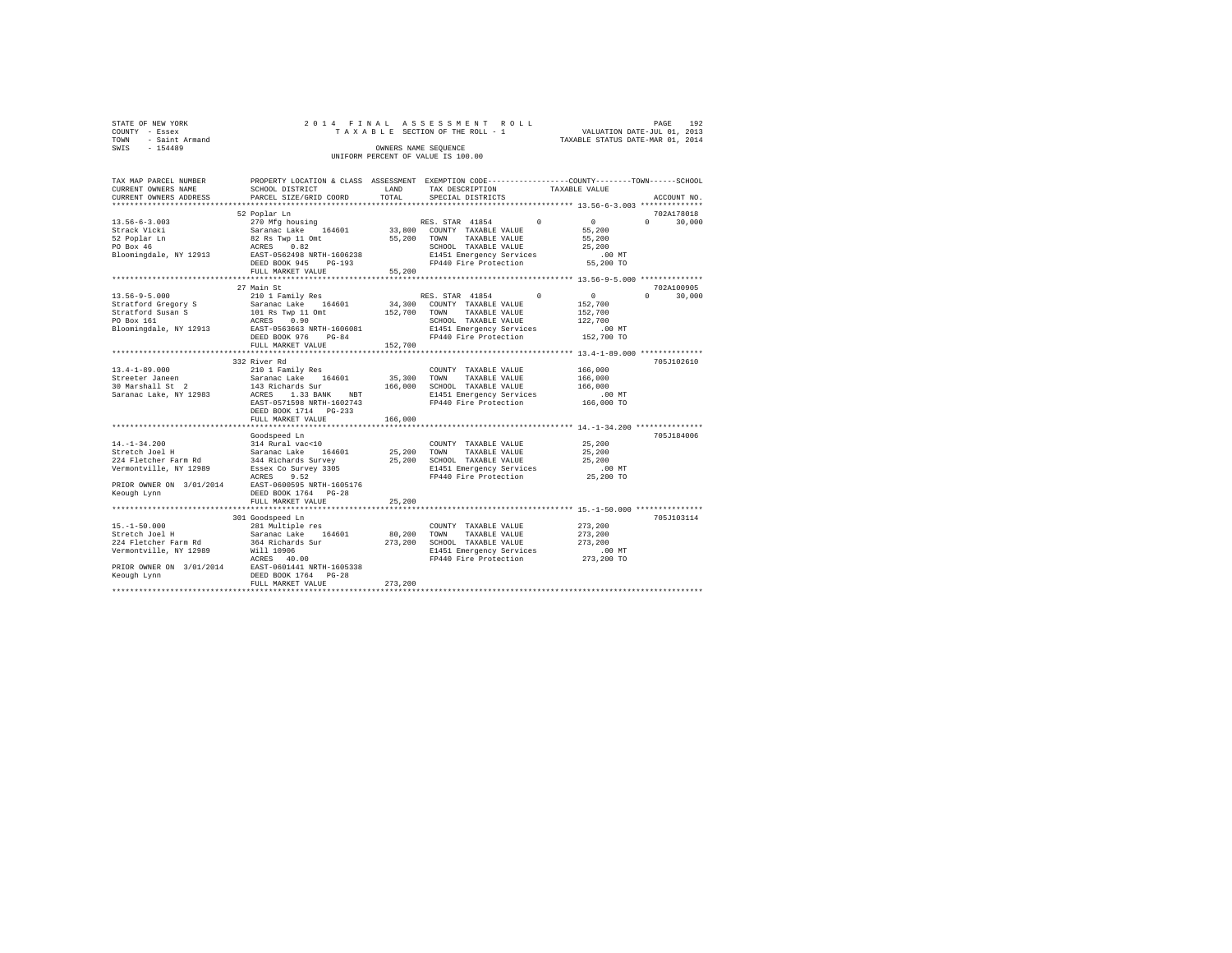STATE OF NEW YORK
COUNTY - Essex
TOWN - Saint Armand
SWIS - 154489

2014 FINAL ASSESSMENT ROLL
TAXABLE SECTION OF THE ROLL - 1
OWNERS NAME SEQUENCE
UNIFORM PERCENT OF VALUE IS 100.00

VALUATION DATE-JUL 01, 2013
TAXABLE STATUS DATE-MAR 01, 2014

```
TAX MAP PARCEL NUMBER          PROPERTY LOCATION & CLASS  ASSESSMENT  EXEMPTION CODE-----------------COUNTY--------TOWN------SCHOOL
CURRENT OWNERS NAME            SCHOOL DISTRICT               LAND      TAX DESCRIPTION            TAXABLE VALUE
CURRENT OWNERS ADDRESS         PARCEL SIZE/GRID COORD        TOTAL     SPECIAL DISTRICTS                                    ACCOUNT NO.
*********************************************************************************************** 13.56-6-3.003 **************
                               52 Poplar Ln                                                                          702A178018
13.56-6-3.003                  270 Mfg housing                     RES. STAR 41854        0           0            0      30,000
Strack Vicki                   Saranac Lake    164601       33,800   COUNTY  TAXABLE VALUE          55,200
52 Poplar Ln                   82 Rs Twp 11 Omt             55,200   TOWN    TAXABLE VALUE          55,200
PO Box 46                      ACRES    0.82                          SCHOOL  TAXABLE VALUE          25,200
Bloomingdale, NY 12913         EAST-0562498 NRTH-1606238              E1451 Emergency Services          .00 MT
                               DEED BOOK 945    PG-193                FP440 Fire Protection         55,200 TO
                               FULL MARKET VALUE            55,200
*********************************************************************************************** 13.56-9-5.000 **************
                               27 Main St                                                                            702A100905
13.56-9-5.000                  210 1 Family Res                    RES. STAR 41854        0           0            0      30,000
Stratford Gregory S            Saranac Lake    164601       34,300   COUNTY  TAXABLE VALUE         152,700
Stratford Susan S              101 Rs Twp 11 Omt           152,700   TOWN    TAXABLE VALUE         152,700
PO Box 161                     ACRES    0.90                          SCHOOL  TAXABLE VALUE         122,700
Bloomingdale, NY 12913         EAST-0563663 NRTH-1606081              E1451 Emergency Services          .00 MT
                               DEED BOOK 976    PG-84                 FP440 Fire Protection        152,700 TO
                               FULL MARKET VALUE           152,700
*********************************************************************************************** 13.4-1-89.000 **************
                               332 River Rd                                                                          705J102610
13.4-1-89.000                  210 1 Family Res                       COUNTY  TAXABLE VALUE         166,000
Streeter Janeen                Saranac Lake    164601       35,300   TOWN    TAXABLE VALUE         166,000
30 Marshall St  2              143 Richards Sur            166,000   SCHOOL  TAXABLE VALUE         166,000
Saranac Lake, NY 12983         ACRES    1.33 BANK    NBT              E1451 Emergency Services          .00 MT
                               EAST-0571598 NRTH-1602743              FP440 Fire Protection        166,000 TO
                               DEED BOOK 1714   PG-233
                               FULL MARKET VALUE           166,000
*********************************************************************************************** 14.-1-34.200 ***************
                               Goodspeed Ln                                                                          705J184006
14.-1-34.200                   314 Rural vac<10                       COUNTY  TAXABLE VALUE          25,200
Stretch Joel H                 Saranac Lake    164601       25,200   TOWN    TAXABLE VALUE          25,200
224 Fletcher Farm Rd           344 Richards Survey          25,200   SCHOOL  TAXABLE VALUE          25,200
Vermontville, NY 12989         Essex Co Survey 3305                   E1451 Emergency Services          .00 MT
                               ACRES    9.52                          FP440 Fire Protection         25,200 TO
PRIOR OWNER ON 3/01/2014       EAST-0600595 NRTH-1605176
Keough Lynn                    DEED BOOK 1764   PG-28
                               FULL MARKET VALUE            25,200
*********************************************************************************************** 15.-1-50.000 ***************
                               301 Goodspeed Ln                                                                      705J103114
15.-1-50.000                   281 Multiple res                       COUNTY  TAXABLE VALUE         273,200
Stretch Joel H                 Saranac Lake    164601       80,200   TOWN    TAXABLE VALUE         273,200
224 Fletcher Farm Rd           364 Richards Sur            273,200   SCHOOL  TAXABLE VALUE         273,200
Vermontville, NY 12989         Will 10906                             E1451 Emergency Services          .00 MT
                               ACRES   40.00                          FP440 Fire Protection        273,200 TO
PRIOR OWNER ON 3/01/2014       EAST-0601441 NRTH-1605338
Keough Lynn                    DEED BOOK 1764   PG-28
                               FULL MARKET VALUE           273,200
******************************************************************************************************************************
```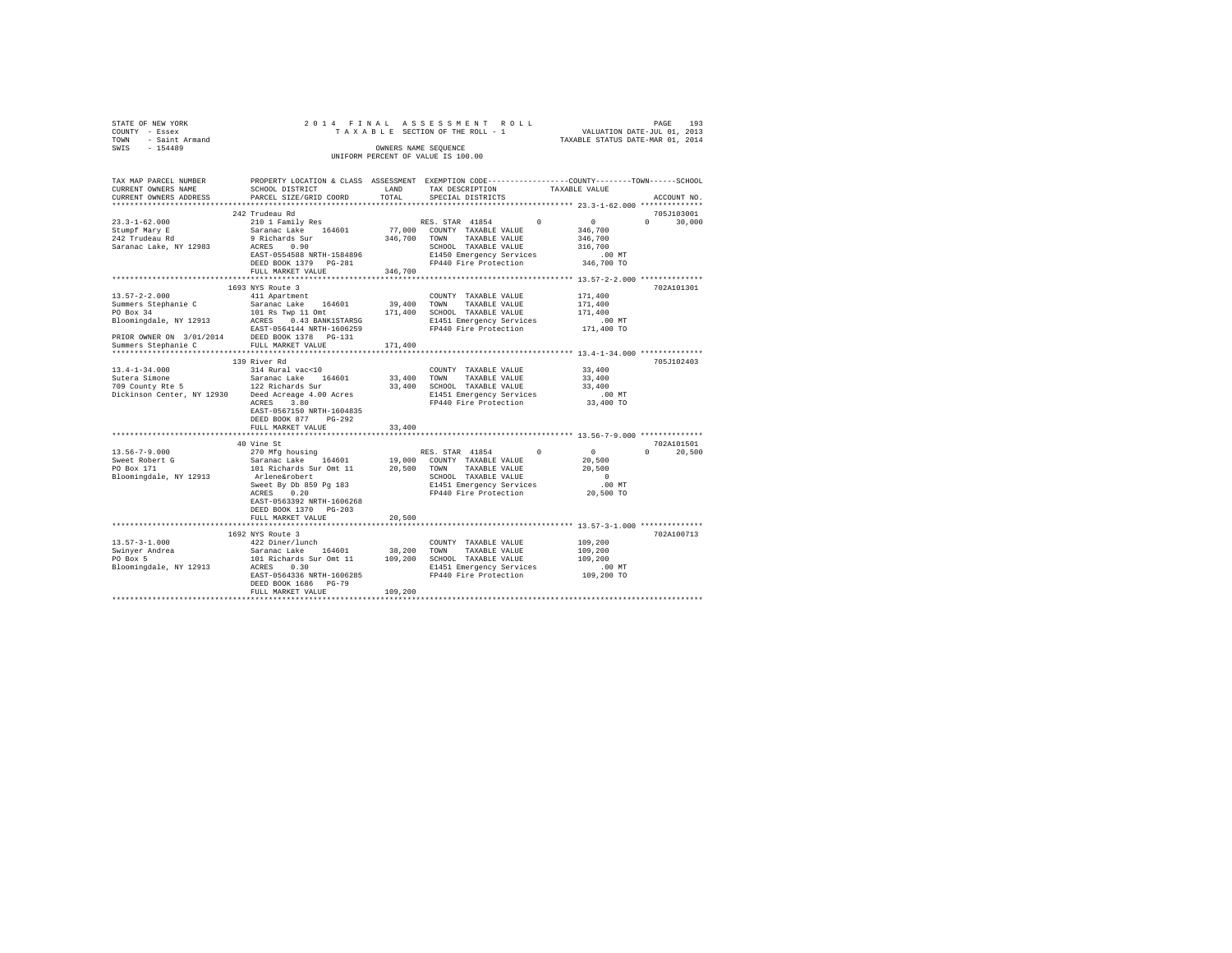STATE OF NEW YORK
COUNTY - Essex
TOWN - Saint Armand
SWIS - 154489

2 0 1 4 F I N A L A S S E S S M E N T R O L L
T A X A B L E SECTION OF THE ROLL - 1
OWNERS NAME SEQUENCE
UNIFORM PERCENT OF VALUE IS 100.00

VALUATION DATE-JUL 01, 2013
TAXABLE STATUS DATE-MAR 01, 2014

```
TAX MAP PARCEL NUMBER          PROPERTY LOCATION & CLASS  ASSESSMENT  EXEMPTION CODE-----------------COUNTY--------TOWN------SCHOOL
CURRENT OWNERS NAME            SCHOOL DISTRICT               LAND      TAX DESCRIPTION             TAXABLE VALUE
CURRENT OWNERS ADDRESS         PARCEL SIZE/GRID COORD        TOTAL     SPECIAL DISTRICTS                                      ACCOUNT NO.
*********************************************************************************************************** 23.3-1-62.000 **************
                               242 Trudeau Rd                                                                            705J103001
23.3-1-62.000                  210 1 Family Res                     RES. STAR 41854       0           0            0      30,000
Stumpf Mary E                  Saranac Lake   164601        77,000  COUNTY  TAXABLE VALUE          346,700
242 Trudeau Rd                 9 Richards Sur              346,700  TOWN    TAXABLE VALUE          346,700
Saranac Lake, NY 12983         ACRES    0.90                        SCHOOL  TAXABLE VALUE          316,700
                               EAST-0554588 NRTH-1584896            E1450 Emergency Services               .00 MT
                               DEED BOOK 1379   PG-281              FP440 Fire Protection              346,700 TO
                               FULL MARKET VALUE           346,700
*********************************************************************************************************** 13.57-2-2.000 **************
                               1693 NYS Route 3                                                                          702A101301
13.57-2-2.000                  411 Apartment                        COUNTY  TAXABLE VALUE          171,400
Summers Stephanie C            Saranac Lake   164601        39,400  TOWN    TAXABLE VALUE          171,400
PO Box 34                      101 Rs Twp 11 Omt           171,400  SCHOOL  TAXABLE VALUE          171,400
Bloomingdale, NY 12913         ACRES    0.43 BANK1STARSG            E1451 Emergency Services               .00 MT
                               EAST-0564144 NRTH-1606259            FP440 Fire Protection              171,400 TO
PRIOR OWNER ON 3/01/2014       DEED BOOK 1378   PG-131
Summers Stephanie C            FULL MARKET VALUE           171,400
*********************************************************************************************************** 13.4-1-34.000 **************
                               139 River Rd                                                                              705J102403
13.4-1-34.000                  314 Rural vac<10                     COUNTY  TAXABLE VALUE           33,400
Sutera Simone                  Saranac Lake   164601        33,400  TOWN    TAXABLE VALUE           33,400
709 County Rte 5               122 Richards Sur             33,400  SCHOOL  TAXABLE VALUE           33,400
Dickinson Center, NY 12930     Deed Acreage 4.00 Acres              E1451 Emergency Services               .00 MT
                               ACRES    3.80                        FP440 Fire Protection               33,400 TO
                               EAST-0567150 NRTH-1604835
                               DEED BOOK 877    PG-292
                               FULL MARKET VALUE            33,400
*********************************************************************************************************** 13.56-7-9.000 **************
                               40 Vine St                                                                                702A101501
13.56-7-9.000                  270 Mfg housing                      RES. STAR 41854       0           0            0      20,500
Sweet Robert G                 Saranac Lake   164601        19,000  COUNTY  TAXABLE VALUE           20,500
PO Box 171                     101 Richards Sur Omt 11      20,500  TOWN    TAXABLE VALUE           20,500
Bloomingdale, NY 12913         Arlene&robert                        SCHOOL  TAXABLE VALUE                0
                               Sweet By Db 859 Pg 183               E1451 Emergency Services               .00 MT
                               ACRES    0.20                        FP440 Fire Protection               20,500 TO
                               EAST-0563392 NRTH-1606268
                               DEED BOOK 1370   PG-203
                               FULL MARKET VALUE            20,500
*********************************************************************************************************** 13.57-3-1.000 **************
                               1692 NYS Route 3                                                                          702A100713
13.57-3-1.000                  422 Diner/lunch                      COUNTY  TAXABLE VALUE          109,200
Swinyer Andrea                 Saranac Lake   164601        38,200  TOWN    TAXABLE VALUE          109,200
PO Box 5                       101 Richards Sur Omt 11     109,200  SCHOOL  TAXABLE VALUE          109,200
Bloomingdale, NY 12913         ACRES    0.30                        E1451 Emergency Services               .00 MT
                               EAST-0564336 NRTH-1606285            FP440 Fire Protection              109,200 TO
                               DEED BOOK 1686   PG-79
                               FULL MARKET VALUE           109,200
************************************************************************************************************************************
```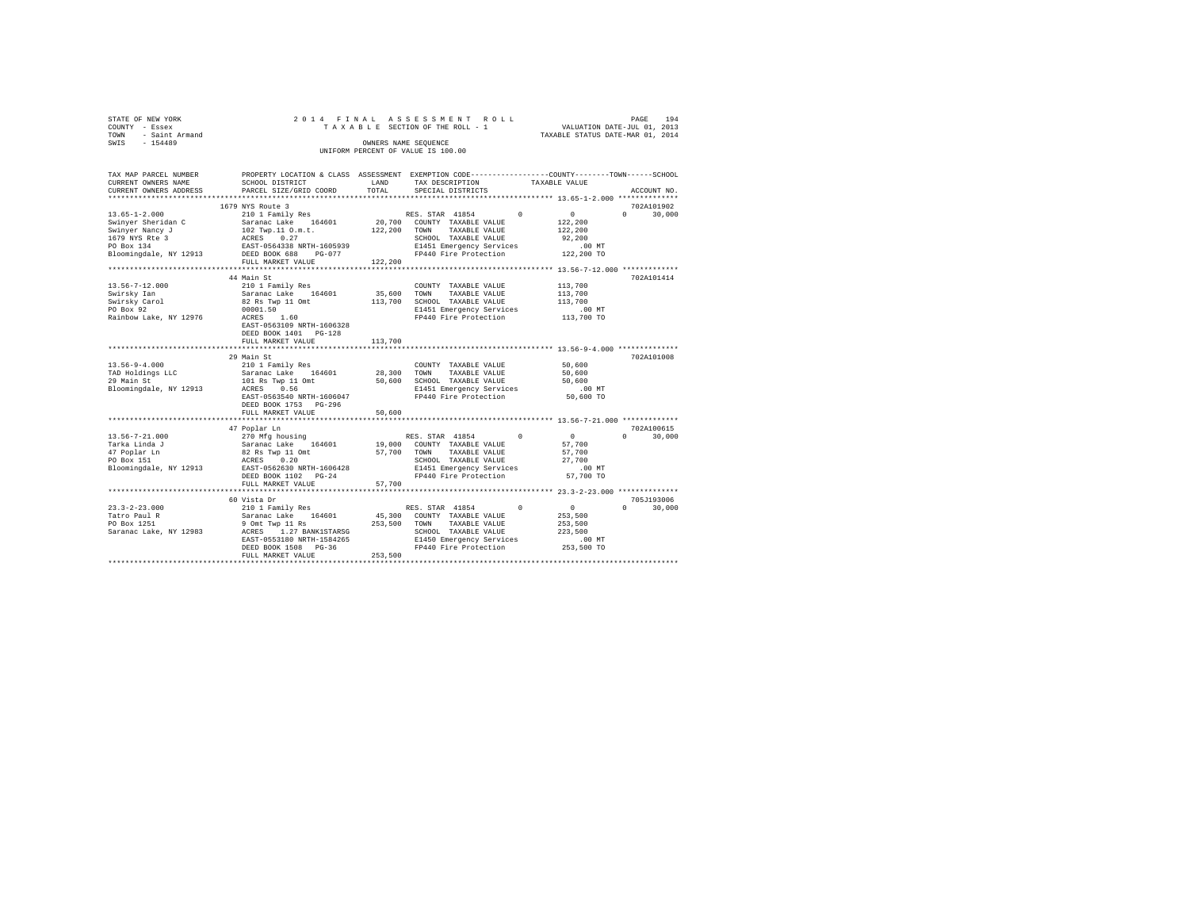STATE OF NEW YORK
COUNTY - Essex
TOWN - Saint Armand
SWIS - 154489

2014 FINAL ASSESSMENT ROLL
TAXABLE SECTION OF THE ROLL - 1
OWNERS NAME SEQUENCE
UNIFORM PERCENT OF VALUE IS 100.00

VALUATION DATE-JUL 01, 2013
TAXABLE STATUS DATE-MAR 01, 2014

```
TAX MAP PARCEL NUMBER     PROPERTY LOCATION & CLASS  ASSESSMENT  EXEMPTION CODE-----------------COUNTY--------TOWN------SCHOOL
CURRENT OWNERS NAME       SCHOOL DISTRICT             LAND       TAX DESCRIPTION            TAXABLE VALUE
CURRENT OWNERS ADDRESS    PARCEL SIZE/GRID COORD      TOTAL      SPECIAL DISTRICTS                                    ACCOUNT NO.
******************************************************************************************** 13.65-1-2.000 **************
                          1679 NYS Route 3                                                                          702A101902
13.65-1-2.000             210 1 Family Res                       RES. STAR 41854          0           0          0      30,000
Swinyer Sheridan C        Saranac Lake    164601       20,700    COUNTY  TAXABLE VALUE            122,200
Swinyer Nancy J           102 Twp.11 O.m.t.           122,200    TOWN    TAXABLE VALUE            122,200
1679 NYS Rte 3            ACRES    0.27                          SCHOOL  TAXABLE VALUE             92,200
PO Box 134                EAST-0564338 NRTH-1605939              E1451 Emergency Services             .00 MT
Bloomingdale, NY 12913    DEED BOOK 688    PG-077                FP440 Fire Protection            122,200 TO
                          FULL MARKET VALUE           122,200
******************************************************************************************** 13.56-7-12.000 *************
                          44 Main St                                                                                702A101414
13.56-7-12.000            210 1 Family Res                       COUNTY  TAXABLE VALUE            113,700
Swirsky Ian               Saranac Lake    164601       35,600    TOWN    TAXABLE VALUE            113,700
Swirsky Carol             82 Rs Twp 11 Omt            113,700    SCHOOL  TAXABLE VALUE            113,700
PO Box 92                 00001.50                               E1451 Emergency Services             .00 MT
Rainbow Lake, NY 12976    ACRES    1.60                          FP440 Fire Protection            113,700 TO
                          EAST-0563109 NRTH-1606328
                          DEED BOOK 1401   PG-128
                          FULL MARKET VALUE           113,700
******************************************************************************************** 13.56-9-4.000 **************
                          29 Main St                                                                                702A101008
13.56-9-4.000             210 1 Family Res                       COUNTY  TAXABLE VALUE             50,600
TAD Holdings LLC          Saranac Lake    164601       28,300    TOWN    TAXABLE VALUE             50,600
29 Main St                101 Rs Twp 11 Omt            50,600    SCHOOL  TAXABLE VALUE             50,600
Bloomingdale, NY 12913    ACRES    0.56                          E1451 Emergency Services             .00 MT
                          EAST-0563540 NRTH-1606047              FP440 Fire Protection             50,600 TO
                          DEED BOOK 1753   PG-296
                          FULL MARKET VALUE            50,600
******************************************************************************************** 13.56-7-21.000 *************
                          47 Poplar Ln                                                                              702A100615
13.56-7-21.000            270 Mfg housing                        RES. STAR 41854          0           0          0      30,000
Tarka Linda J             Saranac Lake    164601       19,000    COUNTY  TAXABLE VALUE             57,700
47 Poplar Ln              82 Rs Twp 11 Omt             57,700    TOWN    TAXABLE VALUE             57,700
PO Box 151                ACRES    0.20                          SCHOOL  TAXABLE VALUE             27,700
Bloomingdale, NY 12913    EAST-0562630 NRTH-1606428              E1451 Emergency Services             .00 MT
                          DEED BOOK 1102   PG-24                 FP440 Fire Protection             57,700 TO
                          FULL MARKET VALUE            57,700
******************************************************************************************** 23.3-2-23.000 **************
                          60 Vista Dr                                                                               705J193006
23.3-2-23.000             210 1 Family Res                       RES. STAR 41854          0           0          0      30,000
Tatro Paul R              Saranac Lake    164601       45,300    COUNTY  TAXABLE VALUE            253,500
PO Box 1251               9 Omt Twp 11 Rs             253,500    TOWN    TAXABLE VALUE            253,500
Saranac Lake, NY 12983    ACRES    1.27 BANK1STARSG              SCHOOL  TAXABLE VALUE            223,500
                          EAST-0553180 NRTH-1584265              E1450 Emergency Services             .00 MT
                          DEED BOOK 1508   PG-36                 FP440 Fire Protection            253,500 TO
                          FULL MARKET VALUE           253,500
****************************************************************************************************************************
```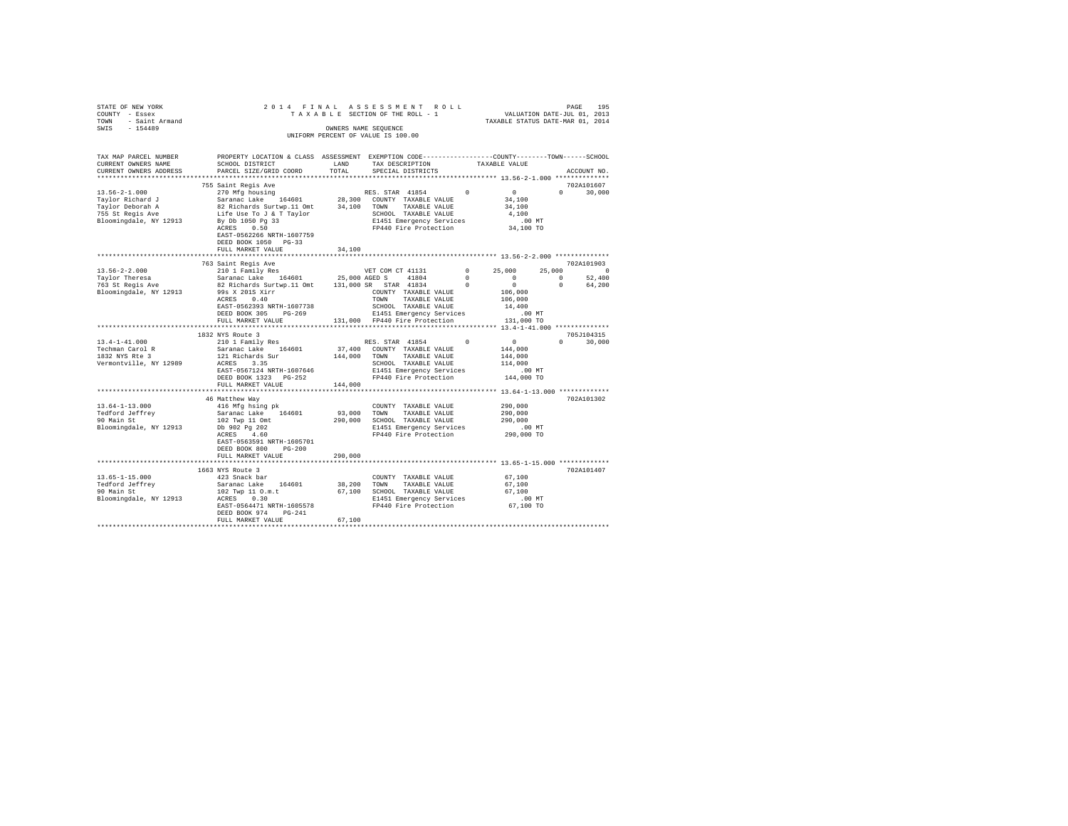```
STATE OF NEW YORK                2 0 1 4   F I N A L   A S S E S S M E N T   R O L L                    PAGE  195
COUNTY  - Essex                      T A X A B L E  SECTION OF THE ROLL - 1                  VALUATION DATE-JUL 01, 2013
TOWN    - Saint Armand                                                                     TAXABLE STATUS DATE-MAR 01, 2014
SWIS    - 154489                                   OWNERS NAME SEQUENCE
                                             UNIFORM PERCENT OF VALUE IS 100.00

TAX MAP PARCEL NUMBER       PROPERTY LOCATION & CLASS  ASSESSMENT  EXEMPTION CODE-----------------COUNTY--------TOWN------SCHOOL
CURRENT OWNERS NAME         SCHOOL DISTRICT              LAND      TAX DESCRIPTION             TAXABLE VALUE
CURRENT OWNERS ADDRESS      PARCEL SIZE/GRID COORD       TOTAL     SPECIAL DISTRICTS                                    ACCOUNT NO.
******************************************************************************************** 13.56-2-1.000 **************
                        755 Saint Regis Ave                                                                          702A101607
13.56-2-1.000               270 Mfg housing                     RES. STAR 41854          0          0            0      30,000
Taylor Richard J            Saranac Lake   164601       28,300   COUNTY  TAXABLE VALUE           34,100
Taylor Deborah A            82 Richards Surtwp.11 Omt   34,100   TOWN    TAXABLE VALUE           34,100
755 St Regis Ave            Life Use To J & T Taylor             SCHOOL  TAXABLE VALUE            4,100
Bloomingdale, NY 12913      By Db 1050 Pg 33                     E1451 Emergency Services          .00 MT
                            ACRES    0.50                        FP440 Fire Protection          34,100 TO
                            EAST-0562266 NRTH-1607759
                            DEED BOOK 1050   PG-33
                            FULL MARKET VALUE           34,100
******************************************************************************************** 13.56-2-2.000 **************
                        763 Saint Regis Ave                                                                          702A101903
13.56-2-2.000               210 1 Family Res                    VET COM CT 41131         0     25,000       25,000           0
Taylor Theresa              Saranac Lake   164601       25,000 AGED S     41804          0          0            0      52,400
763 St Regis Ave            82 Richards Surtwp.11 Omt  131,000 SR  STAR 41834            0          0            0      64,200
Bloomingdale, NY 12913      99s X 201S Xirr                      COUNTY  TAXABLE VALUE          106,000
                            ACRES    0.40                        TOWN    TAXABLE VALUE          106,000
                            EAST-0562393 NRTH-1607738            SCHOOL  TAXABLE VALUE           14,400
                            DEED BOOK 305    PG-269              E1451 Emergency Services          .00 MT
                            FULL MARKET VALUE          131,000   FP440 Fire Protection         131,000 TO
******************************************************************************************** 13.4-1-41.000 **************
                        1832 NYS Route 3                                                                             705J104315
13.4-1-41.000               210 1 Family Res                    RES. STAR 41854          0          0            0      30,000
Techman Carol R             Saranac Lake   164601       37,400   COUNTY  TAXABLE VALUE          144,000
1832 NYS Rte 3              121 Richards Sur           144,000   TOWN    TAXABLE VALUE          144,000
Vermontville, NY 12989      ACRES    3.35                        SCHOOL  TAXABLE VALUE          114,000
                            EAST-0567124 NRTH-1607646            E1451 Emergency Services          .00 MT
                            DEED BOOK 1323   PG-252              FP440 Fire Protection         144,000 TO
                            FULL MARKET VALUE          144,000
******************************************************************************************** 13.64-1-13.000 *************
                        46 Matthew Way                                                                               702A101302
13.64-1-13.000              416 Mfg hsing pk                     COUNTY  TAXABLE VALUE          290,000
Tedford Jeffrey             Saranac Lake   164601       93,000   TOWN    TAXABLE VALUE          290,000
90 Main St                  102 Twp 11 Omt             290,000   SCHOOL  TAXABLE VALUE          290,000
Bloomingdale, NY 12913      Db 902 Pg 202                        E1451 Emergency Services          .00 MT
                            ACRES    4.60                        FP440 Fire Protection         290,000 TO
                            EAST-0563591 NRTH-1605701
                            DEED BOOK 800    PG-200
                            FULL MARKET VALUE          290,000
******************************************************************************************** 13.65-1-15.000 *************
                        1663 NYS Route 3                                                                             702A101407
13.65-1-15.000              423 Snack bar                        COUNTY  TAXABLE VALUE           67,100
Tedford Jeffrey             Saranac Lake   164601       38,200   TOWN    TAXABLE VALUE           67,100
90 Main St                  102 Twp 11 O.m.t            67,100   SCHOOL  TAXABLE VALUE           67,100
Bloomingdale, NY 12913      ACRES    0.30                        E1451 Emergency Services          .00 MT
                            EAST-0564471 NRTH-1605578            FP440 Fire Protection          67,100 TO
                            DEED BOOK 974    PG-241
                            FULL MARKET VALUE           67,100
****************************************************************************************************************************
```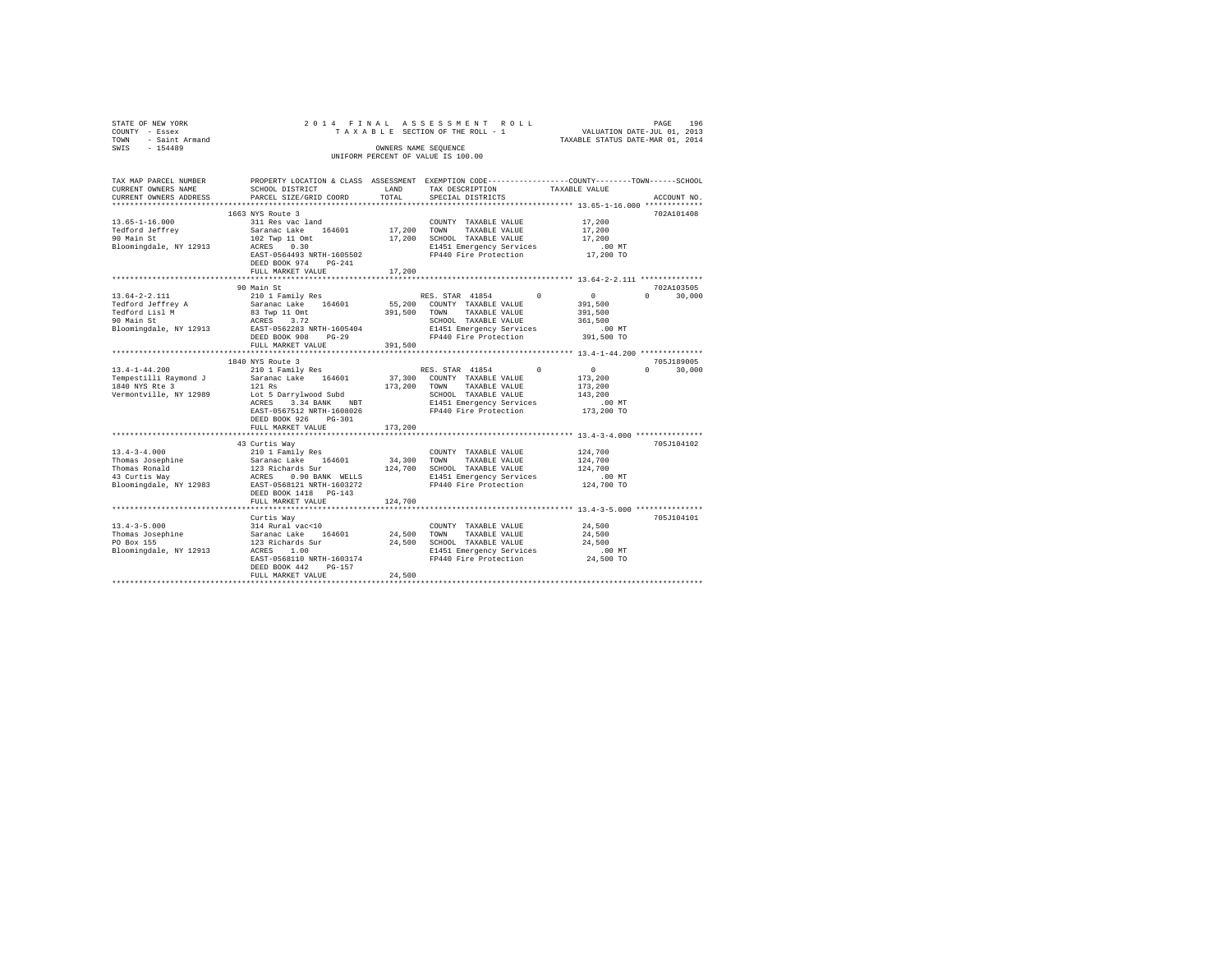STATE OF NEW YORK
COUNTY - Essex
TOWN - Saint Armand
SWIS - 154489

2014 FINAL ASSESSMENT ROLL
TAXABLE SECTION OF THE ROLL - 1
OWNERS NAME SEQUENCE
UNIFORM PERCENT OF VALUE IS 100.00

VALUATION DATE-JUL 01, 2013
TAXABLE STATUS DATE-MAR 01, 2014

```
TAX MAP PARCEL NUMBER     PROPERTY LOCATION & CLASS  ASSESSMENT  EXEMPTION CODE-----------------COUNTY--------TOWN------SCHOOL
CURRENT OWNERS NAME       SCHOOL DISTRICT              LAND      TAX DESCRIPTION             TAXABLE VALUE
CURRENT OWNERS ADDRESS    PARCEL SIZE/GRID COORD       TOTAL     SPECIAL DISTRICTS                                    ACCOUNT NO.
*********************************************************************************************** 13.65-1-16.000 *************
                          1663 NYS Route 3                                                                          702A101408
13.65-1-16.000            311 Res vac land                       COUNTY  TAXABLE VALUE           17,200
Tedford Jeffrey           Saranac Lake    164601       17,200    TOWN    TAXABLE VALUE           17,200
90 Main St                102 Twp 11 Omt               17,200    SCHOOL  TAXABLE VALUE           17,200
Bloomingdale, NY 12913    ACRES    0.30                          E1451 Emergency Services           .00 MT
                          EAST-0564493 NRTH-1605502              FP440 Fire Protection           17,200 TO
                          DEED BOOK 974    PG-241
                          FULL MARKET VALUE            17,200
*********************************************************************************************** 13.64-2-2.111 **************
                          90 Main St                                                                                702A103505
13.64-2-2.111             210 1 Family Res                       RES. STAR 41854        0             0          0      30,000
Tedford Jeffrey A         Saranac Lake    164601       55,200    COUNTY  TAXABLE VALUE          391,500
Tedford Lisl M            83 Twp 11 Omt               391,500    TOWN    TAXABLE VALUE          391,500
90 Main St                ACRES    3.72                          SCHOOL  TAXABLE VALUE          361,500
Bloomingdale, NY 12913    EAST-0562283 NRTH-1605404              E1451 Emergency Services           .00 MT
                          DEED BOOK 908    PG-29                 FP440 Fire Protection          391,500 TO
                          FULL MARKET VALUE           391,500
*********************************************************************************************** 13.4-1-44.200 **************
                          1840 NYS Route 3                                                                          705J189005
13.4-1-44.200             210 1 Family Res                       RES. STAR 41854        0             0          0      30,000
Tempestilli Raymond J     Saranac Lake    164601       37,300    COUNTY  TAXABLE VALUE          173,200
1840 NYS Rte 3            121 Rs                      173,200    TOWN    TAXABLE VALUE          173,200
Vermontville, NY 12989    Lot 5 Darrylwood Subd                  SCHOOL  TAXABLE VALUE          143,200
                          ACRES    3.34 BANK    NBT              E1451 Emergency Services           .00 MT
                          EAST-0567512 NRTH-1608026              FP440 Fire Protection          173,200 TO
                          DEED BOOK 926    PG-301
                          FULL MARKET VALUE           173,200
*********************************************************************************************** 13.4-3-4.000 ***************
                          43 Curtis Way                                                                             705J104102
13.4-3-4.000              210 1 Family Res                       COUNTY  TAXABLE VALUE          124,700
Thomas Josephine          Saranac Lake    164601       34,300    TOWN    TAXABLE VALUE          124,700
Thomas Ronald             123 Richards Sur            124,700    SCHOOL  TAXABLE VALUE          124,700
43 Curtis Way             ACRES    0.90 BANK  WELLS              E1451 Emergency Services           .00 MT
Bloomingdale, NY 12983    EAST-0568121 NRTH-1603272              FP440 Fire Protection          124,700 TO
                          DEED BOOK 1418   PG-143
                          FULL MARKET VALUE           124,700
*********************************************************************************************** 13.4-3-5.000 ***************
                          Curtis Way                                                                                705J104101
13.4-3-5.000              314 Rural vac<10                       COUNTY  TAXABLE VALUE           24,500
Thomas Josephine          Saranac Lake    164601       24,500    TOWN    TAXABLE VALUE           24,500
PO Box 155                123 Richards Sur             24,500    SCHOOL  TAXABLE VALUE           24,500
Bloomingdale, NY 12913    ACRES    1.00                          E1451 Emergency Services           .00 MT
                          EAST-0568110 NRTH-1603174              FP440 Fire Protection           24,500 TO
                          DEED BOOK 442    PG-157
                          FULL MARKET VALUE            24,500
****************************************************************************************************************************
```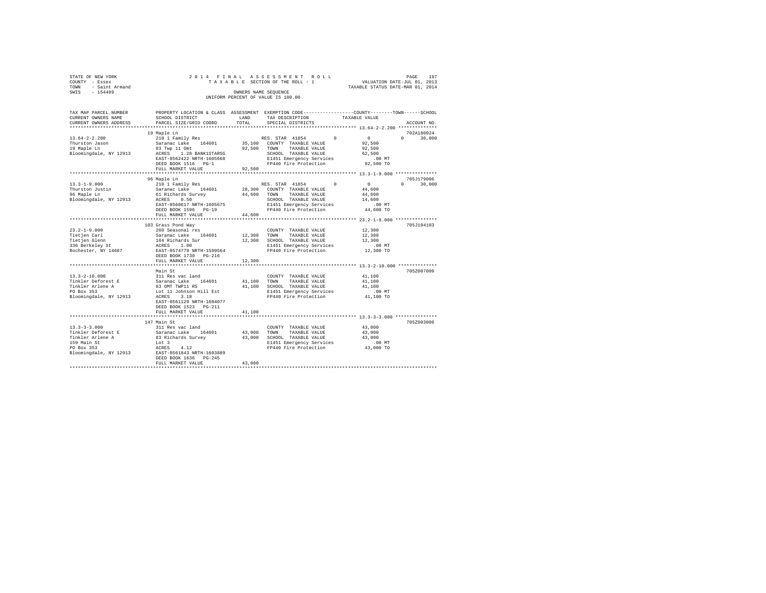STATE OF NEW YORK
COUNTY - Essex
TOWN - Saint Armand
SWIS - 154489

2014 FINAL ASSESSMENT ROLL
TAXABLE SECTION OF THE ROLL - 1
OWNERS NAME SEQUENCE
UNIFORM PERCENT OF VALUE IS 100.00

VALUATION DATE-JUL 01, 2013
TAXABLE STATUS DATE-MAR 01, 2014

| TAX MAP PARCEL NUMBER / CURRENT OWNERS NAME / CURRENT OWNERS ADDRESS | PROPERTY LOCATION & CLASS / SCHOOL DISTRICT / PARCEL SIZE/GRID COORD | ASSESSMENT LAND / TOTAL | EXEMPTION CODE / TAX DESCRIPTION / SPECIAL DISTRICTS | COUNTY | TOWN | SCHOOL / TAXABLE VALUE | ACCOUNT NO. |
|---|---|---|---|---|---|---|---|
| **13.64-2-2.200** | 19 Maple Ln | | | | | | 702A180024 |
| Thurston Jason | 210 1 Family Res | | RES. STAR 41854 | 0 | 0 | 0 30,000 | |
| 19 Maple Ln | Saranac Lake 164601 | 35,100 | COUNTY TAXABLE VALUE | | | 92,500 | |
| Bloomingdale, NY 12913 | 83 Twp 11 Omt | 92,500 | TOWN TAXABLE VALUE | | | 92,500 | |
| | ACRES 1.28 BANK1STARSG | | SCHOOL TAXABLE VALUE | | | 62,500 | |
| | EAST-0562422 NRTH-1605668 | | E1451 Emergency Services | | | .00 MT | |
| | DEED BOOK 1516 PG-1 | | FP440 Fire Protection | | | 92,500 TO | |
| | FULL MARKET VALUE | 92,500 | | | | | |
| **13.3-1-9.000** | 96 Maple Ln | | | | | | 705J179006 |
| Thurston Justin | 210 1 Family Res | | RES. STAR 41854 | 0 | 0 | 0 30,000 | |
| 96 Maple Ln | Saranac Lake 164601 | 28,300 | COUNTY TAXABLE VALUE | | | 44,600 | |
| Bloomingdale, NY 12913 | 61 Richards Survey | 44,600 | TOWN TAXABLE VALUE | | | 44,600 | |
| | ACRES 0.50 | | SCHOOL TAXABLE VALUE | | | 14,600 | |
| | EAST-0560617 NRTH-1605675 | | E1451 Emergency Services | | | .00 MT | |
| | DEED BOOK 1596 PG-19 | | FP440 Fire Protection | | | 44,600 TO | |
| | FULL MARKET VALUE | 44,600 | | | | | |
| **23.2-1-9.000** | 103 Grass Pond Way | | | | | | 705J104103 |
| Tietjen Carl | 260 Seasonal res | | COUNTY TAXABLE VALUE | | | 12,300 | |
| Tietjen Glenn | Saranac Lake 164601 | 12,300 | TOWN TAXABLE VALUE | | | 12,300 | |
| 336 Berkeley St | 164 Richards Sur | 12,300 | SCHOOL TAXABLE VALUE | | | 12,300 | |
| Rochester, NY 14607 | ACRES 1.00 | | E1451 Emergency Services | | | .00 MT | |
| | EAST-0574779 NRTH-1599564 | | FP440 Fire Protection | | | 12,300 TO | |
| | DEED BOOK 1730 PG-216 | | | | | | |
| | FULL MARKET VALUE | 12,300 | | | | | |
| **13.3-2-10.000** | Main St | | | | | | 705Z007009 |
| Tinkler Deforest E | 311 Res vac land | | COUNTY TAXABLE VALUE | | | 41,100 | |
| Tinkler Arlene A | Saranac Lake 164601 | 41,100 | TOWN TAXABLE VALUE | | | 41,100 | |
| PO Box 353 | 83 OMT TWP11 RS | 41,100 | SCHOOL TAXABLE VALUE | | | 41,100 | |
| Bloomingdale, NY 12913 | Lot 11 Johnson Hill Est | | E1451 Emergency Services | | | .00 MT | |
| | ACRES 3.18 | | FP440 Fire Protection | | | 41,100 TO | |
| | EAST-0561129 NRTH-1604077 | | | | | | |
| | DEED BOOK 1523 PG-211 | | | | | | |
| | FULL MARKET VALUE | 41,100 | | | | | |
| **13.3-3-3.000** | 147 Main St | | | | | | 705Z003006 |
| Tinkler Deforest E | 311 Res vac land | | COUNTY TAXABLE VALUE | | | 43,000 | |
| Tinkler Arlene A | Saranac Lake 164601 | 43,000 | TOWN TAXABLE VALUE | | | 43,000 | |
| 159 Main St | 83 Richards Survey | 43,000 | SCHOOL TAXABLE VALUE | | | 43,000 | |
| PO Box 353 | Lot 3 | | E1451 Emergency Services | | | .00 MT | |
| Bloomingdale, NY 12913 | ACRES 4.12 | | FP440 Fire Protection | | | 43,000 TO | |
| | EAST-0561843 NRTH-1603889 | | | | | | |
| | DEED BOOK 1636 PG-245 | | | | | | |
| | FULL MARKET VALUE | 43,000 | | | | | |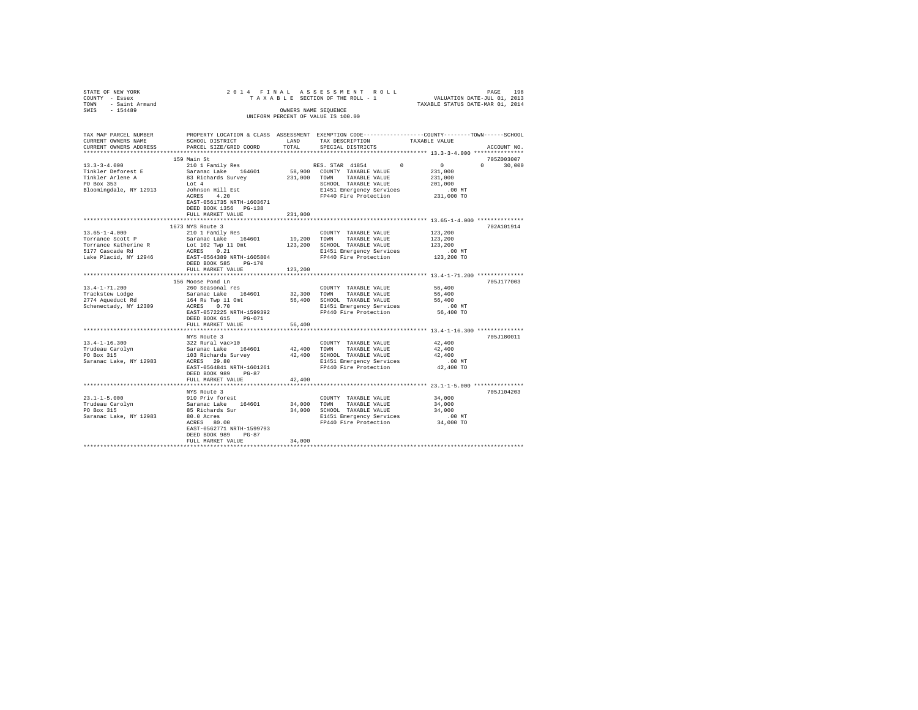STATE OF NEW YORK
COUNTY - Essex
TOWN - Saint Armand
SWIS - 154489

2 0 1 4 F I N A L A S S E S S M E N T R O L L
T A X A B L E SECTION OF THE ROLL - 1
OWNERS NAME SEQUENCE
UNIFORM PERCENT OF VALUE IS 100.00

VALUATION DATE-JUL 01, 2013
TAXABLE STATUS DATE-MAR 01, 2014

```
TAX MAP PARCEL NUMBER    PROPERTY LOCATION & CLASS  ASSESSMENT  EXEMPTION CODE-----------------COUNTY--------TOWN------SCHOOL
CURRENT OWNERS NAME      SCHOOL DISTRICT              LAND      TAX DESCRIPTION           TAXABLE VALUE
CURRENT OWNERS ADDRESS   PARCEL SIZE/GRID COORD       TOTAL     SPECIAL DISTRICTS                                   ACCOUNT NO.
******************************************************************************************************* 13.3-3-4.000 ***************
                         159 Main St                                                                                705Z003007
13.3-3-4.000             210 1 Family Res                    RES. STAR 41854         0           0            0       30,000
Tinkler Deforest E       Saranac Lake   164601       58,900  COUNTY  TAXABLE VALUE           231,000
Tinkler Arlene A         83 Richards Survey         231,000  TOWN    TAXABLE VALUE           231,000
PO Box 353               Lot 4                               SCHOOL  TAXABLE VALUE           201,000
Bloomingdale, NY 12913   Johnson Hill Est                    E1451 Emergency Services           .00 MT
                         ACRES    4.20                       FP440 Fire Protection           231,000 TO
                         EAST-0561735 NRTH-1603671
                         DEED BOOK 1356   PG-138
                         FULL MARKET VALUE          231,000
******************************************************************************************************* 13.65-1-4.000 **************
                         1673 NYS Route 3                                                                           702A101914
13.65-1-4.000            210 1 Family Res                    COUNTY  TAXABLE VALUE           123,200
Torrance Scott P         Saranac Lake   164601       19,200  TOWN    TAXABLE VALUE           123,200
Torrance Katherine R     Lot 102 Twp 11 Omt         123,200  SCHOOL  TAXABLE VALUE           123,200
5177 Cascade Rd          ACRES    0.21                       E1451 Emergency Services           .00 MT
Lake Placid, NY 12946    EAST-0564389 NRTH-1605804           FP440 Fire Protection           123,200 TO
                         DEED BOOK 585    PG-170
                         FULL MARKET VALUE          123,200
******************************************************************************************************* 13.4-1-71.200 **************
                         156 Moose Pond Ln                                                                          705J177003
13.4-1-71.200            260 Seasonal res                    COUNTY  TAXABLE VALUE            56,400
Trackstew Lodge          Saranac Lake   164601       32,300  TOWN    TAXABLE VALUE            56,400
2774 Aqueduct Rd         164 Rs Twp 11 Omt           56,400  SCHOOL  TAXABLE VALUE            56,400
Schenectady, NY 12309    ACRES    0.70                       E1451 Emergency Services           .00 MT
                         EAST-0572225 NRTH-1599392           FP440 Fire Protection            56,400 TO
                         DEED BOOK 615    PG-071
                         FULL MARKET VALUE           56,400
******************************************************************************************************* 13.4-1-16.300 **************
                         NYS Route 3                                                                                705J180011
13.4-1-16.300            322 Rural vac>10                    COUNTY  TAXABLE VALUE            42,400
Trudeau Carolyn          Saranac Lake   164601       42,400  TOWN    TAXABLE VALUE            42,400
PO Box 315               103 Richards Survey         42,400  SCHOOL  TAXABLE VALUE            42,400
Saranac Lake, NY 12983   ACRES   29.80                       E1451 Emergency Services           .00 MT
                         EAST-0564841 NRTH-1601261           FP440 Fire Protection            42,400 TO
                         DEED BOOK 989    PG-87
                         FULL MARKET VALUE           42,400
******************************************************************************************************* 23.1-1-5.000 ***************
                         NYS Route 3                                                                                705J104203
23.1-1-5.000             910 Priv forest                     COUNTY  TAXABLE VALUE            34,000
Trudeau Carolyn          Saranac Lake   164601       34,000  TOWN    TAXABLE VALUE            34,000
PO Box 315               85 Richards Sur             34,000  SCHOOL  TAXABLE VALUE            34,000
Saranac Lake, NY 12983   80.0 Acres                          E1451 Emergency Services           .00 MT
                         ACRES   80.00                       FP440 Fire Protection            34,000 TO
                         EAST-0562771 NRTH-1599793
                         DEED BOOK 989    PG-87
                         FULL MARKET VALUE           34,000
************************************************************************************************************************************
```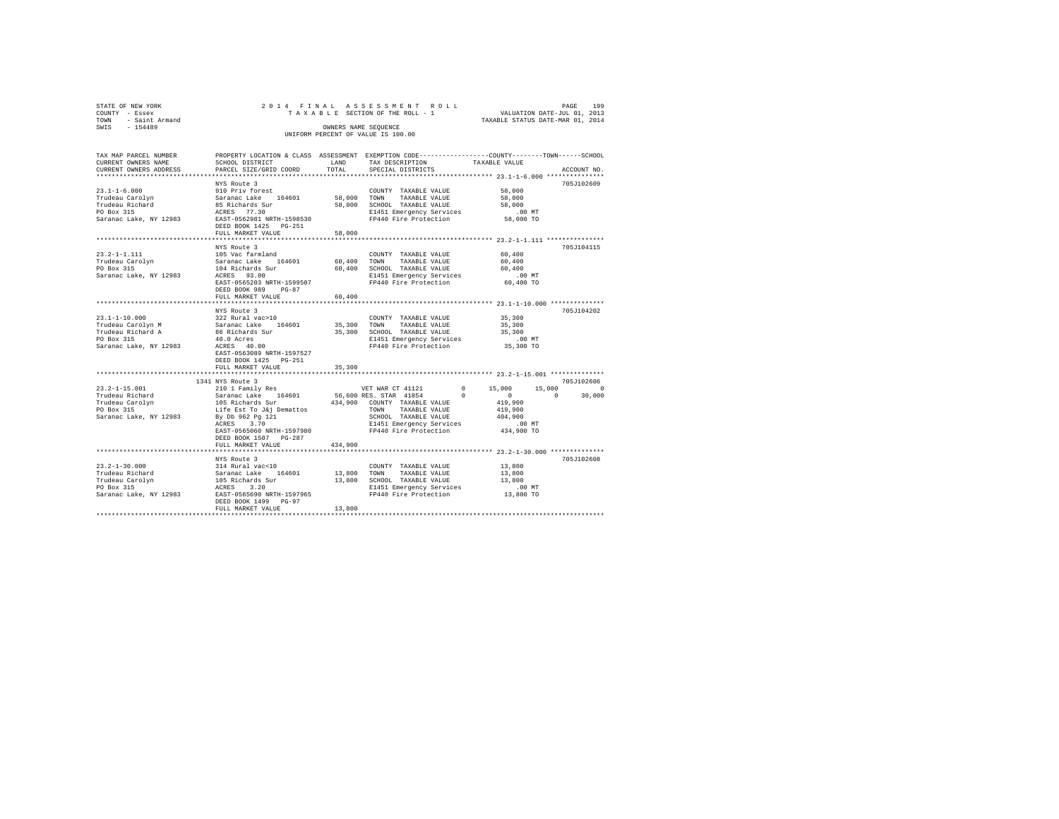STATE OF NEW YORK
COUNTY - Essex
TOWN - Saint Armand
SWIS - 154489

2014 FINAL ASSESSMENT ROLL
TAXABLE SECTION OF THE ROLL - 1
OWNERS NAME SEQUENCE
UNIFORM PERCENT OF VALUE IS 100.00

VALUATION DATE-JUL 01, 2013
TAXABLE STATUS DATE-MAR 01, 2014

```
TAX MAP PARCEL NUMBER     PROPERTY LOCATION & CLASS  ASSESSMENT  EXEMPTION CODE-----------------COUNTY--------TOWN------SCHOOL
CURRENT OWNERS NAME       SCHOOL DISTRICT               LAND      TAX DESCRIPTION            TAXABLE VALUE
CURRENT OWNERS ADDRESS    PARCEL SIZE/GRID COORD        TOTAL     SPECIAL DISTRICTS                                   ACCOUNT NO.
*********************************************************************************************** 23.1-1-6.000 ***************
                          NYS Route 3                                                                                705J102609
23.1-1-6.000              910 Priv forest                         COUNTY  TAXABLE VALUE            58,000
Trudeau Carolyn           Saranac Lake    164601      58,000     TOWN    TAXABLE VALUE            58,000
Trudeau Richard           85 Richards Sur             58,000     SCHOOL  TAXABLE VALUE            58,000
PO Box 315                ACRES   77.30                           E1451 Emergency Services           .00 MT
Saranac Lake, NY 12983    EAST-0562981 NRTH-1598530               FP440 Fire Protection          58,000 TO
                          DEED BOOK 1425   PG-251
                          FULL MARKET VALUE           58,000
*********************************************************************************************** 23.2-1-1.111 ***************
                          NYS Route 3                                                                                705J104115
23.2-1-1.111              105 Vac farmland                        COUNTY  TAXABLE VALUE            60,400
Trudeau Carolyn           Saranac Lake    164601      60,400     TOWN    TAXABLE VALUE            60,400
PO Box 315                104 Richards Sur            60,400     SCHOOL  TAXABLE VALUE            60,400
Saranac Lake, NY 12983    ACRES   93.00                           E1451 Emergency Services           .00 MT
                          EAST-0565203 NRTH-1599507               FP440 Fire Protection          60,400 TO
                          DEED BOOK 989    PG-87
                          FULL MARKET VALUE           60,400
*********************************************************************************************** 23.1-1-10.000 **************
                          NYS Route 3                                                                                705J104202
23.1-1-10.000             322 Rural vac>10                        COUNTY  TAXABLE VALUE            35,300
Trudeau Carolyn M         Saranac Lake    164601      35,300     TOWN    TAXABLE VALUE            35,300
Trudeau Richard A         86 Richards Sur             35,300     SCHOOL  TAXABLE VALUE            35,300
PO Box 315                40.0 Acres                              E1451 Emergency Services           .00 MT
Saranac Lake, NY 12983    ACRES   40.00                           FP440 Fire Protection          35,300 TO
                          EAST-0563089 NRTH-1597527
                          DEED BOOK 1425   PG-251
                          FULL MARKET VALUE           35,300
*********************************************************************************************** 23.2-1-15.001 **************
                       1341 NYS Route 3                                                                              705J102606
23.2-1-15.001             210 1 Family Res                 VET WAR CT 41121       0      15,000     15,000          0
Trudeau Richard           Saranac Lake    164601    56,600 RES. STAR  41854       0           0          0     30,000
Trudeau Carolyn           105 Richards Sur         434,900   COUNTY  TAXABLE VALUE           419,900
PO Box 315                Life Est To J&j Demattos           TOWN    TAXABLE VALUE           419,900
Saranac Lake, NY 12983    By Db 962 Pg 121                   SCHOOL  TAXABLE VALUE           404,900
                          ACRES    3.70                      E1451 Emergency Services           .00 MT
                          EAST-0565060 NRTH-1597980          FP440 Fire Protection          434,900 TO
                          DEED BOOK 1507   PG-287
                          FULL MARKET VALUE          434,900
*********************************************************************************************** 23.2-1-30.000 **************
                          NYS Route 3                                                                                705J102608
23.2-1-30.000             314 Rural vac<10                        COUNTY  TAXABLE VALUE            13,800
Trudeau Richard           Saranac Lake    164601      13,800     TOWN    TAXABLE VALUE            13,800
Trudeau Carolyn           105 Richards Sur            13,800     SCHOOL  TAXABLE VALUE            13,800
PO Box 315                ACRES    3.20                           E1451 Emergency Services           .00 MT
Saranac Lake, NY 12983    EAST-0565690 NRTH-1597965               FP440 Fire Protection          13,800 TO
                          DEED BOOK 1499   PG-97
                          FULL MARKET VALUE           13,800
******************************************************************************************************************************
```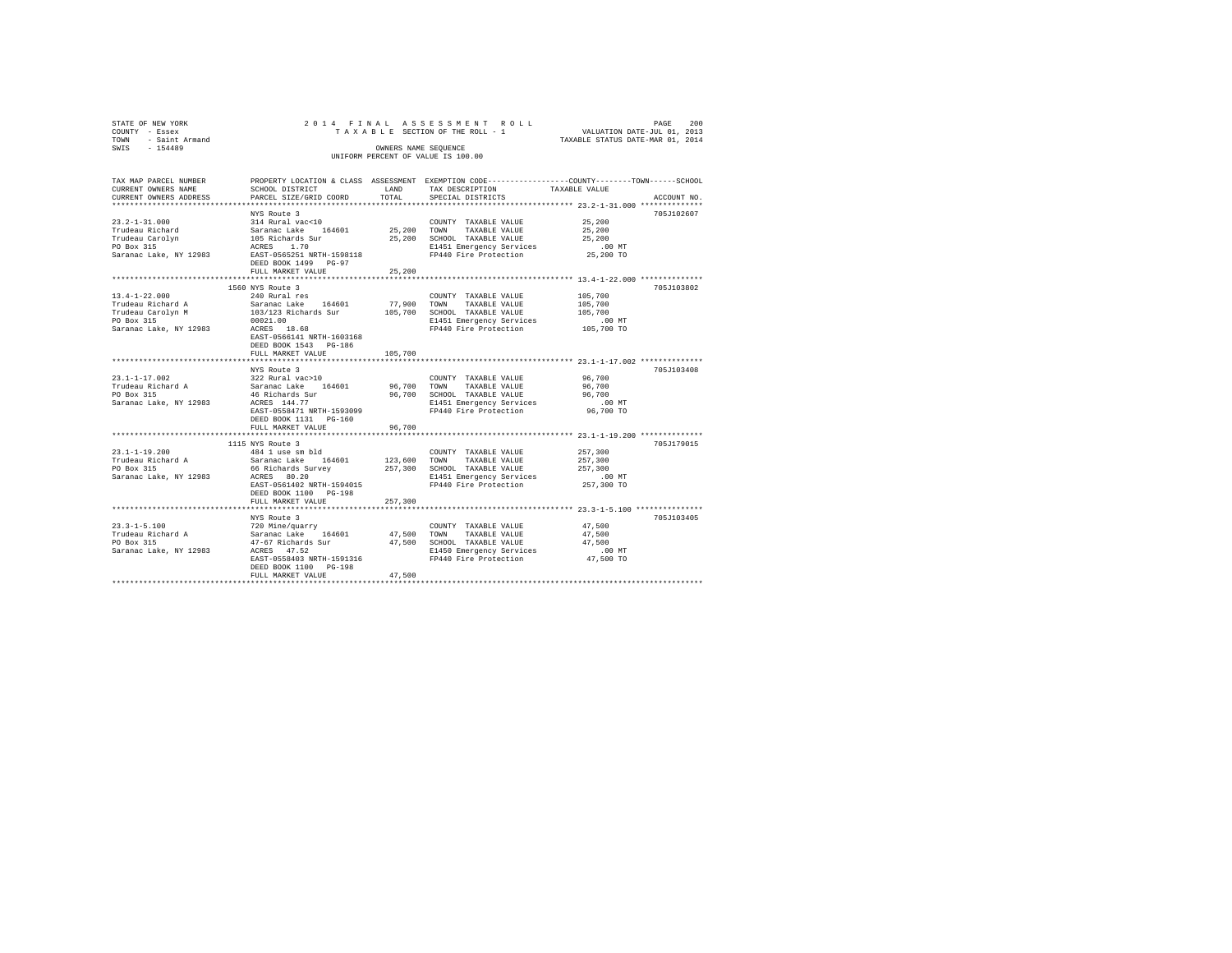STATE OF NEW YORK 2014 FINAL ASSESSMENT ROLL PAGE 200
COUNTY - Essex TAXABLE SECTION OF THE ROLL - 1 VALUATION DATE-JUL 01, 2013
TOWN - Saint Armand TAXABLE STATUS DATE-MAR 01, 2014
SWIS - 154489 OWNERS NAME SEQUENCE
UNIFORM PERCENT OF VALUE IS 100.00

```
TAX MAP PARCEL NUMBER     PROPERTY LOCATION & CLASS  ASSESSMENT  EXEMPTION CODE-----------------COUNTY--------TOWN------SCHOOL
CURRENT OWNERS NAME       SCHOOL DISTRICT               LAND      TAX DESCRIPTION             TAXABLE VALUE
CURRENT OWNERS ADDRESS    PARCEL SIZE/GRID COORD        TOTAL     SPECIAL DISTRICTS                                    ACCOUNT NO.
******************************************************************************************** 23.2-1-31.000 **************
                          NYS Route 3                                                                                  705J102607
23.2-1-31.000             314 Rural vac<10                        COUNTY  TAXABLE VALUE          25,200
Trudeau Richard           Saranac Lake     164601      25,200     TOWN    TAXABLE VALUE          25,200
Trudeau Carolyn           105 Richards Sur             25,200     SCHOOL  TAXABLE VALUE          25,200
PO Box 315                ACRES    1.70                           E1451 Emergency Services          .00 MT
Saranac Lake, NY 12983    EAST-0565251 NRTH-1598118               FP440 Fire Protection          25,200 TO
                          DEED BOOK 1499   PG-97
                          FULL MARKET VALUE            25,200
******************************************************************************************** 13.4-1-22.000 **************
                          1560 NYS Route 3                                                                             705J103802
13.4-1-22.000             240 Rural res                           COUNTY  TAXABLE VALUE         105,700
Trudeau Richard A         Saranac Lake     164601      77,900     TOWN    TAXABLE VALUE         105,700
Trudeau Carolyn M         103/123 Richards Sur        105,700     SCHOOL  TAXABLE VALUE         105,700
PO Box 315                00021.00                                E1451 Emergency Services          .00 MT
Saranac Lake, NY 12983    ACRES   18.68                           FP440 Fire Protection         105,700 TO
                          EAST-0566141 NRTH-1603168
                          DEED BOOK 1543   PG-186
                          FULL MARKET VALUE           105,700
******************************************************************************************** 23.1-1-17.002 **************
                          NYS Route 3                                                                                  705J103408
23.1-1-17.002             322 Rural vac>10                        COUNTY  TAXABLE VALUE          96,700
Trudeau Richard A         Saranac Lake     164601      96,700     TOWN    TAXABLE VALUE          96,700
PO Box 315                46 Richards Sur              96,700     SCHOOL  TAXABLE VALUE          96,700
Saranac Lake, NY 12983    ACRES  144.77                           E1451 Emergency Services          .00 MT
                          EAST-0558471 NRTH-1593099               FP440 Fire Protection          96,700 TO
                          DEED BOOK 1131   PG-160
                          FULL MARKET VALUE            96,700
******************************************************************************************** 23.1-1-19.200 **************
                          1115 NYS Route 3                                                                             705J179015
23.1-1-19.200             484 1 use sm bld                        COUNTY  TAXABLE VALUE         257,300
Trudeau Richard A         Saranac Lake     164601     123,600     TOWN    TAXABLE VALUE         257,300
PO Box 315                66 Richards Survey          257,300     SCHOOL  TAXABLE VALUE         257,300
Saranac Lake, NY 12983    ACRES   80.20                           E1451 Emergency Services          .00 MT
                          EAST-0561402 NRTH-1594015               FP440 Fire Protection         257,300 TO
                          DEED BOOK 1100   PG-198
                          FULL MARKET VALUE           257,300
******************************************************************************************** 23.3-1-5.100 ***************
                          NYS Route 3                                                                                  705J103405
23.3-1-5.100              720 Mine/quarry                         COUNTY  TAXABLE VALUE          47,500
Trudeau Richard A         Saranac Lake     164601      47,500     TOWN    TAXABLE VALUE          47,500
PO Box 315                47-67 Richards Sur           47,500     SCHOOL  TAXABLE VALUE          47,500
Saranac Lake, NY 12983    ACRES   47.52                           E1450 Emergency Services          .00 MT
                          EAST-0558403 NRTH-1591316               FP440 Fire Protection          47,500 TO
                          DEED BOOK 1100   PG-198
                          FULL MARKET VALUE            47,500
**************************************************************************************************************************
```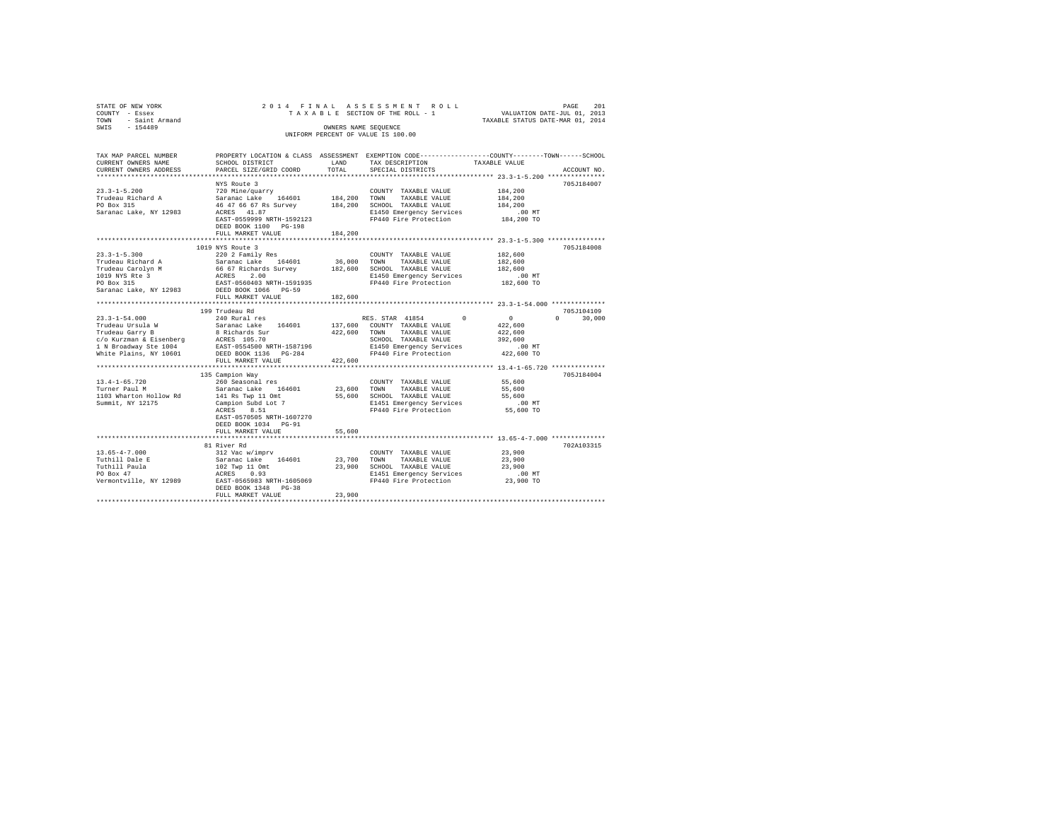STATE OF NEW YORK
COUNTY - Essex
TOWN - Saint Armand
SWIS - 154489

2014 FINAL ASSESSMENT ROLL
TAXABLE SECTION OF THE ROLL - 1
OWNERS NAME SEQUENCE
UNIFORM PERCENT OF VALUE IS 100.00

VALUATION DATE-JUL 01, 2013
TAXABLE STATUS DATE-MAR 01, 2014

| TAX MAP PARCEL NUMBER / CURRENT OWNERS NAME / CURRENT OWNERS ADDRESS | PROPERTY LOCATION & CLASS / SCHOOL DISTRICT / PARCEL SIZE/GRID COORD | ASSESSMENT LAND | TOTAL | EXEMPTION CODE / TAX DESCRIPTION / SPECIAL DISTRICTS | COUNTY / TOWN / SCHOOL TAXABLE VALUE | ACCOUNT NO. |
|---|---|---|---|---|---|---|
| 23.3-1-5.200 | NYS Route 3 | | | | | 705J184007 |
| Trudeau Richard A | 720 Mine/quarry | | | COUNTY TAXABLE VALUE | 184,200 | |
| PO Box 315 | Saranac Lake 164601 | 184,200 | | TOWN TAXABLE VALUE | 184,200 | |
| Saranac Lake, NY 12983 | 46 47 66 67 Rs Survey | | 184,200 | SCHOOL TAXABLE VALUE | 184,200 | |
| | ACRES 41.87 | | | E1450 Emergency Services | .00 MT | |
| | EAST-0559999 NRTH-1592123 | | | FP440 Fire Protection | 184,200 TO | |
| | DEED BOOK 1100 PG-198 | | | | | |
| | FULL MARKET VALUE | | 184,200 | | | |
| 23.3-1-5.300 | 1019 NYS Route 3 | | | | | 705J184008 |
| Trudeau Richard A | 220 2 Family Res | | | COUNTY TAXABLE VALUE | 182,600 | |
| Trudeau Carolyn M | Saranac Lake 164601 | 36,000 | | TOWN TAXABLE VALUE | 182,600 | |
| 1019 NYS Rte 3 | 66 67 Richards Survey | | 182,600 | SCHOOL TAXABLE VALUE | 182,600 | |
| PO Box 315 | ACRES 2.00 | | | E1450 Emergency Services | .00 MT | |
| Saranac Lake, NY 12983 | EAST-0560403 NRTH-1591935 | | | FP440 Fire Protection | 182,600 TO | |
| | DEED BOOK 1066 PG-59 | | | | | |
| | FULL MARKET VALUE | | 182,600 | | | |
| 23.3-1-54.000 | 199 Trudeau Rd | | | | | 705J104109 |
| Trudeau Ursula W | 240 Rural res | | | RES. STAR 41854 0 | 0 0 30,000 | |
| Trudeau Garry B | Saranac Lake 164601 | 137,600 | | COUNTY TAXABLE VALUE | 422,600 | |
| c/o Kurzman & Eisenberg | 8 Richards Sur | | 422,600 | TOWN TAXABLE VALUE | 422,600 | |
| 1 N Broadway Ste 1004 | ACRES 105.70 | | | SCHOOL TAXABLE VALUE | 392,600 | |
| White Plains, NY 10601 | EAST-0554500 NRTH-1587196 | | | E1450 Emergency Services | .00 MT | |
| | DEED BOOK 1136 PG-284 | | | FP440 Fire Protection | 422,600 TO | |
| | FULL MARKET VALUE | | 422,600 | | | |
| 13.4-1-65.720 | 135 Campion Way | | | | | 705J184004 |
| Turner Paul M | 260 Seasonal res | | | COUNTY TAXABLE VALUE | 55,600 | |
| 1103 Wharton Hollow Rd | Saranac Lake 164601 | 23,600 | | TOWN TAXABLE VALUE | 55,600 | |
| Summit, NY 12175 | 141 Rs Twp 11 Omt | | 55,600 | SCHOOL TAXABLE VALUE | 55,600 | |
| | Campion Subd Lot 7 | | | E1451 Emergency Services | .00 MT | |
| | ACRES 8.51 | | | FP440 Fire Protection | 55,600 TO | |
| | EAST-0570505 NRTH-1607270 | | | | | |
| | DEED BOOK 1034 PG-91 | | | | | |
| | FULL MARKET VALUE | | 55,600 | | | |
| 13.65-4-7.000 | 81 River Rd | | | | | 702A103315 |
| Tuthill Dale E | 312 Vac w/imprv | | | COUNTY TAXABLE VALUE | 23,900 | |
| Tuthill Paula | Saranac Lake 164601 | 23,700 | | TOWN TAXABLE VALUE | 23,900 | |
| PO Box 47 | 102 Twp 11 Omt | | 23,900 | SCHOOL TAXABLE VALUE | 23,900 | |
| Vermontville, NY 12989 | ACRES 0.93 | | | E1451 Emergency Services | .00 MT | |
| | EAST-0565983 NRTH-1605069 | | | FP440 Fire Protection | 23,900 TO | |
| | DEED BOOK 1348 PG-38 | | | | | |
| | FULL MARKET VALUE | | 23,900 | | | |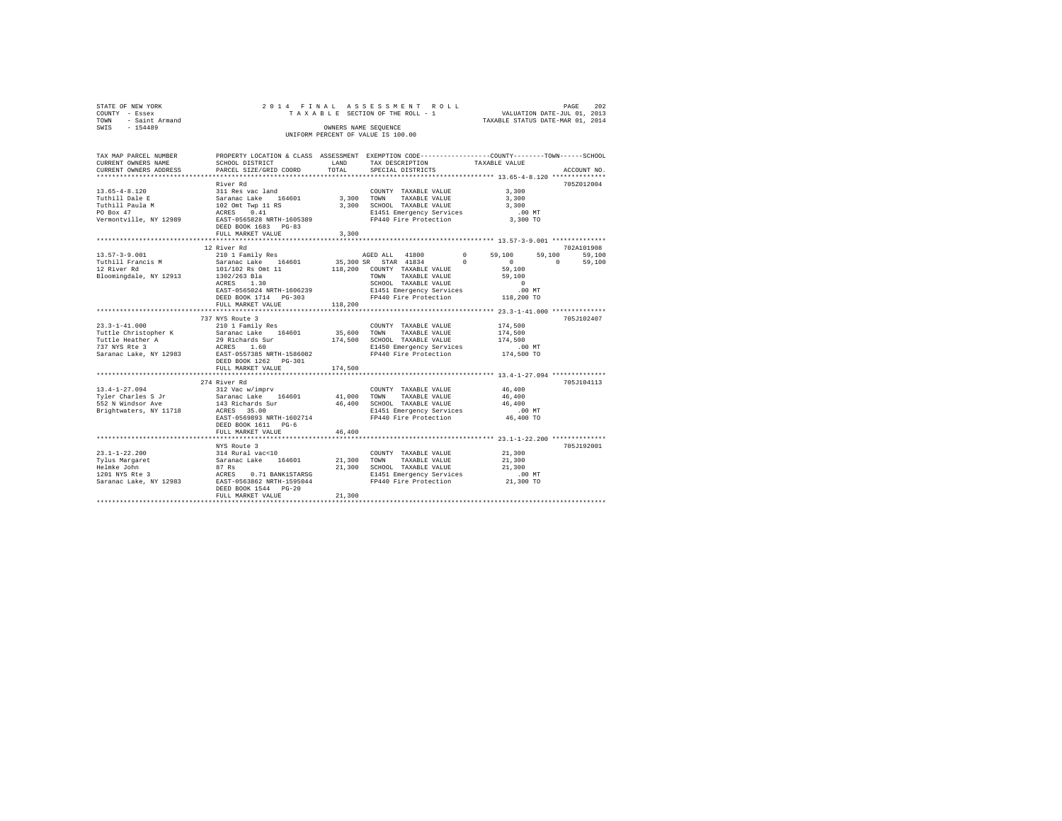STATE OF NEW YORK &nbsp;&nbsp;&nbsp;&nbsp; 2014 FINAL ASSESSMENT ROLL &nbsp;&nbsp;&nbsp;&nbsp; PAGE 202
COUNTY - Essex &nbsp;&nbsp;&nbsp;&nbsp; TAXABLE SECTION OF THE ROLL - 1 &nbsp;&nbsp;&nbsp;&nbsp; VALUATION DATE-JUL 01, 2013
TOWN - Saint Armand &nbsp;&nbsp;&nbsp;&nbsp; TAXABLE STATUS DATE-MAR 01, 2014
SWIS - 154489 &nbsp;&nbsp;&nbsp;&nbsp; OWNERS NAME SEQUENCE
UNIFORM PERCENT OF VALUE IS 100.00

```
TAX MAP PARCEL NUMBER   PROPERTY LOCATION & CLASS  ASSESSMENT  EXEMPTION CODE-----------------COUNTY--------TOWN------SCHOOL
CURRENT OWNERS NAME     SCHOOL DISTRICT              LAND      TAX DESCRIPTION            TAXABLE VALUE
CURRENT OWNERS ADDRESS  PARCEL SIZE/GRID COORD       TOTAL     SPECIAL DISTRICTS                                    ACCOUNT NO.
************************************************************************************************ 13.65-4-8.120 **************
                        River Rd                                                                                 705Z012004
13.65-4-8.120           311 Res vac land                       COUNTY  TAXABLE VALUE             3,300
Tuthill Dale E          Saranac Lake  164601        3,300      TOWN    TAXABLE VALUE             3,300
Tuthill Paula M         102 Omt Twp 11 RS           3,300      SCHOOL  TAXABLE VALUE             3,300
PO Box 47               ACRES   0.41                           E1451 Emergency Services            .00 MT
Vermontville, NY 12989  EAST-0565828 NRTH-1605389              FP440 Fire Protection             3,300 TO
                        DEED BOOK 1683  PG-83
                        FULL MARKET VALUE           3,300
************************************************************************************************ 13.57-3-9.001 **************
                        12 River Rd                                                                              702A101908
13.57-3-9.001           210 1 Family Res                       AGED ALL  41800        0     59,100     59,100     59,100
Tuthill Francis M       Saranac Lake  164601       35,300 SR   STAR  41834            0          0          0     59,100
12 River Rd             101/102 Rs Omt 11         118,200      COUNTY  TAXABLE VALUE            59,100
Bloomingdale, NY 12913  1302/263 Bla                           TOWN    TAXABLE VALUE            59,100
                        ACRES   1.30                           SCHOOL  TAXABLE VALUE                 0
                        EAST-0565024 NRTH-1606239              E1451 Emergency Services            .00 MT
                        DEED BOOK 1714  PG-303                 FP440 Fire Protection           118,200 TO
                        FULL MARKET VALUE         118,200
************************************************************************************************ 23.3-1-41.000 **************
                        737 NYS Route 3                                                                          705J102407
23.3-1-41.000           210 1 Family Res                       COUNTY  TAXABLE VALUE           174,500
Tuttle Christopher K    Saranac Lake  164601       35,600      TOWN    TAXABLE VALUE           174,500
Tuttle Heather A        29 Richards Sur           174,500      SCHOOL  TAXABLE VALUE           174,500
737 NYS Rte 3           ACRES   1.60                           E1450 Emergency Services            .00 MT
Saranac Lake, NY 12983  EAST-0557385 NRTH-1586082              FP440 Fire Protection           174,500 TO
                        DEED BOOK 1262  PG-301
                        FULL MARKET VALUE         174,500
************************************************************************************************ 13.4-1-27.094 **************
                        274 River Rd                                                                             705J104113
13.4-1-27.094           312 Vac w/imprv                        COUNTY  TAXABLE VALUE            46,400
Tyler Charles S Jr      Saranac Lake  164601       41,000      TOWN    TAXABLE VALUE            46,400
552 N Windsor Ave       143 Richards Sur           46,400      SCHOOL  TAXABLE VALUE            46,400
Brightwaters, NY 11718  ACRES  35.00                           E1451 Emergency Services            .00 MT
                        EAST-0569893 NRTH-1602714              FP440 Fire Protection            46,400 TO
                        DEED BOOK 1611  PG-6
                        FULL MARKET VALUE          46,400
************************************************************************************************ 23.1-1-22.200 **************
                        NYS Route 3                                                                              705J192001
23.1-1-22.200           314 Rural vac<10                       COUNTY  TAXABLE VALUE            21,300
Tylus Margaret          Saranac Lake  164601       21,300      TOWN    TAXABLE VALUE            21,300
Helmke John             87 Rs                      21,300      SCHOOL  TAXABLE VALUE            21,300
1201 NYS Rte 3          ACRES   0.71 BANK1STARSG               E1451 Emergency Services            .00 MT
Saranac Lake, NY 12983  EAST-0563862 NRTH-1595044              FP440 Fire Protection            21,300 TO
                        DEED BOOK 1544  PG-20
                        FULL MARKET VALUE          21,300
****************************************************************************************************************************
```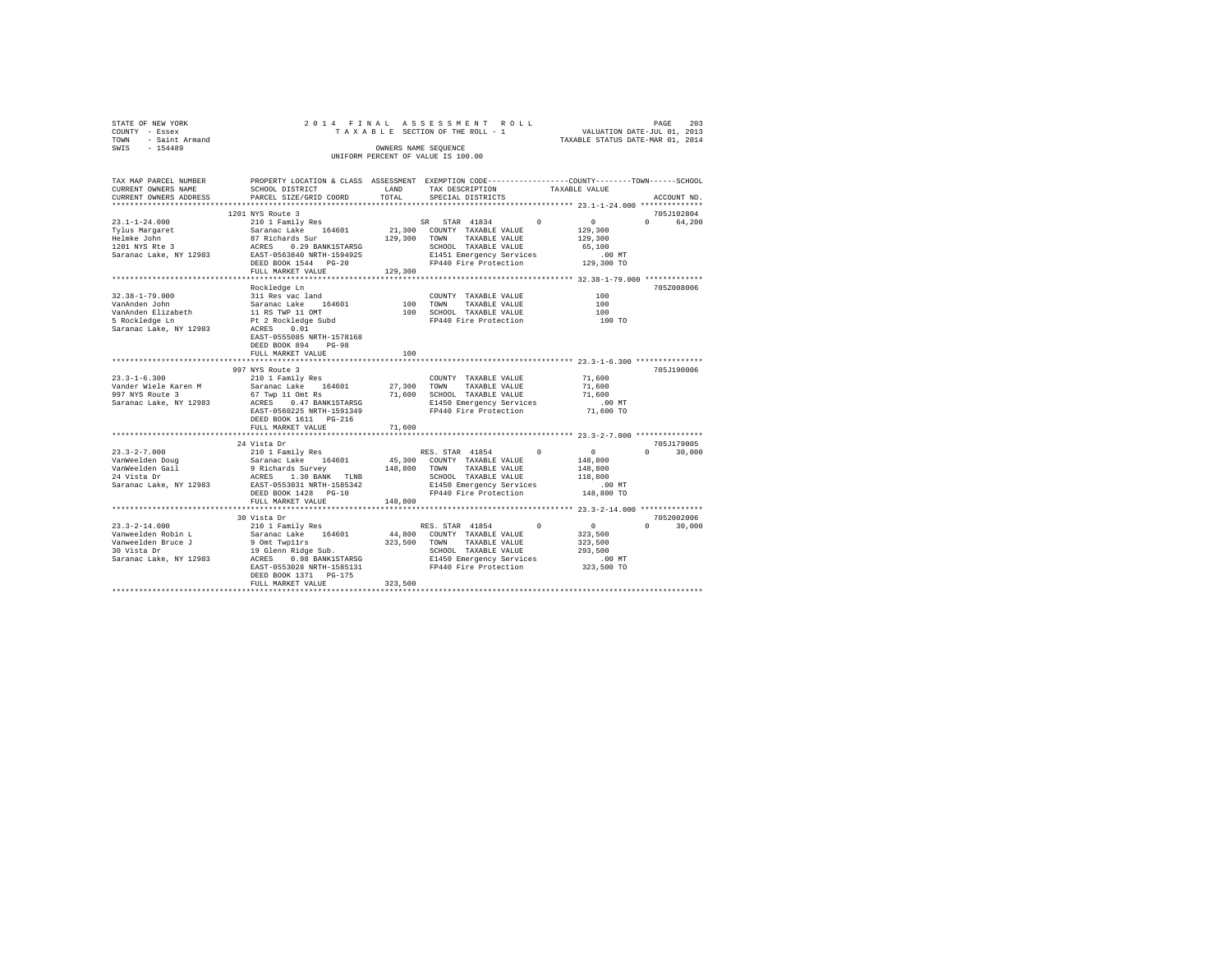STATE OF NEW YORK
COUNTY - Essex
TOWN - Saint Armand
SWIS - 154489

2014 FINAL ASSESSMENT ROLL
TAXABLE SECTION OF THE ROLL - 1
OWNERS NAME SEQUENCE
UNIFORM PERCENT OF VALUE IS 100.00

VALUATION DATE-JUL 01, 2013
TAXABLE STATUS DATE-MAR 01, 2014

```
TAX MAP PARCEL NUMBER     PROPERTY LOCATION & CLASS  ASSESSMENT  EXEMPTION CODE-----------------COUNTY--------TOWN------SCHOOL
CURRENT OWNERS NAME       SCHOOL DISTRICT              LAND      TAX DESCRIPTION            TAXABLE VALUE
CURRENT OWNERS ADDRESS    PARCEL SIZE/GRID COORD       TOTAL     SPECIAL DISTRICTS                                  ACCOUNT NO.
******************************************************************************************** 23.1-1-24.000 **************
                         1201 NYS Route 3                                                                     705J102804
23.1-1-24.000            210 1 Family Res                    SR  STAR 41834         0              0            0     64,200
Tylus Margaret           Saranac Lake   164601      21,300   COUNTY  TAXABLE VALUE           129,300
Helmke John              87 Richards Sur           129,300   TOWN    TAXABLE VALUE           129,300
1201 NYS Rte 3           ACRES    0.29 BANK1STARSG           SCHOOL  TAXABLE VALUE            65,100
Saranac Lake, NY 12983   EAST-0563840 NRTH-1594925           E1451 Emergency Services            .00 MT
                         DEED BOOK 1544   PG-20              FP440 Fire Protection           129,300 TO
                         FULL MARKET VALUE         129,300
******************************************************************************************** 32.38-1-79.000 *************
                         Rockledge Ln                                                                         705Z008006
32.38-1-79.000           311 Res vac land                    COUNTY  TAXABLE VALUE               100
VanAnden John            Saranac Lake   164601         100   TOWN    TAXABLE VALUE               100
VanAnden Elizabeth       11 RS TWP 11 OMT              100   SCHOOL  TAXABLE VALUE               100
5 Rockledge Ln           Pt 2 Rockledge Subd                 FP440 Fire Protection               100 TO
Saranac Lake, NY 12983   ACRES    0.01
                         EAST-0555085 NRTH-1578168
                         DEED BOOK 894    PG-98
                         FULL MARKET VALUE             100
******************************************************************************************** 23.3-1-6.300 ***************
                         997 NYS Route 3                                                                      705J190006
23.3-1-6.300             210 1 Family Res                    COUNTY  TAXABLE VALUE            71,600
Vander Wiele Karen M     Saranac Lake   164601      27,300   TOWN    TAXABLE VALUE            71,600
997 NYS Route 3          67 Twp 11 Omt Rs           71,600   SCHOOL  TAXABLE VALUE            71,600
Saranac Lake, NY 12983   ACRES    0.47 BANK1STARSG           E1450 Emergency Services            .00 MT
                         EAST-0560225 NRTH-1591349           FP440 Fire Protection            71,600 TO
                         DEED BOOK 1611   PG-216
                         FULL MARKET VALUE          71,600
******************************************************************************************** 23.3-2-7.000 ***************
                         24 Vista Dr                                                                          705J179005
23.3-2-7.000             210 1 Family Res                    RES. STAR 41854        0              0            0     30,000
VanWeelden Doug          Saranac Lake   164601      45,300   COUNTY  TAXABLE VALUE           148,800
VanWeelden Gail          9 Richards Survey         148,800   TOWN    TAXABLE VALUE           148,800
24 Vista Dr              ACRES    1.30 BANK   TLNB           SCHOOL  TAXABLE VALUE           118,800
Saranac Lake, NY 12983   EAST-0553031 NRTH-1585342           E1450 Emergency Services            .00 MT
                         DEED BOOK 1428   PG-10              FP440 Fire Protection           148,800 TO
                         FULL MARKET VALUE         148,800
******************************************************************************************** 23.3-2-14.000 **************
                         30 Vista Dr                                                                          7052002006
23.3-2-14.000            210 1 Family Res                    RES. STAR 41854        0              0            0     30,000
Vanweelden Robin L       Saranac Lake   164601      44,800   COUNTY  TAXABLE VALUE           323,500
Vanweelden Bruce J       9 Omt Twp11rs             323,500   TOWN    TAXABLE VALUE           323,500
30 Vista Dr              19 Glenn Ridge Sub.                 SCHOOL  TAXABLE VALUE           293,500
Saranac Lake, NY 12983   ACRES    0.98 BANK1STARSG           E1450 Emergency Services            .00 MT
                         EAST-0553028 NRTH-1585131           FP440 Fire Protection           323,500 TO
                         DEED BOOK 1371   PG-175
                         FULL MARKET VALUE         323,500
****************************************************************************************************************************
```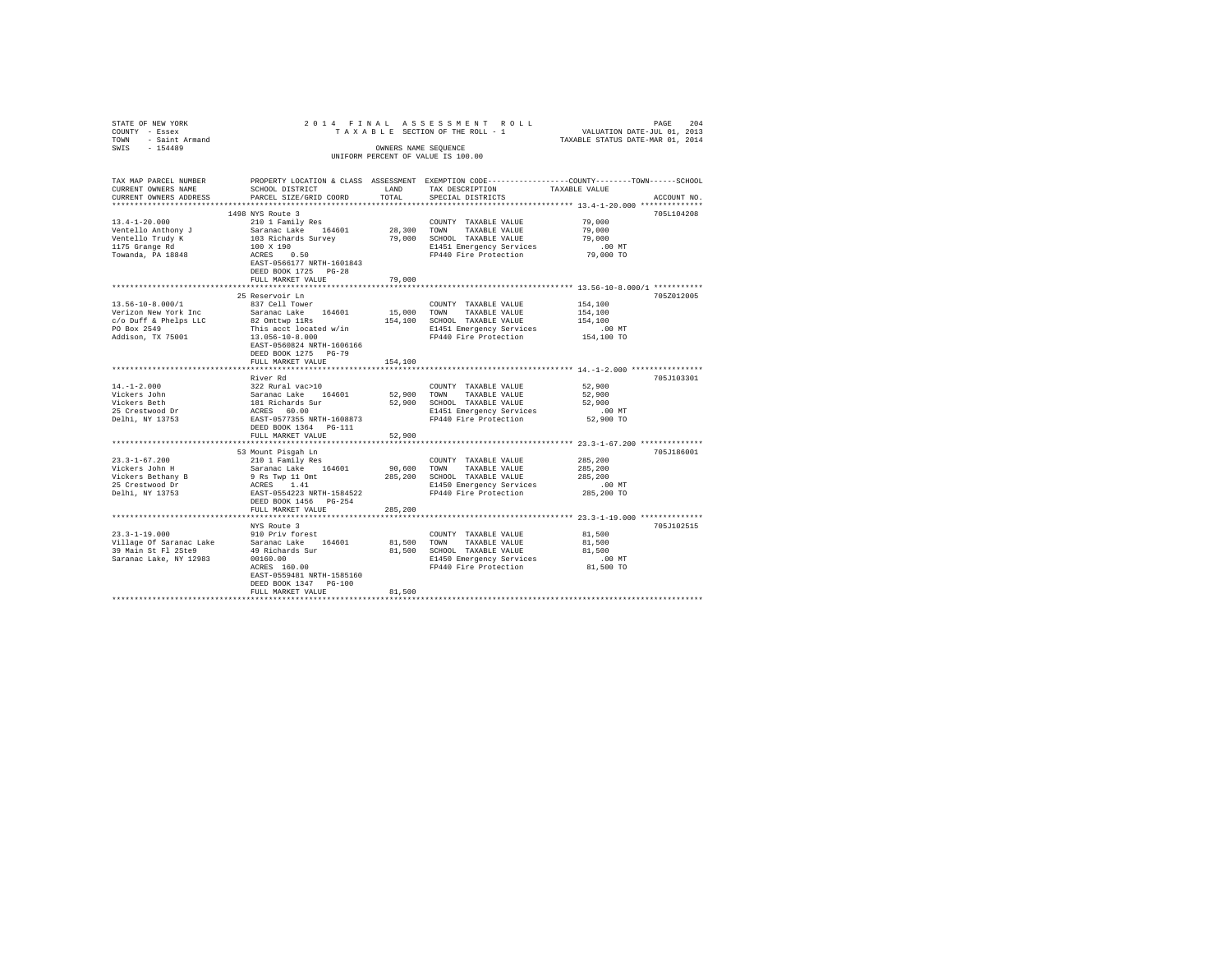STATE OF NEW YORK 2014 FINAL ASSESSMENT ROLL
COUNTY - Essex TAXABLE SECTION OF THE ROLL - 1 VALUATION DATE-JUL 01, 2013
TOWN - Saint Armand TAXABLE STATUS DATE-MAR 01, 2014
SWIS - 154489 OWNERS NAME SEQUENCE
UNIFORM PERCENT OF VALUE IS 100.00

| TAX MAP PARCEL NUMBER / CURRENT OWNERS NAME / CURRENT OWNERS ADDRESS | PROPERTY LOCATION & CLASS / SCHOOL DISTRICT / PARCEL SIZE/GRID COORD | ASSESSMENT LAND | TOTAL | EXEMPTION CODE / TAX DESCRIPTION / SPECIAL DISTRICTS | TAXABLE VALUE | ACCOUNT NO. |
|---|---|---|---|---|---|---|
| **13.4-1-20.000** | 1498 NYS Route 3 | | | | | 705L104208 |
| 13.4-1-20.000 | 210 1 Family Res | | | COUNTY TAXABLE VALUE | 79,000 | |
| Ventello Anthony J | Saranac Lake 164601 | 28,300 | | TOWN TAXABLE VALUE | 79,000 | |
| Ventello Trudy K | 103 Richards Survey | | 79,000 | SCHOOL TAXABLE VALUE | 79,000 | |
| 1175 Grange Rd | 100 X 190 | | | E1451 Emergency Services | .00 MT | |
| Towanda, PA 18848 | ACRES 0.50 | | | FP440 Fire Protection | 79,000 TO | |
| | EAST-0566177 NRTH-1601843 | | | | | |
| | DEED BOOK 1725 PG-28 | | | | | |
| | FULL MARKET VALUE | | 79,000 | | | |
| **13.56-10-8.000/1** | 25 Reservoir Ln | | | | | 705Z012005 |
| 13.56-10-8.000/1 | 837 Cell Tower | | | COUNTY TAXABLE VALUE | 154,100 | |
| Verizon New York Inc | Saranac Lake 164601 | 15,000 | | TOWN TAXABLE VALUE | 154,100 | |
| c/o Duff & Phelps LLC | 82 Omttwp 11Rs | | 154,100 | SCHOOL TAXABLE VALUE | 154,100 | |
| PO Box 2549 | This acct located w/in | | | E1451 Emergency Services | .00 MT | |
| Addison, TX 75001 | 13.056-10-8.000 | | | FP440 Fire Protection | 154,100 TO | |
| | EAST-0560824 NRTH-1606166 | | | | | |
| | DEED BOOK 1275 PG-79 | | | | | |
| | FULL MARKET VALUE | | 154,100 | | | |
| **14.-1-2.000** | River Rd | | | | | 705J103301 |
| 14.-1-2.000 | 322 Rural vac>10 | | | COUNTY TAXABLE VALUE | 52,900 | |
| Vickers John | Saranac Lake 164601 | 52,900 | | TOWN TAXABLE VALUE | 52,900 | |
| Vickers Beth | 181 Richards Sur | | 52,900 | SCHOOL TAXABLE VALUE | 52,900 | |
| 25 Crestwood Dr | ACRES 60.00 | | | E1451 Emergency Services | .00 MT | |
| Delhi, NY 13753 | EAST-0577355 NRTH-1608873 | | | FP440 Fire Protection | 52,900 TO | |
| | DEED BOOK 1364 PG-111 | | | | | |
| | FULL MARKET VALUE | | 52,900 | | | |
| **23.3-1-67.200** | 53 Mount Pisgah Ln | | | | | 705J186001 |
| 23.3-1-67.200 | 210 1 Family Res | | | COUNTY TAXABLE VALUE | 285,200 | |
| Vickers John H | Saranac Lake 164601 | 90,600 | | TOWN TAXABLE VALUE | 285,200 | |
| Vickers Bethany B | 9 Rs Twp 11 Omt | | 285,200 | SCHOOL TAXABLE VALUE | 285,200 | |
| 25 Crestwood Dr | ACRES 1.41 | | | E1450 Emergency Services | .00 MT | |
| Delhi, NY 13753 | EAST-0554223 NRTH-1584522 | | | FP440 Fire Protection | 285,200 TO | |
| | DEED BOOK 1456 PG-254 | | | | | |
| | FULL MARKET VALUE | | 285,200 | | | |
| **23.3-1-19.000** | NYS Route 3 | | | | | 705J102515 |
| 23.3-1-19.000 | 910 Priv forest | | | COUNTY TAXABLE VALUE | 81,500 | |
| Village Of Saranac Lake | Saranac Lake 164601 | 81,500 | | TOWN TAXABLE VALUE | 81,500 | |
| 39 Main St Fl 2Ste9 | 49 Richards Sur | | 81,500 | SCHOOL TAXABLE VALUE | 81,500 | |
| Saranac Lake, NY 12983 | 00160.00 | | | E1450 Emergency Services | .00 MT | |
| | ACRES 160.00 | | | FP440 Fire Protection | 81,500 TO | |
| | EAST-0559481 NRTH-1585160 | | | | | |
| | DEED BOOK 1347 PG-100 | | | | | |
| | FULL MARKET VALUE | | 81,500 | | | |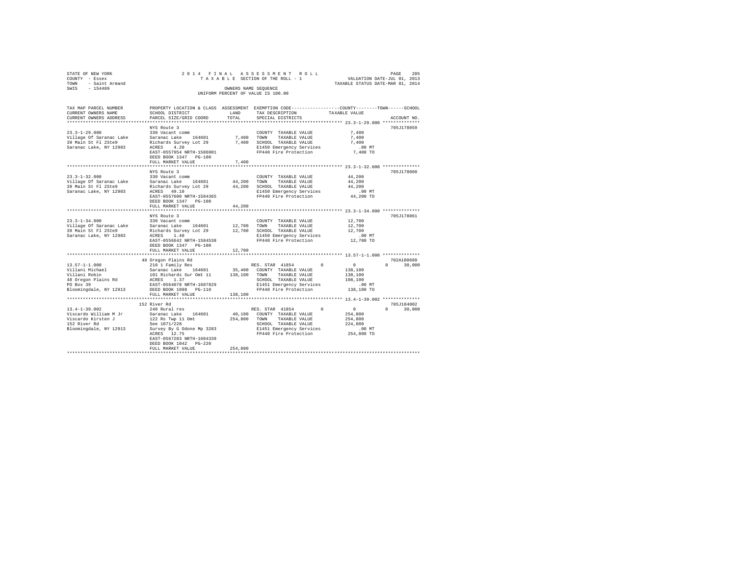STATE OF NEW YORK
COUNTY - Essex
TOWN - Saint Armand
SWIS - 154489

2014 FINAL ASSESSMENT ROLL
TAXABLE SECTION OF THE ROLL - 1
OWNERS NAME SEQUENCE
UNIFORM PERCENT OF VALUE IS 100.00

VALUATION DATE-JUL 01, 2013
TAXABLE STATUS DATE-MAR 01, 2014

```
TAX MAP PARCEL NUMBER      PROPERTY LOCATION & CLASS  ASSESSMENT  EXEMPTION CODE-----------------COUNTY--------TOWN------SCHOOL
CURRENT OWNERS NAME        SCHOOL DISTRICT               LAND      TAX DESCRIPTION              TAXABLE VALUE
CURRENT OWNERS ADDRESS     PARCEL SIZE/GRID COORD        TOTAL     SPECIAL DISTRICTS                                    ACCOUNT NO.
******************************************************************************************************* 23.3-1-29.000 **************
                           NYS Route 3                                                                                 705J178059
23.3-1-29.000              330 Vacant comm                         COUNTY  TAXABLE VALUE             7,400
Village Of Saranac Lake    Saranac Lake    164601        7,400     TOWN    TAXABLE VALUE             7,400
39 Main St Fl 2Ste9        Richards Survey Lot 29        7,400     SCHOOL  TAXABLE VALUE             7,400
Saranac Lake, NY 12983     ACRES    4.20                           E1450 Emergency Services            .00 MT
                           EAST-0557954 NRTH-1586001               FP440 Fire Protection             7,400 TO
                           DEED BOOK 1347   PG-100
                           FULL MARKET VALUE             7,400
******************************************************************************************************* 23.3-1-32.000 **************
                           NYS Route 3                                                                                 705J178060
23.3-1-32.000              330 Vacant comm                         COUNTY  TAXABLE VALUE            44,200
Village Of Saranac Lake    Saranac Lake    164601       44,200     TOWN    TAXABLE VALUE            44,200
39 Main St Fl 2Ste9        Richards Survey Lot 29       44,200     SCHOOL  TAXABLE VALUE            44,200
Saranac Lake, NY 12983     ACRES   49.10                           E1450 Emergency Services            .00 MT
                           EAST-0557600 NRTH-1584365               FP440 Fire Protection            44,200 TO
                           DEED BOOK 1347   PG-100
                           FULL MARKET VALUE            44,200
******************************************************************************************************* 23.3-1-34.000 **************
                           NYS Route 3                                                                                 705J178061
23.3-1-34.000              330 Vacant comm                         COUNTY  TAXABLE VALUE            12,700
Village Of Saranac Lake    Saranac Lake    164601       12,700     TOWN    TAXABLE VALUE            12,700
39 Main St Fl 2Ste9        Richards Survey Lot 29       12,700     SCHOOL  TAXABLE VALUE            12,700
Saranac Lake, NY 12983     ACRES    1.40                           E1450 Emergency Services            .00 MT
                           EAST-0556642 NRTH-1584538               FP440 Fire Protection            12,700 TO
                           DEED BOOK 1347   PG-100
                           FULL MARKET VALUE            12,700
******************************************************************************************************* 13.57-1-1.000 **************
                           48 Oregon Plains Rd                                                                         702A100609
13.57-1-1.000              210 1 Family Res                        RES. STAR 41854         0             0          0     30,000
Villani Michael            Saranac Lake    164601       35,400     COUNTY  TAXABLE VALUE           138,100
Villani Robin              101 Richards Sur Omt 11     138,100     TOWN    TAXABLE VALUE           138,100
48 Oregon Plains Rd        ACRES    1.37                           SCHOOL  TAXABLE VALUE           108,100
PO Box 39                  EAST-0564078 NRTH-1607829               E1451 Emergency Services            .00 MT
Bloomingdale, NY 12913     DEED BOOK 1098   PG-110                 FP440 Fire Protection           138,100 TO
                           FULL MARKET VALUE           138,100
******************************************************************************************************* 13.4-1-39.002 **************
                           152 River Rd                                                                                705J184002
13.4-1-39.002              240 Rural res                           RES. STAR 41854         0             0          0     30,000
Viscardo William M Jr      Saranac Lake    164601       40,100     COUNTY  TAXABLE VALUE           254,800
Viscardo Kirsten J         122 Rs Twp 11 Omt           254,800     TOWN    TAXABLE VALUE           254,800
152 River Rd               See 1071/228                            SCHOOL  TAXABLE VALUE           224,800
Bloomingdale, NY 12913     Survey By G Odone Mp 3283               E1451 Emergency Services            .00 MT
                           ACRES   12.75                           FP440 Fire Protection           254,800 TO
                           EAST-0567203 NRTH-1604339
                           DEED BOOK 1042   PG-220
                           FULL MARKET VALUE           254,800
************************************************************************************************************************************
```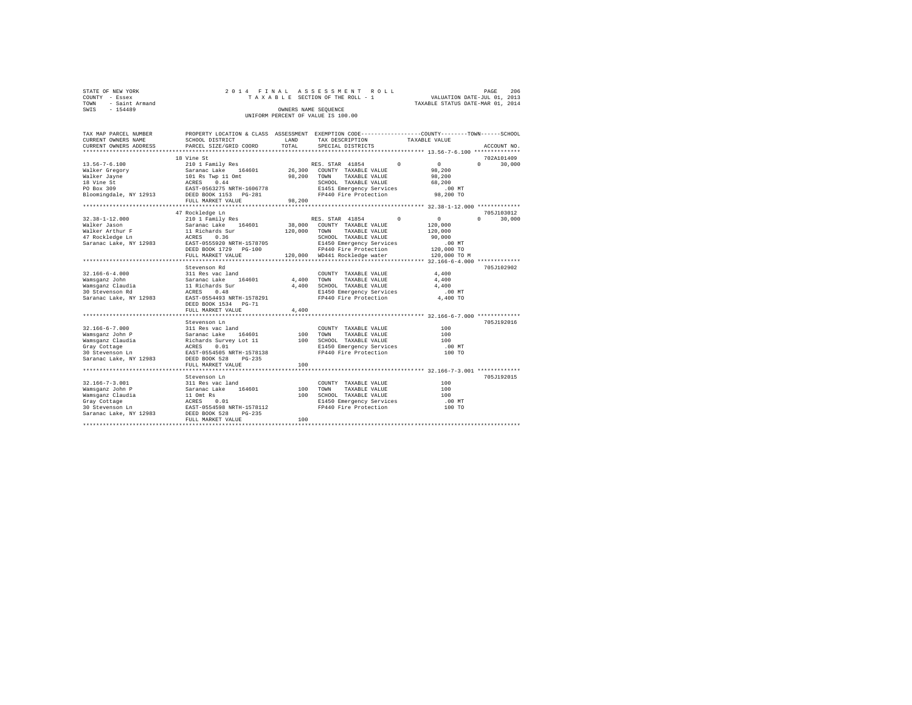STATE OF NEW YORK
COUNTY - Essex
TOWN - Saint Armand
SWIS - 154489

2014 FINAL ASSESSMENT ROLL
TAXABLE SECTION OF THE ROLL - 1
OWNERS NAME SEQUENCE
UNIFORM PERCENT OF VALUE IS 100.00

VALUATION DATE-JUL 01, 2013
TAXABLE STATUS DATE-MAR 01, 2014

```
TAX MAP PARCEL NUMBER          PROPERTY LOCATION & CLASS  ASSESSMENT  EXEMPTION CODE-----------------COUNTY--------TOWN------SCHOOL
CURRENT OWNERS NAME            SCHOOL DISTRICT               LAND      TAX DESCRIPTION            TAXABLE VALUE
CURRENT OWNERS ADDRESS         PARCEL SIZE/GRID COORD        TOTAL     SPECIAL DISTRICTS                                  ACCOUNT NO.
******************************************************************************************************* 13.56-7-6.100 **************
                               18 Vine St                                                                              702A101409
13.56-7-6.100                  210 1 Family Res                        RES. STAR  41854        0         0            0      30,000
Walker Gregory                 Saranac Lake    164601       26,300     COUNTY  TAXABLE VALUE          98,200
Walker Jayne                   101 Rs Twp 11 Omt            98,200     TOWN    TAXABLE VALUE          98,200
18 Vine St                     ACRES    0.44                           SCHOOL  TAXABLE VALUE          68,200
PO Box 309                     EAST-0563275 NRTH-1606778               E1451 Emergency Services          .00 MT
Bloomingdale, NY 12913         DEED BOOK 1153   PG-281                 FP440 Fire Protection          98,200 TO
                               FULL MARKET VALUE            98,200
******************************************************************************************************* 32.38-1-12.000 *************
                               47 Rockledge Ln                                                                         705J103012
32.38-1-12.000                 210 1 Family Res                        RES. STAR  41854        0         0            0      30,000
Walker Jason                   Saranac Lake    164601       38,000     COUNTY  TAXABLE VALUE         120,000
Walker Arthur F                11 Richards Sur             120,000     TOWN    TAXABLE VALUE         120,000
47 Rockledge Ln                ACRES    0.36                           SCHOOL  TAXABLE VALUE          90,000
Saranac Lake, NY 12983         EAST-0555920 NRTH-1578705               E1450 Emergency Services          .00 MT
                               DEED BOOK 1729   PG-100                 FP440 Fire Protection         120,000 TO
                               FULL MARKET VALUE           120,000     WD441 Rockledge water         120,000 TO M
******************************************************************************************************* 32.166-6-4.000 *************
                               Stevenson Rd                                                                            705J102902
32.166-6-4.000                 311 Res vac land                        COUNTY  TAXABLE VALUE           4,400
Wamsganz John                  Saranac Lake    164601        4,400     TOWN    TAXABLE VALUE           4,400
Wamsganz Claudia               11 Richards Sur               4,400     SCHOOL  TAXABLE VALUE           4,400
30 Stevenson Rd                ACRES    0.48                           E1450 Emergency Services          .00 MT
Saranac Lake, NY 12983         EAST-0554493 NRTH-1578291               FP440 Fire Protection           4,400 TO
                               DEED BOOK 1534   PG-71
                               FULL MARKET VALUE             4,400
******************************************************************************************************* 32.166-6-7.000 *************
                               Stevenson Ln                                                                            705J192016
32.166-6-7.000                 311 Res vac land                        COUNTY  TAXABLE VALUE             100
Wamsganz John P                Saranac Lake    164601          100     TOWN    TAXABLE VALUE             100
Wamsganz Claudia               Richards Survey Lot 11          100     SCHOOL  TAXABLE VALUE             100
Gray Cottage                   ACRES    0.01                           E1450 Emergency Services          .00 MT
30 Stevenson Ln                EAST-0554505 NRTH-1578138               FP440 Fire Protection             100 TO
Saranac Lake, NY 12983         DEED BOOK 528    PG-235
                               FULL MARKET VALUE               100
******************************************************************************************************* 32.166-7-3.001 *************
                               Stevenson Ln                                                                            705J192015
32.166-7-3.001                 311 Res vac land                        COUNTY  TAXABLE VALUE             100
Wamsganz John P                Saranac Lake    164601          100     TOWN    TAXABLE VALUE             100
Wamsganz Claudia               11 Omt Rs                       100     SCHOOL  TAXABLE VALUE             100
Gray Cottage                   ACRES    0.01                           E1450 Emergency Services          .00 MT
30 Stevenson Ln                EAST-0554598 NRTH-1578112               FP440 Fire Protection             100 TO
Saranac Lake, NY 12983         DEED BOOK 528    PG-235
                               FULL MARKET VALUE               100
************************************************************************************************************************************
```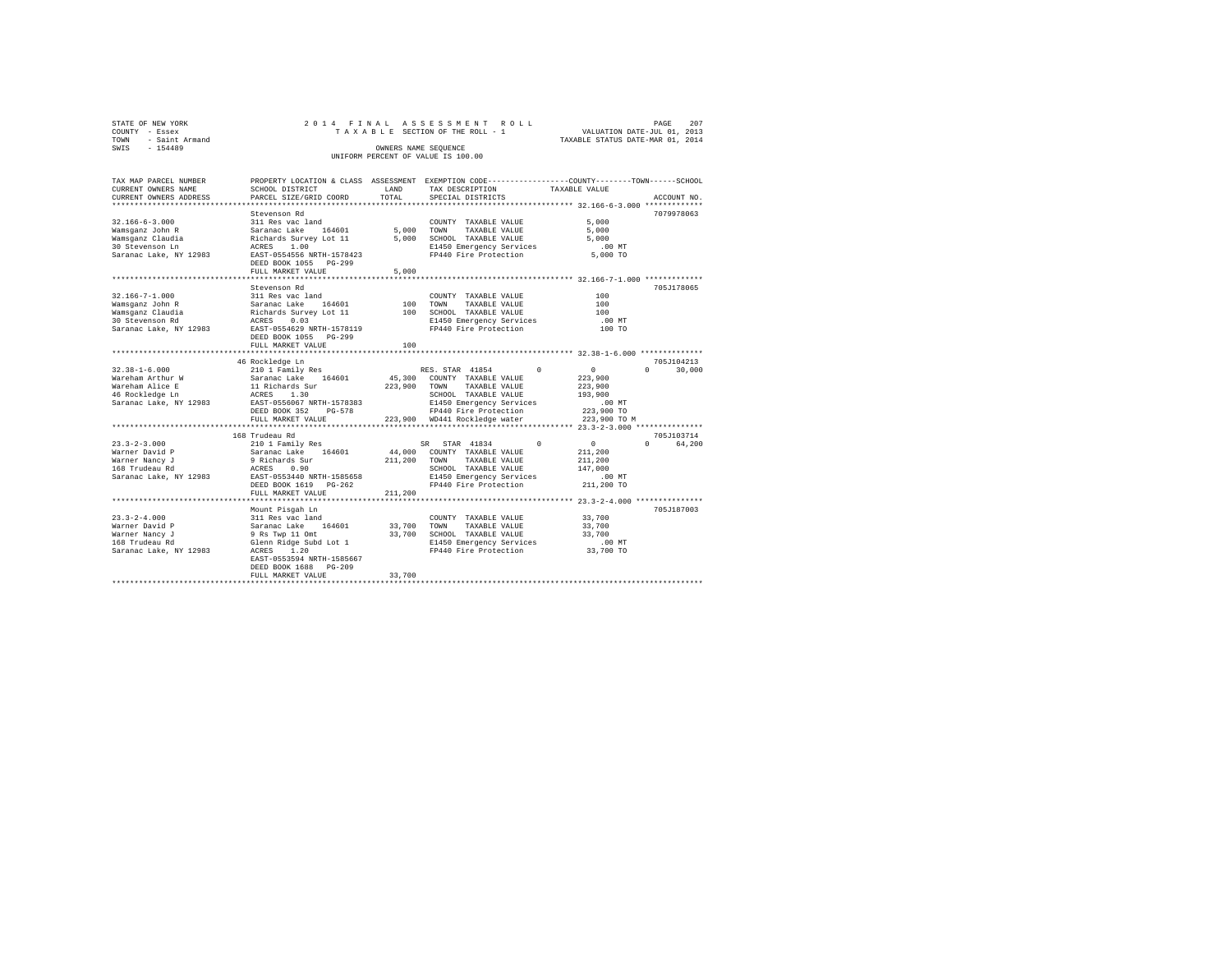STATE OF NEW YORK  
COUNTY - Essex  
TOWN - Saint Armand  
SWIS - 154489

2014 FINAL ASSESSMENT ROLL  
TAXABLE SECTION OF THE ROLL - 1  
OWNERS NAME SEQUENCE  
UNIFORM PERCENT OF VALUE IS 100.00

VALUATION DATE-JUL 01, 2013  
TAXABLE STATUS DATE-MAR 01, 2014

| TAX MAP PARCEL NUMBER / CURRENT OWNERS NAME / CURRENT OWNERS ADDRESS | PROPERTY LOCATION & CLASS / SCHOOL DISTRICT / PARCEL SIZE/GRID COORD | ASSESSMENT LAND | TOTAL | EXEMPTION CODE / TAX DESCRIPTION / SPECIAL DISTRICTS | COUNTY | TOWN | SCHOOL TAXABLE VALUE | ACCOUNT NO. |
|---|---|---|---|---|---|---|---|---|
| **32.166-6-3.000** | Stevenson Rd | | | | | | | 7079978063 |
| 32.166-6-3.000 | 311 Res vac land | | | COUNTY TAXABLE VALUE | 5,000 | | | |
| Wamsganz John R | Saranac Lake 164601 | 5,000 | | TOWN TAXABLE VALUE | 5,000 | | | |
| Wamsganz Claudia | Richards Survey Lot 11 | | 5,000 | SCHOOL TAXABLE VALUE | 5,000 | | | |
| 30 Stevenson Ln | ACRES 1.00 | | | E1450 Emergency Services | .00 MT | | | |
| Saranac Lake, NY 12983 | EAST-0554556 NRTH-1578423 | | | FP440 Fire Protection | 5,000 TO | | | |
| | DEED BOOK 1055 PG-299 | | | | | | | |
| | FULL MARKET VALUE | | 5,000 | | | | | |
| **32.166-7-1.000** | Stevenson Rd | | | | | | | 705J178065 |
| 32.166-7-1.000 | 311 Res vac land | | | COUNTY TAXABLE VALUE | 100 | | | |
| Wamsganz John R | Saranac Lake 164601 | 100 | | TOWN TAXABLE VALUE | 100 | | | |
| Wamsganz Claudia | Richards Survey Lot 11 | | 100 | SCHOOL TAXABLE VALUE | 100 | | | |
| 30 Stevenson Rd | ACRES 0.03 | | | E1450 Emergency Services | .00 MT | | | |
| Saranac Lake, NY 12983 | EAST-0554629 NRTH-1578119 | | | FP440 Fire Protection | 100 TO | | | |
| | DEED BOOK 1055 PG-299 | | | | | | | |
| | FULL MARKET VALUE | | 100 | | | | | |
| **32.38-1-6.000** | 46 Rockledge Ln | | | | | | | 705J104213 |
| 32.38-1-6.000 | 210 1 Family Res | | | RES. STAR 41854 0 | 0 | 0 | 30,000 | |
| Wareham Arthur W | Saranac Lake 164601 | 45,300 | | COUNTY TAXABLE VALUE | 223,900 | | | |
| Wareham Alice E | 11 Richards Sur | | 223,900 | TOWN TAXABLE VALUE | 223,900 | | | |
| 46 Rockledge Ln | ACRES 1.30 | | | SCHOOL TAXABLE VALUE | 193,900 | | | |
| Saranac Lake, NY 12983 | EAST-0556067 NRTH-1578383 | | | E1450 Emergency Services | .00 MT | | | |
| | DEED BOOK 352 PG-578 | | | FP440 Fire Protection | 223,900 TO | | | |
| | FULL MARKET VALUE | | 223,900 | WD441 Rockledge water | 223,900 TO M | | | |
| **23.3-2-3.000** | 168 Trudeau Rd | | | | | | | 705J103714 |
| 23.3-2-3.000 | 210 1 Family Res | | | SR STAR 41834 0 | 0 | 0 | 64,200 | |
| Warner David P | Saranac Lake 164601 | 44,000 | | COUNTY TAXABLE VALUE | 211,200 | | | |
| Warner Nancy J | 9 Richards Sur | | 211,200 | TOWN TAXABLE VALUE | 211,200 | | | |
| 168 Trudeau Rd | ACRES 0.90 | | | SCHOOL TAXABLE VALUE | 147,000 | | | |
| Saranac Lake, NY 12983 | EAST-0553440 NRTH-1585658 | | | E1450 Emergency Services | .00 MT | | | |
| | DEED BOOK 1619 PG-262 | | | FP440 Fire Protection | 211,200 TO | | | |
| | FULL MARKET VALUE | | 211,200 | | | | | |
| **23.3-2-4.000** | Mount Pisgah Ln | | | | | | | 705J187003 |
| 23.3-2-4.000 | 311 Res vac land | | | COUNTY TAXABLE VALUE | 33,700 | | | |
| Warner David P | Saranac Lake 164601 | 33,700 | | TOWN TAXABLE VALUE | 33,700 | | | |
| Warner Nancy J | 9 Rs Twp 11 Omt | | 33,700 | SCHOOL TAXABLE VALUE | 33,700 | | | |
| 168 Trudeau Rd | Glenn Ridge Subd Lot 1 | | | E1450 Emergency Services | .00 MT | | | |
| Saranac Lake, NY 12983 | ACRES 1.20 | | | FP440 Fire Protection | 33,700 TO | | | |
| | EAST-0553594 NRTH-1585667 | | | | | | | |
| | DEED BOOK 1688 PG-209 | | | | | | | |
| | FULL MARKET VALUE | | 33,700 | | | | | |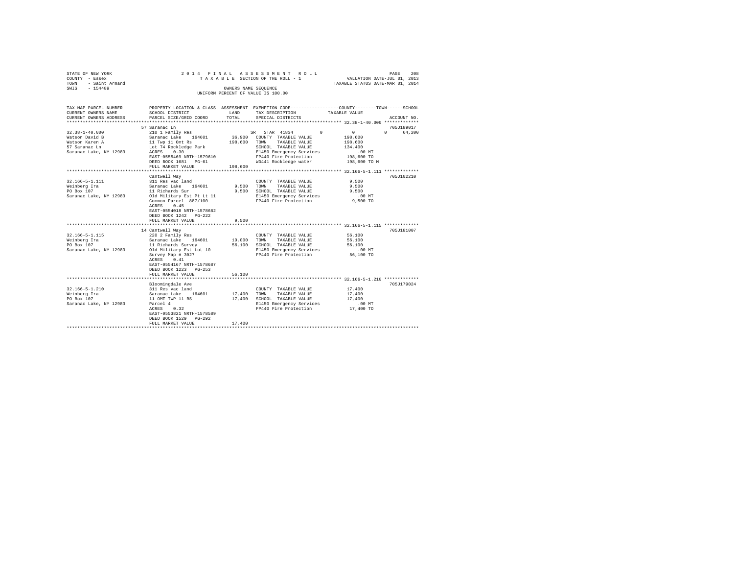STATE OF NEW YORK
COUNTY - Essex
TOWN - Saint Armand
SWIS - 154489

2014 FINAL ASSESSMENT ROLL
TAXABLE SECTION OF THE ROLL - 1
OWNERS NAME SEQUENCE
UNIFORM PERCENT OF VALUE IS 100.00

VALUATION DATE-JUL 01, 2013
TAXABLE STATUS DATE-MAR 01, 2014

| TAX MAP PARCEL NUMBER / CURRENT OWNERS NAME / CURRENT OWNERS ADDRESS | PROPERTY LOCATION & CLASS / SCHOOL DISTRICT / PARCEL SIZE/GRID COORD | ASSESSMENT LAND / TOTAL | EXEMPTION CODE / TAX DESCRIPTION / SPECIAL DISTRICTS | COUNTY | TOWN | SCHOOL / TAXABLE VALUE | ACCOUNT NO. |
|---|---|---|---|---|---|---|---|
| **32.38-1-40.000** | 57 Saranac Ln | | | | | | 705J189017 |
| Watson David B | 210 1 Family Res | | SR STAR 41834 | 0 | 0 | 0 64,200 | |
| Watson Karen A | Saranac Lake 164601 | 36,900 | COUNTY TAXABLE VALUE | 198,600 | | | |
| 57 Saranac Ln | 11 Twp 11 Omt Rs | 198,600 | TOWN TAXABLE VALUE | 198,600 | | | |
| Saranac Lake, NY 12983 | Lot 74 Rockledge Park | | SCHOOL TAXABLE VALUE | 134,400 | | | |
| | ACRES 0.30 | | E1450 Emergency Services | .00 MT | | | |
| | EAST-0555469 NRTH-1579610 | | FP440 Fire Protection | 198,600 TO | | | |
| | DEED BOOK 1681 PG-61 | | WD441 Rockledge water | 198,600 TO M | | | |
| | FULL MARKET VALUE | 198,600 | | | | | |
| **32.166-5-1.111** | Cantwell Way | | | | | | 705J102210 |
| Weinberg Ira | 311 Res vac land | | COUNTY TAXABLE VALUE | 9,500 | | | |
| PO Box 107 | Saranac Lake 164601 | 9,500 | TOWN TAXABLE VALUE | 9,500 | | | |
| Saranac Lake, NY 12983 | 11 Richards Sur | 9,500 | SCHOOL TAXABLE VALUE | 9,500 | | | |
| | Old Military Est Pt Lt 11 | | E1450 Emergency Services | .00 MT | | | |
| | Common Parcel 887/100 | | FP440 Fire Protection | 9,500 TO | | | |
| | ACRES 0.45 | | | | | | |
| | EAST-0554018 NRTH-1578682 | | | | | | |
| | DEED BOOK 1242 PG-222 | | | | | | |
| | FULL MARKET VALUE | 9,500 | | | | | |
| **32.166-5-1.115** | 14 Cantwell Way | | | | | | 705J181007 |
| Weinberg Ira | 220 2 Family Res | | COUNTY TAXABLE VALUE | 56,100 | | | |
| PO Box 107 | Saranac Lake 164601 | 19,000 | TOWN TAXABLE VALUE | 56,100 | | | |
| Saranac Lake, NY 12983 | 11 Richards Survey | 56,100 | SCHOOL TAXABLE VALUE | 56,100 | | | |
| | Old Military Est Lot 10 | | E1450 Emergency Services | .00 MT | | | |
| | Survey Map # 3027 | | FP440 Fire Protection | 56,100 TO | | | |
| | ACRES 0.41 | | | | | | |
| | EAST-0554167 NRTH-1578687 | | | | | | |
| | DEED BOOK 1223 PG-253 | | | | | | |
| | FULL MARKET VALUE | 56,100 | | | | | |
| **32.166-5-1.210** | Bloomingdale Ave | | | | | | 705J179024 |
| Weinberg Ira | 311 Res vac land | | COUNTY TAXABLE VALUE | 17,400 | | | |
| PO Box 107 | Saranac Lake 164601 | 17,400 | TOWN TAXABLE VALUE | 17,400 | | | |
| Saranac Lake, NY 12983 | 11 OMT TWP 11 RS | 17,400 | SCHOOL TAXABLE VALUE | 17,400 | | | |
| | Parcel 4 | | E1450 Emergency Services | .00 MT | | | |
| | ACRES 0.32 | | FP440 Fire Protection | 17,400 TO | | | |
| | EAST-0553821 NRTH-1578589 | | | | | | |
| | DEED BOOK 1529 PG-292 | | | | | | |
| | FULL MARKET VALUE | 17,400 | | | | | |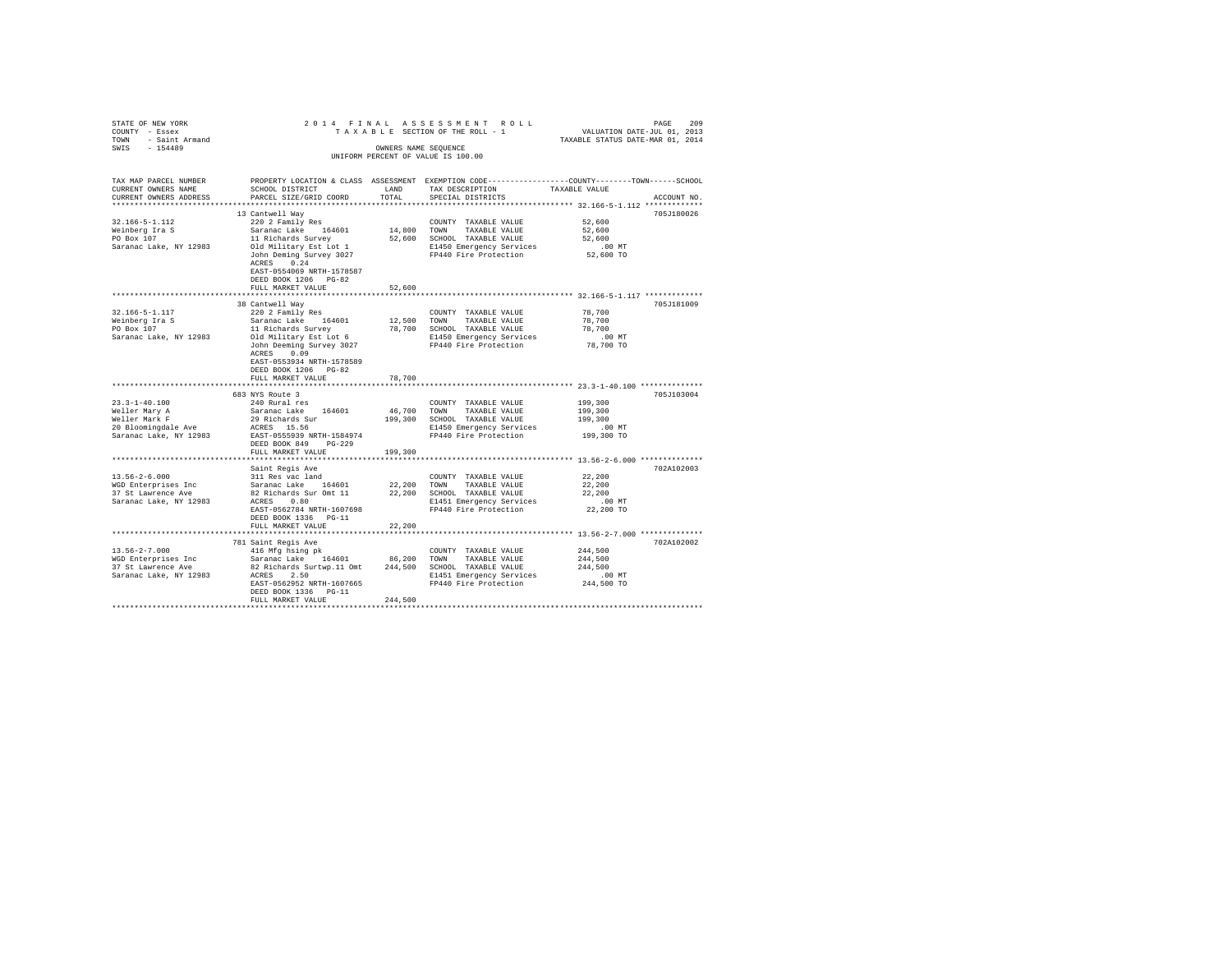STATE OF NEW YORK
COUNTY - Essex
TOWN - Saint Armand
SWIS - 154489

2014 FINAL ASSESSMENT ROLL
TAXABLE SECTION OF THE ROLL - 1
OWNERS NAME SEQUENCE
UNIFORM PERCENT OF VALUE IS 100.00

VALUATION DATE-JUL 01, 2013
TAXABLE STATUS DATE-MAR 01, 2014

| TAX MAP PARCEL NUMBER / CURRENT OWNERS NAME / CURRENT OWNERS ADDRESS | PROPERTY LOCATION & CLASS / SCHOOL DISTRICT / PARCEL SIZE/GRID COORD | ASSESSMENT LAND / TOTAL | EXEMPTION CODE / TAX DESCRIPTION / SPECIAL DISTRICTS | COUNTY--------TOWN------SCHOOL TAXABLE VALUE | ACCOUNT NO. |
|---|---|---|---|---|---|
| 32.166-5-1.112 | 13 Cantwell Way | | | | 705J180026 |
| Weinberg Ira S | 220 2 Family Res | | COUNTY TAXABLE VALUE | 52,600 | |
| PO Box 107 | Saranac Lake 164601 | 14,800 | TOWN TAXABLE VALUE | 52,600 | |
| Saranac Lake, NY 12983 | 11 Richards Survey | 52,600 | SCHOOL TAXABLE VALUE | 52,600 | |
| | Old Military Est Lot 1 | | E1450 Emergency Services | .00 MT | |
| | John Deming Survey 3027 | | FP440 Fire Protection | 52,600 TO | |
| | ACRES 0.24 | | | | |
| | EAST-0554069 NRTH-1578587 | | | | |
| | DEED BOOK 1206 PG-82 | | | | |
| | FULL MARKET VALUE | 52,600 | | | |
| 32.166-5-1.117 | 38 Cantwell Way | | | | 705J181009 |
| Weinberg Ira S | 220 2 Family Res | | COUNTY TAXABLE VALUE | 78,700 | |
| PO Box 107 | Saranac Lake 164601 | 12,500 | TOWN TAXABLE VALUE | 78,700 | |
| Saranac Lake, NY 12983 | 11 Richards Survey | 78,700 | SCHOOL TAXABLE VALUE | 78,700 | |
| | Old Military Est Lot 6 | | E1450 Emergency Services | .00 MT | |
| | John Deeming Survey 3027 | | FP440 Fire Protection | 78,700 TO | |
| | ACRES 0.09 | | | | |
| | EAST-0553934 NRTH-1578589 | | | | |
| | DEED BOOK 1206 PG-82 | | | | |
| | FULL MARKET VALUE | 78,700 | | | |
| 23.3-1-40.100 | 683 NYS Route 3 | | | | 705J103004 |
| Weller Mary A | 240 Rural res | | COUNTY TAXABLE VALUE | 199,300 | |
| Weller Mark F | Saranac Lake 164601 | 46,700 | TOWN TAXABLE VALUE | 199,300 | |
| 20 Bloomingdale Ave | 29 Richards Sur | 199,300 | SCHOOL TAXABLE VALUE | 199,300 | |
| Saranac Lake, NY 12983 | ACRES 15.56 | | E1450 Emergency Services | .00 MT | |
| | EAST-0555939 NRTH-1584974 | | FP440 Fire Protection | 199,300 TO | |
| | DEED BOOK 849 PG-229 | | | | |
| | FULL MARKET VALUE | 199,300 | | | |
| 13.56-2-6.000 | Saint Regis Ave | | | | 702A102003 |
| WGD Enterprises Inc | 311 Res vac land | | COUNTY TAXABLE VALUE | 22,200 | |
| 37 St Lawrence Ave | Saranac Lake 164601 | 22,200 | TOWN TAXABLE VALUE | 22,200 | |
| Saranac Lake, NY 12983 | 82 Richards Sur Omt 11 | 22,200 | SCHOOL TAXABLE VALUE | 22,200 | |
| | ACRES 0.80 | | E1451 Emergency Services | .00 MT | |
| | EAST-0562784 NRTH-1607698 | | FP440 Fire Protection | 22,200 TO | |
| | DEED BOOK 1336 PG-11 | | | | |
| | FULL MARKET VALUE | 22,200 | | | |
| 13.56-2-7.000 | 781 Saint Regis Ave | | | | 702A102002 |
| WGD Enterprises Inc | 416 Mfg hsing pk | | COUNTY TAXABLE VALUE | 244,500 | |
| 37 St Lawrence Ave | Saranac Lake 164601 | 86,200 | TOWN TAXABLE VALUE | 244,500 | |
| Saranac Lake, NY 12983 | 82 Richards Surtwp.11 Omt | 244,500 | SCHOOL TAXABLE VALUE | 244,500 | |
| | ACRES 2.50 | | E1451 Emergency Services | .00 MT | |
| | EAST-0562952 NRTH-1607665 | | FP440 Fire Protection | 244,500 TO | |
| | DEED BOOK 1336 PG-11 | | | | |
| | FULL MARKET VALUE | 244,500 | | | |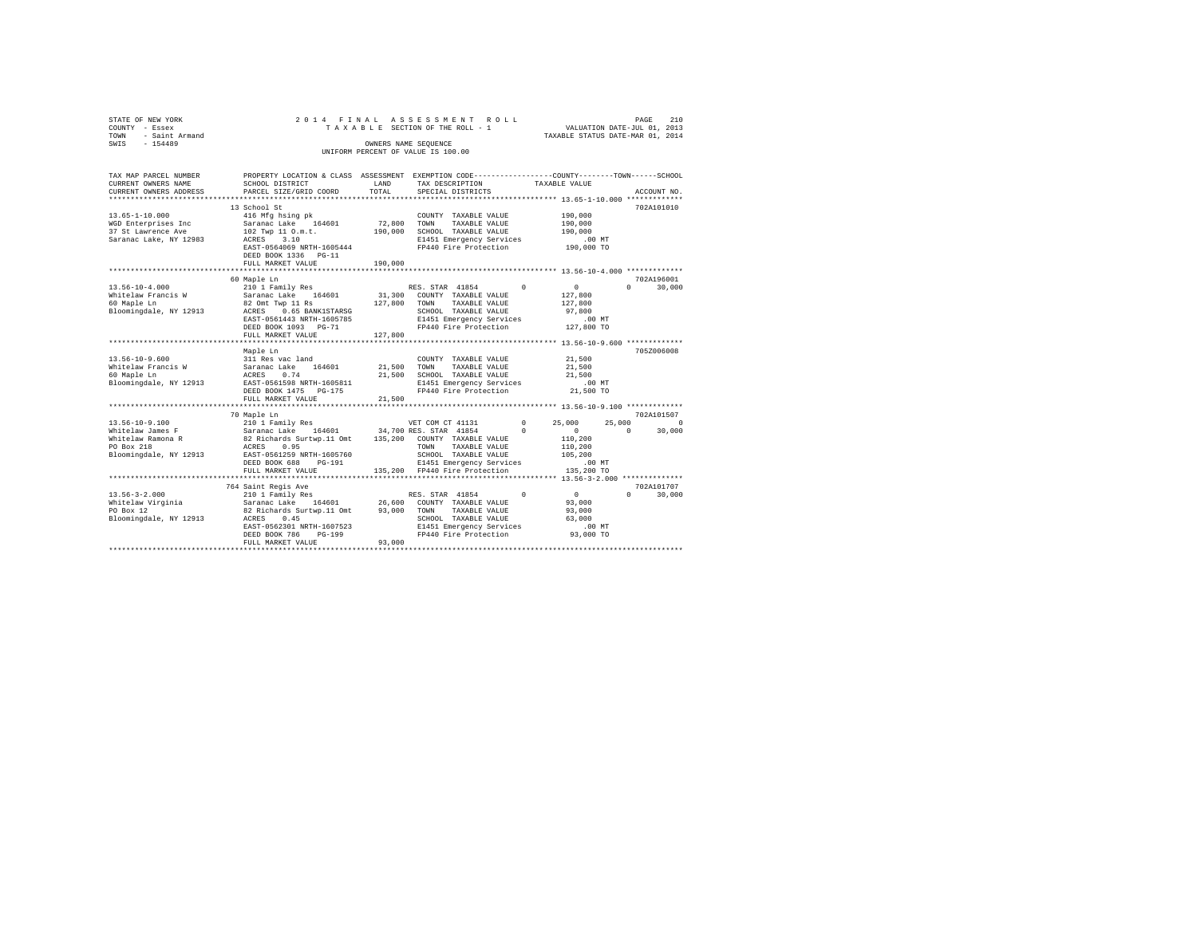STATE OF NEW YORK
COUNTY - Essex
TOWN - Saint Armand
SWIS - 154489

2014 FINAL ASSESSMENT ROLL
TAXABLE SECTION OF THE ROLL - 1
OWNERS NAME SEQUENCE
UNIFORM PERCENT OF VALUE IS 100.00

VALUATION DATE-JUL 01, 2013
TAXABLE STATUS DATE-MAR 01, 2014

```
TAX MAP PARCEL NUMBER     PROPERTY LOCATION & CLASS  ASSESSMENT  EXEMPTION CODE-----------------COUNTY--------TOWN------SCHOOL
CURRENT OWNERS NAME       SCHOOL DISTRICT              LAND      TAX DESCRIPTION             TAXABLE VALUE
CURRENT OWNERS ADDRESS    PARCEL SIZE/GRID COORD       TOTAL     SPECIAL DISTRICTS                                       ACCOUNT NO.
******************************************************************************************************* 13.65-1-10.000 *************
                          13 School St                                                                                702A101010
13.65-1-10.000            416 Mfg hsing pk                        COUNTY  TAXABLE VALUE          190,000
WGD Enterprises Inc       Saranac Lake   164601       72,800      TOWN    TAXABLE VALUE          190,000
37 St Lawrence Ave        102 Twp 11 O.m.t.          190,000      SCHOOL  TAXABLE VALUE          190,000
Saranac Lake, NY 12983    ACRES    3.10                           E1451 Emergency Services           .00 MT
                          EAST-0564069 NRTH-1605444               FP440 Fire Protection          190,000 TO
                          DEED BOOK 1336   PG-11
                          FULL MARKET VALUE          190,000
******************************************************************************************************* 13.56-10-4.000 *************
                          60 Maple Ln                                                                                 702A196001
13.56-10-4.000            210 1 Family Res                        RES. STAR 41854        0           0           0      30,000
Whitelaw Francis W        Saranac Lake   164601       31,300      COUNTY  TAXABLE VALUE          127,800
60 Maple Ln               82 Omt Twp 11 Rs           127,800      TOWN    TAXABLE VALUE          127,800
Bloomingdale, NY 12913    ACRES    0.65 BANK1STARSG               SCHOOL  TAXABLE VALUE           97,800
                          EAST-0561443 NRTH-1605785               E1451 Emergency Services           .00 MT
                          DEED BOOK 1093   PG-71                  FP440 Fire Protection          127,800 TO
                          FULL MARKET VALUE          127,800
******************************************************************************************************* 13.56-10-9.600 *************
                          Maple Ln                                                                                    705Z006008
13.56-10-9.600            311 Res vac land                        COUNTY  TAXABLE VALUE           21,500
Whitelaw Francis W        Saranac Lake   164601       21,500      TOWN    TAXABLE VALUE           21,500
60 Maple Ln               ACRES    0.74               21,500      SCHOOL  TAXABLE VALUE           21,500
Bloomingdale, NY 12913    EAST-0561598 NRTH-1605811               E1451 Emergency Services           .00 MT
                          DEED BOOK 1475   PG-175                 FP440 Fire Protection           21,500 TO
                          FULL MARKET VALUE           21,500
******************************************************************************************************* 13.56-10-9.100 *************
                          70 Maple Ln                                                                                 702A101507
13.56-10-9.100            210 1 Family Res                        VET COM CT 41131       0      25,000      25,000           0
Whitelaw James F          Saranac Lake   164601       34,700 RES. STAR 41854        0           0           0      30,000
Whitelaw Ramona R         82 Richards Surtwp.11 Omt  135,200      COUNTY  TAXABLE VALUE          110,200
PO Box 218                ACRES    0.95                           TOWN    TAXABLE VALUE          110,200
Bloomingdale, NY 12913    EAST-0561259 NRTH-1605760               SCHOOL  TAXABLE VALUE          105,200
                          DEED BOOK 688    PG-191                 E1451 Emergency Services           .00 MT
                          FULL MARKET VALUE          135,200      FP440 Fire Protection          135,200 TO
******************************************************************************************************* 13.56-3-2.000 **************
                          764 Saint Regis Ave                                                                         702A101707
13.56-3-2.000             210 1 Family Res                        RES. STAR 41854        0           0           0      30,000
Whitelaw Virginia         Saranac Lake   164601       26,600      COUNTY  TAXABLE VALUE           93,000
PO Box 12                 82 Richards Surtwp.11 Omt   93,000      TOWN    TAXABLE VALUE           93,000
Bloomingdale, NY 12913    ACRES    0.45                           SCHOOL  TAXABLE VALUE           63,000
                          EAST-0562301 NRTH-1607523               E1451 Emergency Services           .00 MT
                          DEED BOOK 786    PG-199                 FP440 Fire Protection           93,000 TO
                          FULL MARKET VALUE           93,000
************************************************************************************************************************************
```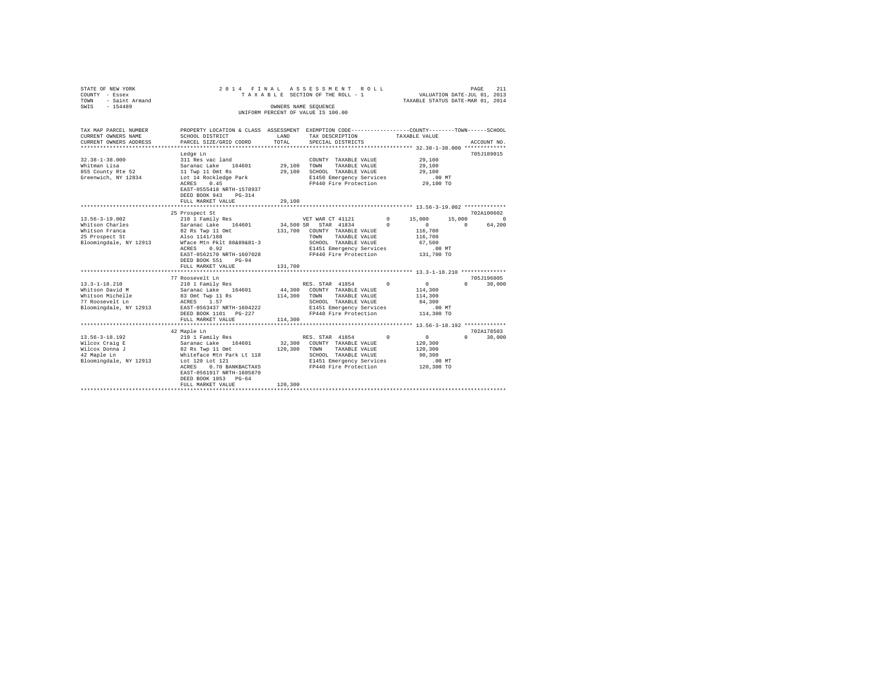STATE OF NEW YORK | 2014 FINAL ASSESSMENT ROLL | VALUATION DATE-JUL 01, 2013
COUNTY - Essex | TAXABLE SECTION OF THE ROLL - 1 | TAXABLE STATUS DATE-MAR 01, 2014
TOWN - Saint Armand | OWNERS NAME SEQUENCE
SWIS - 154489 | UNIFORM PERCENT OF VALUE IS 100.00

```
TAX MAP PARCEL NUMBER          PROPERTY LOCATION & CLASS  ASSESSMENT  EXEMPTION CODE-----------------COUNTY--------TOWN------SCHOOL
CURRENT OWNERS NAME            SCHOOL DISTRICT               LAND     TAX DESCRIPTION          TAXABLE VALUE
CURRENT OWNERS ADDRESS         PARCEL SIZE/GRID COORD       TOTAL     SPECIAL DISTRICTS                                    ACCOUNT NO.
*********************************************************************************************** 32.38-1-38.000 *************
                               Ledge Ln                                                                                705J189015
32.38-1-38.000                 311 Res vac land                        COUNTY  TAXABLE VALUE           29,100
Whitman Lisa                   Saranac Lake   164601      29,100       TOWN    TAXABLE VALUE           29,100
855 County Rte 52              11 Twp 11 Omt Rs           29,100       SCHOOL  TAXABLE VALUE           29,100
Greenwich, NY 12834            Lot 14 Rockledge Park                   E1450 Emergency Services          .00 MT
                               ACRES    0.45                           FP440 Fire Protection          29,100 TO
                               EAST-0555418 NRTH-1578937
                               DEED BOOK 943    PG-314
                               FULL MARKET VALUE          29,100
*********************************************************************************************** 13.56-3-19.002 *************
                               25 Prospect St                                                                          702A100602
13.56-3-19.002                 210 1 Family Res                        VET WAR CT 41121       0      15,000      15,000         0
Whitson Charles                Saranac Lake   164601      34,500 SR    STAR  41834            0           0           0    64,200
Whitson Franca                 82 Rs Twp 11 Omt          131,700       COUNTY  TAXABLE VALUE          116,700
25 Prospect St                 Also 1141/188                           TOWN    TAXABLE VALUE          116,700
Bloomingdale, NY 12913         Wface Mtn Pklt 88&89&81-3               SCHOOL  TAXABLE VALUE           67,500
                               ACRES    0.92                           E1451 Emergency Services          .00 MT
                               EAST-0562170 NRTH-1607028               FP440 Fire Protection         131,700 TO
                               DEED BOOK 551    PG-94
                               FULL MARKET VALUE         131,700
*********************************************************************************************** 13.3-1-18.210 **************
                               77 Roosevelt Ln                                                                         705J196005
13.3-1-18.210                  210 1 Family Res                        RES. STAR  41854       0           0           0    30,000
Whitson David M                Saranac Lake   164601      44,300       COUNTY  TAXABLE VALUE          114,300
Whitson Michelle               83 Omt Twp 11 Rs          114,300       TOWN    TAXABLE VALUE          114,300
77 Roosevelt Ln                ACRES    1.57                           SCHOOL  TAXABLE VALUE           84,300
Bloomingdale, NY 12913         EAST-0563437 NRTH-1604222               E1451 Emergency Services          .00 MT
                               DEED BOOK 1101   PG-227                 FP440 Fire Protection         114,300 TO
                               FULL MARKET VALUE         114,300
*********************************************************************************************** 13.56-3-18.192 *************
                               42 Maple Ln                                                                             702A178503
13.56-3-18.192                 210 1 Family Res                        RES. STAR  41854       0           0           0    30,000
Wilcox Craig E                 Saranac Lake   164601      32,300       COUNTY  TAXABLE VALUE          120,300
Wilcox Donna J                 82 Rs Twp 11 Omt          120,300       TOWN    TAXABLE VALUE          120,300
42 Maple Ln                    Whiteface Mtn Park Lt 118               SCHOOL  TAXABLE VALUE           90,300
Bloomingdale, NY 12913         Lot 120 Lot 121                         E1451 Emergency Services          .00 MT
                               ACRES    0.70 BANKBACTAXS               FP440 Fire Protection         120,300 TO
                               EAST-0561917 NRTH-1605870
                               DEED BOOK 1053   PG-64
                               FULL MARKET VALUE         120,300
****************************************************************************************************************************
```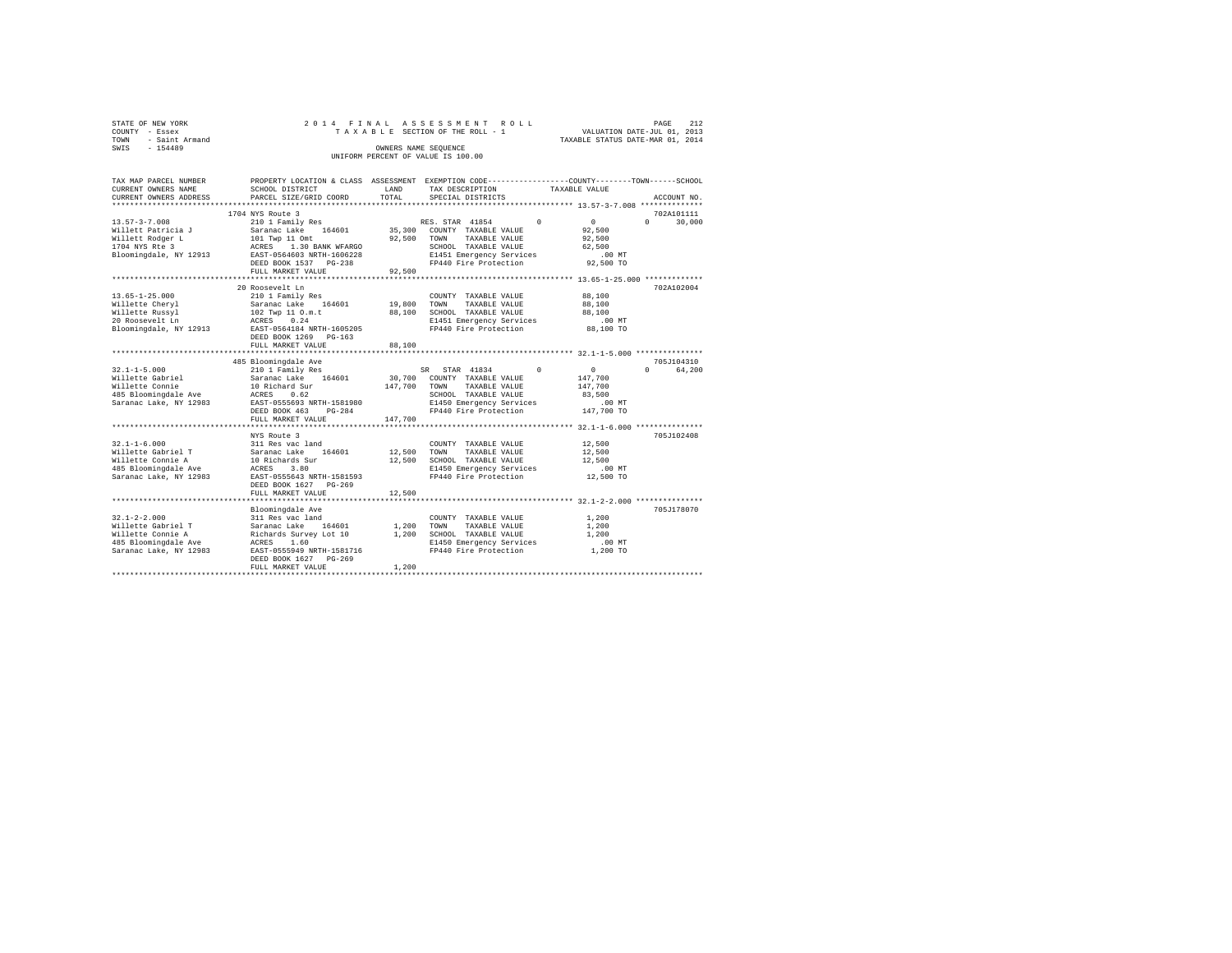STATE OF NEW YORK
COUNTY - Essex
TOWN - Saint Armand
SWIS - 154489

2014 FINAL ASSESSMENT ROLL
TAXABLE SECTION OF THE ROLL - 1
OWNERS NAME SEQUENCE
UNIFORM PERCENT OF VALUE IS 100.00

VALUATION DATE-JUL 01, 2013
TAXABLE STATUS DATE-MAR 01, 2014

| TAX MAP PARCEL NUMBER / CURRENT OWNERS NAME / CURRENT OWNERS ADDRESS | PROPERTY LOCATION & CLASS / SCHOOL DISTRICT / PARCEL SIZE/GRID COORD | ASSESSMENT LAND | TOTAL | EXEMPTION CODE / TAX DESCRIPTION / SPECIAL DISTRICTS | COUNTY | TOWN | SCHOOL | TAXABLE VALUE | ACCOUNT NO. |
|---|---|---|---|---|---|---|---|---|---|
| 13.57-3-7.008 | 1704 NYS Route 3 | | | | | | | | 702A101111 |
| 13.57-3-7.008 | 210 1 Family Res | | | RES. STAR 41854 | 0 | 0 | 30,000 | | |
| Willett Patricia J | Saranac Lake 164601 | 35,300 | | COUNTY TAXABLE VALUE | | | | 92,500 | |
| Willett Rodger L | 101 Twp 11 Omt | | 92,500 | TOWN TAXABLE VALUE | | | | 92,500 | |
| 1704 NYS Rte 3 | ACRES 1.30 BANK WFARGO | | | SCHOOL TAXABLE VALUE | | | | 62,500 | |
| Bloomingdale, NY 12913 | EAST-0564603 NRTH-1606228 | | | E1451 Emergency Services | | | | .00 MT | |
| | DEED BOOK 1537 PG-238 | | | FP440 Fire Protection | | | | 92,500 TO | |
| | FULL MARKET VALUE | | 92,500 | | | | | | |
| 13.65-1-25.000 | 20 Roosevelt Ln | | | | | | | | 702A102004 |
| 13.65-1-25.000 | 210 1 Family Res | | | COUNTY TAXABLE VALUE | | | | 88,100 | |
| Willette Cheryl | Saranac Lake 164601 | 19,800 | | TOWN TAXABLE VALUE | | | | 88,100 | |
| Willette Russyl | 102 Twp 11 O.m.t | | 88,100 | SCHOOL TAXABLE VALUE | | | | 88,100 | |
| 20 Roosevelt Ln | ACRES 0.24 | | | E1451 Emergency Services | | | | .00 MT | |
| Bloomingdale, NY 12913 | EAST-0564184 NRTH-1605205 | | | FP440 Fire Protection | | | | 88,100 TO | |
| | DEED BOOK 1269 PG-163 | | | | | | | | |
| | FULL MARKET VALUE | | 88,100 | | | | | | |
| 32.1-1-5.000 | 485 Bloomingdale Ave | | | | | | | | 705J104310 |
| 32.1-1-5.000 | 210 1 Family Res | | | SR STAR 41834 | 0 | 0 | 64,200 | | |
| Willette Gabriel | Saranac Lake 164601 | 30,700 | | COUNTY TAXABLE VALUE | | | | 147,700 | |
| Willette Connie | 10 Richard Sur | | 147,700 | TOWN TAXABLE VALUE | | | | 147,700 | |
| 485 Bloomingdale Ave | ACRES 0.62 | | | SCHOOL TAXABLE VALUE | | | | 83,500 | |
| Saranac Lake, NY 12983 | EAST-0555693 NRTH-1581980 | | | E1450 Emergency Services | | | | .00 MT | |
| | DEED BOOK 463 PG-284 | | | FP440 Fire Protection | | | | 147,700 TO | |
| | FULL MARKET VALUE | | 147,700 | | | | | | |
| 32.1-1-6.000 | NYS Route 3 | | | | | | | | 705J102408 |
| 32.1-1-6.000 | 311 Res vac land | | | COUNTY TAXABLE VALUE | | | | 12,500 | |
| Willette Gabriel T | Saranac Lake 164601 | 12,500 | | TOWN TAXABLE VALUE | | | | 12,500 | |
| Willette Connie A | 10 Richards Sur | | 12,500 | SCHOOL TAXABLE VALUE | | | | 12,500 | |
| 485 Bloomingdale Ave | ACRES 3.80 | | | E1450 Emergency Services | | | | .00 MT | |
| Saranac Lake, NY 12983 | EAST-0555643 NRTH-1581593 | | | FP440 Fire Protection | | | | 12,500 TO | |
| | DEED BOOK 1627 PG-269 | | | | | | | | |
| | FULL MARKET VALUE | | 12,500 | | | | | | |
| 32.1-2-2.000 | Bloomingdale Ave | | | | | | | | 705J178070 |
| 32.1-2-2.000 | 311 Res vac land | | | COUNTY TAXABLE VALUE | | | | 1,200 | |
| Willette Gabriel T | Saranac Lake 164601 | 1,200 | | TOWN TAXABLE VALUE | | | | 1,200 | |
| Willette Connie A | Richards Survey Lot 10 | | 1,200 | SCHOOL TAXABLE VALUE | | | | 1,200 | |
| 485 Bloomingdale Ave | ACRES 1.60 | | | E1450 Emergency Services | | | | .00 MT | |
| Saranac Lake, NY 12983 | EAST-0555949 NRTH-1581716 | | | FP440 Fire Protection | | | | 1,200 TO | |
| | DEED BOOK 1627 PG-269 | | | | | | | | |
| | FULL MARKET VALUE | | 1,200 | | | | | | |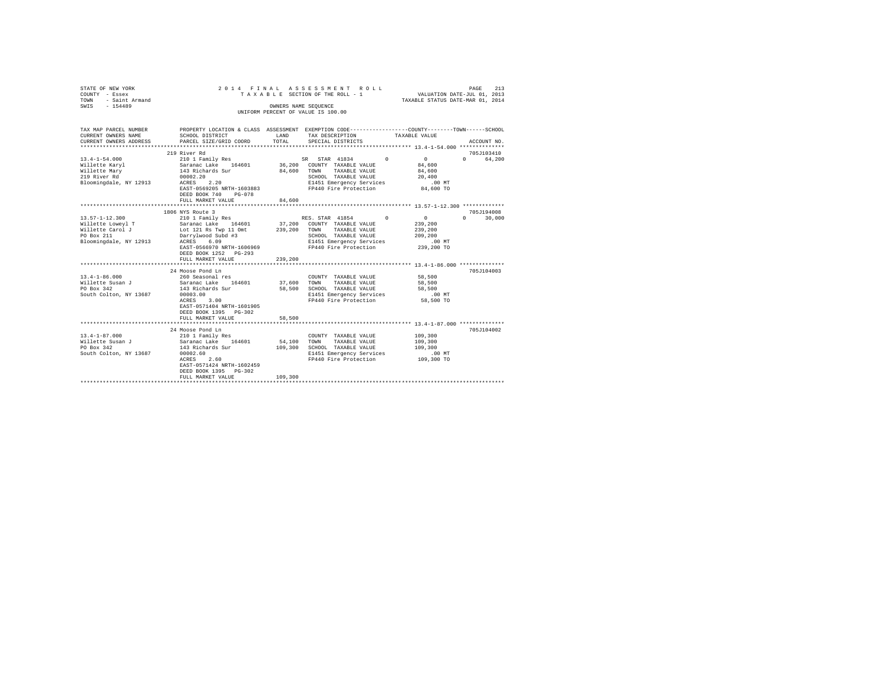```
STATE OF NEW YORK              2 0 1 4   F I N A L   A S S E S S M E N T   R O L L                          PAGE   213
COUNTY  - Essex                     T A X A B L E  SECTION OF THE ROLL - 1              VALUATION DATE-JUL 01, 2013
TOWN    - Saint Armand                                                               TAXABLE STATUS DATE-MAR 01, 2014
SWIS    - 154489                                    OWNERS NAME SEQUENCE
                                               UNIFORM PERCENT OF VALUE IS 100.00

TAX MAP PARCEL NUMBER          PROPERTY LOCATION & CLASS  ASSESSMENT  EXEMPTION CODE------------------COUNTY--------TOWN------SCHOOL
CURRENT OWNERS NAME            SCHOOL DISTRICT               LAND      TAX DESCRIPTION             TAXABLE VALUE
CURRENT OWNERS ADDRESS         PARCEL SIZE/GRID COORD        TOTAL     SPECIAL DISTRICTS                                   ACCOUNT NO.
******************************************************************************************************* 13.4-1-54.000 **************
                               219 River Rd                                                                           705J103410
13.4-1-54.000                  210 1 Family Res                        SR  STAR 41834          0           0          0      64,200
Willette Karyl                 Saranac Lake   164601       36,200   COUNTY  TAXABLE VALUE              84,600
Willette Mary                  143 Richards Sur            84,600   TOWN    TAXABLE VALUE              84,600
219 River Rd                   00002.20                             SCHOOL  TAXABLE VALUE              20,400
Bloomingdale, NY 12913         ACRES    2.20                        E1451 Emergency Services             .00 MT
                               EAST-0569205 NRTH-1603883            FP440 Fire Protection             84,600 TO
                               DEED BOOK 740    PG-078
                               FULL MARKET VALUE           84,600
******************************************************************************************************* 13.57-1-12.300 *************
                               1806 NYS Route 3                                                                       705J194008
13.57-1-12.300                 210 1 Family Res                        RES. STAR 41854         0           0          0      30,000
Willette Loweyl T              Saranac Lake   164601       37,200   COUNTY  TAXABLE VALUE             239,200
Willette Carol J               Lot 121 Rs Twp 11 Omt      239,200   TOWN    TAXABLE VALUE             239,200
PO Box 211                     Darrylwood Subd #3                   SCHOOL  TAXABLE VALUE             209,200
Bloomingdale, NY 12913         ACRES    6.09                        E1451 Emergency Services             .00 MT
                               EAST-0566970 NRTH-1606969            FP440 Fire Protection            239,200 TO
                               DEED BOOK 1252   PG-293
                               FULL MARKET VALUE          239,200
******************************************************************************************************* 13.4-1-86.000 **************
                               24 Moose Pond Ln                                                                       705J104003
13.4-1-86.000                  260 Seasonal res                        COUNTY  TAXABLE VALUE              58,500
Willette Susan J               Saranac Lake   164601       37,600   TOWN    TAXABLE VALUE              58,500
PO Box 342                     143 Richards Sur            58,500   SCHOOL  TAXABLE VALUE              58,500
South Colton, NY 13687         00003.00                             E1451 Emergency Services             .00 MT
                               ACRES    3.00                        FP440 Fire Protection             58,500 TO
                               EAST-0571404 NRTH-1601905
                               DEED BOOK 1395   PG-302
                               FULL MARKET VALUE           58,500
******************************************************************************************************* 13.4-1-87.000 **************
                               24 Moose Pond Ln                                                                       705J104002
13.4-1-87.000                  210 1 Family Res                        COUNTY  TAXABLE VALUE             109,300
Willette Susan J               Saranac Lake   164601       54,100   TOWN    TAXABLE VALUE             109,300
PO Box 342                     143 Richards Sur           109,300   SCHOOL  TAXABLE VALUE             109,300
South Colton, NY 13687         00002.60                             E1451 Emergency Services             .00 MT
                               ACRES    2.60                        FP440 Fire Protection            109,300 TO
                               EAST-0571424 NRTH-1602459
                               DEED BOOK 1395   PG-302
                               FULL MARKET VALUE          109,300
************************************************************************************************************************************
```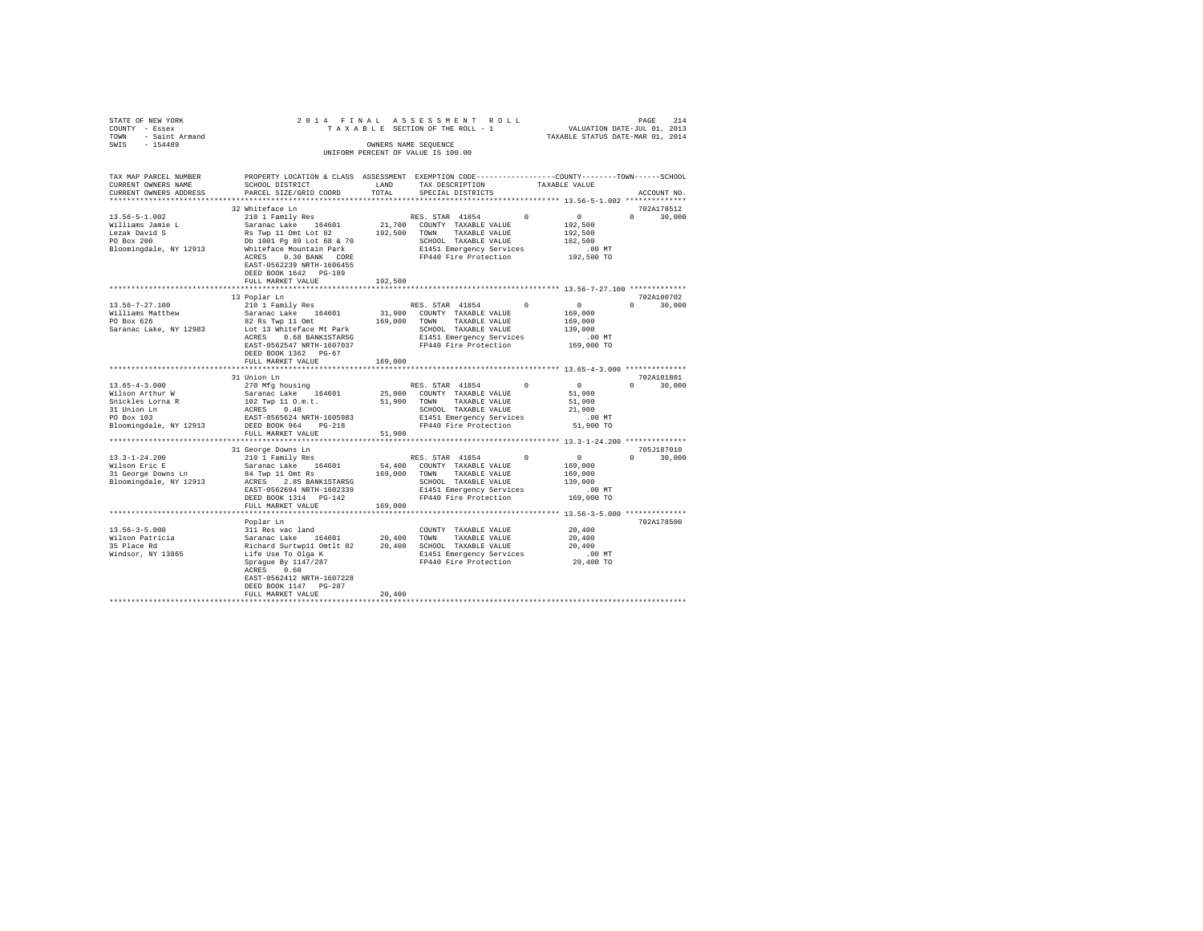STATE OF NEW YORK
COUNTY - Essex
TOWN - Saint Armand
SWIS - 154489

2014 FINAL ASSESSMENT ROLL
TAXABLE SECTION OF THE ROLL - 1
OWNERS NAME SEQUENCE
UNIFORM PERCENT OF VALUE IS 100.00

VALUATION DATE-JUL 01, 2013
TAXABLE STATUS DATE-MAR 01, 2014

| TAX MAP PARCEL NUMBER / CURRENT OWNERS NAME / CURRENT OWNERS ADDRESS | PROPERTY LOCATION & CLASS / SCHOOL DISTRICT / PARCEL SIZE/GRID COORD | ASSESSMENT LAND | TOTAL | EXEMPTION CODE / TAX DESCRIPTION / SPECIAL DISTRICTS | COUNTY | TOWN | SCHOOL | TAXABLE VALUE | ACCOUNT NO. |
|---|---|---|---|---|---|---|---|---|---|
| 13.56-5-1.002 | 32 Whiteface Ln | | | | | | | | 702A178512 |
| Williams Jamie L | 210 1 Family Res | | | RES. STAR 41854 | 0 | 0 | 30,000 | 0 | |
| Lezak David S | Saranac Lake 164601 | 21,700 | | COUNTY TAXABLE VALUE | | | | 192,500 | |
| PO Box 200 | Rs Twp 11 Omt Lot 82 | | 192,500 | TOWN TAXABLE VALUE | | | | 192,500 | |
| Bloomingdale, NY 12913 | Db 1001 Pg 89 Lot 68 & 70 | | | SCHOOL TAXABLE VALUE | | | | 162,500 | |
| | Whiteface Mountain Park | | | E1451 Emergency Services | | | | .00 MT | |
| | ACRES 0.30 BANK CORE | | | FP440 Fire Protection | | | | 192,500 TO | |
| | EAST-0562239 NRTH-1606455 | | | | | | | | |
| | DEED BOOK 1642 PG-189 | | | | | | | | |
| | FULL MARKET VALUE | | 192,500 | | | | | | |
| 13.56-7-27.100 | 13 Poplar Ln | | | | | | | | 702A100702 |
| Williams Matthew | 210 1 Family Res | | | RES. STAR 41854 | 0 | 0 | 30,000 | 0 | |
| PO Box 626 | Saranac Lake 164601 | 31,900 | | COUNTY TAXABLE VALUE | | | | 169,000 | |
| Saranac Lake, NY 12983 | 82 Rs Twp 11 Omt | | 169,000 | TOWN TAXABLE VALUE | | | | 169,000 | |
| | Lot 13 Whiteface Mt Park | | | SCHOOL TAXABLE VALUE | | | | 139,000 | |
| | ACRES 0.68 BANK1STARSG | | | E1451 Emergency Services | | | | .00 MT | |
| | EAST-0562547 NRTH-1607037 | | | FP440 Fire Protection | | | | 169,000 TO | |
| | DEED BOOK 1362 PG-67 | | | | | | | | |
| | FULL MARKET VALUE | | 169,000 | | | | | | |
| 13.65-4-3.000 | 31 Union Ln | | | | | | | | 702A101801 |
| Wilson Arthur W | 270 Mfg housing | | | RES. STAR 41854 | 0 | 0 | 30,000 | 0 | |
| Snickles Lorna R | Saranac Lake 164601 | 25,000 | | COUNTY TAXABLE VALUE | | | | 51,900 | |
| 31 Union Ln | 102 Twp 11 O.m.t. | | 51,900 | TOWN TAXABLE VALUE | | | | 51,900 | |
| PO Box 103 | ACRES 0.40 | | | SCHOOL TAXABLE VALUE | | | | 21,900 | |
| Bloomingdale, NY 12913 | EAST-0565624 NRTH-1605983 | | | E1451 Emergency Services | | | | .00 MT | |
| | DEED BOOK 964 PG-218 | | | FP440 Fire Protection | | | | 51,900 TO | |
| | FULL MARKET VALUE | | 51,900 | | | | | | |
| 13.3-1-24.200 | 31 George Downs Ln | | | | | | | | 705J187010 |
| Wilson Eric E | 210 1 Family Res | | | RES. STAR 41854 | 0 | 0 | 30,000 | 0 | |
| 31 George Downs Ln | Saranac Lake 164601 | 54,400 | | COUNTY TAXABLE VALUE | | | | 169,000 | |
| Bloomingdale, NY 12913 | 84 Twp 11 Omt Rs | | 169,000 | TOWN TAXABLE VALUE | | | | 169,000 | |
| | ACRES 2.85 BANK1STARSG | | | SCHOOL TAXABLE VALUE | | | | 139,000 | |
| | EAST-0562694 NRTH-1602339 | | | E1451 Emergency Services | | | | .00 MT | |
| | DEED BOOK 1314 PG-142 | | | FP440 Fire Protection | | | | 169,000 TO | |
| | FULL MARKET VALUE | | 169,000 | | | | | | |
| 13.56-3-5.000 | Poplar Ln | | | | | | | | 702A178500 |
| Wilson Patricia | 311 Res vac land | | | COUNTY TAXABLE VALUE | | | | 20,400 | |
| 35 Place Rd | Saranac Lake 164601 | 20,400 | | TOWN TAXABLE VALUE | | | | 20,400 | |
| Windsor, NY 13865 | Richard Surtwp11 Omtlt 82 | | 20,400 | SCHOOL TAXABLE VALUE | | | | 20,400 | |
| | Life Use To Olga K | | | E1451 Emergency Services | | | | .00 MT | |
| | Sprague By 1147/287 | | | FP440 Fire Protection | | | | 20,400 TO | |
| | ACRES 0.60 | | | | | | | | |
| | EAST-0562412 NRTH-1607228 | | | | | | | | |
| | DEED BOOK 1147 PG-287 | | | | | | | | |
| | FULL MARKET VALUE | | 20,400 | | | | | | |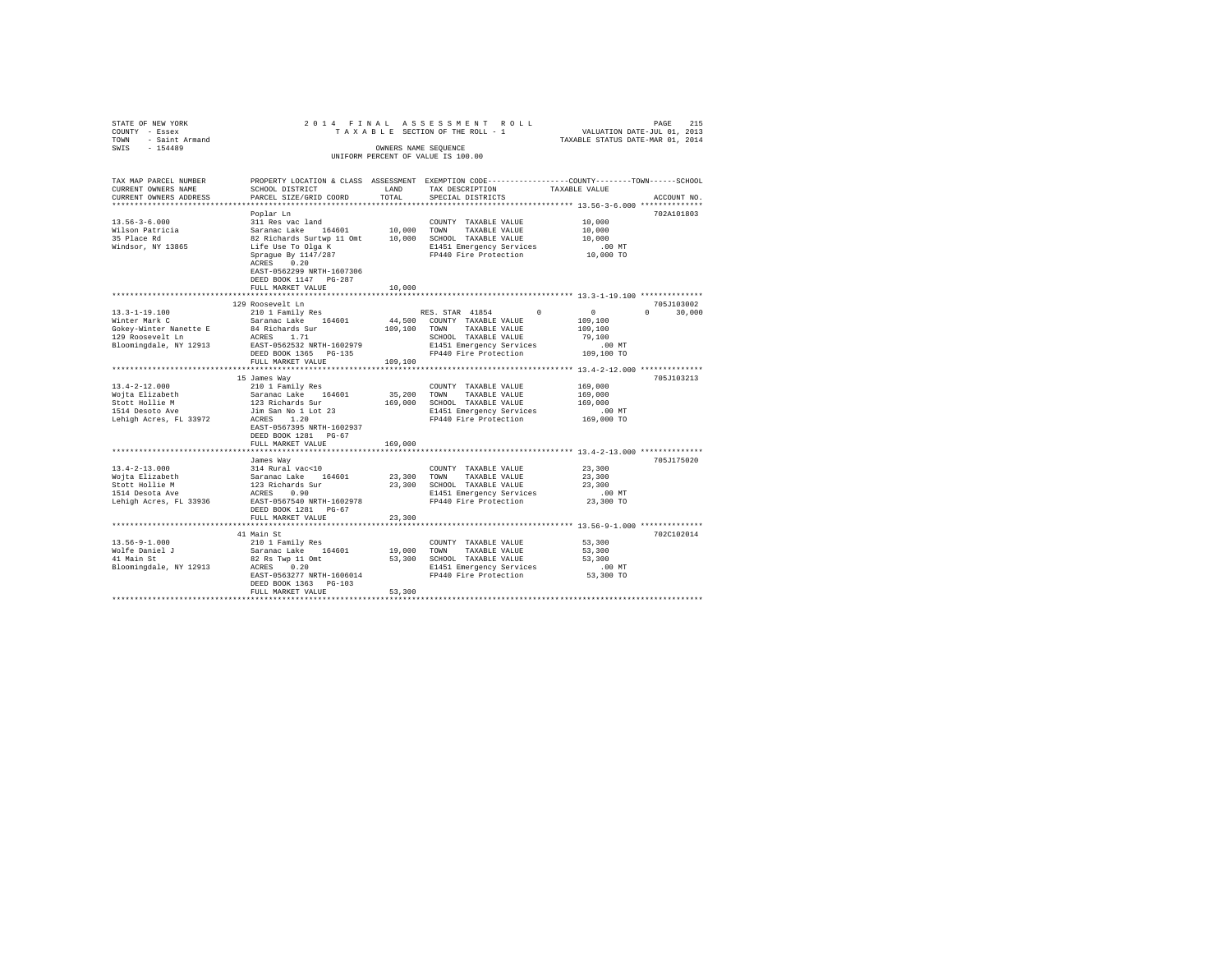STATE OF NEW YORK
COUNTY - Essex
TOWN - Saint Armand
SWIS - 154489

2014 FINAL ASSESSMENT ROLL
TAXABLE SECTION OF THE ROLL - 1
OWNERS NAME SEQUENCE
UNIFORM PERCENT OF VALUE IS 100.00

VALUATION DATE-JUL 01, 2013
TAXABLE STATUS DATE-MAR 01, 2014

| TAX MAP PARCEL NUMBER / CURRENT OWNERS NAME / CURRENT OWNERS ADDRESS | PROPERTY LOCATION & CLASS / SCHOOL DISTRICT / PARCEL SIZE/GRID COORD | ASSESSMENT LAND | TOTAL | EXEMPTION CODE / TAX DESCRIPTION / SPECIAL DISTRICTS | COUNTY | TOWN | SCHOOL / TAXABLE VALUE | ACCOUNT NO. |
|---|---|---|---|---|---|---|---|---|
| **13.56-3-6.000** | Poplar Ln | | | | | | | 702A101803 |
| 13.56-3-6.000 | 311 Res vac land | | | COUNTY TAXABLE VALUE | | | 10,000 | |
| Wilson Patricia | Saranac Lake 164601 | 10,000 | | TOWN TAXABLE VALUE | | | 10,000 | |
| 35 Place Rd | 82 Richards Surtwp 11 Omt | | 10,000 | SCHOOL TAXABLE VALUE | | | 10,000 | |
| Windsor, NY 13865 | Life Use To Olga K | | | E1451 Emergency Services | | | .00 MT | |
| | Sprague By 1147/287 | | | FP440 Fire Protection | | | 10,000 TO | |
| | ACRES 0.20 | | | | | | | |
| | EAST-0562299 NRTH-1607306 | | | | | | | |
| | DEED BOOK 1147 PG-287 | | | | | | | |
| | FULL MARKET VALUE | | 10,000 | | | | | |
| **13.3-1-19.100** | 129 Roosevelt Ln | | | | | | | 705J103002 |
| 13.3-1-19.100 | 210 1 Family Res | | | RES. STAR 41854 | 0 | 0 | 0 30,000 | |
| Winter Mark C | Saranac Lake 164601 | 44,500 | | COUNTY TAXABLE VALUE | | | 109,100 | |
| Gokey-Winter Nanette E | 84 Richards Sur | | 109,100 | TOWN TAXABLE VALUE | | | 109,100 | |
| 129 Roosevelt Ln | ACRES 1.71 | | | SCHOOL TAXABLE VALUE | | | 79,100 | |
| Bloomingdale, NY 12913 | EAST-0562532 NRTH-1602979 | | | E1451 Emergency Services | | | .00 MT | |
| | DEED BOOK 1365 PG-135 | | | FP440 Fire Protection | | | 109,100 TO | |
| | FULL MARKET VALUE | | 109,100 | | | | | |
| **13.4-2-12.000** | 15 James Way | | | | | | | 705J103213 |
| 13.4-2-12.000 | 210 1 Family Res | | | COUNTY TAXABLE VALUE | | | 169,000 | |
| Wojta Elizabeth | Saranac Lake 164601 | 35,200 | | TOWN TAXABLE VALUE | | | 169,000 | |
| Stott Hollie M | 123 Richards Sur | | 169,000 | SCHOOL TAXABLE VALUE | | | 169,000 | |
| 1514 Desoto Ave | Jim San No 1 Lot 23 | | | E1451 Emergency Services | | | .00 MT | |
| Lehigh Acres, FL 33972 | ACRES 1.20 | | | FP440 Fire Protection | | | 169,000 TO | |
| | EAST-0567395 NRTH-1602937 | | | | | | | |
| | DEED BOOK 1281 PG-67 | | | | | | | |
| | FULL MARKET VALUE | | 169,000 | | | | | |
| **13.4-2-13.000** | James Way | | | | | | | 705J175020 |
| 13.4-2-13.000 | 314 Rural vac<10 | | | COUNTY TAXABLE VALUE | | | 23,300 | |
| Wojta Elizabeth | Saranac Lake 164601 | 23,300 | | TOWN TAXABLE VALUE | | | 23,300 | |
| Stott Hollie M | 123 Richards Sur | | 23,300 | SCHOOL TAXABLE VALUE | | | 23,300 | |
| 1514 Desota Ave | ACRES 0.90 | | | E1451 Emergency Services | | | .00 MT | |
| Lehigh Acres, FL 33936 | EAST-0567540 NRTH-1602978 | | | FP440 Fire Protection | | | 23,300 TO | |
| | DEED BOOK 1281 PG-67 | | | | | | | |
| | FULL MARKET VALUE | | 23,300 | | | | | |
| **13.56-9-1.000** | 41 Main St | | | | | | | 702C102014 |
| 13.56-9-1.000 | 210 1 Family Res | | | COUNTY TAXABLE VALUE | | | 53,300 | |
| Wolfe Daniel J | Saranac Lake 164601 | 19,000 | | TOWN TAXABLE VALUE | | | 53,300 | |
| 41 Main St | 82 Rs Twp 11 Omt | | 53,300 | SCHOOL TAXABLE VALUE | | | 53,300 | |
| Bloomingdale, NY 12913 | ACRES 0.20 | | | E1451 Emergency Services | | | .00 MT | |
| | EAST-0563277 NRTH-1606014 | | | FP440 Fire Protection | | | 53,300 TO | |
| | DEED BOOK 1363 PG-103 | | | | | | | |
| | FULL MARKET VALUE | | 53,300 | | | | | |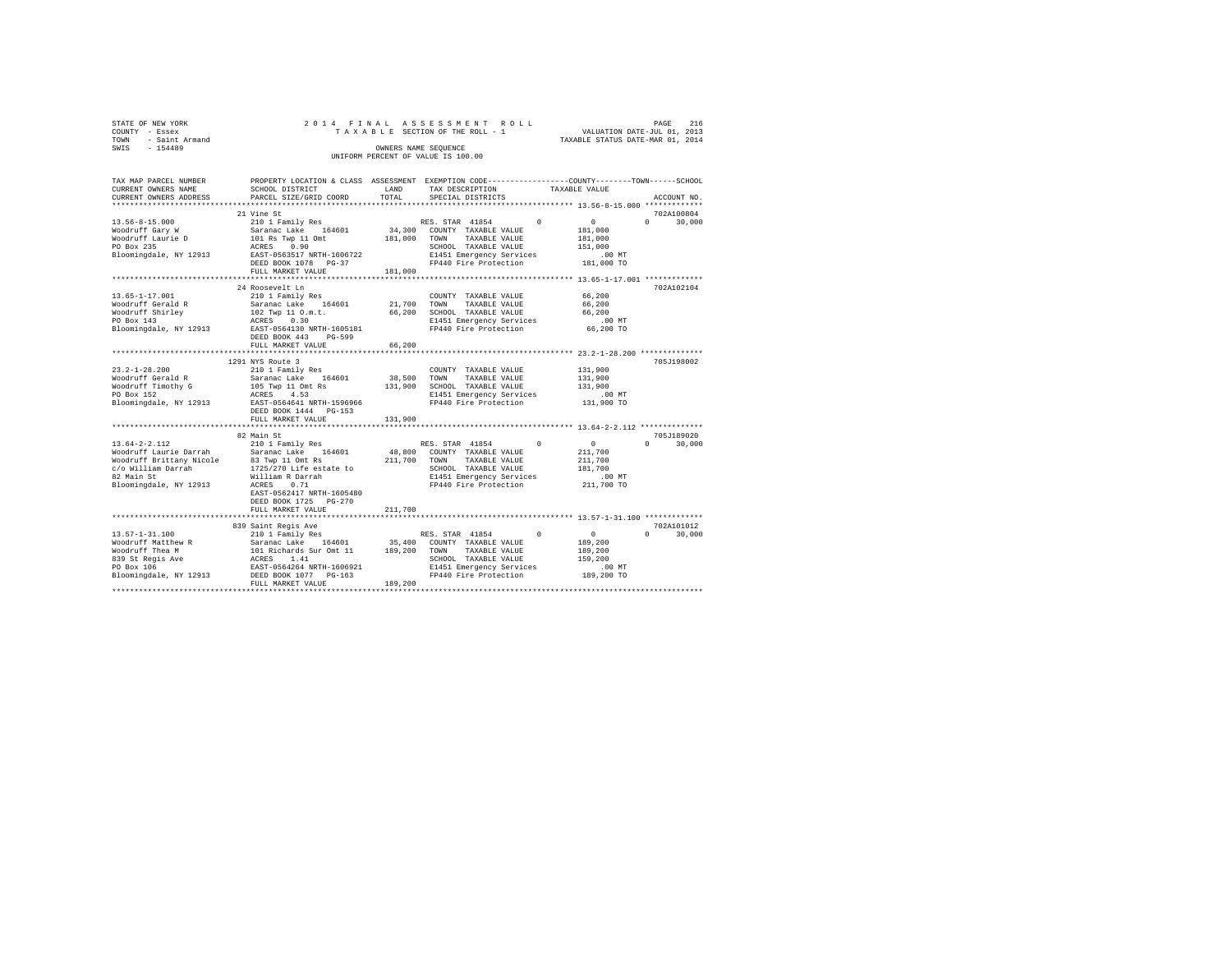STATE OF NEW YORK  
COUNTY - Essex  
TOWN - Saint Armand  
SWIS - 154489

2014 FINAL ASSESSMENT ROLL  
TAXABLE SECTION OF THE ROLL - 1  
OWNERS NAME SEQUENCE  
UNIFORM PERCENT OF VALUE IS 100.00

VALUATION DATE-JUL 01, 2013  
TAXABLE STATUS DATE-MAR 01, 2014

```
TAX MAP PARCEL NUMBER          PROPERTY LOCATION & CLASS  ASSESSMENT  EXEMPTION CODE-----------------COUNTY--------TOWN------SCHOOL
CURRENT OWNERS NAME            SCHOOL DISTRICT               LAND      TAX DESCRIPTION              TAXABLE VALUE
CURRENT OWNERS ADDRESS         PARCEL SIZE/GRID COORD        TOTAL     SPECIAL DISTRICTS                                  ACCOUNT NO.
******************************************************************************************************* 13.56-8-15.000 *************
                               21 Vine St                                                                              702A100804
13.56-8-15.000                 210 1 Family Res                         RES. STAR  41854        0           0          0      30,000
Woodruff Gary W                Saranac Lake    164601       34,300   COUNTY  TAXABLE VALUE         181,000
Woodruff Laurie D              101 Rs Twp 11 Omt           181,000   TOWN    TAXABLE VALUE         181,000
PO Box 235                     ACRES    0.90                         SCHOOL  TAXABLE VALUE         151,000
Bloomingdale, NY 12913         EAST-0563517 NRTH-1606722             E1451 Emergency Services           .00 MT
                               DEED BOOK 1078   PG-37                FP440 Fire Protection          181,000 TO
                               FULL MARKET VALUE           181,000
******************************************************************************************************* 13.65-1-17.001 *************
                               24 Roosevelt Ln                                                                         702A102104
13.65-1-17.001                 210 1 Family Res                         COUNTY  TAXABLE VALUE          66,200
Woodruff Gerald R              Saranac Lake    164601       21,700   TOWN    TAXABLE VALUE          66,200
Woodruff Shirley               102 Twp 11 O.m.t.            66,200   SCHOOL  TAXABLE VALUE          66,200
PO Box 143                     ACRES    0.30                         E1451 Emergency Services           .00 MT
Bloomingdale, NY 12913         EAST-0564130 NRTH-1605181             FP440 Fire Protection           66,200 TO
                               DEED BOOK 443    PG-599
                               FULL MARKET VALUE            66,200
******************************************************************************************************* 23.2-1-28.200 **************
                               1291 NYS Route 3                                                                        705J198002
23.2-1-28.200                  210 1 Family Res                         COUNTY  TAXABLE VALUE         131,900
Woodruff Gerald R              Saranac Lake    164601       38,500   TOWN    TAXABLE VALUE         131,900
Woodruff Timothy G             105 Twp 11 Omt Rs           131,900   SCHOOL  TAXABLE VALUE         131,900
PO Box 152                     ACRES    4.53                         E1451 Emergency Services           .00 MT
Bloomingdale, NY 12913         EAST-0564641 NRTH-1596966             FP440 Fire Protection          131,900 TO
                               DEED BOOK 1444   PG-153
                               FULL MARKET VALUE           131,900
******************************************************************************************************* 13.64-2-2.112 **************
                               82 Main St                                                                              705J189020
13.64-2-2.112                  210 1 Family Res                         RES. STAR  41854        0           0          0      30,000
Woodruff Laurie Darrah         Saranac Lake    164601       48,800   COUNTY  TAXABLE VALUE         211,700
Woodruff Brittany Nicole       83 Twp 11 Omt Rs            211,700   TOWN    TAXABLE VALUE         211,700
c/o William Darrah             1725/270 Life estate to               SCHOOL  TAXABLE VALUE         181,700
82 Main St                     William R Darrah                      E1451 Emergency Services           .00 MT
Bloomingdale, NY 12913         ACRES    0.71                         FP440 Fire Protection          211,700 TO
                               EAST-0562417 NRTH-1605480
                               DEED BOOK 1725   PG-270
                               FULL MARKET VALUE           211,700
******************************************************************************************************* 13.57-1-31.100 *************
                               839 Saint Regis Ave                                                                     702A101012
13.57-1-31.100                 210 1 Family Res                         RES. STAR  41854        0           0          0      30,000
Woodruff Matthew R             Saranac Lake    164601       35,400   COUNTY  TAXABLE VALUE         189,200
Woodruff Thea M                101 Richards Sur Omt 11     189,200   TOWN    TAXABLE VALUE         189,200
839 St Regis Ave               ACRES    1.41                         SCHOOL  TAXABLE VALUE         159,200
PO Box 106                     EAST-0564264 NRTH-1606921             E1451 Emergency Services           .00 MT
Bloomingdale, NY 12913         DEED BOOK 1077   PG-163               FP440 Fire Protection          189,200 TO
                               FULL MARKET VALUE           189,200
************************************************************************************************************************************
```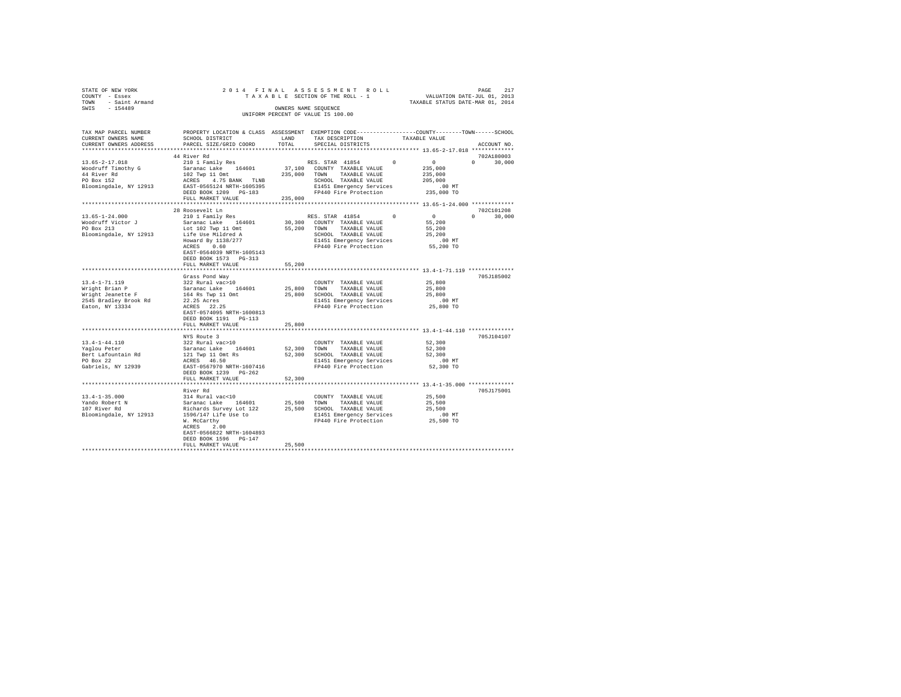STATE OF NEW YORK
COUNTY - Essex
TOWN - Saint Armand
SWIS - 154489

2014 FINAL ASSESSMENT ROLL
TAXABLE SECTION OF THE ROLL - 1
OWNERS NAME SEQUENCE
UNIFORM PERCENT OF VALUE IS 100.00

VALUATION DATE-JUL 01, 2013
TAXABLE STATUS DATE-MAR 01, 2014

| TAX MAP PARCEL NUMBER / CURRENT OWNERS NAME / CURRENT OWNERS ADDRESS | PROPERTY LOCATION & CLASS / SCHOOL DISTRICT / PARCEL SIZE/GRID COORD | ASSESSMENT LAND / TOTAL | EXEMPTION CODE / TAX DESCRIPTION / SPECIAL DISTRICTS | COUNTY / TOWN / SCHOOL TAXABLE VALUE | ACCOUNT NO. |
|---|---|---|---|---|---|
| 13.65-2-17.018 | 44 River Rd | | | | 702A180003 |
| Woodruff Timothy G | 210 1 Family Res | | RES. STAR 41854 0 | 0 0 30,000 | |
| 44 River Rd | Saranac Lake 164601 | 37,100 | COUNTY TAXABLE VALUE | 235,000 | |
| PO Box 152 | 102 Twp 11 Omt | 235,000 | TOWN TAXABLE VALUE | 235,000 | |
| Bloomingdale, NY 12913 | ACRES 4.75 BANK TLNB | | SCHOOL TAXABLE VALUE | 205,000 | |
| | EAST-0565124 NRTH-1605395 | | E1451 Emergency Services | .00 MT | |
| | DEED BOOK 1209 PG-183 | | FP440 Fire Protection | 235,000 TO | |
| | FULL MARKET VALUE | 235,000 | | | |
| 13.65-1-24.000 | 28 Roosevelt Ln | | | | 702C101208 |
| Woodruff Victor J | 210 1 Family Res | | RES. STAR 41854 0 | 0 0 30,000 | |
| PO Box 213 | Saranac Lake 164601 | 30,300 | COUNTY TAXABLE VALUE | 55,200 | |
| Bloomingdale, NY 12913 | Lot 102 Twp 11 Omt | 55,200 | TOWN TAXABLE VALUE | 55,200 | |
| | Life Use Mildred A | | SCHOOL TAXABLE VALUE | 25,200 | |
| | Howard By 1138/277 | | E1451 Emergency Services | .00 MT | |
| | ACRES 0.60 | | FP440 Fire Protection | 55,200 TO | |
| | EAST-0564039 NRTH-1605143 | | | | |
| | DEED BOOK 1573 PG-313 | | | | |
| | FULL MARKET VALUE | 55,200 | | | |
| 13.4-1-71.119 | Grass Pond Way | | | | 705J185002 |
| Wright Brian P | 322 Rural vac>10 | | COUNTY TAXABLE VALUE | 25,800 | |
| Wright Jeanette F | Saranac Lake 164601 | 25,800 | TOWN TAXABLE VALUE | 25,800 | |
| 2545 Bradley Brook Rd | 164 Rs Twp 11 Omt | 25,800 | SCHOOL TAXABLE VALUE | 25,800 | |
| Eaton, NY 13334 | 22.25 Acres | | E1451 Emergency Services | .00 MT | |
| | ACRES 22.25 | | FP440 Fire Protection | 25,800 TO | |
| | EAST-0574095 NRTH-1600813 | | | | |
| | DEED BOOK 1191 PG-113 | | | | |
| | FULL MARKET VALUE | 25,800 | | | |
| 13.4-1-44.110 | NYS Route 3 | | | | 705J104107 |
| Yaglou Peter | 322 Rural vac>10 | | COUNTY TAXABLE VALUE | 52,300 | |
| Bert Lafountain Rd | Saranac Lake 164601 | 52,300 | TOWN TAXABLE VALUE | 52,300 | |
| PO Box 22 | 121 Twp 11 Omt Rs | 52,300 | SCHOOL TAXABLE VALUE | 52,300 | |
| Gabriels, NY 12939 | ACRES 46.50 | | E1451 Emergency Services | .00 MT | |
| | EAST-0567970 NRTH-1607416 | | FP440 Fire Protection | 52,300 TO | |
| | DEED BOOK 1239 PG-262 | | | | |
| | FULL MARKET VALUE | 52,300 | | | |
| 13.4-1-35.000 | River Rd | | | | 705J175001 |
| Yando Robert N | 314 Rural vac<10 | | COUNTY TAXABLE VALUE | 25,500 | |
| 107 River Rd | Saranac Lake 164601 | 25,500 | TOWN TAXABLE VALUE | 25,500 | |
| Bloomingdale, NY 12913 | Richards Survey Lot 122 | 25,500 | SCHOOL TAXABLE VALUE | 25,500 | |
| | 1596/147 Life Use to | | E1451 Emergency Services | .00 MT | |
| | W. McCarthy | | FP440 Fire Protection | 25,500 TO | |
| | ACRES 2.00 | | | | |
| | EAST-0566822 NRTH-1604893 | | | | |
| | DEED BOOK 1596 PG-147 | | | | |
| | FULL MARKET VALUE | 25,500 | | | |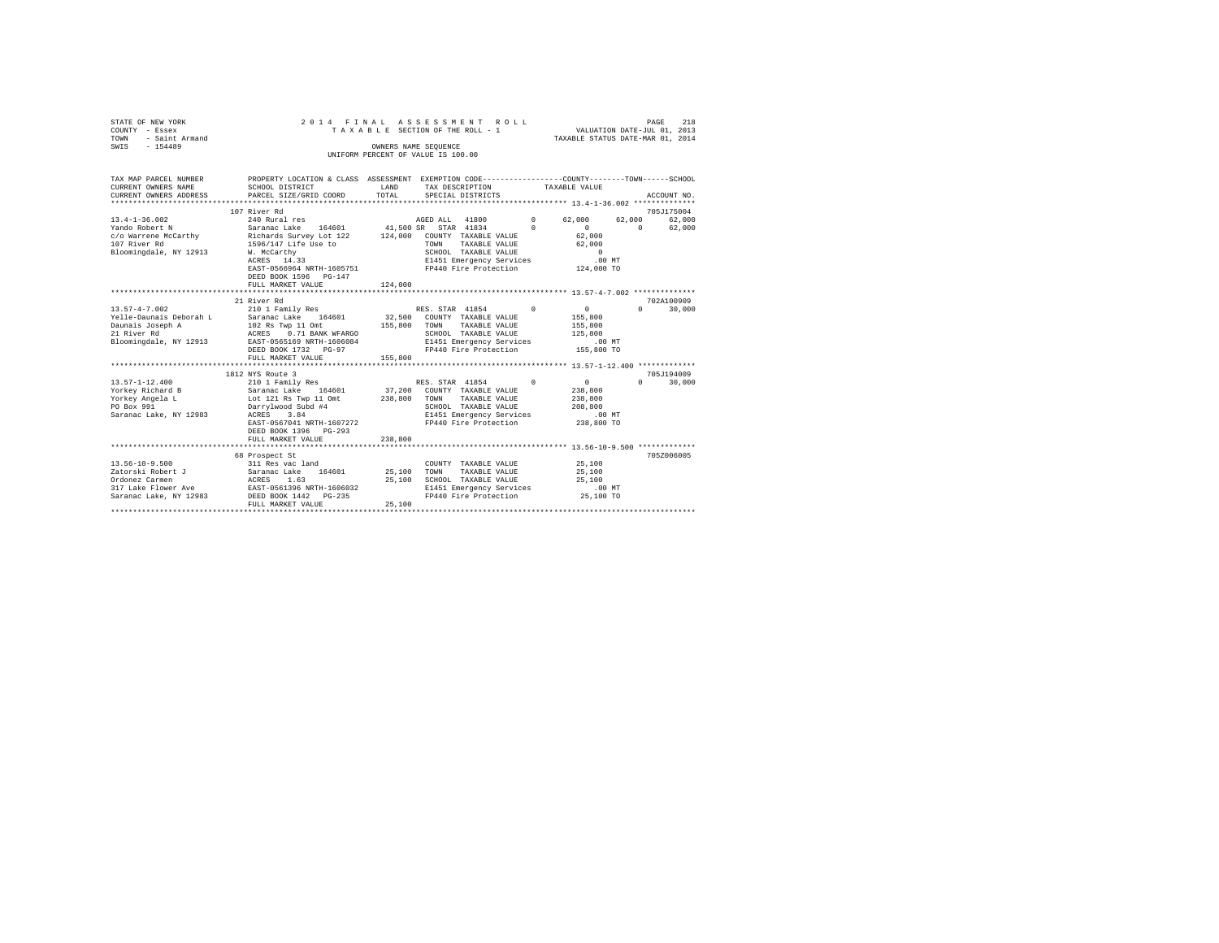STATE OF NEW YORK
COUNTY - Essex
TOWN - Saint Armand
SWIS - 154489

2014 FINAL ASSESSMENT ROLL
TAXABLE SECTION OF THE ROLL - 1
OWNERS NAME SEQUENCE
UNIFORM PERCENT OF VALUE IS 100.00

VALUATION DATE-JUL 01, 2013
TAXABLE STATUS DATE-MAR 01, 2014

```
TAX MAP PARCEL NUMBER     PROPERTY LOCATION & CLASS  ASSESSMENT  EXEMPTION CODE-----------------COUNTY--------TOWN------SCHOOL
CURRENT OWNERS NAME       SCHOOL DISTRICT              LAND      TAX DESCRIPTION            TAXABLE VALUE
CURRENT OWNERS ADDRESS    PARCEL SIZE/GRID COORD       TOTAL     SPECIAL DISTRICTS                                     ACCOUNT NO.
******************************************************************************************** 13.4-1-36.002 **************
                          107 River Rd                                                                             705J175004
13.4-1-36.002             240 Rural res                          AGED ALL  41800        0      62,000     62,000     62,000
Yando Robert N            Saranac Lake    164601     41,500 SR   STAR 41834             0           0          0     62,000
c/o Warrene McCarthy      Richards Survey Lot 122   124,000   COUNTY  TAXABLE VALUE              62,000
107 River Rd              1596/147 Life Use to                TOWN    TAXABLE VALUE              62,000
Bloomingdale, NY 12913    W. McCarthy                         SCHOOL  TAXABLE VALUE                   0
                          ACRES   14.33                       E1451 Emergency Services              .00 MT
                          EAST-0566964 NRTH-1605751           FP440 Fire Protection            124,000 TO
                          DEED BOOK 1596   PG-147
                          FULL MARKET VALUE         124,000
******************************************************************************************** 13.57-4-7.002 **************
                          21 River Rd                                                                              702A100909
13.57-4-7.002             210 1 Family Res                    RES. STAR 41854          0           0          0     30,000
Yelle-Daunais Deborah L   Saranac Lake    164601     32,500   COUNTY  TAXABLE VALUE             155,800
Daunais Joseph A          102 Rs Twp 11 Omt         155,800   TOWN    TAXABLE VALUE             155,800
21 River Rd               ACRES    0.71 BANK WFARGO           SCHOOL  TAXABLE VALUE             125,800
Bloomingdale, NY 12913    EAST-0565169 NRTH-1606084           E1451 Emergency Services              .00 MT
                          DEED BOOK 1732   PG-97              FP440 Fire Protection            155,800 TO
                          FULL MARKET VALUE         155,800
******************************************************************************************** 13.57-1-12.400 *************
                          1812 NYS Route 3                                                                         705J194009
13.57-1-12.400            210 1 Family Res                    RES. STAR 41854          0           0          0     30,000
Yorkey Richard B          Saranac Lake    164601     37,200   COUNTY  TAXABLE VALUE             238,800
Yorkey Angela L           Lot 121 Rs Twp 11 Omt     238,800   TOWN    TAXABLE VALUE             238,800
PO Box 991                Darrylwood Subd #4                  SCHOOL  TAXABLE VALUE             208,800
Saranac Lake, NY 12983    ACRES    3.84                       E1451 Emergency Services              .00 MT
                          EAST-0567041 NRTH-1607272           FP440 Fire Protection            238,800 TO
                          DEED BOOK 1396   PG-293
                          FULL MARKET VALUE         238,800
******************************************************************************************** 13.56-10-9.500 *************
                          68 Prospect St                                                                           705Z006005
13.56-10-9.500            311 Res vac land                    COUNTY  TAXABLE VALUE              25,100
Zatorski Robert J         Saranac Lake    164601     25,100   TOWN    TAXABLE VALUE              25,100
Ordonez Carmen            ACRES    1.63              25,100   SCHOOL  TAXABLE VALUE              25,100
317 Lake Flower Ave       EAST-0561396 NRTH-1606032           E1451 Emergency Services              .00 MT
Saranac Lake, NY 12983    DEED BOOK 1442   PG-235             FP440 Fire Protection             25,100 TO
                          FULL MARKET VALUE          25,100
************************************************************************************************************************
```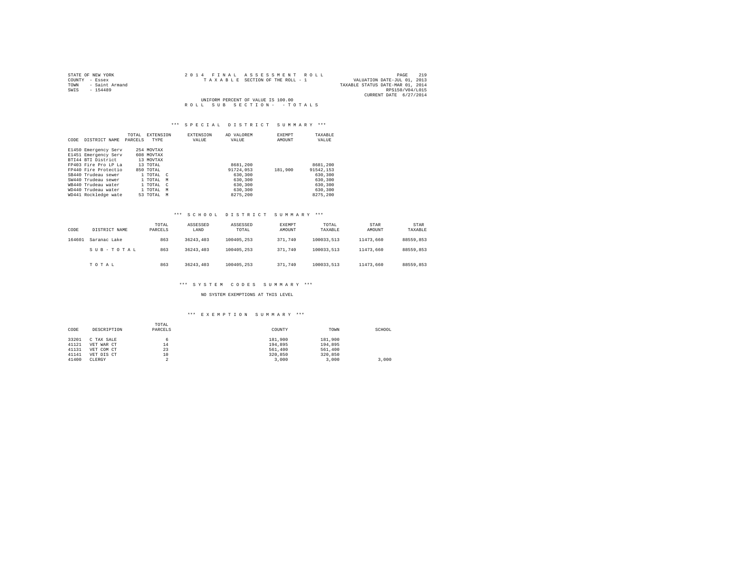STATE OF NEW YORK
COUNTY - Essex
TOWN - Saint Armand
SWIS - 154489

2014 FINAL ASSESSMENT ROLL
TAXABLE SECTION OF THE ROLL - 1

VALUATION DATE-JUL 01, 2013
TAXABLE STATUS DATE-MAR 01, 2014
RPS150/V04/L015
CURRENT DATE 6/27/2014

UNIFORM PERCENT OF VALUE IS 100.00

ROLL SUB SECTION- - TOTALS

### *** SPECIAL DISTRICT SUMMARY ***

| CODE | DISTRICT NAME | TOTAL PARCELS | EXTENSION TYPE | EXTENSION VALUE | AD VALOREM VALUE | EXEMPT AMOUNT | TAXABLE VALUE |
|---|---|---|---|---|---|---|---|
| E1450 | Emergency Serv | 254 | MOVTAX | | | | |
| E1451 | Emergency Serv | 608 | MOVTAX | | | | |
| BTI44 | BTI District | 13 | MOVTAX | | | | |
| FP403 | Fire Pro LP La | 13 | TOTAL | | 8681,200 | | 8681,200 |
| FP440 | Fire Protectio | 850 | TOTAL | | 91724,053 | 181,900 | 91542,153 |
| SB440 | Trudeau sewer | 1 | TOTAL C | | 630,300 | | 630,300 |
| SW440 | Trudeau sewer | 1 | TOTAL M | | 630,300 | | 630,300 |
| WB440 | Trudeau water | 1 | TOTAL C | | 630,300 | | 630,300 |
| WD440 | Trudeau water | 1 | TOTAL M | | 630,300 | | 630,300 |
| WD441 | Rockledge wate | 53 | TOTAL M | | 8275,200 | | 8275,200 |

### *** SCHOOL DISTRICT SUMMARY ***

| CODE | DISTRICT NAME | TOTAL PARCELS | ASSESSED LAND | ASSESSED TOTAL | EXEMPT AMOUNT | TOTAL TAXABLE | STAR AMOUNT | STAR TAXABLE |
|---|---|---|---|---|---|---|---|---|
| 164601 | Saranac Lake | 863 | 36243,403 | 100405,253 | 371,740 | 100033,513 | 11473,660 | 88559,853 |
| | SUB-TOTAL | 863 | 36243,403 | 100405,253 | 371,740 | 100033,513 | 11473,660 | 88559,853 |
| | TOTAL | 863 | 36243,403 | 100405,253 | 371,740 | 100033,513 | 11473,660 | 88559,853 |

### *** SYSTEM CODES SUMMARY ***

NO SYSTEM EXEMPTIONS AT THIS LEVEL

### *** EXEMPTION SUMMARY ***

| CODE | DESCRIPTION | TOTAL PARCELS | COUNTY | TOWN | SCHOOL |
|---|---|---|---|---|---|
| 33201 | C TAX SALE | 6 | 181,900 | 181,900 | |
| 41121 | VET WAR CT | 14 | 194,895 | 194,895 | |
| 41131 | VET COM CT | 23 | 561,400 | 561,400 | |
| 41141 | VET DIS CT | 10 | 320,850 | 320,850 | |
| 41400 | CLERGY | 2 | 3,000 | 3,000 | 3,000 |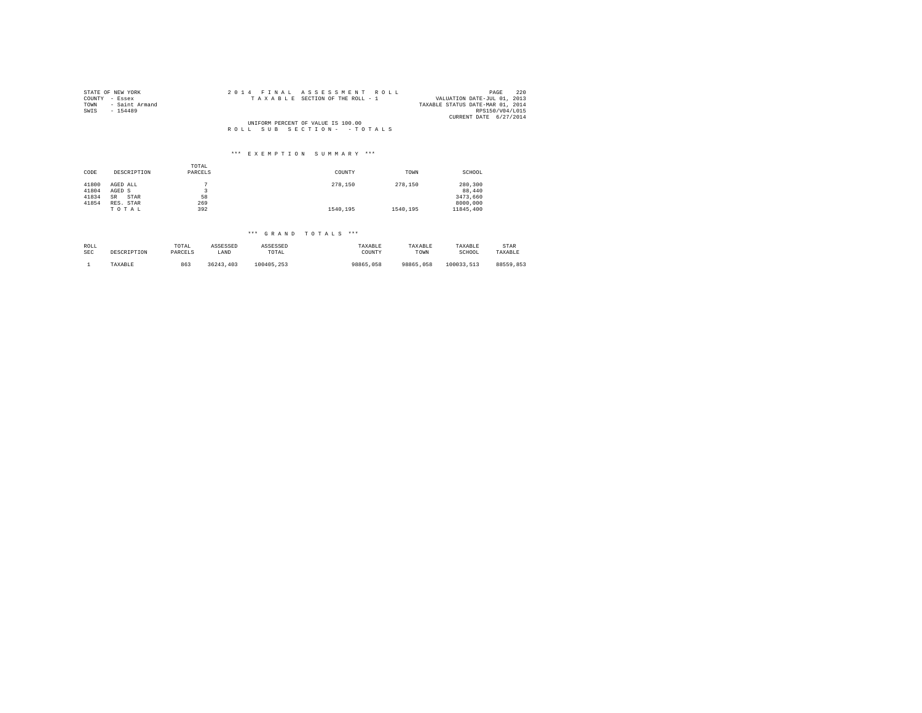STATE OF NEW YORK
COUNTY - Essex
TOWN - Saint Armand
SWIS - 154489

2014 FINAL ASSESSMENT ROLL
TAXABLE SECTION OF THE ROLL - 1

VALUATION DATE-JUL 01, 2013
TAXABLE STATUS DATE-MAR 01, 2014
RPS150/V04/L015
CURRENT DATE 6/27/2014

UNIFORM PERCENT OF VALUE IS 100.00
ROLL SUB SECTION- - TOTALS

*** EXEMPTION SUMMARY ***

| CODE | DESCRIPTION | TOTAL PARCELS | COUNTY | TOWN | SCHOOL |
|---|---|---|---|---|---|
| 41800 | AGED ALL | 7 | 278,150 | 278,150 | 280,300 |
| 41804 | AGED S | 3 | | | 88,440 |
| 41834 | SR STAR | 58 | | | 3473,660 |
| 41854 | RES. STAR | 269 | | | 8000,000 |
| | TOTAL | 392 | 1540,195 | 1540,195 | 11845,400 |

*** GRAND TOTALS ***

| ROLL SEC | DESCRIPTION | TOTAL PARCELS | ASSESSED LAND | ASSESSED TOTAL | TAXABLE COUNTY | TAXABLE TOWN | TAXABLE SCHOOL | STAR TAXABLE |
|---|---|---|---|---|---|---|---|---|
| 1 | TAXABLE | 863 | 36243,403 | 100405,253 | 98865,058 | 98865,058 | 100033,513 | 88559,853 |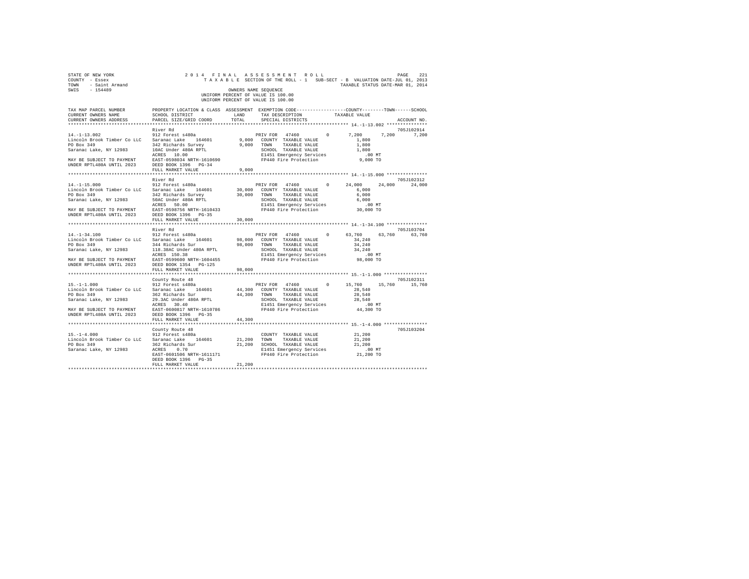STATE OF NEW YORK
COUNTY - Essex
TOWN - Saint Armand
SWIS - 154489

2014 FINAL ASSESSMENT ROLL
TAXABLE SECTION OF THE ROLL - 1 SUB-SECT - B VALUATION DATE-JUL 01, 2013
TAXABLE STATUS DATE-MAR 01, 2014

OWNERS NAME SEQUENCE
UNIFORM PERCENT OF VALUE IS 100.00
UNIFORM PERCENT OF VALUE IS 100.00

| TAX MAP PARCEL NUMBER / CURRENT OWNERS NAME / CURRENT OWNERS ADDRESS | PROPERTY LOCATION & CLASS / SCHOOL DISTRICT / PARCEL SIZE/GRID COORD | ASSESSMENT LAND / TOTAL | EXEMPTION CODE / TAX DESCRIPTION / SPECIAL DISTRICTS | COUNTY | TOWN | SCHOOL | ACCOUNT NO. |
|---|---|---|---|---|---|---|---|
| **14.-1-13.002** | River Rd | | | | | | 705J102914 |
| 14.-1-13.002 | 912 Forest s480a | | PRIV FOR 47460 0 | 7,200 | 7,200 | 7,200 | |
| Lincoln Brook Timber Co LLC | Saranac Lake 164601 | 9,000 | COUNTY TAXABLE VALUE | 1,800 | | | |
| PO Box 349 | 342 Richards Survey | 9,000 | TOWN TAXABLE VALUE | 1,800 | | | |
| Saranac Lake, NY 12983 | 10AC Under 480A RPTL | | SCHOOL TAXABLE VALUE | 1,800 | | | |
| | ACRES 10.00 | | E1451 Emergency Services | .00 MT | | | |
| MAY BE SUBJECT TO PAYMENT | EAST-0598034 NRTH-1610690 | | FP440 Fire Protection | 9,000 TO | | | |
| UNDER RPTL480A UNTIL 2023 | DEED BOOK 1396 PG-34 | | | | | | |
| | FULL MARKET VALUE | 9,000 | | | | | |
| **14.-1-15.000** | River Rd | | | | | | 705J102312 |
| 14.-1-15.000 | 912 Forest s480a | | PRIV FOR 47460 0 | 24,000 | 24,000 | 24,000 | |
| Lincoln Brook Timber Co LLC | Saranac Lake 164601 | 30,000 | COUNTY TAXABLE VALUE | 6,000 | | | |
| PO Box 349 | 342 Richards Survey | 30,000 | TOWN TAXABLE VALUE | 6,000 | | | |
| Saranac Lake, NY 12983 | 50AC Under 480A RPTL | | SCHOOL TAXABLE VALUE | 6,000 | | | |
| | ACRES 50.00 | | E1451 Emergency Services | .00 MT | | | |
| MAY BE SUBJECT TO PAYMENT | EAST-0598756 NRTH-1610433 | | FP440 Fire Protection | 30,000 TO | | | |
| UNDER RPTL480A UNTIL 2023 | DEED BOOK 1396 PG-35 | | | | | | |
| | FULL MARKET VALUE | 30,000 | | | | | |
| **14.-1-34.100** | River Rd | | | | | | 705J103704 |
| 14.-1-34.100 | 912 Forest s480a | | PRIV FOR 47460 0 | 63,760 | 63,760 | 63,760 | |
| Lincoln Brook Timber Co LLC | Saranac Lake 164601 | 98,000 | COUNTY TAXABLE VALUE | 34,240 | | | |
| PO Box 349 | 344 Richards Sur | 98,000 | TOWN TAXABLE VALUE | 34,240 | | | |
| Saranac Lake, NY 12983 | 118.38AC Under 480A RPTL | | SCHOOL TAXABLE VALUE | 34,240 | | | |
| | ACRES 150.38 | | E1451 Emergency Services | .00 MT | | | |
| MAY BE SUBJECT TO PAYMENT | EAST-0599600 NRTH-1604455 | | FP440 Fire Protection | 98,000 TO | | | |
| UNDER RPTL480A UNTIL 2023 | DEED BOOK 1354 PG-125 | | | | | | |
| | FULL MARKET VALUE | 98,000 | | | | | |
| **15.-1-1.000** | County Route 48 | | | | | | 705J102311 |
| 15.-1-1.000 | 912 Forest s480a | | PRIV FOR 47460 0 | 15,760 | 15,760 | 15,760 | |
| Lincoln Brook Timber Co LLC | Saranac Lake 164601 | 44,300 | COUNTY TAXABLE VALUE | 28,540 | | | |
| PO Box 349 | 362 Richards Sur | 44,300 | TOWN TAXABLE VALUE | 28,540 | | | |
| Saranac Lake, NY 12983 | 29.3AC Under 480A RPTL | | SCHOOL TAXABLE VALUE | 28,540 | | | |
| | ACRES 30.40 | | E1451 Emergency Services | .00 MT | | | |
| MAY BE SUBJECT TO PAYMENT | EAST-0600817 NRTH-1610786 | | FP440 Fire Protection | 44,300 TO | | | |
| UNDER RPTL480A UNTIL 2023 | DEED BOOK 1396 PG-35 | | | | | | |
| | FULL MARKET VALUE | 44,300 | | | | | |
| **15.-1-4.000** | County Route 48 | | | | | | 705J103204 |
| 15.-1-4.000 | 912 Forest s480a | | COUNTY TAXABLE VALUE | 21,200 | | | |
| Lincoln Brook Timber Co LLC | Saranac Lake 164601 | 21,200 | TOWN TAXABLE VALUE | 21,200 | | | |
| PO Box 349 | 362 Richards Sur | 21,200 | SCHOOL TAXABLE VALUE | 21,200 | | | |
| Saranac Lake, NY 12983 | ACRES 0.70 | | E1451 Emergency Services | .00 MT | | | |
| | EAST-0601506 NRTH-1611171 | | FP440 Fire Protection | 21,200 TO | | | |
| | DEED BOOK 1396 PG-35 | | | | | | |
| | FULL MARKET VALUE | 21,200 | | | | | |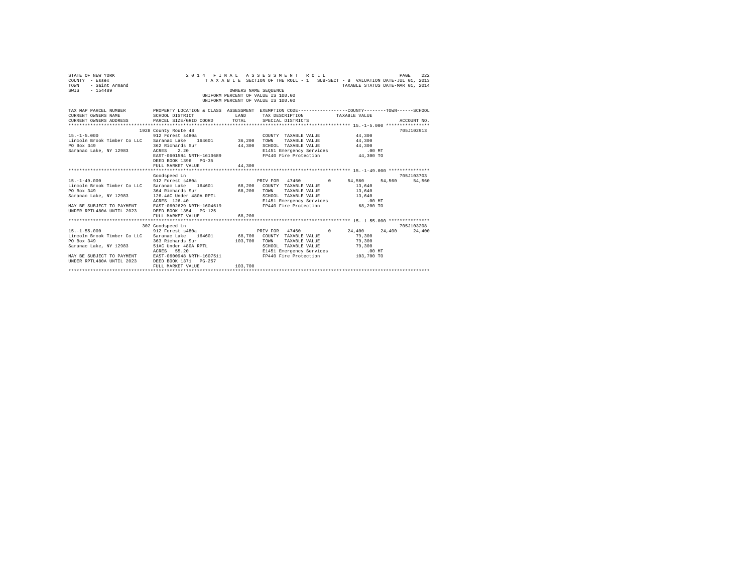STATE OF NEW YORK
COUNTY - Essex
TOWN - Saint Armand
SWIS - 154489

2014 FINAL ASSESSMENT ROLL
TAXABLE SECTION OF THE ROLL - 1 SUB-SECT - B VALUATION DATE-JUL 01, 2013
TAXABLE STATUS DATE-MAR 01, 2014

OWNERS NAME SEQUENCE
UNIFORM PERCENT OF VALUE IS 100.00
UNIFORM PERCENT OF VALUE IS 100.00

| TAX MAP PARCEL NUMBER / CURRENT OWNERS NAME / CURRENT OWNERS ADDRESS | PROPERTY LOCATION & CLASS / SCHOOL DISTRICT / PARCEL SIZE/GRID COORD | ASSESSMENT LAND / TOTAL | EXEMPTION CODE / TAX DESCRIPTION / SPECIAL DISTRICTS | COUNTY | TOWN | SCHOOL | ACCOUNT NO. |
|---|---|---|---|---|---|---|---|
| **15.-1-5.000** | 1928 County Route 48 | | | | | | 705J102913 |
| 15.-1-5.000 | 912 Forest s480a | | COUNTY TAXABLE VALUE | 44,300 | | | |
| Lincoln Brook Timber Co LLC | Saranac Lake 164601 | 36,200 | TOWN TAXABLE VALUE | 44,300 | | | |
| PO Box 349 | 362 Richards Sur | 44,300 | SCHOOL TAXABLE VALUE | 44,300 | | | |
| Saranac Lake, NY 12983 | ACRES 2.20 | | E1451 Emergency Services | .00 MT | | | |
| | EAST-0601584 NRTH-1610689 | | FP440 Fire Protection | 44,300 TO | | | |
| | DEED BOOK 1396 PG-35 | | | | | | |
| | FULL MARKET VALUE | 44,300 | | | | | |
| **15.-1-49.000** | Goodspeed Ln | | | | | | 705J103703 |
| 15.-1-49.000 | 912 Forest s480a | | PRIV FOR 47460 0 | 54,560 | 54,560 | 54,560 | |
| Lincoln Brook Timber Co LLC | Saranac Lake 164601 | 68,200 | COUNTY TAXABLE VALUE | 13,640 | | | |
| PO Box 349 | 364 Richards Sur | 68,200 | TOWN TAXABLE VALUE | 13,640 | | | |
| Saranac Lake, NY 12983 | 126.4AC Under 480A RPTL | | SCHOOL TAXABLE VALUE | 13,640 | | | |
| | ACRES 126.40 | | E1451 Emergency Services | .00 MT | | | |
| MAY BE SUBJECT TO PAYMENT | EAST-0602629 NRTH-1604619 | | FP440 Fire Protection | 68,200 TO | | | |
| UNDER RPTL480A UNTIL 2023 | DEED BOOK 1354 PG-125 | | | | | | |
| | FULL MARKET VALUE | 68,200 | | | | | |
| **15.-1-55.000** | 302 Goodspeed Ln | | | | | | 705J103208 |
| 15.-1-55.000 | 912 Forest s480a | | PRIV FOR 47460 0 | 24,400 | 24,400 | 24,400 | |
| Lincoln Brook Timber Co LLC | Saranac Lake 164601 | 68,700 | COUNTY TAXABLE VALUE | 79,300 | | | |
| PO Box 349 | 363 Richards Sur | 103,700 | TOWN TAXABLE VALUE | 79,300 | | | |
| Saranac Lake, NY 12983 | 51AC Under 480A RPTL | | SCHOOL TAXABLE VALUE | 79,300 | | | |
| | ACRES 55.20 | | E1451 Emergency Services | .00 MT | | | |
| MAY BE SUBJECT TO PAYMENT | EAST-0600948 NRTH-1607511 | | FP440 Fire Protection | 103,700 TO | | | |
| UNDER RPTL480A UNTIL 2023 | DEED BOOK 1371 PG-257 | | | | | | |
| | FULL MARKET VALUE | 103,700 | | | | | |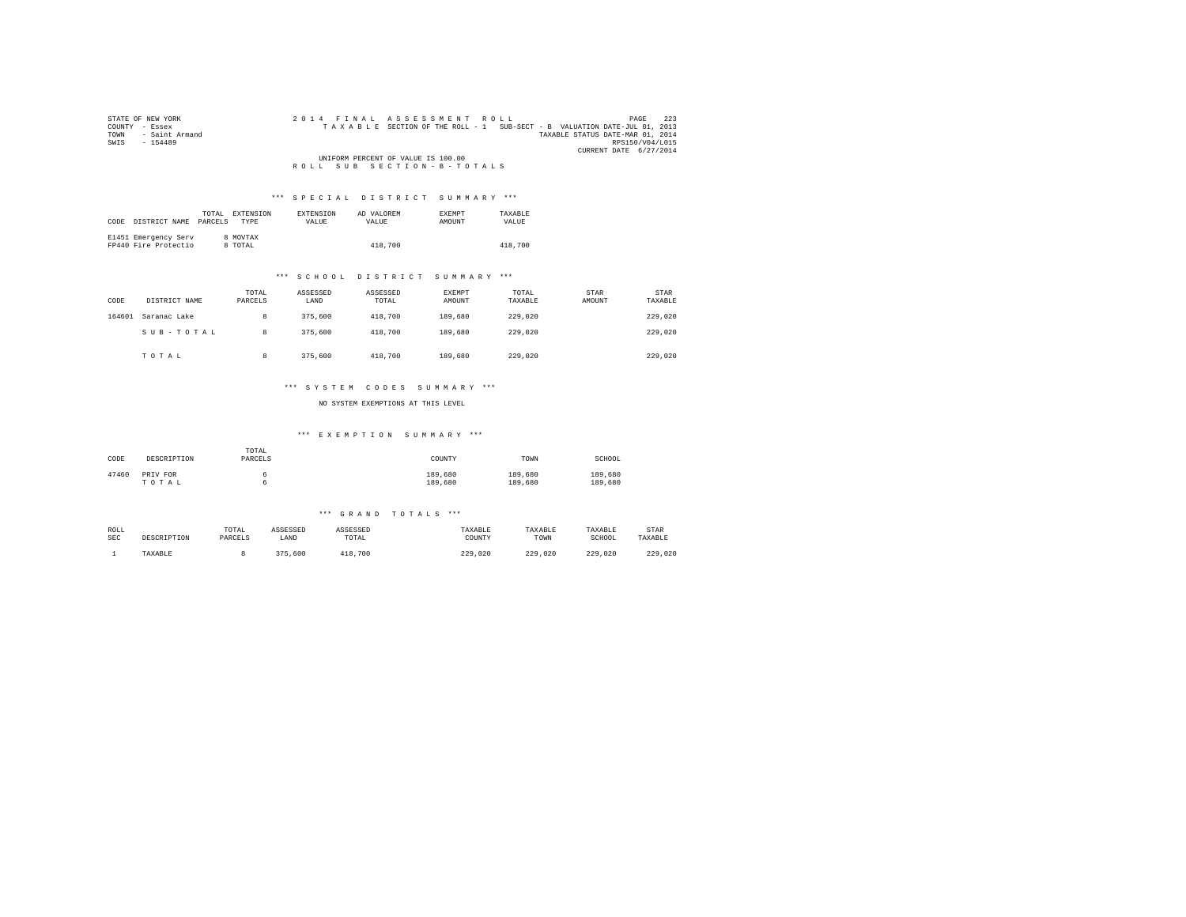STATE OF NEW YORK
COUNTY - Essex
TOWN - Saint Armand
SWIS - 154489

2014 FINAL ASSESSMENT ROLL
TAXABLE SECTION OF THE ROLL - 1 SUB-SECT - B VALUATION DATE-JUL 01, 2013
TAXABLE STATUS DATE-MAR 01, 2014
RPS150/V04/L015
CURRENT DATE 6/27/2014

UNIFORM PERCENT OF VALUE IS 100.00

ROLL SUB SECTION-B-TOTALS

*** SPECIAL DISTRICT SUMMARY ***

| CODE | DISTRICT NAME | TOTAL PARCELS | EXTENSION TYPE | EXTENSION VALUE | AD VALOREM VALUE | EXEMPT AMOUNT | TAXABLE VALUE |
|---|---|---|---|---|---|---|---|
| E1451 | Emergency Serv | 8 | MOVTAX | | | | |
| FP440 | Fire Protectio | 8 | TOTAL | | 418,700 | | 418,700 |

*** SCHOOL DISTRICT SUMMARY ***

| CODE | DISTRICT NAME | TOTAL PARCELS | ASSESSED LAND | ASSESSED TOTAL | EXEMPT AMOUNT | TOTAL TAXABLE | STAR AMOUNT | STAR TAXABLE |
|---|---|---|---|---|---|---|---|---|
| 164601 | Saranac Lake | 8 | 375,600 | 418,700 | 189,680 | 229,020 | | 229,020 |
| | SUB-TOTAL | 8 | 375,600 | 418,700 | 189,680 | 229,020 | | 229,020 |
| | TOTAL | 8 | 375,600 | 418,700 | 189,680 | 229,020 | | 229,020 |

*** SYSTEM CODES SUMMARY ***

NO SYSTEM EXEMPTIONS AT THIS LEVEL

*** EXEMPTION SUMMARY ***

| CODE | DESCRIPTION | TOTAL PARCELS | COUNTY | TOWN | SCHOOL |
|---|---|---|---|---|---|
| 47460 | PRIV FOR | 6 | 189,680 | 189,680 | 189,680 |
| | TOTAL | 6 | 189,680 | 189,680 | 189,680 |

*** GRAND TOTALS ***

| ROLL SEC | DESCRIPTION | TOTAL PARCELS | ASSESSED LAND | ASSESSED TOTAL | TAXABLE COUNTY | TAXABLE TOWN | TAXABLE SCHOOL | STAR TAXABLE |
|---|---|---|---|---|---|---|---|---|
| 1 | TAXABLE | 8 | 375,600 | 418,700 | 229,020 | 229,020 | 229,020 | 229,020 |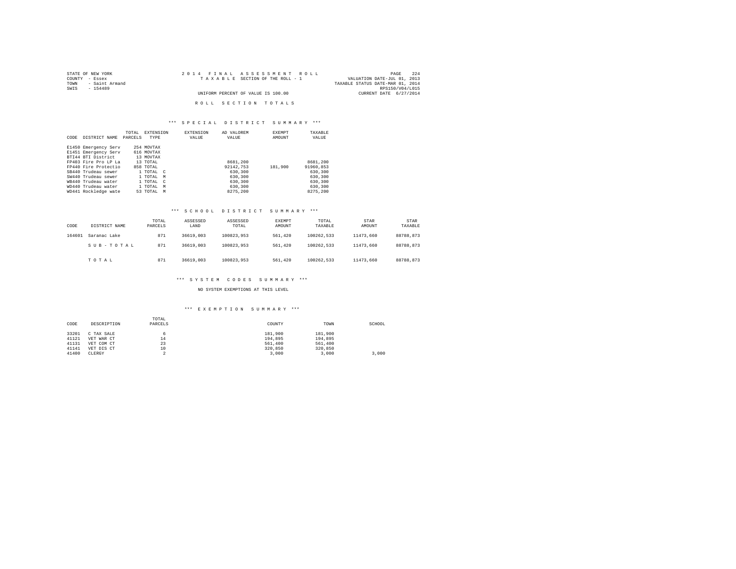STATE OF NEW YORK
COUNTY - Essex
TOWN - Saint Armand
SWIS - 154489

2014 FINAL ASSESSMENT ROLL
TAXABLE SECTION OF THE ROLL - 1
UNIFORM PERCENT OF VALUE IS 100.00

VALUATION DATE-JUL 01, 2013
TAXABLE STATUS DATE-MAR 01, 2014
RPS150/V04/L015
CURRENT DATE 6/27/2014

## ROLL SECTION TOTALS

### *** SPECIAL DISTRICT SUMMARY ***

| CODE | DISTRICT NAME | TOTAL PARCELS | EXTENSION TYPE | EXTENSION VALUE | AD VALOREM VALUE | EXEMPT AMOUNT | TAXABLE VALUE |
|---|---|---|---|---|---|---|---|
| E1450 | Emergency Serv | 254 | MOVTAX | | | | |
| E1451 | Emergency Serv | 616 | MOVTAX | | | | |
| BTI44 | BTI District | 13 | MOVTAX | | | | |
| FP403 | Fire Pro LP La | 13 | TOTAL | | 8681,200 | | 8681,200 |
| FP440 | Fire Protectio | 858 | TOTAL | | 92142,753 | 181,900 | 91960,853 |
| SB440 | Trudeau sewer | 1 | TOTAL C | | 630,300 | | 630,300 |
| SW440 | Trudeau sewer | 1 | TOTAL M | | 630,300 | | 630,300 |
| WB440 | Trudeau water | 1 | TOTAL C | | 630,300 | | 630,300 |
| WD440 | Trudeau water | 1 | TOTAL M | | 630,300 | | 630,300 |
| WD441 | Rockledge wate | 53 | TOTAL M | | 8275,200 | | 8275,200 |

### *** SCHOOL DISTRICT SUMMARY ***

| CODE | DISTRICT NAME | TOTAL PARCELS | ASSESSED LAND | ASSESSED TOTAL | EXEMPT AMOUNT | TOTAL TAXABLE | STAR AMOUNT | STAR TAXABLE |
|---|---|---|---|---|---|---|---|---|
| 164601 | Saranac Lake | 871 | 36619,003 | 100823,953 | 561,420 | 100262,533 | 11473,660 | 88788,873 |
| | SUB-TOTAL | 871 | 36619,003 | 100823,953 | 561,420 | 100262,533 | 11473,660 | 88788,873 |
| | TOTAL | 871 | 36619,003 | 100823,953 | 561,420 | 100262,533 | 11473,660 | 88788,873 |

### *** SYSTEM CODES SUMMARY ***

NO SYSTEM EXEMPTIONS AT THIS LEVEL

### *** EXEMPTION SUMMARY ***

| CODE | DESCRIPTION | TOTAL PARCELS | COUNTY | TOWN | SCHOOL |
|---|---|---|---|---|---|
| 33201 | C TAX SALE | 6 | 181,900 | 181,900 | |
| 41121 | VET WAR CT | 14 | 194,895 | 194,895 | |
| 41131 | VET COM CT | 23 | 561,400 | 561,400 | |
| 41141 | VET DIS CT | 10 | 320,850 | 320,850 | |
| 41400 | CLERGY | 2 | 3,000 | 3,000 | 3,000 |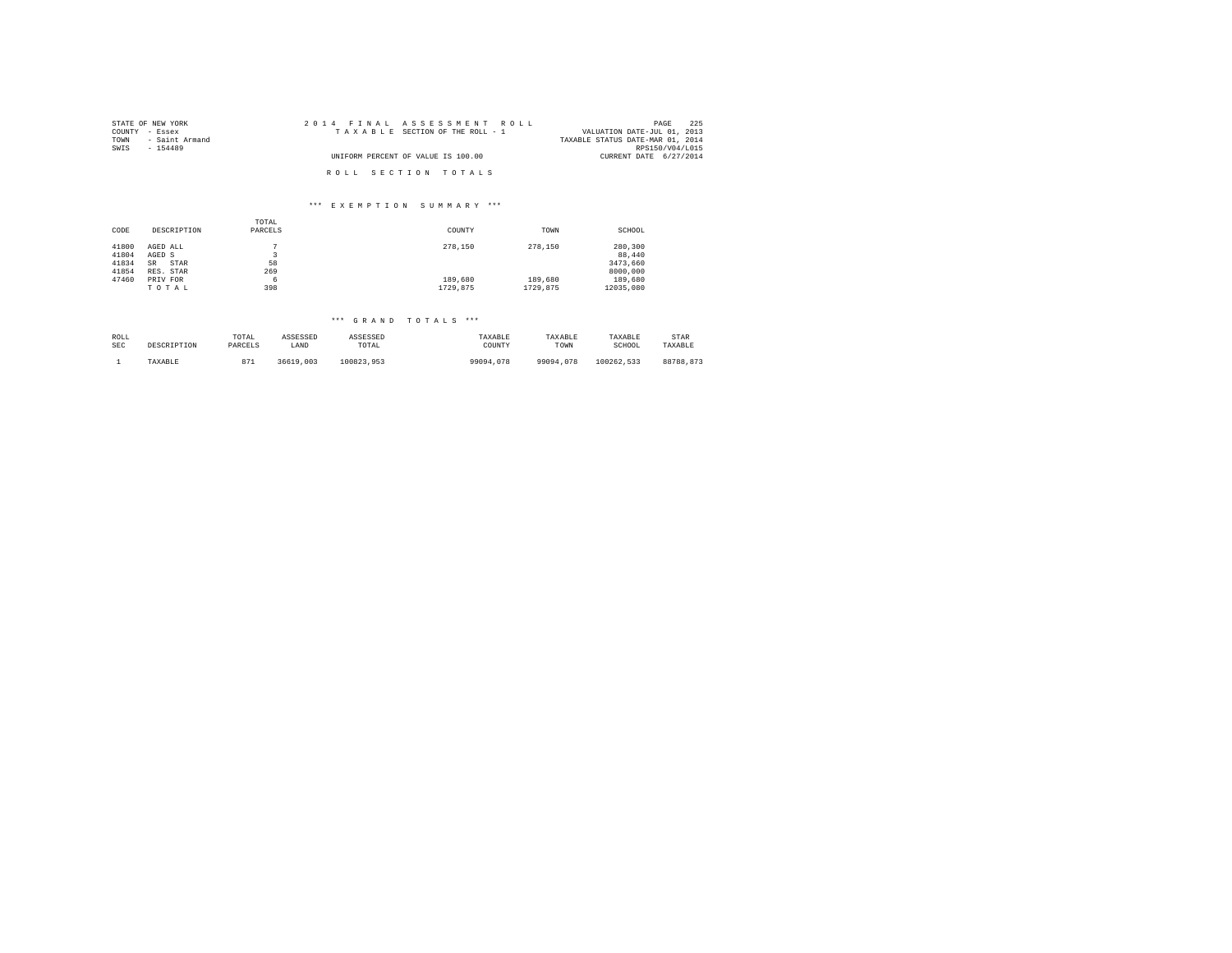STATE OF NEW YORK
COUNTY - Essex
TOWN - Saint Armand
SWIS - 154489

2 0 1 4 F I N A L A S S E S S M E N T R O L L
T A X A B L E SECTION OF THE ROLL - 1
UNIFORM PERCENT OF VALUE IS 100.00

VALUATION DATE-JUL 01, 2013
TAXABLE STATUS DATE-MAR 01, 2014
RPS150/V04/L015
CURRENT DATE 6/27/2014

R O L L S E C T I O N T O T A L S

*** E X E M P T I O N S U M M A R Y ***

| CODE | DESCRIPTION | TOTAL PARCELS | COUNTY | TOWN | SCHOOL |
|---|---|---|---|---|---|
| 41800 | AGED ALL | 7 | 278,150 | 278,150 | 280,300 |
| 41804 | AGED S | 3 | | | 88,440 |
| 41834 | SR STAR | 58 | | | 3473,660 |
| 41854 | RES. STAR | 269 | | | 8000,000 |
| 47460 | PRIV FOR | 6 | 189,680 | 189,680 | 189,680 |
| | T O T A L | 398 | 1729,875 | 1729,875 | 12035,080 |

*** G R A N D T O T A L S ***

| ROLL SEC | DESCRIPTION | TOTAL PARCELS | ASSESSED LAND | ASSESSED TOTAL | TAXABLE COUNTY | TAXABLE TOWN | TAXABLE SCHOOL | STAR TAXABLE |
|---|---|---|---|---|---|---|---|---|
| 1 | TAXABLE | 871 | 36619,003 | 100823,953 | 99094,078 | 99094,078 | 100262,533 | 88788,873 |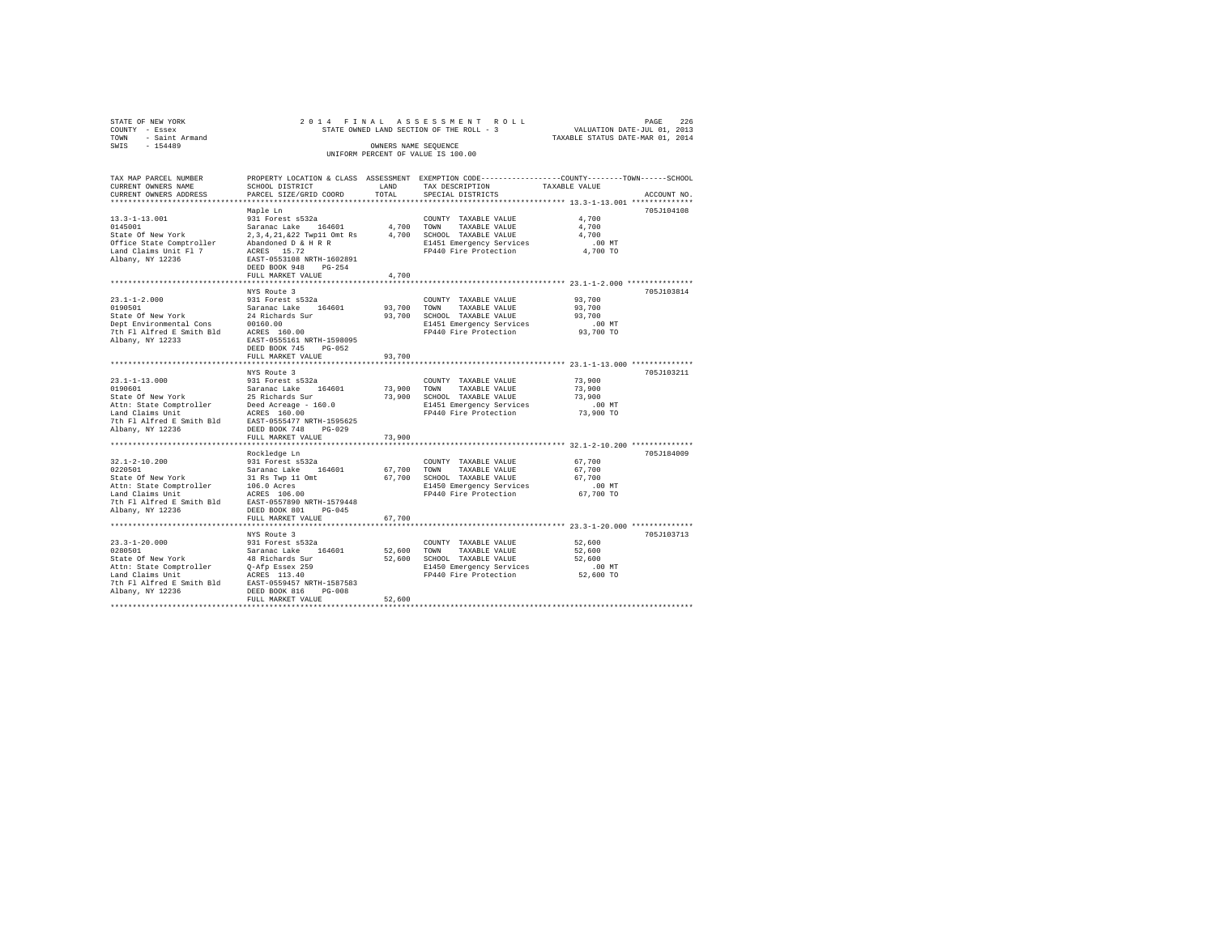STATE OF NEW YORK — 2014 FINAL ASSESSMENT ROLL — PAGE 226
COUNTY - Essex — STATE OWNED LAND SECTION OF THE ROLL - 3 — VALUATION DATE-JUL 01, 2013
TOWN - Saint Armand — TAXABLE STATUS DATE-MAR 01, 2014
SWIS - 154489 — OWNERS NAME SEQUENCE
UNIFORM PERCENT OF VALUE IS 100.00

| TAX MAP PARCEL NUMBER / CURRENT OWNERS NAME / CURRENT OWNERS ADDRESS | PROPERTY LOCATION & CLASS / SCHOOL DISTRICT / PARCEL SIZE/GRID COORD | ASSESSMENT LAND | TOTAL | EXEMPTION CODE / TAX DESCRIPTION / SPECIAL DISTRICTS | TAXABLE VALUE (COUNTY / TOWN / SCHOOL) | ACCOUNT NO. |
|---|---|---|---|---|---|---|
| **13.3-1-13.001** | Maple Ln | | | | | 705J104108 |
| 13.3-1-13.001 | 931 Forest s532a | | | COUNTY TAXABLE VALUE | 4,700 | |
| 0145001 | Saranac Lake 164601 | 4,700 | | TOWN TAXABLE VALUE | 4,700 | |
| State Of New York | 2,3,4,21,&22 Twp11 Omt Rs | | 4,700 | SCHOOL TAXABLE VALUE | 4,700 | |
| Office State Comptroller | Abandoned D & H R R | | | E1451 Emergency Services | .00 MT | |
| Land Claims Unit Fl 7 | ACRES 15.72 | | | FP440 Fire Protection | 4,700 TO | |
| Albany, NY 12236 | EAST-0553108 NRTH-1602891 | | | | | |
| | DEED BOOK 948 PG-254 | | | | | |
| | FULL MARKET VALUE | | 4,700 | | | |
| **23.1-1-2.000** | NYS Route 3 | | | | | 705J103814 |
| 23.1-1-2.000 | 931 Forest s532a | | | COUNTY TAXABLE VALUE | 93,700 | |
| 0190501 | Saranac Lake 164601 | 93,700 | | TOWN TAXABLE VALUE | 93,700 | |
| State Of New York | 24 Richards Sur | | 93,700 | SCHOOL TAXABLE VALUE | 93,700 | |
| Dept Environmental Cons | 00160.00 | | | E1451 Emergency Services | .00 MT | |
| 7th Fl Alfred E Smith Bld | ACRES 160.00 | | | FP440 Fire Protection | 93,700 TO | |
| Albany, NY 12233 | EAST-0555161 NRTH-1598095 | | | | | |
| | DEED BOOK 745 PG-052 | | | | | |
| | FULL MARKET VALUE | | 93,700 | | | |
| **23.1-1-13.000** | NYS Route 3 | | | | | 705J103211 |
| 23.1-1-13.000 | 931 Forest s532a | | | COUNTY TAXABLE VALUE | 73,900 | |
| 0190601 | Saranac Lake 164601 | 73,900 | | TOWN TAXABLE VALUE | 73,900 | |
| State Of New York | 25 Richards Sur | | 73,900 | SCHOOL TAXABLE VALUE | 73,900 | |
| Attn: State Comptroller | Deed Acreage - 160.0 | | | E1451 Emergency Services | .00 MT | |
| Land Claims Unit | ACRES 160.00 | | | FP440 Fire Protection | 73,900 TO | |
| 7th Fl Alfred E Smith Bld | EAST-0555477 NRTH-1595625 | | | | | |
| Albany, NY 12236 | DEED BOOK 748 PG-029 | | | | | |
| | FULL MARKET VALUE | | 73,900 | | | |
| **32.1-2-10.200** | Rockledge Ln | | | | | 705J184009 |
| 32.1-2-10.200 | 931 Forest s532a | | | COUNTY TAXABLE VALUE | 67,700 | |
| 0220501 | Saranac Lake 164601 | 67,700 | | TOWN TAXABLE VALUE | 67,700 | |
| State Of New York | 31 Rs Twp 11 Omt | | 67,700 | SCHOOL TAXABLE VALUE | 67,700 | |
| Attn: State Comptroller | 106.0 Acres | | | E1450 Emergency Services | .00 MT | |
| Land Claims Unit | ACRES 106.00 | | | FP440 Fire Protection | 67,700 TO | |
| 7th Fl Alfred E Smith Bld | EAST-0557890 NRTH-1579448 | | | | | |
| Albany, NY 12236 | DEED BOOK 801 PG-045 | | | | | |
| | FULL MARKET VALUE | | 67,700 | | | |
| **23.3-1-20.000** | NYS Route 3 | | | | | 705J103713 |
| 23.3-1-20.000 | 931 Forest s532a | | | COUNTY TAXABLE VALUE | 52,600 | |
| 0280501 | Saranac Lake 164601 | 52,600 | | TOWN TAXABLE VALUE | 52,600 | |
| State Of New York | 48 Richards Sur | | 52,600 | SCHOOL TAXABLE VALUE | 52,600 | |
| Attn: State Comptroller | Q-Afp Essex 259 | | | E1450 Emergency Services | .00 MT | |
| Land Claims Unit | ACRES 113.40 | | | FP440 Fire Protection | 52,600 TO | |
| 7th Fl Alfred E Smith Bld | EAST-0559457 NRTH-1587583 | | | | | |
| Albany, NY 12236 | DEED BOOK 816 PG-008 | | | | | |
| | FULL MARKET VALUE | | 52,600 | | | |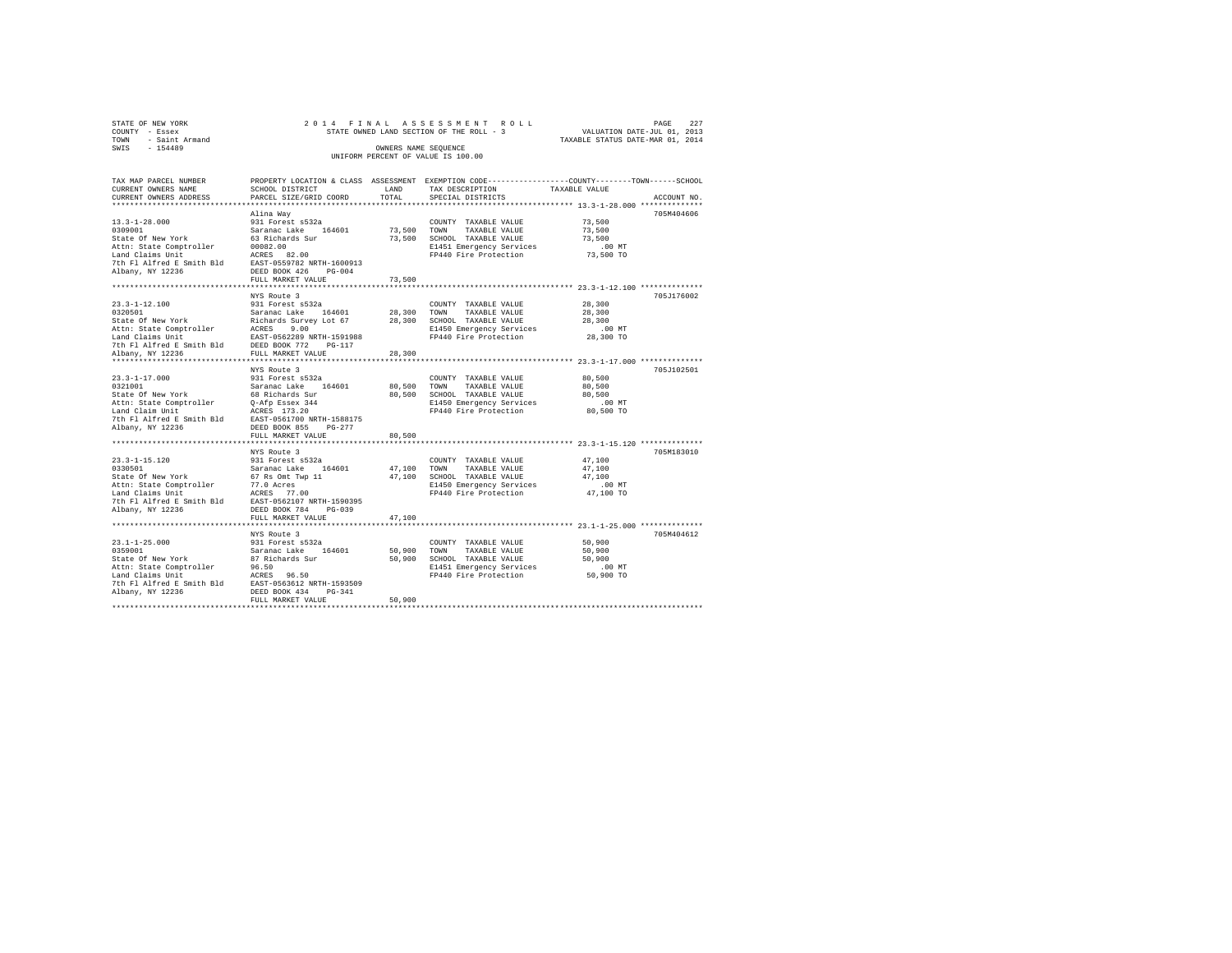STATE OF NEW YORK
COUNTY - Essex
TOWN - Saint Armand
SWIS - 154489

2014 FINAL ASSESSMENT ROLL
STATE OWNED LAND SECTION OF THE ROLL - 3
OWNERS NAME SEQUENCE
UNIFORM PERCENT OF VALUE IS 100.00

VALUATION DATE-JUL 01, 2013
TAXABLE STATUS DATE-MAR 01, 2014

| TAX MAP PARCEL NUMBER / CURRENT OWNERS NAME / CURRENT OWNERS ADDRESS | PROPERTY LOCATION & CLASS / SCHOOL DISTRICT / PARCEL SIZE/GRID COORD | ASSESSMENT LAND | TOTAL | EXEMPTION CODE / TAX DESCRIPTION / SPECIAL DISTRICTS | TAXABLE VALUE (COUNTY / TOWN / SCHOOL) | ACCOUNT NO. |
|---|---|---|---|---|---|---|
| **13.3-1-28.000** | Alina Way | | | | | 705M404606 |
| 0309001 | 931 Forest s532a | | | COUNTY TAXABLE VALUE | 73,500 | |
| State Of New York | Saranac Lake 164601 | 73,500 | | TOWN TAXABLE VALUE | 73,500 | |
| Attn: State Comptroller | 63 Richards Sur | | 73,500 | SCHOOL TAXABLE VALUE | 73,500 | |
| Land Claims Unit | 00082.00 | | | E1451 Emergency Services | .00 MT | |
| 7th Fl Alfred E Smith Bld | ACRES 82.00 | | | FP440 Fire Protection | 73,500 TO | |
| Albany, NY 12236 | EAST-0559782 NRTH-1600913 | | | | | |
| | DEED BOOK 426 PG-004 | | | | | |
| | FULL MARKET VALUE | | 73,500 | | | |
| **23.3-1-12.100** | NYS Route 3 | | | | | 705J176002 |
| 0320501 | 931 Forest s532a | | | COUNTY TAXABLE VALUE | 28,300 | |
| State Of New York | Saranac Lake 164601 | 28,300 | | TOWN TAXABLE VALUE | 28,300 | |
| Attn: State Comptroller | Richards Survey Lot 67 | | 28,300 | SCHOOL TAXABLE VALUE | 28,300 | |
| Land Claims Unit | ACRES 9.00 | | | E1450 Emergency Services | .00 MT | |
| 7th Fl Alfred E Smith Bld | EAST-0562289 NRTH-1591988 | | | FP440 Fire Protection | 28,300 TO | |
| Albany, NY 12236 | DEED BOOK 772 PG-117 | | | | | |
| | FULL MARKET VALUE | | 28,300 | | | |
| **23.3-1-17.000** | NYS Route 3 | | | | | 705J102501 |
| 0321001 | 931 Forest s532a | | | COUNTY TAXABLE VALUE | 80,500 | |
| State Of New York | Saranac Lake 164601 | 80,500 | | TOWN TAXABLE VALUE | 80,500 | |
| Attn: State Comptroller | 68 Richards Sur | | 80,500 | SCHOOL TAXABLE VALUE | 80,500 | |
| Land Claim Unit | Q-Afp Essex 344 | | | E1450 Emergency Services | .00 MT | |
| 7th Fl Alfred E Smith Bld | ACRES 173.20 | | | FP440 Fire Protection | 80,500 TO | |
| Albany, NY 12236 | EAST-0561700 NRTH-1588175 | | | | | |
| | DEED BOOK 855 PG-277 | | | | | |
| | FULL MARKET VALUE | | 80,500 | | | |
| **23.3-1-15.120** | NYS Route 3 | | | | | 705M183010 |
| 0330501 | 931 Forest s532a | | | COUNTY TAXABLE VALUE | 47,100 | |
| State Of New York | Saranac Lake 164601 | 47,100 | | TOWN TAXABLE VALUE | 47,100 | |
| Attn: State Comptroller | 67 Rs Omt Twp 11 | | 47,100 | SCHOOL TAXABLE VALUE | 47,100 | |
| Land Claims Unit | 77.0 Acres | | | E1450 Emergency Services | .00 MT | |
| 7th Fl Alfred E Smith Bld | ACRES 77.00 | | | FP440 Fire Protection | 47,100 TO | |
| Albany, NY 12236 | EAST-0562107 NRTH-1590395 | | | | | |
| | DEED BOOK 784 PG-039 | | | | | |
| | FULL MARKET VALUE | | 47,100 | | | |
| **23.1-1-25.000** | NYS Route 3 | | | | | 705M404612 |
| 0359001 | 931 Forest s532a | | | COUNTY TAXABLE VALUE | 50,900 | |
| State Of New York | Saranac Lake 164601 | 50,900 | | TOWN TAXABLE VALUE | 50,900 | |
| Attn: State Comptroller | 87 Richards Sur | | 50,900 | SCHOOL TAXABLE VALUE | 50,900 | |
| Land Claims Unit | 96.50 | | | E1451 Emergency Services | .00 MT | |
| 7th Fl Alfred E Smith Bld | ACRES 96.50 | | | FP440 Fire Protection | 50,900 TO | |
| Albany, NY 12236 | EAST-0563612 NRTH-1593509 | | | | | |
| | DEED BOOK 434 PG-341 | | | | | |
| | FULL MARKET VALUE | | 50,900 | | | |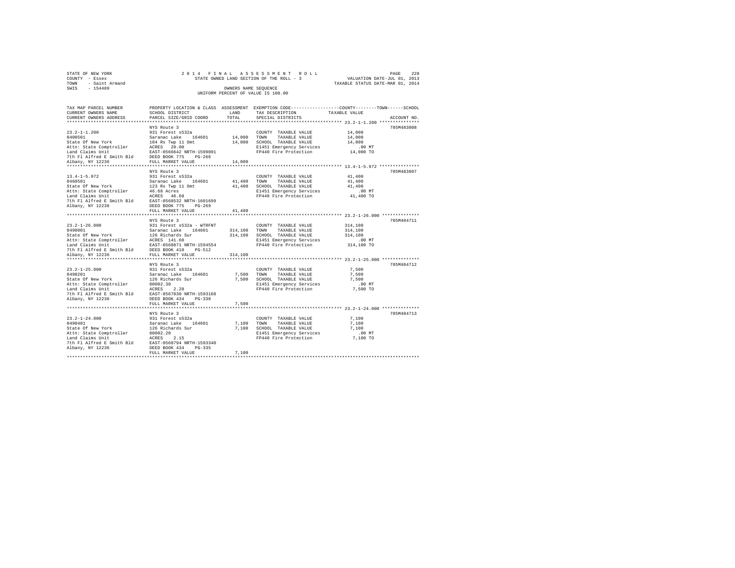STATE OF NEW YORK
COUNTY - Essex
TOWN - Saint Armand
SWIS - 154489

2014 FINAL ASSESSMENT ROLL
STATE OWNED LAND SECTION OF THE ROLL - 3
OWNERS NAME SEQUENCE
UNIFORM PERCENT OF VALUE IS 100.00

VALUATION DATE-JUL 01, 2013
TAXABLE STATUS DATE-MAR 01, 2014

| TAX MAP PARCEL NUMBER / CURRENT OWNERS NAME / CURRENT OWNERS ADDRESS | PROPERTY LOCATION & CLASS / SCHOOL DISTRICT / PARCEL SIZE/GRID COORD | ASSESSMENT LAND / TOTAL | EXEMPTION CODE / TAX DESCRIPTION / SPECIAL DISTRICTS | COUNTY--------TOWN------SCHOOL TAXABLE VALUE | ACCOUNT NO. |
|---|---|---|---|---|---|
| 23.2-1-1.200 | NYS Route 3 | | | | 705M483008 |
| 0400501 | 931 Forest s532a | | COUNTY TAXABLE VALUE | 14,000 | |
| State Of New York | Saranac Lake 164601 | 14,000 | TOWN TAXABLE VALUE | 14,000 | |
| Attn: State Comptroller | 104 Rs Twp 11 Omt | 14,000 | SCHOOL TAXABLE VALUE | 14,000 | |
| Land Claims Unit | ACRES 20.00 | | E1451 Emergency Services | .00 MT | |
| 7th Fl Alfred E Smith Bld | EAST-0566642 NRTH-1599091 | | FP440 Fire Protection | 14,000 TO | |
| Albany, NY 12236 | DEED BOOK 775 PG-266 | | | | |
| | FULL MARKET VALUE | 14,000 | | | |
| 13.4-1-5.972 | NYS Route 3 | | | | 705M483007 |
| 0460501 | 931 Forest s532a | | COUNTY TAXABLE VALUE | 41,400 | |
| State Of New York | Saranac Lake 164601 | 41,400 | TOWN TAXABLE VALUE | 41,400 | |
| Attn: State Comptroller | 123 Rs Twp 11 Omt | 41,400 | SCHOOL TAXABLE VALUE | 41,400 | |
| Land Claims Unit | 46.68 Acres | | E1451 Emergency Services | .00 MT | |
| 7th Fl Alfred E Smith Bld | ACRES 46.68 | | FP440 Fire Protection | 41,400 TO | |
| Albany, NY 12236 | EAST-0568532 NRTH-1601699 | | | | |
| | DEED BOOK 775 PG-269 | | | | |
| | FULL MARKET VALUE | 41,400 | | | |
| 23.2-1-26.000 | NYS Route 3 | | | | 705M404711 |
| 0490001 | 931 Forest s532a - WTRFNT | | COUNTY TAXABLE VALUE | 314,100 | |
| State Of New York | Saranac Lake 164601 | 314,100 | TOWN TAXABLE VALUE | 314,100 | |
| Attn: State Comptroller | 126 Richards Sur | 314,100 | SCHOOL TAXABLE VALUE | 314,100 | |
| Land Claims Unit | ACRES 141.60 | | E1451 Emergency Services | .00 MT | |
| 7th Fl Alfred E Smith Bld | EAST-0568871 NRTH-1594554 | | FP440 Fire Protection | 314,100 TO | |
| Albany, NY 12236 | DEED BOOK 410 PG-512 | | | | |
| | FULL MARKET VALUE | 314,100 | | | |
| 23.2-1-25.000 | NYS Route 3 | | | | 705M404712 |
| 0490201 | 931 Forest s532a | | COUNTY TAXABLE VALUE | 7,500 | |
| State Of New York | Saranac Lake 164601 | 7,500 | TOWN TAXABLE VALUE | 7,500 | |
| Attn: State Comptroller | 126 Richards Sur | 7,500 | SCHOOL TAXABLE VALUE | 7,500 | |
| Land Claims Unit | 00002.30 | | E1451 Emergency Services | .00 MT | |
| 7th Fl Alfred E Smith Bld | ACRES 2.28 | | FP440 Fire Protection | 7,500 TO | |
| Albany, NY 12236 | EAST-0567830 NRTH-1593168 | | | | |
| | DEED BOOK 434 PG-338 | | | | |
| | FULL MARKET VALUE | 7,500 | | | |
| 23.2-1-24.000 | NYS Route 3 | | | | 705M404713 |
| 0490401 | 931 Forest s532a | | COUNTY TAXABLE VALUE | 7,100 | |
| State Of New York | Saranac Lake 164601 | 7,100 | TOWN TAXABLE VALUE | 7,100 | |
| Attn: State Comptroller | 126 Richards Sur | 7,100 | SCHOOL TAXABLE VALUE | 7,100 | |
| Land Claims Unit | 00002.20 | | E1451 Emergency Services | .00 MT | |
| 7th Fl Alfred E Smith Bld | ACRES 2.15 | | FP440 Fire Protection | 7,100 TO | |
| Albany, NY 12236 | EAST-0568794 NRTH-1593340 | | | | |
| | DEED BOOK 434 PG-335 | | | | |
| | FULL MARKET VALUE | 7,100 | | | |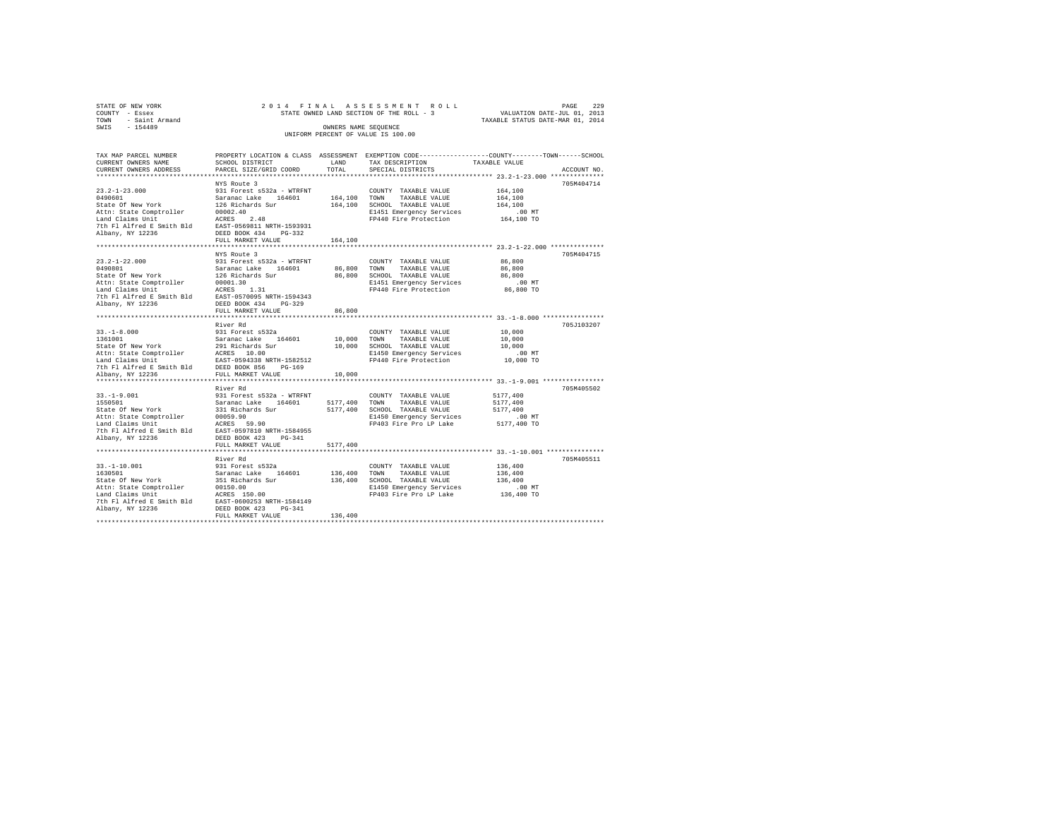STATE OF NEW YORK
COUNTY - Essex
TOWN - Saint Armand
SWIS - 154489

2 0 1 4 F I N A L A S S E S S M E N T R O L L
STATE OWNED LAND SECTION OF THE ROLL - 3
OWNERS NAME SEQUENCE
UNIFORM PERCENT OF VALUE IS 100.00

VALUATION DATE-JUL 01, 2013
TAXABLE STATUS DATE-MAR 01, 2014

```
TAX MAP PARCEL NUMBER      PROPERTY LOCATION & CLASS  ASSESSMENT  EXEMPTION CODE-----------------COUNTY--------TOWN------SCHOOL
CURRENT OWNERS NAME        SCHOOL DISTRICT              LAND      TAX DESCRIPTION            TAXABLE VALUE
CURRENT OWNERS ADDRESS     PARCEL SIZE/GRID COORD       TOTAL     SPECIAL DISTRICTS                                  ACCOUNT NO.
************************************************************************************************ 23.2-1-23.000 **************
                           NYS Route 3                                                                              705M404714
23.2-1-23.000              931 Forest s532a - WTRFNT              COUNTY  TAXABLE VALUE          164,100
0490601                    Saranac Lake    164601     164,100     TOWN    TAXABLE VALUE          164,100
State Of New York          126 Richards Sur            164,100     SCHOOL  TAXABLE VALUE          164,100
Attn: State Comptroller    00002.40                               E1451 Emergency Services            .00 MT
Land Claims Unit           ACRES    2.48                          FP440 Fire Protection          164,100 TO
7th Fl Alfred E Smith Bld  EAST-0569811 NRTH-1593931
Albany, NY 12236           DEED BOOK 434    PG-332
                           FULL MARKET VALUE          164,100
************************************************************************************************ 23.2-1-22.000 **************
                           NYS Route 3                                                                              705M404715
23.2-1-22.000              931 Forest s532a - WTRFNT              COUNTY  TAXABLE VALUE           86,800
0490801                    Saranac Lake    164601      86,800     TOWN    TAXABLE VALUE           86,800
State Of New York          126 Richards Sur             86,800     SCHOOL  TAXABLE VALUE           86,800
Attn: State Comptroller    00001.30                               E1451 Emergency Services            .00 MT
Land Claims Unit           ACRES    1.31                          FP440 Fire Protection           86,800 TO
7th Fl Alfred E Smith Bld  EAST-0570095 NRTH-1594343
Albany, NY 12236           DEED BOOK 434    PG-329
                           FULL MARKET VALUE           86,800
************************************************************************************************ 33.-1-8.000 ****************
                           River Rd                                                                                 705J103207
33.-1-8.000                931 Forest s532a                       COUNTY  TAXABLE VALUE           10,000
1361001                    Saranac Lake    164601      10,000     TOWN    TAXABLE VALUE           10,000
State Of New York          291 Richards Sur             10,000     SCHOOL  TAXABLE VALUE           10,000
Attn: State Comptroller    ACRES   10.00                          E1450 Emergency Services            .00 MT
Land Claims Unit           EAST-0594338 NRTH-1582512              FP440 Fire Protection           10,000 TO
7th Fl Alfred E Smith Bld  DEED BOOK 856    PG-169
Albany, NY 12236           FULL MARKET VALUE           10,000
************************************************************************************************ 33.-1-9.001 ****************
                           River Rd                                                                                 705M405502
33.-1-9.001                931 Forest s532a - WTRFNT              COUNTY  TAXABLE VALUE         5177,400
1550501                    Saranac Lake    164601    5177,400     TOWN    TAXABLE VALUE         5177,400
State Of New York          331 Richards Sur           5177,400     SCHOOL  TAXABLE VALUE         5177,400
Attn: State Comptroller    00059.90                               E1450 Emergency Services            .00 MT
Land Claims Unit           ACRES   59.90                          FP403 Fire Pro LP Lake        5177,400 TO
7th Fl Alfred E Smith Bld  EAST-0597810 NRTH-1584955
Albany, NY 12236           DEED BOOK 423    PG-341
                           FULL MARKET VALUE         5177,400
************************************************************************************************ 33.-1-10.001 ***************
                           River Rd                                                                                 705M405511
33.-1-10.001               931 Forest s532a                       COUNTY  TAXABLE VALUE          136,400
1630501                    Saranac Lake    164601     136,400     TOWN    TAXABLE VALUE          136,400
State Of New York          351 Richards Sur            136,400     SCHOOL  TAXABLE VALUE          136,400
Attn: State Comptroller    00150.00                               E1450 Emergency Services            .00 MT
Land Claims Unit           ACRES  150.00                          FP403 Fire Pro LP Lake         136,400 TO
7th Fl Alfred E Smith Bld  EAST-0600253 NRTH-1584149
Albany, NY 12236           DEED BOOK 423    PG-341
                           FULL MARKET VALUE          136,400
******************************************************************************************************************************
```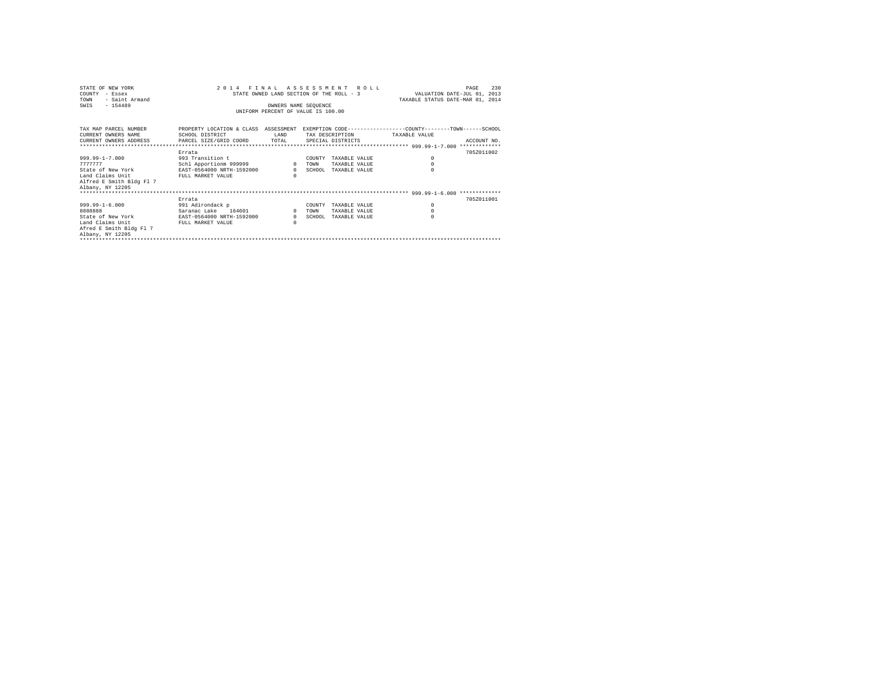STATE OF NEW YORK
COUNTY - Essex
TOWN - Saint Armand
SWIS - 154489

2014 FINAL ASSESSMENT ROLL
STATE OWNED LAND SECTION OF THE ROLL - 3
OWNERS NAME SEQUENCE
UNIFORM PERCENT OF VALUE IS 100.00

VALUATION DATE-JUL 01, 2013
TAXABLE STATUS DATE-MAR 01, 2014

| TAX MAP PARCEL NUMBER<br>CURRENT OWNERS NAME<br>CURRENT OWNERS ADDRESS | PROPERTY LOCATION & CLASS<br>SCHOOL DISTRICT<br>PARCEL SIZE/GRID COORD | ASSESSMENT<br>LAND<br>TOTAL | EXEMPTION CODE<br>TAX DESCRIPTION<br>SPECIAL DISTRICTS | COUNTY--------TOWN------SCHOOL<br>TAXABLE VALUE | ACCOUNT NO. |
|---|---|---|---|---|---|
| ****** 999.99-1-7.000 ****** | | | | | |
| | Errata | | | | 705Z011002 |
| 999.99-1-7.000 | 993 Transition t | | COUNTY TAXABLE VALUE | 0 | |
| 7777777 | Schl Apportionm 999999 | 0 | TOWN TAXABLE VALUE | 0 | |
| State of New York | EAST-0564000 NRTH-1592000 | 0 | SCHOOL TAXABLE VALUE | 0 | |
| Land Claims Unit | FULL MARKET VALUE | 0 | | | |
| Alfred E Smith Bldg Fl 7 | | | | | |
| Albany, NY 12205 | | | | | |
| ****** 999.99-1-6.000 ****** | | | | | |
| | Errata | | | | 705Z011001 |
| 999.99-1-6.000 | 991 Adirondack p | | COUNTY TAXABLE VALUE | 0 | |
| 8888888 | Saranac Lake 164601 | 0 | TOWN TAXABLE VALUE | 0 | |
| State of New York | EAST-0564000 NRTH-1592000 | 0 | SCHOOL TAXABLE VALUE | 0 | |
| Land Claims Unit | FULL MARKET VALUE | 0 | | | |
| Afred E Smith Bldg Fl 7 | | | | | |
| Albany, NY 12205 | | | | | |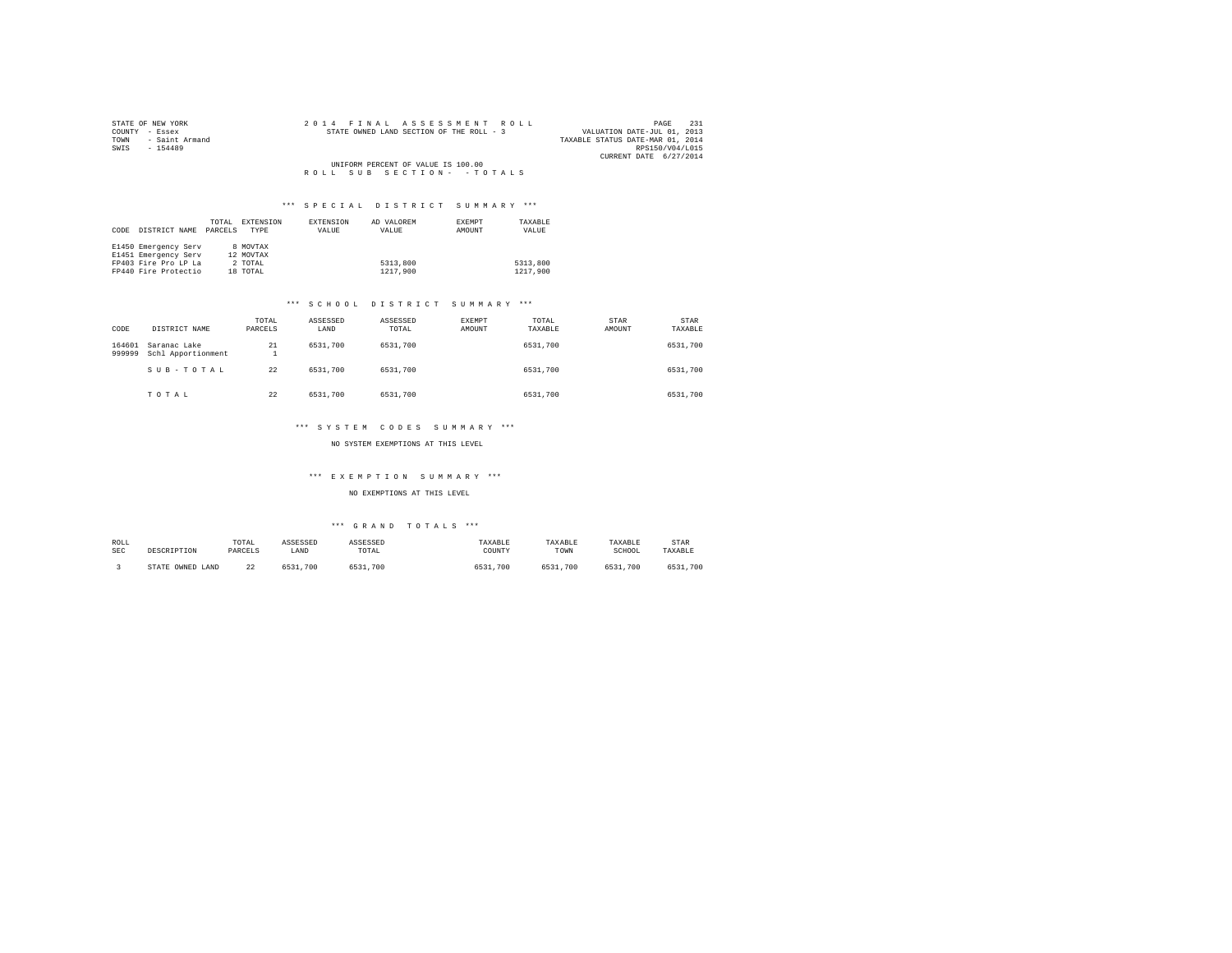STATE OF NEW YORK
COUNTY - Essex
TOWN - Saint Armand
SWIS - 154489

2 0 1 4 F I N A L A S S E S S M E N T R O L L
STATE OWNED LAND SECTION OF THE ROLL - 3

VALUATION DATE-JUL 01, 2013
TAXABLE STATUS DATE-MAR 01, 2014
RPS150/V04/L015
CURRENT DATE 6/27/2014

UNIFORM PERCENT OF VALUE IS 100.00
R O L L S U B S E C T I O N - - T O T A L S

### *** S P E C I A L D I S T R I C T S U M M A R Y ***

| CODE | DISTRICT NAME | TOTAL PARCELS | EXTENSION TYPE | EXTENSION VALUE | AD VALOREM VALUE | EXEMPT AMOUNT | TAXABLE VALUE |
|---|---|---|---|---|---|---|---|
| E1450 | Emergency Serv | 8 | MOVTAX | | | | |
| E1451 | Emergency Serv | 12 | MOVTAX | | | | |
| FP403 | Fire Pro LP La | 2 | TOTAL | | 5313,800 | | 5313,800 |
| FP440 | Fire Protectio | 18 | TOTAL | | 1217,900 | | 1217,900 |

### *** S C H O O L D I S T R I C T S U M M A R Y ***

| CODE | DISTRICT NAME | TOTAL PARCELS | ASSESSED LAND | ASSESSED TOTAL | EXEMPT AMOUNT | TOTAL TAXABLE | STAR AMOUNT | STAR TAXABLE |
|---|---|---|---|---|---|---|---|---|
| 164601 | Saranac Lake | 21 | 6531,700 | 6531,700 | | 6531,700 | | 6531,700 |
| 999999 | Schl Apportionment | 1 | | | | | | |
| | S U B - T O T A L | 22 | 6531,700 | 6531,700 | | 6531,700 | | 6531,700 |
| | T O T A L | 22 | 6531,700 | 6531,700 | | 6531,700 | | 6531,700 |

### *** S Y S T E M C O D E S S U M M A R Y ***

NO SYSTEM EXEMPTIONS AT THIS LEVEL

### *** E X E M P T I O N S U M M A R Y ***

NO EXEMPTIONS AT THIS LEVEL

### *** G R A N D T O T A L S ***

| ROLL SEC | DESCRIPTION | TOTAL PARCELS | ASSESSED LAND | ASSESSED TOTAL | TAXABLE COUNTY | TAXABLE TOWN | TAXABLE SCHOOL | STAR TAXABLE |
|---|---|---|---|---|---|---|---|---|
| 3 | STATE OWNED LAND | 22 | 6531,700 | 6531,700 | 6531,700 | 6531,700 | 6531,700 | 6531,700 |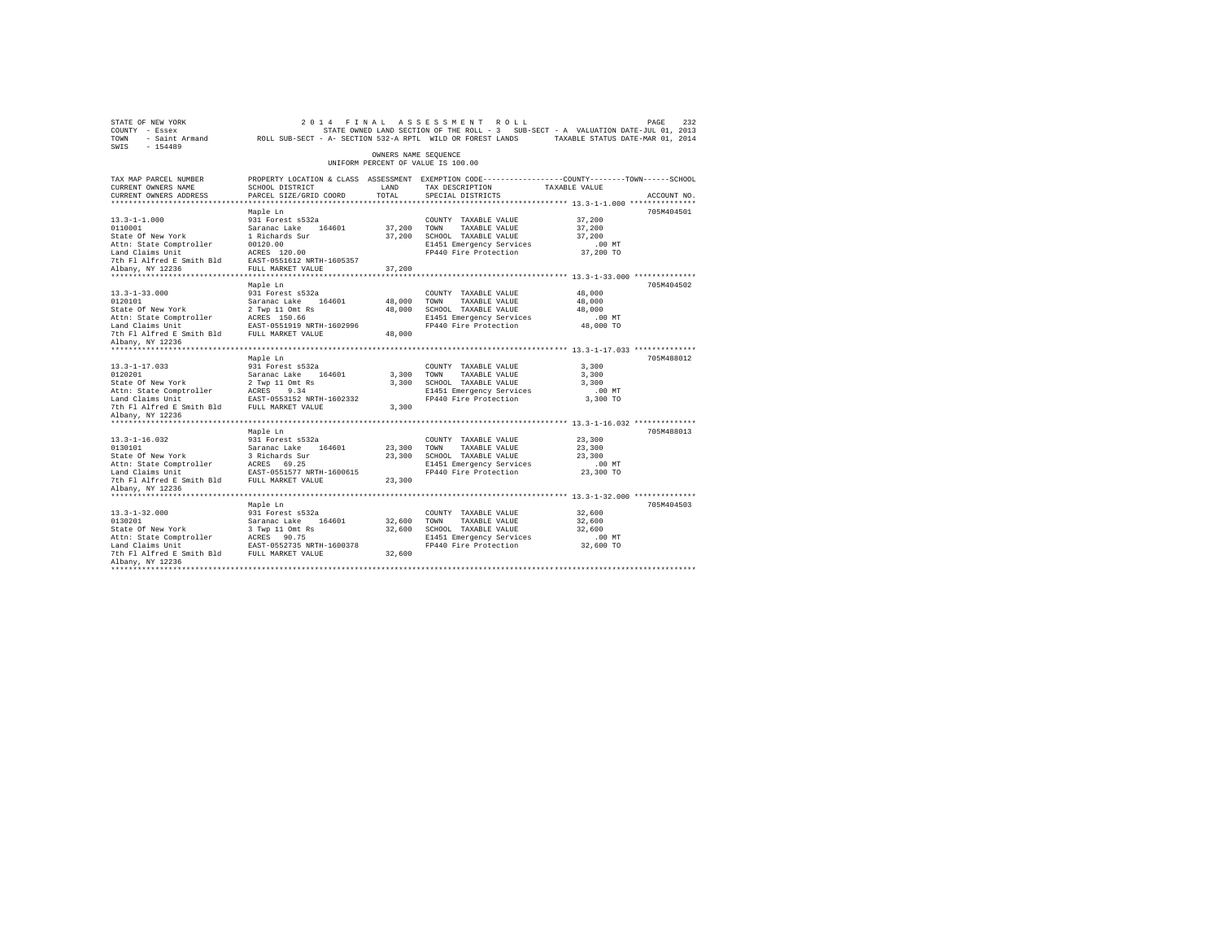STATE OF NEW YORK | 2014 FINAL ASSESSMENT ROLL
COUNTY - Essex | STATE OWNED LAND SECTION OF THE ROLL - 3 SUB-SECT - A VALUATION DATE-JUL 01, 2013
TOWN - Saint Armand | ROLL SUB-SECT - A- SECTION 532-A RPTL WILD OR FOREST LANDS TAXABLE STATUS DATE-MAR 01, 2014
SWIS - 154489

OWNERS NAME SEQUENCE
UNIFORM PERCENT OF VALUE IS 100.00

| TAX MAP PARCEL NUMBER / CURRENT OWNERS NAME / CURRENT OWNERS ADDRESS | PROPERTY LOCATION & CLASS / SCHOOL DISTRICT / PARCEL SIZE/GRID COORD | ASSESSMENT LAND / TOTAL | EXEMPTION CODE / TAX DESCRIPTION / SPECIAL DISTRICTS | COUNTY--------TOWN------SCHOOL TAXABLE VALUE | ACCOUNT NO. |
|---|---|---|---|---|---|
| 13.3-1-1.000 | Maple Ln | | | | 705M404501 |
| | 931 Forest s532a | | COUNTY TAXABLE VALUE | 37,200 | |
| 0110001 | Saranac Lake 164601 | 37,200 | TOWN TAXABLE VALUE | 37,200 | |
| State Of New York | 1 Richards Sur | 37,200 | SCHOOL TAXABLE VALUE | 37,200 | |
| Attn: State Comptroller | 00120.00 | | E1451 Emergency Services | .00 MT | |
| Land Claims Unit | ACRES 120.00 | | FP440 Fire Protection | 37,200 TO | |
| 7th Fl Alfred E Smith Bld | EAST-0551612 NRTH-1605357 | | | | |
| Albany, NY 12236 | FULL MARKET VALUE | 37,200 | | | |
| 13.3-1-33.000 | Maple Ln | | | | 705M404502 |
| | 931 Forest s532a | | COUNTY TAXABLE VALUE | 48,000 | |
| 0120101 | Saranac Lake 164601 | 48,000 | TOWN TAXABLE VALUE | 48,000 | |
| State Of New York | 2 Twp 11 Omt Rs | 48,000 | SCHOOL TAXABLE VALUE | 48,000 | |
| Attn: State Comptroller | ACRES 150.66 | | E1451 Emergency Services | .00 MT | |
| Land Claims Unit | EAST-0551919 NRTH-1602996 | | FP440 Fire Protection | 48,000 TO | |
| 7th Fl Alfred E Smith Bld | FULL MARKET VALUE | 48,000 | | | |
| Albany, NY 12236 | | | | | |
| 13.3-1-17.033 | Maple Ln | | | | 705M488012 |
| | 931 Forest s532a | | COUNTY TAXABLE VALUE | 3,300 | |
| 0120201 | Saranac Lake 164601 | 3,300 | TOWN TAXABLE VALUE | 3,300 | |
| State Of New York | 2 Twp 11 Omt Rs | 3,300 | SCHOOL TAXABLE VALUE | 3,300 | |
| Attn: State Comptroller | ACRES 9.34 | | E1451 Emergency Services | .00 MT | |
| Land Claims Unit | EAST-0553152 NRTH-1602332 | | FP440 Fire Protection | 3,300 TO | |
| 7th Fl Alfred E Smith Bld | FULL MARKET VALUE | 3,300 | | | |
| Albany, NY 12236 | | | | | |
| 13.3-1-16.032 | Maple Ln | | | | 705M488013 |
| | 931 Forest s532a | | COUNTY TAXABLE VALUE | 23,300 | |
| 0130101 | Saranac Lake 164601 | 23,300 | TOWN TAXABLE VALUE | 23,300 | |
| State Of New York | 3 Richards Sur | 23,300 | SCHOOL TAXABLE VALUE | 23,300 | |
| Attn: State Comptroller | ACRES 69.25 | | E1451 Emergency Services | .00 MT | |
| Land Claims Unit | EAST-0551577 NRTH-1600615 | | FP440 Fire Protection | 23,300 TO | |
| 7th Fl Alfred E Smith Bld | FULL MARKET VALUE | 23,300 | | | |
| Albany, NY 12236 | | | | | |
| 13.3-1-32.000 | Maple Ln | | | | 705M404503 |
| | 931 Forest s532a | | COUNTY TAXABLE VALUE | 32,600 | |
| 0130201 | Saranac Lake 164601 | 32,600 | TOWN TAXABLE VALUE | 32,600 | |
| State Of New York | 3 Twp 11 Omt Rs | 32,600 | SCHOOL TAXABLE VALUE | 32,600 | |
| Attn: State Comptroller | ACRES 90.75 | | E1451 Emergency Services | .00 MT | |
| Land Claims Unit | EAST-0552735 NRTH-1600378 | | FP440 Fire Protection | 32,600 TO | |
| 7th Fl Alfred E Smith Bld | FULL MARKET VALUE | 32,600 | | | |
| Albany, NY 12236 | | | | | |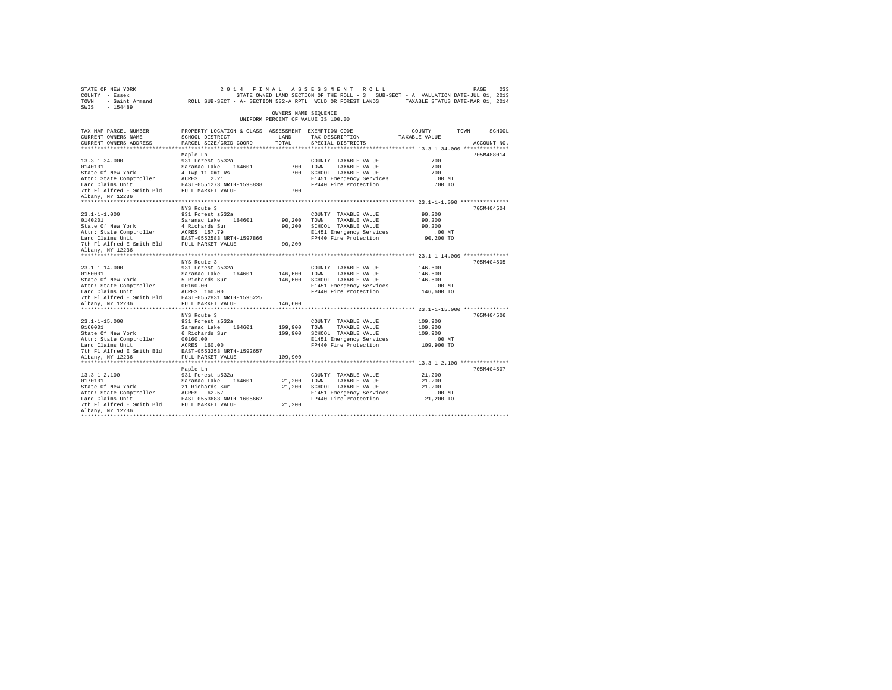STATE OF NEW YORK — 2014 FINAL ASSESSMENT ROLL
COUNTY - Essex — STATE OWNED LAND SECTION OF THE ROLL - 3 SUB-SECT - A VALUATION DATE-JUL 01, 2013
TOWN - Saint Armand — ROLL SUB-SECT - A- SECTION 532-A RPTL WILD OR FOREST LANDS — TAXABLE STATUS DATE-MAR 01, 2014
SWIS - 154489

OWNERS NAME SEQUENCE
UNIFORM PERCENT OF VALUE IS 100.00

| TAX MAP PARCEL NUMBER / CURRENT OWNERS NAME / CURRENT OWNERS ADDRESS | PROPERTY LOCATION & CLASS / SCHOOL DISTRICT / PARCEL SIZE/GRID COORD | ASSESSMENT LAND | ASSESSMENT TOTAL | EXEMPTION CODE / TAX DESCRIPTION / SPECIAL DISTRICTS | TAXABLE VALUE (COUNTY / TOWN / SCHOOL) | ACCOUNT NO. |
|---|---|---|---|---|---|---|
| 13.3-1-34.000 | Maple Ln | | | | | 705M488014 |
| 0140101 | 931 Forest s532a | | | COUNTY TAXABLE VALUE | 700 | |
| State Of New York | Saranac Lake 164601 | 700 | | TOWN TAXABLE VALUE | 700 | |
| Attn: State Comptroller | 4 Twp 11 Omt Rs | | 700 | SCHOOL TAXABLE VALUE | 700 | |
| Land Claims Unit | ACRES 2.21 | | | E1451 Emergency Services | .00 MT | |
| 7th Fl Alfred E Smith Bld | EAST-0551273 NRTH-1598838 | | | FP440 Fire Protection | 700 TO | |
| Albany, NY 12236 | FULL MARKET VALUE | | 700 | | | |
| 23.1-1-1.000 | NYS Route 3 | | | | | 705M404504 |
| 0140201 | 931 Forest s532a | | | COUNTY TAXABLE VALUE | 90,200 | |
| State Of New York | Saranac Lake 164601 | 90,200 | | TOWN TAXABLE VALUE | 90,200 | |
| Attn: State Comptroller | 4 Richards Sur | | 90,200 | SCHOOL TAXABLE VALUE | 90,200 | |
| Land Claims Unit | ACRES 157.79 | | | E1451 Emergency Services | .00 MT | |
| 7th Fl Alfred E Smith Bld | EAST-0552583 NRTH-1597866 | | | FP440 Fire Protection | 90,200 TO | |
| Albany, NY 12236 | FULL MARKET VALUE | | 90,200 | | | |
| 23.1-1-14.000 | NYS Route 3 | | | | | 705M404505 |
| 0150001 | 931 Forest s532a | | | COUNTY TAXABLE VALUE | 146,600 | |
| State Of New York | Saranac Lake 164601 | 146,600 | | TOWN TAXABLE VALUE | 146,600 | |
| Attn: State Comptroller | 5 Richards Sur | | 146,600 | SCHOOL TAXABLE VALUE | 146,600 | |
| Land Claims Unit | 00160.00 | | | E1451 Emergency Services | .00 MT | |
| 7th Fl Alfred E Smith Bld | ACRES 160.00 | | | FP440 Fire Protection | 146,600 TO | |
| Albany, NY 12236 | EAST-0552831 NRTH-1595225 | | | | | |
| | FULL MARKET VALUE | | 146,600 | | | |
| 23.1-1-15.000 | NYS Route 3 | | | | | 705M404506 |
| 0160001 | 931 Forest s532a | | | COUNTY TAXABLE VALUE | 109,900 | |
| State Of New York | Saranac Lake 164601 | 109,900 | | TOWN TAXABLE VALUE | 109,900 | |
| Attn: State Comptroller | 6 Richards Sur | | 109,900 | SCHOOL TAXABLE VALUE | 109,900 | |
| Land Claims Unit | 00160.00 | | | E1451 Emergency Services | .00 MT | |
| 7th Fl Alfred E Smith Bld | ACRES 160.00 | | | FP440 Fire Protection | 109,900 TO | |
| Albany, NY 12236 | EAST-0553253 NRTH-1592657 | | | | | |
| | FULL MARKET VALUE | | 109,900 | | | |
| 13.3-1-2.100 | Maple Ln | | | | | 705M404507 |
| 0170101 | 931 Forest s532a | | | COUNTY TAXABLE VALUE | 21,200 | |
| State Of New York | Saranac Lake 164601 | 21,200 | | TOWN TAXABLE VALUE | 21,200 | |
| Attn: State Comptroller | 21 Richards Sur | | 21,200 | SCHOOL TAXABLE VALUE | 21,200 | |
| Land Claims Unit | ACRES 62.57 | | | E1451 Emergency Services | .00 MT | |
| 7th Fl Alfred E Smith Bld | EAST-0553683 NRTH-1605662 | | | FP440 Fire Protection | 21,200 TO | |
| Albany, NY 12236 | FULL MARKET VALUE | | 21,200 | | | |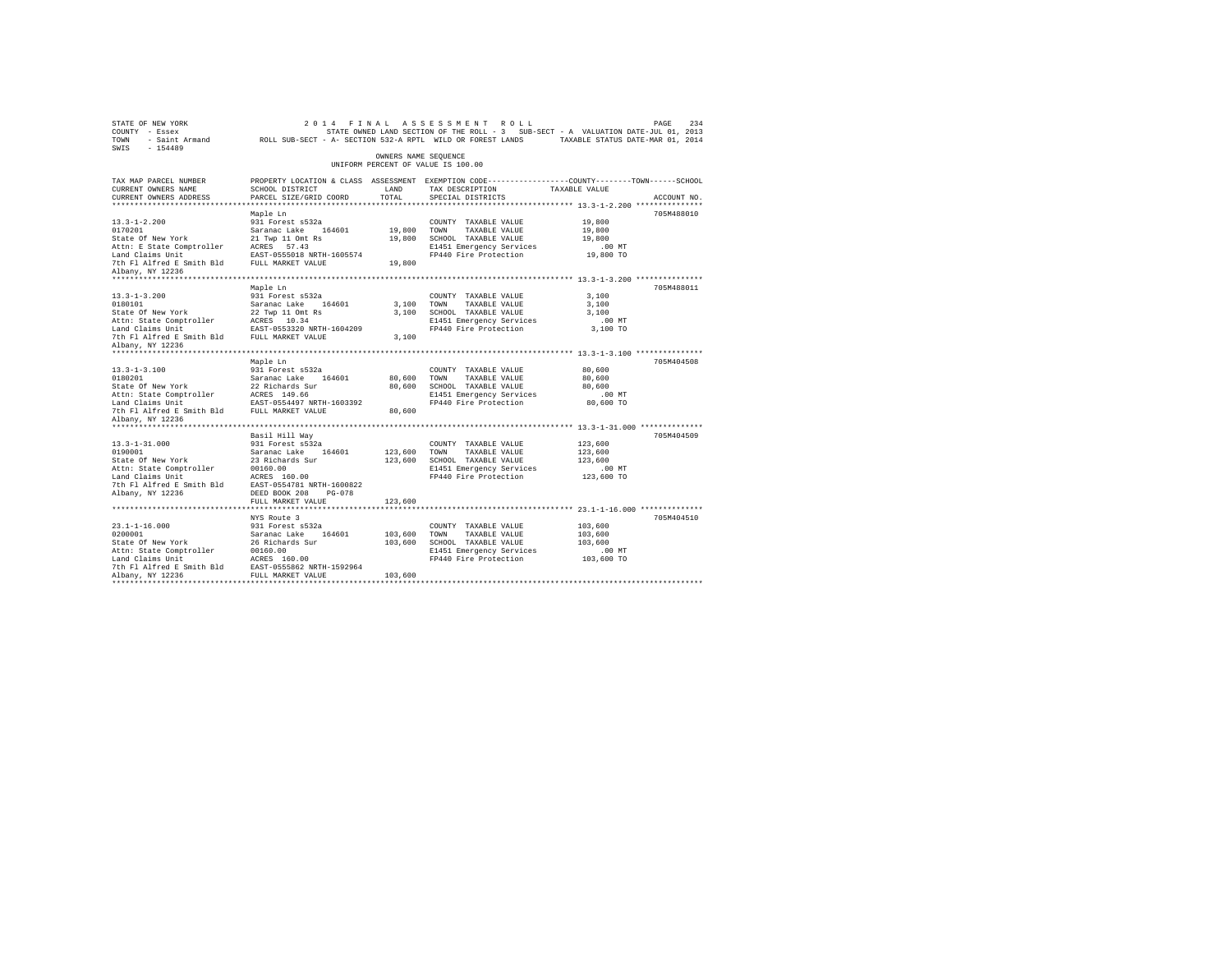STATE OF NEW YORK — 2014 FINAL ASSESSMENT ROLL
COUNTY - Essex — STATE OWNED LAND SECTION OF THE ROLL - 3 SUB-SECT - A VALUATION DATE-JUL 01, 2013
TOWN - Saint Armand — ROLL SUB-SECT - A- SECTION 532-A RPTL WILD OR FOREST LANDS — TAXABLE STATUS DATE-MAR 01, 2014
SWIS - 154489

OWNERS NAME SEQUENCE
UNIFORM PERCENT OF VALUE IS 100.00

| TAX MAP PARCEL NUMBER / CURRENT OWNERS NAME / CURRENT OWNERS ADDRESS | PROPERTY LOCATION & CLASS / SCHOOL DISTRICT / PARCEL SIZE/GRID COORD | ASSESSMENT LAND | TOTAL | EXEMPTION CODE / TAX DESCRIPTION / SPECIAL DISTRICTS | TAXABLE VALUE (COUNTY / TOWN / SCHOOL) | ACCOUNT NO. |
|---|---|---|---|---|---|---|
| **13.3-1-2.200** | Maple Ln | | | | | 705M488010 |
| 13.3-1-2.200 | 931 Forest s532a | | | COUNTY TAXABLE VALUE | 19,800 | |
| 0170201 | Saranac Lake 164601 | 19,800 | | TOWN TAXABLE VALUE | 19,800 | |
| State Of New York | 21 Twp 11 Omt Rs | | 19,800 | SCHOOL TAXABLE VALUE | 19,800 | |
| Attn: E State Comptroller | ACRES 57.43 | | | E1451 Emergency Services | .00 MT | |
| Land Claims Unit | EAST-0555018 NRTH-1605574 | | | FP440 Fire Protection | 19,800 TO | |
| 7th Fl Alfred E Smith Bld | FULL MARKET VALUE | | 19,800 | | | |
| Albany, NY 12236 | | | | | | |
| **13.3-1-3.200** | Maple Ln | | | | | 705M488011 |
| 13.3-1-3.200 | 931 Forest s532a | | | COUNTY TAXABLE VALUE | 3,100 | |
| 0180101 | Saranac Lake 164601 | 3,100 | | TOWN TAXABLE VALUE | 3,100 | |
| State Of New York | 22 Twp 11 Omt Rs | | 3,100 | SCHOOL TAXABLE VALUE | 3,100 | |
| Attn: State Comptroller | ACRES 10.34 | | | E1451 Emergency Services | .00 MT | |
| Land Claims Unit | EAST-0553320 NRTH-1604209 | | | FP440 Fire Protection | 3,100 TO | |
| 7th Fl Alfred E Smith Bld | FULL MARKET VALUE | | 3,100 | | | |
| Albany, NY 12236 | | | | | | |
| **13.3-1-3.100** | Maple Ln | | | | | 705M404508 |
| 13.3-1-3.100 | 931 Forest s532a | | | COUNTY TAXABLE VALUE | 80,600 | |
| 0180201 | Saranac Lake 164601 | 80,600 | | TOWN TAXABLE VALUE | 80,600 | |
| State Of New York | 22 Richards Sur | | 80,600 | SCHOOL TAXABLE VALUE | 80,600 | |
| Attn: State Comptroller | ACRES 149.66 | | | E1451 Emergency Services | .00 MT | |
| Land Claims Unit | EAST-0554497 NRTH-1603392 | | | FP440 Fire Protection | 80,600 TO | |
| 7th Fl Alfred E Smith Bld | FULL MARKET VALUE | | 80,600 | | | |
| Albany, NY 12236 | | | | | | |
| **13.3-1-31.000** | Basil Hill Way | | | | | 705M404509 |
| 13.3-1-31.000 | 931 Forest s532a | | | COUNTY TAXABLE VALUE | 123,600 | |
| 0190001 | Saranac Lake 164601 | 123,600 | | TOWN TAXABLE VALUE | 123,600 | |
| State Of New York | 23 Richards Sur | | 123,600 | SCHOOL TAXABLE VALUE | 123,600 | |
| Attn: State Comptroller | 00160.00 | | | E1451 Emergency Services | .00 MT | |
| Land Claims Unit | ACRES 160.00 | | | FP440 Fire Protection | 123,600 TO | |
| 7th Fl Alfred E Smith Bld | EAST-0554781 NRTH-1600822 | | | | | |
| Albany, NY 12236 | DEED BOOK 208 PG-078 | | | | | |
| | FULL MARKET VALUE | | 123,600 | | | |
| **23.1-1-16.000** | NYS Route 3 | | | | | 705M404510 |
| 23.1-1-16.000 | 931 Forest s532a | | | COUNTY TAXABLE VALUE | 103,600 | |
| 0200001 | Saranac Lake 164601 | 103,600 | | TOWN TAXABLE VALUE | 103,600 | |
| State Of New York | 26 Richards Sur | | 103,600 | SCHOOL TAXABLE VALUE | 103,600 | |
| Attn: State Comptroller | 00160.00 | | | E1451 Emergency Services | .00 MT | |
| Land Claims Unit | ACRES 160.00 | | | FP440 Fire Protection | 103,600 TO | |
| 7th Fl Alfred E Smith Bld | EAST-0555862 NRTH-1592964 | | | | | |
| Albany, NY 12236 | FULL MARKET VALUE | | 103,600 | | | |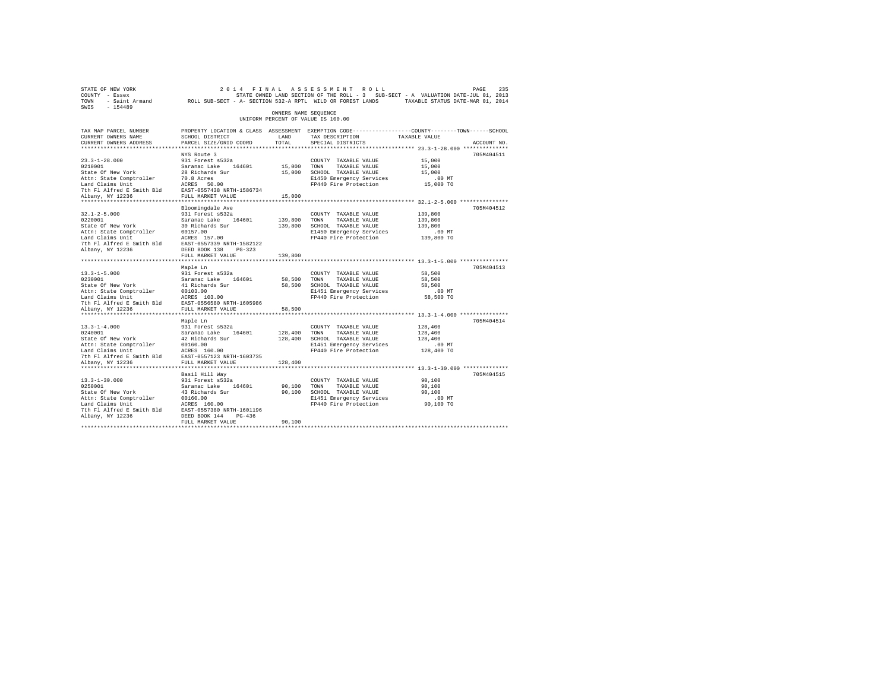STATE OF NEW YORK                    2014 FINAL ASSESSMENT ROLL
COUNTY - Essex                       STATE OWNED LAND SECTION OF THE ROLL - 3   SUB-SECT - A  VALUATION DATE-JUL 01, 2013
TOWN - Saint Armand                  ROLL SUB-SECT - A- SECTION 532-A RPTL  WILD OR FOREST LANDS     TAXABLE STATUS DATE-MAR 01, 2014
SWIS - 154489

OWNERS NAME SEQUENCE
UNIFORM PERCENT OF VALUE IS 100.00

| TAX MAP PARCEL NUMBER / CURRENT OWNERS NAME / CURRENT OWNERS ADDRESS | PROPERTY LOCATION & CLASS / SCHOOL DISTRICT / PARCEL SIZE/GRID COORD | ASSESSMENT LAND | TOTAL | EXEMPTION CODE / TAX DESCRIPTION / SPECIAL DISTRICTS | COUNTY--------TOWN------SCHOOL TAXABLE VALUE | ACCOUNT NO. |
|---|---|---|---|---|---|---|
| 23.3-1-28.000 | NYS Route 3 | | | | | 705M404511 |
| 0210001 | 931 Forest s532a | | | COUNTY TAXABLE VALUE | 15,000 | |
| State Of New York | Saranac Lake 164601 | 15,000 | | TOWN TAXABLE VALUE | 15,000 | |
| Attn: State Comptroller | 28 Richards Sur | | 15,000 | SCHOOL TAXABLE VALUE | 15,000 | |
| Land Claims Unit | 70.8 Acres | | | E1450 Emergency Services | .00 MT | |
| 7th Fl Alfred E Smith Bld | ACRES 50.00 | | | FP440 Fire Protection | 15,000 TO | |
| Albany, NY 12236 | EAST-0557438 NRTH-1586734 | | | | | |
| | FULL MARKET VALUE | | 15,000 | | | |
| 32.1-2-5.000 | Bloomingdale Ave | | | | | 705M404512 |
| 0220001 | 931 Forest s532a | | | COUNTY TAXABLE VALUE | 139,800 | |
| State Of New York | Saranac Lake 164601 | 139,800 | | TOWN TAXABLE VALUE | 139,800 | |
| Attn: State Comptroller | 30 Richards Sur | | 139,800 | SCHOOL TAXABLE VALUE | 139,800 | |
| Land Claims Unit | 00157.00 | | | E1450 Emergency Services | .00 MT | |
| 7th Fl Alfred E Smith Bld | ACRES 157.00 | | | FP440 Fire Protection | 139,800 TO | |
| Albany, NY 12236 | EAST-0557339 NRTH-1582122 | | | | | |
| | DEED BOOK 138 PG-323 | | | | | |
| | FULL MARKET VALUE | | 139,800 | | | |
| 13.3-1-5.000 | Maple Ln | | | | | 705M404513 |
| 0230001 | 931 Forest s532a | | | COUNTY TAXABLE VALUE | 58,500 | |
| State Of New York | Saranac Lake 164601 | 58,500 | | TOWN TAXABLE VALUE | 58,500 | |
| Attn: State Comptroller | 41 Richards Sur | | 58,500 | SCHOOL TAXABLE VALUE | 58,500 | |
| Land Claims Unit | 00103.00 | | | E1451 Emergency Services | .00 MT | |
| 7th Fl Alfred E Smith Bld | ACRES 103.00 | | | FP440 Fire Protection | 58,500 TO | |
| Albany, NY 12236 | EAST-0556580 NRTH-1605986 | | | | | |
| | FULL MARKET VALUE | | 58,500 | | | |
| 13.3-1-4.000 | Maple Ln | | | | | 705M404514 |
| 0240001 | 931 Forest s532a | | | COUNTY TAXABLE VALUE | 128,400 | |
| State Of New York | Saranac Lake 164601 | 128,400 | | TOWN TAXABLE VALUE | 128,400 | |
| Attn: State Comptroller | 42 Richards Sur | | 128,400 | SCHOOL TAXABLE VALUE | 128,400 | |
| Land Claims Unit | 00160.00 | | | E1451 Emergency Services | .00 MT | |
| 7th Fl Alfred E Smith Bld | ACRES 160.00 | | | FP440 Fire Protection | 128,400 TO | |
| Albany, NY 12236 | EAST-0557123 NRTH-1603735 | | | | | |
| | FULL MARKET VALUE | | 128,400 | | | |
| 13.3-1-30.000 | Basil Hill Way | | | | | 705M404515 |
| 0250001 | 931 Forest s532a | | | COUNTY TAXABLE VALUE | 90,100 | |
| State Of New York | Saranac Lake 164601 | 90,100 | | TOWN TAXABLE VALUE | 90,100 | |
| Attn: State Comptroller | 43 Richards Sur | | 90,100 | SCHOOL TAXABLE VALUE | 90,100 | |
| Land Claims Unit | 00160.00 | | | E1451 Emergency Services | .00 MT | |
| 7th Fl Alfred E Smith Bld | ACRES 160.00 | | | FP440 Fire Protection | 90,100 TO | |
| Albany, NY 12236 | EAST-0557380 NRTH-1601196 | | | | | |
| | DEED BOOK 144 PG-436 | | | | | |
| | FULL MARKET VALUE | | 90,100 | | | |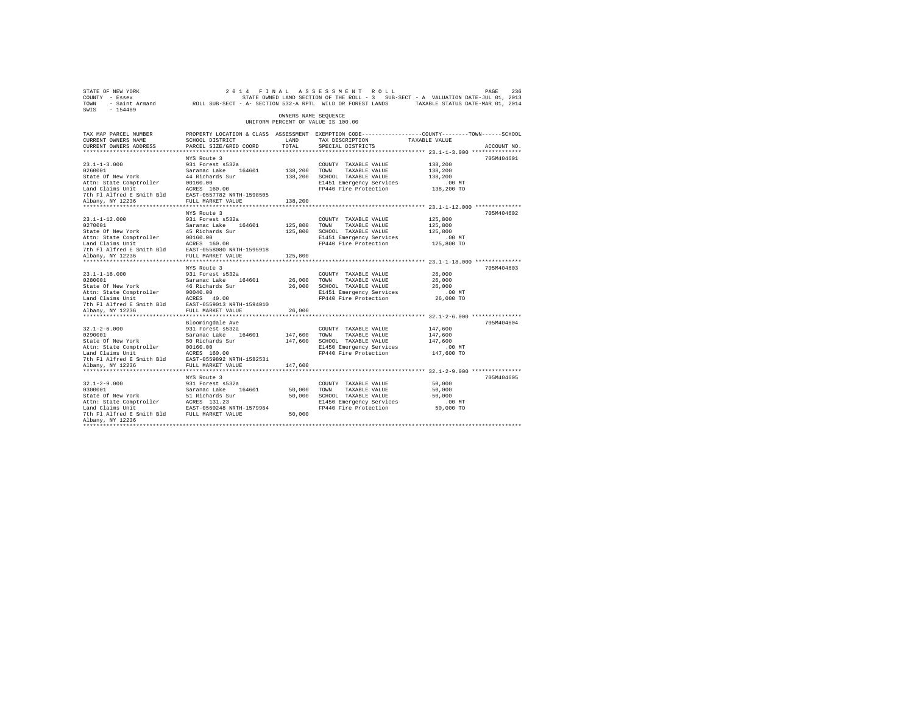STATE OF NEW YORK                    2 0 1 4   F I N A L   A S S E S S M E N T   R O L L
COUNTY - Essex                       STATE OWNED LAND SECTION OF THE ROLL - 3   SUB-SECT - A  VALUATION DATE-JUL 01, 2013
TOWN - Saint Armand         ROLL SUB-SECT - A- SECTION 532-A RPTL  WILD OR FOREST LANDS        TAXABLE STATUS DATE-MAR 01, 2014
SWIS - 154489

OWNERS NAME SEQUENCE
UNIFORM PERCENT OF VALUE IS 100.00

| TAX MAP PARCEL NUMBER / CURRENT OWNERS NAME / CURRENT OWNERS ADDRESS | PROPERTY LOCATION & CLASS / SCHOOL DISTRICT / PARCEL SIZE/GRID COORD | ASSESSMENT LAND / TOTAL | EXEMPTION CODE / TAX DESCRIPTION / SPECIAL DISTRICTS | TAXABLE VALUE (COUNTY / TOWN / SCHOOL) | ACCOUNT NO. |
|---|---|---|---|---|---|
| **23.1-1-3.000** | NYS Route 3 | | | | 705M404601 |
| 23.1-1-3.000 | 931 Forest s532a | | COUNTY TAXABLE VALUE | 138,200 | |
| 0260001 | Saranac Lake 164601 | 138,200 | TOWN TAXABLE VALUE | 138,200 | |
| State Of New York | 44 Richards Sur | 138,200 | SCHOOL TAXABLE VALUE | 138,200 | |
| Attn: State Comptroller | 00160.00 | | E1451 Emergency Services | .00 MT | |
| Land Claims Unit | ACRES 160.00 | | FP440 Fire Protection | 138,200 TO | |
| 7th Fl Alfred E Smith Bld | EAST-0557782 NRTH-1598505 | | | | |
| Albany, NY 12236 | FULL MARKET VALUE | 138,200 | | | |
| **23.1-1-12.000** | NYS Route 3 | | | | 705M404602 |
| 23.1-1-12.000 | 931 Forest s532a | | COUNTY TAXABLE VALUE | 125,800 | |
| 0270001 | Saranac Lake 164601 | 125,800 | TOWN TAXABLE VALUE | 125,800 | |
| State Of New York | 45 Richards Sur | 125,800 | SCHOOL TAXABLE VALUE | 125,800 | |
| Attn: State Comptroller | 00160.00 | | E1451 Emergency Services | .00 MT | |
| Land Claims Unit | ACRES 160.00 | | FP440 Fire Protection | 125,800 TO | |
| 7th Fl Alfred E Smith Bld | EAST-0558080 NRTH-1595918 | | | | |
| Albany, NY 12236 | FULL MARKET VALUE | 125,800 | | | |
| **23.1-1-18.000** | NYS Route 3 | | | | 705M404603 |
| 23.1-1-18.000 | 931 Forest s532a | | COUNTY TAXABLE VALUE | 26,000 | |
| 0280001 | Saranac Lake 164601 | 26,000 | TOWN TAXABLE VALUE | 26,000 | |
| State Of New York | 46 Richards Sur | 26,000 | SCHOOL TAXABLE VALUE | 26,000 | |
| Attn: State Comptroller | 00040.00 | | E1451 Emergency Services | .00 MT | |
| Land Claims Unit | ACRES 40.00 | | FP440 Fire Protection | 26,000 TO | |
| 7th Fl Alfred E Smith Bld | EAST-0559013 NRTH-1594010 | | | | |
| Albany, NY 12236 | FULL MARKET VALUE | 26,000 | | | |
| **32.1-2-6.000** | Bloomingdale Ave | | | | 705M404604 |
| 32.1-2-6.000 | 931 Forest s532a | | COUNTY TAXABLE VALUE | 147,600 | |
| 0290001 | Saranac Lake 164601 | 147,600 | TOWN TAXABLE VALUE | 147,600 | |
| State Of New York | 50 Richards Sur | 147,600 | SCHOOL TAXABLE VALUE | 147,600 | |
| Attn: State Comptroller | 00160.00 | | E1450 Emergency Services | .00 MT | |
| Land Claims Unit | ACRES 160.00 | | FP440 Fire Protection | 147,600 TO | |
| 7th Fl Alfred E Smith Bld | EAST-0559892 NRTH-1582531 | | | | |
| Albany, NY 12236 | FULL MARKET VALUE | 147,600 | | | |
| **32.1-2-9.000** | NYS Route 3 | | | | 705M404605 |
| 32.1-2-9.000 | 931 Forest s532a | | COUNTY TAXABLE VALUE | 50,000 | |
| 0300001 | Saranac Lake 164601 | 50,000 | TOWN TAXABLE VALUE | 50,000 | |
| State Of New York | 51 Richards Sur | 50,000 | SCHOOL TAXABLE VALUE | 50,000 | |
| Attn: State Comptroller | ACRES 131.23 | | E1450 Emergency Services | .00 MT | |
| Land Claims Unit | EAST-0560248 NRTH-1579964 | | FP440 Fire Protection | 50,000 TO | |
| 7th Fl Alfred E Smith Bld | FULL MARKET VALUE | 50,000 | | | |
| Albany, NY 12236 | | | | | |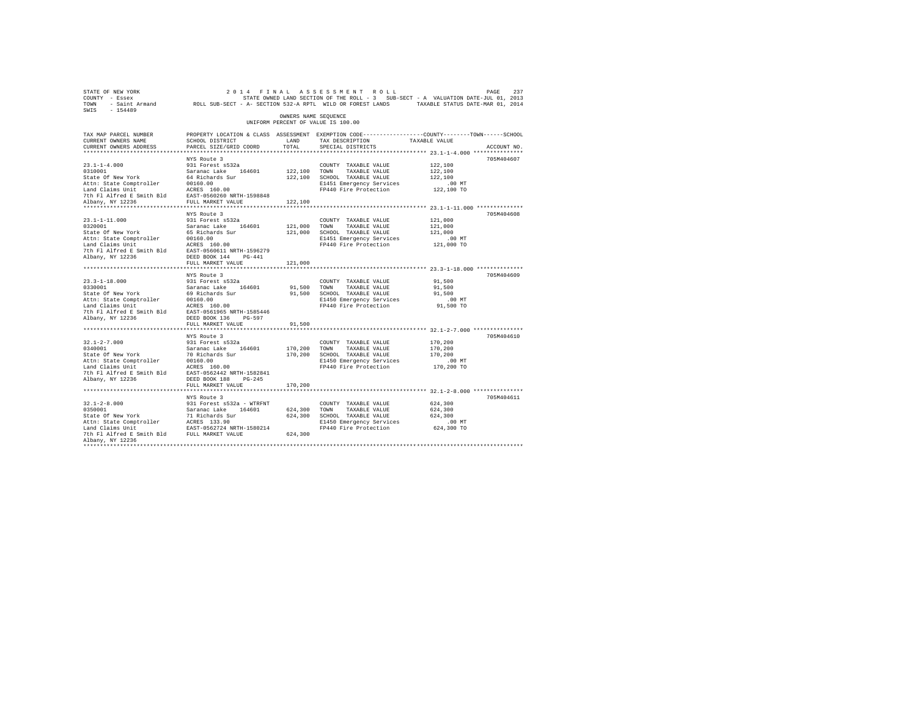STATE OF NEW YORK · COUNTY - Essex · TOWN - Saint Armand · SWIS - 154489

2014 FINAL ASSESSMENT ROLL

STATE OWNED LAND SECTION OF THE ROLL - 3 SUB-SECT - A VALUATION DATE-JUL 01, 2013

ROLL SUB-SECT - A- SECTION 532-A RPTL WILD OR FOREST LANDS TAXABLE STATUS DATE-MAR 01, 2014

OWNERS NAME SEQUENCE

UNIFORM PERCENT OF VALUE IS 100.00

| TAX MAP PARCEL NUMBER / CURRENT OWNERS NAME / CURRENT OWNERS ADDRESS | PROPERTY LOCATION & CLASS / SCHOOL DISTRICT / PARCEL SIZE/GRID COORD | ASSESSMENT LAND | TOTAL | EXEMPTION CODE / TAX DESCRIPTION / SPECIAL DISTRICTS | TAXABLE VALUE (COUNTY / TOWN / SCHOOL) | ACCOUNT NO. |
|---|---|---|---|---|---|---|
| 23.1-1-4.000 | NYS Route 3 | | | | | 705M404607 |
| 0310001 | 931 Forest s532a | | | COUNTY TAXABLE VALUE | 122,100 | |
| State Of New York | Saranac Lake 164601 | 122,100 | | TOWN TAXABLE VALUE | 122,100 | |
| Attn: State Comptroller | 64 Richards Sur | | 122,100 | SCHOOL TAXABLE VALUE | 122,100 | |
| Land Claims Unit | 00160.00 | | | E1451 Emergency Services | .00 MT | |
| 7th Fl Alfred E Smith Bld | ACRES 160.00 | | | FP440 Fire Protection | 122,100 TO | |
| Albany, NY 12236 | EAST-0560260 NRTH-1598848 | | | | | |
| | FULL MARKET VALUE | | 122,100 | | | |
| 23.1-1-11.000 | NYS Route 3 | | | | | 705M404608 |
| 0320001 | 931 Forest s532a | | | COUNTY TAXABLE VALUE | 121,000 | |
| State Of New York | Saranac Lake 164601 | 121,000 | | TOWN TAXABLE VALUE | 121,000 | |
| Attn: State Comptroller | 65 Richards Sur | | 121,000 | SCHOOL TAXABLE VALUE | 121,000 | |
| Land Claims Unit | 00160.00 | | | E1451 Emergency Services | .00 MT | |
| 7th Fl Alfred E Smith Bld | ACRES 160.00 | | | FP440 Fire Protection | 121,000 TO | |
| Albany, NY 12236 | EAST-0560611 NRTH-1596279 | | | | | |
| | DEED BOOK 144 PG-441 | | | | | |
| | FULL MARKET VALUE | | 121,000 | | | |
| 23.3-1-18.000 | NYS Route 3 | | | | | 705M404609 |
| 0330001 | 931 Forest s532a | | | COUNTY TAXABLE VALUE | 91,500 | |
| State Of New York | Saranac Lake 164601 | 91,500 | | TOWN TAXABLE VALUE | 91,500 | |
| Attn: State Comptroller | 69 Richards Sur | | 91,500 | SCHOOL TAXABLE VALUE | 91,500 | |
| Land Claims Unit | 00160.00 | | | E1450 Emergency Services | .00 MT | |
| 7th Fl Alfred E Smith Bld | ACRES 160.00 | | | FP440 Fire Protection | 91,500 TO | |
| Albany, NY 12236 | EAST-0561965 NRTH-1585446 | | | | | |
| | DEED BOOK 136 PG-597 | | | | | |
| | FULL MARKET VALUE | | 91,500 | | | |
| 32.1-2-7.000 | NYS Route 3 | | | | | 705M404610 |
| 0340001 | 931 Forest s532a | | | COUNTY TAXABLE VALUE | 170,200 | |
| State Of New York | Saranac Lake 164601 | 170,200 | | TOWN TAXABLE VALUE | 170,200 | |
| Attn: State Comptroller | 70 Richards Sur | | 170,200 | SCHOOL TAXABLE VALUE | 170,200 | |
| Land Claims Unit | 00160.00 | | | E1450 Emergency Services | .00 MT | |
| 7th Fl Alfred E Smith Bld | ACRES 160.00 | | | FP440 Fire Protection | 170,200 TO | |
| Albany, NY 12236 | EAST-0562442 NRTH-1582841 | | | | | |
| | DEED BOOK 188 PG-245 | | | | | |
| | FULL MARKET VALUE | | 170,200 | | | |
| 32.1-2-8.000 | NYS Route 3 | | | | | 705M404611 |
| 0350001 | 931 Forest s532a - WTRFNT | | | COUNTY TAXABLE VALUE | 624,300 | |
| State Of New York | Saranac Lake 164601 | 624,300 | | TOWN TAXABLE VALUE | 624,300 | |
| Attn: State Comptroller | 71 Richards Sur | | 624,300 | SCHOOL TAXABLE VALUE | 624,300 | |
| Land Claims Unit | ACRES 133.90 | | | E1450 Emergency Services | .00 MT | |
| 7th Fl Alfred E Smith Bld | EAST-0562724 NRTH-1580214 | | | FP440 Fire Protection | 624,300 TO | |
| Albany, NY 12236 | FULL MARKET VALUE | | 624,300 | | | |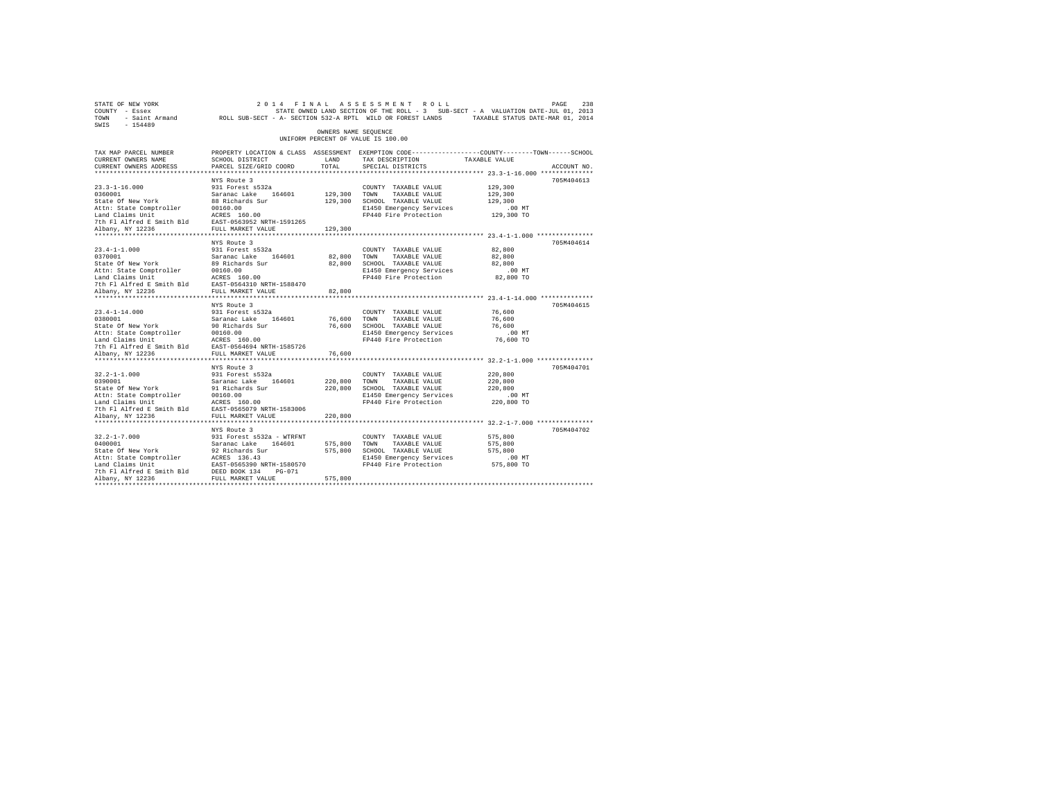STATE OF NEW YORK                    2014 FINAL ASSESSMENT ROLL
COUNTY - Essex                       STATE OWNED LAND SECTION OF THE ROLL - 3   SUB-SECT - A  VALUATION DATE-JUL 01, 2013
TOWN - Saint Armand                  ROLL SUB-SECT - A- SECTION 532-A RPTL WILD OR FOREST LANDS   TAXABLE STATUS DATE-MAR 01, 2014
SWIS - 154489

OWNERS NAME SEQUENCE
UNIFORM PERCENT OF VALUE IS 100.00

| TAX MAP PARCEL NUMBER / CURRENT OWNERS NAME / CURRENT OWNERS ADDRESS | PROPERTY LOCATION & CLASS / SCHOOL DISTRICT / PARCEL SIZE/GRID COORD | ASSESSMENT LAND | TOTAL | EXEMPTION CODE / TAX DESCRIPTION / SPECIAL DISTRICTS | TAXABLE VALUE (COUNTY / TOWN / SCHOOL) | ACCOUNT NO. |
|---|---|---|---|---|---|---|
| 23.3-1-16.000 | NYS Route 3 | | | | | 705M404613 |
| 0360001 | 931 Forest s532a | | | COUNTY TAXABLE VALUE | 129,300 | |
| State Of New York | Saranac Lake 164601 | 129,300 | | TOWN TAXABLE VALUE | 129,300 | |
| Attn: State Comptroller | 88 Richards Sur | | 129,300 | SCHOOL TAXABLE VALUE | 129,300 | |
| Land Claims Unit | 00160.00 | | | E1450 Emergency Services | .00 MT | |
| 7th Fl Alfred E Smith Bld | ACRES 160.00 | | | FP440 Fire Protection | 129,300 TO | |
| Albany, NY 12236 | EAST-0563952 NRTH-1591265 | | | | | |
| | FULL MARKET VALUE | | 129,300 | | | |
| 23.4-1-1.000 | NYS Route 3 | | | | | 705M404614 |
| 0370001 | 931 Forest s532a | | | COUNTY TAXABLE VALUE | 82,800 | |
| State Of New York | Saranac Lake 164601 | 82,800 | | TOWN TAXABLE VALUE | 82,800 | |
| Attn: State Comptroller | 89 Richards Sur | | 82,800 | SCHOOL TAXABLE VALUE | 82,800 | |
| Land Claims Unit | 00160.00 | | | E1450 Emergency Services | .00 MT | |
| 7th Fl Alfred E Smith Bld | ACRES 160.00 | | | FP440 Fire Protection | 82,800 TO | |
| Albany, NY 12236 | EAST-0564310 NRTH-1588470 | | | | | |
| | FULL MARKET VALUE | | 82,800 | | | |
| 23.4-1-14.000 | NYS Route 3 | | | | | 705M404615 |
| 0380001 | 931 Forest s532a | | | COUNTY TAXABLE VALUE | 76,600 | |
| State Of New York | Saranac Lake 164601 | 76,600 | | TOWN TAXABLE VALUE | 76,600 | |
| Attn: State Comptroller | 90 Richards Sur | | 76,600 | SCHOOL TAXABLE VALUE | 76,600 | |
| Land Claims Unit | 00160.00 | | | E1450 Emergency Services | .00 MT | |
| 7th Fl Alfred E Smith Bld | ACRES 160.00 | | | FP440 Fire Protection | 76,600 TO | |
| Albany, NY 12236 | EAST-0564694 NRTH-1585726 | | | | | |
| | FULL MARKET VALUE | | 76,600 | | | |
| 32.2-1-1.000 | NYS Route 3 | | | | | 705M404701 |
| 0390001 | 931 Forest s532a | | | COUNTY TAXABLE VALUE | 220,800 | |
| State Of New York | Saranac Lake 164601 | 220,800 | | TOWN TAXABLE VALUE | 220,800 | |
| Attn: State Comptroller | 91 Richards Sur | | 220,800 | SCHOOL TAXABLE VALUE | 220,800 | |
| Land Claims Unit | 00160.00 | | | E1450 Emergency Services | .00 MT | |
| 7th Fl Alfred E Smith Bld | ACRES 160.00 | | | FP440 Fire Protection | 220,800 TO | |
| Albany, NY 12236 | EAST-0565079 NRTH-1583006 | | | | | |
| | FULL MARKET VALUE | | 220,800 | | | |
| 32.2-1-7.000 | NYS Route 3 | | | | | 705M404702 |
| 0400001 | 931 Forest s532a - WTRFNT | | | COUNTY TAXABLE VALUE | 575,800 | |
| State Of New York | Saranac Lake 164601 | 575,800 | | TOWN TAXABLE VALUE | 575,800 | |
| Attn: State Comptroller | 92 Richards Sur | | 575,800 | SCHOOL TAXABLE VALUE | 575,800 | |
| Land Claims Unit | ACRES 136.43 | | | E1450 Emergency Services | .00 MT | |
| 7th Fl Alfred E Smith Bld | EAST-0565390 NRTH-1580570 | | | FP440 Fire Protection | 575,800 TO | |
| Albany, NY 12236 | DEED BOOK 134 PG-071 | | | | | |
| | FULL MARKET VALUE | | 575,800 | | | |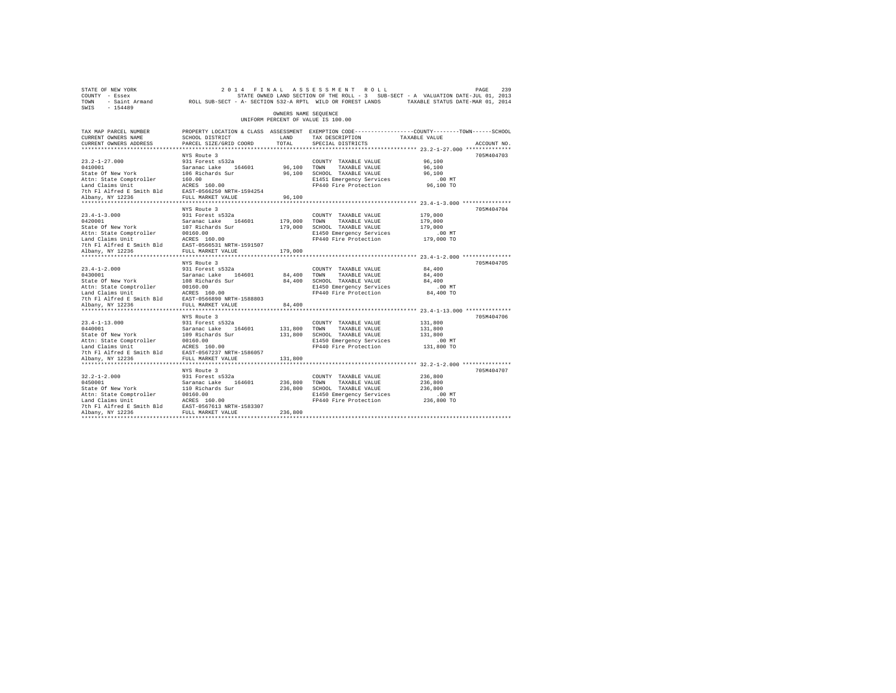STATE OF NEW YORK
COUNTY - Essex
TOWN - Saint Armand
SWIS - 154489

2014 FINAL ASSESSMENT ROLL
STATE OWNED LAND SECTION OF THE ROLL - 3 SUB-SECT - A VALUATION DATE-JUL 01, 2013
ROLL SUB-SECT - A- SECTION 532-A RPTL WILD OR FOREST LANDS TAXABLE STATUS DATE-MAR 01, 2014

OWNERS NAME SEQUENCE
UNIFORM PERCENT OF VALUE IS 100.00

| TAX MAP PARCEL NUMBER / CURRENT OWNERS NAME / CURRENT OWNERS ADDRESS | PROPERTY LOCATION & CLASS / SCHOOL DISTRICT / PARCEL SIZE/GRID COORD | ASSESSMENT LAND / TOTAL | EXEMPTION CODE / TAX DESCRIPTION / SPECIAL DISTRICTS | TAXABLE VALUE (COUNTY / TOWN / SCHOOL) | ACCOUNT NO. |
|---|---|---|---|---|---|
| 23.2-1-27.000 | NYS Route 3 | | | | 705M404703 |
| 0410001 | 931 Forest s532a | | COUNTY TAXABLE VALUE | 96,100 | |
| State Of New York | Saranac Lake 164601 | 96,100 | TOWN TAXABLE VALUE | 96,100 | |
| Attn: State Comptroller | 106 Richards Sur | 96,100 | SCHOOL TAXABLE VALUE | 96,100 | |
| Land Claims Unit | 160.00 | | E1451 Emergency Services | .00 MT | |
| 7th Fl Alfred E Smith Bld | ACRES 160.00 | | FP440 Fire Protection | 96,100 TO | |
| Albany, NY 12236 | EAST-0566250 NRTH-1594254 | | | | |
| | FULL MARKET VALUE | 96,100 | | | |
| 23.4-1-3.000 | NYS Route 3 | | | | 705M404704 |
| 0420001 | 931 Forest s532a | | COUNTY TAXABLE VALUE | 179,000 | |
| State Of New York | Saranac Lake 164601 | 179,000 | TOWN TAXABLE VALUE | 179,000 | |
| Attn: State Comptroller | 107 Richards Sur | 179,000 | SCHOOL TAXABLE VALUE | 179,000 | |
| Land Claims Unit | 00160.00 | | E1450 Emergency Services | .00 MT | |
| 7th Fl Alfred E Smith Bld | ACRES 160.00 | | FP440 Fire Protection | 179,000 TO | |
| Albany, NY 12236 | EAST-0566531 NRTH-1591507 | | | | |
| | FULL MARKET VALUE | 179,000 | | | |
| 23.4-1-2.000 | NYS Route 3 | | | | 705M404705 |
| 0430001 | 931 Forest s532a | | COUNTY TAXABLE VALUE | 84,400 | |
| State Of New York | Saranac Lake 164601 | 84,400 | TOWN TAXABLE VALUE | 84,400 | |
| Attn: State Comptroller | 108 Richards Sur | 84,400 | SCHOOL TAXABLE VALUE | 84,400 | |
| Land Claims Unit | 00160.00 | | E1450 Emergency Services | .00 MT | |
| 7th Fl Alfred E Smith Bld | ACRES 160.00 | | FP440 Fire Protection | 84,400 TO | |
| Albany, NY 12236 | EAST-0566890 NRTH-1588803 | | | | |
| | FULL MARKET VALUE | 84,400 | | | |
| 23.4-1-13.000 | NYS Route 3 | | | | 705M404706 |
| 0440001 | 931 Forest s532a | | COUNTY TAXABLE VALUE | 131,800 | |
| State Of New York | Saranac Lake 164601 | 131,800 | TOWN TAXABLE VALUE | 131,800 | |
| Attn: State Comptroller | 109 Richards Sur | 131,800 | SCHOOL TAXABLE VALUE | 131,800 | |
| Land Claims Unit | 00160.00 | | E1450 Emergency Services | .00 MT | |
| 7th Fl Alfred E Smith Bld | ACRES 160.00 | | FP440 Fire Protection | 131,800 TO | |
| Albany, NY 12236 | EAST-0567237 NRTH-1586057 | | | | |
| | FULL MARKET VALUE | 131,800 | | | |
| 32.2-1-2.000 | NYS Route 3 | | | | 705M404707 |
| 0450001 | 931 Forest s532a | | COUNTY TAXABLE VALUE | 236,800 | |
| State Of New York | Saranac Lake 164601 | 236,800 | TOWN TAXABLE VALUE | 236,800 | |
| Attn: State Comptroller | 110 Richards Sur | 236,800 | SCHOOL TAXABLE VALUE | 236,800 | |
| Land Claims Unit | 00160.00 | | E1450 Emergency Services | .00 MT | |
| 7th Fl Alfred E Smith Bld | ACRES 160.00 | | FP440 Fire Protection | 236,800 TO | |
| Albany, NY 12236 | EAST-0567613 NRTH-1583307 | | | | |
| | FULL MARKET VALUE | 236,800 | | | |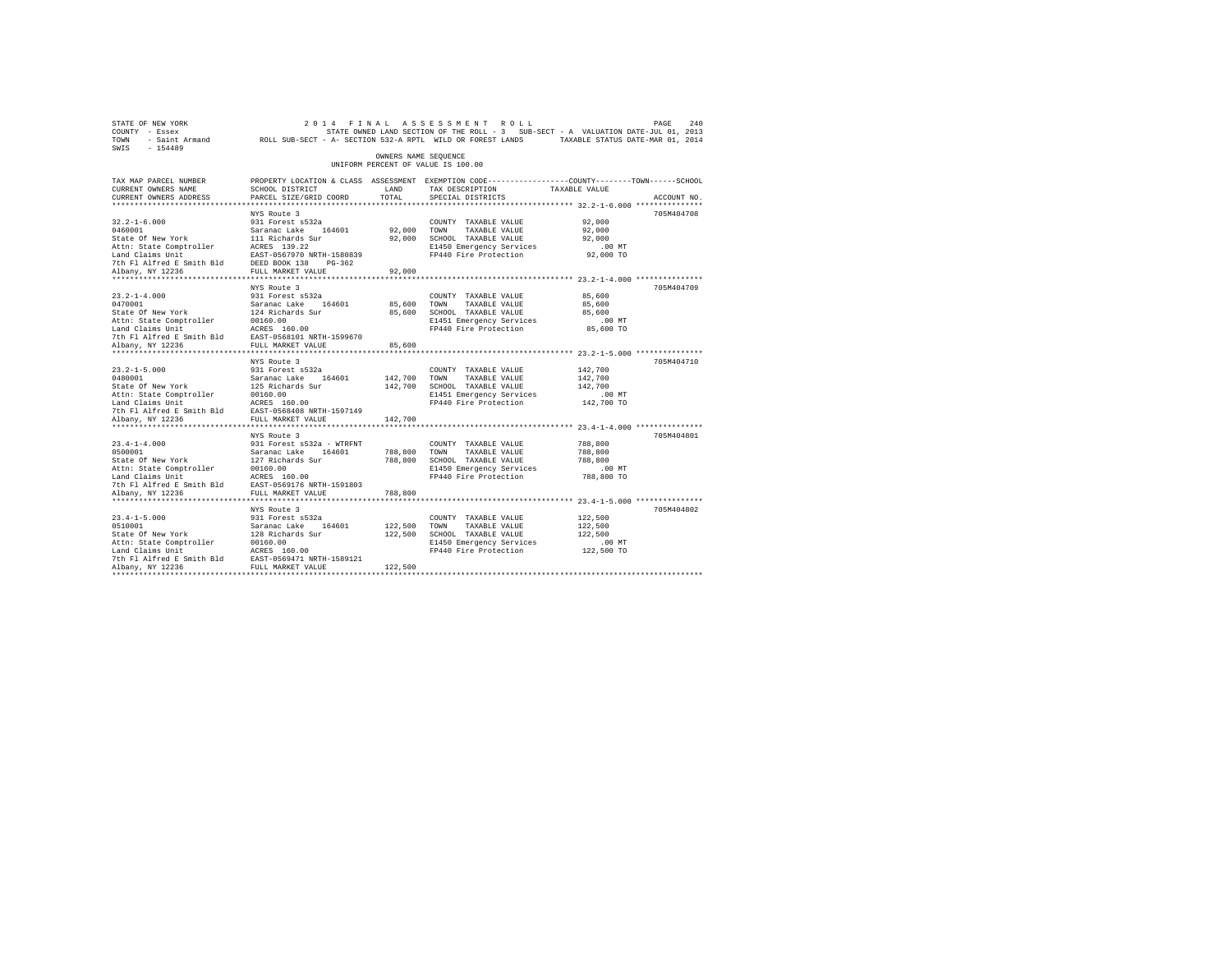STATE OF NEW YORK &nbsp;&nbsp;&nbsp;&nbsp; 2014 FINAL ASSESSMENT ROLL

COUNTY - Essex &nbsp;&nbsp;&nbsp;&nbsp; STATE OWNED LAND SECTION OF THE ROLL - 3 SUB-SECT - A VALUATION DATE-JUL 01, 2013

TOWN - Saint Armand &nbsp;&nbsp;&nbsp;&nbsp; ROLL SUB-SECT - A- SECTION 532-A RPTL WILD OR FOREST LANDS &nbsp;&nbsp;&nbsp;&nbsp; TAXABLE STATUS DATE-MAR 01, 2014

SWIS - 154489

OWNERS NAME SEQUENCE

UNIFORM PERCENT OF VALUE IS 100.00

| TAX MAP PARCEL NUMBER / CURRENT OWNERS NAME / CURRENT OWNERS ADDRESS | PROPERTY LOCATION & CLASS / SCHOOL DISTRICT / PARCEL SIZE/GRID COORD | ASSESSMENT LAND | TOTAL | EXEMPTION CODE / TAX DESCRIPTION / SPECIAL DISTRICTS | TAXABLE VALUE (COUNTY / TOWN / SCHOOL) | ACCOUNT NO. |
|---|---|---|---|---|---|---|
| 32.2-1-6.000 | NYS Route 3 | | | | | 705M404708 |
| | 931 Forest s532a | | | COUNTY TAXABLE VALUE | 92,000 | |
| 0460001 | Saranac Lake 164601 | 92,000 | | TOWN TAXABLE VALUE | 92,000 | |
| State Of New York | 111 Richards Sur | | 92,000 | SCHOOL TAXABLE VALUE | 92,000 | |
| Attn: State Comptroller | ACRES 139.22 | | | E1450 Emergency Services | .00 MT | |
| Land Claims Unit | EAST-0567970 NRTH-1580839 | | | FP440 Fire Protection | 92,000 TO | |
| 7th Fl Alfred E Smith Bld | DEED BOOK 138 PG-362 | | | | | |
| Albany, NY 12236 | FULL MARKET VALUE | | 92,000 | | | |
| 23.2-1-4.000 | NYS Route 3 | | | | | 705M404709 |
| | 931 Forest s532a | | | COUNTY TAXABLE VALUE | 85,600 | |
| 0470001 | Saranac Lake 164601 | 85,600 | | TOWN TAXABLE VALUE | 85,600 | |
| State Of New York | 124 Richards Sur | | 85,600 | SCHOOL TAXABLE VALUE | 85,600 | |
| Attn: State Comptroller | 00160.00 | | | E1451 Emergency Services | .00 MT | |
| Land Claims Unit | ACRES 160.00 | | | FP440 Fire Protection | 85,600 TO | |
| 7th Fl Alfred E Smith Bld | EAST-0568101 NRTH-1599670 | | | | | |
| Albany, NY 12236 | FULL MARKET VALUE | | 85,600 | | | |
| 23.2-1-5.000 | NYS Route 3 | | | | | 705M404710 |
| | 931 Forest s532a | | | COUNTY TAXABLE VALUE | 142,700 | |
| 0480001 | Saranac Lake 164601 | 142,700 | | TOWN TAXABLE VALUE | 142,700 | |
| State Of New York | 125 Richards Sur | | 142,700 | SCHOOL TAXABLE VALUE | 142,700 | |
| Attn: State Comptroller | 00160.00 | | | E1451 Emergency Services | .00 MT | |
| Land Claims Unit | ACRES 160.00 | | | FP440 Fire Protection | 142,700 TO | |
| 7th Fl Alfred E Smith Bld | EAST-0568408 NRTH-1597149 | | | | | |
| Albany, NY 12236 | FULL MARKET VALUE | | 142,700 | | | |
| 23.4-1-4.000 | NYS Route 3 | | | | | 705M404801 |
| | 931 Forest s532a - WTRFNT | | | COUNTY TAXABLE VALUE | 788,800 | |
| 0500001 | Saranac Lake 164601 | 788,800 | | TOWN TAXABLE VALUE | 788,800 | |
| State Of New York | 127 Richards Sur | | 788,800 | SCHOOL TAXABLE VALUE | 788,800 | |
| Attn: State Comptroller | 00160.00 | | | E1450 Emergency Services | .00 MT | |
| Land Claims Unit | ACRES 160.00 | | | FP440 Fire Protection | 788,800 TO | |
| 7th Fl Alfred E Smith Bld | EAST-0569176 NRTH-1591803 | | | | | |
| Albany, NY 12236 | FULL MARKET VALUE | | 788,800 | | | |
| 23.4-1-5.000 | NYS Route 3 | | | | | 705M404802 |
| | 931 Forest s532a | | | COUNTY TAXABLE VALUE | 122,500 | |
| 0510001 | Saranac Lake 164601 | 122,500 | | TOWN TAXABLE VALUE | 122,500 | |
| State Of New York | 128 Richards Sur | | 122,500 | SCHOOL TAXABLE VALUE | 122,500 | |
| Attn: State Comptroller | 00160.00 | | | E1450 Emergency Services | .00 MT | |
| Land Claims Unit | ACRES 160.00 | | | FP440 Fire Protection | 122,500 TO | |
| 7th Fl Alfred E Smith Bld | EAST-0569471 NRTH-1589121 | | | | | |
| Albany, NY 12236 | FULL MARKET VALUE | | 122,500 | | | |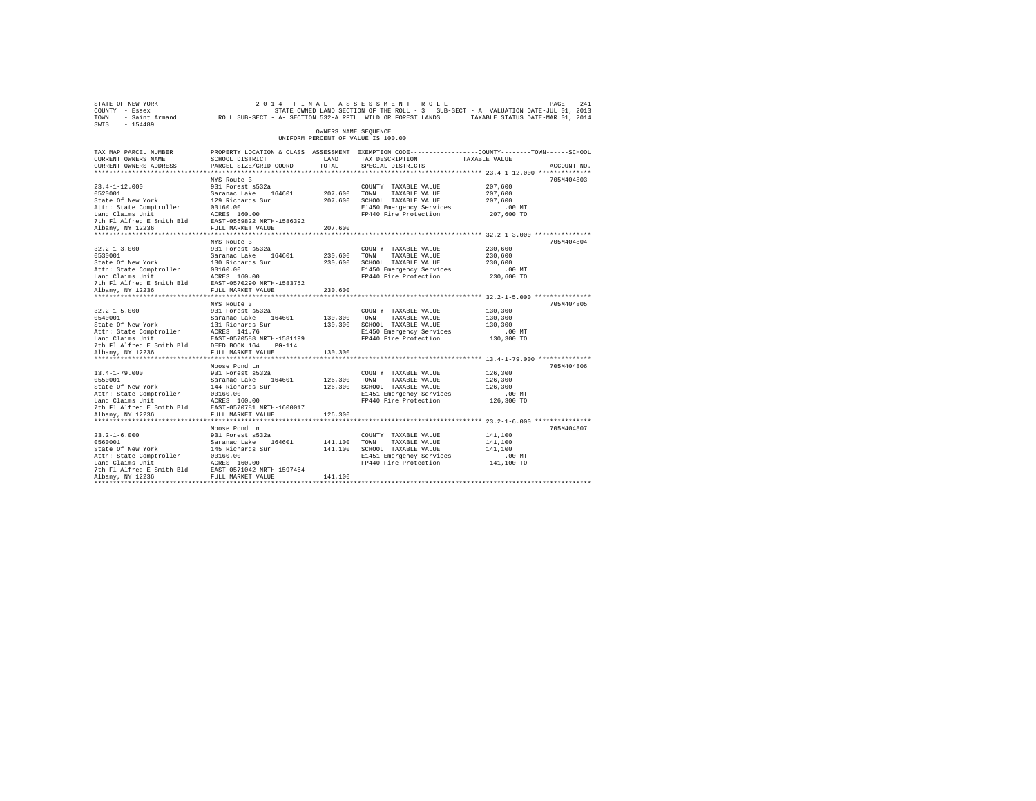STATE OF NEW YORK — 2014 FINAL ASSESSMENT ROLL — PAGE 241
COUNTY - Essex — STATE OWNED LAND SECTION OF THE ROLL - 3 SUB-SECT - A VALUATION DATE-JUL 01, 2013
TOWN - Saint Armand — ROLL SUB-SECT - A- SECTION 532-A RPTL WILD OR FOREST LANDS — TAXABLE STATUS DATE-MAR 01, 2014
SWIS - 154489

OWNERS NAME SEQUENCE
UNIFORM PERCENT OF VALUE IS 100.00

| TAX MAP PARCEL NUMBER / CURRENT OWNERS NAME / CURRENT OWNERS ADDRESS | PROPERTY LOCATION & CLASS / SCHOOL DISTRICT / PARCEL SIZE/GRID COORD | ASSESSMENT LAND / TOTAL | EXEMPTION CODE / TAX DESCRIPTION / SPECIAL DISTRICTS | TAXABLE VALUE (COUNTY / TOWN / SCHOOL) | ACCOUNT NO. |
|---|---|---|---|---|---|
| 23.4-1-12.000 | NYS Route 3 | | | | 705M404803 |
| 0520001 | 931 Forest s532a | | COUNTY TAXABLE VALUE | 207,600 | |
| State Of New York | Saranac Lake 164601 | 207,600 | TOWN TAXABLE VALUE | 207,600 | |
| Attn: State Comptroller | 129 Richards Sur | 207,600 | SCHOOL TAXABLE VALUE | 207,600 | |
| Land Claims Unit | 00160.00 | | E1450 Emergency Services | .00 MT | |
| 7th Fl Alfred E Smith Bld | ACRES 160.00 | | FP440 Fire Protection | 207,600 TO | |
| Albany, NY 12236 | EAST-0569822 NRTH-1586392 | | | | |
| | FULL MARKET VALUE | 207,600 | | | |
| 32.2-1-3.000 | NYS Route 3 | | | | 705M404804 |
| 0530001 | 931 Forest s532a | | COUNTY TAXABLE VALUE | 230,600 | |
| State Of New York | Saranac Lake 164601 | 230,600 | TOWN TAXABLE VALUE | 230,600 | |
| Attn: State Comptroller | 130 Richards Sur | 230,600 | SCHOOL TAXABLE VALUE | 230,600 | |
| Land Claims Unit | 00160.00 | | E1450 Emergency Services | .00 MT | |
| 7th Fl Alfred E Smith Bld | ACRES 160.00 | | FP440 Fire Protection | 230,600 TO | |
| Albany, NY 12236 | EAST-0570290 NRTH-1583752 | | | | |
| | FULL MARKET VALUE | 230,600 | | | |
| 32.2-1-5.000 | NYS Route 3 | | | | 705M404805 |
| 0540001 | 931 Forest s532a | | COUNTY TAXABLE VALUE | 130,300 | |
| State Of New York | Saranac Lake 164601 | 130,300 | TOWN TAXABLE VALUE | 130,300 | |
| Attn: State Comptroller | 131 Richards Sur | 130,300 | SCHOOL TAXABLE VALUE | 130,300 | |
| Land Claims Unit | ACRES 141.76 | | E1450 Emergency Services | .00 MT | |
| 7th Fl Alfred E Smith Bld | EAST-0570588 NRTH-1581199 | | FP440 Fire Protection | 130,300 TO | |
| Albany, NY 12236 | DEED BOOK 164 PG-114 | | | | |
| | FULL MARKET VALUE | 130,300 | | | |
| 13.4-1-79.000 | Moose Pond Ln | | | | 705M404806 |
| 0550001 | 931 Forest s532a | | COUNTY TAXABLE VALUE | 126,300 | |
| State Of New York | Saranac Lake 164601 | 126,300 | TOWN TAXABLE VALUE | 126,300 | |
| Attn: State Comptroller | 144 Richards Sur | 126,300 | SCHOOL TAXABLE VALUE | 126,300 | |
| Land Claims Unit | 00160.00 | | E1451 Emergency Services | .00 MT | |
| 7th Fl Alfred E Smith Bld | ACRES 160.00 | | FP440 Fire Protection | 126,300 TO | |
| Albany, NY 12236 | EAST-0570781 NRTH-1600017 | | | | |
| | FULL MARKET VALUE | 126,300 | | | |
| 23.2-1-6.000 | Moose Pond Ln | | | | 705M404807 |
| 0560001 | 931 Forest s532a | | COUNTY TAXABLE VALUE | 141,100 | |
| State Of New York | Saranac Lake 164601 | 141,100 | TOWN TAXABLE VALUE | 141,100 | |
| Attn: State Comptroller | 145 Richards Sur | 141,100 | SCHOOL TAXABLE VALUE | 141,100 | |
| Land Claims Unit | 00160.00 | | E1451 Emergency Services | .00 MT | |
| 7th Fl Alfred E Smith Bld | ACRES 160.00 | | FP440 Fire Protection | 141,100 TO | |
| Albany, NY 12236 | EAST-0571042 NRTH-1597464 | | | | |
| | FULL MARKET VALUE | 141,100 | | | |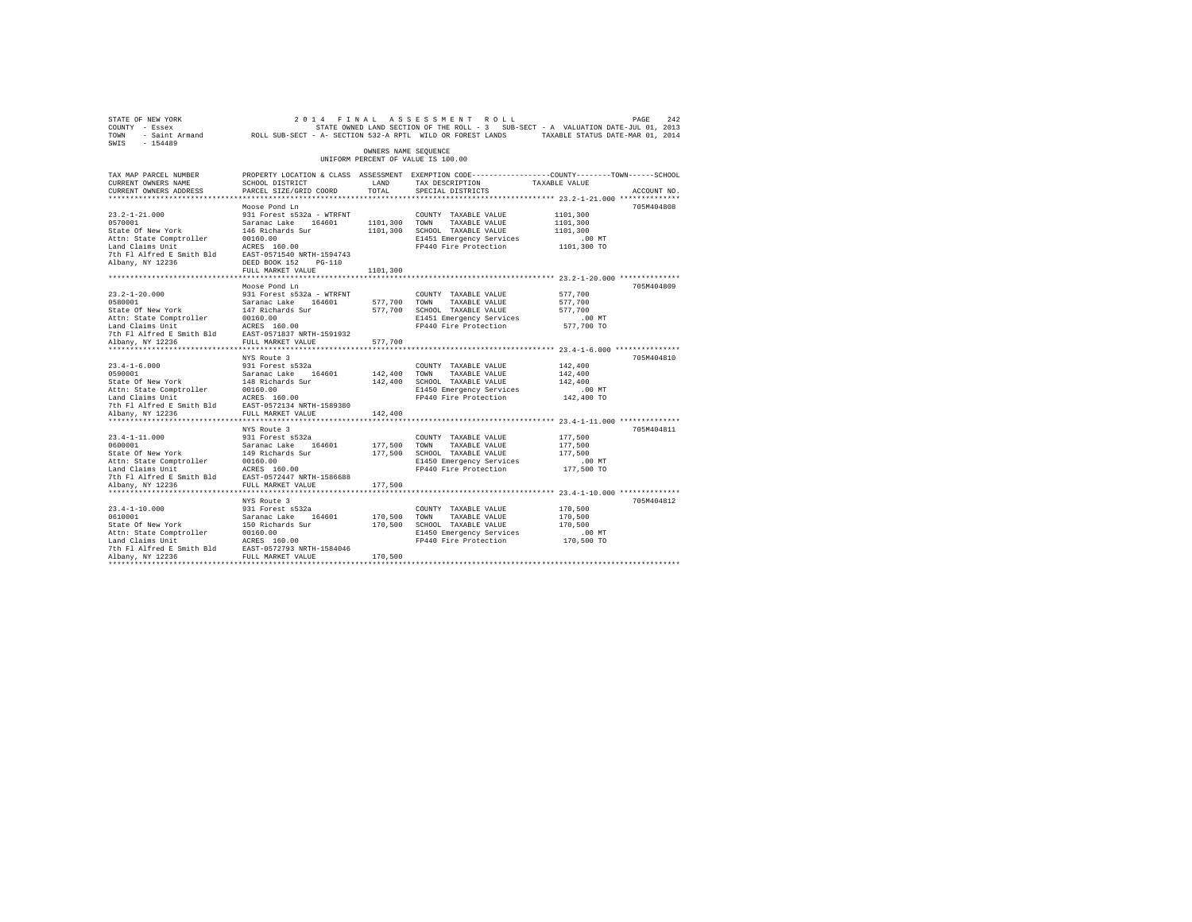STATE OF NEW YORK 2014 FINAL ASSESSMENT ROLL
COUNTY - Essex STATE OWNED LAND SECTION OF THE ROLL - 3 SUB-SECT - A VALUATION DATE-JUL 01, 2013
TOWN - Saint Armand ROLL SUB-SECT - A- SECTION 532-A RPTL WILD OR FOREST LANDS TAXABLE STATUS DATE-MAR 01, 2014
SWIS - 154489

OWNERS NAME SEQUENCE
UNIFORM PERCENT OF VALUE IS 100.00

| TAX MAP PARCEL NUMBER / CURRENT OWNERS NAME / CURRENT OWNERS ADDRESS | PROPERTY LOCATION & CLASS / SCHOOL DISTRICT / PARCEL SIZE/GRID COORD | ASSESSMENT LAND / TOTAL | EXEMPTION CODE / TAX DESCRIPTION / SPECIAL DISTRICTS | COUNTY / TOWN / SCHOOL TAXABLE VALUE | ACCOUNT NO. |
|---|---|---|---|---|---|
| **23.2-1-21.000** | Moose Pond Ln | | | | 705M404808 |
| 0570001 | 931 Forest s532a - WTRFNT | | COUNTY TAXABLE VALUE | 1101,300 | |
| State Of New York | Saranac Lake 164601 | 1101,300 | TOWN TAXABLE VALUE | 1101,300 | |
| Attn: State Comptroller | 146 Richards Sur | 1101,300 | SCHOOL TAXABLE VALUE | 1101,300 | |
| Land Claims Unit | 00160.00 | | E1451 Emergency Services | .00 MT | |
| 7th Fl Alfred E Smith Bld | ACRES 160.00 | | FP440 Fire Protection | 1101,300 TO | |
| Albany, NY 12236 | EAST-0571540 NRTH-1594743 | | | | |
| | DEED BOOK 152 PG-110 | | | | |
| | FULL MARKET VALUE | 1101,300 | | | |
| **23.2-1-20.000** | Moose Pond Ln | | | | 705M404809 |
| 0580001 | 931 Forest s532a - WTRFNT | | COUNTY TAXABLE VALUE | 577,700 | |
| State Of New York | Saranac Lake 164601 | 577,700 | TOWN TAXABLE VALUE | 577,700 | |
| Attn: State Comptroller | 147 Richards Sur | 577,700 | SCHOOL TAXABLE VALUE | 577,700 | |
| Land Claims Unit | 00160.00 | | E1451 Emergency Services | .00 MT | |
| 7th Fl Alfred E Smith Bld | ACRES 160.00 | | FP440 Fire Protection | 577,700 TO | |
| Albany, NY 12236 | EAST-0571837 NRTH-1591932 | | | | |
| | FULL MARKET VALUE | 577,700 | | | |
| **23.4-1-6.000** | NYS Route 3 | | | | 705M404810 |
| 0590001 | 931 Forest s532a | | COUNTY TAXABLE VALUE | 142,400 | |
| State Of New York | Saranac Lake 164601 | 142,400 | TOWN TAXABLE VALUE | 142,400 | |
| Attn: State Comptroller | 148 Richards Sur | 142,400 | SCHOOL TAXABLE VALUE | 142,400 | |
| Land Claims Unit | 00160.00 | | E1450 Emergency Services | .00 MT | |
| 7th Fl Alfred E Smith Bld | ACRES 160.00 | | FP440 Fire Protection | 142,400 TO | |
| Albany, NY 12236 | EAST-0572134 NRTH-1589380 | | | | |
| | FULL MARKET VALUE | 142,400 | | | |
| **23.4-1-11.000** | NYS Route 3 | | | | 705M404811 |
| 0600001 | 931 Forest s532a | | COUNTY TAXABLE VALUE | 177,500 | |
| State Of New York | Saranac Lake 164601 | 177,500 | TOWN TAXABLE VALUE | 177,500 | |
| Attn: State Comptroller | 149 Richards Sur | 177,500 | SCHOOL TAXABLE VALUE | 177,500 | |
| Land Claims Unit | 00160.00 | | E1450 Emergency Services | .00 MT | |
| 7th Fl Alfred E Smith Bld | ACRES 160.00 | | FP440 Fire Protection | 177,500 TO | |
| Albany, NY 12236 | EAST-0572447 NRTH-1586688 | | | | |
| | FULL MARKET VALUE | 177,500 | | | |
| **23.4-1-10.000** | NYS Route 3 | | | | 705M404812 |
| 0610001 | 931 Forest s532a | | COUNTY TAXABLE VALUE | 170,500 | |
| State Of New York | Saranac Lake 164601 | 170,500 | TOWN TAXABLE VALUE | 170,500 | |
| Attn: State Comptroller | 150 Richards Sur | 170,500 | SCHOOL TAXABLE VALUE | 170,500 | |
| Land Claims Unit | 00160.00 | | E1450 Emergency Services | .00 MT | |
| 7th Fl Alfred E Smith Bld | ACRES 160.00 | | FP440 Fire Protection | 170,500 TO | |
| Albany, NY 12236 | EAST-0572793 NRTH-1584046 | | | | |
| | FULL MARKET VALUE | 170,500 | | | |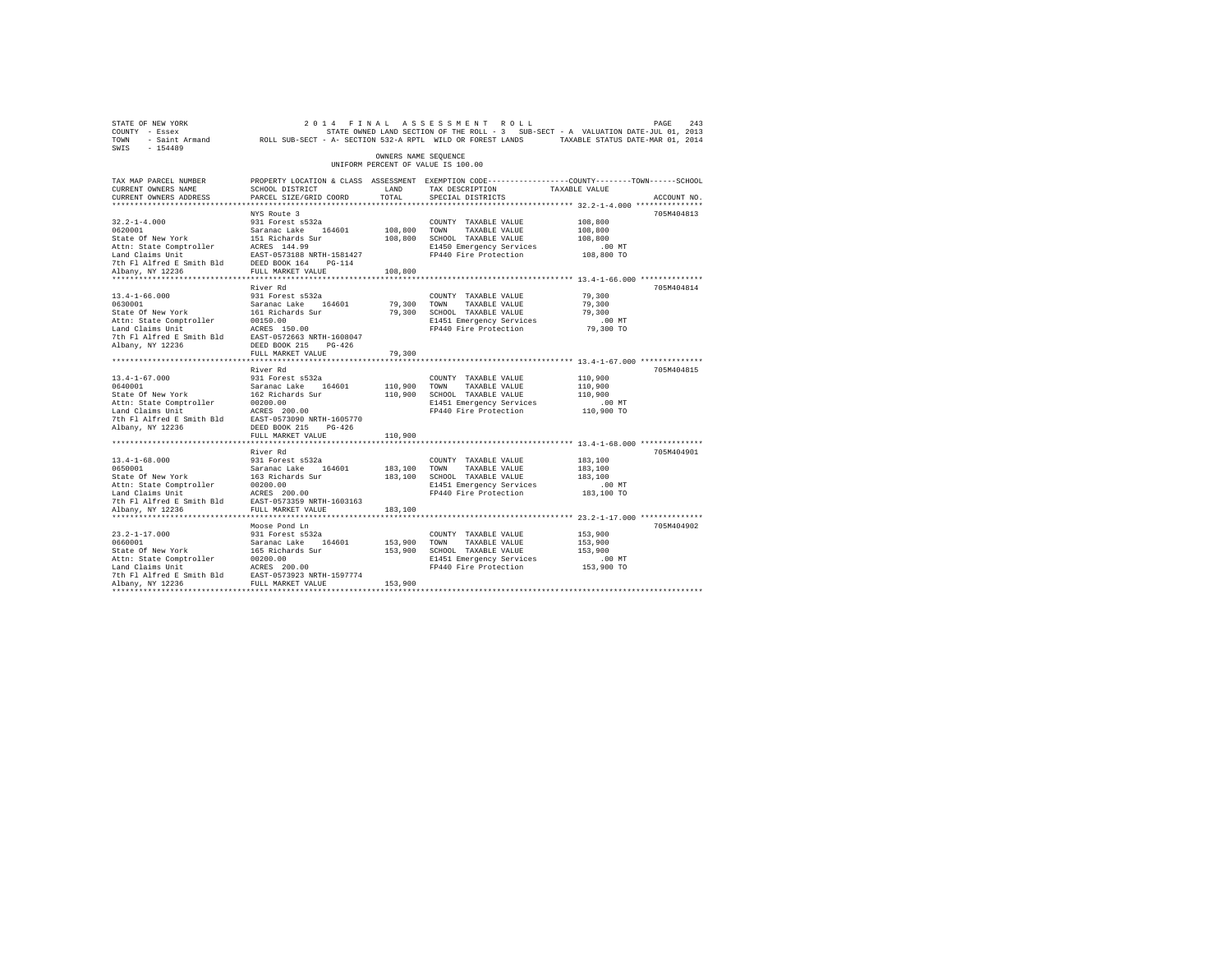STATE OF NEW YORK 2014 FINAL ASSESSMENT ROLL
COUNTY - Essex STATE OWNED LAND SECTION OF THE ROLL - 3 SUB-SECT - A VALUATION DATE-JUL 01, 2013
TOWN - Saint Armand ROLL SUB-SECT - A- SECTION 532-A RPTL WILD OR FOREST LANDS TAXABLE STATUS DATE-MAR 01, 2014
SWIS - 154489

OWNERS NAME SEQUENCE
UNIFORM PERCENT OF VALUE IS 100.00

```
TAX MAP PARCEL NUMBER      PROPERTY LOCATION & CLASS  ASSESSMENT  EXEMPTION CODE-----------------COUNTY--------TOWN------SCHOOL
CURRENT OWNERS NAME        SCHOOL DISTRICT              LAND      TAX DESCRIPTION            TAXABLE VALUE
CURRENT OWNERS ADDRESS     PARCEL SIZE/GRID COORD       TOTAL     SPECIAL DISTRICTS                                      ACCOUNT NO.
****************************************************************************************************** 32.2-1-4.000 ***************
                           NYS Route 3                                                                                705M404813
32.2-1-4.000               931 Forest s532a                        COUNTY  TAXABLE VALUE            108,800
0620001                    Saranac Lake    164601      108,800    TOWN    TAXABLE VALUE            108,800
State Of New York          151 Richards Sur            108,800    SCHOOL  TAXABLE VALUE            108,800
Attn: State Comptroller    ACRES  144.99                          E1450 Emergency Services             .00 MT
Land Claims Unit           EAST-0573188 NRTH-1581427              FP440 Fire Protection            108,800 TO
7th Fl Alfred E Smith Bld  DEED BOOK 164    PG-114
Albany, NY 12236           FULL MARKET VALUE           108,800
****************************************************************************************************** 13.4-1-66.000 **************
                           River Rd                                                                                   705M404814
13.4-1-66.000              931 Forest s532a                        COUNTY  TAXABLE VALUE             79,300
0630001                    Saranac Lake    164601       79,300    TOWN    TAXABLE VALUE             79,300
State Of New York          161 Richards Sur             79,300    SCHOOL  TAXABLE VALUE             79,300
Attn: State Comptroller    00150.00                               E1451 Emergency Services             .00 MT
Land Claims Unit           ACRES  150.00                          FP440 Fire Protection             79,300 TO
7th Fl Alfred E Smith Bld  EAST-0572663 NRTH-1608047
Albany, NY 12236           DEED BOOK 215    PG-426
                           FULL MARKET VALUE            79,300
****************************************************************************************************** 13.4-1-67.000 **************
                           River Rd                                                                                   705M404815
13.4-1-67.000              931 Forest s532a                        COUNTY  TAXABLE VALUE            110,900
0640001                    Saranac Lake    164601      110,900    TOWN    TAXABLE VALUE            110,900
State Of New York          162 Richards Sur            110,900    SCHOOL  TAXABLE VALUE            110,900
Attn: State Comptroller    00200.00                               E1451 Emergency Services             .00 MT
Land Claims Unit           ACRES  200.00                          FP440 Fire Protection            110,900 TO
7th Fl Alfred E Smith Bld  EAST-0573090 NRTH-1605770
Albany, NY 12236           DEED BOOK 215    PG-426
                           FULL MARKET VALUE           110,900
****************************************************************************************************** 13.4-1-68.000 **************
                           River Rd                                                                                   705M404901
13.4-1-68.000              931 Forest s532a                        COUNTY  TAXABLE VALUE            183,100
0650001                    Saranac Lake    164601      183,100    TOWN    TAXABLE VALUE            183,100
State Of New York          163 Richards Sur            183,100    SCHOOL  TAXABLE VALUE            183,100
Attn: State Comptroller    00200.00                               E1451 Emergency Services             .00 MT
Land Claims Unit           ACRES  200.00                          FP440 Fire Protection            183,100 TO
7th Fl Alfred E Smith Bld  EAST-0573359 NRTH-1603163
Albany, NY 12236           FULL MARKET VALUE           183,100
****************************************************************************************************** 23.2-1-17.000 **************
                           Moose Pond Ln                                                                              705M404902
23.2-1-17.000              931 Forest s532a                        COUNTY  TAXABLE VALUE            153,900
0660001                    Saranac Lake    164601      153,900    TOWN    TAXABLE VALUE            153,900
State Of New York          165 Richards Sur            153,900    SCHOOL  TAXABLE VALUE            153,900
Attn: State Comptroller    00200.00                               E1451 Emergency Services             .00 MT
Land Claims Unit           ACRES  200.00                          FP440 Fire Protection            153,900 TO
7th Fl Alfred E Smith Bld  EAST-0573923 NRTH-1597774
Albany, NY 12236           FULL MARKET VALUE           153,900
************************************************************************************************************************************
```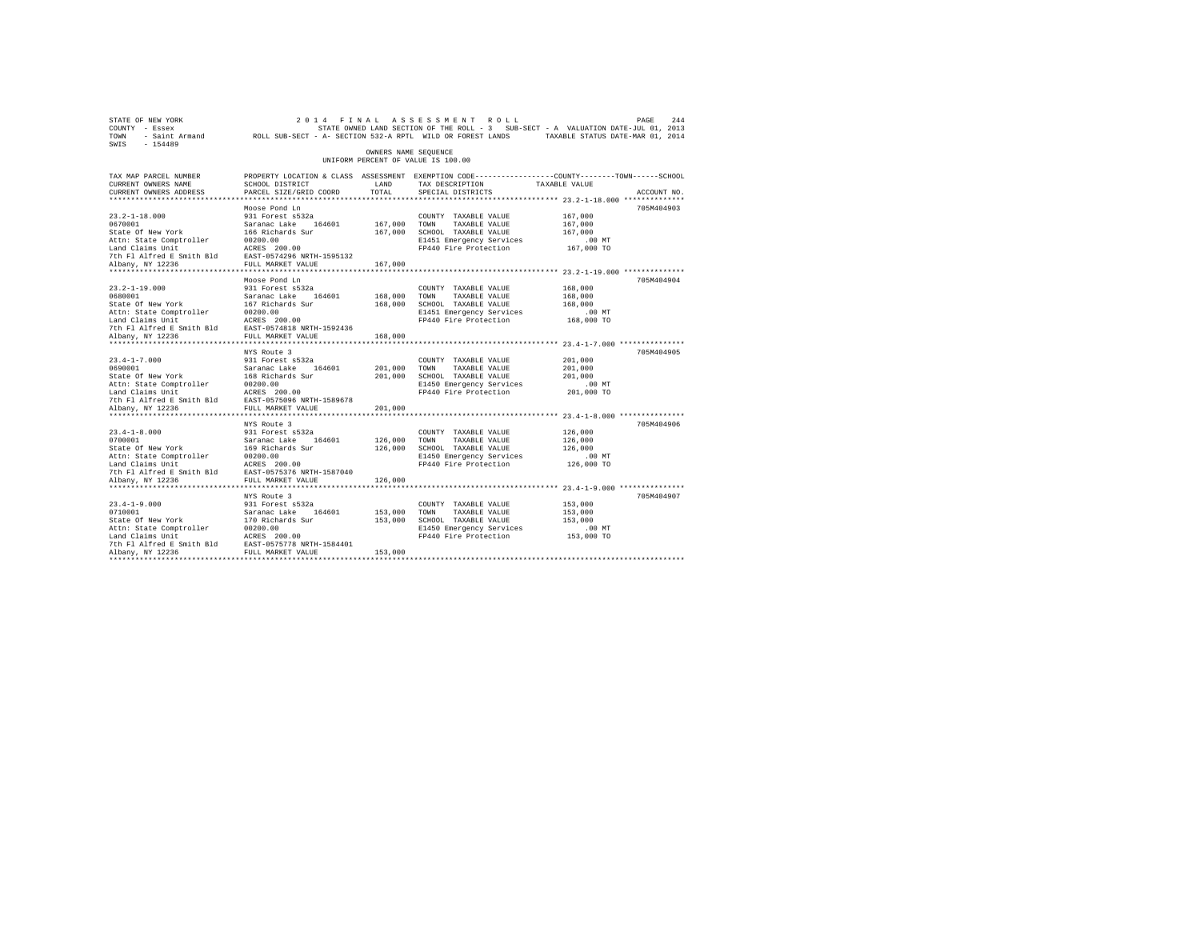STATE OF NEW YORK　　　　2014 FINAL ASSESSMENT ROLL
COUNTY - Essex　　　　STATE OWNED LAND SECTION OF THE ROLL - 3　SUB-SECT - A　VALUATION DATE-JUL 01, 2013
TOWN - Saint Armand　　ROLL SUB-SECT - A- SECTION 532-A RPTL WILD OR FOREST LANDS　TAXABLE STATUS DATE-MAR 01, 2014
SWIS - 154489

OWNERS NAME SEQUENCE
UNIFORM PERCENT OF VALUE IS 100.00

| TAX MAP PARCEL NUMBER / CURRENT OWNERS NAME / CURRENT OWNERS ADDRESS | PROPERTY LOCATION & CLASS / SCHOOL DISTRICT / PARCEL SIZE/GRID COORD | ASSESSMENT LAND | TOTAL | EXEMPTION CODE / TAX DESCRIPTION / SPECIAL DISTRICTS | TAXABLE VALUE (COUNTY / TOWN / SCHOOL) | ACCOUNT NO. |
|---|---|---|---|---|---|---|
| 23.2-1-18.000 | Moose Pond Ln | | | | | 705M404903 |
| 0670001 | 931 Forest s532a | | | COUNTY TAXABLE VALUE | 167,000 | |
| State Of New York | Saranac Lake 164601 | 167,000 | | TOWN TAXABLE VALUE | 167,000 | |
| Attn: State Comptroller | 166 Richards Sur | | 167,000 | SCHOOL TAXABLE VALUE | 167,000 | |
| Land Claims Unit | 00200.00 | | | E1451 Emergency Services | .00 MT | |
| 7th Fl Alfred E Smith Bld | ACRES 200.00 | | | FP440 Fire Protection | 167,000 TO | |
| Albany, NY 12236 | EAST-0574296 NRTH-1595132 | | | | | |
| | FULL MARKET VALUE | | 167,000 | | | |
| 23.2-1-19.000 | Moose Pond Ln | | | | | 705M404904 |
| 0680001 | 931 Forest s532a | | | COUNTY TAXABLE VALUE | 168,000 | |
| State Of New York | Saranac Lake 164601 | 168,000 | | TOWN TAXABLE VALUE | 168,000 | |
| Attn: State Comptroller | 167 Richards Sur | | 168,000 | SCHOOL TAXABLE VALUE | 168,000 | |
| Land Claims Unit | 00200.00 | | | E1451 Emergency Services | .00 MT | |
| 7th Fl Alfred E Smith Bld | ACRES 200.00 | | | FP440 Fire Protection | 168,000 TO | |
| Albany, NY 12236 | EAST-0574818 NRTH-1592436 | | | | | |
| | FULL MARKET VALUE | | 168,000 | | | |
| 23.4-1-7.000 | NYS Route 3 | | | | | 705M404905 |
| 0690001 | 931 Forest s532a | | | COUNTY TAXABLE VALUE | 201,000 | |
| State Of New York | Saranac Lake 164601 | 201,000 | | TOWN TAXABLE VALUE | 201,000 | |
| Attn: State Comptroller | 168 Richards Sur | | 201,000 | SCHOOL TAXABLE VALUE | 201,000 | |
| Land Claims Unit | 00200.00 | | | E1450 Emergency Services | .00 MT | |
| 7th Fl Alfred E Smith Bld | ACRES 200.00 | | | FP440 Fire Protection | 201,000 TO | |
| Albany, NY 12236 | EAST-0575096 NRTH-1589678 | | | | | |
| | FULL MARKET VALUE | | 201,000 | | | |
| 23.4-1-8.000 | NYS Route 3 | | | | | 705M404906 |
| 0700001 | 931 Forest s532a | | | COUNTY TAXABLE VALUE | 126,000 | |
| State Of New York | Saranac Lake 164601 | 126,000 | | TOWN TAXABLE VALUE | 126,000 | |
| Attn: State Comptroller | 169 Richards Sur | | 126,000 | SCHOOL TAXABLE VALUE | 126,000 | |
| Land Claims Unit | 00200.00 | | | E1450 Emergency Services | .00 MT | |
| 7th Fl Alfred E Smith Bld | ACRES 200.00 | | | FP440 Fire Protection | 126,000 TO | |
| Albany, NY 12236 | EAST-0575376 NRTH-1587040 | | | | | |
| | FULL MARKET VALUE | | 126,000 | | | |
| 23.4-1-9.000 | NYS Route 3 | | | | | 705M404907 |
| 0710001 | 931 Forest s532a | | | COUNTY TAXABLE VALUE | 153,000 | |
| State Of New York | Saranac Lake 164601 | 153,000 | | TOWN TAXABLE VALUE | 153,000 | |
| Attn: State Comptroller | 170 Richards Sur | | 153,000 | SCHOOL TAXABLE VALUE | 153,000 | |
| Land Claims Unit | 00200.00 | | | E1450 Emergency Services | .00 MT | |
| 7th Fl Alfred E Smith Bld | ACRES 200.00 | | | FP440 Fire Protection | 153,000 TO | |
| Albany, NY 12236 | EAST-0575778 NRTH-1584401 | | | | | |
| | FULL MARKET VALUE | | 153,000 | | | |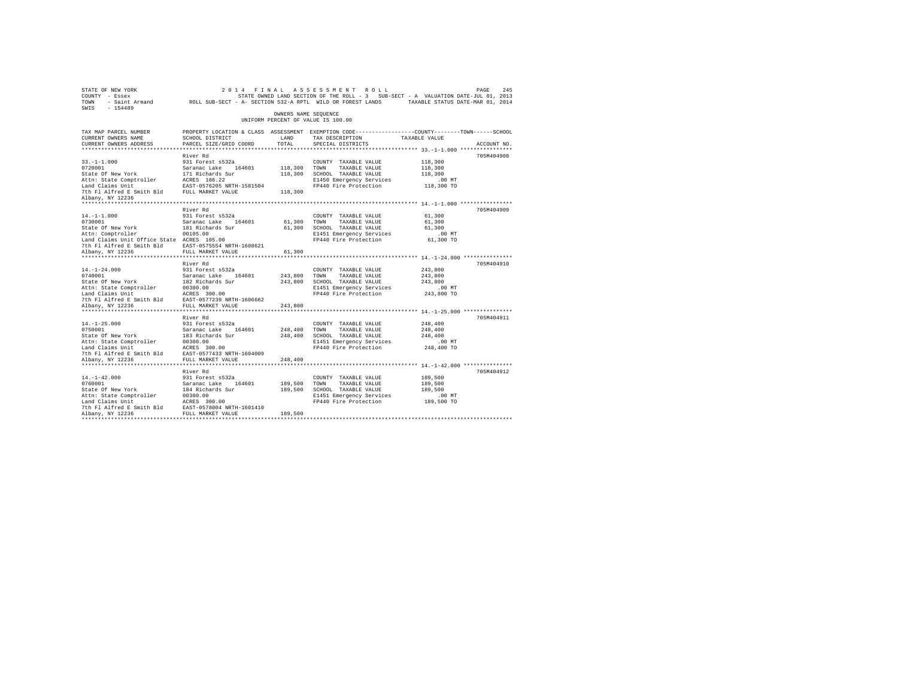STATE OF NEW YORK 2 0 1 4 F I N A L A S S E S S M E N T R O L L
COUNTY - Essex STATE OWNED LAND SECTION OF THE ROLL - 3 SUB-SECT - A VALUATION DATE-JUL 01, 2013
TOWN - Saint Armand ROLL SUB-SECT - A- SECTION 532-A RPTL WILD OR FOREST LANDS TAXABLE STATUS DATE-MAR 01, 2014
SWIS - 154489

OWNERS NAME SEQUENCE
UNIFORM PERCENT OF VALUE IS 100.00

| TAX MAP PARCEL NUMBER / CURRENT OWNERS NAME / CURRENT OWNERS ADDRESS | PROPERTY LOCATION & CLASS / SCHOOL DISTRICT / PARCEL SIZE/GRID COORD | ASSESSMENT LAND / TOTAL | EXEMPTION CODE / TAX DESCRIPTION / SPECIAL DISTRICTS | COUNTY--------TOWN------SCHOOL TAXABLE VALUE | ACCOUNT NO. |
|---|---|---|---|---|---|
| **33.-1-1.000** | River Rd | | | | 705M404908 |
| 33.-1-1.000 | 931 Forest s532a | | COUNTY TAXABLE VALUE | 118,300 | |
| 0720001 | Saranac Lake 164601 | 118,300 | TOWN TAXABLE VALUE | 118,300 | |
| State Of New York | 171 Richards Sur | 118,300 | SCHOOL TAXABLE VALUE | 118,300 | |
| Attn: State Comptroller | ACRES 186.22 | | E1450 Emergency Services | .00 MT | |
| Land Claims Unit | EAST-0576205 NRTH-1581504 | | FP440 Fire Protection | 118,300 TO | |
| 7th Fl Alfred E Smith Bld | FULL MARKET VALUE | 118,300 | | | |
| Albany, NY 12236 | | | | | |
| **14.-1-1.000** | River Rd | | | | 705M404909 |
| 14.-1-1.000 | 931 Forest s532a | | COUNTY TAXABLE VALUE | 61,300 | |
| 0730001 | Saranac Lake 164601 | 61,300 | TOWN TAXABLE VALUE | 61,300 | |
| State Of New York | 181 Richards Sur | 61,300 | SCHOOL TAXABLE VALUE | 61,300 | |
| Attn: Comptroller | 00105.00 | | E1451 Emergency Services | .00 MT | |
| Land Claims Unit Office State | ACRES 105.00 | | FP440 Fire Protection | 61,300 TO | |
| 7th Fl Alfred E Smith Bld | EAST-0575554 NRTH-1608621 | | | | |
| Albany, NY 12236 | FULL MARKET VALUE | 61,300 | | | |
| **14.-1-24.000** | River Rd | | | | 705M404910 |
| 14.-1-24.000 | 931 Forest s532a | | COUNTY TAXABLE VALUE | 243,800 | |
| 0740001 | Saranac Lake 164601 | 243,800 | TOWN TAXABLE VALUE | 243,800 | |
| State Of New York | 182 Richards Sur | 243,800 | SCHOOL TAXABLE VALUE | 243,800 | |
| Attn: State Comptroller | 00300.00 | | E1451 Emergency Services | .00 MT | |
| Land Claims Unit | ACRES 300.00 | | FP440 Fire Protection | 243,800 TO | |
| 7th Fl Alfred E Smith Bld | EAST-0577239 NRTH-1606662 | | | | |
| Albany, NY 12236 | FULL MARKET VALUE | 243,800 | | | |
| **14.-1-25.000** | River Rd | | | | 705M404911 |
| 14.-1-25.000 | 931 Forest s532a | | COUNTY TAXABLE VALUE | 248,400 | |
| 0750001 | Saranac Lake 164601 | 248,400 | TOWN TAXABLE VALUE | 248,400 | |
| State Of New York | 183 Richards Sur | 248,400 | SCHOOL TAXABLE VALUE | 248,400 | |
| Attn: State Comptroller | 00300.00 | | E1451 Emergency Services | .00 MT | |
| Land Claims Unit | ACRES 300.00 | | FP440 Fire Protection | 248,400 TO | |
| 7th Fl Alfred E Smith Bld | EAST-0577433 NRTH-1604009 | | | | |
| Albany, NY 12236 | FULL MARKET VALUE | 248,400 | | | |
| **14.-1-42.000** | River Rd | | | | 705M404912 |
| 14.-1-42.000 | 931 Forest s532a | | COUNTY TAXABLE VALUE | 189,500 | |
| 0760001 | Saranac Lake 164601 | 189,500 | TOWN TAXABLE VALUE | 189,500 | |
| State Of New York | 184 Richards Sur | 189,500 | SCHOOL TAXABLE VALUE | 189,500 | |
| Attn: State Comptroller | 00300.00 | | E1451 Emergency Services | .00 MT | |
| Land Claims Unit | ACRES 300.00 | | FP440 Fire Protection | 189,500 TO | |
| 7th Fl Alfred E Smith Bld | EAST-0578004 NRTH-1601410 | | | | |
| Albany, NY 12236 | FULL MARKET VALUE | 189,500 | | | |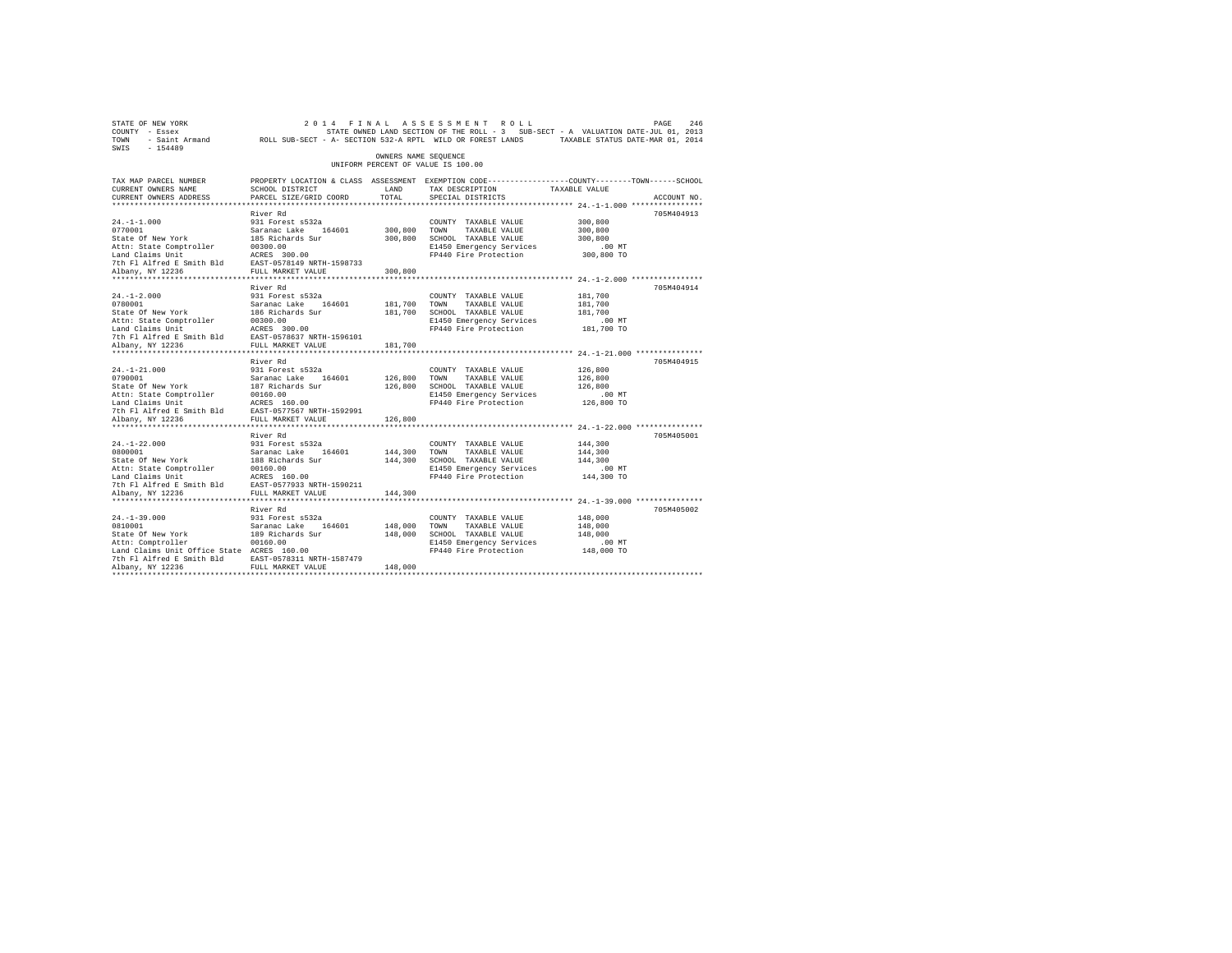STATE OF NEW YORK                    2 0 1 4   F I N A L   A S S E S S M E N T   R O L L                    PAGE  246
COUNTY - Essex                          STATE OWNED LAND SECTION OF THE ROLL - 3   SUB-SECT - A  VALUATION DATE-JUL 01, 2013
TOWN   - Saint Armand      ROLL SUB-SECT - A- SECTION 532-A RPTL  WILD OR FOREST LANDS        TAXABLE STATUS DATE-MAR 01, 2014
SWIS   - 154489

OWNERS NAME SEQUENCE
UNIFORM PERCENT OF VALUE IS 100.00

```
TAX MAP PARCEL NUMBER          PROPERTY LOCATION & CLASS  ASSESSMENT  EXEMPTION CODE-----------------COUNTY--------TOWN------SCHOOL
CURRENT OWNERS NAME            SCHOOL DISTRICT             LAND       TAX DESCRIPTION            TAXABLE VALUE
CURRENT OWNERS ADDRESS         PARCEL SIZE/GRID COORD      TOTAL      SPECIAL DISTRICTS                                     ACCOUNT NO.
******************************************************************************************************* 24.-1-1.000 ****************
                               River Rd                                                                                 705M404913
24.-1-1.000                    931 Forest s532a                       COUNTY  TAXABLE VALUE           300,800
0770001                        Saranac Lake   164601      300,800     TOWN    TAXABLE VALUE           300,800
State Of New York              185 Richards Sur           300,800     SCHOOL  TAXABLE VALUE           300,800
Attn: State Comptroller        00300.00                               E1450 Emergency Services           .00 MT
Land Claims Unit               ACRES  300.00                          FP440 Fire Protection           300,800 TO
7th Fl Alfred E Smith Bld      EAST-0578149 NRTH-1598733
Albany, NY 12236               FULL MARKET VALUE          300,800
******************************************************************************************************* 24.-1-2.000 ****************
                               River Rd                                                                                 705M404914
24.-1-2.000                    931 Forest s532a                       COUNTY  TAXABLE VALUE           181,700
0780001                        Saranac Lake   164601      181,700     TOWN    TAXABLE VALUE           181,700
State Of New York              186 Richards Sur           181,700     SCHOOL  TAXABLE VALUE           181,700
Attn: State Comptroller        00300.00                               E1450 Emergency Services           .00 MT
Land Claims Unit               ACRES  300.00                          FP440 Fire Protection           181,700 TO
7th Fl Alfred E Smith Bld      EAST-0578637 NRTH-1596101
Albany, NY 12236               FULL MARKET VALUE          181,700
******************************************************************************************************* 24.-1-21.000 ***************
                               River Rd                                                                                 705M404915
24.-1-21.000                   931 Forest s532a                       COUNTY  TAXABLE VALUE           126,800
0790001                        Saranac Lake   164601      126,800     TOWN    TAXABLE VALUE           126,800
State Of New York              187 Richards Sur           126,800     SCHOOL  TAXABLE VALUE           126,800
Attn: State Comptroller        00160.00                               E1450 Emergency Services           .00 MT
Land Claims Unit               ACRES  160.00                          FP440 Fire Protection           126,800 TO
7th Fl Alfred E Smith Bld      EAST-0577567 NRTH-1592991
Albany, NY 12236               FULL MARKET VALUE          126,800
******************************************************************************************************* 24.-1-22.000 ***************
                               River Rd                                                                                 705M405001
24.-1-22.000                   931 Forest s532a                       COUNTY  TAXABLE VALUE           144,300
0800001                        Saranac Lake   164601      144,300     TOWN    TAXABLE VALUE           144,300
State Of New York              188 Richards Sur           144,300     SCHOOL  TAXABLE VALUE           144,300
Attn: State Comptroller        00160.00                               E1450 Emergency Services           .00 MT
Land Claims Unit               ACRES  160.00                          FP440 Fire Protection           144,300 TO
7th Fl Alfred E Smith Bld      EAST-0577933 NRTH-1590211
Albany, NY 12236               FULL MARKET VALUE          144,300
******************************************************************************************************* 24.-1-39.000 ***************
                               River Rd                                                                                 705M405002
24.-1-39.000                   931 Forest s532a                       COUNTY  TAXABLE VALUE           148,000
0810001                        Saranac Lake   164601      148,000     TOWN    TAXABLE VALUE           148,000
State Of New York              189 Richards Sur           148,000     SCHOOL  TAXABLE VALUE           148,000
Attn: Comptroller              00160.00                               E1450 Emergency Services           .00 MT
Land Claims Unit Office State  ACRES  160.00                          FP440 Fire Protection           148,000 TO
7th Fl Alfred E Smith Bld      EAST-0578311 NRTH-1587479
Albany, NY 12236               FULL MARKET VALUE          148,000
************************************************************************************************************************************
```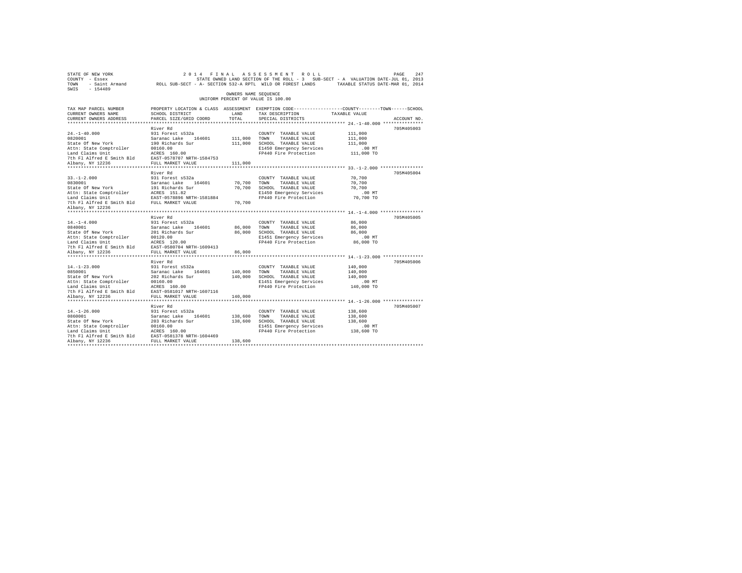STATE OF NEW YORK
COUNTY - Essex
TOWN - Saint Armand
SWIS - 154489

2014 FINAL ASSESSMENT ROLL
STATE OWNED LAND SECTION OF THE ROLL - 3 SUB-SECT - A VALUATION DATE-JUL 01, 2013
ROLL SUB-SECT - A- SECTION 532-A RPTL WILD OR FOREST LANDS TAXABLE STATUS DATE-MAR 01, 2014

OWNERS NAME SEQUENCE
UNIFORM PERCENT OF VALUE IS 100.00

| TAX MAP PARCEL NUMBER / CURRENT OWNERS NAME / CURRENT OWNERS ADDRESS | PROPERTY LOCATION & CLASS / SCHOOL DISTRICT / PARCEL SIZE/GRID COORD | ASSESSMENT LAND | TOTAL | EXEMPTION CODE / TAX DESCRIPTION / SPECIAL DISTRICTS | TAXABLE VALUE (COUNTY / TOWN / SCHOOL) | ACCOUNT NO. |
|---|---|---|---|---|---|---|
| 24.-1-40.000 | River Rd | | | | | 705M405003 |
| 0820001 | 931 Forest s532a | | | COUNTY TAXABLE VALUE | 111,000 | |
| State Of New York | Saranac Lake 164601 | 111,000 | | TOWN TAXABLE VALUE | 111,000 | |
| Attn: State Comptroller | 190 Richards Sur | | 111,000 | SCHOOL TAXABLE VALUE | 111,000 | |
| Land Claims Unit | 00160.00 | | | E1450 Emergency Services | .00 MT | |
| 7th Fl Alfred E Smith Bld | ACRES 160.00 | | | FP440 Fire Protection | 111,000 TO | |
| Albany, NY 12236 | EAST-0578707 NRTH-1584753 | | | | | |
| | FULL MARKET VALUE | | 111,000 | | | |
| 33.-1-2.000 | River Rd | | | | | 705M405004 |
| 0830001 | 931 Forest s532a | | | COUNTY TAXABLE VALUE | 70,700 | |
| State Of New York | Saranac Lake 164601 | 70,700 | | TOWN TAXABLE VALUE | 70,700 | |
| Attn: State Comptroller | 191 Richards Sur | | 70,700 | SCHOOL TAXABLE VALUE | 70,700 | |
| Land Claims Unit | ACRES 151.82 | | | E1450 Emergency Services | .00 MT | |
| 7th Fl Alfred E Smith Bld | EAST-0578896 NRTH-1581884 | | | FP440 Fire Protection | 70,700 TO | |
| Albany, NY 12236 | FULL MARKET VALUE | | 70,700 | | | |
| 14.-1-4.000 | River Rd | | | | | 705M405005 |
| 0840001 | 931 Forest s532a | | | COUNTY TAXABLE VALUE | 86,000 | |
| State Of New York | Saranac Lake 164601 | 86,000 | | TOWN TAXABLE VALUE | 86,000 | |
| Attn: State Comptroller | 201 Richards Sur | | 86,000 | SCHOOL TAXABLE VALUE | 86,000 | |
| Land Claims Unit | 00120.00 | | | E1451 Emergency Services | .00 MT | |
| 7th Fl Alfred E Smith Bld | ACRES 120.00 | | | FP440 Fire Protection | 86,000 TO | |
| Albany, NY 12236 | EAST-0580704 NRTH-1609413 | | | | | |
| | FULL MARKET VALUE | | 86,000 | | | |
| 14.-1-23.000 | River Rd | | | | | 705M405006 |
| 0850001 | 931 Forest s532a | | | COUNTY TAXABLE VALUE | 140,000 | |
| State Of New York | Saranac Lake 164601 | 140,000 | | TOWN TAXABLE VALUE | 140,000 | |
| Attn: State Comptroller | 202 Richards Sur | | 140,000 | SCHOOL TAXABLE VALUE | 140,000 | |
| Land Claims Unit | 00160.00 | | | E1451 Emergency Services | .00 MT | |
| 7th Fl Alfred E Smith Bld | ACRES 160.00 | | | FP440 Fire Protection | 140,000 TO | |
| Albany, NY 12236 | EAST-0581017 NRTH-1607116 | | | | | |
| | FULL MARKET VALUE | | 140,000 | | | |
| 14.-1-26.000 | River Rd | | | | | 705M405007 |
| 0860001 | 931 Forest s532a | | | COUNTY TAXABLE VALUE | 138,600 | |
| State Of New York | Saranac Lake 164601 | 138,600 | | TOWN TAXABLE VALUE | 138,600 | |
| Attn: State Comptroller | 203 Richards Sur | | 138,600 | SCHOOL TAXABLE VALUE | 138,600 | |
| Land Claims Unit | 00160.00 | | | E1451 Emergency Services | .00 MT | |
| 7th Fl Alfred E Smith Bld | ACRES 160.00 | | | FP440 Fire Protection | 138,600 TO | |
| Albany, NY 12236 | EAST-0581378 NRTH-1604469 | | | | | |
| | FULL MARKET VALUE | | 138,600 | | | |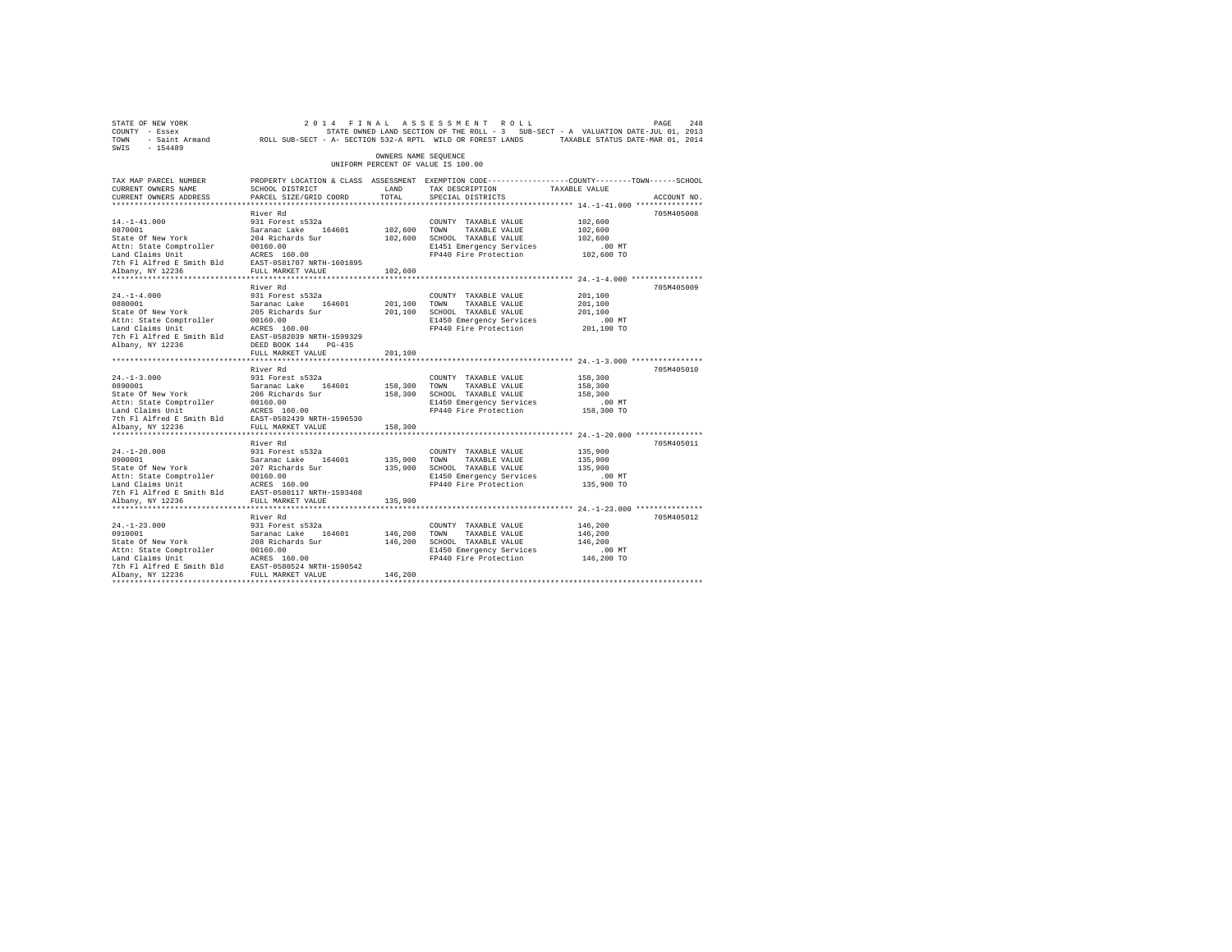STATE OF NEW YORK 2014 FINAL ASSESSMENT ROLL
COUNTY - Essex STATE OWNED LAND SECTION OF THE ROLL - 3 SUB-SECT - A VALUATION DATE-JUL 01, 2013
TOWN - Saint Armand ROLL SUB-SECT - A- SECTION 532-A RPTL WILD OR FOREST LANDS TAXABLE STATUS DATE-MAR 01, 2014
SWIS - 154489

OWNERS NAME SEQUENCE
UNIFORM PERCENT OF VALUE IS 100.00

| TAX MAP PARCEL NUMBER / CURRENT OWNERS NAME / CURRENT OWNERS ADDRESS | PROPERTY LOCATION & CLASS / SCHOOL DISTRICT / PARCEL SIZE/GRID COORD | ASSESSMENT LAND / TOTAL | EXEMPTION CODE / TAX DESCRIPTION / SPECIAL DISTRICTS | TAXABLE VALUE (COUNTY / TOWN / SCHOOL) | ACCOUNT NO. |
|---|---|---|---|---|---|
| 14.-1-41.000 | River Rd | | | | 705M405008 |
| 0870001 | 931 Forest s532a | | COUNTY TAXABLE VALUE | 102,600 | |
| State Of New York | Saranac Lake 164601 | 102,600 | TOWN TAXABLE VALUE | 102,600 | |
| Attn: State Comptroller | 204 Richards Sur | 102,600 | SCHOOL TAXABLE VALUE | 102,600 | |
| Land Claims Unit | 00160.00 | | E1451 Emergency Services | .00 MT | |
| 7th Fl Alfred E Smith Bld | ACRES 160.00 | | FP440 Fire Protection | 102,600 TO | |
| Albany, NY 12236 | EAST-0581707 NRTH-1601895 | | | | |
| | FULL MARKET VALUE | 102,600 | | | |
| 24.-1-4.000 | River Rd | | | | 705M405009 |
| 0880001 | 931 Forest s532a | | COUNTY TAXABLE VALUE | 201,100 | |
| State Of New York | Saranac Lake 164601 | 201,100 | TOWN TAXABLE VALUE | 201,100 | |
| Attn: State Comptroller | 205 Richards Sur | 201,100 | SCHOOL TAXABLE VALUE | 201,100 | |
| Land Claims Unit | 00160.00 | | E1450 Emergency Services | .00 MT | |
| 7th Fl Alfred E Smith Bld | ACRES 160.00 | | FP440 Fire Protection | 201,100 TO | |
| Albany, NY 12236 | EAST-0582039 NRTH-1599329 | | | | |
| | DEED BOOK 144 PG-435 | | | | |
| | FULL MARKET VALUE | 201,100 | | | |
| 24.-1-3.000 | River Rd | | | | 705M405010 |
| 0890001 | 931 Forest s532a | | COUNTY TAXABLE VALUE | 158,300 | |
| State Of New York | Saranac Lake 164601 | 158,300 | TOWN TAXABLE VALUE | 158,300 | |
| Attn: State Comptroller | 206 Richards Sur | 158,300 | SCHOOL TAXABLE VALUE | 158,300 | |
| Land Claims Unit | 00160.00 | | E1450 Emergency Services | .00 MT | |
| 7th Fl Alfred E Smith Bld | ACRES 160.00 | | FP440 Fire Protection | 158,300 TO | |
| Albany, NY 12236 | EAST-0582439 NRTH-1596530 | | | | |
| | FULL MARKET VALUE | 158,300 | | | |
| 24.-1-20.000 | River Rd | | | | 705M405011 |
| 0900001 | 931 Forest s532a | | COUNTY TAXABLE VALUE | 135,900 | |
| State Of New York | Saranac Lake 164601 | 135,900 | TOWN TAXABLE VALUE | 135,900 | |
| Attn: State Comptroller | 207 Richards Sur | 135,900 | SCHOOL TAXABLE VALUE | 135,900 | |
| Land Claims Unit | 00160.00 | | E1450 Emergency Services | .00 MT | |
| 7th Fl Alfred E Smith Bld | ACRES 160.00 | | FP440 Fire Protection | 135,900 TO | |
| Albany, NY 12236 | EAST-0580117 NRTH-1593408 | | | | |
| | FULL MARKET VALUE | 135,900 | | | |
| 24.-1-23.000 | River Rd | | | | 705M405012 |
| 0910001 | 931 Forest s532a | | COUNTY TAXABLE VALUE | 146,200 | |
| State Of New York | Saranac Lake 164601 | 146,200 | TOWN TAXABLE VALUE | 146,200 | |
| Attn: State Comptroller | 208 Richards Sur | 146,200 | SCHOOL TAXABLE VALUE | 146,200 | |
| Land Claims Unit | 00160.00 | | E1450 Emergency Services | .00 MT | |
| 7th Fl Alfred E Smith Bld | ACRES 160.00 | | FP440 Fire Protection | 146,200 TO | |
| Albany, NY 12236 | EAST-0580524 NRTH-1590542 | | | | |
| | FULL MARKET VALUE | 146,200 | | | |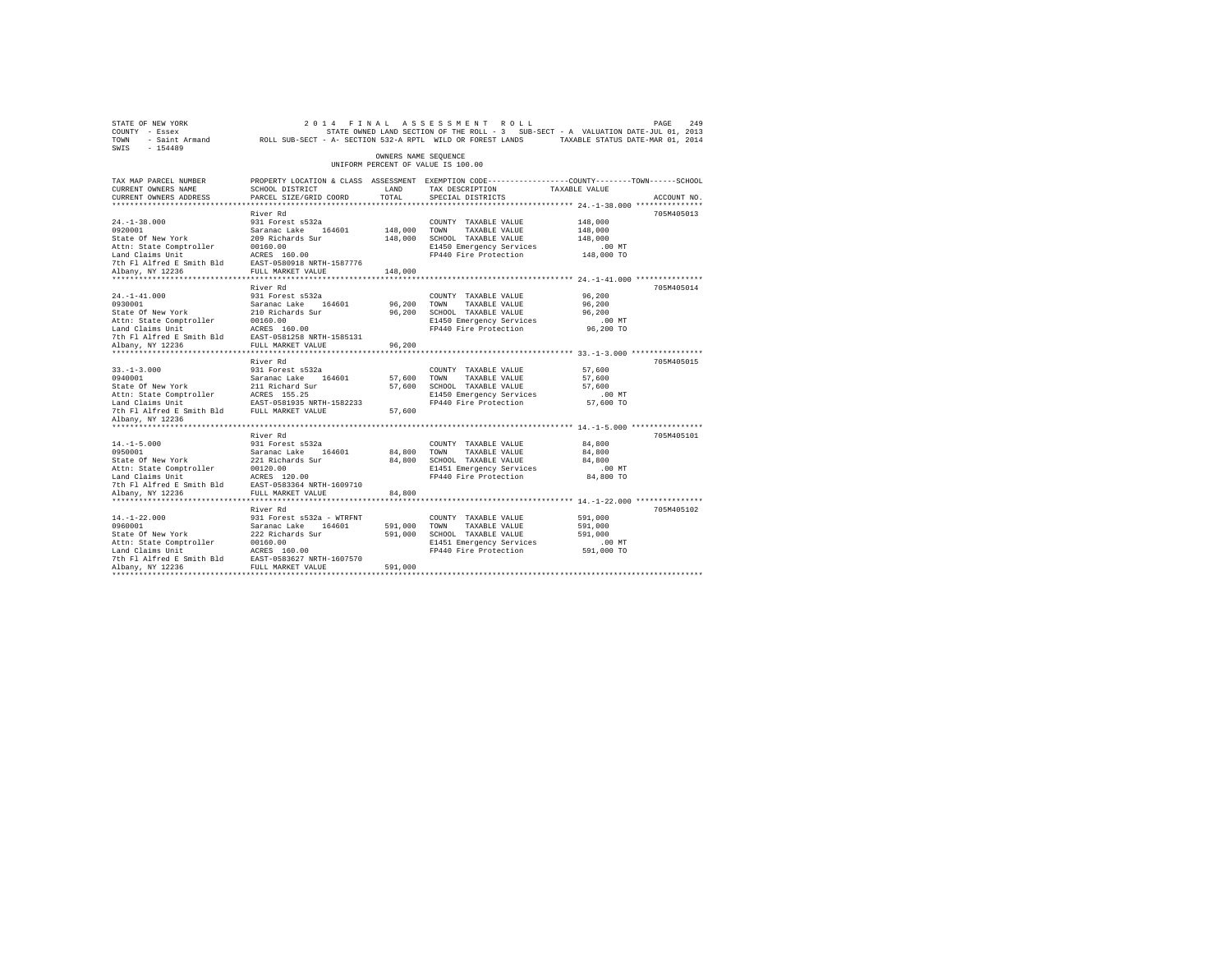STATE OF NEW YORK 2014 FINAL ASSESSMENT ROLL
COUNTY - Essex STATE OWNED LAND SECTION OF THE ROLL - 3 SUB-SECT - A VALUATION DATE-JUL 01, 2013
TOWN - Saint Armand ROLL SUB-SECT - A- SECTION 532-A RPTL WILD OR FOREST LANDS TAXABLE STATUS DATE-MAR 01, 2014
SWIS - 154489

OWNERS NAME SEQUENCE
UNIFORM PERCENT OF VALUE IS 100.00

| TAX MAP PARCEL NUMBER / CURRENT OWNERS NAME / CURRENT OWNERS ADDRESS | PROPERTY LOCATION & CLASS / SCHOOL DISTRICT / PARCEL SIZE/GRID COORD | ASSESSMENT LAND | ASSESSMENT TOTAL | EXEMPTION CODE / TAX DESCRIPTION / SPECIAL DISTRICTS | TAXABLE VALUE (COUNTY / TOWN / SCHOOL) | ACCOUNT NO. |
|---|---|---|---|---|---|---|
| 24.-1-38.000 | River Rd | | | | | 705M405013 |
| | 931 Forest s532a | | | COUNTY TAXABLE VALUE | 148,000 | |
| 0920001 | Saranac Lake 164601 | 148,000 | | TOWN TAXABLE VALUE | 148,000 | |
| State Of New York | 209 Richards Sur | | 148,000 | SCHOOL TAXABLE VALUE | 148,000 | |
| Attn: State Comptroller | 00160.00 | | | E1450 Emergency Services | .00 MT | |
| Land Claims Unit | ACRES 160.00 | | | FP440 Fire Protection | 148,000 TO | |
| 7th Fl Alfred E Smith Bld | EAST-0580918 NRTH-1587776 | | | | | |
| Albany, NY 12236 | FULL MARKET VALUE | | 148,000 | | | |
| 24.-1-41.000 | River Rd | | | | | 705M405014 |
| | 931 Forest s532a | | | COUNTY TAXABLE VALUE | 96,200 | |
| 0930001 | Saranac Lake 164601 | 96,200 | | TOWN TAXABLE VALUE | 96,200 | |
| State Of New York | 210 Richards Sur | | 96,200 | SCHOOL TAXABLE VALUE | 96,200 | |
| Attn: State Comptroller | 00160.00 | | | E1450 Emergency Services | .00 MT | |
| Land Claims Unit | ACRES 160.00 | | | FP440 Fire Protection | 96,200 TO | |
| 7th Fl Alfred E Smith Bld | EAST-0581258 NRTH-1585131 | | | | | |
| Albany, NY 12236 | FULL MARKET VALUE | | 96,200 | | | |
| 33.-1-3.000 | River Rd | | | | | 705M405015 |
| | 931 Forest s532a | | | COUNTY TAXABLE VALUE | 57,600 | |
| 0940001 | Saranac Lake 164601 | 57,600 | | TOWN TAXABLE VALUE | 57,600 | |
| State Of New York | 211 Richard Sur | | 57,600 | SCHOOL TAXABLE VALUE | 57,600 | |
| Attn: State Comptroller | ACRES 155.25 | | | E1450 Emergency Services | .00 MT | |
| Land Claims Unit | EAST-0581935 NRTH-1582233 | | | FP440 Fire Protection | 57,600 TO | |
| 7th Fl Alfred E Smith Bld | FULL MARKET VALUE | | 57,600 | | | |
| Albany, NY 12236 | | | | | | |
| 14.-1-5.000 | River Rd | | | | | 705M405101 |
| | 931 Forest s532a | | | COUNTY TAXABLE VALUE | 84,800 | |
| 0950001 | Saranac Lake 164601 | 84,800 | | TOWN TAXABLE VALUE | 84,800 | |
| State Of New York | 221 Richards Sur | | 84,800 | SCHOOL TAXABLE VALUE | 84,800 | |
| Attn: State Comptroller | 00120.00 | | | E1451 Emergency Services | .00 MT | |
| Land Claims Unit | ACRES 120.00 | | | FP440 Fire Protection | 84,800 TO | |
| 7th Fl Alfred E Smith Bld | EAST-0583364 NRTH-1609710 | | | | | |
| Albany, NY 12236 | FULL MARKET VALUE | | 84,800 | | | |
| 14.-1-22.000 | River Rd | | | | | 705M405102 |
| | 931 Forest s532a - WTRFNT | | | COUNTY TAXABLE VALUE | 591,000 | |
| 0960001 | Saranac Lake 164601 | 591,000 | | TOWN TAXABLE VALUE | 591,000 | |
| State Of New York | 222 Richards Sur | | 591,000 | SCHOOL TAXABLE VALUE | 591,000 | |
| Attn: State Comptroller | 00160.00 | | | E1451 Emergency Services | .00 MT | |
| Land Claims Unit | ACRES 160.00 | | | FP440 Fire Protection | 591,000 TO | |
| 7th Fl Alfred E Smith Bld | EAST-0583627 NRTH-1607570 | | | | | |
| Albany, NY 12236 | FULL MARKET VALUE | | 591,000 | | | |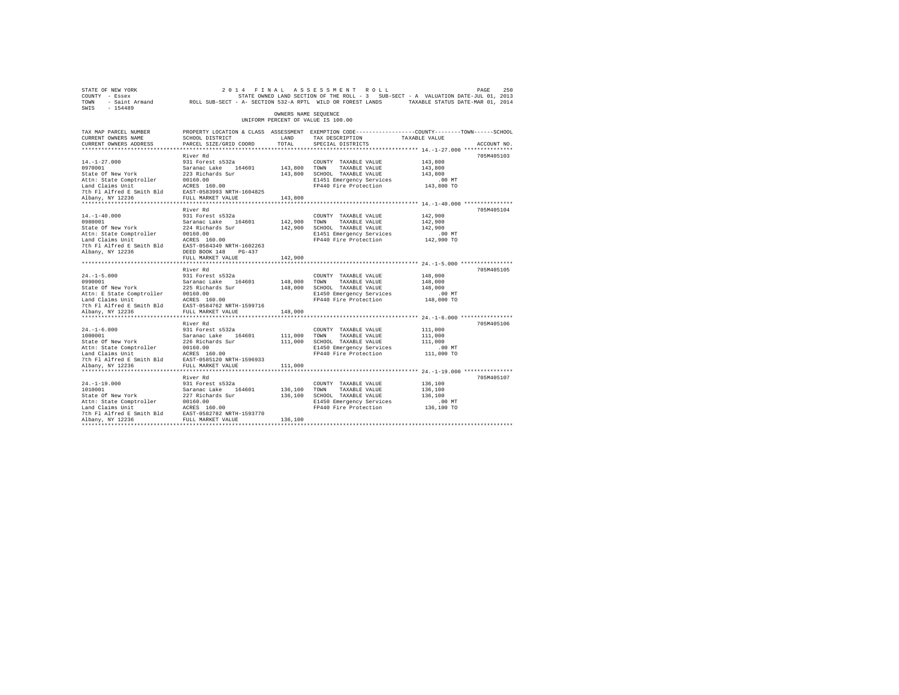STATE OF NEW YORK | COUNTY - Essex | TOWN - Saint Armand | SWIS - 154489

2014 FINAL ASSESSMENT ROLL

STATE OWNED LAND SECTION OF THE ROLL - 3 SUB-SECT - A VALUATION DATE-JUL 01, 2013

ROLL SUB-SECT - A- SECTION 532-A RPTL WILD OR FOREST LANDS TAXABLE STATUS DATE-MAR 01, 2014

OWNERS NAME SEQUENCE

UNIFORM PERCENT OF VALUE IS 100.00

| TAX MAP PARCEL NUMBER / CURRENT OWNERS NAME / CURRENT OWNERS ADDRESS | PROPERTY LOCATION & CLASS / SCHOOL DISTRICT / PARCEL SIZE/GRID COORD | ASSESSMENT LAND / TOTAL | EXEMPTION CODE / TAX DESCRIPTION / SPECIAL DISTRICTS | COUNTY / TOWN / SCHOOL TAXABLE VALUE | ACCOUNT NO. |
|---|---|---|---|---|---|
| 14.-1-27.000 | River Rd | | | | 705M405103 |
| 0970001 | 931 Forest s532a | | COUNTY TAXABLE VALUE | 143,800 | |
| State Of New York | Saranac Lake 164601 | 143,800 | TOWN TAXABLE VALUE | 143,800 | |
| Attn: State Comptroller | 223 Richards Sur | 143,800 | SCHOOL TAXABLE VALUE | 143,800 | |
| Land Claims Unit | 00160.00 | | E1451 Emergency Services | .00 MT | |
| 7th Fl Alfred E Smith Bld | ACRES 160.00 | | FP440 Fire Protection | 143,800 TO | |
| Albany, NY 12236 | EAST-0583993 NRTH-1604825 | | | | |
| | FULL MARKET VALUE | 143,800 | | | |
| 14.-1-40.000 | River Rd | | | | 705M405104 |
| 0980001 | 931 Forest s532a | | COUNTY TAXABLE VALUE | 142,900 | |
| State Of New York | Saranac Lake 164601 | 142,900 | TOWN TAXABLE VALUE | 142,900 | |
| Attn: State Comptroller | 224 Richards Sur | 142,900 | SCHOOL TAXABLE VALUE | 142,900 | |
| Land Claims Unit | 00160.00 | | E1451 Emergency Services | .00 MT | |
| 7th Fl Alfred E Smith Bld | ACRES 160.00 | | FP440 Fire Protection | 142,900 TO | |
| Albany, NY 12236 | EAST-0584349 NRTH-1602263 | | | | |
| | DEED BOOK 148 PG-437 | | | | |
| | FULL MARKET VALUE | 142,900 | | | |
| 24.-1-5.000 | River Rd | | | | 705M405105 |
| 0990001 | 931 Forest s532a | | COUNTY TAXABLE VALUE | 148,000 | |
| State Of New York | Saranac Lake 164601 | 148,000 | TOWN TAXABLE VALUE | 148,000 | |
| Attn: E State Comptroller | 225 Richards Sur | 148,000 | SCHOOL TAXABLE VALUE | 148,000 | |
| Land Claims Unit | 00160.00 | | E1450 Emergency Services | .00 MT | |
| 7th Fl Alfred E Smith Bld | ACRES 160.00 | | FP440 Fire Protection | 148,000 TO | |
| Albany, NY 12236 | EAST-0584762 NRTH-1599716 | | | | |
| | FULL MARKET VALUE | 148,000 | | | |
| 24.-1-6.000 | River Rd | | | | 705M405106 |
| 1000001 | 931 Forest s532a | | COUNTY TAXABLE VALUE | 111,000 | |
| State Of New York | Saranac Lake 164601 | 111,000 | TOWN TAXABLE VALUE | 111,000 | |
| Attn: State Comptroller | 226 Richards Sur | 111,000 | SCHOOL TAXABLE VALUE | 111,000 | |
| Land Claims Unit | 00160.00 | | E1450 Emergency Services | .00 MT | |
| 7th Fl Alfred E Smith Bld | ACRES 160.00 | | FP440 Fire Protection | 111,000 TO | |
| Albany, NY 12236 | EAST-0585120 NRTH-1596933 | | | | |
| | FULL MARKET VALUE | 111,000 | | | |
| 24.-1-19.000 | River Rd | | | | 705M405107 |
| 1010001 | 931 Forest s532a | | COUNTY TAXABLE VALUE | 136,100 | |
| State Of New York | Saranac Lake 164601 | 136,100 | TOWN TAXABLE VALUE | 136,100 | |
| Attn: State Comptroller | 227 Richards Sur | 136,100 | SCHOOL TAXABLE VALUE | 136,100 | |
| Land Claims Unit | 00160.00 | | E1450 Emergency Services | .00 MT | |
| 7th Fl Alfred E Smith Bld | ACRES 160.00 | | FP440 Fire Protection | 136,100 TO | |
| Albany, NY 12236 | EAST-0582702 NRTH-1593770 | | | | |
| | FULL MARKET VALUE | 136,100 | | | |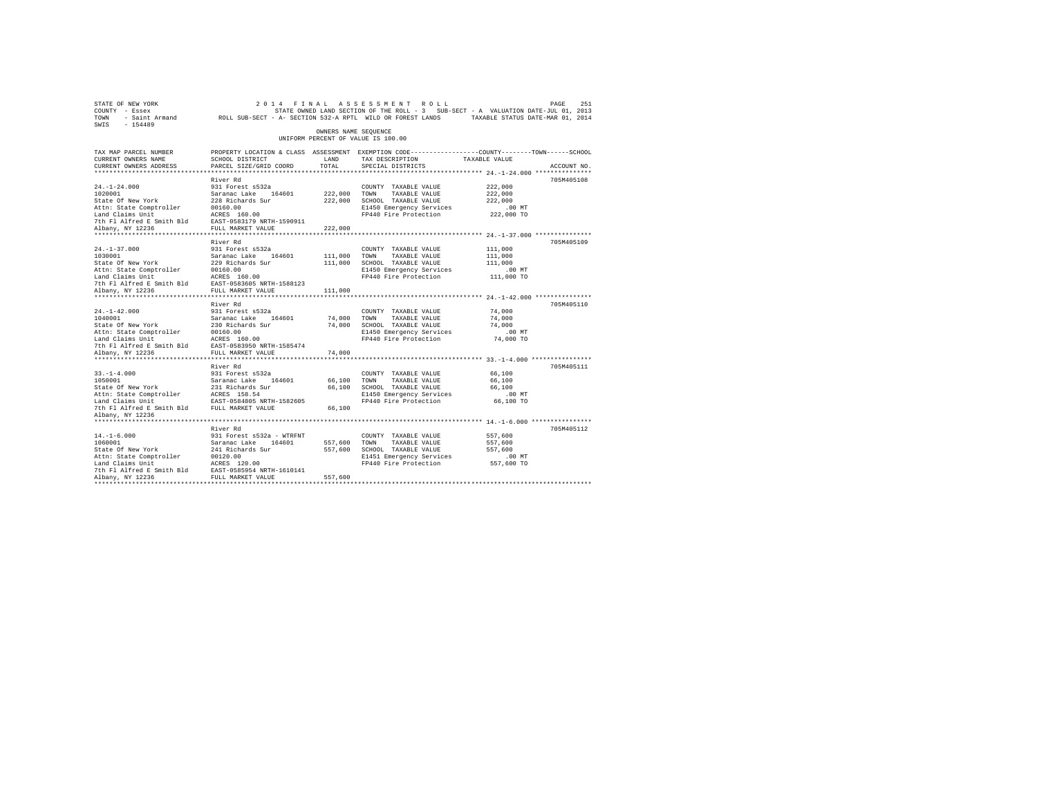STATE OF NEW YORK          2 0 1 4   F I N A L   A S S E S S M E N T   R O L L
COUNTY - Essex          STATE OWNED LAND SECTION OF THE ROLL - 3   SUB-SECT - A  VALUATION DATE-JUL 01, 2013
TOWN - Saint Armand     ROLL SUB-SECT - A- SECTION 532-A RPTL WILD OR FOREST LANDS     TAXABLE STATUS DATE-MAR 01, 2014
SWIS - 154489

OWNERS NAME SEQUENCE
UNIFORM PERCENT OF VALUE IS 100.00

| TAX MAP PARCEL NUMBER / CURRENT OWNERS NAME / CURRENT OWNERS ADDRESS | PROPERTY LOCATION & CLASS / SCHOOL DISTRICT / PARCEL SIZE/GRID COORD | ASSESSMENT LAND / TOTAL | EXEMPTION CODE / TAX DESCRIPTION / SPECIAL DISTRICTS | COUNTY--------TOWN------SCHOOL TAXABLE VALUE | ACCOUNT NO. |
|---|---|---|---|---|---|
| 24.-1-24.000 | River Rd | | | | 705M405108 |
| 24.-1-24.000 | 931 Forest s532a | | COUNTY TAXABLE VALUE | 222,000 | |
| 1020001 | Saranac Lake 164601 | 222,000 | TOWN TAXABLE VALUE | 222,000 | |
| State Of New York | 228 Richards Sur | 222,000 | SCHOOL TAXABLE VALUE | 222,000 | |
| Attn: State Comptroller | 00160.00 | | E1450 Emergency Services | .00 MT | |
| Land Claims Unit | ACRES 160.00 | | FP440 Fire Protection | 222,000 TO | |
| 7th Fl Alfred E Smith Bld | EAST-0583179 NRTH-1590911 | | | | |
| Albany, NY 12236 | FULL MARKET VALUE | 222,000 | | | |
| 24.-1-37.000 | River Rd | | | | 705M405109 |
| 24.-1-37.000 | 931 Forest s532a | | COUNTY TAXABLE VALUE | 111,000 | |
| 1030001 | Saranac Lake 164601 | 111,000 | TOWN TAXABLE VALUE | 111,000 | |
| State Of New York | 229 Richards Sur | 111,000 | SCHOOL TAXABLE VALUE | 111,000 | |
| Attn: State Comptroller | 00160.00 | | E1450 Emergency Services | .00 MT | |
| Land Claims Unit | ACRES 160.00 | | FP440 Fire Protection | 111,000 TO | |
| 7th Fl Alfred E Smith Bld | EAST-0583605 NRTH-1588123 | | | | |
| Albany, NY 12236 | FULL MARKET VALUE | 111,000 | | | |
| 24.-1-42.000 | River Rd | | | | 705M405110 |
| 24.-1-42.000 | 931 Forest s532a | | COUNTY TAXABLE VALUE | 74,000 | |
| 1040001 | Saranac Lake 164601 | 74,000 | TOWN TAXABLE VALUE | 74,000 | |
| State Of New York | 230 Richards Sur | 74,000 | SCHOOL TAXABLE VALUE | 74,000 | |
| Attn: State Comptroller | 00160.00 | | E1450 Emergency Services | .00 MT | |
| Land Claims Unit | ACRES 160.00 | | FP440 Fire Protection | 74,000 TO | |
| 7th Fl Alfred E Smith Bld | EAST-0583950 NRTH-1585474 | | | | |
| Albany, NY 12236 | FULL MARKET VALUE | 74,000 | | | |
| 33.-1-4.000 | River Rd | | | | 705M405111 |
| 33.-1-4.000 | 931 Forest s532a | | COUNTY TAXABLE VALUE | 66,100 | |
| 1050001 | Saranac Lake 164601 | 66,100 | TOWN TAXABLE VALUE | 66,100 | |
| State Of New York | 231 Richards Sur | 66,100 | SCHOOL TAXABLE VALUE | 66,100 | |
| Attn: State Comptroller | ACRES 158.54 | | E1450 Emergency Services | .00 MT | |
| Land Claims Unit | EAST-0584805 NRTH-1582605 | | FP440 Fire Protection | 66,100 TO | |
| 7th Fl Alfred E Smith Bld | FULL MARKET VALUE | 66,100 | | | |
| Albany, NY 12236 | | | | | |
| 14.-1-6.000 | River Rd | | | | 705M405112 |
| 14.-1-6.000 | 931 Forest s532a - WTRFNT | | COUNTY TAXABLE VALUE | 557,600 | |
| 1060001 | Saranac Lake 164601 | 557,600 | TOWN TAXABLE VALUE | 557,600 | |
| State Of New York | 241 Richards Sur | 557,600 | SCHOOL TAXABLE VALUE | 557,600 | |
| Attn: State Comptroller | 00120.00 | | E1451 Emergency Services | .00 MT | |
| Land Claims Unit | ACRES 120.00 | | FP440 Fire Protection | 557,600 TO | |
| 7th Fl Alfred E Smith Bld | EAST-0585954 NRTH-1610141 | | | | |
| Albany, NY 12236 | FULL MARKET VALUE | 557,600 | | | |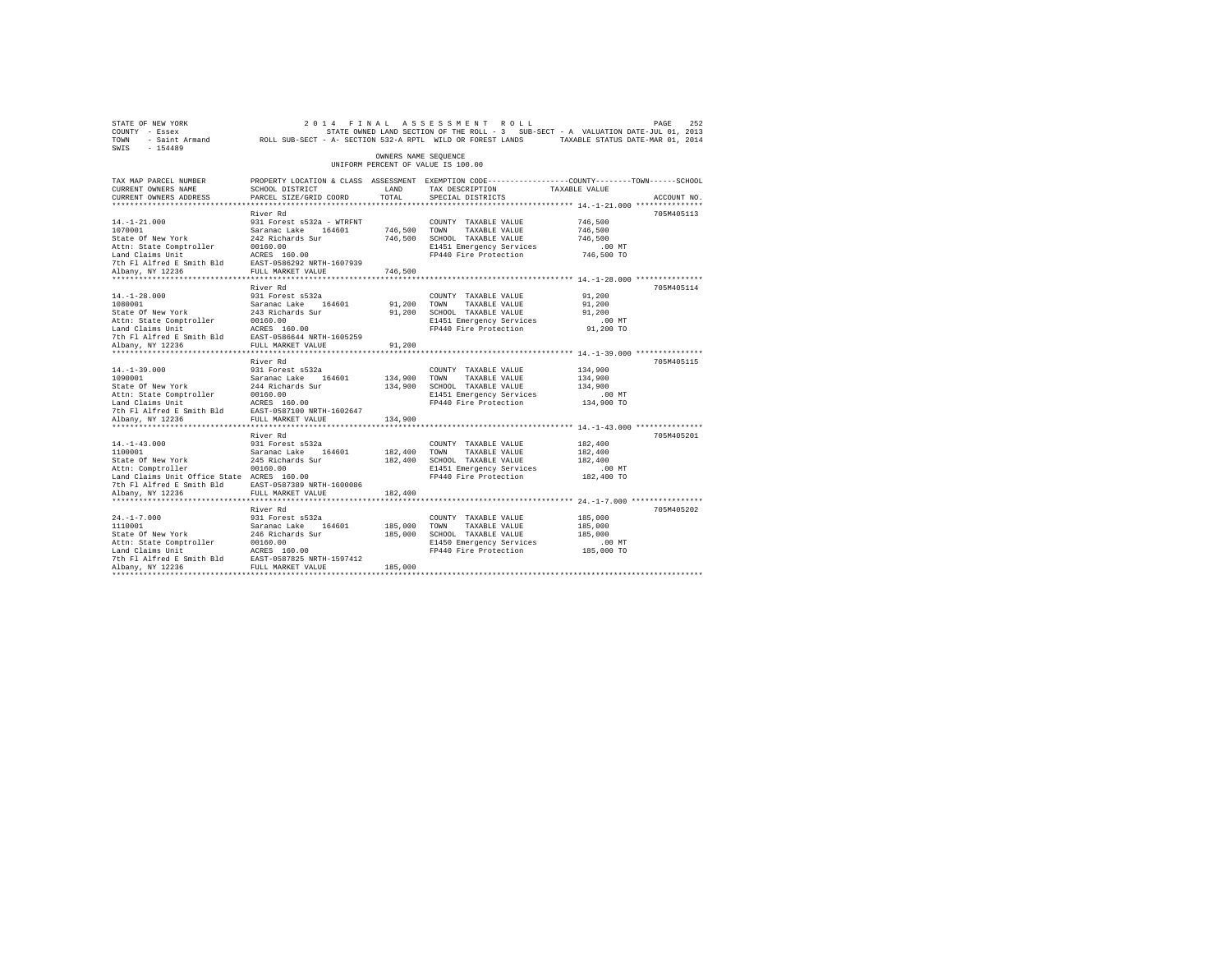STATE OF NEW YORK    2 0 1 4   F I N A L   A S S E S S M E N T   R O L L    PAGE 252
COUNTY - Essex    STATE OWNED LAND SECTION OF THE ROLL - 3   SUB-SECT - A  VALUATION DATE-JUL 01, 2013
TOWN - Saint Armand    ROLL SUB-SECT - A- SECTION 532-A RPTL WILD OR FOREST LANDS    TAXABLE STATUS DATE-MAR 01, 2014
SWIS - 154489

OWNERS NAME SEQUENCE
UNIFORM PERCENT OF VALUE IS 100.00

| TAX MAP PARCEL NUMBER / CURRENT OWNERS NAME / CURRENT OWNERS ADDRESS | PROPERTY LOCATION & CLASS / SCHOOL DISTRICT / PARCEL SIZE/GRID COORD | ASSESSMENT LAND | TOTAL | EXEMPTION CODE / TAX DESCRIPTION / SPECIAL DISTRICTS | TAXABLE VALUE (COUNTY / TOWN / SCHOOL) | ACCOUNT NO. |
|---|---|---|---|---|---|---|
| 14.-1-21.000 | River Rd | | | | | 705M405113 |
| 14.-1-21.000 | 931 Forest s532a - WTRFNT | | | COUNTY TAXABLE VALUE | 746,500 | |
| 1070001 | Saranac Lake 164601 | 746,500 | | TOWN TAXABLE VALUE | 746,500 | |
| State Of New York | 242 Richards Sur | | 746,500 | SCHOOL TAXABLE VALUE | 746,500 | |
| Attn: State Comptroller | 00160.00 | | | E1451 Emergency Services | .00 MT | |
| Land Claims Unit | ACRES 160.00 | | | FP440 Fire Protection | 746,500 TO | |
| 7th Fl Alfred E Smith Bld | EAST-0586292 NRTH-1607939 | | | | | |
| Albany, NY 12236 | FULL MARKET VALUE | | 746,500 | | | |
| 14.-1-28.000 | River Rd | | | | | 705M405114 |
| 14.-1-28.000 | 931 Forest s532a | | | COUNTY TAXABLE VALUE | 91,200 | |
| 1080001 | Saranac Lake 164601 | 91,200 | | TOWN TAXABLE VALUE | 91,200 | |
| State Of New York | 243 Richards Sur | | 91,200 | SCHOOL TAXABLE VALUE | 91,200 | |
| Attn: State Comptroller | 00160.00 | | | E1451 Emergency Services | .00 MT | |
| Land Claims Unit | ACRES 160.00 | | | FP440 Fire Protection | 91,200 TO | |
| 7th Fl Alfred E Smith Bld | EAST-0586644 NRTH-1605259 | | | | | |
| Albany, NY 12236 | FULL MARKET VALUE | | 91,200 | | | |
| 14.-1-39.000 | River Rd | | | | | 705M405115 |
| 14.-1-39.000 | 931 Forest s532a | | | COUNTY TAXABLE VALUE | 134,900 | |
| 1090001 | Saranac Lake 164601 | 134,900 | | TOWN TAXABLE VALUE | 134,900 | |
| State Of New York | 244 Richards Sur | | 134,900 | SCHOOL TAXABLE VALUE | 134,900 | |
| Attn: State Comptroller | 00160.00 | | | E1451 Emergency Services | .00 MT | |
| Land Claims Unit | ACRES 160.00 | | | FP440 Fire Protection | 134,900 TO | |
| 7th Fl Alfred E Smith Bld | EAST-0587100 NRTH-1602647 | | | | | |
| Albany, NY 12236 | FULL MARKET VALUE | | 134,900 | | | |
| 14.-1-43.000 | River Rd | | | | | 705M405201 |
| 14.-1-43.000 | 931 Forest s532a | | | COUNTY TAXABLE VALUE | 182,400 | |
| 1100001 | Saranac Lake 164601 | 182,400 | | TOWN TAXABLE VALUE | 182,400 | |
| State Of New York | 245 Richards Sur | | 182,400 | SCHOOL TAXABLE VALUE | 182,400 | |
| Attn: Comptroller | 00160.00 | | | E1451 Emergency Services | .00 MT | |
| Land Claims Unit Office State | ACRES 160.00 | | | FP440 Fire Protection | 182,400 TO | |
| 7th Fl Alfred E Smith Bld | EAST-0587389 NRTH-1600086 | | | | | |
| Albany, NY 12236 | FULL MARKET VALUE | | 182,400 | | | |
| 24.-1-7.000 | River Rd | | | | | 705M405202 |
| 24.-1-7.000 | 931 Forest s532a | | | COUNTY TAXABLE VALUE | 185,000 | |
| 1110001 | Saranac Lake 164601 | 185,000 | | TOWN TAXABLE VALUE | 185,000 | |
| State Of New York | 246 Richards Sur | | 185,000 | SCHOOL TAXABLE VALUE | 185,000 | |
| Attn: State Comptroller | 00160.00 | | | E1450 Emergency Services | .00 MT | |
| Land Claims Unit | ACRES 160.00 | | | FP440 Fire Protection | 185,000 TO | |
| 7th Fl Alfred E Smith Bld | EAST-0587825 NRTH-1597412 | | | | | |
| Albany, NY 12236 | FULL MARKET VALUE | | 185,000 | | | |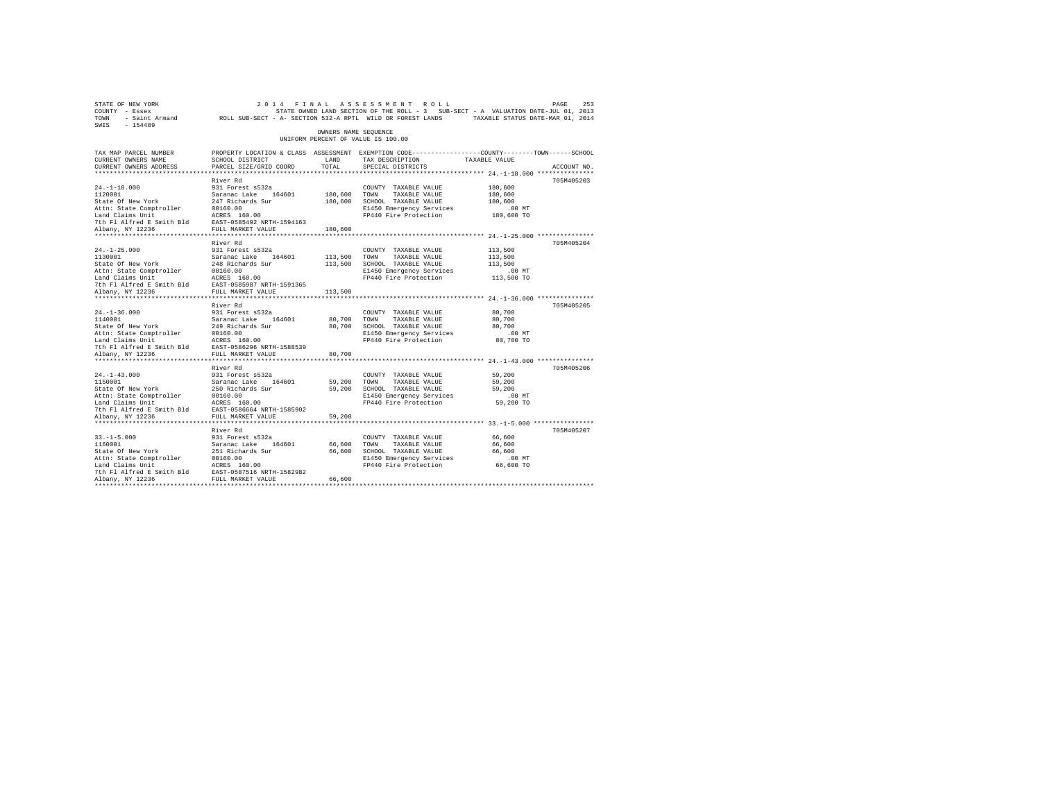STATE OF NEW YORK 2014 FINAL ASSESSMENT ROLL
COUNTY - Essex STATE OWNED LAND SECTION OF THE ROLL - 3 SUB-SECT - A VALUATION DATE-JUL 01, 2013
TOWN - Saint Armand ROLL SUB-SECT - A- SECTION 532-A RPTL WILD OR FOREST LANDS TAXABLE STATUS DATE-MAR 01, 2014
SWIS - 154489

OWNERS NAME SEQUENCE
UNIFORM PERCENT OF VALUE IS 100.00

| TAX MAP PARCEL NUMBER / CURRENT OWNERS NAME / CURRENT OWNERS ADDRESS | PROPERTY LOCATION & CLASS / SCHOOL DISTRICT / PARCEL SIZE/GRID COORD | ASSESSMENT LAND | TOTAL | EXEMPTION CODE / TAX DESCRIPTION / SPECIAL DISTRICTS | COUNTY / TOWN / SCHOOL TAXABLE VALUE | ACCOUNT NO. |
|---|---|---|---|---|---|---|
| 24.-1-18.000 | River Rd | | | | | 705M405203 |
| 1120001 | 931 Forest s532a | | | COUNTY TAXABLE VALUE | 180,600 | |
| State Of New York | Saranac Lake 164601 | 180,600 | | TOWN TAXABLE VALUE | 180,600 | |
| Attn: State Comptroller | 247 Richards Sur | | 180,600 | SCHOOL TAXABLE VALUE | 180,600 | |
| Land Claims Unit | 00160.00 | | | E1450 Emergency Services | .00 MT | |
| 7th Fl Alfred E Smith Bld | ACRES 160.00 | | | FP440 Fire Protection | 180,600 TO | |
| Albany, NY 12236 | EAST-0585492 NRTH-1594163 | | | | | |
| | FULL MARKET VALUE | | 180,600 | | | |
| 24.-1-25.000 | River Rd | | | | | 705M405204 |
| 1130001 | 931 Forest s532a | | | COUNTY TAXABLE VALUE | 113,500 | |
| State Of New York | Saranac Lake 164601 | 113,500 | | TOWN TAXABLE VALUE | 113,500 | |
| Attn: State Comptroller | 248 Richards Sur | | 113,500 | SCHOOL TAXABLE VALUE | 113,500 | |
| Land Claims Unit | 00160.00 | | | E1450 Emergency Services | .00 MT | |
| 7th Fl Alfred E Smith Bld | ACRES 160.00 | | | FP440 Fire Protection | 113,500 TO | |
| Albany, NY 12236 | EAST-0585987 NRTH-1591365 | | | | | |
| | FULL MARKET VALUE | | 113,500 | | | |
| 24.-1-36.000 | River Rd | | | | | 705M405205 |
| 1140001 | 931 Forest s532a | | | COUNTY TAXABLE VALUE | 80,700 | |
| State Of New York | Saranac Lake 164601 | 80,700 | | TOWN TAXABLE VALUE | 80,700 | |
| Attn: State Comptroller | 249 Richards Sur | | 80,700 | SCHOOL TAXABLE VALUE | 80,700 | |
| Land Claims Unit | 00160.00 | | | E1450 Emergency Services | .00 MT | |
| 7th Fl Alfred E Smith Bld | ACRES 160.00 | | | FP440 Fire Protection | 80,700 TO | |
| Albany, NY 12236 | EAST-0586296 NRTH-1588539 | | | | | |
| | FULL MARKET VALUE | | 80,700 | | | |
| 24.-1-43.000 | River Rd | | | | | 705M405206 |
| 1150001 | 931 Forest s532a | | | COUNTY TAXABLE VALUE | 59,200 | |
| State Of New York | Saranac Lake 164601 | 59,200 | | TOWN TAXABLE VALUE | 59,200 | |
| Attn: State Comptroller | 250 Richards Sur | | 59,200 | SCHOOL TAXABLE VALUE | 59,200 | |
| Land Claims Unit | 00160.00 | | | E1450 Emergency Services | .00 MT | |
| 7th Fl Alfred E Smith Bld | ACRES 160.00 | | | FP440 Fire Protection | 59,200 TO | |
| Albany, NY 12236 | EAST-0586664 NRTH-1585902 | | | | | |
| | FULL MARKET VALUE | | 59,200 | | | |
| 33.-1-5.000 | River Rd | | | | | 705M405207 |
| 1160001 | 931 Forest s532a | | | COUNTY TAXABLE VALUE | 66,600 | |
| State Of New York | Saranac Lake 164601 | 66,600 | | TOWN TAXABLE VALUE | 66,600 | |
| Attn: State Comptroller | 251 Richards Sur | | 66,600 | SCHOOL TAXABLE VALUE | 66,600 | |
| Land Claims Unit | 00160.00 | | | E1450 Emergency Services | .00 MT | |
| 7th Fl Alfred E Smith Bld | ACRES 160.00 | | | FP440 Fire Protection | 66,600 TO | |
| Albany, NY 12236 | EAST-0587516 NRTH-1582982 | | | | | |
| | FULL MARKET VALUE | | 66,600 | | | |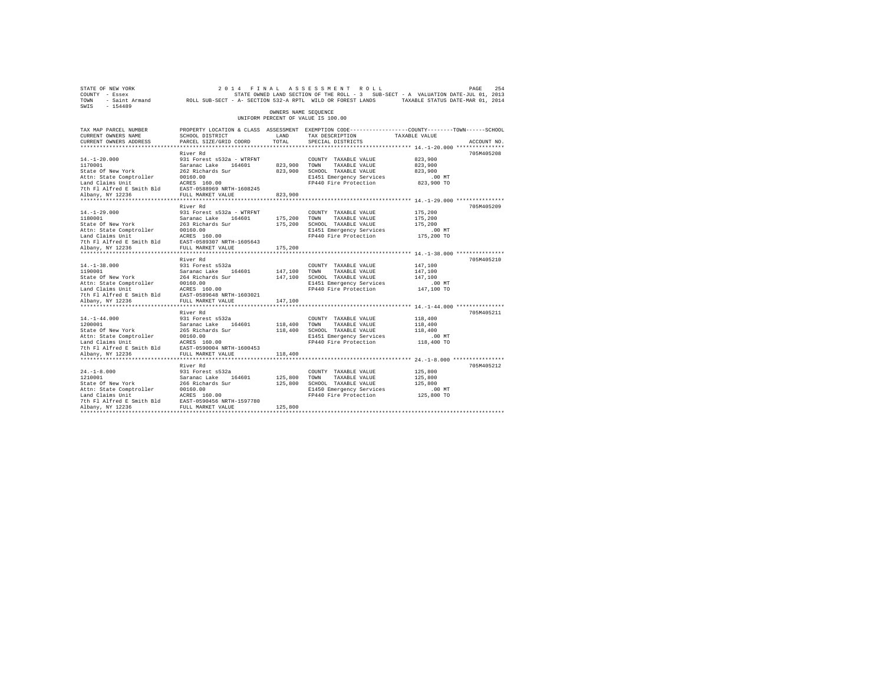STATE OF NEW YORK                    2 0 1 4   F I N A L   A S S E S S M E N T   R O L L
COUNTY - Essex                  STATE OWNED LAND SECTION OF THE ROLL - 3   SUB-SECT - A  VALUATION DATE-JUL 01, 2013
TOWN - Saint Armand    ROLL SUB-SECT - A- SECTION 532-A RPTL  WILD OR FOREST LANDS    TAXABLE STATUS DATE-MAR 01, 2014
SWIS - 154489

OWNERS NAME SEQUENCE
UNIFORM PERCENT OF VALUE IS 100.00

| TAX MAP PARCEL NUMBER / CURRENT OWNERS NAME / CURRENT OWNERS ADDRESS | PROPERTY LOCATION & CLASS / SCHOOL DISTRICT / PARCEL SIZE/GRID COORD | ASSESSMENT LAND / TOTAL | EXEMPTION CODE / TAX DESCRIPTION / SPECIAL DISTRICTS | TAXABLE VALUE (COUNTY / TOWN / SCHOOL) | ACCOUNT NO. |
|---|---|---|---|---|---|
| 14.-1-20.000 | River Rd | | | | 705M405208 |
| 1170001 | 931 Forest s532a - WTRFNT | | COUNTY TAXABLE VALUE | 823,900 | |
| State Of New York | Saranac Lake 164601 | 823,900 | TOWN TAXABLE VALUE | 823,900 | |
| Attn: State Comptroller | 262 Richards Sur | 823,900 | SCHOOL TAXABLE VALUE | 823,900 | |
| Land Claims Unit | 00160.00 | | E1451 Emergency Services | .00 MT | |
| 7th Fl Alfred E Smith Bld | ACRES 160.00 | | FP440 Fire Protection | 823,900 TO | |
| Albany, NY 12236 | EAST-0588969 NRTH-1608245 | | | | |
| | FULL MARKET VALUE | 823,900 | | | |
| 14.-1-29.000 | River Rd | | | | 705M405209 |
| 1180001 | 931 Forest s532a - WTRFNT | | COUNTY TAXABLE VALUE | 175,200 | |
| State Of New York | Saranac Lake 164601 | 175,200 | TOWN TAXABLE VALUE | 175,200 | |
| Attn: State Comptroller | 263 Richards Sur | 175,200 | SCHOOL TAXABLE VALUE | 175,200 | |
| Land Claims Unit | 00160.00 | | E1451 Emergency Services | .00 MT | |
| 7th Fl Alfred E Smith Bld | ACRES 160.00 | | FP440 Fire Protection | 175,200 TO | |
| Albany, NY 12236 | EAST-0589307 NRTH-1605643 | | | | |
| | FULL MARKET VALUE | 175,200 | | | |
| 14.-1-38.000 | River Rd | | | | 705M405210 |
| 1190001 | 931 Forest s532a | | COUNTY TAXABLE VALUE | 147,100 | |
| State Of New York | Saranac Lake 164601 | 147,100 | TOWN TAXABLE VALUE | 147,100 | |
| Attn: State Comptroller | 264 Richards Sur | 147,100 | SCHOOL TAXABLE VALUE | 147,100 | |
| Land Claims Unit | 00160.00 | | E1451 Emergency Services | .00 MT | |
| 7th Fl Alfred E Smith Bld | ACRES 160.00 | | FP440 Fire Protection | 147,100 TO | |
| Albany, NY 12236 | EAST-0589648 NRTH-1603021 | | | | |
| | FULL MARKET VALUE | 147,100 | | | |
| 14.-1-44.000 | River Rd | | | | 705M405211 |
| 1200001 | 931 Forest s532a | | COUNTY TAXABLE VALUE | 118,400 | |
| State Of New York | Saranac Lake 164601 | 118,400 | TOWN TAXABLE VALUE | 118,400 | |
| Attn: State Comptroller | 265 Richards Sur | 118,400 | SCHOOL TAXABLE VALUE | 118,400 | |
| Land Claims Unit | 00160.00 | | E1451 Emergency Services | .00 MT | |
| 7th Fl Alfred E Smith Bld | ACRES 160.00 | | FP440 Fire Protection | 118,400 TO | |
| Albany, NY 12236 | EAST-0590004 NRTH-1600453 | | | | |
| | FULL MARKET VALUE | 118,400 | | | |
| 24.-1-8.000 | River Rd | | | | 705M405212 |
| 1210001 | 931 Forest s532a | | COUNTY TAXABLE VALUE | 125,800 | |
| State Of New York | Saranac Lake 164601 | 125,800 | TOWN TAXABLE VALUE | 125,800 | |
| Attn: State Comptroller | 266 Richards Sur | 125,800 | SCHOOL TAXABLE VALUE | 125,800 | |
| Land Claims Unit | 00160.00 | | E1450 Emergency Services | .00 MT | |
| 7th Fl Alfred E Smith Bld | ACRES 160.00 | | FP440 Fire Protection | 125,800 TO | |
| Albany, NY 12236 | EAST-0590456 NRTH-1597780 | | | | |
| | FULL MARKET VALUE | 125,800 | | | |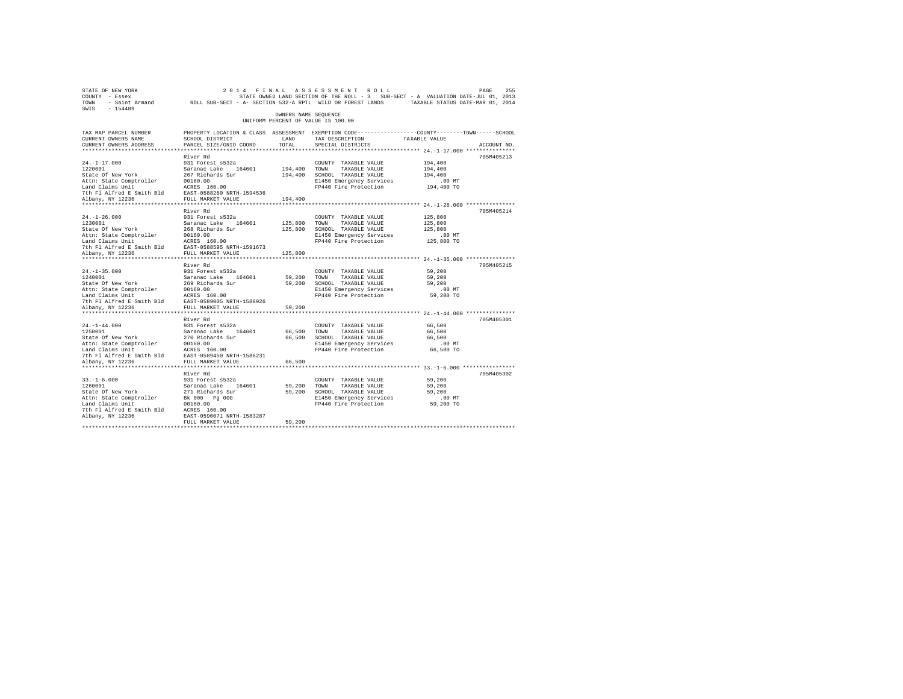STATE OF NEW YORK
COUNTY - Essex
TOWN - Saint Armand
SWIS - 154489

2014 FINAL ASSESSMENT ROLL
STATE OWNED LAND SECTION OF THE ROLL - 3 SUB-SECT - A VALUATION DATE-JUL 01, 2013
ROLL SUB-SECT - A- SECTION 532-A RPTL WILD OR FOREST LANDS TAXABLE STATUS DATE-MAR 01, 2014

OWNERS NAME SEQUENCE
UNIFORM PERCENT OF VALUE IS 100.00

| TAX MAP PARCEL NUMBER / CURRENT OWNERS NAME / CURRENT OWNERS ADDRESS | PROPERTY LOCATION & CLASS / SCHOOL DISTRICT / PARCEL SIZE/GRID COORD | ASSESSMENT LAND / TOTAL | EXEMPTION CODE / TAX DESCRIPTION / SPECIAL DISTRICTS | COUNTY--------TOWN------SCHOOL TAXABLE VALUE | ACCOUNT NO. |
|---|---|---|---|---|---|
| **24.-1-17.000** | River Rd | | | | 705M405213 |
| 24.-1-17.000 | 931 Forest s532a | | COUNTY TAXABLE VALUE | 194,400 | |
| 1220001 | Saranac Lake 164601 | 194,400 | TOWN TAXABLE VALUE | 194,400 | |
| State Of New York | 267 Richards Sur | 194,400 | SCHOOL TAXABLE VALUE | 194,400 | |
| Attn: State Comptroller | 00160.00 | | E1450 Emergency Services | .00 MT | |
| Land Claims Unit | ACRES 160.00 | | FP440 Fire Protection | 194,400 TO | |
| 7th Fl Alfred E Smith Bld | EAST-0588260 NRTH-1594536 | | | | |
| Albany, NY 12236 | FULL MARKET VALUE | 194,400 | | | |
| **24.-1-26.000** | River Rd | | | | 705M405214 |
| 24.-1-26.000 | 931 Forest s532a | | COUNTY TAXABLE VALUE | 125,800 | |
| 1230001 | Saranac Lake 164601 | 125,800 | TOWN TAXABLE VALUE | 125,800 | |
| State Of New York | 268 Richards Sur | 125,800 | SCHOOL TAXABLE VALUE | 125,800 | |
| Attn: State Comptroller | 00160.00 | | E1450 Emergency Services | .00 MT | |
| Land Claims Unit | ACRES 160.00 | | FP440 Fire Protection | 125,800 TO | |
| 7th Fl Alfred E Smith Bld | EAST-0588595 NRTH-1591673 | | | | |
| Albany, NY 12236 | FULL MARKET VALUE | 125,800 | | | |
| **24.-1-35.000** | River Rd | | | | 705M405215 |
| 24.-1-35.000 | 931 Forest s532a | | COUNTY TAXABLE VALUE | 59,200 | |
| 1240001 | Saranac Lake 164601 | 59,200 | TOWN TAXABLE VALUE | 59,200 | |
| State Of New York | 269 Richards Sur | 59,200 | SCHOOL TAXABLE VALUE | 59,200 | |
| Attn: State Comptroller | 00160.00 | | E1450 Emergency Services | .00 MT | |
| Land Claims Unit | ACRES 160.00 | | FP440 Fire Protection | 59,200 TO | |
| 7th Fl Alfred E Smith Bld | EAST-0589005 NRTH-1588926 | | | | |
| Albany, NY 12236 | FULL MARKET VALUE | 59,200 | | | |
| **24.-1-44.000** | River Rd | | | | 705M405301 |
| 24.-1-44.000 | 931 Forest s532a | | COUNTY TAXABLE VALUE | 66,500 | |
| 1250001 | Saranac Lake 164601 | 66,500 | TOWN TAXABLE VALUE | 66,500 | |
| State Of New York | 270 Richards Sur | 66,500 | SCHOOL TAXABLE VALUE | 66,500 | |
| Attn: State Comptroller | 00160.00 | | E1450 Emergency Services | .00 MT | |
| Land Claims Unit | ACRES 160.00 | | FP440 Fire Protection | 66,500 TO | |
| 7th Fl Alfred E Smith Bld | EAST-0589450 NRTH-1586231 | | | | |
| Albany, NY 12236 | FULL MARKET VALUE | 66,500 | | | |
| **33.-1-6.000** | River Rd | | | | 705M405302 |
| 33.-1-6.000 | 931 Forest s532a | | COUNTY TAXABLE VALUE | 59,200 | |
| 1260001 | Saranac Lake 164601 | 59,200 | TOWN TAXABLE VALUE | 59,200 | |
| State Of New York | 271 Richards Sur | 59,200 | SCHOOL TAXABLE VALUE | 59,200 | |
| Attn: State Comptroller | Bk 000 Pg 000 | | E1450 Emergency Services | .00 MT | |
| Land Claims Unit | 00160.00 | | FP440 Fire Protection | 59,200 TO | |
| 7th Fl Alfred E Smith Bld | ACRES 160.00 | | | | |
| Albany, NY 12236 | EAST-0590071 NRTH-1583287 | | | | |
| | FULL MARKET VALUE | 59,200 | | | |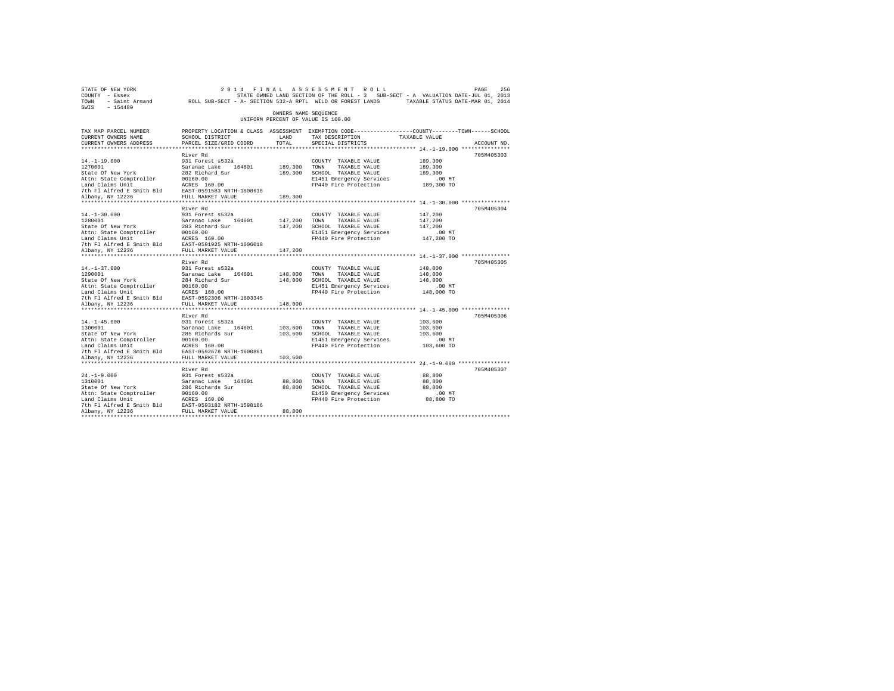STATE OF NEW YORK — 2014 FINAL ASSESSMENT ROLL — PAGE 256
COUNTY - Essex — STATE OWNED LAND SECTION OF THE ROLL - 3 SUB-SECT - A VALUATION DATE-JUL 01, 2013
TOWN - Saint Armand — ROLL SUB-SECT - A- SECTION 532-A RPTL WILD OR FOREST LANDS — TAXABLE STATUS DATE-MAR 01, 2014
SWIS - 154489

OWNERS NAME SEQUENCE
UNIFORM PERCENT OF VALUE IS 100.00

| TAX MAP PARCEL NUMBER / CURRENT OWNERS NAME / CURRENT OWNERS ADDRESS | PROPERTY LOCATION & CLASS / SCHOOL DISTRICT / PARCEL SIZE/GRID COORD | ASSESSMENT LAND / TOTAL | EXEMPTION CODE / TAX DESCRIPTION / SPECIAL DISTRICTS | COUNTY / TOWN / SCHOOL TAXABLE VALUE | ACCOUNT NO. |
|---|---|---|---|---|---|
| 14.-1-19.000 | River Rd | | | | 705M405303 |
| 1270001 | 931 Forest s532a | | COUNTY TAXABLE VALUE | 189,300 | |
| State Of New York | Saranac Lake 164601 | 189,300 | TOWN TAXABLE VALUE | 189,300 | |
| Attn: State Comptroller | 282 Richard Sur | 189,300 | SCHOOL TAXABLE VALUE | 189,300 | |
| Land Claims Unit | 00160.00 | | E1451 Emergency Services | .00 MT | |
| 7th Fl Alfred E Smith Bld | ACRES 160.00 | | FP440 Fire Protection | 189,300 TO | |
| Albany, NY 12236 | EAST-0591583 NRTH-1608618 | | | | |
| | FULL MARKET VALUE | 189,300 | | | |
| 14.-1-30.000 | River Rd | | | | 705M405304 |
| 1280001 | 931 Forest s532a | | COUNTY TAXABLE VALUE | 147,200 | |
| State Of New York | Saranac Lake 164601 | 147,200 | TOWN TAXABLE VALUE | 147,200 | |
| Attn: State Comptroller | 283 Richard Sur | 147,200 | SCHOOL TAXABLE VALUE | 147,200 | |
| Land Claims Unit | 00160.00 | | E1451 Emergency Services | .00 MT | |
| 7th Fl Alfred E Smith Bld | ACRES 160.00 | | FP440 Fire Protection | 147,200 TO | |
| Albany, NY 12236 | EAST-0591925 NRTH-1606018 | | | | |
| | FULL MARKET VALUE | 147,200 | | | |
| 14.-1-37.000 | River Rd | | | | 705M405305 |
| 1290001 | 931 Forest s532a | | COUNTY TAXABLE VALUE | 148,000 | |
| State Of New York | Saranac Lake 164601 | 148,000 | TOWN TAXABLE VALUE | 148,000 | |
| Attn: State Comptroller | 284 Richard Sur | 148,000 | SCHOOL TAXABLE VALUE | 148,000 | |
| Land Claims Unit | 00160.00 | | E1451 Emergency Services | .00 MT | |
| 7th Fl Alfred E Smith Bld | ACRES 160.00 | | FP440 Fire Protection | 148,000 TO | |
| Albany, NY 12236 | EAST-0592306 NRTH-1603345 | | | | |
| | FULL MARKET VALUE | 148,000 | | | |
| 14.-1-45.000 | River Rd | | | | 705M405306 |
| 1300001 | 931 Forest s532a | | COUNTY TAXABLE VALUE | 103,600 | |
| State Of New York | Saranac Lake 164601 | 103,600 | TOWN TAXABLE VALUE | 103,600 | |
| Attn: State Comptroller | 285 Richards Sur | 103,600 | SCHOOL TAXABLE VALUE | 103,600 | |
| Land Claims Unit | 00160.00 | | E1451 Emergency Services | .00 MT | |
| 7th Fl Alfred E Smith Bld | ACRES 160.00 | | FP440 Fire Protection | 103,600 TO | |
| Albany, NY 12236 | EAST-0592678 NRTH-1600861 | | | | |
| | FULL MARKET VALUE | 103,600 | | | |
| 24.-1-9.000 | River Rd | | | | 705M405307 |
| 1310001 | 931 Forest s532a | | COUNTY TAXABLE VALUE | 88,800 | |
| State Of New York | Saranac Lake 164601 | 88,800 | TOWN TAXABLE VALUE | 88,800 | |
| Attn: State Comptroller | 286 Richards Sur | 88,800 | SCHOOL TAXABLE VALUE | 88,800 | |
| Land Claims Unit | 00160.00 | | E1450 Emergency Services | .00 MT | |
| 7th Fl Alfred E Smith Bld | ACRES 160.00 | | FP440 Fire Protection | 88,800 TO | |
| Albany, NY 12236 | EAST-0593182 NRTH-1598186 | | | | |
| | FULL MARKET VALUE | 88,800 | | | |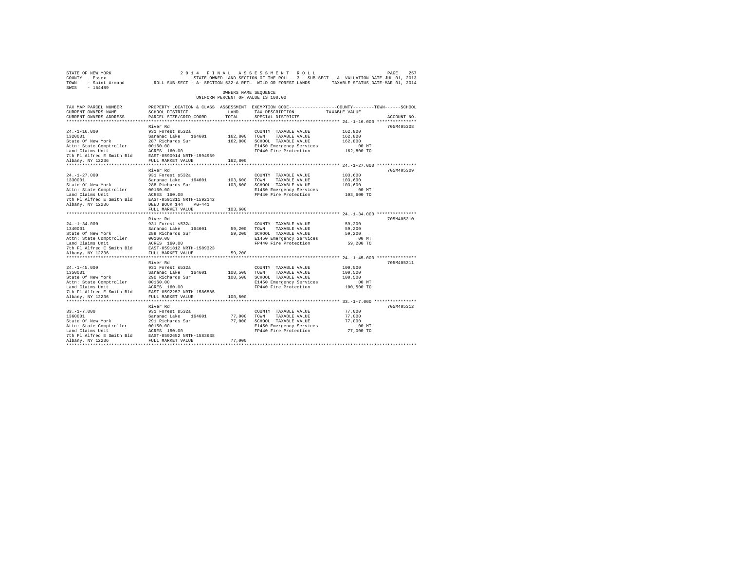STATE OF NEW YORK                    2 0 1 4   F I N A L   A S S E S S M E N T   R O L L
COUNTY - Essex                       STATE OWNED LAND SECTION OF THE ROLL - 3   SUB-SECT - A  VALUATION DATE-JUL 01, 2013
TOWN - Saint Armand                  ROLL SUB-SECT - A- SECTION 532-A RPTL  WILD OR FOREST LANDS    TAXABLE STATUS DATE-MAR 01, 2014
SWIS - 154489

OWNERS NAME SEQUENCE
UNIFORM PERCENT OF VALUE IS 100.00

| TAX MAP PARCEL NUMBER / CURRENT OWNERS NAME / CURRENT OWNERS ADDRESS | PROPERTY LOCATION & CLASS / SCHOOL DISTRICT / PARCEL SIZE/GRID COORD | ASSESSMENT LAND | TOTAL | EXEMPTION CODE / TAX DESCRIPTION / SPECIAL DISTRICTS | COUNTY / TOWN / SCHOOL TAXABLE VALUE | ACCOUNT NO. |
|---|---|---|---|---|---|---|
| 24.-1-16.000 | River Rd | | | | | 705M405308 |
| 1320001 | 931 Forest s532a | | | COUNTY TAXABLE VALUE | 162,800 | |
| State Of New York | Saranac Lake 164601 | 162,800 | | TOWN TAXABLE VALUE | 162,800 | |
| Attn: State Comptroller | 287 Richards Sur | | 162,800 | SCHOOL TAXABLE VALUE | 162,800 | |
| Land Claims Unit | 00160.00 | | | E1450 Emergency Services | .00 MT | |
| 7th Fl Alfred E Smith Bld | ACRES 160.00 | | | FP440 Fire Protection | 162,800 TO | |
| Albany, NY 12236 | EAST-0590914 NRTH-1594969 | | | | | |
| | FULL MARKET VALUE | | 162,800 | | | |
| 24.-1-27.000 | River Rd | | | | | 705M405309 |
| 1330001 | 931 Forest s532a | | | COUNTY TAXABLE VALUE | 103,600 | |
| State Of New York | Saranac Lake 164601 | 103,600 | | TOWN TAXABLE VALUE | 103,600 | |
| Attn: State Comptroller | 288 Richards Sur | | 103,600 | SCHOOL TAXABLE VALUE | 103,600 | |
| Land Claims Unit | 00160.00 | | | E1450 Emergency Services | .00 MT | |
| 7th Fl Alfred E Smith Bld | ACRES 160.00 | | | FP440 Fire Protection | 103,600 TO | |
| Albany, NY 12236 | EAST-0591311 NRTH-1592142 | | | | | |
| | DEED BOOK 144 PG-441 | | | | | |
| | FULL MARKET VALUE | | 103,600 | | | |
| 24.-1-34.000 | River Rd | | | | | 705M405310 |
| 1340001 | 931 Forest s532a | | | COUNTY TAXABLE VALUE | 59,200 | |
| State Of New York | Saranac Lake 164601 | 59,200 | | TOWN TAXABLE VALUE | 59,200 | |
| Attn: State Comptroller | 289 Richards Sur | | 59,200 | SCHOOL TAXABLE VALUE | 59,200 | |
| Land Claims Unit | 00160.00 | | | E1450 Emergency Services | .00 MT | |
| 7th Fl Alfred E Smith Bld | ACRES 160.00 | | | FP440 Fire Protection | 59,200 TO | |
| Albany, NY 12236 | EAST-0591812 NRTH-1589323 | | | | | |
| | FULL MARKET VALUE | | 59,200 | | | |
| 24.-1-45.000 | River Rd | | | | | 705M405311 |
| 1350001 | 931 Forest s532a | | | COUNTY TAXABLE VALUE | 100,500 | |
| State Of New York | Saranac Lake 164601 | 100,500 | | TOWN TAXABLE VALUE | 100,500 | |
| Attn: State Comptroller | 290 Richards Sur | | 100,500 | SCHOOL TAXABLE VALUE | 100,500 | |
| Land Claims Unit | 00160.00 | | | E1450 Emergency Services | .00 MT | |
| 7th Fl Alfred E Smith Bld | ACRES 160.00 | | | FP440 Fire Protection | 100,500 TO | |
| Albany, NY 12236 | EAST-0592257 NRTH-1586585 | | | | | |
| | FULL MARKET VALUE | | 100,500 | | | |
| 33.-1-7.000 | River Rd | | | | | 705M405312 |
| 1360001 | 931 Forest s532a | | | COUNTY TAXABLE VALUE | 77,000 | |
| State Of New York | Saranac Lake 164601 | 77,000 | | TOWN TAXABLE VALUE | 77,000 | |
| Attn: State Comptroller | 291 Richards Sur | | 77,000 | SCHOOL TAXABLE VALUE | 77,000 | |
| Land Claims Unit | 00150.00 | | | E1450 Emergency Services | .00 MT | |
| 7th Fl Alfred E Smith Bld | ACRES 150.00 | | | FP440 Fire Protection | 77,000 TO | |
| Albany, NY 12236 | EAST-0592652 NRTH-1583638 | | | | | |
| | FULL MARKET VALUE | | 77,000 | | | |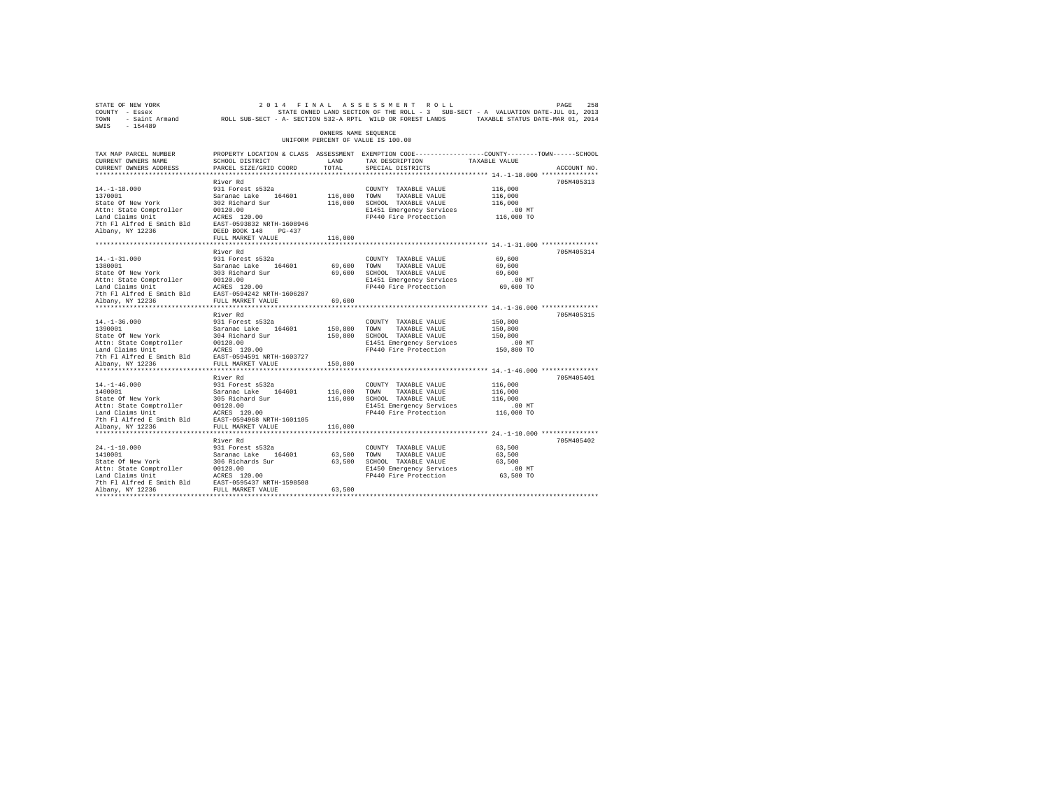STATE OF NEW YORK 2014 FINAL ASSESSMENT ROLL
COUNTY - Essex STATE OWNED LAND SECTION OF THE ROLL - 3 SUB-SECT - A VALUATION DATE-JUL 01, 2013
TOWN - Saint Armand ROLL SUB-SECT - A- SECTION 532-A RPTL WILD OR FOREST LANDS TAXABLE STATUS DATE-MAR 01, 2014
SWIS - 154489

OWNERS NAME SEQUENCE
UNIFORM PERCENT OF VALUE IS 100.00

| TAX MAP PARCEL NUMBER / CURRENT OWNERS NAME / CURRENT OWNERS ADDRESS | PROPERTY LOCATION & CLASS / SCHOOL DISTRICT / PARCEL SIZE/GRID COORD | ASSESSMENT LAND / TOTAL | EXEMPTION CODE / TAX DESCRIPTION / SPECIAL DISTRICTS | TAXABLE VALUE (COUNTY / TOWN / SCHOOL) | ACCOUNT NO. |
|---|---|---|---|---|---|
| 14.-1-18.000 | River Rd | | | | 705M405313 |
| 1370001 | 931 Forest s532a | | COUNTY TAXABLE VALUE | 116,000 | |
| State Of New York | Saranac Lake 164601 | 116,000 | TOWN TAXABLE VALUE | 116,000 | |
| Attn: State Comptroller | 302 Richard Sur | 116,000 | SCHOOL TAXABLE VALUE | 116,000 | |
| Land Claims Unit | 00120.00 | | E1451 Emergency Services | .00 MT | |
| 7th Fl Alfred E Smith Bld | ACRES 120.00 | | FP440 Fire Protection | 116,000 TO | |
| Albany, NY 12236 | EAST-0593832 NRTH-1608946 | | | | |
| | DEED BOOK 148 PG-437 | | | | |
| | FULL MARKET VALUE | 116,000 | | | |
| 14.-1-31.000 | River Rd | | | | 705M405314 |
| 1380001 | 931 Forest s532a | | COUNTY TAXABLE VALUE | 69,600 | |
| State Of New York | Saranac Lake 164601 | 69,600 | TOWN TAXABLE VALUE | 69,600 | |
| Attn: State Comptroller | 303 Richard Sur | 69,600 | SCHOOL TAXABLE VALUE | 69,600 | |
| Land Claims Unit | 00120.00 | | E1451 Emergency Services | .00 MT | |
| 7th Fl Alfred E Smith Bld | ACRES 120.00 | | FP440 Fire Protection | 69,600 TO | |
| Albany, NY 12236 | EAST-0594242 NRTH-1606287 | | | | |
| | FULL MARKET VALUE | 69,600 | | | |
| 14.-1-36.000 | River Rd | | | | 705M405315 |
| 1390001 | 931 Forest s532a | | COUNTY TAXABLE VALUE | 150,800 | |
| State Of New York | Saranac Lake 164601 | 150,800 | TOWN TAXABLE VALUE | 150,800 | |
| Attn: State Comptroller | 304 Richard Sur | 150,800 | SCHOOL TAXABLE VALUE | 150,800 | |
| Land Claims Unit | 00120.00 | | E1451 Emergency Services | .00 MT | |
| 7th Fl Alfred E Smith Bld | ACRES 120.00 | | FP440 Fire Protection | 150,800 TO | |
| Albany, NY 12236 | EAST-0594591 NRTH-1603727 | | | | |
| | FULL MARKET VALUE | 150,800 | | | |
| 14.-1-46.000 | River Rd | | | | 705M405401 |
| 1400001 | 931 Forest s532a | | COUNTY TAXABLE VALUE | 116,000 | |
| State Of New York | Saranac Lake 164601 | 116,000 | TOWN TAXABLE VALUE | 116,000 | |
| Attn: State Comptroller | 305 Richard Sur | 116,000 | SCHOOL TAXABLE VALUE | 116,000 | |
| Land Claims Unit | 00120.00 | | E1451 Emergency Services | .00 MT | |
| 7th Fl Alfred E Smith Bld | ACRES 120.00 | | FP440 Fire Protection | 116,000 TO | |
| Albany, NY 12236 | EAST-0594968 NRTH-1601105 | | | | |
| | FULL MARKET VALUE | 116,000 | | | |
| 24.-1-10.000 | River Rd | | | | 705M405402 |
| 1410001 | 931 Forest s532a | | COUNTY TAXABLE VALUE | 63,500 | |
| State Of New York | Saranac Lake 164601 | 63,500 | TOWN TAXABLE VALUE | 63,500 | |
| Attn: State Comptroller | 306 Richards Sur | 63,500 | SCHOOL TAXABLE VALUE | 63,500 | |
| Land Claims Unit | 00120.00 | | E1450 Emergency Services | .00 MT | |
| 7th Fl Alfred E Smith Bld | ACRES 120.00 | | FP440 Fire Protection | 63,500 TO | |
| Albany, NY 12236 | EAST-0595437 NRTH-1598508 | | | | |
| | FULL MARKET VALUE | 63,500 | | | |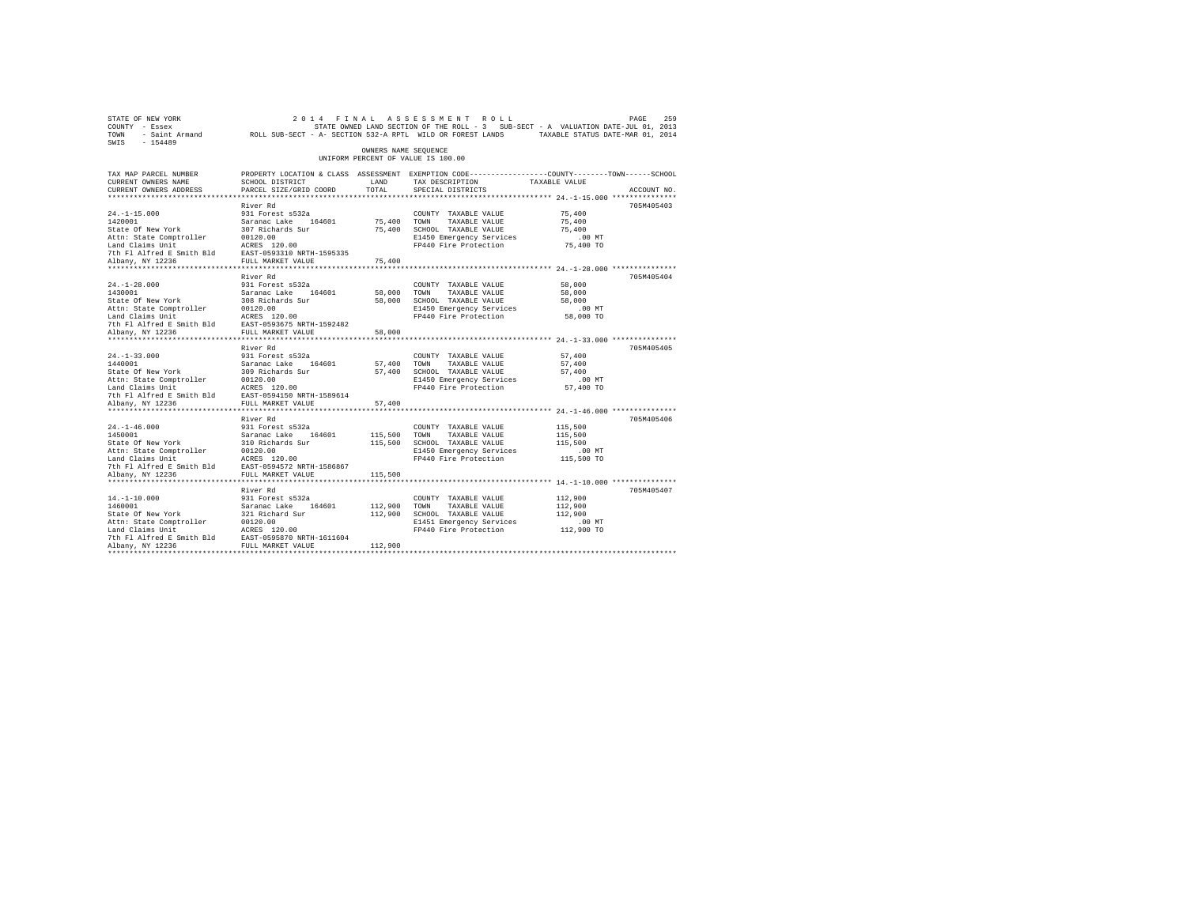STATE OF NEW YORK  
COUNTY - Essex  
TOWN - Saint Armand  
SWIS - 154489

2014 FINAL ASSESSMENT ROLL  
STATE OWNED LAND SECTION OF THE ROLL - 3 SUB-SECT - A VALUATION DATE-JUL 01, 2013  
ROLL SUB-SECT - A- SECTION 532-A RPTL WILD OR FOREST LANDS TAXABLE STATUS DATE-MAR 01, 2014

OWNERS NAME SEQUENCE  
UNIFORM PERCENT OF VALUE IS 100.00

| TAX MAP PARCEL NUMBER / CURRENT OWNERS NAME / CURRENT OWNERS ADDRESS | PROPERTY LOCATION & CLASS / SCHOOL DISTRICT / PARCEL SIZE/GRID COORD | ASSESSMENT LAND | TOTAL | EXEMPTION CODE / TAX DESCRIPTION / SPECIAL DISTRICTS | COUNTY--------TOWN------SCHOOL TAXABLE VALUE | ACCOUNT NO. |
|---|---|---|---|---|---|---|
| 24.-1-15.000 | River Rd | | | | | 705M405403 |
| 1420001 | 931 Forest s532a | | | COUNTY TAXABLE VALUE | 75,400 | |
| State Of New York | Saranac Lake 164601 | 75,400 | | TOWN TAXABLE VALUE | 75,400 | |
| Attn: State Comptroller | 307 Richards Sur | | 75,400 | SCHOOL TAXABLE VALUE | 75,400 | |
| Land Claims Unit | 00120.00 | | | E1450 Emergency Services | .00 MT | |
| 7th Fl Alfred E Smith Bld | ACRES 120.00 | | | FP440 Fire Protection | 75,400 TO | |
| Albany, NY 12236 | EAST-0593310 NRTH-1595335 | | | | | |
| | FULL MARKET VALUE | | 75,400 | | | |
| 24.-1-28.000 | River Rd | | | | | 705M405404 |
| 1430001 | 931 Forest s532a | | | COUNTY TAXABLE VALUE | 58,000 | |
| State Of New York | Saranac Lake 164601 | 58,000 | | TOWN TAXABLE VALUE | 58,000 | |
| Attn: State Comptroller | 308 Richards Sur | | 58,000 | SCHOOL TAXABLE VALUE | 58,000 | |
| Land Claims Unit | 00120.00 | | | E1450 Emergency Services | .00 MT | |
| 7th Fl Alfred E Smith Bld | ACRES 120.00 | | | FP440 Fire Protection | 58,000 TO | |
| Albany, NY 12236 | EAST-0593675 NRTH-1592482 | | | | | |
| | FULL MARKET VALUE | | 58,000 | | | |
| 24.-1-33.000 | River Rd | | | | | 705M405405 |
| 1440001 | 931 Forest s532a | | | COUNTY TAXABLE VALUE | 57,400 | |
| State Of New York | Saranac Lake 164601 | 57,400 | | TOWN TAXABLE VALUE | 57,400 | |
| Attn: State Comptroller | 309 Richards Sur | | 57,400 | SCHOOL TAXABLE VALUE | 57,400 | |
| Land Claims Unit | 00120.00 | | | E1450 Emergency Services | .00 MT | |
| 7th Fl Alfred E Smith Bld | ACRES 120.00 | | | FP440 Fire Protection | 57,400 TO | |
| Albany, NY 12236 | EAST-0594150 NRTH-1589614 | | | | | |
| | FULL MARKET VALUE | | 57,400 | | | |
| 24.-1-46.000 | River Rd | | | | | 705M405406 |
| 1450001 | 931 Forest s532a | | | COUNTY TAXABLE VALUE | 115,500 | |
| State Of New York | Saranac Lake 164601 | 115,500 | | TOWN TAXABLE VALUE | 115,500 | |
| Attn: State Comptroller | 310 Richards Sur | | 115,500 | SCHOOL TAXABLE VALUE | 115,500 | |
| Land Claims Unit | 00120.00 | | | E1450 Emergency Services | .00 MT | |
| 7th Fl Alfred E Smith Bld | ACRES 120.00 | | | FP440 Fire Protection | 115,500 TO | |
| Albany, NY 12236 | EAST-0594572 NRTH-1586867 | | | | | |
| | FULL MARKET VALUE | | 115,500 | | | |
| 14.-1-10.000 | River Rd | | | | | 705M405407 |
| 1460001 | 931 Forest s532a | | | COUNTY TAXABLE VALUE | 112,900 | |
| State Of New York | Saranac Lake 164601 | 112,900 | | TOWN TAXABLE VALUE | 112,900 | |
| Attn: State Comptroller | 321 Richard Sur | | 112,900 | SCHOOL TAXABLE VALUE | 112,900 | |
| Land Claims Unit | 00120.00 | | | E1451 Emergency Services | .00 MT | |
| 7th Fl Alfred E Smith Bld | ACRES 120.00 | | | FP440 Fire Protection | 112,900 TO | |
| Albany, NY 12236 | EAST-0595870 NRTH-1611604 | | | | | |
| | FULL MARKET VALUE | | 112,900 | | | |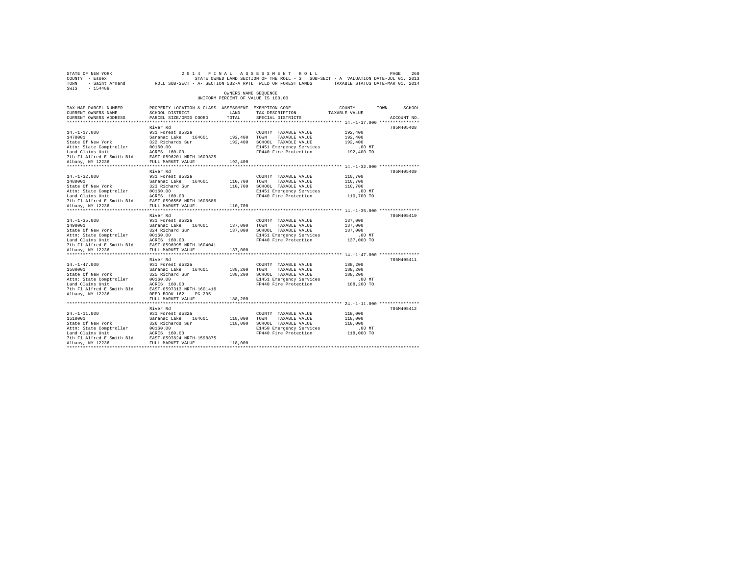STATE OF NEW YORK　　2 0 1 4　F I N A L　A S S E S S M E N T　R O L L
COUNTY - Essex　　STATE OWNED LAND SECTION OF THE ROLL - 3　SUB-SECT - A　VALUATION DATE-JUL 01, 2013
TOWN - Saint Armand　　ROLL SUB-SECT - A- SECTION 532-A RPTL WILD OR FOREST LANDS　　TAXABLE STATUS DATE-MAR 01, 2014
SWIS - 154489

OWNERS NAME SEQUENCE
UNIFORM PERCENT OF VALUE IS 100.00

| TAX MAP PARCEL NUMBER / CURRENT OWNERS NAME / CURRENT OWNERS ADDRESS | PROPERTY LOCATION & CLASS / SCHOOL DISTRICT / PARCEL SIZE/GRID COORD | ASSESSMENT LAND | TOTAL | EXEMPTION CODE / TAX DESCRIPTION / SPECIAL DISTRICTS | COUNTY/TOWN/SCHOOL TAXABLE VALUE | ACCOUNT NO. |
|---|---|---|---|---|---|---|
| 14.-1-17.000 | River Rd | | | | | 705M405408 |
| 1470001 | 931 Forest s532a | | | COUNTY TAXABLE VALUE | 192,400 | |
| State Of New York | Saranac Lake 164601 | 192,400 | | TOWN TAXABLE VALUE | 192,400 | |
| Attn: State Comptroller | 322 Richards Sur | | 192,400 | SCHOOL TAXABLE VALUE | 192,400 | |
| Land Claims Unit | 00160.00 | | | E1451 Emergency Services | .00 MT | |
| 7th Fl Alfred E Smith Bld | ACRES 160.00 | | | FP440 Fire Protection | 192,400 TO | |
| Albany, NY 12236 | EAST-0596201 NRTH-1609325 | | | | | |
| | FULL MARKET VALUE | | 192,400 | | | |
| 14.-1-32.000 | River Rd | | | | | 705M405409 |
| 1480001 | 931 Forest s532a | | | COUNTY TAXABLE VALUE | 110,700 | |
| State Of New York | Saranac Lake 164601 | 110,700 | | TOWN TAXABLE VALUE | 110,700 | |
| Attn: State Comptroller | 323 Richard Sur | | 110,700 | SCHOOL TAXABLE VALUE | 110,700 | |
| Land Claims Unit | 00160.00 | | | E1451 Emergency Services | .00 MT | |
| 7th Fl Alfred E Smith Bld | ACRES 160.00 | | | FP440 Fire Protection | 110,700 TO | |
| Albany, NY 12236 | EAST-0596556 NRTH-1606686 | | | | | |
| | FULL MARKET VALUE | | 110,700 | | | |
| 14.-1-35.000 | River Rd | | | | | 705M405410 |
| 1490001 | 931 Forest s532a | | | COUNTY TAXABLE VALUE | 137,000 | |
| State Of New York | Saranac Lake 164601 | 137,000 | | TOWN TAXABLE VALUE | 137,000 | |
| Attn: State Comptroller | 324 Richard Sur | | 137,000 | SCHOOL TAXABLE VALUE | 137,000 | |
| Land Claims Unit | 00160.00 | | | E1451 Emergency Services | .00 MT | |
| 7th Fl Alfred E Smith Bld | ACRES 160.00 | | | FP440 Fire Protection | 137,000 TO | |
| Albany, NY 12236 | EAST-0596995 NRTH-1604041 | | | | | |
| | FULL MARKET VALUE | | 137,000 | | | |
| 14.-1-47.000 | River Rd | | | | | 705M405411 |
| 1500001 | 931 Forest s532a | | | COUNTY TAXABLE VALUE | 188,200 | |
| State Of New York | Saranac Lake 164601 | 188,200 | | TOWN TAXABLE VALUE | 188,200 | |
| Attn: State Comptroller | 325 Richard Sur | | 188,200 | SCHOOL TAXABLE VALUE | 188,200 | |
| Land Claims Unit | 00160.00 | | | E1451 Emergency Services | .00 MT | |
| 7th Fl Alfred E Smith Bld | ACRES 160.00 | | | FP440 Fire Protection | 188,200 TO | |
| Albany, NY 12236 | EAST-0597313 NRTH-1601416 | | | | | |
| | DEED BOOK 162 PG-205 | | | | | |
| | FULL MARKET VALUE | | 188,200 | | | |
| 24.-1-11.000 | River Rd | | | | | 705M405412 |
| 1510001 | 931 Forest s532a | | | COUNTY TAXABLE VALUE | 118,000 | |
| State Of New York | Saranac Lake 164601 | 118,000 | | TOWN TAXABLE VALUE | 118,000 | |
| Attn: State Comptroller | 326 Richards Sur | | 118,000 | SCHOOL TAXABLE VALUE | 118,000 | |
| Land Claims Unit | 00160.00 | | | E1450 Emergency Services | .00 MT | |
| 7th Fl Alfred E Smith Bld | ACRES 160.00 | | | FP440 Fire Protection | 118,000 TO | |
| Albany, NY 12236 | EAST-0597824 NRTH-1598875 | | | | | |
| | FULL MARKET VALUE | | 118,000 | | | |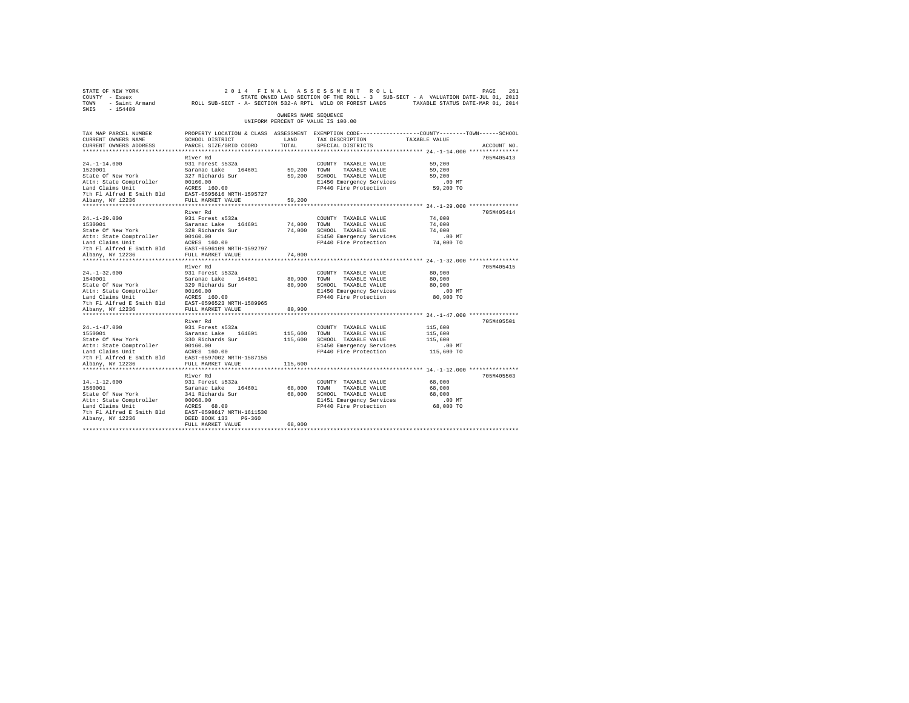STATE OF NEW YORK 2014 FINAL ASSESSMENT ROLL
COUNTY - Essex STATE OWNED LAND SECTION OF THE ROLL - 3 SUB-SECT - A VALUATION DATE-JUL 01, 2013
TOWN - Saint Armand ROLL SUB-SECT - A- SECTION 532-A RPTL WILD OR FOREST LANDS TAXABLE STATUS DATE-MAR 01, 2014
SWIS - 154489

OWNERS NAME SEQUENCE
UNIFORM PERCENT OF VALUE IS 100.00

| TAX MAP PARCEL NUMBER / CURRENT OWNERS NAME / CURRENT OWNERS ADDRESS | PROPERTY LOCATION & CLASS / SCHOOL DISTRICT / PARCEL SIZE/GRID COORD | ASSESSMENT LAND / TOTAL | EXEMPTION CODE / TAX DESCRIPTION / SPECIAL DISTRICTS | TAXABLE VALUE (COUNTY / TOWN / SCHOOL) | ACCOUNT NO. |
|---|---|---|---|---|---|
| **24.-1-14.000** | River Rd | | | | 705M405413 |
| 24.-1-14.000 | 931 Forest s532a | | COUNTY TAXABLE VALUE | 59,200 | |
| 1520001 | Saranac Lake 164601 | 59,200 | TOWN TAXABLE VALUE | 59,200 | |
| State Of New York | 327 Richards Sur | 59,200 | SCHOOL TAXABLE VALUE | 59,200 | |
| Attn: State Comptroller | 00160.00 | | E1450 Emergency Services | .00 MT | |
| Land Claims Unit | ACRES 160.00 | | FP440 Fire Protection | 59,200 TO | |
| 7th Fl Alfred E Smith Bld | EAST-0595616 NRTH-1595727 | | | | |
| Albany, NY 12236 | FULL MARKET VALUE | 59,200 | | | |
| **24.-1-29.000** | River Rd | | | | 705M405414 |
| 24.-1-29.000 | 931 Forest s532a | | COUNTY TAXABLE VALUE | 74,000 | |
| 1530001 | Saranac Lake 164601 | 74,000 | TOWN TAXABLE VALUE | 74,000 | |
| State Of New York | 328 Richards Sur | 74,000 | SCHOOL TAXABLE VALUE | 74,000 | |
| Attn: State Comptroller | 00160.00 | | E1450 Emergency Services | .00 MT | |
| Land Claims Unit | ACRES 160.00 | | FP440 Fire Protection | 74,000 TO | |
| 7th Fl Alfred E Smith Bld | EAST-0596109 NRTH-1592797 | | | | |
| Albany, NY 12236 | FULL MARKET VALUE | 74,000 | | | |
| **24.-1-32.000** | River Rd | | | | 705M405415 |
| 24.-1-32.000 | 931 Forest s532a | | COUNTY TAXABLE VALUE | 80,900 | |
| 1540001 | Saranac Lake 164601 | 80,900 | TOWN TAXABLE VALUE | 80,900 | |
| State Of New York | 329 Richards Sur | 80,900 | SCHOOL TAXABLE VALUE | 80,900 | |
| Attn: State Comptroller | 00160.00 | | E1450 Emergency Services | .00 MT | |
| Land Claims Unit | ACRES 160.00 | | FP440 Fire Protection | 80,900 TO | |
| 7th Fl Alfred E Smith Bld | EAST-0596523 NRTH-1589965 | | | | |
| Albany, NY 12236 | FULL MARKET VALUE | 80,900 | | | |
| **24.-1-47.000** | River Rd | | | | 705M405501 |
| 24.-1-47.000 | 931 Forest s532a | | COUNTY TAXABLE VALUE | 115,600 | |
| 1550001 | Saranac Lake 164601 | 115,600 | TOWN TAXABLE VALUE | 115,600 | |
| State Of New York | 330 Richards Sur | 115,600 | SCHOOL TAXABLE VALUE | 115,600 | |
| Attn: State Comptroller | 00160.00 | | E1450 Emergency Services | .00 MT | |
| Land Claims Unit | ACRES 160.00 | | FP440 Fire Protection | 115,600 TO | |
| 7th Fl Alfred E Smith Bld | EAST-0597002 NRTH-1587155 | | | | |
| Albany, NY 12236 | FULL MARKET VALUE | 115,600 | | | |
| **14.-1-12.000** | River Rd | | | | 705M405503 |
| 14.-1-12.000 | 931 Forest s532a | | COUNTY TAXABLE VALUE | 68,000 | |
| 1560001 | Saranac Lake 164601 | 68,000 | TOWN TAXABLE VALUE | 68,000 | |
| State Of New York | 341 Richards Sur | 68,000 | SCHOOL TAXABLE VALUE | 68,000 | |
| Attn: State Comptroller | 00068.00 | | E1451 Emergency Services | .00 MT | |
| Land Claims Unit | ACRES 68.00 | | FP440 Fire Protection | 68,000 TO | |
| 7th Fl Alfred E Smith Bld | EAST-0598617 NRTH-1611530 | | | | |
| Albany, NY 12236 | DEED BOOK 133 PG-360 | | | | |
| | FULL MARKET VALUE | 68,000 | | | |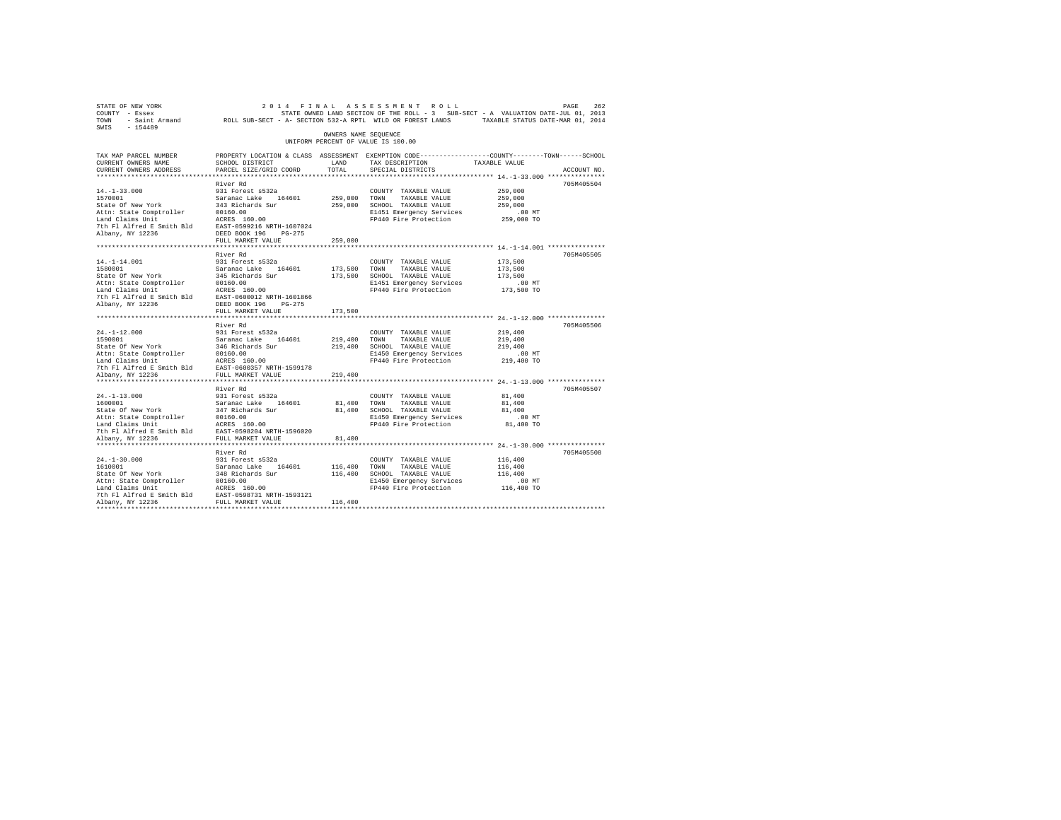STATE OF NEW YORK                    2 0 1 4   F I N A L   A S S E S S M E N T   R O L L
COUNTY - Essex                       STATE OWNED LAND SECTION OF THE ROLL - 3   SUB-SECT - A  VALUATION DATE-JUL 01, 2013
TOWN - Saint Armand                  ROLL SUB-SECT - A- SECTION 532-A RPTL  WILD OR FOREST LANDS    TAXABLE STATUS DATE-MAR 01, 2014
SWIS - 154489

OWNERS NAME SEQUENCE
UNIFORM PERCENT OF VALUE IS 100.00

| TAX MAP PARCEL NUMBER / CURRENT OWNERS NAME / CURRENT OWNERS ADDRESS | PROPERTY LOCATION & CLASS / SCHOOL DISTRICT / PARCEL SIZE/GRID COORD | ASSESSMENT LAND / TOTAL | EXEMPTION CODE / TAX DESCRIPTION / SPECIAL DISTRICTS | COUNTY / TOWN / SCHOOL TAXABLE VALUE | ACCOUNT NO. |
|---|---|---|---|---|---|
| 14.-1-33.000 | River Rd | | | | 705M405504 |
| 1570001 | 931 Forest s532a | | COUNTY TAXABLE VALUE | 259,000 | |
| State Of New York | Saranac Lake 164601 | 259,000 | TOWN TAXABLE VALUE | 259,000 | |
| Attn: State Comptroller | 343 Richards Sur | 259,000 | SCHOOL TAXABLE VALUE | 259,000 | |
| Land Claims Unit | 00160.00 | | E1451 Emergency Services | .00 MT | |
| 7th Fl Alfred E Smith Bld | ACRES 160.00 | | FP440 Fire Protection | 259,000 TO | |
| Albany, NY 12236 | EAST-0599216 NRTH-1607024 | | | | |
| | DEED BOOK 196 PG-275 | | | | |
| | FULL MARKET VALUE | 259,000 | | | |
| 14.-1-14.001 | River Rd | | | | 705M405505 |
| 1580001 | 931 Forest s532a | | COUNTY TAXABLE VALUE | 173,500 | |
| State Of New York | Saranac Lake 164601 | 173,500 | TOWN TAXABLE VALUE | 173,500 | |
| Attn: State Comptroller | 345 Richards Sur | 173,500 | SCHOOL TAXABLE VALUE | 173,500 | |
| Land Claims Unit | 00160.00 | | E1451 Emergency Services | .00 MT | |
| 7th Fl Alfred E Smith Bld | ACRES 160.00 | | FP440 Fire Protection | 173,500 TO | |
| Albany, NY 12236 | EAST-0600012 NRTH-1601866 | | | | |
| | DEED BOOK 196 PG-275 | | | | |
| | FULL MARKET VALUE | 173,500 | | | |
| 24.-1-12.000 | River Rd | | | | 705M405506 |
| 1590001 | 931 Forest s532a | | COUNTY TAXABLE VALUE | 219,400 | |
| State Of New York | Saranac Lake 164601 | 219,400 | TOWN TAXABLE VALUE | 219,400 | |
| Attn: State Comptroller | 346 Richards Sur | 219,400 | SCHOOL TAXABLE VALUE | 219,400 | |
| Land Claims Unit | 00160.00 | | E1450 Emergency Services | .00 MT | |
| 7th Fl Alfred E Smith Bld | ACRES 160.00 | | FP440 Fire Protection | 219,400 TO | |
| Albany, NY 12236 | EAST-0600357 NRTH-1599178 | | | | |
| | FULL MARKET VALUE | 219,400 | | | |
| 24.-1-13.000 | River Rd | | | | 705M405507 |
| 1600001 | 931 Forest s532a | | COUNTY TAXABLE VALUE | 81,400 | |
| State Of New York | Saranac Lake 164601 | 81,400 | TOWN TAXABLE VALUE | 81,400 | |
| Attn: State Comptroller | 347 Richards Sur | 81,400 | SCHOOL TAXABLE VALUE | 81,400 | |
| Land Claims Unit | 00160.00 | | E1450 Emergency Services | .00 MT | |
| 7th Fl Alfred E Smith Bld | ACRES 160.00 | | FP440 Fire Protection | 81,400 TO | |
| Albany, NY 12236 | EAST-0598204 NRTH-1596020 | | | | |
| | FULL MARKET VALUE | 81,400 | | | |
| 24.-1-30.000 | River Rd | | | | 705M405508 |
| 1610001 | 931 Forest s532a | | COUNTY TAXABLE VALUE | 116,400 | |
| State Of New York | Saranac Lake 164601 | 116,400 | TOWN TAXABLE VALUE | 116,400 | |
| Attn: State Comptroller | 348 Richards Sur | 116,400 | SCHOOL TAXABLE VALUE | 116,400 | |
| Land Claims Unit | 00160.00 | | E1450 Emergency Services | .00 MT | |
| 7th Fl Alfred E Smith Bld | ACRES 160.00 | | FP440 Fire Protection | 116,400 TO | |
| Albany, NY 12236 | EAST-0598731 NRTH-1593121 | | | | |
| | FULL MARKET VALUE | 116,400 | | | |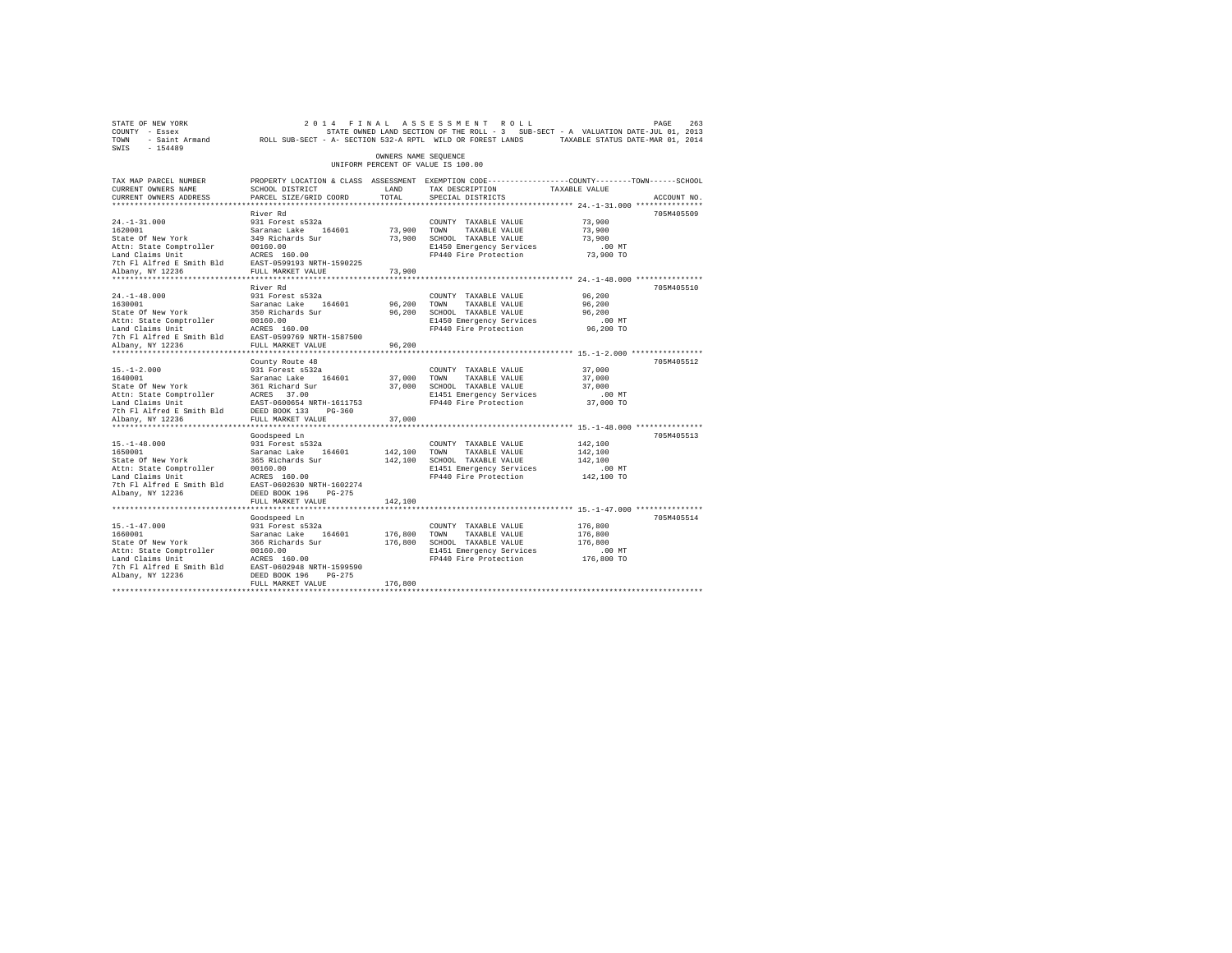STATE OF NEW YORK
COUNTY - Essex
TOWN - Saint Armand
SWIS - 154489

2014 FINAL ASSESSMENT ROLL

STATE OWNED LAND SECTION OF THE ROLL - 3 SUB-SECT - A VALUATION DATE-JUL 01, 2013

ROLL SUB-SECT - A- SECTION 532-A RPTL WILD OR FOREST LANDS TAXABLE STATUS DATE-MAR 01, 2014

OWNERS NAME SEQUENCE

UNIFORM PERCENT OF VALUE IS 100.00

| TAX MAP PARCEL NUMBER / CURRENT OWNERS NAME / CURRENT OWNERS ADDRESS | PROPERTY LOCATION & CLASS / SCHOOL DISTRICT / PARCEL SIZE/GRID COORD | ASSESSMENT LAND | TOTAL | EXEMPTION CODE / TAX DESCRIPTION / SPECIAL DISTRICTS | TAXABLE VALUE (COUNTY / TOWN / SCHOOL) | ACCOUNT NO. |
|---|---|---|---|---|---|---|
| **24.-1-31.000** | River Rd | | | | | 705M405509 |
| 1620001 | 931 Forest s532a | | | COUNTY TAXABLE VALUE | 73,900 | |
| State Of New York | Saranac Lake 164601 | 73,900 | | TOWN TAXABLE VALUE | 73,900 | |
| Attn: State Comptroller | 349 Richards Sur | | 73,900 | SCHOOL TAXABLE VALUE | 73,900 | |
| Land Claims Unit | 00160.00 | | | E1450 Emergency Services | .00 MT | |
| 7th Fl Alfred E Smith Bld | ACRES 160.00 | | | FP440 Fire Protection | 73,900 TO | |
| Albany, NY 12236 | EAST-0599193 NRTH-1590225 | | | | | |
| | FULL MARKET VALUE | | 73,900 | | | |
| **24.-1-48.000** | River Rd | | | | | 705M405510 |
| 1630001 | 931 Forest s532a | | | COUNTY TAXABLE VALUE | 96,200 | |
| State Of New York | Saranac Lake 164601 | 96,200 | | TOWN TAXABLE VALUE | 96,200 | |
| Attn: State Comptroller | 350 Richards Sur | | 96,200 | SCHOOL TAXABLE VALUE | 96,200 | |
| Land Claims Unit | 00160.00 | | | E1450 Emergency Services | .00 MT | |
| 7th Fl Alfred E Smith Bld | ACRES 160.00 | | | FP440 Fire Protection | 96,200 TO | |
| Albany, NY 12236 | EAST-0599769 NRTH-1587500 | | | | | |
| | FULL MARKET VALUE | | 96,200 | | | |
| **15.-1-2.000** | County Route 48 | | | | | 705M405512 |
| 1640001 | 931 Forest s532a | | | COUNTY TAXABLE VALUE | 37,000 | |
| State Of New York | Saranac Lake 164601 | 37,000 | | TOWN TAXABLE VALUE | 37,000 | |
| Attn: State Comptroller | 361 Richard Sur | | 37,000 | SCHOOL TAXABLE VALUE | 37,000 | |
| Land Claims Unit | ACRES 37.00 | | | E1451 Emergency Services | .00 MT | |
| 7th Fl Alfred E Smith Bld | EAST-0600654 NRTH-1611753 | | | FP440 Fire Protection | 37,000 TO | |
| Albany, NY 12236 | DEED BOOK 133 PG-360 | | | | | |
| | FULL MARKET VALUE | | 37,000 | | | |
| **15.-1-48.000** | Goodspeed Ln | | | | | 705M405513 |
| 1650001 | 931 Forest s532a | | | COUNTY TAXABLE VALUE | 142,100 | |
| State Of New York | Saranac Lake 164601 | 142,100 | | TOWN TAXABLE VALUE | 142,100 | |
| Attn: State Comptroller | 365 Richards Sur | | 142,100 | SCHOOL TAXABLE VALUE | 142,100 | |
| Land Claims Unit | 00160.00 | | | E1451 Emergency Services | .00 MT | |
| 7th Fl Alfred E Smith Bld | ACRES 160.00 | | | FP440 Fire Protection | 142,100 TO | |
| Albany, NY 12236 | EAST-0602630 NRTH-1602274 | | | | | |
| | DEED BOOK 196 PG-275 | | | | | |
| | FULL MARKET VALUE | | 142,100 | | | |
| **15.-1-47.000** | Goodspeed Ln | | | | | 705M405514 |
| 1660001 | 931 Forest s532a | | | COUNTY TAXABLE VALUE | 176,800 | |
| State Of New York | Saranac Lake 164601 | 176,800 | | TOWN TAXABLE VALUE | 176,800 | |
| Attn: State Comptroller | 366 Richards Sur | | 176,800 | SCHOOL TAXABLE VALUE | 176,800 | |
| Land Claims Unit | 00160.00 | | | E1451 Emergency Services | .00 MT | |
| 7th Fl Alfred E Smith Bld | ACRES 160.00 | | | FP440 Fire Protection | 176,800 TO | |
| Albany, NY 12236 | EAST-0602948 NRTH-1599590 | | | | | |
| | DEED BOOK 196 PG-275 | | | | | |
| | FULL MARKET VALUE | | 176,800 | | | |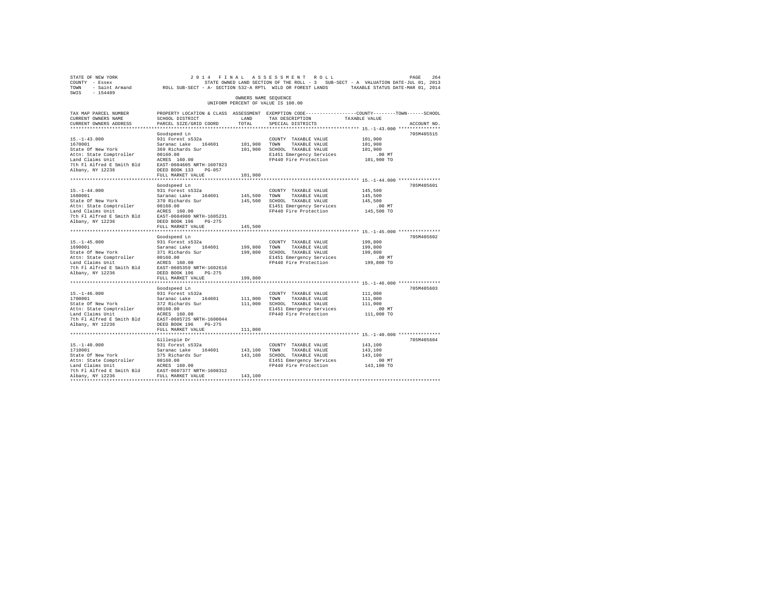STATE OF NEW YORK 2 0 1 4 F I N A L A S S E S S M E N T R O L L
COUNTY - Essex STATE OWNED LAND SECTION OF THE ROLL - 3 SUB-SECT - A VALUATION DATE-JUL 01, 2013
TOWN - Saint Armand ROLL SUB-SECT - A- SECTION 532-A RPTL WILD OR FOREST LANDS TAXABLE STATUS DATE-MAR 01, 2014
SWIS - 154489

OWNERS NAME SEQUENCE
UNIFORM PERCENT OF VALUE IS 100.00

| TAX MAP PARCEL NUMBER / CURRENT OWNERS NAME / CURRENT OWNERS ADDRESS | PROPERTY LOCATION & CLASS / SCHOOL DISTRICT / PARCEL SIZE/GRID COORD | ASSESSMENT LAND / TOTAL | EXEMPTION CODE / TAX DESCRIPTION / SPECIAL DISTRICTS | COUNTY / TOWN / SCHOOL TAXABLE VALUE | ACCOUNT NO. |
|---|---|---|---|---|---|
| 15.-1-43.000 | Goodspeed Ln | | | | 705M405515 |
| 1670001 | 931 Forest s532a | | COUNTY TAXABLE VALUE | 101,900 | |
| State Of New York | Saranac Lake 164601 | 101,900 | TOWN TAXABLE VALUE | 101,900 | |
| Attn: State Comptroller | 369 Richards Sur | 101,900 | SCHOOL TAXABLE VALUE | 101,900 | |
| Land Claims Unit | 00160.00 | | E1451 Emergency Services | .00 MT | |
| 7th Fl Alfred E Smith Bld | ACRES 160.00 | | FP440 Fire Protection | 101,900 TO | |
| Albany, NY 12236 | EAST-0604605 NRTH-1607823 | | | | |
| | DEED BOOK 133 PG-057 | | | | |
| | FULL MARKET VALUE | 101,900 | | | |
| 15.-1-44.000 | Goodspeed Ln | | | | 705M405601 |
| 1680001 | 931 Forest s532a | | COUNTY TAXABLE VALUE | 145,500 | |
| State Of New York | Saranac Lake 164601 | 145,500 | TOWN TAXABLE VALUE | 145,500 | |
| Attn: State Comptroller | 370 Richards Sur | 145,500 | SCHOOL TAXABLE VALUE | 145,500 | |
| Land Claims Unit | 00160.00 | | E1451 Emergency Services | .00 MT | |
| 7th Fl Alfred E Smith Bld | ACRES 160.00 | | FP440 Fire Protection | 145,500 TO | |
| Albany, NY 12236 | EAST-0604980 NRTH-1605231 | | | | |
| | DEED BOOK 196 PG-275 | | | | |
| | FULL MARKET VALUE | 145,500 | | | |
| 15.-1-45.000 | Goodspeed Ln | | | | 705M405602 |
| 1690001 | 931 Forest s532a | | COUNTY TAXABLE VALUE | 199,800 | |
| State Of New York | Saranac Lake 164601 | 199,800 | TOWN TAXABLE VALUE | 199,800 | |
| Attn: State Comptroller | 371 Richards Sur | 199,800 | SCHOOL TAXABLE VALUE | 199,800 | |
| Land Claims Unit | 00160.00 | | E1451 Emergency Services | .00 MT | |
| 7th Fl Alfred E Smith Bld | ACRES 160.00 | | FP440 Fire Protection | 199,800 TO | |
| Albany, NY 12236 | EAST-0605359 NRTH-1602616 | | | | |
| | DEED BOOK 196 PG-275 | | | | |
| | FULL MARKET VALUE | 199,800 | | | |
| 15.-1-46.000 | Goodspeed Ln | | | | 705M405603 |
| 1700001 | 931 Forest s532a | | COUNTY TAXABLE VALUE | 111,000 | |
| State Of New York | Saranac Lake 164601 | 111,000 | TOWN TAXABLE VALUE | 111,000 | |
| Attn: State Comptroller | 372 Richards Sur | 111,000 | SCHOOL TAXABLE VALUE | 111,000 | |
| Land Claims Unit | 00160.00 | | E1451 Emergency Services | .00 MT | |
| 7th Fl Alfred E Smith Bld | ACRES 160.00 | | FP440 Fire Protection | 111,000 TO | |
| Albany, NY 12236 | EAST-0605725 NRTH-1600044 | | | | |
| | DEED BOOK 196 PG-275 | | | | |
| | FULL MARKET VALUE | 111,000 | | | |
| 15.-1-40.000 | Gillespie Dr | | | | 705M405604 |
| 1710001 | 931 Forest s532a | | COUNTY TAXABLE VALUE | 143,100 | |
| State Of New York | Saranac Lake 164601 | 143,100 | TOWN TAXABLE VALUE | 143,100 | |
| Attn: State Comptroller | 375 Richards Sur | 143,100 | SCHOOL TAXABLE VALUE | 143,100 | |
| Land Claims Unit | 00160.00 | | E1451 Emergency Services | .00 MT | |
| 7th Fl Alfred E Smith Bld | ACRES 160.00 | | FP440 Fire Protection | 143,100 TO | |
| | EAST-0607377 NRTH-1608312 | | | | |
| Albany, NY 12236 | FULL MARKET VALUE | 143,100 | | | |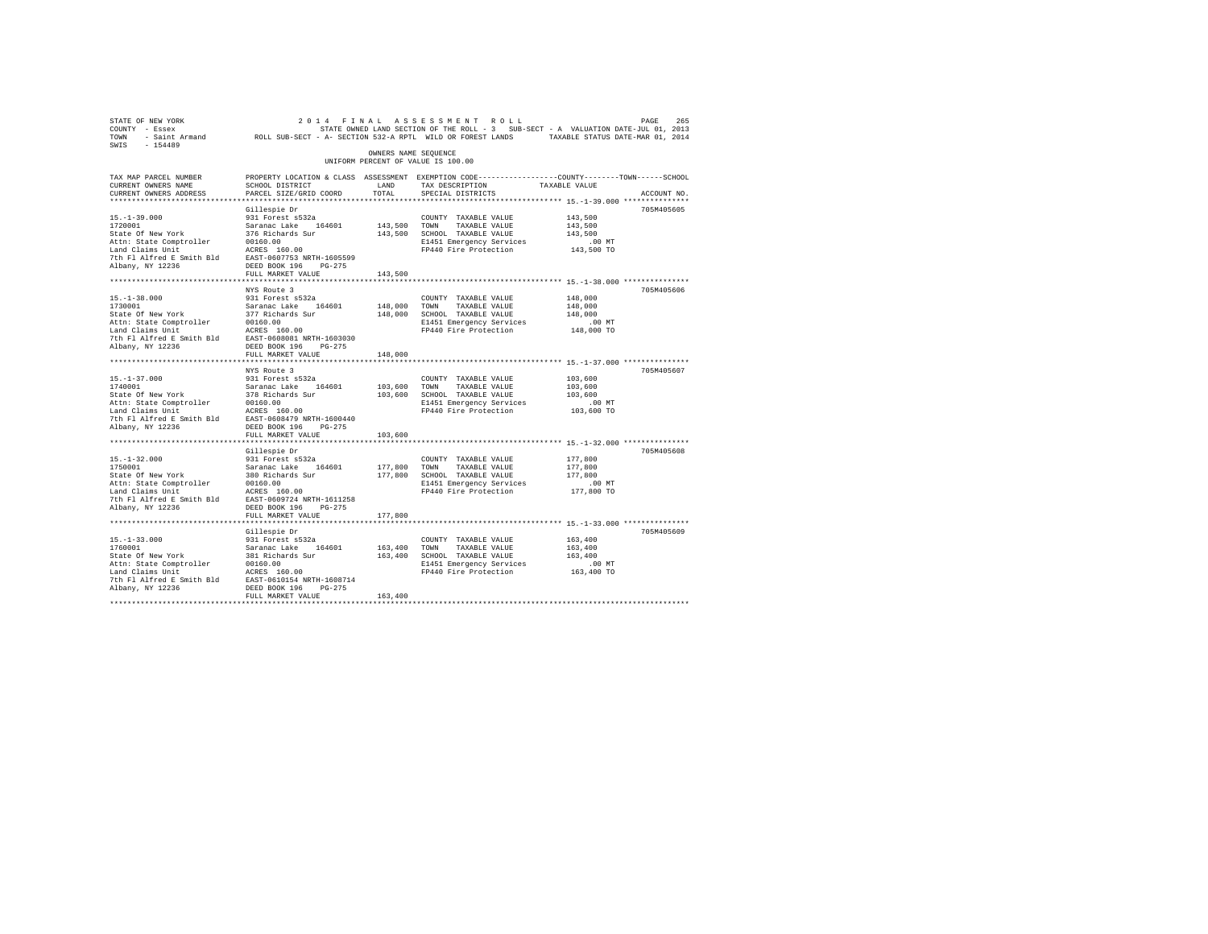STATE OF NEW YORK | 2014 FINAL ASSESSMENT ROLL | PAGE 265
COUNTY - Essex | STATE OWNED LAND SECTION OF THE ROLL - 3 SUB-SECT - A VALUATION DATE-JUL 01, 2013
TOWN - Saint Armand | ROLL SUB-SECT - A- SECTION 532-A RPTL WILD OR FOREST LANDS | TAXABLE STATUS DATE-MAR 01, 2014
SWIS - 154489

OWNERS NAME SEQUENCE
UNIFORM PERCENT OF VALUE IS 100.00

| TAX MAP PARCEL NUMBER / CURRENT OWNERS NAME / CURRENT OWNERS ADDRESS | PROPERTY LOCATION & CLASS / SCHOOL DISTRICT / PARCEL SIZE/GRID COORD | ASSESSMENT LAND | TOTAL | EXEMPTION CODE / TAX DESCRIPTION / SPECIAL DISTRICTS | TAXABLE VALUE (COUNTY--TOWN--SCHOOL) | ACCOUNT NO. |
|---|---|---|---|---|---|---|
| **15.-1-39.000** | Gillespie Dr | | | | | 705M405605 |
| 15.-1-39.000 | 931 Forest s532a | | | COUNTY TAXABLE VALUE | 143,500 | |
| 1720001 | Saranac Lake 164601 | 143,500 | | TOWN TAXABLE VALUE | 143,500 | |
| State Of New York | 376 Richards Sur | | 143,500 | SCHOOL TAXABLE VALUE | 143,500 | |
| Attn: State Comptroller | 00160.00 | | | E1451 Emergency Services | .00 MT | |
| Land Claims Unit | ACRES 160.00 | | | FP440 Fire Protection | 143,500 TO | |
| 7th Fl Alfred E Smith Bld | EAST-0607753 NRTH-1605599 | | | | | |
| Albany, NY 12236 | DEED BOOK 196 PG-275 | | | | | |
| | FULL MARKET VALUE | | 143,500 | | | |
| **15.-1-38.000** | NYS Route 3 | | | | | 705M405606 |
| 15.-1-38.000 | 931 Forest s532a | | | COUNTY TAXABLE VALUE | 148,000 | |
| 1730001 | Saranac Lake 164601 | 148,000 | | TOWN TAXABLE VALUE | 148,000 | |
| State Of New York | 377 Richards Sur | | 148,000 | SCHOOL TAXABLE VALUE | 148,000 | |
| Attn: State Comptroller | 00160.00 | | | E1451 Emergency Services | .00 MT | |
| Land Claims Unit | ACRES 160.00 | | | FP440 Fire Protection | 148,000 TO | |
| 7th Fl Alfred E Smith Bld | EAST-0608081 NRTH-1603030 | | | | | |
| Albany, NY 12236 | DEED BOOK 196 PG-275 | | | | | |
| | FULL MARKET VALUE | | 148,000 | | | |
| **15.-1-37.000** | NYS Route 3 | | | | | 705M405607 |
| 15.-1-37.000 | 931 Forest s532a | | | COUNTY TAXABLE VALUE | 103,600 | |
| 1740001 | Saranac Lake 164601 | 103,600 | | TOWN TAXABLE VALUE | 103,600 | |
| State Of New York | 378 Richards Sur | | 103,600 | SCHOOL TAXABLE VALUE | 103,600 | |
| Attn: State Comptroller | 00160.00 | | | E1451 Emergency Services | .00 MT | |
| Land Claims Unit | ACRES 160.00 | | | FP440 Fire Protection | 103,600 TO | |
| 7th Fl Alfred E Smith Bld | EAST-0608479 NRTH-1600440 | | | | | |
| Albany, NY 12236 | DEED BOOK 196 PG-275 | | | | | |
| | FULL MARKET VALUE | | 103,600 | | | |
| **15.-1-32.000** | Gillespie Dr | | | | | 705M405608 |
| 15.-1-32.000 | 931 Forest s532a | | | COUNTY TAXABLE VALUE | 177,800 | |
| 1750001 | Saranac Lake 164601 | 177,800 | | TOWN TAXABLE VALUE | 177,800 | |
| State Of New York | 380 Richards Sur | | 177,800 | SCHOOL TAXABLE VALUE | 177,800 | |
| Attn: State Comptroller | 00160.00 | | | E1451 Emergency Services | .00 MT | |
| Land Claims Unit | ACRES 160.00 | | | FP440 Fire Protection | 177,800 TO | |
| 7th Fl Alfred E Smith Bld | EAST-0609724 NRTH-1611258 | | | | | |
| Albany, NY 12236 | DEED BOOK 196 PG-275 | | | | | |
| | FULL MARKET VALUE | | 177,800 | | | |
| **15.-1-33.000** | Gillespie Dr | | | | | 705M405609 |
| 15.-1-33.000 | 931 Forest s532a | | | COUNTY TAXABLE VALUE | 163,400 | |
| 1760001 | Saranac Lake 164601 | 163,400 | | TOWN TAXABLE VALUE | 163,400 | |
| State Of New York | 381 Richards Sur | | 163,400 | SCHOOL TAXABLE VALUE | 163,400 | |
| Attn: State Comptroller | 00160.00 | | | E1451 Emergency Services | .00 MT | |
| Land Claims Unit | ACRES 160.00 | | | FP440 Fire Protection | 163,400 TO | |
| 7th Fl Alfred E Smith Bld | EAST-0610154 NRTH-1608714 | | | | | |
| Albany, NY 12236 | DEED BOOK 196 PG-275 | | | | | |
| | FULL MARKET VALUE | | 163,400 | | | |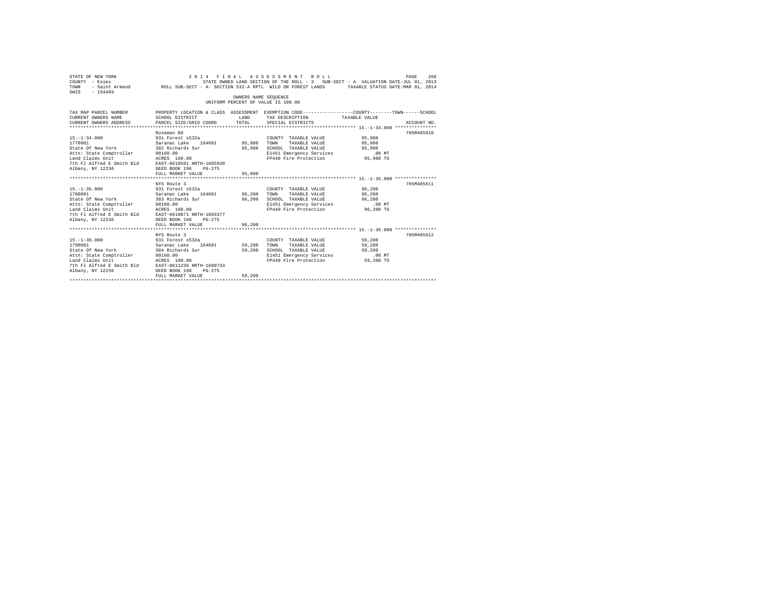STATE OF NEW YORK 2014 FINAL ASSESSMENT ROLL
COUNTY - Essex STATE OWNED LAND SECTION OF THE ROLL - 3 SUB-SECT - A VALUATION DATE-JUL 01, 2013
TOWN - Saint Armand ROLL SUB-SECT - A- SECTION 532-A RPTL WILD OR FOREST LANDS TAXABLE STATUS DATE-MAR 01, 2014
SWIS - 154489

OWNERS NAME SEQUENCE
UNIFORM PERCENT OF VALUE IS 100.00

| TAX MAP PARCEL NUMBER / CURRENT OWNERS NAME / CURRENT OWNERS ADDRESS | PROPERTY LOCATION & CLASS / SCHOOL DISTRICT / PARCEL SIZE/GRID COORD | ASSESSMENT LAND / TOTAL | EXEMPTION CODE / TAX DESCRIPTION / SPECIAL DISTRICTS | COUNTY--------TOWN------SCHOOL TAXABLE VALUE | ACCOUNT NO. |
|---|---|---|---|---|---|
| 15.-1-34.000 | Roseman Rd | | | | 705M405610 |
| 15.-1-34.000 | 931 Forest s532a | | COUNTY TAXABLE VALUE | 95,900 | |
| 1770001 | Saranac Lake 164601 | 95,900 | TOWN TAXABLE VALUE | 95,900 | |
| State Of New York | 382 Richards Sur | 95,900 | SCHOOL TAXABLE VALUE | 95,900 | |
| Attn: State Comptroller | 00160.00 | | E1451 Emergency Services | .00 MT | |
| Land Claims Unit | ACRES 160.00 | | FP440 Fire Protection | 95,900 TO | |
| 7th Fl Alfred E Smith Bld | EAST-0610501 NRTH-1605930 | | | | |
| Albany, NY 12236 | DEED BOOK 196 PG-275 | | | | |
| | FULL MARKET VALUE | 95,900 | | | |
| 15.-1-35.000 | NYS Route 3 | | | | 705M405611 |
| 15.-1-35.000 | 931 Forest s532a | | COUNTY TAXABLE VALUE | 96,200 | |
| 1780001 | Saranac Lake 164601 | 96,200 | TOWN TAXABLE VALUE | 96,200 | |
| State Of New York | 383 Richards Sur | 96,200 | SCHOOL TAXABLE VALUE | 96,200 | |
| Attn: State Comptroller | 00160.00 | | E1451 Emergency Services | .00 MT | |
| Land Claims Unit | ACRES 160.00 | | FP440 Fire Protection | 96,200 TO | |
| 7th Fl Alfred E Smith Bld | EAST-0610871 NRTH-1603377 | | | | |
| Albany, NY 12236 | DEED BOOK 196 PG-275 | | | | |
| | FULL MARKET VALUE | 96,200 | | | |
| 15.-1-36.000 | NYS Route 3 | | | | 705M405612 |
| 15.-1-36.000 | 931 Forest s532a | | COUNTY TAXABLE VALUE | 59,200 | |
| 1790001 | Saranac Lake 164601 | 59,200 | TOWN TAXABLE VALUE | 59,200 | |
| State Of New York | 384 Richards Sur | 59,200 | SCHOOL TAXABLE VALUE | 59,200 | |
| Attn: State Comptroller | 00160.00 | | E1451 Emergency Services | .00 MT | |
| Land Claims Unit | ACRES 160.00 | | FP440 Fire Protection | 59,200 TO | |
| 7th Fl Alfred E Smith Bld | EAST-0611236 NRTH-1600734 | | | | |
| Albany, NY 12236 | DEED BOOK 196 PG-275 | | | | |
| | FULL MARKET VALUE | 59,200 | | | |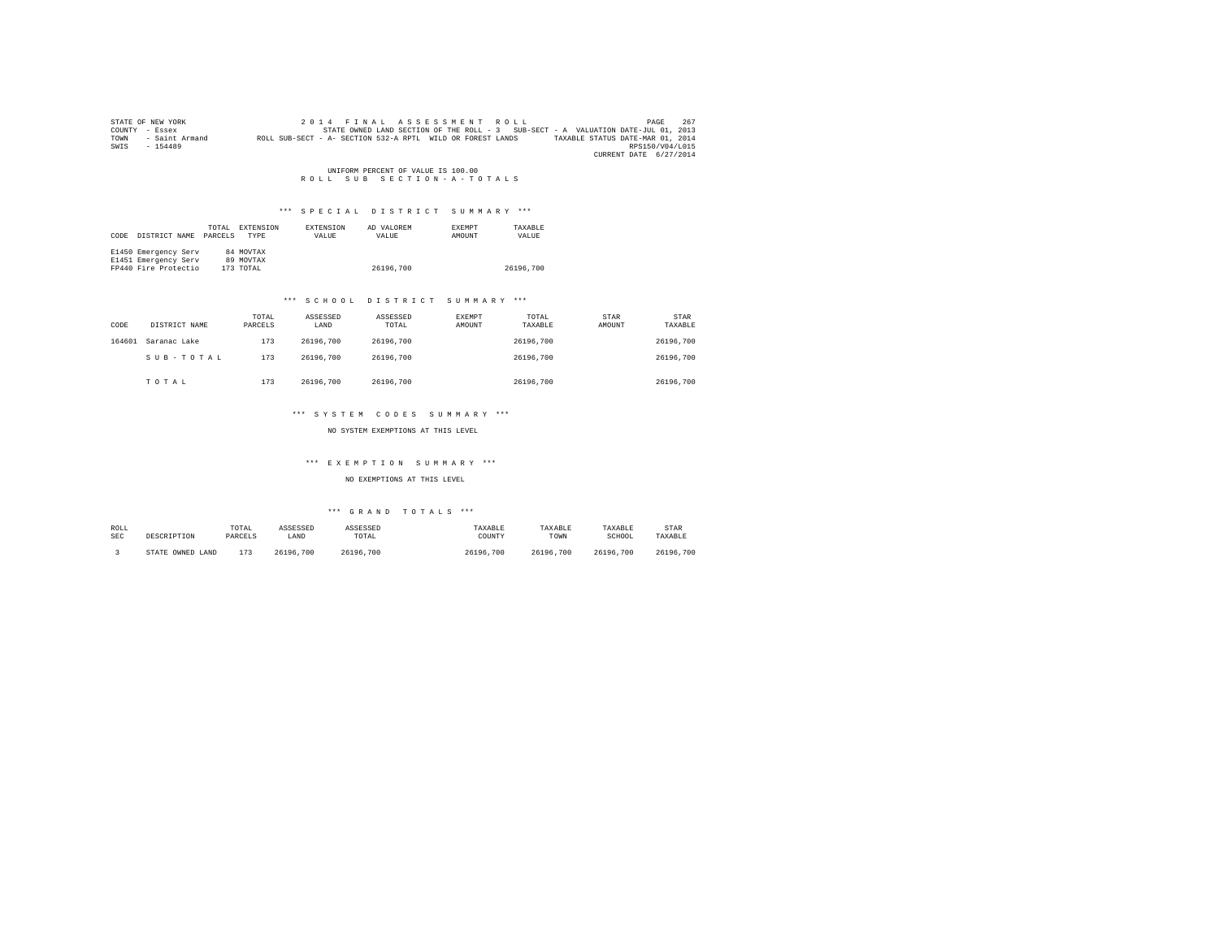STATE OF NEW YORK
COUNTY - Essex
TOWN - Saint Armand
SWIS - 154489

2014 FINAL ASSESSMENT ROLL
STATE OWNED LAND SECTION OF THE ROLL - 3 SUB-SECT - A VALUATION DATE-JUL 01, 2013
ROLL SUB-SECT - A- SECTION 532-A RPTL WILD OR FOREST LANDS TAXABLE STATUS DATE-MAR 01, 2014
RPS150/V04/L015
CURRENT DATE 6/27/2014

UNIFORM PERCENT OF VALUE IS 100.00

ROLL SUB SECTION-A-TOTALS

*** SPECIAL DISTRICT SUMMARY ***

| CODE | DISTRICT NAME | TOTAL PARCELS | EXTENSION TYPE | EXTENSION VALUE | AD VALOREM VALUE | EXEMPT AMOUNT | TAXABLE VALUE |
|---|---|---|---|---|---|---|---|
| E1450 | Emergency Serv | 84 | MOVTAX | | | | |
| E1451 | Emergency Serv | 89 | MOVTAX | | | | |
| FP440 | Fire Protectio | 173 | TOTAL | | 26196,700 | | 26196,700 |

*** SCHOOL DISTRICT SUMMARY ***

| CODE | DISTRICT NAME | TOTAL PARCELS | ASSESSED LAND | ASSESSED TOTAL | EXEMPT AMOUNT | TOTAL TAXABLE | STAR AMOUNT | STAR TAXABLE |
|---|---|---|---|---|---|---|---|---|
| 164601 | Saranac Lake | 173 | 26196,700 | 26196,700 | | 26196,700 | | 26196,700 |
| | SUB-TOTAL | 173 | 26196,700 | 26196,700 | | 26196,700 | | 26196,700 |
| | TOTAL | 173 | 26196,700 | 26196,700 | | 26196,700 | | 26196,700 |

*** SYSTEM CODES SUMMARY ***

NO SYSTEM EXEMPTIONS AT THIS LEVEL

*** EXEMPTION SUMMARY ***

NO EXEMPTIONS AT THIS LEVEL

*** GRAND TOTALS ***

| ROLL SEC | DESCRIPTION | TOTAL PARCELS | ASSESSED LAND | ASSESSED TOTAL | TAXABLE COUNTY | TAXABLE TOWN | TAXABLE SCHOOL | STAR TAXABLE |
|---|---|---|---|---|---|---|---|---|
| 3 | STATE OWNED LAND | 173 | 26196,700 | 26196,700 | 26196,700 | 26196,700 | 26196,700 | 26196,700 |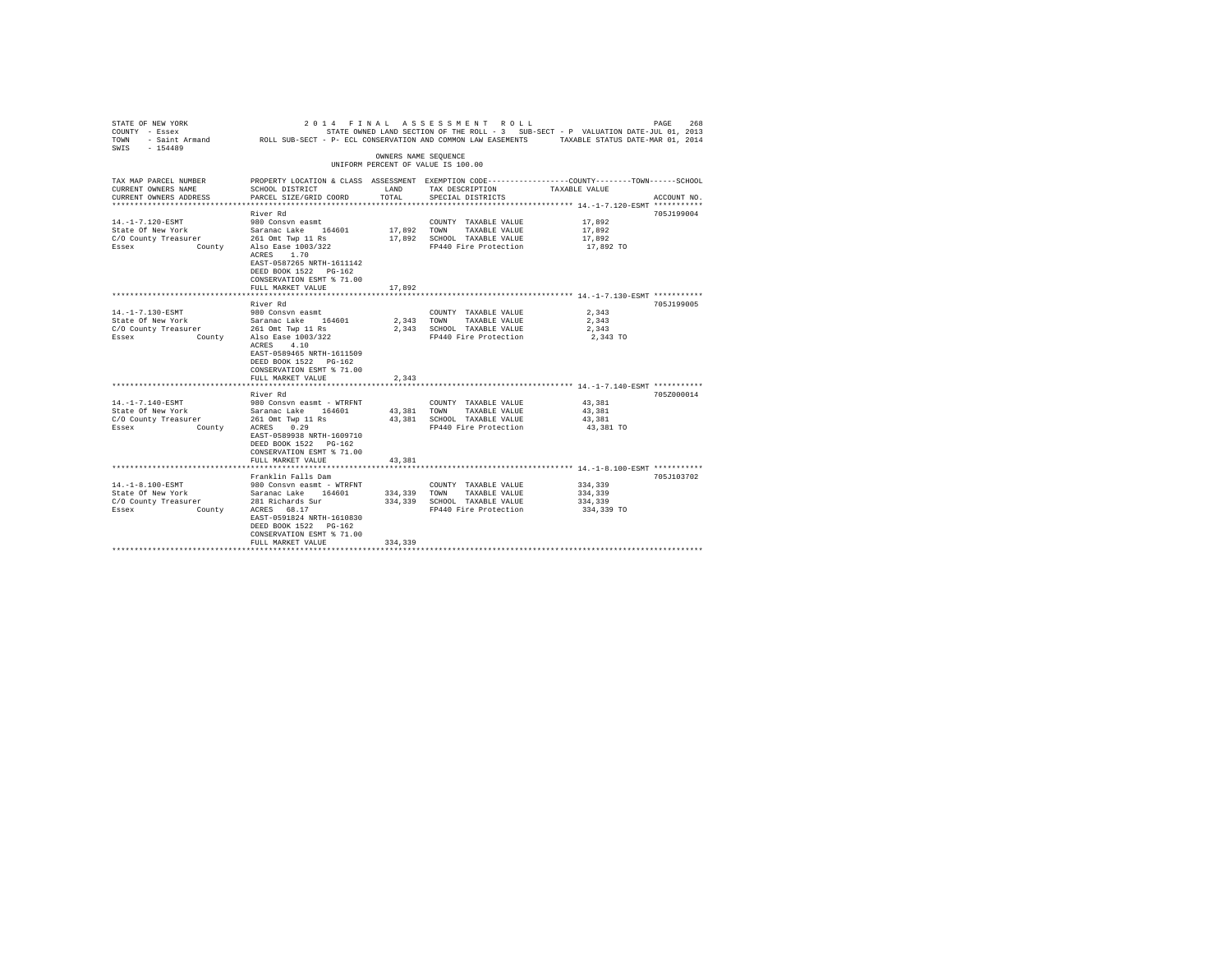STATE OF NEW YORK  
COUNTY - Essex  
TOWN - Saint Armand  
SWIS - 154489

2014 FINAL ASSESSMENT ROLL  
STATE OWNED LAND SECTION OF THE ROLL - 3 SUB-SECT - P VALUATION DATE-JUL 01, 2013  
ROLL SUB-SECT - P- ECL CONSERVATION AND COMMON LAW EASEMENTS TAXABLE STATUS DATE-MAR 01, 2014

OWNERS NAME SEQUENCE  
UNIFORM PERCENT OF VALUE IS 100.00

| TAX MAP PARCEL NUMBER / CURRENT OWNERS NAME / CURRENT OWNERS ADDRESS | PROPERTY LOCATION & CLASS / SCHOOL DISTRICT / PARCEL SIZE/GRID COORD | ASSESSMENT LAND | TOTAL | EXEMPTION CODE / TAX DESCRIPTION / SPECIAL DISTRICTS | COUNTY--------TOWN------SCHOOL TAXABLE VALUE | ACCOUNT NO. |
|---|---|---|---|---|---|---|
| 14.-1-7.120-ESMT | River Rd | | | | | 705J199004 |
| 14.-1-7.120-ESMT | 980 Consvn easmt | | | COUNTY TAXABLE VALUE | 17,892 | |
| State Of New York | Saranac Lake 164601 | 17,892 | | TOWN TAXABLE VALUE | 17,892 | |
| C/O County Treasurer | 261 Omt Twp 11 Rs | | 17,892 | SCHOOL TAXABLE VALUE | 17,892 | |
| Essex County | Also Ease 1003/322 | | | FP440 Fire Protection | 17,892 TO | |
| | ACRES 1.70 | | | | | |
| | EAST-0587265 NRTH-1611142 | | | | | |
| | DEED BOOK 1522 PG-162 | | | | | |
| | CONSERVATION ESMT % 71.00 | | | | | |
| | FULL MARKET VALUE | | 17,892 | | | |
| 14.-1-7.130-ESMT | River Rd | | | | | 705J199005 |
| 14.-1-7.130-ESMT | 980 Consvn easmt | | | COUNTY TAXABLE VALUE | 2,343 | |
| State Of New York | Saranac Lake 164601 | 2,343 | | TOWN TAXABLE VALUE | 2,343 | |
| C/O County Treasurer | 261 Omt Twp 11 Rs | | 2,343 | SCHOOL TAXABLE VALUE | 2,343 | |
| Essex County | Also Ease 1003/322 | | | FP440 Fire Protection | 2,343 TO | |
| | ACRES 4.10 | | | | | |
| | EAST-0589465 NRTH-1611509 | | | | | |
| | DEED BOOK 1522 PG-162 | | | | | |
| | CONSERVATION ESMT % 71.00 | | | | | |
| | FULL MARKET VALUE | | 2,343 | | | |
| 14.-1-7.140-ESMT | River Rd | | | | | 705Z000014 |
| 14.-1-7.140-ESMT | 980 Consvn easmt - WTRFNT | | | COUNTY TAXABLE VALUE | 43,381 | |
| State Of New York | Saranac Lake 164601 | 43,381 | | TOWN TAXABLE VALUE | 43,381 | |
| C/O County Treasurer | 261 Omt Twp 11 Rs | | 43,381 | SCHOOL TAXABLE VALUE | 43,381 | |
| Essex County | ACRES 0.29 | | | FP440 Fire Protection | 43,381 TO | |
| | EAST-0589938 NRTH-1609710 | | | | | |
| | DEED BOOK 1522 PG-162 | | | | | |
| | CONSERVATION ESMT % 71.00 | | | | | |
| | FULL MARKET VALUE | | 43,381 | | | |
| 14.-1-8.100-ESMT | Franklin Falls Dam | | | | | 705J103702 |
| 14.-1-8.100-ESMT | 980 Consvn easmt - WTRFNT | | | COUNTY TAXABLE VALUE | 334,339 | |
| State Of New York | Saranac Lake 164601 | 334,339 | | TOWN TAXABLE VALUE | 334,339 | |
| C/O County Treasurer | 281 Richards Sur | | 334,339 | SCHOOL TAXABLE VALUE | 334,339 | |
| Essex County | ACRES 68.17 | | | FP440 Fire Protection | 334,339 TO | |
| | EAST-0591824 NRTH-1610830 | | | | | |
| | DEED BOOK 1522 PG-162 | | | | | |
| | CONSERVATION ESMT % 71.00 | | | | | |
| | FULL MARKET VALUE | | 334,339 | | | |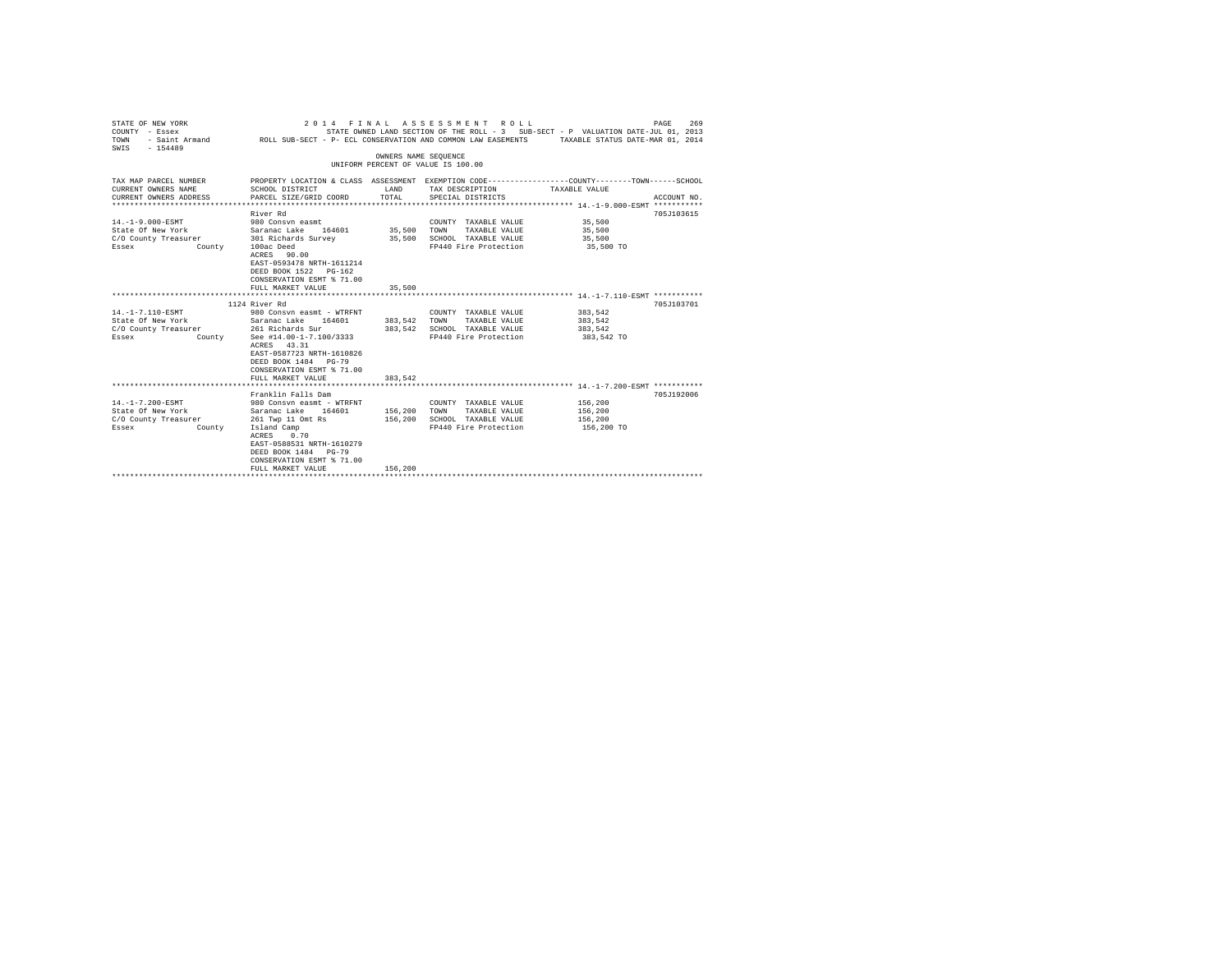STATE OF NEW YORK — 2014 FINAL ASSESSMENT ROLL
COUNTY - Essex — STATE OWNED LAND SECTION OF THE ROLL - 3 SUB-SECT - P VALUATION DATE-JUL 01, 2013
TOWN - Saint Armand — ROLL SUB-SECT - P- ECL CONSERVATION AND COMMON LAW EASEMENTS — TAXABLE STATUS DATE-MAR 01, 2014
SWIS - 154489

OWNERS NAME SEQUENCE
UNIFORM PERCENT OF VALUE IS 100.00

| TAX MAP PARCEL NUMBER / CURRENT OWNERS NAME / CURRENT OWNERS ADDRESS | PROPERTY LOCATION & CLASS / SCHOOL DISTRICT / PARCEL SIZE/GRID COORD | ASSESSMENT LAND | TOTAL | EXEMPTION CODE / TAX DESCRIPTION / SPECIAL DISTRICTS | COUNTY / TOWN / SCHOOL TAXABLE VALUE | ACCOUNT NO. |
|---|---|---|---|---|---|---|
| **14.-1-9.000-ESMT** | River Rd | | | | | 705J103615 |
| 14.-1-9.000-ESMT | 980 Consvn easmt | | | COUNTY TAXABLE VALUE | 35,500 | |
| State Of New York | Saranac Lake 164601 | 35,500 | | TOWN TAXABLE VALUE | 35,500 | |
| C/O County Treasurer | 301 Richards Survey | | 35,500 | SCHOOL TAXABLE VALUE | 35,500 | |
| Essex County | 100ac Deed | | | FP440 Fire Protection | 35,500 TO | |
| | ACRES 90.00 | | | | | |
| | EAST-0593478 NRTH-1611214 | | | | | |
| | DEED BOOK 1522 PG-162 | | | | | |
| | CONSERVATION ESMT % 71.00 | | | | | |
| | FULL MARKET VALUE | | 35,500 | | | |
| **14.-1-7.110-ESMT** | 1124 River Rd | | | | | 705J103701 |
| 14.-1-7.110-ESMT | 980 Consvn easmt - WTRFNT | | | COUNTY TAXABLE VALUE | 383,542 | |
| State Of New York | Saranac Lake 164601 | 383,542 | | TOWN TAXABLE VALUE | 383,542 | |
| C/O County Treasurer | 261 Richards Sur | | 383,542 | SCHOOL TAXABLE VALUE | 383,542 | |
| Essex County | See #14.00-1-7.100/3333 | | | FP440 Fire Protection | 383,542 TO | |
| | ACRES 43.31 | | | | | |
| | EAST-0587723 NRTH-1610826 | | | | | |
| | DEED BOOK 1484 PG-79 | | | | | |
| | CONSERVATION ESMT % 71.00 | | | | | |
| | FULL MARKET VALUE | | 383,542 | | | |
| **14.-1-7.200-ESMT** | Franklin Falls Dam | | | | | 705J192006 |
| 14.-1-7.200-ESMT | 980 Consvn easmt - WTRFNT | | | COUNTY TAXABLE VALUE | 156,200 | |
| State Of New York | Saranac Lake 164601 | 156,200 | | TOWN TAXABLE VALUE | 156,200 | |
| C/O County Treasurer | 261 Twp 11 Omt Rs | | 156,200 | SCHOOL TAXABLE VALUE | 156,200 | |
| Essex County | Island Camp | | | FP440 Fire Protection | 156,200 TO | |
| | ACRES 0.70 | | | | | |
| | EAST-0588531 NRTH-1610279 | | | | | |
| | DEED BOOK 1484 PG-79 | | | | | |
| | CONSERVATION ESMT % 71.00 | | | | | |
| | FULL MARKET VALUE | | 156,200 | | | |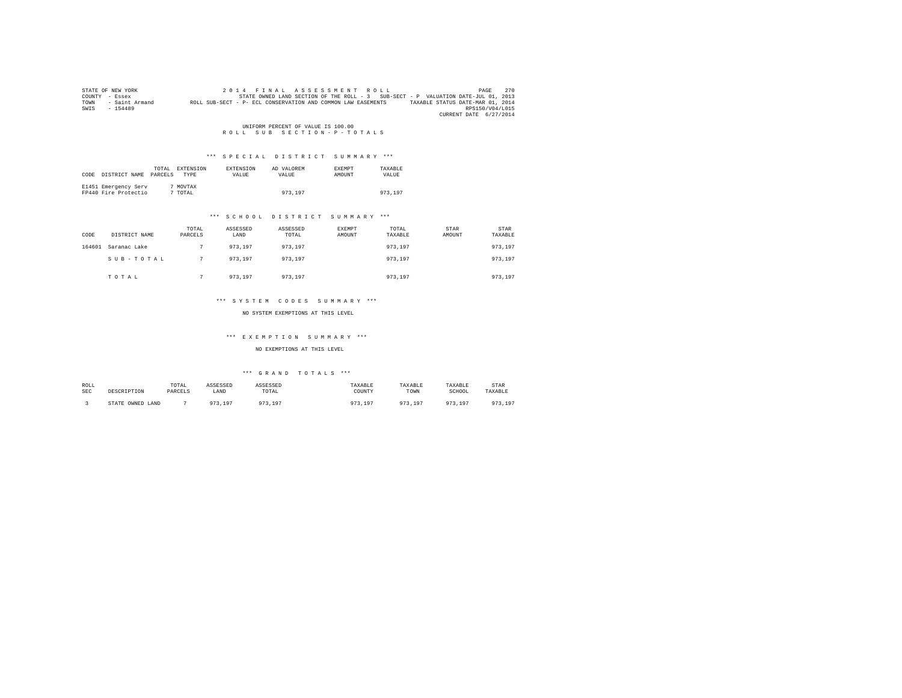STATE OF NEW YORK
COUNTY - Essex
TOWN - Saint Armand
SWIS - 154489

2 0 1 4 F I N A L A S S E S S M E N T R O L L
STATE OWNED LAND SECTION OF THE ROLL - 3 SUB-SECT - P VALUATION DATE-JUL 01, 2013
ROLL SUB-SECT - P- ECL CONSERVATION AND COMMON LAW EASEMENTS TAXABLE STATUS DATE-MAR 01, 2014
RPS150/V04/L015
CURRENT DATE 6/27/2014

UNIFORM PERCENT OF VALUE IS 100.00

R O L L S U B S E C T I O N - P - T O T A L S

### *** S P E C I A L D I S T R I C T S U M M A R Y ***

| CODE | DISTRICT NAME | TOTAL PARCELS | EXTENSION TYPE | EXTENSION VALUE | AD VALOREM VALUE | EXEMPT AMOUNT | TAXABLE VALUE |
|---|---|---|---|---|---|---|---|
| E1451 | Emergency Serv | 7 | MOVTAX | | | | |
| FP440 | Fire Protectio | 7 | TOTAL | | 973,197 | | 973,197 |

### *** S C H O O L D I S T R I C T S U M M A R Y ***

| CODE | DISTRICT NAME | TOTAL PARCELS | ASSESSED LAND | ASSESSED TOTAL | EXEMPT AMOUNT | TOTAL TAXABLE | STAR AMOUNT | STAR TAXABLE |
|---|---|---|---|---|---|---|---|---|
| 164601 | Saranac Lake | 7 | 973,197 | 973,197 | | 973,197 | | 973,197 |
| | S U B - T O T A L | 7 | 973,197 | 973,197 | | 973,197 | | 973,197 |
| | T O T A L | 7 | 973,197 | 973,197 | | 973,197 | | 973,197 |

### *** S Y S T E M C O D E S S U M M A R Y ***

NO SYSTEM EXEMPTIONS AT THIS LEVEL

### *** E X E M P T I O N S U M M A R Y ***

NO EXEMPTIONS AT THIS LEVEL

### *** G R A N D T O T A L S ***

| ROLL SEC | DESCRIPTION | TOTAL PARCELS | ASSESSED LAND | ASSESSED TOTAL | TAXABLE COUNTY | TAXABLE TOWN | TAXABLE SCHOOL | STAR TAXABLE |
|---|---|---|---|---|---|---|---|---|
| 3 | STATE OWNED LAND | 7 | 973,197 | 973,197 | 973,197 | 973,197 | 973,197 | 973,197 |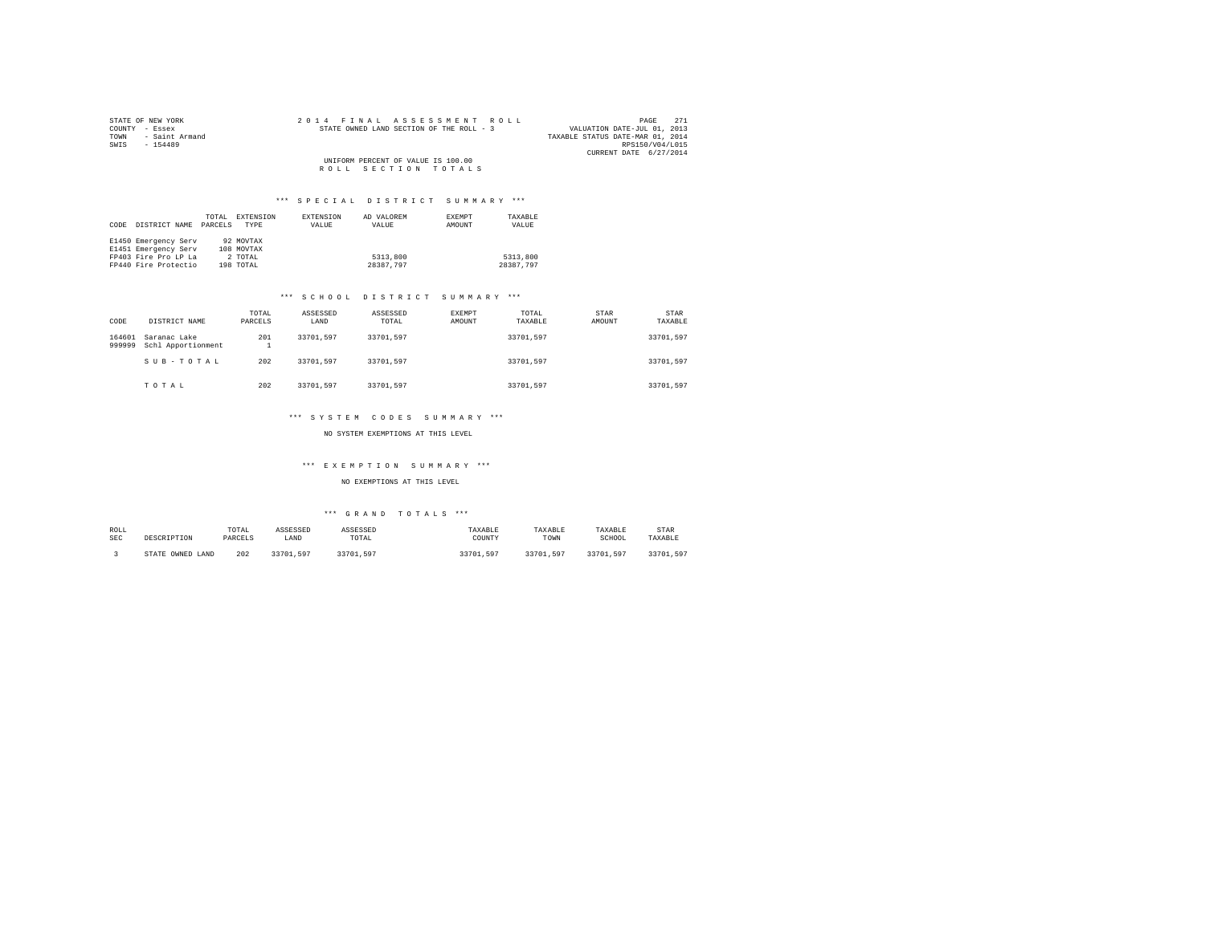STATE OF NEW YORK
COUNTY - Essex
TOWN - Saint Armand
SWIS - 154489

2014 FINAL ASSESSMENT ROLL
STATE OWNED LAND SECTION OF THE ROLL - 3

VALUATION DATE-JUL 01, 2013
TAXABLE STATUS DATE-MAR 01, 2014
RPS150/V04/L015
CURRENT DATE 6/27/2014

UNIFORM PERCENT OF VALUE IS 100.00

ROLL SECTION TOTALS

*** SPECIAL DISTRICT SUMMARY ***

| CODE | DISTRICT NAME | TOTAL PARCELS | EXTENSION TYPE | EXTENSION VALUE | AD VALOREM VALUE | EXEMPT AMOUNT | TAXABLE VALUE |
|---|---|---|---|---|---|---|---|
| E1450 | Emergency Serv | 92 | MOVTAX | | | | |
| E1451 | Emergency Serv | 108 | MOVTAX | | | | |
| FP403 | Fire Pro LP La | 2 | TOTAL | | 5313,800 | | 5313,800 |
| FP440 | Fire Protectio | 198 | TOTAL | | 28387,797 | | 28387,797 |

*** SCHOOL DISTRICT SUMMARY ***

| CODE | DISTRICT NAME | TOTAL PARCELS | ASSESSED LAND | ASSESSED TOTAL | EXEMPT AMOUNT | TOTAL TAXABLE | STAR AMOUNT | STAR TAXABLE |
|---|---|---|---|---|---|---|---|---|
| 164601 | Saranac Lake | 201 | 33701,597 | 33701,597 | | 33701,597 | | 33701,597 |
| 999999 | Schl Apportionment | 1 | | | | | | |
| | SUB-TOTAL | 202 | 33701,597 | 33701,597 | | 33701,597 | | 33701,597 |
| | TOTAL | 202 | 33701,597 | 33701,597 | | 33701,597 | | 33701,597 |

*** SYSTEM CODES SUMMARY ***

NO SYSTEM EXEMPTIONS AT THIS LEVEL

*** EXEMPTION SUMMARY ***

NO EXEMPTIONS AT THIS LEVEL

*** GRAND TOTALS ***

| ROLL SEC | DESCRIPTION | TOTAL PARCELS | ASSESSED LAND | ASSESSED TOTAL | TAXABLE COUNTY | TAXABLE TOWN | TAXABLE SCHOOL | STAR TAXABLE |
|---|---|---|---|---|---|---|---|---|
| 3 | STATE OWNED LAND | 202 | 33701,597 | 33701,597 | 33701,597 | 33701,597 | 33701,597 | 33701,597 |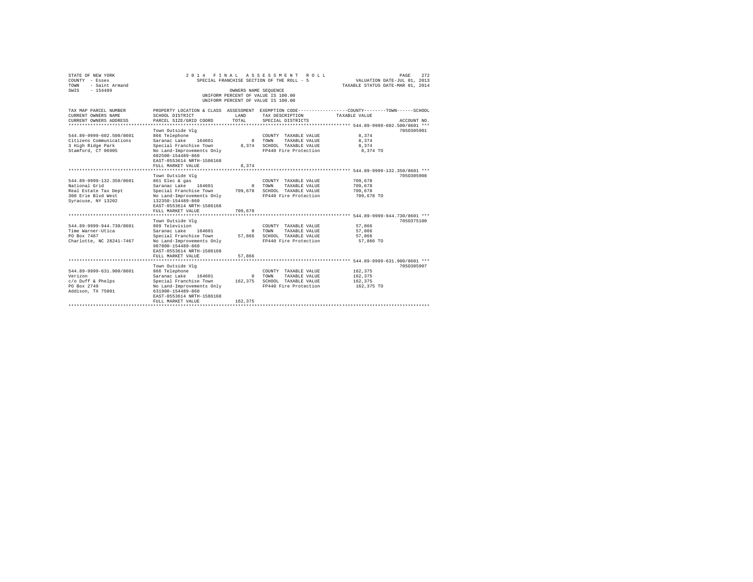STATE OF NEW YORK
COUNTY - Essex
TOWN - Saint Armand
SWIS - 154489

2014 FINAL ASSESSMENT ROLL
SPECIAL FRANCHISE SECTION OF THE ROLL - 5
OWNERS NAME SEQUENCE
UNIFORM PERCENT OF VALUE IS 100.00

VALUATION DATE-JUL 01, 2013
TAXABLE STATUS DATE-MAR 01, 2014

| TAX MAP PARCEL NUMBER / CURRENT OWNERS NAME / CURRENT OWNERS ADDRESS | PROPERTY LOCATION & CLASS / SCHOOL DISTRICT / PARCEL SIZE/GRID COORD | ASSESSMENT LAND / TOTAL | EXEMPTION CODE / TAX DESCRIPTION / SPECIAL DISTRICTS | COUNTY--------TOWN------SCHOOL TAXABLE VALUE | ACCOUNT NO. |
|---|---|---|---|---|---|
| 544.89-9999-602.500/8601 | Town Outside Vlg | | | | 705Q305901 |
| Citizens Communications | 866 Telephone | | COUNTY TAXABLE VALUE | 8,374 | |
| 3 High Ridge Park | Saranac Lake 164601 | 0 | TOWN TAXABLE VALUE | 8,374 | |
| Stamford, CT 06905 | Special Franchise Town | 8,374 | SCHOOL TAXABLE VALUE | 8,374 | |
| | No Land-Improvements Only | | FP440 Fire Protection | 8,374 TO | |
| | 602500-154489-860 | | | | |
| | EAST-0553614 NRTH-1586168 | | | | |
| | FULL MARKET VALUE | 8,374 | | | |
| 544.89-9999-132.350/8601 | Town Outside Vlg | | | | 705O305908 |
| National Grid | 861 Elec & gas | | COUNTY TAXABLE VALUE | 709,678 | |
| Real Estate Tax Dept | Saranac Lake 164601 | 0 | TOWN TAXABLE VALUE | 709,678 | |
| 300 Erie Blvd West | Special Franchise Town | 709,678 | SCHOOL TAXABLE VALUE | 709,678 | |
| Syracuse, NY 13202 | No Land-Improvements Only | | FP440 Fire Protection | 709,678 TO | |
| | 132350-154489-860 | | | | |
| | EAST-0553614 NRTH-1586168 | | | | |
| | FULL MARKET VALUE | 709,678 | | | |
| 544.89-9999-944.730/8601 | Town Outside Vlg | | | | 705O375100 |
| Time Warner-Utica | 869 Television | | COUNTY TAXABLE VALUE | 57,866 | |
| PO Box 7467 | Saranac Lake 164601 | 0 | TOWN TAXABLE VALUE | 57,866 | |
| Charlotte, NC 28241-7467 | Special Franchise Town | 57,866 | SCHOOL TAXABLE VALUE | 57,866 | |
| | No Land-Improvements Only | | FP440 Fire Protection | 57,866 TO | |
| | 907800-154489-860 | | | | |
| | EAST-0553614 NRTH-1586168 | | | | |
| | FULL MARKET VALUE | 57,866 | | | |
| 544.89-9999-631.900/8601 | Town Outside Vlg | | | | 705O305907 |
| Verizon | 866 Telephone | | COUNTY TAXABLE VALUE | 162,375 | |
| c/o Duff & Phelps | Saranac Lake 164601 | 0 | TOWN TAXABLE VALUE | 162,375 | |
| PO Box 2749 | Special Franchise Town | 162,375 | SCHOOL TAXABLE VALUE | 162,375 | |
| Addison, TX 75001 | No Land-Improvements Only | | FP440 Fire Protection | 162,375 TO | |
| | 631900-154489-860 | | | | |
| | EAST-0553614 NRTH-1586168 | | | | |
| | FULL MARKET VALUE | 162,375 | | | |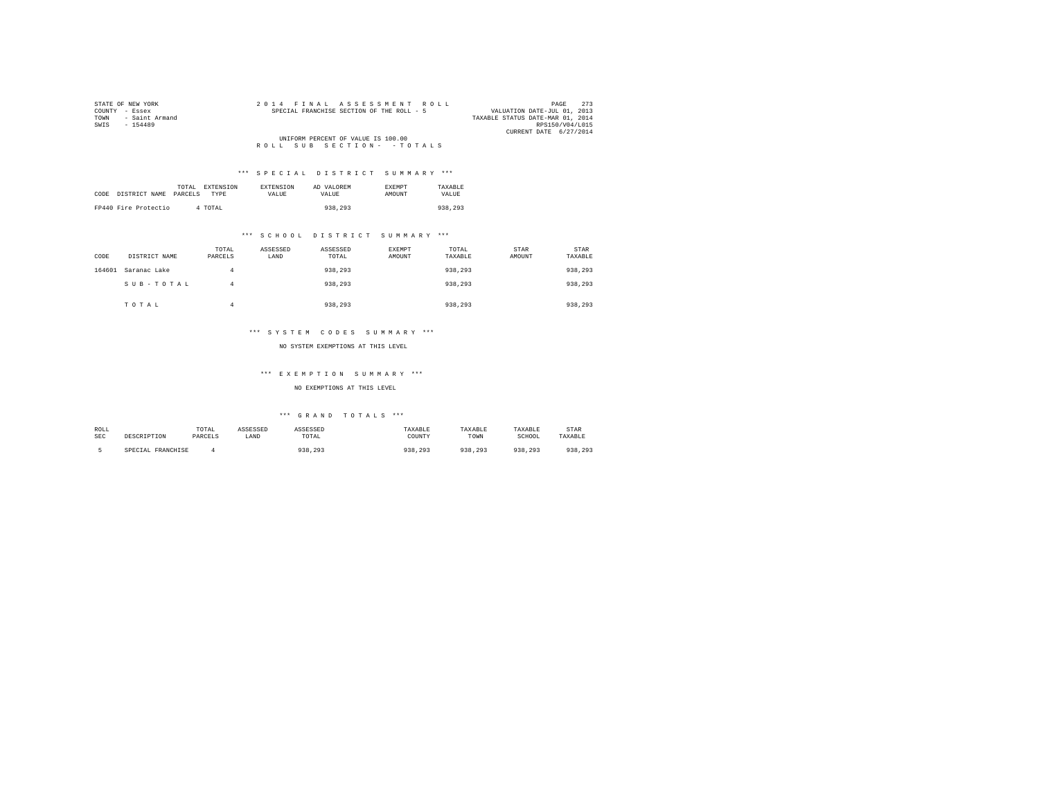STATE OF NEW YORK
COUNTY - Essex
TOWN - Saint Armand
SWIS - 154489

2014 FINAL ASSESSMENT ROLL
SPECIAL FRANCHISE SECTION OF THE ROLL - 5

VALUATION DATE-JUL 01, 2013
TAXABLE STATUS DATE-MAR 01, 2014
RPS150/V04/L015
CURRENT DATE 6/27/2014

UNIFORM PERCENT OF VALUE IS 100.00

ROLL SUB SECTION- - TOTALS

## *** SPECIAL DISTRICT SUMMARY ***

| CODE | DISTRICT NAME | TOTAL PARCELS | EXTENSION TYPE | EXTENSION VALUE | AD VALOREM VALUE | EXEMPT AMOUNT | TAXABLE VALUE |
|---|---|---|---|---|---|---|---|
| FP440 | Fire Protectio | 4 | TOTAL | | 938,293 | | 938,293 |

## *** SCHOOL DISTRICT SUMMARY ***

| CODE | DISTRICT NAME | TOTAL PARCELS | ASSESSED LAND | ASSESSED TOTAL | EXEMPT AMOUNT | TOTAL TAXABLE | STAR AMOUNT | STAR TAXABLE |
|---|---|---|---|---|---|---|---|---|
| 164601 | Saranac Lake | 4 | | 938,293 | | 938,293 | | 938,293 |
| | SUB-TOTAL | 4 | | 938,293 | | 938,293 | | 938,293 |
| | TOTAL | 4 | | 938,293 | | 938,293 | | 938,293 |

## *** SYSTEM CODES SUMMARY ***

NO SYSTEM EXEMPTIONS AT THIS LEVEL

## *** EXEMPTION SUMMARY ***

NO EXEMPTIONS AT THIS LEVEL

## *** GRAND TOTALS ***

| ROLL SEC | DESCRIPTION | TOTAL PARCELS | ASSESSED LAND | ASSESSED TOTAL | TAXABLE COUNTY | TAXABLE TOWN | TAXABLE SCHOOL | STAR TAXABLE |
|---|---|---|---|---|---|---|---|---|
| 5 | SPECIAL FRANCHISE | 4 | | 938,293 | 938,293 | 938,293 | 938,293 | 938,293 |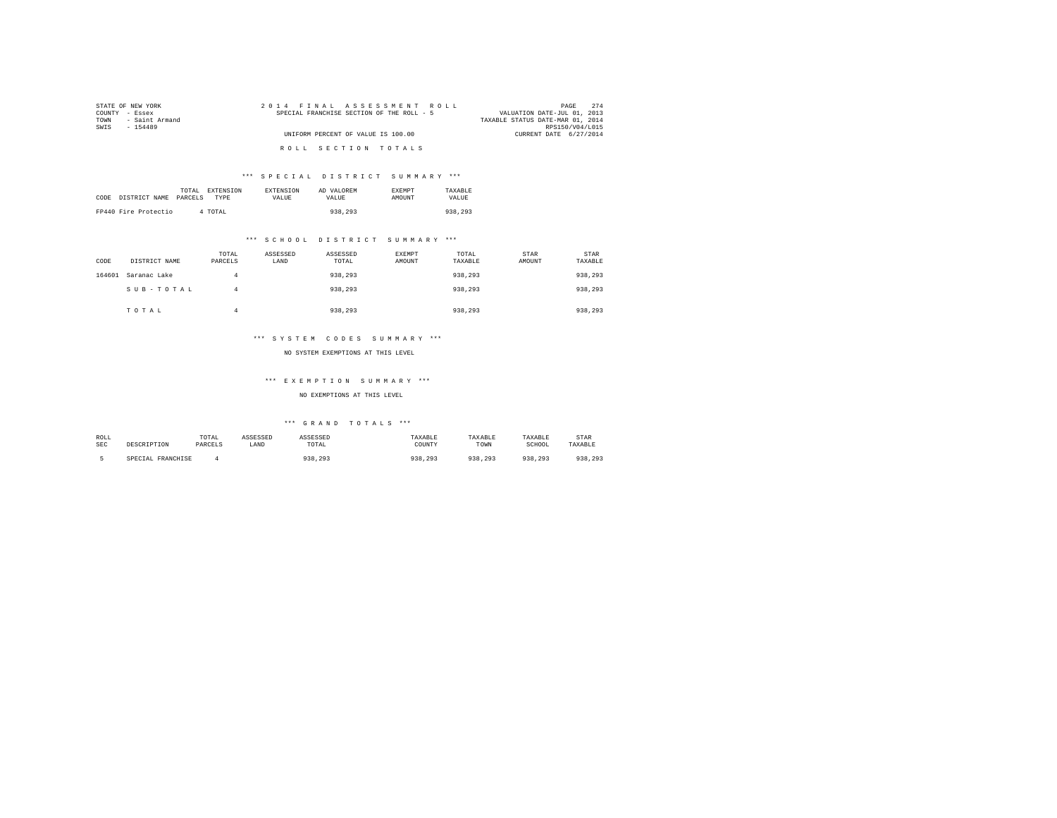STATE OF NEW YORK
COUNTY - Essex
TOWN - Saint Armand
SWIS - 154489

2014 FINAL ASSESSMENT ROLL
SPECIAL FRANCHISE SECTION OF THE ROLL - 5

UNIFORM PERCENT OF VALUE IS 100.00

VALUATION DATE-JUL 01, 2013
TAXABLE STATUS DATE-MAR 01, 2014
RPS150/V04/L015
CURRENT DATE 6/27/2014

## ROLL SECTION TOTALS

### *** SPECIAL DISTRICT SUMMARY ***

| CODE | DISTRICT NAME | TOTAL PARCELS | EXTENSION TYPE | EXTENSION VALUE | AD VALOREM VALUE | EXEMPT AMOUNT | TAXABLE VALUE |
|---|---|---|---|---|---|---|---|
| FP440 | Fire Protectio | 4 | TOTAL | | 938,293 | | 938,293 |

### *** SCHOOL DISTRICT SUMMARY ***

| CODE | DISTRICT NAME | TOTAL PARCELS | ASSESSED LAND | ASSESSED TOTAL | EXEMPT AMOUNT | TOTAL TAXABLE | STAR AMOUNT | STAR TAXABLE |
|---|---|---|---|---|---|---|---|---|
| 164601 | Saranac Lake | 4 | | 938,293 | | 938,293 | | 938,293 |
| | S U B - T O T A L | 4 | | 938,293 | | 938,293 | | 938,293 |
| | T O T A L | 4 | | 938,293 | | 938,293 | | 938,293 |

### *** SYSTEM CODES SUMMARY ***

NO SYSTEM EXEMPTIONS AT THIS LEVEL

### *** EXEMPTION SUMMARY ***

NO EXEMPTIONS AT THIS LEVEL

### *** GRAND TOTALS ***

| ROLL SEC | DESCRIPTION | TOTAL PARCELS | ASSESSED LAND | ASSESSED TOTAL | TAXABLE COUNTY | TAXABLE TOWN | TAXABLE SCHOOL | STAR TAXABLE |
|---|---|---|---|---|---|---|---|---|
| 5 | SPECIAL FRANCHISE | 4 | | 938,293 | 938,293 | 938,293 | 938,293 | 938,293 |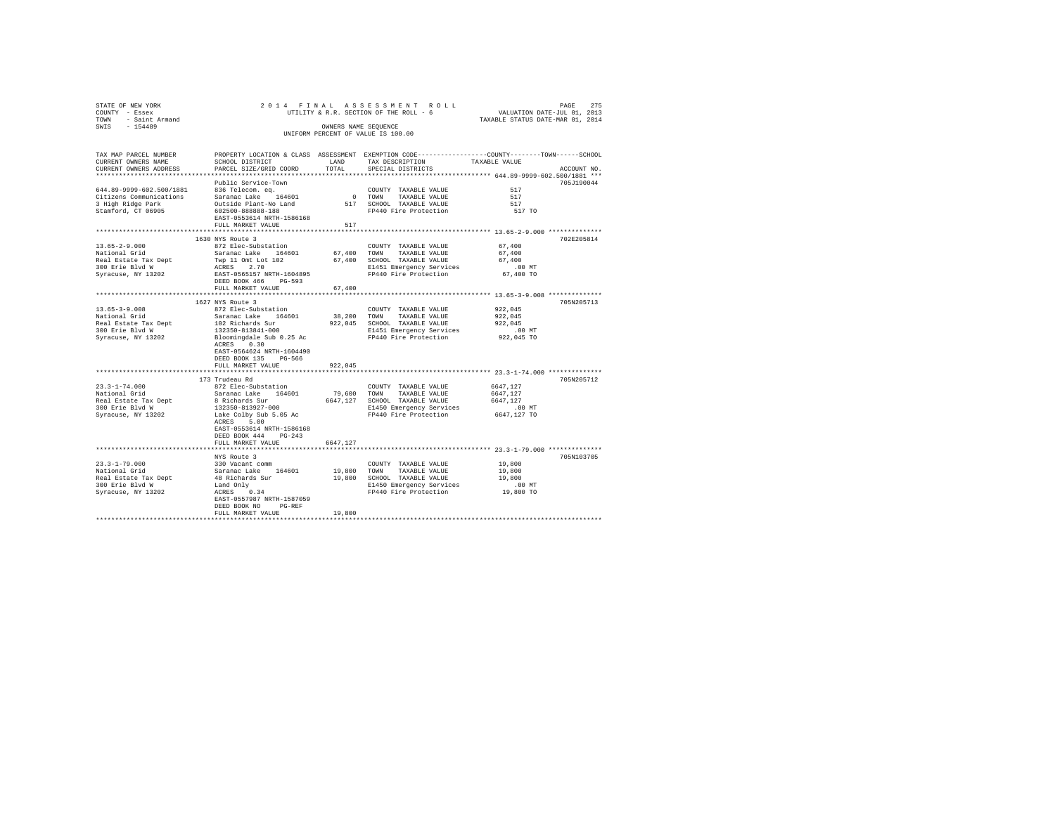STATE OF NEW YORK
COUNTY - Essex
TOWN - Saint Armand
SWIS - 154489

2014 FINAL ASSESSMENT ROLL
UTILITY & R.R. SECTION OF THE ROLL - 6
OWNERS NAME SEQUENCE
UNIFORM PERCENT OF VALUE IS 100.00

VALUATION DATE-JUL 01, 2013
TAXABLE STATUS DATE-MAR 01, 2014

| TAX MAP PARCEL NUMBER / CURRENT OWNERS NAME / CURRENT OWNERS ADDRESS | PROPERTY LOCATION & CLASS / SCHOOL DISTRICT / PARCEL SIZE/GRID COORD | ASSESSMENT LAND / TOTAL | EXEMPTION CODE / TAX DESCRIPTION / SPECIAL DISTRICTS | TAXABLE VALUE (COUNTY / TOWN / SCHOOL) | ACCOUNT NO. |
|---|---|---|---|---|---|
| **644.89-9999-602.500/1881** | Public Service-Town | | | | 705J190044 |
| 644.89-9999-602.500/1881 | 836 Telecom. eq. | | COUNTY TAXABLE VALUE | 517 | |
| Citizens Communications | Saranac Lake 164601 | 0 | TOWN TAXABLE VALUE | 517 | |
| 3 High Ridge Park | Outside Plant-No Land | 517 | SCHOOL TAXABLE VALUE | 517 | |
| Stamford, CT 06905 | 602500-888888-188 | | FP440 Fire Protection | 517 TO | |
| | EAST-0553614 NRTH-1586168 | | | | |
| | FULL MARKET VALUE | 517 | | | |
| **13.65-2-9.000** | 1630 NYS Route 3 | | | | 702E205814 |
| 13.65-2-9.000 | 872 Elec-Substation | | COUNTY TAXABLE VALUE | 67,400 | |
| National Grid | Saranac Lake 164601 | 67,400 | TOWN TAXABLE VALUE | 67,400 | |
| Real Estate Tax Dept | Twp 11 Omt Lot 102 | 67,400 | SCHOOL TAXABLE VALUE | 67,400 | |
| 300 Erie Blvd W | ACRES 2.70 | | E1451 Emergency Services | .00 MT | |
| Syracuse, NY 13202 | EAST-0565157 NRTH-1604895 | | FP440 Fire Protection | 67,400 TO | |
| | DEED BOOK 466 PG-593 | | | | |
| | FULL MARKET VALUE | 67,400 | | | |
| **13.65-3-9.008** | 1627 NYS Route 3 | | | | 705N205713 |
| 13.65-3-9.008 | 872 Elec-Substation | | COUNTY TAXABLE VALUE | 922,045 | |
| National Grid | Saranac Lake 164601 | 38,200 | TOWN TAXABLE VALUE | 922,045 | |
| Real Estate Tax Dept | 102 Richards Sur | 922,045 | SCHOOL TAXABLE VALUE | 922,045 | |
| 300 Erie Blvd W | 132350-813841-000 | | E1451 Emergency Services | .00 MT | |
| Syracuse, NY 13202 | Bloomingdale Sub 0.25 Ac | | FP440 Fire Protection | 922,045 TO | |
| | ACRES 0.30 | | | | |
| | EAST-0564624 NRTH-1604490 | | | | |
| | DEED BOOK 135 PG-566 | | | | |
| | FULL MARKET VALUE | 922,045 | | | |
| **23.3-1-74.000** | 173 Trudeau Rd | | | | 705N205712 |
| 23.3-1-74.000 | 872 Elec-Substation | | COUNTY TAXABLE VALUE | 6647,127 | |
| National Grid | Saranac Lake 164601 | 79,600 | TOWN TAXABLE VALUE | 6647,127 | |
| Real Estate Tax Dept | 8 Richards Sur | 6647,127 | SCHOOL TAXABLE VALUE | 6647,127 | |
| 300 Erie Blvd W | 132350-813927-000 | | E1450 Emergency Services | .00 MT | |
| Syracuse, NY 13202 | Lake Colby Sub 5.05 Ac | | FP440 Fire Protection | 6647,127 TO | |
| | ACRES 5.00 | | | | |
| | EAST-0553614 NRTH-1586168 | | | | |
| | DEED BOOK 444 PG-243 | | | | |
| | FULL MARKET VALUE | 6647,127 | | | |
| **23.3-1-79.000** | NYS Route 3 | | | | 705N103705 |
| 23.3-1-79.000 | 330 Vacant comm | | COUNTY TAXABLE VALUE | 19,800 | |
| National Grid | Saranac Lake 164601 | 19,800 | TOWN TAXABLE VALUE | 19,800 | |
| Real Estate Tax Dept | 48 Richards Sur | 19,800 | SCHOOL TAXABLE VALUE | 19,800 | |
| 300 Erie Blvd W | Land Only | | E1450 Emergency Services | .00 MT | |
| Syracuse, NY 13202 | ACRES 0.34 | | FP440 Fire Protection | 19,800 TO | |
| | EAST-0557987 NRTH-1587059 | | | | |
| | DEED BOOK NO PG-REF | | | | |
| | FULL MARKET VALUE | 19,800 | | | |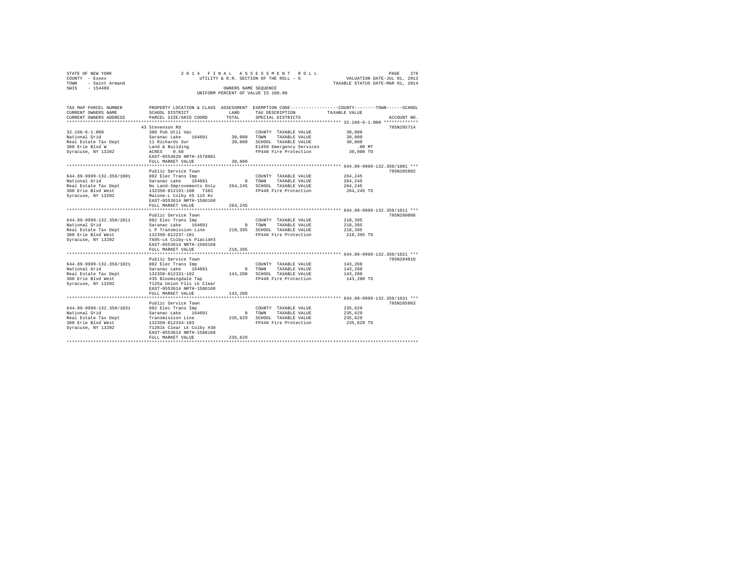STATE OF NEW YORK
COUNTY - Essex
TOWN - Saint Armand
SWIS - 154489

2014 FINAL ASSESSMENT ROLL
UTILITY & R.R. SECTION OF THE ROLL - 6
OWNERS NAME SEQUENCE
UNIFORM PERCENT OF VALUE IS 100.00

VALUATION DATE-JUL 01, 2013
TAXABLE STATUS DATE-MAR 01, 2014

| TAX MAP PARCEL NUMBER / CURRENT OWNERS NAME / CURRENT OWNERS ADDRESS | PROPERTY LOCATION & CLASS / SCHOOL DISTRICT / PARCEL SIZE/GRID COORD | ASSESSMENT LAND | TOTAL | EXEMPTION CODE / TAX DESCRIPTION / SPECIAL DISTRICTS | COUNTY / TOWN / SCHOOL TAXABLE VALUE | ACCOUNT NO. |
|---|---|---|---|---|---|---|
| 32.166-6-1.000 | 43 Stevenson Rd | | | | | 705N205714 |
| 32.166-6-1.000 | 380 Pub Util Vac | | | COUNTY TAXABLE VALUE | 30,000 | |
| National Grid | Saranac Lake 164601 | 30,000 | | TOWN TAXABLE VALUE | 30,000 | |
| Real Estate Tax Dept | 11 Richards Sur | | 30,000 | SCHOOL TAXABLE VALUE | 30,000 | |
| 300 Erie Blvd W | Land & Building | | | E1450 Emergency Services | .00 MT | |
| Syracuse, NY 13202 | ACRES 0.60 | | | FP440 Fire Protection | 30,000 TO | |
| | EAST-0554620 NRTH-1578801 | | | | | |
| | FULL MARKET VALUE | | 30,000 | | | |
| 644.89-9999-132.350/1001 | Public Service Town | | | | | 705N205802 |
| 644.89-9999-132.350/1001 | 882 Elec Trans Imp | | | COUNTY TAXABLE VALUE | 264,245 | |
| National Grid | Saranac Lake 164601 | 0 | | TOWN TAXABLE VALUE | 264,245 | |
| Real Estate Tax Dept | No Land-Improvements Only | | 264,245 | SCHOOL TAXABLE VALUE | 264,245 | |
| 300 Erie Blvd West | 132350-812191-100 T383 | | | FP440 Fire Protection | 264,245 TO | |
| Syracuse, NY 13202 | Malone-L Colby #5 115 Kv | | | | | |
| | EAST-0553614 NRTH-1586168 | | | | | |
| | FULL MARKET VALUE | | 264,245 | | | |
| 644.89-9999-132.350/1011 | Public Service Town | | | | | 705N280008 |
| 644.89-9999-132.350/1011 | 882 Elec Trans Imp | | | COUNTY TAXABLE VALUE | 218,395 | |
| National Grid | Saranac Lake 164601 | 0 | | TOWN TAXABLE VALUE | 218,395 | |
| Real Estate Tax Dept | L P Transmission Line | | 218,395 | SCHOOL TAXABLE VALUE | 218,395 | |
| 300 Erie Blvd West | 132350-812237-101 | | | FP440 Fire Protection | 218,395 TO | |
| Syracuse, NY 13202 | T605-Lk Colby-Lk Placid#3 | | | | | |
| | EAST-0553614 NRTH-1586168 | | | | | |
| | FULL MARKET VALUE | | 218,395 | | | |
| 644.89-9999-132.350/1021 | Public Service Town | | | | | 705N294010 |
| 644.89-9999-132.350/1021 | 882 Elec Trans Imp | | | COUNTY TAXABLE VALUE | 143,208 | |
| National Grid | Saranac Lake 164601 | 0 | | TOWN TAXABLE VALUE | 143,208 | |
| Real Estate Tax Dept | 132350-812331-102 | | 143,208 | SCHOOL TAXABLE VALUE | 143,208 | |
| 300 Erie Blvd West | #35 Bloomingdale Tap | | | FP440 Fire Protection | 143,208 TO | |
| Syracuse, NY 13202 | T125a Union Flls Lk Clear | | | | | |
| | EAST-0553614 NRTH-1586168 | | | | | |
| | FULL MARKET VALUE | | 143,208 | | | |
| 644.89-9999-132.350/1031 | Public Service Town | | | | | 705N205803 |
| 644.89-9999-132.350/1031 | 882 Elec Trans Imp | | | COUNTY TAXABLE VALUE | 235,629 | |
| National Grid | Saranac Lake 164601 | 0 | | TOWN TAXABLE VALUE | 235,629 | |
| Real Estate Tax Dept | Transmission Line | | 235,629 | SCHOOL TAXABLE VALUE | 235,629 | |
| 300 Erie Blvd West | 132350-812334-103 | | | FP440 Fire Protection | 235,629 TO | |
| Syracuse, NY 13202 | T128lk Clear Lk Colby #30 | | | | | |
| | EAST-0553614 NRTH-1586168 | | | | | |
| | FULL MARKET VALUE | | 235,629 | | | |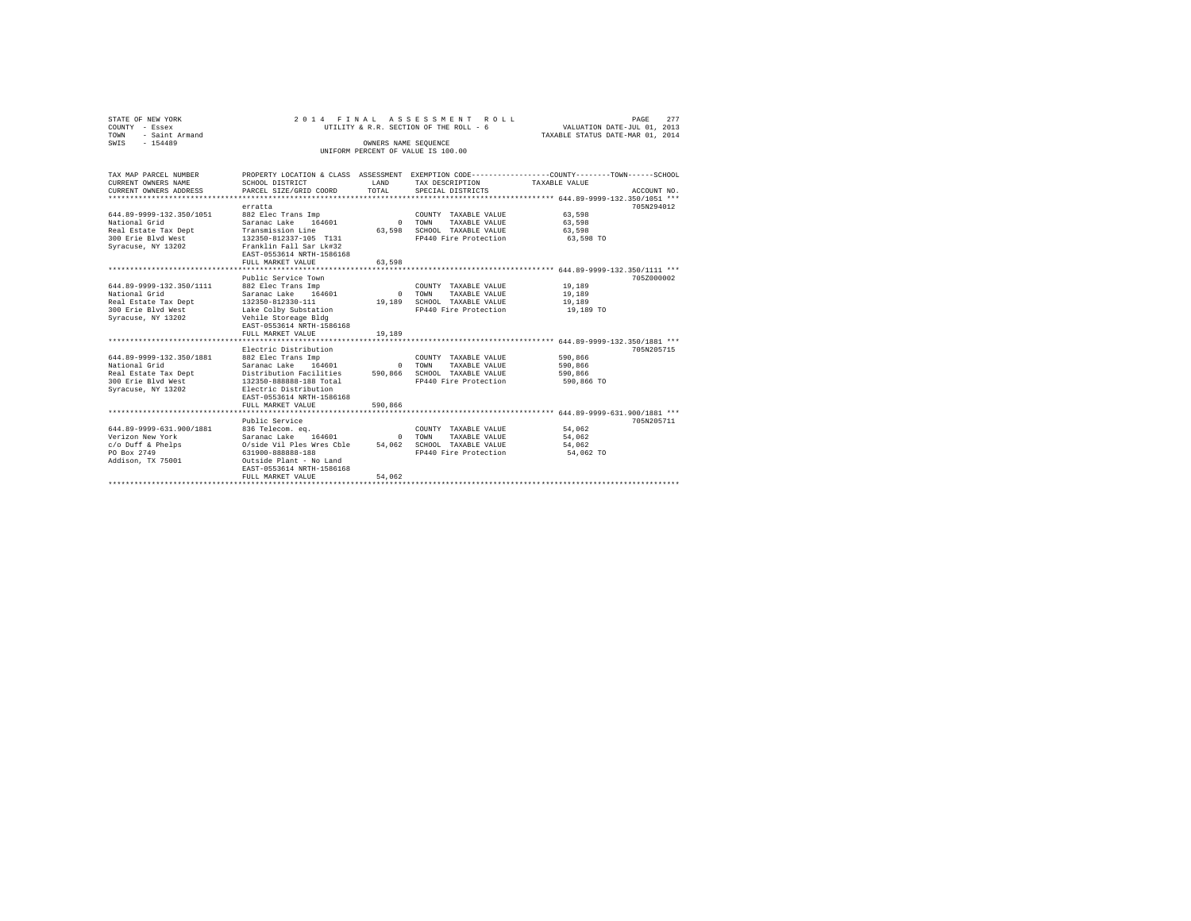STATE OF NEW YORK
COUNTY - Essex
TOWN - Saint Armand
SWIS - 154489

2014 FINAL ASSESSMENT ROLL
UTILITY & R.R. SECTION OF THE ROLL - 6
OWNERS NAME SEQUENCE
UNIFORM PERCENT OF VALUE IS 100.00

VALUATION DATE-JUL 01, 2013
TAXABLE STATUS DATE-MAR 01, 2014

| TAX MAP PARCEL NUMBER / CURRENT OWNERS NAME / CURRENT OWNERS ADDRESS | PROPERTY LOCATION & CLASS / SCHOOL DISTRICT / PARCEL SIZE/GRID COORD | ASSESSMENT LAND / TOTAL | EXEMPTION CODE / TAX DESCRIPTION / SPECIAL DISTRICTS | COUNTY--TOWN--SCHOOL TAXABLE VALUE | ACCOUNT NO. |
|---|---|---|---|---|---|
| **644.89-9999-132.350/1051** | erratta | | | | 705N294012 |
| 644.89-9999-132.350/1051 | 882 Elec Trans Imp | | COUNTY TAXABLE VALUE | 63,598 | |
| National Grid | Saranac Lake 164601 | 0 | TOWN TAXABLE VALUE | 63,598 | |
| Real Estate Tax Dept | Transmission Line | 63,598 | SCHOOL TAXABLE VALUE | 63,598 | |
| 300 Erie Blvd West | 132350-812337-105 T131 | | FP440 Fire Protection | 63,598 TO | |
| Syracuse, NY 13202 | Franklin Fall Sar Lk#32 | | | | |
| | EAST-0553614 NRTH-1586168 | | | | |
| | FULL MARKET VALUE | 63,598 | | | |
| **644.89-9999-132.350/1111** | Public Service Town | | | | 705Z000002 |
| 644.89-9999-132.350/1111 | 882 Elec Trans Imp | | COUNTY TAXABLE VALUE | 19,189 | |
| National Grid | Saranac Lake 164601 | 0 | TOWN TAXABLE VALUE | 19,189 | |
| Real Estate Tax Dept | 132350-812330-111 | 19,189 | SCHOOL TAXABLE VALUE | 19,189 | |
| 300 Erie Blvd West | Lake Colby Substation | | FP440 Fire Protection | 19,189 TO | |
| Syracuse, NY 13202 | Vehile Storeage Bldg | | | | |
| | EAST-0553614 NRTH-1586168 | | | | |
| | FULL MARKET VALUE | 19,189 | | | |
| **644.89-9999-132.350/1881** | Electric Distribution | | | | 705N205715 |
| 644.89-9999-132.350/1881 | 882 Elec Trans Imp | | COUNTY TAXABLE VALUE | 590,866 | |
| National Grid | Saranac Lake 164601 | 0 | TOWN TAXABLE VALUE | 590,866 | |
| Real Estate Tax Dept | Distribution Facilities | 590,866 | SCHOOL TAXABLE VALUE | 590,866 | |
| 300 Erie Blvd West | 132350-888888-188 Total | | FP440 Fire Protection | 590,866 TO | |
| Syracuse, NY 13202 | Electric Distribution | | | | |
| | EAST-0553614 NRTH-1586168 | | | | |
| | FULL MARKET VALUE | 590,866 | | | |
| **644.89-9999-631.900/1881** | Public Service | | | | 705N205711 |
| 644.89-9999-631.900/1881 | 836 Telecom. eq. | | COUNTY TAXABLE VALUE | 54,062 | |
| Verizon New York | Saranac Lake 164601 | 0 | TOWN TAXABLE VALUE | 54,062 | |
| c/o Duff & Phelps | O/side Vil Ples Wres Cble | 54,062 | SCHOOL TAXABLE VALUE | 54,062 | |
| PO Box 2749 | 631900-888888-188 | | FP440 Fire Protection | 54,062 TO | |
| Addison, TX 75001 | Outside Plant - No Land | | | | |
| | EAST-0553614 NRTH-1586168 | | | | |
| | FULL MARKET VALUE | 54,062 | | | |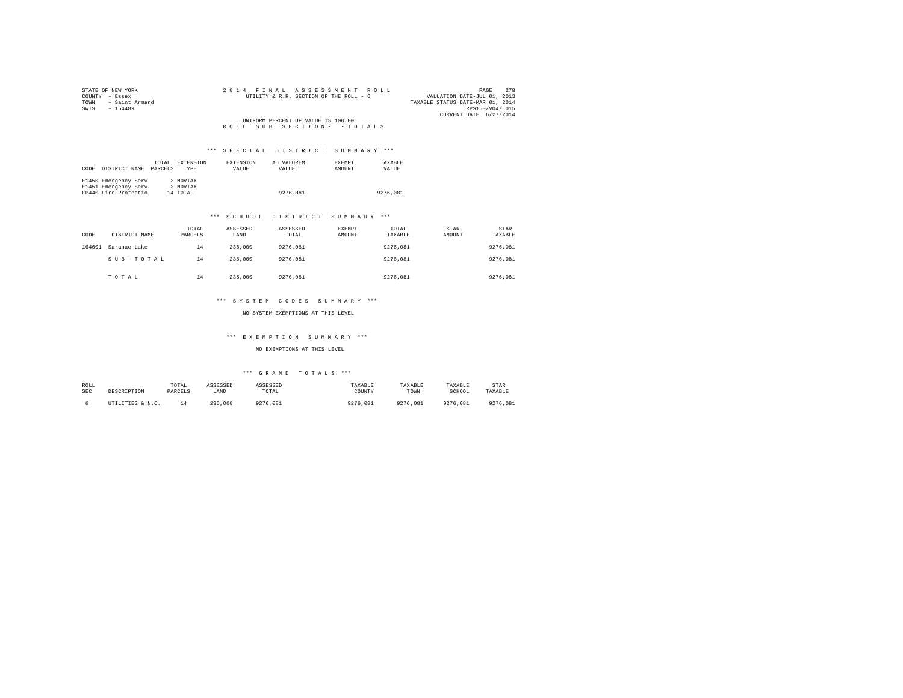STATE OF NEW YORK
COUNTY - Essex
TOWN - Saint Armand
SWIS - 154489

2014 FINAL ASSESSMENT ROLL
UTILITY & R.R. SECTION OF THE ROLL - 6

VALUATION DATE-JUL 01, 2013
TAXABLE STATUS DATE-MAR 01, 2014
RPS150/V04/L015
CURRENT DATE 6/27/2014

UNIFORM PERCENT OF VALUE IS 100.00

ROLL SUB SECTION- -TOTALS

### *** SPECIAL DISTRICT SUMMARY ***

| CODE | DISTRICT NAME | TOTAL PARCELS | EXTENSION TYPE | EXTENSION VALUE | AD VALOREM VALUE | EXEMPT AMOUNT | TAXABLE VALUE |
|---|---|---|---|---|---|---|---|
| E1450 | Emergency Serv | 3 | MOVTAX | | | | |
| E1451 | Emergency Serv | 2 | MOVTAX | | | | |
| FP440 | Fire Protectio | 14 | TOTAL | | 9276,081 | | 9276,081 |

### *** SCHOOL DISTRICT SUMMARY ***

| CODE | DISTRICT NAME | TOTAL PARCELS | ASSESSED LAND | ASSESSED TOTAL | EXEMPT AMOUNT | TOTAL TAXABLE | STAR AMOUNT | STAR TAXABLE |
|---|---|---|---|---|---|---|---|---|
| 164601 | Saranac Lake | 14 | 235,000 | 9276,081 | | 9276,081 | | 9276,081 |
| | SUB-TOTAL | 14 | 235,000 | 9276,081 | | 9276,081 | | 9276,081 |
| | TOTAL | 14 | 235,000 | 9276,081 | | 9276,081 | | 9276,081 |

### *** SYSTEM CODES SUMMARY ***

NO SYSTEM EXEMPTIONS AT THIS LEVEL

### *** EXEMPTION SUMMARY ***

NO EXEMPTIONS AT THIS LEVEL

### *** GRAND TOTALS ***

| ROLL SEC | DESCRIPTION | TOTAL PARCELS | ASSESSED LAND | ASSESSED TOTAL | TAXABLE COUNTY | TAXABLE TOWN | TAXABLE SCHOOL | STAR TAXABLE |
|---|---|---|---|---|---|---|---|---|
| 6 | UTILITIES & N.C. | 14 | 235,000 | 9276,081 | 9276,081 | 9276,081 | 9276,081 | 9276,081 |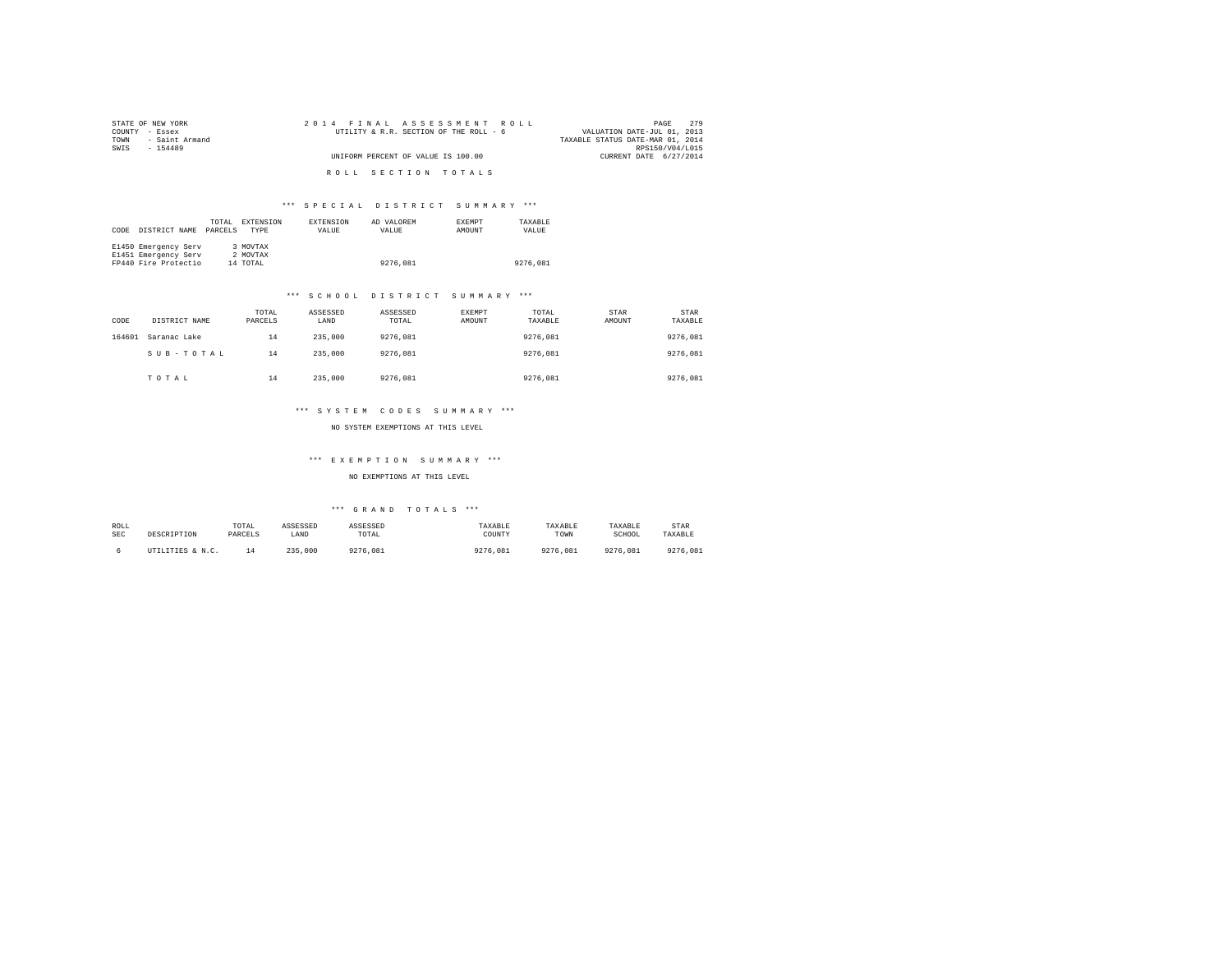STATE OF NEW YORK
COUNTY - Essex
TOWN - Saint Armand
SWIS - 154489

2014 FINAL ASSESSMENT ROLL
UTILITY & R.R. SECTION OF THE ROLL - 6
UNIFORM PERCENT OF VALUE IS 100.00

PAGE 279
VALUATION DATE-JUL 01, 2013
TAXABLE STATUS DATE-MAR 01, 2014
RPS150/V04/L015
CURRENT DATE 6/27/2014

## ROLL SECTION TOTALS

### *** SPECIAL DISTRICT SUMMARY ***

| CODE | DISTRICT NAME | TOTAL PARCELS | EXTENSION TYPE | EXTENSION VALUE | AD VALOREM VALUE | EXEMPT AMOUNT | TAXABLE VALUE |
|---|---|---|---|---|---|---|---|
| E1450 | Emergency Serv | 3 | MOVTAX | | | | |
| E1451 | Emergency Serv | 2 | MOVTAX | | | | |
| FP440 | Fire Protectio | 14 | TOTAL | | 9276,081 | | 9276,081 |

### *** SCHOOL DISTRICT SUMMARY ***

| CODE | DISTRICT NAME | TOTAL PARCELS | ASSESSED LAND | ASSESSED TOTAL | EXEMPT AMOUNT | TOTAL TAXABLE | STAR AMOUNT | STAR TAXABLE |
|---|---|---|---|---|---|---|---|---|
| 164601 | Saranac Lake | 14 | 235,000 | 9276,081 | | 9276,081 | | 9276,081 |
| | S U B - T O T A L | 14 | 235,000 | 9276,081 | | 9276,081 | | 9276,081 |
| | T O T A L | 14 | 235,000 | 9276,081 | | 9276,081 | | 9276,081 |

### *** SYSTEM CODES SUMMARY ***

NO SYSTEM EXEMPTIONS AT THIS LEVEL

### *** EXEMPTION SUMMARY ***

NO EXEMPTIONS AT THIS LEVEL

### *** GRAND TOTALS ***

| ROLL SEC | DESCRIPTION | TOTAL PARCELS | ASSESSED LAND | ASSESSED TOTAL | TAXABLE COUNTY | TAXABLE TOWN | TAXABLE SCHOOL | STAR TAXABLE |
|---|---|---|---|---|---|---|---|---|
| 6 | UTILITIES & N.C. | 14 | 235,000 | 9276,081 | 9276,081 | 9276,081 | 9276,081 | 9276,081 |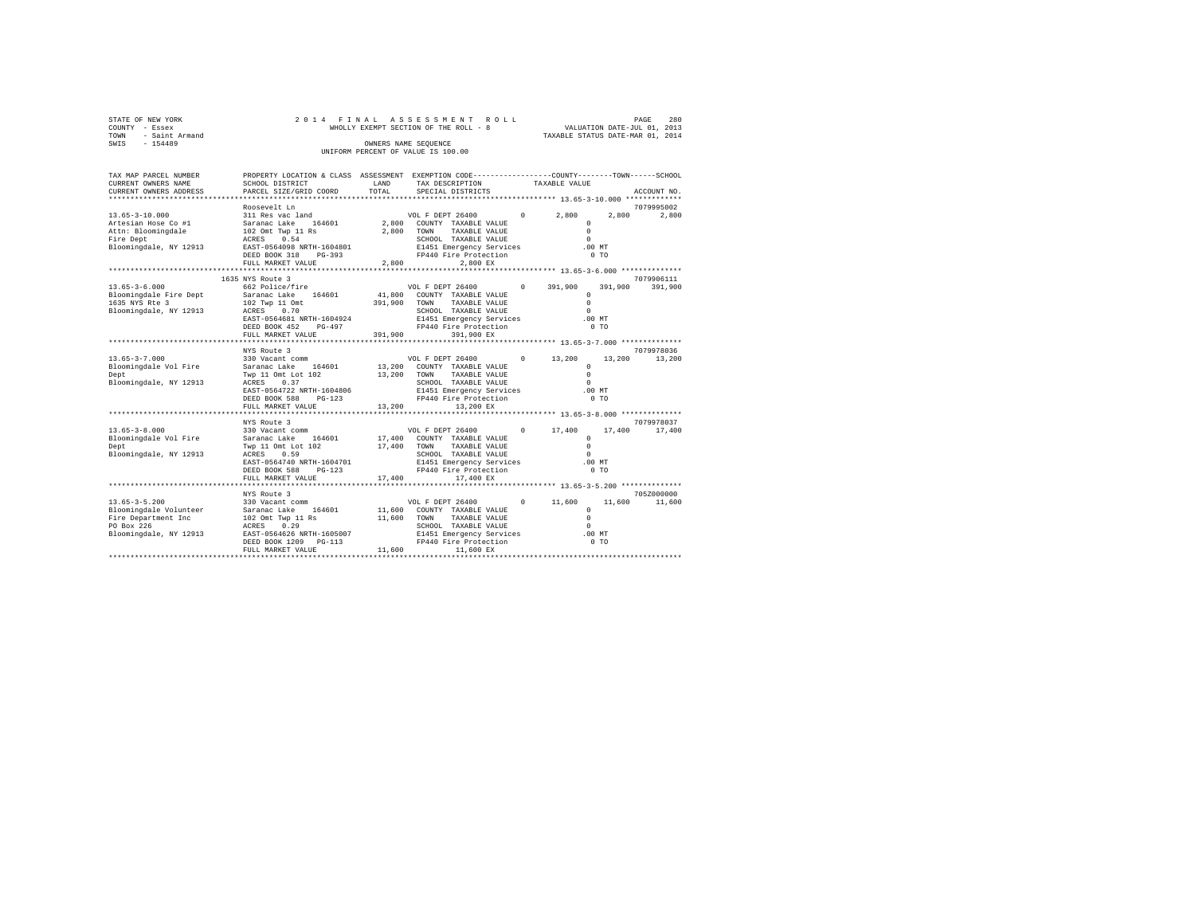STATE OF NEW YORK
COUNTY - Essex
TOWN - Saint Armand
SWIS - 154489

2014 FINAL ASSESSMENT ROLL
WHOLLY EXEMPT SECTION OF THE ROLL - 8
OWNERS NAME SEQUENCE
UNIFORM PERCENT OF VALUE IS 100.00

VALUATION DATE-JUL 01, 2013
TAXABLE STATUS DATE-MAR 01, 2014

```
TAX MAP PARCEL NUMBER      PROPERTY LOCATION & CLASS  ASSESSMENT  EXEMPTION CODE-----------------COUNTY--------TOWN------SCHOOL
CURRENT OWNERS NAME        SCHOOL DISTRICT             LAND       TAX DESCRIPTION            TAXABLE VALUE
CURRENT OWNERS ADDRESS     PARCEL SIZE/GRID COORD      TOTAL      SPECIAL DISTRICTS                                    ACCOUNT NO.
******************************************************************************************** 13.65-3-10.000 *************
                           Roosevelt Ln                                                                             7079995002
13.65-3-10.000             311 Res vac land                      VOL F DEPT 26400        0      2,800      2,800      2,800
Artesian Hose Co #1        Saranac Lake   164601        2,800    COUNTY  TAXABLE VALUE              0
Attn: Bloomingdale         102 Omt Twp 11 Rs            2,800    TOWN    TAXABLE VALUE              0
Fire Dept                  ACRES    0.54                         SCHOOL  TAXABLE VALUE              0
Bloomingdale, NY 12913     EAST-0564098 NRTH-1604801             E1451 Emergency Services         .00 MT
                           DEED BOOK 318    PG-393               FP440 Fire Protection              0 TO
                           FULL MARKET VALUE            2,800          2,800 EX
******************************************************************************************** 13.65-3-6.000 **************
                        1635 NYS Route 3                                                                            7079906111
13.65-3-6.000              662 Police/fire                       VOL F DEPT 26400        0    391,900    391,900    391,900
Bloomingdale Fire Dept     Saranac Lake   164601       41,800    COUNTY  TAXABLE VALUE              0
1635 NYS Rte 3             102 Twp 11 Omt             391,900    TOWN    TAXABLE VALUE              0
Bloomingdale, NY 12913     ACRES    0.70                         SCHOOL  TAXABLE VALUE              0
                           EAST-0564681 NRTH-1604924             E1451 Emergency Services         .00 MT
                           DEED BOOK 452    PG-497               FP440 Fire Protection              0 TO
                           FULL MARKET VALUE          391,900        391,900 EX
******************************************************************************************** 13.65-3-7.000 **************
                           NYS Route 3                                                                              7079978036
13.65-3-7.000              330 Vacant comm                       VOL F DEPT 26400        0     13,200     13,200     13,200
Bloomingdale Vol Fire      Saranac Lake   164601       13,200    COUNTY  TAXABLE VALUE              0
Dept                       Twp 11 Omt Lot 102          13,200    TOWN    TAXABLE VALUE              0
Bloomingdale, NY 12913     ACRES    0.37                         SCHOOL  TAXABLE VALUE              0
                           EAST-0564722 NRTH-1604806             E1451 Emergency Services         .00 MT
                           DEED BOOK 588    PG-123               FP440 Fire Protection              0 TO
                           FULL MARKET VALUE           13,200         13,200 EX
******************************************************************************************** 13.65-3-8.000 **************
                           NYS Route 3                                                                              7079978037
13.65-3-8.000              330 Vacant comm                       VOL F DEPT 26400        0     17,400     17,400     17,400
Bloomingdale Vol Fire      Saranac Lake   164601       17,400    COUNTY  TAXABLE VALUE              0
Dept                       Twp 11 Omt Lot 102          17,400    TOWN    TAXABLE VALUE              0
Bloomingdale, NY 12913     ACRES    0.59                         SCHOOL  TAXABLE VALUE              0
                           EAST-0564740 NRTH-1604701             E1451 Emergency Services         .00 MT
                           DEED BOOK 588    PG-123               FP440 Fire Protection              0 TO
                           FULL MARKET VALUE           17,400         17,400 EX
******************************************************************************************** 13.65-3-5.200 **************
                           NYS Route 3                                                                              705Z000000
13.65-3-5.200              330 Vacant comm                       VOL F DEPT 26400        0     11,600     11,600     11,600
Bloomingdale Volunteer     Saranac Lake   164601       11,600    COUNTY  TAXABLE VALUE              0
Fire Department Inc        102 Omt Twp 11 Rs           11,600    TOWN    TAXABLE VALUE              0
PO Box 226                 ACRES    0.29                         SCHOOL  TAXABLE VALUE              0
Bloomingdale, NY 12913     EAST-0564626 NRTH-1605007             E1451 Emergency Services         .00 MT
                           DEED BOOK 1209   PG-113               FP440 Fire Protection              0 TO
                           FULL MARKET VALUE           11,600         11,600 EX
*************************************************************************************************************************
```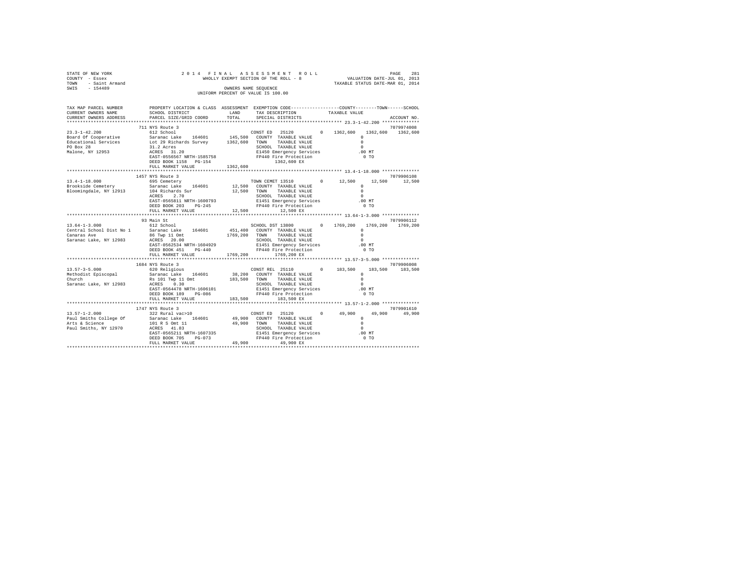STATE OF NEW YORK
COUNTY - Essex
TOWN - Saint Armand
SWIS - 154489

2014 FINAL ASSESSMENT ROLL
WHOLLY EXEMPT SECTION OF THE ROLL - 8
OWNERS NAME SEQUENCE
UNIFORM PERCENT OF VALUE IS 100.00

VALUATION DATE-JUL 01, 2013
TAXABLE STATUS DATE-MAR 01, 2014

| TAX MAP PARCEL NUMBER / CURRENT OWNERS NAME / CURRENT OWNERS ADDRESS | PROPERTY LOCATION & CLASS / SCHOOL DISTRICT / PARCEL SIZE/GRID COORD | ASSESSMENT LAND / TOTAL | EXEMPTION CODE / TAX DESCRIPTION / SPECIAL DISTRICTS | COUNTY | TOWN | SCHOOL | ACCOUNT NO. |
|---|---|---|---|---|---|---|---|
| 23.3-1-42.200 | 711 NYS Route 3 | | | | | | 7079974008 |
| Board Of Cooperative | 612 School | | CONST ED 25120 0 | 1362,600 | 1362,600 | 1362,600 | |
| Educational Services | Saranac Lake 164601 | 145,500 | COUNTY TAXABLE VALUE | 0 | | | |
| PO Box 28 | Lot 29 Richards Survey | 1362,600 | TOWN TAXABLE VALUE | 0 | | | |
| Malone, NY 12953 | 31.2 Acres | | SCHOOL TAXABLE VALUE | 0 | | | |
| | ACRES 31.20 | | E1450 Emergency Services | .00 MT | | | |
| | EAST-0556567 NRTH-1585758 | | FP440 Fire Protection | 0 TO | | | |
| | DEED BOOK 1158 PG-154 | | 1362,600 EX | | | | |
| | FULL MARKET VALUE | 1362,600 | | | | | |
| 13.4-1-18.000 | 1457 NYS Route 3 | | | | | | 7079906108 |
| Brookside Cemetery | 695 Cemetery | | TOWN CEMET 13510 0 | 12,500 | 12,500 | 12,500 | |
| Bloomingdale, NY 12913 | Saranac Lake 164601 | 12,500 | COUNTY TAXABLE VALUE | 0 | | | |
| | 104 Richards Sur | 12,500 | TOWN TAXABLE VALUE | 0 | | | |
| | ACRES 2.70 | | SCHOOL TAXABLE VALUE | 0 | | | |
| | EAST-0565811 NRTH-1600793 | | E1451 Emergency Services | .00 MT | | | |
| | DEED BOOK 203 PG-245 | | FP440 Fire Protection | 0 TO | | | |
| | FULL MARKET VALUE | 12,500 | 12,500 EX | | | | |
| 13.64-1-3.000 | 93 Main St | | | | | | 7079906112 |
| Central School Dist No 1 | 612 School | | SCHOOL DST 13800 0 | 1769,200 | 1769,200 | 1769,200 | |
| Canaras Ave | Saranac Lake 164601 | 451,400 | COUNTY TAXABLE VALUE | 0 | | | |
| Saranac Lake, NY 12983 | 86 Twp 11 Omt | 1769,200 | TOWN TAXABLE VALUE | 0 | | | |
| | ACRES 20.00 | | SCHOOL TAXABLE VALUE | 0 | | | |
| | EAST-0562534 NRTH-1604929 | | E1451 Emergency Services | .00 MT | | | |
| | DEED BOOK 451 PG-440 | | FP440 Fire Protection | 0 TO | | | |
| | FULL MARKET VALUE | 1769,200 | 1769,200 EX | | | | |
| 13.57-3-5.000 | 1684 NYS Route 3 | | | | | | 7079906008 |
| Methodist Episcopal | 620 Religious | | CONST REL 25110 0 | 183,500 | 183,500 | 183,500 | |
| Church | Saranac Lake 164601 | 38,200 | COUNTY TAXABLE VALUE | 0 | | | |
| Saranac Lake, NY 12983 | Rs 101 Twp 11 Omt | 183,500 | TOWN TAXABLE VALUE | 0 | | | |
| | ACRES 0.30 | | SCHOOL TAXABLE VALUE | 0 | | | |
| | EAST-0564478 NRTH-1606101 | | E1451 Emergency Services | .00 MT | | | |
| | DEED BOOK 189 PG-086 | | FP440 Fire Protection | 0 TO | | | |
| | FULL MARKET VALUE | 183,500 | 183,500 EX | | | | |
| 13.57-1-2.000 | 1747 NYS Route 3 | | | | | | 7079901610 |
| Paul Smiths College Of | 322 Rural vac>10 | | CONST ED 25120 0 | 49,900 | 49,900 | 49,900 | |
| Arts & Science | Saranac Lake 164601 | 49,900 | COUNTY TAXABLE VALUE | 0 | | | |
| Paul Smiths, NY 12970 | 101 R S Omt 11 | 49,900 | TOWN TAXABLE VALUE | 0 | | | |
| | ACRES 41.83 | | SCHOOL TAXABLE VALUE | 0 | | | |
| | EAST-0565211 NRTH-1607335 | | E1451 Emergency Services | .00 MT | | | |
| | DEED BOOK 705 PG-073 | | FP440 Fire Protection | 0 TO | | | |
| | FULL MARKET VALUE | 49,900 | 49,900 EX | | | | |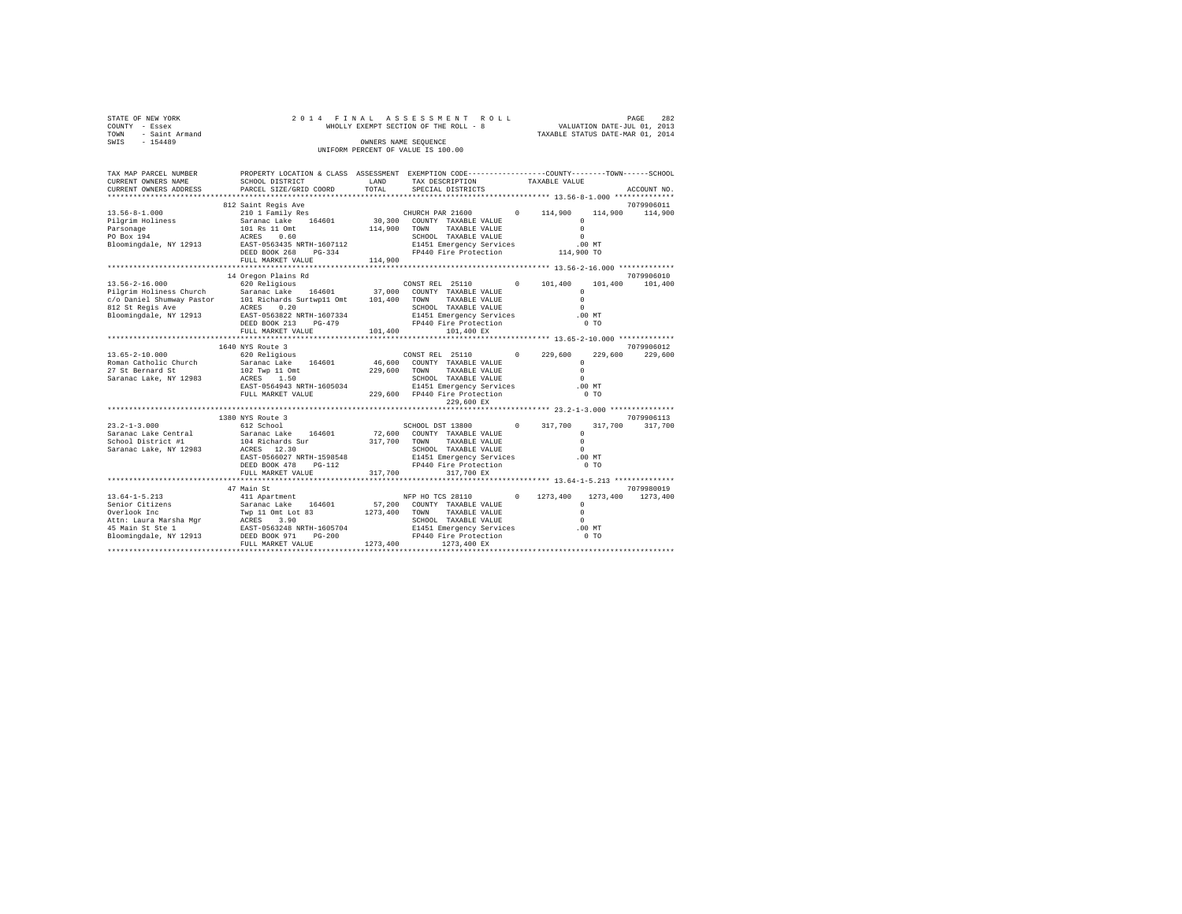STATE OF NEW YORK
COUNTY - Essex
TOWN - Saint Armand
SWIS - 154489

2014 FINAL ASSESSMENT ROLL
WHOLLY EXEMPT SECTION OF THE ROLL - 8
OWNERS NAME SEQUENCE
UNIFORM PERCENT OF VALUE IS 100.00

VALUATION DATE-JUL 01, 2013
TAXABLE STATUS DATE-MAR 01, 2014

```
TAX MAP PARCEL NUMBER          PROPERTY LOCATION & CLASS  ASSESSMENT  EXEMPTION CODE-----------------COUNTY--------TOWN------SCHOOL
CURRENT OWNERS NAME            SCHOOL DISTRICT              LAND      TAX DESCRIPTION           TAXABLE VALUE
CURRENT OWNERS ADDRESS         PARCEL SIZE/GRID COORD       TOTAL     SPECIAL DISTRICTS                                    ACCOUNT NO.
******************************************************************************************************* 13.56-8-1.000 **************
                               812 Saint Regis Ave                                                                          7079906011
13.56-8-1.000                  210 1 Family Res                       CHURCH PAR 21600      0    114,900    114,900    114,900
Pilgrim Holiness               Saranac Lake    164601       30,300    COUNTY  TAXABLE VALUE              0
Parsonage                      101 Rs 11 Omt               114,900    TOWN    TAXABLE VALUE              0
PO Box 194                     ACRES    0.60                          SCHOOL  TAXABLE VALUE              0
Bloomingdale, NY 12913         EAST-0563435 NRTH-1607112              E1451 Emergency Services         .00 MT
                               DEED BOOK 268    PG-334                FP440 Fire Protection        114,900 TO
                               FULL MARKET VALUE           114,900
******************************************************************************************************* 13.56-2-16.000 *************
                               14 Oregon Plains Rd                                                                          7079906010
13.56-2-16.000                 620 Religious                          CONST REL  25110      0    101,400    101,400    101,400
Pilgrim Holiness Church        Saranac Lake    164601       37,000    COUNTY  TAXABLE VALUE              0
c/o Daniel Shumway Pastor      101 Richards Surtwp11 Omt   101,400    TOWN    TAXABLE VALUE              0
812 St Regis Ave               ACRES    0.20                          SCHOOL  TAXABLE VALUE              0
Bloomingdale, NY 12913         EAST-0563822 NRTH-1607334              E1451 Emergency Services         .00 MT
                               DEED BOOK 213    PG-479                FP440 Fire Protection              0 TO
                               FULL MARKET VALUE           101,400         101,400 EX
******************************************************************************************************* 13.65-2-10.000 *************
                               1640 NYS Route 3                                                                             7079906012
13.65-2-10.000                 620 Religious                          CONST REL  25110      0    229,600    229,600    229,600
Roman Catholic Church          Saranac Lake    164601       46,600    COUNTY  TAXABLE VALUE              0
27 St Bernard St               102 Twp 11 Omt              229,600    TOWN    TAXABLE VALUE              0
Saranac Lake, NY 12983         ACRES    1.50                          SCHOOL  TAXABLE VALUE              0
                               EAST-0564943 NRTH-1605034              E1451 Emergency Services         .00 MT
                               FULL MARKET VALUE           229,600    FP440 Fire Protection              0 TO
                                                                           229,600 EX
******************************************************************************************************* 23.2-1-3.000 ***************
                               1380 NYS Route 3                                                                             7079906113
23.2-1-3.000                   612 School                             SCHOOL DST 13800      0    317,700    317,700    317,700
Saranac Lake Central           Saranac Lake    164601       72,600    COUNTY  TAXABLE VALUE              0
School District #1             104 Richards Sur            317,700    TOWN    TAXABLE VALUE              0
Saranac Lake, NY 12983         ACRES   12.30                          SCHOOL  TAXABLE VALUE              0
                               EAST-0566027 NRTH-1598548              E1451 Emergency Services         .00 MT
                               DEED BOOK 478    PG-112                FP440 Fire Protection              0 TO
                               FULL MARKET VALUE           317,700         317,700 EX
******************************************************************************************************* 13.64-1-5.213 **************
                               47 Main St                                                                                   7079980019
13.64-1-5.213                  411 Apartment                          NFP HO TCS 28110      0   1273,400   1273,400   1273,400
Senior Citizens                Saranac Lake    164601       57,200    COUNTY  TAXABLE VALUE              0
Overlook Inc                   Twp 11 Omt Lot 83          1273,400    TOWN    TAXABLE VALUE              0
Attn: Laura Marsha Mgr         ACRES    3.90                          SCHOOL  TAXABLE VALUE              0
45 Main St Ste 1               EAST-0563248 NRTH-1605704              E1451 Emergency Services         .00 MT
Bloomingdale, NY 12913         DEED BOOK 971    PG-200                FP440 Fire Protection              0 TO
                               FULL MARKET VALUE          1273,400        1273,400 EX
************************************************************************************************************************************
```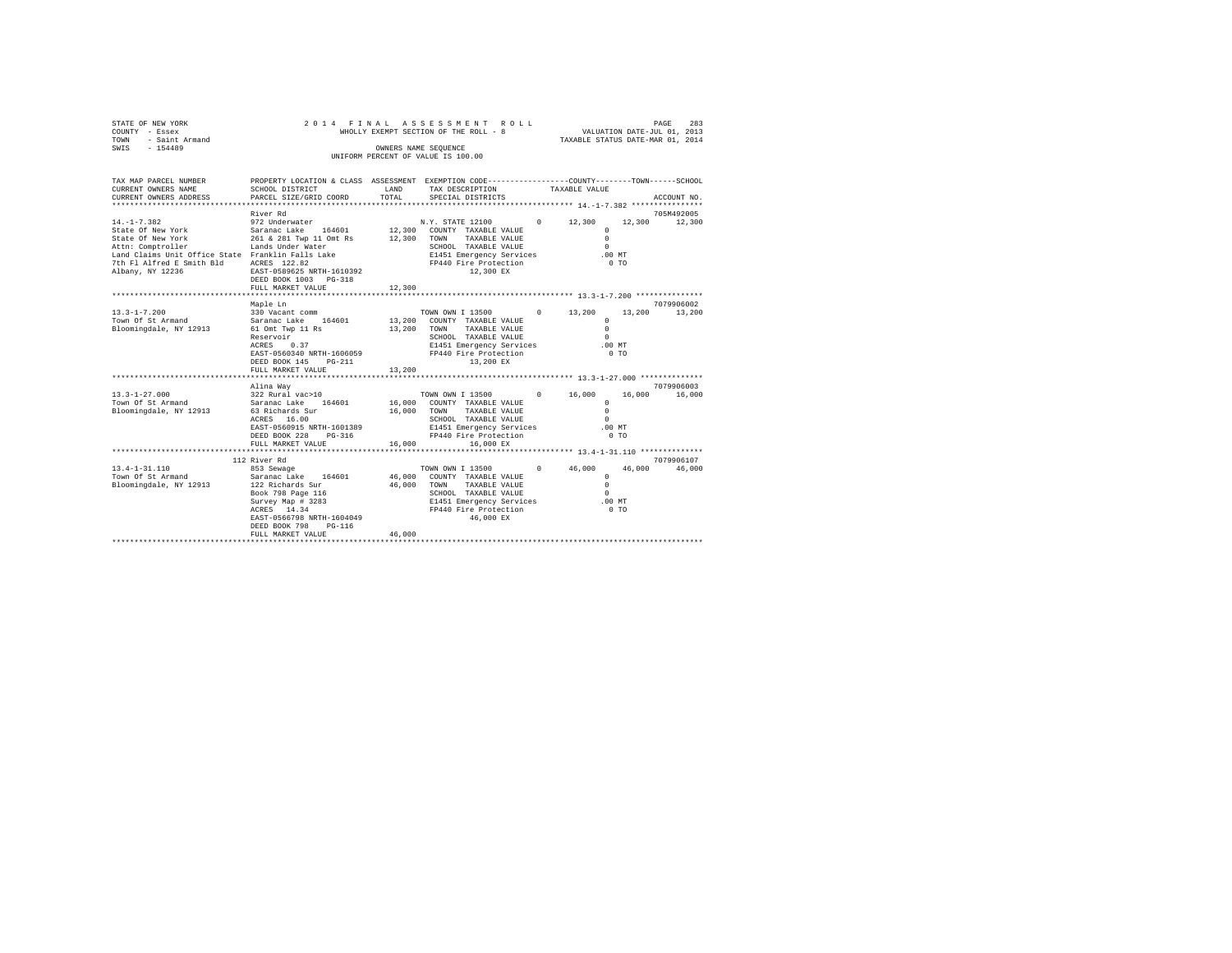STATE OF NEW YORK
COUNTY - Essex
TOWN - Saint Armand
SWIS - 154489

2014 FINAL ASSESSMENT ROLL
WHOLLY EXEMPT SECTION OF THE ROLL - 8
OWNERS NAME SEQUENCE
UNIFORM PERCENT OF VALUE IS 100.00

VALUATION DATE-JUL 01, 2013
TAXABLE STATUS DATE-MAR 01, 2014

| TAX MAP PARCEL NUMBER / CURRENT OWNERS NAME / CURRENT OWNERS ADDRESS | PROPERTY LOCATION & CLASS / SCHOOL DISTRICT / PARCEL SIZE/GRID COORD | ASSESSMENT LAND / TOTAL | EXEMPTION CODE / TAX DESCRIPTION / SPECIAL DISTRICTS | COUNTY TAXABLE VALUE | TOWN | SCHOOL | ACCOUNT NO. |
|---|---|---|---|---|---|---|---|
| 14.-1-7.382 | River Rd | | | | | | 705M492005 |
| State Of New York | 972 Underwater | | N.Y. STATE 12100 0 | 12,300 | 12,300 | 12,300 | |
| State Of New York | Saranac Lake 164601 | 12,300 | COUNTY TAXABLE VALUE | 0 | | | |
| Attn: Comptroller | 261 & 281 Twp 11 Omt Rs | 12,300 | TOWN TAXABLE VALUE | 0 | | | |
| Land Claims Unit Office State | Lands Under Water | | SCHOOL TAXABLE VALUE | 0 | | | |
| 7th Fl Alfred E Smith Bld | Franklin Falls Lake | | E1451 Emergency Services | .00 MT | | | |
| Albany, NY 12236 | ACRES 122.82 | | FP440 Fire Protection | 0 TO | | | |
| | EAST-0589625 NRTH-1610392 | | 12,300 EX | | | | |
| | DEED BOOK 1003 PG-318 | | | | | | |
| | FULL MARKET VALUE | 12,300 | | | | | |
| 13.3-1-7.200 | Maple Ln | | | | | | 7079906002 |
| Town Of St Armand | 330 Vacant comm | | TOWN OWN I 13500 0 | 13,200 | 13,200 | 13,200 | |
| Bloomingdale, NY 12913 | Saranac Lake 164601 | 13,200 | COUNTY TAXABLE VALUE | 0 | | | |
| | 61 Omt Twp 11 Rs | 13,200 | TOWN TAXABLE VALUE | 0 | | | |
| | Reservoir | | SCHOOL TAXABLE VALUE | 0 | | | |
| | ACRES 0.37 | | E1451 Emergency Services | .00 MT | | | |
| | EAST-0560340 NRTH-1606059 | | FP440 Fire Protection | 0 TO | | | |
| | DEED BOOK 145 PG-211 | | 13,200 EX | | | | |
| | FULL MARKET VALUE | 13,200 | | | | | |
| 13.3-1-27.000 | Alina Way | | | | | | 7079906003 |
| Town Of St Armand | 322 Rural vac>10 | | TOWN OWN I 13500 0 | 16,000 | 16,000 | 16,000 | |
| Bloomingdale, NY 12913 | Saranac Lake 164601 | 16,000 | COUNTY TAXABLE VALUE | 0 | | | |
| | 63 Richards Sur | 16,000 | TOWN TAXABLE VALUE | 0 | | | |
| | ACRES 16.00 | | SCHOOL TAXABLE VALUE | 0 | | | |
| | EAST-0560915 NRTH-1601389 | | E1451 Emergency Services | .00 MT | | | |
| | DEED BOOK 228 PG-316 | | FP440 Fire Protection | 0 TO | | | |
| | FULL MARKET VALUE | 16,000 | 16,000 EX | | | | |
| 13.4-1-31.110 | 112 River Rd | | | | | | 7079906107 |
| Town Of St Armand | 853 Sewage | | TOWN OWN I 13500 0 | 46,000 | 46,000 | 46,000 | |
| Bloomingdale, NY 12913 | Saranac Lake 164601 | 46,000 | COUNTY TAXABLE VALUE | 0 | | | |
| | 122 Richards Sur | 46,000 | TOWN TAXABLE VALUE | 0 | | | |
| | Book 798 Page 116 | | SCHOOL TAXABLE VALUE | 0 | | | |
| | Survey Map # 3283 | | E1451 Emergency Services | .00 MT | | | |
| | ACRES 14.34 | | FP440 Fire Protection | 0 TO | | | |
| | EAST-0566798 NRTH-1604049 | | 46,000 EX | | | | |
| | DEED BOOK 798 PG-116 | | | | | | |
| | FULL MARKET VALUE | 46,000 | | | | | |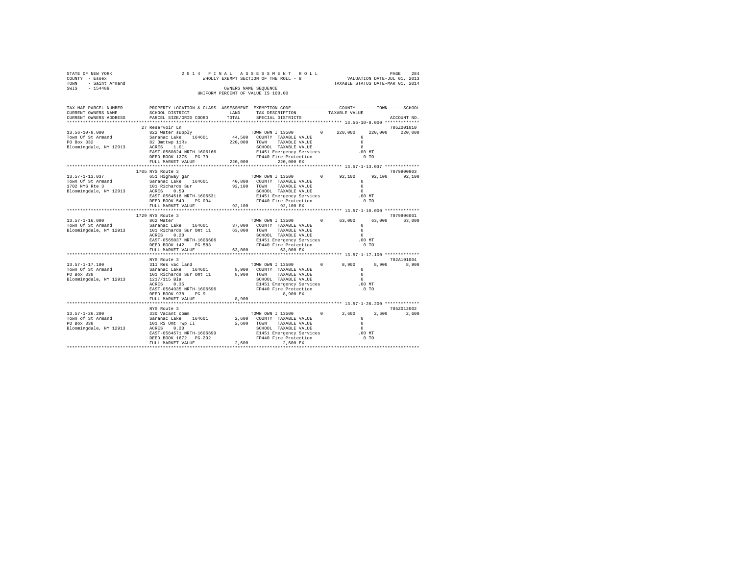STATE OF NEW YORK
COUNTY - Essex
TOWN - Saint Armand
SWIS - 154489

2014 FINAL ASSESSMENT ROLL
WHOLLY EXEMPT SECTION OF THE ROLL - 8
OWNERS NAME SEQUENCE
UNIFORM PERCENT OF VALUE IS 100.00

VALUATION DATE-JUL 01, 2013
TAXABLE STATUS DATE-MAR 01, 2014

```
TAX MAP PARCEL NUMBER     PROPERTY LOCATION & CLASS  ASSESSMENT  EXEMPTION CODE-----------------COUNTY--------TOWN------SCHOOL
CURRENT OWNERS NAME       SCHOOL DISTRICT              LAND      TAX DESCRIPTION            TAXABLE VALUE
CURRENT OWNERS ADDRESS    PARCEL SIZE/GRID COORD       TOTAL     SPECIAL DISTRICTS                                     ACCOUNT NO.
******************************************************************************************** 13.56-10-8.000 *************
                          27 Reservoir Ln                                                                              705Z001010
13.56-10-8.000            822 Water supply                       TOWN OWN I 13500        0    220,000    220,000    220,000
Town Of St Armand         Saranac Lake   164601      44,500     COUNTY  TAXABLE VALUE               0
PO Box 332                82 Omttwp 11Rs            220,000     TOWN    TAXABLE VALUE               0
Bloomingdale, NY 12913    ACRES    1.01                         SCHOOL  TAXABLE VALUE               0
                          EAST-0560824 NRTH-1606166             E1451 Emergency Services          .00 MT
                          DEED BOOK 1275   PG-79                FP440 Fire Protection               0 TO
                          FULL MARKET VALUE         220,000          220,000 EX
******************************************************************************************** 13.57-1-13.037 *************
                          1705 NYS Route 3                                                                             7079900903
13.57-1-13.037            651 Highway gar                        TOWN OWN I 13500        0     92,100     92,100     92,100
Town Of St Armand         Saranac Lake   164601      40,800     COUNTY  TAXABLE VALUE               0
1702 NYS Rte 3            101 Richards Sur           92,100     TOWN    TAXABLE VALUE               0
Bloomingdale, NY 12913    ACRES    0.59                         SCHOOL  TAXABLE VALUE               0
                          EAST-0564518 NRTH-1606531             E1451 Emergency Services          .00 MT
                          DEED BOOK 549    PG-094               FP440 Fire Protection               0 TO
                          FULL MARKET VALUE          92,100           92,100 EX
******************************************************************************************** 13.57-1-16.000 *************
                          1729 NYS Route 3                                                                             7079906001
13.57-1-16.000            862 Water                              TOWN OWN I 13500        0     63,000     63,000     63,000
Town Of St Armand         Saranac Lake   164601      37,000     COUNTY  TAXABLE VALUE               0
Bloomingdale, NY 12913    101 Richards Sur Omt 11    63,000     TOWN    TAXABLE VALUE               0
                          ACRES    0.20                         SCHOOL  TAXABLE VALUE               0
                          EAST-0565037 NRTH-1606606             E1451 Emergency Services          .00 MT
                          DEED BOOK 142    PG-583               FP440 Fire Protection               0 TO
                          FULL MARKET VALUE          63,000           63,000 EX
******************************************************************************************** 13.57-1-17.100 *************
                          NYS Route 3                                                                                  702A101004
13.57-1-17.100            311 Res vac land                       TOWN OWN I 13500        0      8,900      8,900      8,900
Town Of St Armand         Saranac Lake   164601       8,900     COUNTY  TAXABLE VALUE               0
PO Box 338                101 Richards Sur Omt 11     8,900     TOWN    TAXABLE VALUE               0
Bloomingdale, NY 12913    1217/115 Bla                          SCHOOL  TAXABLE VALUE               0
                          ACRES    0.35                         E1451 Emergency Services          .00 MT
                          EAST-0564935 NRTH-1606596             FP440 Fire Protection               0 TO
                          DEED BOOK 938    PG-9                        8,900 EX
                          FULL MARKET VALUE           8,900
******************************************************************************************** 13.57-1-26.200 *************
                          NYS Route 3                                                                                  705Z012002
13.57-1-26.200            330 Vacant comm                        TOWN OWN I 13500        0      2,600      2,600      2,600
Town of St Armand         Saranac Lake   164601       2,600     COUNTY  TAXABLE VALUE               0
PO Box 338                101 RS Omt Twp II           2,600     TOWN    TAXABLE VALUE               0
Bloomingdale, NY 12913    ACRES    0.20                         SCHOOL  TAXABLE VALUE               0
                          EAST-0564571 NRTH-1606699             E1451 Emergency Services          .00 MT
                          DEED BOOK 1672   PG-292               FP440 Fire Protection               0 TO
                          FULL MARKET VALUE           2,600            2,600 EX
************************************************************************************************************************
```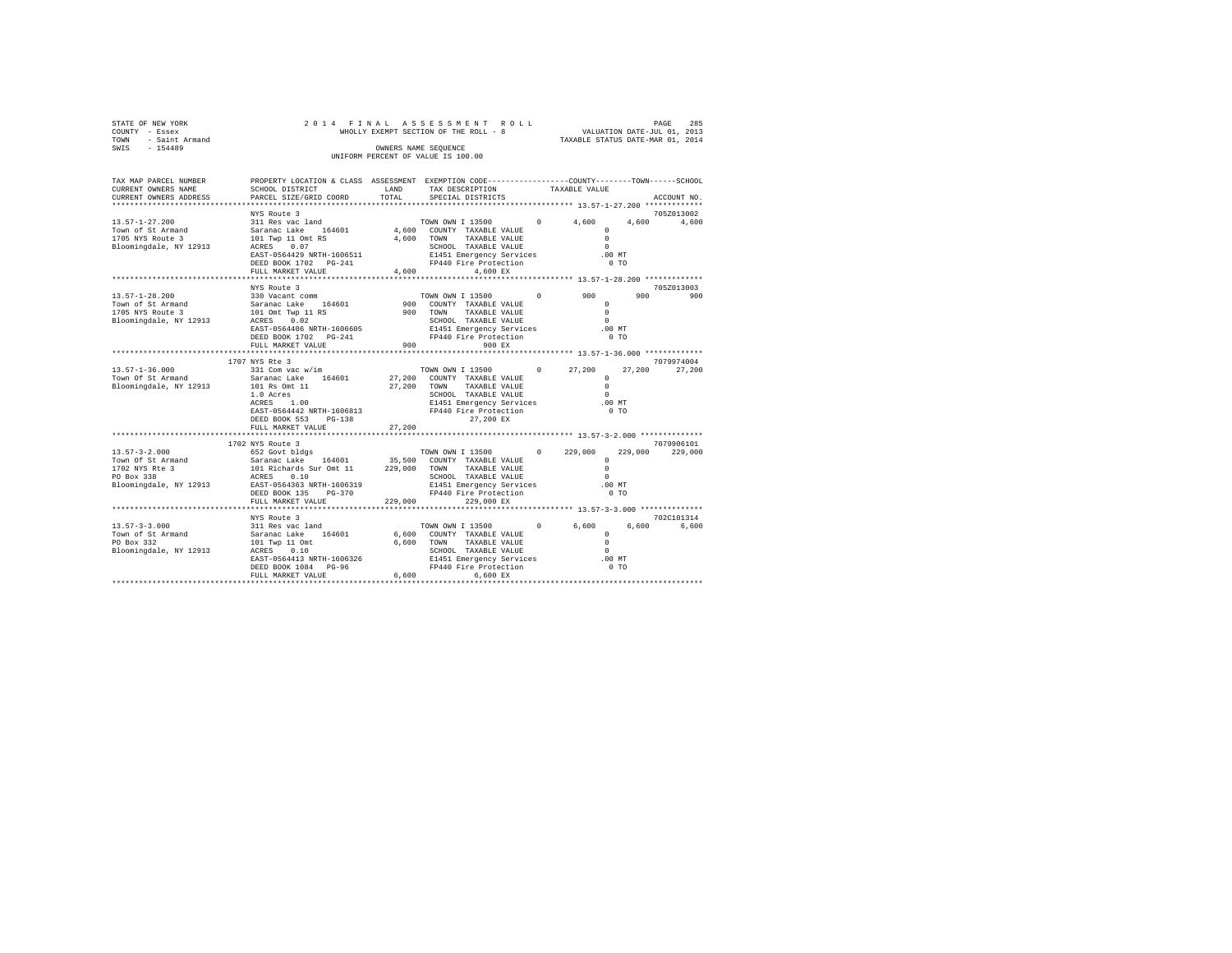STATE OF NEW YORK
COUNTY - Essex
TOWN - Saint Armand
SWIS - 154489

2 0 1 4 F I N A L A S S E S S M E N T R O L L
WHOLLY EXEMPT SECTION OF THE ROLL - 8
OWNERS NAME SEQUENCE
UNIFORM PERCENT OF VALUE IS 100.00

VALUATION DATE-JUL 01, 2013
TAXABLE STATUS DATE-MAR 01, 2014

```
TAX MAP PARCEL NUMBER     PROPERTY LOCATION & CLASS  ASSESSMENT  EXEMPTION CODE-----------------COUNTY--------TOWN------SCHOOL
CURRENT OWNERS NAME       SCHOOL DISTRICT               LAND      TAX DESCRIPTION            TAXABLE VALUE
CURRENT OWNERS ADDRESS    PARCEL SIZE/GRID COORD        TOTAL     SPECIAL DISTRICTS                                  ACCOUNT NO.
******************************************************************************************** 13.57-1-27.200 *************
                          NYS Route 3                                                                          705Z013002
13.57-1-27.200            311 Res vac land                        TOWN OWN I 13500        0       4,600       4,600       4,600
Town of St Armand         Saranac Lake    164601        4,600     COUNTY  TAXABLE VALUE                0
1705 NYS Route 3          101 Twp 11 Omt RS             4,600     TOWN    TAXABLE VALUE                0
Bloomingdale, NY 12913    ACRES    0.07                           SCHOOL  TAXABLE VALUE                0
                          EAST-0564429 NRTH-1606511               E1451 Emergency Services           .00 MT
                          DEED BOOK 1702   PG-241                 FP440 Fire Protection                0 TO
                          FULL MARKET VALUE             4,600          4,600 EX
******************************************************************************************** 13.57-1-28.200 *************
                          NYS Route 3                                                                          705Z013003
13.57-1-28.200            330 Vacant comm                         TOWN OWN I 13500        0         900         900         900
Town of St Armand         Saranac Lake    164601          900     COUNTY  TAXABLE VALUE                0
1705 NYS Route 3          101 Omt Twp 11 RS               900     TOWN    TAXABLE VALUE                0
Bloomingdale, NY 12913    ACRES    0.02                           SCHOOL  TAXABLE VALUE                0
                          EAST-0564406 NRTH-1606605               E1451 Emergency Services           .00 MT
                          DEED BOOK 1702   PG-241                 FP440 Fire Protection                0 TO
                          FULL MARKET VALUE               900            900 EX
******************************************************************************************** 13.57-1-36.000 *************
                          1707 NYS Rte 3                                                                       7079974004
13.57-1-36.000            331 Com vac w/im                        TOWN OWN I 13500        0      27,200      27,200      27,200
Town Of St Armand         Saranac Lake    164601       27,200     COUNTY  TAXABLE VALUE                0
Bloomingdale, NY 12913    101 Rs Omt 11                27,200     TOWN    TAXABLE VALUE                0
                          1.0 Acres                               SCHOOL  TAXABLE VALUE                0
                          ACRES    1.00                           E1451 Emergency Services           .00 MT
                          EAST-0564442 NRTH-1606813               FP440 Fire Protection                0 TO
                          DEED BOOK 553    PG-138                       27,200 EX
                          FULL MARKET VALUE            27,200
******************************************************************************************** 13.57-3-2.000 **************
                          1702 NYS Route 3                                                                     7079906101
13.57-3-2.000             652 Govt bldgs                          TOWN OWN I 13500        0     229,000     229,000     229,000
Town Of St Armand         Saranac Lake    164601       35,500     COUNTY  TAXABLE VALUE                0
1702 NYS Rte 3            101 Richards Sur Omt 11     229,000     TOWN    TAXABLE VALUE                0
PO Box 338                ACRES    0.10                           SCHOOL  TAXABLE VALUE                0
Bloomingdale, NY 12913    EAST-0564363 NRTH-1606319               E1451 Emergency Services           .00 MT
                          DEED BOOK 135    PG-370                 FP440 Fire Protection                0 TO
                          FULL MARKET VALUE           229,000          229,000 EX
******************************************************************************************** 13.57-3-3.000 **************
                          NYS Route 3                                                                          702C101314
13.57-3-3.000             311 Res vac land                        TOWN OWN I 13500        0       6,600       6,600       6,600
Town of St Armand         Saranac Lake    164601        6,600     COUNTY  TAXABLE VALUE                0
PO Box 332                101 Twp 11 Omt                6,600     TOWN    TAXABLE VALUE                0
Bloomingdale, NY 12913    ACRES    0.10                           SCHOOL  TAXABLE VALUE                0
                          EAST-0564413 NRTH-1606326               E1451 Emergency Services           .00 MT
                          DEED BOOK 1084   PG-96                  FP440 Fire Protection                0 TO
                          FULL MARKET VALUE             6,600          6,600 EX
****************************************************************************************************************************
```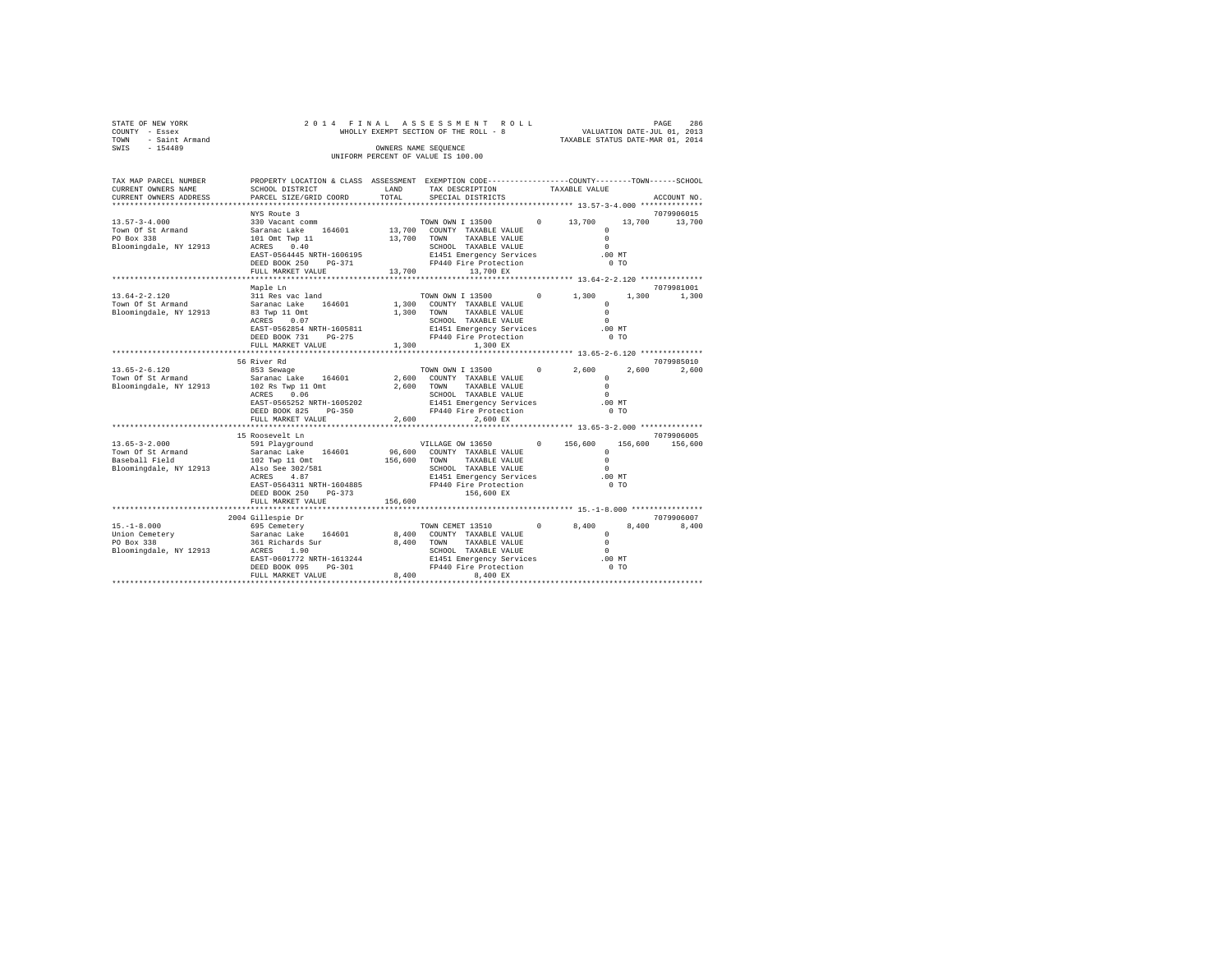STATE OF NEW YORK
COUNTY - Essex
TOWN - Saint Armand
SWIS - 154489

2014 FINAL ASSESSMENT ROLL
WHOLLY EXEMPT SECTION OF THE ROLL - 8
OWNERS NAME SEQUENCE
UNIFORM PERCENT OF VALUE IS 100.00

VALUATION DATE-JUL 01, 2013
TAXABLE STATUS DATE-MAR 01, 2014

| TAX MAP PARCEL NUMBER / CURRENT OWNERS NAME / CURRENT OWNERS ADDRESS | PROPERTY LOCATION & CLASS / SCHOOL DISTRICT / PARCEL SIZE/GRID COORD | ASSESSMENT LAND / TOTAL | EXEMPTION CODE / TAX DESCRIPTION / SPECIAL DISTRICTS | COUNTY | TOWN | SCHOOL / ACCOUNT NO. |
|---|---|---|---|---|---|---|
| **13.57-3-4.000** | NYS Route 3 | | | | | 7079906015 |
| 13.57-3-4.000 | 330 Vacant comm | | TOWN OWN I 13500 0 | 13,700 | 13,700 | 13,700 |
| Town Of St Armand | Saranac Lake 164601 | 13,700 | COUNTY TAXABLE VALUE | 0 | | |
| PO Box 338 | 101 Omt Twp 11 | 13,700 | TOWN TAXABLE VALUE | 0 | | |
| Bloomingdale, NY 12913 | ACRES 0.40 | | SCHOOL TAXABLE VALUE | 0 | | |
| | EAST-0564445 NRTH-1606195 | | E1451 Emergency Services | .00 MT | | |
| | DEED BOOK 250 PG-371 | | FP440 Fire Protection | 0 TO | | |
| | FULL MARKET VALUE | 13,700 | 13,700 EX | | | |
| **13.64-2-2.120** | Maple Ln | | | | | 7079981001 |
| 13.64-2-2.120 | 311 Res vac land | | TOWN OWN I 13500 0 | 1,300 | 1,300 | 1,300 |
| Town Of St Armand | Saranac Lake 164601 | 1,300 | COUNTY TAXABLE VALUE | 0 | | |
| Bloomingdale, NY 12913 | 83 Twp 11 Omt | 1,300 | TOWN TAXABLE VALUE | 0 | | |
| | ACRES 0.07 | | SCHOOL TAXABLE VALUE | 0 | | |
| | EAST-0562854 NRTH-1605811 | | E1451 Emergency Services | .00 MT | | |
| | DEED BOOK 731 PG-275 | | FP440 Fire Protection | 0 TO | | |
| | FULL MARKET VALUE | 1,300 | 1,300 EX | | | |
| **13.65-2-6.120** | 56 River Rd | | | | | 7079985010 |
| 13.65-2-6.120 | 853 Sewage | | TOWN OWN I 13500 0 | 2,600 | 2,600 | 2,600 |
| Town Of St Armand | Saranac Lake 164601 | 2,600 | COUNTY TAXABLE VALUE | 0 | | |
| Bloomingdale, NY 12913 | 102 Rs Twp 11 Omt | 2,600 | TOWN TAXABLE VALUE | 0 | | |
| | ACRES 0.06 | | SCHOOL TAXABLE VALUE | 0 | | |
| | EAST-0565252 NRTH-1605202 | | E1451 Emergency Services | .00 MT | | |
| | DEED BOOK 825 PG-350 | | FP440 Fire Protection | 0 TO | | |
| | FULL MARKET VALUE | 2,600 | 2,600 EX | | | |
| **13.65-3-2.000** | 15 Roosevelt Ln | | | | | 7079906005 |
| 13.65-3-2.000 | 591 Playground | | VILLAGE OW 13650 0 | 156,600 | 156,600 | 156,600 |
| Town Of St Armand | Saranac Lake 164601 | 96,600 | COUNTY TAXABLE VALUE | 0 | | |
| Baseball Field | 102 Twp 11 Omt | 156,600 | TOWN TAXABLE VALUE | 0 | | |
| Bloomingdale, NY 12913 | Also See 302/581 | | SCHOOL TAXABLE VALUE | 0 | | |
| | ACRES 4.87 | | E1451 Emergency Services | .00 MT | | |
| | EAST-0564311 NRTH-1604885 | | FP440 Fire Protection | 0 TO | | |
| | DEED BOOK 250 PG-373 | | 156,600 EX | | | |
| | FULL MARKET VALUE | 156,600 | | | | |
| **15.-1-8.000** | 2004 Gillespie Dr | | | | | 7079906007 |
| 15.-1-8.000 | 695 Cemetery | | TOWN CEMET 13510 0 | 8,400 | 8,400 | 8,400 |
| Union Cemetery | Saranac Lake 164601 | 8,400 | COUNTY TAXABLE VALUE | 0 | | |
| PO Box 338 | 361 Richards Sur | 8,400 | TOWN TAXABLE VALUE | 0 | | |
| Bloomingdale, NY 12913 | ACRES 1.90 | | SCHOOL TAXABLE VALUE | 0 | | |
| | EAST-0601772 NRTH-1613244 | | E1451 Emergency Services | .00 MT | | |
| | DEED BOOK 095 PG-301 | | FP440 Fire Protection | 0 TO | | |
| | FULL MARKET VALUE | 8,400 | 8,400 EX | | | |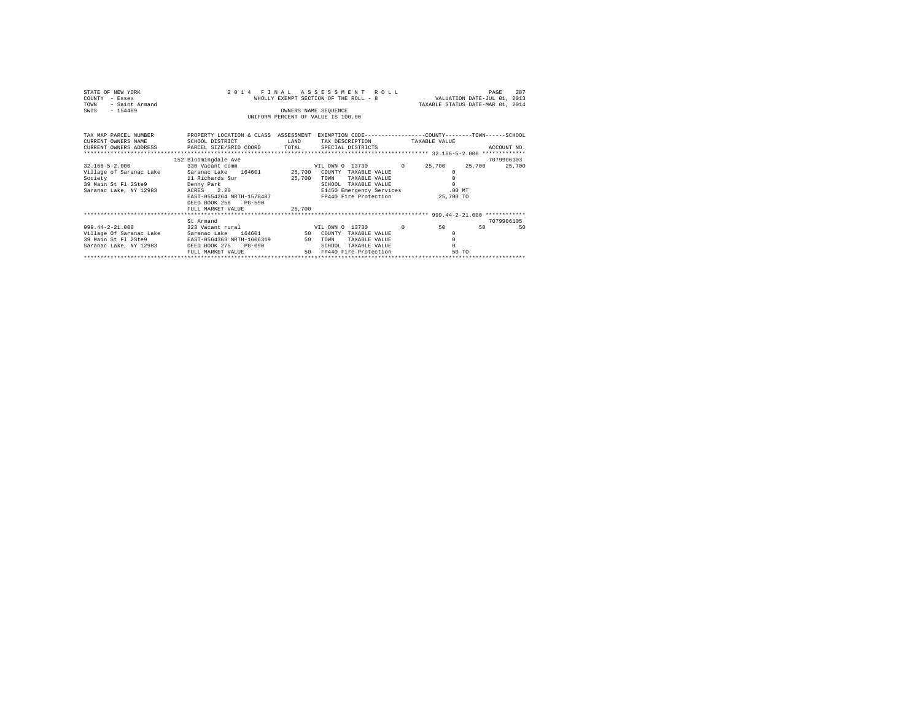STATE OF NEW YORK
COUNTY - Essex
TOWN - Saint Armand
SWIS - 154489

2014 FINAL ASSESSMENT ROLL
WHOLLY EXEMPT SECTION OF THE ROLL - 8
OWNERS NAME SEQUENCE
UNIFORM PERCENT OF VALUE IS 100.00

VALUATION DATE-JUL 01, 2013
TAXABLE STATUS DATE-MAR 01, 2014

| TAX MAP PARCEL NUMBER / CURRENT OWNERS NAME / CURRENT OWNERS ADDRESS | PROPERTY LOCATION & CLASS / SCHOOL DISTRICT / PARCEL SIZE/GRID COORD | ASSESSMENT LAND / TOTAL | EXEMPTION CODE / TAX DESCRIPTION / SPECIAL DISTRICTS | COUNTY | TOWN | SCHOOL |
|---|---|---|---|---|---|---|
| **32.166-5-2.000** | 152 Bloomingdale Ave | | | | | ACCOUNT NO. 7079906103 |
| 32.166-5-2.000 | 330 Vacant comm | | VIL OWN O 13730 0 | 25,700 | 25,700 | 25,700 |
| Village of Saranac Lake | Saranac Lake 164601 | 25,700 | COUNTY TAXABLE VALUE | 0 | | |
| Society | 11 Richards Sur | 25,700 | TOWN TAXABLE VALUE | 0 | | |
| 39 Main St Fl 2Ste9 | Denny Park | | SCHOOL TAXABLE VALUE | 0 | | |
| Saranac Lake, NY 12983 | ACRES 2.20 | | E1450 Emergency Services | .00 MT | | |
| | EAST-0554264 NRTH-1578487 | | FP440 Fire Protection | 25,700 TO | | |
| | DEED BOOK 258 PG-590 | | | | | |
| | FULL MARKET VALUE | 25,700 | | | | |
| **999.44-2-21.000** | St Armand | | | | | 7079906105 |
| 999.44-2-21.000 | 323 Vacant rural | | VIL OWN O 13730 0 | 50 | 50 | 50 |
| Village Of Saranac Lake | Saranac Lake 164601 | 50 | COUNTY TAXABLE VALUE | 0 | | |
| 39 Main St Fl 2Ste9 | EAST-0564363 NRTH-1606319 | 50 | TOWN TAXABLE VALUE | 0 | | |
| Saranac Lake, NY 12983 | DEED BOOK 275 PG-090 | | SCHOOL TAXABLE VALUE | 0 | | |
| | FULL MARKET VALUE | 50 | FP440 Fire Protection | 50 TO | | |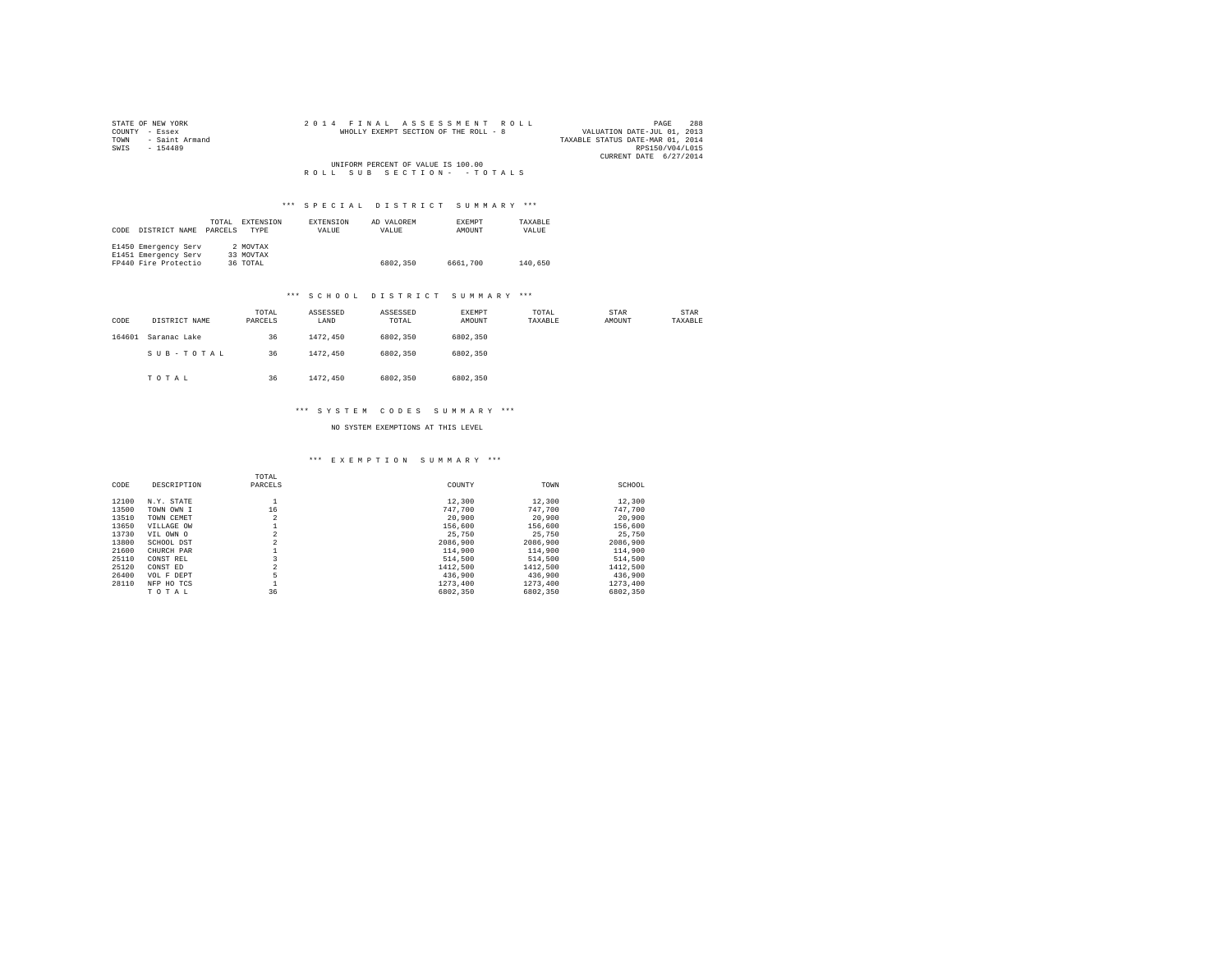STATE OF NEW YORK
COUNTY - Essex
TOWN - Saint Armand
SWIS - 154489

2014 FINAL ASSESSMENT ROLL
WHOLLY EXEMPT SECTION OF THE ROLL - 8

VALUATION DATE-JUL 01, 2013
TAXABLE STATUS DATE-MAR 01, 2014
RPS150/V04/L015
CURRENT DATE 6/27/2014

UNIFORM PERCENT OF VALUE IS 100.00

ROLL SUB SECTION- - TOTALS

### *** SPECIAL DISTRICT SUMMARY ***

| CODE | DISTRICT NAME | TOTAL PARCELS | EXTENSION TYPE | EXTENSION VALUE | AD VALOREM VALUE | EXEMPT AMOUNT | TAXABLE VALUE |
|---|---|---|---|---|---|---|---|
| E1450 | Emergency Serv | 2 | MOVTAX | | | | |
| E1451 | Emergency Serv | 33 | MOVTAX | | | | |
| FP440 | Fire Protectio | 36 | TOTAL | | 6802,350 | 6661,700 | 140,650 |

### *** SCHOOL DISTRICT SUMMARY ***

| CODE | DISTRICT NAME | TOTAL PARCELS | ASSESSED LAND | ASSESSED TOTAL | EXEMPT AMOUNT | TOTAL TAXABLE | STAR AMOUNT | STAR TAXABLE |
|---|---|---|---|---|---|---|---|---|
| 164601 | Saranac Lake | 36 | 1472,450 | 6802,350 | 6802,350 | | | |
| | SUB-TOTAL | 36 | 1472,450 | 6802,350 | 6802,350 | | | |
| | TOTAL | 36 | 1472,450 | 6802,350 | 6802,350 | | | |

### *** SYSTEM CODES SUMMARY ***

NO SYSTEM EXEMPTIONS AT THIS LEVEL

### *** EXEMPTION SUMMARY ***

| CODE | DESCRIPTION | TOTAL PARCELS | COUNTY | TOWN | SCHOOL |
|---|---|---|---|---|---|
| 12100 | N.Y. STATE | 1 | 12,300 | 12,300 | 12,300 |
| 13500 | TOWN OWN I | 16 | 747,700 | 747,700 | 747,700 |
| 13510 | TOWN CEMET | 2 | 20,900 | 20,900 | 20,900 |
| 13650 | VILLAGE OW | 1 | 156,600 | 156,600 | 156,600 |
| 13730 | VIL OWN O | 2 | 25,750 | 25,750 | 25,750 |
| 13800 | SCHOOL DST | 2 | 2086,900 | 2086,900 | 2086,900 |
| 21600 | CHURCH PAR | 1 | 114,900 | 114,900 | 114,900 |
| 25110 | CONST REL | 3 | 514,500 | 514,500 | 514,500 |
| 25120 | CONST ED | 2 | 1412,500 | 1412,500 | 1412,500 |
| 26400 | VOL F DEPT | 5 | 436,900 | 436,900 | 436,900 |
| 28110 | NFP HO TCS | 1 | 1273,400 | 1273,400 | 1273,400 |
| | TOTAL | 36 | 6802,350 | 6802,350 | 6802,350 |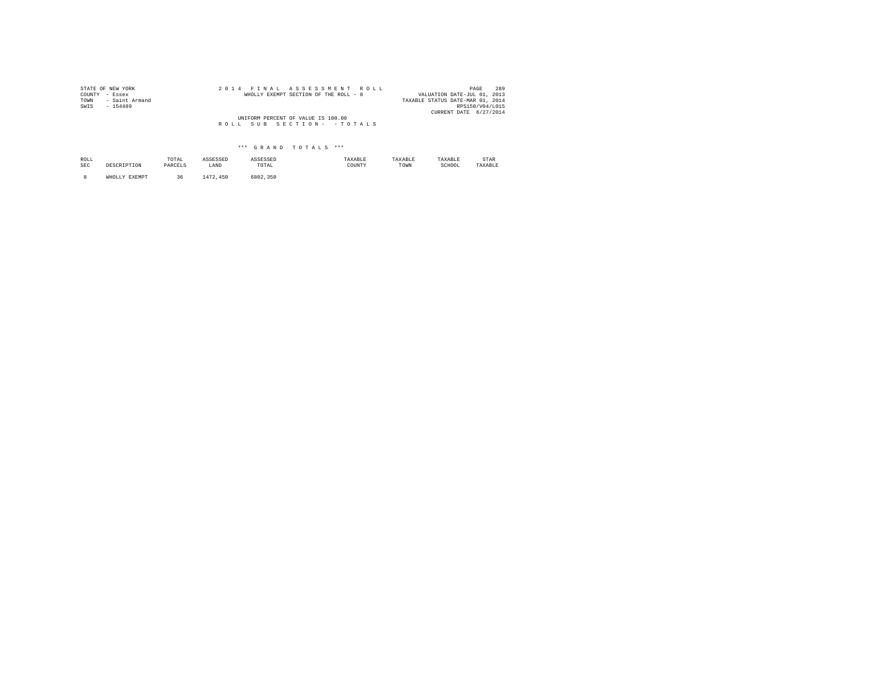STATE OF NEW YORK
COUNTY - Essex
TOWN - Saint Armand
SWIS - 154489

2 0 1 4 F I N A L A S S E S S M E N T R O L L
WHOLLY EXEMPT SECTION OF THE ROLL - 8

VALUATION DATE-JUL 01, 2013
TAXABLE STATUS DATE-MAR 01, 2014
RPS150/V04/L015
CURRENT DATE 6/27/2014

UNIFORM PERCENT OF VALUE IS 100.00

R O L L S U B S E C T I O N - - T O T A L S

\*\*\* G R A N D T O T A L S \*\*\*

| ROLL SEC | DESCRIPTION | TOTAL PARCELS | ASSESSED LAND | ASSESSED TOTAL | TAXABLE COUNTY | TAXABLE TOWN | TAXABLE SCHOOL | STAR TAXABLE |
|---|---|---|---|---|---|---|---|---|
| 8 | WHOLLY EXEMPT | 36 | 1472,450 | 6802,350 | | | | |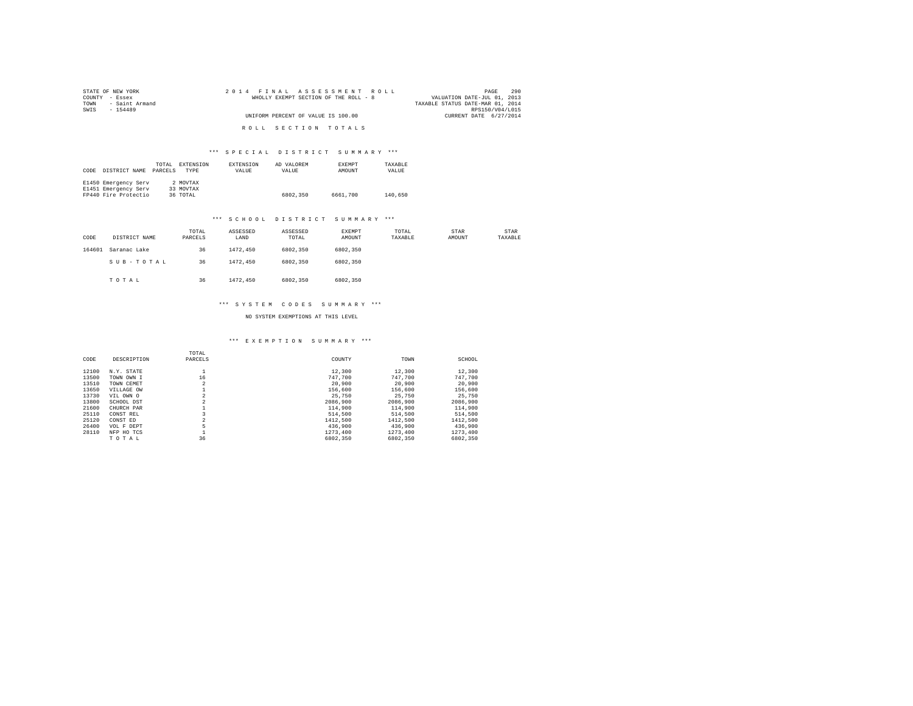STATE OF NEW YORK
COUNTY - Essex
TOWN - Saint Armand
SWIS - 154489

2014 FINAL ASSESSMENT ROLL
WHOLLY EXEMPT SECTION OF THE ROLL - 8
UNIFORM PERCENT OF VALUE IS 100.00

VALUATION DATE-JUL 01, 2013
TAXABLE STATUS DATE-MAR 01, 2014
RPS150/V04/L015
CURRENT DATE 6/27/2014

## ROLL SECTION TOTALS

### *** SPECIAL DISTRICT SUMMARY ***

| CODE | DISTRICT NAME | TOTAL PARCELS | EXTENSION TYPE | EXTENSION VALUE | AD VALOREM VALUE | EXEMPT AMOUNT | TAXABLE VALUE |
|---|---|---|---|---|---|---|---|
| E1450 | Emergency Serv | 2 | MOVTAX | | | | |
| E1451 | Emergency Serv | 33 | MOVTAX | | | | |
| FP440 | Fire Protectio | 36 | TOTAL | | 6802,350 | 6661,700 | 140,650 |

### *** SCHOOL DISTRICT SUMMARY ***

| CODE | DISTRICT NAME | TOTAL PARCELS | ASSESSED LAND | ASSESSED TOTAL | EXEMPT AMOUNT | TOTAL TAXABLE | STAR AMOUNT | STAR TAXABLE |
|---|---|---|---|---|---|---|---|---|
| 164601 | Saranac Lake | 36 | 1472,450 | 6802,350 | 6802,350 | | | |
| | S U B - T O T A L | 36 | 1472,450 | 6802,350 | 6802,350 | | | |
| | T O T A L | 36 | 1472,450 | 6802,350 | 6802,350 | | | |

### *** SYSTEM CODES SUMMARY ***

NO SYSTEM EXEMPTIONS AT THIS LEVEL

### *** EXEMPTION SUMMARY ***

| CODE | DESCRIPTION | TOTAL PARCELS | COUNTY | TOWN | SCHOOL |
|---|---|---|---|---|---|
| 12100 | N.Y. STATE | 1 | 12,300 | 12,300 | 12,300 |
| 13500 | TOWN OWN I | 16 | 747,700 | 747,700 | 747,700 |
| 13510 | TOWN CEMET | 2 | 20,900 | 20,900 | 20,900 |
| 13650 | VILLAGE OW | 1 | 156,600 | 156,600 | 156,600 |
| 13730 | VIL OWN O | 2 | 25,750 | 25,750 | 25,750 |
| 13800 | SCHOOL DST | 2 | 2086,900 | 2086,900 | 2086,900 |
| 21600 | CHURCH PAR | 1 | 114,900 | 114,900 | 114,900 |
| 25110 | CONST REL | 3 | 514,500 | 514,500 | 514,500 |
| 25120 | CONST ED | 2 | 1412,500 | 1412,500 | 1412,500 |
| 26400 | VOL F DEPT | 5 | 436,900 | 436,900 | 436,900 |
| 28110 | NFP HO TCS | 1 | 1273,400 | 1273,400 | 1273,400 |
| | T O T A L | 36 | 6802,350 | 6802,350 | 6802,350 |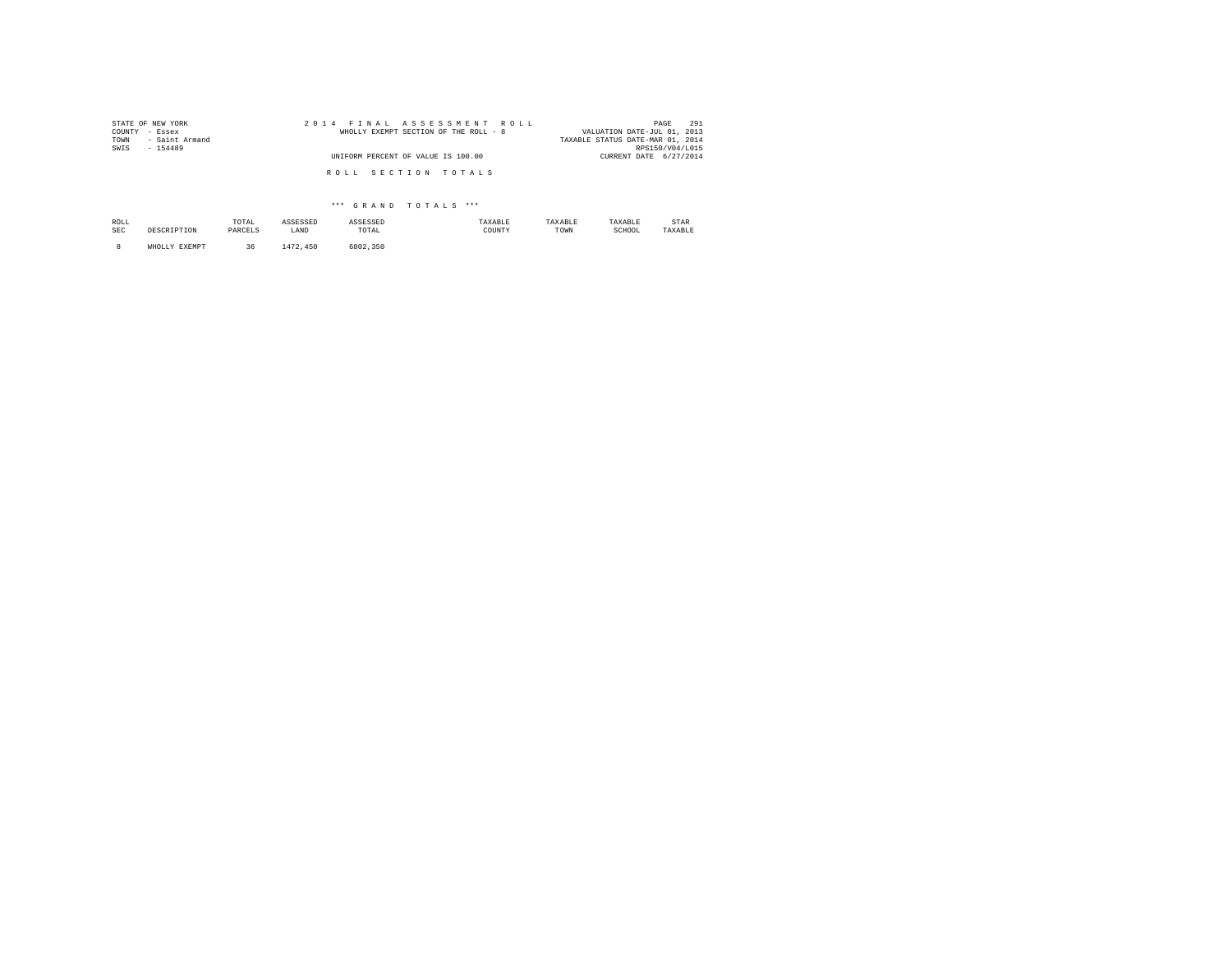STATE OF NEW YORK
COUNTY - Essex
TOWN - Saint Armand
SWIS - 154489

2014 FINAL ASSESSMENT ROLL
WHOLLY EXEMPT SECTION OF THE ROLL - 8
UNIFORM PERCENT OF VALUE IS 100.00

VALUATION DATE-JUL 01, 2013
TAXABLE STATUS DATE-MAR 01, 2014
RPS150/V04/L015
CURRENT DATE 6/27/2014

R O L L  S E C T I O N  T O T A L S

*** G R A N D  T O T A L S ***

| ROLL SEC | DESCRIPTION | TOTAL PARCELS | ASSESSED LAND | ASSESSED TOTAL | TAXABLE COUNTY | TAXABLE TOWN | TAXABLE SCHOOL | STAR TAXABLE |
|---|---|---|---|---|---|---|---|---|
| 8 | WHOLLY EXEMPT | 36 | 1472,450 | 6802,350 | | | | |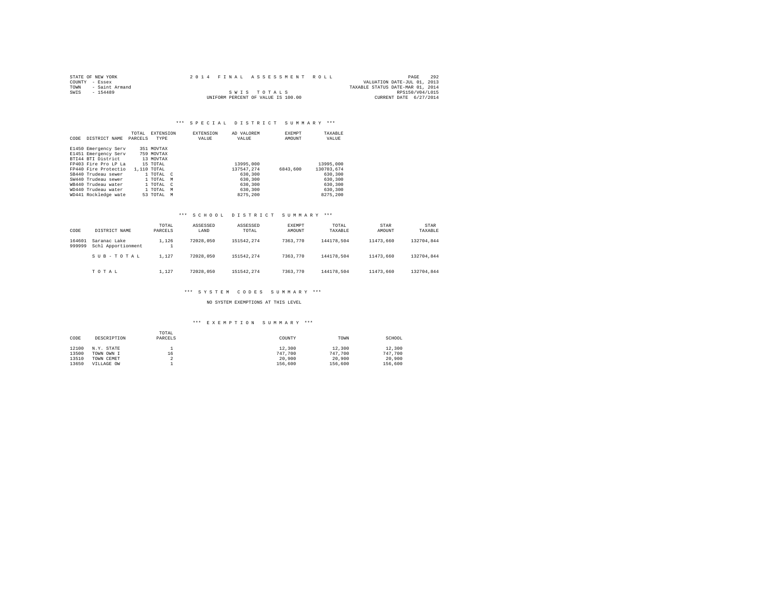STATE OF NEW YORK
COUNTY - Essex
TOWN - Saint Armand
SWIS - 154489

2 0 1 4 F I N A L A S S E S S M E N T R O L L

S W I S T O T A L S
UNIFORM PERCENT OF VALUE IS 100.00

VALUATION DATE-JUL 01, 2013
TAXABLE STATUS DATE-MAR 01, 2014
RPS150/V04/L015
CURRENT DATE 6/27/2014

## *** S P E C I A L D I S T R I C T S U M M A R Y ***

| CODE | DISTRICT NAME | TOTAL PARCELS | EXTENSION TYPE | EXTENSION VALUE | AD VALOREM VALUE | EXEMPT AMOUNT | TAXABLE VALUE |
|---|---|---|---|---|---|---|---|
| E1450 | Emergency Serv | 351 | MOVTAX | | | | |
| E1451 | Emergency Serv | 759 | MOVTAX | | | | |
| BTI44 | BTI District | 13 | MOVTAX | | | | |
| FP403 | Fire Pro LP La | 15 | TOTAL | | 13995,000 | | 13995,000 |
| FP440 | Fire Protectio | 1,110 | TOTAL | | 137547,274 | 6843,600 | 130703,674 |
| SB440 | Trudeau sewer | 1 | TOTAL C | | 630,300 | | 630,300 |
| SW440 | Trudeau sewer | 1 | TOTAL M | | 630,300 | | 630,300 |
| WB440 | Trudeau water | 1 | TOTAL C | | 630,300 | | 630,300 |
| WD440 | Trudeau water | 1 | TOTAL M | | 630,300 | | 630,300 |
| WD441 | Rockledge wate | 53 | TOTAL M | | 8275,200 | | 8275,200 |

## *** S C H O O L D I S T R I C T S U M M A R Y ***

| CODE | DISTRICT NAME | TOTAL PARCELS | ASSESSED LAND | ASSESSED TOTAL | EXEMPT AMOUNT | TOTAL TAXABLE | STAR AMOUNT | STAR TAXABLE |
|---|---|---|---|---|---|---|---|---|
| 164601 | Saranac Lake | 1,126 | 72028,050 | 151542,274 | 7363,770 | 144178,504 | 11473,660 | 132704,844 |
| 999999 | Schl Apportionment | 1 | | | | | | |
| | S U B - T O T A L | 1,127 | 72028,050 | 151542,274 | 7363,770 | 144178,504 | 11473,660 | 132704,844 |
| | T O T A L | 1,127 | 72028,050 | 151542,274 | 7363,770 | 144178,504 | 11473,660 | 132704,844 |

## *** S Y S T E M C O D E S S U M M A R Y ***

NO SYSTEM EXEMPTIONS AT THIS LEVEL

## *** E X E M P T I O N S U M M A R Y ***

| CODE | DESCRIPTION | TOTAL PARCELS | COUNTY | TOWN | SCHOOL |
|---|---|---|---|---|---|
| 12100 | N.Y. STATE | 1 | 12,300 | 12,300 | 12,300 |
| 13500 | TOWN OWN I | 16 | 747,700 | 747,700 | 747,700 |
| 13510 | TOWN CEMET | 2 | 20,900 | 20,900 | 20,900 |
| 13650 | VILLAGE OW | 1 | 156,600 | 156,600 | 156,600 |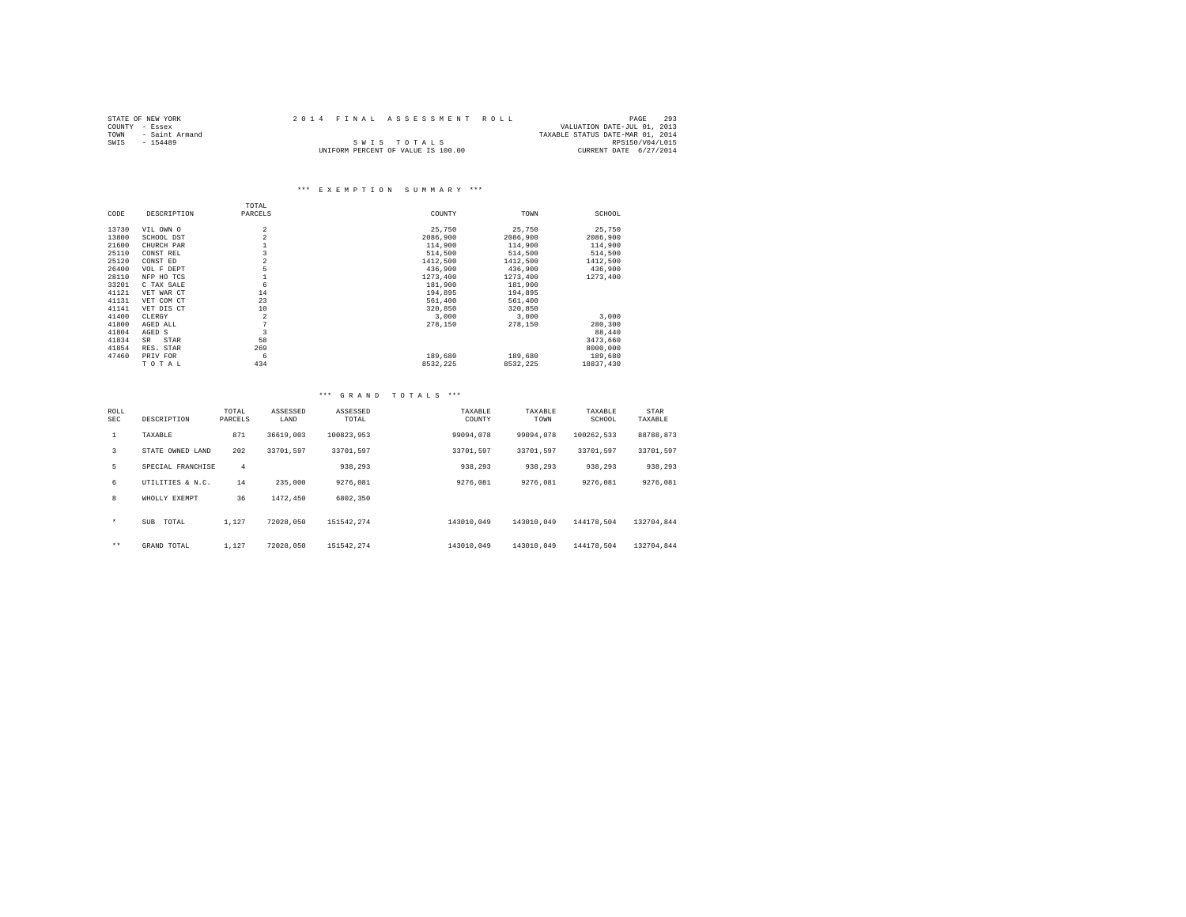STATE OF NEW YORK
COUNTY - Essex
TOWN - Saint Armand
SWIS - 154489

2 0 1 4 F I N A L A S S E S S M E N T R O L L

S W I S T O T A L S
UNIFORM PERCENT OF VALUE IS 100.00

VALUATION DATE-JUL 01, 2013
TAXABLE STATUS DATE-MAR 01, 2014
RPS150/V04/L015
CURRENT DATE 6/27/2014

### *** E X E M P T I O N S U M M A R Y ***

| CODE | DESCRIPTION | TOTAL PARCELS | COUNTY | TOWN | SCHOOL |
|---|---|---|---|---|---|
| 13730 | VIL OWN O | 2 | 25,750 | 25,750 | 25,750 |
| 13800 | SCHOOL DST | 2 | 2086,900 | 2086,900 | 2086,900 |
| 21600 | CHURCH PAR | 1 | 114,900 | 114,900 | 114,900 |
| 25110 | CONST REL | 3 | 514,500 | 514,500 | 514,500 |
| 25120 | CONST ED | 2 | 1412,500 | 1412,500 | 1412,500 |
| 26400 | VOL F DEPT | 5 | 436,900 | 436,900 | 436,900 |
| 28110 | NFP HO TCS | 1 | 1273,400 | 1273,400 | 1273,400 |
| 33201 | C TAX SALE | 6 | 181,900 | 181,900 | |
| 41121 | VET WAR CT | 14 | 194,895 | 194,895 | |
| 41131 | VET COM CT | 23 | 561,400 | 561,400 | |
| 41141 | VET DIS CT | 10 | 320,850 | 320,850 | |
| 41400 | CLERGY | 2 | 3,000 | 3,000 | 3,000 |
| 41800 | AGED ALL | 7 | 278,150 | 278,150 | 280,300 |
| 41804 | AGED S | 3 | | | 88,440 |
| 41834 | SR STAR | 58 | | | 3473,660 |
| 41854 | RES. STAR | 269 | | | 8000,000 |
| 47460 | PRIV FOR | 6 | 189,680 | 189,680 | 189,680 |
| | T O T A L | 434 | 8532,225 | 8532,225 | 18837,430 |

### *** G R A N D T O T A L S ***

| ROLL SEC | DESCRIPTION | TOTAL PARCELS | ASSESSED LAND | ASSESSED TOTAL | TAXABLE COUNTY | TAXABLE TOWN | TAXABLE SCHOOL | STAR TAXABLE |
|---|---|---|---|---|---|---|---|---|
| 1 | TAXABLE | 871 | 36619,003 | 100823,953 | 99094,078 | 99094,078 | 100262,533 | 88788,873 |
| 3 | STATE OWNED LAND | 202 | 33701,597 | 33701,597 | 33701,597 | 33701,597 | 33701,597 | 33701,597 |
| 5 | SPECIAL FRANCHISE | 4 | | 938,293 | 938,293 | 938,293 | 938,293 | 938,293 |
| 6 | UTILITIES & N.C. | 14 | 235,000 | 9276,081 | 9276,081 | 9276,081 | 9276,081 | 9276,081 |
| 8 | WHOLLY EXEMPT | 36 | 1472,450 | 6802,350 | | | | |
| * | SUB TOTAL | 1,127 | 72028,050 | 151542,274 | 143010,049 | 143010,049 | 144178,504 | 132704,844 |
| ** | GRAND TOTAL | 1,127 | 72028,050 | 151542,274 | 143010,049 | 143010,049 | 144178,504 | 132704,844 |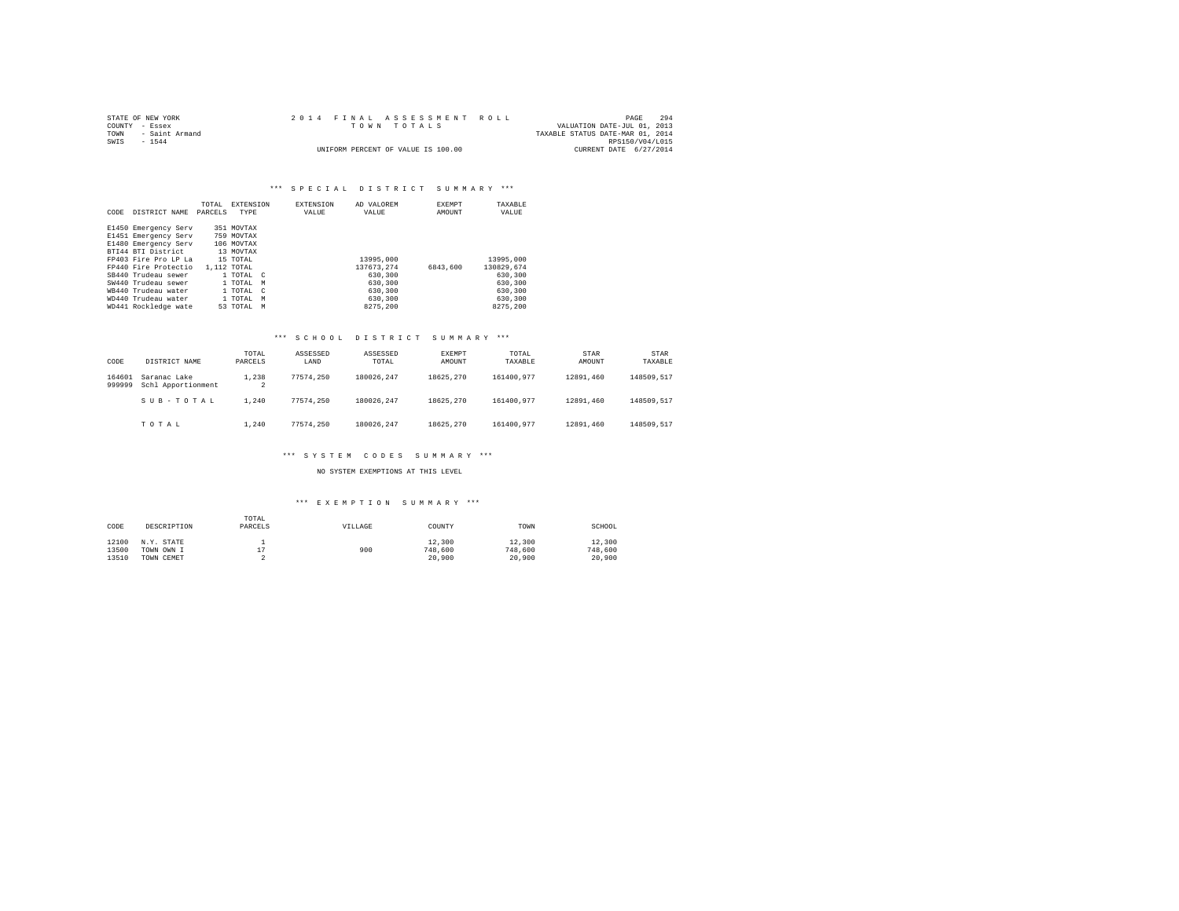STATE OF NEW YORK
COUNTY - Essex
TOWN - Saint Armand
SWIS - 1544

2014 FINAL ASSESSMENT ROLL
TOWN TOTALS
UNIFORM PERCENT OF VALUE IS 100.00

VALUATION DATE-JUL 01, 2013
TAXABLE STATUS DATE-MAR 01, 2014
RPS150/V04/L015
CURRENT DATE 6/27/2014

### *** SPECIAL DISTRICT SUMMARY ***

| CODE | DISTRICT NAME | TOTAL PARCELS | EXTENSION TYPE | EXTENSION VALUE | AD VALOREM VALUE | EXEMPT AMOUNT | TAXABLE VALUE |
|---|---|---|---|---|---|---|---|
| E1450 | Emergency Serv | 351 | MOVTAX | | | | |
| E1451 | Emergency Serv | 759 | MOVTAX | | | | |
| E1480 | Emergency Serv | 106 | MOVTAX | | | | |
| BTI44 | BTI District | 13 | MOVTAX | | | | |
| FP403 | Fire Pro LP La | 15 | TOTAL | | 13995,000 | | 13995,000 |
| FP440 | Fire Protectio | 1,112 | TOTAL | | 137673,274 | 6843,600 | 130829,674 |
| SB440 | Trudeau sewer | 1 | TOTAL C | | 630,300 | | 630,300 |
| SW440 | Trudeau sewer | 1 | TOTAL M | | 630,300 | | 630,300 |
| WB440 | Trudeau water | 1 | TOTAL C | | 630,300 | | 630,300 |
| WD440 | Trudeau water | 1 | TOTAL M | | 630,300 | | 630,300 |
| WD441 | Rockledge wate | 53 | TOTAL M | | 8275,200 | | 8275,200 |

### *** SCHOOL DISTRICT SUMMARY ***

| CODE | DISTRICT NAME | TOTAL PARCELS | ASSESSED LAND | ASSESSED TOTAL | EXEMPT AMOUNT | TOTAL TAXABLE | STAR AMOUNT | STAR TAXABLE |
|---|---|---|---|---|---|---|---|---|
| 164601 | Saranac Lake | 1,238 | 77574,250 | 180026,247 | 18625,270 | 161400,977 | 12891,460 | 148509,517 |
| 999999 | Schl Apportionment | 2 | | | | | | |
| | S U B - T O T A L | 1,240 | 77574,250 | 180026,247 | 18625,270 | 161400,977 | 12891,460 | 148509,517 |
| | T O T A L | 1,240 | 77574,250 | 180026,247 | 18625,270 | 161400,977 | 12891,460 | 148509,517 |

### *** SYSTEM CODES SUMMARY ***

NO SYSTEM EXEMPTIONS AT THIS LEVEL

### *** EXEMPTION SUMMARY ***

| CODE | DESCRIPTION | TOTAL PARCELS | VILLAGE | COUNTY | TOWN | SCHOOL |
|---|---|---|---|---|---|---|
| 12100 | N.Y. STATE | 1 | | 12,300 | 12,300 | 12,300 |
| 13500 | TOWN OWN I | 17 | 900 | 748,600 | 748,600 | 748,600 |
| 13510 | TOWN CEMET | 2 | | 20,900 | 20,900 | 20,900 |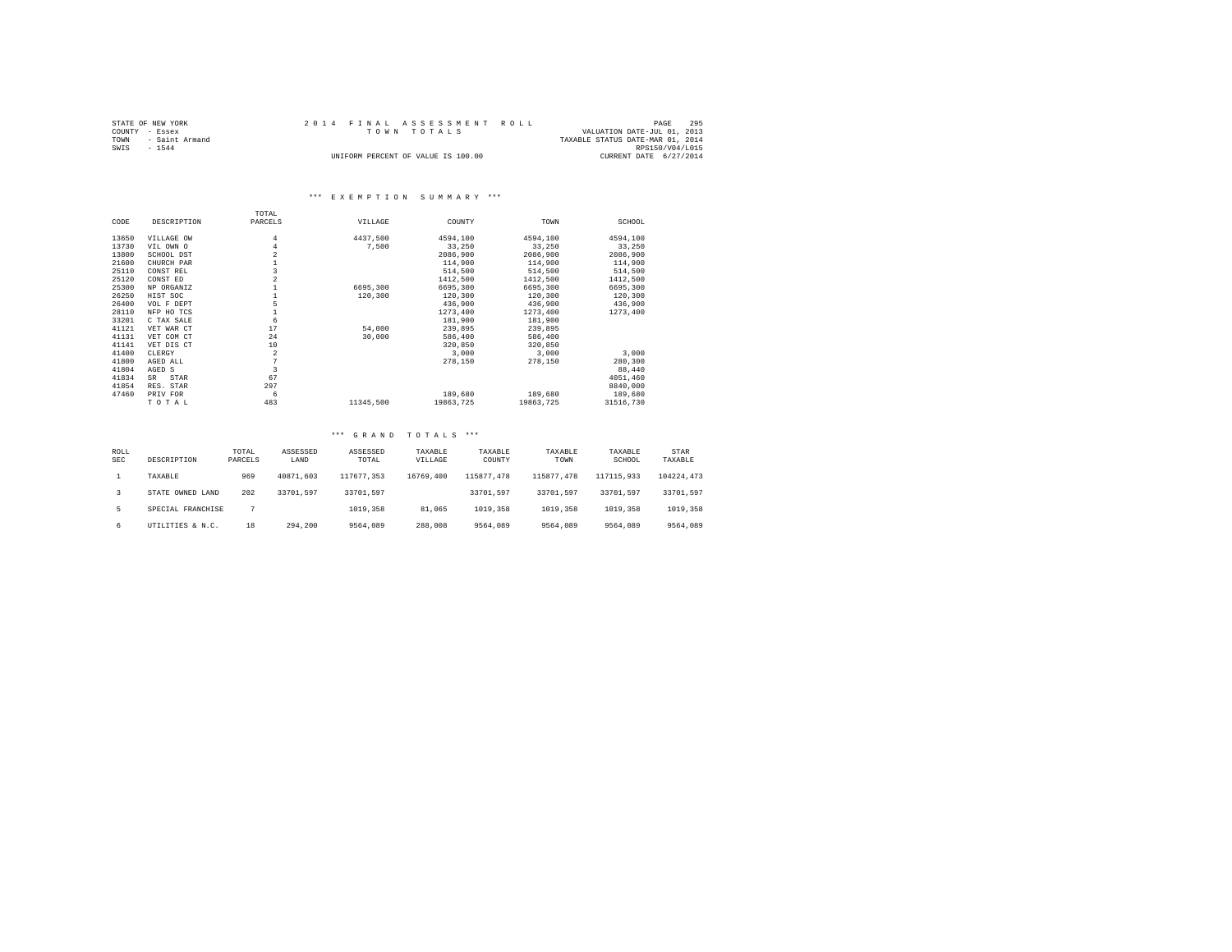STATE OF NEW YORK
COUNTY - Essex
TOWN - Saint Armand
SWIS - 1544

2014 FINAL ASSESSMENT ROLL
TOWN TOTALS

UNIFORM PERCENT OF VALUE IS 100.00

VALUATION DATE-JUL 01, 2013
TAXABLE STATUS DATE-MAR 01, 2014
RPS150/V04/L015
CURRENT DATE 6/27/2014

### *** EXEMPTION SUMMARY ***

| CODE | DESCRIPTION | TOTAL PARCELS | VILLAGE | COUNTY | TOWN | SCHOOL |
|---|---|---|---|---|---|---|
| 13650 | VILLAGE OW | 4 | 4437,500 | 4594,100 | 4594,100 | 4594,100 |
| 13730 | VIL OWN O | 4 | 7,500 | 33,250 | 33,250 | 33,250 |
| 13800 | SCHOOL DST | 2 | | 2086,900 | 2086,900 | 2086,900 |
| 21600 | CHURCH PAR | 1 | | 114,900 | 114,900 | 114,900 |
| 25110 | CONST REL | 3 | | 514,500 | 514,500 | 514,500 |
| 25120 | CONST ED | 2 | | 1412,500 | 1412,500 | 1412,500 |
| 25300 | NP ORGANIZ | 1 | 6695,300 | 6695,300 | 6695,300 | 6695,300 |
| 26250 | HIST SOC | 1 | 120,300 | 120,300 | 120,300 | 120,300 |
| 26400 | VOL F DEPT | 5 | | 436,900 | 436,900 | 436,900 |
| 28110 | NFP HO TCS | 1 | | 1273,400 | 1273,400 | 1273,400 |
| 33201 | C TAX SALE | 6 | | 181,900 | 181,900 | |
| 41121 | VET WAR CT | 17 | 54,000 | 239,895 | 239,895 | |
| 41131 | VET COM CT | 24 | 30,000 | 586,400 | 586,400 | |
| 41141 | VET DIS CT | 10 | | 320,850 | 320,850 | |
| 41400 | CLERGY | 2 | | 3,000 | 3,000 | 3,000 |
| 41800 | AGED ALL | 7 | | 278,150 | 278,150 | 280,300 |
| 41804 | AGED S | 3 | | | | 88,440 |
| 41834 | SR STAR | 67 | | | | 4051,460 |
| 41854 | RES. STAR | 297 | | | | 8840,000 |
| 47460 | PRIV FOR | 6 | | 189,680 | 189,680 | 189,680 |
| | TOTAL | 483 | 11345,500 | 19863,725 | 19863,725 | 31516,730 |

### *** GRAND TOTALS ***

| ROLL SEC | DESCRIPTION | TOTAL PARCELS | ASSESSED LAND | ASSESSED TOTAL | TAXABLE VILLAGE | TAXABLE COUNTY | TAXABLE TOWN | TAXABLE SCHOOL | STAR TAXABLE |
|---|---|---|---|---|---|---|---|---|---|
| 1 | TAXABLE | 969 | 40871,603 | 117677,353 | 16769,400 | 115877,478 | 115877,478 | 117115,933 | 104224,473 |
| 3 | STATE OWNED LAND | 202 | 33701,597 | 33701,597 | | 33701,597 | 33701,597 | 33701,597 | 33701,597 |
| 5 | SPECIAL FRANCHISE | 7 | | 1019,358 | 81,065 | 1019,358 | 1019,358 | 1019,358 | 1019,358 |
| 6 | UTILITIES & N.C. | 18 | 294,200 | 9564,089 | 288,008 | 9564,089 | 9564,089 | 9564,089 | 9564,089 |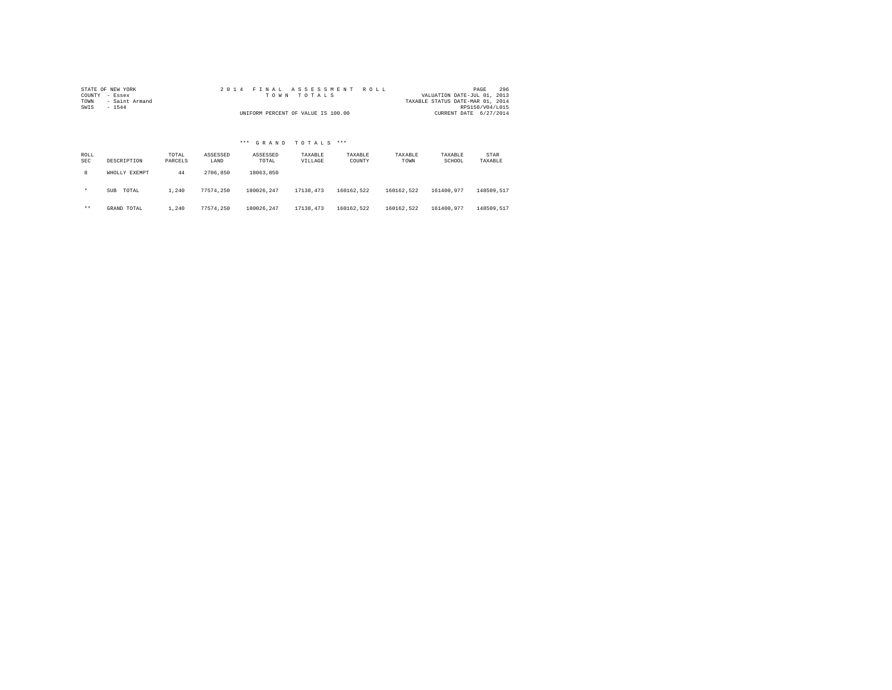STATE OF NEW YORK
COUNTY - Essex
TOWN - Saint Armand
SWIS - 1544

2 0 1 4 F I N A L A S S E S S M E N T R O L L
T O W N T O T A L S

UNIFORM PERCENT OF VALUE IS 100.00

VALUATION DATE-JUL 01, 2013
TAXABLE STATUS DATE-MAR 01, 2014
RPS150/V04/L015
CURRENT DATE 6/27/2014

*** G R A N D T O T A L S ***

| ROLL SEC | DESCRIPTION | TOTAL PARCELS | ASSESSED LAND | ASSESSED TOTAL | TAXABLE VILLAGE | TAXABLE COUNTY | TAXABLE TOWN | TAXABLE SCHOOL | STAR TAXABLE |
|---|---|---|---|---|---|---|---|---|---|
| 8 | WHOLLY EXEMPT | 44 | 2706,850 | 18063,850 | | | | | |
| * | SUB TOTAL | 1,240 | 77574,250 | 180026,247 | 17138,473 | 160162,522 | 160162,522 | 161400,977 | 148509,517 |
| ** | GRAND TOTAL | 1,240 | 77574,250 | 180026,247 | 17138,473 | 160162,522 | 160162,522 | 161400,977 | 148509,517 |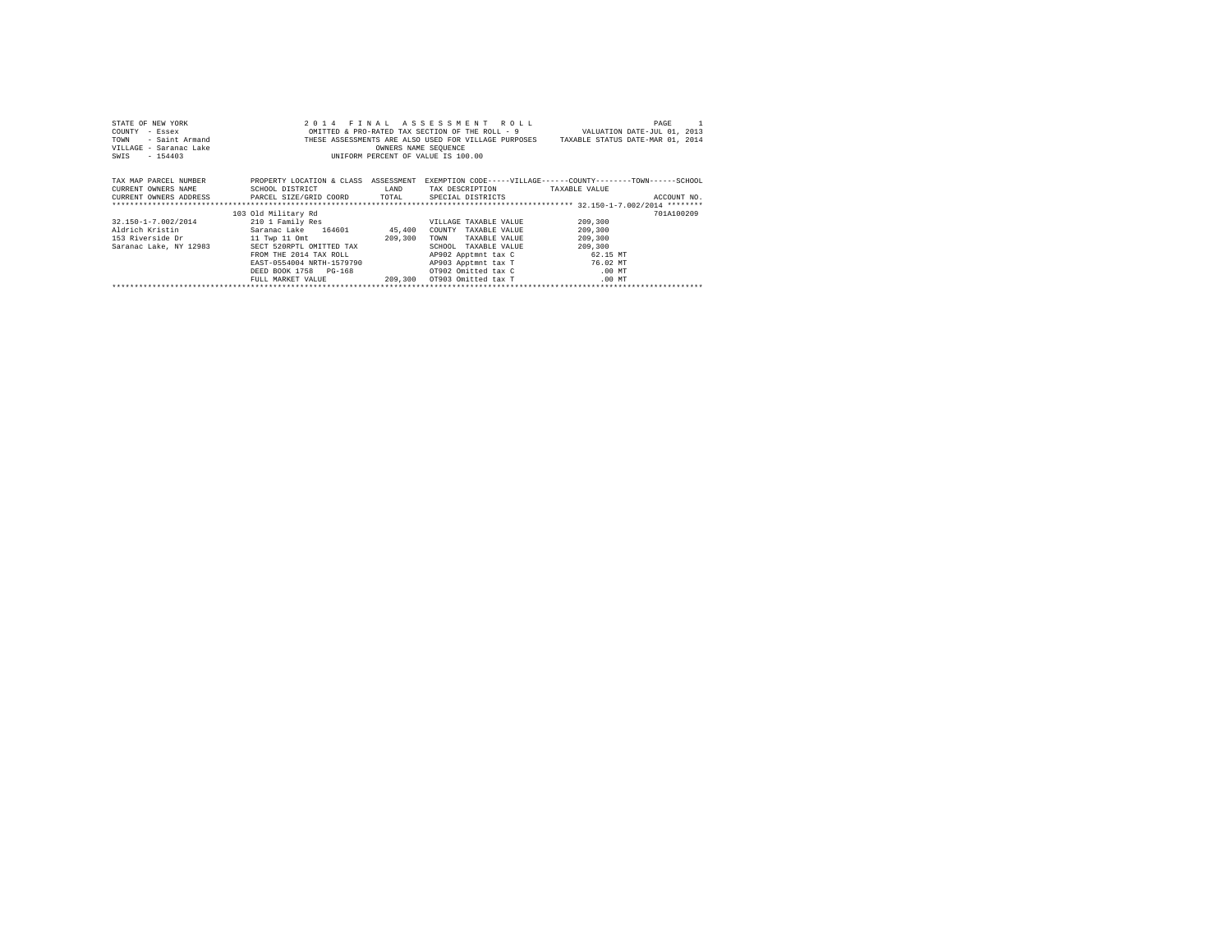STATE OF NEW YORK
COUNTY - Essex
TOWN - Saint Armand
VILLAGE - Saranac Lake
SWIS - 154403

2014 FINAL ASSESSMENT ROLL
OMITTED & PRO-RATED TAX SECTION OF THE ROLL - 9
THESE ASSESSMENTS ARE ALSO USED FOR VILLAGE PURPOSES
OWNERS NAME SEQUENCE
UNIFORM PERCENT OF VALUE IS 100.00

VALUATION DATE-JUL 01, 2013
TAXABLE STATUS DATE-MAR 01, 2014

| TAX MAP PARCEL NUMBER / CURRENT OWNERS NAME / CURRENT OWNERS ADDRESS | PROPERTY LOCATION & CLASS / SCHOOL DISTRICT / PARCEL SIZE/GRID COORD | ASSESSMENT LAND / TOTAL | EXEMPTION CODE-----VILLAGE------COUNTY--------TOWN------SCHOOL / TAX DESCRIPTION / SPECIAL DISTRICTS | TAXABLE VALUE | ACCOUNT NO. |
|---|---|---|---|---|---|
| 32.150-1-7.002/2014 | 103 Old Military Rd | | | | 701A100209 |
| 32.150-1-7.002/2014 | 210 1 Family Res | | VILLAGE TAXABLE VALUE | 209,300 | |
| Aldrich Kristin | Saranac Lake 164601 | 45,400 | COUNTY TAXABLE VALUE | 209,300 | |
| 153 Riverside Dr | 11 Twp 11 Omt | 209,300 | TOWN TAXABLE VALUE | 209,300 | |
| Saranac Lake, NY 12983 | SECT 520RPTL OMITTED TAX | | SCHOOL TAXABLE VALUE | 209,300 | |
| | FROM THE 2014 TAX ROLL | | AP902 Apptmnt tax C | 62.15 MT | |
| | EAST-0554004 NRTH-1579790 | | AP903 Apptmnt tax T | 76.02 MT | |
| | DEED BOOK 1758 PG-168 | | OT902 Omitted tax C | .00 MT | |
| | FULL MARKET VALUE | 209,300 | OT903 Omitted tax T | .00 MT | |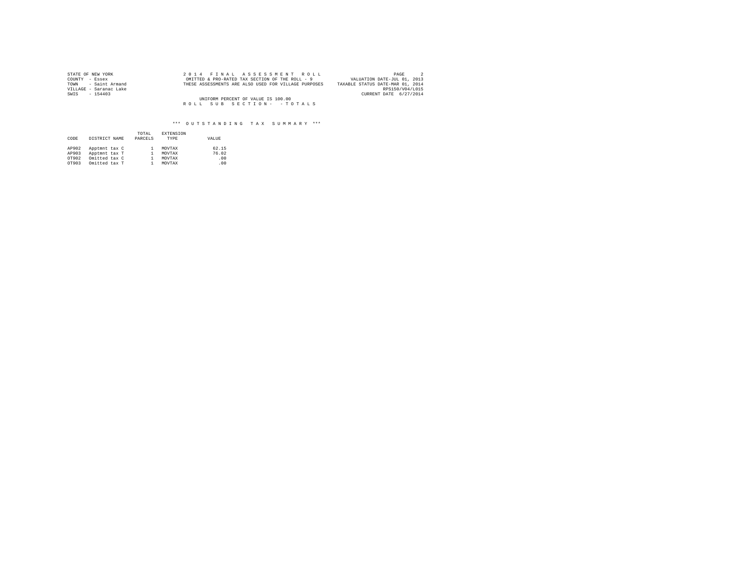STATE OF NEW YORK
COUNTY - Essex
TOWN - Saint Armand
VILLAGE - Saranac Lake
SWIS - 154403

2014 FINAL ASSESSMENT ROLL
OMITTED & PRO-RATED TAX SECTION OF THE ROLL - 9
THESE ASSESSMENTS ARE ALSO USED FOR VILLAGE PURPOSES

VALUATION DATE-JUL 01, 2013
TAXABLE STATUS DATE-MAR 01, 2014
RPS150/V04/L015
CURRENT DATE 6/27/2014

UNIFORM PERCENT OF VALUE IS 100.00

ROLL SUB SECTION- - TOTALS

### *** OUTSTANDING TAX SUMMARY ***

| CODE | DISTRICT NAME | TOTAL PARCELS | EXTENSION TYPE | VALUE |
|---|---|---|---|---|
| AP902 | Apptmnt tax C | 1 | MOVTAX | 62.15 |
| AP903 | Apptmnt tax T | 1 | MOVTAX | 76.02 |
| OT902 | Omitted tax C | 1 | MOVTAX | .00 |
| OT903 | Omitted tax T | 1 | MOVTAX | .00 |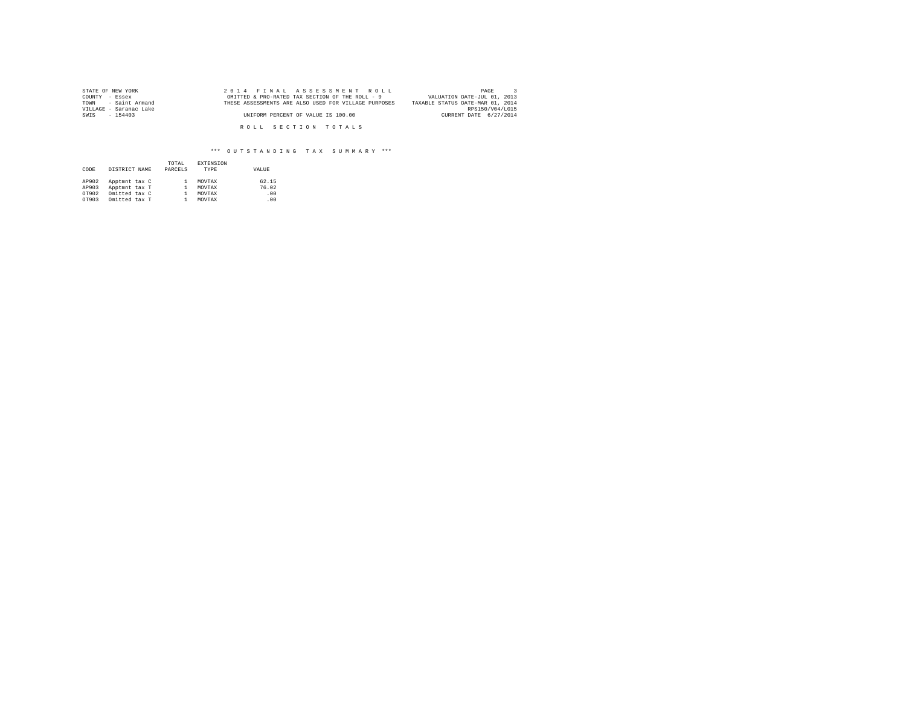STATE OF NEW YORK | 2 0 1 4 F I N A L A S S E S S M E N T R O L L | PAGE 3
COUNTY - Essex | OMITTED & PRO-RATED TAX SECTION OF THE ROLL - 9 | VALUATION DATE-JUL 01, 2013
TOWN - Saint Armand | THESE ASSESSMENTS ARE ALSO USED FOR VILLAGE PURPOSES | TAXABLE STATUS DATE-MAR 01, 2014
VILLAGE - Saranac Lake | | RPS150/V04/L015
SWIS - 154403 | UNIFORM PERCENT OF VALUE IS 100.00 | CURRENT DATE 6/27/2014

R O L L S E C T I O N T O T A L S

*** O U T S T A N D I N G T A X S U M M A R Y ***

| CODE | DISTRICT NAME | TOTAL PARCELS | EXTENSION TYPE | VALUE |
|---|---|---|---|---|
| AP902 | Apptmnt tax C | 1 | MOVTAX | 62.15 |
| AP903 | Apptmnt tax T | 1 | MOVTAX | 76.02 |
| OT902 | Omitted tax C | 1 | MOVTAX | .00 |
| OT903 | Omitted tax T | 1 | MOVTAX | .00 |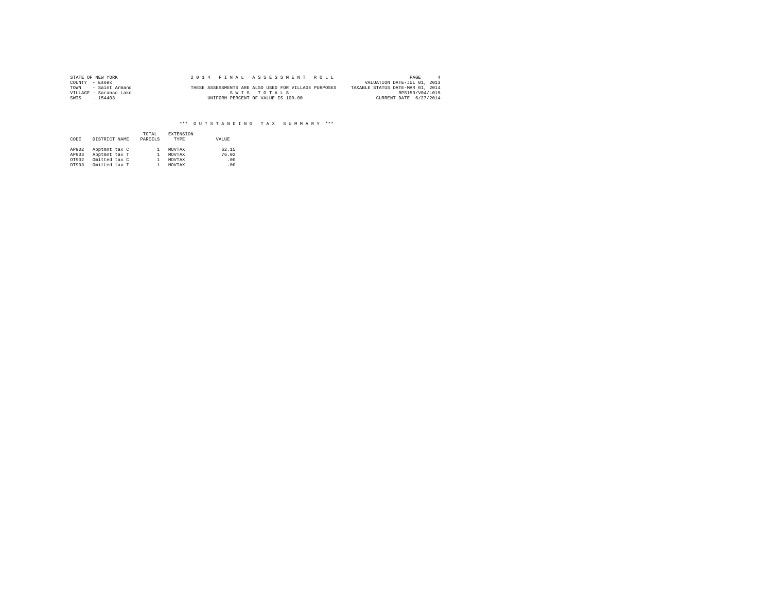STATE OF NEW YORK
COUNTY - Essex
TOWN - Saint Armand
VILLAGE - Saranac Lake
SWIS - 154403

2 0 1 4 F I N A L A S S E S S M E N T R O L L
THESE ASSESSMENTS ARE ALSO USED FOR VILLAGE PURPOSES
S W I S T O T A L S
UNIFORM PERCENT OF VALUE IS 100.00

VALUATION DATE-JUL 01, 2013
TAXABLE STATUS DATE-MAR 01, 2014
RPS150/V04/L015
CURRENT DATE 6/27/2014

*** O U T S T A N D I N G T A X S U M M A R Y ***

| CODE | DISTRICT NAME | TOTAL PARCELS | EXTENSION TYPE | VALUE |
|---|---|---|---|---|
| AP902 | Apptmnt tax C | 1 | MOVTAX | 62.15 |
| AP903 | Apptmnt tax T | 1 | MOVTAX | 76.02 |
| OT902 | Omitted tax C | 1 | MOVTAX | .00 |
| OT903 | Omitted tax T | 1 | MOVTAX | .00 |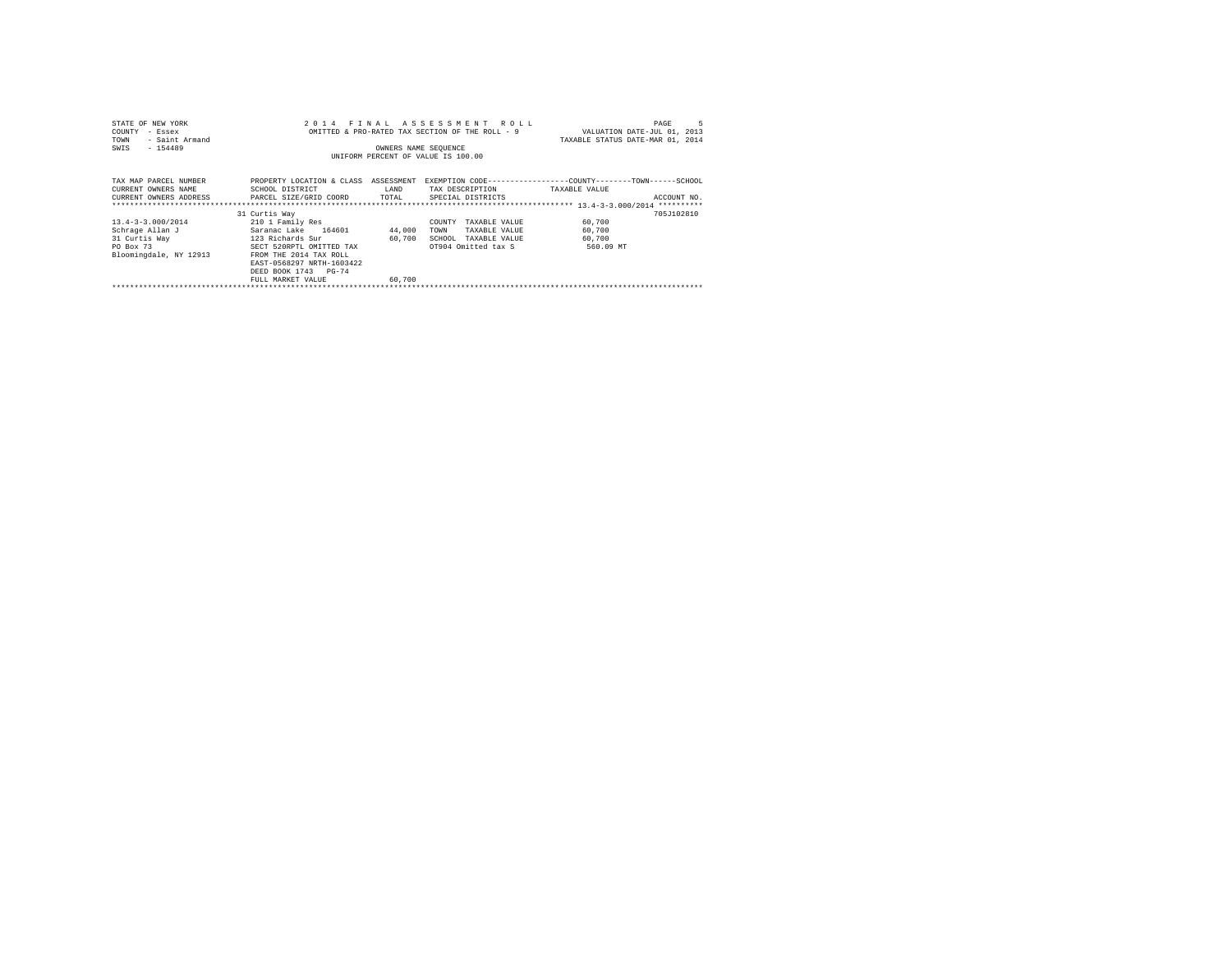STATE OF NEW YORK — COUNTY - Essex — TOWN - Saint Armand — SWIS - 154489

2 0 1 4 F I N A L A S S E S S M E N T R O L L
OMITTED & PRO-RATED TAX SECTION OF THE ROLL - 9
OWNERS NAME SEQUENCE
UNIFORM PERCENT OF VALUE IS 100.00

VALUATION DATE-JUL 01, 2013
TAXABLE STATUS DATE-MAR 01, 2014

| TAX MAP PARCEL NUMBER / CURRENT OWNERS NAME / CURRENT OWNERS ADDRESS | PROPERTY LOCATION & CLASS / SCHOOL DISTRICT / PARCEL SIZE/GRID COORD | ASSESSMENT LAND / TOTAL | EXEMPTION CODE / TAX DESCRIPTION / SPECIAL DISTRICTS | TAXABLE VALUE (COUNTY / TOWN / SCHOOL) | ACCOUNT NO. |
|---|---|---|---|---|---|
| 13.4-3-3.000/2014 | 31 Curtis Way | | | | 705J102810 |
| 13.4-3-3.000/2014 | 210 1 Family Res | | COUNTY TAXABLE VALUE | 60,700 | |
| Schrage Allan J | Saranac Lake 164601 | 44,000 | TOWN TAXABLE VALUE | 60,700 | |
| 31 Curtis Way | 123 Richards Sur | 60,700 | SCHOOL TAXABLE VALUE | 60,700 | |
| PO Box 73 | SECT 520RPTL OMITTED TAX | | OT904 Omitted tax S | 560.09 MT | |
| Bloomingdale, NY 12913 | FROM THE 2014 TAX ROLL | | | | |
| | EAST-0568297 NRTH-1603422 | | | | |
| | DEED BOOK 1743 PG-74 | | | | |
| | FULL MARKET VALUE | 60,700 | | | |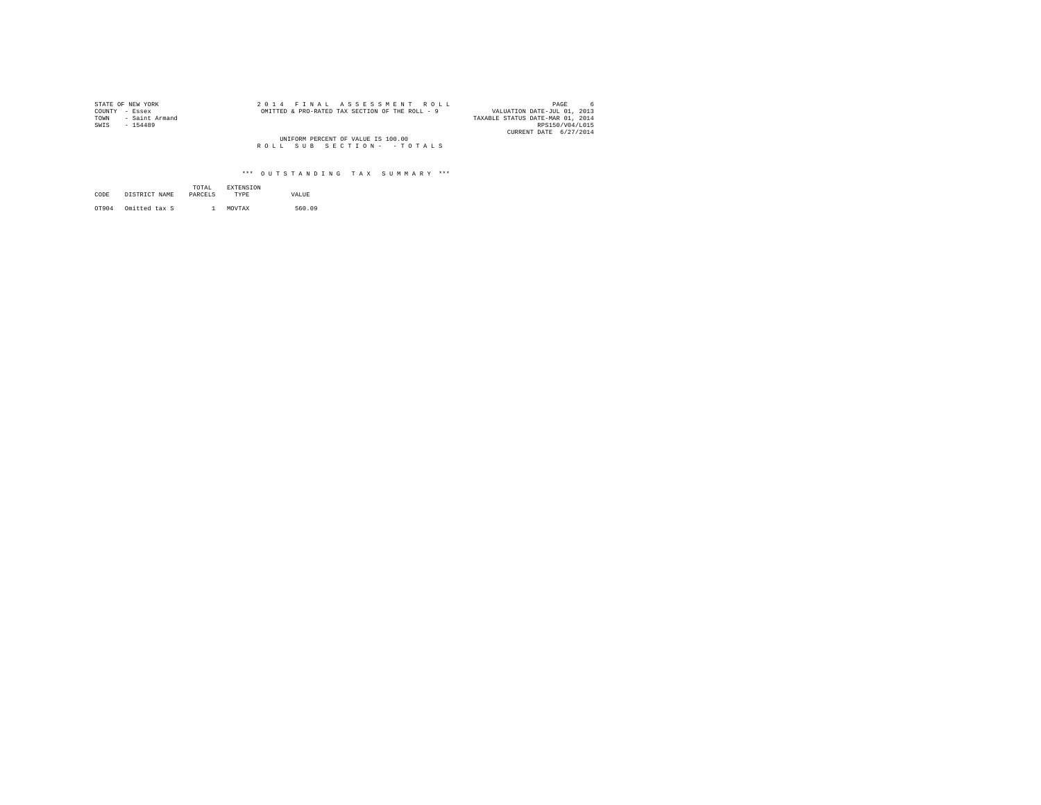STATE OF NEW YORK
COUNTY - Essex
TOWN - Saint Armand
SWIS - 154489

2 0 1 4 F I N A L A S S E S S M E N T R O L L
OMITTED & PRO-RATED TAX SECTION OF THE ROLL - 9

VALUATION DATE-JUL 01, 2013
TAXABLE STATUS DATE-MAR 01, 2014
RPS150/V04/L015
CURRENT DATE 6/27/2014

UNIFORM PERCENT OF VALUE IS 100.00
R O L L S U B S E C T I O N - - T O T A L S

*** O U T S T A N D I N G T A X S U M M A R Y ***

| CODE | DISTRICT NAME | TOTAL PARCELS | EXTENSION TYPE | VALUE |
|---|---|---|---|---|
| OT904 | Omitted tax S | 1 | MOVTAX | 560.09 |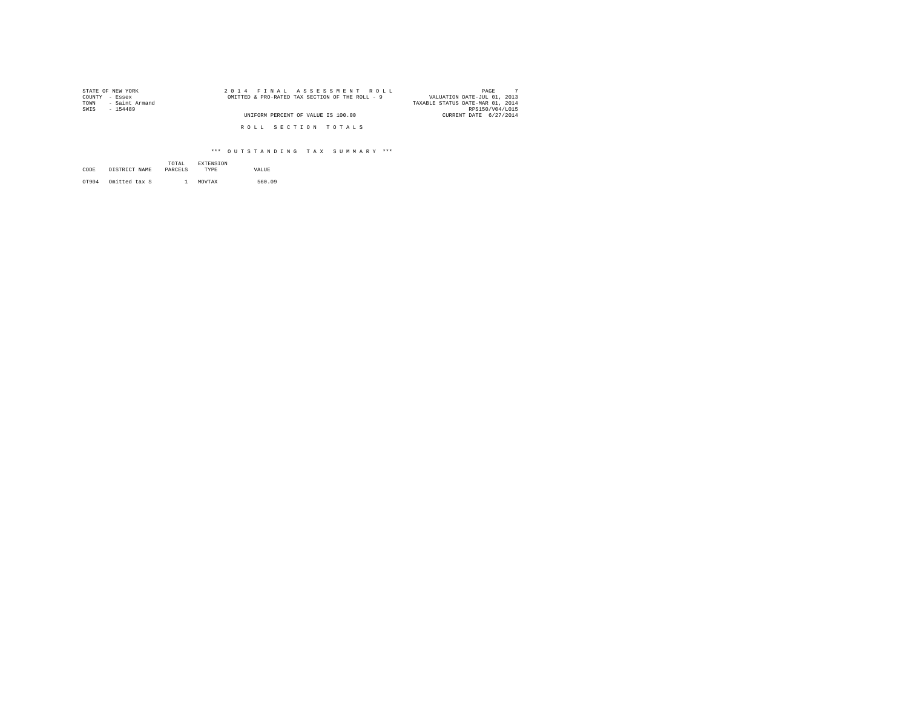STATE OF NEW YORK
COUNTY - Essex
TOWN - Saint Armand
SWIS - 154489

2 0 1 4 F I N A L A S S E S S M E N T R O L L
OMITTED & PRO-RATED TAX SECTION OF THE ROLL - 9

UNIFORM PERCENT OF VALUE IS 100.00

VALUATION DATE-JUL 01, 2013
TAXABLE STATUS DATE-MAR 01, 2014
RPS150/V04/L015
CURRENT DATE 6/27/2014

R O L L S E C T I O N T O T A L S

\*\*\* O U T S T A N D I N G T A X S U M M A R Y \*\*\*

| CODE | DISTRICT NAME | TOTAL PARCELS | EXTENSION TYPE | VALUE |
|---|---|---|---|---|
| OT904 | Omitted tax S | 1 | MOVTAX | 560.09 |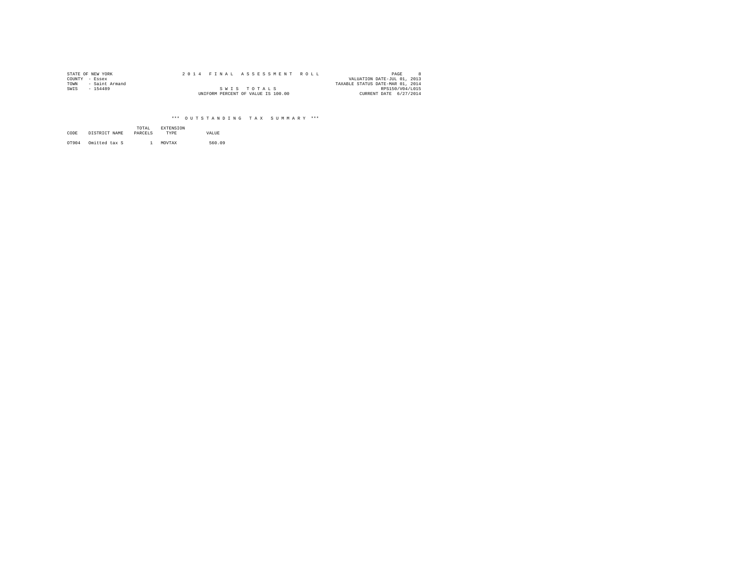STATE OF NEW YORK
COUNTY - Essex
TOWN - Saint Armand
SWIS - 154489

2 0 1 4 F I N A L A S S E S S M E N T R O L L

S W I S T O T A L S

UNIFORM PERCENT OF VALUE IS 100.00

PAGE 8
VALUATION DATE-JUL 01, 2013
TAXABLE STATUS DATE-MAR 01, 2014
RPS150/V04/L015
CURRENT DATE 6/27/2014

\*\*\* O U T S T A N D I N G T A X S U M M A R Y \*\*\*

| CODE | DISTRICT NAME | TOTAL PARCELS | EXTENSION TYPE | VALUE |
|---|---|---|---|---|
| OT904 | Omitted tax S | 1 | MOVTAX | 560.09 |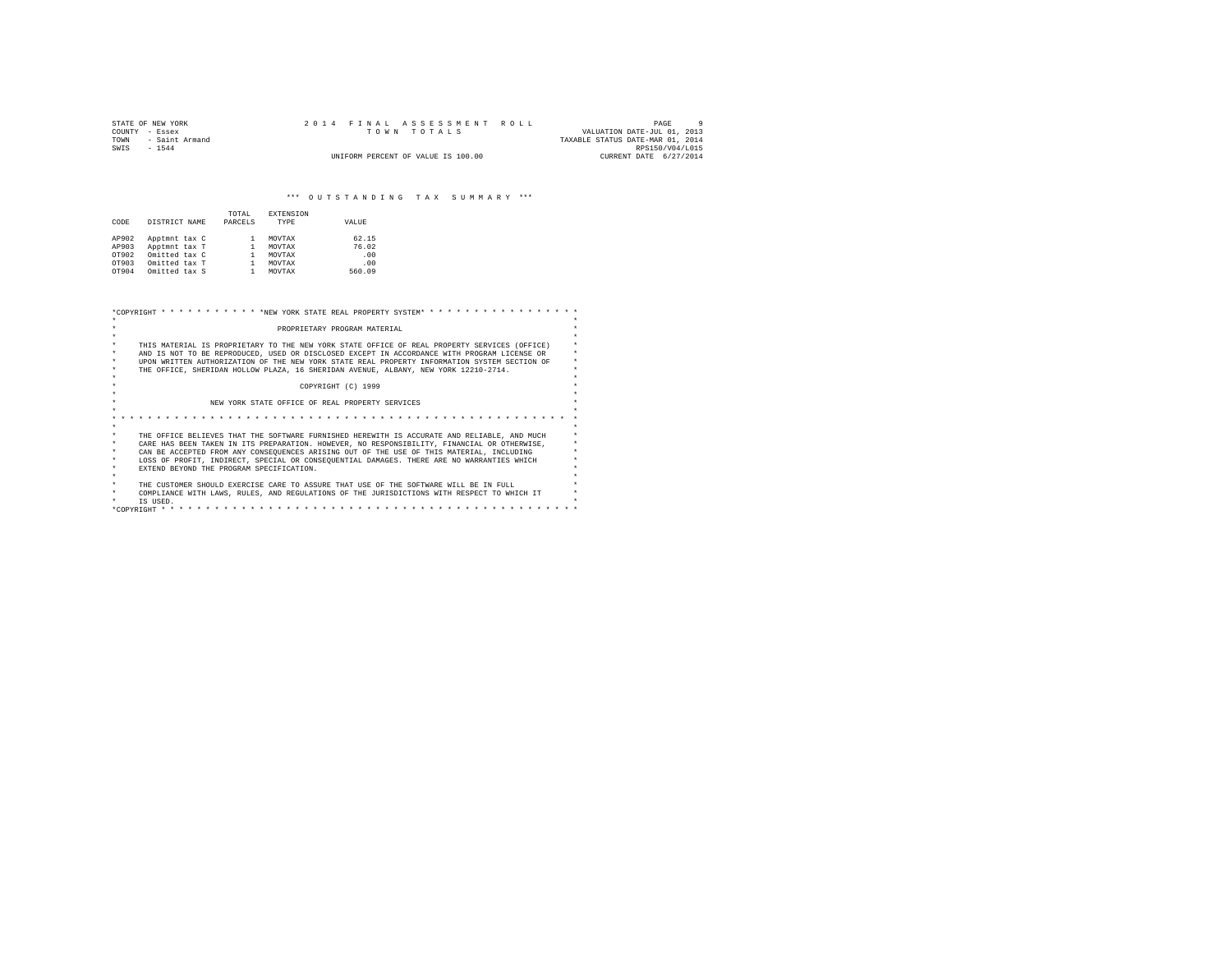STATE OF NEW YORK
COUNTY - Essex
TOWN - Saint Armand
SWIS - 1544

2014 FINAL ASSESSMENT ROLL
TOWN TOTALS
UNIFORM PERCENT OF VALUE IS 100.00

VALUATION DATE-JUL 01, 2013
TAXABLE STATUS DATE-MAR 01, 2014
RPS150/V04/L015
CURRENT DATE 6/27/2014

*** OUTSTANDING TAX SUMMARY ***

| CODE | DISTRICT NAME | TOTAL PARCELS | EXTENSION TYPE | VALUE |
|---|---|---|---|---|
| AP902 | Apptmnt tax C | 1 | MOVTAX | 62.15 |
| AP903 | Apptmnt tax T | 1 | MOVTAX | 76.02 |
| OT902 | Omitted tax C | 1 | MOVTAX | .00 |
| OT903 | Omitted tax T | 1 | MOVTAX | .00 |
| OT904 | Omitted tax S | 1 | MOVTAX | 560.09 |

*COPYRIGHT * * * * * * * * * * * *NEW YORK STATE REAL PROPERTY SYSTEM* * * * * * * * * * * * * * * * * *

PROPRIETARY PROGRAM MATERIAL

THIS MATERIAL IS PROPRIETARY TO THE NEW YORK STATE OFFICE OF REAL PROPERTY SERVICES (OFFICE) AND IS NOT TO BE REPRODUCED, USED OR DISCLOSED EXCEPT IN ACCORDANCE WITH PROGRAM LICENSE OR UPON WRITTEN AUTHORIZATION OF THE NEW YORK STATE REAL PROPERTY INFORMATION SYSTEM SECTION OF THE OFFICE, SHERIDAN HOLLOW PLAZA, 16 SHERIDAN AVENUE, ALBANY, NEW YORK 12210-2714.

COPYRIGHT (C) 1999

NEW YORK STATE OFFICE OF REAL PROPERTY SERVICES

THE OFFICE BELIEVES THAT THE SOFTWARE FURNISHED HEREWITH IS ACCURATE AND RELIABLE, AND MUCH CARE HAS BEEN TAKEN IN ITS PREPARATION. HOWEVER, NO RESPONSIBILITY, FINANCIAL OR OTHERWISE, CAN BE ACCEPTED FROM ANY CONSEQUENCES ARISING OUT OF THE USE OF THIS MATERIAL, INCLUDING LOSS OF PROFIT, INDIRECT, SPECIAL OR CONSEQUENTIAL DAMAGES. THERE ARE NO WARRANTIES WHICH EXTEND BEYOND THE PROGRAM SPECIFICATION.

THE CUSTOMER SHOULD EXERCISE CARE TO ASSURE THAT USE OF THE SOFTWARE WILL BE IN FULL COMPLIANCE WITH LAWS, RULES, AND REGULATIONS OF THE JURISDICTIONS WITH RESPECT TO WHICH IT IS USED.

*COPYRIGHT * * * * * * * * * * * * * * * * * * * * * * * * * * * * * * * * * * * * * * * * * * * * * * * *